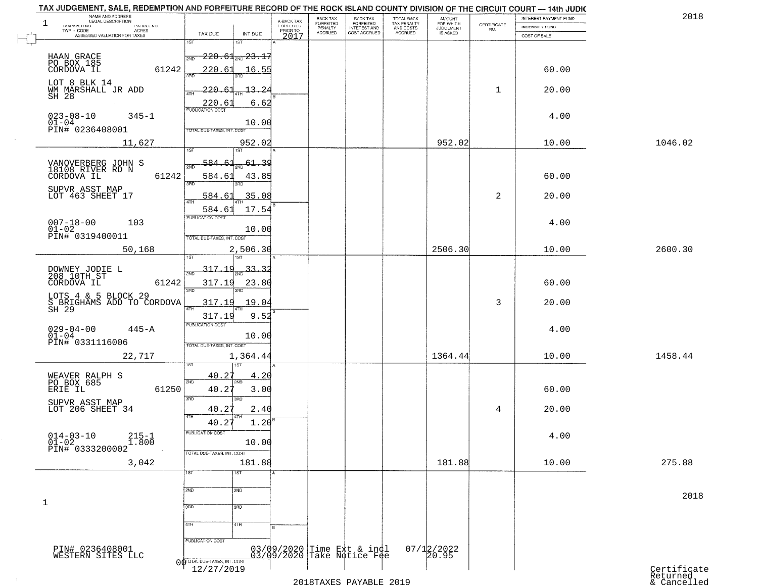# TAX JUDGEMENT, SALE, REDEMPTION AND FORFEITURE RECORD OF THE ROCK ISLAND COUNTY DIVISION OF THE CIRCUIT COURT — 14th JUDIC

2018

| NAME AND ADDRESS / LEGAL DESCRIPTION / TAXPAYER NO. / PARCEL NO. / TWP - CODE / ACRES / ASSESSED VALUATION FOR TAXES | TAX DUE | INT DUE | A-BACK TAX FORFEITED PRIOR TO 2017 | BACK TAX FORFEITED PENALTY ACCRUED | BACK TAX FORFEITED INTEREST AND COST ACCRUED | TOTAL BACK TAX PENALTY AND COSTS ACCRUED | AMOUNT FOR WHICH JUDGEMENT IS ASKED | CERTIFICATE NO. | INTEREST PAYMENT FUND / INDEMNITY FUND / COST OF SALE | |
|---|---|---|---|---|---|---|---|---|---|---|
| HAAN GRACE<br>PO BOX 185<br>CORDOVA IL 61242<br>LOT 8 BLK 14<br>WM MARSHALL JR ADD<br>SH 28<br>023-08-10 345-1<br>01-04<br>PIN# 0236408001<br>11,627 | 1ST 220.61<br>2ND 220.61<br>3RD 220.61<br>4TH 220.61<br>PUBLICATION COST<br>TOTAL DUE-TAXES, INT. COST | 1ST 23.17<br>2ND 16.55<br>3RD 13.24<br>4TH 6.62<br>10.00<br>952.02 | | | | | 952.02 | 1 | 60.00<br>20.00<br>4.00<br>10.00 | 1046.02 |
| VANOVERBERG JOHN S<br>18108 RIVER RD N<br>CORDOVA IL 61242<br>SUPVR ASST MAP<br>LOT 463 SHEET 17<br>007-18-00 103<br>01-02<br>PIN# 0319400011<br>50,168 | 1ST 584.61<br>2ND 584.61<br>3RD 584.61<br>4TH 584.61<br>PUBLICATION COST<br>TOTAL DUE-TAXES, INT. COST | 1ST 61.39<br>2ND 43.85<br>3RD 35.08<br>4TH 17.54<br>10.00<br>2,506.30 | | | | | 2506.30 | 2 | 60.00<br>20.00<br>4.00<br>10.00 | 2600.30 |
| DOWNEY JODIE L<br>208 10TH ST<br>CORDOVA IL 61242<br>LOTS 4 & 5 BLOCK 29<br>S BRIGHAMS ADD TO CORDOVA<br>SH 29<br>029-04-00 445-A<br>01-04<br>PIN# 0331116006<br>22,717 | 1ST 317.19<br>2ND 317.19<br>3RD 317.19<br>4TH 317.19<br>PUBLICATION COST<br>TOTAL DUE-TAXES, INT. COST | 1ST 33.32<br>2ND 23.80<br>3RD 19.04<br>4TH 9.52<br>10.00<br>1,364.44 | | | | | 1364.44 | 3 | 60.00<br>20.00<br>4.00<br>10.00 | 1458.44 |
| WEAVER RALPH S<br>PO BOX 685<br>ERIE IL 61250<br>SUPVR ASST MAP<br>LOT 206 SHEET 34<br>014-03-10 215-1<br>01-02 1.800<br>PIN# 0333200002<br>3,042 | 1ST 40.27<br>2ND 40.27<br>3RD 40.27<br>4TH 40.27<br>PUBLICATION COST<br>TOTAL DUE-TAXES, INT. COST | 1ST 4.20<br>2ND 3.00<br>3RD 2.40<br>4TH 1.20<br>10.00<br>181.88 | | | | | 181.88 | 4 | 60.00<br>20.00<br>4.00<br>10.00 | 275.88 |
| 1<br>PIN# 0236408001<br>WESTERN SITES LLC | 1ST<br>2ND<br>3RD<br>4TH<br>PUBLICATION COST<br>00 TOTAL DUE-TAXES, INT. COST<br>12/27/2019 | 1ST<br>2ND<br>3RD<br>4TH | 03/09/2020<br>03/09/2020 | Time Ext & incl<br>Take Notice Fee | | 07/12/2022 | 20.95 | | | 2018<br>Certificate Returned & Cancelled |

2018TAXES PAYABLE 2019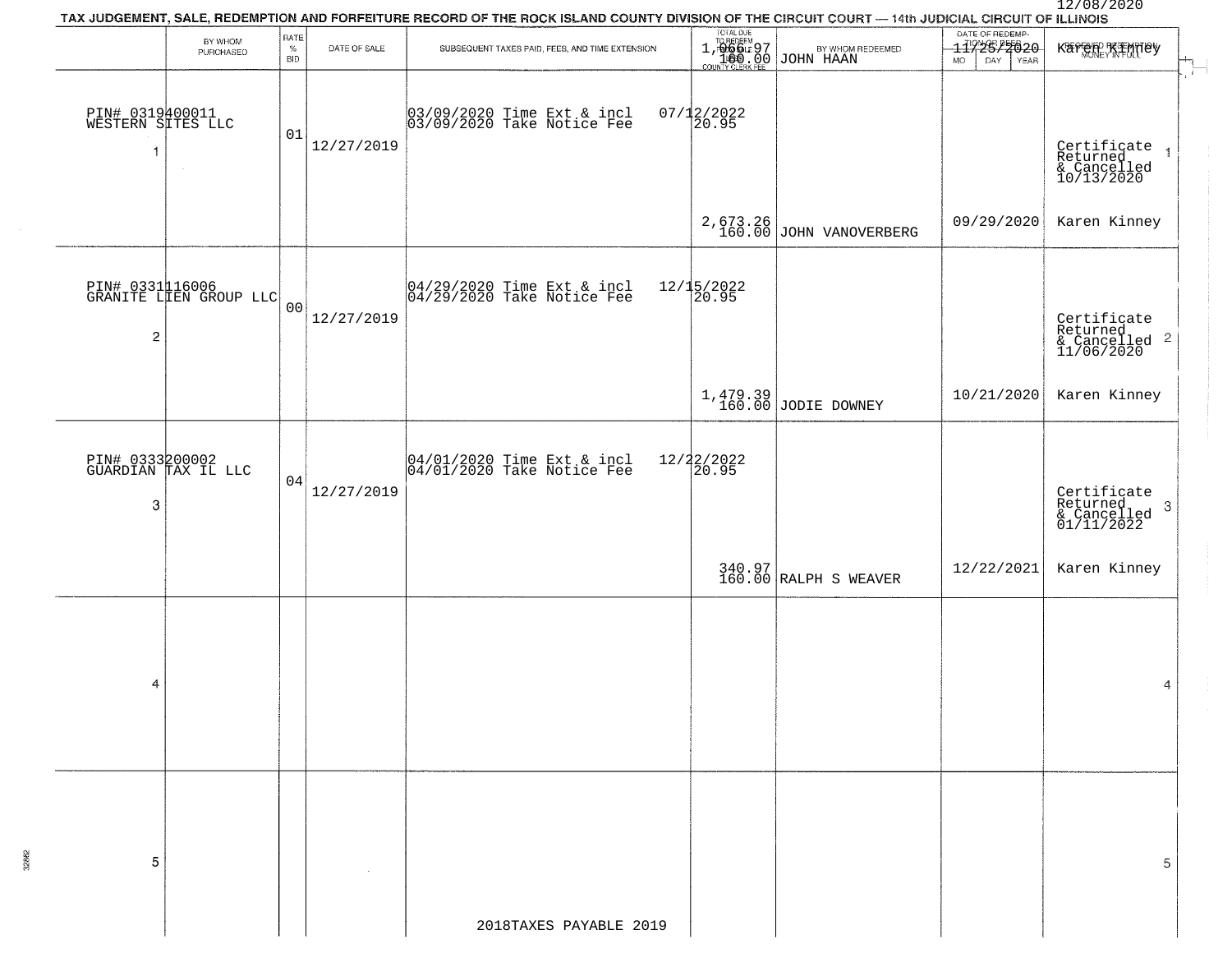12/08/2020

# TAX JUDGEMENT, SALE, REDEMPTION AND FORFEITURE RECORD OF THE ROCK ISLAND COUNTY DIVISION OF THE CIRCUIT COURT — 14th JUDICIAL CIRCUIT OF ILLINOIS

| | BY WHOM PURCHASED | RATE % BID | DATE OF SALE | SUBSEQUENT TAXES PAID, FEES, AND TIME EXTENSION | TOTAL DUE TO REDEEM FROM SALE / COUNTY CLERK FEE | BY WHOM REDEEMED | DATE OF REDEMPTION OR DEED MO DAY YEAR | RECEIVED REDEMPTION MONEY IN FULL |
|---|---|---|---|---|---|---|---|---|
| | | | | | 1,066.97 160.00 | JOHN HAAN | 11/25/2020 | Karen Kinney |
| 1 | PIN# 0319400011 WESTERN SITES LLC | 01 | 12/27/2019 | 03/09/2020 Time Ext & incl 07/12/2022 03/09/2020 Take Notice Fee 20.95 | 2,673.26 160.00 | JOHN VANOVERBERG | 09/29/2020 | Certificate Returned & Cancelled 10/13/2020 Karen Kinney |
| 2 | PIN# 0331116006 GRANITE LIEN GROUP LLC | 00 | 12/27/2019 | 04/29/2020 Time Ext & incl 12/15/2022 04/29/2020 Take Notice Fee 20.95 | 1,479.39 160.00 | JODIE DOWNEY | 10/21/2020 | Certificate Returned & Cancelled 11/06/2020 Karen Kinney |
| 3 | PIN# 0333200002 GUARDIAN TAX IL LLC | 04 | 12/27/2019 | 04/01/2020 Time Ext & incl 12/22/2022 04/01/2020 Take Notice Fee 20.95 | 340.97 160.00 | RALPH S WEAVER | 12/22/2021 | Certificate Returned & Cancelled 01/11/2022 Karen Kinney |
| 4 | | | | | | | | |
| 5 | | | | | | | | |

2018TAXES PAYABLE 2019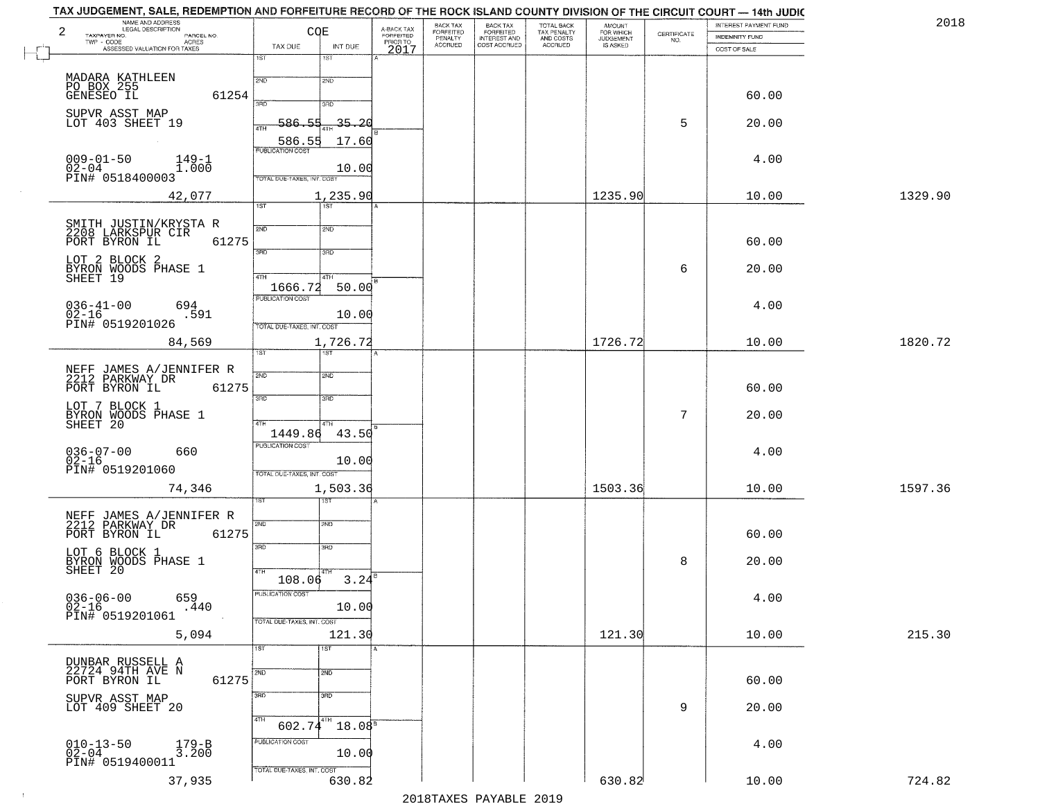# TAX JUDGEMENT, SALE, REDEMPTION AND FORFEITURE RECORD OF THE ROCK ISLAND COUNTY DIVISION OF THE CIRCUIT COURT — 14th JUDIC

2018

| NAME AND ADDRESS / LEGAL DESCRIPTION / TAXPAYER NO. / PARCEL NO. / TWP - CODE / ACRES / ASSESSED VALUATION FOR TAXES | COE TAX DUE | INT DUE | A-BACK TAX FORFEITED PRIOR TO 2017 | BACK TAX FORFEITED PENALTY ACCRUED | BACK TAX FORFEITED INTEREST AND COST ACCRUED | TOTAL BACK TAX PENALTY AND COSTS ACCRUED | AMOUNT FOR WHICH JUDGEMENT IS ASKED | CERTIFICATE NO. | INTEREST PAYMENT FUND / INDEMNITY FUND / COST OF SALE | |
|---|---|---|---|---|---|---|---|---|---|---|
| MADARA KATHLEEN<br>PO BOX 255<br>GENESEO IL 61254<br>SUPVR ASST MAP<br>LOT 403 SHEET 19<br>009-01-50 149-1<br>02-04 1.000<br>PIN# 0518400003<br>42,077 | 4TH 586.55<br>586.55<br>PUBLICATION COST<br>TOTAL DUE-TAXES, INT. COST | 35.20<br>17.60<br>10.00<br>1,235.90 | | | | | 1235.90 | 5 | 60.00<br>20.00<br>4.00<br>10.00 | 1329.90 |
| SMITH JUSTIN/KRYSTA R<br>2208 LARKSPUR CIR<br>PORT BYRON IL 61275<br>LOT 2 BLOCK 2<br>BYRON WOODS PHASE 1<br>SHEET 19<br>036-41-00 694<br>02-16 .591<br>PIN# 0519201026<br>84,569 | 4TH 1666.72<br>PUBLICATION COST<br>TOTAL DUE-TAXES, INT. COST | 50.00<br>10.00<br>1,726.72 | | | | | 1726.72 | 6 | 60.00<br>20.00<br>4.00<br>10.00 | 1820.72 |
| NEFF JAMES A/JENNIFER R<br>2212 PARKWAY DR<br>PORT BYRON IL 61275<br>LOT 7 BLOCK 1<br>BYRON WOODS PHASE 1<br>SHEET 20<br>036-07-00 660<br>02-16<br>PIN# 0519201060<br>74,346 | 4TH 1449.86<br>PUBLICATION COST<br>TOTAL DUE-TAXES, INT. COST | 43.50<br>10.00<br>1,503.36 | | | | | 1503.36 | 7 | 60.00<br>20.00<br>4.00<br>10.00 | 1597.36 |
| NEFF JAMES A/JENNIFER R<br>2212 PARKWAY DR<br>PORT BYRON IL 61275<br>LOT 6 BLOCK 1<br>BYRON WOODS PHASE 1<br>SHEET 20<br>036-06-00 659<br>02-16 .440<br>PIN# 0519201061<br>5,094 | 4TH 108.06<br>PUBLICATION COST<br>TOTAL DUE-TAXES, INT. COST | 3.24<br>10.00<br>121.30 | | | | | 121.30 | 8 | 60.00<br>20.00<br>4.00<br>10.00 | 215.30 |
| DUNBAR RUSSELL A<br>22724 94TH AVE N<br>PORT BYRON IL 61275<br>SUPVR ASST MAP<br>LOT 409 SHEET 20<br>010-13-50 179-B<br>02-04 3.200<br>PIN# 0519400011<br>37,935 | 4TH 602.74<br>PUBLICATION COST<br>TOTAL DUE-TAXES, INT. COST | 18.08<br>10.00<br>630.82 | | | | | 630.82 | 9 | 60.00<br>20.00<br>4.00<br>10.00 | 724.82 |

2018TAXES PAYABLE 2019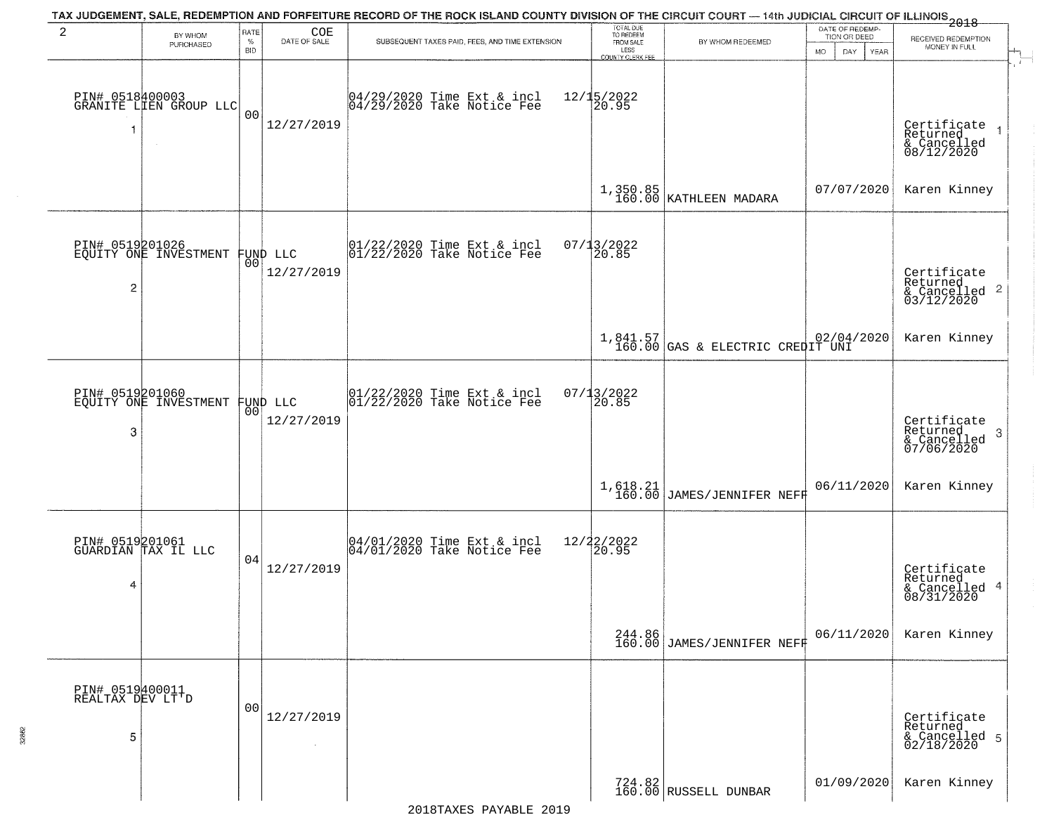TAX JUDGEMENT, SALE, REDEMPTION AND FORFEITURE RECORD OF THE ROCK ISLAND COUNTY DIVISION OF THE CIRCUIT COURT — 14th JUDICIAL CIRCUIT OF ILLINOIS 2018

| 2 | BY WHOM PURCHASED | RATE % BID | COE DATE OF SALE | SUBSEQUENT TAXES PAID, FEES, AND TIME EXTENSION | TOTAL DUE TO REDEEM FROM SALE LESS COUNTY CLERK FEE | BY WHOM REDEEMED | DATE OF REDEMPTION OR DEED MO DAY YEAR | RECEIVED REDEMPTION MONEY IN FULL |
|---|---|---|---|---|---|---|---|---|
| 1 | PIN# 0518400003 GRANITE LIEN GROUP LLC | 00 | 12/27/2019 | 04/29/2020 Time Ext & incl 12/15/2022<br>04/29/2020 Take Notice Fee 20.95 | 1,350.85<br>160.00 | KATHLEEN MADARA | 07/07/2020 | Certificate Returned & Cancelled 08/12/2020<br>Karen Kinney |
| 2 | PIN# 0519201026 EQUITY ONE INVESTMENT FUND LLC | 00 | 12/27/2019 | 01/22/2020 Time Ext & incl 07/13/2022<br>01/22/2020 Take Notice Fee 20.85 | 1,841.57<br>160.00 | GAS & ELECTRIC CREDIT UNI | 02/04/2020 | Certificate Returned & Cancelled 03/12/2020<br>Karen Kinney |
| 3 | PIN# 0519201060 EQUITY ONE INVESTMENT FUND LLC | 00 | 12/27/2019 | 01/22/2020 Time Ext & incl 07/13/2022<br>01/22/2020 Take Notice Fee 20.85 | 1,618.21<br>160.00 | JAMES/JENNIFER NEFF | 06/11/2020 | Certificate Returned & Cancelled 07/06/2020<br>Karen Kinney |
| 4 | PIN# 0519201061 GUARDIAN TAX IL LLC | 04 | 12/27/2019 | 04/01/2020 Time Ext & incl 12/22/2022<br>04/01/2020 Take Notice Fee 20.95 | 244.86<br>160.00 | JAMES/JENNIFER NEFF | 06/11/2020 | Certificate Returned & Cancelled 08/31/2020<br>Karen Kinney |
| 5 | PIN# 0519400011 REALTAX DEV LT'D | 00 | 12/27/2019 | | 724.82<br>160.00 | RUSSELL DUNBAR | 01/09/2020 | Certificate Returned & Cancelled 02/18/2020<br>Karen Kinney |

2018TAXES PAYABLE 2019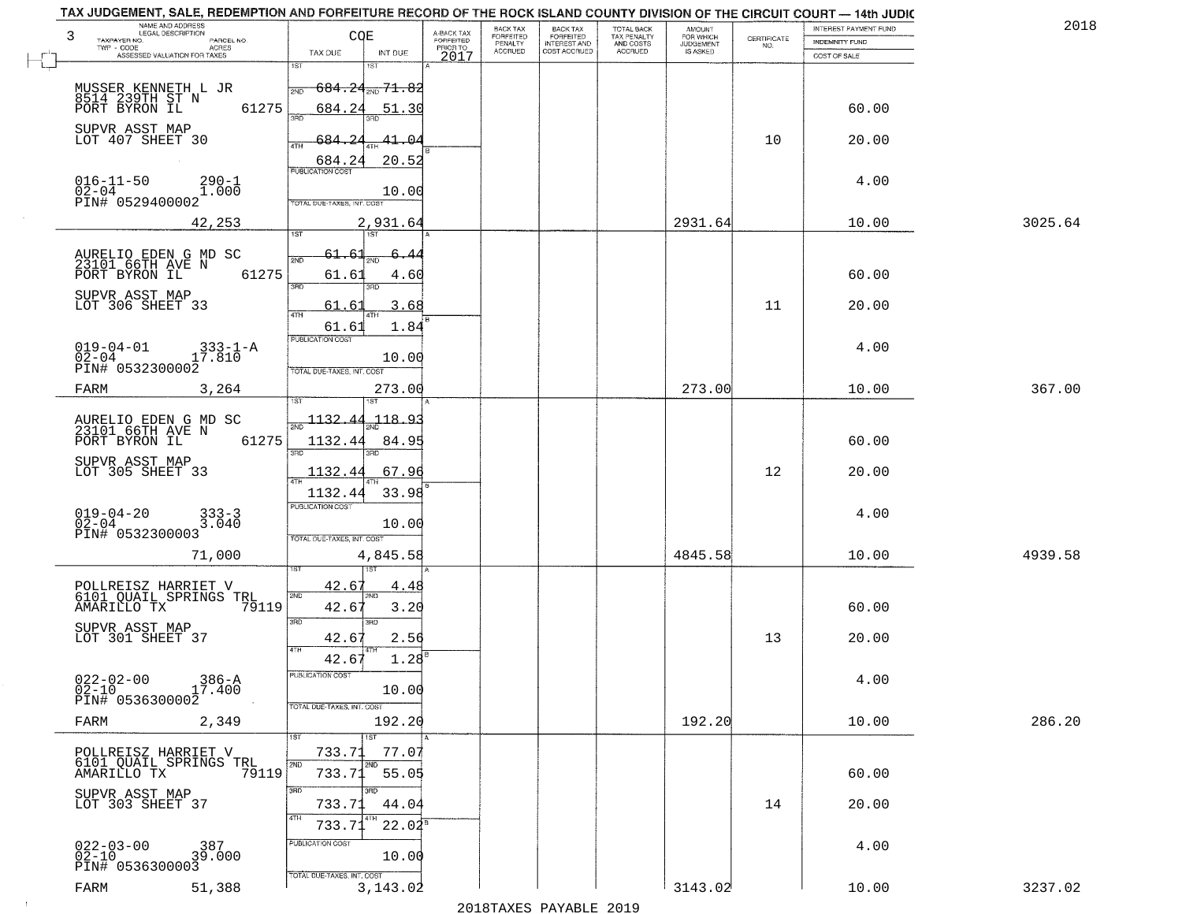# TAX JUDGEMENT, SALE, REDEMPTION AND FORFEITURE RECORD OF THE ROCK ISLAND COUNTY DIVISION OF THE CIRCUIT COURT — 14th JUDIC

2018

| NAME AND ADDRESS / LEGAL DESCRIPTION / TAXPAYER NO. / PARCEL NO. / TWP - CODE / ACRES / ASSESSED VALUATION FOR TAXES | COE TAX DUE | INT DUE | A-BACK TAX FORFEITED PRIOR TO 2017 | BACK TAX FORFEITED PENALTY ACCRUED | BACK TAX FORFEITED INTEREST AND COST ACCRUED | TOTAL BACK TAX PENALTY AND COSTS ACCRUED | AMOUNT FOR WHICH JUDGEMENT IS ASKED | CERTIFICATE NO. | INTEREST PAYMENT FUND / INDEMNITY FUND / COST OF SALE | |
|---|---|---|---|---|---|---|---|---|---|---|
| MUSSER KENNETH L JR<br>8514 239TH ST N<br>PORT BYRON IL 61275<br>SUPVR ASST MAP<br>LOT 407 SHEET 30<br>016-11-50 290-1<br>02-04 1.000<br>PIN# 0529400002<br>42,253 | 1ST 684.24<br>2ND 684.24<br>3RD 684.24<br>4TH 684.24<br>PUBLICATION COST<br>TOTAL DUE-TAXES, INT. COST 2,931.64 | 71.82<br>51.30<br>41.04<br>20.52<br>10.00 | | | | | 2931.64 | 10 | 60.00<br>20.00<br>4.00<br>10.00 | 3025.64 |
| AURELIO EDEN G MD SC<br>23101 66TH AVE N<br>PORT BYRON IL 61275<br>SUPVR ASST MAP<br>LOT 306 SHEET 33<br>019-04-01 333-1-A<br>02-04 17.810<br>PIN# 0532300002<br>FARM 3,264 | 1ST 61.61<br>2ND 61.61<br>3RD 61.61<br>4TH 61.61<br>PUBLICATION COST<br>TOTAL DUE-TAXES, INT. COST 273.00 | 6.44<br>4.60<br>3.68<br>1.84<br>10.00 | | | | | 273.00 | 11 | 60.00<br>20.00<br>4.00<br>10.00 | 367.00 |
| AURELIO EDEN G MD SC<br>23101 66TH AVE N<br>PORT BYRON IL 61275<br>SUPVR ASST MAP<br>LOT 305 SHEET 33<br>019-04-20 333-3<br>02-04 3.040<br>PIN# 0532300003<br>71,000 | 1ST 1132.44<br>2ND 1132.44<br>3RD 1132.44<br>4TH 1132.44<br>PUBLICATION COST<br>TOTAL DUE-TAXES, INT. COST 4,845.58 | 118.93<br>84.95<br>67.96<br>33.98<br>10.00 | | | | | 4845.58 | 12 | 60.00<br>20.00<br>4.00<br>10.00 | 4939.58 |
| POLLREISZ HARRIET V<br>6101 QUAIL SPRINGS TRL<br>AMARILLO TX 79119<br>SUPVR ASST MAP<br>LOT 301 SHEET 37<br>022-02-00 386-A<br>02-10 17.400<br>PIN# 0536300002<br>FARM 2,349 | 1ST 42.67<br>2ND 42.67<br>3RD 42.67<br>4TH 42.67<br>PUBLICATION COST<br>TOTAL DUE-TAXES, INT. COST 192.20 | 4.48<br>3.20<br>2.56<br>1.28<br>10.00 | | | | | 192.20 | 13 | 60.00<br>20.00<br>4.00<br>10.00 | 286.20 |
| POLLREISZ HARRIET V<br>6101 QUAIL SPRINGS TRL<br>AMARILLO TX 79119<br>SUPVR ASST MAP<br>LOT 303 SHEET 37<br>022-03-00 387<br>02-10 39.000<br>PIN# 0536300003<br>FARM 51,388 | 1ST 733.71<br>2ND 733.71<br>3RD 733.71<br>4TH 733.71<br>PUBLICATION COST<br>TOTAL DUE-TAXES, INT. COST 3,143.02 | 77.07<br>55.05<br>44.04<br>22.02<br>10.00 | | | | | 3143.02 | 14 | 60.00<br>20.00<br>4.00<br>10.00 | 3237.02 |

2018TAXES PAYABLE 2019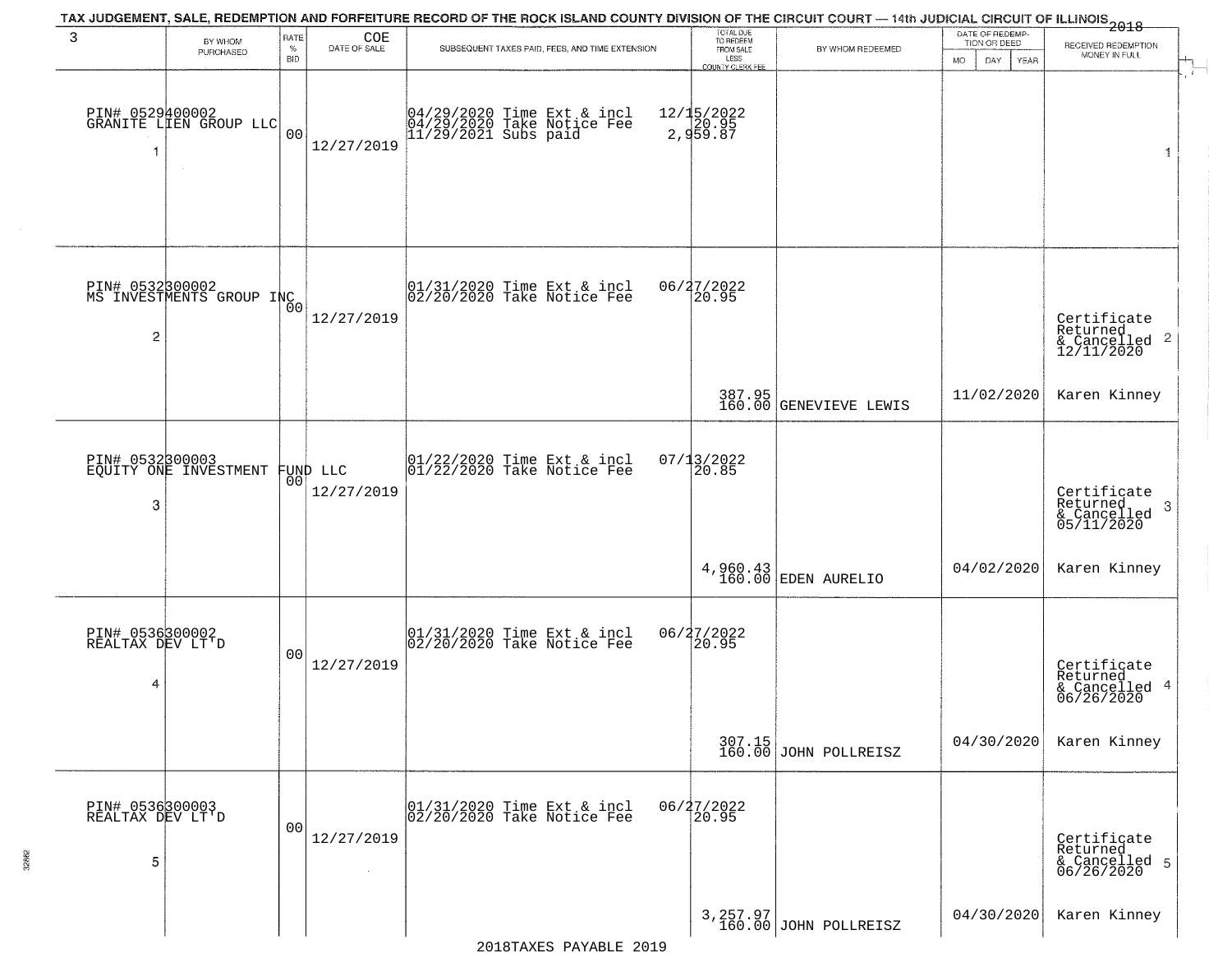# TAX JUDGEMENT, SALE, REDEMPTION AND FORFEITURE RECORD OF THE ROCK ISLAND COUNTY DIVISION OF THE CIRCUIT COURT — 14th JUDICIAL CIRCUIT OF ILLINOIS 2018

| 3 | BY WHOM PURCHASED | RATE % BID | COE DATE OF SALE | SUBSEQUENT TAXES PAID, FEES, AND TIME EXTENSION | TOTAL DUE TO REDEEM FROM SALE LESS COUNTY CLERK FEE | BY WHOM REDEEMED | DATE OF REDEMPTION OR DEED MO DAY YEAR | RECEIVED REDEMPTION MONEY IN FULL |
|---|---|---|---|---|---|---|---|---|
| 1 | PIN# 0529400002 GRANITE LIEN GROUP LLC | 00 | 12/27/2019 | 04/29/2020 Time Ext & incl 04/29/2020 Take Notice Fee 11/29/2021 Subs paid | 12/15/2022 20.95 2,959.87 | | | 1 |
| 2 | PIN# 0532300002 MS INVESTMENTS GROUP INC | 00 | 12/27/2019 | 01/31/2020 Time Ext & incl 02/20/2020 Take Notice Fee | 06/27/2022 20.95 387.95 160.00 | GENEVIEVE LEWIS | 11/02/2020 | Certificate Returned & Cancelled 12/11/2020 2 Karen Kinney |
| 3 | PIN# 0532300003 EQUITY ONE INVESTMENT FUND LLC | 00 | 12/27/2019 | 01/22/2020 Time Ext & incl 01/22/2020 Take Notice Fee | 07/13/2022 20.85 4,960.43 160.00 | EDEN AURELIO | 04/02/2020 | Certificate Returned & Cancelled 05/11/2020 3 Karen Kinney |
| 4 | PIN# 0536300002 REALTAX DEV LT'D | 00 | 12/27/2019 | 01/31/2020 Time Ext & incl 02/20/2020 Take Notice Fee | 06/27/2022 20.95 307.15 160.00 | JOHN POLLREISZ | 04/30/2020 | Certificate Returned & Cancelled 06/26/2020 4 Karen Kinney |
| 5 | PIN# 0536300003 REALTAX DEV LT'D | 00 | 12/27/2019 | 01/31/2020 Time Ext & incl 02/20/2020 Take Notice Fee | 06/27/2022 20.95 3,257.97 160.00 | JOHN POLLREISZ | 04/30/2020 | Certificate Returned & Cancelled 06/26/2020 5 Karen Kinney |

2018TAXES PAYABLE 2019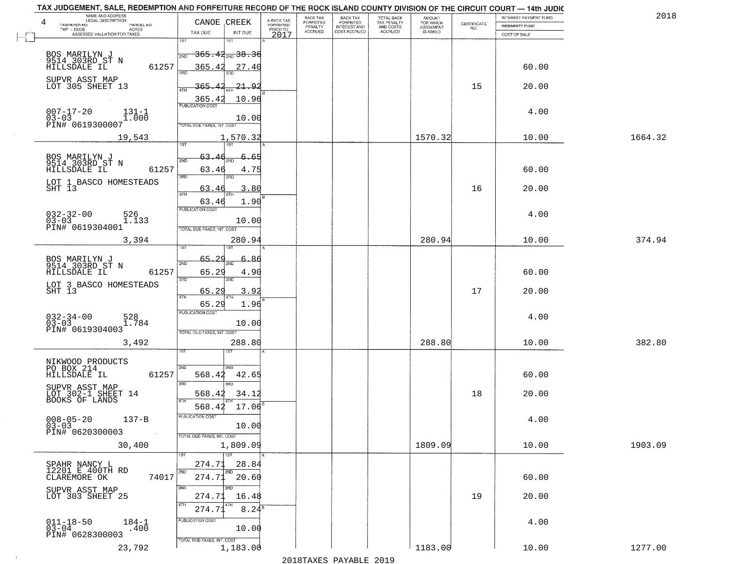TAX JUDGEMENT, SALE, REDEMPTION AND FORFEITURE RECORD OF THE ROCK ISLAND COUNTY DIVISION OF THE CIRCUIT COURT — 14th JUDIC

2018

| NAME AND ADDRESS / LEGAL DESCRIPTION / TAXPAYER NO. / PARCEL NO. / TWP - CODE / ACRES / ASSESSED VALUATION FOR TAXES | CANOE CREEK TAX DUE | INT DUE | A-BACK TAX FORFEITED PRIOR TO 2017 | BACK TAX FORFEITED PENALTY ACCRUED | BACK TAX FORFEITED INTEREST AND COST ACCRUED | TOTAL BACK TAX PENALTY AND COSTS ACCRUED | AMOUNT FOR WHICH JUDGEMENT IS ASKED | CERTIFICATE NO. | INTEREST PAYMENT FUND / INDEMNITY FUND / COST OF SALE | |
|---|---|---|---|---|---|---|---|---|---|---|
| 4 | | | | | | | | | | |
| BOS MARILYN J 9514 303RD ST N HILLSDALE IL 61257 SUPVR ASST MAP LOT 305 SHEET 13 007-17-20 131-1 03-03 1.000 PIN# 0619300007 19,543 | 1ST 2ND 365.42 3RD 365.42 4TH 365.42 365.42 PUBLICATION COST TOTAL DUE-TAXES, INT. COST | 1ST 2ND 38.36 3RD 27.40 4TH 21.92 10.96 10.00 1,570.32 | | | | | 1570.32 | 15 | 60.00 20.00 4.00 10.00 | 1664.32 |
| BOS MARILYN J 9514 303RD ST N HILLSDALE IL 61257 LOT 1 BASCO HOMESTEADS SHT 13 032-32-00 526 03-03 1.133 PIN# 0619304001 3,394 | 1ST 63.46 2ND 63.46 3RD 63.46 4TH 63.46 PUBLICATION COST TOTAL DUE-TAXES, INT. COST | 1ST 6.65 2ND 4.75 3RD 3.80 4TH 1.90 10.00 280.94 | | | | | 280.94 | 16 | 60.00 20.00 4.00 10.00 | 374.94 |
| BOS MARILYN J 9514 303RD ST N HILLSDALE IL 61257 LOT 3 BASCO HOMESTEADS SHT 13 032-34-00 528 03-03 1.784 PIN# 0619304003 3,492 | 1ST 65.29 2ND 65.29 3RD 65.29 4TH 65.29 PUBLICATION COST TOTAL DUE-TAXES, INT. COST | 1ST 6.86 2ND 4.90 3RD 3.92 4TH 1.96 10.00 288.80 | | | | | 288.80 | 17 | 60.00 20.00 4.00 10.00 | 382.80 |
| NIKWOOD PRODUCTS PO BOX 214 HILLSDALE IL 61257 SUPVR ASST MAP LOT 302-1 SHEET 14 BOOKS OF LANDS 008-05-20 137-B 03-03 PIN# 0620300003 30,400 | 1ST 2ND 568.42 3RD 568.42 4TH 568.42 PUBLICATION COST TOTAL DUE-TAXES, INT. COST | 1ST 2ND 42.65 3RD 34.12 4TH 17.06 10.00 1,809.09 | | | | | 1809.09 | 18 | 60.00 20.00 4.00 10.00 | 1903.09 |
| SPAHR NANCY L 12201 E 400TH RD CLAREMORE OK 74017 SUPVR ASST MAP LOT 303 SHEET 25 011-18-50 184-1 03-04 .400 PIN# 0628300003 23,792 | 1ST 274.71 2ND 274.71 3RD 274.71 4TH 274.71 PUBLICATION COST TOTAL DUE-TAXES, INT. COST | 1ST 28.84 2ND 20.60 3RD 16.48 4TH 8.24 10.00 1,183.00 | | | | | 1183.00 | 19 | 60.00 20.00 4.00 10.00 | 1277.00 |

2018TAXES PAYABLE 2019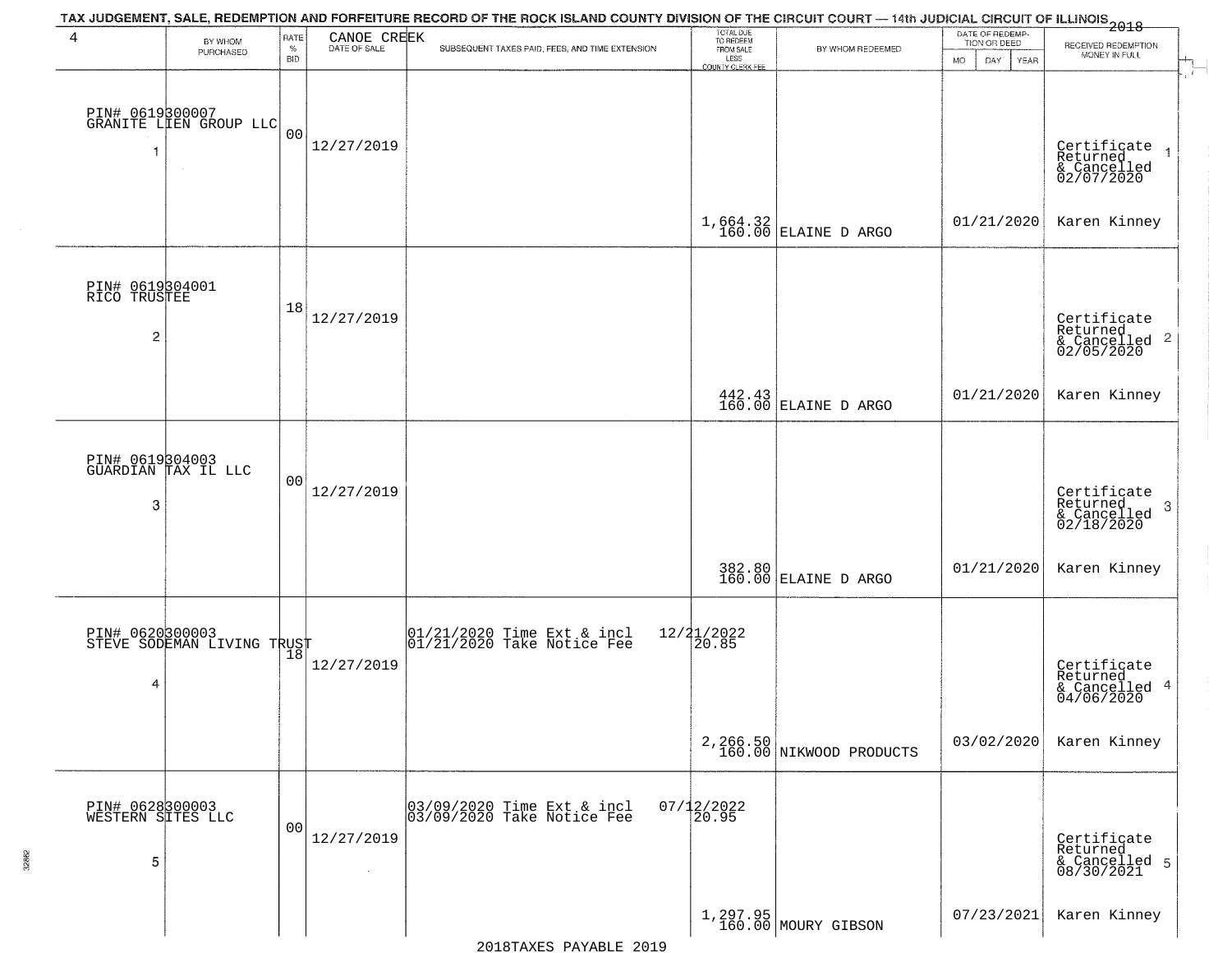TAX JUDGEMENT, SALE, REDEMPTION AND FORFEITURE RECORD OF THE ROCK ISLAND COUNTY DIVISION OF THE CIRCUIT COURT — 14th JUDICIAL CIRCUIT OF ILLINOIS 2018

| 4 BY WHOM PURCHASED | RATE % BID | CANOE CREEK DATE OF SALE | SUBSEQUENT TAXES PAID, FEES, AND TIME EXTENSION | TOTAL DUE TO REDEEM FROM SALE LESS COUNTY CLERK FEE | BY WHOM REDEEMED | DATE OF REDEMPTION OR DEED MO DAY YEAR | RECEIVED REDEMPTION MONEY IN FULL |
|---|---|---|---|---|---|---|---|
| PIN# 0619300007 GRANITE LIEN GROUP LLC 1 | 00 | 12/27/2019 | | 1,664.32 160.00 | ELAINE D ARGO | 01/21/2020 | Certificate Returned & Cancelled 02/07/2020 Karen Kinney 1 |
| PIN# 0619304001 RICO TRUSTEE 2 | 18 | 12/27/2019 | | 442.43 160.00 | ELAINE D ARGO | 01/21/2020 | Certificate Returned & Cancelled 02/05/2020 Karen Kinney 2 |
| PIN# 0619304003 GUARDIAN TAX IL LLC 3 | 00 | 12/27/2019 | | 382.80 160.00 | ELAINE D ARGO | 01/21/2020 | Certificate Returned & Cancelled 02/18/2020 Karen Kinney 3 |
| PIN# 0620300003 STEVE SODEMAN LIVING TRUST 4 | 18 | 12/27/2019 | 01/21/2020 Time Ext & incl 12/21/2022; 01/21/2020 Take Notice Fee 20.85 | 2,266.50 160.00 | NIKWOOD PRODUCTS | 03/02/2020 | Certificate Returned & Cancelled 04/06/2020 Karen Kinney 4 |
| PIN# 0628300003 WESTERN SITES LLC 5 | 00 | 12/27/2019 | 03/09/2020 Time Ext & incl 07/12/2022; 03/09/2020 Take Notice Fee 20.95 | 1,297.95 160.00 | MOURY GIBSON | 07/23/2021 | Certificate Returned & Cancelled 08/30/2021 Karen Kinney 5 |

2018TAXES PAYABLE 2019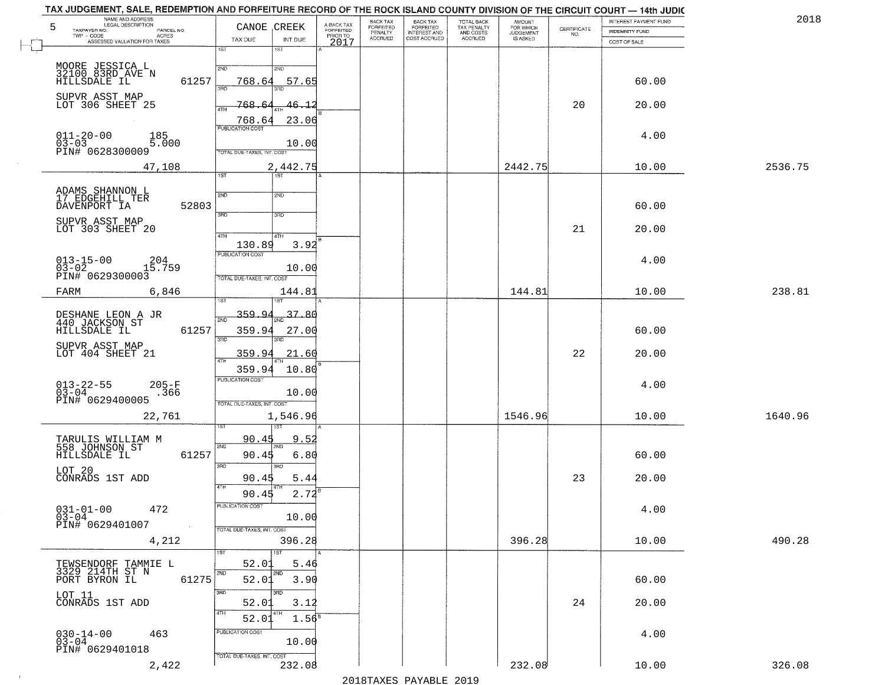TAX JUDGEMENT, SALE, REDEMPTION AND FORFEITURE RECORD OF THE ROCK ISLAND COUNTY DIVISION OF THE CIRCUIT COURT — 14th JUDIC

2018

5 — CANOE CREEK

| NAME AND ADDRESS / LEGAL DESCRIPTION / TAXPAYER NO. / PARCEL NO. / TWP - CODE / ACRES / ASSESSED VALUATION FOR TAXES | TAX DUE | INT DUE | A-BACK TAX FORFEITED PRIOR TO 2017 | BACK TAX FORFEITED PENALTY ACCRUED | BACK TAX FORFEITED INTEREST AND COST ACCRUED | TOTAL BACK TAX PENALTY AND COSTS ACCRUED | AMOUNT FOR WHICH JUDGEMENT IS ASKED | CERTIFICATE NO. | INTEREST PAYMENT FUND / INDEMNITY FUND / COST OF SALE | |
|---|---|---|---|---|---|---|---|---|---|---|
| MOORE JESSICA L<br>32100 83RD AVE N<br>HILLSDALE IL 61257<br>SUPVR ASST MAP<br>LOT 306 SHEET 25<br>011-20-00 185<br>03-03 5.000<br>PIN# 0628300009<br>47,108 | 1ST<br>2ND 768.64<br>3RD 768.64<br>4TH 768.64<br>PUBLICATION COST<br>TOTAL DUE-TAXES, INT. COST | 1ST<br>2ND 57.65<br>3RD 46.12<br>4TH 23.06<br>10.00<br>2,442.75 | | | | | 2442.75 | 20 | 60.00<br>20.00<br>4.00<br>10.00 | 2536.75 |
| ADAMS SHANNON L<br>17 EDGEHILL TER<br>DAVENPORT IA 52803<br>SUPVR ASST MAP<br>LOT 303 SHEET 20<br>013-15-00 204<br>03-02 15.759<br>PIN# 0629300003<br>FARM 6,846 | 1ST<br>2ND<br>3RD<br>4TH 130.89<br>PUBLICATION COST<br>TOTAL DUE-TAXES, INT. COST | 1ST<br>2ND<br>3RD<br>4TH 3.92<br>10.00<br>144.81 | | | | | 144.81 | 21 | 60.00<br>20.00<br>4.00<br>10.00 | 238.81 |
| DESHANE LEON A JR<br>440 JACKSON ST<br>HILLSDALE IL 61257<br>SUPVR ASST MAP<br>LOT 404 SHEET 21<br>013-22-55 205-F<br>03-04 .366<br>PIN# 0629400005<br>22,761 | 1ST 359.94<br>2ND 359.94<br>3RD 359.94<br>4TH 359.94<br>PUBLICATION COST<br>TOTAL DUE-TAXES, INT. COST | 1ST 37.80<br>2ND 27.00<br>3RD 21.60<br>4TH 10.80<br>10.00<br>1,546.96 | | | | | 1546.96 | 22 | 60.00<br>20.00<br>4.00<br>10.00 | 1640.96 |
| TARULIS WILLIAM M<br>558 JOHNSON ST<br>HILLSDALE IL 61257<br>LOT 20<br>CONRADS 1ST ADD<br>031-01-00 472<br>03-04<br>PIN# 0629401007<br>4,212 | 1ST 90.45<br>2ND 90.45<br>3RD 90.45<br>4TH 90.45<br>PUBLICATION COST<br>TOTAL DUE-TAXES, INT. COST | 1ST 9.52<br>2ND 6.80<br>3RD 5.44<br>4TH 2.72<br>10.00<br>396.28 | | | | | 396.28 | 23 | 60.00<br>20.00<br>4.00<br>10.00 | 490.28 |
| TEWSENDORF TAMMIE L<br>3329 214TH ST N<br>PORT BYRON IL 61275<br>LOT 11<br>CONRADS 1ST ADD<br>030-14-00 463<br>03-04<br>PIN# 0629401018<br>2,422 | 1ST 52.01<br>2ND 52.01<br>3RD 52.01<br>4TH 52.01<br>PUBLICATION COST<br>TOTAL DUE-TAXES, INT. COST | 1ST 5.46<br>2ND 3.90<br>3RD 3.12<br>4TH 1.56<br>10.00<br>232.08 | | | | | 232.08 | 24 | 60.00<br>20.00<br>4.00<br>10.00 | 326.08 |

2018TAXES PAYABLE 2019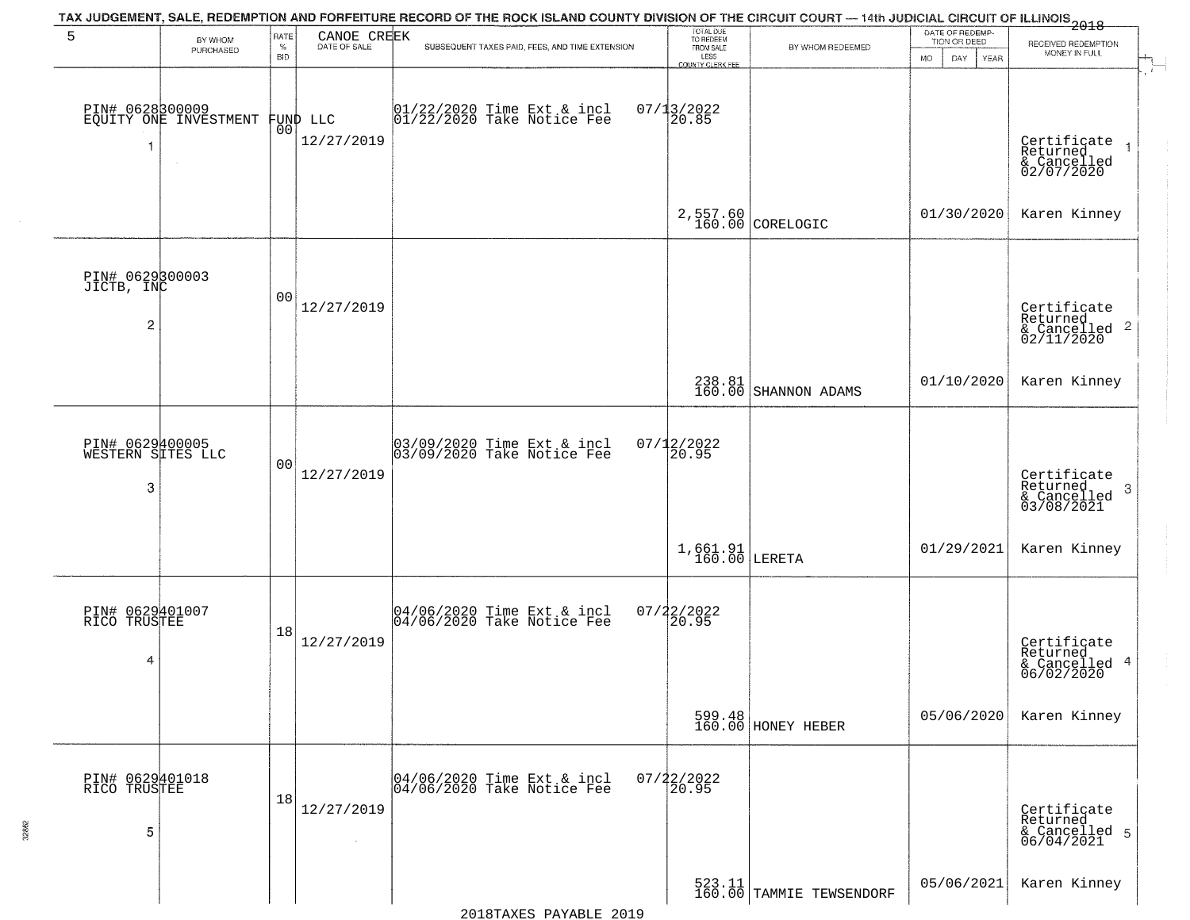# TAX JUDGEMENT, SALE, REDEMPTION AND FORFEITURE RECORD OF THE ROCK ISLAND COUNTY DIVISION OF THE CIRCUIT COURT — 14th JUDICIAL CIRCUIT OF ILLINOIS 2018

5 — CANOE CREEK

| | BY WHOM PURCHASED | RATE % BID | DATE OF SALE | SUBSEQUENT TAXES PAID, FEES, AND TIME EXTENSION | TOTAL DUE TO REDEEM FROM SALE LESS COUNTY CLERK FEE | BY WHOM REDEEMED | DATE OF REDEMPTION OR DEED MO DAY YEAR | RECEIVED REDEMPTION MONEY IN FULL |
|---|---|---|---|---|---|---|---|---|
| 1 | PIN# 0628300009 EQUITY ONE INVESTMENT FUND LLC | 00 | 12/27/2019 | 01/22/2020 Time Ext & incl 01/22/2020 Take Notice Fee | 07/13/2022 20.85 2,557.60 160.00 | CORELOGIC | 01/30/2020 | Certificate Returned & Cancelled 02/07/2020 Karen Kinney |
| 2 | PIN# 0629300003 JICTB, INC | 00 | 12/27/2019 | | 238.81 160.00 | SHANNON ADAMS | 01/10/2020 | Certificate Returned & Cancelled 02/11/2020 Karen Kinney |
| 3 | PIN# 0629400005 WESTERN SITES LLC | 00 | 12/27/2019 | 03/09/2020 Time Ext & incl 03/09/2020 Take Notice Fee | 07/12/2022 20.95 1,661.91 160.00 | LERETA | 01/29/2021 | Certificate Returned & Cancelled 03/08/2021 Karen Kinney |
| 4 | PIN# 0629401007 RICO TRUSTEE | 18 | 12/27/2019 | 04/06/2020 Time Ext & incl 04/06/2020 Take Notice Fee | 07/22/2022 20.95 599.48 160.00 | HONEY HEBER | 05/06/2020 | Certificate Returned & Cancelled 06/02/2020 Karen Kinney |
| 5 | PIN# 0629401018 RICO TRUSTEE | 18 | 12/27/2019 | 04/06/2020 Time Ext & incl 04/06/2020 Take Notice Fee | 07/22/2022 20.95 523.11 160.00 | TAMMIE TEWSENDORF | 05/06/2021 | Certificate Returned & Cancelled 06/04/2021 Karen Kinney |

2018TAXES PAYABLE 2019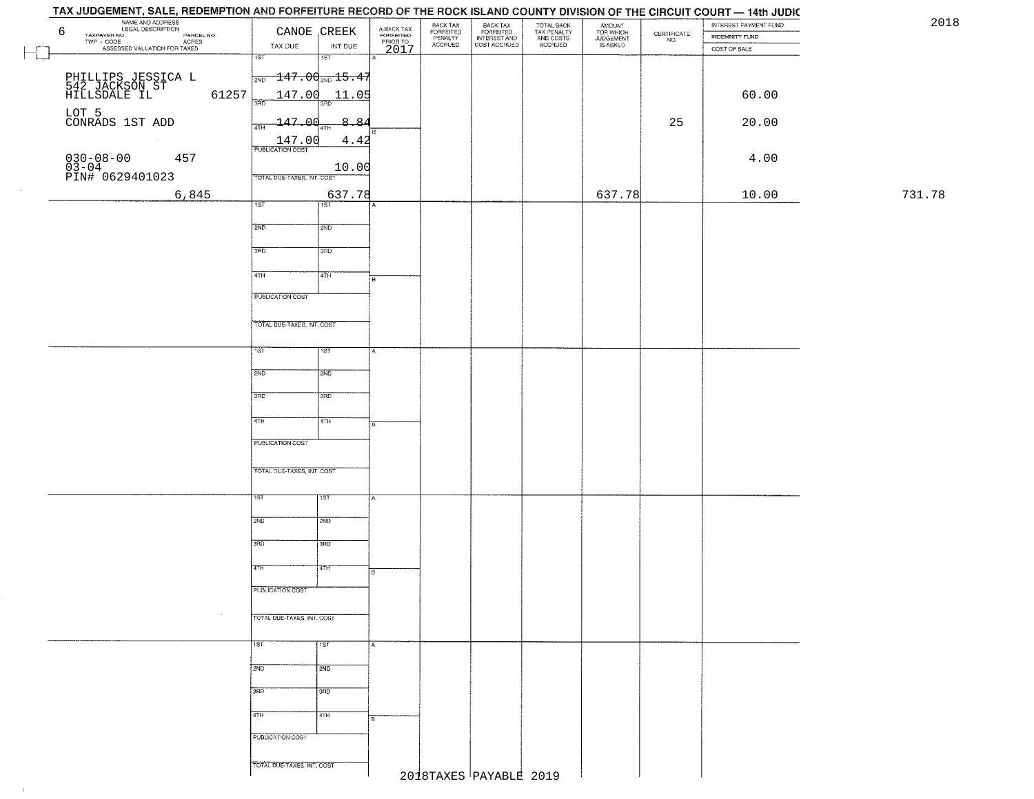TAX JUDGEMENT, SALE, REDEMPTION AND FORFEITURE RECORD OF THE ROCK ISLAND COUNTY DIVISION OF THE CIRCUIT COURT — 14th JUDIC

2018

| 6 NAME AND ADDRESS / LEGAL DESCRIPTION / TAXPAYER NO. / PARCEL NO. / TWP - CODE / ACRES / ASSESSED VALUATION FOR TAXES | CANOE CREEK TAX DUE | INT DUE | A-BACK TAX FORFEITED PRIOR TO 2017 | BACK TAX FORFEITED PENALTY ACCRUED | BACK TAX FORFEITED INTEREST AND COST ACCRUED | TOTAL BACK TAX PENALTY AND COSTS ACCRUED | AMOUNT FOR WHICH JUDGEMENT IS ASKED | CERTIFICATE NO. | INTEREST PAYMENT FUND / INDEMNITY FUND / COST OF SALE | |
|---|---|---|---|---|---|---|---|---|---|---|
| PHILLIPS JESSICA L<br>542 JACKSON ST<br>HILLSDALE IL 61257 | 1ST 147.00 | 1ST 15.47 | | | | | | | | |
| | 2ND 147.00 | 2ND 11.05 | | | | | | | 60.00 | |
| LOT 5<br>CONRADS 1ST ADD | 3RD 147.00 | 3RD 8.84 | | | | | | 25 | 20.00 | |
| | 4TH 147.00 | 4TH 4.42 | | | | | | | | |
| 030-08-00 457<br>03-04<br>PIN# 0629401023 | PUBLICATION COST | 10.00 | | | | | | | 4.00 | |
| 6,845 | TOTAL DUE-TAXES, INT. COST | 637.78 | | | | | 637.78 | | 10.00 | 731.78 |

2018TAXES PAYABLE 2019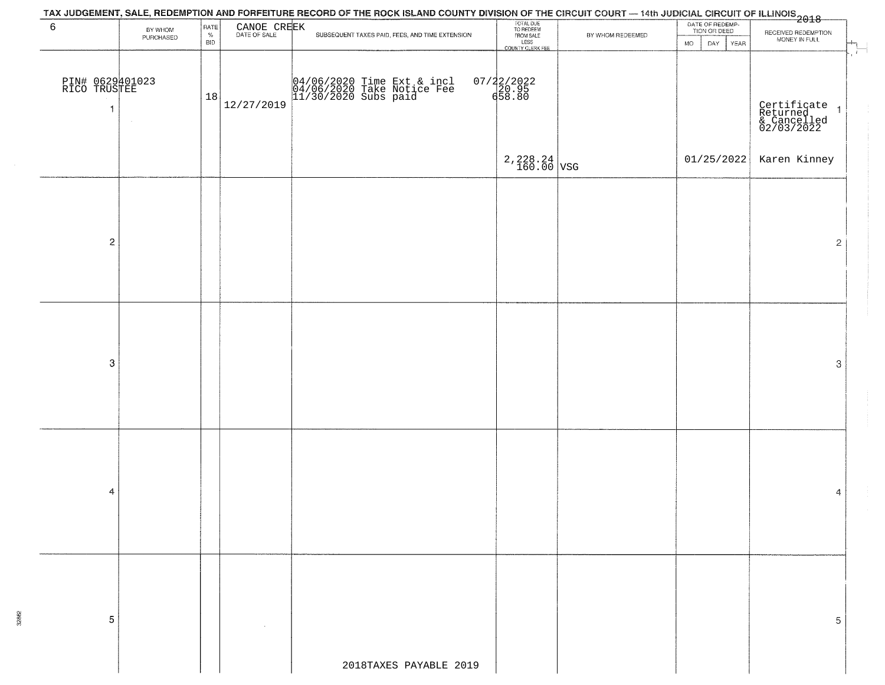# TAX JUDGEMENT, SALE, REDEMPTION AND FORFEITURE RECORD OF THE ROCK ISLAND COUNTY DIVISION OF THE CIRCUIT COURT — 14th JUDICIAL CIRCUIT OF ILLINOIS 2018

6 CANOE CREEK

| | BY WHOM PURCHASED | RATE % BID | DATE OF SALE | SUBSEQUENT TAXES PAID, FEES, AND TIME EXTENSION | TOTAL DUE TO REDEEM FROM SALE LESS COUNTY CLERK FEE | BY WHOM REDEEMED | DATE OF REDEMPTION OR DEED MO DAY YEAR | RECEIVED REDEMPTION MONEY IN FULL | |
|---|---|---|---|---|---|---|---|---|---|
| 1 | PIN# 0629401023 RICO TRUSTEE | 18 | 12/27/2019 | 04/06/2020 Time Ext & incl<br>04/06/2020 Take Notice Fee<br>11/30/2020 Subs paid | 07/22/2022<br>20.95<br>658.80<br>2,228.24<br>160.00 | VSG | 01/25/2022 | Certificate Returned & Cancelled 02/03/2022<br>Karen Kinney | 1 |
| 2 | | | | | | | | | 2 |
| 3 | | | | | | | | | 3 |
| 4 | | | | | | | | | 4 |
| 5 | | | | | | | | | 5 |

2018TAXES PAYABLE 2019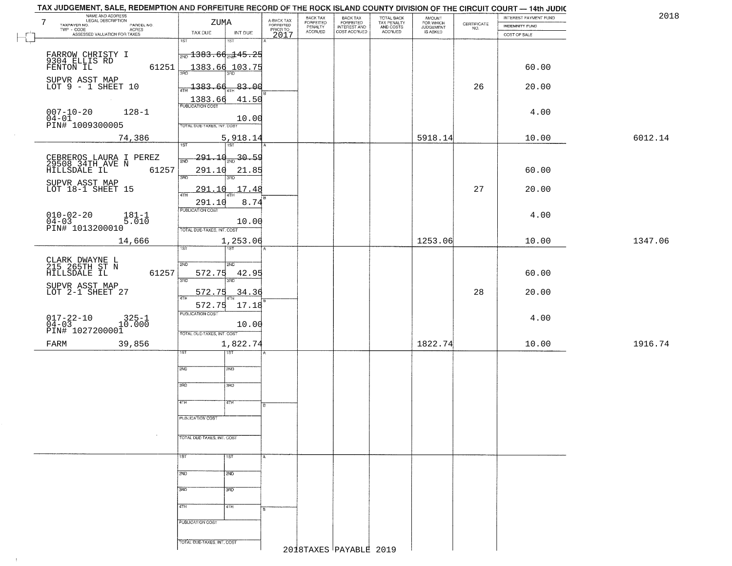# TAX JUDGEMENT, SALE, REDEMPTION AND FORFEITURE RECORD OF THE ROCK ISLAND COUNTY DIVISION OF THE CIRCUIT COURT — 14th JUDIC

2018

| NAME AND ADDRESS / LEGAL DESCRIPTION / TAXPAYER NO. / PARCEL NO. / TWP - CODE / ACRES / ASSESSED VALUATION FOR TAXES | ZUMA TAX DUE | INT DUE | A-BACK TAX FORFEITED PRIOR TO 2017 | BACK TAX FORFEITED PENALTY ACCRUED | BACK TAX FORFEITED INTEREST AND COST ACCRUED | TOTAL BACK TAX PENALTY AND COSTS ACCRUED | AMOUNT FOR WHICH JUDGEMENT IS ASKED | CERTIFICATE NO. | INTEREST PAYMENT FUND / INDEMNITY FUND / COST OF SALE | |
|---|---|---|---|---|---|---|---|---|---|---|
| FARROW CHRISTY I<br>9304 ELLIS RD<br>FENTON IL 61251<br>SUPVR ASST MAP<br>LOT 9 - 1 SHEET 10<br>007-10-20 128-1<br>04-01<br>PIN# 1009300005<br>74,386 | 2ND ~~1383.66~~<br>3RD 1383.66<br>4TH ~~1383.66~~<br>1383.66<br>PUBLICATION COST<br>TOTAL DUE-TAXES, INT. COST | 2ND ~~145.25~~<br>3RD 103.75<br>4TH ~~83.00~~<br>41.50<br>10.00<br>5,918.14 | | | | | 5918.14 | 26 | 60.00<br>20.00<br>4.00<br>10.00 | 6012.14 |
| CEBREROS LAURA I PEREZ<br>29508 34TH AVE N<br>HILLSDALE IL 61257<br>SUPVR ASST MAP<br>LOT 18-1 SHEET 15<br>010-02-20 181-1<br>04-03 5.010<br>PIN# 1013200010<br>14,666 | 2ND ~~291.10~~<br>3RD 291.10<br>4TH 291.10<br>291.10<br>PUBLICATION COST<br>TOTAL DUE-TAXES, INT. COST | 2ND ~~30.59~~<br>3RD 21.85<br>4TH 17.48<br>8.74<br>10.00<br>1,253.06 | | | | | 1253.06 | 27 | 60.00<br>20.00<br>4.00<br>10.00 | 1347.06 |
| CLARK DWAYNE L<br>215 265TH ST N<br>HILLSDALE IL 61257<br>SUPVR ASST MAP<br>LOT 2-1 SHEET 27<br>017-22-10 325-1<br>04-03 10.000<br>PIN# 1027200001<br>FARM 39,856 | 2ND 572.75<br>3RD 572.75<br>4TH 572.75<br>PUBLICATION COST<br>TOTAL DUE-TAXES, INT. COST | 2ND 42.95<br>3RD 34.36<br>4TH 17.18<br>10.00<br>1,822.74 | | | | | 1822.74 | 28 | 60.00<br>20.00<br>4.00<br>10.00 | 1916.74 |

2018TAXES PAYABLE 2019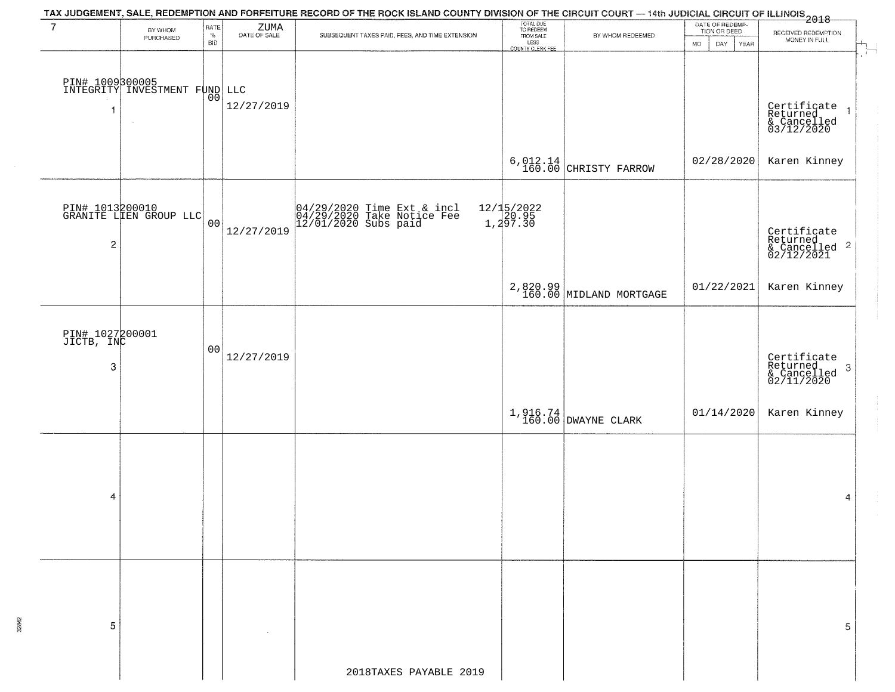TAX JUDGEMENT, SALE, REDEMPTION AND FORFEITURE RECORD OF THE ROCK ISLAND COUNTY DIVISION OF THE CIRCUIT COURT — 14th JUDICIAL CIRCUIT OF ILLINOIS 2018

| 7 | BY WHOM PURCHASED | RATE % BID | ZUMA DATE OF SALE | SUBSEQUENT TAXES PAID, FEES, AND TIME EXTENSION | TOTAL DUE TO REDEEM FROM SALE LESS COUNTY CLERK FEE | BY WHOM REDEEMED | DATE OF REDEMPTION OR DEED MO DAY YEAR | RECEIVED REDEMPTION MONEY IN FULL |
|---|---|---|---|---|---|---|---|---|
| 1 | PIN# 1009300005 INTEGRITY INVESTMENT FUND LLC | 00 | 12/27/2019 | | 6,012.14 160.00 | CHRISTY FARROW | 02/28/2020 | Certificate Returned & Cancelled 03/12/2020 Karen Kinney |
| 2 | PIN# 1013200010 GRANITE LIEN GROUP LLC | 00 | 12/27/2019 | 04/29/2020 Time Ext & incl 12/15/2022; 04/29/2020 Take Notice Fee 20.95; 12/01/2020 Subs paid 1,297.30 | 2,820.99 160.00 | MIDLAND MORTGAGE | 01/22/2021 | Certificate Returned & Cancelled 02/12/2021 Karen Kinney |
| 3 | PIN# 1027200001 JICTB, INC | 00 | 12/27/2019 | | 1,916.74 160.00 | DWAYNE CLARK | 01/14/2020 | Certificate Returned & Cancelled 02/11/2020 Karen Kinney |
| 4 | | | | | | | | |
| 5 | | | | | | | | |

2018TAXES PAYABLE 2019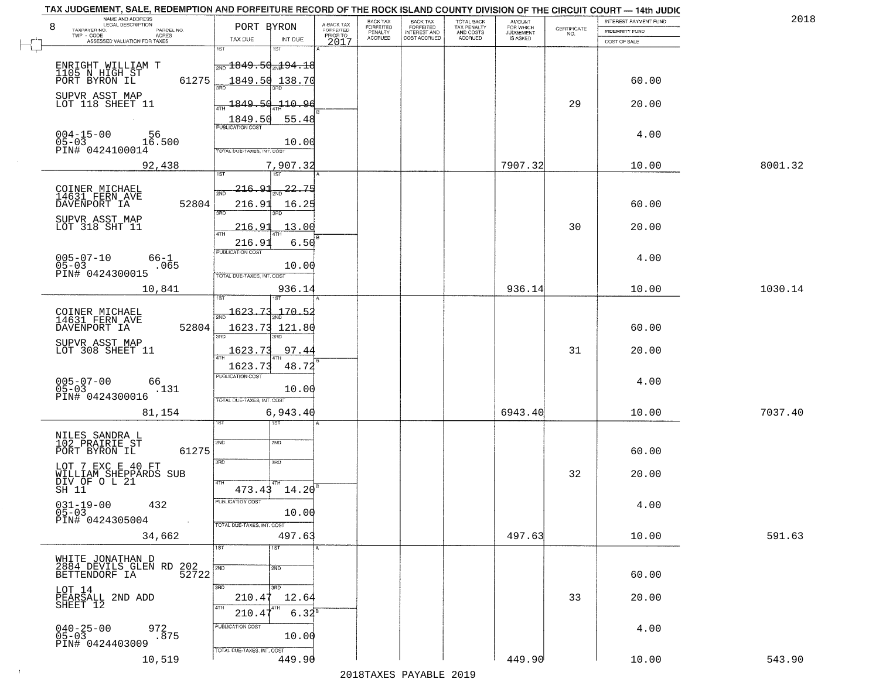TAX JUDGEMENT, SALE, REDEMPTION AND FORFEITURE RECORD OF THE ROCK ISLAND COUNTY DIVISION OF THE CIRCUIT COURT — 14th JUDIC

2018

| 8 NAME AND ADDRESS / LEGAL DESCRIPTION / TAXPAYER NO. / PARCEL NO. / TWP - CODE / ACRES / ASSESSED VALUATION FOR TAXES | PORT BYRON TAX DUE | INT DUE | A-BACK TAX FORFEITED PRIOR TO 2017 | BACK TAX FORFEITED PENALTY ACCRUED | BACK TAX FORFEITED INTEREST AND COST ACCRUED | TOTAL BACK TAX PENALTY AND COSTS ACCRUED | AMOUNT FOR WHICH JUDGEMENT IS ASKED | CERTIFICATE NO. | INTEREST PAYMENT FUND / INDEMNITY FUND / COST OF SALE | |
|---|---|---|---|---|---|---|---|---|---|---|
| ENRIGHT WILLIAM T<br>1105 N HIGH ST<br>PORT BYRON IL 61275<br>SUPVR ASST MAP<br>LOT 118 SHEET 11<br>004-15-00 56<br>05-03 16.500<br>PIN# 0424100014<br>92,438 | 1ST<br>2ND 1849.50<br>3RD 1849.50<br>4TH 1849.50<br>1849.50<br>PUBLICATION COST<br>TOTAL DUE-TAXES, INT. COST | 1ST<br>2ND 194.18<br>3RD 138.70<br>4TH 110.96<br>55.48<br>10.00<br>7,907.32 | | | | | 7907.32 | 29 | 60.00<br>20.00<br>4.00<br>10.00 | 8001.32 |
| COINER MICHAEL<br>14631 FERN AVE<br>DAVENPORT IA 52804<br>SUPVR ASST MAP<br>LOT 318 SHT 11<br>005-07-10 66-1<br>05-03 .065<br>PIN# 0424300015<br>10,841 | 216.91<br>216.91<br>216.91<br>216.91<br>PUBLICATION COST<br>TOTAL DUE-TAXES, INT. COST | 22.75<br>16.25<br>13.00<br>6.50<br>10.00<br>936.14 | | | | | 936.14 | 30 | 60.00<br>20.00<br>4.00<br>10.00 | 1030.14 |
| COINER MICHAEL<br>14631 FERN AVE<br>DAVENPORT IA 52804<br>SUPVR ASST MAP<br>LOT 308 SHEET 11<br>005-07-00 66<br>05-03 .131<br>PIN# 0424300016<br>81,154 | 1623.73<br>1623.73<br>1623.73<br>1623.73<br>PUBLICATION COST<br>TOTAL DUE-TAXES, INT. COST | 170.52<br>121.80<br>97.44<br>48.72<br>10.00<br>6,943.40 | | | | | 6943.40 | 31 | 60.00<br>20.00<br>4.00<br>10.00 | 7037.40 |
| NILES SANDRA L<br>102 PRAIRIE ST<br>PORT BYRON IL 61275<br>LOT 7 EXC E 40 FT<br>WILLIAM SHEPPARDS SUB<br>DIV OF O L 21<br>SH 11<br>031-19-00 432<br>05-03<br>PIN# 0424305004<br>34,662 | 1ST<br>2ND<br>3RD<br>4TH 473.43<br>PUBLICATION COST<br>TOTAL DUE-TAXES, INT. COST | 1ST<br>2ND<br>3RD<br>4TH 14.20<br>10.00<br>497.63 | | | | | 497.63 | 32 | 60.00<br>20.00<br>4.00<br>10.00 | 591.63 |
| WHITE JONATHAN D<br>2884 DEVILS GLEN RD 202<br>BETTENDORF IA 52722<br>LOT 14<br>PEARSALL 2ND ADD<br>SHEET 12<br>040-25-00 972<br>05-03 .875<br>PIN# 0424403009<br>10,519 | 1ST<br>2ND<br>3RD 210.47<br>4TH 210.47<br>PUBLICATION COST<br>TOTAL DUE-TAXES, INT. COST | 1ST<br>2ND<br>3RD 12.64<br>4TH 6.32<br>10.00<br>449.90 | | | | | 449.90 | 33 | 60.00<br>20.00<br>4.00<br>10.00 | 543.90 |

2018TAXES PAYABLE 2019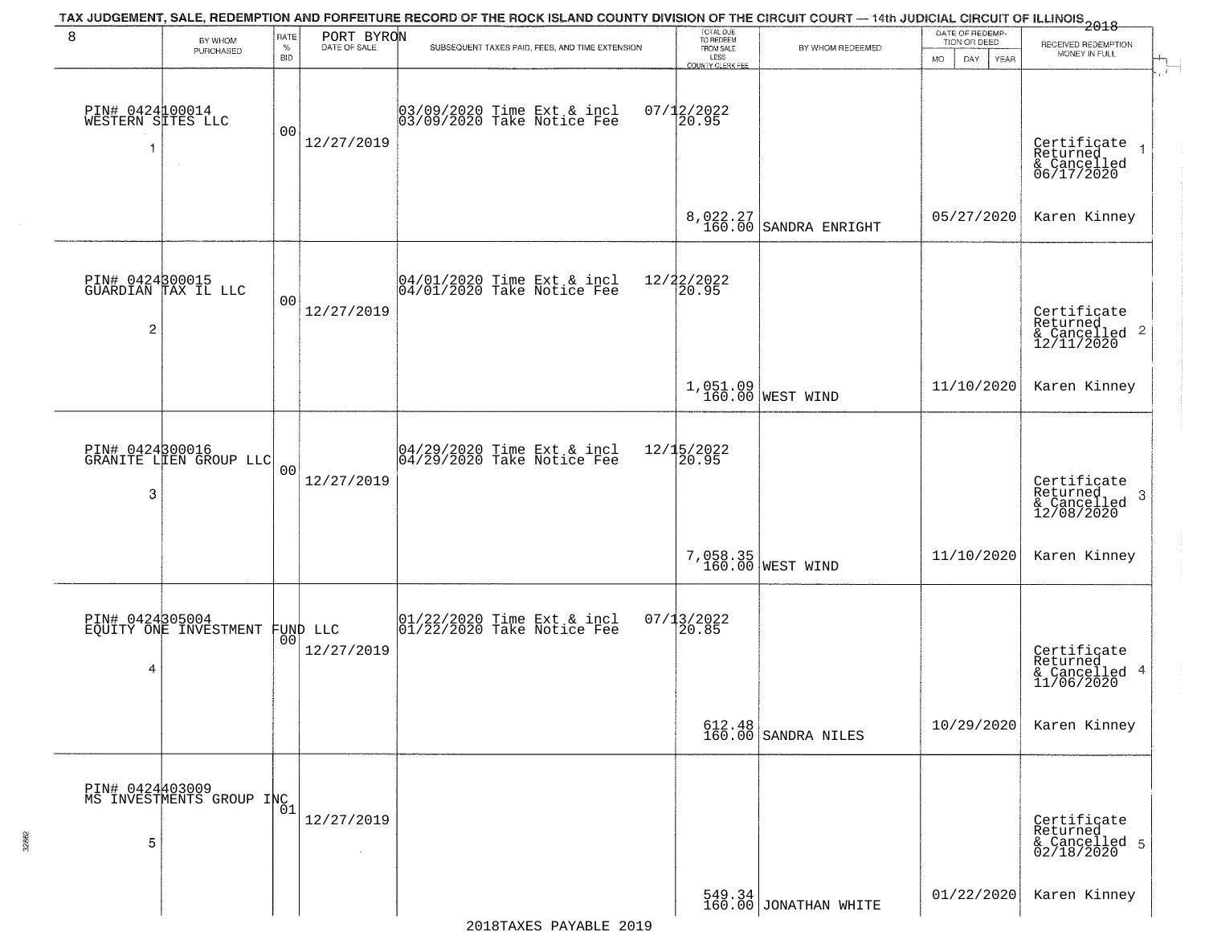TAX JUDGEMENT, SALE, REDEMPTION AND FORFEITURE RECORD OF THE ROCK ISLAND COUNTY DIVISION OF THE CIRCUIT COURT — 14th JUDICIAL CIRCUIT OF ILLINOIS 2018

| 8 BY WHOM PURCHASED | RATE % BID | PORT BYRON DATE OF SALE | SUBSEQUENT TAXES PAID, FEES, AND TIME EXTENSION | TOTAL DUE TO REDEEM FROM SALE LESS COUNTY CLERK FEE | BY WHOM REDEEMED | DATE OF REDEMPTION OR DEED MO DAY YEAR | RECEIVED REDEMPTION MONEY IN FULL |
|---|---|---|---|---|---|---|---|
| PIN# 0424100014 WESTERN SITES LLC 1 | 00 | 12/27/2019 | 03/09/2020 Time Ext & incl 03/09/2020 Take Notice Fee | 07/12/2022 20.95 8,022.27 160.00 | SANDRA ENRIGHT | 05/27/2020 | Certificate Returned & Cancelled 06/17/2020 Karen Kinney 1 |
| PIN# 0424300015 GUARDIAN TAX IL LLC 2 | 00 | 12/27/2019 | 04/01/2020 Time Ext & incl 04/01/2020 Take Notice Fee | 12/22/2022 20.95 1,051.09 160.00 | WEST WIND | 11/10/2020 | Certificate Returned & Cancelled 12/11/2020 Karen Kinney 2 |
| PIN# 0424300016 GRANITE LIEN GROUP LLC 3 | 00 | 12/27/2019 | 04/29/2020 Time Ext & incl 04/29/2020 Take Notice Fee | 12/15/2022 20.95 7,058.35 160.00 | WEST WIND | 11/10/2020 | Certificate Returned & Cancelled 12/08/2020 Karen Kinney 3 |
| PIN# 0424305004 EQUITY ONE INVESTMENT FUND LLC 4 | 00 | 12/27/2019 | 01/22/2020 Time Ext & incl 01/22/2020 Take Notice Fee | 07/13/2022 20.85 612.48 160.00 | SANDRA NILES | 10/29/2020 | Certificate Returned & Cancelled 11/06/2020 Karen Kinney 4 |
| PIN# 0424403009 MS INVESTMENTS GROUP INC 5 | 01 | 12/27/2019 | | 549.34 160.00 | JONATHAN WHITE | 01/22/2020 | Certificate Returned & Cancelled 02/18/2020 Karen Kinney 5 |

2018TAXES PAYABLE 2019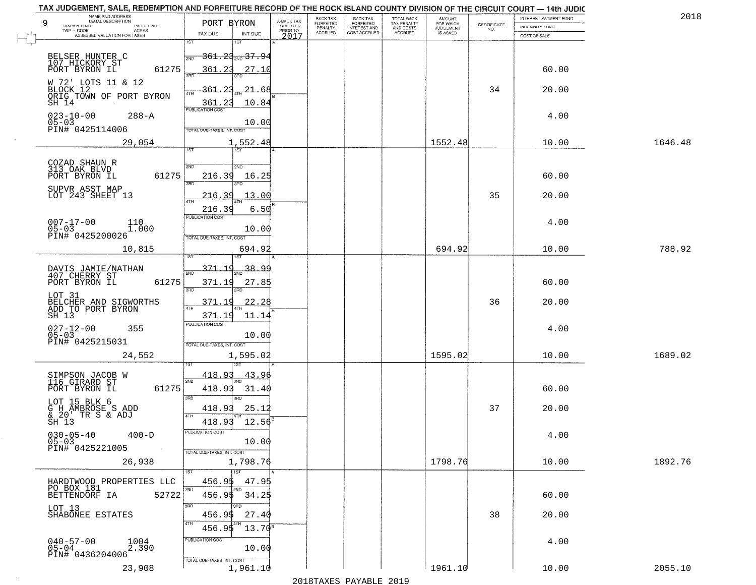TAX JUDGEMENT, SALE, REDEMPTION AND FORFEITURE RECORD OF THE ROCK ISLAND COUNTY DIVISION OF THE CIRCUIT COURT — 14th JUDIC

2018

| 9 NAME AND ADDRESS / LEGAL DESCRIPTION / TAXPAYER NO. / PARCEL NO. / TWP - CODE / ACRES / ASSESSED VALUATION FOR TAXES | PORT BYRON TAX DUE | INT DUE | A-BACK TAX FORFEITED PRIOR TO 2017 | BACK TAX FORFEITED PENALTY ACCRUED | BACK TAX FORFEITED INTEREST AND COST ACCRUED | TOTAL BACK TAX PENALTY AND COSTS ACCRUED | AMOUNT FOR WHICH JUDGEMENT IS ASKED | CERTIFICATE NO. | INTEREST PAYMENT FUND / INDEMNITY FUND / COST OF SALE | |
|---|---|---|---|---|---|---|---|---|---|---|
| BELSER HUNTER C<br>107 HICKORY ST<br>PORT BYRON IL 61275<br>W 72' LOTS 11 & 12<br>BLOCK 12<br>ORIG TOWN OF PORT BYRON<br>SH 14<br>023-10-00 288-A<br>05-03<br>PIN# 0425114006<br>29,054 | 1ST 361.23<br>2ND 361.23<br>3RD 361.23<br>4TH 361.23<br>PUBLICATION COST<br>TOTAL DUE-TAXES, INT. COST | 37.94<br>27.10<br>21.68<br>10.84<br>10.00<br>1,552.48 | | | | | 1552.48 | 34 | 60.00<br>20.00<br>4.00<br>10.00 | 1646.48 |
| COZAD SHAUN R<br>313 OAK BLVD<br>PORT BYRON IL 61275<br>SUPVR ASST MAP<br>LOT 243 SHEET 13<br>007-17-00 110<br>05-03 1.000<br>PIN# 0425200026<br>10,815 | 2ND 216.39<br>3RD 216.39<br>4TH 216.39<br>PUBLICATION COST<br>TOTAL DUE-TAXES, INT. COST | 16.25<br>13.00<br>6.50<br>10.00<br>694.92 | | | | | 694.92 | 35 | 60.00<br>20.00<br>4.00<br>10.00 | 788.92 |
| DAVIS JAMIE/NATHAN<br>407 CHERRY ST<br>PORT BYRON IL 61275<br>LOT 31<br>BELCHER AND SIGWORTHS<br>ADD TO PORT BYRON<br>SH 13<br>027-12-00 355<br>05-03<br>PIN# 0425215031<br>24,552 | 1ST 371.19<br>2ND 371.19<br>3RD 371.19<br>4TH 371.19<br>PUBLICATION COST<br>TOTAL DUE-TAXES, INT. COST | 38.99<br>27.85<br>22.28<br>11.14<br>10.00<br>1,595.02 | | | | | 1595.02 | 36 | 60.00<br>20.00<br>4.00<br>10.00 | 1689.02 |
| SIMPSON JACOB W<br>116 GIRARD ST<br>PORT BYRON IL 61275<br>LOT 15 BLK 6<br>G H AMBROSE S ADD<br>& 20' TR S & ADJ<br>SH 13<br>030-05-40 400-D<br>05-03<br>PIN# 0425221005<br>26,938 | 1ST 418.93<br>2ND 418.93<br>3RD 418.93<br>4TH 418.93<br>PUBLICATION COST<br>TOTAL DUE-TAXES, INT. COST | 43.96<br>31.40<br>25.12<br>12.56<br>10.00<br>1,798.76 | | | | | 1798.76 | 37 | 60.00<br>20.00<br>4.00<br>10.00 | 1892.76 |
| HARDTWOOD PROPERTIES LLC<br>PO BOX 181<br>BETTENDORF IA 52722<br>LOT 13<br>SHABONEE ESTATES<br>040-57-00 1004<br>05-04 2.390<br>PIN# 0436204006<br>23,908 | 1ST 456.95<br>2ND 456.95<br>3RD 456.95<br>4TH 456.95<br>PUBLICATION COST<br>TOTAL DUE-TAXES, INT. COST | 47.95<br>34.25<br>27.40<br>13.70<br>10.00<br>1,961.10 | | | | | 1961.10 | 38 | 60.00<br>20.00<br>4.00<br>10.00 | 2055.10 |

2018TAXES PAYABLE 2019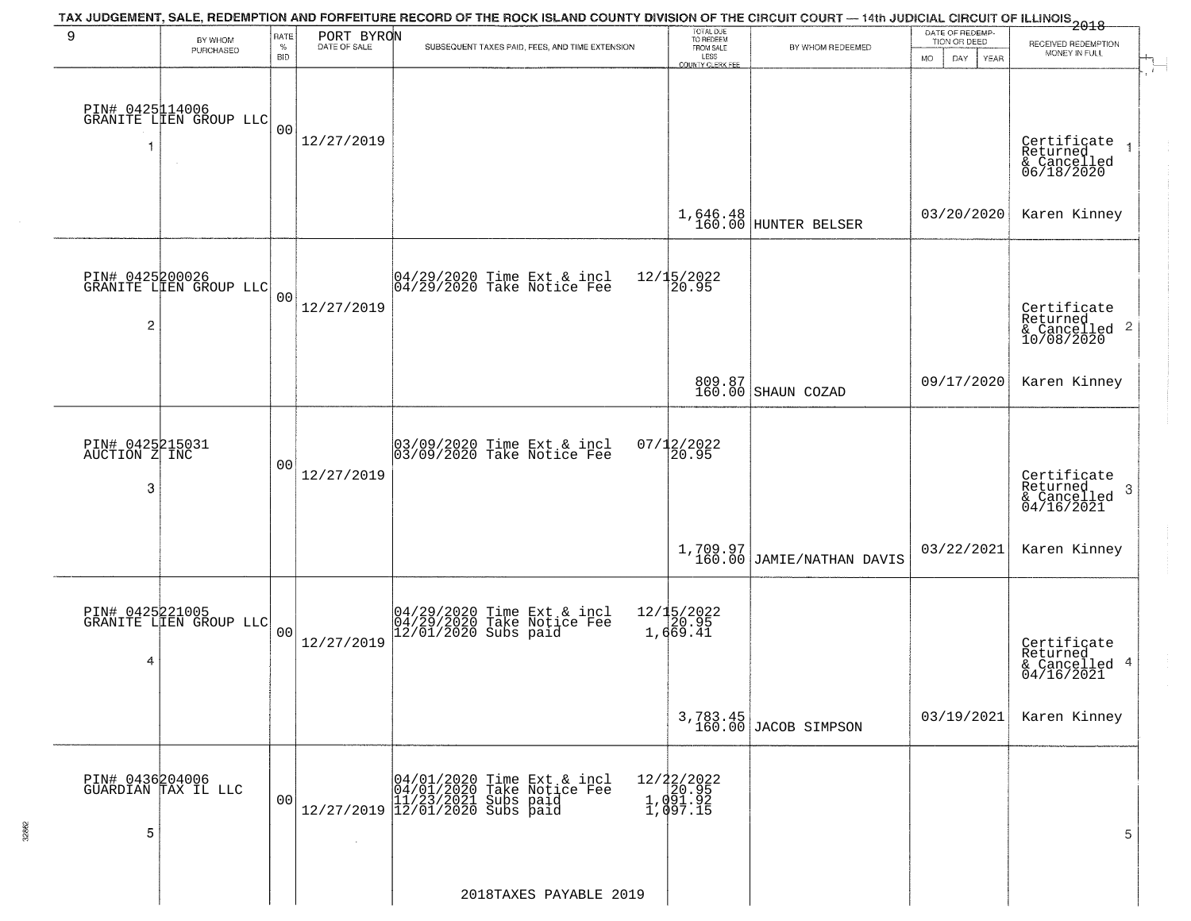TAX JUDGEMENT, SALE, REDEMPTION AND FORFEITURE RECORD OF THE ROCK ISLAND COUNTY DIVISION OF THE CIRCUIT COURT — 14th JUDICIAL CIRCUIT OF ILLINOIS 2018

| 9 BY WHOM PURCHASED | RATE % BID | PORT BYRON DATE OF SALE | SUBSEQUENT TAXES PAID, FEES, AND TIME EXTENSION | TOTAL DUE TO REDEEM FROM SALE LESS COUNTY CLERK FEE | BY WHOM REDEEMED | DATE OF REDEMPTION OR DEED MO DAY YEAR | RECEIVED REDEMPTION MONEY IN FULL |
|---|---|---|---|---|---|---|---|
| PIN# 0425114006 GRANITE LIEN GROUP LLC 1 | 00 | 12/27/2019 | | 1,646.48 160.00 | HUNTER BELSER | 03/20/2020 | Certificate Returned & Cancelled 06/18/2020 Karen Kinney 1 |
| PIN# 0425200026 GRANITE LIEN GROUP LLC 2 | 00 | 12/27/2019 | 04/29/2020 Time Ext & incl 12/15/2022 04/29/2020 Take Notice Fee 20.95 | 809.87 160.00 | SHAUN COZAD | 09/17/2020 | Certificate Returned & Cancelled 10/08/2020 Karen Kinney 2 |
| PIN# 0425215031 AUCTION Z INC 3 | 00 | 12/27/2019 | 03/09/2020 Time Ext & incl 07/12/2022 03/09/2020 Take Notice Fee 20.95 | 1,709.97 160.00 | JAMIE/NATHAN DAVIS | 03/22/2021 | Certificate Returned & Cancelled 04/16/2021 Karen Kinney 3 |
| PIN# 0425221005 GRANITE LIEN GROUP LLC 4 | 00 | 12/27/2019 | 04/29/2020 Time Ext & incl 12/15/2022 04/29/2020 Take Notice Fee 20.95 12/01/2020 Subs paid 1,669.41 | 3,783.45 160.00 | JACOB SIMPSON | 03/19/2021 | Certificate Returned & Cancelled 04/16/2021 Karen Kinney 4 |
| PIN# 0436204006 GUARDIAN TAX IL LLC 5 | 00 | 12/27/2019 | 04/01/2020 Time Ext & incl 12/22/2022 04/01/2020 Take Notice Fee 20.95 11/23/2021 Subs paid 1,091.92 12/01/2020 Subs paid 1,097.15 | | | | 5 |

2018TAXES PAYABLE 2019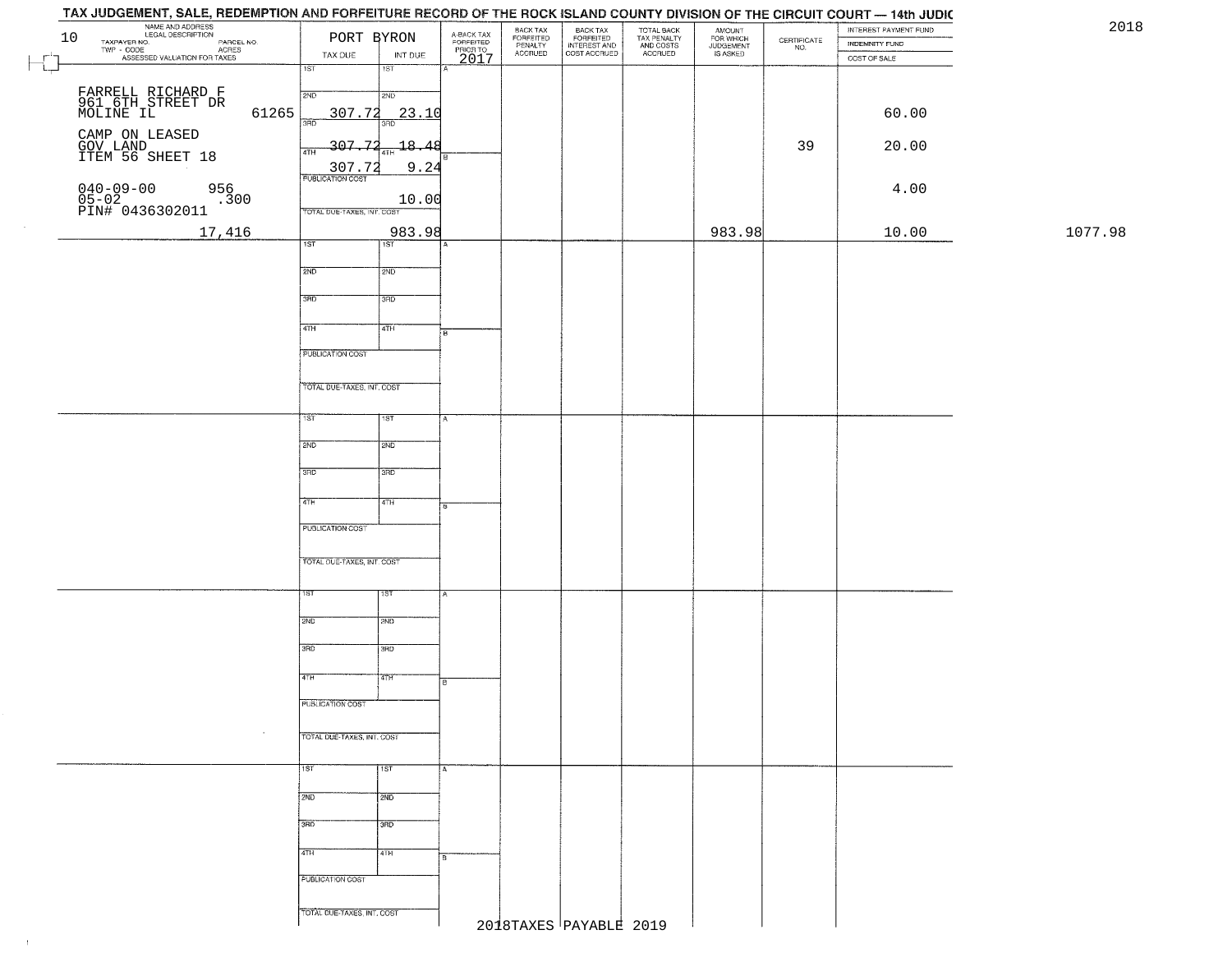TAX JUDGEMENT, SALE, REDEMPTION AND FORFEITURE RECORD OF THE ROCK ISLAND COUNTY DIVISION OF THE CIRCUIT COURT — 14th JUDIC

2018

| 10 NAME AND ADDRESS / LEGAL DESCRIPTION / TAXPAYER NO. / PARCEL NO. / TWP - CODE / ACRES / ASSESSED VALUATION FOR TAXES | PORT BYRON TAX DUE | INT DUE | A-BACK TAX FORFEITED PRIOR TO 2017 | BACK TAX FORFEITED PENALTY ACCRUED | BACK TAX FORFEITED INTEREST AND COST ACCRUED | TOTAL BACK TAX PENALTY AND COSTS ACCRUED | AMOUNT FOR WHICH JUDGEMENT IS ASKED | CERTIFICATE NO. | INTEREST PAYMENT FUND / INDEMNITY FUND / COST OF SALE | |
|---|---|---|---|---|---|---|---|---|---|---|
| FARRELL RICHARD F<br>961 6TH STREET DR<br>MOLINE IL 61265<br>CAMP ON LEASED<br>GOV LAND<br>ITEM 56 SHEET 18<br>040-09-00 956<br>05-02 .300<br>PIN# 0436302011<br>17,416 | 1ST<br>2ND 307.72<br>3RD 307.72<br>4TH 307.72<br>PUBLICATION COST<br>TOTAL DUE-TAXES, INT. COST | 1ST<br>2ND 23.10<br>3RD 18.48<br>4TH 9.24<br>10.00<br>983.98 | | | | | 983.98 | 39 | 60.00<br>20.00<br>4.00<br>10.00 | 1077.98 |
| | 1ST<br>2ND<br>3RD<br>4TH<br>PUBLICATION COST<br>TOTAL DUE-TAXES, INT. COST | 1ST<br>2ND<br>3RD<br>4TH | | | | | | | | |
| | 1ST<br>2ND<br>3RD<br>4TH<br>PUBLICATION COST<br>TOTAL DUE-TAXES, INT. COST | 1ST<br>2ND<br>3RD<br>4TH | | | | | | | | |
| | 1ST<br>2ND<br>3RD<br>4TH<br>PUBLICATION COST<br>TOTAL DUE-TAXES, INT. COST | 1ST<br>2ND<br>3RD<br>4TH | | | | | | | | |
| | 1ST<br>2ND<br>3RD<br>4TH<br>PUBLICATION COST<br>TOTAL DUE-TAXES, INT. COST | 1ST<br>2ND<br>3RD<br>4TH | | | | | | | | |

2018TAXES PAYABLE 2019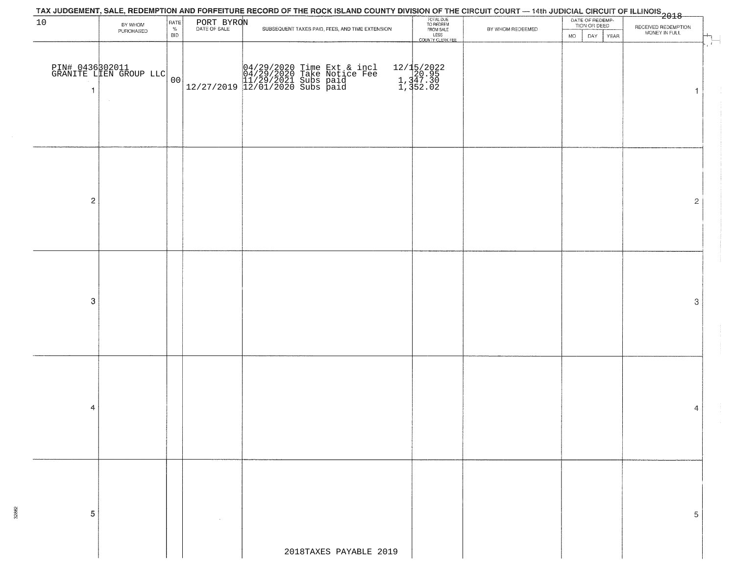TAX JUDGEMENT, SALE, REDEMPTION AND FORFEITURE RECORD OF THE ROCK ISLAND COUNTY DIVISION OF THE CIRCUIT COURT — 14th JUDICIAL CIRCUIT OF ILLINOIS 2018

10 PORT BYRON

| | BY WHOM PURCHASED | RATE % BID | DATE OF SALE | SUBSEQUENT TAXES PAID, FEES, AND TIME EXTENSION | TOTAL DUE TO REDEEM FROM SALE LESS COUNTY CLERK FEE | BY WHOM REDEEMED | DATE OF REDEMPTION OR DEED MO | DAY | YEAR | RECEIVED REDEMPTION MONEY IN FULL | |
|---|---|---|---|---|---|---|---|---|---|---|---|
| 1 | PIN# 0436302011 GRANITE LIEN GROUP LLC | 00 | 12/27/2019 | 04/29/2020 Time Ext & incl<br>04/29/2020 Take Notice Fee<br>11/29/2021 Subs paid<br>12/01/2020 Subs paid | 12/15/2022<br>20.95<br>1,347.30<br>1,352.02 | | | | | | 1 |
| 2 | | | | | | | | | | | 2 |
| 3 | | | | | | | | | | | 3 |
| 4 | | | | | | | | | | | 4 |
| 5 | | | | | | | | | | | 5 |

2018TAXES PAYABLE 2019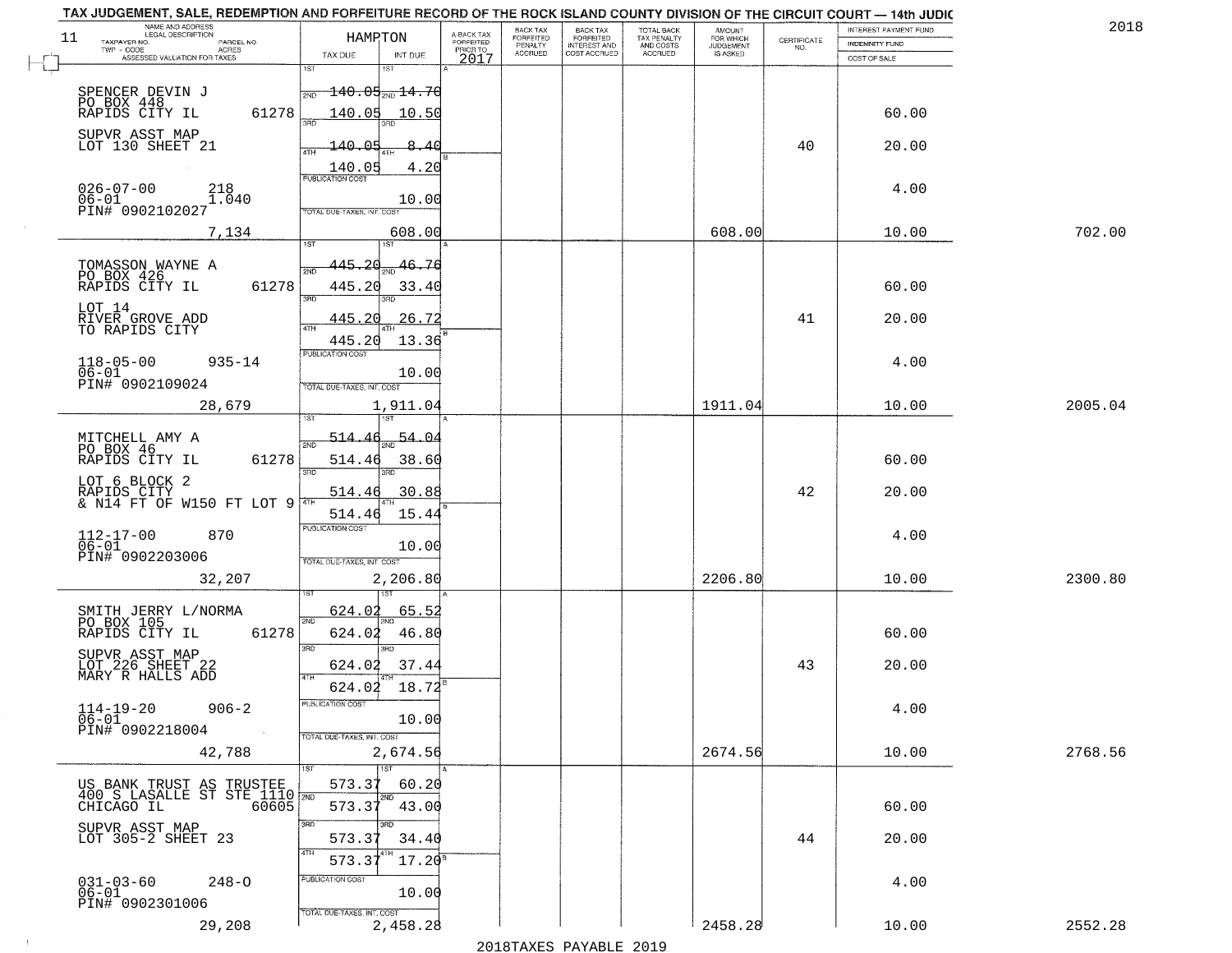TAX JUDGEMENT, SALE, REDEMPTION AND FORFEITURE RECORD OF THE ROCK ISLAND COUNTY DIVISION OF THE CIRCUIT COURT — 14th JUDIC

2018

11

| NAME AND ADDRESS / LEGAL DESCRIPTION / TAXPAYER NO. / PARCEL NO. / TWP - CODE / ACRES / ASSESSED VALUATION FOR TAXES | HAMPTON TAX DUE | INT DUE | A-BACK TAX FORFEITED PRIOR TO 2017 | BACK TAX FORFEITED PENALTY ACCRUED | BACK TAX FORFEITED INTEREST AND COST ACCRUED | TOTAL BACK TAX PENALTY AND COSTS ACCRUED | AMOUNT FOR WHICH JUDGEMENT IS ASKED | CERTIFICATE NO. | INTEREST PAYMENT FUND / INDEMNITY FUND / COST OF SALE | |
|---|---|---|---|---|---|---|---|---|---|---|
| SPENCER DEVIN J<br>PO BOX 448<br>RAPIDS CITY IL 61278<br>SUPVR ASST MAP<br>LOT 130 SHEET 21<br>026-07-00 218<br>06-01 1.040<br>PIN# 0902102027<br>7,134 | 1ST 140.05<br>2ND 140.05<br>3RD 140.05<br>4TH 140.05<br>PUBLICATION COST<br>TOTAL DUE-TAXES, INT. COST | 14.70<br>10.50<br>8.40<br>4.20<br>10.00<br>608.00 | | | | | 608.00 | 40 | 60.00<br>20.00<br>4.00<br>10.00 | 702.00 |
| TOMASSON WAYNE A<br>PO BOX 426<br>RAPIDS CITY IL 61278<br>LOT 14<br>RIVER GROVE ADD<br>TO RAPIDS CITY<br>118-05-00 935-14<br>06-01<br>PIN# 0902109024<br>28,679 | 1ST 445.20<br>2ND 445.20<br>3RD 445.20<br>4TH 445.20<br>PUBLICATION COST<br>TOTAL DUE-TAXES, INT. COST | 46.76<br>33.40<br>26.72<br>13.36<br>10.00<br>1,911.04 | | | | | 1911.04 | 41 | 60.00<br>20.00<br>4.00<br>10.00 | 2005.04 |
| MITCHELL AMY A<br>PO BOX 46<br>RAPIDS CITY IL 61278<br>LOT 6 BLOCK 2<br>RAPIDS CITY<br>& N14 FT OF W150 FT LOT 9<br>112-17-00 870<br>06-01<br>PIN# 0902203006<br>32,207 | 1ST 514.46<br>2ND 514.46<br>3RD 514.46<br>4TH 514.46<br>PUBLICATION COST<br>TOTAL DUE-TAXES, INT. COST | 54.04<br>38.60<br>30.88<br>15.44<br>10.00<br>2,206.80 | | | | | 2206.80 | 42 | 60.00<br>20.00<br>4.00<br>10.00 | 2300.80 |
| SMITH JERRY L/NORMA<br>PO BOX 105<br>RAPIDS CITY IL 61278<br>SUPVR ASST MAP<br>LOT 226 SHEET 22<br>MARY R HALLS ADD<br>114-19-20 906-2<br>06-01<br>PIN# 0902218004<br>42,788 | 1ST 624.02<br>2ND 624.02<br>3RD 624.02<br>4TH 624.02<br>PUBLICATION COST<br>TOTAL DUE-TAXES, INT. COST | 65.52<br>46.80<br>37.44<br>18.72<br>10.00<br>2,674.56 | | | | | 2674.56 | 43 | 60.00<br>20.00<br>4.00<br>10.00 | 2768.56 |
| US BANK TRUST AS TRUSTEE<br>400 S LASALLE ST STE 1110<br>CHICAGO IL 60605<br>SUPVR ASST MAP<br>LOT 305-2 SHEET 23<br>031-03-60 248-O<br>06-01<br>PIN# 0902301006<br>29,208 | 1ST 573.37<br>2ND 573.37<br>3RD 573.37<br>4TH 573.37<br>PUBLICATION COST<br>TOTAL DUE-TAXES, INT. COST | 60.20<br>43.00<br>34.40<br>17.20<br>10.00<br>2,458.28 | | | | | 2458.28 | 44 | 60.00<br>20.00<br>4.00<br>10.00 | 2552.28 |

2018TAXES PAYABLE 2019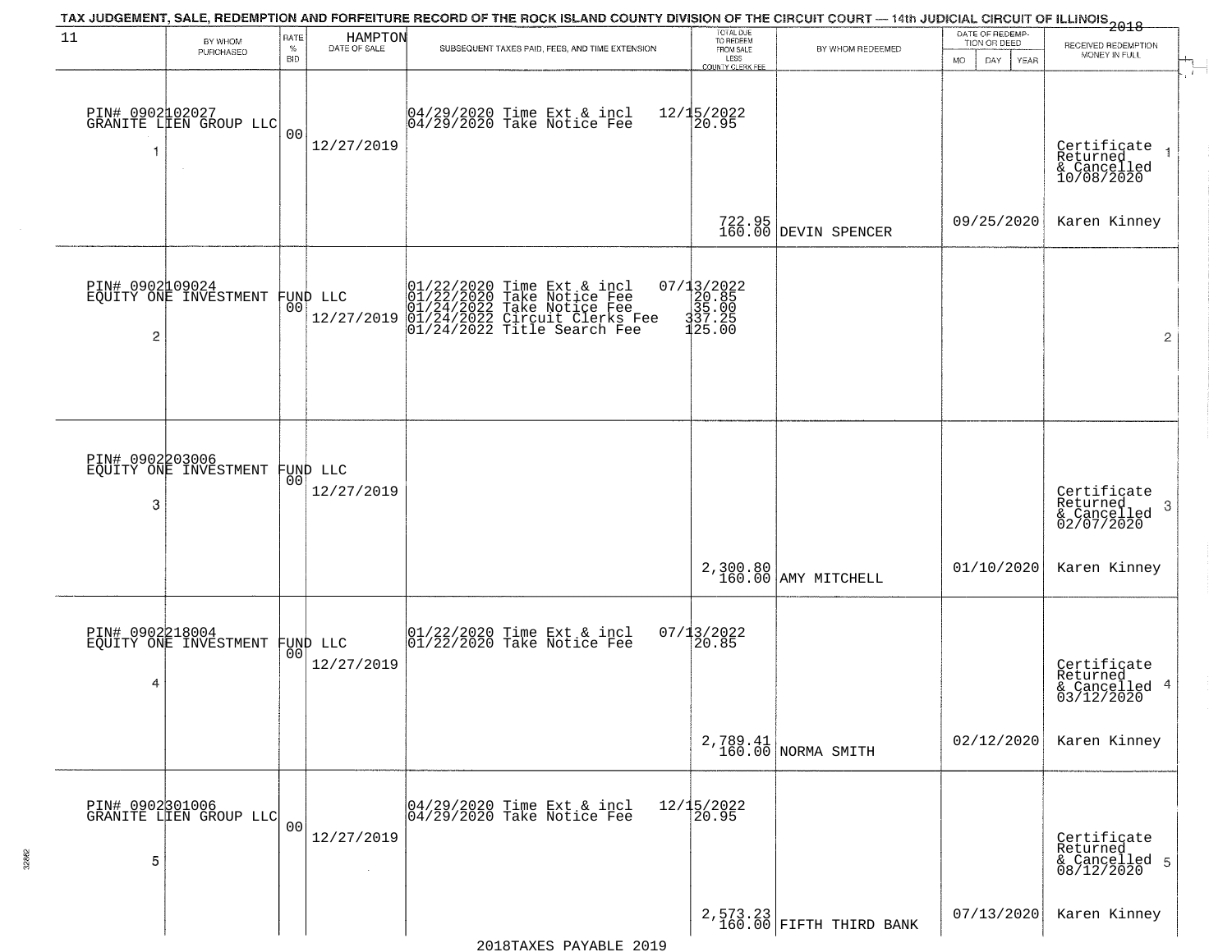TAX JUDGEMENT, SALE, REDEMPTION AND FORFEITURE RECORD OF THE ROCK ISLAND COUNTY DIVISION OF THE CIRCUIT COURT — 14th JUDICIAL CIRCUIT OF ILLINOIS 2018

| 11 | BY WHOM PURCHASED | RATE % BID | HAMPTON DATE OF SALE | SUBSEQUENT TAXES PAID, FEES, AND TIME EXTENSION | TOTAL DUE TO REDEEM FROM SALE LESS COUNTY CLERK FEE | BY WHOM REDEEMED | DATE OF REDEMPTION OR DEED MO DAY YEAR | RECEIVED REDEMPTION MONEY IN FULL |
|---|---|---|---|---|---|---|---|---|
| 1 | PIN# 0902102027 GRANITE LIEN GROUP LLC | 00 | 12/27/2019 | 04/29/2020 Time Ext & incl 12/15/2022<br>04/29/2020 Take Notice Fee 20.95 | 722.95<br>160.00 | DEVIN SPENCER | 09/25/2020 | Certificate Returned & Cancelled 10/08/2020<br>Karen Kinney |
| 2 | PIN# 0902109024 EQUITY ONE INVESTMENT FUND LLC | 00 | 12/27/2019 | 01/22/2020 Time Ext & incl 07/13/2022<br>01/22/2020 Take Notice Fee 20.85<br>01/24/2022 Take Notice Fee 35.00<br>01/24/2022 Circuit Clerks Fee 337.25<br>01/24/2022 Title Search Fee 125.00 | | | | |
| 3 | PIN# 0902203006 EQUITY ONE INVESTMENT FUND LLC | 00 | 12/27/2019 | | 2,300.80<br>160.00 | AMY MITCHELL | 01/10/2020 | Certificate Returned & Cancelled 02/07/2020<br>Karen Kinney |
| 4 | PIN# 0902218004 EQUITY ONE INVESTMENT FUND LLC | 00 | 12/27/2019 | 01/22/2020 Time Ext & incl 07/13/2022<br>01/22/2020 Take Notice Fee 20.85 | 2,789.41<br>160.00 | NORMA SMITH | 02/12/2020 | Certificate Returned & Cancelled 03/12/2020<br>Karen Kinney |
| 5 | PIN# 0902301006 GRANITE LIEN GROUP LLC | 00 | 12/27/2019 | 04/29/2020 Time Ext & incl 12/15/2022<br>04/29/2020 Take Notice Fee 20.95 | 2,573.23<br>160.00 | FIFTH THIRD BANK | 07/13/2020 | Certificate Returned & Cancelled 08/12/2020<br>Karen Kinney |

2018TAXES PAYABLE 2019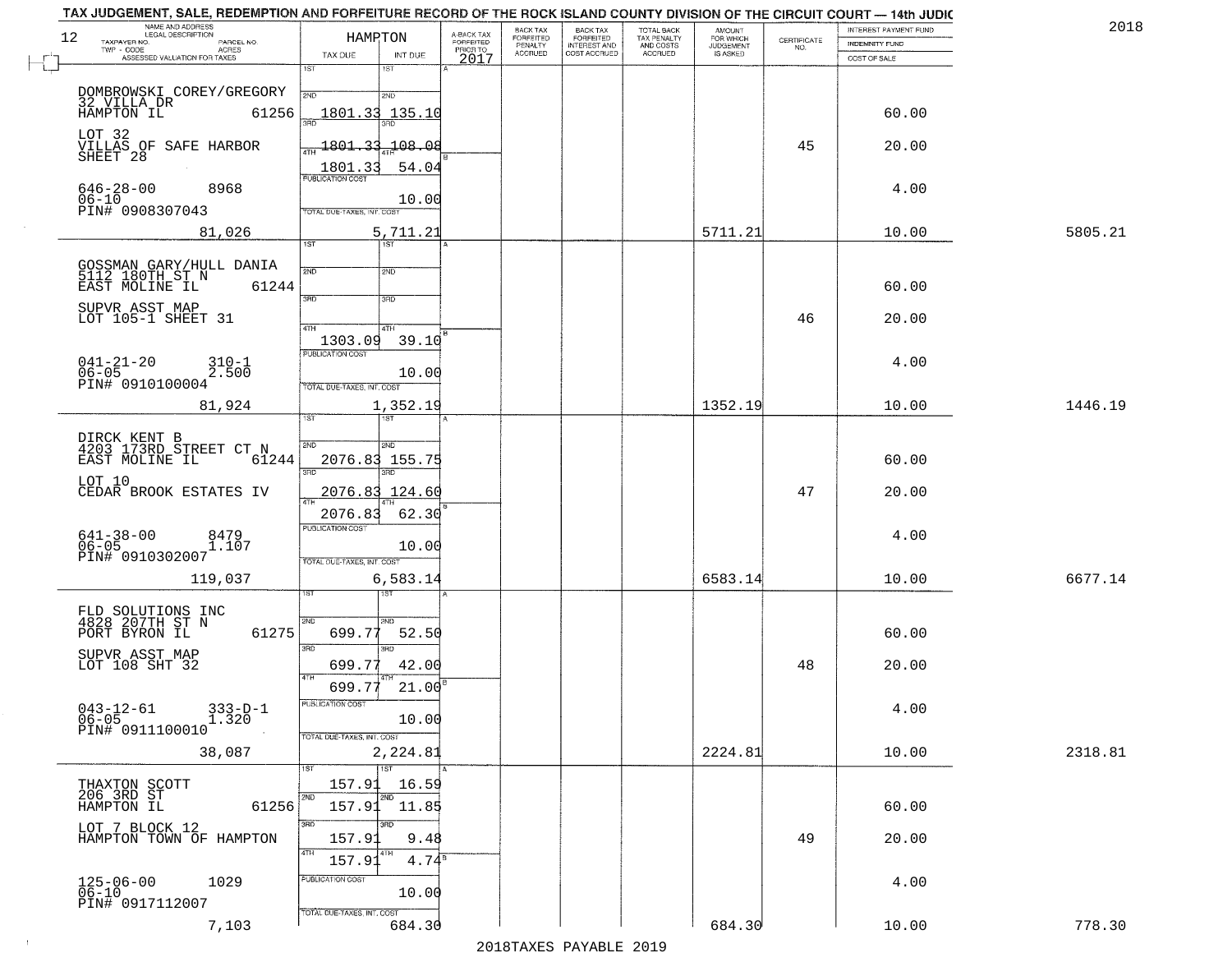TAX JUDGEMENT, SALE, REDEMPTION AND FORFEITURE RECORD OF THE ROCK ISLAND COUNTY DIVISION OF THE CIRCUIT COURT — 14th JUDIC

2018

| 12 NAME AND ADDRESS / LEGAL DESCRIPTION / TAXPAYER NO. / PARCEL NO. / TWP - CODE / ACRES / ASSESSED VALUATION FOR TAXES | HAMPTON TAX DUE | INT DUE | A-BACK TAX FORFEITED PRIOR TO 2017 | BACK TAX FORFEITED PENALTY ACCRUED | BACK TAX FORFEITED INTEREST AND COST ACCRUED | TOTAL BACK TAX PENALTY AND COSTS ACCRUED | AMOUNT FOR WHICH JUDGEMENT IS ASKED | CERTIFICATE NO. | INTEREST PAYMENT FUND / INDEMNITY FUND / COST OF SALE | |
|---|---|---|---|---|---|---|---|---|---|---|
| DOMBROWSKI COREY/GREGORY<br>32 VILLA DR<br>HAMPTON IL 61256<br>LOT 32<br>VILLAS OF SAFE HARBOR<br>SHEET 28<br>646-28-00 8968<br>06-10<br>PIN# 0908307043<br>81,026 | 1ST<br>2ND 1801.33<br>3RD 1801.33<br>4TH 1801.33<br>PUBLICATION COST<br>TOTAL DUE-TAXES, INT. COST | 1ST<br>2ND 135.10<br>3RD 108.08<br>4TH 54.04<br>10.00<br>5,711.21 | | | | | 5711.21 | 45 | 60.00<br>20.00<br>4.00<br>10.00 | 5805.21 |
| GOSSMAN GARY/HULL DANIA<br>5112 180TH ST N<br>EAST MOLINE IL 61244<br>SUPVR ASST MAP<br>LOT 105-1 SHEET 31<br>041-21-20 310-1<br>06-05 2.500<br>PIN# 0910100004<br>81,924 | 1ST<br>2ND<br>3RD<br>4TH 1303.09<br>PUBLICATION COST<br>TOTAL DUE-TAXES, INT. COST | 1ST<br>2ND<br>3RD<br>4TH 39.10<br>10.00<br>1,352.19 | | | | | 1352.19 | 46 | 60.00<br>20.00<br>4.00<br>10.00 | 1446.19 |
| DIRCK KENT B<br>4203 173RD STREET CT N<br>EAST MOLINE IL 61244<br>LOT 10<br>CEDAR BROOK ESTATES IV<br>641-38-00 8479<br>06-05 1.107<br>PIN# 0910302007<br>119,037 | 1ST<br>2ND 2076.83<br>3RD 2076.83<br>4TH 2076.83<br>PUBLICATION COST<br>TOTAL DUE-TAXES, INT. COST | 1ST<br>2ND 155.75<br>3RD 124.60<br>4TH 62.30<br>10.00<br>6,583.14 | | | | | 6583.14 | 47 | 60.00<br>20.00<br>4.00<br>10.00 | 6677.14 |
| FLD SOLUTIONS INC<br>4828 207TH ST N<br>PORT BYRON IL 61275<br>SUPVR ASST MAP<br>LOT 108 SHT 32<br>043-12-61 333-D-1<br>06-05 1.320<br>PIN# 0911100010<br>38,087 | 1ST<br>2ND 699.77<br>3RD 699.77<br>4TH 699.77<br>PUBLICATION COST<br>TOTAL DUE-TAXES, INT. COST | 1ST<br>2ND 52.50<br>3RD 42.00<br>4TH 21.00<br>10.00<br>2,224.81 | | | | | 2224.81 | 48 | 60.00<br>20.00<br>4.00<br>10.00 | 2318.81 |
| THAXTON SCOTT<br>206 3RD ST<br>HAMPTON IL 61256<br>LOT 7 BLOCK 12<br>HAMPTON TOWN OF HAMPTON<br>125-06-00 1029<br>06-10<br>PIN# 0917112007<br>7,103 | 1ST 157.91<br>2ND 157.91<br>3RD 157.91<br>4TH 157.91<br>PUBLICATION COST<br>TOTAL DUE-TAXES, INT. COST | 1ST 16.59<br>2ND 11.85<br>3RD 9.48<br>4TH 4.74<br>10.00<br>684.30 | | | | | 684.30 | 49 | 60.00<br>20.00<br>4.00<br>10.00 | 778.30 |

2018TAXES PAYABLE 2019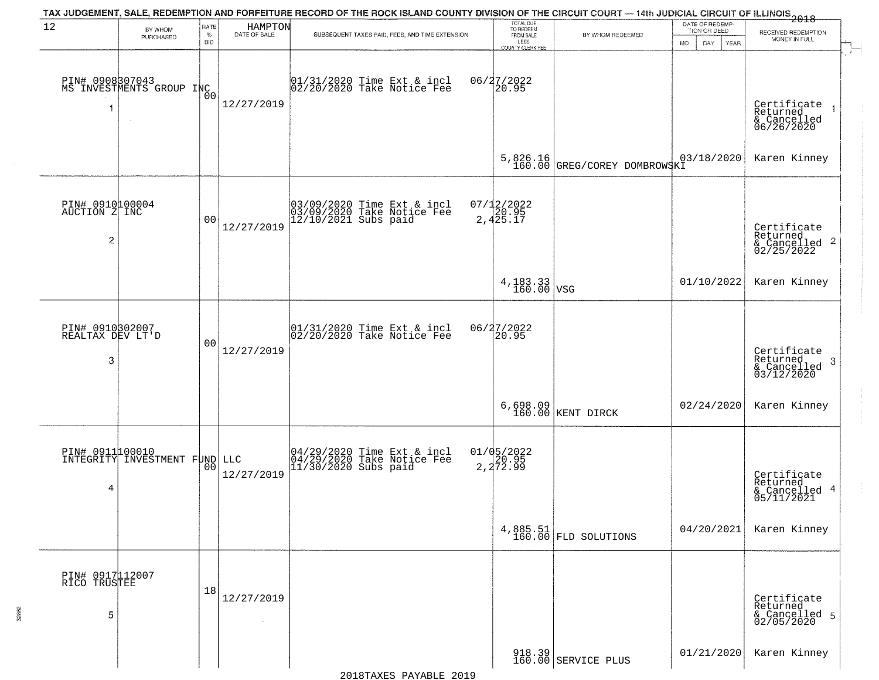TAX JUDGEMENT, SALE, REDEMPTION AND FORFEITURE RECORD OF THE ROCK ISLAND COUNTY DIVISION OF THE CIRCUIT COURT — 14th JUDICIAL CIRCUIT OF ILLINOIS 2018

| 12 | BY WHOM PURCHASED | RATE % BID | HAMPTON DATE OF SALE | SUBSEQUENT TAXES PAID, FEES, AND TIME EXTENSION | TOTAL DUE TO REDEEM FROM SALE LESS COUNTY CLERK FEE | BY WHOM REDEEMED | DATE OF REDEMPTION OR DEED MO DAY YEAR | RECEIVED REDEMPTION MONEY IN FULL |
|---|---|---|---|---|---|---|---|---|
| 1 | PIN# 0908307043 MS INVESTMENTS GROUP INC | 00 | 12/27/2019 | 01/31/2020 Time Ext & incl 02/20/2020 Take Notice Fee | 06/27/2022 20.95 5,826.16 160.00 | GREG/COREY DOMBROWSKI | 03/18/2020 | Certificate Returned & Cancelled 06/26/2020 Karen Kinney |
| 2 | PIN# 0910100004 AUCTION Z INC | 00 | 12/27/2019 | 03/09/2020 Time Ext & incl 03/09/2020 Take Notice Fee 12/10/2021 Subs paid | 07/12/2022 20.95 2,425.17 4,183.33 160.00 | VSG | 01/10/2022 | Certificate Returned & Cancelled 02/25/2022 Karen Kinney |
| 3 | PIN# 0910302007 REALTAX DEV LT'D | 00 | 12/27/2019 | 01/31/2020 Time Ext & incl 02/20/2020 Take Notice Fee | 06/27/2022 20.95 6,698.09 160.00 | KENT DIRCK | 02/24/2020 | Certificate Returned & Cancelled 03/12/2020 Karen Kinney |
| 4 | PIN# 0911100010 INTEGRITY INVESTMENT FUND LLC | 00 | 12/27/2019 | 04/29/2020 Time Ext & incl 04/29/2020 Take Notice Fee 11/30/2020 Subs paid | 01/05/2022 20.95 2,272.99 4,885.51 160.00 | FLD SOLUTIONS | 04/20/2021 | Certificate Returned & Cancelled 05/11/2021 Karen Kinney |
| 5 | PIN# 0917112007 RICO TRUSTEE | 18 | 12/27/2019 | | 918.39 160.00 | SERVICE PLUS | 01/21/2020 | Certificate Returned & Cancelled 02/05/2020 Karen Kinney |

2018TAXES PAYABLE 2019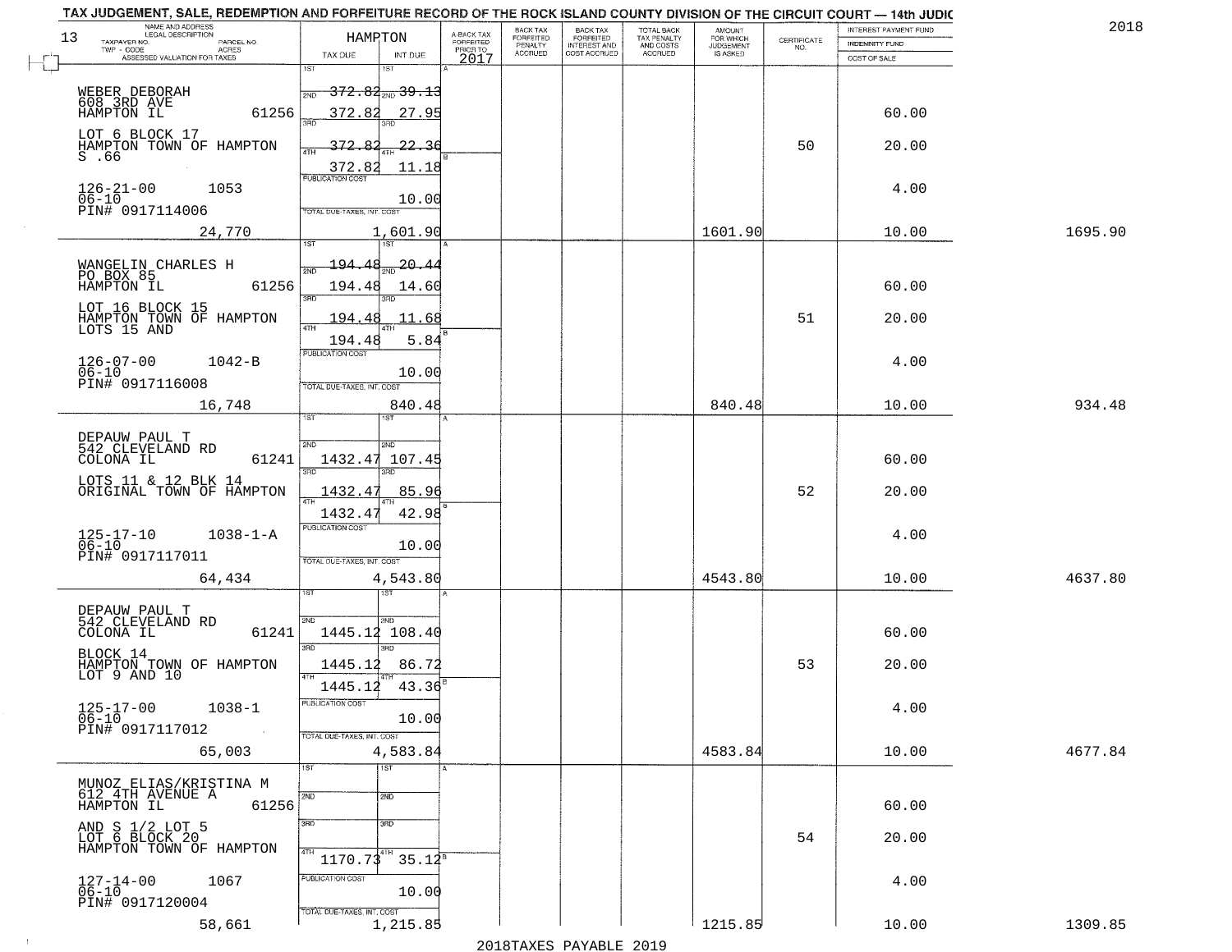TAX JUDGEMENT, SALE, REDEMPTION AND FORFEITURE RECORD OF THE ROCK ISLAND COUNTY DIVISION OF THE CIRCUIT COURT — 14th JUDIC

2018

| 13 NAME AND ADDRESS / LEGAL DESCRIPTION / TAXPAYER NO. / PARCEL NO. / TWP - CODE / ACRES / ASSESSED VALUATION FOR TAXES | HAMPTON TAX DUE | INT DUE | A-BACK TAX FORFEITED PRIOR TO 2017 | BACK TAX FORFEITED PENALTY ACCRUED | BACK TAX FORFEITED INTEREST AND COST ACCRUED | TOTAL BACK TAX PENALTY AND COSTS ACCRUED | AMOUNT FOR WHICH JUDGEMENT IS ASKED | CERTIFICATE NO. | INTEREST PAYMENT FUND / INDEMNITY FUND / COST OF SALE | |
|---|---|---|---|---|---|---|---|---|---|---|
| WEBER DEBORAH<br>608 3RD AVE<br>HAMPTON IL 61256<br>LOT 6 BLOCK 17<br>HAMPTON TOWN OF HAMPTON<br>S .66<br>126-21-00 1053<br>06-10<br>PIN# 0917114006<br>24,770 | 1ST<br>2ND 372.82<br>3RD 372.82<br>4TH 372.82<br>372.82<br>PUBLICATION COST<br>TOTAL DUE-TAXES, INT. COST | 1ST<br>2ND 39.13<br>27.95<br>3RD 22.36<br>4TH 11.18<br>10.00<br>1,601.90 | | | | | 1601.90 | 50 | 60.00<br>20.00<br>4.00<br>10.00 | 1695.90 |
| WANGELIN CHARLES H<br>PO BOX 85<br>HAMPTON IL 61256<br>LOT 16 BLOCK 15<br>HAMPTON TOWN OF HAMPTON<br>LOTS 15 AND<br>126-07-00 1042-B<br>06-10<br>PIN# 0917116008<br>16,748 | 1ST<br>2ND 194.48<br>194.48<br>3RD 194.48<br>4TH 194.48<br>PUBLICATION COST<br>TOTAL DUE-TAXES, INT. COST | 1ST<br>2ND 20.44<br>14.60<br>3RD 11.68<br>4TH 5.84<br>10.00<br>840.48 | | | | | 840.48 | 51 | 60.00<br>20.00<br>4.00<br>10.00 | 934.48 |
| DEPAUW PAUL T<br>542 CLEVELAND RD<br>COLONA IL 61241<br>LOTS 11 & 12 BLK 14<br>ORIGINAL TOWN OF HAMPTON<br>125-17-10 1038-1-A<br>06-10<br>PIN# 0917117011<br>64,434 | 1ST<br>2ND 1432.47<br>3RD 1432.47<br>4TH 1432.47<br>PUBLICATION COST<br>TOTAL DUE-TAXES, INT. COST | 1ST<br>2ND 107.45<br>3RD 85.96<br>4TH 42.98<br>10.00<br>4,543.80 | | | | | 4543.80 | 52 | 60.00<br>20.00<br>4.00<br>10.00 | 4637.80 |
| DEPAUW PAUL T<br>542 CLEVELAND RD<br>COLONA IL 61241<br>BLOCK 14<br>HAMPTON TOWN OF HAMPTON<br>LOT 9 AND 10<br>125-17-00 1038-1<br>06-10<br>PIN# 0917117012<br>65,003 | 1ST<br>2ND 1445.12<br>3RD 1445.12<br>4TH 1445.12<br>PUBLICATION COST<br>TOTAL DUE-TAXES, INT. COST | 1ST<br>2ND 108.40<br>3RD 86.72<br>4TH 43.36<br>10.00<br>4,583.84 | | | | | 4583.84 | 53 | 60.00<br>20.00<br>4.00<br>10.00 | 4677.84 |
| MUNOZ ELIAS/KRISTINA M<br>612 4TH AVENUE A<br>HAMPTON IL 61256<br>AND S 1/2 LOT 5<br>LOT 6 BLOCK 20<br>HAMPTON TOWN OF HAMPTON<br>127-14-00 1067<br>06-10<br>PIN# 0917120004<br>58,661 | 1ST<br>2ND<br>3RD<br>4TH 1170.73<br>PUBLICATION COST<br>TOTAL DUE-TAXES, INT. COST | 1ST<br>2ND<br>3RD<br>4TH 35.12<br>10.00<br>1,215.85 | | | | | 1215.85 | 54 | 60.00<br>20.00<br>4.00<br>10.00 | 1309.85 |

2018TAXES PAYABLE 2019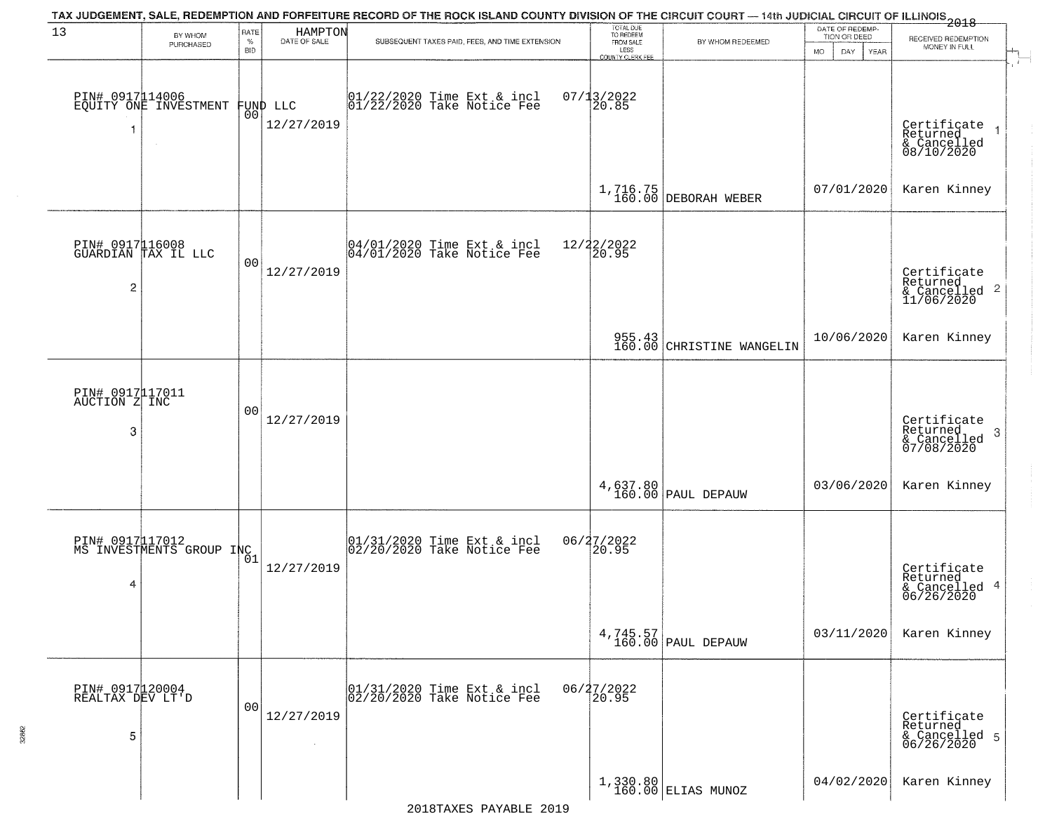# TAX JUDGEMENT, SALE, REDEMPTION AND FORFEITURE RECORD OF THE ROCK ISLAND COUNTY DIVISION OF THE CIRCUIT COURT — 14th JUDICIAL CIRCUIT OF ILLINOIS 2018

| 13 BY WHOM PURCHASED | RATE % BID | HAMPTON DATE OF SALE | SUBSEQUENT TAXES PAID, FEES, AND TIME EXTENSION | TOTAL DUE TO REDEEM FROM SALE LESS COUNTY CLERK FEE | BY WHOM REDEEMED | DATE OF REDEMPTION OR DEED MO DAY YEAR | RECEIVED REDEMPTION MONEY IN FULL |
|---|---|---|---|---|---|---|---|
| PIN# 0917114006 EQUITY ONE INVESTMENT FUND LLC 1 | 00 | 12/27/2019 | 01/22/2020 Time Ext & incl 01/22/2020 Take Notice Fee | 07/13/2022 20.85 1,716.75 160.00 | DEBORAH WEBER | 07/01/2020 | Certificate Returned & Cancelled 08/10/2020 Karen Kinney 1 |
| PIN# 0917116008 GUARDIAN TAX IL LLC 2 | 00 | 12/27/2019 | 04/01/2020 Time Ext & incl 04/01/2020 Take Notice Fee | 12/22/2022 20.95 955.43 160.00 | CHRISTINE WANGELIN | 10/06/2020 | Certificate Returned & Cancelled 11/06/2020 Karen Kinney 2 |
| PIN# 0917117011 AUCTION Z INC 3 | 00 | 12/27/2019 | | 4,637.80 160.00 | PAUL DEPAUW | 03/06/2020 | Certificate Returned & Cancelled 07/08/2020 Karen Kinney 3 |
| PIN# 0917117012 MS INVESTMENTS GROUP INC 4 | 01 | 12/27/2019 | 01/31/2020 Time Ext & incl 02/20/2020 Take Notice Fee | 06/27/2022 20.95 4,745.57 160.00 | PAUL DEPAUW | 03/11/2020 | Certificate Returned & Cancelled 06/26/2020 Karen Kinney 4 |
| PIN# 0917120004 REALTAX DEV LT'D 5 | 00 | 12/27/2019 | 01/31/2020 Time Ext & incl 02/20/2020 Take Notice Fee | 06/27/2022 20.95 1,330.80 160.00 | ELIAS MUNOZ | 04/02/2020 | Certificate Returned & Cancelled 06/26/2020 Karen Kinney 5 |

2018TAXES PAYABLE 2019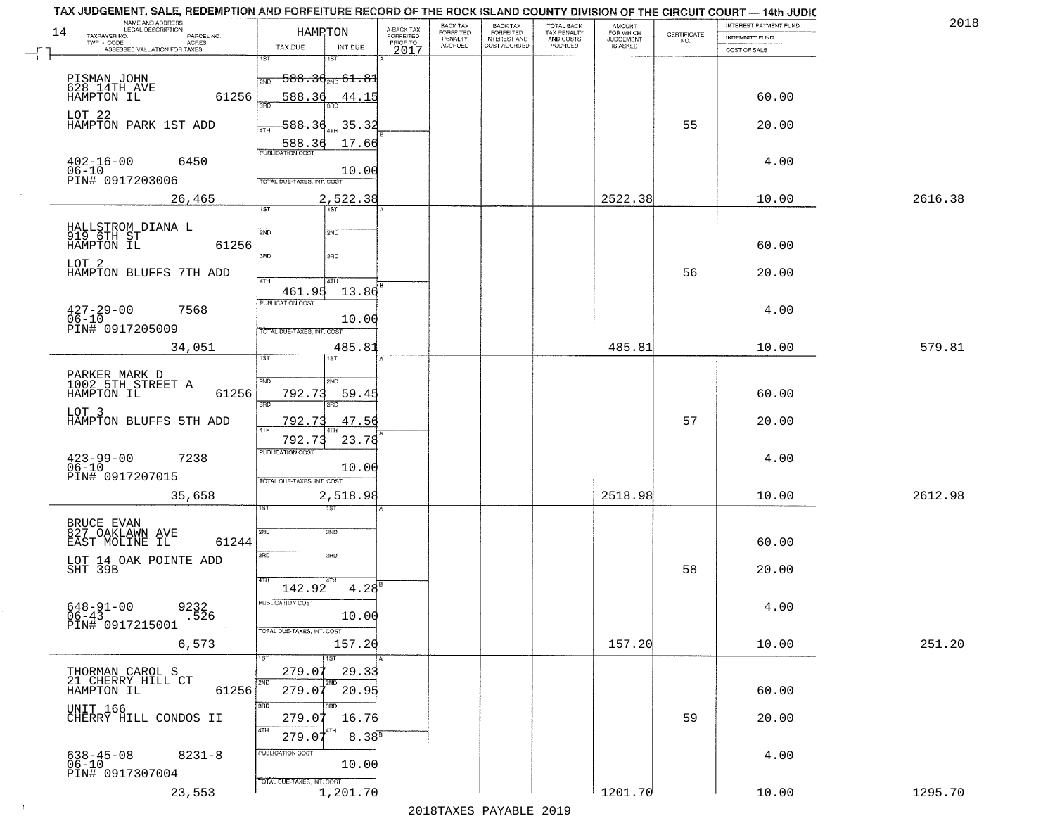TAX JUDGEMENT, SALE, REDEMPTION AND FORFEITURE RECORD OF THE ROCK ISLAND COUNTY DIVISION OF THE CIRCUIT COURT — 14th JUDIC

2018

| 14 NAME AND ADDRESS / LEGAL DESCRIPTION / TAXPAYER NO. / PARCEL NO. / TWP - CODE / ACRES / ASSESSED VALUATION FOR TAXES | HAMPTON TAX DUE | INT DUE | A-BACK TAX FORFEITED PRIOR TO 2017 | BACK TAX FORFEITED PENALTY ACCRUED | BACK TAX FORFEITED INTEREST AND COST ACCRUED | TOTAL BACK TAX PENALTY AND COSTS ACCRUED | AMOUNT FOR WHICH JUDGEMENT IS ASKED | CERTIFICATE NO. | INTEREST PAYMENT FUND / INDEMNITY FUND / COST OF SALE | |
|---|---|---|---|---|---|---|---|---|---|---|
| PISMAN JOHN<br>628 14TH AVE<br>HAMPTON IL 61256<br>LOT 22<br>HAMPTON PARK 1ST ADD<br>402-16-00 6450<br>06-10<br>PIN# 0917203006<br>26,465 | 1ST<br>2ND 588.36<br>3RD 588.36<br>4TH 588.36<br>588.36<br>PUBLICATION COST<br>TOTAL DUE-TAXES, INT. COST | 1ST<br>2ND 61.81<br>3RD 44.15<br>4TH 35.32<br>17.66<br>10.00<br>2,522.38 | | | | | 2522.38 | 55 | 60.00<br>20.00<br>4.00<br>10.00 | 2616.38 |
| HALLSTROM DIANA L<br>919 6TH ST<br>HAMPTON IL 61256<br>LOT 2<br>HAMPTON BLUFFS 7TH ADD<br>427-29-00 7568<br>06-10<br>PIN# 0917205009<br>34,051 | 1ST<br>2ND<br>3RD<br>4TH<br>461.95<br>PUBLICATION COST<br>TOTAL DUE-TAXES, INT. COST | 1ST<br>2ND<br>3RD<br>4TH<br>13.86<br>10.00<br>485.81 | | | | | 485.81 | 56 | 60.00<br>20.00<br>4.00<br>10.00 | 579.81 |
| PARKER MARK D<br>1002 5TH STREET A<br>HAMPTON IL 61256<br>LOT 3<br>HAMPTON BLUFFS 5TH ADD<br>423-99-00 7238<br>06-10<br>PIN# 0917207015<br>35,658 | 1ST<br>2ND 792.73<br>3RD 792.73<br>4TH 792.73<br>PUBLICATION COST<br>TOTAL DUE-TAXES, INT. COST | 1ST<br>2ND 59.45<br>3RD 47.56<br>4TH 23.78<br>10.00<br>2,518.98 | | | | | 2518.98 | 57 | 60.00<br>20.00<br>4.00<br>10.00 | 2612.98 |
| BRUCE EVAN<br>827 OAKLAWN AVE<br>EAST MOLINE IL 61244<br>LOT 14 OAK POINTE ADD<br>SHT 39B<br>648-91-00 9232<br>06-43 .526<br>PIN# 0917215001<br>6,573 | 1ST<br>2ND<br>3RD<br>4TH 142.92<br>PUBLICATION COST<br>TOTAL DUE-TAXES, INT. COST | 1ST<br>2ND<br>3RD<br>4TH 4.28<br>10.00<br>157.20 | | | | | 157.20 | 58 | 60.00<br>20.00<br>4.00<br>10.00 | 251.20 |
| THORMAN CAROL S<br>21 CHERRY HILL CT<br>HAMPTON IL 61256<br>UNIT 166<br>CHERRY HILL CONDOS II<br>638-45-08 8231-8<br>06-10<br>PIN# 0917307004<br>23,553 | 1ST 279.07<br>2ND 279.07<br>3RD 279.07<br>4TH 279.07<br>PUBLICATION COST<br>TOTAL DUE-TAXES, INT. COST | 1ST 29.33<br>2ND 20.95<br>3RD 16.76<br>4TH 8.38<br>10.00<br>1,201.70 | | | | | 1201.70 | 59 | 60.00<br>20.00<br>4.00<br>10.00 | 1295.70 |

2018TAXES PAYABLE 2019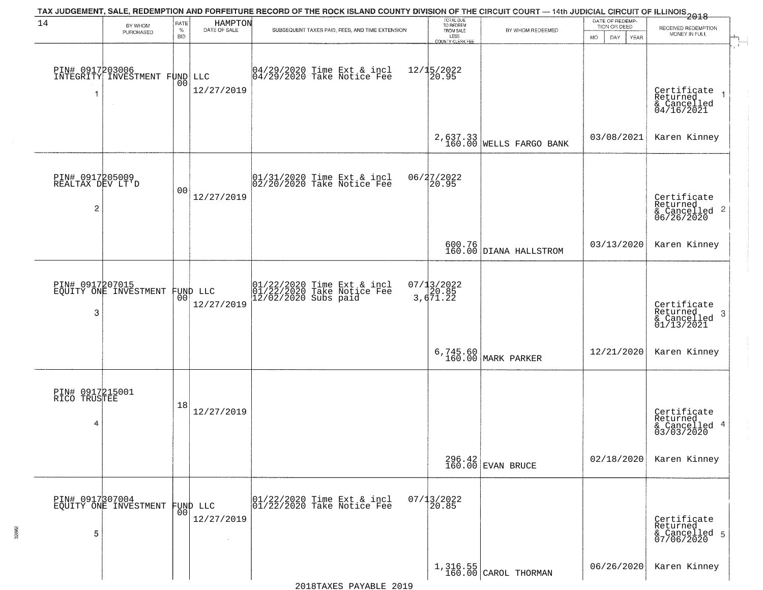TAX JUDGEMENT, SALE, REDEMPTION AND FORFEITURE RECORD OF THE ROCK ISLAND COUNTY DIVISION OF THE CIRCUIT COURT — 14th JUDICIAL CIRCUIT OF ILLINOIS 2018

14 HAMPTON

| BY WHOM PURCHASED | RATE % BID | DATE OF SALE | SUBSEQUENT TAXES PAID, FEES, AND TIME EXTENSION | TOTAL DUE TO REDEEM FROM SALE LESS COUNTY CLERK FEE | BY WHOM REDEEMED | DATE OF REDEMPTION OR DEED MO DAY YEAR | RECEIVED REDEMPTION MONEY IN FULL |
|---|---|---|---|---|---|---|---|
| PIN# 0917203006 INTEGRITY INVESTMENT FUND LLC 1 | 00 | 12/27/2019 | 04/29/2020 Time Ext & incl 04/29/2020 Take Notice Fee | 12/15/2022 20.95 2,637.33 160.00 | WELLS FARGO BANK | 03/08/2021 | Certificate Returned & Cancelled 04/16/2021 Karen Kinney |
| PIN# 0917205009 REALTAX DEV LT'D 2 | 00 | 12/27/2019 | 01/31/2020 Time Ext & incl 02/20/2020 Take Notice Fee | 06/27/2022 20.95 600.76 160.00 | DIANA HALLSTROM | 03/13/2020 | Certificate Returned & Cancelled 06/26/2020 Karen Kinney |
| PIN# 0917207015 EQUITY ONE INVESTMENT FUND LLC 3 | 00 | 12/27/2019 | 01/22/2020 Time Ext & incl 01/22/2020 Take Notice Fee 12/02/2020 Subs paid | 07/13/2022 20.85 3,671.22 6,745.60 160.00 | MARK PARKER | 12/21/2020 | Certificate Returned & Cancelled 01/13/2021 Karen Kinney |
| PIN# 0917215001 RICO TRUSTEE 4 | 18 | 12/27/2019 | | 296.42 160.00 | EVAN BRUCE | 02/18/2020 | Certificate Returned & Cancelled 03/03/2020 Karen Kinney |
| PIN# 0917307004 EQUITY ONE INVESTMENT FUND LLC 5 | 00 | 12/27/2019 | 01/22/2020 Time Ext & incl 01/22/2020 Take Notice Fee | 07/13/2022 20.85 1,316.55 160.00 | CAROL THORMAN | 06/26/2020 | Certificate Returned & Cancelled 07/06/2020 Karen Kinney |

2018TAXES PAYABLE 2019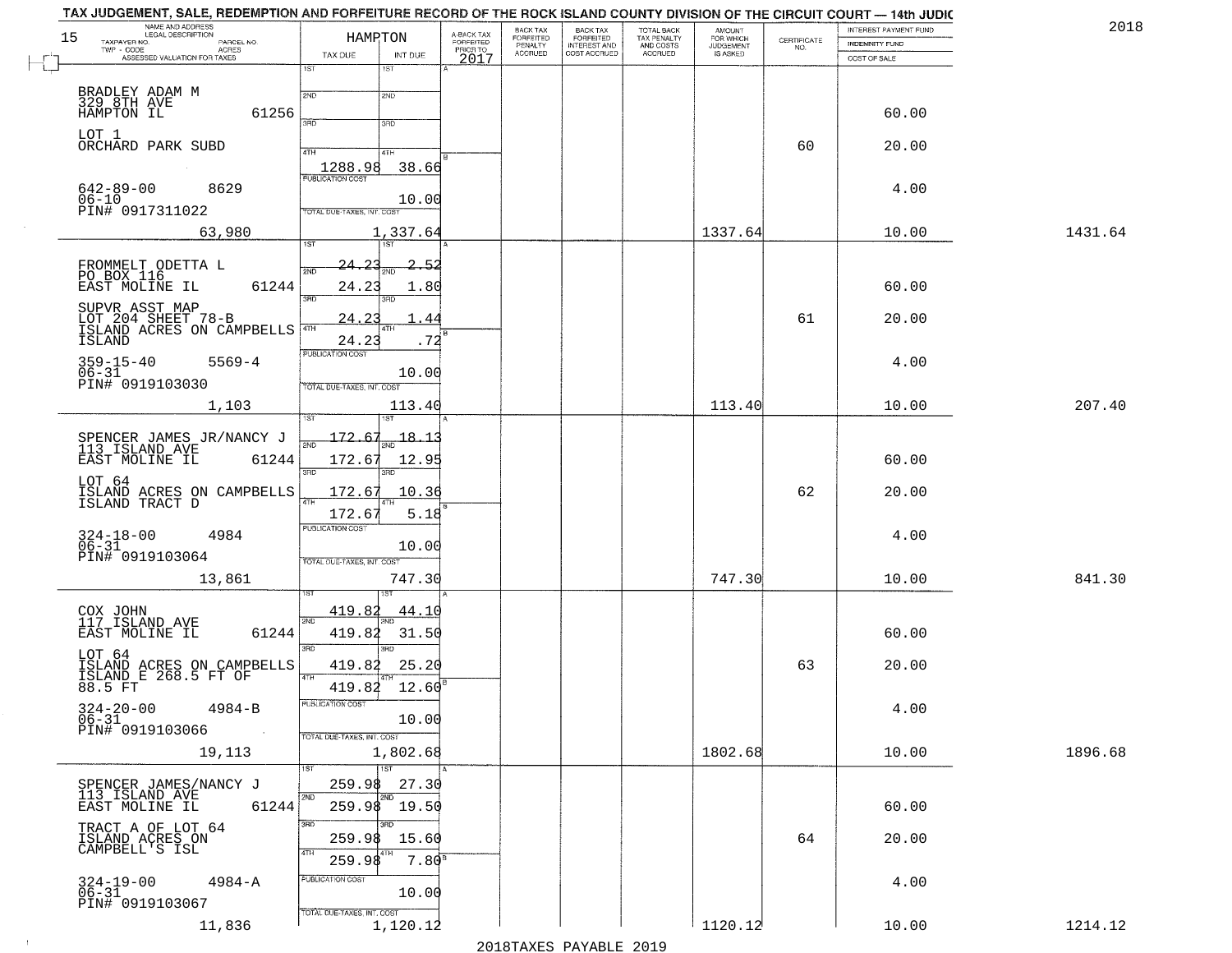TAX JUDGEMENT, SALE, REDEMPTION AND FORFEITURE RECORD OF THE ROCK ISLAND COUNTY DIVISION OF THE CIRCUIT COURT — 14th JUDIC

2018

| 15 NAME AND ADDRESS / LEGAL DESCRIPTION / TAXPAYER NO. / PARCEL NO. / TWP - CODE / ACRES / ASSESSED VALUATION FOR TAXES | HAMPTON TAX DUE | INT DUE | A-BACK TAX FORFEITED PRIOR TO 2017 | BACK TAX FORFEITED PENALTY ACCRUED | BACK TAX FORFEITED INTEREST AND COST ACCRUED | TOTAL BACK TAX PENALTY AND COSTS ACCRUED | AMOUNT FOR WHICH JUDGEMENT IS ASKED | CERTIFICATE NO. | INTEREST PAYMENT FUND / INDEMNITY FUND / COST OF SALE | |
|---|---|---|---|---|---|---|---|---|---|---|
| BRADLEY ADAM M<br>329 8TH AVE<br>HAMPTON IL 61256<br>LOT 1<br>ORCHARD PARK SUBD<br>642-89-00 8629<br>06-10<br>PIN# 0917311022<br>63,980 | 1ST<br>2ND<br>3RD<br>4TH 1288.98<br>PUBLICATION COST<br>TOTAL DUE-TAXES, INT. COST | 1ST<br>2ND<br>3RD<br>4TH 38.66<br>10.00<br>1,337.64 | | | | | 1337.64 | 60 | 60.00<br>20.00<br>4.00<br>10.00 | 1431.64 |
| FROMMELT ODETTA L<br>PO BOX 116<br>EAST MOLINE IL 61244<br>SUPVR ASST MAP<br>LOT 204 SHEET 78-B<br>ISLAND ACRES ON CAMPBELLS ISLAND<br>359-15-40 5569-4<br>06-31<br>PIN# 0919103030<br>1,103 | 1ST 24.23<br>2ND 24.23<br>3RD 24.23<br>4TH 24.23<br>PUBLICATION COST<br>TOTAL DUE-TAXES, INT. COST | 1ST 2.52<br>2ND 1.80<br>3RD 1.44<br>4TH .72<br>10.00<br>113.40 | | | | | 113.40 | 61 | 60.00<br>20.00<br>4.00<br>10.00 | 207.40 |
| SPENCER JAMES JR/NANCY J<br>113 ISLAND AVE<br>EAST MOLINE IL 61244<br>LOT 64<br>ISLAND ACRES ON CAMPBELLS ISLAND TRACT D<br>324-18-00 4984<br>06-31<br>PIN# 0919103064<br>13,861 | 1ST 172.67<br>2ND 172.67<br>3RD 172.67<br>4TH 172.67<br>PUBLICATION COST<br>TOTAL DUE-TAXES, INT. COST | 1ST 18.13<br>2ND 12.95<br>3RD 10.36<br>4TH 5.18<br>10.00<br>747.30 | | | | | 747.30 | 62 | 60.00<br>20.00<br>4.00<br>10.00 | 841.30 |
| COX JOHN<br>117 ISLAND AVE<br>EAST MOLINE IL 61244<br>LOT 64<br>ISLAND ACRES ON CAMPBELLS ISLAND E 268.5 FT OF 88.5 FT<br>324-20-00 4984-B<br>06-31<br>PIN# 0919103066<br>19,113 | 1ST 419.82<br>2ND 419.82<br>3RD 419.82<br>4TH 419.82<br>PUBLICATION COST<br>TOTAL DUE-TAXES, INT. COST | 1ST 44.10<br>2ND 31.50<br>3RD 25.20<br>4TH 12.60<br>10.00<br>1,802.68 | | | | | 1802.68 | 63 | 60.00<br>20.00<br>4.00<br>10.00 | 1896.68 |
| SPENCER JAMES/NANCY J<br>113 ISLAND AVE<br>EAST MOLINE IL 61244<br>TRACT A OF LOT 64<br>ISLAND ACRES ON CAMPBELL'S ISL<br>324-19-00 4984-A<br>06-31<br>PIN# 0919103067<br>11,836 | 1ST 259.98<br>2ND 259.98<br>3RD 259.98<br>4TH 259.98<br>PUBLICATION COST<br>TOTAL DUE-TAXES, INT. COST | 1ST 27.30<br>2ND 19.50<br>3RD 15.60<br>4TH 7.80<br>10.00<br>1,120.12 | | | | | 1120.12 | 64 | 60.00<br>20.00<br>4.00<br>10.00 | 1214.12 |

2018TAXES PAYABLE 2019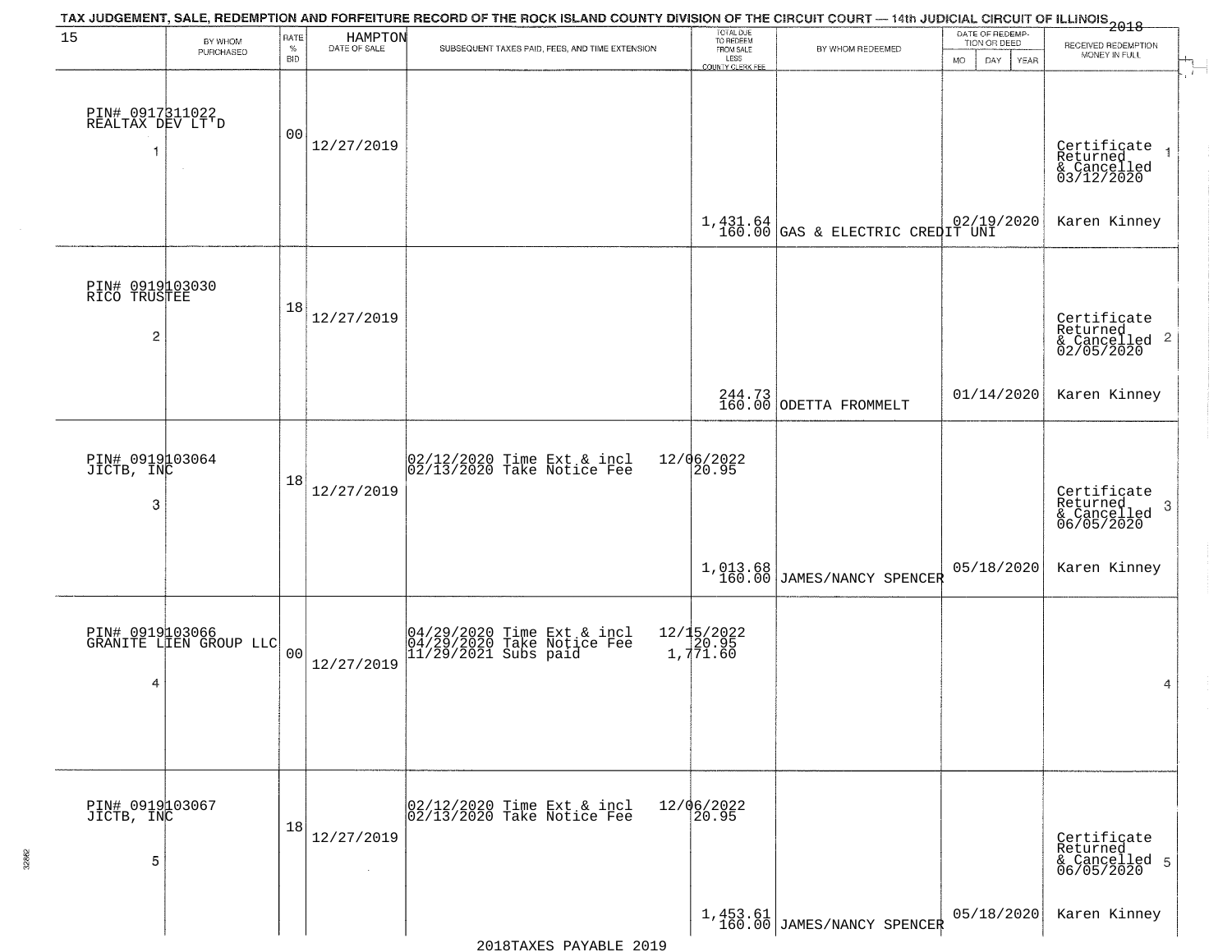TAX JUDGEMENT, SALE, REDEMPTION AND FORFEITURE RECORD OF THE ROCK ISLAND COUNTY DIVISION OF THE CIRCUIT COURT — 14th JUDICIAL CIRCUIT OF ILLINOIS 2018

15 HAMPTON

| BY WHOM PURCHASED | RATE % BID | DATE OF SALE | SUBSEQUENT TAXES PAID, FEES, AND TIME EXTENSION | TOTAL DUE TO REDEEM FROM SALE LESS COUNTY CLERK FEE | BY WHOM REDEEMED | DATE OF REDEMPTION OR DEED MO DAY YEAR | RECEIVED REDEMPTION MONEY IN FULL |
|---|---|---|---|---|---|---|---|
| PIN# 0917311022 REALTAX DEV LT'D 1 | 00 | 12/27/2019 | | 1,431.64 160.00 | GAS & ELECTRIC CREDIT UNI | 02/19/2020 | Certificate Returned & Cancelled 03/12/2020 Karen Kinney 1 |
| PIN# 0919103030 RICO TRUSTEE 2 | 18 | 12/27/2019 | | 244.73 160.00 | ODETTA FROMMELT | 01/14/2020 | Certificate Returned & Cancelled 02/05/2020 Karen Kinney 2 |
| PIN# 0919103064 JICTB, INC 3 | 18 | 12/27/2019 | 02/12/2020 Time Ext & incl 12/06/2022; 02/13/2020 Take Notice Fee 20.95 | 1,013.68 160.00 | JAMES/NANCY SPENCER | 05/18/2020 | Certificate Returned & Cancelled 06/05/2020 Karen Kinney 3 |
| PIN# 0919103066 GRANITE LIEN GROUP LLC 4 | 00 | 12/27/2019 | 04/29/2020 Time Ext & incl 12/15/2022; 04/29/2020 Take Notice Fee 20.95; 11/29/2021 Subs paid 1,771.60 | | | | 4 |
| PIN# 0919103067 JICTB, INC 5 | 18 | 12/27/2019 | 02/12/2020 Time Ext & incl 12/06/2022; 02/13/2020 Take Notice Fee 20.95 | 1,453.61 160.00 | JAMES/NANCY SPENCER | 05/18/2020 | Certificate Returned & Cancelled 06/05/2020 Karen Kinney 5 |

2018TAXES PAYABLE 2019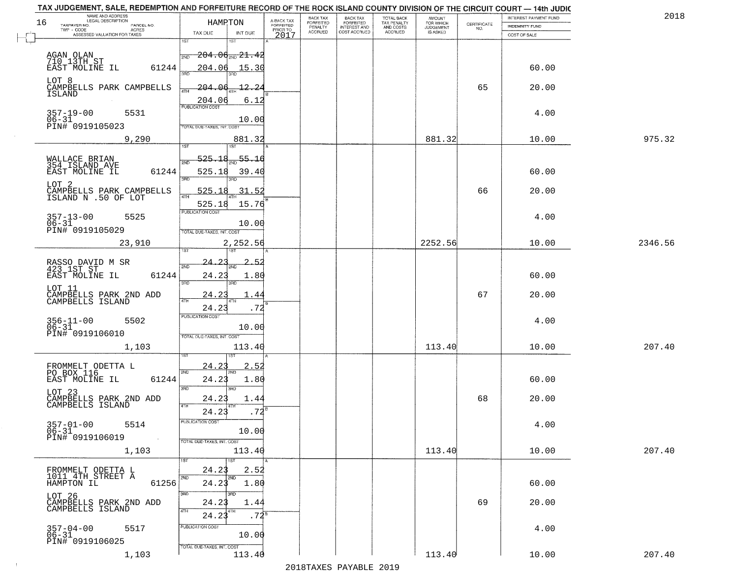TAX JUDGEMENT, SALE, REDEMPTION AND FORFEITURE RECORD OF THE ROCK ISLAND COUNTY DIVISION OF THE CIRCUIT COURT — 14th JUDIC

2018

HAMPTON

| NAME AND ADDRESS / LEGAL DESCRIPTION / TAXPAYER NO. / PARCEL NO. / TWP - CODE / ACRES / ASSESSED VALUATION FOR TAXES | TAX DUE | INT DUE | A-BACK TAX FORFEITED PRIOR TO 2017 | BACK TAX FORFEITED PENALTY ACCRUED | BACK TAX FORFEITED INTEREST AND COST ACCRUED | TOTAL BACK TAX PENALTY AND COSTS ACCRUED | AMOUNT FOR WHICH JUDGEMENT IS ASKED | CERTIFICATE NO. | INTEREST PAYMENT FUND / INDEMNITY FUND / COST OF SALE | |
|---|---|---|---|---|---|---|---|---|---|---|
| AGAN OLAN<br>710 13TH ST<br>EAST MOLINE IL 61244<br>LOT 8<br>CAMPBELLS PARK CAMPBELLS ISLAND<br>357-19-00 5531<br>06-31<br>PIN# 0919105023<br>9,290 | 1ST 204.06<br>2ND 204.06<br>3RD 204.06<br>4TH 204.06<br>PUBLICATION COST<br>TOTAL DUE-TAXES, INT. COST | 1ST 21.42<br>2ND 15.30<br>3RD 12.24<br>4TH 6.12<br>10.00<br>881.32 | | | | | 881.32 | 65 | 60.00<br>20.00<br>4.00<br>10.00 | 975.32 |
| WALLACE BRIAN<br>354 ISLAND AVE<br>EAST MOLINE IL 61244<br>LOT 2<br>CAMPBELLS PARK CAMPBELLS ISLAND N .50 OF LOT<br>357-13-00 5525<br>06-31<br>PIN# 0919105029<br>23,910 | 1ST 525.18<br>2ND 525.18<br>3RD 525.18<br>4TH 525.18<br>PUBLICATION COST<br>TOTAL DUE-TAXES, INT. COST | 1ST 55.16<br>2ND 39.40<br>3RD 31.52<br>4TH 15.76<br>10.00<br>2,252.56 | | | | | 2252.56 | 66 | 60.00<br>20.00<br>4.00<br>10.00 | 2346.56 |
| RASSO DAVID M SR<br>423 1ST ST<br>EAST MOLINE IL 61244<br>LOT 11<br>CAMPBELLS PARK 2ND ADD CAMPBELLS ISLAND<br>356-11-00 5502<br>06-31<br>PIN# 0919106010<br>1,103 | 1ST 24.23<br>2ND 24.23<br>3RD 24.23<br>4TH 24.23<br>PUBLICATION COST<br>TOTAL DUE-TAXES, INT. COST | 1ST 2.52<br>2ND 1.80<br>3RD 1.44<br>4TH .72<br>10.00<br>113.40 | | | | | 113.40 | 67 | 60.00<br>20.00<br>4.00<br>10.00 | 207.40 |
| FROMMELT ODETTA L<br>PO BOX 116<br>EAST MOLINE IL 61244<br>LOT 23<br>CAMPBELLS PARK 2ND ADD CAMPBELLS ISLAND<br>357-01-00 5514<br>06-31<br>PIN# 0919106019<br>1,103 | 1ST 24.23<br>2ND 24.23<br>3RD 24.23<br>4TH 24.23<br>PUBLICATION COST<br>TOTAL DUE-TAXES, INT. COST | 1ST 2.52<br>2ND 1.80<br>3RD 1.44<br>4TH .72<br>10.00<br>113.40 | | | | | 113.40 | 68 | 60.00<br>20.00<br>4.00<br>10.00 | 207.40 |
| FROMMELT ODETTA L<br>1011 4TH STREET A<br>HAMPTON IL 61256<br>LOT 26<br>CAMPBELLS PARK 2ND ADD CAMPBELLS ISLAND<br>357-04-00 5517<br>06-31<br>PIN# 0919106025<br>1,103 | 1ST 24.23<br>2ND 24.23<br>3RD 24.23<br>4TH 24.23<br>PUBLICATION COST<br>TOTAL DUE-TAXES, INT. COST | 1ST 2.52<br>2ND 1.80<br>3RD 1.44<br>4TH .72<br>10.00<br>113.40 | | | | | 113.40 | 69 | 60.00<br>20.00<br>4.00<br>10.00 | 207.40 |

2018TAXES PAYABLE 2019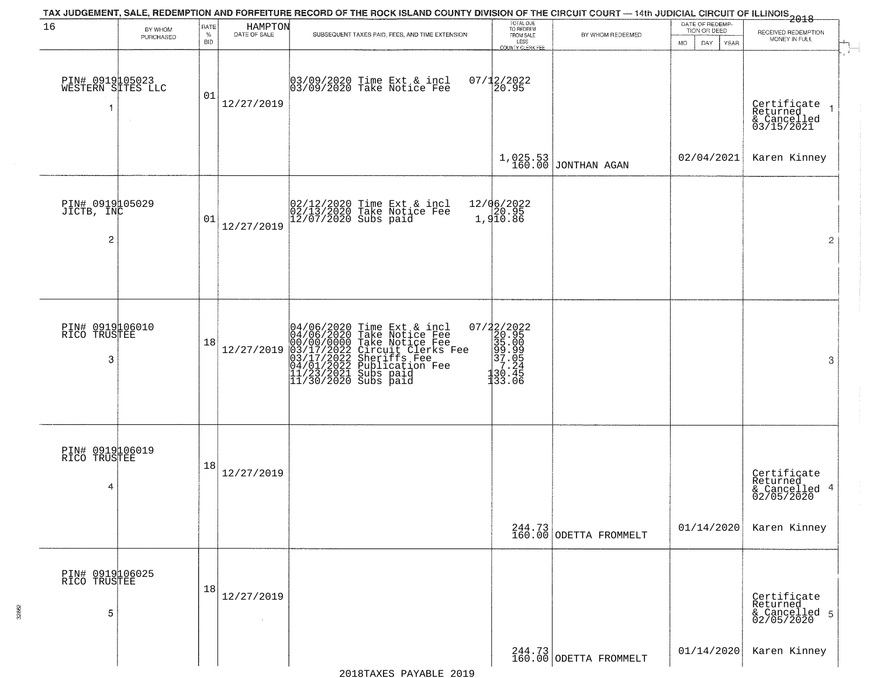TAX JUDGEMENT, SALE, REDEMPTION AND FORFEITURE RECORD OF THE ROCK ISLAND COUNTY DIVISION OF THE CIRCUIT COURT — 14th JUDICIAL CIRCUIT OF ILLINOIS 2018

| 16 BY WHOM PURCHASED | RATE % BID | HAMPTON DATE OF SALE | SUBSEQUENT TAXES PAID, FEES, AND TIME EXTENSION | TOTAL DUE TO REDEEM FROM SALE LESS COUNTY CLERK FEE | BY WHOM REDEEMED | DATE OF REDEMPTION OR DEED MO DAY YEAR | RECEIVED REDEMPTION MONEY IN FULL |
|---|---|---|---|---|---|---|---|
| PIN# 0919105023 WESTERN SITES LLC 1 | 01 | 12/27/2019 | 03/09/2020 Time Ext & incl 07/12/2022<br>03/09/2020 Take Notice Fee 20.95 | 1,025.53<br>160.00 | JONTHAN AGAN | 02/04/2021 | Certificate Returned & Cancelled 03/15/2021 1<br>Karen Kinney |
| PIN# 0919105029 JICTB, INC 2 | 01 | 12/27/2019 | 02/12/2020 Time Ext & incl 12/06/2022<br>02/13/2020 Take Notice Fee 20.95<br>12/07/2020 Subs paid 1,910.86 | | | | 2 |
| PIN# 0919106010 RICO TRUSTEE 3 | 18 | 12/27/2019 | 04/06/2020 Time Ext & incl 07/22/2022<br>04/06/2020 Take Notice Fee 20.95<br>00/00/0000 Take Notice Fee 35.00<br>03/17/2022 Circuit Clerks Fee 99.99<br>03/17/2022 Sheriffs Fee 37.05<br>04/01/2022 Publication Fee 7.24<br>11/23/2021 Subs paid 130.45<br>11/30/2020 Subs paid 133.06 | | | | 3 |
| PIN# 0919106019 RICO TRUSTEE 4 | 18 | 12/27/2019 | | 244.73<br>160.00 | ODETTA FROMMELT | 01/14/2020 | Certificate Returned & Cancelled 02/05/2020 4<br>Karen Kinney |
| PIN# 0919106025 RICO TRUSTEE 5 | 18 | 12/27/2019 | | 244.73<br>160.00 | ODETTA FROMMELT | 01/14/2020 | Certificate Returned & Cancelled 02/05/2020 5<br>Karen Kinney |

2018TAXES PAYABLE 2019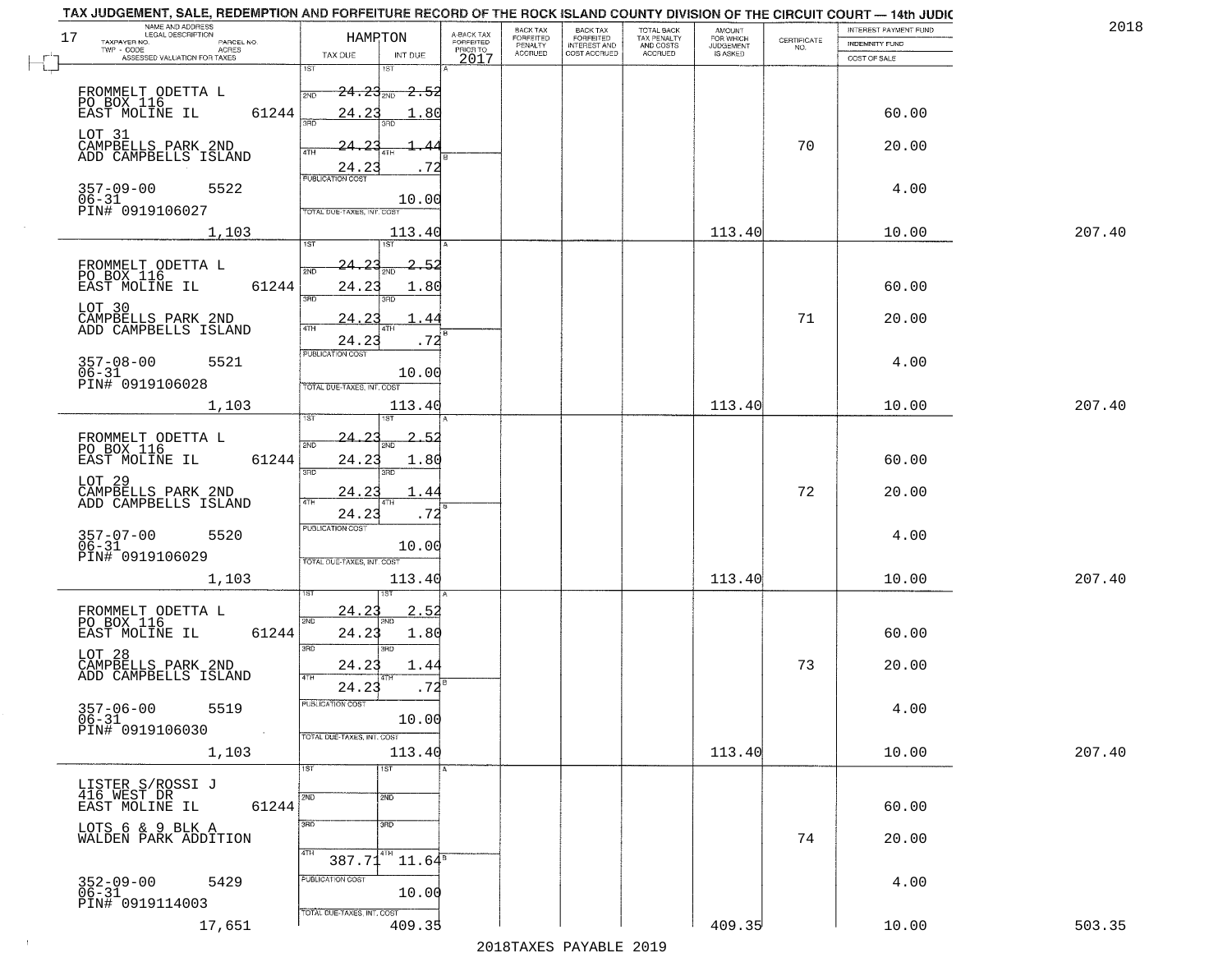TAX JUDGEMENT, SALE, REDEMPTION AND FORFEITURE RECORD OF THE ROCK ISLAND COUNTY DIVISION OF THE CIRCUIT COURT — 14th JUDIC

2018

17

| NAME AND ADDRESS / LEGAL DESCRIPTION / TAXPAYER NO. / PARCEL NO. / TWP - CODE / ACRES / ASSESSED VALUATION FOR TAXES | HAMPTON TAX DUE | INT DUE | A-BACK TAX FORFEITED PRIOR TO 2017 | BACK TAX FORFEITED PENALTY ACCRUED | BACK TAX FORFEITED INTEREST AND COST ACCRUED | TOTAL BACK TAX PENALTY AND COSTS ACCRUED | AMOUNT FOR WHICH JUDGEMENT IS ASKED | CERTIFICATE NO. | INTEREST PAYMENT FUND / INDEMNITY FUND / COST OF SALE | |
|---|---|---|---|---|---|---|---|---|---|---|
| FROMMELT ODETTA L<br>PO BOX 116<br>EAST MOLINE IL 61244<br>LOT 31<br>CAMPBELLS PARK 2ND<br>ADD CAMPBELLS ISLAND<br>357-09-00 5522<br>06-31<br>PIN# 0919106027<br>1,103 | 1ST 24.23<br>2ND 24.23<br>3RD 24.23<br>4TH 24.23<br>PUBLICATION COST<br>TOTAL DUE-TAXES, INT. COST | 2.52<br>1.80<br>1.44<br>.72<br>10.00<br>113.40 | | | | | 113.40 | 70 | 60.00<br>20.00<br>4.00<br>10.00 | 207.40 |
| FROMMELT ODETTA L<br>PO BOX 116<br>EAST MOLINE IL 61244<br>LOT 30<br>CAMPBELLS PARK 2ND<br>ADD CAMPBELLS ISLAND<br>357-08-00 5521<br>06-31<br>PIN# 0919106028<br>1,103 | 1ST 24.23<br>2ND 24.23<br>3RD 24.23<br>4TH 24.23<br>PUBLICATION COST<br>TOTAL DUE-TAXES, INT. COST | 2.52<br>1.80<br>1.44<br>.72<br>10.00<br>113.40 | | | | | 113.40 | 71 | 60.00<br>20.00<br>4.00<br>10.00 | 207.40 |
| FROMMELT ODETTA L<br>PO BOX 116<br>EAST MOLINE IL 61244<br>LOT 29<br>CAMPBELLS PARK 2ND<br>ADD CAMPBELLS ISLAND<br>357-07-00 5520<br>06-31<br>PIN# 0919106029<br>1,103 | 1ST 24.23<br>2ND 24.23<br>3RD 24.23<br>4TH 24.23<br>PUBLICATION COST<br>TOTAL DUE-TAXES, INT. COST | 2.52<br>1.80<br>1.44<br>.72<br>10.00<br>113.40 | | | | | 113.40 | 72 | 60.00<br>20.00<br>4.00<br>10.00 | 207.40 |
| FROMMELT ODETTA L<br>PO BOX 116<br>EAST MOLINE IL 61244<br>LOT 28<br>CAMPBELLS PARK 2ND<br>ADD CAMPBELLS ISLAND<br>357-06-00 5519<br>06-31<br>PIN# 0919106030<br>1,103 | 1ST 24.23<br>2ND 24.23<br>3RD 24.23<br>4TH 24.23<br>PUBLICATION COST<br>TOTAL DUE-TAXES, INT. COST | 2.52<br>1.80<br>1.44<br>.72<br>10.00<br>113.40 | | | | | 113.40 | 73 | 60.00<br>20.00<br>4.00<br>10.00 | 207.40 |
| LISTER S/ROSSI J<br>416 WEST DR<br>EAST MOLINE IL 61244<br>LOTS 6 & 9 BLK A<br>WALDEN PARK ADDITION<br>352-09-00 5429<br>06-31<br>PIN# 0919114003<br>17,651 | 1ST<br>2ND<br>3RD<br>4TH 387.71<br>PUBLICATION COST<br>TOTAL DUE-TAXES, INT. COST | <br><br><br>11.64<br>10.00<br>409.35 | | | | | 409.35 | 74 | 60.00<br>20.00<br>4.00<br>10.00 | 503.35 |

2018TAXES PAYABLE 2019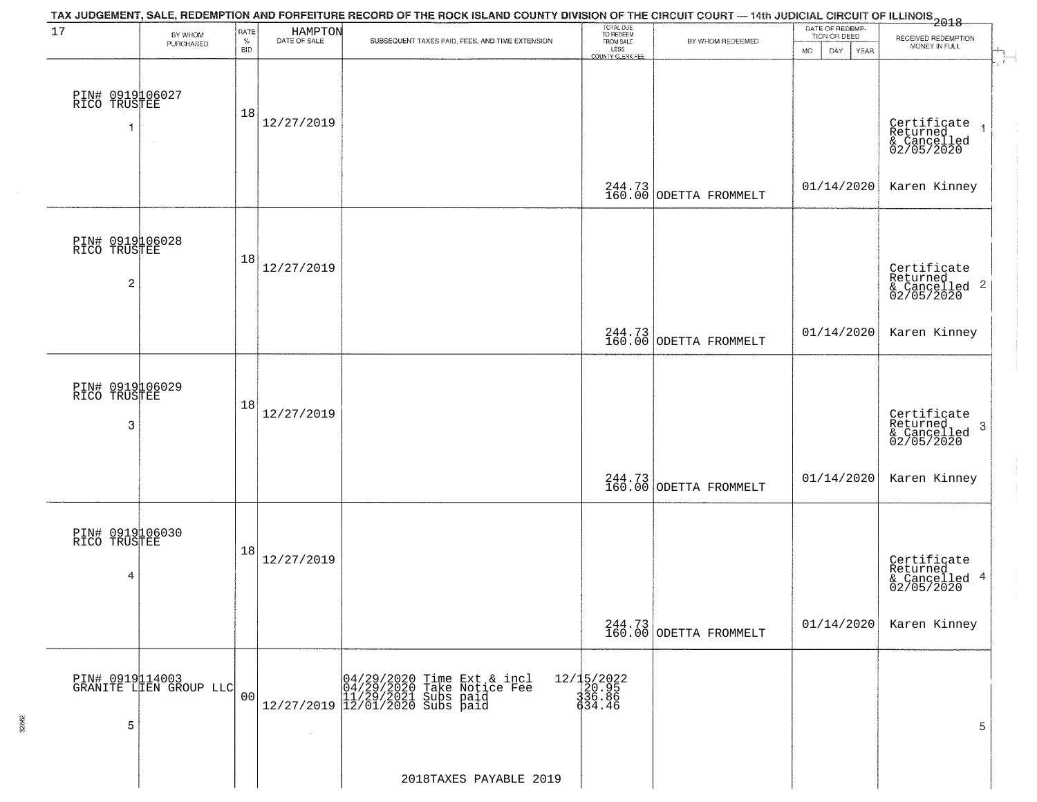TAX JUDGEMENT, SALE, REDEMPTION AND FORFEITURE RECORD OF THE ROCK ISLAND COUNTY DIVISION OF THE CIRCUIT COURT — 14th JUDICIAL CIRCUIT OF ILLINOIS 2018

| 17 | BY WHOM PURCHASED | RATE % BID | HAMPTON DATE OF SALE | SUBSEQUENT TAXES PAID, FEES, AND TIME EXTENSION | TOTAL DUE TO REDEEM FROM SALE LESS COUNTY CLERK FEE | BY WHOM REDEEMED | DATE OF REDEMPTION OR DEED MO DAY YEAR | RECEIVED REDEMPTION MONEY IN FULL |
|---|---|---|---|---|---|---|---|---|
| PIN# 0919106027 RICO TRUSTEE 1 | | 18 | 12/27/2019 | | 244.73 160.00 | ODETTA FROMMELT | 01/14/2020 | Certificate Returned & Cancelled 02/05/2020 Karen Kinney 1 |
| PIN# 0919106028 RICO TRUSTEE 2 | | 18 | 12/27/2019 | | 244.73 160.00 | ODETTA FROMMELT | 01/14/2020 | Certificate Returned & Cancelled 02/05/2020 Karen Kinney 2 |
| PIN# 0919106029 RICO TRUSTEE 3 | | 18 | 12/27/2019 | | 244.73 160.00 | ODETTA FROMMELT | 01/14/2020 | Certificate Returned & Cancelled 02/05/2020 Karen Kinney 3 |
| PIN# 0919106030 RICO TRUSTEE 4 | | 18 | 12/27/2019 | | 244.73 160.00 | ODETTA FROMMELT | 01/14/2020 | Certificate Returned & Cancelled 02/05/2020 Karen Kinney 4 |
| PIN# 0919114003 GRANITE LIEN GROUP LLC 5 | | 00 | 12/27/2019 | 04/29/2020 Time Ext & incl 12/15/2022<br>04/29/2020 Take Notice Fee 20.95<br>11/29/2021 Subs paid 336.86<br>12/01/2020 Subs paid 634.46 | | | | 5 |

2018TAXES PAYABLE 2019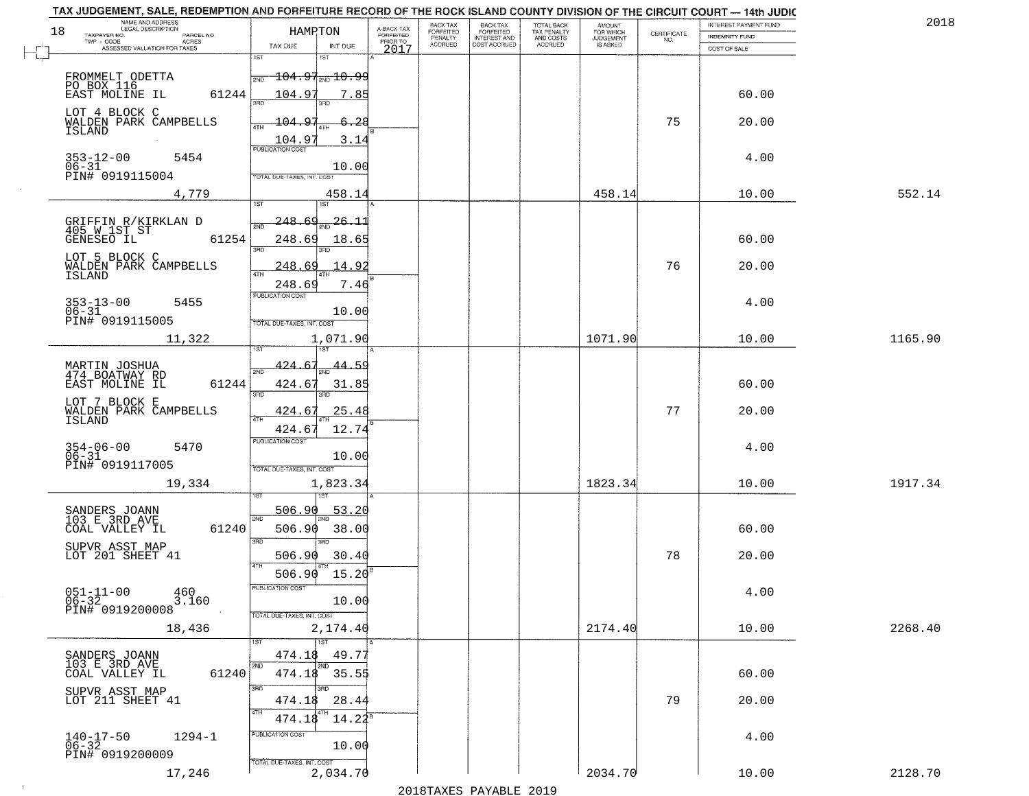TAX JUDGEMENT, SALE, REDEMPTION AND FORFEITURE RECORD OF THE ROCK ISLAND COUNTY DIVISION OF THE CIRCUIT COURT — 14th JUDIC

2018

| 18 NAME AND ADDRESS / LEGAL DESCRIPTION / TAXPAYER NO. / PARCEL NO. / TWP - CODE / ACRES / ASSESSED VALUATION FOR TAXES | HAMPTON TAX DUE | INT DUE | A-BACK TAX FORFEITED PRIOR TO 2017 | BACK TAX FORFEITED PENALTY ACCRUED | BACK TAX FORFEITED INTEREST AND COST ACCRUED | TOTAL BACK TAX PENALTY AND COSTS ACCRUED | AMOUNT FOR WHICH JUDGEMENT IS ASKED | CERTIFICATE NO. | INTEREST PAYMENT FUND / INDEMNITY FUND / COST OF SALE | |
|---|---|---|---|---|---|---|---|---|---|---|
| FROMMELT ODETTA<br>PO BOX 116<br>EAST MOLINE IL 61244<br>LOT 4 BLOCK C<br>WALDEN PARK CAMPBELLS ISLAND<br>353-12-00 5454<br>06-31<br>PIN# 0919115004<br>4,779 | 1ST 104.97<br>2ND 104.97<br>3RD 104.97<br>4TH 104.97<br>PUBLICATION COST<br>TOTAL DUE-TAXES, INT. COST | 10.99<br>7.85<br>6.28<br>3.14<br>10.00<br>458.14 | | | | | 458.14 | 75 | 60.00<br>20.00<br>4.00<br>10.00 | 552.14 |
| GRIFFIN R/KIRKLAN D<br>405 W 1ST ST<br>GENESEO IL 61254<br>LOT 5 BLOCK C<br>WALDEN PARK CAMPBELLS ISLAND<br>353-13-00 5455<br>06-31<br>PIN# 0919115005<br>11,322 | 1ST 248.69<br>2ND 248.69<br>3RD 248.69<br>4TH 248.69<br>PUBLICATION COST<br>TOTAL DUE-TAXES, INT. COST | 26.11<br>18.65<br>14.92<br>7.46<br>10.00<br>1,071.90 | | | | | 1071.90 | 76 | 60.00<br>20.00<br>4.00<br>10.00 | 1165.90 |
| MARTIN JOSHUA<br>474 BOATWAY RD<br>EAST MOLINE IL 61244<br>LOT 7 BLOCK E<br>WALDEN PARK CAMPBELLS ISLAND<br>354-06-00 5470<br>06-31<br>PIN# 0919117005<br>19,334 | 1ST 424.67<br>2ND 424.67<br>3RD 424.67<br>4TH 424.67<br>PUBLICATION COST<br>TOTAL DUE-TAXES, INT. COST | 44.59<br>31.85<br>25.48<br>12.74<br>10.00<br>1,823.34 | | | | | 1823.34 | 77 | 60.00<br>20.00<br>4.00<br>10.00 | 1917.34 |
| SANDERS JOANN<br>103 E 3RD AVE<br>COAL VALLEY IL 61240<br>SUPVR ASST MAP<br>LOT 201 SHEET 41<br>051-11-00 460<br>06-32 3.160<br>PIN# 0919200008<br>18,436 | 1ST 506.90<br>2ND 506.90<br>3RD 506.90<br>4TH 506.90<br>PUBLICATION COST<br>TOTAL DUE-TAXES, INT. COST | 53.20<br>38.00<br>30.40<br>15.20<br>10.00<br>2,174.40 | | | | | 2174.40 | 78 | 60.00<br>20.00<br>4.00<br>10.00 | 2268.40 |
| SANDERS JOANN<br>103 E 3RD AVE<br>COAL VALLEY IL 61240<br>SUPVR ASST MAP<br>LOT 211 SHEET 41<br>140-17-50 1294-1<br>06-32<br>PIN# 0919200009<br>17,246 | 1ST 474.18<br>2ND 474.18<br>3RD 474.18<br>4TH 474.18<br>PUBLICATION COST<br>TOTAL DUE-TAXES, INT. COST | 49.77<br>35.55<br>28.44<br>14.22<br>10.00<br>2,034.70 | | | | | 2034.70 | 79 | 60.00<br>20.00<br>4.00<br>10.00 | 2128.70 |

2018TAXES PAYABLE 2019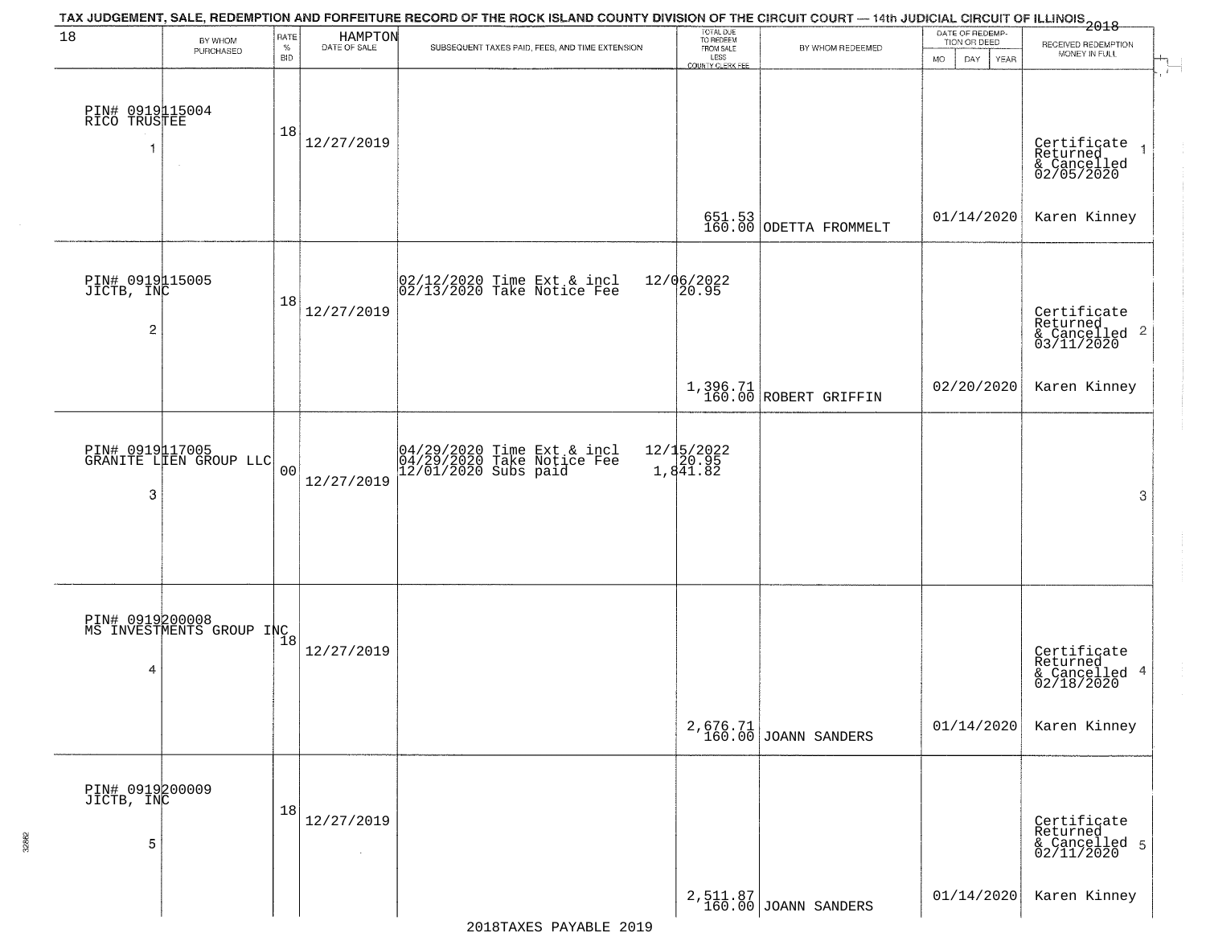TAX JUDGEMENT, SALE, REDEMPTION AND FORFEITURE RECORD OF THE ROCK ISLAND COUNTY DIVISION OF THE CIRCUIT COURT — 14th JUDICIAL CIRCUIT OF ILLINOIS 2018

18 — HAMPTON

| BY WHOM PURCHASED | RATE % BID | DATE OF SALE | SUBSEQUENT TAXES PAID, FEES, AND TIME EXTENSION | TOTAL DUE TO REDEEM FROM SALE LESS COUNTY CLERK FEE | BY WHOM REDEEMED | DATE OF REDEMPTION OR DEED MO DAY YEAR | RECEIVED REDEMPTION MONEY IN FULL |
|---|---|---|---|---|---|---|---|
| PIN# 0919115004 RICO TRUSTEE 1 | 18 | 12/27/2019 | | 651.53 160.00 | ODETTA FROMMELT | 01/14/2020 | Certificate Returned & Cancelled 02/05/2020 Karen Kinney 1 |
| PIN# 0919115005 JICTB, INC 2 | 18 | 12/27/2019 | 02/12/2020 Time Ext & incl 12/06/2022 02/13/2020 Take Notice Fee 20.95 | 1,396.71 160.00 | ROBERT GRIFFIN | 02/20/2020 | Certificate Returned & Cancelled 03/11/2020 Karen Kinney 2 |
| PIN# 0919117005 GRANITE LIEN GROUP LLC 3 | 00 | 12/27/2019 | 04/29/2020 Time Ext & incl 12/15/2022 04/29/2020 Take Notice Fee 20.95 12/01/2020 Subs paid 1,841.82 | | | | 3 |
| PIN# 0919200008 MS INVESTMENTS GROUP INC 4 | 18 | 12/27/2019 | | 2,676.71 160.00 | JOANN SANDERS | 01/14/2020 | Certificate Returned & Cancelled 02/18/2020 Karen Kinney 4 |
| PIN# 0919200009 JICTB, INC 5 | 18 | 12/27/2019 | | 2,511.87 160.00 | JOANN SANDERS | 01/14/2020 | Certificate Returned & Cancelled 02/11/2020 Karen Kinney 5 |

2018TAXES PAYABLE 2019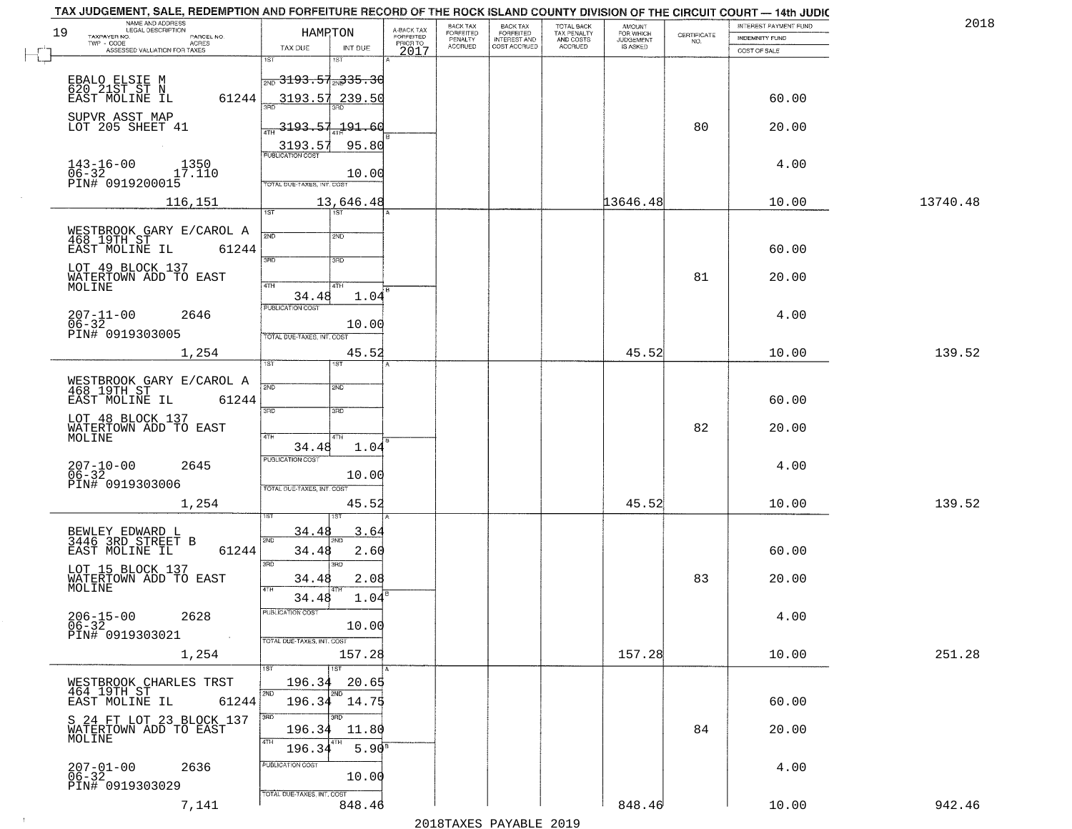TAX JUDGEMENT, SALE, REDEMPTION AND FORFEITURE RECORD OF THE ROCK ISLAND COUNTY DIVISION OF THE CIRCUIT COURT — 14th JUDIC

2018

19

| NAME AND ADDRESS / LEGAL DESCRIPTION / TAXPAYER NO. / PARCEL NO. / TWP - CODE / ACRES / ASSESSED VALUATION FOR TAXES | HAMPTON TAX DUE | INT DUE | A-BACK TAX FORFEITED PRIOR TO 2017 | BACK TAX FORFEITED PENALTY ACCRUED | BACK TAX FORFEITED INTEREST AND COST ACCRUED | TOTAL BACK TAX PENALTY AND COSTS ACCRUED | AMOUNT FOR WHICH JUDGEMENT IS ASKED | CERTIFICATE NO. | INTEREST PAYMENT FUND / INDEMNITY FUND / COST OF SALE | |
|---|---|---|---|---|---|---|---|---|---|---|
| EBALO ELSIE M<br>620 21ST ST N<br>EAST MOLINE IL 61244<br>SUPVR ASST MAP<br>LOT 205 SHEET 41<br>143-16-00 1350<br>06-32 17.110<br>PIN# 0919200015<br>116,151 | 1ST<br>2ND 3193.57<br>3RD 3193.57<br>4TH 3193.57<br>3193.57<br>PUBLICATION COST<br>TOTAL DUE-TAXES, INT. COST<br>13,646.48 | 1ST<br>2ND 335.30<br>3RD 239.50<br>4TH 191.60<br>95.80<br>10.00 | | | | | 13646.48 | 80 | 60.00<br>20.00<br>4.00<br>10.00 | 13740.48 |
| WESTBROOK GARY E/CAROL A<br>468 19TH ST<br>EAST MOLINE IL 61244<br>LOT 49 BLOCK 137<br>WATERTOWN ADD TO EAST<br>MOLINE<br>207-11-00 2646<br>06-32<br>PIN# 0919303005<br>1,254 | 1ST<br>2ND<br>3RD<br>4TH 34.48<br>PUBLICATION COST<br>TOTAL DUE-TAXES, INT. COST<br>45.52 | 1ST<br>2ND<br>3RD<br>4TH 1.04<br>10.00 | | | | | 45.52 | 81 | 60.00<br>20.00<br>4.00<br>10.00 | 139.52 |
| WESTBROOK GARY E/CAROL A<br>468 19TH ST<br>EAST MOLINE IL 61244<br>LOT 48 BLOCK 137<br>WATERTOWN ADD TO EAST<br>MOLINE<br>207-10-00 2645<br>06-32<br>PIN# 0919303006<br>1,254 | 1ST<br>2ND<br>3RD<br>4TH 34.48<br>PUBLICATION COST<br>TOTAL DUE-TAXES, INT. COST<br>45.52 | 1ST<br>2ND<br>3RD<br>4TH 1.04<br>10.00 | | | | | 45.52 | 82 | 60.00<br>20.00<br>4.00<br>10.00 | 139.52 |
| BEWLEY EDWARD L<br>3446 3RD STREET B<br>EAST MOLINE IL 61244<br>LOT 15 BLOCK 137<br>WATERTOWN ADD TO EAST<br>MOLINE<br>206-15-00 2628<br>06-32<br>PIN# 0919303021<br>1,254 | 1ST 34.48<br>2ND 34.48<br>3RD 34.48<br>4TH 34.48<br>PUBLICATION COST<br>TOTAL DUE-TAXES, INT. COST<br>157.28 | 1ST 3.64<br>2ND 2.60<br>3RD 2.08<br>4TH 1.04<br>10.00 | | | | | 157.28 | 83 | 60.00<br>20.00<br>4.00<br>10.00 | 251.28 |
| WESTBROOK CHARLES TRST<br>464 19TH ST<br>EAST MOLINE IL 61244<br>S 24 FT LOT 23 BLOCK 137<br>WATERTOWN ADD TO EAST<br>MOLINE<br>207-01-00 2636<br>06-32<br>PIN# 0919303029<br>7,141 | 1ST 196.34<br>2ND 196.34<br>3RD 196.34<br>4TH 196.34<br>PUBLICATION COST<br>TOTAL DUE-TAXES, INT. COST<br>848.46 | 1ST 20.65<br>2ND 14.75<br>3RD 11.80<br>4TH 5.90<br>10.00 | | | | | 848.46 | 84 | 60.00<br>20.00<br>4.00<br>10.00 | 942.46 |

2018TAXES PAYABLE 2019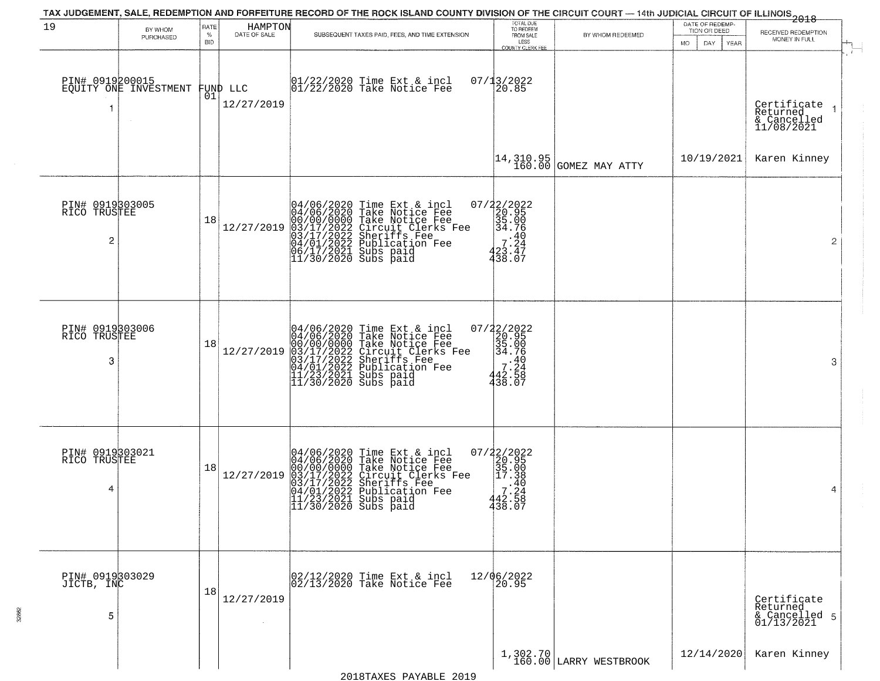TAX JUDGEMENT, SALE, REDEMPTION AND FORFEITURE RECORD OF THE ROCK ISLAND COUNTY DIVISION OF THE CIRCUIT COURT — 14th JUDICIAL CIRCUIT OF ILLINOIS 2018

| 19 | BY WHOM PURCHASED | RATE % BID | HAMPTON DATE OF SALE | SUBSEQUENT TAXES PAID, FEES, AND TIME EXTENSION | TOTAL DUE TO REDEEM FROM SALE LESS COUNTY CLERK FEE | BY WHOM REDEEMED | DATE OF REDEMPTION OR DEED MO DAY YEAR | RECEIVED REDEMPTION MONEY IN FULL |
|---|---|---|---|---|---|---|---|---|
| 1 | PIN# 0919200015 EQUITY ONE INVESTMENT FUND LLC | 01 | 12/27/2019 | 01/22/2020 Time Ext & incl<br>01/22/2020 Take Notice Fee | 07/13/2022<br>20.85<br>14,310.95<br>160.00 | GOMEZ MAY ATTY | 10/19/2021 | Certificate Returned & Cancelled 11/08/2021<br>Karen Kinney |
| 2 | PIN# 0919303005 RICO TRUSTEE | 18 | 12/27/2019 | 04/06/2020 Time Ext & incl<br>04/06/2020 Take Notice Fee<br>00/00/0000 Take Notice Fee<br>03/17/2022 Circuit Clerks Fee<br>03/17/2022 Sheriffs Fee<br>04/01/2022 Publication Fee<br>06/17/2021 Subs paid<br>11/30/2020 Subs paid | 07/22/2022<br>20.95<br>35.00<br>34.76<br>.40<br>7.24<br>423.47<br>438.07 | | | |
| 3 | PIN# 0919303006 RICO TRUSTEE | 18 | 12/27/2019 | 04/06/2020 Time Ext & incl<br>04/06/2020 Take Notice Fee<br>00/00/0000 Take Notice Fee<br>03/17/2022 Circuit Clerks Fee<br>03/17/2022 Sheriffs Fee<br>04/01/2022 Publication Fee<br>11/23/2021 Subs paid<br>11/30/2020 Subs paid | 07/22/2022<br>20.95<br>35.00<br>34.76<br>.40<br>7.24<br>442.58<br>438.07 | | | |
| 4 | PIN# 0919303021 RICO TRUSTEE | 18 | 12/27/2019 | 04/06/2020 Time Ext & incl<br>04/06/2020 Take Notice Fee<br>00/00/0000 Take Notice Fee<br>03/17/2022 Circuit Clerks Fee<br>03/17/2022 Sheriffs Fee<br>04/01/2022 Publication Fee<br>11/23/2021 Subs paid<br>11/30/2020 Subs paid | 07/22/2022<br>20.95<br>35.00<br>17.38<br>.40<br>7.24<br>442.58<br>438.07 | | | |
| 5 | PIN# 0919303029 JICTB, INC | 18 | 12/27/2019 | 02/12/2020 Time Ext & incl<br>02/13/2020 Take Notice Fee | 12/06/2022<br>20.95<br>1,302.70<br>160.00 | LARRY WESTBROOK | 12/14/2020 | Certificate Returned & Cancelled 01/13/2021<br>Karen Kinney |

2018TAXES PAYABLE 2019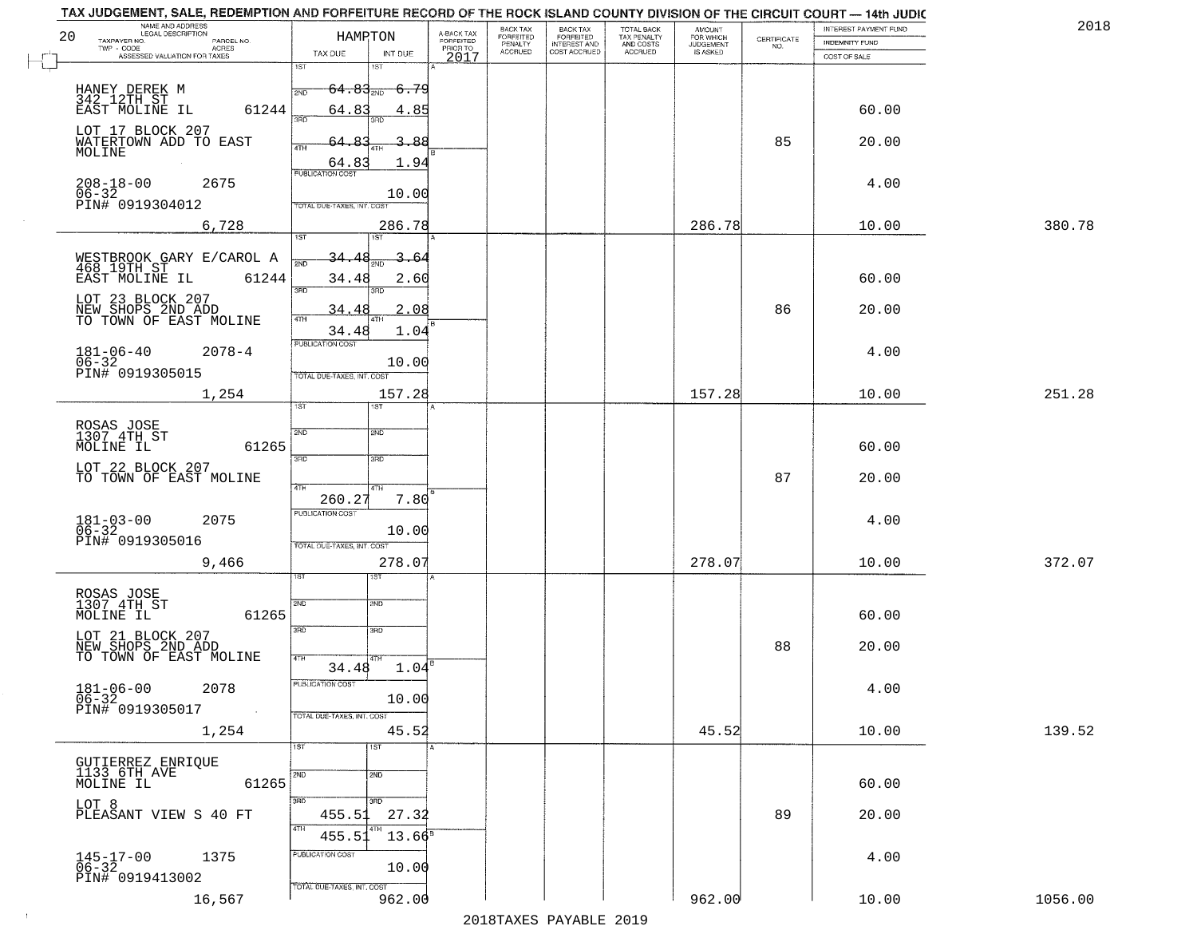TAX JUDGEMENT, SALE, REDEMPTION AND FORFEITURE RECORD OF THE ROCK ISLAND COUNTY DIVISION OF THE CIRCUIT COURT — 14th JUDIC

2018

| NAME AND ADDRESS / LEGAL DESCRIPTION / TAXPAYER NO. / PARCEL NO. / TWP - CODE / ACRES / ASSESSED VALUATION FOR TAXES | HAMPTON TAX DUE | INT DUE | A-BACK TAX FORFEITED PRIOR TO 2017 | BACK TAX FORFEITED PENALTY ACCRUED | BACK TAX FORFEITED INTEREST AND COST ACCRUED | TOTAL BACK TAX PENALTY AND COSTS ACCRUED | AMOUNT FOR WHICH JUDGEMENT IS ASKED | CERTIFICATE NO. | INTEREST PAYMENT FUND / INDEMNITY FUND / COST OF SALE | |
|---|---|---|---|---|---|---|---|---|---|---|
| HANEY DEREK M, 342 12TH ST, EAST MOLINE IL 61244; LOT 17 BLOCK 207 WATERTOWN ADD TO EAST MOLINE; 208-18-00 2675; 06-32; PIN# 0919304012; 6,728 | 1ST 64.83; 2ND 64.83; 3RD 64.83; 4TH 64.83; PUBLICATION COST; TOTAL DUE-TAXES, INT. COST | 6.79; 4.85; 3.88; 1.94; 10.00; 286.78 | | | | | 286.78 | 85 | 60.00; 20.00; 4.00; 10.00 | 380.78 |
| WESTBROOK GARY E/CAROL A, 468 19TH ST, EAST MOLINE IL 61244; LOT 23 BLOCK 207 NEW SHOPS 2ND ADD TO TOWN OF EAST MOLINE; 181-06-40 2078-4; 06-32; PIN# 0919305015; 1,254 | 1ST 34.48; 2ND 34.48; 3RD 34.48; 4TH 34.48; PUBLICATION COST; TOTAL DUE-TAXES, INT. COST | 3.64; 2.60; 2.08; 1.04; 10.00; 157.28 | | | | | 157.28 | 86 | 60.00; 20.00; 4.00; 10.00 | 251.28 |
| ROSAS JOSE, 1307 4TH ST, MOLINE IL 61265; LOT 22 BLOCK 207 TO TOWN OF EAST MOLINE; 181-03-00 2075; 06-32; PIN# 0919305016; 9,466 | 4TH 260.27; PUBLICATION COST; TOTAL DUE-TAXES, INT. COST | 7.80; 10.00; 278.07 | | | | | 278.07 | 87 | 60.00; 20.00; 4.00; 10.00 | 372.07 |
| ROSAS JOSE, 1307 4TH ST, MOLINE IL 61265; LOT 21 BLOCK 207 NEW SHOPS 2ND ADD TO TOWN OF EAST MOLINE; 181-06-00 2078; 06-32; PIN# 0919305017; 1,254 | 4TH 34.48; PUBLICATION COST; TOTAL DUE-TAXES, INT. COST | 1.04; 10.00; 45.52 | | | | | 45.52 | 88 | 60.00; 20.00; 4.00; 10.00 | 139.52 |
| GUTIERREZ ENRIQUE, 1133 6TH AVE, MOLINE IL 61265; LOT 8 PLEASANT VIEW S 40 FT; 145-17-00 1375; 06-32; PIN# 0919413002; 16,567 | 3RD 455.51; 4TH 455.51; PUBLICATION COST; TOTAL DUE-TAXES, INT. COST | 27.32; 13.66; 10.00; 962.00 | | | | | 962.00 | 89 | 60.00; 20.00; 4.00; 10.00 | 1056.00 |

2018TAXES PAYABLE 2019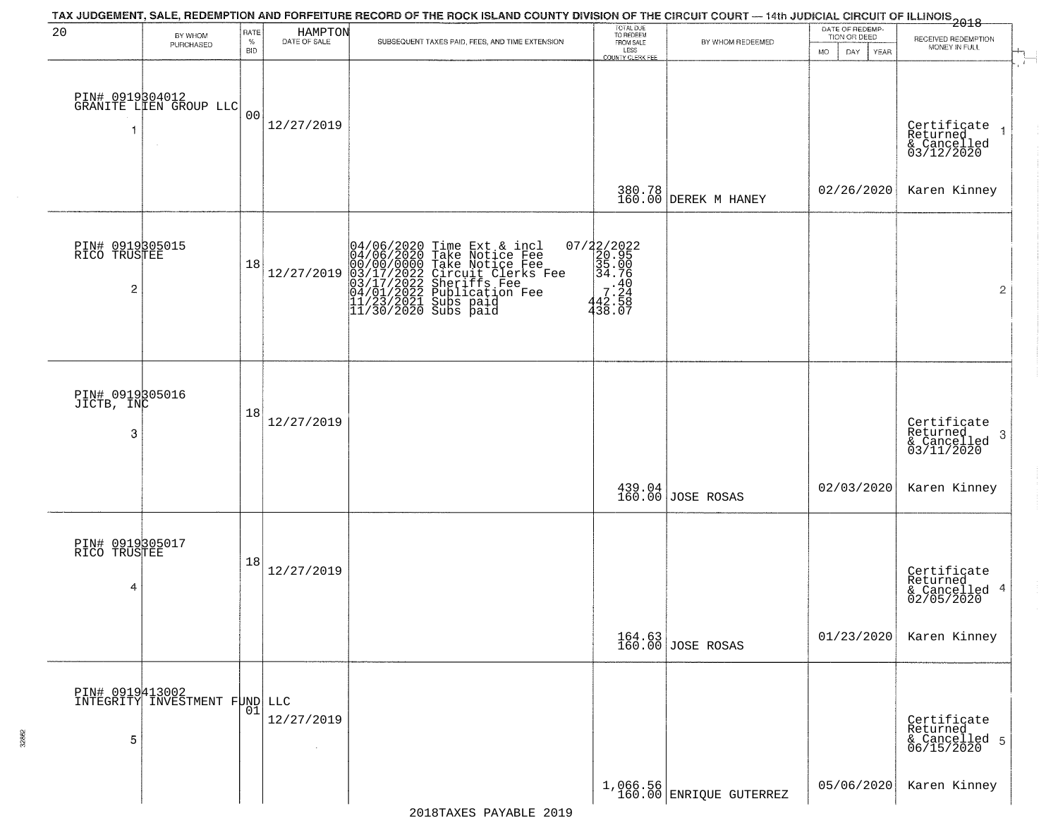TAX JUDGEMENT, SALE, REDEMPTION AND FORFEITURE RECORD OF THE ROCK ISLAND COUNTY DIVISION OF THE CIRCUIT COURT — 14th JUDICIAL CIRCUIT OF ILLINOIS 2018

20 HAMPTON

| BY WHOM PURCHASED | RATE % BID | DATE OF SALE | SUBSEQUENT TAXES PAID, FEES, AND TIME EXTENSION | TOTAL DUE TO REDEEM FROM SALE LESS COUNTY CLERK FEE | BY WHOM REDEEMED | DATE OF REDEMPTION OR DEED MO DAY YEAR | RECEIVED REDEMPTION MONEY IN FULL |
|---|---|---|---|---|---|---|---|
| PIN# 0919304012 GRANITE LIEN GROUP LLC 1 | 00 | 12/27/2019 | | 380.78 160.00 | DEREK M HANEY | 02/26/2020 | Certificate Returned & Cancelled 03/12/2020 Karen Kinney 1 |
| PIN# 0919305015 RICO TRUSTEE 2 | 18 | 12/27/2019 | 04/06/2020 Time Ext & incl 07/22/2022<br>04/06/2020 Take Notice Fee 20.95<br>00/00/0000 Take Notice Fee 35.00<br>03/17/2022 Circuit Clerks Fee 34.76<br>03/17/2022 Sheriffs Fee .40<br>04/01/2022 Publication Fee 7.24<br>11/23/2021 Subs paid 442.58<br>11/30/2020 Subs paid 438.07 | | | | 2 |
| PIN# 0919305016 JICTB, INC 3 | 18 | 12/27/2019 | | 439.04 160.00 | JOSE ROSAS | 02/03/2020 | Certificate Returned & Cancelled 03/11/2020 Karen Kinney 3 |
| PIN# 0919305017 RICO TRUSTEE 4 | 18 | 12/27/2019 | | 164.63 160.00 | JOSE ROSAS | 01/23/2020 | Certificate Returned & Cancelled 02/05/2020 Karen Kinney 4 |
| PIN# 0919413002 INTEGRITY INVESTMENT FUND LLC 5 | 01 | 12/27/2019 | | 1,066.56 160.00 | ENRIQUE GUTERREZ | 05/06/2020 | Certificate Returned & Cancelled 06/15/2020 Karen Kinney 5 |

2018TAXES PAYABLE 2019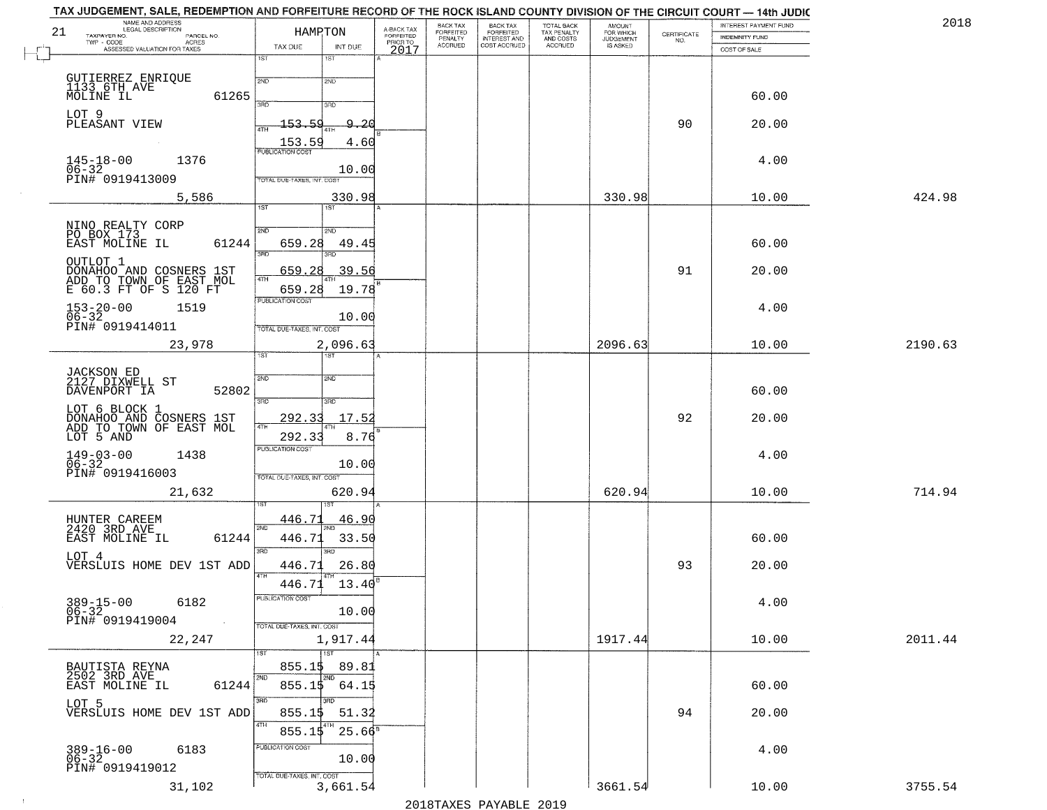TAX JUDGEMENT, SALE, REDEMPTION AND FORFEITURE RECORD OF THE ROCK ISLAND COUNTY DIVISION OF THE CIRCUIT COURT — 14th JUDIC

2018

| 21 NAME AND ADDRESS / LEGAL DESCRIPTION / TAXPAYER NO. / PARCEL NO. / TWP - CODE / ACRES / ASSESSED VALUATION FOR TAXES | HAMPTON TAX DUE | INT DUE | A-BACK TAX FORFEITED PRIOR TO 2017 | BACK TAX FORFEITED PENALTY ACCRUED | BACK TAX FORFEITED INTEREST AND COST ACCRUED | TOTAL BACK TAX PENALTY AND COSTS ACCRUED | AMOUNT FOR WHICH JUDGEMENT IS ASKED | CERTIFICATE NO. | INTEREST PAYMENT FUND / INDEMNITY FUND / COST OF SALE | |
|---|---|---|---|---|---|---|---|---|---|---|
| GUTIERREZ ENRIQUE<br>1133 6TH AVE<br>MOLINE IL 61265<br>LOT 9<br>PLEASANT VIEW<br>145-18-00 1376<br>06-32<br>PIN# 0919413009<br>5,586 | 1ST<br>2ND<br>3RD<br>4TH 153.59<br>153.59<br>PUBLICATION COST<br>TOTAL DUE-TAXES, INT. COST | 1ST<br>2ND<br>3RD<br>4TH 9.20<br>4.60<br><br>10.00<br>330.98 | | | | | 330.98 | 90 | 60.00<br>20.00<br>4.00<br>10.00 | 424.98 |
| NINO REALTY CORP<br>PO BOX 173<br>EAST MOLINE IL 61244<br>OUTLOT 1<br>DONAHOO AND COSNERS 1ST<br>ADD TO TOWN OF EAST MOL<br>E 60.3 FT OF S 120 FT<br>153-20-00 1519<br>06-32<br>PIN# 0919414011<br>23,978 | 1ST<br>2ND 659.28<br>3RD 659.28<br>4TH 659.28<br>PUBLICATION COST<br>TOTAL DUE-TAXES, INT. COST | 1ST<br>2ND 49.45<br>3RD 39.56<br>4TH 19.78<br><br>10.00<br>2,096.63 | | | | | 2096.63 | 91 | 60.00<br>20.00<br>4.00<br>10.00 | 2190.63 |
| JACKSON ED<br>2127 DIXWELL ST<br>DAVENPORT IA 52802<br>LOT 6 BLOCK 1<br>DONAHOO AND COSNERS 1ST<br>ADD TO TOWN OF EAST MOL<br>LOT 5 AND<br>149-03-00 1438<br>06-32<br>PIN# 0919416003<br>21,632 | 1ST<br>2ND<br>3RD 292.33<br>4TH 292.33<br>PUBLICATION COST<br>TOTAL DUE-TAXES, INT. COST | 1ST<br>2ND<br>3RD 17.52<br>4TH 8.76<br><br>10.00<br>620.94 | | | | | 620.94 | 92 | 60.00<br>20.00<br>4.00<br>10.00 | 714.94 |
| HUNTER CAREEM<br>2420 3RD AVE<br>EAST MOLINE IL 61244<br>LOT 4<br>VERSLUIS HOME DEV 1ST ADD<br>389-15-00 6182<br>06-32<br>PIN# 0919419004<br>22,247 | 1ST 446.71<br>2ND 446.71<br>3RD 446.71<br>4TH 446.71<br>PUBLICATION COST<br>TOTAL DUE-TAXES, INT. COST | 1ST 46.90<br>2ND 33.50<br>3RD 26.80<br>4TH 13.40<br><br>10.00<br>1,917.44 | | | | | 1917.44 | 93 | 60.00<br>20.00<br>4.00<br>10.00 | 2011.44 |
| BAUTISTA REYNA<br>2502 3RD AVE<br>EAST MOLINE IL 61244<br>LOT 5<br>VERSLUIS HOME DEV 1ST ADD<br>389-16-00 6183<br>06-32<br>PIN# 0919419012<br>31,102 | 1ST 855.15<br>2ND 855.15<br>3RD 855.15<br>4TH 855.15<br>PUBLICATION COST<br>TOTAL DUE-TAXES, INT. COST | 1ST 89.81<br>2ND 64.15<br>3RD 51.32<br>4TH 25.66<br><br>10.00<br>3,661.54 | | | | | 3661.54 | 94 | 60.00<br>20.00<br>4.00<br>10.00 | 3755.54 |

2018TAXES PAYABLE 2019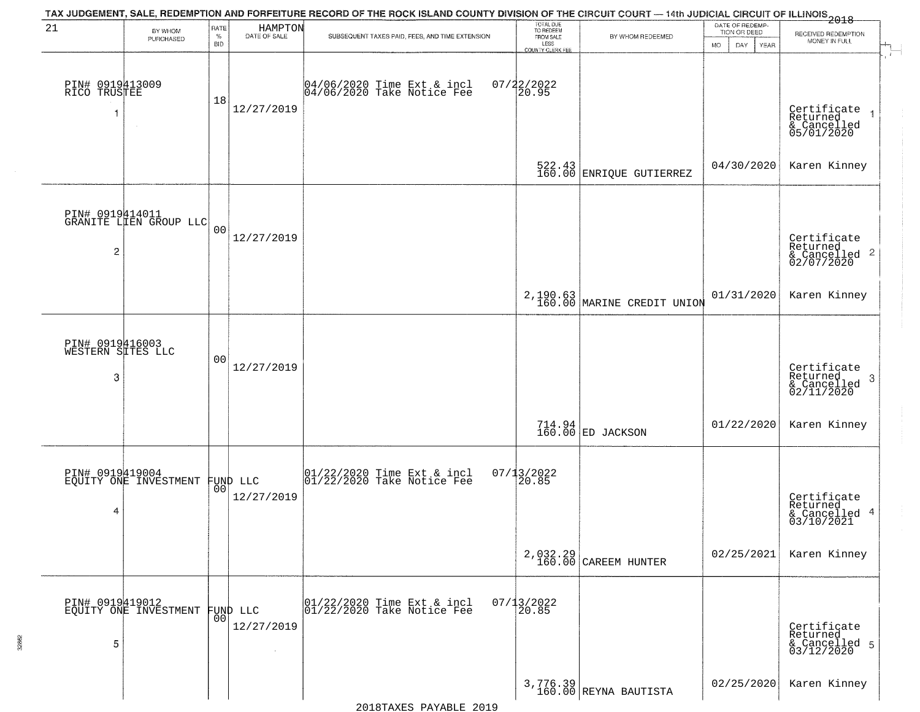# TAX JUDGEMENT, SALE, REDEMPTION AND FORFEITURE RECORD OF THE ROCK ISLAND COUNTY DIVISION OF THE CIRCUIT COURT — 14th JUDICIAL CIRCUIT OF ILLINOIS 2018

| 21 BY WHOM PURCHASED | RATE % BID | HAMPTON DATE OF SALE | SUBSEQUENT TAXES PAID, FEES, AND TIME EXTENSION | TOTAL DUE TO REDEEM FROM SALE LESS COUNTY CLERK FEE | BY WHOM REDEEMED | DATE OF REDEMPTION OR DEED MO DAY YEAR | RECEIVED REDEMPTION MONEY IN FULL |
|---|---|---|---|---|---|---|---|
| PIN# 0919413009 RICO TRUSTEE 1 | 18 | 12/27/2019 | 04/06/2020 Time Ext & incl 04/06/2020 Take Notice Fee 07/22/2022 | 20.95 522.43 160.00 | ENRIQUE GUTIERREZ | 04/30/2020 | Certificate Returned & Cancelled 05/01/2020 Karen Kinney |
| PIN# 0919414011 GRANITE LIEN GROUP LLC 2 | 00 | 12/27/2019 | | 2,190.63 160.00 | MARINE CREDIT UNION | 01/31/2020 | Certificate Returned & Cancelled 02/07/2020 Karen Kinney |
| PIN# 0919416003 WESTERN SITES LLC 3 | 00 | 12/27/2019 | | 714.94 160.00 | ED JACKSON | 01/22/2020 | Certificate Returned & Cancelled 02/11/2020 Karen Kinney |
| PIN# 0919419004 EQUITY ONE INVESTMENT FUND LLC 4 | 00 | 12/27/2019 | 01/22/2020 Time Ext & incl 01/22/2020 Take Notice Fee 07/13/2022 | 20.85 2,032.29 160.00 | CAREEM HUNTER | 02/25/2021 | Certificate Returned & Cancelled 03/10/2021 Karen Kinney |
| PIN# 0919419012 EQUITY ONE INVESTMENT FUND LLC 5 | 00 | 12/27/2019 | 01/22/2020 Time Ext & incl 01/22/2020 Take Notice Fee 07/13/2022 | 20.85 3,776.39 160.00 | REYNA BAUTISTA | 02/25/2020 | Certificate Returned & Cancelled 03/12/2020 Karen Kinney |

2018TAXES PAYABLE 2019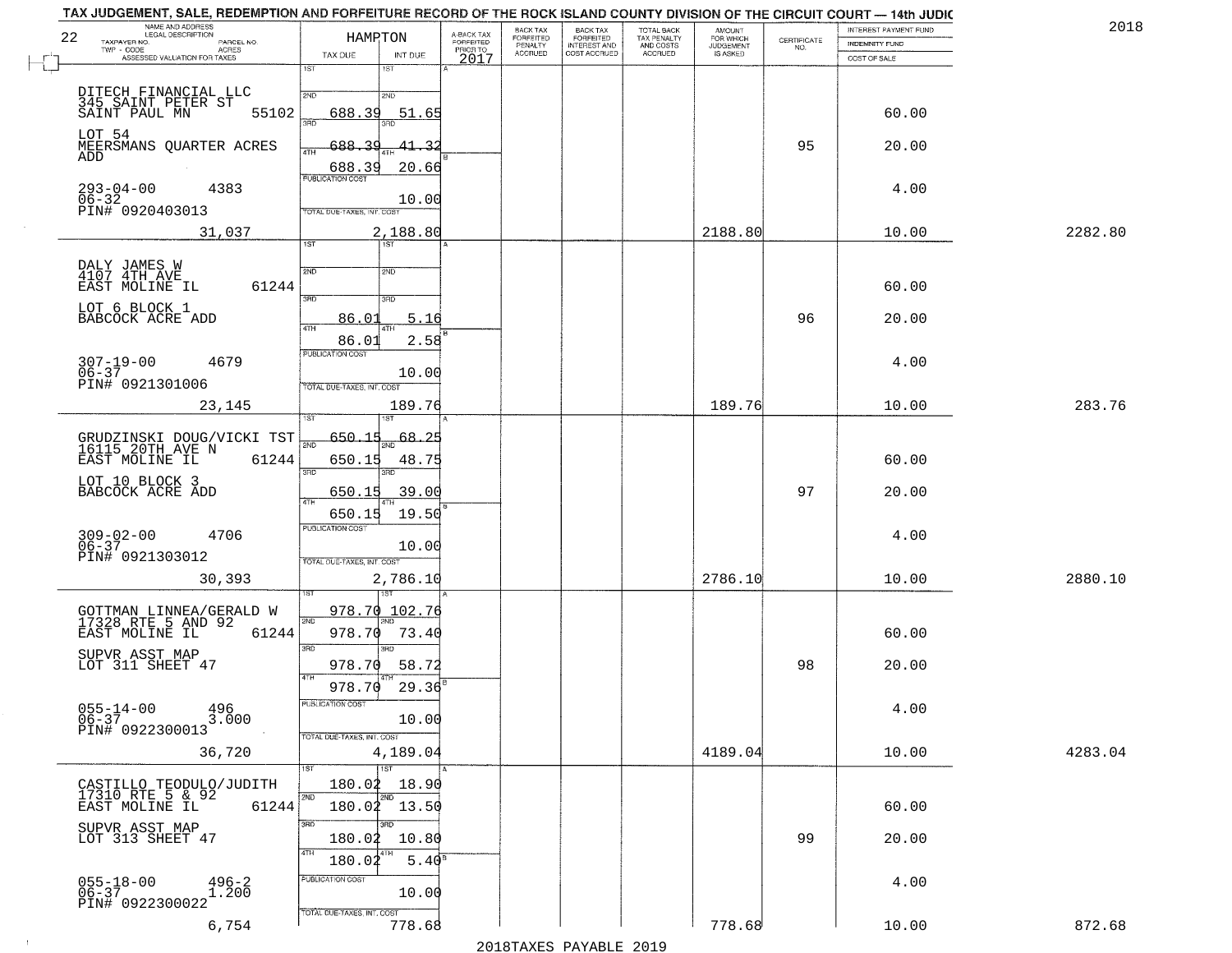TAX JUDGEMENT, SALE, REDEMPTION AND FORFEITURE RECORD OF THE ROCK ISLAND COUNTY DIVISION OF THE CIRCUIT COURT — 14th JUDIC

2018

| NAME AND ADDRESS / LEGAL DESCRIPTION / TAXPAYER NO. / PARCEL NO. / TWP - CODE / ACRES / ASSESSED VALUATION FOR TAXES | HAMPTON TAX DUE | INT DUE | A-BACK TAX FORFEITED PRIOR TO 2017 | BACK TAX FORFEITED PENALTY ACCRUED | BACK TAX FORFEITED INTEREST AND COST ACCRUED | TOTAL BACK TAX PENALTY AND COSTS ACCRUED | AMOUNT FOR WHICH JUDGEMENT IS ASKED | CERTIFICATE NO. | INTEREST PAYMENT FUND / INDEMNITY FUND / COST OF SALE | |
|---|---|---|---|---|---|---|---|---|---|---|
| DITECH FINANCIAL LLC<br>345 SAINT PETER ST<br>SAINT PAUL MN 55102<br>LOT 54<br>MEERSMANS QUARTER ACRES ADD<br>293-04-00 4383<br>06-32<br>PIN# 0920403013<br>31,037 | 1ST<br>2ND 688.39<br>3RD 688.39<br>4TH 688.39<br>PUBLICATION COST<br>TOTAL DUE-TAXES, INT. COST | <br>51.65<br>41.32<br>20.66<br>10.00<br>2,188.80 | | | | | 2188.80 | 95 | 60.00<br>20.00<br>4.00<br>10.00 | 2282.80 |
| DALY JAMES W<br>4107 4TH AVE<br>EAST MOLINE IL 61244<br>LOT 6 BLOCK 1<br>BABCOCK ACRE ADD<br>307-19-00 4679<br>06-37<br>PIN# 0921301006<br>23,145 | 1ST<br>2ND<br>3RD 86.01<br>4TH 86.01<br>PUBLICATION COST<br>TOTAL DUE-TAXES, INT. COST | <br><br>5.16<br>2.58<br>10.00<br>189.76 | | | | | 189.76 | 96 | 60.00<br>20.00<br>4.00<br>10.00 | 283.76 |
| GRUDZINSKI DOUG/VICKI TST<br>16115 20TH AVE N<br>EAST MOLINE IL 61244<br>LOT 10 BLOCK 3<br>BABCOCK ACRE ADD<br>309-02-00 4706<br>06-37<br>PIN# 0921303012<br>30,393 | 1ST 650.15<br>2ND 650.15<br>3RD 650.15<br>4TH 650.15<br>PUBLICATION COST<br>TOTAL DUE-TAXES, INT. COST | 68.25<br>48.75<br>39.00<br>19.50<br>10.00<br>2,786.10 | | | | | 2786.10 | 97 | 60.00<br>20.00<br>4.00<br>10.00 | 2880.10 |
| GOTTMAN LINNEA/GERALD W<br>17328 RTE 5 AND 92<br>EAST MOLINE IL 61244<br>SUPVR ASST MAP<br>LOT 311 SHEET 47<br>055-14-00 496<br>06-37 3.000<br>PIN# 0922300013<br>36,720 | 1ST 978.70<br>2ND 978.70<br>3RD 978.70<br>4TH 978.70<br>PUBLICATION COST<br>TOTAL DUE-TAXES, INT. COST | 102.76<br>73.40<br>58.72<br>29.36<br>10.00<br>4,189.04 | | | | | 4189.04 | 98 | 60.00<br>20.00<br>4.00<br>10.00 | 4283.04 |
| CASTILLO TEODULO/JUDITH<br>17310 RTE 5 & 92<br>EAST MOLINE IL 61244<br>SUPVR ASST MAP<br>LOT 313 SHEET 47<br>055-18-00 496-2<br>06-37 1.200<br>PIN# 0922300022<br>6,754 | 1ST 180.02<br>2ND 180.02<br>3RD 180.02<br>4TH 180.02<br>PUBLICATION COST<br>TOTAL DUE-TAXES, INT. COST | 18.90<br>13.50<br>10.80<br>5.40<br>10.00<br>778.68 | | | | | 778.68 | 99 | 60.00<br>20.00<br>4.00<br>10.00 | 872.68 |

2018TAXES PAYABLE 2019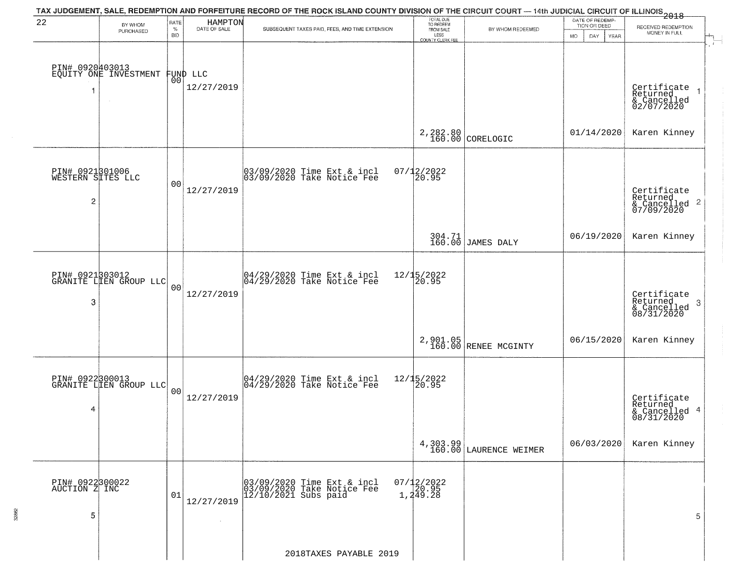# TAX JUDGEMENT, SALE, REDEMPTION AND FORFEITURE RECORD OF THE ROCK ISLAND COUNTY DIVISION OF THE CIRCUIT COURT — 14th JUDICIAL CIRCUIT OF ILLINOIS 2018

22 — HAMPTON

| | BY WHOM PURCHASED | RATE % BID | DATE OF SALE | SUBSEQUENT TAXES PAID, FEES, AND TIME EXTENSION | TOTAL DUE TO REDEEM FROM SALE LESS COUNTY CLERK FEE | BY WHOM REDEEMED | DATE OF REDEMPTION OR DEED (MO DAY YEAR) | RECEIVED REDEMPTION MONEY IN FULL |
|---|---|---|---|---|---|---|---|---|
| 1 | PIN# 0920403013 EQUITY ONE INVESTMENT FUND LLC | 00 | 12/27/2019 | | 2,282.80 160.00 | CORELOGIC | 01/14/2020 | Certificate Returned & Cancelled 02/07/2020 Karen Kinney |
| 2 | PIN# 0921301006 WESTERN SITES LLC | 00 | 12/27/2019 | 03/09/2020 Time Ext & incl 03/09/2020 Take Notice Fee | 07/12/2022 20.95 304.71 160.00 | JAMES DALY | 06/19/2020 | Certificate Returned & Cancelled 07/09/2020 Karen Kinney |
| 3 | PIN# 0921303012 GRANITE LIEN GROUP LLC | 00 | 12/27/2019 | 04/29/2020 Time Ext & incl 04/29/2020 Take Notice Fee | 12/15/2022 20.95 2,901.05 160.00 | RENEE MCGINTY | 06/15/2020 | Certificate Returned & Cancelled 08/31/2020 Karen Kinney |
| 4 | PIN# 0922300013 GRANITE LIEN GROUP LLC | 00 | 12/27/2019 | 04/29/2020 Time Ext & incl 04/29/2020 Take Notice Fee | 12/15/2022 20.95 4,303.99 160.00 | LAURENCE WEIMER | 06/03/2020 | Certificate Returned & Cancelled 08/31/2020 Karen Kinney |
| 5 | PIN# 0922300022 AUCTION Z INC | 01 | 12/27/2019 | 03/09/2020 Time Ext & incl 03/09/2020 Take Notice Fee 12/10/2021 Subs paid | 07/12/2022 20.95 1,249.28 | | | |

2018TAXES PAYABLE 2019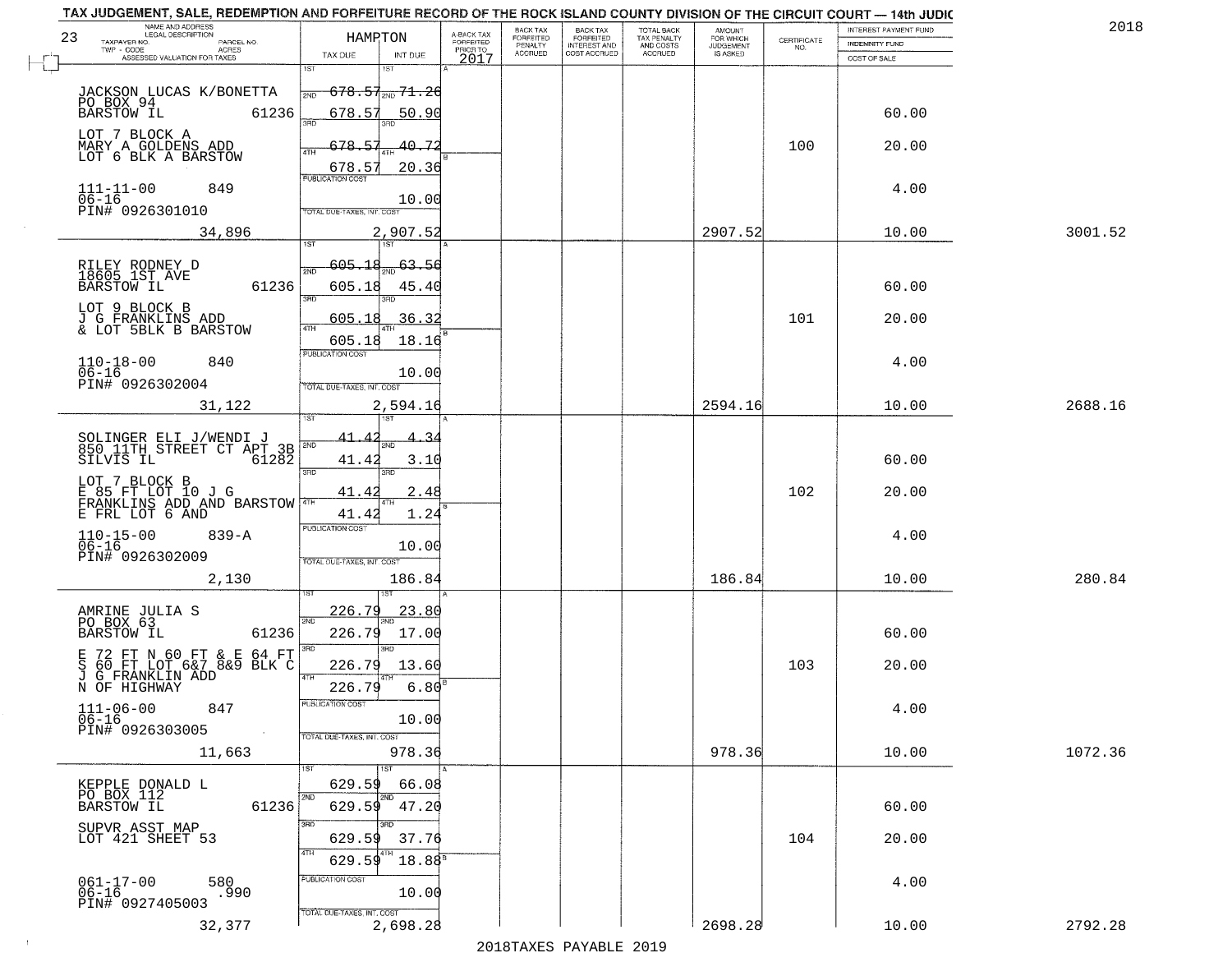TAX JUDGEMENT, SALE, REDEMPTION AND FORFEITURE RECORD OF THE ROCK ISLAND COUNTY DIVISION OF THE CIRCUIT COURT — 14th JUDIC

2018

| NAME AND ADDRESS / LEGAL DESCRIPTION / TAXPAYER NO. / PARCEL NO. / TWP - CODE / ACRES / ASSESSED VALUATION FOR TAXES | HAMPTON TAX DUE | INT DUE | A-BACK TAX FORFEITED PRIOR TO 2017 | BACK TAX FORFEITED PENALTY ACCRUED | BACK TAX FORFEITED INTEREST AND COST ACCRUED | TOTAL BACK TAX PENALTY AND COSTS ACCRUED | AMOUNT FOR WHICH JUDGEMENT IS ASKED | CERTIFICATE NO. | INTEREST PAYMENT FUND / INDEMNITY FUND / COST OF SALE | |
|---|---|---|---|---|---|---|---|---|---|---|
| JACKSON LUCAS K/BONETTA<br>PO BOX 94<br>BARSTOW IL 61236<br>LOT 7 BLOCK A<br>MARY A GOLDENS ADD<br>LOT 6 BLK A BARSTOW<br>111-11-00 849<br>06-16<br>PIN# 0926301010<br>34,896 | 1ST 678.57<br>2ND 678.57<br>3RD 678.57<br>4TH 678.57<br>PUBLICATION COST<br>TOTAL DUE-TAXES, INT. COST 2,907.52 | 71.26<br>50.90<br>40.72<br>20.36<br>10.00 | | | | | 2907.52 | 100 | 60.00<br>20.00<br>4.00<br>10.00 | 3001.52 |
| RILEY RODNEY D<br>18605 1ST AVE<br>BARSTOW IL 61236<br>LOT 9 BLOCK B<br>J G FRANKLINS ADD<br>& LOT 5BLK B BARSTOW<br>110-18-00 840<br>06-16<br>PIN# 0926302004<br>31,122 | 1ST 605.18<br>2ND 605.18<br>3RD 605.18<br>4TH 605.18<br>PUBLICATION COST<br>TOTAL DUE-TAXES, INT. COST 2,594.16 | 63.56<br>45.40<br>36.32<br>18.16<br>10.00 | | | | | 2594.16 | 101 | 60.00<br>20.00<br>4.00<br>10.00 | 2688.16 |
| SOLINGER ELI J/WENDI J<br>850 11TH STREET CT APT 3B<br>SILVIS IL 61282<br>LOT 7 BLOCK B<br>E 85 FT LOT 10 J G<br>FRANKLINS ADD AND BARSTOW<br>E FRL LOT 6 AND<br>110-15-00 839-A<br>06-16<br>PIN# 0926302009<br>2,130 | 1ST 41.42<br>2ND 41.42<br>3RD 41.42<br>4TH 41.42<br>PUBLICATION COST<br>TOTAL DUE-TAXES, INT. COST 186.84 | 4.34<br>3.10<br>2.48<br>1.24<br>10.00 | | | | | 186.84 | 102 | 60.00<br>20.00<br>4.00<br>10.00 | 280.84 |
| AMRINE JULIA S<br>PO BOX 63<br>BARSTOW IL 61236<br>E 72 FT N 60 FT & E 64 FT<br>S 60 FT LOT 6&7 8&9 BLK C<br>J G FRANKLIN ADD<br>N OF HIGHWAY<br>111-06-00 847<br>06-16<br>PIN# 0926303005<br>11,663 | 1ST 226.79<br>2ND 226.79<br>3RD 226.79<br>4TH 226.79<br>PUBLICATION COST<br>TOTAL DUE-TAXES, INT. COST 978.36 | 23.80<br>17.00<br>13.60<br>6.80<br>10.00 | | | | | 978.36 | 103 | 60.00<br>20.00<br>4.00<br>10.00 | 1072.36 |
| KEPPLE DONALD L<br>PO BOX 112<br>BARSTOW IL 61236<br>SUPVR ASST MAP<br>LOT 421 SHEET 53<br>061-17-00 580<br>06-16 .990<br>PIN# 0927405003<br>32,377 | 1ST 629.59<br>2ND 629.59<br>3RD 629.59<br>4TH 629.59<br>PUBLICATION COST<br>TOTAL DUE-TAXES, INT. COST 2,698.28 | 66.08<br>47.20<br>37.76<br>18.88<br>10.00 | | | | | 2698.28 | 104 | 60.00<br>20.00<br>4.00<br>10.00 | 2792.28 |

2018TAXES PAYABLE 2019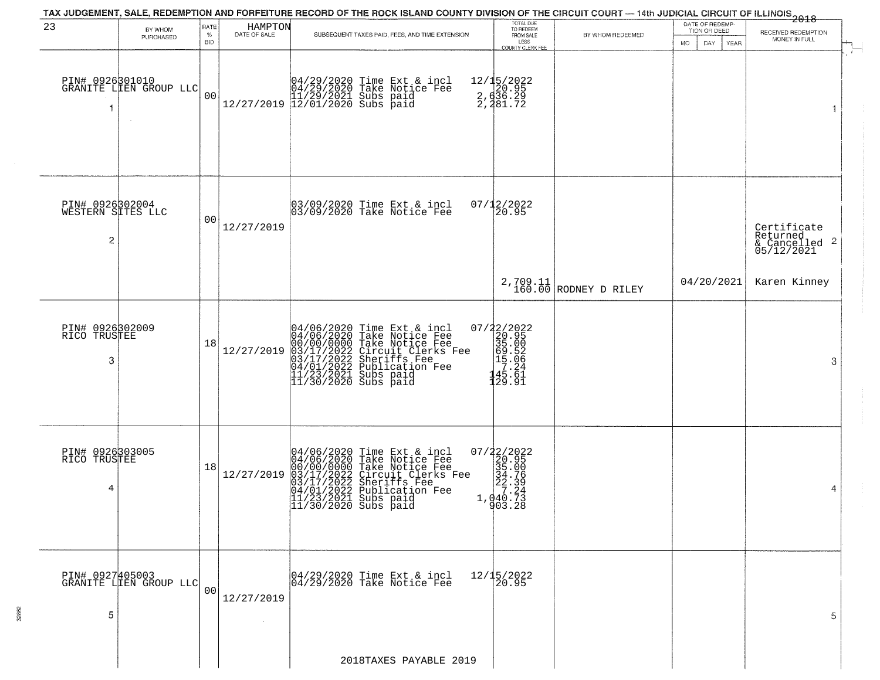TAX JUDGEMENT, SALE, REDEMPTION AND FORFEITURE RECORD OF THE ROCK ISLAND COUNTY DIVISION OF THE CIRCUIT COURT — 14th JUDICIAL CIRCUIT OF ILLINOIS 2018

23 HAMPTON

| | BY WHOM PURCHASED | RATE % BID | DATE OF SALE | SUBSEQUENT TAXES PAID, FEES, AND TIME EXTENSION | TOTAL DUE TO REDEEM FROM SALE LESS COUNTY CLERK FEE | BY WHOM REDEEMED | DATE OF REDEMPTION OR DEED MO DAY YEAR | RECEIVED REDEMPTION MONEY IN FULL | |
|---|---|---|---|---|---|---|---|---|---|
| 1 | PIN# 0926301010<br>GRANITE LIEN GROUP LLC | 00 | 12/27/2019 | 04/29/2020 Time Ext & incl<br>04/29/2020 Take Notice Fee<br>11/29/2021 Subs paid<br>12/01/2020 Subs paid | 12/15/2022<br>20.95<br>2,636.29<br>2,281.72 | | | | 1 |
| 2 | PIN# 0926302004<br>WESTERN SITES LLC | 00 | 12/27/2019 | 03/09/2020 Time Ext & incl<br>03/09/2020 Take Notice Fee | 07/12/2022<br>20.95<br><br>2,709.11<br>160.00 | RODNEY D RILEY | 04/20/2021 | Certificate Returned & Cancelled 05/12/2021<br><br>Karen Kinney | 2 |
| 3 | PIN# 0926302009<br>RICO TRUSTEE | 18 | 12/27/2019 | 04/06/2020 Time Ext & incl<br>04/06/2020 Take Notice Fee<br>00/00/0000 Take Notice Fee<br>03/17/2022 Circuit Clerks Fee<br>03/17/2022 Sheriffs Fee<br>04/01/2022 Publication Fee<br>11/23/2021 Subs paid<br>11/30/2020 Subs paid | 07/22/2022<br>20.95<br>35.00<br>69.52<br>15.06<br>7.24<br>145.61<br>129.91 | | | | 3 |
| 4 | PIN# 0926303005<br>RICO TRUSTEE | 18 | 12/27/2019 | 04/06/2020 Time Ext & incl<br>04/06/2020 Take Notice Fee<br>00/00/0000 Take Notice Fee<br>03/17/2022 Circuit Clerks Fee<br>03/17/2022 Sheriffs Fee<br>04/01/2022 Publication Fee<br>11/23/2021 Subs paid<br>11/30/2020 Subs paid | 07/22/2022<br>20.95<br>35.00<br>34.76<br>22.39<br>7.24<br>1,040.73<br>903.28 | | | | 4 |
| 5 | PIN# 0927405003<br>GRANITE LIEN GROUP LLC | 00 | 12/27/2019 | 04/29/2020 Time Ext & incl<br>04/29/2020 Take Notice Fee | 12/15/2022<br>20.95 | | | | 5 |

2018TAXES PAYABLE 2019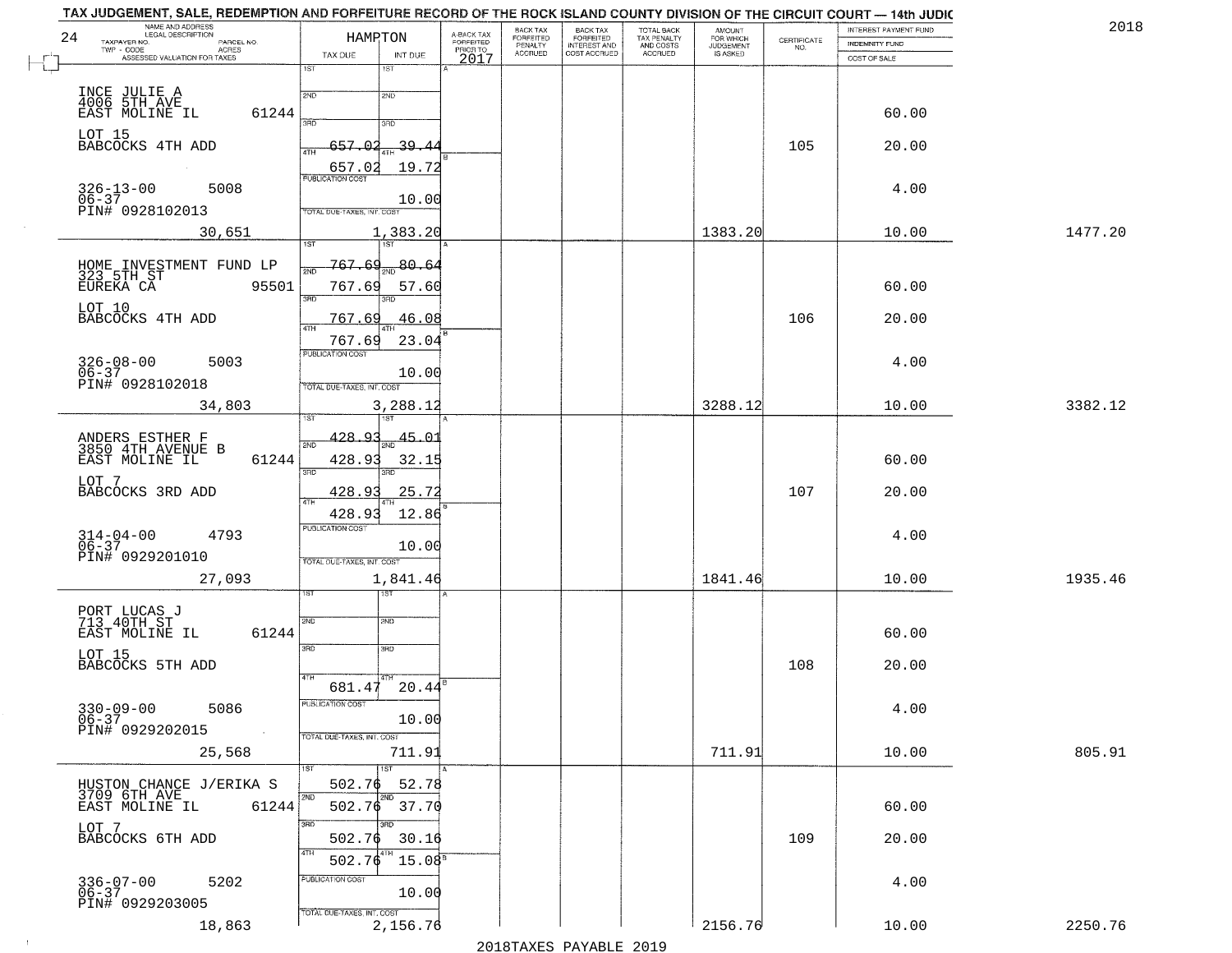TAX JUDGEMENT, SALE, REDEMPTION AND FORFEITURE RECORD OF THE ROCK ISLAND COUNTY DIVISION OF THE CIRCUIT COURT — 14th JUDIC

2018

24

| NAME AND ADDRESS / LEGAL DESCRIPTION / TAXPAYER NO. / PARCEL NO. / TWP - CODE / ACRES / ASSESSED VALUATION FOR TAXES | HAMPTON TAX DUE | INT DUE | A-BACK TAX FORFEITED PRIOR TO 2017 | BACK TAX FORFEITED PENALTY ACCRUED | BACK TAX FORFEITED INTEREST AND COST ACCRUED | TOTAL BACK TAX PENALTY AND COSTS ACCRUED | AMOUNT FOR WHICH JUDGEMENT IS ASKED | CERTIFICATE NO. | INTEREST PAYMENT FUND / INDEMNITY FUND / COST OF SALE | |
|---|---|---|---|---|---|---|---|---|---|---|
| INCE JULIE A, 4006 5TH AVE, EAST MOLINE IL 61244 | 1ST | 1ST | | | | | | | | |
| | 2ND | 2ND | | | | | | | 60.00 | |
| LOT 15, BABCOCKS 4TH ADD | 3RD 657.02 | 3RD 39.44 | | | | | | 105 | 20.00 | |
| | 4TH 657.02 | 4TH 19.72 | | | | | | | | |
| 326-13-00 5008, 06-37, PIN# 0928102013 | PUBLICATION COST | 10.00 | | | | | | | 4.00 | |
| 30,651 | TOTAL DUE-TAXES, INT. COST | 1,383.20 | | | | | 1383.20 | | 10.00 | 1477.20 |
| HOME INVESTMENT FUND LP, 323 5TH ST, EUREKA CA 95501 | 1ST 767.69 | 1ST 80.64 | | | | | | | | |
| | 2ND 767.69 | 2ND 57.60 | | | | | | | 60.00 | |
| LOT 10, BABCOCKS 4TH ADD | 3RD 767.69 | 3RD 46.08 | | | | | | 106 | 20.00 | |
| | 4TH 767.69 | 4TH 23.04 | | | | | | | | |
| 326-08-00 5003, 06-37, PIN# 0928102018 | PUBLICATION COST | 10.00 | | | | | | | 4.00 | |
| 34,803 | TOTAL DUE-TAXES, INT. COST | 3,288.12 | | | | | 3288.12 | | 10.00 | 3382.12 |
| ANDERS ESTHER F, 3850 4TH AVENUE B, EAST MOLINE IL 61244 | 1ST 428.93 | 1ST 45.01 | | | | | | | | |
| | 2ND 428.93 | 2ND 32.15 | | | | | | | 60.00 | |
| LOT 7, BABCOCKS 3RD ADD | 3RD 428.93 | 3RD 25.72 | | | | | | 107 | 20.00 | |
| | 4TH 428.93 | 4TH 12.86 | | | | | | | | |
| 314-04-00 4793, 06-37, PIN# 0929201010 | PUBLICATION COST | 10.00 | | | | | | | 4.00 | |
| 27,093 | TOTAL DUE-TAXES, INT. COST | 1,841.46 | | | | | 1841.46 | | 10.00 | 1935.46 |
| PORT LUCAS J, 713 40TH ST, EAST MOLINE IL 61244 | 1ST | 1ST | | | | | | | | |
| | 2ND | 2ND | | | | | | | 60.00 | |
| LOT 15, BABCOCKS 5TH ADD | 3RD | 3RD | | | | | | 108 | 20.00 | |
| | 4TH 681.47 | 4TH 20.44 | | | | | | | | |
| 330-09-00 5086, 06-37, PIN# 0929202015 | PUBLICATION COST | 10.00 | | | | | | | 4.00 | |
| 25,568 | TOTAL DUE-TAXES, INT. COST | 711.91 | | | | | 711.91 | | 10.00 | 805.91 |
| HUSTON CHANCE J/ERIKA S, 3709 6TH AVE, EAST MOLINE IL 61244 | 1ST 502.76 | 1ST 52.78 | | | | | | | | |
| | 2ND 502.76 | 2ND 37.70 | | | | | | | 60.00 | |
| LOT 7, BABCOCKS 6TH ADD | 3RD 502.76 | 3RD 30.16 | | | | | | 109 | 20.00 | |
| | 4TH 502.76 | 4TH 15.08 | | | | | | | | |
| 336-07-00 5202, 06-37, PIN# 0929203005 | PUBLICATION COST | 10.00 | | | | | | | 4.00 | |
| 18,863 | TOTAL DUE-TAXES, INT. COST | 2,156.76 | | | | | 2156.76 | | 10.00 | 2250.76 |

2018TAXES PAYABLE 2019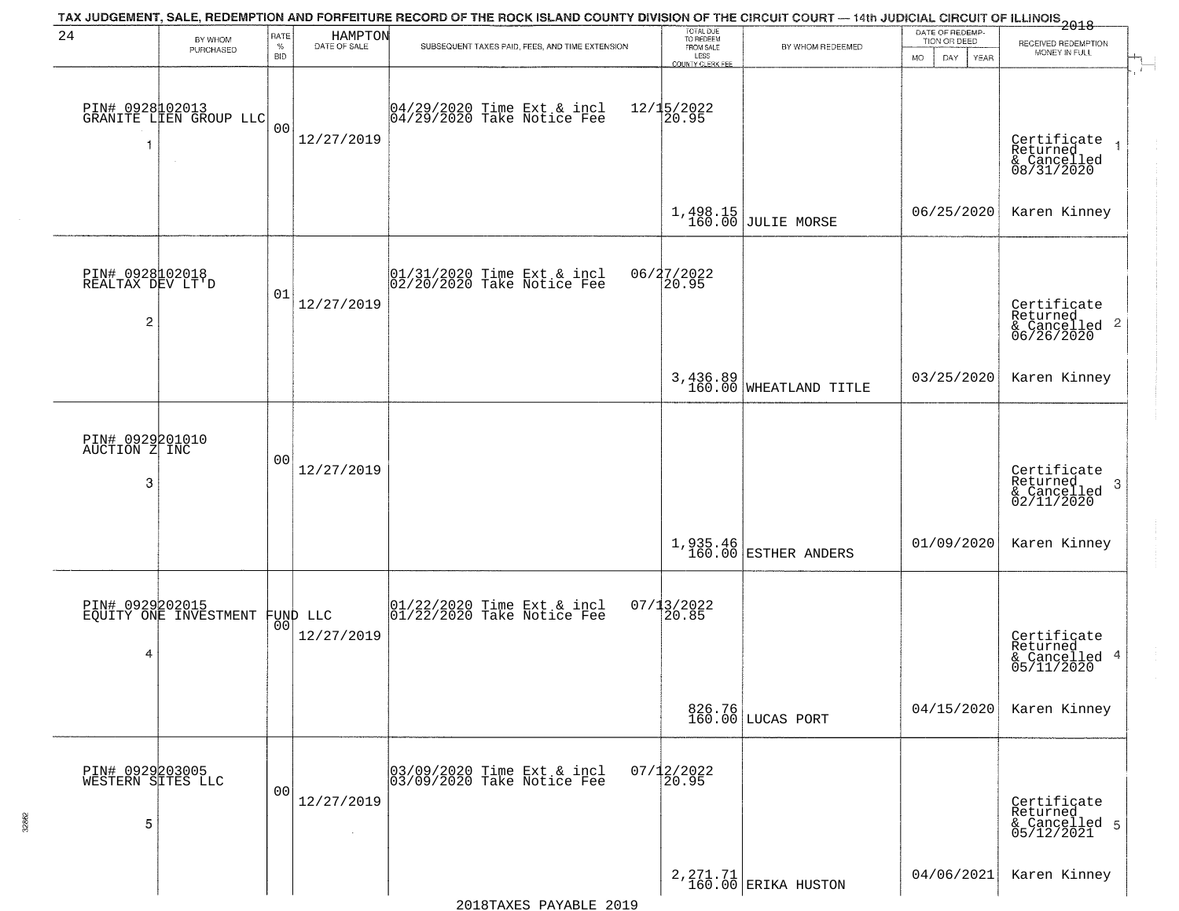# TAX JUDGEMENT, SALE, REDEMPTION AND FORFEITURE RECORD OF THE ROCK ISLAND COUNTY DIVISION OF THE CIRCUIT COURT — 14th JUDICIAL CIRCUIT OF ILLINOIS 2018

24 — HAMPTON

| # | BY WHOM PURCHASED | RATE % BID | DATE OF SALE | SUBSEQUENT TAXES PAID, FEES, AND TIME EXTENSION | TOTAL DUE TO REDEEM FROM SALE LESS COUNTY CLERK FEE | BY WHOM REDEEMED | DATE OF REDEMPTION OR DEED MO DAY YEAR | RECEIVED REDEMPTION MONEY IN FULL |
|---|---|---|---|---|---|---|---|---|
| 1 | PIN# 0928102013 GRANITE LIEN GROUP LLC | 00 | 12/27/2019 | 04/29/2020 Time Ext & incl 12/15/2022<br>04/29/2020 Take Notice Fee 20.95 | 1,498.15<br>160.00 | JULIE MORSE | 06/25/2020 | Certificate Returned & Cancelled 08/31/2020<br>Karen Kinney |
| 2 | PIN# 0928102018 REALTAX DEV LT'D | 01 | 12/27/2019 | 01/31/2020 Time Ext & incl 06/27/2022<br>02/20/2020 Take Notice Fee 20.95 | 3,436.89<br>160.00 | WHEATLAND TITLE | 03/25/2020 | Certificate Returned & Cancelled 06/26/2020<br>Karen Kinney |
| 3 | PIN# 0929201010 AUCTION Z INC | 00 | 12/27/2019 | | 1,935.46<br>160.00 | ESTHER ANDERS | 01/09/2020 | Certificate Returned & Cancelled 02/11/2020<br>Karen Kinney |
| 4 | PIN# 0929202015 EQUITY ONE INVESTMENT FUND LLC | 00 | 12/27/2019 | 01/22/2020 Time Ext & incl 07/13/2022<br>01/22/2020 Take Notice Fee 20.85 | 826.76<br>160.00 | LUCAS PORT | 04/15/2020 | Certificate Returned & Cancelled 05/11/2020<br>Karen Kinney |
| 5 | PIN# 0929203005 WESTERN SITES LLC | 00 | 12/27/2019 | 03/09/2020 Time Ext & incl 07/12/2022<br>03/09/2020 Take Notice Fee 20.95 | 2,271.71<br>160.00 | ERIKA HUSTON | 04/06/2021 | Certificate Returned & Cancelled 05/12/2021<br>Karen Kinney |

2018TAXES PAYABLE 2019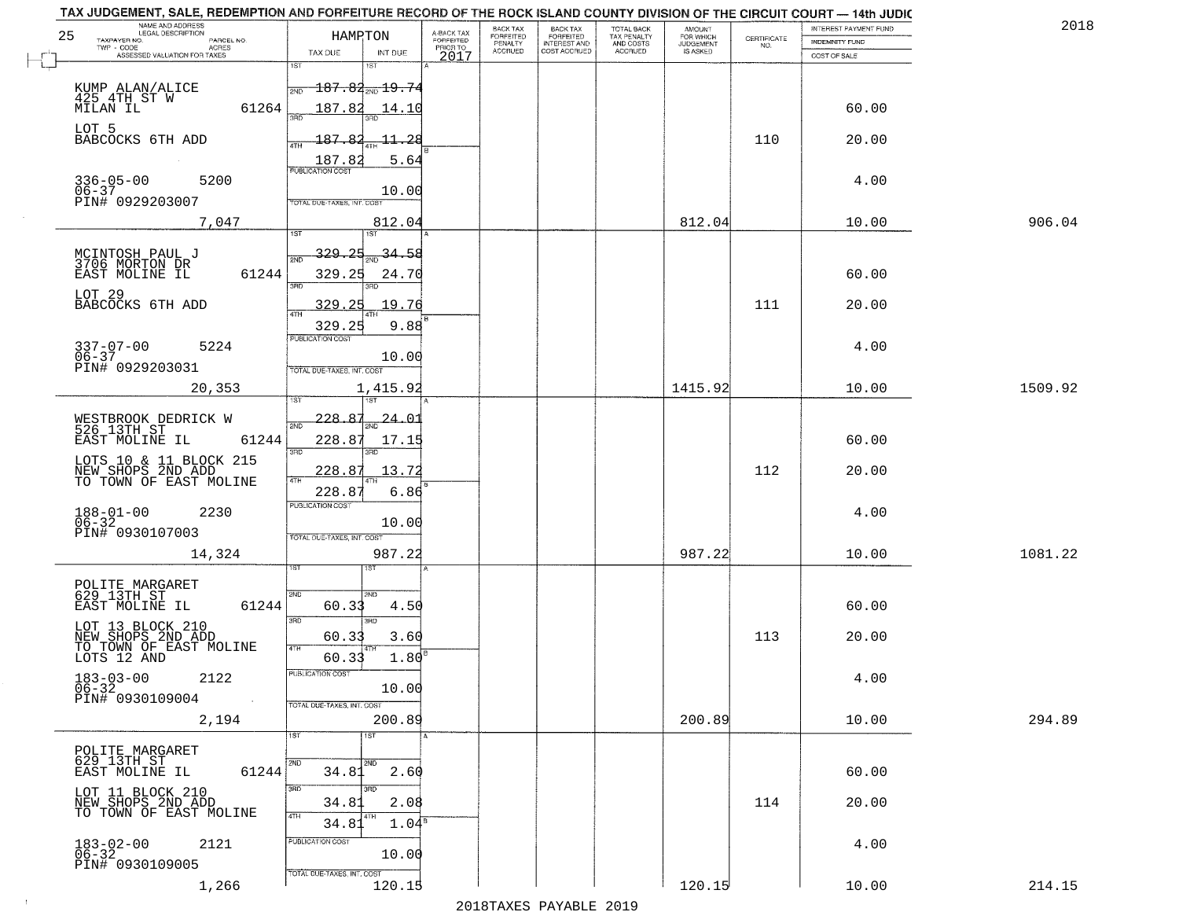TAX JUDGEMENT, SALE, REDEMPTION AND FORFEITURE RECORD OF THE ROCK ISLAND COUNTY DIVISION OF THE CIRCUIT COURT — 14th JUDIC

2018

| NAME AND ADDRESS / LEGAL DESCRIPTION / TAXPAYER NO. / PARCEL NO. / TWP - CODE / ACRES / ASSESSED VALUATION FOR TAXES | HAMPTON TAX DUE | INT DUE | A-BACK TAX FORFEITED PRIOR TO 2017 | BACK TAX FORFEITED PENALTY ACCRUED | BACK TAX FORFEITED INTEREST AND COST ACCRUED | TOTAL BACK TAX PENALTY AND COSTS ACCRUED | AMOUNT FOR WHICH JUDGEMENT IS ASKED | CERTIFICATE NO. | INTEREST PAYMENT FUND / INDEMNITY FUND / COST OF SALE | |
|---|---|---|---|---|---|---|---|---|---|---|
| 25 | | | | | | | | | | |
| KUMP ALAN/ALICE 425 4TH ST W MILAN IL 61264 | 1ST 2ND 187.82 | 2ND 19.74 | | | | | | | | |
| | 187.82 | 14.10 | | | | | | | 60.00 | |
| LOT 5 BABCOCKS 6TH ADD | 3RD 187.82 | 11.28 | | | | | | 110 | 20.00 | |
| | 4TH 187.82 | 5.64 | | | | | | | | |
| 336-05-00 5200 06-37 PIN# 0929203007 | PUBLICATION COST | 10.00 | | | | | | | 4.00 | |
| 7,047 | TOTAL DUE-TAXES, INT. COST | 812.04 | | | | | 812.04 | | 10.00 | 906.04 |
| MCINTOSH PAUL J 3706 MORTON DR EAST MOLINE IL 61244 | 1ST 2ND 329.25 | 2ND 34.58 | | | | | | | | |
| | 329.25 | 24.70 | | | | | | | 60.00 | |
| LOT 29 BABCOCKS 6TH ADD | 3RD 329.25 | 19.76 | | | | | | 111 | 20.00 | |
| | 4TH 329.25 | 9.88 | | | | | | | | |
| 337-07-00 5224 06-37 PIN# 0929203031 | PUBLICATION COST | 10.00 | | | | | | | 4.00 | |
| 20,353 | TOTAL DUE-TAXES, INT. COST | 1,415.92 | | | | | 1415.92 | | 10.00 | 1509.92 |
| WESTBROOK DEDRICK W 526 13TH ST EAST MOLINE IL 61244 | 1ST 2ND 228.87 | 2ND 24.01 | | | | | | | | |
| | 228.87 | 17.15 | | | | | | | 60.00 | |
| LOTS 10 & 11 BLOCK 215 NEW SHOPS 2ND ADD TO TOWN OF EAST MOLINE | 3RD 228.87 | 13.72 | | | | | | 112 | 20.00 | |
| | 4TH 228.87 | 6.86 | | | | | | | | |
| 188-01-00 2230 06-32 PIN# 0930107003 | PUBLICATION COST | 10.00 | | | | | | | 4.00 | |
| 14,324 | TOTAL DUE-TAXES, INT. COST | 987.22 | | | | | 987.22 | | 10.00 | 1081.22 |
| POLITE MARGARET 629 13TH ST EAST MOLINE IL 61244 | 1ST 2ND 60.33 | 2ND 4.50 | | | | | | | 60.00 | |
| LOT 13 BLOCK 210 NEW SHOPS 2ND ADD TO TOWN OF EAST MOLINE LOTS 12 AND | 3RD 60.33 | 3.60 | | | | | | 113 | 20.00 | |
| | 4TH 60.33 | 1.80 | | | | | | | | |
| 183-03-00 2122 06-32 PIN# 0930109004 | PUBLICATION COST | 10.00 | | | | | | | 4.00 | |
| 2,194 | TOTAL DUE-TAXES, INT. COST | 200.89 | | | | | 200.89 | | 10.00 | 294.89 |
| POLITE MARGARET 629 13TH ST EAST MOLINE IL 61244 | 1ST 2ND 34.81 | 2ND 2.60 | | | | | | | 60.00 | |
| LOT 11 BLOCK 210 NEW SHOPS 2ND ADD TO TOWN OF EAST MOLINE | 3RD 34.81 | 2.08 | | | | | | 114 | 20.00 | |
| | 4TH 34.81 | 1.04 | | | | | | | | |
| 183-02-00 2121 06-32 PIN# 0930109005 | PUBLICATION COST | 10.00 | | | | | | | 4.00 | |
| 1,266 | TOTAL DUE-TAXES, INT. COST | 120.15 | | | | | 120.15 | | 10.00 | 214.15 |

2018TAXES PAYABLE 2019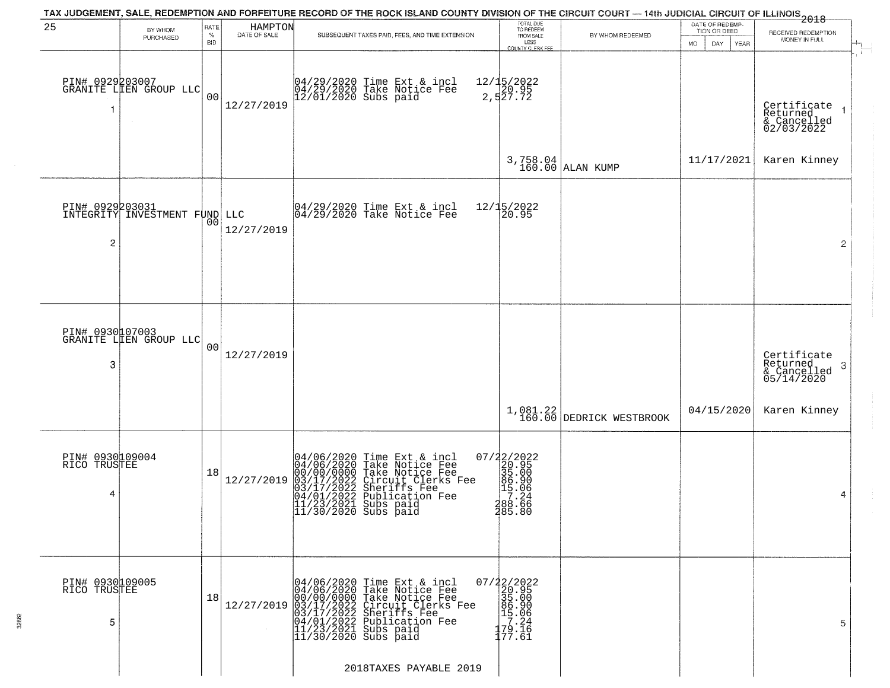TAX JUDGEMENT, SALE, REDEMPTION AND FORFEITURE RECORD OF THE ROCK ISLAND COUNTY DIVISION OF THE CIRCUIT COURT — 14th JUDICIAL CIRCUIT OF ILLINOIS 2018

25 — HAMPTON

| | BY WHOM PURCHASED | RATE % BID | DATE OF SALE | SUBSEQUENT TAXES PAID, FEES, AND TIME EXTENSION | TOTAL DUE TO REDEEM FROM SALE LESS COUNTY CLERK FEE | BY WHOM REDEEMED | DATE OF REDEMPTION OR DEED MO DAY YEAR | RECEIVED REDEMPTION MONEY IN FULL |
|---|---|---|---|---|---|---|---|---|
| 1 | PIN# 0929203007 GRANITE LIEN GROUP LLC | 00 | 12/27/2019 | 04/29/2020 Time Ext & incl<br>04/29/2020 Take Notice Fee<br>12/01/2020 Subs paid | 12/15/2022<br>20.95<br>2,527.72<br>3,758.04<br>160.00 | ALAN KUMP | 11/17/2021 | Certificate Returned & Cancelled 02/03/2022<br>Karen Kinney |
| 2 | PIN# 0929203031 INTEGRITY INVESTMENT FUND LLC | 00 | 12/27/2019 | 04/29/2020 Time Ext & incl<br>04/29/2020 Take Notice Fee | 12/15/2022<br>20.95 | | | |
| 3 | PIN# 0930107003 GRANITE LIEN GROUP LLC | 00 | 12/27/2019 | | 1,081.22<br>160.00 | DEDRICK WESTBROOK | 04/15/2020 | Certificate Returned & Cancelled 05/14/2020<br>Karen Kinney |
| 4 | PIN# 0930109004 RICO TRUSTEE | 18 | 12/27/2019 | 04/06/2020 Time Ext & incl<br>04/06/2020 Take Notice Fee<br>00/00/0000 Take Notice Fee<br>03/17/2022 Circuit Clerks Fee<br>03/17/2022 Sheriffs Fee<br>04/01/2022 Publication Fee<br>11/23/2021 Subs paid<br>11/30/2020 Subs paid | 07/22/2022<br>20.95<br>35.00<br>86.90<br>15.06<br>7.24<br>288.66<br>285.80 | | | |
| 5 | PIN# 0930109005 RICO TRUSTEE | 18 | 12/27/2019 | 04/06/2020 Time Ext & incl<br>04/06/2020 Take Notice Fee<br>00/00/0000 Take Notice Fee<br>03/17/2022 Circuit Clerks Fee<br>03/17/2022 Sheriffs Fee<br>04/01/2022 Publication Fee<br>11/23/2021 Subs paid<br>11/30/2020 Subs paid | 07/22/2022<br>20.95<br>35.00<br>86.90<br>15.06<br>7.24<br>179.16<br>177.61 | | | |

2018TAXES PAYABLE 2019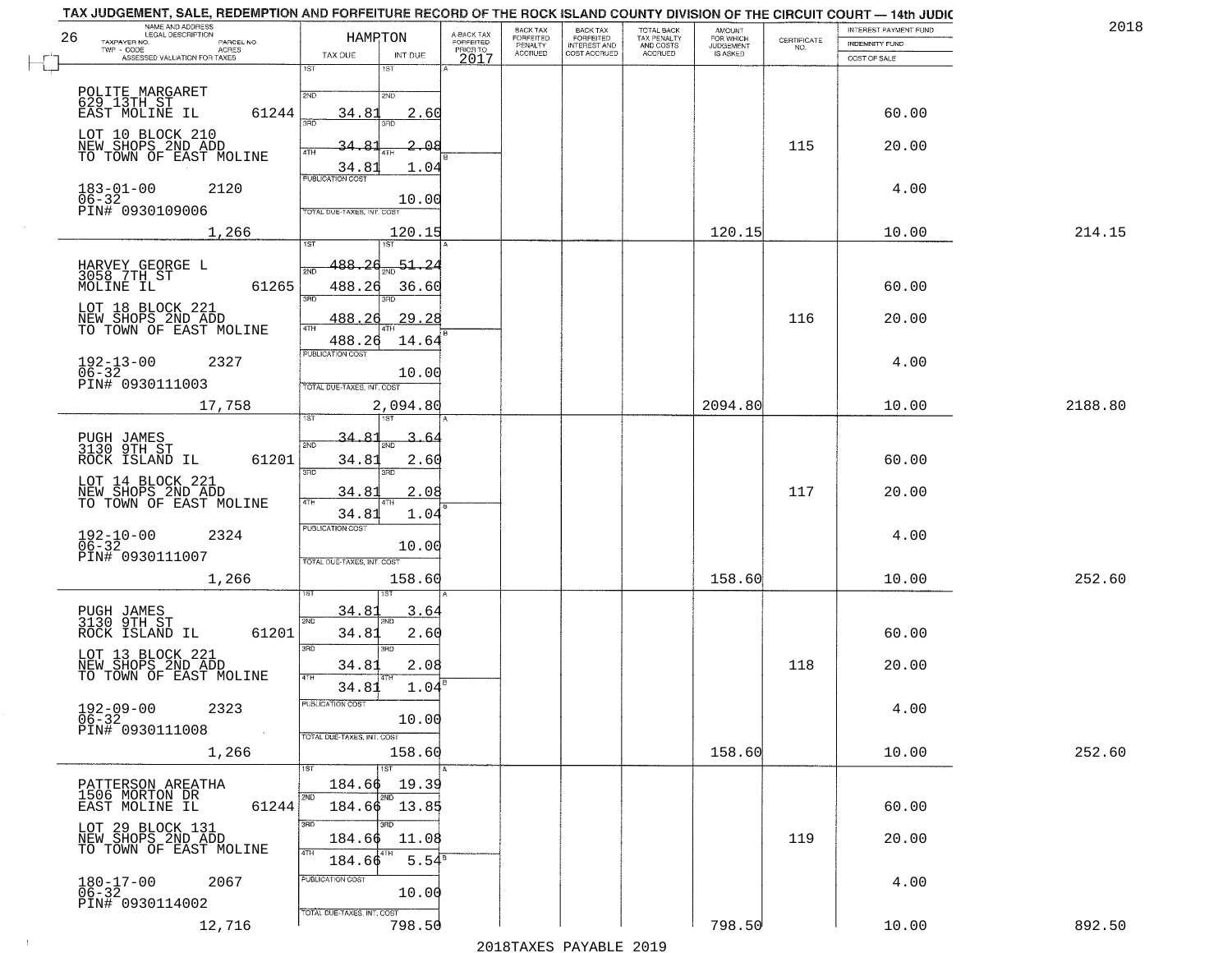# TAX JUDGEMENT, SALE, REDEMPTION AND FORFEITURE RECORD OF THE ROCK ISLAND COUNTY DIVISION OF THE CIRCUIT COURT — 14th JUDIC

2018

| NAME AND ADDRESS / LEGAL DESCRIPTION / TAXPAYER NO. / PARCEL NO. / TWP - CODE / ACRES / ASSESSED VALUATION FOR TAXES | HAMPTON TAX DUE | INT DUE | A-BACK TAX FORFEITED PRIOR TO 2017 | BACK TAX FORFEITED PENALTY ACCRUED | BACK TAX FORFEITED INTEREST AND COST ACCRUED | TOTAL BACK TAX PENALTY AND COSTS ACCRUED | AMOUNT FOR WHICH JUDGEMENT IS ASKED | CERTIFICATE NO. | INTEREST PAYMENT FUND / INDEMNITY FUND / COST OF SALE | |
|---|---|---|---|---|---|---|---|---|---|---|
| POLITE MARGARET 629 13TH ST EAST MOLINE IL 61244 | 1ST | 1ST | | | | | | | | |
| | 2ND 34.81 | 2ND 2.60 | | | | | | | 60.00 | |
| LOT 10 BLOCK 210 NEW SHOPS 2ND ADD TO TOWN OF EAST MOLINE | 3RD 34.81 | 3RD 2.08 | | | | | | 115 | 20.00 | |
| | 4TH 34.81 | 4TH 1.04 | | | | | | | | |
| 183-01-00 2120 06-32 PIN# 0930109006 | PUBLICATION COST | 10.00 | | | | | | | 4.00 | |
| 1,266 | TOTAL DUE-TAXES, INT. COST | 120.15 | | | | | 120.15 | | 10.00 | 214.15 |
| HARVEY GEORGE L 3058 7TH ST MOLINE IL 61265 | 1ST 488.26 | 1ST 51.24 | | | | | | | | |
| | 2ND 488.26 | 2ND 36.60 | | | | | | | 60.00 | |
| LOT 18 BLOCK 221 NEW SHOPS 2ND ADD TO TOWN OF EAST MOLINE | 3RD 488.26 | 3RD 29.28 | | | | | | 116 | 20.00 | |
| | 4TH 488.26 | 4TH 14.64 | | | | | | | | |
| 192-13-00 2327 06-32 PIN# 0930111003 | PUBLICATION COST | 10.00 | | | | | | | 4.00 | |
| 17,758 | TOTAL DUE-TAXES, INT. COST | 2,094.80 | | | | | 2094.80 | | 10.00 | 2188.80 |
| PUGH JAMES 3130 9TH ST ROCK ISLAND IL 61201 | 1ST 34.81 | 1ST 3.64 | | | | | | | | |
| | 2ND 34.81 | 2ND 2.60 | | | | | | | 60.00 | |
| LOT 14 BLOCK 221 NEW SHOPS 2ND ADD TO TOWN OF EAST MOLINE | 3RD 34.81 | 3RD 2.08 | | | | | | 117 | 20.00 | |
| | 4TH 34.81 | 4TH 1.04 | | | | | | | | |
| 192-10-00 2324 06-32 PIN# 0930111007 | PUBLICATION COST | 10.00 | | | | | | | 4.00 | |
| 1,266 | TOTAL DUE-TAXES, INT. COST | 158.60 | | | | | 158.60 | | 10.00 | 252.60 |
| PUGH JAMES 3130 9TH ST ROCK ISLAND IL 61201 | 1ST 34.81 | 1ST 3.64 | | | | | | | | |
| | 2ND 34.81 | 2ND 2.60 | | | | | | | 60.00 | |
| LOT 13 BLOCK 221 NEW SHOPS 2ND ADD TO TOWN OF EAST MOLINE | 3RD 34.81 | 3RD 2.08 | | | | | | 118 | 20.00 | |
| | 4TH 34.81 | 4TH 1.04 | | | | | | | | |
| 192-09-00 2323 06-32 PIN# 0930111008 | PUBLICATION COST | 10.00 | | | | | | | 4.00 | |
| 1,266 | TOTAL DUE-TAXES, INT. COST | 158.60 | | | | | 158.60 | | 10.00 | 252.60 |
| PATTERSON AREATHA 1506 MORTON DR EAST MOLINE IL 61244 | 1ST 184.66 | 1ST 19.39 | | | | | | | | |
| | 2ND 184.66 | 2ND 13.85 | | | | | | | 60.00 | |
| LOT 29 BLOCK 131 NEW SHOPS 2ND ADD TO TOWN OF EAST MOLINE | 3RD 184.66 | 3RD 11.08 | | | | | | 119 | 20.00 | |
| | 4TH 184.66 | 4TH 5.54 | | | | | | | | |
| 180-17-00 2067 06-32 PIN# 0930114002 | PUBLICATION COST | 10.00 | | | | | | | 4.00 | |
| 12,716 | TOTAL DUE-TAXES, INT. COST | 798.50 | | | | | 798.50 | | 10.00 | 892.50 |

2018TAXES PAYABLE 2019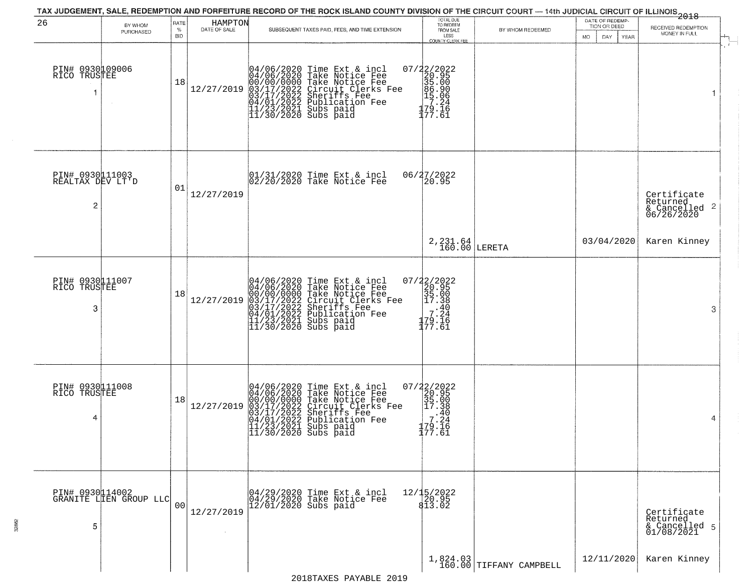TAX JUDGEMENT, SALE, REDEMPTION AND FORFEITURE RECORD OF THE ROCK ISLAND COUNTY DIVISION OF THE CIRCUIT COURT — 14th JUDICIAL CIRCUIT OF ILLINOIS 2018

26 HAMPTON

| BY WHOM PURCHASED | RATE % BID | DATE OF SALE | SUBSEQUENT TAXES PAID, FEES, AND TIME EXTENSION | TOTAL DUE TO REDEEM FROM SALE LESS COUNTY CLERK FEE | BY WHOM REDEEMED | DATE OF REDEMPTION OR DEED MO DAY YEAR | RECEIVED REDEMPTION MONEY IN FULL |
|---|---|---|---|---|---|---|---|
| PIN# 0930109006 RICO TRUSTEE 1 | 18 | 12/27/2019 | 04/06/2020 Time Ext & incl<br>04/06/2020 Take Notice Fee<br>00/00/0000 Take Notice Fee<br>03/17/2022 Circuit Clerks Fee<br>03/17/2022 Sheriffs Fee<br>04/01/2022 Publication Fee<br>11/23/2021 Subs paid<br>11/30/2020 Subs paid | 07/22/2022<br>20.95<br>35.00<br>86.90<br>15.06<br>7.24<br>179.16<br>177.61 | | | 1 |
| PIN# 0930111003 REALTAX DEV LT'D 2 | 01 | 12/27/2019 | 01/31/2020 Time Ext & incl<br>02/20/2020 Take Notice Fee | 06/27/2022<br>20.95<br><br>2,231.64<br>160.00 | LERETA | 03/04/2020 | Certificate Returned & Cancelled 06/26/2020 2<br><br>Karen Kinney |
| PIN# 0930111007 RICO TRUSTEE 3 | 18 | 12/27/2019 | 04/06/2020 Time Ext & incl<br>04/06/2020 Take Notice Fee<br>00/00/0000 Take Notice Fee<br>03/17/2022 Circuit Clerks Fee<br>03/17/2022 Sheriffs Fee<br>04/01/2022 Publication Fee<br>11/23/2021 Subs paid<br>11/30/2020 Subs paid | 07/22/2022<br>20.95<br>35.00<br>17.38<br>.40<br>7.24<br>179.16<br>177.61 | | | 3 |
| PIN# 0930111008 RICO TRUSTEE 4 | 18 | 12/27/2019 | 04/06/2020 Time Ext & incl<br>04/06/2020 Take Notice Fee<br>00/00/0000 Take Notice Fee<br>03/17/2022 Circuit Clerks Fee<br>03/17/2022 Sheriffs Fee<br>04/01/2022 Publication Fee<br>11/23/2021 Subs paid<br>11/30/2020 Subs paid | 07/22/2022<br>20.95<br>35.00<br>17.38<br>.40<br>7.24<br>179.16<br>177.61 | | | 4 |
| PIN# 0930114002 GRANITE LIEN GROUP LLC 5 | 00 | 12/27/2019 | 04/29/2020 Time Ext & incl<br>04/29/2020 Take Notice Fee<br>12/01/2020 Subs paid | 12/15/2022<br>20.95<br>813.02<br><br>1,824.03<br>160.00 | TIFFANY CAMPBELL | 12/11/2020 | Certificate Returned & Cancelled 01/08/2021 5<br><br>Karen Kinney |

2018TAXES PAYABLE 2019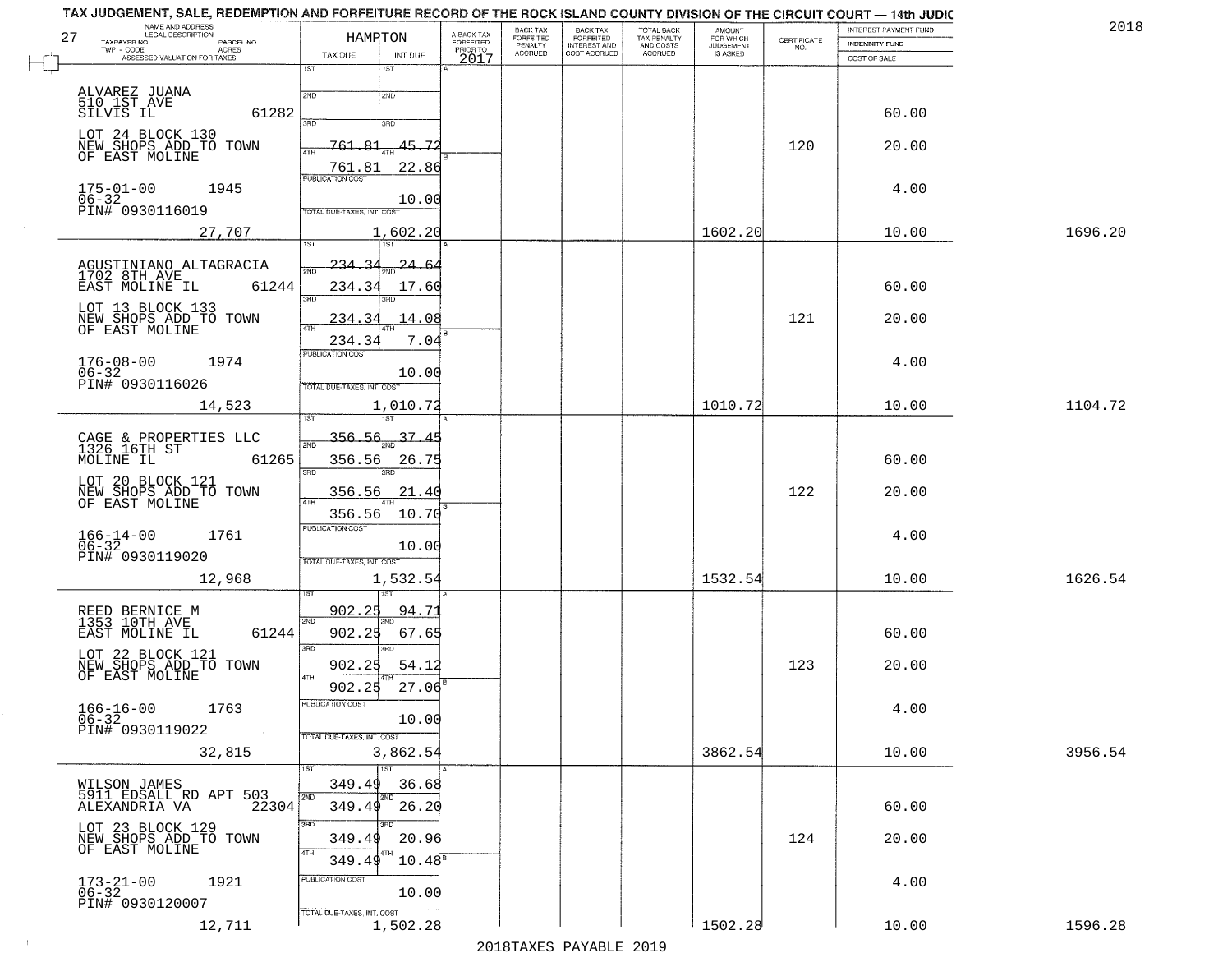TAX JUDGEMENT, SALE, REDEMPTION AND FORFEITURE RECORD OF THE ROCK ISLAND COUNTY DIVISION OF THE CIRCUIT COURT — 14th JUDIC

2018

| 27 NAME AND ADDRESS / LEGAL DESCRIPTION / TAXPAYER NO. / PARCEL NO. / TWP - CODE / ACRES / ASSESSED VALUATION FOR TAXES | HAMPTON TAX DUE | INT DUE | A-BACK TAX FORFEITED PRIOR TO 2017 | BACK TAX FORFEITED PENALTY ACCRUED | BACK TAX FORFEITED INTEREST AND COST ACCRUED | TOTAL BACK TAX PENALTY AND COSTS ACCRUED | AMOUNT FOR WHICH JUDGEMENT IS ASKED | CERTIFICATE NO. | INTEREST PAYMENT FUND / INDEMNITY FUND / COST OF SALE | |
|---|---|---|---|---|---|---|---|---|---|---|
| ALVAREZ JUANA 510 1ST AVE SILVIS IL 61282 | 1ST | 1ST | | | | | | | 60.00 | |
| LOT 24 BLOCK 130 NEW SHOPS ADD TO TOWN OF EAST MOLINE | 2ND | 2ND | | | | | | | | |
| | 3RD 761.81 | 3RD 45.72 | | | | | | 120 | 20.00 | |
| | 4TH 761.81 | 4TH 22.86 | | | | | | | | |
| 175-01-00 1945 06-32 PIN# 0930116019 | PUBLICATION COST | 10.00 | | | | | | | 4.00 | |
| 27,707 | TOTAL DUE-TAXES, INT. COST | 1,602.20 | | | | | 1602.20 | | 10.00 | 1696.20 |
| AGUSTINIANO ALTAGRACIA 1702 8TH AVE EAST MOLINE IL 61244 | 1ST 234.34 | 1ST 24.64 | | | | | | | | |
| | 2ND 234.34 | 2ND 17.60 | | | | | | | 60.00 | |
| LOT 13 BLOCK 133 NEW SHOPS ADD TO TOWN OF EAST MOLINE | 3RD 234.34 | 3RD 14.08 | | | | | | 121 | 20.00 | |
| | 4TH 234.34 | 4TH 7.04 | | | | | | | | |
| 176-08-00 1974 06-32 PIN# 0930116026 | PUBLICATION COST | 10.00 | | | | | | | 4.00 | |
| 14,523 | TOTAL DUE-TAXES, INT. COST | 1,010.72 | | | | | 1010.72 | | 10.00 | 1104.72 |
| CAGE & PROPERTIES LLC 1326 16TH ST MOLINE IL 61265 | 1ST 356.56 | 1ST 37.45 | | | | | | | | |
| | 2ND 356.56 | 2ND 26.75 | | | | | | | 60.00 | |
| LOT 20 BLOCK 121 NEW SHOPS ADD TO TOWN OF EAST MOLINE | 3RD 356.56 | 3RD 21.40 | | | | | | 122 | 20.00 | |
| | 4TH 356.56 | 4TH 10.70 | | | | | | | | |
| 166-14-00 1761 06-32 PIN# 0930119020 | PUBLICATION COST | 10.00 | | | | | | | 4.00 | |
| 12,968 | TOTAL DUE-TAXES, INT. COST | 1,532.54 | | | | | 1532.54 | | 10.00 | 1626.54 |
| REED BERNICE M 1353 10TH AVE EAST MOLINE IL 61244 | 1ST 902.25 | 1ST 94.71 | | | | | | | | |
| | 2ND 902.25 | 2ND 67.65 | | | | | | | 60.00 | |
| LOT 22 BLOCK 121 NEW SHOPS ADD TO TOWN OF EAST MOLINE | 3RD 902.25 | 3RD 54.12 | | | | | | 123 | 20.00 | |
| | 4TH 902.25 | 4TH 27.06 | | | | | | | | |
| 166-16-00 1763 06-32 PIN# 0930119022 | PUBLICATION COST | 10.00 | | | | | | | 4.00 | |
| 32,815 | TOTAL DUE-TAXES, INT. COST | 3,862.54 | | | | | 3862.54 | | 10.00 | 3956.54 |
| WILSON JAMES 5911 EDSALL RD APT 503 ALEXANDRIA VA 22304 | 1ST 349.49 | 1ST 36.68 | | | | | | | | |
| | 2ND 349.49 | 2ND 26.20 | | | | | | | 60.00 | |
| LOT 23 BLOCK 129 NEW SHOPS ADD TO TOWN OF EAST MOLINE | 3RD 349.49 | 3RD 20.96 | | | | | | 124 | 20.00 | |
| | 4TH 349.49 | 4TH 10.48 | | | | | | | | |
| 173-21-00 1921 06-32 PIN# 0930120007 | PUBLICATION COST | 10.00 | | | | | | | 4.00 | |
| 12,711 | TOTAL DUE-TAXES, INT. COST | 1,502.28 | | | | | 1502.28 | | 10.00 | 1596.28 |

2018TAXES PAYABLE 2019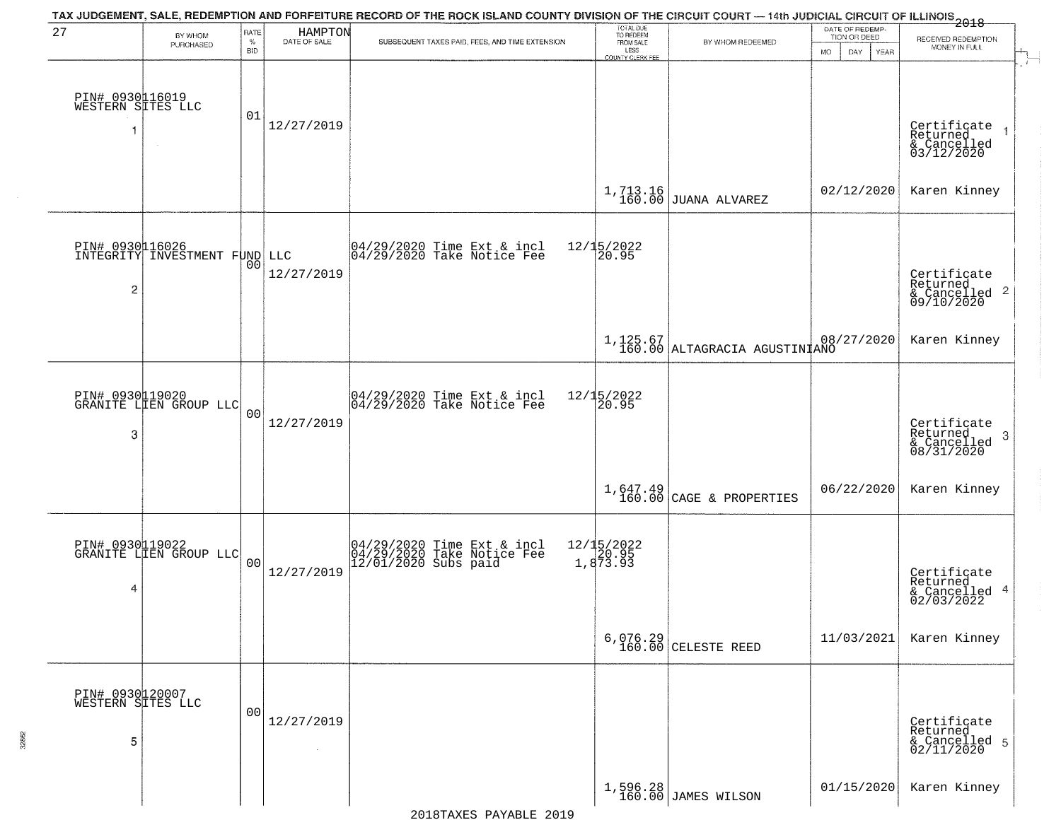TAX JUDGEMENT, SALE, REDEMPTION AND FORFEITURE RECORD OF THE ROCK ISLAND COUNTY DIVISION OF THE CIRCUIT COURT — 14th JUDICIAL CIRCUIT OF ILLINOIS 2018

27 HAMPTON

| | BY WHOM PURCHASED | RATE % BID | DATE OF SALE | SUBSEQUENT TAXES PAID, FEES, AND TIME EXTENSION | TOTAL DUE TO REDEEM FROM SALE LESS COUNTY CLERK FEE | BY WHOM REDEEMED | DATE OF REDEMPTION OR DEED MO DAY YEAR | RECEIVED REDEMPTION MONEY IN FULL |
|---|---|---|---|---|---|---|---|---|
| 1 | PIN# 0930116019 WESTERN SITES LLC | 01 | 12/27/2019 | | 1,713.16 160.00 | JUANA ALVAREZ | 02/12/2020 | Certificate Returned & Cancelled 03/12/2020 Karen Kinney |
| 2 | PIN# 0930116026 INTEGRITY INVESTMENT FUND LLC | 00 | 12/27/2019 | 04/29/2020 Time Ext & incl 12/15/2022; 04/29/2020 Take Notice Fee 20.95 | 1,125.67 160.00 | ALTAGRACIA AGUSTINIANO | 08/27/2020 | Certificate Returned & Cancelled 09/10/2020 Karen Kinney |
| 3 | PIN# 0930119020 GRANITE LIEN GROUP LLC | 00 | 12/27/2019 | 04/29/2020 Time Ext & incl 12/15/2022; 04/29/2020 Take Notice Fee 20.95 | 1,647.49 160.00 | CAGE & PROPERTIES | 06/22/2020 | Certificate Returned & Cancelled 08/31/2020 Karen Kinney |
| 4 | PIN# 0930119022 GRANITE LIEN GROUP LLC | 00 | 12/27/2019 | 04/29/2020 Time Ext & incl 12/15/2022; 04/29/2020 Take Notice Fee 20.95; 12/01/2020 Subs paid 1,873.93 | 6,076.29 160.00 | CELESTE REED | 11/03/2021 | Certificate Returned & Cancelled 02/03/2022 Karen Kinney |
| 5 | PIN# 0930120007 WESTERN SITES LLC | 00 | 12/27/2019 | | 1,596.28 160.00 | JAMES WILSON | 01/15/2020 | Certificate Returned & Cancelled 02/11/2020 Karen Kinney |

2018TAXES PAYABLE 2019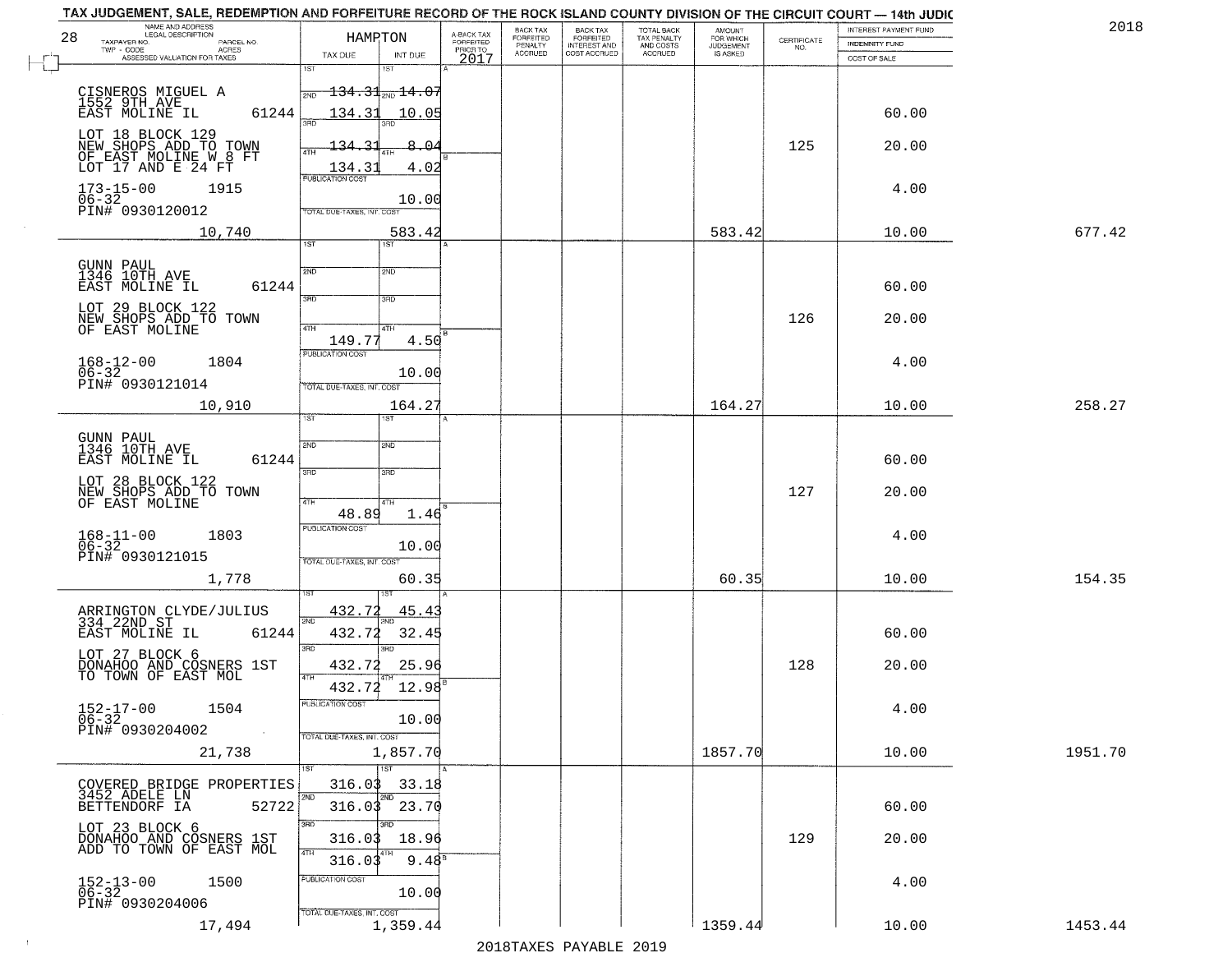TAX JUDGEMENT, SALE, REDEMPTION AND FORFEITURE RECORD OF THE ROCK ISLAND COUNTY DIVISION OF THE CIRCUIT COURT — 14th JUDIC

2018

| 28 NAME AND ADDRESS / LEGAL DESCRIPTION / TAXPAYER NO. / PARCEL NO. / TWP - CODE / ACRES / ASSESSED VALUATION FOR TAXES | HAMPTON TAX DUE | INT DUE | A-BACK TAX FORFEITED PRIOR TO 2017 | BACK TAX FORFEITED PENALTY ACCRUED | BACK TAX FORFEITED INTEREST AND COST ACCRUED | TOTAL BACK TAX PENALTY AND COSTS ACCRUED | AMOUNT FOR WHICH JUDGEMENT IS ASKED | CERTIFICATE NO. | INTEREST PAYMENT FUND / INDEMNITY FUND / COST OF SALE | |
|---|---|---|---|---|---|---|---|---|---|---|
| CISNEROS MIGUEL A<br>1552 9TH AVE<br>EAST MOLINE IL 61244<br>LOT 18 BLOCK 129<br>NEW SHOPS ADD TO TOWN<br>OF EAST MOLINE W 8 FT<br>LOT 17 AND E 24 FT<br>173-15-00 1915<br>06-32<br>PIN# 0930120012<br>10,740 | 1ST 134.31<br>2ND 134.31<br>3RD 134.31<br>4TH 134.31<br>PUBLICATION COST<br>TOTAL DUE-TAXES, INT. COST | 1ST 14.07<br>2ND 10.05<br>3RD 8.04<br>4TH 4.02<br>10.00<br>583.42 | | | | | 583.42 | 125 | 60.00<br>20.00<br>4.00<br>10.00 | 677.42 |
| GUNN PAUL<br>1346 10TH AVE<br>EAST MOLINE IL 61244<br>LOT 29 BLOCK 122<br>NEW SHOPS ADD TO TOWN<br>OF EAST MOLINE<br>168-12-00 1804<br>06-32<br>PIN# 0930121014<br>10,910 | 1ST<br>2ND<br>3RD<br>4TH 149.77<br>PUBLICATION COST<br>TOTAL DUE-TAXES, INT. COST | 1ST<br>2ND<br>3RD<br>4TH 4.50<br>10.00<br>164.27 | | | | | 164.27 | 126 | 60.00<br>20.00<br>4.00<br>10.00 | 258.27 |
| GUNN PAUL<br>1346 10TH AVE<br>EAST MOLINE IL 61244<br>LOT 28 BLOCK 122<br>NEW SHOPS ADD TO TOWN<br>OF EAST MOLINE<br>168-11-00 1803<br>06-32<br>PIN# 0930121015<br>1,778 | 1ST<br>2ND<br>3RD<br>4TH 48.89<br>PUBLICATION COST<br>TOTAL DUE-TAXES, INT. COST | 1ST<br>2ND<br>3RD<br>4TH 1.46<br>10.00<br>60.35 | | | | | 60.35 | 127 | 60.00<br>20.00<br>4.00<br>10.00 | 154.35 |
| ARRINGTON CLYDE/JULIUS<br>334 22ND ST<br>EAST MOLINE IL 61244<br>LOT 27 BLOCK 6<br>DONAHOO AND COSNERS 1ST<br>TO TOWN OF EAST MOL<br>152-17-00 1504<br>06-32<br>PIN# 0930204002<br>21,738 | 1ST 432.72<br>2ND 432.72<br>3RD 432.72<br>4TH 432.72<br>PUBLICATION COST<br>TOTAL DUE-TAXES, INT. COST | 1ST 45.43<br>2ND 32.45<br>3RD 25.96<br>4TH 12.98<br>10.00<br>1,857.70 | | | | | 1857.70 | 128 | 60.00<br>20.00<br>4.00<br>10.00 | 1951.70 |
| COVERED BRIDGE PROPERTIES<br>3452 ADELE LN<br>BETTENDORF IA 52722<br>LOT 23 BLOCK 6<br>DONAHOO AND COSNERS 1ST<br>ADD TO TOWN OF EAST MOL<br>152-13-00 1500<br>06-32<br>PIN# 0930204006<br>17,494 | 1ST 316.03<br>2ND 316.03<br>3RD 316.03<br>4TH 316.03<br>PUBLICATION COST<br>TOTAL DUE-TAXES, INT. COST | 1ST 33.18<br>2ND 23.70<br>3RD 18.96<br>4TH 9.48<br>10.00<br>1,359.44 | | | | | 1359.44 | 129 | 60.00<br>20.00<br>4.00<br>10.00 | 1453.44 |

2018TAXES PAYABLE 2019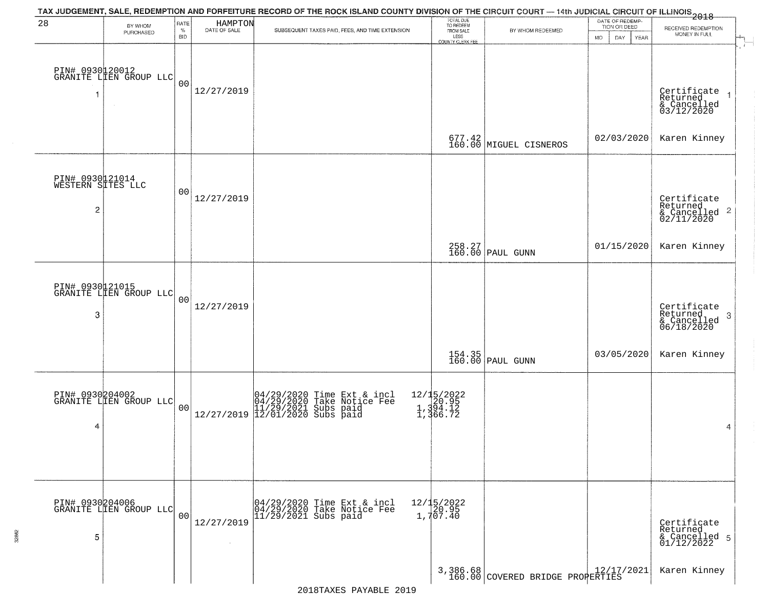TAX JUDGEMENT, SALE, REDEMPTION AND FORFEITURE RECORD OF THE ROCK ISLAND COUNTY DIVISION OF THE CIRCUIT COURT — 14th JUDICIAL CIRCUIT OF ILLINOIS 2018

28 — HAMPTON

| | BY WHOM PURCHASED | RATE % BID | DATE OF SALE | SUBSEQUENT TAXES PAID, FEES, AND TIME EXTENSION | TOTAL DUE TO REDEEM FROM SALE LESS COUNTY CLERK FEE | BY WHOM REDEEMED | DATE OF REDEMPTION OR DEED MO DAY YEAR | RECEIVED REDEMPTION MONEY IN FULL | |
|---|---|---|---|---|---|---|---|---|---|
| 1 | PIN# 0930120012 GRANITE LIEN GROUP LLC | 00 | 12/27/2019 | | 677.42 160.00 | MIGUEL CISNEROS | 02/03/2020 | Certificate Returned & Cancelled 03/12/2020 Karen Kinney | 1 |
| 2 | PIN# 0930121014 WESTERN SITES LLC | 00 | 12/27/2019 | | 258.27 160.00 | PAUL GUNN | 01/15/2020 | Certificate Returned & Cancelled 02/11/2020 Karen Kinney | 2 |
| 3 | PIN# 0930121015 GRANITE LIEN GROUP LLC | 00 | 12/27/2019 | | 154.35 160.00 | PAUL GUNN | 03/05/2020 | Certificate Returned & Cancelled 06/18/2020 Karen Kinney | 3 |
| 4 | PIN# 0930204002 GRANITE LIEN GROUP LLC | 00 | 12/27/2019 | 04/29/2020 Time Ext & incl 12/15/2022; 04/29/2020 Take Notice Fee 20.95; 11/29/2021 Subs paid 1,394.12; 12/01/2020 Subs paid 1,366.72 | | | | | 4 |
| 5 | PIN# 0930204006 GRANITE LIEN GROUP LLC | 00 | 12/27/2019 | 04/29/2020 Time Ext & incl 12/15/2022; 04/29/2020 Take Notice Fee 20.95; 11/29/2021 Subs paid 1,707.40 | 3,386.68 160.00 | COVERED BRIDGE PROPERTIES | 12/17/2021 | Certificate Returned & Cancelled 01/12/2022 Karen Kinney | 5 |

2018TAXES PAYABLE 2019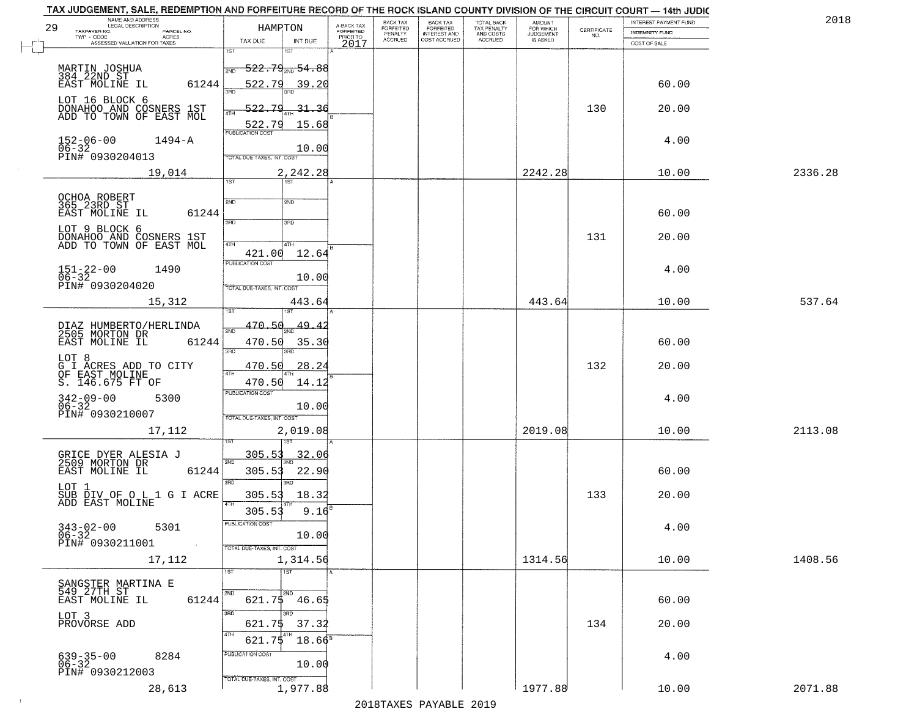TAX JUDGEMENT, SALE, REDEMPTION AND FORFEITURE RECORD OF THE ROCK ISLAND COUNTY DIVISION OF THE CIRCUIT COURT — 14th JUDIC

2018

| 29 NAME AND ADDRESS / LEGAL DESCRIPTION / TAXPAYER NO. PARCEL NO. / TWP - CODE ACRES / ASSESSED VALUATION FOR TAXES | HAMPTON TAX DUE | INT DUE | A-BACK TAX FORFEITED PRIOR TO 2017 | BACK TAX FORFEITED PENALTY ACCRUED | BACK TAX FORFEITED INTEREST AND COST ACCRUED | TOTAL BACK TAX PENALTY AND COSTS ACCRUED | AMOUNT FOR WHICH JUDGEMENT IS ASKED | CERTIFICATE NO. | INTEREST PAYMENT FUND / INDEMNITY FUND / COST OF SALE | |
|---|---|---|---|---|---|---|---|---|---|---|
| MARTIN JOSHUA 384 22ND ST EAST MOLINE IL 61244 | 1ST | 1ST | | | | | | | | |
| | 2ND 522.79 | 2ND 54.88 | | | | | | | | |
| | 522.79 | 39.20 | | | | | | | 60.00 | |
| LOT 16 BLOCK 6 DONAHOO AND COSNERS 1ST ADD TO TOWN OF EAST MOL | 3RD 522.79 | 3RD 31.36 | | | | | | 130 | 20.00 | |
| | 4TH 522.79 | 4TH 15.68 | | | | | | | | |
| 152-06-00 1494-A 06-32 PIN# 0930204013 | PUBLICATION COST | 10.00 | | | | | | | 4.00 | |
| 19,014 | TOTAL DUE-TAXES, INT. COST | 2,242.28 | | | | | 2242.28 | | 10.00 | 2336.28 |
| OCHOA ROBERT 365 23RD ST EAST MOLINE IL 61244 | 1ST | 1ST | | | | | | | | |
| | 2ND | 2ND | | | | | | | 60.00 | |
| LOT 9 BLOCK 6 DONAHOO AND COSNERS 1ST ADD TO TOWN OF EAST MOL | 3RD | 3RD | | | | | | 131 | 20.00 | |
| | 4TH 421.00 | 4TH 12.64 | | | | | | | | |
| 151-22-00 1490 06-32 PIN# 0930204020 | PUBLICATION COST | 10.00 | | | | | | | 4.00 | |
| 15,312 | TOTAL DUE-TAXES, INT. COST | 443.64 | | | | | 443.64 | | 10.00 | 537.64 |
| DIAZ HUMBERTO/HERLINDA 2505 MORTON DR EAST MOLINE IL 61244 | 1ST 470.50 | 1ST 49.42 | | | | | | | | |
| | 2ND 470.50 | 2ND 35.30 | | | | | | | 60.00 | |
| LOT 8 G I ACRES ADD TO CITY OF EAST MOLINE S. 146.675 FT OF | 3RD 470.50 | 3RD 28.24 | | | | | | 132 | 20.00 | |
| | 4TH 470.50 | 4TH 14.12 | | | | | | | | |
| 342-09-00 5300 06-32 PIN# 0930210007 | PUBLICATION COST | 10.00 | | | | | | | 4.00 | |
| 17,112 | TOTAL DUE-TAXES, INT. COST | 2,019.08 | | | | | 2019.08 | | 10.00 | 2113.08 |
| GRICE DYER ALESIA J 2509 MORTON DR EAST MOLINE IL 61244 | 1ST 305.53 | 1ST 32.06 | | | | | | | | |
| | 2ND 305.53 | 2ND 22.90 | | | | | | | 60.00 | |
| LOT 1 SUB DIV OF O L 1 G I ACRE ADD EAST MOLINE | 3RD 305.53 | 3RD 18.32 | | | | | | 133 | 20.00 | |
| | 4TH 305.53 | 4TH 9.16 | | | | | | | | |
| 343-02-00 5301 06-32 PIN# 0930211001 | PUBLICATION COST | 10.00 | | | | | | | 4.00 | |
| 17,112 | TOTAL DUE-TAXES, INT. COST | 1,314.56 | | | | | 1314.56 | | 10.00 | 1408.56 |
| SANGSTER MARTINA E 549 27TH ST EAST MOLINE IL 61244 | 1ST | 1ST | | | | | | | | |
| | 2ND 621.75 | 2ND 46.65 | | | | | | | 60.00 | |
| LOT 3 PROVORSE ADD | 3RD 621.75 | 3RD 37.32 | | | | | | 134 | 20.00 | |
| | 4TH 621.75 | 4TH 18.66 | | | | | | | | |
| 639-35-00 8284 06-32 PIN# 0930212003 | PUBLICATION COST | 10.00 | | | | | | | 4.00 | |
| 28,613 | TOTAL DUE-TAXES, INT. COST | 1,977.88 | | | | | 1977.88 | | 10.00 | 2071.88 |

2018TAXES PAYABLE 2019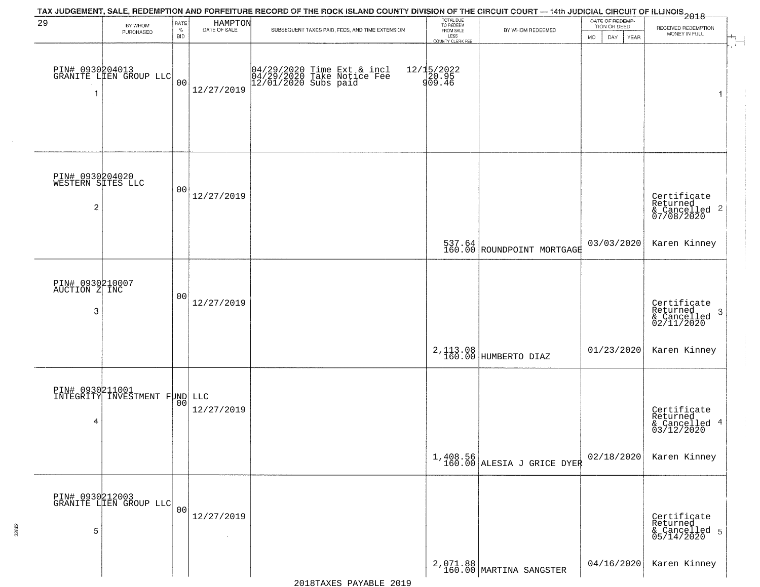TAX JUDGEMENT, SALE, REDEMPTION AND FORFEITURE RECORD OF THE ROCK ISLAND COUNTY DIVISION OF THE CIRCUIT COURT — 14th JUDICIAL CIRCUIT OF ILLINOIS 2018

29 HAMPTON

| BY WHOM PURCHASED | RATE % BID | DATE OF SALE | SUBSEQUENT TAXES PAID, FEES, AND TIME EXTENSION | TOTAL DUE TO REDEEM FROM SALE LESS COUNTY CLERK FEE | BY WHOM REDEEMED | DATE OF REDEMPTION OR DEED MO DAY YEAR | RECEIVED REDEMPTION MONEY IN FULL |
|---|---|---|---|---|---|---|---|
| PIN# 0930204013 GRANITE LIEN GROUP LLC 1 | 00 | 12/27/2019 | 04/29/2020 Time Ext & incl 04/29/2020 Take Notice Fee 12/01/2020 Subs paid | 12/15/2022 20.95 909.46 | | | 1 |
| PIN# 0930204020 WESTERN SITES LLC 2 | 00 | 12/27/2019 | | 537.64 160.00 | ROUNDPOINT MORTGAGE | 03/03/2020 | Certificate Returned & Cancelled 07/08/2020 2 Karen Kinney |
| PIN# 0930210007 AUCTION Z INC 3 | 00 | 12/27/2019 | | 2,113.08 160.00 | HUMBERTO DIAZ | 01/23/2020 | Certificate Returned & Cancelled 02/11/2020 3 Karen Kinney |
| PIN# 0930211001 INTEGRITY INVESTMENT FUND LLC 4 | 00 | 12/27/2019 | | 1,408.56 160.00 | ALESIA J GRICE DYER | 02/18/2020 | Certificate Returned & Cancelled 03/12/2020 4 Karen Kinney |
| PIN# 0930212003 GRANITE LIEN GROUP LLC 5 | 00 | 12/27/2019 | | 2,071.88 160.00 | MARTINA SANGSTER | 04/16/2020 | Certificate Returned & Cancelled 05/14/2020 5 Karen Kinney |

2018TAXES PAYABLE 2019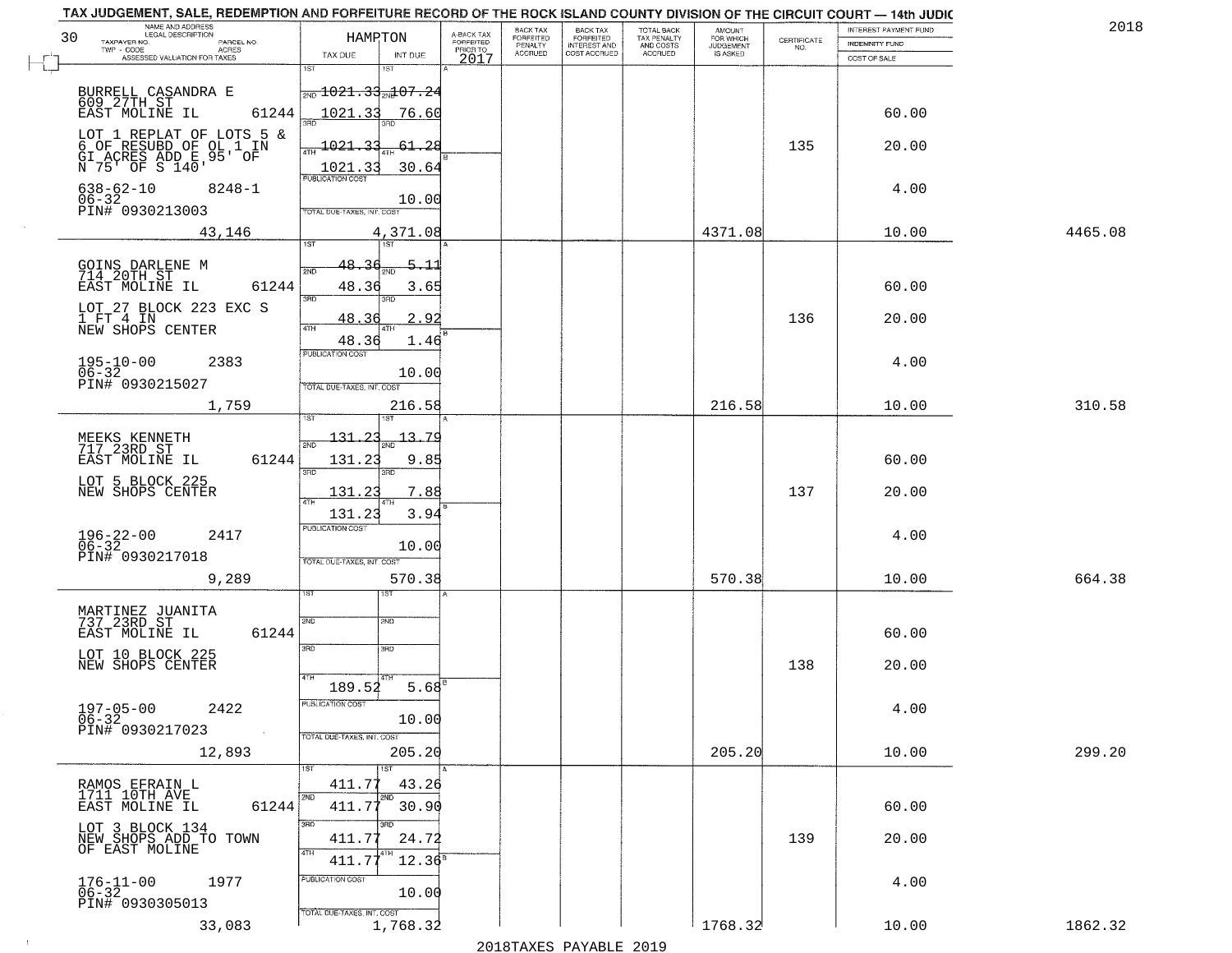TAX JUDGEMENT, SALE, REDEMPTION AND FORFEITURE RECORD OF THE ROCK ISLAND COUNTY DIVISION OF THE CIRCUIT COURT — 14th JUDIC

2018

30

HAMPTON

| NAME AND ADDRESS / LEGAL DESCRIPTION / TAXPAYER NO. / PARCEL NO. / TWP - CODE / ACRES / ASSESSED VALUATION FOR TAXES | TAX DUE | INT DUE | A-BACK TAX FORFEITED PRIOR TO 2017 | BACK TAX FORFEITED PENALTY ACCRUED | BACK TAX FORFEITED INTEREST AND COST ACCRUED | TOTAL BACK TAX PENALTY AND COSTS ACCRUED | AMOUNT FOR WHICH JUDGEMENT IS ASKED | CERTIFICATE NO. | INTEREST PAYMENT FUND / INDEMNITY FUND / COST OF SALE | |
|---|---|---|---|---|---|---|---|---|---|---|
| BURRELL CASANDRA E<br>609 27TH ST<br>EAST MOLINE IL 61244<br>LOT 1 REPLAT OF LOTS 5 & 6 OF RESUBD OF OL 1 IN GI ACRES ADD E 95' OF N 75' OF S 140'<br>638-62-10 8248-1<br>06-32<br>PIN# 0930213003<br>43,146 | 1ST 1021.33<br>2ND 1021.33<br>3RD 1021.33<br>4TH 1021.33<br>PUBLICATION COST<br>TOTAL DUE-TAXES, INT. COST | 107.24<br>76.60<br>61.28<br>30.64<br>10.00<br>4,371.08 | | | | | 4371.08 | 135 | 60.00<br>20.00<br>4.00<br>10.00 | 4465.08 |
| GOINS DARLENE M<br>714 20TH ST<br>EAST MOLINE IL 61244<br>LOT 27 BLOCK 223 EXC S 1 FT 4 IN<br>NEW SHOPS CENTER<br>195-10-00 2383<br>06-32<br>PIN# 0930215027<br>1,759 | 1ST 48.36<br>2ND 48.36<br>3RD 48.36<br>4TH 48.36<br>PUBLICATION COST<br>TOTAL DUE-TAXES, INT. COST | 5.11<br>3.65<br>2.92<br>1.46<br>10.00<br>216.58 | | | | | 216.58 | 136 | 60.00<br>20.00<br>4.00<br>10.00 | 310.58 |
| MEEKS KENNETH<br>717 23RD ST<br>EAST MOLINE IL 61244<br>LOT 5 BLOCK 225<br>NEW SHOPS CENTER<br>196-22-00 2417<br>06-32<br>PIN# 0930217018<br>9,289 | 1ST 131.23<br>2ND 131.23<br>3RD 131.23<br>4TH 131.23<br>PUBLICATION COST<br>TOTAL DUE-TAXES, INT. COST | 13.79<br>9.85<br>7.88<br>3.94<br>10.00<br>570.38 | | | | | 570.38 | 137 | 60.00<br>20.00<br>4.00<br>10.00 | 664.38 |
| MARTINEZ JUANITA<br>737 23RD ST<br>EAST MOLINE IL 61244<br>LOT 10 BLOCK 225<br>NEW SHOPS CENTER<br>197-05-00 2422<br>06-32<br>PIN# 0930217023<br>12,893 | 1ST<br>2ND<br>3RD<br>4TH 189.52<br>PUBLICATION COST<br>TOTAL DUE-TAXES, INT. COST | <br><br><br>5.68<br>10.00<br>205.20 | | | | | 205.20 | 138 | 60.00<br>20.00<br>4.00<br>10.00 | 299.20 |
| RAMOS EFRAIN L<br>1711 10TH AVE<br>EAST MOLINE IL 61244<br>LOT 3 BLOCK 134<br>NEW SHOPS ADD TO TOWN OF EAST MOLINE<br>176-11-00 1977<br>06-32<br>PIN# 0930305013<br>33,083 | 1ST 411.77<br>2ND 411.77<br>3RD 411.77<br>4TH 411.77<br>PUBLICATION COST<br>TOTAL DUE-TAXES, INT. COST | 43.26<br>30.90<br>24.72<br>12.36<br>10.00<br>1,768.32 | | | | | 1768.32 | 139 | 60.00<br>20.00<br>4.00<br>10.00 | 1862.32 |

2018TAXES PAYABLE 2019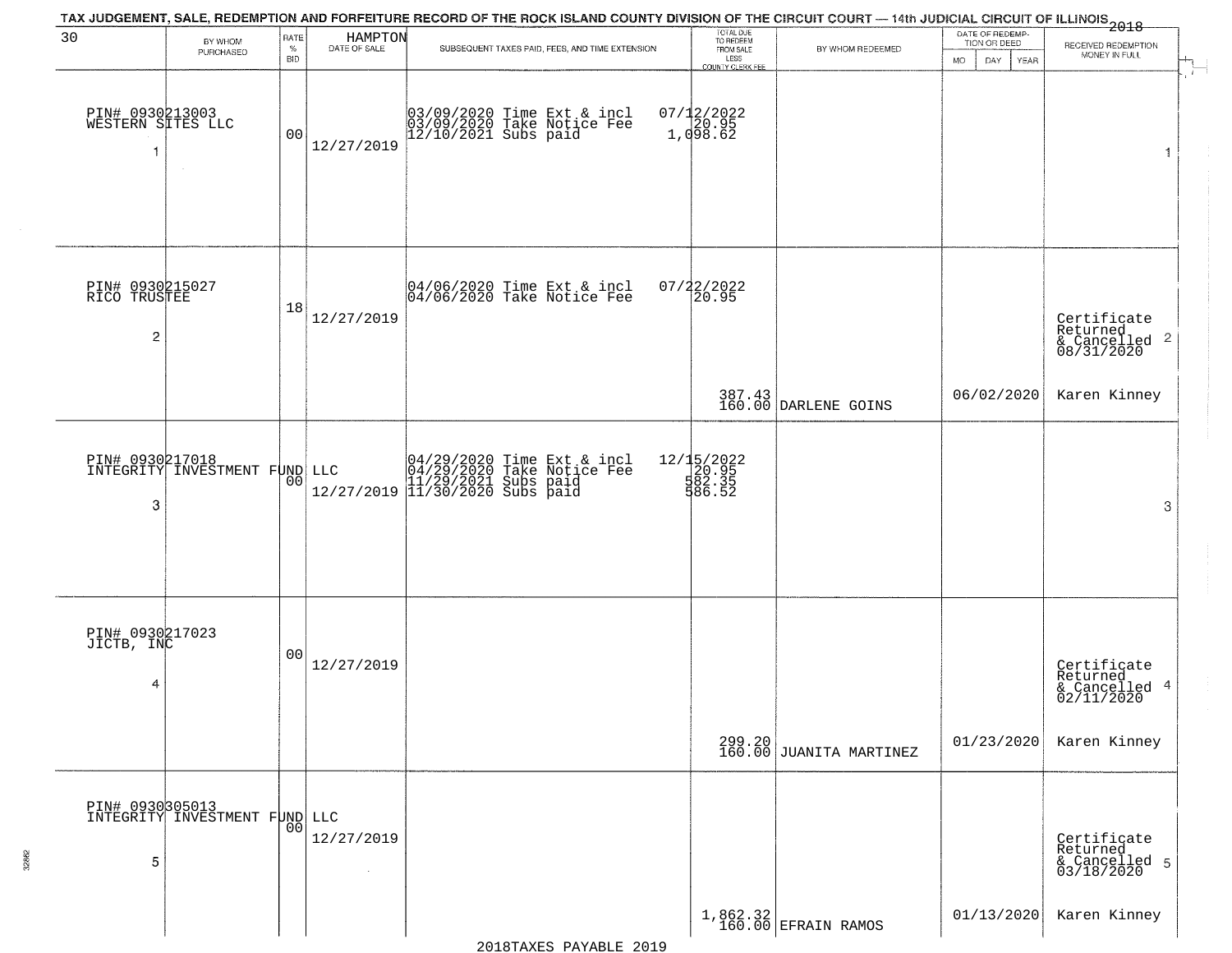TAX JUDGEMENT, SALE, REDEMPTION AND FORFEITURE RECORD OF THE ROCK ISLAND COUNTY DIVISION OF THE CIRCUIT COURT — 14th JUDICIAL CIRCUIT OF ILLINOIS 2018

| 30 | BY WHOM PURCHASED | RATE % BID | HAMPTON DATE OF SALE | SUBSEQUENT TAXES PAID, FEES, AND TIME EXTENSION | TOTAL DUE TO REDEEM FROM SALE LESS COUNTY CLERK FEE | BY WHOM REDEEMED | DATE OF REDEMPTION OR DEED MO DAY YEAR | RECEIVED REDEMPTION MONEY IN FULL |
|---|---|---|---|---|---|---|---|---|
| PIN# 0930213003 WESTERN SITES LLC 1 | | 00 | 12/27/2019 | 03/09/2020 Time Ext & incl 03/09/2020 Take Notice Fee 12/10/2021 Subs paid | 07/12/2022 20.95 1,098.62 | | | 1 |
| PIN# 0930215027 RICO TRUSTEE 2 | | 18 | 12/27/2019 | 04/06/2020 Time Ext & incl 04/06/2020 Take Notice Fee | 07/22/2022 20.95 387.43 160.00 | DARLENE GOINS | 06/02/2020 | Certificate Returned & Cancelled 08/31/2020 2 Karen Kinney |
| PIN# 0930217018 INTEGRITY INVESTMENT FUND LLC 3 | | 00 | 12/27/2019 | 04/29/2020 Time Ext & incl 04/29/2020 Take Notice Fee 11/29/2021 Subs paid 11/30/2020 Subs paid | 12/15/2022 20.95 582.35 586.52 | | | 3 |
| PIN# 0930217023 JICTB, INC 4 | | 00 | 12/27/2019 | | 299.20 160.00 | JUANITA MARTINEZ | 01/23/2020 | Certificate Returned & Cancelled 02/11/2020 4 Karen Kinney |
| PIN# 0930305013 INTEGRITY INVESTMENT FUND LLC 5 | | 00 | 12/27/2019 | | 1,862.32 160.00 | EFRAIN RAMOS | 01/13/2020 | Certificate Returned & Cancelled 03/18/2020 5 Karen Kinney |

2018TAXES PAYABLE 2019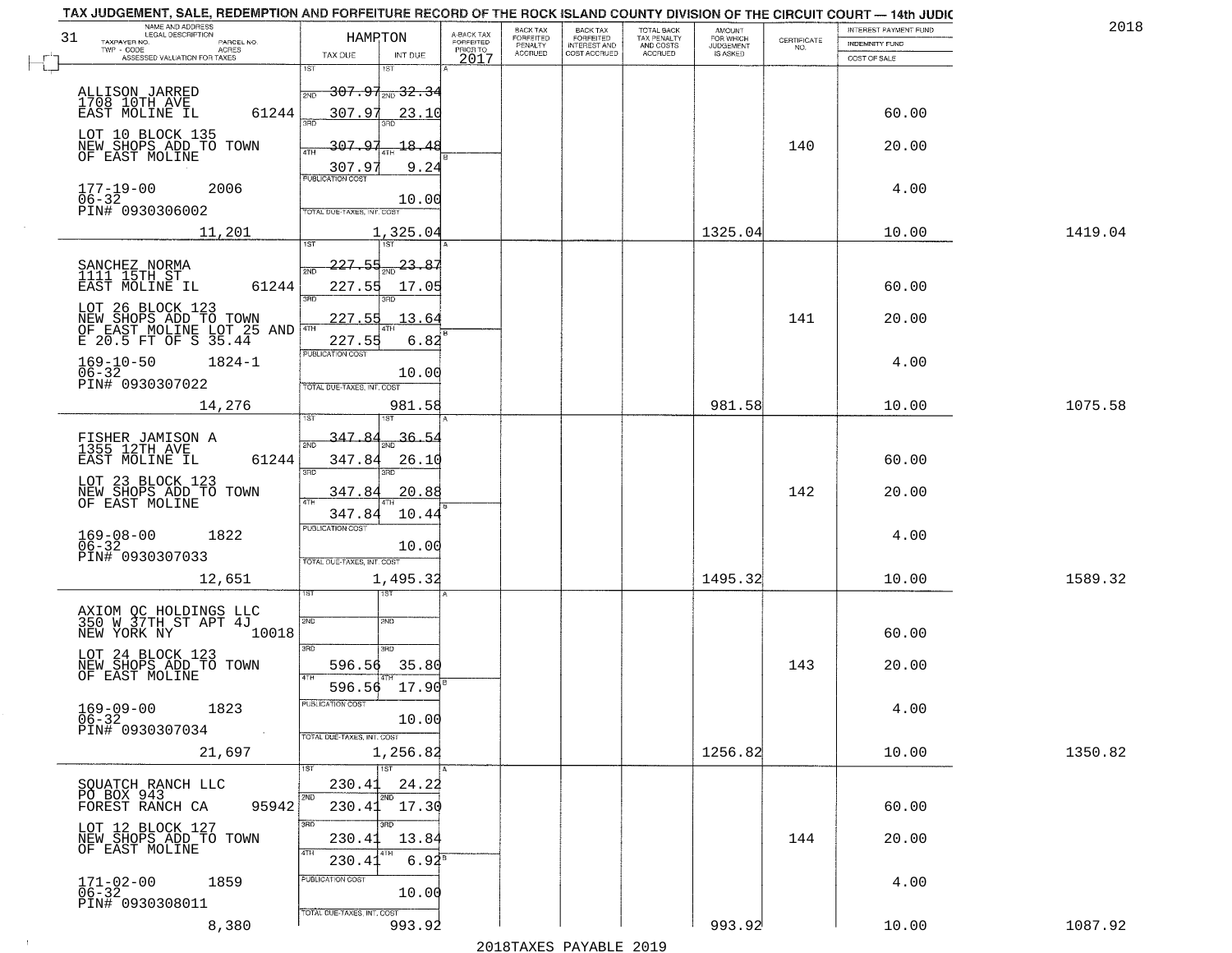# TAX JUDGEMENT, SALE, REDEMPTION AND FORFEITURE RECORD OF THE ROCK ISLAND COUNTY DIVISION OF THE CIRCUIT COURT — 14th JUDIC

2018

| 31 NAME AND ADDRESS / LEGAL DESCRIPTION / TAXPAYER NO. / PARCEL NO. / TWP - CODE / ACRES / ASSESSED VALUATION FOR TAXES | HAMPTON TAX DUE | INT DUE | A-BACK TAX FORFEITED PRIOR TO 2017 | BACK TAX FORFEITED PENALTY ACCRUED | BACK TAX FORFEITED INTEREST AND COST ACCRUED | TOTAL BACK TAX PENALTY AND COSTS ACCRUED | AMOUNT FOR WHICH JUDGEMENT IS ASKED | CERTIFICATE NO. | INTEREST PAYMENT FUND / INDEMNITY FUND / COST OF SALE | |
|---|---|---|---|---|---|---|---|---|---|---|
| ALLISON JARRED<br>1708 10TH AVE<br>EAST MOLINE IL 61244<br>LOT 10 BLOCK 135<br>NEW SHOPS ADD TO TOWN<br>OF EAST MOLINE<br>177-19-00 2006<br>06-32<br>PIN# 0930306002<br>11,201 | 1ST 307.97<br>2ND 307.97<br>3RD 307.97<br>4TH 307.97<br>PUBLICATION COST<br>TOTAL DUE-TAXES, INT. COST | 1ST 32.34<br>2ND 23.10<br>3RD 18.48<br>4TH 9.24<br>10.00<br>1,325.04 | | | | | 1325.04 | 140 | 60.00<br>20.00<br>4.00<br>10.00 | 1419.04 |
| SANCHEZ NORMA<br>1111 15TH ST<br>EAST MOLINE IL 61244<br>LOT 26 BLOCK 123<br>NEW SHOPS ADD TO TOWN<br>OF EAST MOLINE LOT 25 AND<br>E 20.5 FT OF S 35.44<br>169-10-50 1824-1<br>06-32<br>PIN# 0930307022<br>14,276 | 1ST 227.55<br>2ND 227.55<br>3RD 227.55<br>4TH 227.55<br>PUBLICATION COST<br>TOTAL DUE-TAXES, INT. COST | 1ST 23.87<br>2ND 17.05<br>3RD 13.64<br>4TH 6.82<br>10.00<br>981.58 | | | | | 981.58 | 141 | 60.00<br>20.00<br>4.00<br>10.00 | 1075.58 |
| FISHER JAMISON A<br>1355 12TH AVE<br>EAST MOLINE IL 61244<br>LOT 23 BLOCK 123<br>NEW SHOPS ADD TO TOWN<br>OF EAST MOLINE<br>169-08-00 1822<br>06-32<br>PIN# 0930307033<br>12,651 | 1ST 347.84<br>2ND 347.84<br>3RD 347.84<br>4TH 347.84<br>PUBLICATION COST<br>TOTAL DUE-TAXES, INT. COST | 1ST 36.54<br>2ND 26.10<br>3RD 20.88<br>4TH 10.44<br>10.00<br>1,495.32 | | | | | 1495.32 | 142 | 60.00<br>20.00<br>4.00<br>10.00 | 1589.32 |
| AXIOM QC HOLDINGS LLC<br>350 W 37TH ST APT 4J<br>NEW YORK NY 10018<br>LOT 24 BLOCK 123<br>NEW SHOPS ADD TO TOWN<br>OF EAST MOLINE<br>169-09-00 1823<br>06-32<br>PIN# 0930307034<br>21,697 | 1ST<br>2ND<br>3RD 596.56<br>4TH 596.56<br>PUBLICATION COST<br>TOTAL DUE-TAXES, INT. COST | 1ST<br>2ND<br>3RD 35.80<br>4TH 17.90<br>10.00<br>1,256.82 | | | | | 1256.82 | 143 | 60.00<br>20.00<br>4.00<br>10.00 | 1350.82 |
| SQUATCH RANCH LLC<br>PO BOX 943<br>FOREST RANCH CA 95942<br>LOT 12 BLOCK 127<br>NEW SHOPS ADD TO TOWN<br>OF EAST MOLINE<br>171-02-00 1859<br>06-32<br>PIN# 0930308011<br>8,380 | 1ST 230.41<br>2ND 230.41<br>3RD 230.41<br>4TH 230.41<br>PUBLICATION COST<br>TOTAL DUE-TAXES, INT. COST | 1ST 24.22<br>2ND 17.30<br>3RD 13.84<br>4TH 6.92<br>10.00<br>993.92 | | | | | 993.92 | 144 | 60.00<br>20.00<br>4.00<br>10.00 | 1087.92 |

2018TAXES PAYABLE 2019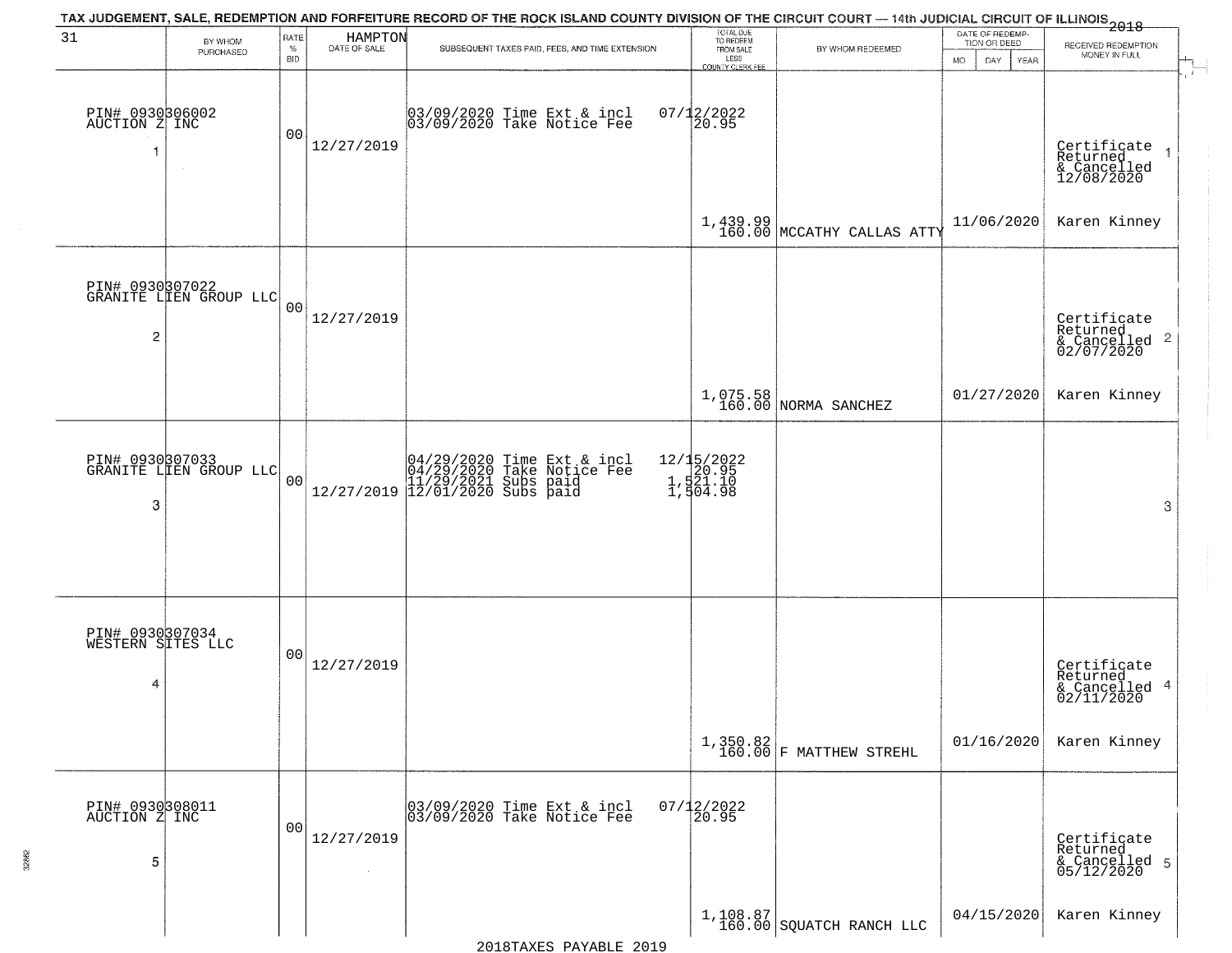TAX JUDGEMENT, SALE, REDEMPTION AND FORFEITURE RECORD OF THE ROCK ISLAND COUNTY DIVISION OF THE CIRCUIT COURT — 14th JUDICIAL CIRCUIT OF ILLINOIS 2018

| 31 | BY WHOM PURCHASED | RATE % BID | HAMPTON DATE OF SALE | SUBSEQUENT TAXES PAID, FEES, AND TIME EXTENSION | TOTAL DUE TO REDEEM FROM SALE LESS COUNTY CLERK FEE | BY WHOM REDEEMED | DATE OF REDEMPTION OR DEED MO DAY YEAR | RECEIVED REDEMPTION MONEY IN FULL |
|---|---|---|---|---|---|---|---|---|
| 1 | PIN# 0930306002 AUCTION Z INC | 00 | 12/27/2019 | 03/09/2020 Time Ext & incl 07/12/2022<br>03/09/2020 Take Notice Fee 20.95 | 1,439.99<br>160.00 | MCCATHY CALLAS ATTY | 11/06/2020 | Certificate Returned & Cancelled 12/08/2020<br>Karen Kinney |
| 2 | PIN# 0930307022 GRANITE LIEN GROUP LLC | 00 | 12/27/2019 | | 1,075.58<br>160.00 | NORMA SANCHEZ | 01/27/2020 | Certificate Returned & Cancelled 02/07/2020<br>Karen Kinney |
| 3 | PIN# 0930307033 GRANITE LIEN GROUP LLC | 00 | 12/27/2019 | 04/29/2020 Time Ext & incl 12/15/2022<br>04/29/2020 Take Notice Fee 20.95<br>11/29/2021 Subs paid 1,521.10<br>12/01/2020 Subs paid 1,504.98 | | | | |
| 4 | PIN# 0930307034 WESTERN SITES LLC | 00 | 12/27/2019 | | 1,350.82<br>160.00 | F MATTHEW STREHL | 01/16/2020 | Certificate Returned & Cancelled 02/11/2020<br>Karen Kinney |
| 5 | PIN# 0930308011 AUCTION Z INC | 00 | 12/27/2019 | 03/09/2020 Time Ext & incl 07/12/2022<br>03/09/2020 Take Notice Fee 20.95 | 1,108.87<br>160.00 | SQUATCH RANCH LLC | 04/15/2020 | Certificate Returned & Cancelled 05/12/2020<br>Karen Kinney |

2018TAXES PAYABLE 2019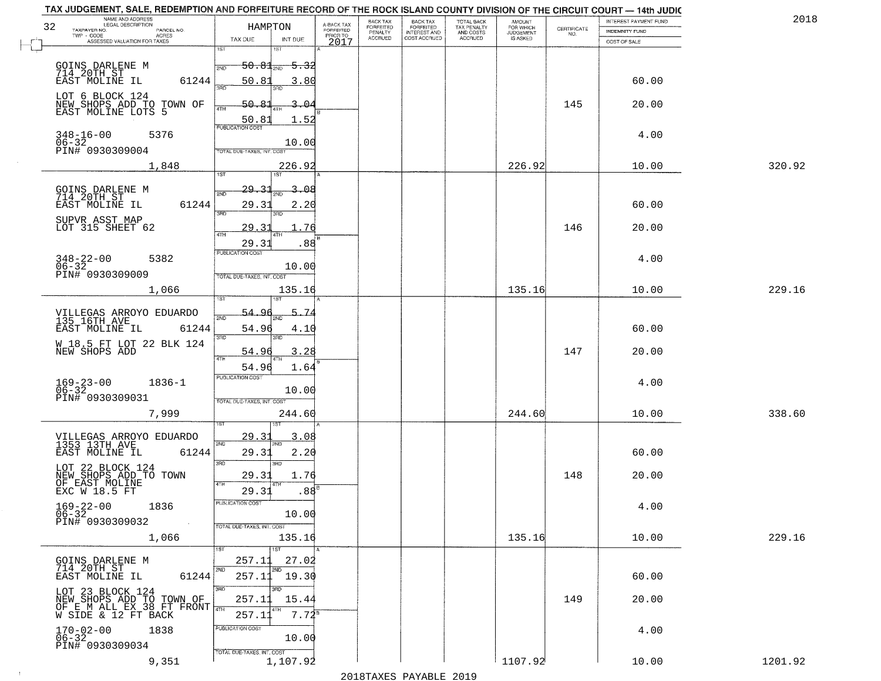# TAX JUDGEMENT, SALE, REDEMPTION AND FORFEITURE RECORD OF THE ROCK ISLAND COUNTY DIVISION OF THE CIRCUIT COURT — 14th JUDIC

2018

32 HAMPTON

| NAME AND ADDRESS / LEGAL DESCRIPTION / TAXPAYER NO. / PARCEL NO. / TWP - CODE / ACRES / ASSESSED VALUATION FOR TAXES | TAX DUE | INT DUE | A-BACK TAX FORFEITED PRIOR TO 2017 | BACK TAX FORFEITED PENALTY ACCRUED | BACK TAX FORFEITED INTEREST AND COST ACCRUED | TOTAL BACK TAX PENALTY AND COSTS ACCRUED | AMOUNT FOR WHICH JUDGEMENT IS ASKED | CERTIFICATE NO. | INTEREST PAYMENT FUND / INDEMNITY FUND / COST OF SALE | |
|---|---|---|---|---|---|---|---|---|---|---|
| GOINS DARLENE M<br>714 20TH ST<br>EAST MOLINE IL 61244<br>LOT 6 BLOCK 124<br>NEW SHOPS ADD TO TOWN OF<br>EAST MOLINE LOTS 5<br>348-16-00 5376<br>06-32<br>PIN# 0930309004<br>1,848 | 1ST 50.81<br>2ND 50.81<br>3RD 50.81<br>4TH 50.81<br>PUBLICATION COST<br>TOTAL DUE-TAXES, INT. COST | 5.32<br>3.80<br>3.04<br>1.52<br>10.00<br>226.92 | | | | | 226.92 | 145 | 60.00<br>20.00<br>4.00<br>10.00 | 320.92 |
| GOINS DARLENE M<br>714 20TH ST<br>EAST MOLINE IL 61244<br>SUPVR ASST MAP<br>LOT 315 SHEET 62<br>348-22-00 5382<br>06-32<br>PIN# 0930309009<br>1,066 | 1ST 29.31<br>2ND 29.31<br>3RD 29.31<br>4TH 29.31<br>PUBLICATION COST<br>TOTAL DUE-TAXES, INT. COST | 3.08<br>2.20<br>1.76<br>.88<br>10.00<br>135.16 | | | | | 135.16 | 146 | 60.00<br>20.00<br>4.00<br>10.00 | 229.16 |
| VILLEGAS ARROYO EDUARDO<br>135 16TH AVE<br>EAST MOLINE IL 61244<br>W 18.5 FT LOT 22 BLK 124<br>NEW SHOPS ADD<br>169-23-00 1836-1<br>06-32<br>PIN# 0930309031<br>7,999 | 1ST 54.96<br>2ND 54.96<br>3RD 54.96<br>4TH 54.96<br>PUBLICATION COST<br>TOTAL DUE-TAXES, INT. COST | 5.74<br>4.10<br>3.28<br>1.64<br>10.00<br>244.60 | | | | | 244.60 | 147 | 60.00<br>20.00<br>4.00<br>10.00 | 338.60 |
| VILLEGAS ARROYO EDUARDO<br>1353 13TH AVE<br>EAST MOLINE IL 61244<br>LOT 22 BLOCK 124<br>NEW SHOPS ADD TO TOWN<br>OF EAST MOLINE<br>EXC W 18.5 FT<br>169-22-00 1836<br>06-32<br>PIN# 0930309032<br>1,066 | 1ST 29.31<br>2ND 29.31<br>3RD 29.31<br>4TH 29.31<br>PUBLICATION COST<br>TOTAL DUE-TAXES, INT. COST | 3.08<br>2.20<br>1.76<br>.88<br>10.00<br>135.16 | | | | | 135.16 | 148 | 60.00<br>20.00<br>4.00<br>10.00 | 229.16 |
| GOINS DARLENE M<br>714 20TH ST<br>EAST MOLINE IL 61244<br>LOT 23 BLOCK 124<br>NEW SHOPS ADD TO TOWN OF<br>OF E M ALL EX 38 FT FRONT<br>W SIDE & 12 FT BACK<br>170-02-00 1838<br>06-32<br>PIN# 0930309034<br>9,351 | 1ST 257.11<br>2ND 257.11<br>3RD 257.11<br>4TH 257.11<br>PUBLICATION COST<br>TOTAL DUE-TAXES, INT. COST | 27.02<br>19.30<br>15.44<br>7.72<br>10.00<br>1,107.92 | | | | | 1107.92 | 149 | 60.00<br>20.00<br>4.00<br>10.00 | 1201.92 |

2018TAXES PAYABLE 2019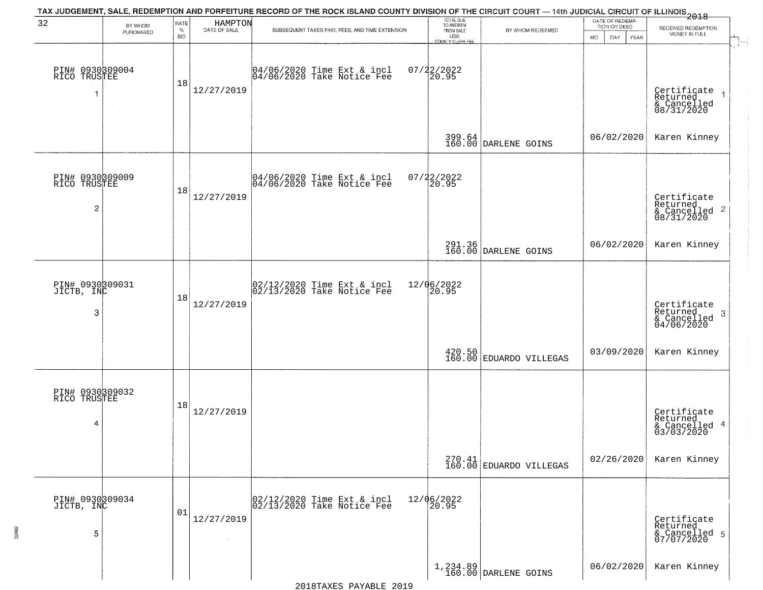TAX JUDGEMENT, SALE, REDEMPTION AND FORFEITURE RECORD OF THE ROCK ISLAND COUNTY DIVISION OF THE CIRCUIT COURT — 14th JUDICIAL CIRCUIT OF ILLINOIS 2018

32 HAMPTON

| BY WHOM PURCHASED | RATE % BID | DATE OF SALE | SUBSEQUENT TAXES PAID, FEES, AND TIME EXTENSION | TOTAL DUE TO REDEEM FROM SALE LESS COUNTY CLERK FEE | BY WHOM REDEEMED | DATE OF REDEMPTION OR DEED MO DAY YEAR | RECEIVED REDEMPTION MONEY IN FULL |
|---|---|---|---|---|---|---|---|
| PIN# 0930309004 RICO TRUSTEE 1 | 18 | 12/27/2019 | 04/06/2020 Time Ext & incl 07/22/2022; 04/06/2020 Take Notice Fee 20.95 | 399.64 160.00 | DARLENE GOINS | 06/02/2020 | Certificate Returned & Cancelled 08/31/2020 Karen Kinney |
| PIN# 0930309009 RICO TRUSTEE 2 | 18 | 12/27/2019 | 04/06/2020 Time Ext & incl 07/22/2022; 04/06/2020 Take Notice Fee 20.95 | 291.36 160.00 | DARLENE GOINS | 06/02/2020 | Certificate Returned & Cancelled 08/31/2020 Karen Kinney |
| PIN# 0930309031 JICTB, INC 3 | 18 | 12/27/2019 | 02/12/2020 Time Ext & incl 12/06/2022; 02/13/2020 Take Notice Fee 20.95 | 420.50 160.00 | EDUARDO VILLEGAS | 03/09/2020 | Certificate Returned & Cancelled 04/06/2020 Karen Kinney |
| PIN# 0930309032 RICO TRUSTEE 4 | 18 | 12/27/2019 | | 270.41 160.00 | EDUARDO VILLEGAS | 02/26/2020 | Certificate Returned & Cancelled 03/03/2020 Karen Kinney |
| PIN# 0930309034 JICTB, INC 5 | 01 | 12/27/2019 | 02/12/2020 Time Ext & incl 12/06/2022; 02/13/2020 Take Notice Fee 20.95 | 1,234.89 160.00 | DARLENE GOINS | 06/02/2020 | Certificate Returned & Cancelled 07/07/2020 Karen Kinney |

2018TAXES PAYABLE 2019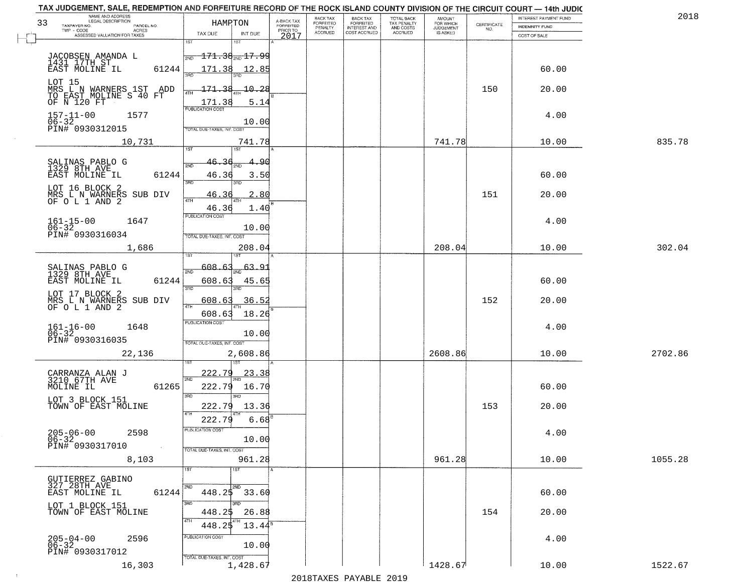TAX JUDGEMENT, SALE, REDEMPTION AND FORFEITURE RECORD OF THE ROCK ISLAND COUNTY DIVISION OF THE CIRCUIT COURT — 14th JUDIC

2018

| 33 NAME AND ADDRESS / LEGAL DESCRIPTION / TAXPAYER NO. / PARCEL NO. / TWP - CODE / ACRES / ASSESSED VALUATION FOR TAXES | HAMPTON TAX DUE | INT DUE | A-BACK TAX FORFEITED PRIOR TO 2017 | BACK TAX FORFEITED PENALTY ACCRUED | BACK TAX FORFEITED INTEREST AND COST ACCRUED | TOTAL BACK TAX PENALTY AND COSTS ACCRUED | AMOUNT FOR WHICH JUDGEMENT IS ASKED | CERTIFICATE NO. | INTEREST PAYMENT FUND / INDEMNITY FUND / COST OF SALE | |
|---|---|---|---|---|---|---|---|---|---|---|
| JACOBSEN AMANDA L<br>1431 17TH ST<br>EAST MOLINE IL 61244<br>LOT 15<br>MRS L N WARNERS 1ST ADD TO EAST MOLINE S 40 FT OF N 120 FT<br>157-11-00 1577<br>06-32<br>PIN# 0930312015<br>10,731 | 1ST 171.38<br>2ND 171.38<br>3RD 171.38<br>4TH 171.38<br>PUBLICATION COST<br>TOTAL DUE-TAXES, INT. COST | 17.99<br>12.85<br>10.28<br>5.14<br>10.00<br>741.78 | | | | | 741.78 | 150 | 60.00<br>20.00<br>4.00<br>10.00 | 835.78 |
| SALINAS PABLO G<br>1329 8TH AVE<br>EAST MOLINE IL 61244<br>LOT 16 BLOCK 2<br>MRS L N WARNERS SUB DIV OF O L 1 AND 2<br>161-15-00 1647<br>06-32<br>PIN# 0930316034<br>1,686 | 1ST 46.36<br>2ND 46.36<br>3RD 46.36<br>4TH 46.36<br>PUBLICATION COST<br>TOTAL DUE-TAXES, INT. COST | 4.90<br>3.50<br>2.80<br>1.40<br>10.00<br>208.04 | | | | | 208.04 | 151 | 60.00<br>20.00<br>4.00<br>10.00 | 302.04 |
| SALINAS PABLO G<br>1329 8TH AVE<br>EAST MOLINE IL 61244<br>LOT 17 BLOCK 2<br>MRS L N WARNERS SUB DIV OF O L 1 AND 2<br>161-16-00 1648<br>06-32<br>PIN# 0930316035<br>22,136 | 1ST 608.63<br>2ND 608.63<br>3RD 608.63<br>4TH 608.63<br>PUBLICATION COST<br>TOTAL DUE-TAXES, INT. COST | 63.91<br>45.65<br>36.52<br>18.26<br>10.00<br>2,608.86 | | | | | 2608.86 | 152 | 60.00<br>20.00<br>4.00<br>10.00 | 2702.86 |
| CARRANZA ALAN J<br>3210 67TH AVE<br>MOLINE IL 61265<br>LOT 3 BLOCK 151<br>TOWN OF EAST MOLINE<br>205-06-00 2598<br>06-32<br>PIN# 0930317010<br>8,103 | 1ST 222.79<br>2ND 222.79<br>3RD 222.79<br>4TH 222.79<br>PUBLICATION COST<br>TOTAL DUE-TAXES, INT. COST | 23.38<br>16.70<br>13.36<br>6.68<br>10.00<br>961.28 | | | | | 961.28 | 153 | 60.00<br>20.00<br>4.00<br>10.00 | 1055.28 |
| GUTIERREZ GABINO<br>327 28TH AVE<br>EAST MOLINE IL 61244<br>LOT 1 BLOCK 151<br>TOWN OF EAST MOLINE<br>205-04-00 2596<br>06-32<br>PIN# 0930317012<br>16,303 | 1ST<br>2ND 448.25<br>3RD 448.25<br>4TH 448.25<br>PUBLICATION COST<br>TOTAL DUE-TAXES, INT. COST | <br>33.60<br>26.88<br>13.44<br>10.00<br>1,428.67 | | | | | 1428.67 | 154 | 60.00<br>20.00<br>4.00<br>10.00 | 1522.67 |

2018TAXES PAYABLE 2019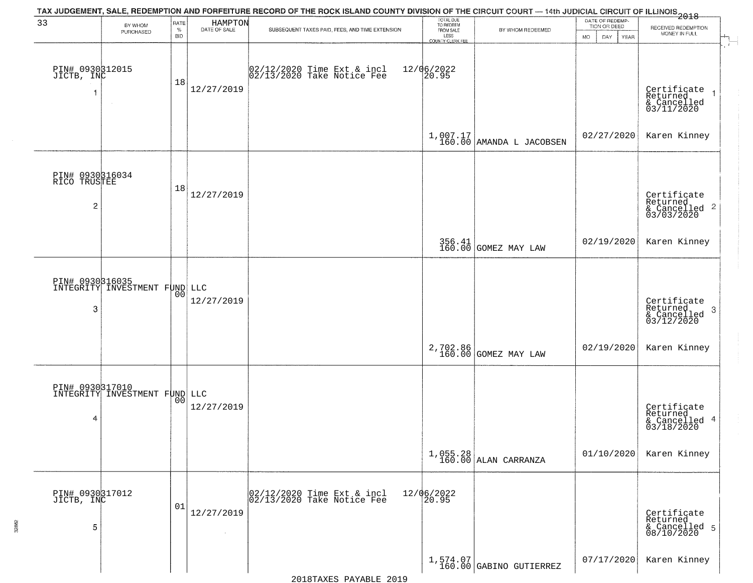TAX JUDGEMENT, SALE, REDEMPTION AND FORFEITURE RECORD OF THE ROCK ISLAND COUNTY DIVISION OF THE CIRCUIT COURT — 14th JUDICIAL CIRCUIT OF ILLINOIS 2018

| 33 | BY WHOM PURCHASED | RATE % BID | HAMPTON DATE OF SALE | SUBSEQUENT TAXES PAID, FEES, AND TIME EXTENSION | TOTAL DUE TO REDEEM FROM SALE LESS COUNTY CLERK FEE | BY WHOM REDEEMED | DATE OF REDEMPTION OR DEED MO DAY YEAR | RECEIVED REDEMPTION MONEY IN FULL |
|---|---|---|---|---|---|---|---|---|
| PIN# 0930312015 JICTB, INC 1 | | 18 | 12/27/2019 | 02/12/2020 Time Ext & incl 02/13/2020 Take Notice Fee | 12/06/2022 20.95 1,007.17 160.00 | AMANDA L JACOBSEN | 02/27/2020 | Certificate Returned & Cancelled 03/11/2020 Karen Kinney 1 |
| PIN# 0930316034 RICO TRUSTEE 2 | | 18 | 12/27/2019 | | 356.41 160.00 | GOMEZ MAY LAW | 02/19/2020 | Certificate Returned & Cancelled 03/03/2020 Karen Kinney 2 |
| PIN# 0930316035 INTEGRITY INVESTMENT FUND LLC 3 | | 00 | 12/27/2019 | | 2,702.86 160.00 | GOMEZ MAY LAW | 02/19/2020 | Certificate Returned & Cancelled 03/12/2020 Karen Kinney 3 |
| PIN# 0930317010 INTEGRITY INVESTMENT FUND LLC 4 | | 00 | 12/27/2019 | | 1,055.28 160.00 | ALAN CARRANZA | 01/10/2020 | Certificate Returned & Cancelled 03/18/2020 Karen Kinney 4 |
| PIN# 0930317012 JICTB, INC 5 | | 01 | 12/27/2019 | 02/12/2020 Time Ext & incl 02/13/2020 Take Notice Fee | 12/06/2022 20.95 1,574.07 160.00 | GABINO GUTIERREZ | 07/17/2020 | Certificate Returned & Cancelled 08/10/2020 Karen Kinney 5 |

2018TAXES PAYABLE 2019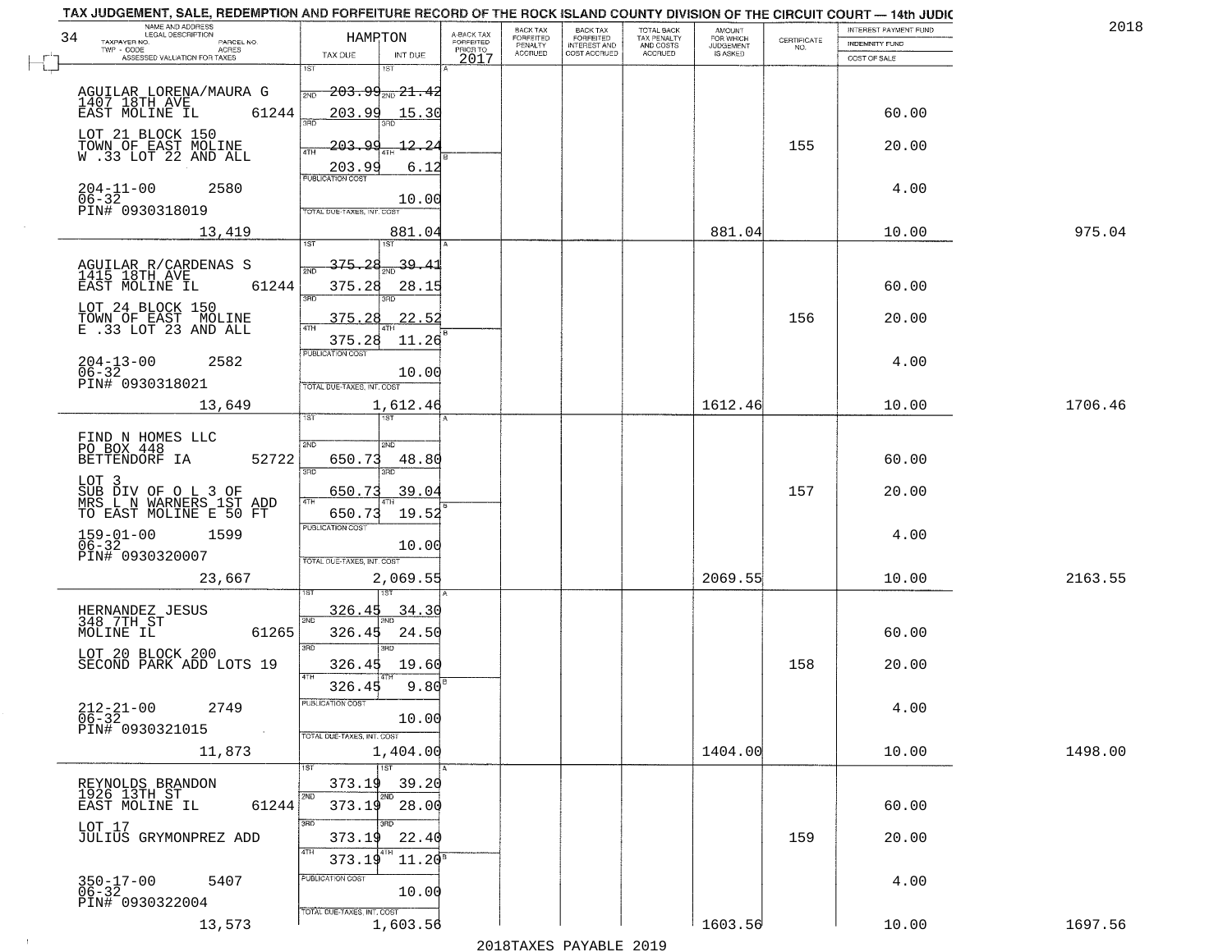TAX JUDGEMENT, SALE, REDEMPTION AND FORFEITURE RECORD OF THE ROCK ISLAND COUNTY DIVISION OF THE CIRCUIT COURT — 14th JUDIC

2018

| 34 NAME AND ADDRESS / LEGAL DESCRIPTION / TAXPAYER NO. / PARCEL NO. / TWP - CODE / ACRES / ASSESSED VALUATION FOR TAXES | HAMPTON TAX DUE | INT DUE | A-BACK TAX FORFEITED PRIOR TO 2017 | BACK TAX FORFEITED PENALTY ACCRUED | BACK TAX FORFEITED INTEREST AND COST ACCRUED | TOTAL BACK TAX PENALTY AND COSTS ACCRUED | AMOUNT FOR WHICH JUDGEMENT IS ASKED | CERTIFICATE NO. | INTEREST PAYMENT FUND / INDEMNITY FUND / COST OF SALE | |
|---|---|---|---|---|---|---|---|---|---|---|
| AGUILAR LORENA/MAURA G<br>1407 18TH AVE<br>EAST MOLINE IL 61244<br>LOT 21 BLOCK 150<br>TOWN OF EAST MOLINE<br>W .33 LOT 22 AND ALL<br>204-11-00 2580<br>06-32<br>PIN# 0930318019<br>13,419 | 1ST 203.99<br>2ND 203.99<br>3RD 203.99<br>4TH 203.99<br>PUBLICATION COST<br>TOTAL DUE-TAXES, INT. COST | 21.42<br>15.30<br>12.24<br>6.12<br>10.00<br>881.04 | | | | | 881.04 | 155 | 60.00<br>20.00<br>4.00<br>10.00 | 975.04 |
| AGUILAR R/CARDENAS S<br>1415 18TH AVE<br>EAST MOLINE IL 61244<br>LOT 24 BLOCK 150<br>TOWN OF EAST MOLINE<br>E .33 LOT 23 AND ALL<br>204-13-00 2582<br>06-32<br>PIN# 0930318021<br>13,649 | 1ST 375.28<br>2ND 375.28<br>3RD 375.28<br>4TH 375.28<br>PUBLICATION COST<br>TOTAL DUE-TAXES, INT. COST | 39.41<br>28.15<br>22.52<br>11.26<br>10.00<br>1,612.46 | | | | | 1612.46 | 156 | 60.00<br>20.00<br>4.00<br>10.00 | 1706.46 |
| FIND N HOMES LLC<br>PO BOX 448<br>BETTENDORF IA 52722<br>LOT 3<br>SUB DIV OF O L 3 OF<br>MRS L N WARNERS 1ST ADD<br>TO EAST MOLINE E 50 FT<br>159-01-00 1599<br>06-32<br>PIN# 0930320007<br>23,667 | 1ST<br>2ND 650.73<br>3RD 650.73<br>4TH 650.73<br>PUBLICATION COST<br>TOTAL DUE-TAXES, INT. COST | 48.80<br>39.04<br>19.52<br>10.00<br>2,069.55 | | | | | 2069.55 | 157 | 60.00<br>20.00<br>4.00<br>10.00 | 2163.55 |
| HERNANDEZ JESUS<br>348 7TH ST<br>MOLINE IL 61265<br>LOT 20 BLOCK 200<br>SECOND PARK ADD LOTS 19<br>212-21-00 2749<br>06-32<br>PIN# 0930321015<br>11,873 | 1ST 326.45<br>2ND 326.45<br>3RD 326.45<br>4TH 326.45<br>PUBLICATION COST<br>TOTAL DUE-TAXES, INT. COST | 34.30<br>24.50<br>19.60<br>9.80<br>10.00<br>1,404.00 | | | | | 1404.00 | 158 | 60.00<br>20.00<br>4.00<br>10.00 | 1498.00 |
| REYNOLDS BRANDON<br>1926 13TH ST<br>EAST MOLINE IL 61244<br>LOT 17<br>JULIUS GRYMONPREZ ADD<br>350-17-00 5407<br>06-32<br>PIN# 0930322004<br>13,573 | 1ST 373.19<br>2ND 373.19<br>3RD 373.19<br>4TH 373.19<br>PUBLICATION COST<br>TOTAL DUE-TAXES, INT. COST | 39.20<br>28.00<br>22.40<br>11.20<br>10.00<br>1,603.56 | | | | | 1603.56 | 159 | 60.00<br>20.00<br>4.00<br>10.00 | 1697.56 |

2018TAXES PAYABLE 2019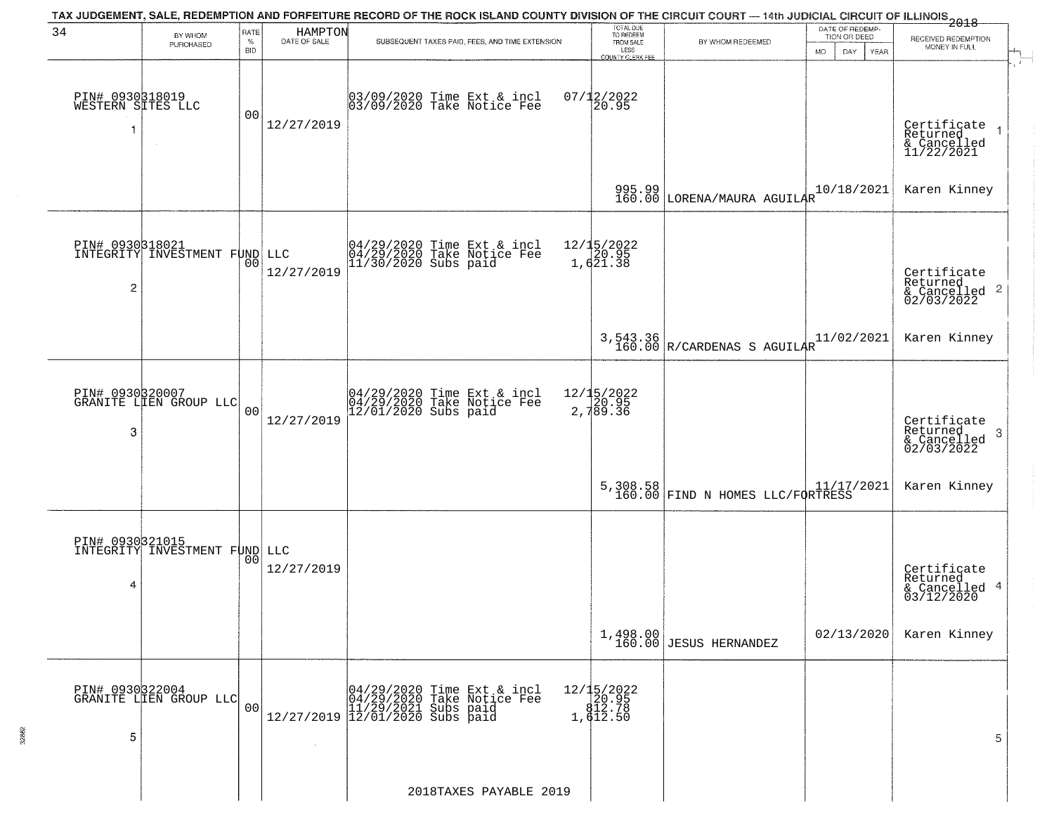# TAX JUDGEMENT, SALE, REDEMPTION AND FORFEITURE RECORD OF THE ROCK ISLAND COUNTY DIVISION OF THE CIRCUIT COURT — 14th JUDICIAL CIRCUIT OF ILLINOIS 2018

HAMPTON

| 34 BY WHOM PURCHASED | RATE % BID | DATE OF SALE | SUBSEQUENT TAXES PAID, FEES, AND TIME EXTENSION | TOTAL DUE TO REDEEM FROM SALE LESS COUNTY CLERK FEE | BY WHOM REDEEMED | DATE OF REDEMPTION OR DEED MO DAY YEAR | RECEIVED REDEMPTION MONEY IN FULL |
|---|---|---|---|---|---|---|---|
| PIN# 0930318019 WESTERN SITES LLC 1 | 00 | 12/27/2019 | 03/09/2020 Time Ext & incl<br>03/09/2020 Take Notice Fee | 07/12/2022<br>20.95<br>995.99<br>160.00 | LORENA/MAURA AGUILAR | 10/18/2021 | Certificate Returned & Cancelled 11/22/2021 1<br>Karen Kinney |
| PIN# 0930318021 INTEGRITY INVESTMENT FUND LLC 2 | 00 | 12/27/2019 | 04/29/2020 Time Ext & incl<br>04/29/2020 Take Notice Fee<br>11/30/2020 Subs paid | 12/15/2022<br>20.95<br>1,621.38<br>3,543.36<br>160.00 | R/CARDENAS S AGUILAR | 11/02/2021 | Certificate Returned & Cancelled 02/03/2022 2<br>Karen Kinney |
| PIN# 0930320007 GRANITE LIEN GROUP LLC 3 | 00 | 12/27/2019 | 04/29/2020 Time Ext & incl<br>04/29/2020 Take Notice Fee<br>12/01/2020 Subs paid | 12/15/2022<br>20.95<br>2,789.36<br>5,308.58<br>160.00 | FIND N HOMES LLC/FORTRESS | 11/17/2021 | Certificate Returned & Cancelled 02/03/2022 3<br>Karen Kinney |
| PIN# 0930321015 INTEGRITY INVESTMENT FUND LLC 4 | 00 | 12/27/2019 | | 1,498.00<br>160.00 | JESUS HERNANDEZ | 02/13/2020 | Certificate Returned & Cancelled 03/12/2020 4<br>Karen Kinney |
| PIN# 0930322004 GRANITE LIEN GROUP LLC 5 | 00 | 12/27/2019 | 04/29/2020 Time Ext & incl<br>04/29/2020 Take Notice Fee<br>11/29/2021 Subs paid<br>12/01/2020 Subs paid | 12/15/2022<br>20.95<br>812.78<br>1,612.50 | | | 5 |

2018TAXES PAYABLE 2019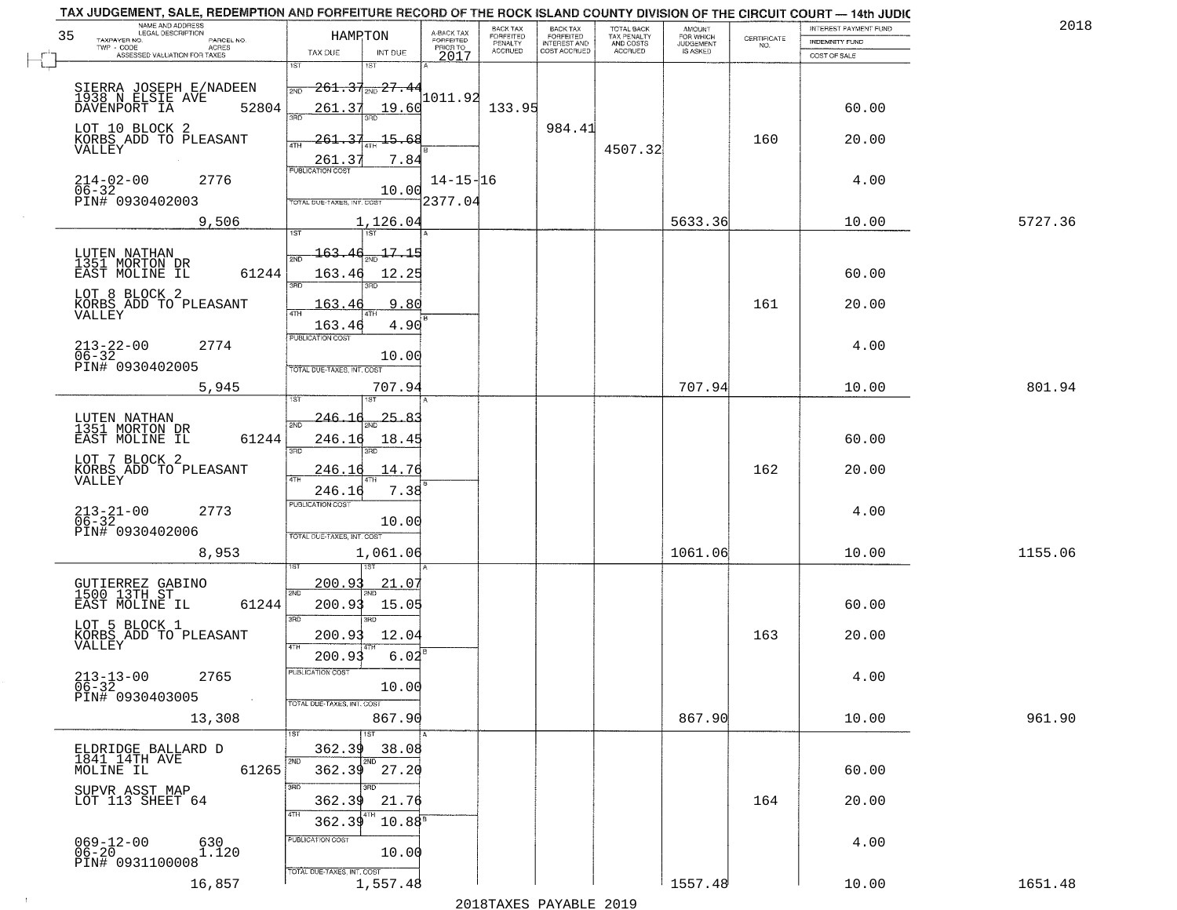TAX JUDGEMENT, SALE, REDEMPTION AND FORFEITURE RECORD OF THE ROCK ISLAND COUNTY DIVISION OF THE CIRCUIT COURT — 14th JUDIC

2018

HAMPTON

| NAME AND ADDRESS / LEGAL DESCRIPTION / TAXPAYER NO. / PARCEL NO. / TWP - CODE / ACRES / ASSESSED VALUATION FOR TAXES | TAX DUE | INT DUE | A-BACK TAX FORFEITED PRIOR TO 2017 | BACK TAX FORFEITED PENALTY ACCRUED | BACK TAX FORFEITED INTEREST AND COST ACCRUED | TOTAL BACK TAX PENALTY AND COSTS ACCRUED | AMOUNT FOR WHICH JUDGEMENT IS ASKED | CERTIFICATE NO. | INTEREST PAYMENT FUND / INDEMNITY FUND / COST OF SALE | |
|---|---|---|---|---|---|---|---|---|---|---|
| SIERRA JOSEPH E/NADEEN<br>1938 N ELSIE AVE<br>DAVENPORT IA 52804<br>LOT 10 BLOCK 2<br>KORBS ADD TO PLEASANT VALLEY<br>214-02-00 2776<br>06-32<br>PIN# 0930402003<br>9,506 | 1ST 261.37<br>2ND 261.37<br>3RD 261.37<br>4TH 261.37<br>PUBLICATION COST<br>TOTAL DUE-TAXES, INT. COST | 1ST 27.44<br>2ND 19.60<br>3RD 15.68<br>4TH 7.84<br>10.00<br>1,126.04 | 1011.92<br>14-15-16<br>2377.04 | 133.95 | 984.41 | 4507.32 | 5633.36 | 160 | 60.00<br>20.00<br>4.00<br>10.00 | 5727.36 |
| LUTEN NATHAN<br>1351 MORTON DR<br>EAST MOLINE IL 61244<br>LOT 8 BLOCK 2<br>KORBS ADD TO PLEASANT VALLEY<br>213-22-00 2774<br>06-32<br>PIN# 0930402005<br>5,945 | 1ST 163.46<br>2ND 163.46<br>3RD 163.46<br>4TH 163.46<br>PUBLICATION COST<br>TOTAL DUE-TAXES, INT. COST | 1ST 17.15<br>2ND 12.25<br>3RD 9.80<br>4TH 4.90<br>10.00<br>707.94 | | | | | 707.94 | 161 | 60.00<br>20.00<br>4.00<br>10.00 | 801.94 |
| LUTEN NATHAN<br>1351 MORTON DR<br>EAST MOLINE IL 61244<br>LOT 7 BLOCK 2<br>KORBS ADD TO PLEASANT VALLEY<br>213-21-00 2773<br>06-32<br>PIN# 0930402006<br>8,953 | 1ST 246.16<br>2ND 246.16<br>3RD 246.16<br>4TH 246.16<br>PUBLICATION COST<br>TOTAL DUE-TAXES, INT. COST | 1ST 25.83<br>2ND 18.45<br>3RD 14.76<br>4TH 7.38<br>10.00<br>1,061.06 | | | | | 1061.06 | 162 | 60.00<br>20.00<br>4.00<br>10.00 | 1155.06 |
| GUTIERREZ GABINO<br>1500 13TH ST<br>EAST MOLINE IL 61244<br>LOT 5 BLOCK 1<br>KORBS ADD TO PLEASANT VALLEY<br>213-13-00 2765<br>06-32<br>PIN# 0930403005<br>13,308 | 1ST 200.93<br>2ND 200.93<br>3RD 200.93<br>4TH 200.93<br>PUBLICATION COST<br>TOTAL DUE-TAXES, INT. COST | 1ST 21.07<br>2ND 15.05<br>3RD 12.04<br>4TH 6.02<br>10.00<br>867.90 | | | | | 867.90 | 163 | 60.00<br>20.00<br>4.00<br>10.00 | 961.90 |
| ELDRIDGE BALLARD D<br>1841 14TH AVE<br>MOLINE IL 61265<br>SUPVR ASST MAP<br>LOT 113 SHEET 64<br>069-12-00 630<br>06-20 1.120<br>PIN# 0931100008<br>16,857 | 1ST 362.39<br>2ND 362.39<br>3RD 362.39<br>4TH 362.39<br>PUBLICATION COST<br>TOTAL DUE-TAXES, INT. COST | 1ST 38.08<br>2ND 27.20<br>3RD 21.76<br>4TH 10.88<br>10.00<br>1,557.48 | | | | | 1557.48 | 164 | 60.00<br>20.00<br>4.00<br>10.00 | 1651.48 |

2018TAXES PAYABLE 2019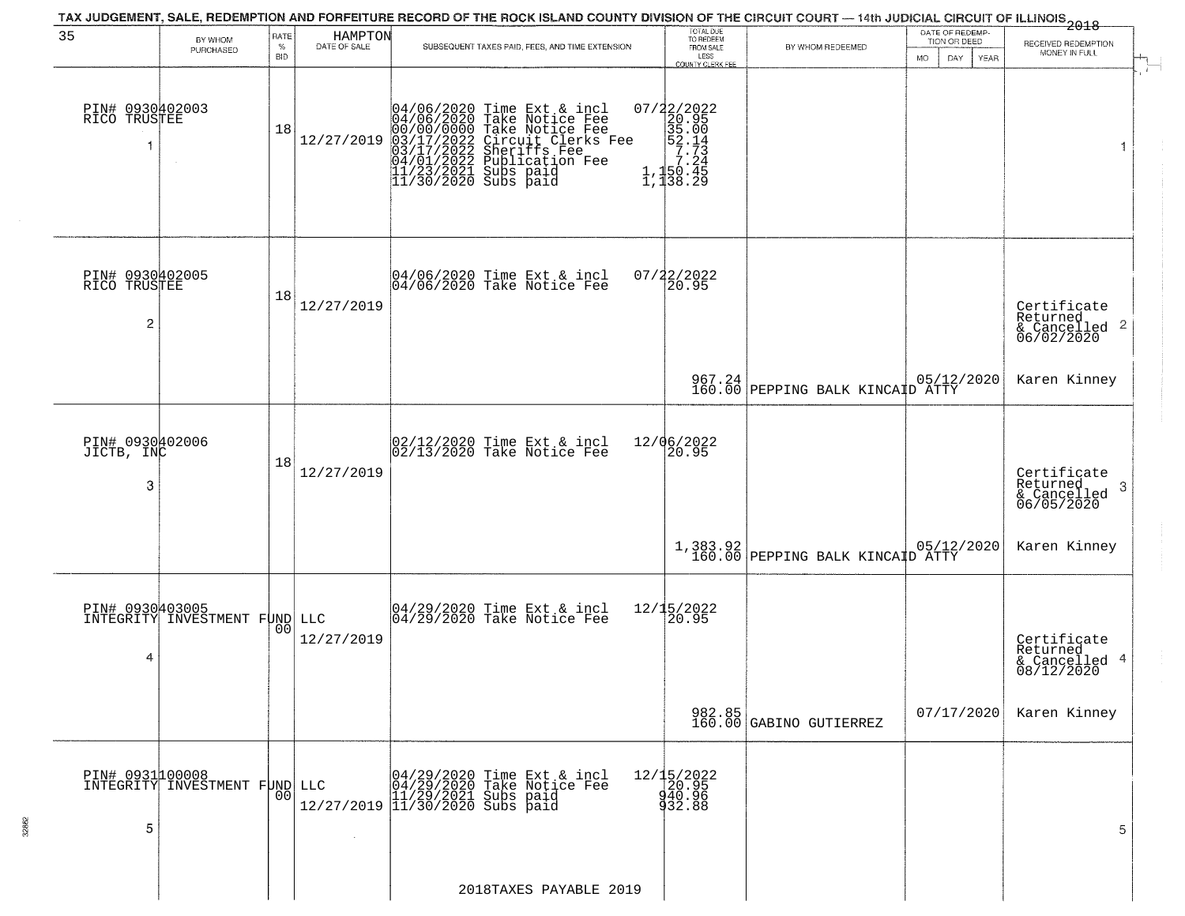TAX JUDGEMENT, SALE, REDEMPTION AND FORFEITURE RECORD OF THE ROCK ISLAND COUNTY DIVISION OF THE CIRCUIT COURT — 14th JUDICIAL CIRCUIT OF ILLINOIS 2018

| 35 BY WHOM PURCHASED | RATE % BID | HAMPTON DATE OF SALE | SUBSEQUENT TAXES PAID, FEES, AND TIME EXTENSION | TOTAL DUE TO REDEEM FROM SALE LESS COUNTY CLERK FEE | BY WHOM REDEEMED | DATE OF REDEMPTION OR DEED MO DAY YEAR | RECEIVED REDEMPTION MONEY IN FULL |
|---|---|---|---|---|---|---|---|
| PIN# 0930402003 RICO TRUSTEE 1 | 18 | 12/27/2019 | 04/06/2020 Time Ext & incl 07/22/2022<br>04/06/2020 Take Notice Fee 20.95<br>00/00/0000 Take Notice Fee 35.00<br>03/17/2022 Circuit Clerks Fee 52.14<br>03/17/2022 Sheriffs Fee 7.73<br>04/01/2022 Publication Fee 7.24<br>11/23/2021 Subs paid 1,150.45<br>11/30/2020 Subs paid 1,138.29 | | | | 1 |
| PIN# 0930402005 RICO TRUSTEE 2 | 18 | 12/27/2019 | 04/06/2020 Time Ext & incl 07/22/2022<br>04/06/2020 Take Notice Fee 20.95 | 967.24<br>160.00 | PEPPING BALK KINCAID ATTY | 05/12/2020 | Certificate Returned & Cancelled 06/02/2020 2<br>Karen Kinney |
| PIN# 0930402006 JICTB, INC 3 | 18 | 12/27/2019 | 02/12/2020 Time Ext & incl 12/06/2022<br>02/13/2020 Take Notice Fee 20.95 | 1,383.92<br>160.00 | PEPPING BALK KINCAID ATTY | 05/12/2020 | Certificate Returned & Cancelled 06/05/2020 3<br>Karen Kinney |
| PIN# 0930403005 INTEGRITY INVESTMENT FUND LLC 4 | 00 | 12/27/2019 | 04/29/2020 Time Ext & incl 12/15/2022<br>04/29/2020 Take Notice Fee 20.95 | 982.85<br>160.00 | GABINO GUTIERREZ | 07/17/2020 | Certificate Returned & Cancelled 08/12/2020 4<br>Karen Kinney |
| PIN# 0931100008 INTEGRITY INVESTMENT FUND LLC 5 | 00 | 12/27/2019 | 04/29/2020 Time Ext & incl 12/15/2022<br>04/29/2020 Take Notice Fee 20.95<br>11/29/2021 Subs paid 940.96<br>11/30/2020 Subs paid 932.88 | | | | 5 |

2018TAXES PAYABLE 2019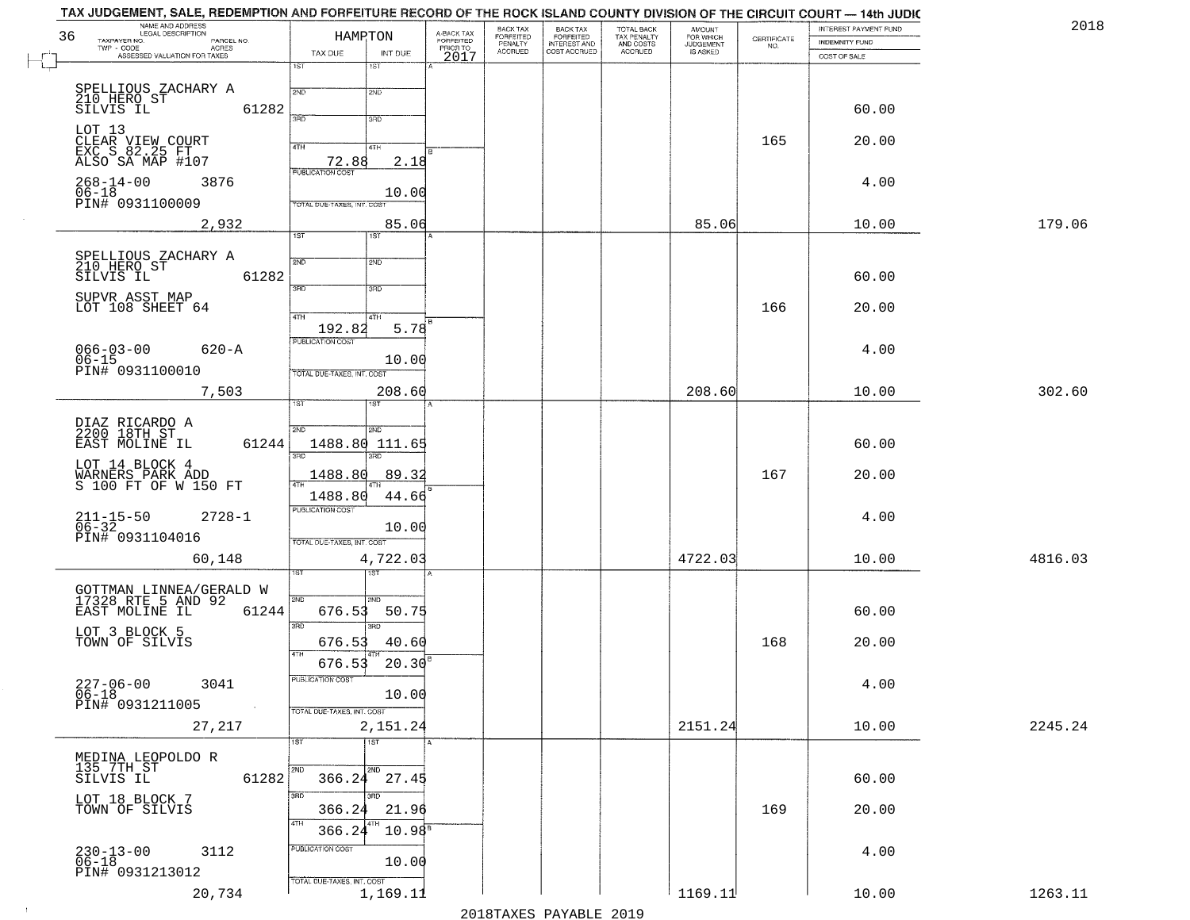TAX JUDGEMENT, SALE, REDEMPTION AND FORFEITURE RECORD OF THE ROCK ISLAND COUNTY DIVISION OF THE CIRCUIT COURT — 14th JUDIC

2018

36

| NAME AND ADDRESS / LEGAL DESCRIPTION / TAXPAYER NO. / PARCEL NO. / TWP - CODE / ACRES / ASSESSED VALUATION FOR TAXES | HAMPTON TAX DUE | INT DUE | A-BACK TAX FORFEITED PRIOR TO 2017 | BACK TAX FORFEITED PENALTY ACCRUED | BACK TAX FORFEITED INTEREST AND COST ACCRUED | TOTAL BACK TAX PENALTY AND COSTS ACCRUED | AMOUNT FOR WHICH JUDGEMENT IS ASKED | CERTIFICATE NO. | INTEREST PAYMENT FUND / INDEMNITY FUND / COST OF SALE | |
|---|---|---|---|---|---|---|---|---|---|---|
| SPELLIOUS ZACHARY A<br>210 HERO ST<br>SILVIS IL 61282<br>LOT 13<br>CLEAR VIEW COURT<br>EXC S 82.25 FT<br>ALSO SA MAP #107<br>268-14-00 3876<br>06-18<br>PIN# 0931100009<br>2,932 | 4TH 72.88<br>PUBLICATION COST<br>TOTAL DUE-TAXES, INT. COST | 2.18<br>10.00<br>85.06 | | | | | 85.06 | 165 | 60.00<br>20.00<br>4.00<br>10.00 | 179.06 |
| SPELLIOUS ZACHARY A<br>210 HERO ST<br>SILVIS IL 61282<br>SUPVR ASST MAP<br>LOT 108 SHEET 64<br>066-03-00 620-A<br>06-15<br>PIN# 0931100010<br>7,503 | 4TH 192.82<br>PUBLICATION COST<br>TOTAL DUE-TAXES, INT. COST | 5.78<br>10.00<br>208.60 | | | | | 208.60 | 166 | 60.00<br>20.00<br>4.00<br>10.00 | 302.60 |
| DIAZ RICARDO A<br>2200 18TH ST<br>EAST MOLINE IL 61244<br>LOT 14 BLOCK 4<br>WARNERS PARK ADD<br>S 100 FT OF W 150 FT<br>211-15-50 2728-1<br>06-32<br>PIN# 0931104016<br>60,148 | 2ND 1488.80<br>3RD 1488.80<br>4TH 1488.80<br>PUBLICATION COST<br>TOTAL DUE-TAXES, INT. COST | 111.65<br>89.32<br>44.66<br>10.00<br>4,722.03 | | | | | 4722.03 | 167 | 60.00<br>20.00<br>4.00<br>10.00 | 4816.03 |
| GOTTMAN LINNEA/GERALD W<br>17328 RTE 5 AND 92<br>EAST MOLINE IL 61244<br>LOT 3 BLOCK 5<br>TOWN OF SILVIS<br>227-06-00 3041<br>06-18<br>PIN# 0931211005<br>27,217 | 2ND 676.53<br>3RD 676.53<br>4TH 676.53<br>PUBLICATION COST<br>TOTAL DUE-TAXES, INT. COST | 50.75<br>40.60<br>20.30<br>10.00<br>2,151.24 | | | | | 2151.24 | 168 | 60.00<br>20.00<br>4.00<br>10.00 | 2245.24 |
| MEDINA LEOPOLDO R<br>135 7TH ST<br>SILVIS IL 61282<br>LOT 18 BLOCK 7<br>TOWN OF SILVIS<br>230-13-00 3112<br>06-18<br>PIN# 0931213012<br>20,734 | 2ND 366.24<br>3RD 366.24<br>4TH 366.24<br>PUBLICATION COST<br>TOTAL DUE-TAXES, INT. COST | 27.45<br>21.96<br>10.98<br>10.00<br>1,169.11 | | | | | 1169.11 | 169 | 60.00<br>20.00<br>4.00<br>10.00 | 1263.11 |

2018TAXES PAYABLE 2019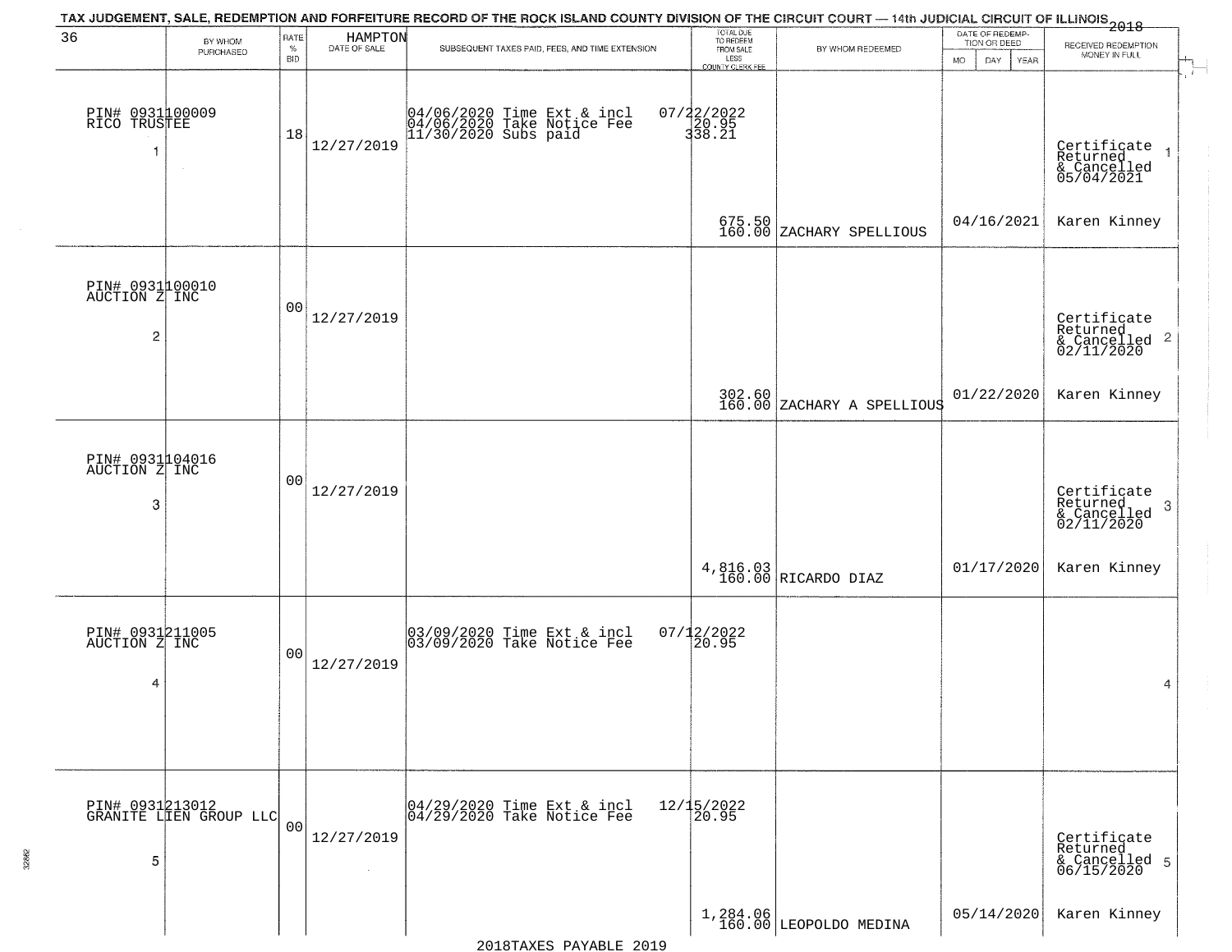TAX JUDGEMENT, SALE, REDEMPTION AND FORFEITURE RECORD OF THE ROCK ISLAND COUNTY DIVISION OF THE CIRCUIT COURT — 14th JUDICIAL CIRCUIT OF ILLINOIS 2018

| 36 BY WHOM PURCHASED | RATE % BID | HAMPTON DATE OF SALE | SUBSEQUENT TAXES PAID, FEES, AND TIME EXTENSION | TOTAL DUE TO REDEEM FROM SALE LESS COUNTY CLERK FEE | BY WHOM REDEEMED | DATE OF REDEMPTION OR DEED MO DAY YEAR | RECEIVED REDEMPTION MONEY IN FULL |
|---|---|---|---|---|---|---|---|
| PIN# 0931100009 RICO TRUSTEE 1 | 18 | 12/27/2019 | 04/06/2020 Time Ext & incl 04/06/2020 Take Notice Fee 11/30/2020 Subs paid | 07/22/2022 20.95 338.21 675.50 160.00 | ZACHARY SPELLIOUS | 04/16/2021 | Certificate Returned & Cancelled 05/04/2021 Karen Kinney 1 |
| PIN# 0931100010 AUCTION Z INC 2 | 00 | 12/27/2019 | | 302.60 160.00 | ZACHARY A SPELLIOUS | 01/22/2020 | Certificate Returned & Cancelled 02/11/2020 Karen Kinney 2 |
| PIN# 0931104016 AUCTION Z INC 3 | 00 | 12/27/2019 | | 4,816.03 160.00 | RICARDO DIAZ | 01/17/2020 | Certificate Returned & Cancelled 02/11/2020 Karen Kinney 3 |
| PIN# 0931211005 AUCTION Z INC 4 | 00 | 12/27/2019 | 03/09/2020 Time Ext & incl 03/09/2020 Take Notice Fee | 07/12/2022 20.95 | | | 4 |
| PIN# 0931213012 GRANITE LIEN GROUP LLC 5 | 00 | 12/27/2019 | 04/29/2020 Time Ext & incl 04/29/2020 Take Notice Fee | 12/15/2022 20.95 1,284.06 160.00 | LEOPOLDO MEDINA | 05/14/2020 | Certificate Returned & Cancelled 06/15/2020 Karen Kinney 5 |

2018TAXES PAYABLE 2019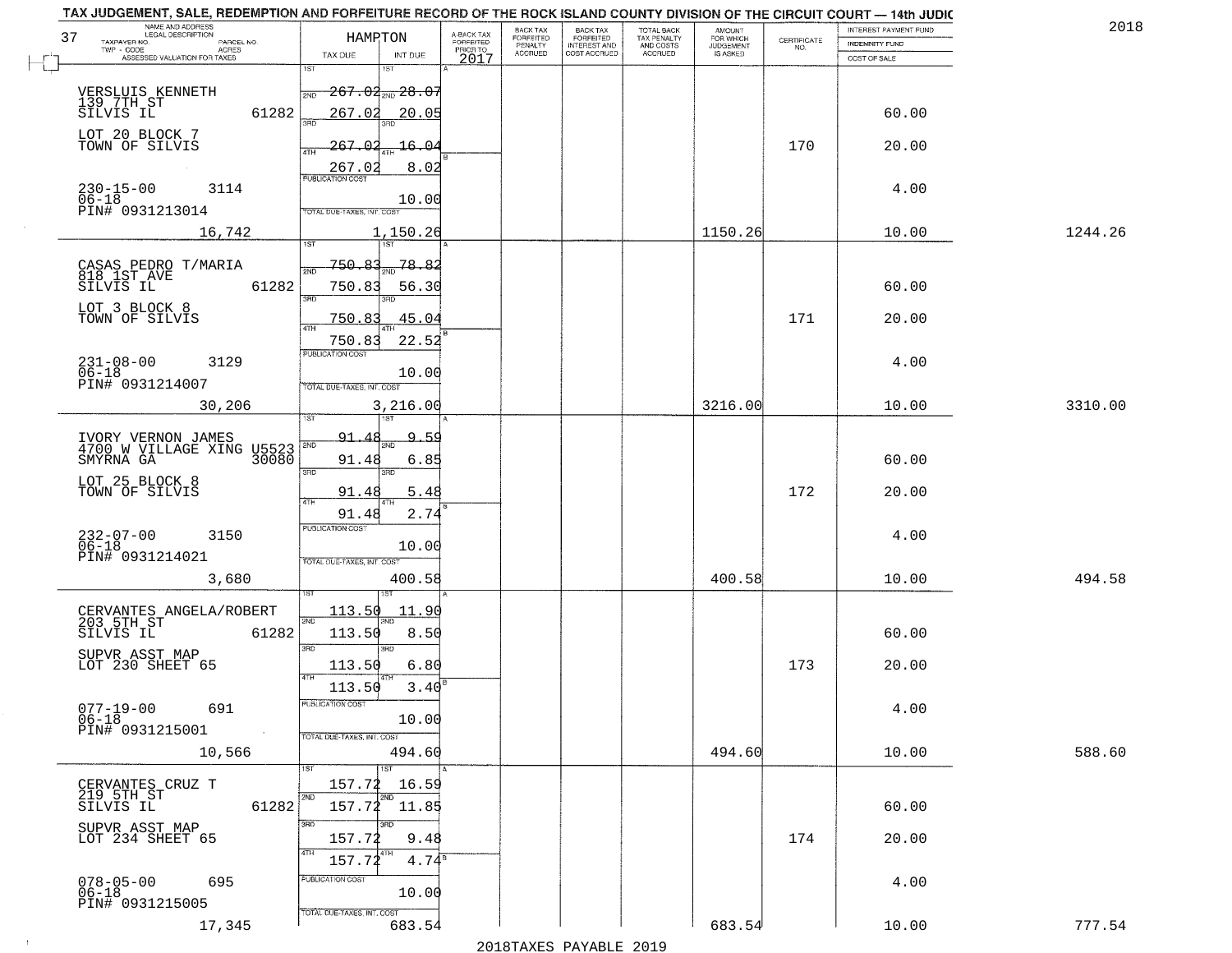TAX JUDGEMENT, SALE, REDEMPTION AND FORFEITURE RECORD OF THE ROCK ISLAND COUNTY DIVISION OF THE CIRCUIT COURT — 14th JUDIC

2018

| 37 NAME AND ADDRESS / LEGAL DESCRIPTION / TAXPAYER NO. / PARCEL NO. / TWP - CODE / ACRES / ASSESSED VALUATION FOR TAXES | HAMPTON TAX DUE | INT DUE | A-BACK TAX FORFEITED PRIOR TO 2017 | BACK TAX FORFEITED PENALTY ACCRUED | BACK TAX FORFEITED INTEREST AND COST ACCRUED | TOTAL BACK TAX PENALTY AND COSTS ACCRUED | AMOUNT FOR WHICH JUDGEMENT IS ASKED | CERTIFICATE NO. | INTEREST PAYMENT FUND / INDEMNITY FUND / COST OF SALE | |
|---|---|---|---|---|---|---|---|---|---|---|
| VERSLUIS KENNETH 139 7TH ST SILVIS IL 61282 | 1ST 267.02 | 28.07 | | | | | | | | |
| | 2ND 267.02 | 20.05 | | | | | | | 60.00 | |
| LOT 20 BLOCK 7 TOWN OF SILVIS | 3RD 267.02 | 16.04 | | | | | | 170 | 20.00 | |
| | 4TH 267.02 | 8.02 | | | | | | | | |
| 230-15-00 3114 06-18 PIN# 0931213014 | PUBLICATION COST | 10.00 | | | | | | | 4.00 | |
| 16,742 | TOTAL DUE-TAXES, INT. COST | 1,150.26 | | | | | 1150.26 | | 10.00 | 1244.26 |
| CASAS PEDRO T/MARIA 818 1ST AVE SILVIS IL 61282 | 1ST 750.83 | 78.82 | | | | | | | | |
| | 2ND 750.83 | 56.30 | | | | | | | 60.00 | |
| LOT 3 BLOCK 8 TOWN OF SILVIS | 3RD 750.83 | 45.04 | | | | | | 171 | 20.00 | |
| | 4TH 750.83 | 22.52 | | | | | | | | |
| 231-08-00 3129 06-18 PIN# 0931214007 | PUBLICATION COST | 10.00 | | | | | | | 4.00 | |
| 30,206 | TOTAL DUE-TAXES, INT. COST | 3,216.00 | | | | | 3216.00 | | 10.00 | 3310.00 |
| IVORY VERNON JAMES 4700 W VILLAGE XING U5523 SMYRNA GA 30080 | 1ST 91.48 | 9.59 | | | | | | | | |
| | 2ND 91.48 | 6.85 | | | | | | | 60.00 | |
| LOT 25 BLOCK 8 TOWN OF SILVIS | 3RD 91.48 | 5.48 | | | | | | 172 | 20.00 | |
| | 4TH 91.48 | 2.74 | | | | | | | | |
| 232-07-00 3150 06-18 PIN# 0931214021 | PUBLICATION COST | 10.00 | | | | | | | 4.00 | |
| 3,680 | TOTAL DUE-TAXES, INT. COST | 400.58 | | | | | 400.58 | | 10.00 | 494.58 |
| CERVANTES ANGELA/ROBERT 203 5TH ST SILVIS IL 61282 | 1ST 113.50 | 11.90 | | | | | | | | |
| | 2ND 113.50 | 8.50 | | | | | | | 60.00 | |
| SUPVR ASST MAP LOT 230 SHEET 65 | 3RD 113.50 | 6.80 | | | | | | 173 | 20.00 | |
| | 4TH 113.50 | 3.40 | | | | | | | | |
| 077-19-00 691 06-18 PIN# 0931215001 | PUBLICATION COST | 10.00 | | | | | | | 4.00 | |
| 10,566 | TOTAL DUE-TAXES, INT. COST | 494.60 | | | | | 494.60 | | 10.00 | 588.60 |
| CERVANTES CRUZ T 219 5TH ST SILVIS IL 61282 | 1ST 157.72 | 16.59 | | | | | | | | |
| | 2ND 157.72 | 11.85 | | | | | | | 60.00 | |
| SUPVR ASST MAP LOT 234 SHEET 65 | 3RD 157.72 | 9.48 | | | | | | 174 | 20.00 | |
| | 4TH 157.72 | 4.74 | | | | | | | | |
| 078-05-00 695 06-18 PIN# 0931215005 | PUBLICATION COST | 10.00 | | | | | | | 4.00 | |
| 17,345 | TOTAL DUE-TAXES, INT. COST | 683.54 | | | | | 683.54 | | 10.00 | 777.54 |

2018TAXES PAYABLE 2019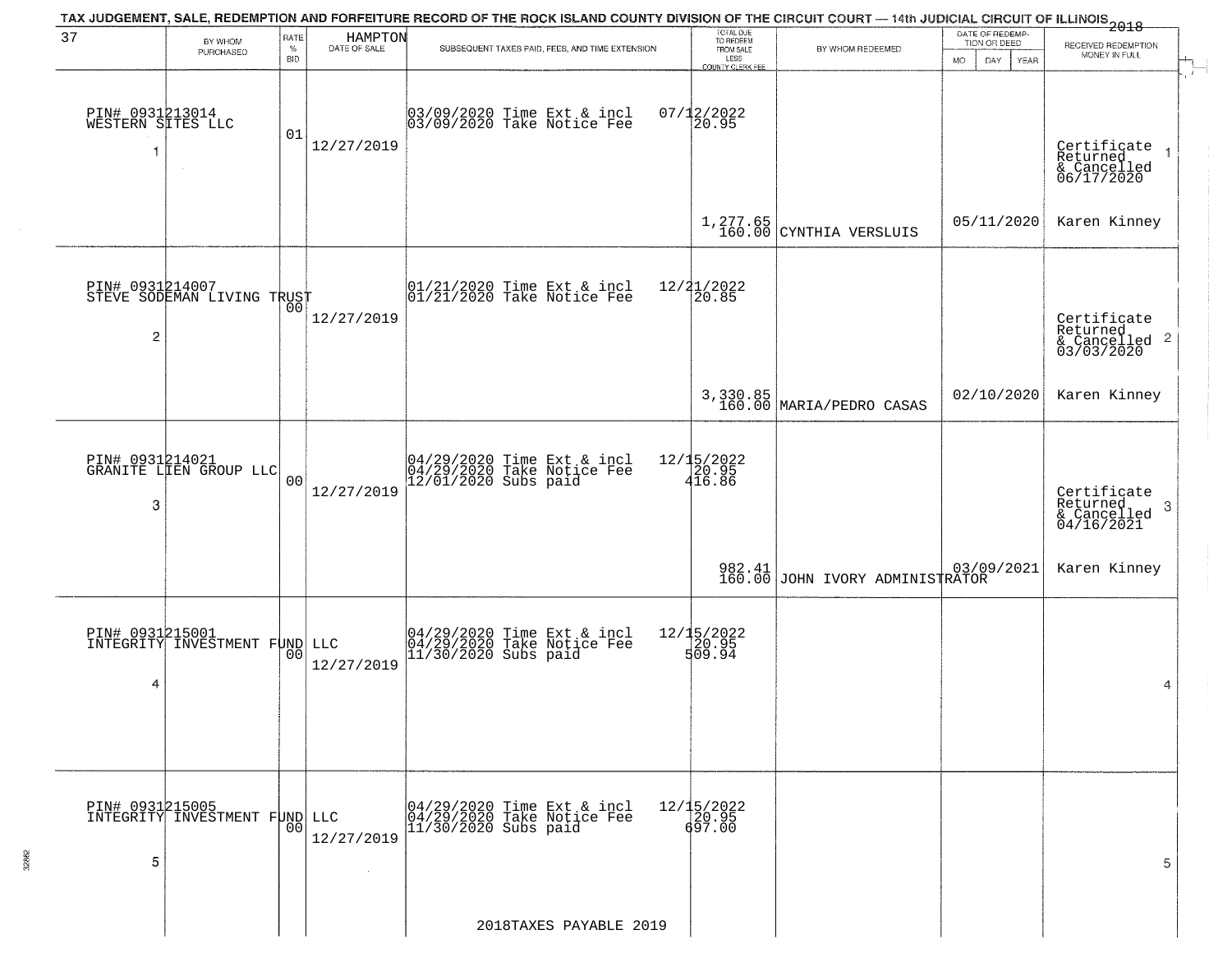TAX JUDGEMENT, SALE, REDEMPTION AND FORFEITURE RECORD OF THE ROCK ISLAND COUNTY DIVISION OF THE CIRCUIT COURT — 14th JUDICIAL CIRCUIT OF ILLINOIS 2018

37 HAMPTON

| | BY WHOM PURCHASED | RATE % BID | DATE OF SALE | SUBSEQUENT TAXES PAID, FEES, AND TIME EXTENSION | TOTAL DUE TO REDEEM FROM SALE LESS COUNTY CLERK FEE | BY WHOM REDEEMED | DATE OF REDEMPTION OR DEED MO DAY YEAR | RECEIVED REDEMPTION MONEY IN FULL |
|---|---|---|---|---|---|---|---|---|
| 1 | PIN# 0931213014 WESTERN SITES LLC | 01 | 12/27/2019 | 03/09/2020 Time Ext & incl 07/12/2022<br>03/09/2020 Take Notice Fee 20.95 | 1,277.65<br>160.00 | CYNTHIA VERSLUIS | 05/11/2020 | Certificate Returned & Cancelled 06/17/2020<br>Karen Kinney |
| 2 | PIN# 0931214007 STEVE SODEMAN LIVING TRUST | 00 | 12/27/2019 | 01/21/2020 Time Ext & incl 12/21/2022<br>01/21/2020 Take Notice Fee 20.85 | 3,330.85<br>160.00 | MARIA/PEDRO CASAS | 02/10/2020 | Certificate Returned & Cancelled 03/03/2020<br>Karen Kinney |
| 3 | PIN# 0931214021 GRANITE LIEN GROUP LLC | 00 | 12/27/2019 | 04/29/2020 Time Ext & incl 12/15/2022<br>04/29/2020 Take Notice Fee 20.95<br>12/01/2020 Subs paid 416.86 | 982.41<br>160.00 | JOHN IVORY ADMINISTRATOR | 03/09/2021 | Certificate Returned & Cancelled 04/16/2021<br>Karen Kinney |
| 4 | PIN# 0931215001 INTEGRITY INVESTMENT FUND LLC | 00 | 12/27/2019 | 04/29/2020 Time Ext & incl 12/15/2022<br>04/29/2020 Take Notice Fee 20.95<br>11/30/2020 Subs paid 509.94 | | | | |
| 5 | PIN# 0931215005 INTEGRITY INVESTMENT FUND LLC | 00 | 12/27/2019 | 04/29/2020 Time Ext & incl 12/15/2022<br>04/29/2020 Take Notice Fee 20.95<br>11/30/2020 Subs paid 697.00 | | | | |

2018TAXES PAYABLE 2019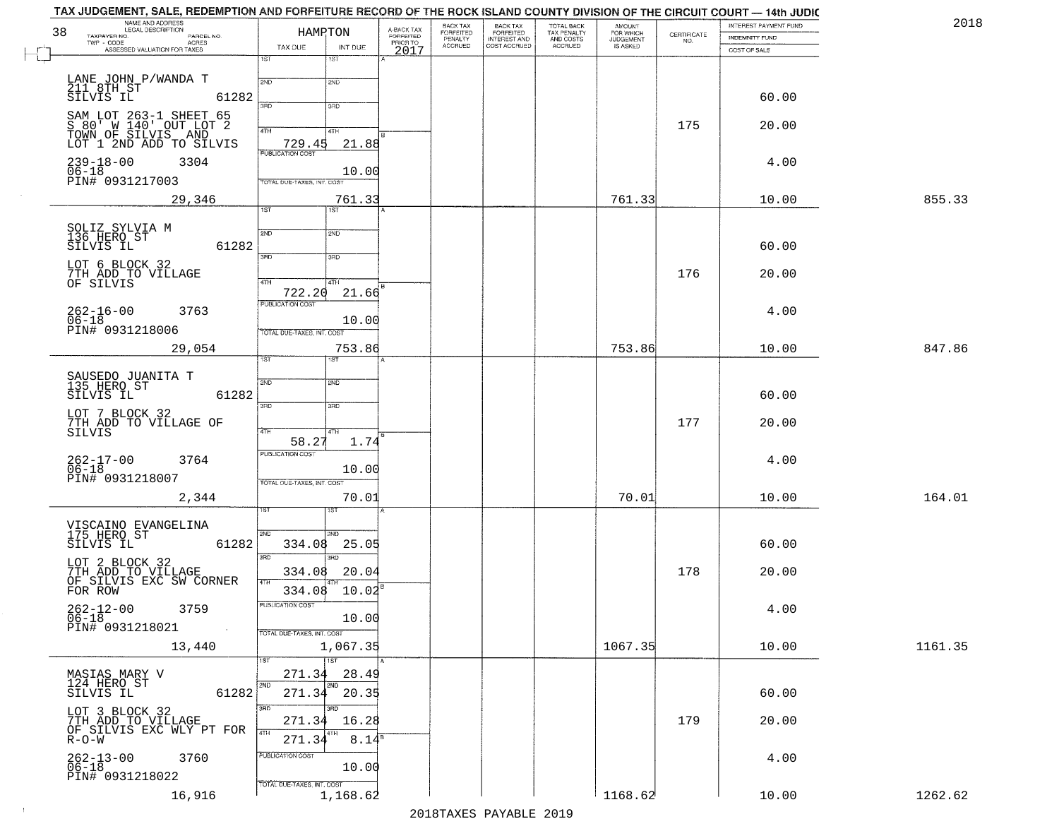# TAX JUDGEMENT, SALE, REDEMPTION AND FORFEITURE RECORD OF THE ROCK ISLAND COUNTY DIVISION OF THE CIRCUIT COURT — 14th JUDIC

2018

38

HAMPTON

| NAME AND ADDRESS / LEGAL DESCRIPTION / TAXPAYER NO. / PARCEL NO. / TWP - CODE / ACRES / ASSESSED VALUATION FOR TAXES | TAX DUE | INT DUE | A-BACK TAX FORFEITED PRIOR TO 2017 | BACK TAX FORFEITED PENALTY ACCRUED | BACK TAX FORFEITED INTEREST AND COST ACCRUED | TOTAL BACK TAX PENALTY AND COSTS ACCRUED | AMOUNT FOR WHICH JUDGEMENT IS ASKED | CERTIFICATE NO. | INTEREST PAYMENT FUND / INDEMNITY FUND / COST OF SALE | |
|---|---|---|---|---|---|---|---|---|---|---|
| LANE JOHN P/WANDA T<br>211 8TH ST<br>SILVIS IL 61282<br>SAM LOT 263-1 SHEET 65<br>S 80' W 140' OUT LOT 2<br>TOWN OF SILVIS AND<br>LOT 1 2ND ADD TO SILVIS<br>239-18-00 3304<br>06-18<br>PIN# 0931217003<br>29,346 | 1ST<br>2ND<br>3RD<br>4TH 729.45<br>PUBLICATION COST<br>TOTAL DUE-TAXES, INT. COST | 1ST<br>2ND<br>3RD<br>4TH 21.88<br>10.00<br>761.33 | | | | | 761.33 | 175 | 60.00<br>20.00<br>4.00<br>10.00 | 855.33 |
| SOLIZ SYLVIA M<br>136 HERO ST<br>SILVIS IL 61282<br>LOT 6 BLOCK 32<br>7TH ADD TO VILLAGE<br>OF SILVIS<br>262-16-00 3763<br>06-18<br>PIN# 0931218006<br>29,054 | 1ST<br>2ND<br>3RD<br>4TH 722.20<br>PUBLICATION COST<br>TOTAL DUE-TAXES, INT. COST | 1ST<br>2ND<br>3RD<br>4TH 21.66<br>10.00<br>753.86 | | | | | 753.86 | 176 | 60.00<br>20.00<br>4.00<br>10.00 | 847.86 |
| SAUSEDO JUANITA T<br>135 HERO ST<br>SILVIS IL 61282<br>LOT 7 BLOCK 32<br>7TH ADD TO VILLAGE OF<br>SILVIS<br>262-17-00 3764<br>06-18<br>PIN# 0931218007<br>2,344 | 1ST<br>2ND<br>3RD<br>4TH 58.27<br>PUBLICATION COST<br>TOTAL DUE-TAXES, INT. COST | 1ST<br>2ND<br>3RD<br>4TH 1.74<br>10.00<br>70.01 | | | | | 70.01 | 177 | 60.00<br>20.00<br>4.00<br>10.00 | 164.01 |
| VISCAINO EVANGELINA<br>175 HERO ST<br>SILVIS IL 61282<br>LOT 2 BLOCK 32<br>7TH ADD TO VILLAGE<br>OF SILVIS EXC SW CORNER<br>FOR ROW<br>262-12-00 3759<br>06-18<br>PIN# 0931218021<br>13,440 | 1ST<br>2ND 334.08<br>3RD 334.08<br>4TH 334.08<br>PUBLICATION COST<br>TOTAL DUE-TAXES, INT. COST | 1ST<br>2ND 25.05<br>3RD 20.04<br>4TH 10.02<br>10.00<br>1,067.35 | | | | | 1067.35 | 178 | 60.00<br>20.00<br>4.00<br>10.00 | 1161.35 |
| MASIAS MARY V<br>124 HERO ST<br>SILVIS IL 61282<br>LOT 3 BLOCK 32<br>7TH ADD TO VILLAGE<br>OF SILVIS EXC WLY PT FOR<br>R-O-W<br>262-13-00 3760<br>06-18<br>PIN# 0931218022<br>16,916 | 1ST 271.34<br>2ND 271.34<br>3RD 271.34<br>4TH 271.34<br>PUBLICATION COST<br>TOTAL DUE-TAXES, INT. COST | 1ST 28.49<br>2ND 20.35<br>3RD 16.28<br>4TH 8.14<br>10.00<br>1,168.62 | | | | | 1168.62 | 179 | 60.00<br>20.00<br>4.00<br>10.00 | 1262.62 |

2018TAXES PAYABLE 2019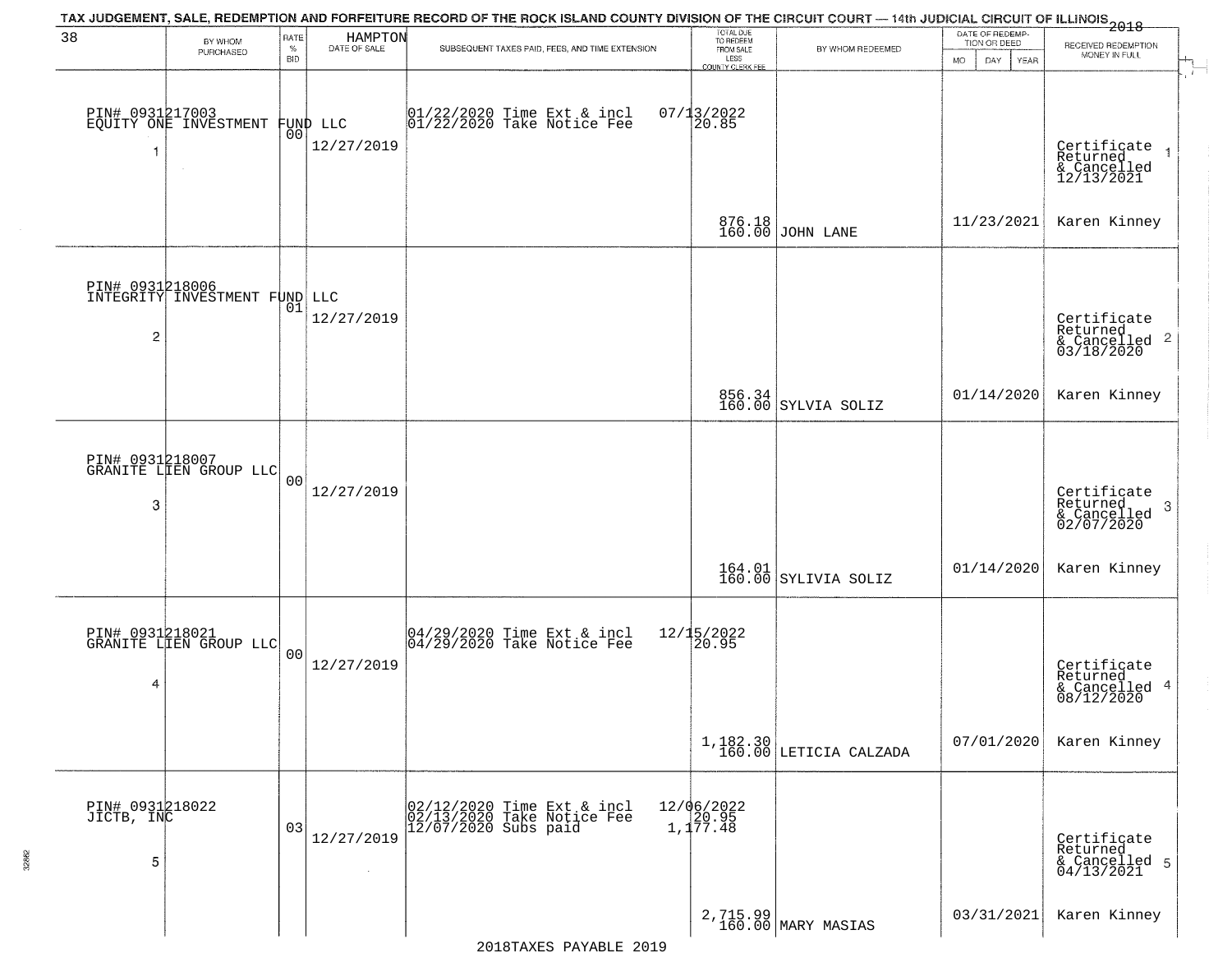TAX JUDGEMENT, SALE, REDEMPTION AND FORFEITURE RECORD OF THE ROCK ISLAND COUNTY DIVISION OF THE CIRCUIT COURT — 14th JUDICIAL CIRCUIT OF ILLINOIS 2018

| 38 | BY WHOM PURCHASED | RATE % BID | HAMPTON DATE OF SALE | SUBSEQUENT TAXES PAID, FEES, AND TIME EXTENSION | TOTAL DUE TO REDEEM FROM SALE LESS COUNTY CLERK FEE | BY WHOM REDEEMED | DATE OF REDEMPTION OR DEED MO DAY YEAR | RECEIVED REDEMPTION MONEY IN FULL |
|---|---|---|---|---|---|---|---|---|
| 1 | PIN# 0931217003 EQUITY ONE INVESTMENT FUND LLC | 00 | 12/27/2019 | 01/22/2020 Time Ext & incl<br>01/22/2020 Take Notice Fee | 07/13/2022<br>20.85<br>876.18<br>160.00 | JOHN LANE | 11/23/2021 | Certificate Returned & Cancelled 12/13/2021<br>Karen Kinney |
| 2 | PIN# 0931218006 INTEGRITY INVESTMENT FUND LLC | 01 | 12/27/2019 | | 856.34<br>160.00 | SYLVIA SOLIZ | 01/14/2020 | Certificate Returned & Cancelled 03/18/2020<br>Karen Kinney |
| 3 | PIN# 0931218007 GRANITE LIEN GROUP LLC | 00 | 12/27/2019 | | 164.01<br>160.00 | SYLIVIA SOLIZ | 01/14/2020 | Certificate Returned & Cancelled 02/07/2020<br>Karen Kinney |
| 4 | PIN# 0931218021 GRANITE LIEN GROUP LLC | 00 | 12/27/2019 | 04/29/2020 Time Ext & incl<br>04/29/2020 Take Notice Fee | 12/15/2022<br>20.95<br>1,182.30<br>160.00 | LETICIA CALZADA | 07/01/2020 | Certificate Returned & Cancelled 08/12/2020<br>Karen Kinney |
| 5 | PIN# 0931218022 JICTB, INC | 03 | 12/27/2019 | 02/12/2020 Time Ext & incl<br>02/13/2020 Take Notice Fee<br>12/07/2020 Subs paid | 12/06/2022<br>20.95<br>1,177.48<br>2,715.99<br>160.00 | MARY MASIAS | 03/31/2021 | Certificate Returned & Cancelled 04/13/2021<br>Karen Kinney |

2018TAXES PAYABLE 2019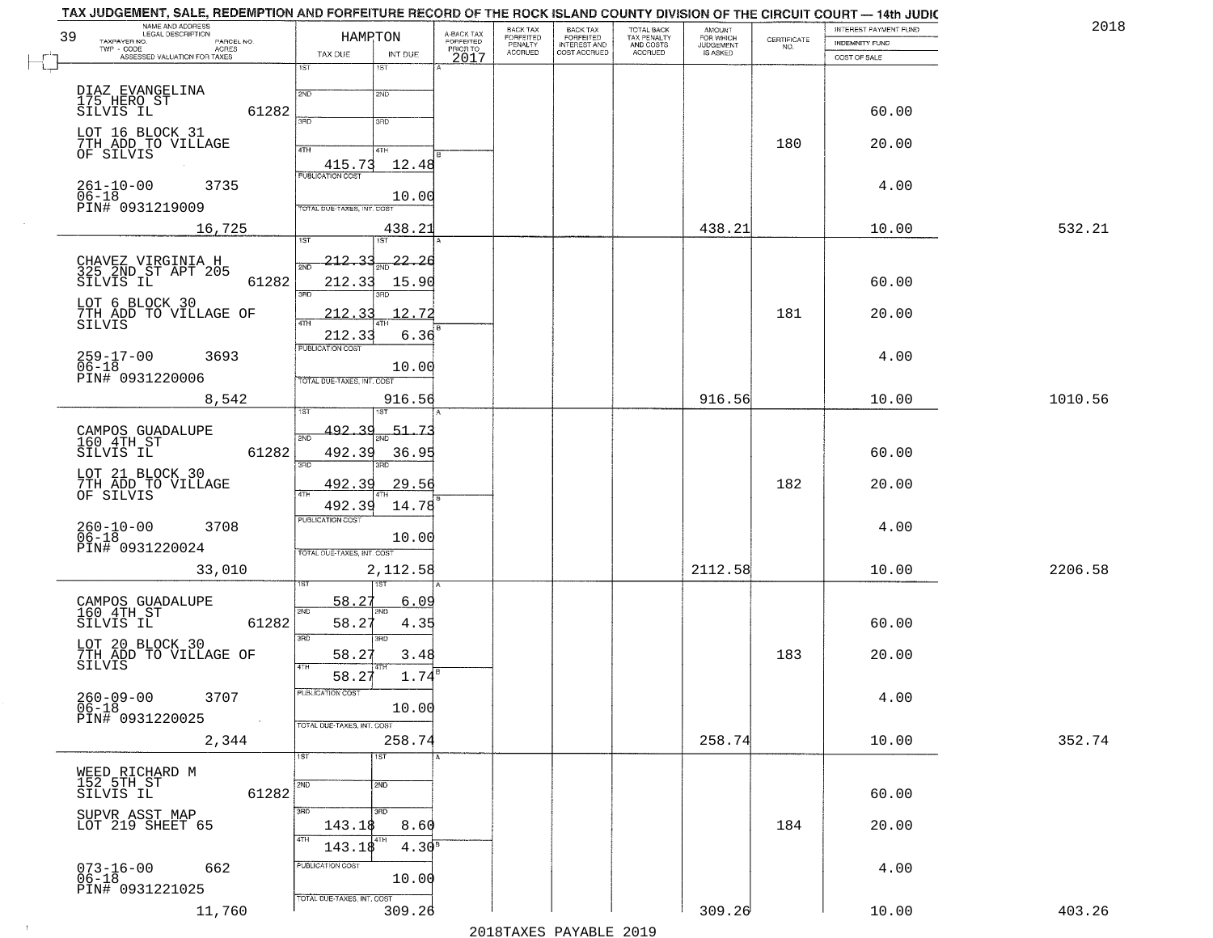TAX JUDGEMENT, SALE, REDEMPTION AND FORFEITURE RECORD OF THE ROCK ISLAND COUNTY DIVISION OF THE CIRCUIT COURT — 14th JUDIC

2018

39

| NAME AND ADDRESS / LEGAL DESCRIPTION / TAXPAYER NO. / PARCEL NO. / TWP - CODE / ACRES / ASSESSED VALUATION FOR TAXES | HAMPTON TAX DUE | INT DUE | A-BACK TAX FORFEITED PRIOR TO 2017 | BACK TAX FORFEITED PENALTY ACCRUED | BACK TAX FORFEITED INTEREST AND COST ACCRUED | TOTAL BACK TAX PENALTY AND COSTS ACCRUED | AMOUNT FOR WHICH JUDGEMENT IS ASKED | CERTIFICATE NO. | INTEREST PAYMENT FUND / INDEMNITY FUND / COST OF SALE | |
|---|---|---|---|---|---|---|---|---|---|---|
| DIAZ EVANGELINA<br>175 HERO ST<br>SILVIS IL 61282<br>LOT 16 BLOCK 31<br>7TH ADD TO VILLAGE<br>OF SILVIS<br>261-10-00 3735<br>06-18<br>PIN# 0931219009<br>16,725 | 1ST<br>2ND<br>3RD<br>4TH 415.73<br>PUBLICATION COST<br>TOTAL DUE-TAXES, INT. COST | 1ST<br>2ND<br>3RD<br>4TH 12.48<br>10.00<br>438.21 | | | | | 438.21 | 180 | 60.00<br>20.00<br>4.00<br>10.00 | 532.21 |
| CHAVEZ VIRGINIA H<br>325 2ND ST APT 205<br>SILVIS IL 61282<br>LOT 6 BLOCK 30<br>7TH ADD TO VILLAGE OF<br>SILVIS<br>259-17-00 3693<br>06-18<br>PIN# 0931220006<br>8,542 | 1ST 212.33<br>2ND 212.33<br>3RD 212.33<br>4TH 212.33<br>PUBLICATION COST<br>TOTAL DUE-TAXES, INT. COST | 1ST 22.26<br>2ND 15.90<br>3RD 12.72<br>4TH 6.36<br>10.00<br>916.56 | | | | | 916.56 | 181 | 60.00<br>20.00<br>4.00<br>10.00 | 1010.56 |
| CAMPOS GUADALUPE<br>160 4TH ST<br>SILVIS IL 61282<br>LOT 21 BLOCK 30<br>7TH ADD TO VILLAGE<br>OF SILVIS<br>260-10-00 3708<br>06-18<br>PIN# 0931220024<br>33,010 | 1ST 492.39<br>2ND 492.39<br>3RD 492.39<br>4TH 492.39<br>PUBLICATION COST<br>TOTAL DUE-TAXES, INT. COST | 1ST 51.73<br>2ND 36.95<br>3RD 29.56<br>4TH 14.78<br>10.00<br>2,112.58 | | | | | 2112.58 | 182 | 60.00<br>20.00<br>4.00<br>10.00 | 2206.58 |
| CAMPOS GUADALUPE<br>160 4TH ST<br>SILVIS IL 61282<br>LOT 20 BLOCK 30<br>7TH ADD TO VILLAGE OF<br>SILVIS<br>260-09-00 3707<br>06-18<br>PIN# 0931220025<br>2,344 | 1ST 58.27<br>2ND 58.27<br>3RD 58.27<br>4TH 58.27<br>PUBLICATION COST<br>TOTAL DUE-TAXES, INT. COST | 1ST 6.09<br>2ND 4.35<br>3RD 3.48<br>4TH 1.74<br>10.00<br>258.74 | | | | | 258.74 | 183 | 60.00<br>20.00<br>4.00<br>10.00 | 352.74 |
| WEED RICHARD M<br>152 5TH ST<br>SILVIS IL 61282<br>SUPVR ASST MAP<br>LOT 219 SHEET 65<br>073-16-00 662<br>06-18<br>PIN# 0931221025<br>11,760 | 1ST<br>2ND<br>3RD 143.18<br>4TH 143.18<br>PUBLICATION COST<br>TOTAL DUE-TAXES, INT. COST | 1ST<br>2ND<br>3RD 8.60<br>4TH 4.30<br>10.00<br>309.26 | | | | | 309.26 | 184 | 60.00<br>20.00<br>4.00<br>10.00 | 403.26 |

2018TAXES PAYABLE 2019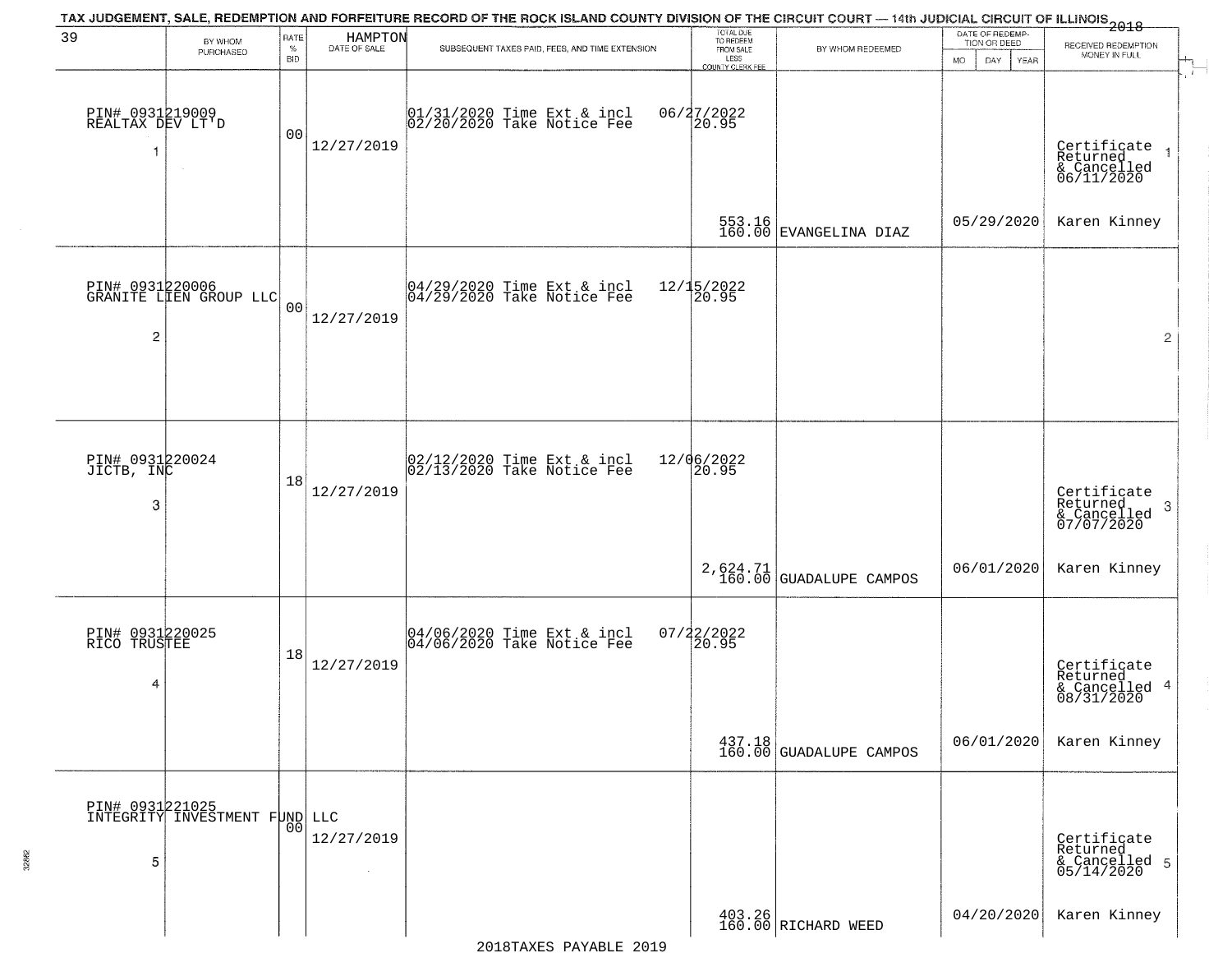TAX JUDGEMENT, SALE, REDEMPTION AND FORFEITURE RECORD OF THE ROCK ISLAND COUNTY DIVISION OF THE CIRCUIT COURT — 14th JUDICIAL CIRCUIT OF ILLINOIS 2018

| 39 | BY WHOM PURCHASED | RATE % BID | HAMPTON DATE OF SALE | SUBSEQUENT TAXES PAID, FEES, AND TIME EXTENSION | TOTAL DUE TO REDEEM FROM SALE LESS COUNTY CLERK FEE | BY WHOM REDEEMED | DATE OF REDEMPTION OR DEED MO DAY YEAR | RECEIVED REDEMPTION MONEY IN FULL |
|---|---|---|---|---|---|---|---|---|
| 1 | PIN# 0931219009 REALTAX DEV LT'D | 00 | 12/27/2019 | 01/31/2020 Time Ext & incl 02/20/2020 Take Notice Fee | 06/27/2022 20.95 553.16 160.00 | EVANGELINA DIAZ | 05/29/2020 | Certificate Returned & Cancelled 06/11/2020 Karen Kinney |
| 2 | PIN# 0931220006 GRANITE LIEN GROUP LLC | 00 | 12/27/2019 | 04/29/2020 Time Ext & incl 04/29/2020 Take Notice Fee | 12/15/2022 20.95 | | | |
| 3 | PIN# 0931220024 JICTB, INC | 18 | 12/27/2019 | 02/12/2020 Time Ext & incl 02/13/2020 Take Notice Fee | 12/06/2022 20.95 2,624.71 160.00 | GUADALUPE CAMPOS | 06/01/2020 | Certificate Returned & Cancelled 07/07/2020 Karen Kinney |
| 4 | PIN# 0931220025 RICO TRUSTEE | 18 | 12/27/2019 | 04/06/2020 Time Ext & incl 04/06/2020 Take Notice Fee | 07/22/2022 20.95 437.18 160.00 | GUADALUPE CAMPOS | 06/01/2020 | Certificate Returned & Cancelled 08/31/2020 Karen Kinney |
| 5 | PIN# 0931221025 INTEGRITY INVESTMENT FUND LLC | 00 | 12/27/2019 | | 403.26 160.00 | RICHARD WEED | 04/20/2020 | Certificate Returned & Cancelled 05/14/2020 Karen Kinney |

2018TAXES PAYABLE 2019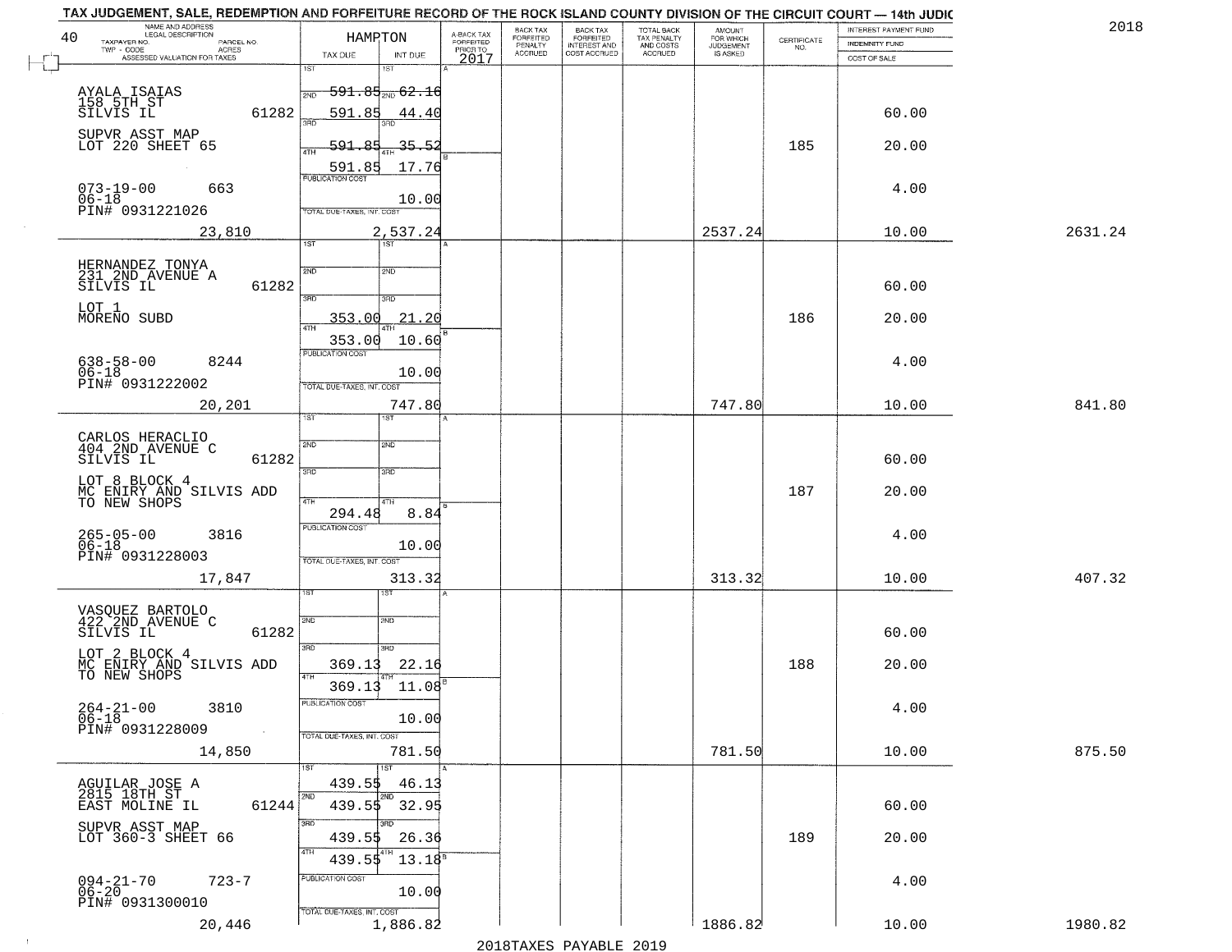TAX JUDGEMENT, SALE, REDEMPTION AND FORFEITURE RECORD OF THE ROCK ISLAND COUNTY DIVISION OF THE CIRCUIT COURT — 14th JUDIC

2018

| NAME AND ADDRESS / LEGAL DESCRIPTION / TAXPAYER NO. / PARCEL NO. / TWP - CODE / ACRES / ASSESSED VALUATION FOR TAXES | HAMPTON TAX DUE | INT DUE | A-BACK TAX FORFEITED PRIOR TO 2017 | BACK TAX FORFEITED PENALTY ACCRUED | BACK TAX FORFEITED INTEREST AND COST ACCRUED | TOTAL BACK TAX PENALTY AND COSTS ACCRUED | AMOUNT FOR WHICH JUDGEMENT IS ASKED | CERTIFICATE NO. | INTEREST PAYMENT FUND / INDEMNITY FUND / COST OF SALE | |
|---|---|---|---|---|---|---|---|---|---|---|
| AYALA ISAIAS 158 5TH ST SILVIS IL 61282 | 1ST | 1ST | | | | | | | | |
| | 2ND 591.85 | 2ND 62.16 | | | | | | | | |
| | 3RD 591.85 | 3RD 44.40 | | | | | | | 60.00 | |
| SUPVR ASST MAP LOT 220 SHEET 65 | 4TH 591.85 | 4TH 35.52 | | | | | | 185 | 20.00 | |
| | 591.85 | 17.76 | | | | | | | | |
| 073-19-00 663 06-18 PIN# 0931221026 | PUBLICATION COST | 10.00 | | | | | | | 4.00 | |
| 23,810 | TOTAL DUE-TAXES, INT. COST | 2,537.24 | | | | | 2537.24 | | 10.00 | 2631.24 |
| HERNANDEZ TONYA 231 2ND AVENUE A SILVIS IL 61282 | 1ST | 1ST | | | | | | | | |
| | 2ND | 2ND | | | | | | | 60.00 | |
| LOT 1 MORENO SUBD | 3RD 353.00 | 3RD 21.20 | | | | | | 186 | 20.00 | |
| | 4TH 353.00 | 4TH 10.60 | | | | | | | | |
| 638-58-00 8244 06-18 PIN# 0931222002 | PUBLICATION COST | 10.00 | | | | | | | 4.00 | |
| 20,201 | TOTAL DUE-TAXES, INT. COST | 747.80 | | | | | 747.80 | | 10.00 | 841.80 |
| CARLOS HERACLIO 404 2ND AVENUE C SILVIS IL 61282 | 1ST | 1ST | | | | | | | | |
| | 2ND | 2ND | | | | | | | 60.00 | |
| LOT 8 BLOCK 4 MC ENIRY AND SILVIS ADD TO NEW SHOPS | 3RD | 3RD | | | | | | 187 | 20.00 | |
| | 4TH 294.48 | 4TH 8.84 | | | | | | | | |
| 265-05-00 3816 06-18 PIN# 0931228003 | PUBLICATION COST | 10.00 | | | | | | | 4.00 | |
| 17,847 | TOTAL DUE-TAXES, INT. COST | 313.32 | | | | | 313.32 | | 10.00 | 407.32 |
| VASQUEZ BARTOLO 422 2ND AVENUE C SILVIS IL 61282 | 1ST | 1ST | | | | | | | | |
| | 2ND | 2ND | | | | | | | 60.00 | |
| LOT 2 BLOCK 4 MC ENIRY AND SILVIS ADD TO NEW SHOPS | 3RD 369.13 | 3RD 22.16 | | | | | | 188 | 20.00 | |
| | 4TH 369.13 | 4TH 11.08 | | | | | | | | |
| 264-21-00 3810 06-18 PIN# 0931228009 | PUBLICATION COST | 10.00 | | | | | | | 4.00 | |
| 14,850 | TOTAL DUE-TAXES, INT. COST | 781.50 | | | | | 781.50 | | 10.00 | 875.50 |
| AGUILAR JOSE A 2815 18TH ST EAST MOLINE IL 61244 | 1ST 439.55 | 1ST 46.13 | | | | | | | | |
| | 2ND 439.55 | 2ND 32.95 | | | | | | | 60.00 | |
| SUPVR ASST MAP LOT 360-3 SHEET 66 | 3RD 439.55 | 3RD 26.36 | | | | | | 189 | 20.00 | |
| | 4TH 439.55 | 4TH 13.18 | | | | | | | | |
| 094-21-70 723-7 06-20 PIN# 0931300010 | PUBLICATION COST | 10.00 | | | | | | | 4.00 | |
| 20,446 | TOTAL DUE-TAXES, INT. COST | 1,886.82 | | | | | 1886.82 | | 10.00 | 1980.82 |

2018TAXES PAYABLE 2019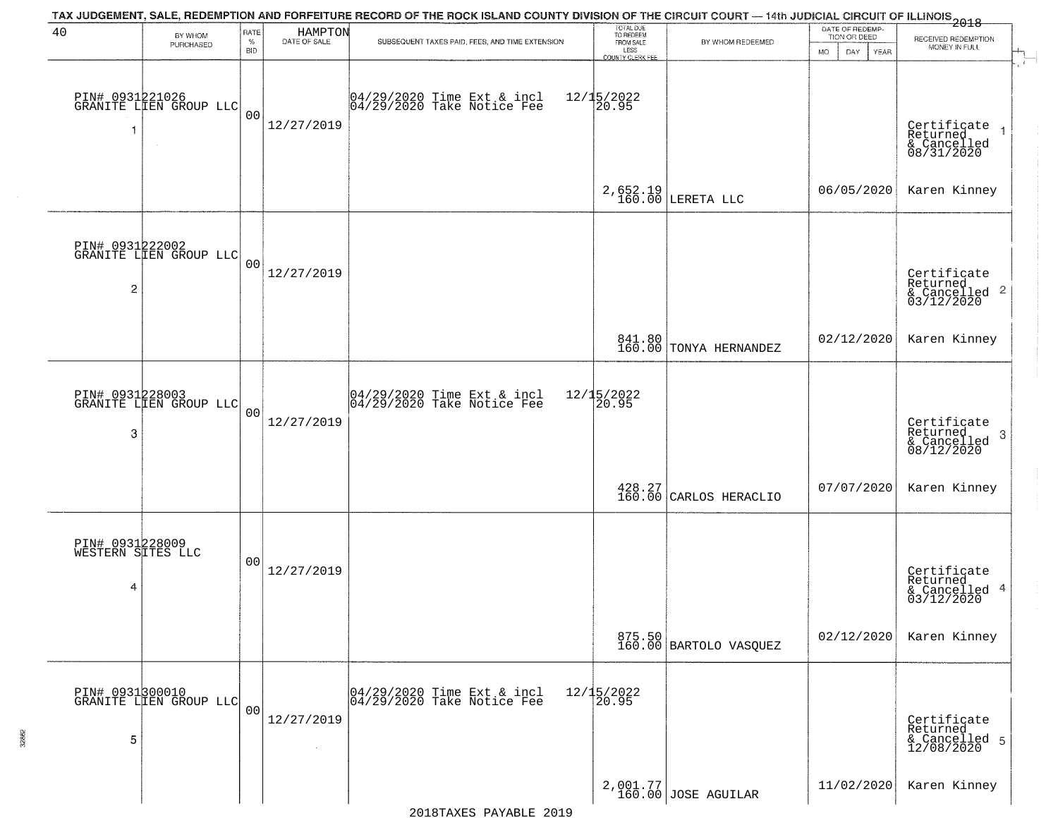TAX JUDGEMENT, SALE, REDEMPTION AND FORFEITURE RECORD OF THE ROCK ISLAND COUNTY DIVISION OF THE CIRCUIT COURT — 14th JUDICIAL CIRCUIT OF ILLINOIS 2018

HAMPTON

| 40 | BY WHOM PURCHASED | RATE % BID | DATE OF SALE | SUBSEQUENT TAXES PAID, FEES, AND TIME EXTENSION | TOTAL DUE TO REDEEM FROM SALE LESS COUNTY CLERK FEE | BY WHOM REDEEMED | DATE OF REDEMPTION OR DEED MO DAY YEAR | RECEIVED REDEMPTION MONEY IN FULL |
|---|---|---|---|---|---|---|---|---|
| 1 | PIN# 0931221026 GRANITE LIEN GROUP LLC | 00 | 12/27/2019 | 04/29/2020 Time Ext & incl 12/15/2022<br>04/29/2020 Take Notice Fee 20.95 | 2,652.19<br>160.00 | LERETA LLC | 06/05/2020 | Certificate Returned & Cancelled 08/31/2020<br>Karen Kinney |
| 2 | PIN# 0931222002 GRANITE LIEN GROUP LLC | 00 | 12/27/2019 | | 841.80<br>160.00 | TONYA HERNANDEZ | 02/12/2020 | Certificate Returned & Cancelled 03/12/2020<br>Karen Kinney |
| 3 | PIN# 0931228003 GRANITE LIEN GROUP LLC | 00 | 12/27/2019 | 04/29/2020 Time Ext & incl 12/15/2022<br>04/29/2020 Take Notice Fee 20.95 | 428.27<br>160.00 | CARLOS HERACLIO | 07/07/2020 | Certificate Returned & Cancelled 08/12/2020<br>Karen Kinney |
| 4 | PIN# 0931228009 WESTERN SITES LLC | 00 | 12/27/2019 | | 875.50<br>160.00 | BARTOLO VASQUEZ | 02/12/2020 | Certificate Returned & Cancelled 03/12/2020<br>Karen Kinney |
| 5 | PIN# 0931300010 GRANITE LIEN GROUP LLC | 00 | 12/27/2019 | 04/29/2020 Time Ext & incl 12/15/2022<br>04/29/2020 Take Notice Fee 20.95 | 2,001.77<br>160.00 | JOSE AGUILAR | 11/02/2020 | Certificate Returned & Cancelled 12/08/2020<br>Karen Kinney |

2018TAXES PAYABLE 2019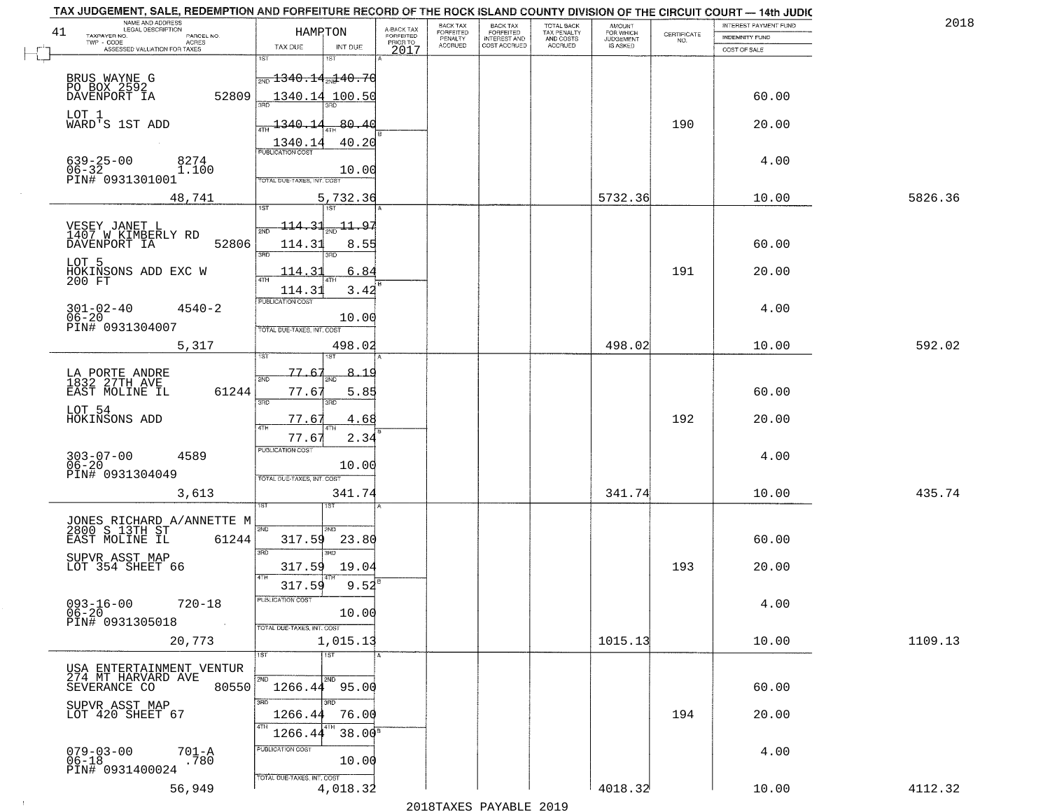# TAX JUDGEMENT, SALE, REDEMPTION AND FORFEITURE RECORD OF THE ROCK ISLAND COUNTY DIVISION OF THE CIRCUIT COURT — 14th JUDIC

2018

41 — HAMPTON

| NAME AND ADDRESS / LEGAL DESCRIPTION / TAXPAYER NO. / PARCEL NO. / TWP - CODE / ACRES / ASSESSED VALUATION FOR TAXES | TAX DUE | INT DUE | A-BACK TAX FORFEITED PRIOR TO 2017 | BACK TAX FORFEITED PENALTY ACCRUED | BACK TAX FORFEITED INTEREST AND COST ACCRUED | TOTAL BACK TAX PENALTY AND COSTS ACCRUED | AMOUNT FOR WHICH JUDGEMENT IS ASKED | CERTIFICATE NO. | INTEREST PAYMENT FUND / INDEMNITY FUND / COST OF SALE | |
|---|---|---|---|---|---|---|---|---|---|---|
| BRUS WAYNE G<br>PO BOX 2592<br>DAVENPORT IA 52809<br>LOT 1<br>WARD'S 1ST ADD<br>639-25-00 8274<br>06-32 1.100<br>PIN# 0931301001<br>48,741 | 1ST 1340.14<br>2ND 1340.14<br>3RD 1340.14<br>4TH 1340.14<br>PUBLICATION COST<br>TOTAL DUE-TAXES, INT. COST | 140.70<br>100.50<br>80.40<br>40.20<br>10.00<br>5,732.36 | | | | | 5732.36 | 190 | 60.00<br>20.00<br>4.00<br>10.00 | 5826.36 |
| VESEY JANET L<br>1407 W KIMBERLY RD<br>DAVENPORT IA 52806<br>LOT 5<br>HOKINSONS ADD EXC W<br>200 FT<br>301-02-40 4540-2<br>06-20<br>PIN# 0931304007<br>5,317 | 1ST 114.31<br>2ND 114.31<br>3RD 114.31<br>4TH 114.31<br>PUBLICATION COST<br>TOTAL DUE-TAXES, INT. COST | 11.97<br>8.55<br>6.84<br>3.42<br>10.00<br>498.02 | | | | | 498.02 | 191 | 60.00<br>20.00<br>4.00<br>10.00 | 592.02 |
| LA PORTE ANDRE<br>1832 27TH AVE<br>EAST MOLINE IL 61244<br>LOT 54<br>HOKINSONS ADD<br>303-07-00 4589<br>06-20<br>PIN# 0931304049<br>3,613 | 1ST 77.67<br>2ND 77.67<br>3RD 77.67<br>4TH 77.67<br>PUBLICATION COST<br>TOTAL DUE-TAXES, INT. COST | 8.19<br>5.85<br>4.68<br>2.34<br>10.00<br>341.74 | | | | | 341.74 | 192 | 60.00<br>20.00<br>4.00<br>10.00 | 435.74 |
| JONES RICHARD A/ANNETTE M<br>2800 S 13TH ST<br>EAST MOLINE IL 61244<br>SUPVR ASST MAP<br>LOT 354 SHEET 66<br>093-16-00 720-18<br>06-20<br>PIN# 0931305018<br>20,773 | 1ST<br>2ND 317.59<br>3RD 317.59<br>4TH 317.59<br>PUBLICATION COST<br>TOTAL DUE-TAXES, INT. COST | <br>23.80<br>19.04<br>9.52<br>10.00<br>1,015.13 | | | | | 1015.13 | 193 | 60.00<br>20.00<br>4.00<br>10.00 | 1109.13 |
| USA ENTERTAINMENT VENTUR<br>274 MT HARVARD AVE<br>SEVERANCE CO 80550<br>SUPVR ASST MAP<br>LOT 420 SHEET 67<br>079-03-00 701-A<br>06-18 .780<br>PIN# 0931400024<br>56,949 | 1ST<br>2ND 1266.44<br>3RD 1266.44<br>4TH 1266.44<br>PUBLICATION COST<br>TOTAL DUE-TAXES, INT. COST | <br>95.00<br>76.00<br>38.00<br>10.00<br>4,018.32 | | | | | 4018.32 | 194 | 60.00<br>20.00<br>4.00<br>10.00 | 4112.32 |

2018TAXES PAYABLE 2019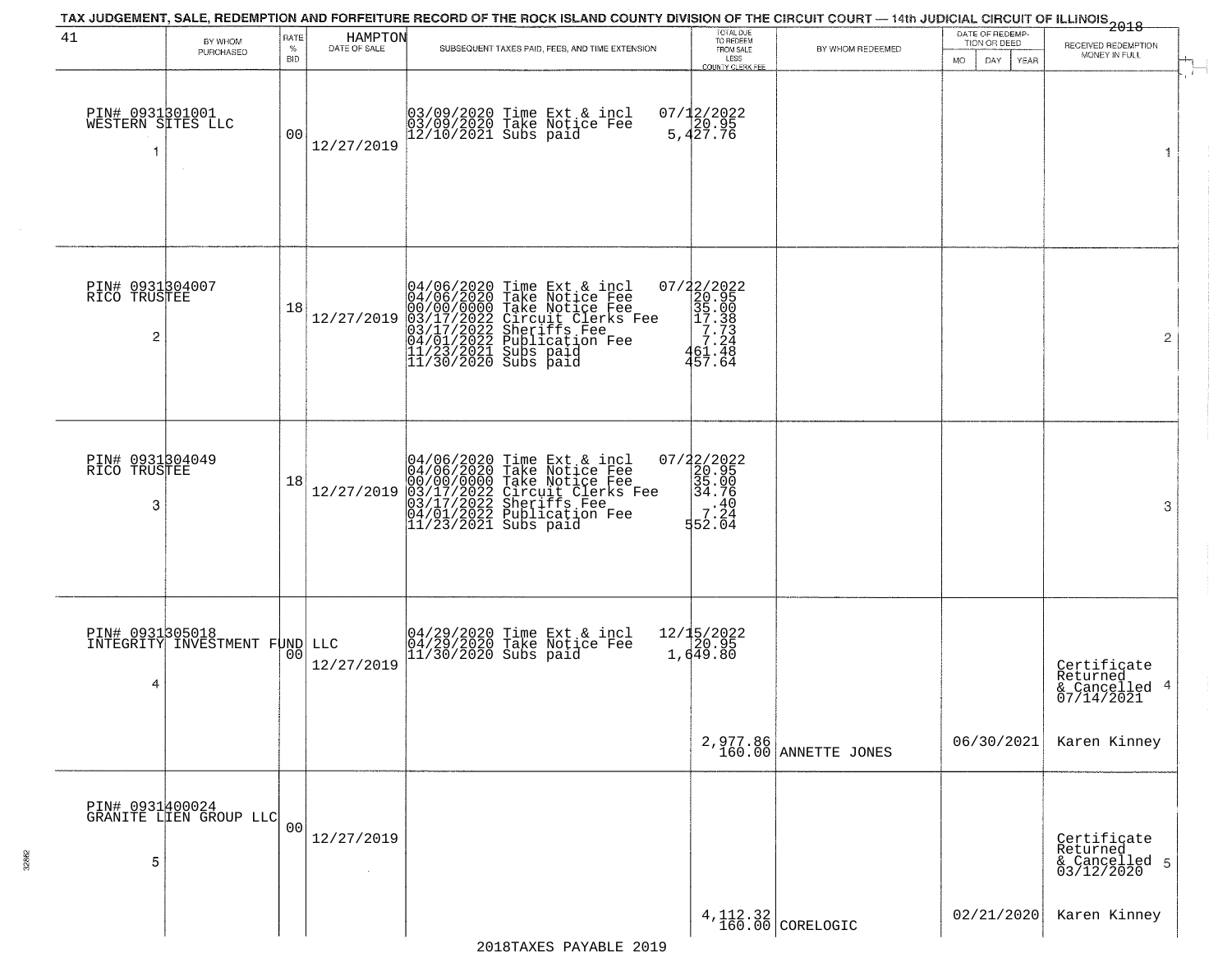TAX JUDGEMENT, SALE, REDEMPTION AND FORFEITURE RECORD OF THE ROCK ISLAND COUNTY DIVISION OF THE CIRCUIT COURT — 14th JUDICIAL CIRCUIT OF ILLINOIS 2018

| 41 | BY WHOM PURCHASED | RATE % BID | HAMPTON DATE OF SALE | SUBSEQUENT TAXES PAID, FEES, AND TIME EXTENSION | TOTAL DUE TO REDEEM FROM SALE LESS COUNTY CLERK FEE | BY WHOM REDEEMED | DATE OF REDEMPTION OR DEED MO DAY YEAR | RECEIVED REDEMPTION MONEY IN FULL |
|---|---|---|---|---|---|---|---|---|
| PIN# 0931301001 WESTERN SITES LLC 1 | | 00 | 12/27/2019 | 03/09/2020 Time Ext & incl<br>03/09/2020 Take Notice Fee<br>12/10/2021 Subs paid | 07/12/2022<br>20.95<br>5,427.76 | | | 1 |
| PIN# 0931304007 RICO TRUSTEE 2 | | 18 | 12/27/2019 | 04/06/2020 Time Ext & incl<br>04/06/2020 Take Notice Fee<br>00/00/0000 Take Notice Fee<br>03/17/2022 Circuit Clerks Fee<br>03/17/2022 Sheriffs Fee<br>04/01/2022 Publication Fee<br>11/23/2021 Subs paid<br>11/30/2020 Subs paid | 07/22/2022<br>20.95<br>35.00<br>17.38<br>7.73<br>7.24<br>461.48<br>457.64 | | | 2 |
| PIN# 0931304049 RICO TRUSTEE 3 | | 18 | 12/27/2019 | 04/06/2020 Time Ext & incl<br>04/06/2020 Take Notice Fee<br>00/00/0000 Take Notice Fee<br>03/17/2022 Circuit Clerks Fee<br>03/17/2022 Sheriffs Fee<br>04/01/2022 Publication Fee<br>11/23/2021 Subs paid | 07/22/2022<br>20.95<br>35.00<br>34.76<br>.40<br>7.24<br>552.04 | | | 3 |
| PIN# 0931305018 INTEGRITY INVESTMENT FUND LLC 4 | | 00 | 12/27/2019 | 04/29/2020 Time Ext & incl<br>04/29/2020 Take Notice Fee<br>11/30/2020 Subs paid | 12/15/2022<br>20.95<br>1,649.80<br><br>2,977.86<br>160.00 | ANNETTE JONES | 06/30/2021 | Certificate Returned & Cancelled 07/14/2021 4<br>Karen Kinney |
| PIN# 0931400024 GRANITE LIEN GROUP LLC 5 | | 00 | 12/27/2019 | | 4,112.32<br>160.00 | CORELOGIC | 02/21/2020 | Certificate Returned & Cancelled 03/12/2020 5<br>Karen Kinney |

2018TAXES PAYABLE 2019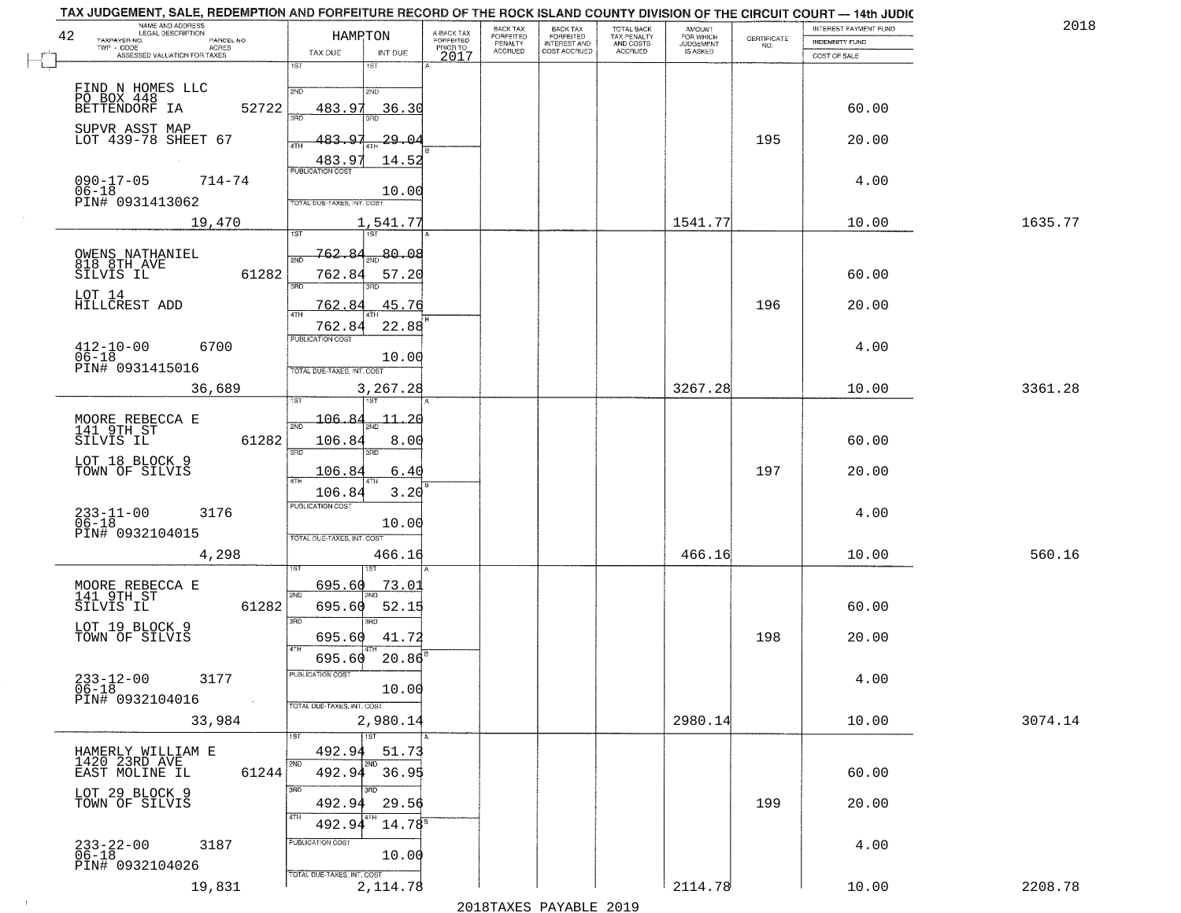TAX JUDGEMENT, SALE, REDEMPTION AND FORFEITURE RECORD OF THE ROCK ISLAND COUNTY DIVISION OF THE CIRCUIT COURT — 14th JUDIC

2018

| NAME AND ADDRESS / LEGAL DESCRIPTION / TAXPAYER NO. / PARCEL NO. / TWP - CODE / ACRES / ASSESSED VALUATION FOR TAXES | HAMPTON TAX DUE | INT DUE | A-BACK TAX FORFEITED PRIOR TO 2017 | BACK TAX FORFEITED PENALTY ACCRUED | BACK TAX FORFEITED INTEREST AND COST ACCRUED | TOTAL BACK TAX PENALTY AND COSTS ACCRUED | AMOUNT FOR WHICH JUDGEMENT IS ASKED | CERTIFICATE NO. | INTEREST PAYMENT FUND / INDEMNITY FUND / COST OF SALE | |
|---|---|---|---|---|---|---|---|---|---|---|
| FIND N HOMES LLC<br>PO BOX 448<br>BETTENDORF IA 52722<br>SUPVR ASST MAP<br>LOT 439-78 SHEET 67<br>090-17-05 714-74<br>06-18<br>PIN# 0931413062<br>19,470 | 1ST<br>2ND 483.97<br>3RD 483.97<br>4TH 483.97<br>PUBLICATION COST<br>TOTAL DUE-TAXES, INT. COST 1,541.77 | 1ST<br>2ND 36.30<br>3RD 29.04<br>4TH 14.52<br>10.00 | | | | | 1541.77 | 195 | 60.00<br>20.00<br>4.00<br>10.00 | 1635.77 |
| OWENS NATHANIEL<br>818 8TH AVE<br>SILVIS IL 61282<br>LOT 14<br>HILLCREST ADD<br>412-10-00 6700<br>06-18<br>PIN# 0931415016<br>36,689 | 1ST 762.84<br>2ND 762.84<br>3RD 762.84<br>4TH 762.84<br>PUBLICATION COST<br>TOTAL DUE-TAXES, INT. COST 3,267.28 | 1ST 80.08<br>2ND 57.20<br>3RD 45.76<br>4TH 22.88<br>10.00 | | | | | 3267.28 | 196 | 60.00<br>20.00<br>4.00<br>10.00 | 3361.28 |
| MOORE REBECCA E<br>141 9TH ST<br>SILVIS IL 61282<br>LOT 18 BLOCK 9<br>TOWN OF SILVIS<br>233-11-00 3176<br>06-18<br>PIN# 0932104015<br>4,298 | 1ST 106.84<br>2ND 106.84<br>3RD 106.84<br>4TH 106.84<br>PUBLICATION COST<br>TOTAL DUE-TAXES, INT. COST 466.16 | 1ST 11.20<br>2ND 8.00<br>3RD 6.40<br>4TH 3.20<br>10.00 | | | | | 466.16 | 197 | 60.00<br>20.00<br>4.00<br>10.00 | 560.16 |
| MOORE REBECCA E<br>141 9TH ST<br>SILVIS IL 61282<br>LOT 19 BLOCK 9<br>TOWN OF SILVIS<br>233-12-00 3177<br>06-18<br>PIN# 0932104016<br>33,984 | 1ST 695.60<br>2ND 695.60<br>3RD 695.60<br>4TH 695.60<br>PUBLICATION COST<br>TOTAL DUE-TAXES, INT. COST 2,980.14 | 1ST 73.01<br>2ND 52.15<br>3RD 41.72<br>4TH 20.86<br>10.00 | | | | | 2980.14 | 198 | 60.00<br>20.00<br>4.00<br>10.00 | 3074.14 |
| HAMERLY WILLIAM E<br>1420 23RD AVE<br>EAST MOLINE IL 61244<br>LOT 29 BLOCK 9<br>TOWN OF SILVIS<br>233-22-00 3187<br>06-18<br>PIN# 0932104026<br>19,831 | 1ST 492.94<br>2ND 492.94<br>3RD 492.94<br>4TH 492.94<br>PUBLICATION COST<br>TOTAL DUE-TAXES, INT. COST 2,114.78 | 1ST 51.73<br>2ND 36.95<br>3RD 29.56<br>4TH 14.78<br>10.00 | | | | | 2114.78 | 199 | 60.00<br>20.00<br>4.00<br>10.00 | 2208.78 |

2018TAXES PAYABLE 2019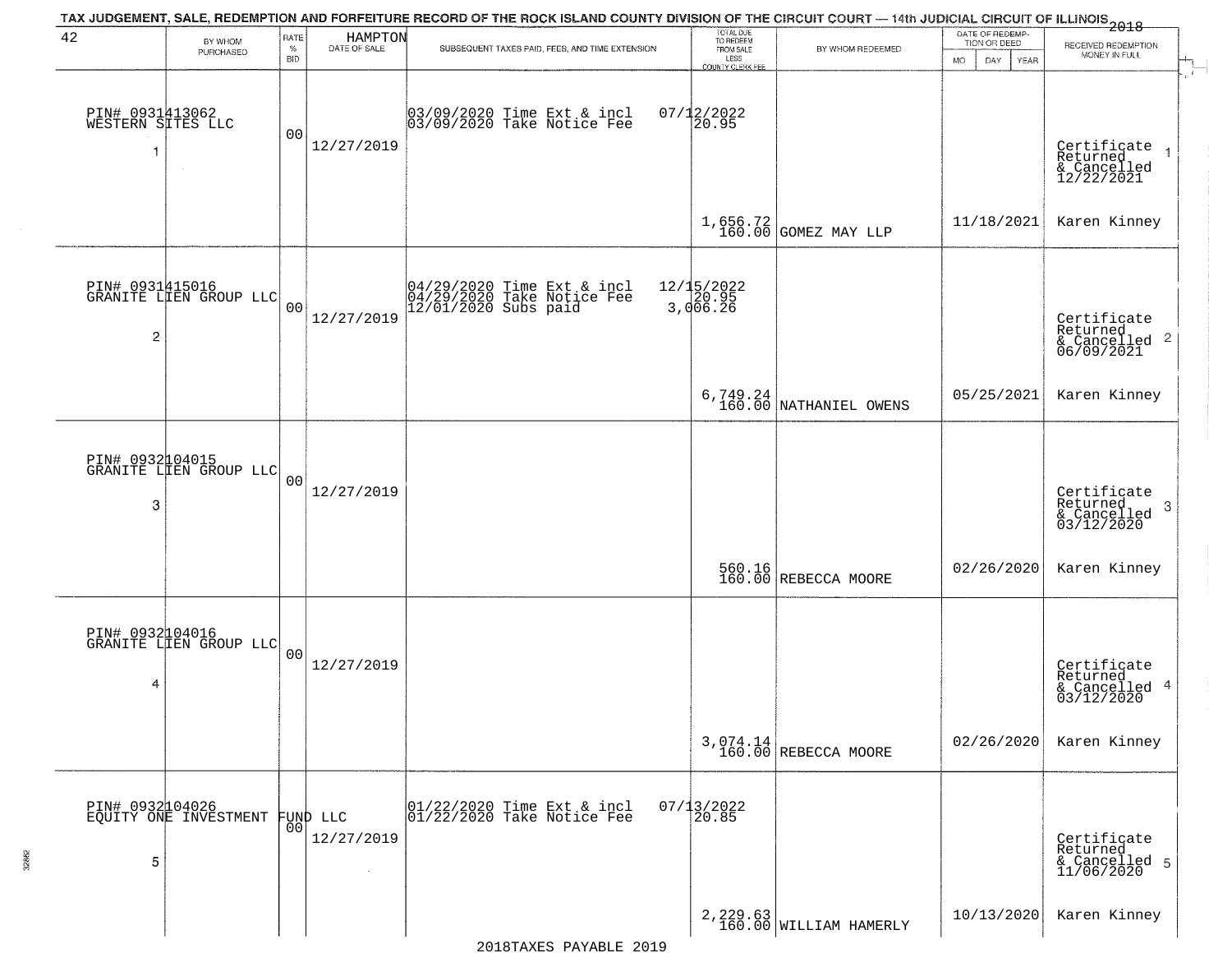TAX JUDGEMENT, SALE, REDEMPTION AND FORFEITURE RECORD OF THE ROCK ISLAND COUNTY DIVISION OF THE CIRCUIT COURT — 14th JUDICIAL CIRCUIT OF ILLINOIS 2018

| 42 | BY WHOM PURCHASED | RATE % BID | HAMPTON DATE OF SALE | SUBSEQUENT TAXES PAID, FEES, AND TIME EXTENSION | TOTAL DUE TO REDEEM FROM SALE LESS COUNTY CLERK FEE | BY WHOM REDEEMED | DATE OF REDEMPTION OR DEED MO DAY YEAR | RECEIVED REDEMPTION MONEY IN FULL |
|---|---|---|---|---|---|---|---|---|
| 1 | PIN# 0931413062 WESTERN SITES LLC | 00 | 12/27/2019 | 03/09/2020 Time Ext & incl 07/12/2022; 03/09/2020 Take Notice Fee 20.95 | 1,656.72 160.00 | GOMEZ MAY LLP | 11/18/2021 | Certificate Returned & Cancelled 12/22/2021 Karen Kinney |
| 2 | PIN# 0931415016 GRANITE LIEN GROUP LLC | 00 | 12/27/2019 | 04/29/2020 Time Ext & incl 12/15/2022; 04/29/2020 Take Notice Fee 20.95; 12/01/2020 Subs paid 3,006.26 | 6,749.24 160.00 | NATHANIEL OWENS | 05/25/2021 | Certificate Returned & Cancelled 06/09/2021 Karen Kinney |
| 3 | PIN# 0932104015 GRANITE LIEN GROUP LLC | 00 | 12/27/2019 | | 560.16 160.00 | REBECCA MOORE | 02/26/2020 | Certificate Returned & Cancelled 03/12/2020 Karen Kinney |
| 4 | PIN# 0932104016 GRANITE LIEN GROUP LLC | 00 | 12/27/2019 | | 3,074.14 160.00 | REBECCA MOORE | 02/26/2020 | Certificate Returned & Cancelled 03/12/2020 Karen Kinney |
| 5 | PIN# 0932104026 EQUITY ONE INVESTMENT FUND LLC | 00 | 12/27/2019 | 01/22/2020 Time Ext & incl 07/13/2022; 01/22/2020 Take Notice Fee 20.85 | 2,229.63 160.00 | WILLIAM HAMERLY | 10/13/2020 | Certificate Returned & Cancelled 11/06/2020 Karen Kinney |

2018TAXES PAYABLE 2019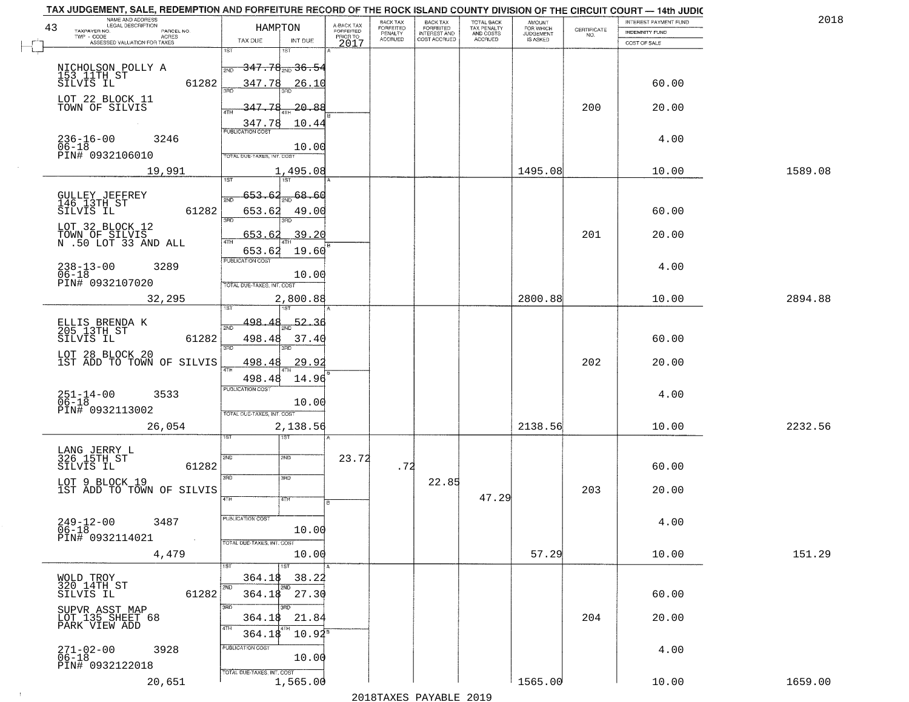TAX JUDGEMENT, SALE, REDEMPTION AND FORFEITURE RECORD OF THE ROCK ISLAND COUNTY DIVISION OF THE CIRCUIT COURT — 14th JUDIC

2018

| 43 NAME AND ADDRESS / LEGAL DESCRIPTION / TAXPAYER NO. / PARCEL NO. / TWP - CODE / ACRES / ASSESSED VALUATION FOR TAXES | HAMPTON TAX DUE | INT DUE | A-BACK TAX FORFEITED PRIOR TO 2017 | BACK TAX FORFEITED PENALTY ACCRUED | BACK TAX FORFEITED INTEREST AND COST ACCRUED | TOTAL BACK TAX PENALTY AND COSTS ACCRUED | AMOUNT FOR WHICH JUDGEMENT IS ASKED | CERTIFICATE NO. | INTEREST PAYMENT FUND / INDEMNITY FUND / COST OF SALE | |
|---|---|---|---|---|---|---|---|---|---|---|
| NICHOLSON POLLY A 153 11TH ST SILVIS IL 61282 | 1ST 347.78 | 1ST 36.54 | | | | | | | | |
| | 2ND 347.78 | 2ND 26.10 | | | | | | | 60.00 | |
| LOT 22 BLOCK 11 TOWN OF SILVIS | 3RD 347.78 | 3RD 20.88 | | | | | | 200 | 20.00 | |
| | 4TH 347.78 | 4TH 10.44 | | | | | | | | |
| 236-16-00 3246 06-18 PIN# 0932106010 | PUBLICATION COST | 10.00 | | | | | | | 4.00 | |
| 19,991 | TOTAL DUE-TAXES, INT. COST | 1,495.08 | | | | | 1495.08 | | 10.00 | 1589.08 |
| GULLEY JEFFREY 146 13TH ST SILVIS IL 61282 | 1ST 653.62 | 1ST 68.60 | | | | | | | | |
| | 2ND 653.62 | 2ND 49.00 | | | | | | | 60.00 | |
| LOT 32 BLOCK 12 TOWN OF SILVIS N .50 LOT 33 AND ALL | 3RD 653.62 | 3RD 39.20 | | | | | | 201 | 20.00 | |
| | 4TH 653.62 | 4TH 19.60 | | | | | | | | |
| 238-13-00 3289 06-18 PIN# 0932107020 | PUBLICATION COST | 10.00 | | | | | | | 4.00 | |
| 32,295 | TOTAL DUE-TAXES, INT. COST | 2,800.88 | | | | | 2800.88 | | 10.00 | 2894.88 |
| ELLIS BRENDA K 205 13TH ST SILVIS IL 61282 | 1ST 498.48 | 1ST 52.36 | | | | | | | | |
| | 2ND 498.48 | 2ND 37.40 | | | | | | | 60.00 | |
| LOT 28 BLOCK 20 1ST ADD TO TOWN OF SILVIS | 3RD 498.48 | 3RD 29.92 | | | | | | 202 | 20.00 | |
| | 4TH 498.48 | 4TH 14.96 | | | | | | | | |
| 251-14-00 3533 06-18 PIN# 0932113002 | PUBLICATION COST | 10.00 | | | | | | | 4.00 | |
| 26,054 | TOTAL DUE-TAXES, INT. COST | 2,138.56 | | | | | 2138.56 | | 10.00 | 2232.56 |
| LANG JERRY L 326 15TH ST SILVIS IL 61282 | 1ST | 1ST | | | | | | | | |
| | 2ND | 2ND | 23.72 | .72 | | | | | 60.00 | |
| LOT 9 BLOCK 19 1ST ADD TO TOWN OF SILVIS | 3RD | 3RD | | | 22.85 | 47.29 | | 203 | 20.00 | |
| | 4TH | 4TH | | | | | | | | |
| 249-12-00 3487 06-18 PIN# 0932114021 | PUBLICATION COST | 10.00 | | | | | | | 4.00 | |
| 4,479 | TOTAL DUE-TAXES, INT. COST | 10.00 | | | | | 57.29 | | 10.00 | 151.29 |
| WOLD TROY 320 14TH ST SILVIS IL 61282 | 1ST 364.18 | 1ST 38.22 | | | | | | | | |
| | 2ND 364.18 | 2ND 27.30 | | | | | | | 60.00 | |
| SUPVR ASST MAP LOT 135 SHEET 68 PARK VIEW ADD | 3RD 364.18 | 3RD 21.84 | | | | | | 204 | 20.00 | |
| | 4TH 364.18 | 4TH 10.92 | | | | | | | | |
| 271-02-00 3928 06-18 PIN# 0932122018 | PUBLICATION COST | 10.00 | | | | | | | 4.00 | |
| 20,651 | TOTAL DUE-TAXES, INT. COST | 1,565.00 | | | | | 1565.00 | | 10.00 | 1659.00 |

2018TAXES PAYABLE 2019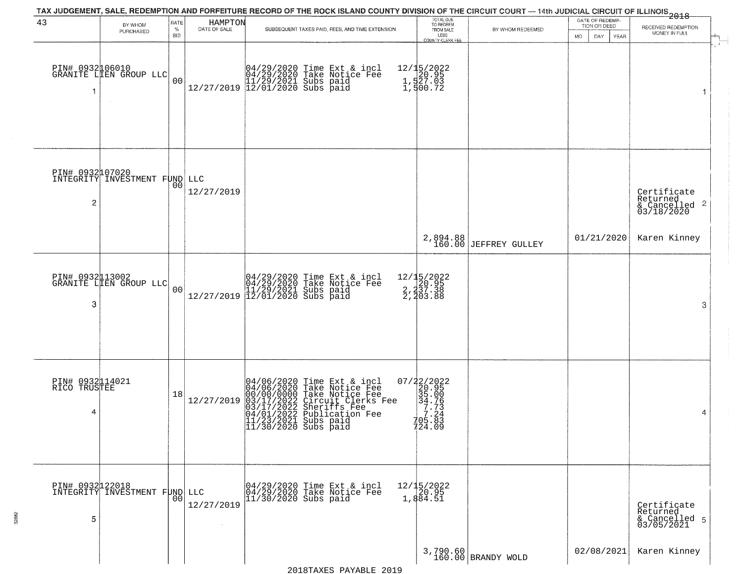TAX JUDGEMENT, SALE, REDEMPTION AND FORFEITURE RECORD OF THE ROCK ISLAND COUNTY DIVISION OF THE CIRCUIT COURT — 14th JUDICIAL CIRCUIT OF ILLINOIS 2018

| 43 | BY WHOM PURCHASED | RATE % BID | HAMPTON DATE OF SALE | SUBSEQUENT TAXES PAID, FEES, AND TIME EXTENSION | TOTAL DUE TO REDEEM FROM SALE LESS COUNTY CLERK FEE | BY WHOM REDEEMED | DATE OF REDEMPTION OR DEED MO DAY YEAR | RECEIVED REDEMPTION MONEY IN FULL |
|---|---|---|---|---|---|---|---|---|
| 1 | PIN# 0932106010 GRANITE LIEN GROUP LLC | 00 | 12/27/2019 | 04/29/2020 Time Ext & incl 12/15/2022<br>04/29/2020 Take Notice Fee 20.95<br>11/29/2021 Subs paid 1,527.03<br>12/01/2020 Subs paid 1,500.72 | | | | 1 |
| 2 | PIN# 0932107020 INTEGRITY INVESTMENT FUND LLC | 00 | 12/27/2019 | | 2,894.88<br>160.00 | JEFFREY GULLEY | 01/21/2020 | Certificate Returned & Cancelled 03/18/2020<br>Karen Kinney |
| 3 | PIN# 0932113002 GRANITE LIEN GROUP LLC | 00 | 12/27/2019 | 04/29/2020 Time Ext & incl 12/15/2022<br>04/29/2020 Take Notice Fee 20.95<br>11/29/2021 Subs paid 2,237.38<br>12/01/2020 Subs paid 2,203.88 | | | | 3 |
| 4 | PIN# 0932114021 RICO TRUSTEE | 18 | 12/27/2019 | 04/06/2020 Time Ext & incl 07/22/2022<br>04/06/2020 Take Notice Fee 20.95<br>00/00/0000 Take Notice Fee 35.00<br>03/17/2022 Circuit Clerks Fee 34.76<br>03/17/2022 Sheriffs Fee 7.73<br>04/01/2022 Publication Fee 7.24<br>11/23/2021 Subs paid 705.83<br>11/30/2020 Subs paid 724.09 | | | | 4 |
| 5 | PIN# 0932122018 INTEGRITY INVESTMENT FUND LLC | 00 | 12/27/2019 | 04/29/2020 Time Ext & incl 12/15/2022<br>04/29/2020 Take Notice Fee 20.95<br>11/30/2020 Subs paid 1,884.51 | 3,790.60<br>160.00 | BRANDY WOLD | 02/08/2021 | Certificate Returned & Cancelled 03/05/2021<br>Karen Kinney |

2018TAXES PAYABLE 2019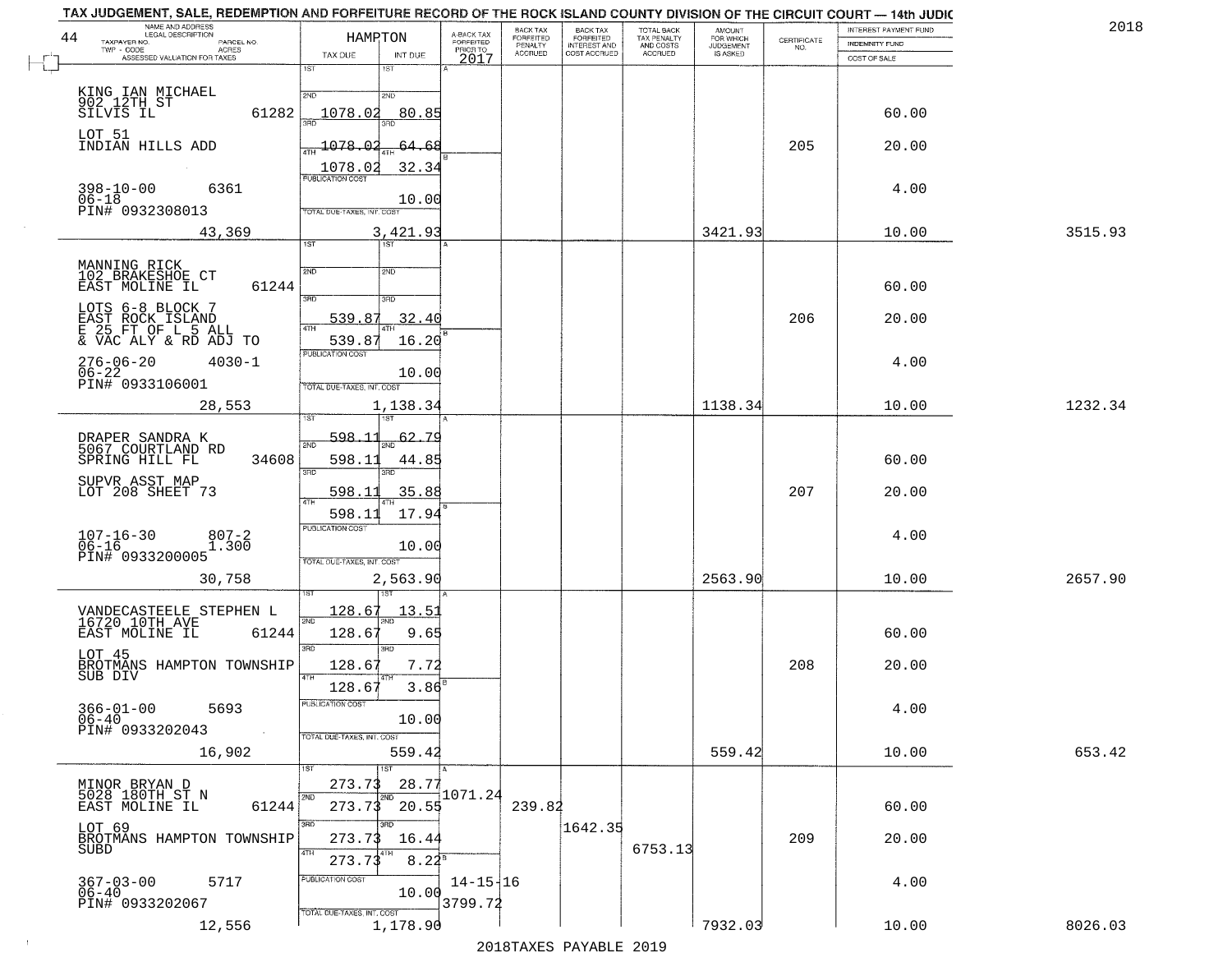TAX JUDGEMENT, SALE, REDEMPTION AND FORFEITURE RECORD OF THE ROCK ISLAND COUNTY DIVISION OF THE CIRCUIT COURT — 14th JUDIC

2018

| 44 NAME AND ADDRESS / LEGAL DESCRIPTION / TAXPAYER NO. / PARCEL NO. / TWP - CODE / ACRES / ASSESSED VALUATION FOR TAXES | HAMPTON TAX DUE | INT DUE | A-BACK TAX FORFEITED PRIOR TO 2017 | BACK TAX FORFEITED PENALTY ACCRUED | BACK TAX FORFEITED INTEREST AND COST ACCRUED | TOTAL BACK TAX PENALTY AND COSTS ACCRUED | AMOUNT FOR WHICH JUDGEMENT IS ASKED | CERTIFICATE NO. | INTEREST PAYMENT FUND / INDEMNITY FUND / COST OF SALE | |
|---|---|---|---|---|---|---|---|---|---|---|
| KING IAN MICHAEL<br>902 12TH ST<br>SILVIS IL 61282<br>LOT 51<br>INDIAN HILLS ADD<br>398-10-00 6361<br>06-18<br>PIN# 0932308013<br>43,369 | 1ST<br>2ND 1078.02<br>3RD 1078.02<br>4TH 1078.02<br>PUBLICATION COST<br>TOTAL DUE-TAXES, INT. COST 3,421.93 | 1ST<br>2ND 80.85<br>3RD 64.68<br>4TH 32.34<br>10.00 | | | | | 3421.93 | 205 | 60.00<br>20.00<br>4.00<br>10.00 | 3515.93 |
| MANNING RICK<br>102 BRAKESHOE CT<br>EAST MOLINE IL 61244<br>LOTS 6-8 BLOCK 7<br>EAST ROCK ISLAND<br>E 25 FT OF L 5 ALL<br>& VAC ALY & RD ADJ TO<br>276-06-20 4030-1<br>06-22<br>PIN# 0933106001<br>28,553 | 1ST<br>2ND<br>3RD 539.87<br>4TH 539.87<br>PUBLICATION COST<br>TOTAL DUE-TAXES, INT. COST 1,138.34 | 1ST<br>2ND<br>3RD 32.40<br>4TH 16.20<br>10.00 | | | | | 1138.34 | 206 | 60.00<br>20.00<br>4.00<br>10.00 | 1232.34 |
| DRAPER SANDRA K<br>5067 COURTLAND RD<br>SPRING HILL FL 34608<br>SUPVR ASST MAP<br>LOT 208 SHEET 73<br>107-16-30 807-2<br>06-16 1.300<br>PIN# 0933200005<br>30,758 | 1ST 598.11<br>2ND 598.11<br>3RD 598.11<br>4TH 598.11<br>PUBLICATION COST<br>TOTAL DUE-TAXES, INT. COST 2,563.90 | 1ST 62.79<br>2ND 44.85<br>3RD 35.88<br>4TH 17.94<br>10.00 | | | | | 2563.90 | 207 | 60.00<br>20.00<br>4.00<br>10.00 | 2657.90 |
| VANDECASTEELE STEPHEN L<br>16720 10TH AVE<br>EAST MOLINE IL 61244<br>LOT 45<br>BROTMANS HAMPTON TOWNSHIP<br>SUB DIV<br>366-01-00 5693<br>06-40<br>PIN# 0933202043<br>16,902 | 1ST 128.67<br>2ND 128.67<br>3RD 128.67<br>4TH 128.67<br>PUBLICATION COST<br>TOTAL DUE-TAXES, INT. COST 559.42 | 1ST 13.51<br>2ND 9.65<br>3RD 7.72<br>4TH 3.86<br>10.00 | | | | | 559.42 | 208 | 60.00<br>20.00<br>4.00<br>10.00 | 653.42 |
| MINOR BRYAN D<br>5028 180TH ST N<br>EAST MOLINE IL 61244<br>LOT 69<br>BROTMANS HAMPTON TOWNSHIP<br>SUBD<br>367-03-00 5717<br>06-40<br>PIN# 0933202067<br>12,556 | 1ST 273.73<br>2ND 273.73<br>3RD 273.73<br>4TH 273.73<br>PUBLICATION COST<br>TOTAL DUE-TAXES, INT. COST 1,178.90 | 1ST 28.77<br>2ND 20.55<br>3RD 16.44<br>4TH 8.22<br>10.00 | 1071.24<br>14-15-16<br>3799.72 | 239.82 | 1642.35 | 6753.13 | 7932.03 | 209 | 60.00<br>20.00<br>4.00<br>10.00 | 8026.03 |

2018TAXES PAYABLE 2019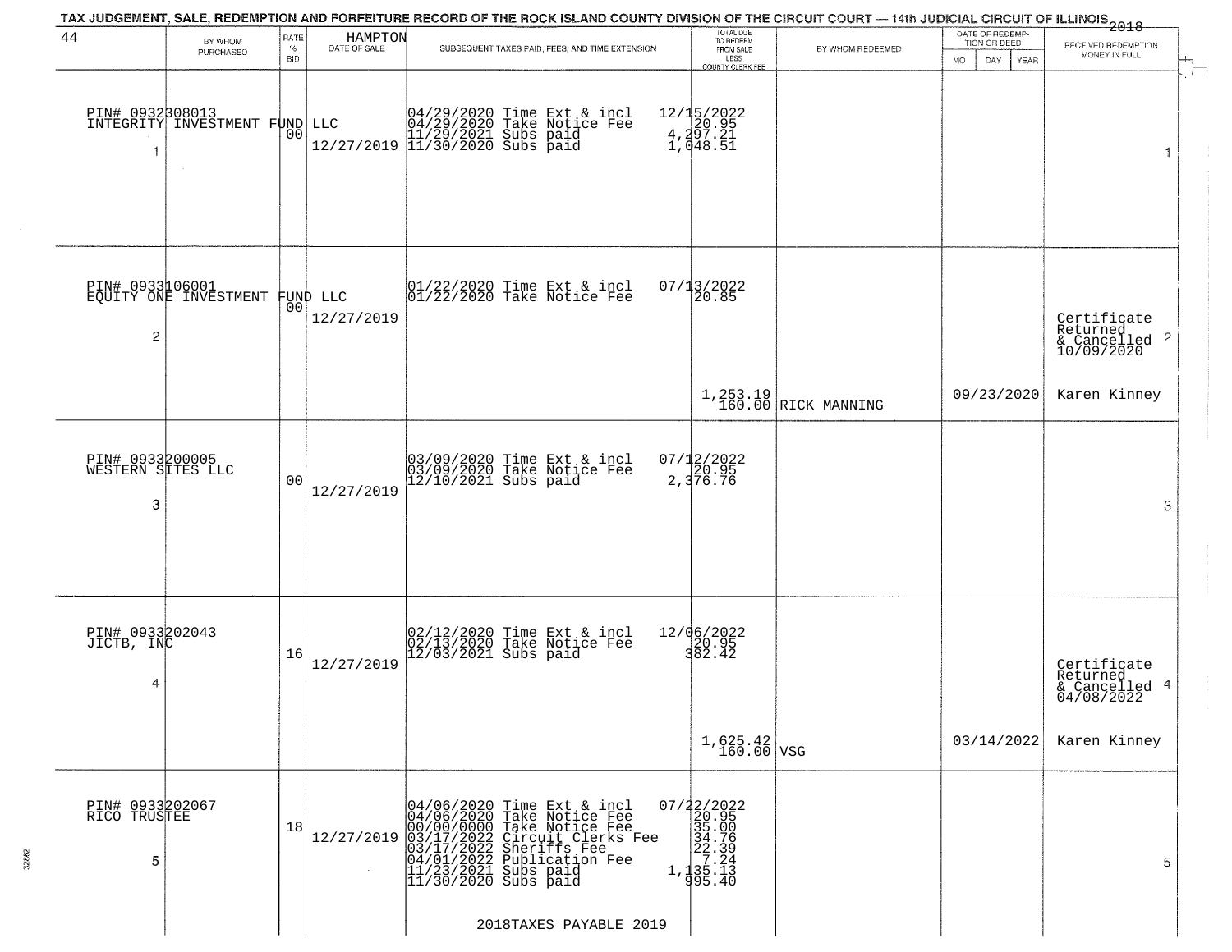# TAX JUDGEMENT, SALE, REDEMPTION AND FORFEITURE RECORD OF THE ROCK ISLAND COUNTY DIVISION OF THE CIRCUIT COURT — 14th JUDICIAL CIRCUIT OF ILLINOIS 2018

44 HAMPTON

| | BY WHOM PURCHASED | RATE % BID | DATE OF SALE | SUBSEQUENT TAXES PAID, FEES, AND TIME EXTENSION | TOTAL DUE TO REDEEM FROM SALE LESS COUNTY CLERK FEE | BY WHOM REDEEMED | DATE OF REDEMPTION OR DEED MO DAY YEAR | RECEIVED REDEMPTION MONEY IN FULL | |
|---|---|---|---|---|---|---|---|---|---|
| 1 | PIN# 0932308013 INTEGRITY INVESTMENT FUND LLC | 00 | 12/27/2019 | 04/29/2020 Time Ext & incl<br>04/29/2020 Take Notice Fee<br>11/29/2021 Subs paid<br>11/30/2020 Subs paid | 12/15/2022<br>20.95<br>4,297.21<br>1,048.51 | | | | 1 |
| 2 | PIN# 0933106001 EQUITY ONE INVESTMENT FUND LLC | 00 | 12/27/2019 | 01/22/2020 Time Ext & incl<br>01/22/2020 Take Notice Fee | 07/13/2022<br>20.85<br><br>1,253.19<br>160.00 | RICK MANNING | 09/23/2020 | Certificate Returned & Cancelled 10/09/2020<br>Karen Kinney | 2 |
| 3 | PIN# 0933200005 WESTERN SITES LLC | 00 | 12/27/2019 | 03/09/2020 Time Ext & incl<br>03/09/2020 Take Notice Fee<br>12/10/2021 Subs paid | 07/12/2022<br>20.95<br>2,376.76 | | | | 3 |
| 4 | PIN# 0933202043 JICTB, INC | 16 | 12/27/2019 | 02/12/2020 Time Ext & incl<br>02/13/2020 Take Notice Fee<br>12/03/2021 Subs paid | 12/06/2022<br>20.95<br>382.42<br><br>1,625.42<br>160.00 | VSG | 03/14/2022 | Certificate Returned & Cancelled 04/08/2022<br>Karen Kinney | 4 |
| 5 | PIN# 0933202067 RICO TRUSTEE | 18 | 12/27/2019 | 04/06/2020 Time Ext & incl<br>04/06/2020 Take Notice Fee<br>00/00/0000 Take Notice Fee<br>03/17/2022 Circuit Clerks Fee<br>03/17/2022 Sheriffs Fee<br>04/01/2022 Publication Fee<br>11/23/2021 Subs paid<br>11/30/2020 Subs paid | 07/22/2022<br>20.95<br>35.00<br>34.76<br>22.39<br>7.24<br>1,135.13<br>995.40 | | | | 5 |

2018TAXES PAYABLE 2019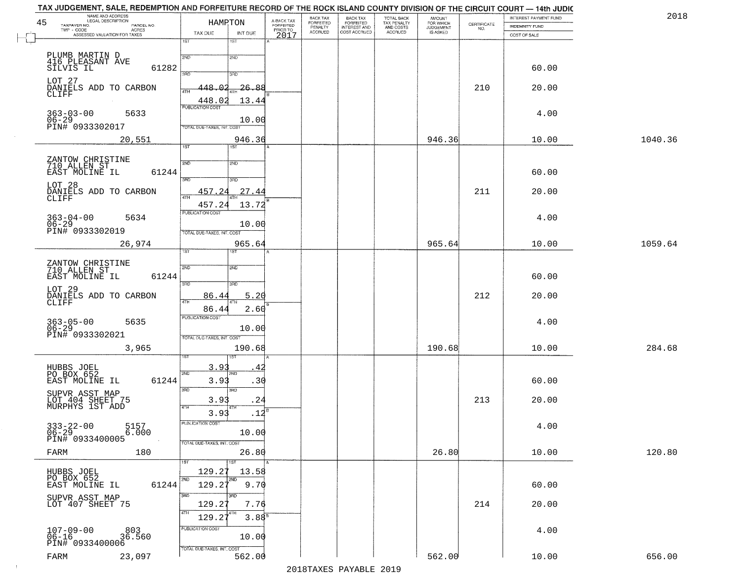TAX JUDGEMENT, SALE, REDEMPTION AND FORFEITURE RECORD OF THE ROCK ISLAND COUNTY DIVISION OF THE CIRCUIT COURT — 14th JUDIC

2018

HAMPTON

| NAME AND ADDRESS / LEGAL DESCRIPTION / TAXPAYER NO. / PARCEL NO. / TWP - CODE / ACRES / ASSESSED VALUATION FOR TAXES | TAX DUE | INT DUE | A-BACK TAX FORFEITED PRIOR TO 2017 | BACK TAX FORFEITED PENALTY ACCRUED | BACK TAX FORFEITED INTEREST AND COST ACCRUED | TOTAL BACK TAX PENALTY AND COSTS ACCRUED | AMOUNT FOR WHICH JUDGEMENT IS ASKED | CERTIFICATE NO. | INTEREST PAYMENT FUND / INDEMNITY FUND / COST OF SALE | |
|---|---|---|---|---|---|---|---|---|---|---|
| PLUMB MARTIN D<br>416 PLEASANT AVE<br>SILVIS IL 61282<br>LOT 27<br>DANIELS ADD TO CARBON CLIFF<br>363-03-00 5633<br>06-29<br>PIN# 0933302017<br>20,551 | 1ST<br>2ND<br>3RD 448.02<br>4TH 448.02<br>PUBLICATION COST<br>TOTAL DUE-TAXES, INT. COST | 1ST<br>2ND<br>3RD 26.88<br>4TH 13.44<br>10.00<br>946.36 | | | | | 946.36 | 210 | 60.00<br>20.00<br>4.00<br>10.00 | 1040.36 |
| ZANTOW CHRISTINE<br>710 ALLEN ST<br>EAST MOLINE IL 61244<br>LOT 28<br>DANIELS ADD TO CARBON CLIFF<br>363-04-00 5634<br>06-29<br>PIN# 0933302019<br>26,974 | 1ST<br>2ND<br>3RD 457.24<br>4TH 457.24<br>PUBLICATION COST<br>TOTAL DUE-TAXES, INT. COST | 1ST<br>2ND<br>3RD 27.44<br>4TH 13.72<br>10.00<br>965.64 | | | | | 965.64 | 211 | 60.00<br>20.00<br>4.00<br>10.00 | 1059.64 |
| ZANTOW CHRISTINE<br>710 ALLEN ST<br>EAST MOLINE IL 61244<br>LOT 29<br>DANIELS ADD TO CARBON CLIFF<br>363-05-00 5635<br>06-29<br>PIN# 0933302021<br>3,965 | 1ST<br>2ND<br>3RD 86.44<br>4TH 86.44<br>PUBLICATION COST<br>TOTAL DUE-TAXES, INT. COST | 1ST<br>2ND<br>3RD 5.20<br>4TH 2.60<br>10.00<br>190.68 | | | | | 190.68 | 212 | 60.00<br>20.00<br>4.00<br>10.00 | 284.68 |
| HUBBS JOEL<br>PO BOX 652<br>EAST MOLINE IL 61244<br>SUPVR ASST MAP<br>LOT 404 SHEET 75<br>MURPHYS 1ST ADD<br>333-22-00 5157<br>06-29 6.000<br>PIN# 0933400005<br>FARM 180 | 1ST 3.93<br>2ND 3.93<br>3RD 3.93<br>4TH 3.93<br>PUBLICATION COST<br>TOTAL DUE-TAXES, INT. COST | 1ST .42<br>2ND .30<br>3RD .24<br>4TH .12<br>10.00<br>26.80 | | | | | 26.80 | 213 | 60.00<br>20.00<br>4.00<br>10.00 | 120.80 |
| HUBBS JOEL<br>PO BOX 652<br>EAST MOLINE IL 61244<br>SUPVR ASST MAP<br>LOT 407 SHEET 75<br>107-09-00 803<br>06-16 36.560<br>PIN# 0933400006<br>FARM 23,097 | 1ST 129.27<br>2ND 129.27<br>3RD 129.27<br>4TH 129.27<br>PUBLICATION COST<br>TOTAL DUE-TAXES, INT. COST | 1ST 13.58<br>2ND 9.70<br>3RD 7.76<br>4TH 3.88<br>10.00<br>562.00 | | | | | 562.00 | 214 | 60.00<br>20.00<br>4.00<br>10.00 | 656.00 |

2018TAXES PAYABLE 2019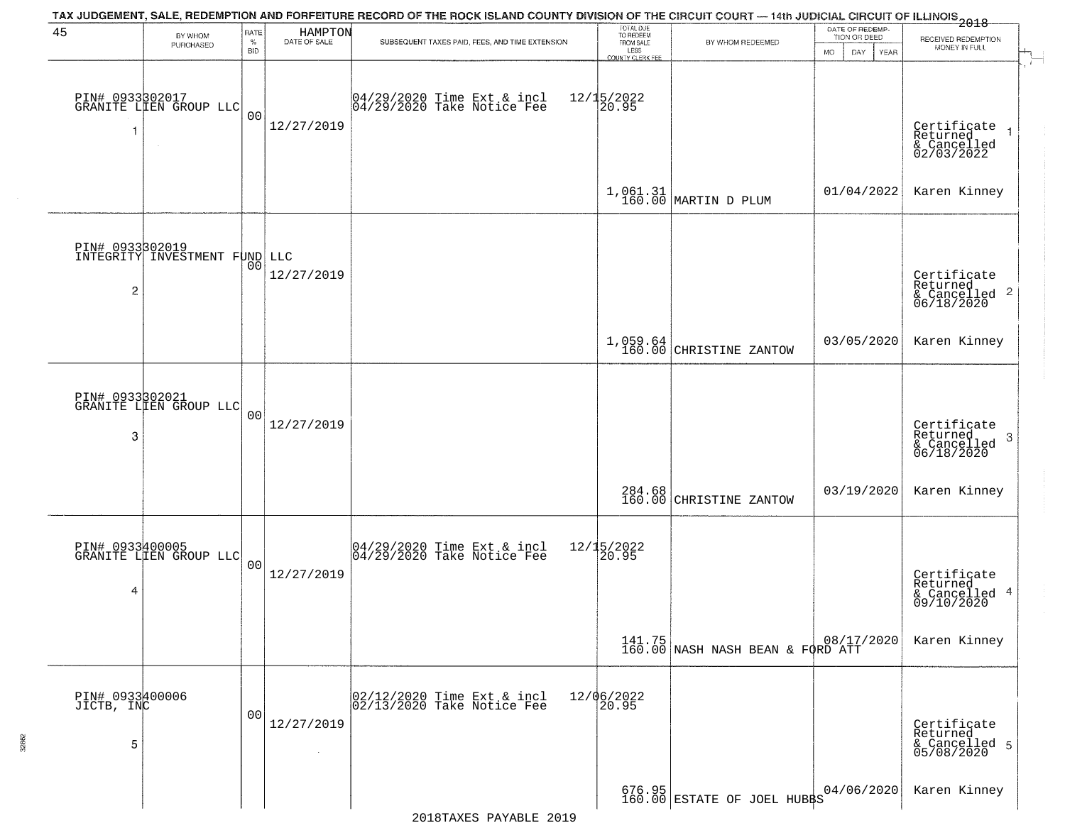TAX JUDGEMENT, SALE, REDEMPTION AND FORFEITURE RECORD OF THE ROCK ISLAND COUNTY DIVISION OF THE CIRCUIT COURT — 14th JUDICIAL CIRCUIT OF ILLINOIS 2018

| 45 | BY WHOM PURCHASED | RATE % BID | HAMPTON DATE OF SALE | SUBSEQUENT TAXES PAID, FEES, AND TIME EXTENSION | TOTAL DUE TO REDEEM FROM SALE LESS COUNTY CLERK FEE | BY WHOM REDEEMED | DATE OF REDEMPTION OR DEED MO DAY YEAR | RECEIVED REDEMPTION MONEY IN FULL |
|---|---|---|---|---|---|---|---|---|
| 1 | PIN# 0933302017 GRANITE LIEN GROUP LLC | 00 | 12/27/2019 | 04/29/2020 Time Ext & incl 04/29/2020 Take Notice Fee 12/15/2022 20.95 | 1,061.31 160.00 | MARTIN D PLUM | 01/04/2022 | Certificate Returned & Cancelled 02/03/2022 Karen Kinney |
| 2 | PIN# 0933302019 INTEGRITY INVESTMENT FUND LLC | 00 | 12/27/2019 | | 1,059.64 160.00 | CHRISTINE ZANTOW | 03/05/2020 | Certificate Returned & Cancelled 06/18/2020 Karen Kinney |
| 3 | PIN# 0933302021 GRANITE LIEN GROUP LLC | 00 | 12/27/2019 | | 284.68 160.00 | CHRISTINE ZANTOW | 03/19/2020 | Certificate Returned & Cancelled 06/18/2020 Karen Kinney |
| 4 | PIN# 0933400005 GRANITE LIEN GROUP LLC | 00 | 12/27/2019 | 04/29/2020 Time Ext & incl 04/29/2020 Take Notice Fee 12/15/2022 20.95 | 141.75 160.00 | NASH NASH BEAN & FORD ATT | 08/17/2020 | Certificate Returned & Cancelled 09/10/2020 Karen Kinney |
| 5 | PIN# 0933400006 JICTB, INC | 00 | 12/27/2019 | 02/12/2020 Time Ext & incl 02/13/2020 Take Notice Fee 12/06/2022 20.95 | 676.95 160.00 | ESTATE OF JOEL HUBBS | 04/06/2020 | Certificate Returned & Cancelled 05/08/2020 Karen Kinney |

2018TAXES PAYABLE 2019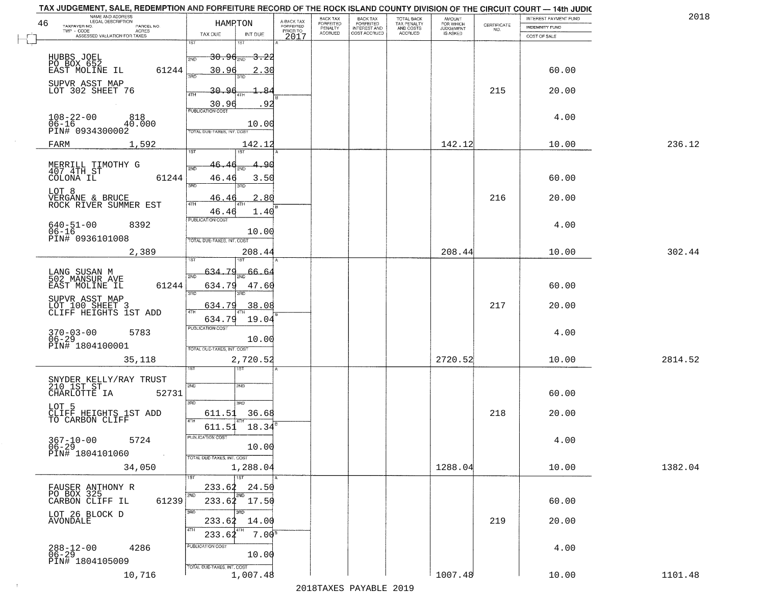TAX JUDGEMENT, SALE, REDEMPTION AND FORFEITURE RECORD OF THE ROCK ISLAND COUNTY DIVISION OF THE CIRCUIT COURT — 14th JUDIC

2018

46 HAMPTON

| NAME AND ADDRESS / LEGAL DESCRIPTION / TAXPAYER NO. / PARCEL NO. / TWP - CODE / ACRES / ASSESSED VALUATION FOR TAXES | TAX DUE | INT DUE | A-BACK TAX FORFEITED PRIOR TO 2017 | BACK TAX FORFEITED PENALTY ACCRUED | BACK TAX FORFEITED INTEREST AND COST ACCRUED | TOTAL BACK TAX PENALTY AND COSTS ACCRUED | AMOUNT FOR WHICH JUDGEMENT IS ASKED | CERTIFICATE NO. | INTEREST PAYMENT FUND / INDEMNITY FUND / COST OF SALE | |
|---|---|---|---|---|---|---|---|---|---|---|
| HUBBS JOEL<br>PO BOX 652<br>EAST MOLINE IL 61244<br>SUPVR ASST MAP<br>LOT 302 SHEET 76<br>108-22-00 818<br>06-16 40.000<br>PIN# 0934300002<br>FARM 1,592 | 1ST 30.96<br>2ND 30.96<br>3RD 30.96<br>4TH 30.96<br>PUBLICATION COST<br>TOTAL DUE-TAXES, INT. COST | 3.22<br>2.30<br>1.84<br>.92<br>10.00<br>142.12 | | | | | 142.12 | 215 | 60.00<br>20.00<br>4.00<br>10.00 | 236.12 |
| MERRILL TIMOTHY G<br>407 4TH ST<br>COLONA IL 61244<br>LOT 8<br>VERGANE & BRUCE<br>ROCK RIVER SUMMER EST<br>640-51-00 8392<br>06-16<br>PIN# 0936101008<br>2,389 | 1ST 46.46<br>2ND 46.46<br>3RD 46.46<br>4TH 46.46<br>PUBLICATION COST<br>TOTAL DUE-TAXES, INT. COST | 4.90<br>3.50<br>2.80<br>1.40<br>10.00<br>208.44 | | | | | 208.44 | 216 | 60.00<br>20.00<br>4.00<br>10.00 | 302.44 |
| LANG SUSAN M<br>502 MANSUR AVE<br>EAST MOLINE IL 61244<br>SUPVR ASST MAP<br>LOT 100 SHEET 3<br>CLIFF HEIGHTS 1ST ADD<br>370-03-00 5783<br>06-29<br>PIN# 1804100001<br>35,118 | 1ST 634.79<br>2ND 634.79<br>3RD 634.79<br>4TH 634.79<br>PUBLICATION COST<br>TOTAL DUE-TAXES, INT. COST | 66.64<br>47.60<br>38.08<br>19.04<br>10.00<br>2,720.52 | | | | | 2720.52 | 217 | 60.00<br>20.00<br>4.00<br>10.00 | 2814.52 |
| SNYDER KELLY/RAY TRUST<br>210 1ST ST<br>CHARLOTTE IA 52731<br>LOT 5<br>CLIFF HEIGHTS 1ST ADD<br>TO CARBON CLIFF<br>367-10-00 5724<br>06-29<br>PIN# 1804101060<br>34,050 | 1ST<br>2ND<br>3RD 611.51<br>4TH 611.51<br>PUBLICATION COST<br>TOTAL DUE-TAXES, INT. COST | <br><br>36.68<br>18.34<br>10.00<br>1,288.04 | | | | | 1288.04 | 218 | 60.00<br>20.00<br>4.00<br>10.00 | 1382.04 |
| FAUSER ANTHONY R<br>PO BOX 325<br>CARBON CLIFF IL 61239<br>LOT 26 BLOCK D<br>AVONDALE<br>288-12-00 4286<br>06-29<br>PIN# 1804105009<br>10,716 | 1ST 233.62<br>2ND 233.62<br>3RD 233.62<br>4TH 233.62<br>PUBLICATION COST<br>TOTAL DUE-TAXES, INT. COST | 24.50<br>17.50<br>14.00<br>7.00<br>10.00<br>1,007.48 | | | | | 1007.48 | 219 | 60.00<br>20.00<br>4.00<br>10.00 | 1101.48 |

2018TAXES PAYABLE 2019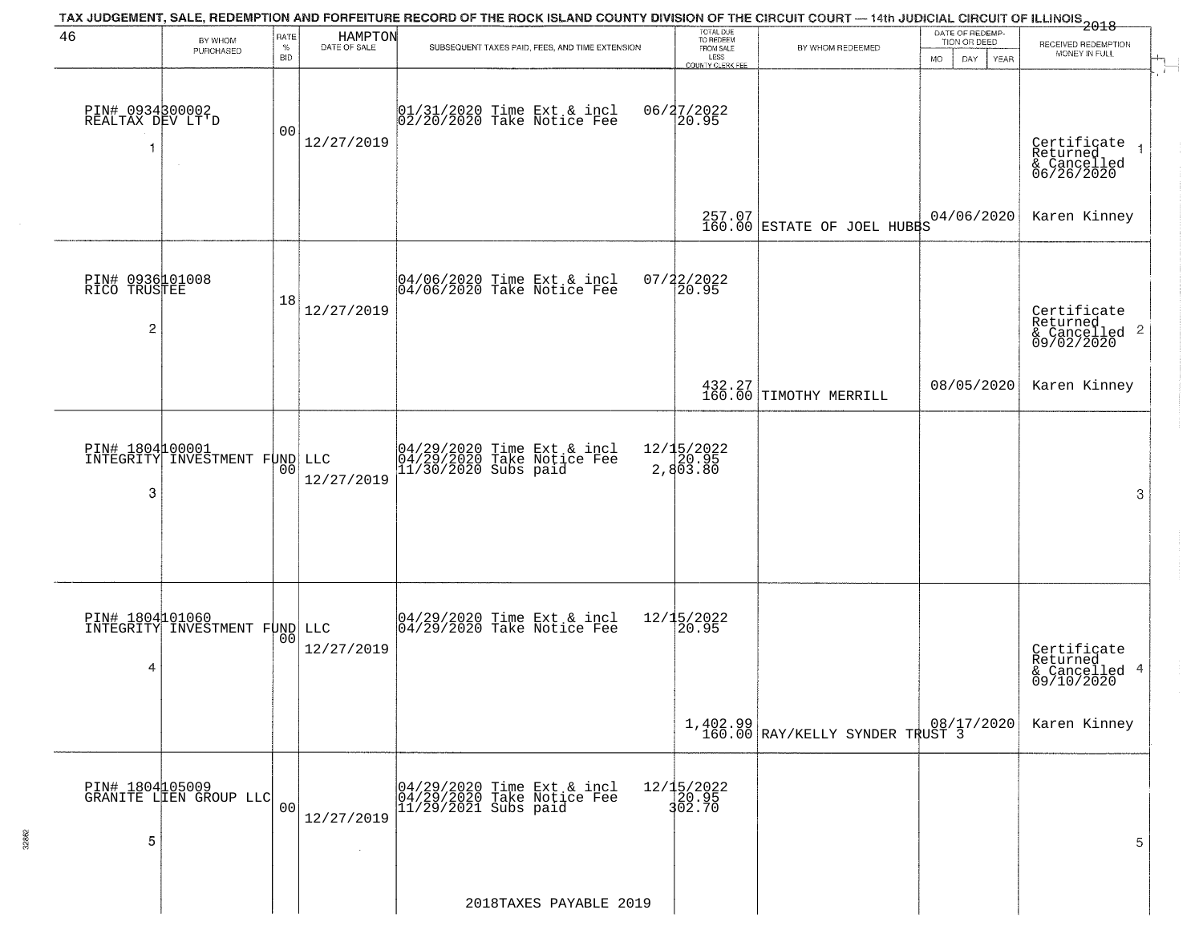# TAX JUDGEMENT, SALE, REDEMPTION AND FORFEITURE RECORD OF THE ROCK ISLAND COUNTY DIVISION OF THE CIRCUIT COURT — 14th JUDICIAL CIRCUIT OF ILLINOIS 2018

46 — HAMPTON

| BY WHOM PURCHASED | RATE % BID | DATE OF SALE | SUBSEQUENT TAXES PAID, FEES, AND TIME EXTENSION | TOTAL DUE TO REDEEM FROM SALE LESS COUNTY CLERK FEE | BY WHOM REDEEMED | DATE OF REDEMPTION OR DEED (MO DAY YEAR) | RECEIVED REDEMPTION MONEY IN FULL |
|---|---|---|---|---|---|---|---|
| PIN# 0934300002 REALTAX DEV LT'D 1 | 00 | 12/27/2019 | 01/31/2020 Time Ext & incl 06/27/2022<br>02/20/2020 Take Notice Fee 20.95 | 257.07<br>160.00 | ESTATE OF JOEL HUBBS | 04/06/2020 | Certificate Returned & Cancelled 06/26/2020<br>Karen Kinney |
| PIN# 0936101008 RICO TRUSTEE 2 | 18 | 12/27/2019 | 04/06/2020 Time Ext & incl 07/22/2022<br>04/06/2020 Take Notice Fee 20.95 | 432.27<br>160.00 | TIMOTHY MERRILL | 08/05/2020 | Certificate Returned & Cancelled 09/02/2020<br>Karen Kinney |
| PIN# 1804100001 INTEGRITY INVESTMENT FUND LLC 3 | 00 | 12/27/2019 | 04/29/2020 Time Ext & incl 12/15/2022<br>04/29/2020 Take Notice Fee 20.95<br>11/30/2020 Subs paid 2,803.80 | | | | |
| PIN# 1804101060 INTEGRITY INVESTMENT FUND LLC 4 | 00 | 12/27/2019 | 04/29/2020 Time Ext & incl 12/15/2022<br>04/29/2020 Take Notice Fee 20.95 | 1,402.99<br>160.00 | RAY/KELLY SYNDER TRUST 3 | 08/17/2020 | Certificate Returned & Cancelled 09/10/2020<br>Karen Kinney |
| PIN# 1804105009 GRANITE LIEN GROUP LLC 5 | 00 | 12/27/2019 | 04/29/2020 Time Ext & incl 12/15/2022<br>04/29/2020 Take Notice Fee 20.95<br>11/29/2021 Subs paid 302.70 | | | | |

2018TAXES PAYABLE 2019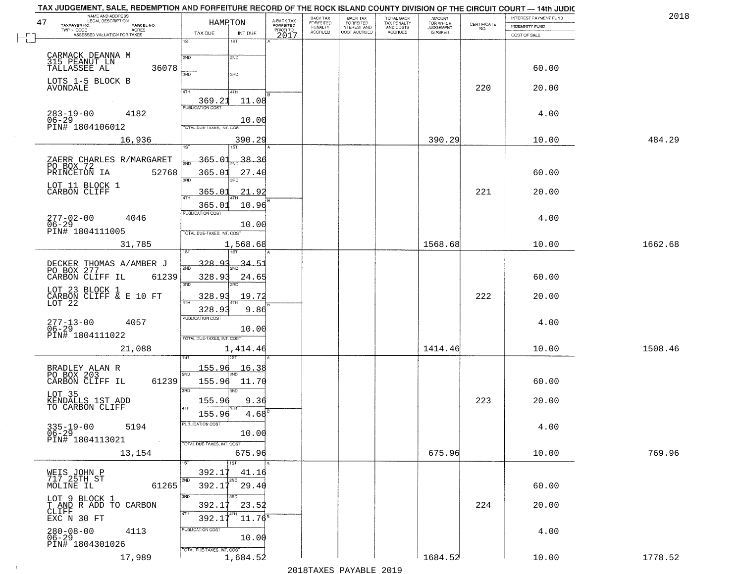# TAX JUDGEMENT, SALE, REDEMPTION AND FORFEITURE RECORD OF THE ROCK ISLAND COUNTY DIVISION OF THE CIRCUIT COURT — 14th JUDIC

2018

47

| NAME AND ADDRESS / LEGAL DESCRIPTION / TAXPAYER NO. / PARCEL NO. / TWP - CODE / ACRES / ASSESSED VALUATION FOR TAXES | HAMPTON TAX DUE | INT DUE | A-BACK TAX FORFEITED PRIOR TO 2017 | BACK TAX FORFEITED PENALTY ACCRUED | BACK TAX FORFEITED INTEREST AND COST ACCRUED | TOTAL BACK TAX PENALTY AND COSTS ACCRUED | AMOUNT FOR WHICH JUDGEMENT IS ASKED | CERTIFICATE NO. | INTEREST PAYMENT FUND / INDEMNITY FUND / COST OF SALE | |
|---|---|---|---|---|---|---|---|---|---|---|
| CARMACK DEANNA M<br>315 PEANUT LN<br>TALLASSEE AL 36078<br>LOTS 1-5 BLOCK B<br>AVONDALE<br>283-19-00 4182<br>06-29<br>PIN# 1804106012<br>16,936 | 1ST<br>2ND<br>3RD<br>4TH 369.21<br>PUBLICATION COST<br>TOTAL DUE-TAXES, INT. COST 390.29 | 1ST<br>2ND<br>3RD<br>4TH 11.08<br>10.00 | | | | | 390.29 | 220 | 60.00<br>20.00<br>4.00<br>10.00 | 484.29 |
| ZAERR CHARLES R/MARGARET<br>PO BOX 72<br>PRINCETON IA 52768<br>LOT 11 BLOCK 1<br>CARBON CLIFF<br>277-02-00 4046<br>06-29<br>PIN# 1804111005<br>31,785 | 1ST 365.01<br>2ND 365.01<br>3RD 365.01<br>4TH 365.01<br>PUBLICATION COST<br>TOTAL DUE-TAXES, INT. COST 1,568.68 | 1ST 38.36<br>2ND 27.40<br>3RD 21.92<br>4TH 10.96<br>10.00 | | | | | 1568.68 | 221 | 60.00<br>20.00<br>4.00<br>10.00 | 1662.68 |
| DECKER THOMAS A/AMBER J<br>PO BOX 277<br>CARBON CLIFF IL 61239<br>LOT 23 BLOCK 1<br>CARBON CLIFF & E 10 FT<br>LOT 22<br>277-13-00 4057<br>06-29<br>PIN# 1804111022<br>21,088 | 1ST 328.93<br>2ND 328.93<br>3RD 328.93<br>4TH 328.93<br>PUBLICATION COST<br>TOTAL DUE-TAXES, INT. COST 1,414.46 | 1ST 34.51<br>2ND 24.65<br>3RD 19.72<br>4TH 9.86<br>10.00 | | | | | 1414.46 | 222 | 60.00<br>20.00<br>4.00<br>10.00 | 1508.46 |
| BRADLEY ALAN R<br>PO BOX 203<br>CARBON CLIFF IL 61239<br>LOT 35<br>KENDALLS 1ST ADD<br>TO CARBON CLIFF<br>335-19-00 5194<br>06-29<br>PIN# 1804113021<br>13,154 | 1ST 155.96<br>2ND 155.96<br>3RD 155.96<br>4TH 155.96<br>PUBLICATION COST<br>TOTAL DUE-TAXES, INT. COST 675.96 | 1ST 16.38<br>2ND 11.70<br>3RD 9.36<br>4TH 4.68<br>10.00 | | | | | 675.96 | 223 | 60.00<br>20.00<br>4.00<br>10.00 | 769.96 |
| WEIS JOHN P<br>717 25TH ST<br>MOLINE IL 61265<br>LOT 9 BLOCK 1<br>T AND R ADD TO CARBON<br>CLIFF<br>EXC N 30 FT<br>280-08-00 4113<br>06-29<br>PIN# 1804301026<br>17,989 | 1ST 392.17<br>2ND 392.17<br>3RD 392.17<br>4TH 392.17<br>PUBLICATION COST<br>TOTAL DUE-TAXES, INT. COST 1,684.52 | 1ST 41.16<br>2ND 29.40<br>3RD 23.52<br>4TH 11.76<br>10.00 | | | | | 1684.52 | 224 | 60.00<br>20.00<br>4.00<br>10.00 | 1778.52 |

2018TAXES PAYABLE 2019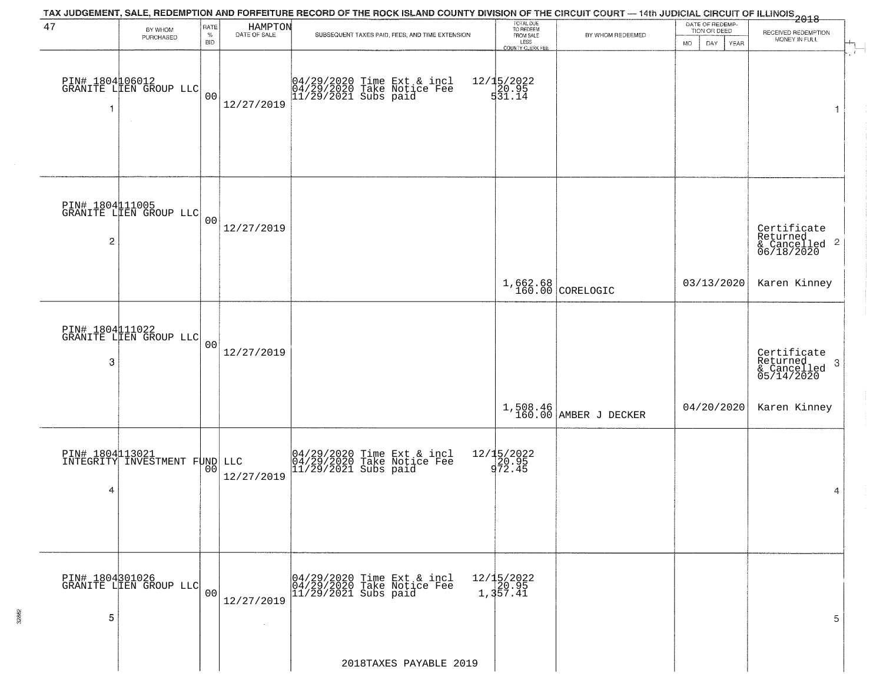# TAX JUDGEMENT, SALE, REDEMPTION AND FORFEITURE RECORD OF THE ROCK ISLAND COUNTY DIVISION OF THE CIRCUIT COURT — 14th JUDICIAL CIRCUIT OF ILLINOIS 2018

| 47 | BY WHOM PURCHASED | RATE % BID | HAMPTON DATE OF SALE | SUBSEQUENT TAXES PAID, FEES, AND TIME EXTENSION | TOTAL DUE TO REDEEM FROM SALE LESS COUNTY CLERK FEE | BY WHOM REDEEMED | DATE OF REDEMPTION OR DEED MO DAY YEAR | RECEIVED REDEMPTION MONEY IN FULL | |
|---|---|---|---|---|---|---|---|---|---|
| 1 | PIN# 1804106012 GRANITE LIEN GROUP LLC | 00 | 12/27/2019 | 04/29/2020 Time Ext & incl<br>04/29/2020 Take Notice Fee<br>11/29/2021 Subs paid | 12/15/2022<br>20.95<br>531.14 | | | | 1 |
| 2 | PIN# 1804111005 GRANITE LIEN GROUP LLC | 00 | 12/27/2019 | | 1,662.68<br>160.00 | CORELOGIC | 03/13/2020 | Certificate Returned & Cancelled 06/18/2020<br>Karen Kinney | 2 |
| 3 | PIN# 1804111022 GRANITE LIEN GROUP LLC | 00 | 12/27/2019 | | 1,508.46<br>160.00 | AMBER J DECKER | 04/20/2020 | Certificate Returned & Cancelled 05/14/2020<br>Karen Kinney | 3 |
| 4 | PIN# 1804113021 INTEGRITY INVESTMENT FUND LLC | 00 | 12/27/2019 | 04/29/2020 Time Ext & incl<br>04/29/2020 Take Notice Fee<br>11/29/2021 Subs paid | 12/15/2022<br>20.95<br>972.45 | | | | 4 |
| 5 | PIN# 1804301026 GRANITE LIEN GROUP LLC | 00 | 12/27/2019 | 04/29/2020 Time Ext & incl<br>04/29/2020 Take Notice Fee<br>11/29/2021 Subs paid | 12/15/2022<br>20.95<br>1,357.41 | | | | 5 |

2018TAXES PAYABLE 2019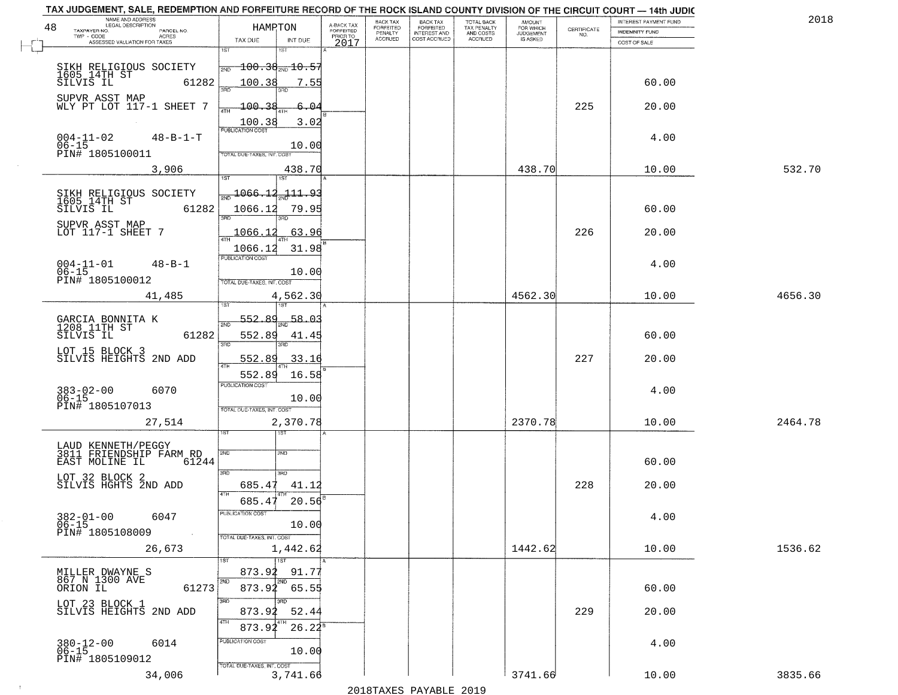TAX JUDGEMENT, SALE, REDEMPTION AND FORFEITURE RECORD OF THE ROCK ISLAND COUNTY DIVISION OF THE CIRCUIT COURT — 14th JUDIC

2018

| 48 NAME AND ADDRESS / LEGAL DESCRIPTION / TAXPAYER NO. / PARCEL NO. / TWP - CODE / ACRES / ASSESSED VALUATION FOR TAXES | HAMPTON TAX DUE | INT DUE | A-BACK TAX FORFEITED PRIOR TO 2017 | BACK TAX FORFEITED PENALTY ACCRUED | BACK TAX FORFEITED INTEREST AND COST ACCRUED | TOTAL BACK TAX PENALTY AND COSTS ACCRUED | AMOUNT FOR WHICH JUDGEMENT IS ASKED | CERTIFICATE NO. | INTEREST PAYMENT FUND / INDEMNITY FUND / COST OF SALE | |
|---|---|---|---|---|---|---|---|---|---|---|
| SIKH RELIGIOUS SOCIETY 1605 14TH ST SILVIS IL 61282 | 1ST 100.38 | 10.57 | | | | | | | | |
| | 2ND 100.38 | 7.55 | | | | | | | 60.00 | |
| SUPVR ASST MAP WLY PT LOT 117-1 SHEET 7 | 3RD 100.38 | 6.04 | | | | | | 225 | 20.00 | |
| | 4TH 100.38 | 3.02 | | | | | | | | |
| 004-11-02 48-B-1-T 06-15 PIN# 1805100011 | PUBLICATION COST | 10.00 | | | | | | | 4.00 | |
| 3,906 | TOTAL DUE-TAXES, INT. COST | 438.70 | | | | | 438.70 | | 10.00 | 532.70 |
| SIKH RELIGIOUS SOCIETY 1605 14TH ST SILVIS IL 61282 | 1ST 1066.12 | 111.93 | | | | | | | | |
| | 2ND 1066.12 | 79.95 | | | | | | | 60.00 | |
| SUPVR ASST MAP LOT 117-1 SHEET 7 | 3RD 1066.12 | 63.96 | | | | | | 226 | 20.00 | |
| | 4TH 1066.12 | 31.98 | | | | | | | | |
| 004-11-01 48-B-1 06-15 PIN# 1805100012 | PUBLICATION COST | 10.00 | | | | | | | 4.00 | |
| 41,485 | TOTAL DUE-TAXES, INT. COST | 4,562.30 | | | | | 4562.30 | | 10.00 | 4656.30 |
| GARCIA BONNITA K 1208 11TH ST SILVIS IL 61282 | 1ST 552.89 | 58.03 | | | | | | | | |
| | 2ND 552.89 | 41.45 | | | | | | | 60.00 | |
| LOT 15 BLOCK 3 SILVIS HEIGHTS 2ND ADD | 3RD 552.89 | 33.16 | | | | | | 227 | 20.00 | |
| | 4TH 552.89 | 16.58 | | | | | | | | |
| 383-02-00 6070 06-15 PIN# 1805107013 | PUBLICATION COST | 10.00 | | | | | | | 4.00 | |
| 27,514 | TOTAL DUE-TAXES, INT. COST | 2,370.78 | | | | | 2370.78 | | 10.00 | 2464.78 |
| LAUD KENNETH/PEGGY 3811 FRIENDSHIP FARM RD EAST MOLINE IL 61244 | 1ST | | | | | | | | | |
| | 2ND | | | | | | | | 60.00 | |
| LOT 32 BLOCK 2 SILVIS HGHTS 2ND ADD | 3RD 685.47 | 41.12 | | | | | | 228 | 20.00 | |
| | 4TH 685.47 | 20.56 | | | | | | | | |
| 382-01-00 6047 06-15 PIN# 1805108009 | PUBLICATION COST | 10.00 | | | | | | | 4.00 | |
| 26,673 | TOTAL DUE-TAXES, INT. COST | 1,442.62 | | | | | 1442.62 | | 10.00 | 1536.62 |
| MILLER DWAYNE S 867 N 1300 AVE ORION IL 61273 | 1ST 873.92 | 91.77 | | | | | | | | |
| | 2ND 873.92 | 65.55 | | | | | | | 60.00 | |
| LOT 23 BLOCK 1 SILVIS HEIGHTS 2ND ADD | 3RD 873.92 | 52.44 | | | | | | 229 | 20.00 | |
| | 4TH 873.92 | 26.22 | | | | | | | | |
| 380-12-00 6014 06-15 PIN# 1805109012 | PUBLICATION COST | 10.00 | | | | | | | 4.00 | |
| 34,006 | TOTAL DUE-TAXES, INT. COST | 3,741.66 | | | | | 3741.66 | | 10.00 | 3835.66 |

2018TAXES PAYABLE 2019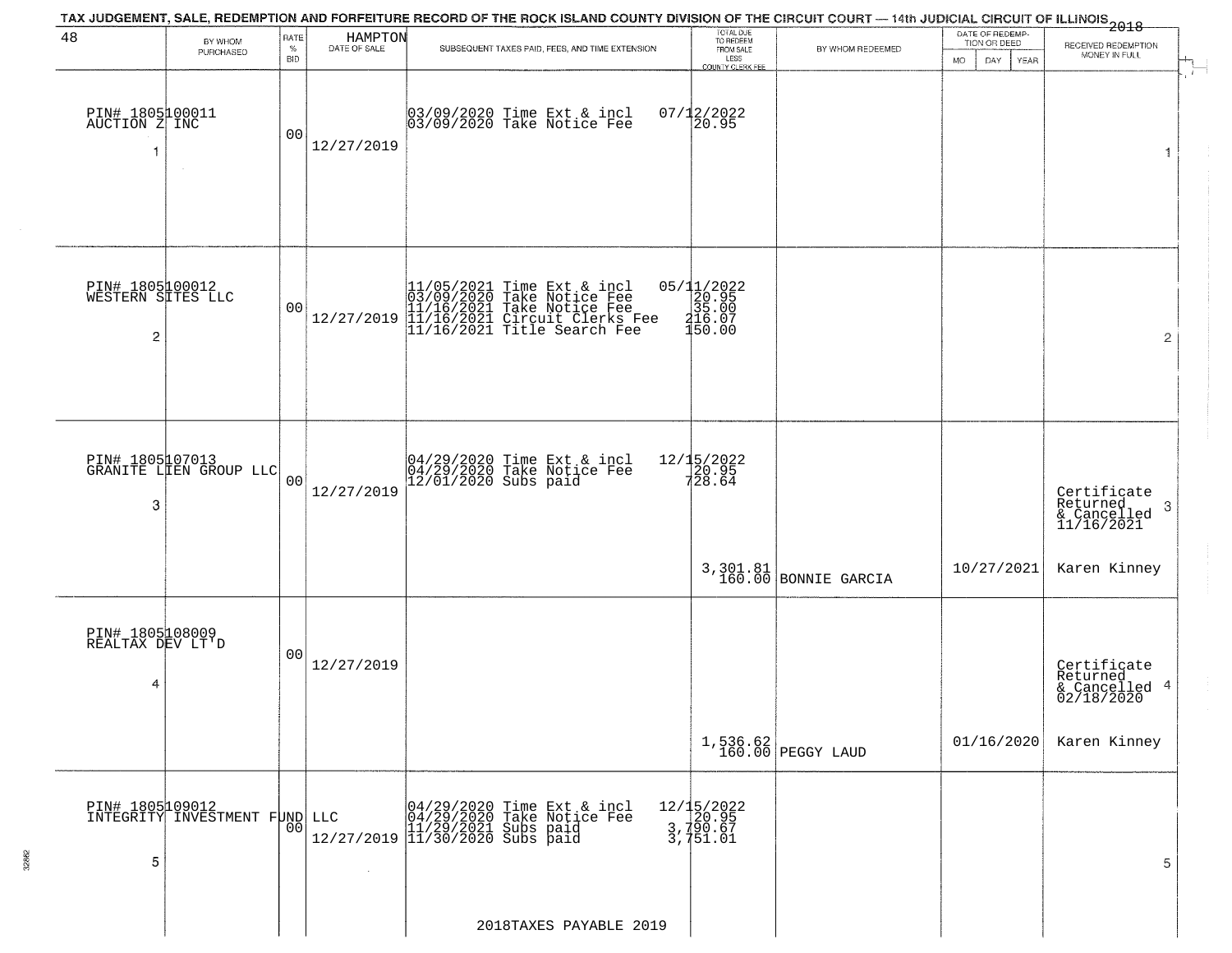TAX JUDGEMENT, SALE, REDEMPTION AND FORFEITURE RECORD OF THE ROCK ISLAND COUNTY DIVISION OF THE CIRCUIT COURT — 14th JUDICIAL CIRCUIT OF ILLINOIS 2018

HAMPTON

| BY WHOM PURCHASED | RATE % BID | DATE OF SALE | SUBSEQUENT TAXES PAID, FEES, AND TIME EXTENSION | TOTAL DUE TO REDEEM FROM SALE LESS COUNTY CLERK FEE | BY WHOM REDEEMED | DATE OF REDEMPTION OR DEED MO DAY YEAR | RECEIVED REDEMPTION MONEY IN FULL |
|---|---|---|---|---|---|---|---|
| PIN# 1805100011 AUCTION Z INC 1 | 00 | 12/27/2019 | 03/09/2020 Time Ext & incl<br>03/09/2020 Take Notice Fee | 07/12/2022<br>20.95 | | | 1 |
| PIN# 1805100012 WESTERN SITES LLC 2 | 00 | 12/27/2019 | 11/05/2021 Time Ext & incl<br>03/09/2020 Take Notice Fee<br>11/16/2021 Take Notice Fee<br>11/16/2021 Circuit Clerks Fee<br>11/16/2021 Title Search Fee | 05/11/2022<br>20.95<br>35.00<br>216.07<br>150.00 | | | 2 |
| PIN# 1805107013 GRANITE LIEN GROUP LLC 3 | 00 | 12/27/2019 | 04/29/2020 Time Ext & incl<br>04/29/2020 Take Notice Fee<br>12/01/2020 Subs paid | 12/15/2022<br>20.95<br>728.64<br>3,301.81<br>160.00 | BONNIE GARCIA | 10/27/2021 | Certificate Returned & Cancelled 11/16/2021 3<br>Karen Kinney |
| PIN# 1805108009 REALTAX DEV LT'D 4 | 00 | 12/27/2019 | | 1,536.62<br>160.00 | PEGGY LAUD | 01/16/2020 | Certificate Returned & Cancelled 02/18/2020 4<br>Karen Kinney |
| PIN# 1805109012 INTEGRITY INVESTMENT FUND LLC 5 | 00 | 12/27/2019 | 04/29/2020 Time Ext & incl<br>04/29/2020 Take Notice Fee<br>11/29/2021 Subs paid<br>11/30/2020 Subs paid | 12/15/2022<br>20.95<br>3,790.67<br>3,751.01 | | | 5 |

2018TAXES PAYABLE 2019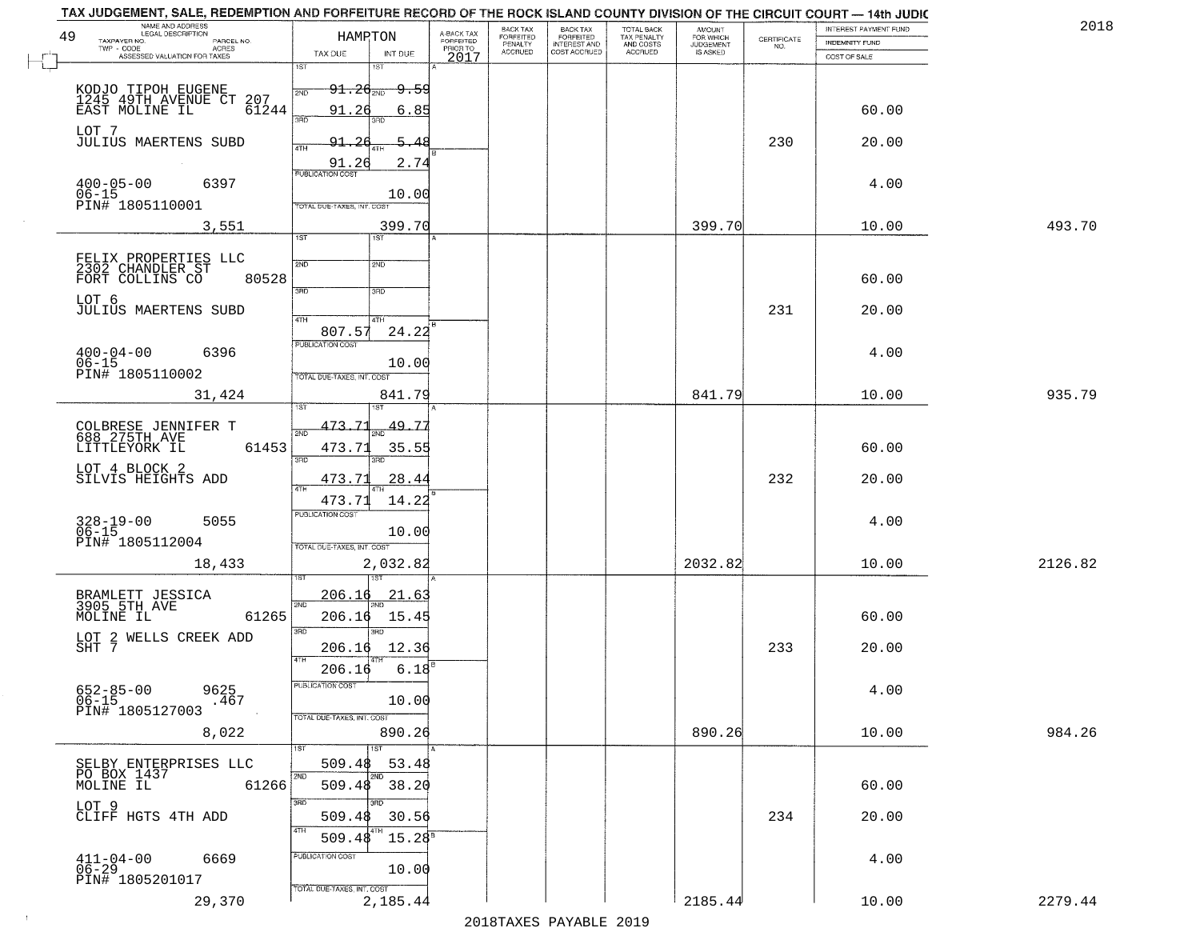TAX JUDGEMENT, SALE, REDEMPTION AND FORFEITURE RECORD OF THE ROCK ISLAND COUNTY DIVISION OF THE CIRCUIT COURT — 14th JUDIC

2018

| NAME AND ADDRESS / LEGAL DESCRIPTION / TAXPAYER NO. / PARCEL NO. / TWP - CODE / ACRES / ASSESSED VALUATION FOR TAXES (49) | HAMPTON TAX DUE | INT DUE | A-BACK TAX FORFEITED PRIOR TO 2017 | BACK TAX FORFEITED PENALTY ACCRUED | BACK TAX FORFEITED INTEREST AND COST ACCRUED | TOTAL BACK TAX PENALTY AND COSTS ACCRUED | AMOUNT FOR WHICH JUDGEMENT IS ASKED | CERTIFICATE NO. | INTEREST PAYMENT FUND / INDEMNITY FUND / COST OF SALE | |
|---|---|---|---|---|---|---|---|---|---|---|
| KODJO TIPOH EUGENE<br>1245 49TH AVENUE CT 207<br>EAST MOLINE IL 61244<br>LOT 7<br>JULIUS MAERTENS SUBD<br>400-05-00 6397<br>06-15<br>PIN# 1805110001<br>3,551 | 1ST 91.26<br>2ND 91.26<br>3RD 91.26<br>4TH 91.26<br>PUBLICATION COST<br>TOTAL DUE-TAXES, INT. COST | 9.59<br>6.85<br>5.48<br>2.74<br>10.00<br>399.70 | | | | | 399.70 | 230 | 60.00<br>20.00<br>4.00<br>10.00 | 493.70 |
| FELIX PROPERTIES LLC<br>2302 CHANDLER ST<br>FORT COLLINS CO 80528<br>LOT 6<br>JULIUS MAERTENS SUBD<br>400-04-00 6396<br>06-15<br>PIN# 1805110002<br>31,424 | 1ST<br>2ND<br>3RD<br>4TH 807.57<br>PUBLICATION COST<br>TOTAL DUE-TAXES, INT. COST | 24.22<br>10.00<br>841.79 | | | | | 841.79 | 231 | 60.00<br>20.00<br>4.00<br>10.00 | 935.79 |
| COLBRESE JENNIFER T<br>688 275TH AVE<br>LITTLEYORK IL 61453<br>LOT 4 BLOCK 2<br>SILVIS HEIGHTS ADD<br>328-19-00 5055<br>06-15<br>PIN# 1805112004<br>18,433 | 1ST 473.71<br>2ND 473.71<br>3RD 473.71<br>4TH 473.71<br>PUBLICATION COST<br>TOTAL DUE-TAXES, INT. COST | 49.77<br>35.55<br>28.44<br>14.22<br>10.00<br>2,032.82 | | | | | 2032.82 | 232 | 60.00<br>20.00<br>4.00<br>10.00 | 2126.82 |
| BRAMLETT JESSICA<br>3905 5TH AVE<br>MOLINE IL 61265<br>LOT 2 WELLS CREEK ADD<br>SHT 7<br>652-85-00 9625<br>06-15 .467<br>PIN# 1805127003<br>8,022 | 1ST 206.16<br>2ND 206.16<br>3RD 206.16<br>4TH 206.16<br>PUBLICATION COST<br>TOTAL DUE-TAXES, INT. COST | 21.63<br>15.45<br>12.36<br>6.18<br>10.00<br>890.26 | | | | | 890.26 | 233 | 60.00<br>20.00<br>4.00<br>10.00 | 984.26 |
| SELBY ENTERPRISES LLC<br>PO BOX 1437<br>MOLINE IL 61266<br>LOT 9<br>CLIFF HGTS 4TH ADD<br>411-04-00 6669<br>06-29<br>PIN# 1805201017<br>29,370 | 1ST 509.48<br>2ND 509.48<br>3RD 509.48<br>4TH 509.48<br>PUBLICATION COST<br>TOTAL DUE-TAXES, INT. COST | 53.48<br>38.20<br>30.56<br>15.28<br>10.00<br>2,185.44 | | | | | 2185.44 | 234 | 60.00<br>20.00<br>4.00<br>10.00 | 2279.44 |

2018TAXES PAYABLE 2019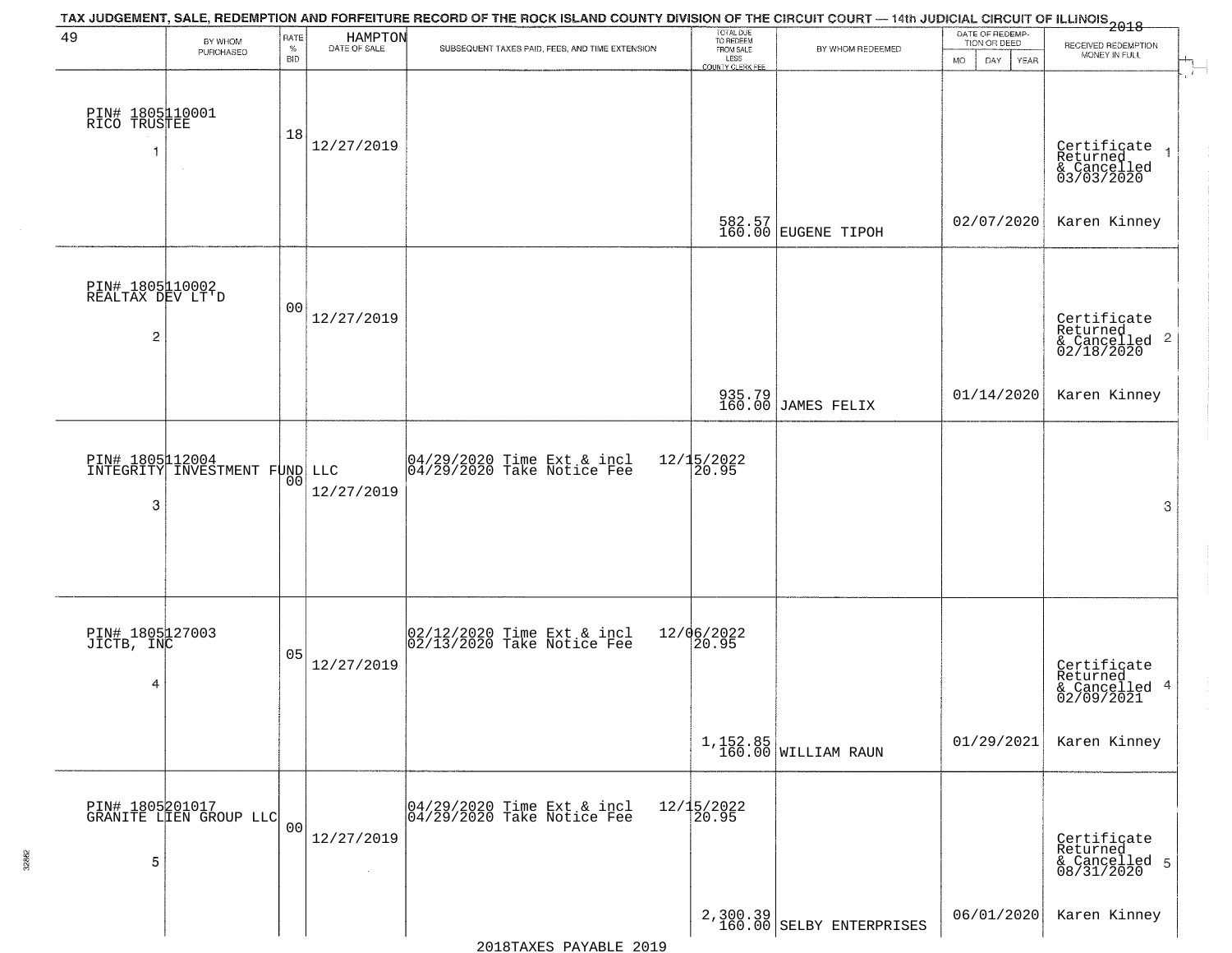TAX JUDGEMENT, SALE, REDEMPTION AND FORFEITURE RECORD OF THE ROCK ISLAND COUNTY DIVISION OF THE CIRCUIT COURT — 14th JUDICIAL CIRCUIT OF ILLINOIS 2018

| 49 BY WHOM PURCHASED | RATE % BID | HAMPTON DATE OF SALE | SUBSEQUENT TAXES PAID, FEES, AND TIME EXTENSION | TOTAL DUE TO REDEEM FROM SALE LESS COUNTY CLERK FEE | BY WHOM REDEEMED | DATE OF REDEMPTION OR DEED MO DAY YEAR | RECEIVED REDEMPTION MONEY IN FULL |
|---|---|---|---|---|---|---|---|
| PIN# 1805110001 RICO TRUSTEE 1 | 18 | 12/27/2019 | | 582.57 160.00 | EUGENE TIPOH | 02/07/2020 | Certificate Returned & Cancelled 03/03/2020 Karen Kinney 1 |
| PIN# 1805110002 REALTAX DEV LT'D 2 | 00 | 12/27/2019 | | 935.79 160.00 | JAMES FELIX | 01/14/2020 | Certificate Returned & Cancelled 02/18/2020 Karen Kinney 2 |
| PIN# 1805112004 INTEGRITY INVESTMENT FUND LLC 3 | 00 | 12/27/2019 | 04/29/2020 Time Ext & incl 04/29/2020 Take Notice Fee 12/15/2022 20.95 | | | | 3 |
| PIN# 1805127003 JICTB, INC 4 | 05 | 12/27/2019 | 02/12/2020 Time Ext & incl 02/13/2020 Take Notice Fee 12/06/2022 20.95 | 1,152.85 160.00 | WILLIAM RAUN | 01/29/2021 | Certificate Returned & Cancelled 02/09/2021 Karen Kinney 4 |
| PIN# 1805201017 GRANITE LIEN GROUP LLC 5 | 00 | 12/27/2019 | 04/29/2020 Time Ext & incl 04/29/2020 Take Notice Fee 12/15/2022 20.95 | 2,300.39 160.00 | SELBY ENTERPRISES | 06/01/2020 | Certificate Returned & Cancelled 08/31/2020 Karen Kinney 5 |

2018TAXES PAYABLE 2019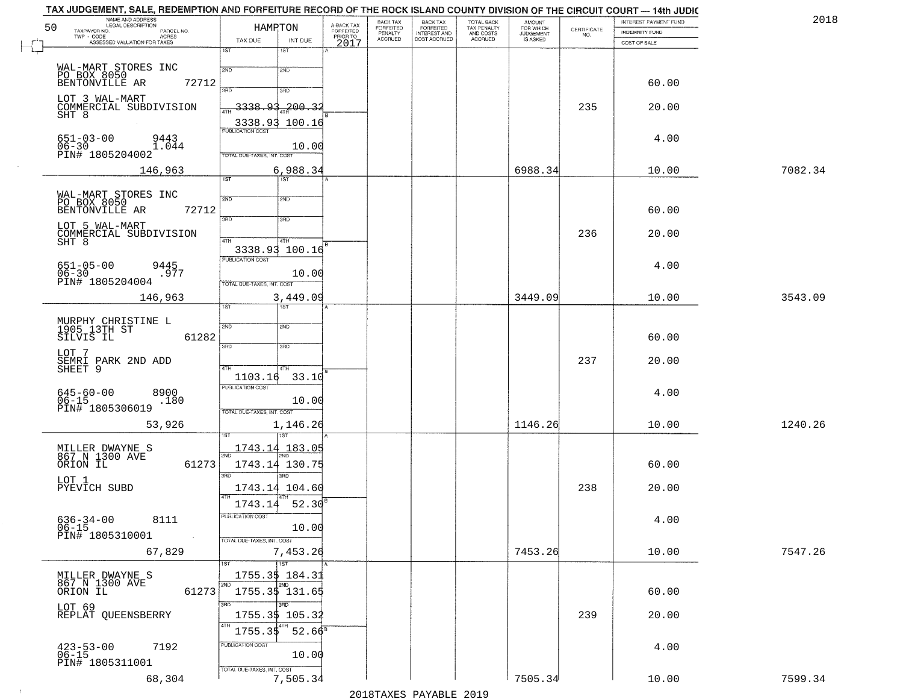TAX JUDGEMENT, SALE, REDEMPTION AND FORFEITURE RECORD OF THE ROCK ISLAND COUNTY DIVISION OF THE CIRCUIT COURT — 14th JUDIC

2018

| NAME AND ADDRESS / LEGAL DESCRIPTION / TAXPAYER NO. / PARCEL NO. / TWP - CODE / ACRES / ASSESSED VALUATION FOR TAXES | HAMPTON TAX DUE | INT DUE | A-BACK TAX FORFEITED PRIOR TO 2017 | BACK TAX FORFEITED PENALTY ACCRUED | BACK TAX FORFEITED INTEREST AND COST ACCRUED | TOTAL BACK TAX PENALTY AND COSTS ACCRUED | AMOUNT FOR WHICH JUDGEMENT IS ASKED | CERTIFICATE NO. | INTEREST PAYMENT FUND / INDEMNITY FUND / COST OF SALE | |
|---|---|---|---|---|---|---|---|---|---|---|
| WAL-MART STORES INC PO BOX 8050 BENTONVILLE AR 72712 LOT 3 WAL-MART COMMERCIAL SUBDIVISION SHT 8 651-03-00 9443 06-30 1.044 PIN# 1805204002 | 1ST / 2ND / 3RD / 4TH 3338.93 200.32 / 3338.93 100.16 / PUBLICATION COST 10.00 / TOTAL DUE-TAXES, INT. COST 6,988.34 | | | | | | | 235 | 60.00 / 20.00 / 4.00 / 10.00 | |
| 146,963 | | 6,988.34 | | | | | 6988.34 | | 10.00 | 7082.34 |
| WAL-MART STORES INC PO BOX 8050 BENTONVILLE AR 72712 LOT 5 WAL-MART COMMERCIAL SUBDIVISION SHT 8 651-05-00 9445 06-30 .977 PIN# 1805204004 | 4TH 3338.93 100.16 / PUBLICATION COST 10.00 | | | | | | | 236 | 60.00 / 20.00 / 4.00 | |
| 146,963 | | 3,449.09 | | | | | 3449.09 | | 10.00 | 3543.09 |
| MURPHY CHRISTINE L 1905 13TH ST SILVIS IL 61282 LOT 7 SEMRI PARK 2ND ADD SHEET 9 645-60-00 8900 06-15 .180 PIN# 1805306019 | 4TH 1103.16 33.10 / PUBLICATION COST 10.00 | | | | | | | 237 | 60.00 / 20.00 / 4.00 | |
| 53,926 | | 1,146.26 | | | | | 1146.26 | | 10.00 | 1240.26 |
| MILLER DWAYNE S 867 N 1300 AVE ORION IL 61273 LOT 1 PYEVICH SUBD 636-34-00 8111 06-15 PIN# 1805310001 | 1ST 1743.14 183.05 / 2ND 1743.14 130.75 / 3RD 1743.14 104.60 / 4TH 1743.14 52.30 / PUBLICATION COST 10.00 | | | | | | | 238 | 60.00 / 20.00 / 4.00 | |
| 67,829 | | 7,453.26 | | | | | 7453.26 | | 10.00 | 7547.26 |
| MILLER DWAYNE S 867 N 1300 AVE ORION IL 61273 LOT 69 REPLAT QUEENSBERRY 423-53-00 7192 06-15 PIN# 1805311001 | 1ST 1755.35 184.31 / 2ND 1755.35 131.65 / 3RD 1755.35 105.32 / 4TH 1755.35 52.66 / PUBLICATION COST 10.00 | | | | | | | 239 | 60.00 / 20.00 / 4.00 | |
| 68,304 | | 7,505.34 | | | | | 7505.34 | | 10.00 | 7599.34 |

2018TAXES PAYABLE 2019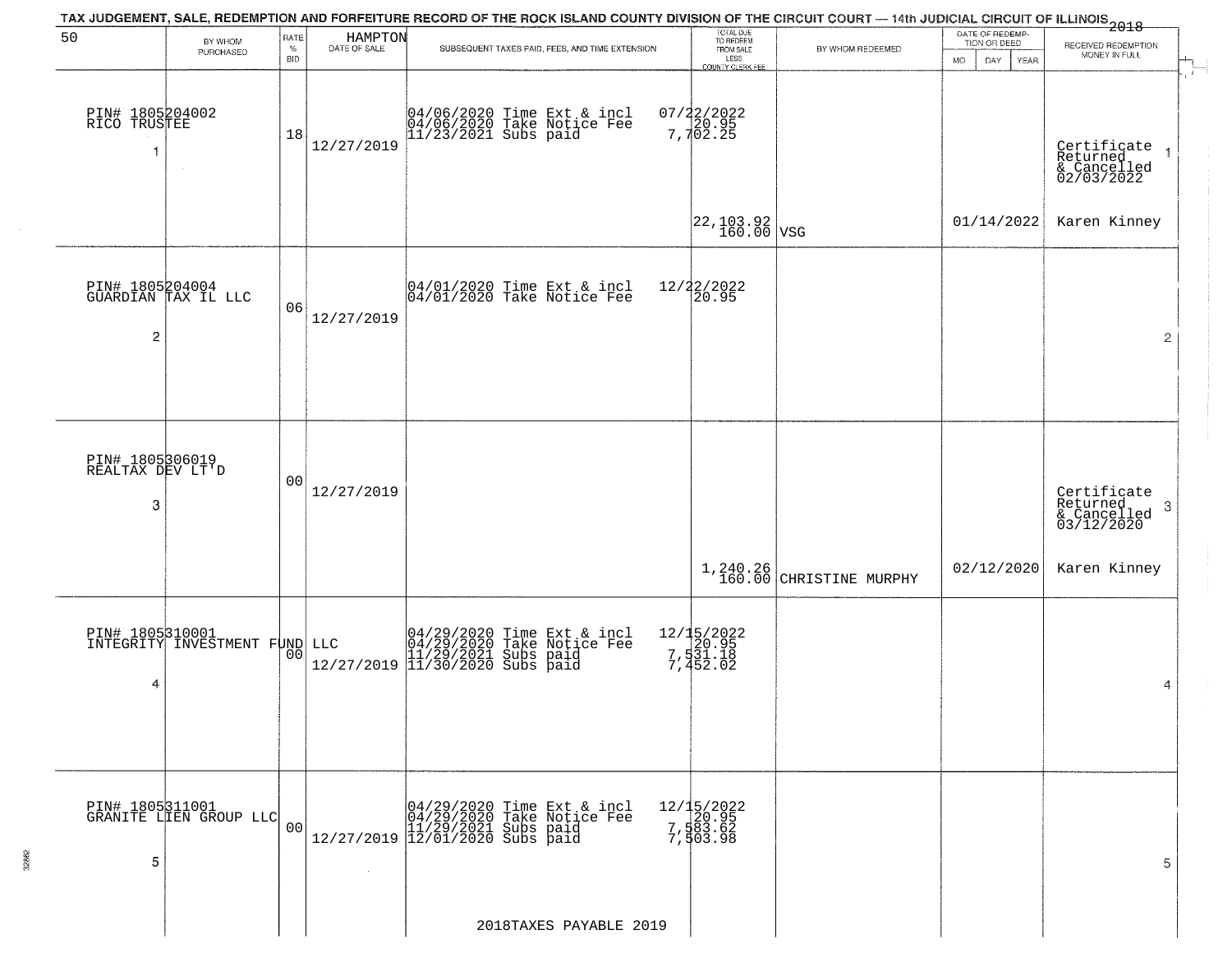TAX JUDGEMENT, SALE, REDEMPTION AND FORFEITURE RECORD OF THE ROCK ISLAND COUNTY DIVISION OF THE CIRCUIT COURT — 14th JUDICIAL CIRCUIT OF ILLINOIS 2018

| 50 BY WHOM PURCHASED | RATE % BID | HAMPTON DATE OF SALE | SUBSEQUENT TAXES PAID, FEES, AND TIME EXTENSION | TOTAL DUE TO REDEEM FROM SALE LESS COUNTY CLERK FEE | BY WHOM REDEEMED | DATE OF REDEMPTION OR DEED MO DAY YEAR | RECEIVED REDEMPTION MONEY IN FULL |
|---|---|---|---|---|---|---|---|
| PIN# 1805204002 RICO TRUSTEE 1 | 18 | 12/27/2019 | 04/06/2020 Time Ext & incl 07/22/2022<br>04/06/2020 Take Notice Fee 20.95<br>11/23/2021 Subs paid 7,702.25 | 22,103.92<br>160.00 | VSG | 01/14/2022 | Certificate Returned & Cancelled 02/03/2022 Karen Kinney 1 |
| PIN# 1805204004 GUARDIAN TAX IL LLC 2 | 06 | 12/27/2019 | 04/01/2020 Time Ext & incl 12/22/2022<br>04/01/2020 Take Notice Fee 20.95 | | | | 2 |
| PIN# 1805306019 REALTAX DEV LT'D 3 | 00 | 12/27/2019 | | 1,240.26<br>160.00 | CHRISTINE MURPHY | 02/12/2020 | Certificate Returned & Cancelled 03/12/2020 Karen Kinney 3 |
| PIN# 1805310001 INTEGRITY INVESTMENT FUND LLC 4 | 00 | 12/27/2019 | 04/29/2020 Time Ext & incl 12/15/2022<br>04/29/2020 Take Notice Fee 20.95<br>11/29/2021 Subs paid 7,531.18<br>11/30/2020 Subs paid 7,452.02 | | | | 4 |
| PIN# 1805311001 GRANITE LIEN GROUP LLC 5 | 00 | 12/27/2019 | 04/29/2020 Time Ext & incl 12/15/2022<br>04/29/2020 Take Notice Fee 20.95<br>11/29/2021 Subs paid 7,583.62<br>12/01/2020 Subs paid 7,503.98 | | | | 5 |

2018TAXES PAYABLE 2019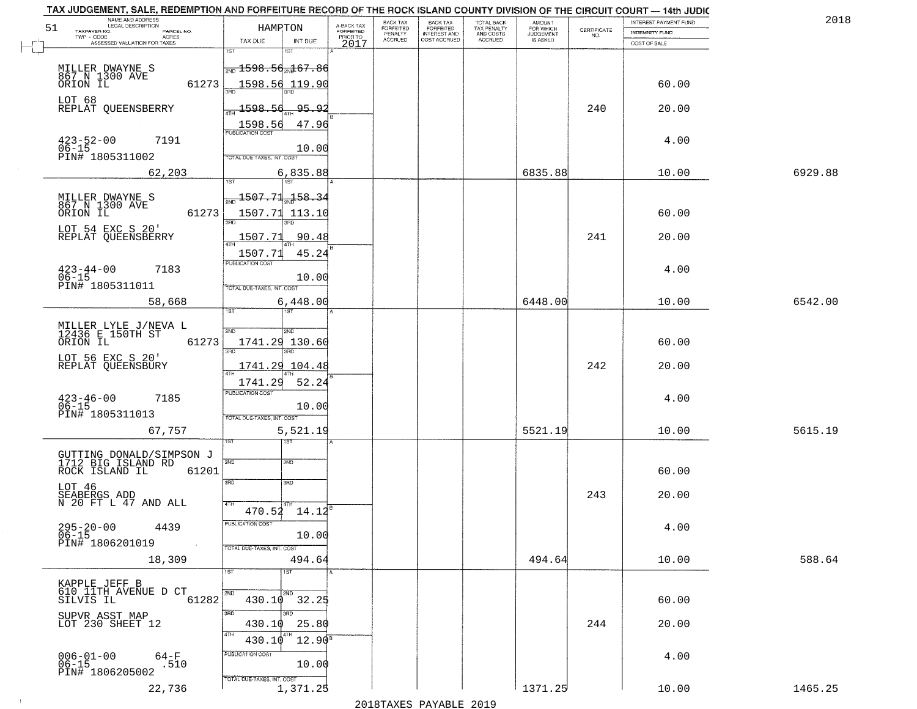TAX JUDGEMENT, SALE, REDEMPTION AND FORFEITURE RECORD OF THE ROCK ISLAND COUNTY DIVISION OF THE CIRCUIT COURT — 14th JUDIC

2018

| 51 NAME AND ADDRESS / LEGAL DESCRIPTION / TAXPAYER NO. / PARCEL NO. / TWP - CODE / ACRES / ASSESSED VALUATION FOR TAXES | HAMPTON TAX DUE | INT DUE | A-BACK TAX FORFEITED PRIOR TO 2017 | BACK TAX FORFEITED PENALTY ACCRUED | BACK TAX FORFEITED INTEREST AND COST ACCRUED | TOTAL BACK TAX PENALTY AND COSTS ACCRUED | AMOUNT FOR WHICH JUDGEMENT IS ASKED | CERTIFICATE NO. | INTEREST PAYMENT FUND / INDEMNITY FUND / COST OF SALE | |
|---|---|---|---|---|---|---|---|---|---|---|
| MILLER DWAYNE S<br>867 N 1300 AVE<br>ORION IL 61273<br>LOT 68<br>REPLAT QUEENSBERRY<br>423-52-00 7191<br>06-15<br>PIN# 1805311002<br>62,203 | 2ND 1598.56<br>3RD 1598.56<br>4TH 1598.56<br>1598.56<br>PUBLICATION COST<br>TOTAL DUE-TAXES, INT. COST | 167.86<br>119.90<br>95.92<br>47.96<br>10.00<br>6,835.88 | | | | | 6835.88 | 240 | 60.00<br>20.00<br>4.00<br>10.00 | 6929.88 |
| MILLER DWAYNE S<br>867 N 1300 AVE<br>ORION IL 61273<br>LOT 54 EXC S 20'<br>REPLAT QUEENSBERRY<br>423-44-00 7183<br>06-15<br>PIN# 1805311011<br>58,668 | 2ND 1507.71<br>3RD 1507.71<br>4TH 1507.71<br>1507.71<br>PUBLICATION COST<br>TOTAL DUE-TAXES, INT. COST | 158.34<br>113.10<br>90.48<br>45.24<br>10.00<br>6,448.00 | | | | | 6448.00 | 241 | 60.00<br>20.00<br>4.00<br>10.00 | 6542.00 |
| MILLER LYLE J/NEVA L<br>12436 E 150TH ST<br>ORION IL 61273<br>LOT 56 EXC S 20'<br>REPLAT QUEENSBURY<br>423-46-00 7185<br>06-15<br>PIN# 1805311013<br>67,757 | 1741.29<br>1741.29<br>1741.29<br>PUBLICATION COST<br>TOTAL DUE-TAXES, INT. COST | 130.60<br>104.48<br>52.24<br>10.00<br>5,521.19 | | | | | 5521.19 | 242 | 60.00<br>20.00<br>4.00<br>10.00 | 5615.19 |
| GUTTING DONALD/SIMPSON J<br>1712 BIG ISLAND RD<br>ROCK ISLAND IL 61201<br>LOT 46<br>SEABERGS ADD<br>N 20 FT L 47 AND ALL<br>295-20-00 4439<br>06-15<br>PIN# 1806201019<br>18,309 | 470.52<br>PUBLICATION COST<br>TOTAL DUE-TAXES, INT. COST | 14.12<br>10.00<br>494.64 | | | | | 494.64 | 243 | 60.00<br>20.00<br>4.00<br>10.00 | 588.64 |
| KAPPLE JEFF B<br>610 11TH AVENUE D CT<br>SILVIS IL 61282<br>SUPVR ASST MAP<br>LOT 230 SHEET 12<br>006-01-00 64-F<br>06-15 .510<br>PIN# 1806205002<br>22,736 | 430.10<br>430.10<br>430.10<br>PUBLICATION COST<br>TOTAL DUE-TAXES, INT. COST | 32.25<br>25.80<br>12.90<br>10.00<br>1,371.25 | | | | | 1371.25 | 244 | 60.00<br>20.00<br>4.00<br>10.00 | 1465.25 |

2018TAXES PAYABLE 2019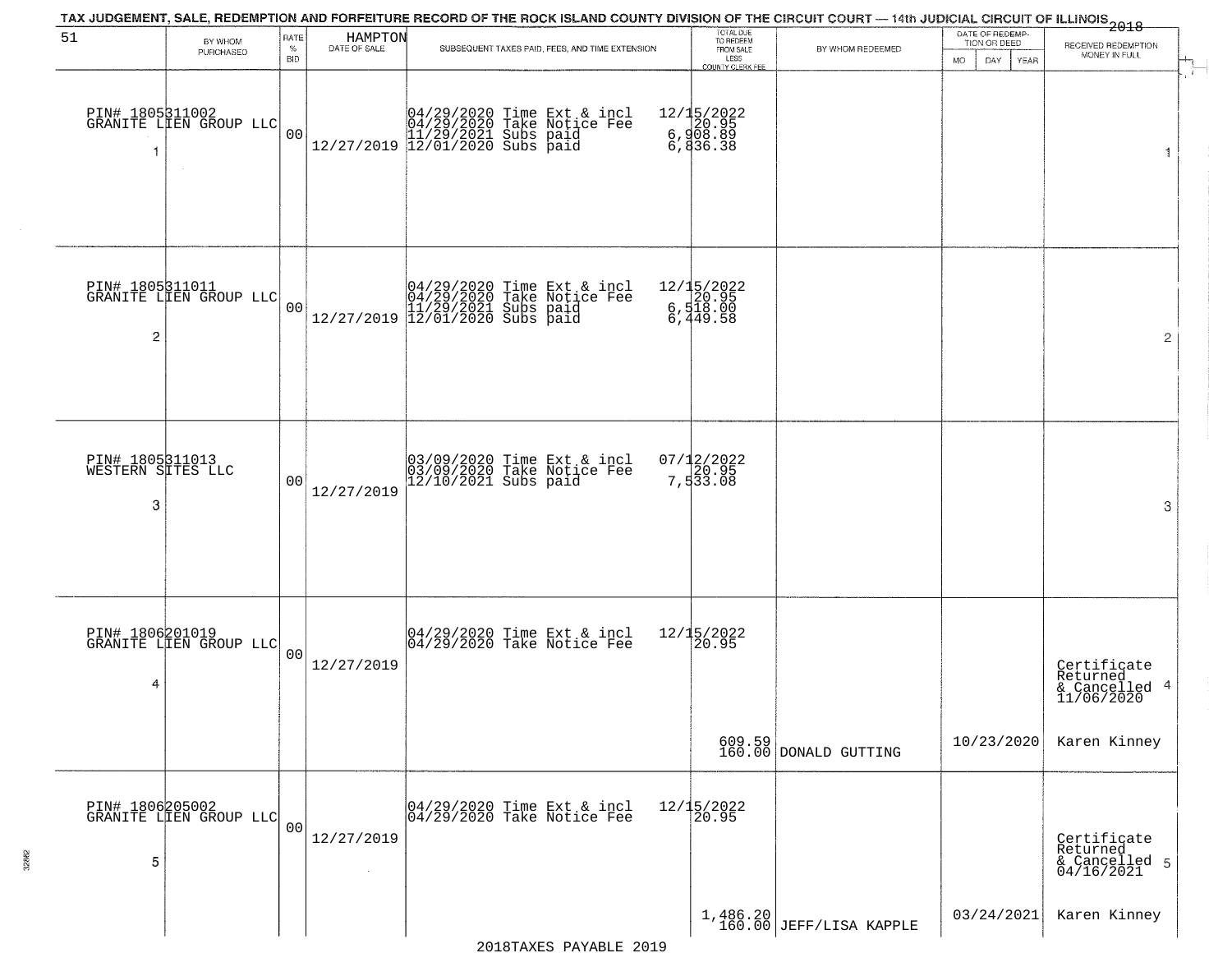TAX JUDGEMENT, SALE, REDEMPTION AND FORFEITURE RECORD OF THE ROCK ISLAND COUNTY DIVISION OF THE CIRCUIT COURT — 14th JUDICIAL CIRCUIT OF ILLINOIS 2018

| 51 BY WHOM PURCHASED | RATE % BID | HAMPTON DATE OF SALE | SUBSEQUENT TAXES PAID, FEES, AND TIME EXTENSION | TOTAL DUE TO REDEEM FROM SALE LESS COUNTY CLERK FEE | BY WHOM REDEEMED | DATE OF REDEMPTION OR DEED MO DAY YEAR | RECEIVED REDEMPTION MONEY IN FULL |
|---|---|---|---|---|---|---|---|
| PIN# 1805311002 GRANITE LIEN GROUP LLC 1 | 00 | 12/27/2019 | 04/29/2020 Time Ext & incl 12/15/2022<br>04/29/2020 Take Notice Fee 20.95<br>11/29/2021 Subs paid 6,908.89<br>12/01/2020 Subs paid 6,836.38 | | | | 1 |
| PIN# 1805311011 GRANITE LIEN GROUP LLC 2 | 00 | 12/27/2019 | 04/29/2020 Time Ext & incl 12/15/2022<br>04/29/2020 Take Notice Fee 20.95<br>11/29/2021 Subs paid 6,518.00<br>12/01/2020 Subs paid 6,449.58 | | | | 2 |
| PIN# 1805311013 WESTERN SITES LLC 3 | 00 | 12/27/2019 | 03/09/2020 Time Ext & incl 07/12/2022<br>03/09/2020 Take Notice Fee 20.95<br>12/10/2021 Subs paid 7,533.08 | | | | 3 |
| PIN# 1806201019 GRANITE LIEN GROUP LLC 4 | 00 | 12/27/2019 | 04/29/2020 Time Ext & incl 12/15/2022<br>04/29/2020 Take Notice Fee 20.95 | 609.59<br>160.00 | DONALD GUTTING | 10/23/2020 | Certificate Returned & Cancelled 11/06/2020 4<br>Karen Kinney |
| PIN# 1806205002 GRANITE LIEN GROUP LLC 5 | 00 | 12/27/2019 | 04/29/2020 Time Ext & incl 12/15/2022<br>04/29/2020 Take Notice Fee 20.95 | 1,486.20<br>160.00 | JEFF/LISA KAPPLE | 03/24/2021 | Certificate Returned & Cancelled 04/16/2021 5<br>Karen Kinney |

2018TAXES PAYABLE 2019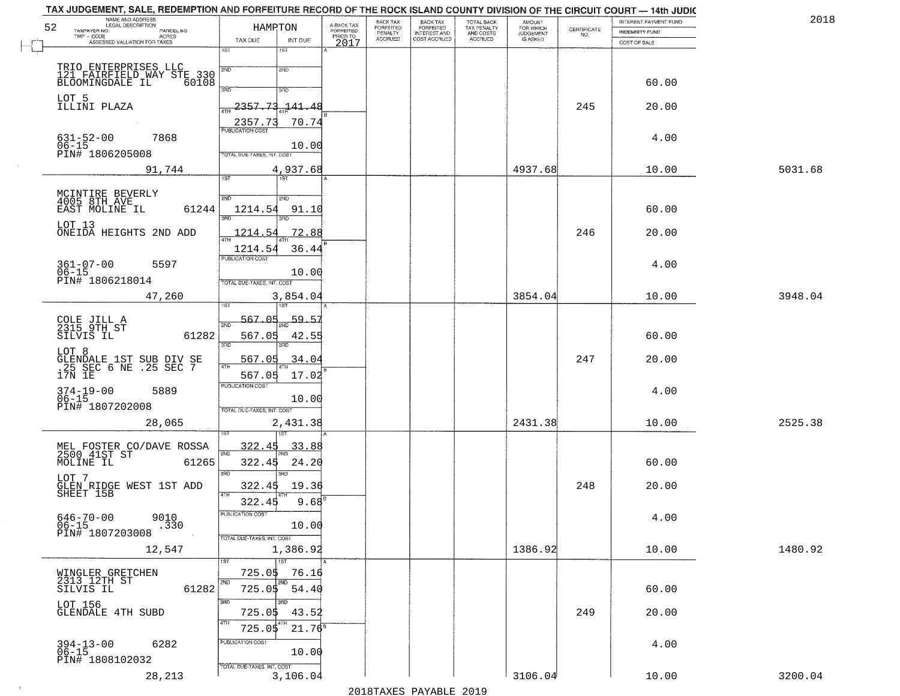TAX JUDGEMENT, SALE, REDEMPTION AND FORFEITURE RECORD OF THE ROCK ISLAND COUNTY DIVISION OF THE CIRCUIT COURT — 14th JUDIC

2018

| NAME AND ADDRESS / LEGAL DESCRIPTION / TAXPAYER NO. / PARCEL NO. / TWP - CODE / ACRES / ASSESSED VALUATION FOR TAXES | HAMPTON TAX DUE | INT DUE | A-BACK TAX FORFEITED PRIOR TO 2017 | BACK TAX FORFEITED PENALTY ACCRUED | BACK TAX FORFEITED INTEREST AND COST ACCRUED | TOTAL BACK TAX PENALTY AND COSTS ACCRUED | AMOUNT FOR WHICH JUDGEMENT IS ASKED | CERTIFICATE NO. | INTEREST PAYMENT FUND / INDEMNITY FUND / COST OF SALE | |
|---|---|---|---|---|---|---|---|---|---|---|
| TRIO ENTERPRISES LLC<br>121 FAIRFIELD WAY STE 330<br>BLOOMINGDALE IL 60108<br>LOT 5<br>ILLINI PLAZA<br>631-52-00 7868<br>06-15<br>PIN# 1806205008<br>91,744 | 1ST<br>2ND<br>3RD<br>4TH 2357.73<br>2357.73<br>PUBLICATION COST<br>TOTAL DUE-TAXES, INT. COST 4,937.68 | 1ST<br>2ND<br>3RD<br>141.48<br>70.74<br>10.00 | | | | | 4937.68 | 245 | 60.00<br>20.00<br>4.00<br>10.00 | 5031.68 |
| MCINTIRE BEVERLY<br>4005 8TH AVE<br>EAST MOLINE IL 61244<br>LOT 13<br>ONEIDA HEIGHTS 2ND ADD<br>361-07-00 5597<br>06-15<br>PIN# 1806218014<br>47,260 | 1ST<br>2ND 1214.54<br>3RD 1214.54<br>4TH 1214.54<br>PUBLICATION COST<br>TOTAL DUE-TAXES, INT. COST 3,854.04 | 1ST<br>91.10<br>72.88<br>36.44<br>10.00 | | | | | 3854.04 | 246 | 60.00<br>20.00<br>4.00<br>10.00 | 3948.04 |
| COLE JILL A<br>2315 9TH ST<br>SILVIS IL 61282<br>LOT 8<br>GLENDALE 1ST SUB DIV SE .25 SEC 6 NE .25 SEC 7 17N 1E<br>374-19-00 5889<br>06-15<br>PIN# 1807202008<br>28,065 | 1ST 567.05<br>2ND 567.05<br>3RD 567.05<br>4TH 567.05<br>PUBLICATION COST<br>TOTAL DUE-TAXES, INT. COST 2,431.38 | 59.57<br>42.55<br>34.04<br>17.02<br>10.00 | | | | | 2431.38 | 247 | 60.00<br>20.00<br>4.00<br>10.00 | 2525.38 |
| MEL FOSTER CO/DAVE ROSSA<br>2500 41ST ST<br>MOLINE IL 61265<br>LOT 7<br>GLEN RIDGE WEST 1ST ADD SHEET 15B<br>646-70-00 9010<br>06-15 .330<br>PIN# 1807203008<br>12,547 | 1ST 322.45<br>2ND 322.45<br>3RD 322.45<br>4TH 322.45<br>PUBLICATION COST<br>TOTAL DUE-TAXES, INT. COST 1,386.92 | 33.88<br>24.20<br>19.36<br>9.68<br>10.00 | | | | | 1386.92 | 248 | 60.00<br>20.00<br>4.00<br>10.00 | 1480.92 |
| WINGLER GRETCHEN<br>2313 12TH ST<br>SILVIS IL 61282<br>LOT 156<br>GLENDALE 4TH SUBD<br>394-13-00 6282<br>06-15<br>PIN# 1808102032<br>28,213 | 1ST 725.05<br>2ND 725.05<br>3RD 725.05<br>4TH 725.05<br>PUBLICATION COST<br>TOTAL DUE-TAXES, INT. COST 3,106.04 | 76.16<br>54.40<br>43.52<br>21.76<br>10.00 | | | | | 3106.04 | 249 | 60.00<br>20.00<br>4.00<br>10.00 | 3200.04 |

2018TAXES PAYABLE 2019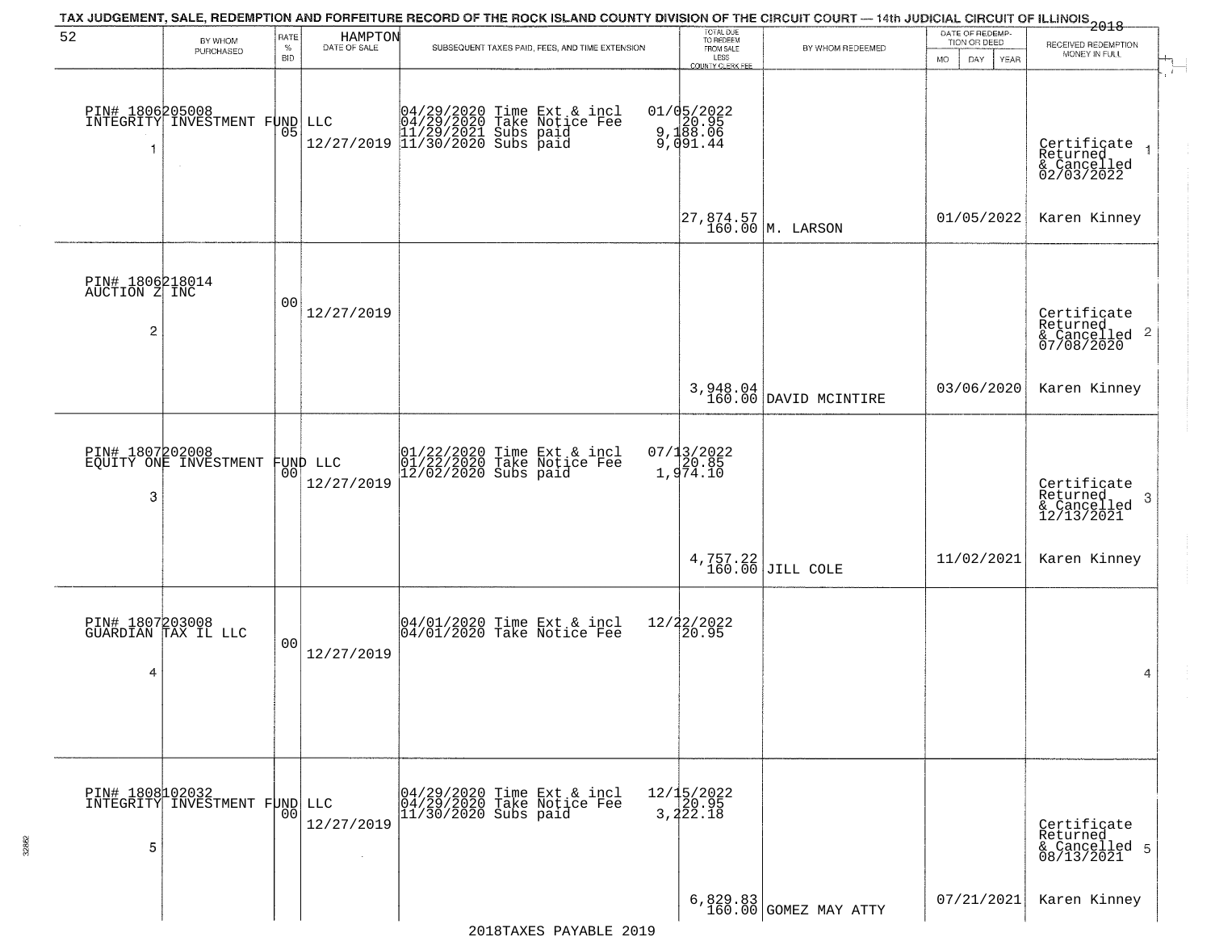# TAX JUDGEMENT, SALE, REDEMPTION AND FORFEITURE RECORD OF THE ROCK ISLAND COUNTY DIVISION OF THE CIRCUIT COURT — 14th JUDICIAL CIRCUIT OF ILLINOIS 2018

HAMPTON

| | BY WHOM PURCHASED | RATE % BID | DATE OF SALE | SUBSEQUENT TAXES PAID, FEES, AND TIME EXTENSION | TOTAL DUE TO REDEEM FROM SALE LESS COUNTY CLERK FEE | BY WHOM REDEEMED | DATE OF REDEMPTION OR DEED MO DAY YEAR | RECEIVED REDEMPTION MONEY IN FULL |
|---|---|---|---|---|---|---|---|---|
| 1 | PIN# 1806205008 INTEGRITY INVESTMENT FUND LLC | 05 | 12/27/2019 | 04/29/2020 Time Ext & incl 04/29/2020 Take Notice Fee 11/29/2021 Subs paid 11/30/2020 Subs paid | 01/05/2022 20.95 9,188.06 9,091.44 27,874.57 160.00 | M. LARSON | 01/05/2022 | Certificate Returned & Cancelled 02/03/2022 Karen Kinney |
| 2 | PIN# 1806218014 AUCTION Z INC | 00 | 12/27/2019 | | 3,948.04 160.00 | DAVID MCINTIRE | 03/06/2020 | Certificate Returned & Cancelled 07/08/2020 Karen Kinney |
| 3 | PIN# 1807202008 EQUITY ONE INVESTMENT FUND LLC | 00 | 12/27/2019 | 01/22/2020 Time Ext & incl 01/22/2020 Take Notice Fee 12/02/2020 Subs paid | 07/13/2022 20.85 1,974.10 4,757.22 160.00 | JILL COLE | 11/02/2021 | Certificate Returned & Cancelled 12/13/2021 Karen Kinney |
| 4 | PIN# 1807203008 GUARDIAN TAX IL LLC | 00 | 12/27/2019 | 04/01/2020 Time Ext & incl 04/01/2020 Take Notice Fee | 12/22/2022 20.95 | | | |
| 5 | PIN# 1808102032 INTEGRITY INVESTMENT FUND LLC | 00 | 12/27/2019 | 04/29/2020 Time Ext & incl 04/29/2020 Take Notice Fee 11/30/2020 Subs paid | 12/15/2022 20.95 3,222.18 6,829.83 160.00 | GOMEZ MAY ATTY | 07/21/2021 | Certificate Returned & Cancelled 08/13/2021 Karen Kinney |

2018TAXES PAYABLE 2019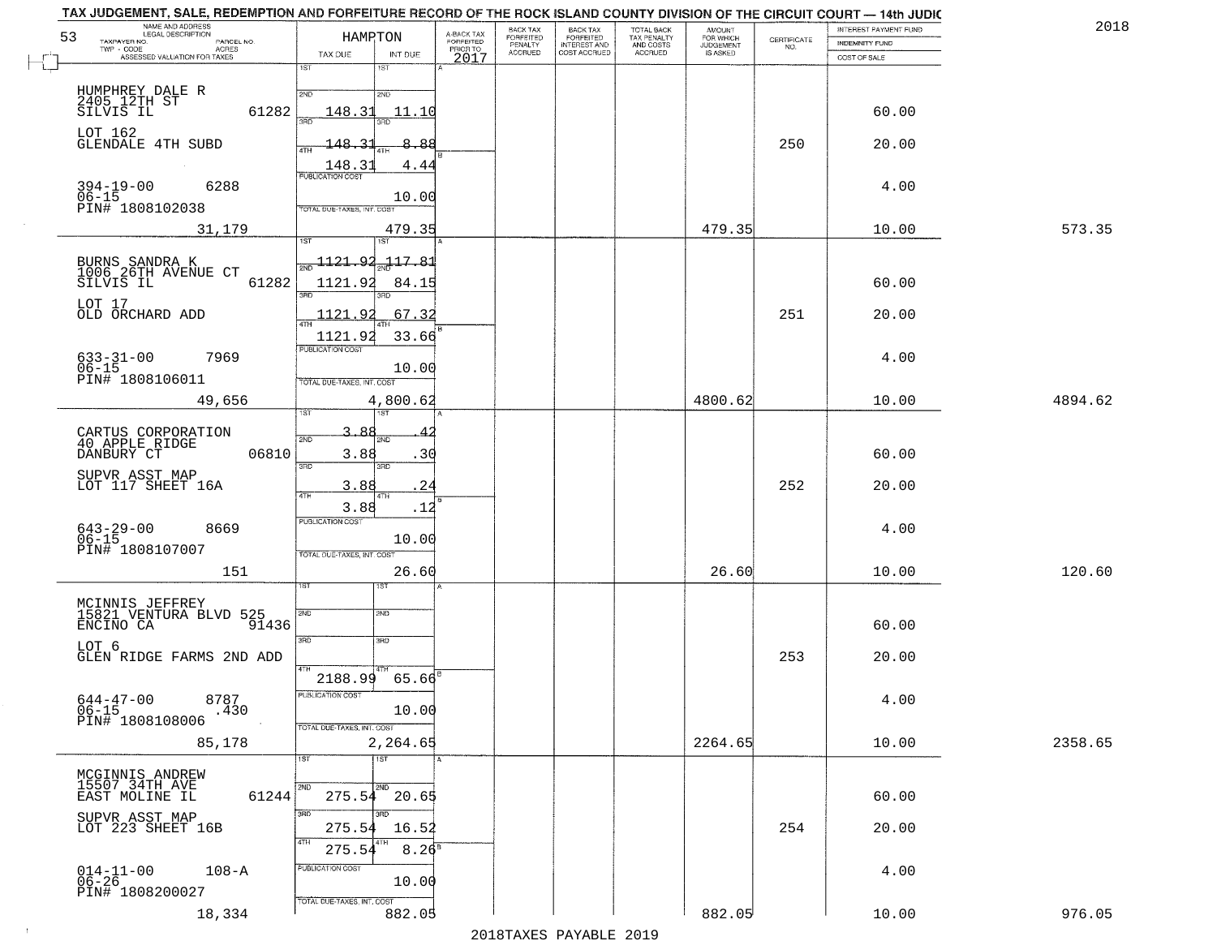TAX JUDGEMENT, SALE, REDEMPTION AND FORFEITURE RECORD OF THE ROCK ISLAND COUNTY DIVISION OF THE CIRCUIT COURT — 14th JUDIC

2018

| 53 NAME AND ADDRESS / LEGAL DESCRIPTION / TAXPAYER NO. / PARCEL NO. / TWP - CODE / ACRES / ASSESSED VALUATION FOR TAXES | HAMPTON TAX DUE | INT DUE | A-BACK TAX FORFEITED PRIOR TO 2017 | BACK TAX FORFEITED PENALTY ACCRUED | BACK TAX FORFEITED INTEREST AND COST ACCRUED | TOTAL BACK TAX PENALTY AND COSTS ACCRUED | AMOUNT FOR WHICH JUDGEMENT IS ASKED | CERTIFICATE NO. | INTEREST PAYMENT FUND / INDEMNITY FUND / COST OF SALE | |
|---|---|---|---|---|---|---|---|---|---|---|
| HUMPHREY DALE R, 2405 12TH ST, SILVIS IL 61282 | 1ST | 1ST | | | | | | | | |
| | 2ND 148.31 | 2ND 11.10 | | | | | | | 60.00 | |
| LOT 162, GLENDALE 4TH SUBD | 3RD 148.31 | 3RD 8.88 | | | | | | 250 | 20.00 | |
| | 4TH 148.31 | 4TH 4.44 | | | | | | | | |
| 394-19-00 6288, 06-15, PIN# 1808102038 | PUBLICATION COST | 10.00 | | | | | | | 4.00 | |
| 31,179 | TOTAL DUE-TAXES, INT. COST | 479.35 | | | | | 479.35 | | 10.00 | 573.35 |
| BURNS SANDRA K, 1006 26TH AVENUE CT, SILVIS IL 61282 | 1ST 1121.92 | 1ST 117.81 | | | | | | | | |
| | 2ND 1121.92 | 2ND 84.15 | | | | | | | 60.00 | |
| LOT 17, OLD ORCHARD ADD | 3RD 1121.92 | 3RD 67.32 | | | | | | 251 | 20.00 | |
| | 4TH 1121.92 | 4TH 33.66 | | | | | | | | |
| 633-31-00 7969, 06-15, PIN# 1808106011 | PUBLICATION COST | 10.00 | | | | | | | 4.00 | |
| 49,656 | TOTAL DUE-TAXES, INT. COST | 4,800.62 | | | | | 4800.62 | | 10.00 | 4894.62 |
| CARTUS CORPORATION, 40 APPLE RIDGE, DANBURY CT 06810 | 1ST 3.88 | 1ST .42 | | | | | | | | |
| | 2ND 3.88 | 2ND .30 | | | | | | | 60.00 | |
| SUPVR ASST MAP, LOT 117 SHEET 16A | 3RD 3.88 | 3RD .24 | | | | | | 252 | 20.00 | |
| | 4TH 3.88 | 4TH .12 | | | | | | | | |
| 643-29-00 8669, 06-15, PIN# 1808107007 | PUBLICATION COST | 10.00 | | | | | | | 4.00 | |
| 151 | TOTAL DUE-TAXES, INT. COST | 26.60 | | | | | 26.60 | | 10.00 | 120.60 |
| MCINNIS JEFFREY, 15821 VENTURA BLVD 525, ENCINO CA 91436 | 1ST | 1ST | | | | | | | | |
| | 2ND | 2ND | | | | | | | 60.00 | |
| LOT 6, GLEN RIDGE FARMS 2ND ADD | 3RD | 3RD | | | | | | 253 | 20.00 | |
| | 4TH 2188.99 | 4TH 65.66 | | | | | | | | |
| 644-47-00 8787, 06-15 .430, PIN# 1808108006 | PUBLICATION COST | 10.00 | | | | | | | 4.00 | |
| 85,178 | TOTAL DUE-TAXES, INT. COST | 2,264.65 | | | | | 2264.65 | | 10.00 | 2358.65 |
| MCGINNIS ANDREW, 15507 34TH AVE, EAST MOLINE IL 61244 | 1ST | 1ST | | | | | | | | |
| | 2ND 275.54 | 2ND 20.65 | | | | | | | 60.00 | |
| SUPVR ASST MAP, LOT 223 SHEET 16B | 3RD 275.54 | 3RD 16.52 | | | | | | 254 | 20.00 | |
| | 4TH 275.54 | 4TH 8.26 | | | | | | | | |
| 014-11-00 108-A, 06-26, PIN# 1808200027 | PUBLICATION COST | 10.00 | | | | | | | 4.00 | |
| 18,334 | TOTAL DUE-TAXES, INT. COST | 882.05 | | | | | 882.05 | | 10.00 | 976.05 |

2018TAXES PAYABLE 2019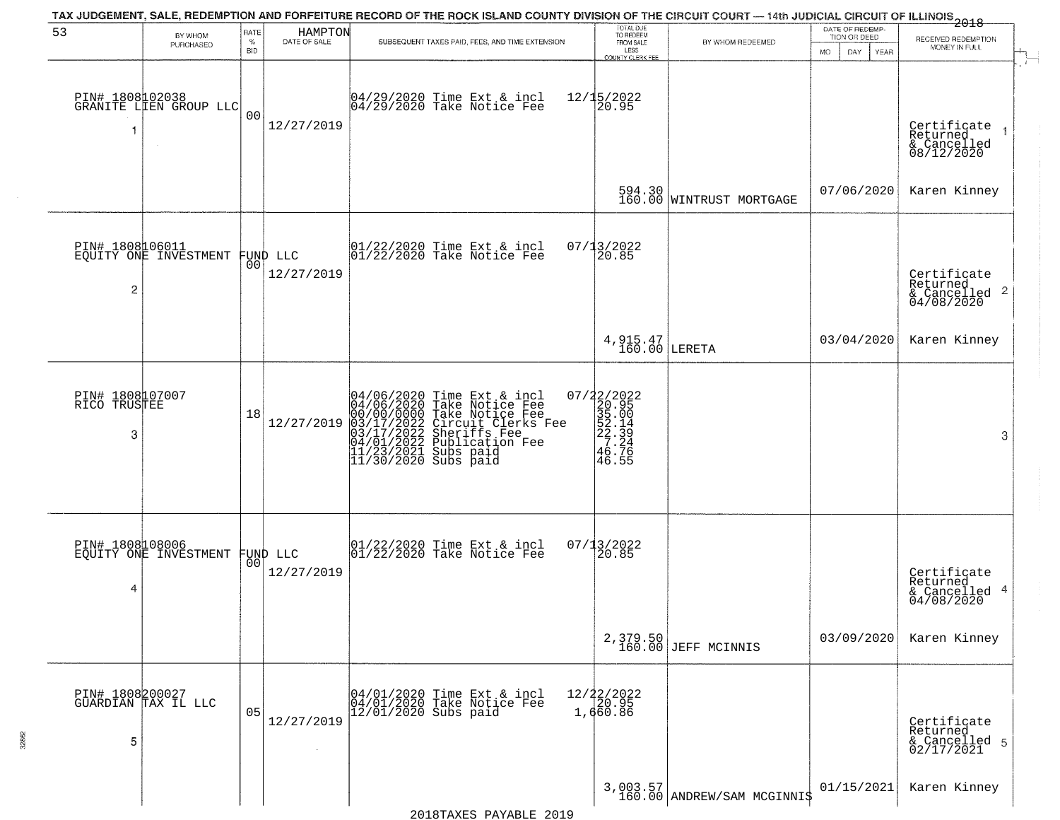TAX JUDGEMENT, SALE, REDEMPTION AND FORFEITURE RECORD OF THE ROCK ISLAND COUNTY DIVISION OF THE CIRCUIT COURT — 14th JUDICIAL CIRCUIT OF ILLINOIS 2018

53 HAMPTON

| BY WHOM PURCHASED | RATE % BID | DATE OF SALE | SUBSEQUENT TAXES PAID, FEES, AND TIME EXTENSION | TOTAL DUE TO REDEEM FROM SALE LESS COUNTY CLERK FEE | BY WHOM REDEEMED | DATE OF REDEMPTION OR DEED MO DAY YEAR | RECEIVED REDEMPTION MONEY IN FULL |
|---|---|---|---|---|---|---|---|
| PIN# 1808102038 GRANITE LIEN GROUP LLC 1 | 00 | 12/27/2019 | 04/29/2020 Time Ext & incl 12/15/2022<br>04/29/2020 Take Notice Fee 20.95 | 594.30<br>160.00 | WINTRUST MORTGAGE | 07/06/2020 | Certificate Returned & Cancelled 08/12/2020 1<br>Karen Kinney |
| PIN# 1808106011 EQUITY ONE INVESTMENT FUND LLC 2 | 00 | 12/27/2019 | 01/22/2020 Time Ext & incl 07/13/2022<br>01/22/2020 Take Notice Fee 20.85 | 4,915.47<br>160.00 | LERETA | 03/04/2020 | Certificate Returned & Cancelled 04/08/2020 2<br>Karen Kinney |
| PIN# 1808107007 RICO TRUSTEE 3 | 18 | 12/27/2019 | 04/06/2020 Time Ext & incl 07/22/2022<br>04/06/2020 Take Notice Fee 20.95<br>00/00/0000 Take Notice Fee 35.00<br>03/17/2022 Circuit Clerks Fee 52.14<br>03/17/2022 Sheriffs Fee 22.39<br>04/01/2022 Publication Fee 7.24<br>11/23/2021 Subs paid 46.76<br>11/30/2020 Subs paid 46.55 | | | | 3 |
| PIN# 1808108006 EQUITY ONE INVESTMENT FUND LLC 4 | 00 | 12/27/2019 | 01/22/2020 Time Ext & incl 07/13/2022<br>01/22/2020 Take Notice Fee 20.85 | 2,379.50<br>160.00 | JEFF MCINNIS | 03/09/2020 | Certificate Returned & Cancelled 04/08/2020 4<br>Karen Kinney |
| PIN# 1808200027 GUARDIAN TAX IL LLC 5 | 05 | 12/27/2019 | 04/01/2020 Time Ext & incl 12/22/2022<br>04/01/2020 Take Notice Fee 20.95<br>12/01/2020 Subs paid 1,660.86 | 3,003.57<br>160.00 | ANDREW/SAM MCGINNIS | 01/15/2021 | Certificate Returned & Cancelled 02/17/2021 5<br>Karen Kinney |

2018TAXES PAYABLE 2019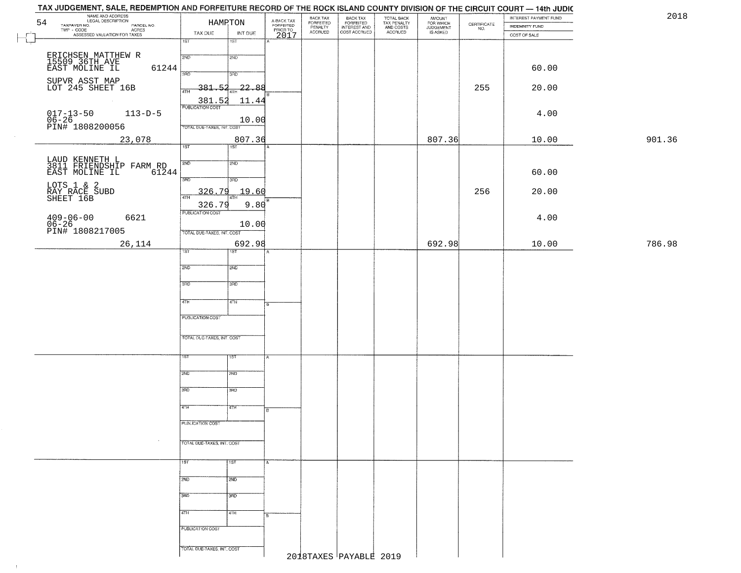TAX JUDGEMENT, SALE, REDEMPTION AND FORFEITURE RECORD OF THE ROCK ISLAND COUNTY DIVISION OF THE CIRCUIT COURT — 14th JUDIC

2018

| 54 NAME AND ADDRESS / LEGAL DESCRIPTION / TAXPAYER NO. / PARCEL NO. / TWP - CODE / ACRES / ASSESSED VALUATION FOR TAXES | HAMPTON TAX DUE | INT DUE | A-BACK TAX FORFEITED PRIOR TO 2017 | BACK TAX FORFEITED PENALTY ACCRUED | BACK TAX FORFEITED INTEREST AND COST ACCRUED | TOTAL BACK TAX PENALTY AND COSTS ACCRUED | AMOUNT FOR WHICH JUDGEMENT IS ASKED | CERTIFICATE NO. | INTEREST PAYMENT FUND / INDEMNITY FUND / COST OF SALE | |
|---|---|---|---|---|---|---|---|---|---|---|
| ERICHSEN MATTHEW R<br>15509 36TH AVE<br>EAST MOLINE IL 61244<br>SUPVR ASST MAP<br>LOT 245 SHEET 16B<br>017-13-50 113-D-5<br>06-26<br>PIN# 1808200056<br>23,078 | 1ST<br>2ND<br>3RD<br>381.52<br>4TH 381.52<br>PUBLICATION COST<br>TOTAL DUE-TAXES, INT. COST | 22.88<br>11.44<br>10.00<br>807.36 | | | | | 807.36 | 255 | 60.00<br>20.00<br>4.00<br>10.00 | 901.36 |
| LAUD KENNETH L<br>3811 FRIENDSHIP FARM RD<br>EAST MOLINE IL 61244<br>LOTS 1 & 2<br>RAY RACE SUBD<br>SHEET 16B<br>409-06-00 6621<br>06-26<br>PIN# 1808217005<br>26,114 | 1ST<br>2ND<br>3RD<br>326.79<br>4TH 326.79<br>PUBLICATION COST<br>TOTAL DUE-TAXES, INT. COST | 19.60<br>9.80<br>10.00<br>692.98 | | | | | 692.98 | 256 | 60.00<br>20.00<br>4.00<br>10.00 | 786.98 |

2018TAXES PAYABLE 2019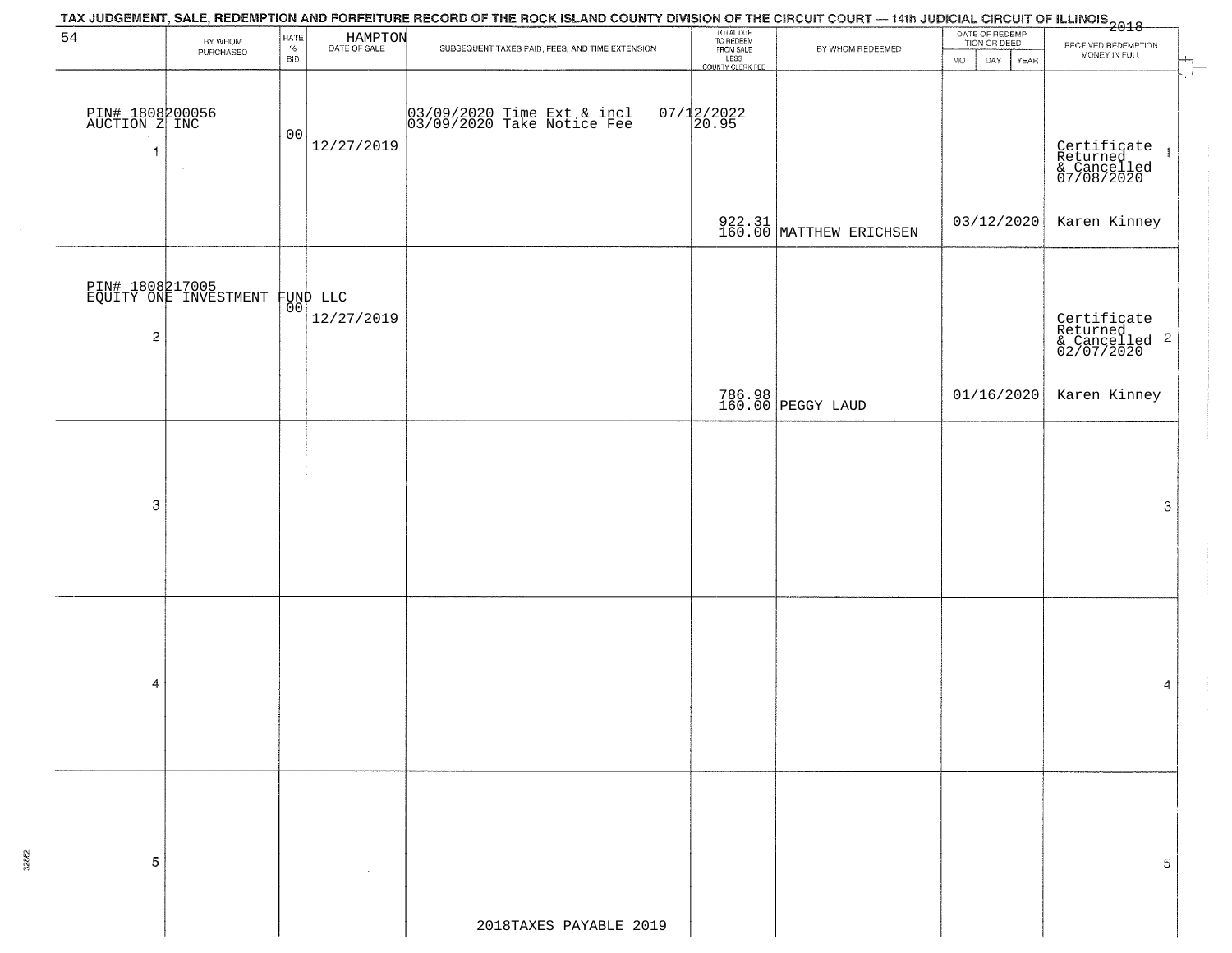TAX JUDGEMENT, SALE, REDEMPTION AND FORFEITURE RECORD OF THE ROCK ISLAND COUNTY DIVISION OF THE CIRCUIT COURT — 14th JUDICIAL CIRCUIT OF ILLINOIS 2018

| 54 | BY WHOM PURCHASED | RATE % BID | HAMPTON DATE OF SALE | SUBSEQUENT TAXES PAID, FEES, AND TIME EXTENSION | TOTAL DUE TO REDEEM FROM SALE LESS COUNTY CLERK FEE | BY WHOM REDEEMED | DATE OF REDEMPTION OR DEED MO DAY YEAR | RECEIVED REDEMPTION MONEY IN FULL |
|---|---|---|---|---|---|---|---|---|
| PIN# 1808200056 AUCTION Z INC 1 | | 00 | 12/27/2019 | 03/09/2020 Time Ext & incl 07/12/2022 03/09/2020 Take Notice Fee 20.95 | 922.31 160.00 | MATTHEW ERICHSEN | 03/12/2020 | Certificate Returned & Cancelled 07/08/2020 Karen Kinney |
| PIN# 1808217005 EQUITY ONE INVESTMENT FUND LLC 2 | | 00 | 12/27/2019 | | 786.98 160.00 | PEGGY LAUD | 01/16/2020 | Certificate Returned & Cancelled 02/07/2020 Karen Kinney |
| 3 | | | | | | | | |
| 4 | | | | | | | | |
| 5 | | | | | | | | |

2018TAXES PAYABLE 2019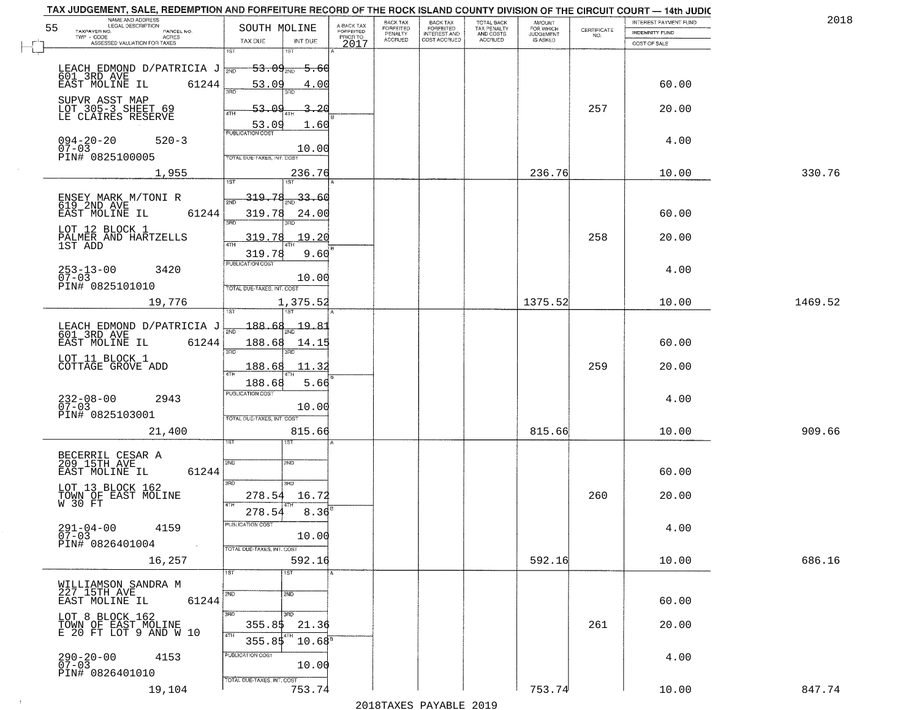TAX JUDGEMENT, SALE, REDEMPTION AND FORFEITURE RECORD OF THE ROCK ISLAND COUNTY DIVISION OF THE CIRCUIT COURT — 14th JUDIC

2018

| 55 NAME AND ADDRESS / LEGAL DESCRIPTION / TAXPAYER NO. / PARCEL NO. / TWP - CODE / ACRES / ASSESSED VALUATION FOR TAXES | SOUTH MOLINE TAX DUE | INT DUE | A-BACK TAX FORFEITED PRIOR TO 2017 | BACK TAX FORFEITED PENALTY ACCRUED | BACK TAX FORFEITED INTEREST AND COST ACCRUED | TOTAL BACK TAX PENALTY AND COSTS ACCRUED | AMOUNT FOR WHICH JUDGEMENT IS ASKED | CERTIFICATE NO. | INTEREST PAYMENT FUND / INDEMNITY FUND / COST OF SALE | |
|---|---|---|---|---|---|---|---|---|---|---|
| LEACH EDMOND D/PATRICIA J<br>601 3RD AVE<br>EAST MOLINE IL 61244<br>SUPVR ASST MAP<br>LOT 305-3 SHEET 69<br>LE CLAIRES RESERVE<br>094-20-20 520-3<br>07-03<br>PIN# 0825100005<br>1,955 | 1ST<br>2ND 53.09<br>3RD 53.09<br>4TH 53.09<br>53.09<br>PUBLICATION COST<br>TOTAL DUE-TAXES, INT. COST | 1ST<br>2ND 5.60<br>3RD 4.00<br>4TH 3.20<br>1.60<br>10.00<br>236.76 | | | | | 236.76 | 257 | 60.00<br>20.00<br>4.00<br>10.00 | 330.76 |
| ENSEY MARK M/TONI R<br>619 2ND AVE<br>EAST MOLINE IL 61244<br>LOT 12 BLOCK 1<br>PALMER AND HARTZELLS<br>1ST ADD<br>253-13-00 3420<br>07-03<br>PIN# 0825101010<br>19,776 | 1ST<br>2ND 319.78<br>3RD 319.78<br>4TH 319.78<br>319.78<br>PUBLICATION COST<br>TOTAL DUE-TAXES, INT. COST | 1ST<br>2ND 33.60<br>3RD 24.00<br>4TH 19.20<br>9.60<br>10.00<br>1,375.52 | | | | | 1375.52 | 258 | 60.00<br>20.00<br>4.00<br>10.00 | 1469.52 |
| LEACH EDMOND D/PATRICIA J<br>601 3RD AVE<br>EAST MOLINE IL 61244<br>LOT 11 BLOCK 1<br>COTTAGE GROVE ADD<br>232-08-00 2943<br>07-03<br>PIN# 0825103001<br>21,400 | 1ST<br>2ND 188.68<br>3RD 188.68<br>4TH 188.68<br>188.68<br>PUBLICATION COST<br>TOTAL DUE-TAXES, INT. COST | 1ST<br>2ND 19.81<br>3RD 14.15<br>4TH 11.32<br>5.66<br>10.00<br>815.66 | | | | | 815.66 | 259 | 60.00<br>20.00<br>4.00<br>10.00 | 909.66 |
| BECERRIL CESAR A<br>209 15TH AVE<br>EAST MOLINE IL 61244<br>LOT 13 BLOCK 162<br>TOWN OF EAST MOLINE<br>W 30 FT<br>291-04-00 4159<br>07-03<br>PIN# 0826401004<br>16,257 | 1ST<br>2ND<br>3RD 278.54<br>4TH 278.54<br>PUBLICATION COST<br>TOTAL DUE-TAXES, INT. COST | 1ST<br>2ND<br>3RD 16.72<br>4TH 8.36<br>10.00<br>592.16 | | | | | 592.16 | 260 | 60.00<br>20.00<br>4.00<br>10.00 | 686.16 |
| WILLIAMSON SANDRA M<br>227 15TH AVE<br>EAST MOLINE IL 61244<br>LOT 8 BLOCK 162<br>TOWN OF EAST MOLINE<br>E 20 FT LOT 9 AND W 10<br>290-20-00 4153<br>07-03<br>PIN# 0826401010<br>19,104 | 1ST<br>2ND<br>3RD 355.85<br>4TH 355.85<br>PUBLICATION COST<br>TOTAL DUE-TAXES, INT. COST | 1ST<br>2ND<br>3RD 21.36<br>4TH 10.68<br>10.00<br>753.74 | | | | | 753.74 | 261 | 60.00<br>20.00<br>4.00<br>10.00 | 847.74 |

2018TAXES PAYABLE 2019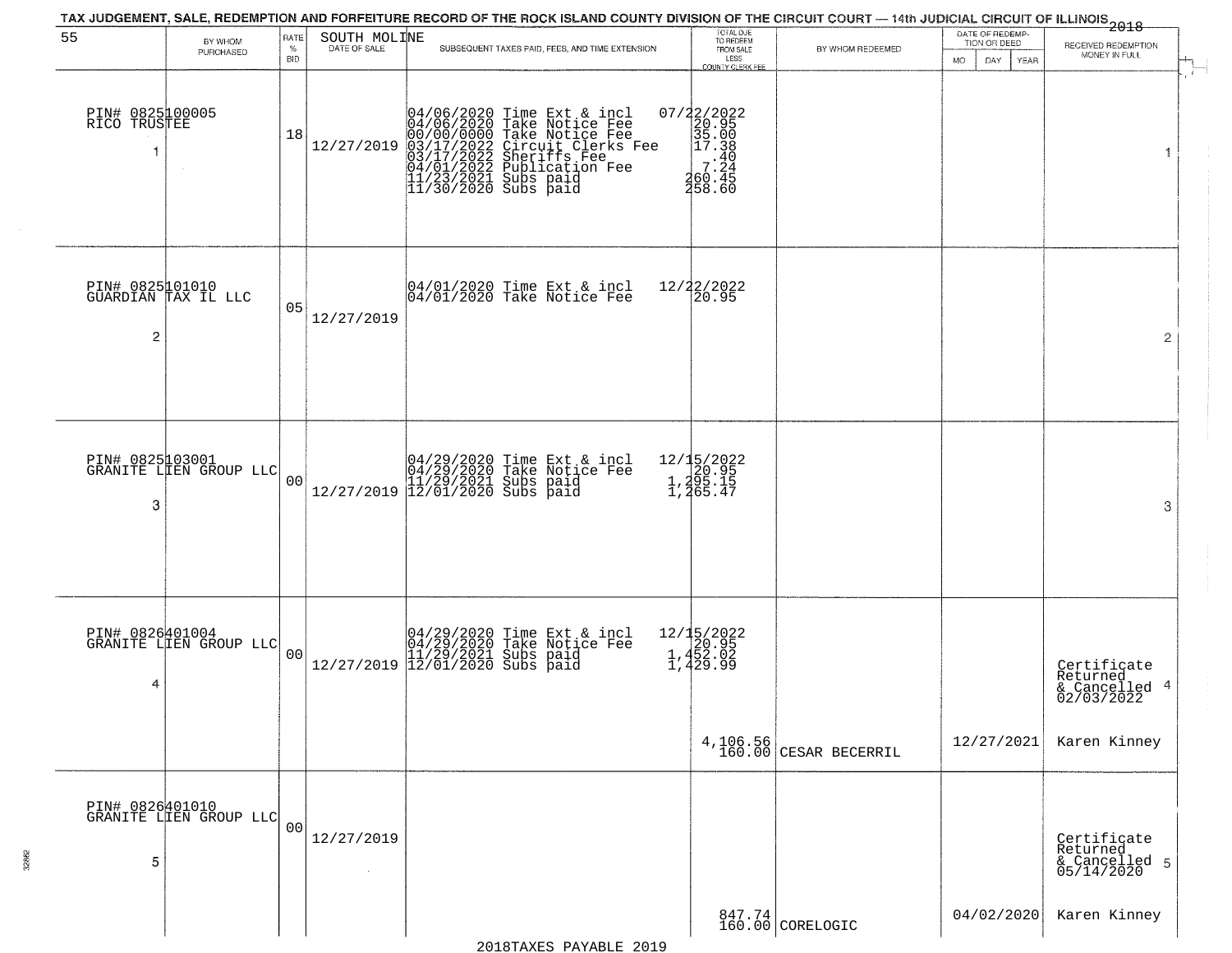TAX JUDGEMENT, SALE, REDEMPTION AND FORFEITURE RECORD OF THE ROCK ISLAND COUNTY DIVISION OF THE CIRCUIT COURT — 14th JUDICIAL CIRCUIT OF ILLINOIS 2018

55 — SOUTH MOLINE

| BY WHOM PURCHASED | RATE % BID | DATE OF SALE | SUBSEQUENT TAXES PAID, FEES, AND TIME EXTENSION | TOTAL DUE TO REDEEM FROM SALE LESS COUNTY CLERK FEE | BY WHOM REDEEMED | DATE OF REDEMPTION OR DEED MO DAY YEAR | RECEIVED REDEMPTION MONEY IN FULL |
|---|---|---|---|---|---|---|---|
| PIN# 0825100005 RICO TRUSTEE 1 | 18 | 12/27/2019 | 04/06/2020 Time Ext & incl<br>04/06/2020 Take Notice Fee<br>00/00/0000 Take Notice Fee<br>03/17/2022 Circuit Clerks Fee<br>03/17/2022 Sheriffs Fee<br>04/01/2022 Publication Fee<br>11/23/2021 Subs paid<br>11/30/2020 Subs paid | 07/22/2022<br>20.95<br>35.00<br>17.38<br>.40<br>7.24<br>260.45<br>258.60 | | | 1 |
| PIN# 0825101010 GUARDIAN TAX IL LLC 2 | 05 | 12/27/2019 | 04/01/2020 Time Ext & incl<br>04/01/2020 Take Notice Fee | 12/22/2022<br>20.95 | | | 2 |
| PIN# 0825103001 GRANITE LIEN GROUP LLC 3 | 00 | 12/27/2019 | 04/29/2020 Time Ext & incl<br>04/29/2020 Take Notice Fee<br>11/29/2021 Subs paid<br>12/01/2020 Subs paid | 12/15/2022<br>20.95<br>1,295.15<br>1,265.47 | | | 3 |
| PIN# 0826401004 GRANITE LIEN GROUP LLC 4 | 00 | 12/27/2019 | 04/29/2020 Time Ext & incl<br>04/29/2020 Take Notice Fee<br>11/29/2021 Subs paid<br>12/01/2020 Subs paid | 12/15/2022<br>20.95<br>1,452.02<br>1,429.99<br>4,106.56<br>160.00 | CESAR BECERRIL | 12/27/2021 | Certificate Returned & Cancelled 02/03/2022 Karen Kinney 4 |
| PIN# 0826401010 GRANITE LIEN GROUP LLC 5 | 00 | 12/27/2019 | | 847.74<br>160.00 | CORELOGIC | 04/02/2020 | Certificate Returned & Cancelled 05/14/2020 Karen Kinney 5 |

2018TAXES PAYABLE 2019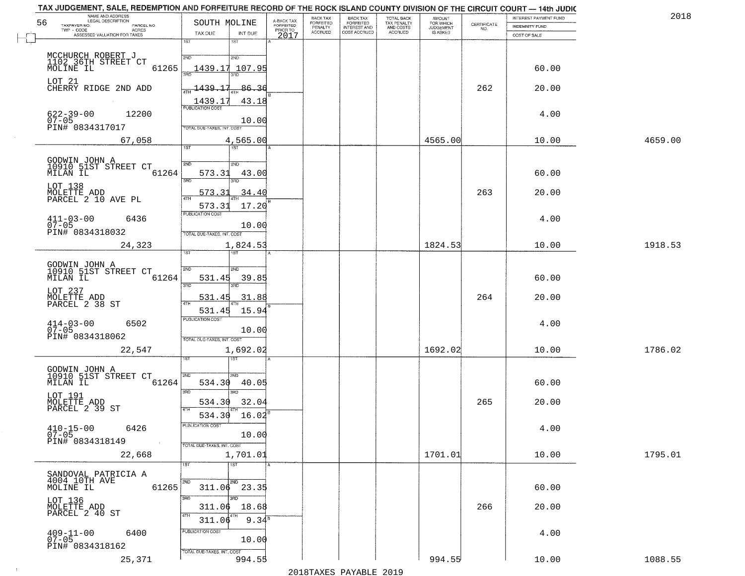TAX JUDGEMENT, SALE, REDEMPTION AND FORFEITURE RECORD OF THE ROCK ISLAND COUNTY DIVISION OF THE CIRCUIT COURT — 14th JUDIC

2018

| NAME AND ADDRESS / LEGAL DESCRIPTION / TAXPAYER NO. / PARCEL NO. / TWP - CODE / ACRES / ASSESSED VALUATION FOR TAXES | SOUTH MOLINE TAX DUE | INT DUE | A-BACK TAX FORFEITED PRIOR TO 2017 | BACK TAX FORFEITED PENALTY ACCRUED | BACK TAX FORFEITED INTEREST AND COST ACCRUED | TOTAL BACK TAX PENALTY AND COSTS ACCRUED | AMOUNT FOR WHICH JUDGEMENT IS ASKED | CERTIFICATE NO. | INTEREST PAYMENT FUND / INDEMNITY FUND / COST OF SALE | |
|---|---|---|---|---|---|---|---|---|---|---|
| MCCHURCH ROBERT J<br>1102 36TH STREET CT<br>MOLINE IL 61265 | 1ST<br>2ND 1439.17 | 1ST<br>2ND 107.95 | | | | | | | 60.00 | |
| LOT 21<br>CHERRY RIDGE 2ND ADD | 3RD 1439.17<br>4TH 1439.17 | 3RD 86.36<br>4TH 43.18 | | | | | | 262 | 20.00 | |
| 622-39-00 12200<br>07-05<br>PIN# 0834317017 | PUBLICATION COST | 10.00 | | | | | | | 4.00 | |
| 67,058 | TOTAL DUE-TAXES, INT. COST | 4,565.00 | | | | | 4565.00 | | 10.00 | 4659.00 |
| GODWIN JOHN A<br>10910 51ST STREET CT<br>MILAN IL 61264 | 1ST<br>2ND 573.31 | 1ST<br>2ND 43.00 | | | | | | | 60.00 | |
| LOT 138<br>MOLETTE ADD<br>PARCEL 2 10 AVE PL | 3RD 573.31<br>4TH 573.31 | 3RD 34.40<br>4TH 17.20 | | | | | | 263 | 20.00 | |
| 411-03-00 6436<br>07-05<br>PIN# 0834318032 | PUBLICATION COST | 10.00 | | | | | | | 4.00 | |
| 24,323 | TOTAL DUE-TAXES, INT. COST | 1,824.53 | | | | | 1824.53 | | 10.00 | 1918.53 |
| GODWIN JOHN A<br>10910 51ST STREET CT<br>MILAN IL 61264 | 1ST<br>2ND 531.45 | 1ST<br>2ND 39.85 | | | | | | | 60.00 | |
| LOT 237<br>MOLETTE ADD<br>PARCEL 2 38 ST | 3RD 531.45<br>4TH 531.45 | 3RD 31.88<br>4TH 15.94 | | | | | | 264 | 20.00 | |
| 414-03-00 6502<br>07-05<br>PIN# 0834318062 | PUBLICATION COST | 10.00 | | | | | | | 4.00 | |
| 22,547 | TOTAL DUE-TAXES, INT. COST | 1,692.02 | | | | | 1692.02 | | 10.00 | 1786.02 |
| GODWIN JOHN A<br>10910 51ST STREET CT<br>MILAN IL 61264 | 1ST<br>2ND 534.30 | 1ST<br>2ND 40.05 | | | | | | | 60.00 | |
| LOT 191<br>MOLETTE ADD<br>PARCEL 2 39 ST | 3RD 534.30<br>4TH 534.30 | 3RD 32.04<br>4TH 16.02 | | | | | | 265 | 20.00 | |
| 410-15-00 6426<br>07-05<br>PIN# 0834318149 | PUBLICATION COST | 10.00 | | | | | | | 4.00 | |
| 22,668 | TOTAL DUE-TAXES, INT. COST | 1,701.01 | | | | | 1701.01 | | 10.00 | 1795.01 |
| SANDOVAL PATRICIA A<br>4004 10TH AVE<br>MOLINE IL 61265 | 1ST<br>2ND 311.06 | 1ST<br>2ND 23.35 | | | | | | | 60.00 | |
| LOT 136<br>MOLETTE ADD<br>PARCEL 2 40 ST | 3RD 311.06<br>4TH 311.06 | 3RD 18.68<br>4TH 9.34 | | | | | | 266 | 20.00 | |
| 409-11-00 6400<br>07-05<br>PIN# 0834318162 | PUBLICATION COST | 10.00 | | | | | | | 4.00 | |
| 25,371 | TOTAL DUE-TAXES, INT. COST | 994.55 | | | | | 994.55 | | 10.00 | 1088.55 |

2018TAXES PAYABLE 2019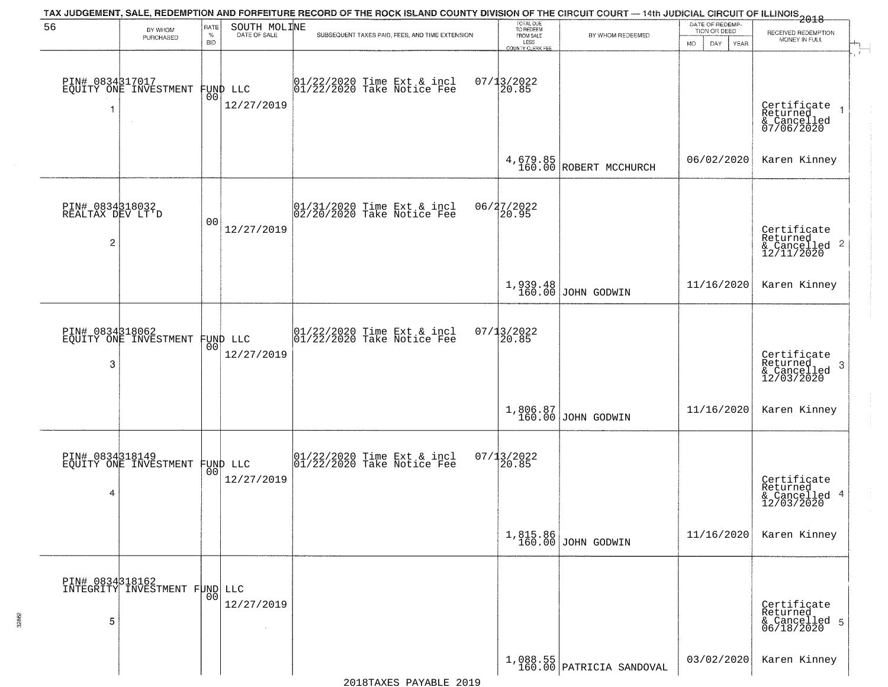TAX JUDGEMENT, SALE, REDEMPTION AND FORFEITURE RECORD OF THE ROCK ISLAND COUNTY DIVISION OF THE CIRCUIT COURT — 14th JUDICIAL CIRCUIT OF ILLINOIS 2018

56

| BY WHOM PURCHASED | RATE % BID | SOUTH MOLINE DATE OF SALE | SUBSEQUENT TAXES PAID, FEES, AND TIME EXTENSION | TOTAL DUE TO REDEEM FROM SALE LESS COUNTY CLERK FEE | BY WHOM REDEEMED | DATE OF REDEMPTION OR DEED MO DAY YEAR | RECEIVED REDEMPTION MONEY IN FULL |
|---|---|---|---|---|---|---|---|
| PIN# 0834317017 EQUITY ONE INVESTMENT FUND LLC 1 | 00 | 12/27/2019 | 01/22/2020 Time Ext & incl 01/22/2020 Take Notice Fee | 07/13/2022 20.85 4,679.85 160.00 | ROBERT MCCHURCH | 06/02/2020 | Certificate Returned & Cancelled 07/06/2020 Karen Kinney 1 |
| PIN# 0834318032 REALTAX DEV LT'D 2 | 00 | 12/27/2019 | 01/31/2020 Time Ext & incl 02/20/2020 Take Notice Fee | 06/27/2022 20.95 1,939.48 160.00 | JOHN GODWIN | 11/16/2020 | Certificate Returned & Cancelled 12/11/2020 Karen Kinney 2 |
| PIN# 0834318062 EQUITY ONE INVESTMENT FUND LLC 3 | 00 | 12/27/2019 | 01/22/2020 Time Ext & incl 01/22/2020 Take Notice Fee | 07/13/2022 20.85 1,806.87 160.00 | JOHN GODWIN | 11/16/2020 | Certificate Returned & Cancelled 12/03/2020 Karen Kinney 3 |
| PIN# 0834318149 EQUITY ONE INVESTMENT FUND LLC 4 | 00 | 12/27/2019 | 01/22/2020 Time Ext & incl 01/22/2020 Take Notice Fee | 07/13/2022 20.85 1,815.86 160.00 | JOHN GODWIN | 11/16/2020 | Certificate Returned & Cancelled 12/03/2020 Karen Kinney 4 |
| PIN# 0834318162 INTEGRITY INVESTMENT FUND LLC 5 | 00 | 12/27/2019 | | 1,088.55 160.00 | PATRICIA SANDOVAL | 03/02/2020 | Certificate Returned & Cancelled 06/18/2020 Karen Kinney 5 |

2018TAXES PAYABLE 2019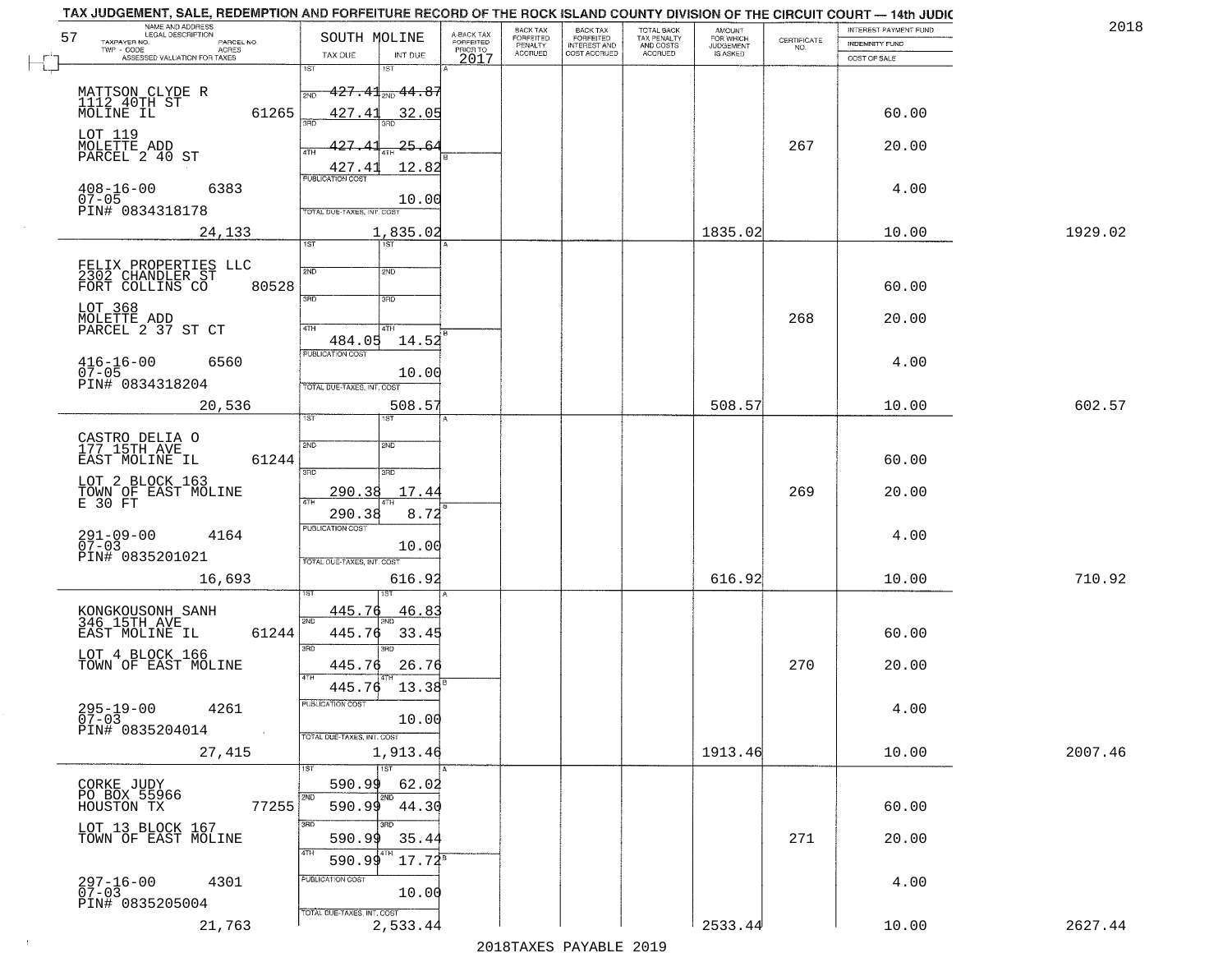TAX JUDGEMENT, SALE, REDEMPTION AND FORFEITURE RECORD OF THE ROCK ISLAND COUNTY DIVISION OF THE CIRCUIT COURT — 14th JUDIC

2018

| 57 NAME AND ADDRESS / LEGAL DESCRIPTION / TAXPAYER NO. / PARCEL NO. / TWP - CODE / ACRES / ASSESSED VALUATION FOR TAXES | SOUTH MOLINE TAX DUE | INT DUE | A-BACK TAX FORFEITED PRIOR TO 2017 | BACK TAX FORFEITED PENALTY ACCRUED | BACK TAX FORFEITED INTEREST AND COST ACCRUED | TOTAL BACK TAX PENALTY AND COSTS ACCRUED | AMOUNT FOR WHICH JUDGEMENT IS ASKED | CERTIFICATE NO. | INTEREST PAYMENT FUND / INDEMNITY FUND / COST OF SALE | |
|---|---|---|---|---|---|---|---|---|---|---|
| MATTSON CLYDE R 1112 40TH ST MOLINE IL 61265 | 1ST 427.41 | 1ST 44.87 | | | | | | | | |
| | 2ND 427.41 | 2ND 32.05 | | | | | | | 60.00 | |
| LOT 119 MOLETTE ADD PARCEL 2 40 ST | 3RD 427.41 | 3RD 25.64 | | | | | | 267 | 20.00 | |
| | 4TH 427.41 | 4TH 12.82 | | | | | | | | |
| 408-16-00 6383 07-05 PIN# 0834318178 | PUBLICATION COST | 10.00 | | | | | | | 4.00 | |
| 24,133 | TOTAL DUE-TAXES, INT. COST | 1,835.02 | | | | | 1835.02 | | 10.00 | 1929.02 |
| FELIX PROPERTIES LLC 2302 CHANDLER ST FORT COLLINS CO 80528 | 1ST | 1ST | | | | | | | | |
| | 2ND | 2ND | | | | | | | 60.00 | |
| LOT 368 MOLETTE ADD PARCEL 2 37 ST CT | 3RD | 3RD | | | | | | 268 | 20.00 | |
| | 4TH 484.05 | 4TH 14.52 | | | | | | | | |
| 416-16-00 6560 07-05 PIN# 0834318204 | PUBLICATION COST | 10.00 | | | | | | | 4.00 | |
| 20,536 | TOTAL DUE-TAXES, INT. COST | 508.57 | | | | | 508.57 | | 10.00 | 602.57 |
| CASTRO DELIA O 177 15TH AVE EAST MOLINE IL 61244 | 1ST | 1ST | | | | | | | | |
| | 2ND | 2ND | | | | | | | 60.00 | |
| LOT 2 BLOCK 163 TOWN OF EAST MOLINE E 30 FT | 3RD 290.38 | 3RD 17.44 | | | | | | 269 | 20.00 | |
| | 4TH 290.38 | 4TH 8.72 | | | | | | | | |
| 291-09-00 4164 07-03 PIN# 0835201021 | PUBLICATION COST | 10.00 | | | | | | | 4.00 | |
| 16,693 | TOTAL DUE-TAXES, INT. COST | 616.92 | | | | | 616.92 | | 10.00 | 710.92 |
| KONGKOUSONH SANH 346 15TH AVE EAST MOLINE IL 61244 | 1ST 445.76 | 1ST 46.83 | | | | | | | | |
| | 2ND 445.76 | 2ND 33.45 | | | | | | | 60.00 | |
| LOT 4 BLOCK 166 TOWN OF EAST MOLINE | 3RD 445.76 | 3RD 26.76 | | | | | | 270 | 20.00 | |
| | 4TH 445.76 | 4TH 13.38 | | | | | | | | |
| 295-19-00 4261 07-03 PIN# 0835204014 | PUBLICATION COST | 10.00 | | | | | | | 4.00 | |
| 27,415 | TOTAL DUE-TAXES, INT. COST | 1,913.46 | | | | | 1913.46 | | 10.00 | 2007.46 |
| CORKE JUDY PO BOX 55966 HOUSTON TX 77255 | 1ST 590.99 | 1ST 62.02 | | | | | | | | |
| | 2ND 590.99 | 2ND 44.30 | | | | | | | 60.00 | |
| LOT 13 BLOCK 167 TOWN OF EAST MOLINE | 3RD 590.99 | 3RD 35.44 | | | | | | 271 | 20.00 | |
| | 4TH 590.99 | 4TH 17.72 | | | | | | | | |
| 297-16-00 4301 07-03 PIN# 0835205004 | PUBLICATION COST | 10.00 | | | | | | | 4.00 | |
| 21,763 | TOTAL DUE-TAXES, INT. COST | 2,533.44 | | | | | 2533.44 | | 10.00 | 2627.44 |

2018TAXES PAYABLE 2019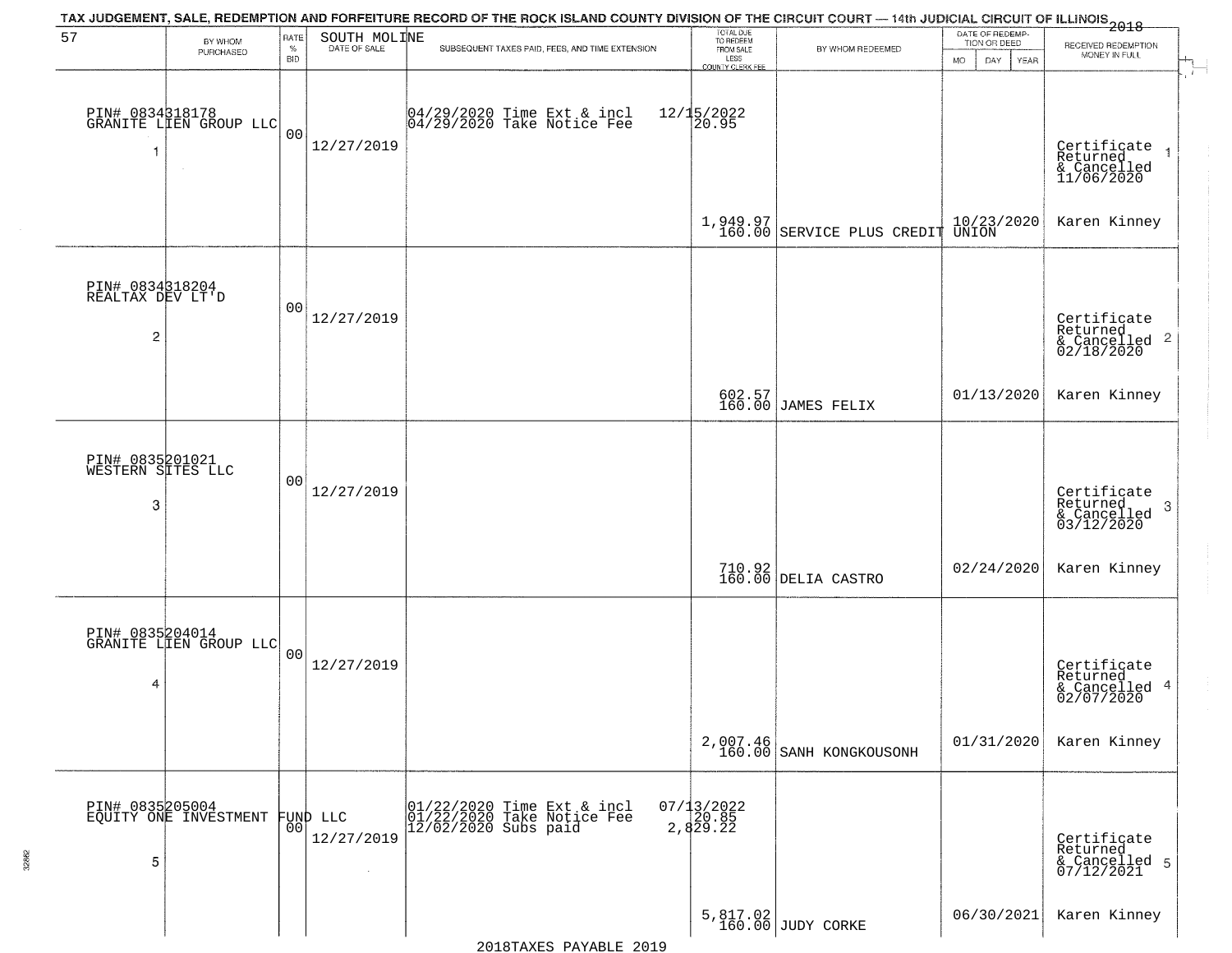TAX JUDGEMENT, SALE, REDEMPTION AND FORFEITURE RECORD OF THE ROCK ISLAND COUNTY DIVISION OF THE CIRCUIT COURT — 14th JUDICIAL CIRCUIT OF ILLINOIS 2018

| 57 | BY WHOM PURCHASED | RATE % BID | SOUTH MOLINE DATE OF SALE | SUBSEQUENT TAXES PAID, FEES, AND TIME EXTENSION | TOTAL DUE TO REDEEM FROM SALE LESS COUNTY CLERK FEE | BY WHOM REDEEMED | DATE OF REDEMPTION OR DEED MO DAY YEAR | RECEIVED REDEMPTION MONEY IN FULL |
|---|---|---|---|---|---|---|---|---|
| 1 | PIN# 0834318178 GRANITE LIEN GROUP LLC | 00 | 12/27/2019 | 04/29/2020 Time Ext & incl 04/29/2020 Take Notice Fee | 12/15/2022 20.95 1,949.97 160.00 | SERVICE PLUS CREDIT UNION | 10/23/2020 | Certificate Returned & Cancelled 11/06/2020 Karen Kinney |
| 2 | PIN# 0834318204 REALTAX DEV LT'D | 00 | 12/27/2019 | | 602.57 160.00 | JAMES FELIX | 01/13/2020 | Certificate Returned & Cancelled 02/18/2020 Karen Kinney |
| 3 | PIN# 0835201021 WESTERN SITES LLC | 00 | 12/27/2019 | | 710.92 160.00 | DELIA CASTRO | 02/24/2020 | Certificate Returned & Cancelled 03/12/2020 Karen Kinney |
| 4 | PIN# 0835204014 GRANITE LIEN GROUP LLC | 00 | 12/27/2019 | | 2,007.46 160.00 | SANH KONGKOUSONH | 01/31/2020 | Certificate Returned & Cancelled 02/07/2020 Karen Kinney |
| 5 | PIN# 0835205004 EQUITY ONE INVESTMENT FUND LLC | 00 | 12/27/2019 | 01/22/2020 Time Ext & incl 01/22/2020 Take Notice Fee 12/02/2020 Subs paid | 07/13/2022 20.85 2,829.22 5,817.02 160.00 | JUDY CORKE | 06/30/2021 | Certificate Returned & Cancelled 07/12/2021 Karen Kinney |

2018TAXES PAYABLE 2019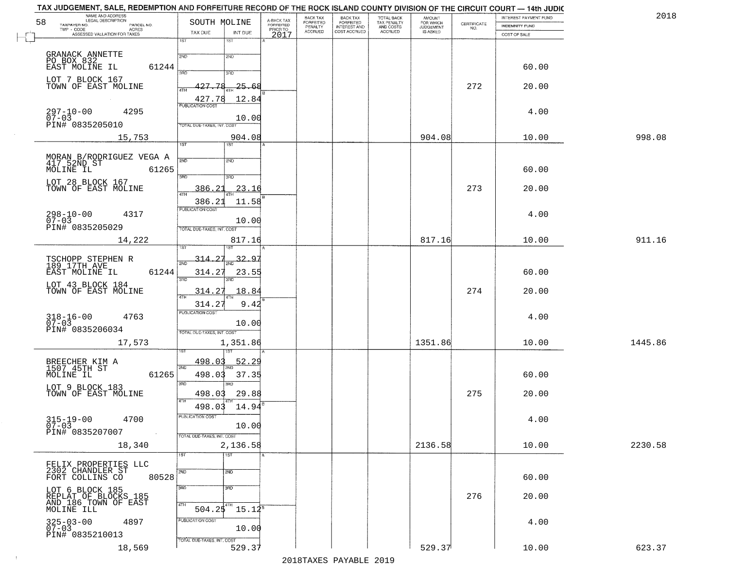TAX JUDGEMENT, SALE, REDEMPTION AND FORFEITURE RECORD OF THE ROCK ISLAND COUNTY DIVISION OF THE CIRCUIT COURT — 14th JUDIC

2018

| NAME AND ADDRESS / LEGAL DESCRIPTION / TAXPAYER NO. / PARCEL NO. / TWP - CODE / ACRES / ASSESSED VALUATION FOR TAXES | SOUTH MOLINE TAX DUE | INT DUE | A-BACK TAX FORFEITED PRIOR TO 2017 | BACK TAX FORFEITED PENALTY ACCRUED | BACK TAX FORFEITED INTEREST AND COST ACCRUED | TOTAL BACK TAX PENALTY AND COSTS ACCRUED | AMOUNT FOR WHICH JUDGEMENT IS ASKED | CERTIFICATE NO. | INTEREST PAYMENT FUND / INDEMNITY FUND / COST OF SALE | |
|---|---|---|---|---|---|---|---|---|---|---|
| GRANACK ANNETTE, PO BOX 832, EAST MOLINE IL 61244 | 1ST | 1ST | | | | | | | | |
| | 2ND | 2ND | | | | | | | 60.00 | |
| LOT 7 BLOCK 167, TOWN OF EAST MOLINE | 3RD 427.78 | 3RD 25.68 | | | | | | 272 | 20.00 | |
| | 4TH 427.78 | 4TH 12.84 | | | | | | | | |
| 297-10-00 4295, 07-03, PIN# 0835205010 | PUBLICATION COST | 10.00 | | | | | | | 4.00 | |
| 15,753 | TOTAL DUE-TAXES, INT. COST | 904.08 | | | | | 904.08 | | 10.00 | 998.08 |
| MORAN B/RODRIGUEZ VEGA A, 417 52ND ST, MOLINE IL 61265 | 1ST | 1ST | | | | | | | | |
| | 2ND | 2ND | | | | | | | 60.00 | |
| LOT 28 BLOCK 167, TOWN OF EAST MOLINE | 3RD 386.21 | 3RD 23.16 | | | | | | 273 | 20.00 | |
| | 4TH 386.21 | 4TH 11.58 | | | | | | | | |
| 298-10-00 4317, 07-03, PIN# 0835205029 | PUBLICATION COST | 10.00 | | | | | | | 4.00 | |
| 14,222 | TOTAL DUE-TAXES, INT. COST | 817.16 | | | | | 817.16 | | 10.00 | 911.16 |
| TSCHOPP STEPHEN R, 189 17TH AVE, EAST MOLINE IL 61244 | 1ST 314.27 | 1ST 32.97 | | | | | | | | |
| | 2ND 314.27 | 2ND 23.55 | | | | | | | 60.00 | |
| LOT 43 BLOCK 184, TOWN OF EAST MOLINE | 3RD 314.27 | 3RD 18.84 | | | | | | 274 | 20.00 | |
| | 4TH 314.27 | 4TH 9.42 | | | | | | | | |
| 318-16-00 4763, 07-03, PIN# 0835206034 | PUBLICATION COST | 10.00 | | | | | | | 4.00 | |
| 17,573 | TOTAL DUE-TAXES, INT. COST | 1,351.86 | | | | | 1351.86 | | 10.00 | 1445.86 |
| BREECHER KIM A, 1507 45TH ST, MOLINE IL 61265 | 1ST 498.03 | 1ST 52.29 | | | | | | | | |
| | 2ND 498.03 | 2ND 37.35 | | | | | | | 60.00 | |
| LOT 9 BLOCK 183, TOWN OF EAST MOLINE | 3RD 498.03 | 3RD 29.88 | | | | | | 275 | 20.00 | |
| | 4TH 498.03 | 4TH 14.94 | | | | | | | | |
| 315-19-00 4700, 07-03, PIN# 0835207007 | PUBLICATION COST | 10.00 | | | | | | | 4.00 | |
| 18,340 | TOTAL DUE-TAXES, INT. COST | 2,136.58 | | | | | 2136.58 | | 10.00 | 2230.58 |
| FELIX PROPERTIES LLC, 2302 CHANDLER ST, FORT COLLINS CO 80528 | 1ST | 1ST | | | | | | | | |
| | 2ND | 2ND | | | | | | | 60.00 | |
| LOT 6 BLOCK 185, REPLAT OF BLOCKS 185, AND 186 TOWN OF EAST MOLINE ILL | 3RD | 3RD | | | | | | 276 | 20.00 | |
| | 4TH 504.25 | 4TH 15.12 | | | | | | | | |
| 325-03-00 4897, 07-03, PIN# 0835210013 | PUBLICATION COST | 10.00 | | | | | | | 4.00 | |
| 18,569 | TOTAL DUE-TAXES, INT. COST | 529.37 | | | | | 529.37 | | 10.00 | 623.37 |

2018TAXES PAYABLE 2019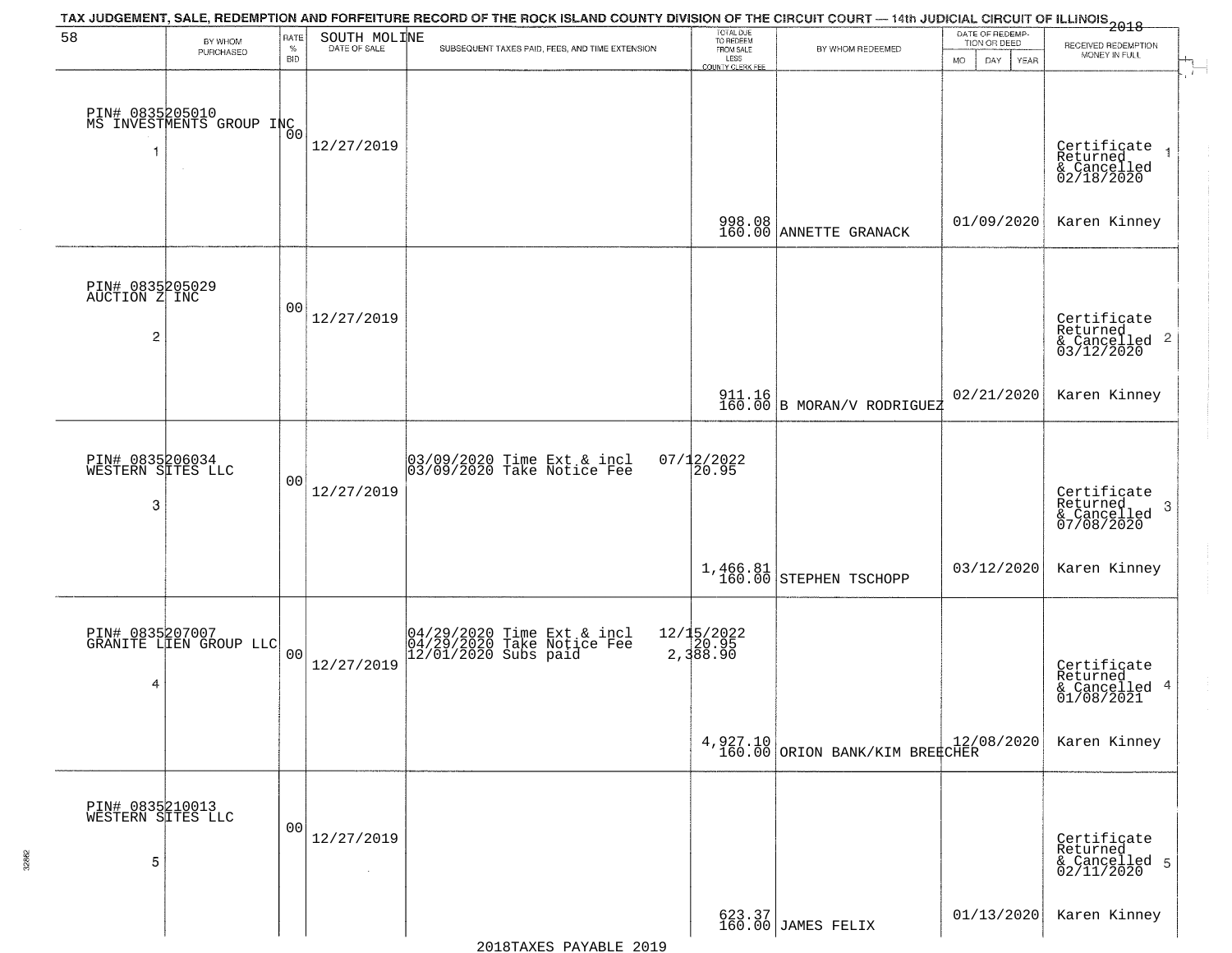TAX JUDGEMENT, SALE, REDEMPTION AND FORFEITURE RECORD OF THE ROCK ISLAND COUNTY DIVISION OF THE CIRCUIT COURT — 14th JUDICIAL CIRCUIT OF ILLINOIS 2018

| 58 | BY WHOM PURCHASED | RATE % BID | SOUTH MOLINE DATE OF SALE | SUBSEQUENT TAXES PAID, FEES, AND TIME EXTENSION | TOTAL DUE TO REDEEM FROM SALE LESS COUNTY CLERK FEE | BY WHOM REDEEMED | DATE OF REDEMPTION OR DEED MO DAY YEAR | RECEIVED REDEMPTION MONEY IN FULL |
|---|---|---|---|---|---|---|---|---|
| 1 | PIN# 0835205010 MS INVESTMENTS GROUP INC | 00 | 12/27/2019 | | 998.08 160.00 | ANNETTE GRANACK | 01/09/2020 | Certificate Returned & Cancelled 02/18/2020 Karen Kinney |
| 2 | PIN# 0835205029 AUCTION Z INC | 00 | 12/27/2019 | | 911.16 160.00 | B MORAN/V RODRIGUEZ | 02/21/2020 | Certificate Returned & Cancelled 03/12/2020 Karen Kinney |
| 3 | PIN# 0835206034 WESTERN SITES LLC | 00 | 12/27/2019 | 03/09/2020 Time Ext & incl 07/12/2022; 03/09/2020 Take Notice Fee 20.95 | 1,466.81 160.00 | STEPHEN TSCHOPP | 03/12/2020 | Certificate Returned & Cancelled 07/08/2020 Karen Kinney |
| 4 | PIN# 0835207007 GRANITE LIEN GROUP LLC | 00 | 12/27/2019 | 04/29/2020 Time Ext & incl 12/15/2022; 04/29/2020 Take Notice Fee 20.95; 12/01/2020 Subs paid 2,388.90 | 4,927.10 160.00 | ORION BANK/KIM BREECHER | 12/08/2020 | Certificate Returned & Cancelled 01/08/2021 Karen Kinney |
| 5 | PIN# 0835210013 WESTERN SITES LLC | 00 | 12/27/2019 | | 623.37 160.00 | JAMES FELIX | 01/13/2020 | Certificate Returned & Cancelled 02/11/2020 Karen Kinney |

2018TAXES PAYABLE 2019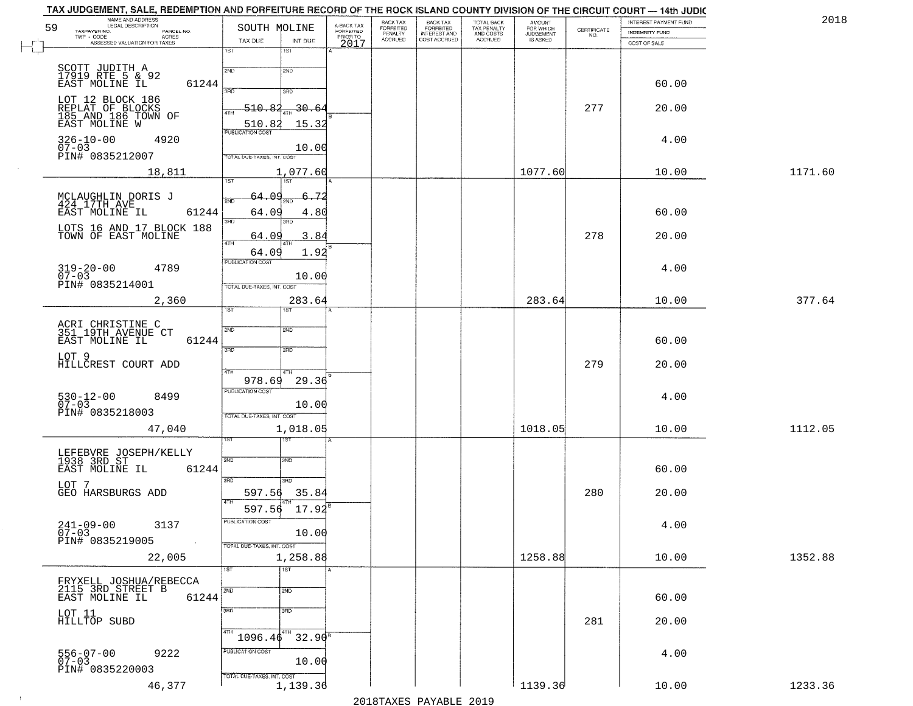TAX JUDGEMENT, SALE, REDEMPTION AND FORFEITURE RECORD OF THE ROCK ISLAND COUNTY DIVISION OF THE CIRCUIT COURT — 14th JUDIC

2018

| NAME AND ADDRESS / LEGAL DESCRIPTION / TAXPAYER NO. / PARCEL NO. / TWP - CODE / ACRES / ASSESSED VALUATION FOR TAXES | SOUTH MOLINE TAX DUE | INT DUE | A-BACK TAX FORFEITED PRIOR TO 2017 | BACK TAX FORFEITED PENALTY ACCRUED | BACK TAX FORFEITED INTEREST AND COST ACCRUED | TOTAL BACK TAX PENALTY AND COSTS ACCRUED | AMOUNT FOR WHICH JUDGEMENT IS ASKED | CERTIFICATE NO. | INTEREST PAYMENT FUND / INDEMNITY FUND / COST OF SALE | |
|---|---|---|---|---|---|---|---|---|---|---|
| SCOTT JUDITH A 17919 RTE 5 & 92 EAST MOLINE IL 61244 | 1ST | 1ST | | | | | | | | |
| | 2ND | 2ND | | | | | | | 60.00 | |
| LOT 12 BLOCK 186 REPLAT OF BLOCKS 185 AND 186 TOWN OF EAST MOLINE W | 3RD 510.82 | 3RD 30.64 | | | | | | 277 | 20.00 | |
| | 4TH 510.82 | 4TH 15.32 | | | | | | | | |
| 326-10-00 4920 07-03 PIN# 0835212007 | PUBLICATION COST | 10.00 | | | | | | | 4.00 | |
| 18,811 | TOTAL DUE-TAXES, INT. COST | 1,077.60 | | | | | 1077.60 | | 10.00 | 1171.60 |
| MCLAUGHLIN DORIS J 424 17TH AVE EAST MOLINE IL 61244 | 1ST 64.09 | 1ST 6.72 | | | | | | | | |
| | 2ND 64.09 | 2ND 4.80 | | | | | | | 60.00 | |
| LOTS 16 AND 17 BLOCK 188 TOWN OF EAST MOLINE | 3RD 64.09 | 3RD 3.84 | | | | | | 278 | 20.00 | |
| | 4TH 64.09 | 4TH 1.92 | | | | | | | | |
| 319-20-00 4789 07-03 PIN# 0835214001 | PUBLICATION COST | 10.00 | | | | | | | 4.00 | |
| 2,360 | TOTAL DUE-TAXES, INT. COST | 283.64 | | | | | 283.64 | | 10.00 | 377.64 |
| ACRI CHRISTINE C 351 19TH AVENUE CT EAST MOLINE IL 61244 | 1ST | 1ST | | | | | | | | |
| | 2ND | 2ND | | | | | | | 60.00 | |
| LOT 9 HILLCREST COURT ADD | 3RD | 3RD | | | | | | 279 | 20.00 | |
| | 4TH 978.69 | 4TH 29.36 | | | | | | | | |
| 530-12-00 8499 07-03 PIN# 0835218003 | PUBLICATION COST | 10.00 | | | | | | | 4.00 | |
| 47,040 | TOTAL DUE-TAXES, INT. COST | 1,018.05 | | | | | 1018.05 | | 10.00 | 1112.05 |
| LEFEBVRE JOSEPH/KELLY 1938 3RD ST EAST MOLINE IL 61244 | 1ST | 1ST | | | | | | | | |
| | 2ND | 2ND | | | | | | | 60.00 | |
| LOT 7 GEO HARSBURGS ADD | 3RD 597.56 | 3RD 35.84 | | | | | | 280 | 20.00 | |
| | 4TH 597.56 | 4TH 17.92 | | | | | | | | |
| 241-09-00 3137 07-03 PIN# 0835219005 | PUBLICATION COST | 10.00 | | | | | | | 4.00 | |
| 22,005 | TOTAL DUE-TAXES, INT. COST | 1,258.88 | | | | | 1258.88 | | 10.00 | 1352.88 |
| FRYXELL JOSHUA/REBECCA 2115 3RD STREET B EAST MOLINE IL 61244 | 1ST | 1ST | | | | | | | | |
| | 2ND | 2ND | | | | | | | 60.00 | |
| LOT 11 HILLTOP SUBD | 3RD | 3RD | | | | | | 281 | 20.00 | |
| | 4TH 1096.46 | 4TH 32.90 | | | | | | | | |
| 556-07-00 9222 07-03 PIN# 0835220003 | PUBLICATION COST | 10.00 | | | | | | | 4.00 | |
| 46,377 | TOTAL DUE-TAXES, INT. COST | 1,139.36 | | | | | 1139.36 | | 10.00 | 1233.36 |

2018TAXES PAYABLE 2019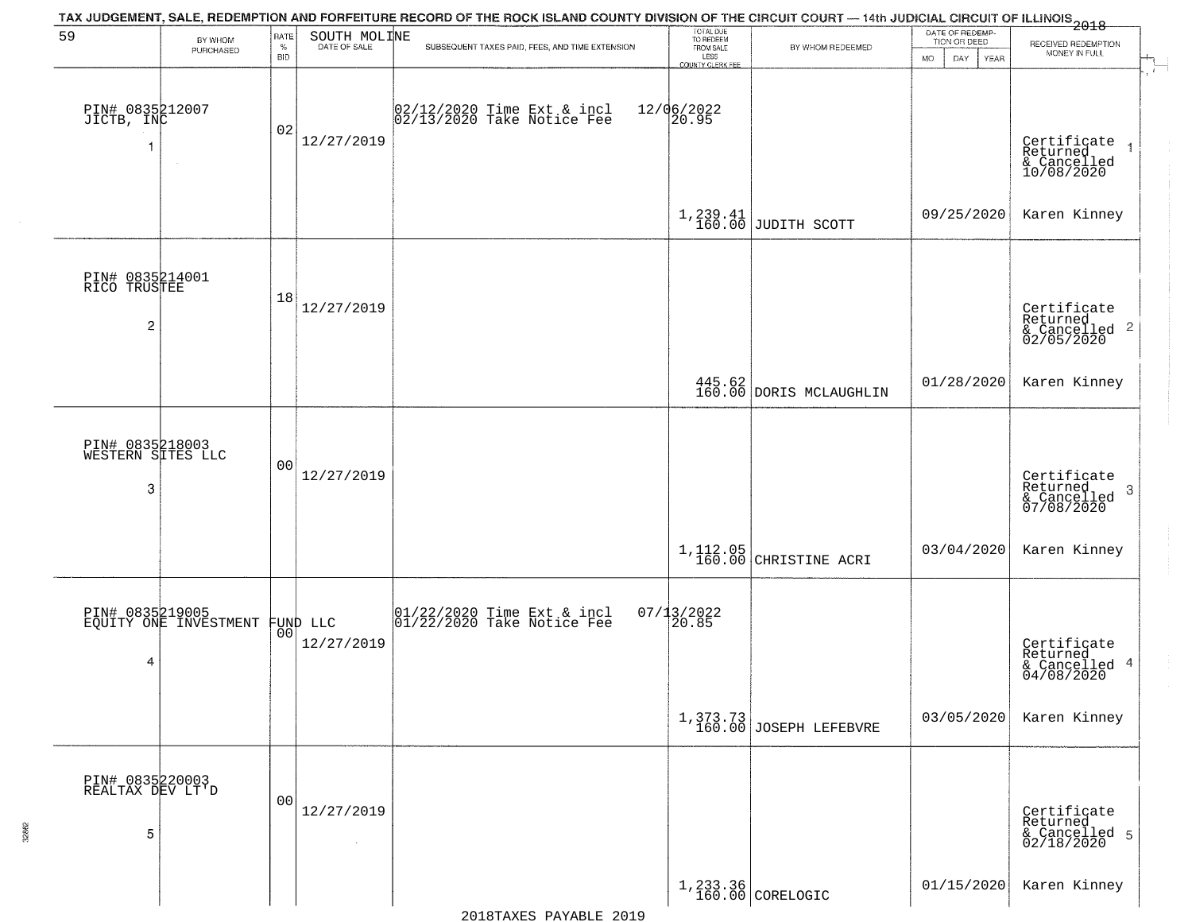# TAX JUDGEMENT, SALE, REDEMPTION AND FORFEITURE RECORD OF THE ROCK ISLAND COUNTY DIVISION OF THE CIRCUIT COURT — 14th JUDICIAL CIRCUIT OF ILLINOIS 2018

59 — SOUTH MOLINE

| BY WHOM PURCHASED | RATE % BID | DATE OF SALE | SUBSEQUENT TAXES PAID, FEES, AND TIME EXTENSION | TOTAL DUE TO REDEEM FROM SALE LESS COUNTY CLERK FEE | BY WHOM REDEEMED | DATE OF REDEMPTION OR DEED MO DAY YEAR | RECEIVED REDEMPTION MONEY IN FULL |
|---|---|---|---|---|---|---|---|
| PIN# 0835212007 JICTB, INC 1 | 02 | 12/27/2019 | 02/12/2020 Time Ext & incl 12/06/2022<br>02/13/2020 Take Notice Fee 20.95 | 1,239.41<br>160.00 | JUDITH SCOTT | 09/25/2020 | Certificate Returned & Cancelled 10/08/2020 1<br>Karen Kinney |
| PIN# 0835214001 RICO TRUSTEE 2 | 18 | 12/27/2019 | | 445.62<br>160.00 | DORIS MCLAUGHLIN | 01/28/2020 | Certificate Returned & Cancelled 02/05/2020 2<br>Karen Kinney |
| PIN# 0835218003 WESTERN SITES LLC 3 | 00 | 12/27/2019 | | 1,112.05<br>160.00 | CHRISTINE ACRI | 03/04/2020 | Certificate Returned & Cancelled 07/08/2020 3<br>Karen Kinney |
| PIN# 0835219005 EQUITY ONE INVESTMENT FUND LLC 4 | 00 | 12/27/2019 | 01/22/2020 Time Ext & incl 07/13/2022<br>01/22/2020 Take Notice Fee 20.85 | 1,373.73<br>160.00 | JOSEPH LEFEBVRE | 03/05/2020 | Certificate Returned & Cancelled 04/08/2020 4<br>Karen Kinney |
| PIN# 0835220003 REALTAX DEV LT'D 5 | 00 | 12/27/2019 | | 1,233.36<br>160.00 | CORELOGIC | 01/15/2020 | Certificate Returned & Cancelled 02/18/2020 5<br>Karen Kinney |

2018TAXES PAYABLE 2019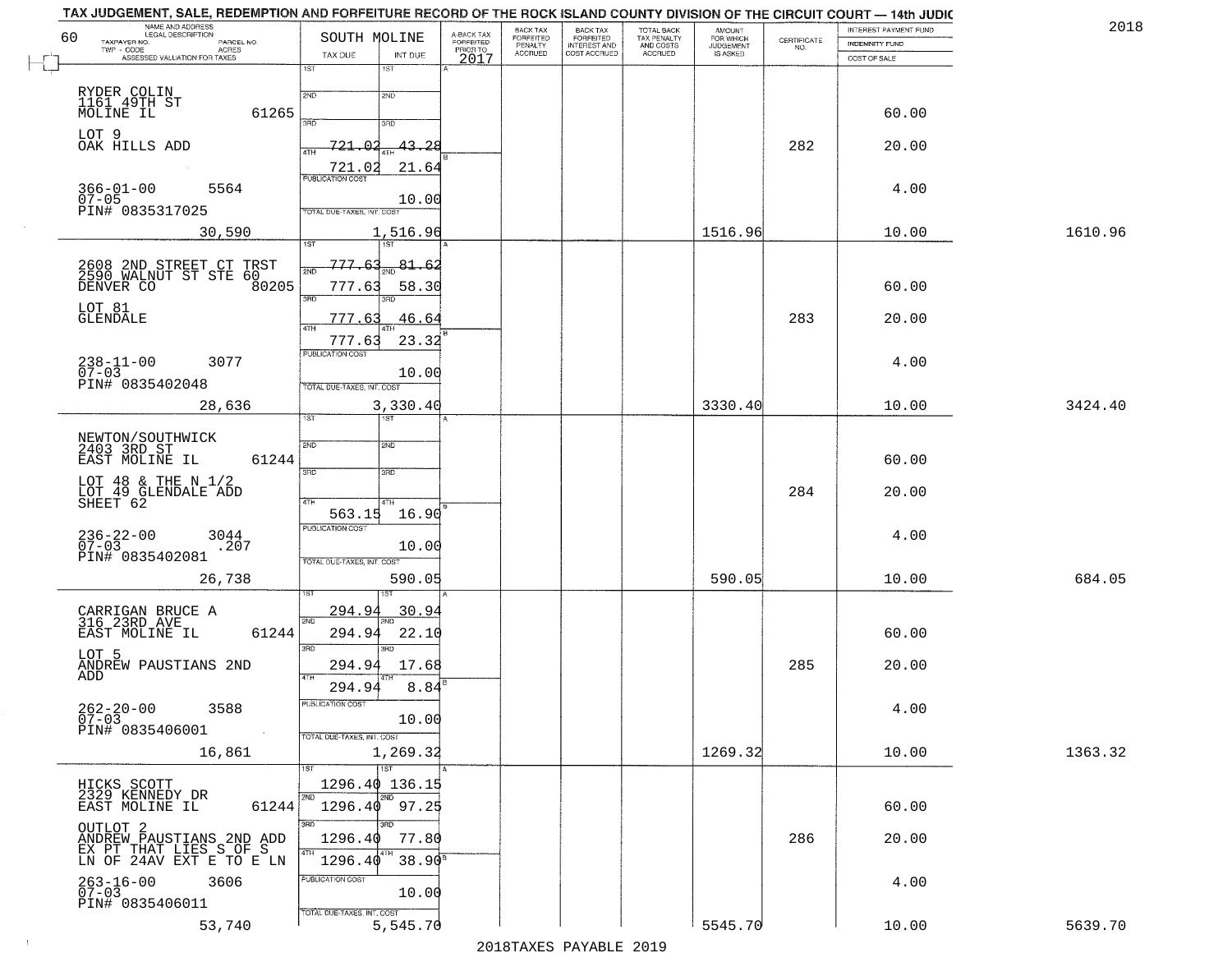TAX JUDGEMENT, SALE, REDEMPTION AND FORFEITURE RECORD OF THE ROCK ISLAND COUNTY DIVISION OF THE CIRCUIT COURT — 14th JUDIC

2018

| 60 NAME AND ADDRESS / LEGAL DESCRIPTION / TAXPAYER NO. / PARCEL NO. / TWP - CODE / ACRES / ASSESSED VALUATION FOR TAXES | SOUTH MOLINE TAX DUE | INT DUE | A-BACK TAX FORFEITED PRIOR TO 2017 | BACK TAX FORFEITED PENALTY ACCRUED | BACK TAX FORFEITED INTEREST AND COST ACCRUED | TOTAL BACK TAX PENALTY AND COSTS ACCRUED | AMOUNT FOR WHICH JUDGEMENT IS ASKED | CERTIFICATE NO. | INTEREST PAYMENT FUND / INDEMNITY FUND / COST OF SALE | |
|---|---|---|---|---|---|---|---|---|---|---|
| RYDER COLIN<br>1161 49TH ST<br>MOLINE IL 61265<br>LOT 9<br>OAK HILLS ADD<br>366-01-00 5564<br>07-05<br>PIN# 0835317025<br>30,590 | 1ST<br>2ND<br>3RD<br>4TH 721.02<br>721.02<br>PUBLICATION COST<br>TOTAL DUE-TAXES, INT. COST | 1ST<br>2ND<br>3RD 43.28<br>4TH 21.64<br>10.00<br>1,516.96 | | | | | 1516.96 | 282 | 60.00<br>20.00<br>4.00<br>10.00 | 1610.96 |
| 2608 2ND STREET CT TRST<br>2590 WALNUT ST STE 60<br>DENVER CO 80205<br>LOT 81<br>GLENDALE<br>238-11-00 3077<br>07-03<br>PIN# 0835402048<br>28,636 | 1ST 777.63<br>2ND 777.63<br>3RD 777.63<br>4TH 777.63<br>PUBLICATION COST<br>TOTAL DUE-TAXES, INT. COST | 81.62<br>58.30<br>46.64<br>23.32<br>10.00<br>3,330.40 | | | | | 3330.40 | 283 | 60.00<br>20.00<br>4.00<br>10.00 | 3424.40 |
| NEWTON/SOUTHWICK<br>2403 3RD ST<br>EAST MOLINE IL 61244<br>LOT 48 & THE N 1/2<br>LOT 49 GLENDALE ADD<br>SHEET 62<br>236-22-00 3044<br>07-03 .207<br>PIN# 0835402081<br>26,738 | 1ST<br>2ND<br>3RD<br>4TH 563.15<br>PUBLICATION COST<br>TOTAL DUE-TAXES, INT. COST | 1ST<br>2ND<br>3RD<br>4TH 16.90<br>10.00<br>590.05 | | | | | 590.05 | 284 | 60.00<br>20.00<br>4.00<br>10.00 | 684.05 |
| CARRIGAN BRUCE A<br>316 23RD AVE<br>EAST MOLINE IL 61244<br>LOT 5<br>ANDREW PAUSTIANS 2ND ADD<br>262-20-00 3588<br>07-03<br>PIN# 0835406001<br>16,861 | 1ST 294.94<br>2ND 294.94<br>3RD 294.94<br>4TH 294.94<br>PUBLICATION COST<br>TOTAL DUE-TAXES, INT. COST | 30.94<br>22.10<br>17.68<br>8.84<br>10.00<br>1,269.32 | | | | | 1269.32 | 285 | 60.00<br>20.00<br>4.00<br>10.00 | 1363.32 |
| HICKS SCOTT<br>2329 KENNEDY DR<br>EAST MOLINE IL 61244<br>OUTLOT 2<br>ANDREW PAUSTIANS 2ND ADD<br>EX PT THAT LIES S OF S<br>LN OF 24AV EXT E TO E LN<br>263-16-00 3606<br>07-03<br>PIN# 0835406011<br>53,740 | 1ST 1296.40<br>2ND 1296.40<br>3RD 1296.40<br>4TH 1296.40<br>PUBLICATION COST<br>TOTAL DUE-TAXES, INT. COST | 136.15<br>97.25<br>77.80<br>38.90<br>10.00<br>5,545.70 | | | | | 5545.70 | 286 | 60.00<br>20.00<br>4.00<br>10.00 | 5639.70 |

2018TAXES PAYABLE 2019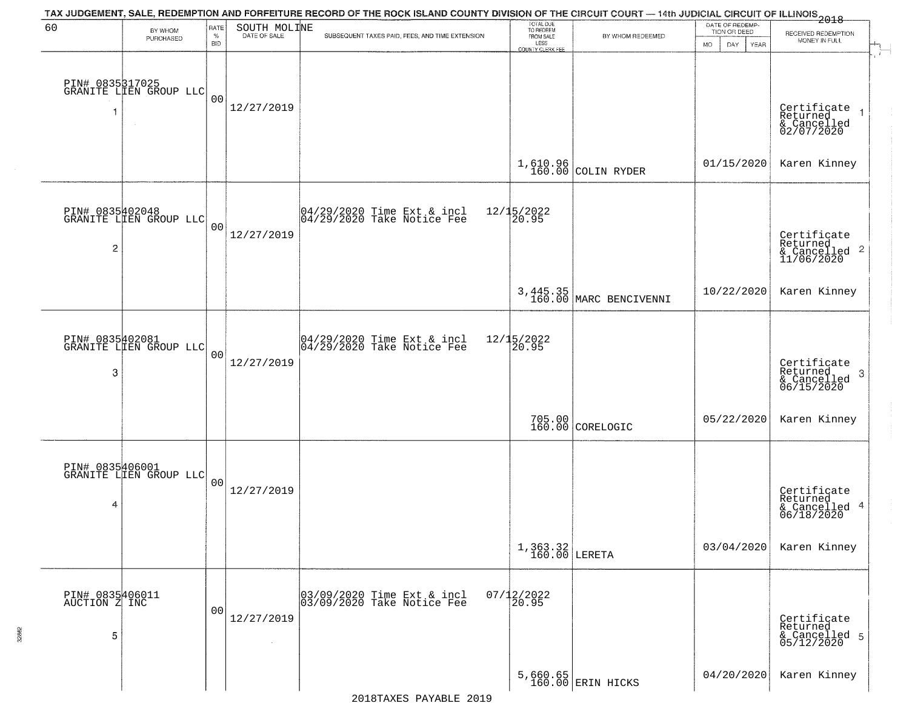TAX JUDGEMENT, SALE, REDEMPTION AND FORFEITURE RECORD OF THE ROCK ISLAND COUNTY DIVISION OF THE CIRCUIT COURT — 14th JUDICIAL CIRCUIT OF ILLINOIS 2018

| 60 BY WHOM PURCHASED | RATE % BID | SOUTH MOLINE DATE OF SALE | SUBSEQUENT TAXES PAID, FEES, AND TIME EXTENSION | TOTAL DUE TO REDEEM FROM SALE LESS COUNTY CLERK FEE | BY WHOM REDEEMED | DATE OF REDEMPTION OR DEED MO DAY YEAR | RECEIVED REDEMPTION MONEY IN FULL |
|---|---|---|---|---|---|---|---|
| PIN# 0835317025 GRANITE LIEN GROUP LLC 1 | 00 | 12/27/2019 | | 1,610.96 160.00 | COLIN RYDER | 01/15/2020 | Certificate Returned & Cancelled 02/07/2020 Karen Kinney 1 |
| PIN# 0835402048 GRANITE LIEN GROUP LLC 2 | 00 | 12/27/2019 | 04/29/2020 Time Ext & incl 12/15/2022 04/29/2020 Take Notice Fee 20.95 | 3,445.35 160.00 | MARC BENCIVENNI | 10/22/2020 | Certificate Returned & Cancelled 11/06/2020 Karen Kinney 2 |
| PIN# 0835402081 GRANITE LIEN GROUP LLC 3 | 00 | 12/27/2019 | 04/29/2020 Time Ext & incl 12/15/2022 04/29/2020 Take Notice Fee 20.95 | 705.00 160.00 | CORELOGIC | 05/22/2020 | Certificate Returned & Cancelled 06/15/2020 Karen Kinney 3 |
| PIN# 0835406001 GRANITE LIEN GROUP LLC 4 | 00 | 12/27/2019 | | 1,363.32 160.00 | LERETA | 03/04/2020 | Certificate Returned & Cancelled 06/18/2020 Karen Kinney 4 |
| PIN# 0835406011 AUCTION Z INC 5 | 00 | 12/27/2019 | 03/09/2020 Time Ext & incl 07/12/2022 03/09/2020 Take Notice Fee 20.95 | 5,660.65 160.00 | ERIN HICKS | 04/20/2020 | Certificate Returned & Cancelled 05/12/2020 Karen Kinney 5 |

2018TAXES PAYABLE 2019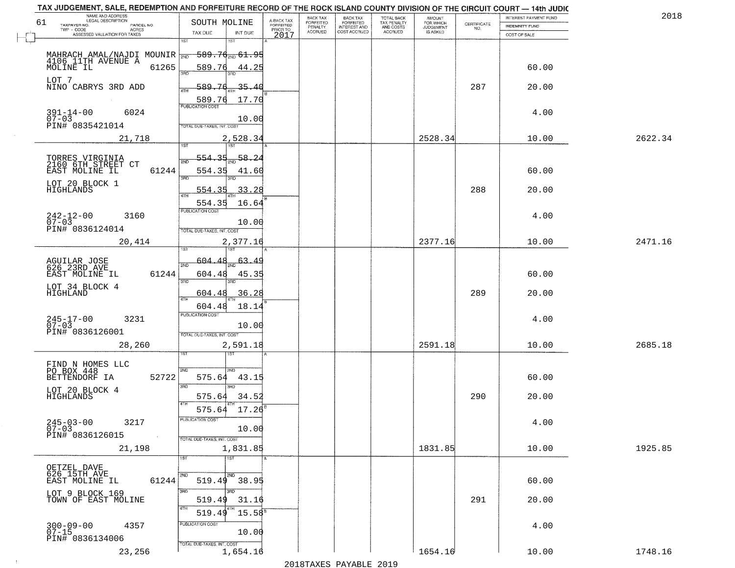TAX JUDGEMENT, SALE, REDEMPTION AND FORFEITURE RECORD OF THE ROCK ISLAND COUNTY DIVISION OF THE CIRCUIT COURT — 14th JUDIC

2018

61 SOUTH MOLINE

| NAME AND ADDRESS / LEGAL DESCRIPTION / TAXPAYER NO. / PARCEL NO. / TWP - CODE / ACRES / ASSESSED VALUATION FOR TAXES | TAX DUE | INT DUE | A-BACK TAX FORFEITED PRIOR TO 2017 | BACK TAX FORFEITED PENALTY ACCRUED | BACK TAX FORFEITED INTEREST AND COST ACCRUED | TOTAL BACK TAX PENALTY AND COSTS ACCRUED | AMOUNT FOR WHICH JUDGEMENT IS ASKED | CERTIFICATE NO. | INTEREST PAYMENT FUND / INDEMNITY FUND / COST OF SALE | |
|---|---|---|---|---|---|---|---|---|---|---|
| MAHRACH AMAL/NAJDI MOUNIR<br>4106 11TH AVENUE A<br>MOLINE IL 61265<br>LOT 7<br>NINO CABRYS 3RD ADD<br>391-14-00 6024<br>07-03<br>PIN# 0835421014<br>21,718 | 1ST<br>2ND 589.76<br>3RD 589.76<br>4TH 589.76<br>589.76<br>PUBLICATION COST<br>TOTAL DUE-TAXES, INT. COST 2,528.34 | 1ST<br>2ND 61.95<br>3RD 44.25<br>4TH 35.40<br>17.70<br>10.00 | | | | | 2528.34 | 287 | 60.00<br>20.00<br>4.00<br>10.00 | 2622.34 |
| TORRES VIRGINIA<br>2160 6TH STREET CT<br>EAST MOLINE IL 61244<br>LOT 20 BLOCK 1<br>HIGHLANDS<br>242-12-00 3160<br>07-03<br>PIN# 0836124014<br>20,414 | 1ST<br>2ND 554.35<br>3RD 554.35<br>4TH 554.35<br>554.35<br>PUBLICATION COST<br>TOTAL DUE-TAXES, INT. COST 2,377.16 | 1ST<br>2ND 58.24<br>3RD 41.60<br>4TH 33.28<br>16.64<br>10.00 | | | | | 2377.16 | 288 | 60.00<br>20.00<br>4.00<br>10.00 | 2471.16 |
| AGUILAR JOSE<br>626 23RD AVE<br>EAST MOLINE IL 61244<br>LOT 34 BLOCK 4<br>HIGHLAND<br>245-17-00 3231<br>07-03<br>PIN# 0836126001<br>28,260 | 1ST<br>2ND 604.48<br>3RD 604.48<br>4TH 604.48<br>604.48<br>PUBLICATION COST<br>TOTAL DUE-TAXES, INT. COST 2,591.18 | 1ST<br>2ND 63.49<br>3RD 45.35<br>4TH 36.28<br>18.14<br>10.00 | | | | | 2591.18 | 289 | 60.00<br>20.00<br>4.00<br>10.00 | 2685.18 |
| FIND N HOMES LLC<br>PO BOX 448<br>BETTENDORF IA 52722<br>LOT 20 BLOCK 4<br>HIGHLANDS<br>245-03-00 3217<br>07-03<br>PIN# 0836126015<br>21,198 | 1ST<br>2ND 575.64<br>3RD 575.64<br>4TH 575.64<br>PUBLICATION COST<br>TOTAL DUE-TAXES, INT. COST 1,831.85 | 1ST<br>2ND 43.15<br>3RD 34.52<br>4TH 17.26<br>10.00 | | | | | 1831.85 | 290 | 60.00<br>20.00<br>4.00<br>10.00 | 1925.85 |
| OETZEL DAVE<br>626 15TH AVE<br>EAST MOLINE IL 61244<br>LOT 9 BLOCK 169<br>TOWN OF EAST MOLINE<br>300-09-00 4357<br>07-15<br>PIN# 0836134006<br>23,256 | 1ST<br>2ND 519.49<br>3RD 519.49<br>4TH 519.49<br>PUBLICATION COST<br>TOTAL DUE-TAXES, INT. COST 1,654.16 | 1ST<br>2ND 38.95<br>3RD 31.16<br>4TH 15.58<br>10.00 | | | | | 1654.16 | 291 | 60.00<br>20.00<br>4.00<br>10.00 | 1748.16 |

2018TAXES PAYABLE 2019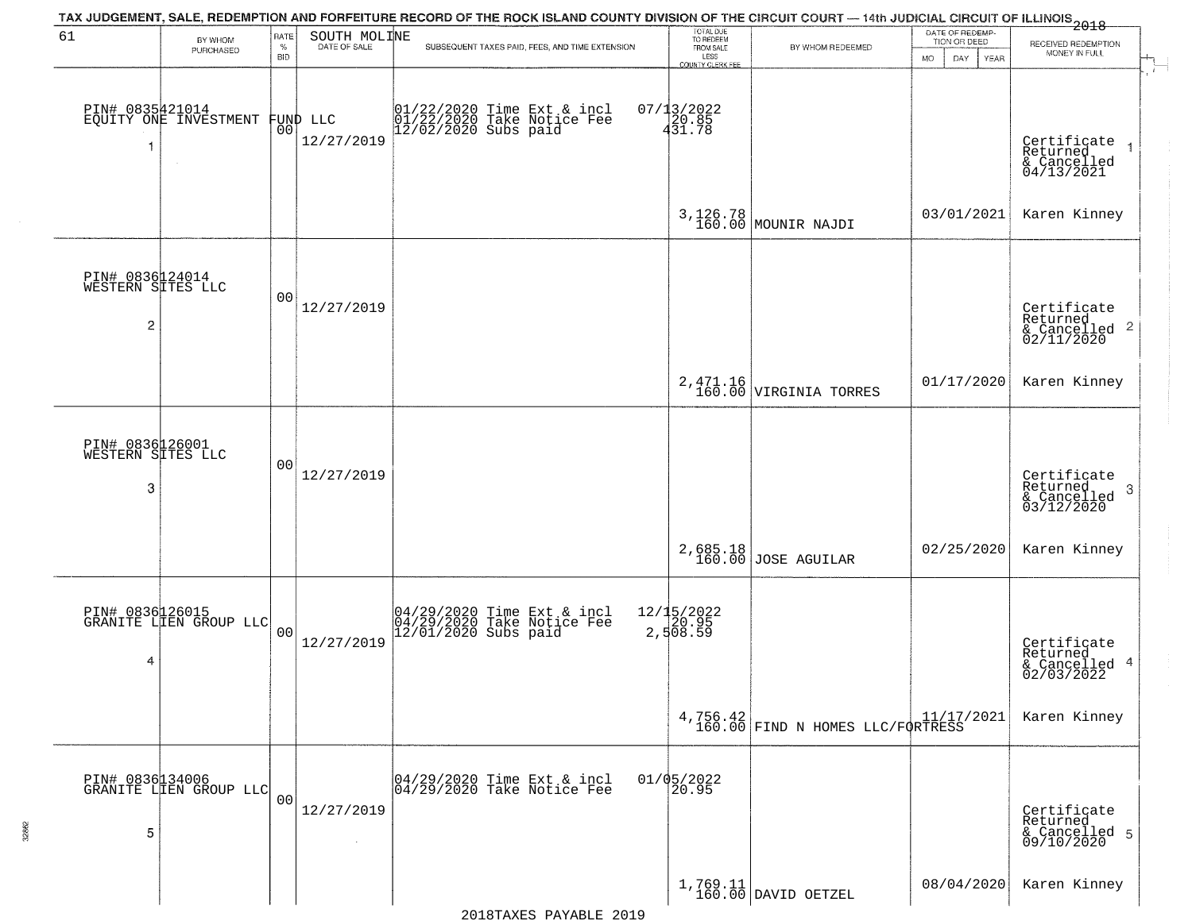TAX JUDGEMENT, SALE, REDEMPTION AND FORFEITURE RECORD OF THE ROCK ISLAND COUNTY DIVISION OF THE CIRCUIT COURT — 14th JUDICIAL CIRCUIT OF ILLINOIS 2018

| 61 | BY WHOM PURCHASED | RATE % BID | SOUTH MOLINE DATE OF SALE | SUBSEQUENT TAXES PAID, FEES, AND TIME EXTENSION | TOTAL DUE TO REDEEM FROM SALE LESS COUNTY CLERK FEE | BY WHOM REDEEMED | DATE OF REDEMPTION OR DEED MO DAY YEAR | RECEIVED REDEMPTION MONEY IN FULL |
|---|---|---|---|---|---|---|---|---|
| 1 | PIN# 0835421014 EQUITY ONE INVESTMENT FUND LLC | 00 | 12/27/2019 | 01/22/2020 Time Ext & incl<br>01/22/2020 Take Notice Fee<br>12/02/2020 Subs paid | 07/13/2022<br>20.85<br>431.78<br><br>3,126.78<br>160.00 | MOUNIR NAJDI | 03/01/2021 | Certificate Returned & Cancelled 04/13/2021<br>Karen Kinney |
| 2 | PIN# 0836124014 WESTERN SITES LLC | 00 | 12/27/2019 | | 2,471.16<br>160.00 | VIRGINIA TORRES | 01/17/2020 | Certificate Returned & Cancelled 02/11/2020<br>Karen Kinney |
| 3 | PIN# 0836126001 WESTERN SITES LLC | 00 | 12/27/2019 | | 2,685.18<br>160.00 | JOSE AGUILAR | 02/25/2020 | Certificate Returned & Cancelled 03/12/2020<br>Karen Kinney |
| 4 | PIN# 0836126015 GRANITE LIEN GROUP LLC | 00 | 12/27/2019 | 04/29/2020 Time Ext & incl<br>04/29/2020 Take Notice Fee<br>12/01/2020 Subs paid | 12/15/2022<br>20.95<br>2,508.59<br><br>4,756.42<br>160.00 | FIND N HOMES LLC/FORTRESS | 11/17/2021 | Certificate Returned & Cancelled 02/03/2022<br>Karen Kinney |
| 5 | PIN# 0836134006 GRANITE LIEN GROUP LLC | 00 | 12/27/2019 | 04/29/2020 Time Ext & incl<br>04/29/2020 Take Notice Fee | 01/05/2022<br>20.95<br><br>1,769.11<br>160.00 | DAVID OETZEL | 08/04/2020 | Certificate Returned & Cancelled 09/10/2020<br>Karen Kinney |

2018TAXES PAYABLE 2019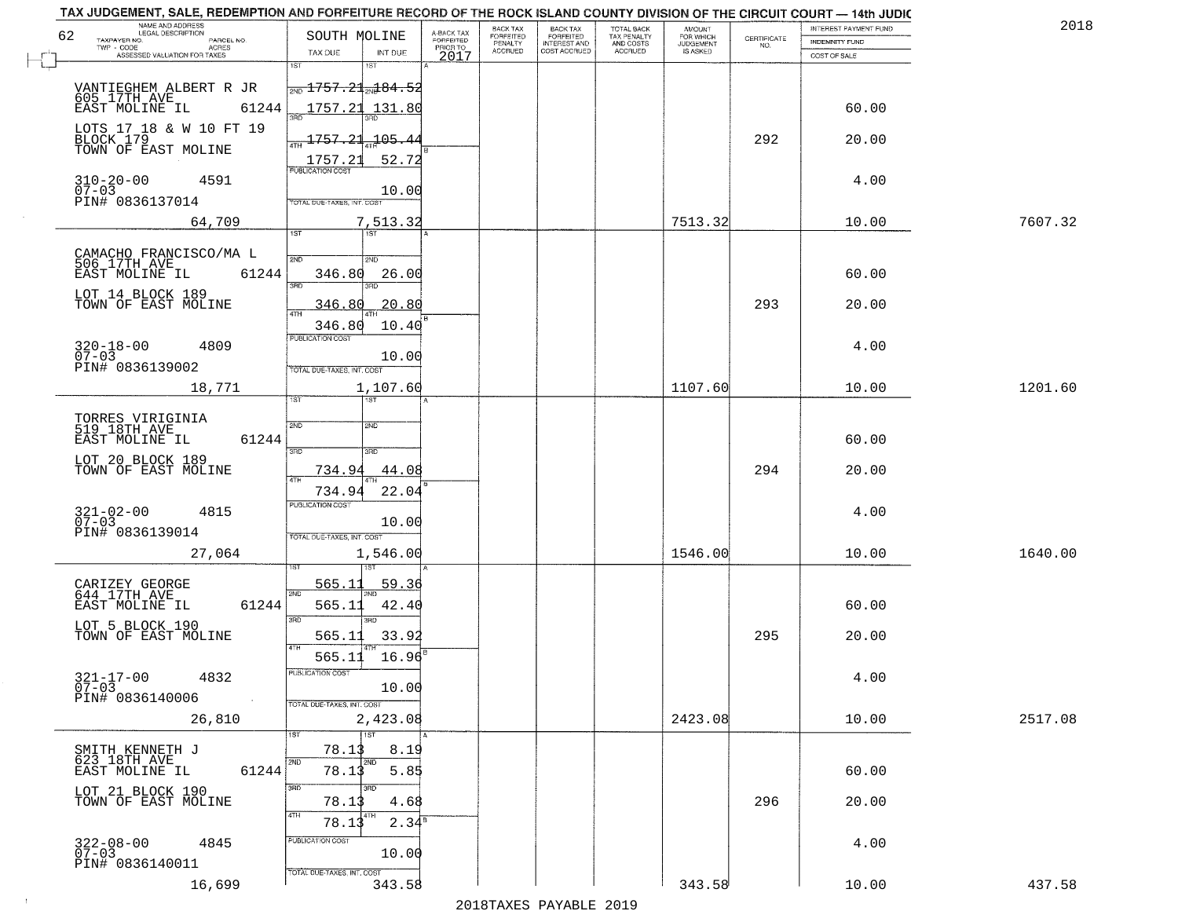TAX JUDGEMENT, SALE, REDEMPTION AND FORFEITURE RECORD OF THE ROCK ISLAND COUNTY DIVISION OF THE CIRCUIT COURT — 14th JUDIC

2018

| NAME AND ADDRESS / LEGAL DESCRIPTION / TAXPAYER NO. / PARCEL NO. / TWP - CODE / ACRES / ASSESSED VALUATION FOR TAXES | SOUTH MOLINE TAX DUE | INT DUE | A-BACK TAX FORFEITED PRIOR TO 2017 | BACK TAX FORFEITED PENALTY ACCRUED | BACK TAX FORFEITED INTEREST AND COST ACCRUED | TOTAL BACK TAX PENALTY AND COSTS ACCRUED | AMOUNT FOR WHICH JUDGEMENT IS ASKED | CERTIFICATE NO. | INTEREST PAYMENT FUND / INDEMNITY FUND / COST OF SALE | |
|---|---|---|---|---|---|---|---|---|---|---|
| 62 | | | | | | | | | | |
| VANTIEGHEM ALBERT R JR<br>605 17TH AVE<br>EAST MOLINE IL 61244 | 1ST<br>2ND 1757.21<br>3RD 1757.21 | 1ST<br>2ND 184.52<br>3RD 131.80 | | | | | | | 60.00 | |
| LOTS 17 18 & W 10 FT 19<br>BLOCK 179<br>TOWN OF EAST MOLINE | 4TH 1757.21<br>1757.21 | 4TH 105.44<br>52.72 | | | | | | 292 | 20.00 | |
| 310-20-00 4591<br>07-03<br>PIN# 0836137014 | PUBLICATION COST | 10.00 | | | | | | | 4.00 | |
| 64,709 | TOTAL DUE-TAXES, INT. COST | 7,513.32 | | | | | 7513.32 | | 10.00 | 7607.32 |
| CAMACHO FRANCISCO/MA L<br>506 17TH AVE<br>EAST MOLINE IL 61244 | 1ST<br>2ND<br>3RD 346.80 | 1ST<br>2ND<br>3RD 26.00 | | | | | | | 60.00 | |
| LOT 14 BLOCK 189<br>TOWN OF EAST MOLINE | 4TH 346.80<br>346.80 | 4TH 20.80<br>10.40 | | | | | | 293 | 20.00 | |
| 320-18-00 4809<br>07-03<br>PIN# 0836139002 | PUBLICATION COST | 10.00 | | | | | | | 4.00 | |
| 18,771 | TOTAL DUE-TAXES, INT. COST | 1,107.60 | | | | | 1107.60 | | 10.00 | 1201.60 |
| TORRES VIRIGINIA<br>519 18TH AVE<br>EAST MOLINE IL 61244 | 1ST<br>2ND<br>3RD | 1ST<br>2ND<br>3RD | | | | | | | 60.00 | |
| LOT 20 BLOCK 189<br>TOWN OF EAST MOLINE | 734.94<br>4TH 734.94 | 44.08<br>4TH 22.04 | | | | | | 294 | 20.00 | |
| 321-02-00 4815<br>07-03<br>PIN# 0836139014 | PUBLICATION COST | 10.00 | | | | | | | 4.00 | |
| 27,064 | TOTAL DUE-TAXES, INT. COST | 1,546.00 | | | | | 1546.00 | | 10.00 | 1640.00 |
| CARIZEY GEORGE<br>644 17TH AVE<br>EAST MOLINE IL 61244 | 1ST 565.11<br>2ND 565.11<br>3RD | 1ST 59.36<br>2ND 42.40<br>3RD | | | | | | | 60.00 | |
| LOT 5 BLOCK 190<br>TOWN OF EAST MOLINE | 565.11<br>4TH 565.11 | 33.92<br>4TH 16.96 | | | | | | 295 | 20.00 | |
| 321-17-00 4832<br>07-03<br>PIN# 0836140006 | PUBLICATION COST | 10.00 | | | | | | | 4.00 | |
| 26,810 | TOTAL DUE-TAXES, INT. COST | 2,423.08 | | | | | 2423.08 | | 10.00 | 2517.08 |
| SMITH KENNETH J<br>623 18TH AVE<br>EAST MOLINE IL 61244 | 1ST 78.13<br>2ND 78.13<br>3RD | 1ST 8.19<br>2ND 5.85<br>3RD | | | | | | | 60.00 | |
| LOT 21 BLOCK 190<br>TOWN OF EAST MOLINE | 78.13<br>4TH 78.13 | 4.68<br>4TH 2.34 | | | | | | 296 | 20.00 | |
| 322-08-00 4845<br>07-03<br>PIN# 0836140011 | PUBLICATION COST | 10.00 | | | | | | | 4.00 | |
| 16,699 | TOTAL DUE-TAXES, INT. COST | 343.58 | | | | | 343.58 | | 10.00 | 437.58 |

2018TAXES PAYABLE 2019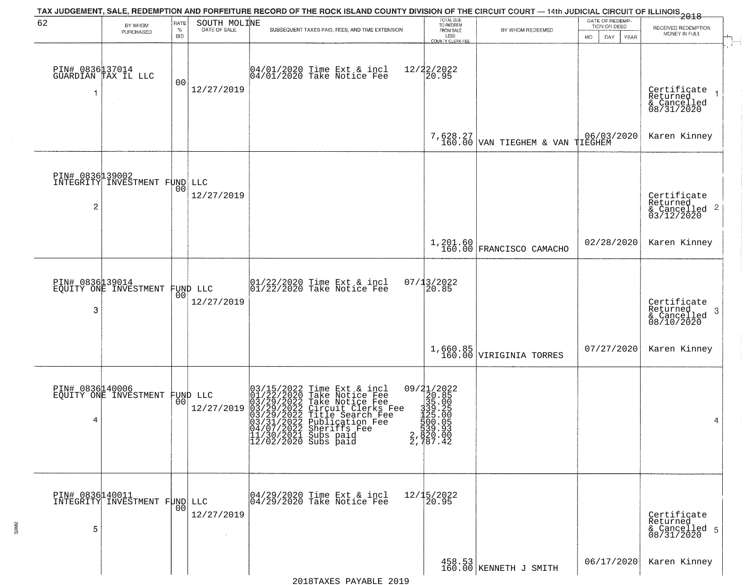# TAX JUDGEMENT, SALE, REDEMPTION AND FORFEITURE RECORD OF THE ROCK ISLAND COUNTY DIVISION OF THE CIRCUIT COURT — 14th JUDICIAL CIRCUIT OF ILLINOIS 2018

62 — SOUTH MOLINE

| BY WHOM PURCHASED | RATE % BID | DATE OF SALE | SUBSEQUENT TAXES PAID, FEES, AND TIME EXTENSION | TOTAL DUE TO REDEEM FROM SALE LESS COUNTY CLERK FEE | BY WHOM REDEEMED | DATE OF REDEMPTION OR DEED MO DAY YEAR | RECEIVED REDEMPTION MONEY IN FULL |
|---|---|---|---|---|---|---|---|
| PIN# 0836137014<br>GUARDIAN TAX IL LLC<br>1 | 00 | 12/27/2019 | 04/01/2020 Time Ext & incl 12/22/2022<br>04/01/2020 Take Notice Fee 20.95 | 7,628.27<br>160.00 | VAN TIEGHEM & VAN TIEGHEM | 06/03/2020 | Certificate Returned & Cancelled 08/31/2020<br>Karen Kinney |
| PIN# 0836139002<br>INTEGRITY INVESTMENT FUND LLC<br>2 | 00 | 12/27/2019 | | 1,201.60<br>160.00 | FRANCISCO CAMACHO | 02/28/2020 | Certificate Returned & Cancelled 03/12/2020<br>Karen Kinney |
| PIN# 0836139014<br>EQUITY ONE INVESTMENT FUND LLC<br>3 | 00 | 12/27/2019 | 01/22/2020 Time Ext & incl 07/13/2022<br>01/22/2020 Take Notice Fee 20.85 | 1,660.85<br>160.00 | VIRIGINIA TORRES | 07/27/2020 | Certificate Returned & Cancelled 08/10/2020<br>Karen Kinney |
| PIN# 0836140006<br>EQUITY ONE INVESTMENT FUND LLC<br>4 | 00 | 12/27/2019 | 03/15/2022 Time Ext & incl 09/21/2022<br>01/22/2020 Take Notice Fee 20.85<br>03/29/2022 Take Notice Fee 35.00<br>03/29/2022 Circuit Clerks Fee 339.25<br>03/29/2022 Title Search Fee 125.00<br>03/31/2022 Publication Fee 500.05<br>04/07/2022 Sheriffs Fee 539.93<br>11/30/2021 Subs paid 2,820.00<br>12/02/2020 Subs paid 2,787.42 | | | | 4 |
| PIN# 0836140011<br>INTEGRITY INVESTMENT FUND LLC<br>5 | 00 | 12/27/2019 | 04/29/2020 Time Ext & incl 12/15/2022<br>04/29/2020 Take Notice Fee 20.95 | 458.53<br>160.00 | KENNETH J SMITH | 06/17/2020 | Certificate Returned & Cancelled 08/31/2020<br>Karen Kinney |

2018TAXES PAYABLE 2019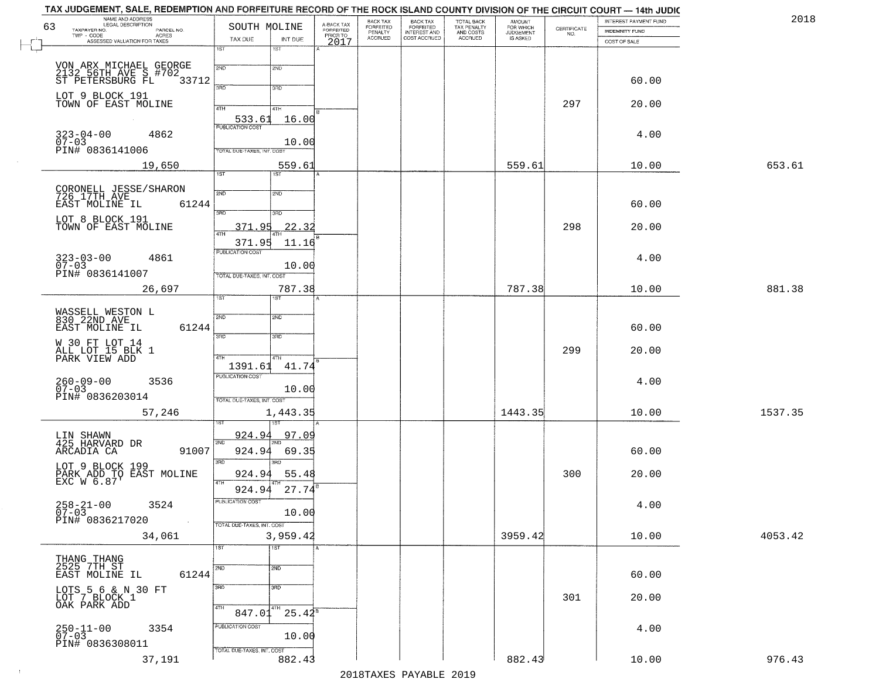TAX JUDGEMENT, SALE, REDEMPTION AND FORFEITURE RECORD OF THE ROCK ISLAND COUNTY DIVISION OF THE CIRCUIT COURT — 14th JUDIC

2018

| NAME AND ADDRESS / LEGAL DESCRIPTION / TAXPAYER NO. / PARCEL NO. / TWP - CODE / ACRES / ASSESSED VALUATION FOR TAXES | SOUTH MOLINE TAX DUE | INT DUE | A-BACK TAX FORFEITED PRIOR TO 2017 | BACK TAX FORFEITED PENALTY ACCRUED | BACK TAX FORFEITED INTEREST AND COST ACCRUED | TOTAL BACK TAX PENALTY AND COSTS ACCRUED | AMOUNT FOR WHICH JUDGEMENT IS ASKED | CERTIFICATE NO. | INTEREST PAYMENT FUND / INDEMNITY FUND / COST OF SALE | |
|---|---|---|---|---|---|---|---|---|---|---|
| 63 VON ARX MICHAEL GEORGE, 2132 56TH AVE S #702, ST PETERSBURG FL 33712; LOT 9 BLOCK 191 TOWN OF EAST MOLINE; 323-04-00 4862; 07-03; PIN# 0836141006; 19,650 | 4TH 533.61; PUBLICATION COST; TOTAL DUE-TAXES, INT. COST | 16.00; 10.00; 559.61 | | | | | 559.61 | 297 | 60.00; 20.00; 4.00; 10.00 | 653.61 |
| CORONELL JESSE/SHARON, 726 17TH AVE, EAST MOLINE IL 61244; LOT 8 BLOCK 191 TOWN OF EAST MOLINE; 323-03-00 4861; 07-03; PIN# 0836141007; 26,697 | 3RD 371.95; 4TH 371.95; PUBLICATION COST; TOTAL DUE-TAXES, INT. COST | 22.32; 11.16; 10.00; 787.38 | | | | | 787.38 | 298 | 60.00; 20.00; 4.00; 10.00 | 881.38 |
| WASSELL WESTON L, 830 22ND AVE, EAST MOLINE IL 61244; W 30 FT LOT 14 ALL LOT 15 BLK 1 PARK VIEW ADD; 260-09-00 3536; 07-03; PIN# 0836203014; 57,246 | 4TH 1391.61; PUBLICATION COST; TOTAL DUE-TAXES, INT. COST | 41.74; 10.00; 1,443.35 | | | | | 1443.35 | 299 | 60.00; 20.00; 4.00; 10.00 | 1537.35 |
| LIN SHAWN, 425 HARVARD DR, ARCADIA CA 91007; LOT 9 BLOCK 199 PARK ADD TO EAST MOLINE EXC W 6.87'; 258-21-00 3524; 07-03; PIN# 0836217020; 34,061 | 1ST 924.94; 2ND 924.94; 3RD 924.94; 4TH 924.94; PUBLICATION COST; TOTAL DUE-TAXES, INT. COST | 97.09; 69.35; 55.48; 27.74; 10.00; 3,959.42 | | | | | 3959.42 | 300 | 60.00; 20.00; 4.00; 10.00 | 4053.42 |
| THANG THANG, 2525 7TH ST, EAST MOLINE IL 61244; LOTS 5 6 & N 30 FT LOT 7 BLOCK 1 OAK PARK ADD; 250-11-00 3354; 07-03; PIN# 0836308011; 37,191 | 4TH 847.01; PUBLICATION COST; TOTAL DUE-TAXES, INT. COST | 25.42; 10.00; 882.43 | | | | | 882.43 | 301 | 60.00; 20.00; 4.00; 10.00 | 976.43 |

2018TAXES PAYABLE 2019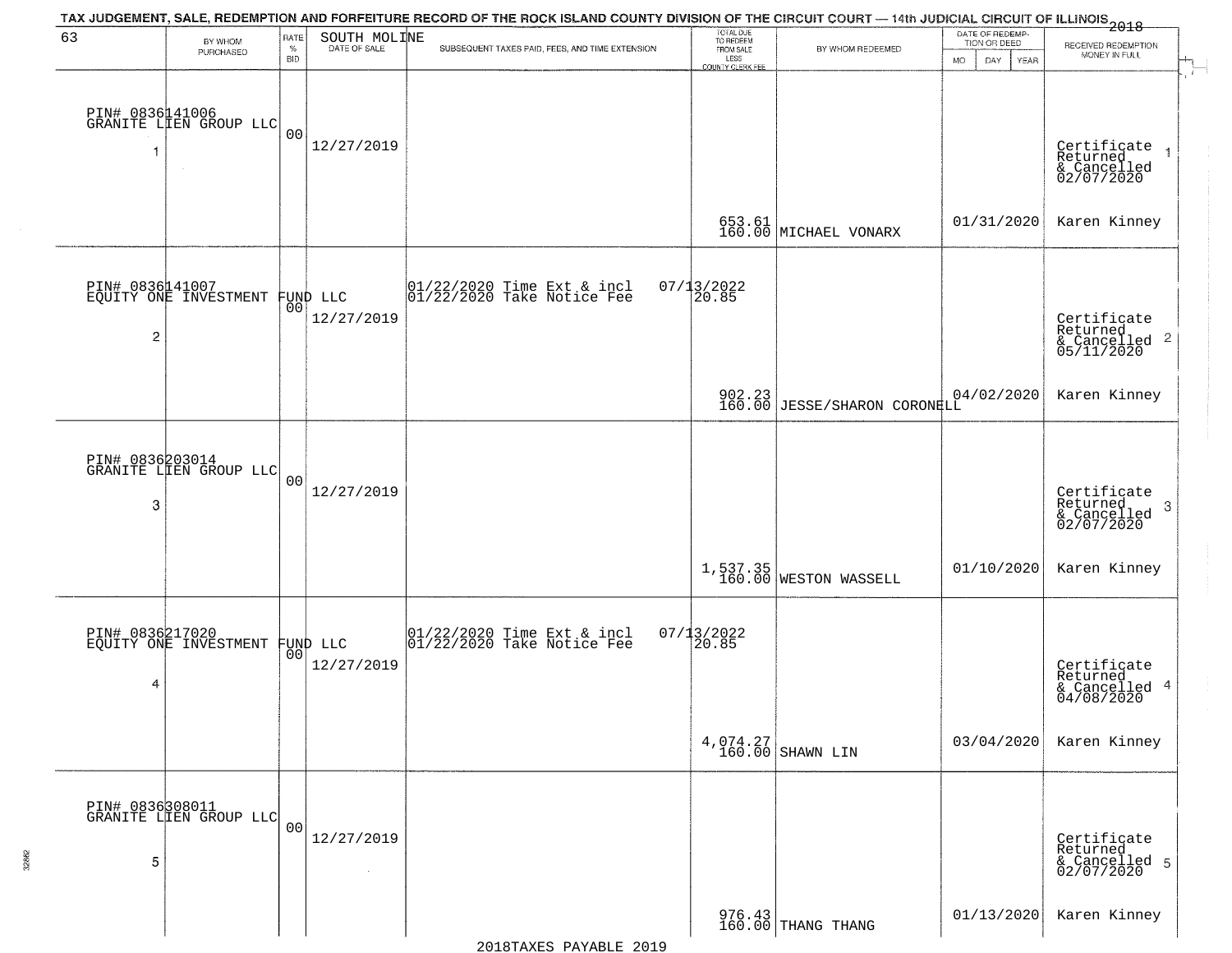TAX JUDGEMENT, SALE, REDEMPTION AND FORFEITURE RECORD OF THE ROCK ISLAND COUNTY DIVISION OF THE CIRCUIT COURT — 14th JUDICIAL CIRCUIT OF ILLINOIS 2018

63

| BY WHOM PURCHASED | RATE % BID | SOUTH MOLINE DATE OF SALE | SUBSEQUENT TAXES PAID, FEES, AND TIME EXTENSION | TOTAL DUE TO REDEEM FROM SALE LESS COUNTY CLERK FEE | BY WHOM REDEEMED | DATE OF REDEMPTION OR DEED MO DAY YEAR | RECEIVED REDEMPTION MONEY IN FULL |
|---|---|---|---|---|---|---|---|
| PIN# 0836141006 GRANITE LIEN GROUP LLC 1 | 00 | 12/27/2019 | | 653.61 160.00 | MICHAEL VONARX | 01/31/2020 | Certificate Returned & Cancelled 02/07/2020 Karen Kinney 1 |
| PIN# 0836141007 EQUITY ONE INVESTMENT FUND LLC 2 | 00 | 12/27/2019 | 01/22/2020 Time Ext & incl 07/13/2022 01/22/2020 Take Notice Fee 20.85 | 902.23 160.00 | JESSE/SHARON CORONELL | 04/02/2020 | Certificate Returned & Cancelled 05/11/2020 Karen Kinney 2 |
| PIN# 0836203014 GRANITE LIEN GROUP LLC 3 | 00 | 12/27/2019 | | 1,537.35 160.00 | WESTON WASSELL | 01/10/2020 | Certificate Returned & Cancelled 02/07/2020 Karen Kinney 3 |
| PIN# 0836217020 EQUITY ONE INVESTMENT FUND LLC 4 | 00 | 12/27/2019 | 01/22/2020 Time Ext & incl 07/13/2022 01/22/2020 Take Notice Fee 20.85 | 4,074.27 160.00 | SHAWN LIN | 03/04/2020 | Certificate Returned & Cancelled 04/08/2020 Karen Kinney 4 |
| PIN# 0836308011 GRANITE LIEN GROUP LLC 5 | 00 | 12/27/2019 | | 976.43 160.00 | THANG THANG | 01/13/2020 | Certificate Returned & Cancelled 02/07/2020 Karen Kinney 5 |

2018TAXES PAYABLE 2019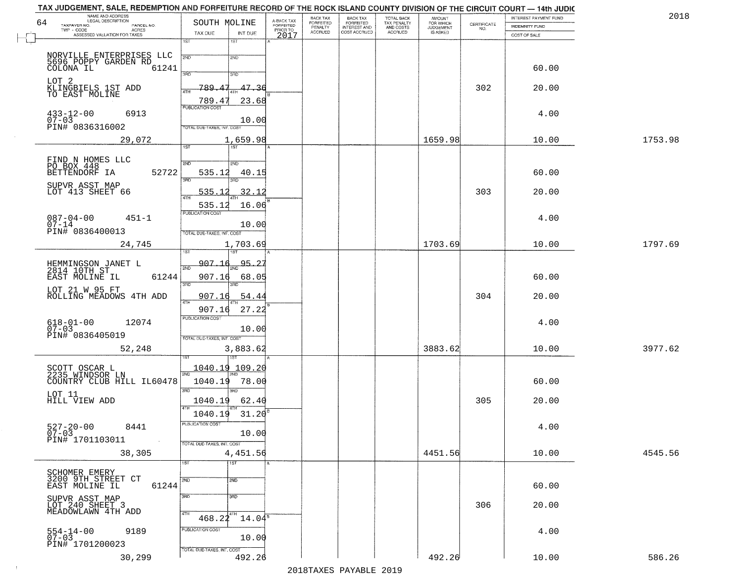TAX JUDGEMENT, SALE, REDEMPTION AND FORFEITURE RECORD OF THE ROCK ISLAND COUNTY DIVISION OF THE CIRCUIT COURT — 14th JUDIC

2018

| NAME AND ADDRESS / LEGAL DESCRIPTION / TAXPAYER NO. / PARCEL NO. / TWP - CODE / ACRES / ASSESSED VALUATION FOR TAXES | SOUTH MOLINE TAX DUE | INT DUE | A-BACK TAX FORFEITED PRIOR TO 2017 | BACK TAX FORFEITED PENALTY ACCRUED | BACK TAX FORFEITED INTEREST AND COST ACCRUED | TOTAL BACK TAX PENALTY AND COSTS ACCRUED | AMOUNT FOR WHICH JUDGEMENT IS ASKED | CERTIFICATE NO. | INTEREST PAYMENT FUND / INDEMNITY FUND / COST OF SALE | |
|---|---|---|---|---|---|---|---|---|---|---|
| NORVILLE ENTERPRISES LLC 5696 POPPY GARDEN RD COLONA IL 61241 | 1ST | 1ST | | | | | | | | |
| | 2ND | 2ND | | | | | | | 60.00 | |
| LOT 2 KLINGBIELS 1ST ADD TO EAST MOLINE | 3RD 789.47 | 3RD 47.36 | | | | | | 302 | 20.00 | |
| | 4TH 789.47 | 4TH 23.68 | | | | | | | | |
| 433-12-00 6913 07-03 PIN# 0836316002 | PUBLICATION COST | 10.00 | | | | | | | 4.00 | |
| 29,072 | TOTAL DUE-TAXES, INT. COST | 1,659.98 | | | | | 1659.98 | | 10.00 | 1753.98 |
| FIND N HOMES LLC PO BOX 448 BETTENDORF IA 52722 | 1ST | 1ST | | | | | | | | |
| | 2ND 535.12 | 2ND 40.15 | | | | | | | 60.00 | |
| SUPVR ASST MAP LOT 413 SHEET 66 | 3RD 535.12 | 3RD 32.12 | | | | | | 303 | 20.00 | |
| | 4TH 535.12 | 4TH 16.06 | | | | | | | | |
| 087-04-00 451-1 07-14 PIN# 0836400013 | PUBLICATION COST | 10.00 | | | | | | | 4.00 | |
| 24,745 | TOTAL DUE-TAXES, INT. COST | 1,703.69 | | | | | 1703.69 | | 10.00 | 1797.69 |
| HEMMINGSON JANET L 2814 10TH ST EAST MOLINE IL 61244 | 1ST 907.16 | 1ST 95.27 | | | | | | | | |
| | 2ND 907.16 | 2ND 68.05 | | | | | | | 60.00 | |
| LOT 21 W 95 FT ROLLING MEADOWS 4TH ADD | 3RD 907.16 | 3RD 54.44 | | | | | | 304 | 20.00 | |
| | 4TH 907.16 | 4TH 27.22 | | | | | | | | |
| 618-01-00 12074 07-03 PIN# 0836405019 | PUBLICATION COST | 10.00 | | | | | | | 4.00 | |
| 52,248 | TOTAL DUE-TAXES, INT. COST | 3,883.62 | | | | | 3883.62 | | 10.00 | 3977.62 |
| SCOTT OSCAR L 2235 WINDSOR LN COUNTRY CLUB HILL IL60478 | 1ST 1040.19 | 1ST 109.20 | | | | | | | | |
| | 2ND 1040.19 | 2ND 78.00 | | | | | | | 60.00 | |
| LOT 11 HILL VIEW ADD | 3RD 1040.19 | 3RD 62.40 | | | | | | 305 | 20.00 | |
| | 4TH 1040.19 | 4TH 31.20 | | | | | | | | |
| 527-20-00 8441 07-03 PIN# 1701103011 | PUBLICATION COST | 10.00 | | | | | | | 4.00 | |
| 38,305 | TOTAL DUE-TAXES, INT. COST | 4,451.56 | | | | | 4451.56 | | 10.00 | 4545.56 |
| SCHOMER EMERY 3200 9TH STREET CT EAST MOLINE IL 61244 | 1ST | 1ST | | | | | | | | |
| | 2ND | 2ND | | | | | | | 60.00 | |
| SUPVR ASST MAP LOT 240 SHEET 3 MEADOWLAWN 4TH ADD | 3RD | 3RD | | | | | | 306 | 20.00 | |
| | 4TH 468.22 | 4TH 14.04 | | | | | | | | |
| 554-14-00 9189 07-03 PIN# 1701200023 | PUBLICATION COST | 10.00 | | | | | | | 4.00 | |
| 30,299 | TOTAL DUE-TAXES, INT. COST | 492.26 | | | | | 492.26 | | 10.00 | 586.26 |

2018TAXES PAYABLE 2019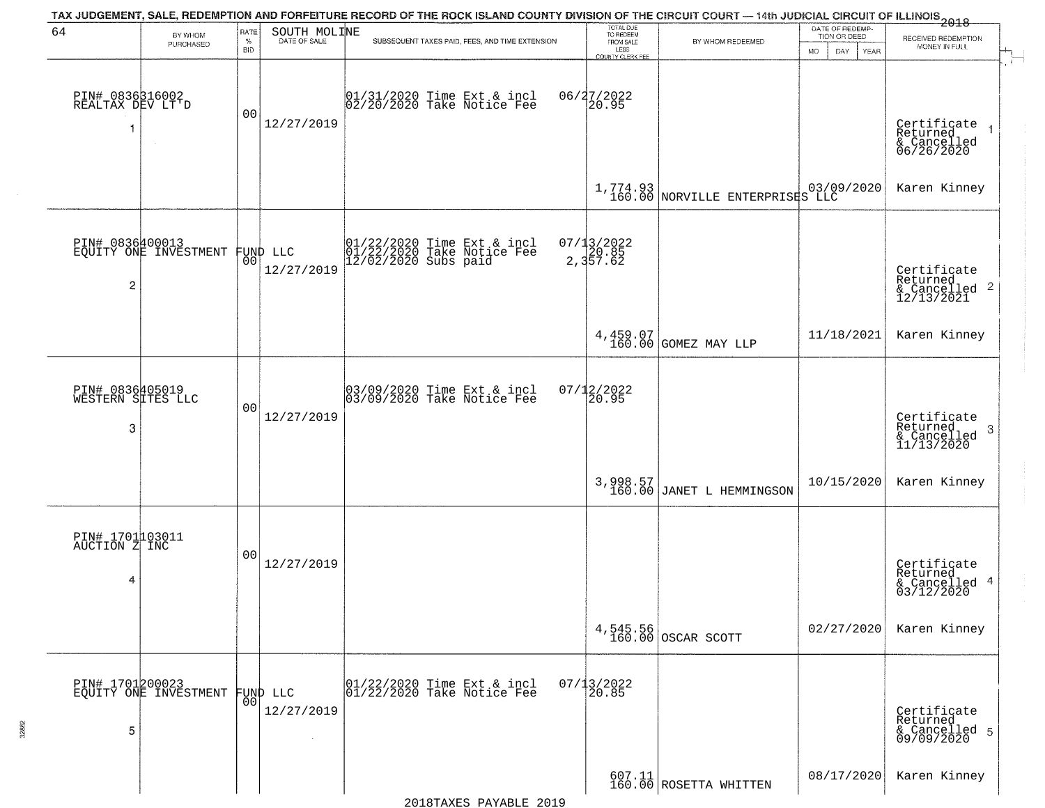TAX JUDGEMENT, SALE, REDEMPTION AND FORFEITURE RECORD OF THE ROCK ISLAND COUNTY DIVISION OF THE CIRCUIT COURT — 14th JUDICIAL CIRCUIT OF ILLINOIS 2018

SOUTH MOLINE

| # | BY WHOM PURCHASED | RATE % BID | DATE OF SALE | SUBSEQUENT TAXES PAID, FEES, AND TIME EXTENSION | TOTAL DUE TO REDEEM FROM SALE LESS COUNTY CLERK FEE | BY WHOM REDEEMED | DATE OF REDEMPTION OR DEED | RECEIVED REDEMPTION MONEY IN FULL |
|---|---|---|---|---|---|---|---|---|
| 1 | PIN# 0836316002 REALTAX DEV LT'D | 00 | 12/27/2019 | 01/31/2020 Time Ext & incl 06/27/2022; 02/20/2020 Take Notice Fee 20.95 | 1,774.93 160.00 | NORVILLE ENTERPRISES LLC | 03/09/2020 | Certificate Returned & Cancelled 06/26/2020 Karen Kinney |
| 2 | PIN# 0836400013 EQUITY ONE INVESTMENT FUND LLC | 00 | 12/27/2019 | 01/22/2020 Time Ext & incl 07/13/2022; 01/22/2020 Take Notice Fee 20.85; 12/02/2020 Subs paid 2,357.62 | 4,459.07 160.00 | GOMEZ MAY LLP | 11/18/2021 | Certificate Returned & Cancelled 12/13/2021 Karen Kinney |
| 3 | PIN# 0836405019 WESTERN SITES LLC | 00 | 12/27/2019 | 03/09/2020 Time Ext & incl 07/12/2022; 03/09/2020 Take Notice Fee 20.95 | 3,998.57 160.00 | JANET L HEMMINGSON | 10/15/2020 | Certificate Returned & Cancelled 11/13/2020 Karen Kinney |
| 4 | PIN# 1701103011 AUCTION Z INC | 00 | 12/27/2019 | | 4,545.56 160.00 | OSCAR SCOTT | 02/27/2020 | Certificate Returned & Cancelled 03/12/2020 Karen Kinney |
| 5 | PIN# 1701200023 EQUITY ONE INVESTMENT FUND LLC | 00 | 12/27/2019 | 01/22/2020 Time Ext & incl 07/13/2022; 01/22/2020 Take Notice Fee 20.85 | 607.11 160.00 | ROSETTA WHITTEN | 08/17/2020 | Certificate Returned & Cancelled 09/09/2020 Karen Kinney |

2018TAXES PAYABLE 2019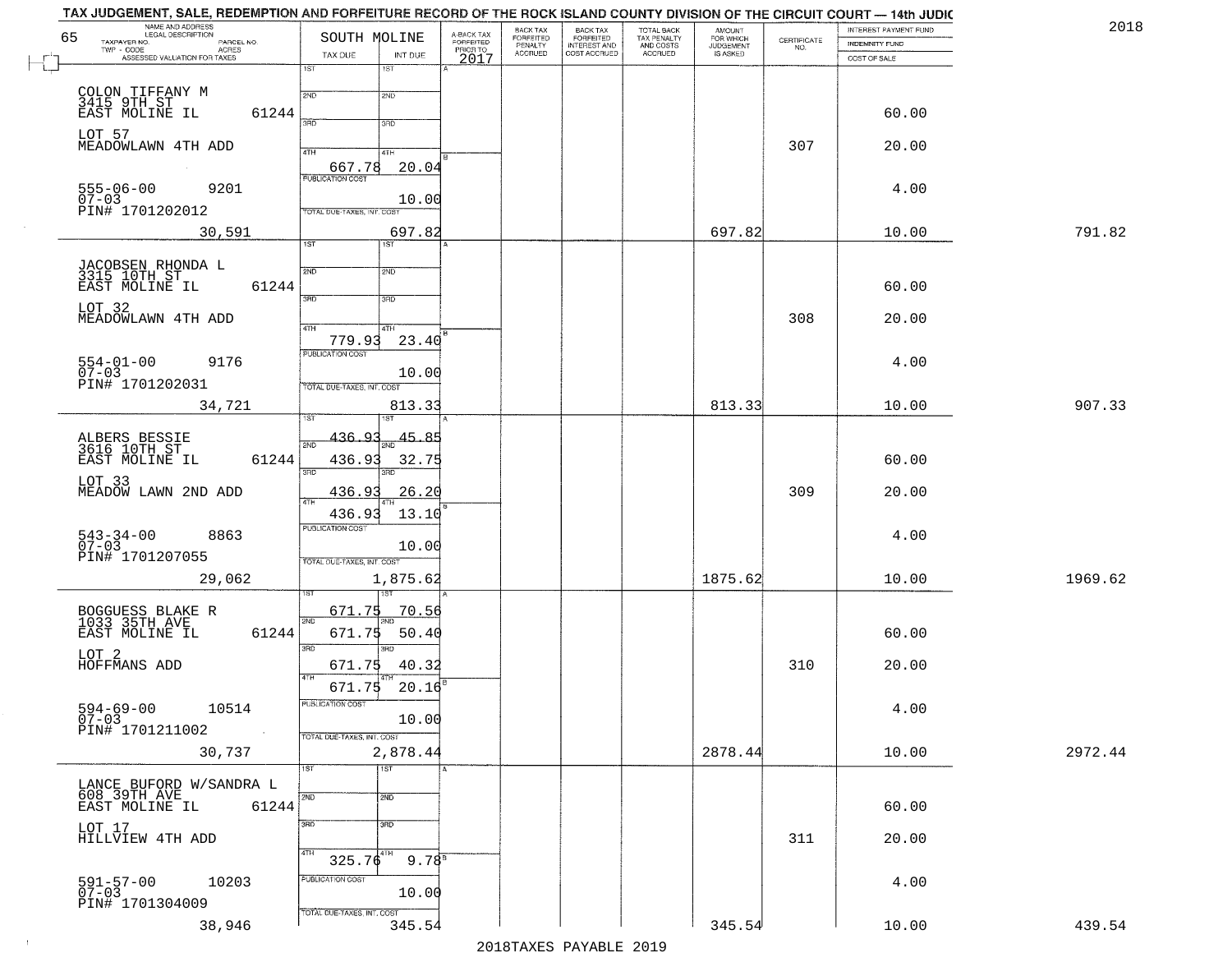TAX JUDGEMENT, SALE, REDEMPTION AND FORFEITURE RECORD OF THE ROCK ISLAND COUNTY DIVISION OF THE CIRCUIT COURT — 14th JUDIC

2018

| NAME AND ADDRESS / LEGAL DESCRIPTION / TAXPAYER NO. / PARCEL NO. / TWP - CODE / ACRES / ASSESSED VALUATION FOR TAXES | SOUTH MOLINE TAX DUE | INT DUE | A-BACK TAX FORFEITED PRIOR TO 2017 | BACK TAX FORFEITED PENALTY ACCRUED | BACK TAX FORFEITED INTEREST AND COST ACCRUED | TOTAL BACK TAX PENALTY AND COSTS ACCRUED | AMOUNT FOR WHICH JUDGEMENT IS ASKED | CERTIFICATE NO. | INTEREST PAYMENT FUND / INDEMNITY FUND / COST OF SALE | |
|---|---|---|---|---|---|---|---|---|---|---|
| COLON TIFFANY M<br>3415 9TH ST<br>EAST MOLINE IL 61244<br>LOT 57<br>MEADOWLAWN 4TH ADD<br>555-06-00 9201<br>07-03<br>PIN# 1701202012<br>30,591 | 1ST<br>2ND<br>3RD<br>4TH 667.78<br>PUBLICATION COST<br>TOTAL DUE-TAXES, INT, COST | 1ST<br>2ND<br>3RD<br>4TH 20.04<br>10.00<br>697.82 | | | | | 697.82 | 307 | 60.00<br>20.00<br>4.00<br>10.00 | 791.82 |
| JACOBSEN RHONDA L<br>3315 10TH ST<br>EAST MOLINE IL 61244<br>LOT 32<br>MEADOWLAWN 4TH ADD<br>554-01-00 9176<br>07-03<br>PIN# 1701202031<br>34,721 | 1ST<br>2ND<br>3RD<br>4TH 779.93<br>PUBLICATION COST<br>TOTAL DUE-TAXES, INT, COST | 1ST<br>2ND<br>3RD<br>4TH 23.40<br>10.00<br>813.33 | | | | | 813.33 | 308 | 60.00<br>20.00<br>4.00<br>10.00 | 907.33 |
| ALBERS BESSIE<br>3616 10TH ST<br>EAST MOLINE IL 61244<br>LOT 33<br>MEADOW LAWN 2ND ADD<br>543-34-00 8863<br>07-03<br>PIN# 1701207055<br>29,062 | 1ST 436.93<br>2ND 436.93<br>3RD 436.93<br>4TH 436.93<br>PUBLICATION COST<br>TOTAL DUE-TAXES, INT, COST | 1ST 45.85<br>2ND 32.75<br>3RD 26.20<br>4TH 13.10<br>10.00<br>1,875.62 | | | | | 1875.62 | 309 | 60.00<br>20.00<br>4.00<br>10.00 | 1969.62 |
| BOGGUESS BLAKE R<br>1033 35TH AVE<br>EAST MOLINE IL 61244<br>LOT 2<br>HOFFMANS ADD<br>594-69-00 10514<br>07-03<br>PIN# 1701211002<br>30,737 | 1ST 671.75<br>2ND 671.75<br>3RD 671.75<br>4TH 671.75<br>PUBLICATION COST<br>TOTAL DUE-TAXES, INT, COST | 1ST 70.56<br>2ND 50.40<br>3RD 40.32<br>4TH 20.16<br>10.00<br>2,878.44 | | | | | 2878.44 | 310 | 60.00<br>20.00<br>4.00<br>10.00 | 2972.44 |
| LANCE BUFORD W/SANDRA L<br>608 39TH AVE<br>EAST MOLINE IL 61244<br>LOT 17<br>HILLVIEW 4TH ADD<br>591-57-00 10203<br>07-03<br>PIN# 1701304009<br>38,946 | 1ST<br>2ND<br>3RD<br>4TH 325.76<br>PUBLICATION COST<br>TOTAL DUE-TAXES, INT, COST | 1ST<br>2ND<br>3RD<br>4TH 9.78<br>10.00<br>345.54 | | | | | 345.54 | 311 | 60.00<br>20.00<br>4.00<br>10.00 | 439.54 |

2018TAXES PAYABLE 2019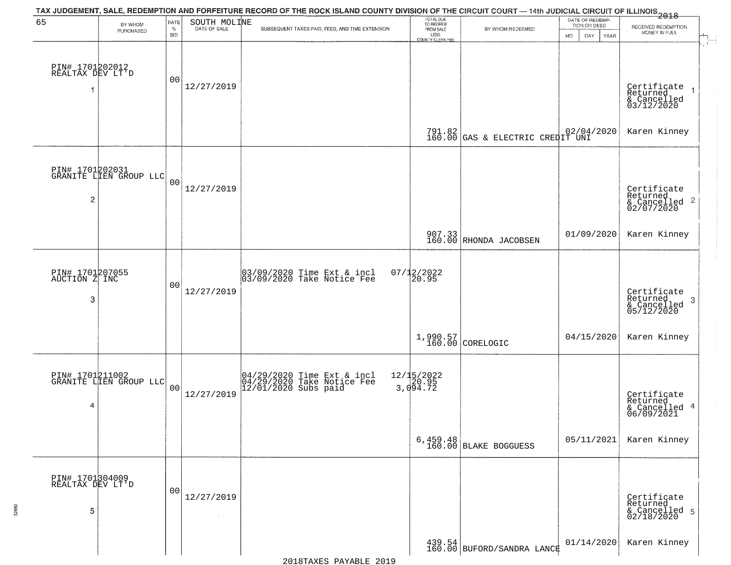# TAX JUDGEMENT, SALE, REDEMPTION AND FORFEITURE RECORD OF THE ROCK ISLAND COUNTY DIVISION OF THE CIRCUIT COURT — 14th JUDICIAL CIRCUIT OF ILLINOIS 2018

65 — SOUTH MOLINE

| | BY WHOM PURCHASED | RATE % BID | DATE OF SALE | SUBSEQUENT TAXES PAID, FEES, AND TIME EXTENSION | TOTAL DUE TO REDEEM FROM SALE LESS COUNTY CLERK FEE | BY WHOM REDEEMED | DATE OF REDEMPTION OR DEED MO DAY YEAR | RECEIVED REDEMPTION MONEY IN FULL |
|---|---|---|---|---|---|---|---|---|
| 1 | PIN# 1701202012 REALTAX DEV LT'D | 00 | 12/27/2019 | | 791.82<br>160.00 | GAS & ELECTRIC CREDIT UNI | 02/04/2020 | Certificate Returned & Cancelled 03/12/2020<br>Karen Kinney |
| 2 | PIN# 1701202031 GRANITE LIEN GROUP LLC | 00 | 12/27/2019 | | 907.33<br>160.00 | RHONDA JACOBSEN | 01/09/2020 | Certificate Returned & Cancelled 02/07/2020<br>Karen Kinney |
| 3 | PIN# 1701207055 AUCTION Z INC | 00 | 12/27/2019 | 03/09/2020 Time Ext & incl 07/12/2022<br>03/09/2020 Take Notice Fee 20.95 | 1,990.57<br>160.00 | CORELOGIC | 04/15/2020 | Certificate Returned & Cancelled 05/12/2020<br>Karen Kinney |
| 4 | PIN# 1701211002 GRANITE LIEN GROUP LLC | 00 | 12/27/2019 | 04/29/2020 Time Ext & incl 12/15/2022<br>04/29/2020 Take Notice Fee 20.95<br>12/01/2020 Subs paid 3,094.72 | 6,459.48<br>160.00 | BLAKE BOGGUESS | 05/11/2021 | Certificate Returned & Cancelled 06/09/2021<br>Karen Kinney |
| 5 | PIN# 1701304009 REALTAX DEV LT'D | 00 | 12/27/2019 | | 439.54<br>160.00 | BUFORD/SANDRA LANCE | 01/14/2020 | Certificate Returned & Cancelled 02/18/2020<br>Karen Kinney |

2018TAXES PAYABLE 2019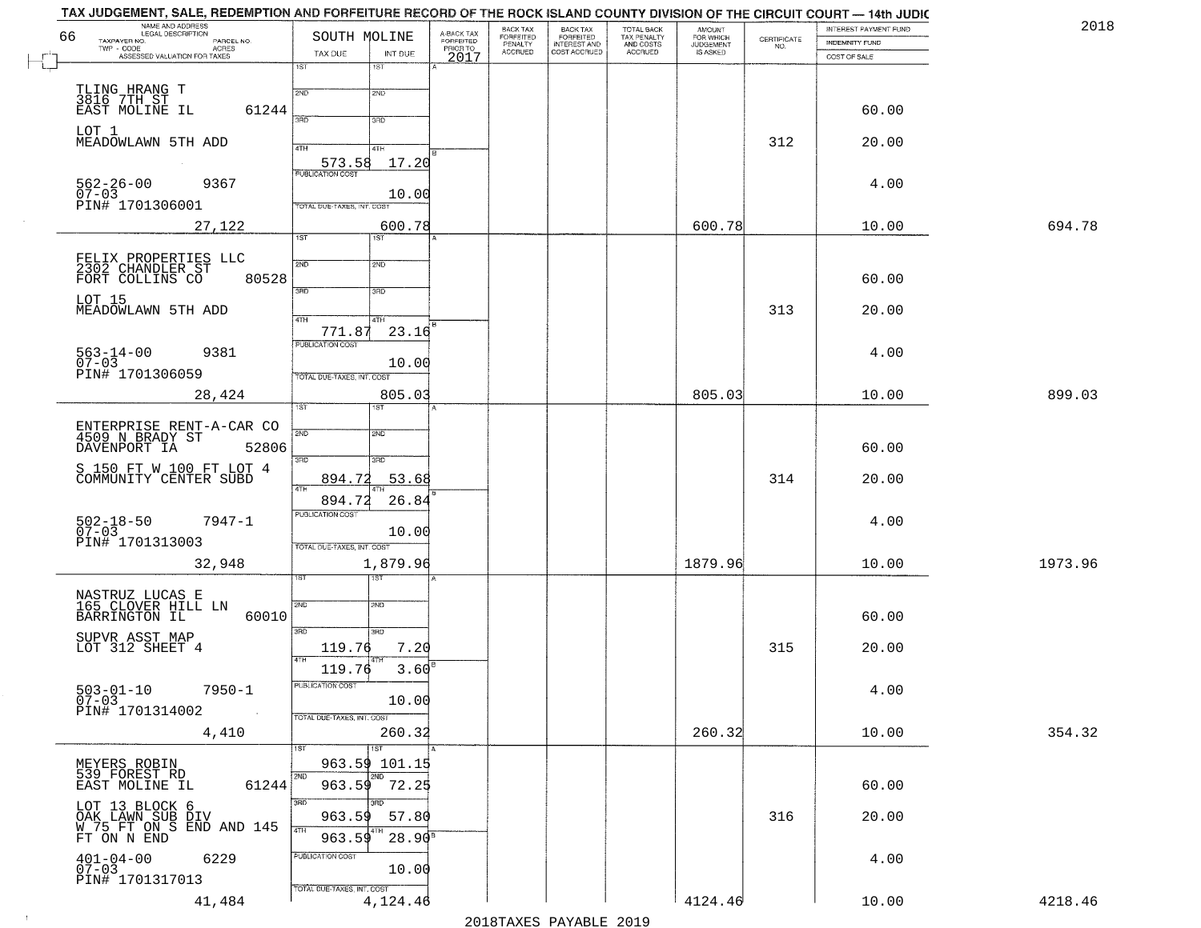TAX JUDGEMENT, SALE, REDEMPTION AND FORFEITURE RECORD OF THE ROCK ISLAND COUNTY DIVISION OF THE CIRCUIT COURT — 14th JUDIC

2018

| 66 NAME AND ADDRESS / LEGAL DESCRIPTION / TAXPAYER NO. / PARCEL NO. / TWP - CODE / ACRES / ASSESSED VALUATION FOR TAXES | SOUTH MOLINE TAX DUE | INT DUE | A-BACK TAX FORFEITED PRIOR TO 2017 | BACK TAX FORFEITED PENALTY ACCRUED | BACK TAX FORFEITED INTEREST AND COST ACCRUED | TOTAL BACK TAX PENALTY AND COSTS ACCRUED | AMOUNT FOR WHICH JUDGEMENT IS ASKED | CERTIFICATE NO. | INTEREST PAYMENT FUND / INDEMNITY FUND / COST OF SALE | |
|---|---|---|---|---|---|---|---|---|---|---|
| TLING HRANG T<br>3816 7TH ST<br>EAST MOLINE IL 61244<br>LOT 1<br>MEADOWLAWN 5TH ADD<br>562-26-00 9367<br>07-03<br>PIN# 1701306001<br>27,122 | 1ST<br>2ND<br>3RD<br>4TH 573.58<br>PUBLICATION COST<br>TOTAL DUE-TAXES, INT. COST | 17.20<br>10.00<br>600.78 | | | | | 600.78 | 312 | 60.00<br>20.00<br>4.00<br>10.00 | 694.78 |
| FELIX PROPERTIES LLC<br>2302 CHANDLER ST<br>FORT COLLINS CO 80528<br>LOT 15<br>MEADOWLAWN 5TH ADD<br>563-14-00 9381<br>07-03<br>PIN# 1701306059<br>28,424 | 1ST<br>2ND<br>3RD<br>4TH 771.87<br>PUBLICATION COST<br>TOTAL DUE-TAXES, INT. COST | 23.16<br>10.00<br>805.03 | | | | | 805.03 | 313 | 60.00<br>20.00<br>4.00<br>10.00 | 899.03 |
| ENTERPRISE RENT-A-CAR CO<br>4509 N BRADY ST<br>DAVENPORT IA 52806<br>S 150 FT W 100 FT LOT 4<br>COMMUNITY CENTER SUBD<br>502-18-50 7947-1<br>07-03<br>PIN# 1701313003<br>32,948 | 1ST<br>2ND<br>3RD 894.72<br>4TH 894.72<br>PUBLICATION COST<br>TOTAL DUE-TAXES, INT. COST | 53.68<br>26.84<br>10.00<br>1,879.96 | | | | | 1879.96 | 314 | 60.00<br>20.00<br>4.00<br>10.00 | 1973.96 |
| NASTRUZ LUCAS E<br>165 CLOVER HILL LN<br>BARRINGTON IL 60010<br>SUPVR ASST MAP<br>LOT 312 SHEET 4<br>503-01-10 7950-1<br>07-03<br>PIN# 1701314002<br>4,410 | 1ST<br>2ND<br>3RD 119.76<br>4TH 119.76<br>PUBLICATION COST<br>TOTAL DUE-TAXES, INT. COST | 7.20<br>3.60<br>10.00<br>260.32 | | | | | 260.32 | 315 | 60.00<br>20.00<br>4.00<br>10.00 | 354.32 |
| MEYERS ROBIN<br>539 FOREST RD<br>EAST MOLINE IL 61244<br>LOT 13 BLOCK 6<br>OAK LAWN SUB DIV<br>W 75 FT ON S END AND 145<br>FT ON N END<br>401-04-00 6229<br>07-03<br>PIN# 1701317013<br>41,484 | 1ST 963.59<br>2ND 963.59<br>3RD 963.59<br>4TH 963.59<br>PUBLICATION COST<br>TOTAL DUE-TAXES, INT. COST | 101.15<br>72.25<br>57.80<br>28.90<br>10.00<br>4,124.46 | | | | | 4124.46 | 316 | 60.00<br>20.00<br>4.00<br>10.00 | 4218.46 |

2018TAXES PAYABLE 2019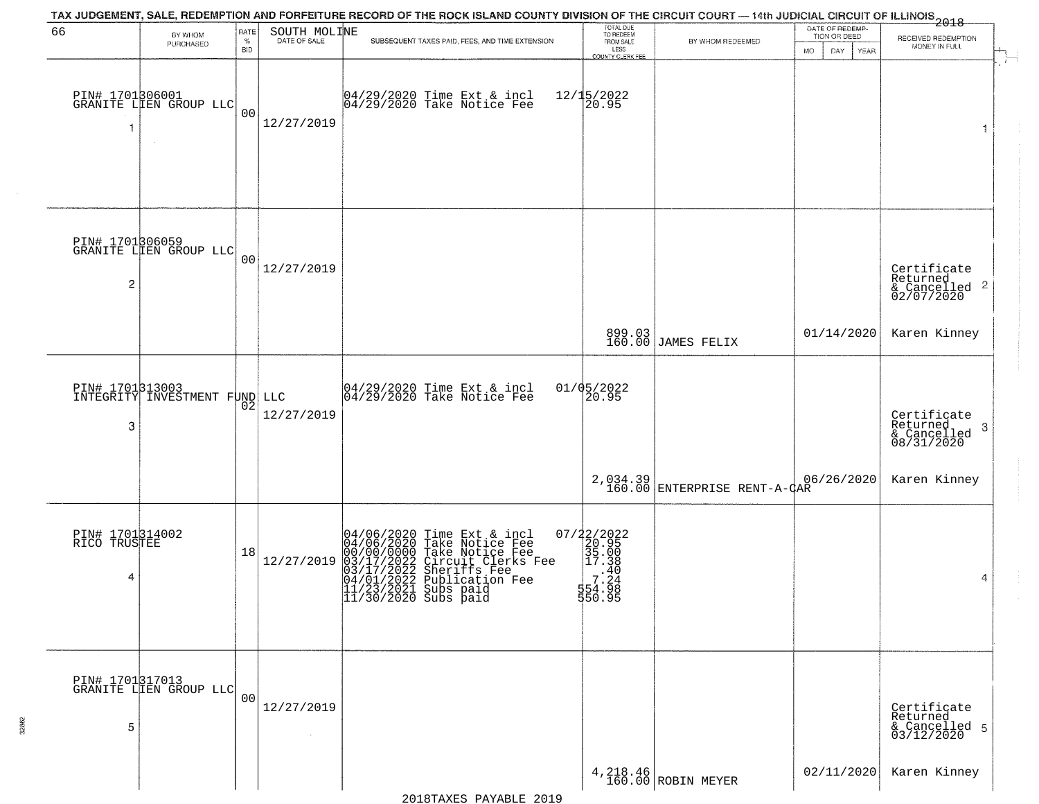TAX JUDGEMENT, SALE, REDEMPTION AND FORFEITURE RECORD OF THE ROCK ISLAND COUNTY DIVISION OF THE CIRCUIT COURT — 14th JUDICIAL CIRCUIT OF ILLINOIS 2018

66 SOUTH MOLINE

| | BY WHOM PURCHASED | RATE % BID | DATE OF SALE | SUBSEQUENT TAXES PAID, FEES, AND TIME EXTENSION | TOTAL DUE TO REDEEM FROM SALE LESS COUNTY CLERK FEE | BY WHOM REDEEMED | DATE OF REDEMPTION OR DEED MO DAY YEAR | RECEIVED REDEMPTION MONEY IN FULL | |
|---|---|---|---|---|---|---|---|---|---|
| 1 | PIN# 1701306001 GRANITE LIEN GROUP LLC | 00 | 12/27/2019 | 04/29/2020 Time Ext & incl<br>04/29/2020 Take Notice Fee | 12/15/2022<br>20.95 | | | | 1 |
| 2 | PIN# 1701306059 GRANITE LIEN GROUP LLC | 00 | 12/27/2019 | | 899.03<br>160.00 | JAMES FELIX | 01/14/2020 | Certificate Returned & Cancelled 02/07/2020<br>Karen Kinney | 2 |
| 3 | PIN# 1701313003 INTEGRITY INVESTMENT FUND LLC | 02 | 12/27/2019 | 04/29/2020 Time Ext & incl<br>04/29/2020 Take Notice Fee | 01/05/2022<br>20.95<br>2,034.39<br>160.00 | ENTERPRISE RENT-A-CAR | 06/26/2020 | Certificate Returned & Cancelled 08/31/2020<br>Karen Kinney | 3 |
| 4 | PIN# 1701314002 RICO TRUSTEE | 18 | 12/27/2019 | 04/06/2020 Time Ext & incl<br>04/06/2020 Take Notice Fee<br>00/00/0000 Take Notice Fee<br>03/17/2022 Circuit Clerks Fee<br>03/17/2022 Sheriffs Fee<br>04/01/2022 Publication Fee<br>11/23/2021 Subs paid<br>11/30/2020 Subs paid | 07/22/2022<br>20.95<br>35.00<br>17.38<br>.40<br>7.24<br>554.98<br>550.95 | | | | 4 |
| 5 | PIN# 1701317013 GRANITE LIEN GROUP LLC | 00 | 12/27/2019 | | 4,218.46<br>160.00 | ROBIN MEYER | 02/11/2020 | Certificate Returned & Cancelled 03/12/2020<br>Karen Kinney | 5 |

2018TAXES PAYABLE 2019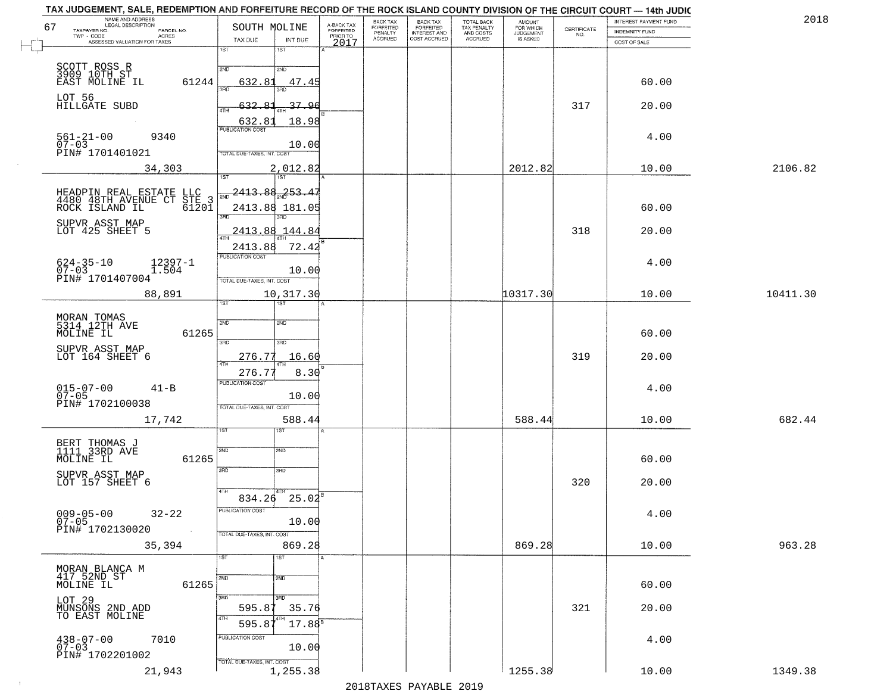TAX JUDGEMENT, SALE, REDEMPTION AND FORFEITURE RECORD OF THE ROCK ISLAND COUNTY DIVISION OF THE CIRCUIT COURT — 14th JUDIC

2018

| 67 NAME AND ADDRESS / LEGAL DESCRIPTION / TAXPAYER NO. / PARCEL NO. / TWP - CODE / ACRES / ASSESSED VALUATION FOR TAXES | SOUTH MOLINE TAX DUE | INT DUE | A-BACK TAX FORFEITED PRIOR TO 2017 | BACK TAX FORFEITED PENALTY ACCRUED | BACK TAX FORFEITED INTEREST AND COST ACCRUED | TOTAL BACK TAX PENALTY AND COSTS ACCRUED | AMOUNT FOR WHICH JUDGEMENT IS ASKED | CERTIFICATE NO. | INTEREST PAYMENT FUND / INDEMNITY FUND / COST OF SALE | |
|---|---|---|---|---|---|---|---|---|---|---|
| SCOTT ROSS R<br>3909 10TH ST<br>EAST MOLINE IL 61244<br>LOT 56<br>HILLGATE SUBD<br>561-21-00 9340<br>07-03<br>PIN# 1701401021<br>34,303 | 1ST<br>2ND 632.81<br>3RD 632.81<br>4TH 632.81<br>PUBLICATION COST<br>TOTAL DUE-TAXES, INT. COST 2,012.82 | 1ST<br>2ND 47.45<br>3RD 37.96<br>4TH 18.98<br>10.00 | | | | | 2012.82 | 317 | 60.00<br>20.00<br>4.00<br>10.00 | 2106.82 |
| HEADPIN REAL ESTATE LLC<br>4480 48TH AVENUE CT STE 3<br>ROCK ISLAND IL 61201<br>SUPVR ASST MAP<br>LOT 425 SHEET 5<br>624-35-10 12397-1<br>07-03 1.504<br>PIN# 1701407004<br>88,891 | 1ST 2413.88<br>2ND 2413.88<br>3RD 2413.88<br>4TH 2413.88<br>PUBLICATION COST<br>TOTAL DUE-TAXES, INT. COST 10,317.30 | 1ST 253.47<br>2ND 181.05<br>3RD 144.84<br>4TH 72.42<br>10.00 | | | | | 10317.30 | 318 | 60.00<br>20.00<br>4.00<br>10.00 | 10411.30 |
| MORAN TOMAS<br>5314 12TH AVE<br>MOLINE IL 61265<br>SUPVR ASST MAP<br>LOT 164 SHEET 6<br>015-07-00 41-B<br>07-05<br>PIN# 1702100038<br>17,742 | 1ST<br>2ND<br>3RD 276.77<br>4TH 276.77<br>PUBLICATION COST<br>TOTAL DUE-TAXES, INT. COST 588.44 | 1ST<br>2ND<br>3RD 16.60<br>4TH 8.30<br>10.00 | | | | | 588.44 | 319 | 60.00<br>20.00<br>4.00<br>10.00 | 682.44 |
| BERT THOMAS J<br>1111 33RD AVE<br>MOLINE IL 61265<br>SUPVR ASST MAP<br>LOT 157 SHEET 6<br>009-05-00 32-22<br>07-05<br>PIN# 1702130020<br>35,394 | 1ST<br>2ND<br>3RD<br>4TH 834.26<br>PUBLICATION COST<br>TOTAL DUE-TAXES, INT. COST 869.28 | 1ST<br>2ND<br>3RD<br>4TH 25.02<br>10.00 | | | | | 869.28 | 320 | 60.00<br>20.00<br>4.00<br>10.00 | 963.28 |
| MORAN BLANCA M<br>417 52ND ST<br>MOLINE IL 61265<br>LOT 29<br>MUNSONS 2ND ADD<br>TO EAST MOLINE<br>438-07-00 7010<br>07-03<br>PIN# 1702201002<br>21,943 | 1ST<br>2ND<br>3RD 595.87<br>4TH 595.87<br>PUBLICATION COST<br>TOTAL DUE-TAXES, INT. COST 1,255.38 | 1ST<br>2ND<br>3RD 35.76<br>4TH 17.88<br>10.00 | | | | | 1255.38 | 321 | 60.00<br>20.00<br>4.00<br>10.00 | 1349.38 |

2018TAXES PAYABLE 2019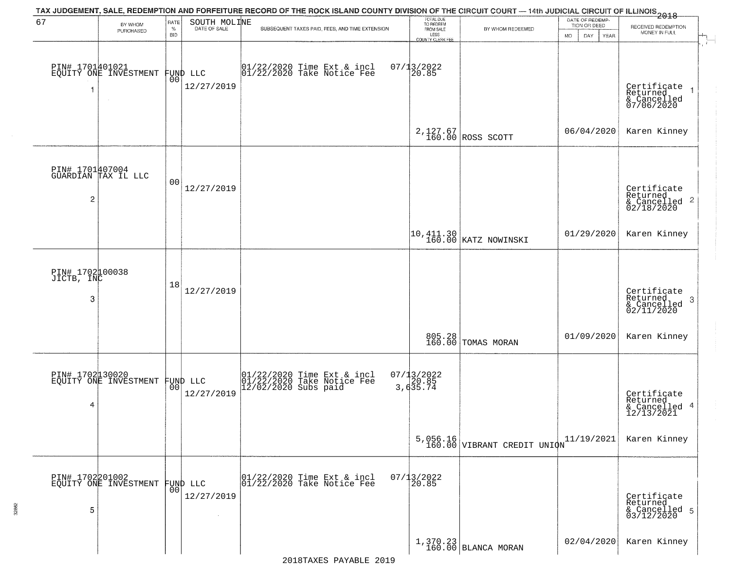TAX JUDGEMENT, SALE, REDEMPTION AND FORFEITURE RECORD OF THE ROCK ISLAND COUNTY DIVISION OF THE CIRCUIT COURT — 14th JUDICIAL CIRCUIT OF ILLINOIS 2018

| 67 BY WHOM PURCHASED | RATE % BID | SOUTH MOLINE DATE OF SALE | SUBSEQUENT TAXES PAID, FEES, AND TIME EXTENSION | TOTAL DUE TO REDEEM FROM SALE LESS COUNTY CLERK FEE | BY WHOM REDEEMED | DATE OF REDEMPTION OR DEED MO DAY YEAR | RECEIVED REDEMPTION MONEY IN FULL |
|---|---|---|---|---|---|---|---|
| PIN# 1701401021 EQUITY ONE INVESTMENT FUND LLC 1 | 00 | 12/27/2019 | 01/22/2020 Time Ext & incl 07/13/2022<br>01/22/2020 Take Notice Fee 20.85 | 2,127.67<br>160.00 | ROSS SCOTT | 06/04/2020 | Certificate Returned & Cancelled 07/06/2020 1<br>Karen Kinney |
| PIN# 1701407004 GUARDIAN TAX IL LLC 2 | 00 | 12/27/2019 | | 10,411.30<br>160.00 | KATZ NOWINSKI | 01/29/2020 | Certificate Returned & Cancelled 02/18/2020 2<br>Karen Kinney |
| PIN# 1702100038 JICTB, INC 3 | 18 | 12/27/2019 | | 805.28<br>160.00 | TOMAS MORAN | 01/09/2020 | Certificate Returned & Cancelled 02/11/2020 3<br>Karen Kinney |
| PIN# 1702130020 EQUITY ONE INVESTMENT FUND LLC 4 | 00 | 12/27/2019 | 01/22/2020 Time Ext & incl 07/13/2022<br>01/22/2020 Take Notice Fee 20.85<br>12/02/2020 Subs paid 3,635.74 | 5,056.16<br>160.00 | VIBRANT CREDIT UNION | 11/19/2021 | Certificate Returned & Cancelled 12/13/2021 4<br>Karen Kinney |
| PIN# 1702201002 EQUITY ONE INVESTMENT FUND LLC 5 | 00 | 12/27/2019 | 01/22/2020 Time Ext & incl 07/13/2022<br>01/22/2020 Take Notice Fee 20.85 | 1,370.23<br>160.00 | BLANCA MORAN | 02/04/2020 | Certificate Returned & Cancelled 03/12/2020 5<br>Karen Kinney |

2018TAXES PAYABLE 2019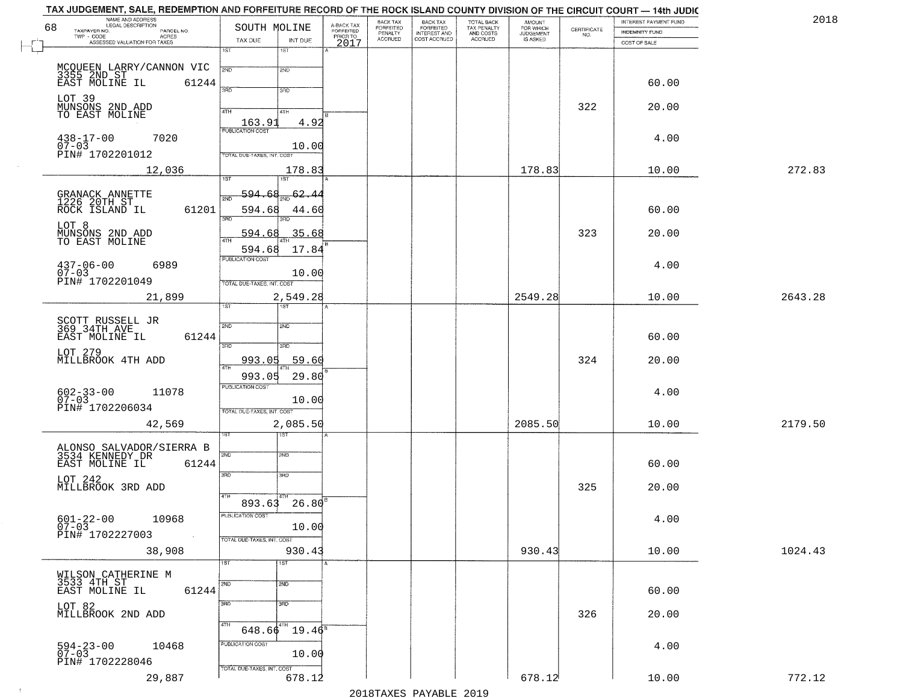TAX JUDGEMENT, SALE, REDEMPTION AND FORFEITURE RECORD OF THE ROCK ISLAND COUNTY DIVISION OF THE CIRCUIT COURT — 14th JUDIC

2018

| NAME AND ADDRESS / LEGAL DESCRIPTION / TAXPAYER NO. / PARCEL NO. / TWP - CODE / ACRES / ASSESSED VALUATION FOR TAXES | SOUTH MOLINE TAX DUE | INT DUE | A-BACK TAX FORFEITED PRIOR TO 2017 | BACK TAX FORFEITED PENALTY ACCRUED | BACK TAX FORFEITED INTEREST AND COST ACCRUED | TOTAL BACK TAX PENALTY AND COSTS ACCRUED | AMOUNT FOR WHICH JUDGEMENT IS ASKED | CERTIFICATE NO. | INTEREST PAYMENT FUND / INDEMNITY FUND / COST OF SALE | |
|---|---|---|---|---|---|---|---|---|---|---|
| MCQUEEN LARRY/CANNON VIC<br>3355 2ND ST<br>EAST MOLINE IL 61244<br>LOT 39<br>MUNSONS 2ND ADD<br>TO EAST MOLINE<br>438-17-00 7020<br>07-03<br>PIN# 1702201012<br>12,036 | 4TH 163.91<br>PUBLICATION COST<br>TOTAL DUE-TAXES, INT. COST | 4.92<br>10.00<br>178.83 | | | | | 178.83 | 322 | 60.00<br>20.00<br>4.00<br>10.00 | 272.83 |
| GRANACK ANNETTE<br>1226 20TH ST<br>ROCK ISLAND IL 61201<br>LOT 8<br>MUNSONS 2ND ADD<br>TO EAST MOLINE<br>437-06-00 6989<br>07-03<br>PIN# 1702201049<br>21,899 | 1ST 594.68<br>2ND 594.68<br>3RD 594.68<br>4TH 594.68<br>PUBLICATION COST<br>TOTAL DUE-TAXES, INT. COST | 62.44<br>44.60<br>35.68<br>17.84<br>10.00<br>2,549.28 | | | | | 2549.28 | 323 | 60.00<br>20.00<br>4.00<br>10.00 | 2643.28 |
| SCOTT RUSSELL JR<br>369 34TH AVE<br>EAST MOLINE IL 61244<br>LOT 279<br>MILLBROOK 4TH ADD<br>602-33-00 11078<br>07-03<br>PIN# 1702206034<br>42,569 | 3RD 993.05<br>4TH 993.05<br>PUBLICATION COST<br>TOTAL DUE-TAXES, INT. COST | 59.60<br>29.80<br>10.00<br>2,085.50 | | | | | 2085.50 | 324 | 60.00<br>20.00<br>4.00<br>10.00 | 2179.50 |
| ALONSO SALVADOR/SIERRA B<br>3534 KENNEDY DR<br>EAST MOLINE IL 61244<br>LOT 242<br>MILLBROOK 3RD ADD<br>601-22-00 10968<br>07-03<br>PIN# 1702227003<br>38,908 | 4TH 893.63<br>PUBLICATION COST<br>TOTAL DUE-TAXES, INT. COST | 26.80<br>10.00<br>930.43 | | | | | 930.43 | 325 | 60.00<br>20.00<br>4.00<br>10.00 | 1024.43 |
| WILSON CATHERINE M<br>3533 4TH ST<br>EAST MOLINE IL 61244<br>LOT 82<br>MILLBROOK 2ND ADD<br>594-23-00 10468<br>07-03<br>PIN# 1702228046<br>29,887 | 4TH 648.66<br>PUBLICATION COST<br>TOTAL DUE-TAXES, INT. COST | 19.46<br>10.00<br>678.12 | | | | | 678.12 | 326 | 60.00<br>20.00<br>4.00<br>10.00 | 772.12 |

2018TAXES PAYABLE 2019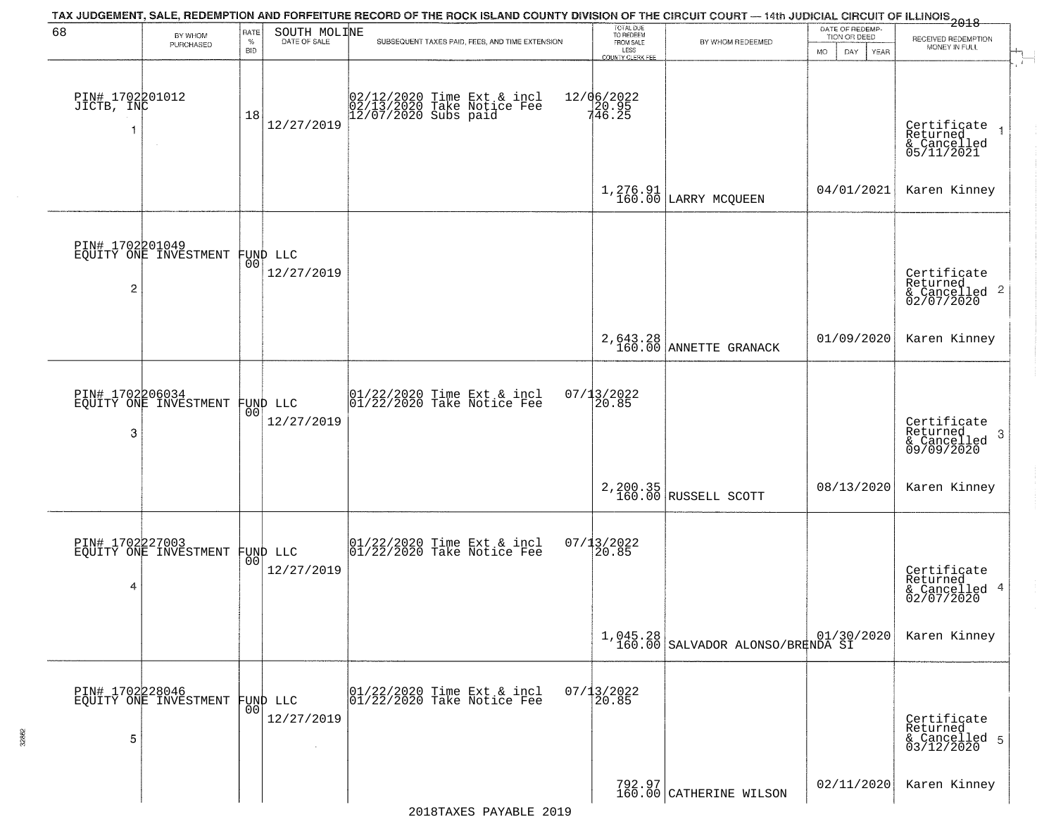TAX JUDGEMENT, SALE, REDEMPTION AND FORFEITURE RECORD OF THE ROCK ISLAND COUNTY DIVISION OF THE CIRCUIT COURT — 14th JUDICIAL CIRCUIT OF ILLINOIS 2018

| 68 BY WHOM PURCHASED | RATE % BID | SOUTH MOLINE DATE OF SALE | SUBSEQUENT TAXES PAID, FEES, AND TIME EXTENSION | TOTAL DUE TO REDEEM FROM SALE LESS COUNTY CLERK FEE | BY WHOM REDEEMED | DATE OF REDEMPTION OR DEED MO DAY YEAR | RECEIVED REDEMPTION MONEY IN FULL |
|---|---|---|---|---|---|---|---|
| PIN# 1702201012 JICTB, INC 1 | 18 | 12/27/2019 | 02/12/2020 Time Ext & incl 12/06/2022<br>02/13/2020 Take Notice Fee 20.95<br>12/07/2020 Subs paid 746.25 | 1,276.91<br>160.00 | LARRY MCQUEEN | 04/01/2021 | Certificate Returned & Cancelled 05/11/2021 1<br>Karen Kinney |
| PIN# 1702201049 EQUITY ONE INVESTMENT FUND LLC 2 | 00 | 12/27/2019 | | 2,643.28<br>160.00 | ANNETTE GRANACK | 01/09/2020 | Certificate Returned & Cancelled 02/07/2020 2<br>Karen Kinney |
| PIN# 1702206034 EQUITY ONE INVESTMENT FUND LLC 3 | 00 | 12/27/2019 | 01/22/2020 Time Ext & incl 07/13/2022<br>01/22/2020 Take Notice Fee 20.85 | 2,200.35<br>160.00 | RUSSELL SCOTT | 08/13/2020 | Certificate Returned & Cancelled 09/09/2020 3<br>Karen Kinney |
| PIN# 1702227003 EQUITY ONE INVESTMENT FUND LLC 4 | 00 | 12/27/2019 | 01/22/2020 Time Ext & incl 07/13/2022<br>01/22/2020 Take Notice Fee 20.85 | 1,045.28<br>160.00 | SALVADOR ALONSO/BRENDA SI | 01/30/2020 | Certificate Returned & Cancelled 02/07/2020 4<br>Karen Kinney |
| PIN# 1702228046 EQUITY ONE INVESTMENT FUND LLC 5 | 00 | 12/27/2019 | 01/22/2020 Time Ext & incl 07/13/2022<br>01/22/2020 Take Notice Fee 20.85 | 792.97<br>160.00 | CATHERINE WILSON | 02/11/2020 | Certificate Returned & Cancelled 03/12/2020 5<br>Karen Kinney |

2018TAXES PAYABLE 2019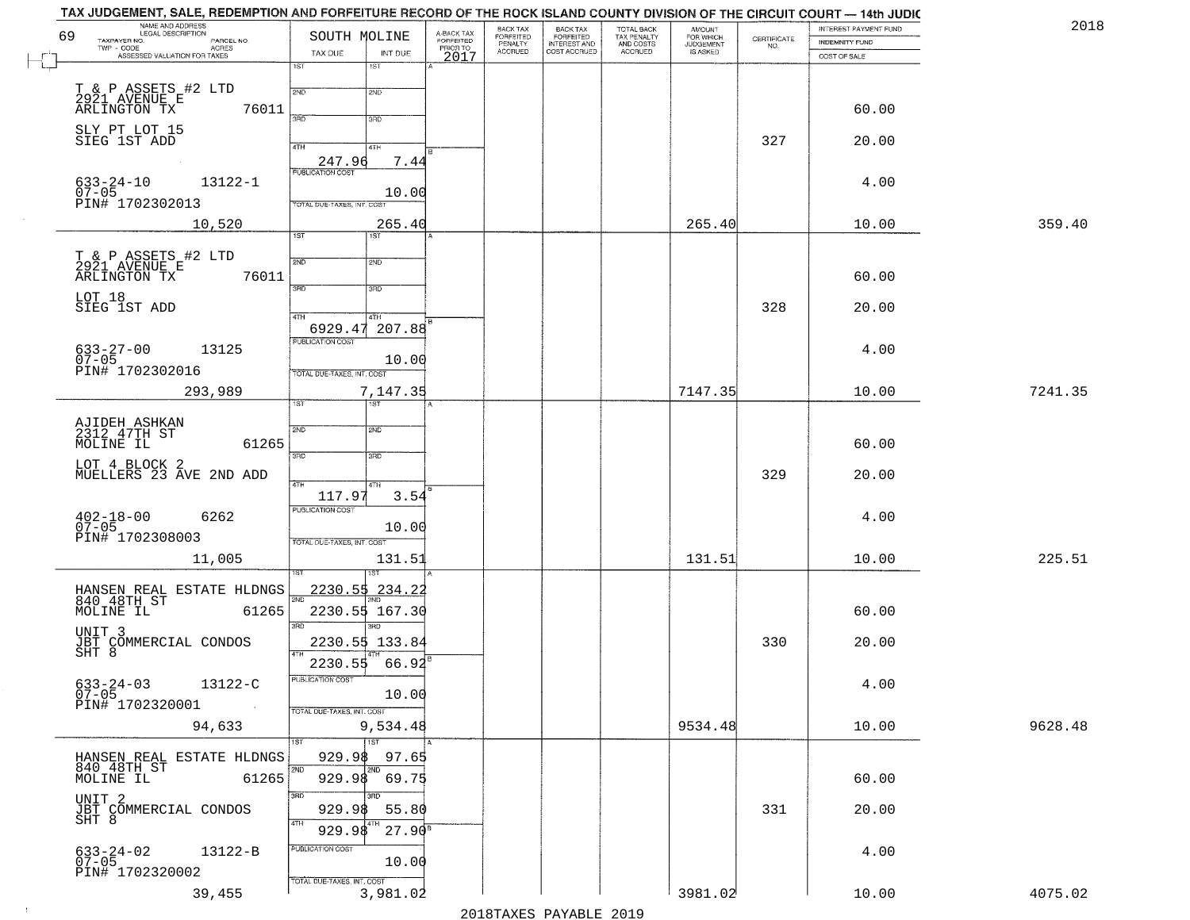TAX JUDGEMENT, SALE, REDEMPTION AND FORFEITURE RECORD OF THE ROCK ISLAND COUNTY DIVISION OF THE CIRCUIT COURT — 14th JUDIC

2018

| 69 NAME AND ADDRESS / LEGAL DESCRIPTION / TAXPAYER NO. / PARCEL NO. / TWP - CODE / ACRES / ASSESSED VALUATION FOR TAXES | SOUTH MOLINE TAX DUE | INT DUE | A-BACK TAX FORFEITED PRIOR TO 2017 | BACK TAX FORFEITED PENALTY ACCRUED | BACK TAX FORFEITED INTEREST AND COST ACCRUED | TOTAL BACK TAX PENALTY AND COSTS ACCRUED | AMOUNT FOR WHICH JUDGEMENT IS ASKED | CERTIFICATE NO. | INTEREST PAYMENT FUND / INDEMNITY FUND / COST OF SALE | |
|---|---|---|---|---|---|---|---|---|---|---|
| T & P ASSETS #2 LTD<br>2921 AVENUE E<br>ARLINGTON TX 76011<br>SLY PT LOT 15<br>SIEG 1ST ADD<br>633-24-10 13122-1<br>07-05<br>PIN# 1702302013<br>10,520 | 4TH 247.96<br>PUBLICATION COST<br>TOTAL DUE-TAXES, INT. COST | 7.44<br>10.00<br>265.40 | | | | | 265.40 | 327 | 60.00<br>20.00<br>4.00<br>10.00 | 359.40 |
| T & P ASSETS #2 LTD<br>2921 AVENUE E<br>ARLINGTON TX 76011<br>LOT 18<br>SIEG 1ST ADD<br>633-27-00 13125<br>07-05<br>PIN# 1702302016<br>293,989 | 4TH 6929.47<br>PUBLICATION COST<br>TOTAL DUE-TAXES, INT. COST | 207.88<br>10.00<br>7,147.35 | | | | | 7147.35 | 328 | 60.00<br>20.00<br>4.00<br>10.00 | 7241.35 |
| AJIDEH ASHKAN<br>2312 47TH ST<br>MOLINE IL 61265<br>LOT 4 BLOCK 2<br>MUELLERS 23 AVE 2ND ADD<br>402-18-00 6262<br>07-05<br>PIN# 1702308003<br>11,005 | 4TH 117.97<br>PUBLICATION COST<br>TOTAL DUE-TAXES, INT. COST | 3.54<br>10.00<br>131.51 | | | | | 131.51 | 329 | 60.00<br>20.00<br>4.00<br>10.00 | 225.51 |
| HANSEN REAL ESTATE HLDNGS<br>840 48TH ST<br>MOLINE IL 61265<br>UNIT 3<br>JBT COMMERCIAL CONDOS<br>SHT 8<br>633-24-03 13122-C<br>07-05<br>PIN# 1702320001<br>94,633 | 1ST 2230.55<br>2ND 2230.55<br>3RD 2230.55<br>4TH 2230.55<br>PUBLICATION COST<br>TOTAL DUE-TAXES, INT. COST | 234.22<br>167.30<br>133.84<br>66.92<br>10.00<br>9,534.48 | | | | | 9534.48 | 330 | 60.00<br>20.00<br>4.00<br>10.00 | 9628.48 |
| HANSEN REAL ESTATE HLDNGS<br>840 48TH ST<br>MOLINE IL 61265<br>UNIT 2<br>JBT COMMERCIAL CONDOS<br>SHT 8<br>633-24-02 13122-B<br>07-05<br>PIN# 1702320002<br>39,455 | 1ST 929.98<br>2ND 929.98<br>3RD 929.98<br>4TH 929.98<br>PUBLICATION COST<br>TOTAL DUE-TAXES, INT. COST | 97.65<br>69.75<br>55.80<br>27.90<br>10.00<br>3,981.02 | | | | | 3981.02 | 331 | 60.00<br>20.00<br>4.00<br>10.00 | 4075.02 |

2018TAXES PAYABLE 2019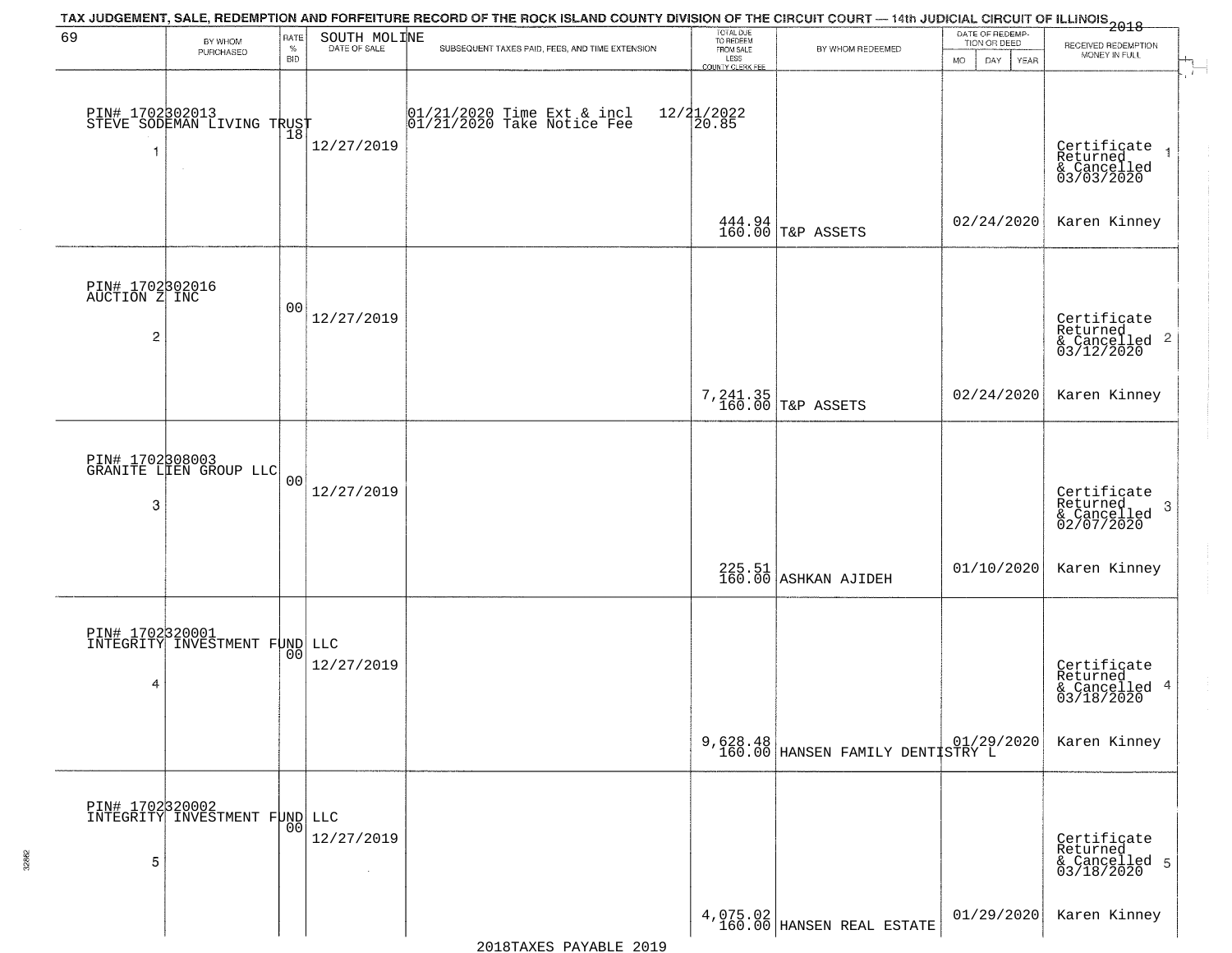TAX JUDGEMENT, SALE, REDEMPTION AND FORFEITURE RECORD OF THE ROCK ISLAND COUNTY DIVISION OF THE CIRCUIT COURT — 14th JUDICIAL CIRCUIT OF ILLINOIS 2018

69 — SOUTH MOLINE

| | BY WHOM PURCHASED | RATE % BID | DATE OF SALE | SUBSEQUENT TAXES PAID, FEES, AND TIME EXTENSION | TOTAL DUE TO REDEEM FROM SALE LESS COUNTY CLERK FEE | BY WHOM REDEEMED | DATE OF REDEMPTION OR DEED MO DAY YEAR | RECEIVED REDEMPTION MONEY IN FULL |
|---|---|---|---|---|---|---|---|---|
| 1 | PIN# 1702302013 STEVE SODEMAN LIVING TRUST | 18 | 12/27/2019 | 01/21/2020 Time Ext & incl 12/21/2022<br>01/21/2020 Take Notice Fee 20.85 | 444.94<br>160.00 | T&P ASSETS | 02/24/2020 | Certificate Returned & Cancelled 03/03/2020<br>Karen Kinney |
| 2 | PIN# 1702302016 AUCTION Z INC | 00 | 12/27/2019 | | 7,241.35<br>160.00 | T&P ASSETS | 02/24/2020 | Certificate Returned & Cancelled 03/12/2020<br>Karen Kinney |
| 3 | PIN# 1702308003 GRANITE LIEN GROUP LLC | 00 | 12/27/2019 | | 225.51<br>160.00 | ASHKAN AJIDEH | 01/10/2020 | Certificate Returned & Cancelled 02/07/2020<br>Karen Kinney |
| 4 | PIN# 1702320001 INTEGRITY INVESTMENT FUND LLC | 00 | 12/27/2019 | | 9,628.48<br>160.00 | HANSEN FAMILY DENTISTRY L | 01/29/2020 | Certificate Returned & Cancelled 03/18/2020<br>Karen Kinney |
| 5 | PIN# 1702320002 INTEGRITY INVESTMENT FUND LLC | 00 | 12/27/2019 | | 4,075.02<br>160.00 | HANSEN REAL ESTATE | 01/29/2020 | Certificate Returned & Cancelled 03/18/2020<br>Karen Kinney |

2018TAXES PAYABLE 2019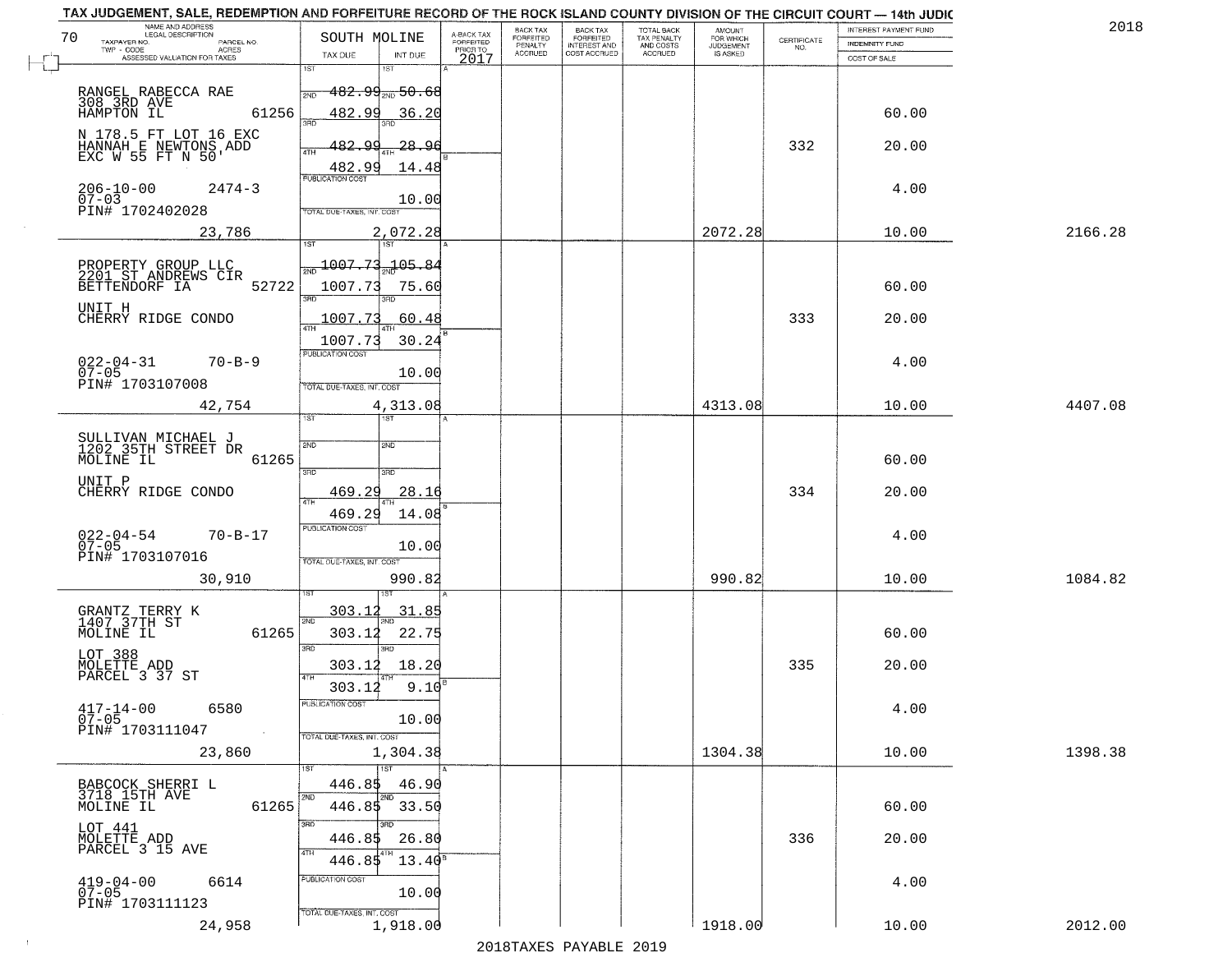TAX JUDGEMENT, SALE, REDEMPTION AND FORFEITURE RECORD OF THE ROCK ISLAND COUNTY DIVISION OF THE CIRCUIT COURT — 14th JUDIC

2018

| 70 NAME AND ADDRESS / LEGAL DESCRIPTION / TAXPAYER NO. / PARCEL NO. / TWP - CODE / ACRES / ASSESSED VALUATION FOR TAXES | SOUTH MOLINE TAX DUE | INT DUE | A-BACK TAX FORFEITED PRIOR TO 2017 | BACK TAX FORFEITED PENALTY ACCRUED | BACK TAX FORFEITED INTEREST AND COST ACCRUED | TOTAL BACK TAX PENALTY AND COSTS ACCRUED | AMOUNT FOR WHICH JUDGEMENT IS ASKED | CERTIFICATE NO. | INTEREST PAYMENT FUND / INDEMNITY FUND / COST OF SALE | |
|---|---|---|---|---|---|---|---|---|---|---|
| RANGEL RABECCA RAE<br>308 3RD AVE<br>HAMPTON IL 61256<br>N 178.5 FT LOT 16 EXC<br>HANNAH E NEWTONS ADD<br>EXC W 55 FT N 50'<br>206-10-00 2474-3<br>07-03<br>PIN# 1702402028<br>23,786 | 1ST 482.99<br>2ND 482.99<br>3RD 482.99<br>4TH 482.99<br>PUBLICATION COST<br>TOTAL DUE-TAXES, INT. COST 2,072.28 | 50.68<br>36.20<br>28.96<br>14.48<br>10.00 | | | | | 2072.28 | 332 | 60.00<br>20.00<br>4.00<br>10.00 | 2166.28 |
| PROPERTY GROUP LLC<br>2201 ST ANDREWS CIR<br>BETTENDORF IA 52722<br>UNIT H<br>CHERRY RIDGE CONDO<br>022-04-31 70-B-9<br>07-05<br>PIN# 1703107008<br>42,754 | 1ST 1007.73<br>2ND 1007.73<br>3RD 1007.73<br>4TH 1007.73<br>PUBLICATION COST<br>TOTAL DUE-TAXES, INT. COST 4,313.08 | 105.84<br>75.60<br>60.48<br>30.24<br>10.00 | | | | | 4313.08 | 333 | 60.00<br>20.00<br>4.00<br>10.00 | 4407.08 |
| SULLIVAN MICHAEL J<br>1202 35TH STREET DR<br>MOLINE IL 61265<br>UNIT P<br>CHERRY RIDGE CONDO<br>022-04-54 70-B-17<br>07-05<br>PIN# 1703107016<br>30,910 | 1ST<br>2ND<br>3RD 469.29<br>4TH 469.29<br>PUBLICATION COST<br>TOTAL DUE-TAXES, INT. COST 990.82 | 28.16<br>14.08<br>10.00 | | | | | 990.82 | 334 | 60.00<br>20.00<br>4.00<br>10.00 | 1084.82 |
| GRANTZ TERRY K<br>1407 37TH ST<br>MOLINE IL 61265<br>LOT 388<br>MOLETTE ADD<br>PARCEL 3 37 ST<br>417-14-00 6580<br>07-05<br>PIN# 1703111047<br>23,860 | 1ST 303.12<br>2ND 303.12<br>3RD 303.12<br>4TH 303.12<br>PUBLICATION COST<br>TOTAL DUE-TAXES, INT. COST 1,304.38 | 31.85<br>22.75<br>18.20<br>9.10<br>10.00 | | | | | 1304.38 | 335 | 60.00<br>20.00<br>4.00<br>10.00 | 1398.38 |
| BABCOCK SHERRI L<br>3718 15TH AVE<br>MOLINE IL 61265<br>LOT 441<br>MOLETTE ADD<br>PARCEL 3 15 AVE<br>419-04-00 6614<br>07-05<br>PIN# 1703111123<br>24,958 | 1ST 446.85<br>2ND 446.85<br>3RD 446.85<br>4TH 446.85<br>PUBLICATION COST<br>TOTAL DUE-TAXES, INT. COST 1,918.00 | 46.90<br>33.50<br>26.80<br>13.40<br>10.00 | | | | | 1918.00 | 336 | 60.00<br>20.00<br>4.00<br>10.00 | 2012.00 |

2018TAXES PAYABLE 2019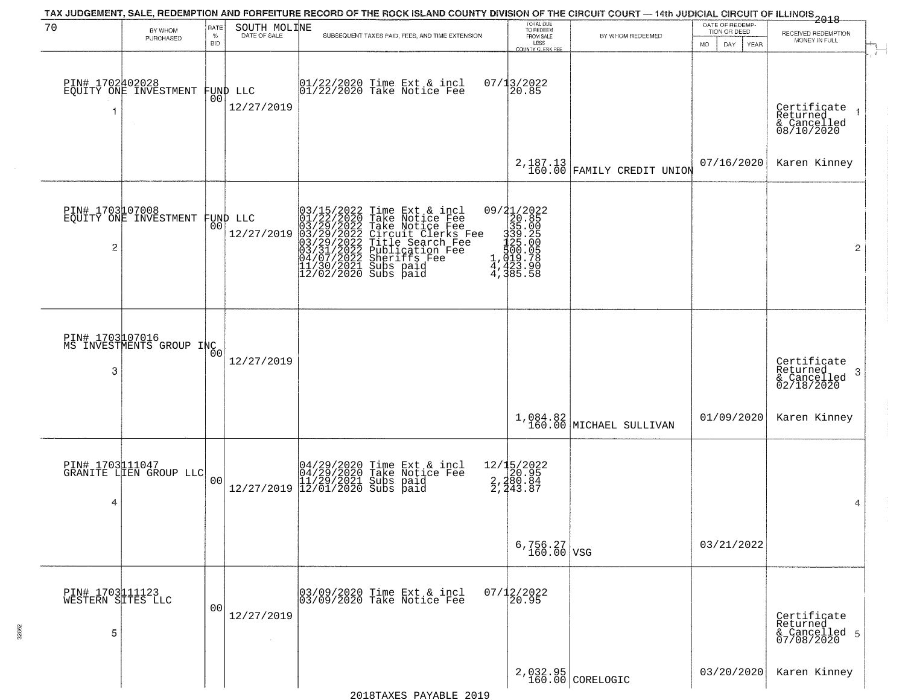TAX JUDGEMENT, SALE, REDEMPTION AND FORFEITURE RECORD OF THE ROCK ISLAND COUNTY DIVISION OF THE CIRCUIT COURT — 14th JUDICIAL CIRCUIT OF ILLINOIS 2018

70 — SOUTH MOLINE

| | BY WHOM PURCHASED | RATE % BID | DATE OF SALE | SUBSEQUENT TAXES PAID, FEES, AND TIME EXTENSION | TOTAL DUE TO REDEEM FROM SALE LESS COUNTY CLERK FEE | BY WHOM REDEEMED | DATE OF REDEMPTION OR DEED MO DAY YEAR | RECEIVED REDEMPTION MONEY IN FULL | |
|---|---|---|---|---|---|---|---|---|---|
| 1 | PIN# 1702402028 EQUITY ONE INVESTMENT FUND LLC | 00 | 12/27/2019 | 01/22/2020 Time Ext & incl<br>01/22/2020 Take Notice Fee | 07/13/2022<br>20.85<br>2,187.13<br>160.00 | FAMILY CREDIT UNION | 07/16/2020 | Certificate Returned & Cancelled 08/10/2020<br>Karen Kinney | 1 |
| 2 | PIN# 1703107008 EQUITY ONE INVESTMENT FUND LLC | 00 | 12/27/2019 | 03/15/2022 Time Ext & incl<br>01/22/2020 Take Notice Fee<br>03/29/2022 Take Notice Fee<br>03/29/2022 Circuit Clerks Fee<br>03/29/2022 Title Search Fee<br>03/31/2022 Publication Fee<br>04/07/2022 Sheriffs Fee<br>11/30/2021 Subs paid<br>12/02/2020 Subs paid | 09/21/2022<br>20.85<br>35.00<br>339.25<br>125.00<br>500.05<br>1,019.78<br>4,423.90<br>4,385.58 | | | | 2 |
| 3 | PIN# 1703107016 MS INVESTMENTS GROUP INC | 00 | 12/27/2019 | | 1,084.82<br>160.00 | MICHAEL SULLIVAN | 01/09/2020 | Certificate Returned & Cancelled 02/18/2020<br>Karen Kinney | 3 |
| 4 | PIN# 1703111047 GRANITE LIEN GROUP LLC | 00 | 12/27/2019 | 04/29/2020 Time Ext & incl<br>04/29/2020 Take Notice Fee<br>11/29/2021 Subs paid<br>12/01/2020 Subs paid | 12/15/2022<br>20.95<br>2,280.84<br>2,243.87<br>6,756.27<br>160.00 | VSG | 03/21/2022 | | 4 |
| 5 | PIN# 1703111123 WESTERN SITES LLC | 00 | 12/27/2019 | 03/09/2020 Time Ext & incl<br>03/09/2020 Take Notice Fee | 07/12/2022<br>20.95<br>2,032.95<br>160.00 | CORELOGIC | 03/20/2020 | Certificate Returned & Cancelled 07/08/2020<br>Karen Kinney | 5 |

2018TAXES PAYABLE 2019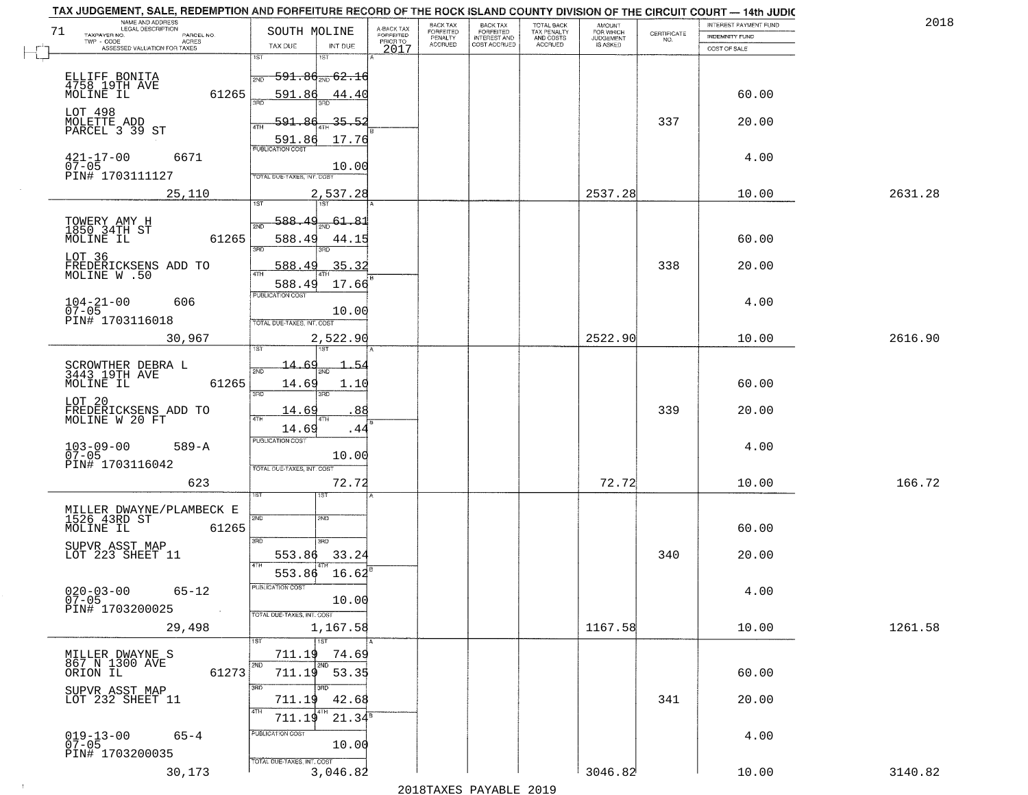# TAX JUDGEMENT, SALE, REDEMPTION AND FORFEITURE RECORD OF THE ROCK ISLAND COUNTY DIVISION OF THE CIRCUIT COURT — 14th JUDIC

2018

71 — SOUTH MOLINE

| NAME AND ADDRESS / LEGAL DESCRIPTION / TAXPAYER NO. / PARCEL NO. / TWP - CODE / ACRES / ASSESSED VALUATION FOR TAXES | TAX DUE | INT DUE | A-BACK TAX FORFEITED PRIOR TO 2017 | BACK TAX FORFEITED PENALTY ACCRUED | BACK TAX FORFEITED INTEREST AND COST ACCRUED | TOTAL BACK TAX PENALTY AND COSTS ACCRUED | AMOUNT FOR WHICH JUDGEMENT IS ASKED | CERTIFICATE NO. | INTEREST PAYMENT FUND / INDEMNITY FUND / COST OF SALE | |
|---|---|---|---|---|---|---|---|---|---|---|
| ELLIFF BONITA, 4758 19TH AVE, MOLINE IL 61265; LOT 498 MOLETTE ADD PARCEL 3 39 ST; 421-17-00 6671; 07-05; PIN# 1703111127; 25,110 | 1ST 591.86; 2ND 591.86; 3RD 591.86; 4TH 591.86; PUBLICATION COST; TOTAL DUE-TAXES, INT. COST 2,537.28 | 1ST 62.16; 2ND 44.40; 3RD 35.52; 4TH 17.76; 10.00 | | | | | 2537.28 | 337 | 60.00; 20.00; 4.00; 10.00 | 2631.28 |
| TOWERY AMY H, 1850 34TH ST, MOLINE IL 61265; LOT 36 FREDERICKSENS ADD TO MOLINE W .50; 104-21-00 606; 07-05; PIN# 1703116018; 30,967 | 1ST 588.49; 2ND 588.49; 3RD 588.49; 4TH 588.49; PUBLICATION COST; TOTAL DUE-TAXES, INT. COST 2,522.90 | 1ST 61.81; 2ND 44.15; 3RD 35.32; 4TH 17.66; 10.00 | | | | | 2522.90 | 338 | 60.00; 20.00; 4.00; 10.00 | 2616.90 |
| SCROWTHER DEBRA L, 3443 19TH AVE, MOLINE IL 61265; LOT 20 FREDERICKSENS ADD TO MOLINE W 20 FT; 103-09-00 589-A; 07-05; PIN# 1703116042; 623 | 1ST 14.69; 2ND 14.69; 3RD 14.69; 4TH 14.69; PUBLICATION COST; TOTAL DUE-TAXES, INT. COST 72.72 | 1ST 1.54; 2ND 1.10; 3RD .88; 4TH .44; 10.00 | | | | | 72.72 | 339 | 60.00; 20.00; 4.00; 10.00 | 166.72 |
| MILLER DWAYNE/PLAMBECK E, 1526 43RD ST, MOLINE IL 61265; SUPVR ASST MAP LOT 223 SHEET 11; 020-03-00 65-12; 07-05; PIN# 1703200025; 29,498 | 1ST; 2ND; 3RD 553.86; 4TH 553.86; PUBLICATION COST; TOTAL DUE-TAXES, INT. COST 1,167.58 | 1ST; 2ND; 3RD 33.24; 4TH 16.62; 10.00 | | | | | 1167.58 | 340 | 60.00; 20.00; 4.00; 10.00 | 1261.58 |
| MILLER DWAYNE S, 867 N 1300 AVE, ORION IL 61273; SUPVR ASST MAP LOT 232 SHEET 11; 019-13-00 65-4; 07-05; PIN# 1703200035; 30,173 | 1ST 711.19; 2ND 711.19; 3RD 711.19; 4TH 711.19; PUBLICATION COST; TOTAL DUE-TAXES, INT. COST 3,046.82 | 1ST 74.69; 2ND 53.35; 3RD 42.68; 4TH 21.34; 10.00 | | | | | 3046.82 | 341 | 60.00; 20.00; 4.00; 10.00 | 3140.82 |

2018TAXES PAYABLE 2019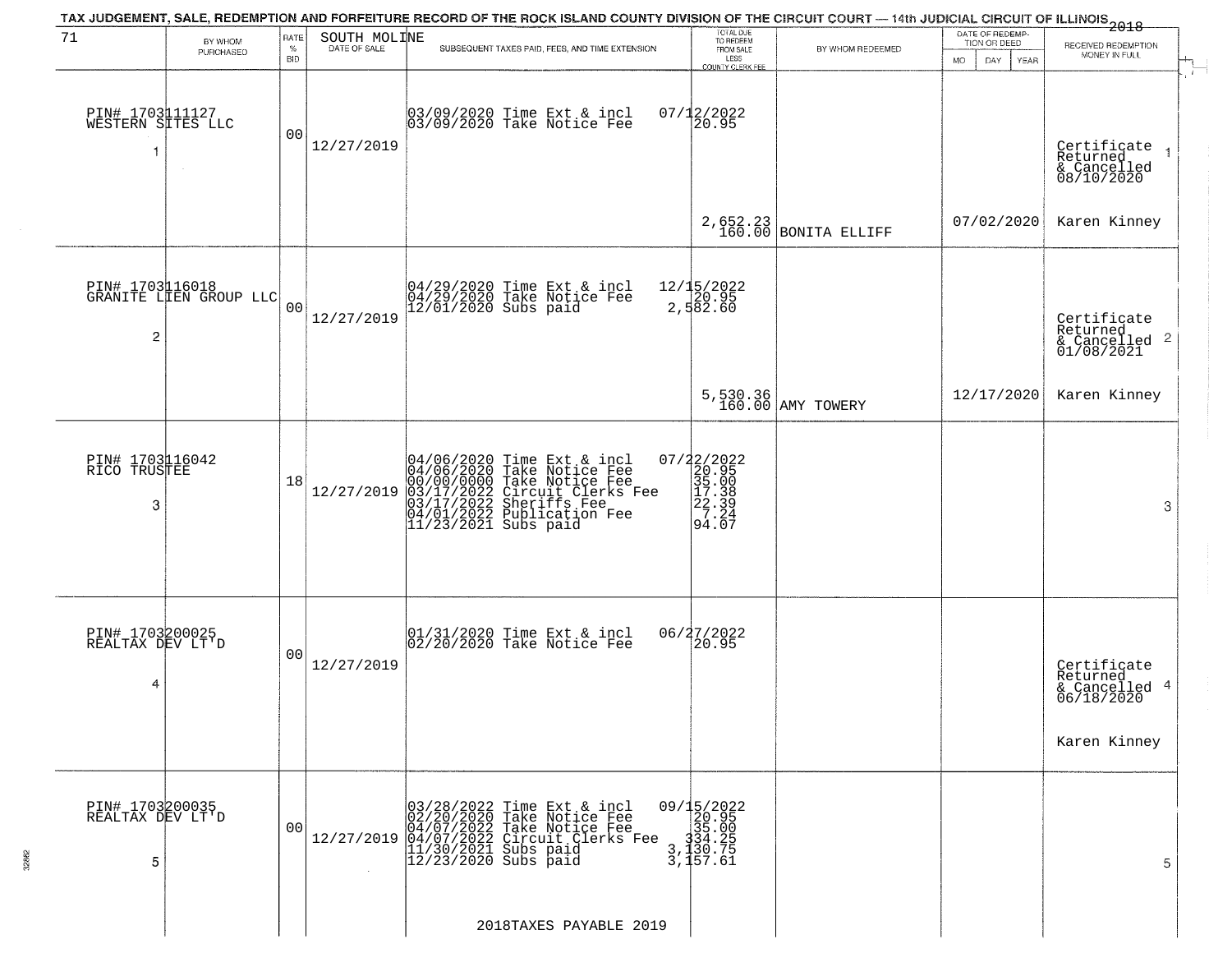TAX JUDGEMENT, SALE, REDEMPTION AND FORFEITURE RECORD OF THE ROCK ISLAND COUNTY DIVISION OF THE CIRCUIT COURT — 14th JUDICIAL CIRCUIT OF ILLINOIS 2018

| 71 BY WHOM PURCHASED | RATE % BID | SOUTH MOLINE DATE OF SALE | SUBSEQUENT TAXES PAID, FEES, AND TIME EXTENSION | TOTAL DUE TO REDEEM FROM SALE LESS COUNTY CLERK FEE | BY WHOM REDEEMED | DATE OF REDEMPTION OR DEED MO DAY YEAR | RECEIVED REDEMPTION MONEY IN FULL |
|---|---|---|---|---|---|---|---|
| PIN# 1703111127 WESTERN SITES LLC 1 | 00 | 12/27/2019 | 03/09/2020 Time Ext & incl<br>03/09/2020 Take Notice Fee | 07/12/2022<br>20.95<br><br>2,652.23<br>160.00 | BONITA ELLIFF | 07/02/2020 | Certificate Returned & Cancelled 08/10/2020 1<br>Karen Kinney |
| PIN# 1703116018 GRANITE LIEN GROUP LLC 2 | 00 | 12/27/2019 | 04/29/2020 Time Ext & incl<br>04/29/2020 Take Notice Fee<br>12/01/2020 Subs paid | 12/15/2022<br>20.95<br>2,582.60<br><br>5,530.36<br>160.00 | AMY TOWERY | 12/17/2020 | Certificate Returned & Cancelled 01/08/2021 2<br>Karen Kinney |
| PIN# 1703116042 RICO TRUSTEE 3 | 18 | 12/27/2019 | 04/06/2020 Time Ext & incl<br>04/06/2020 Take Notice Fee<br>00/00/0000 Take Notice Fee<br>03/17/2022 Circuit Clerks Fee<br>03/17/2022 Sheriffs Fee<br>04/01/2022 Publication Fee<br>11/23/2021 Subs paid | 07/22/2022<br>20.95<br>35.00<br>17.38<br>22.39<br>7.24<br>94.07 | | | 3 |
| PIN# 1703200025 REALTAX DEV LT'D 4 | 00 | 12/27/2019 | 01/31/2020 Time Ext & incl<br>02/20/2020 Take Notice Fee | 06/27/2022<br>20.95 | | | Certificate Returned & Cancelled 06/18/2020 4<br>Karen Kinney |
| PIN# 1703200035 REALTAX DEV LT'D 5 | 00 | 12/27/2019 | 03/28/2022 Time Ext & incl<br>02/20/2020 Take Notice Fee<br>04/07/2022 Take Notice Fee<br>04/07/2022 Circuit Clerks Fee<br>11/30/2021 Subs paid<br>12/23/2020 Subs paid | 09/15/2022<br>20.95<br>35.00<br>334.25<br>3,130.75<br>3,157.61 | | | 5 |

2018TAXES PAYABLE 2019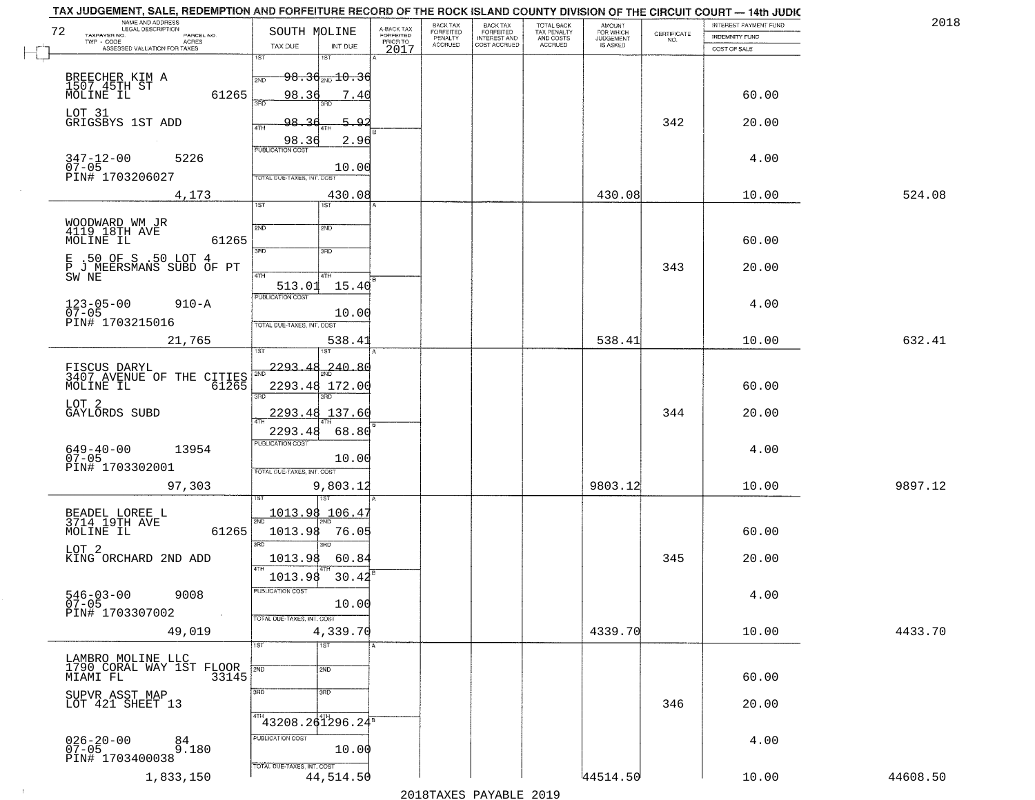TAX JUDGEMENT, SALE, REDEMPTION AND FORFEITURE RECORD OF THE ROCK ISLAND COUNTY DIVISION OF THE CIRCUIT COURT — 14th JUDIC

2018

| NAME AND ADDRESS / LEGAL DESCRIPTION / TAXPAYER NO. / PARCEL NO. / TWP - CODE / ACRES / ASSESSED VALUATION FOR TAXES | SOUTH MOLINE TAX DUE | INT DUE | A-BACK TAX FORFEITED PRIOR TO 2017 | BACK TAX FORFEITED PENALTY ACCRUED | BACK TAX FORFEITED INTEREST AND COST ACCRUED | TOTAL BACK TAX PENALTY AND COSTS ACCRUED | AMOUNT FOR WHICH JUDGEMENT IS ASKED | CERTIFICATE NO. | INTEREST PAYMENT FUND / INDEMNITY FUND / COST OF SALE | |
|---|---|---|---|---|---|---|---|---|---|---|
| BREECHER KIM A<br>1507 45TH ST<br>MOLINE IL 61265<br>LOT 31<br>GRIGSBYS 1ST ADD<br>347-12-00 5226<br>07-05<br>PIN# 1703206027<br>4,173 | 1ST 98.36<br>2ND 98.36<br>3RD 98.36<br>4TH 98.36<br>PUBLICATION COST<br>TOTAL DUE-TAXES, INT. COST | 10.36<br>7.40<br>5.92<br>2.96<br>10.00<br>430.08 | | | | | 430.08 | 342 | 60.00<br>20.00<br>4.00<br>10.00 | 524.08 |
| WOODWARD WM JR<br>4119 18TH AVE<br>MOLINE IL 61265<br>E .50 OF S .50 LOT 4<br>P J MEERSMANS SUBD OF PT SW NE<br>123-05-00 910-A<br>07-05<br>PIN# 1703215016<br>21,765 | 1ST<br>2ND<br>3RD<br>4TH 513.01<br>PUBLICATION COST<br>TOTAL DUE-TAXES, INT. COST | 15.40<br>10.00<br>538.41 | | | | | 538.41 | 343 | 60.00<br>20.00<br>4.00<br>10.00 | 632.41 |
| FISCUS DARYL<br>3407 AVENUE OF THE CITIES<br>MOLINE IL 61265<br>LOT 2<br>GAYLORDS SUBD<br>649-40-00 13954<br>07-05<br>PIN# 1703302001<br>97,303 | 1ST 2293.48<br>2ND 2293.48<br>3RD 2293.48<br>4TH 2293.48<br>PUBLICATION COST<br>TOTAL DUE-TAXES, INT. COST | 240.80<br>172.00<br>137.60<br>68.80<br>10.00<br>9,803.12 | | | | | 9803.12 | 344 | 60.00<br>20.00<br>4.00<br>10.00 | 9897.12 |
| BEADEL LOREE L<br>3714 19TH AVE<br>MOLINE IL 61265<br>LOT 2<br>KING ORCHARD 2ND ADD<br>546-03-00 9008<br>07-05<br>PIN# 1703307002<br>49,019 | 1ST 1013.98<br>2ND 1013.98<br>3RD 1013.98<br>4TH 1013.98<br>PUBLICATION COST<br>TOTAL DUE-TAXES, INT. COST | 106.47<br>76.05<br>60.84<br>30.42<br>10.00<br>4,339.70 | | | | | 4339.70 | 345 | 60.00<br>20.00<br>4.00<br>10.00 | 4433.70 |
| LAMBRO MOLINE LLC<br>1790 CORAL WAY 1ST FLOOR<br>MIAMI FL 33145<br>SUPVR ASST MAP<br>LOT 421 SHEET 13<br>026-20-00 84<br>07-05 9.180<br>PIN# 1703400038<br>1,833,150 | 1ST<br>2ND<br>3RD<br>4TH 43208.26<br>PUBLICATION COST<br>TOTAL DUE-TAXES, INT. COST | 1296.24<br>10.00<br>44,514.50 | | | | | 44514.50 | 346 | 60.00<br>20.00<br>4.00<br>10.00 | 44608.50 |

2018TAXES PAYABLE 2019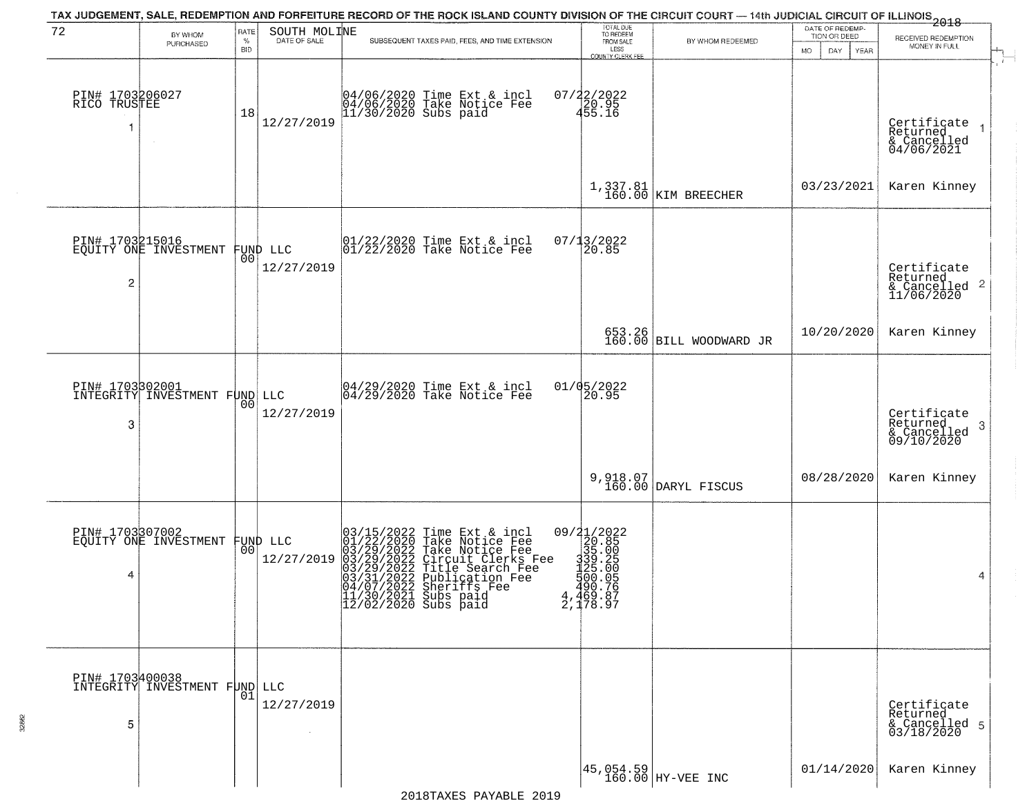TAX JUDGEMENT, SALE, REDEMPTION AND FORFEITURE RECORD OF THE ROCK ISLAND COUNTY DIVISION OF THE CIRCUIT COURT — 14th JUDICIAL CIRCUIT OF ILLINOIS 2018

72 SOUTH MOLINE

| BY WHOM PURCHASED | RATE % BID | DATE OF SALE | SUBSEQUENT TAXES PAID, FEES, AND TIME EXTENSION | TOTAL DUE TO REDEEM FROM SALE LESS COUNTY CLERK FEE | BY WHOM REDEEMED | DATE OF REDEMPTION OR DEED MO DAY YEAR | RECEIVED REDEMPTION MONEY IN FULL |
|---|---|---|---|---|---|---|---|
| PIN# 1703206027 RICO TRUSTEE 1 | 18 | 12/27/2019 | 04/06/2020 Time Ext & incl 07/22/2022<br>04/06/2020 Take Notice Fee 20.95<br>11/30/2020 Subs paid 455.16 | 1,337.81<br>160.00 | KIM BREECHER | 03/23/2021 | Certificate Returned & Cancelled 04/06/2021 1<br>Karen Kinney |
| PIN# 1703215016 EQUITY ONE INVESTMENT FUND LLC 2 | 00 | 12/27/2019 | 01/22/2020 Time Ext & incl 07/13/2022<br>01/22/2020 Take Notice Fee 20.85 | 653.26<br>160.00 | BILL WOODWARD JR | 10/20/2020 | Certificate Returned & Cancelled 11/06/2020 2<br>Karen Kinney |
| PIN# 1703302001 INTEGRITY INVESTMENT FUND LLC 3 | 00 | 12/27/2019 | 04/29/2020 Time Ext & incl 01/05/2022<br>04/29/2020 Take Notice Fee 20.95 | 9,918.07<br>160.00 | DARYL FISCUS | 08/28/2020 | Certificate Returned & Cancelled 09/10/2020 3<br>Karen Kinney |
| PIN# 1703307002 EQUITY ONE INVESTMENT FUND LLC 4 | 00 | 12/27/2019 | 03/15/2022 Time Ext & incl 09/21/2022<br>01/22/2020 Take Notice Fee 20.85<br>03/29/2022 Take Notice Fee 35.00<br>03/29/2022 Circuit Clerks Fee 339.25<br>03/29/2022 Title Search Fee 125.00<br>03/31/2022 Publication Fee 500.05<br>04/07/2022 Sheriffs Fee 490.76<br>11/30/2021 Subs paid 4,469.87<br>12/02/2020 Subs paid 2,178.97 | | | | 4 |
| PIN# 1703400038 INTEGRITY INVESTMENT FUND LLC 5 | 01 | 12/27/2019 | | 45,054.59<br>160.00 | HY-VEE INC | 01/14/2020 | Certificate Returned & Cancelled 03/18/2020 5<br>Karen Kinney |

2018TAXES PAYABLE 2019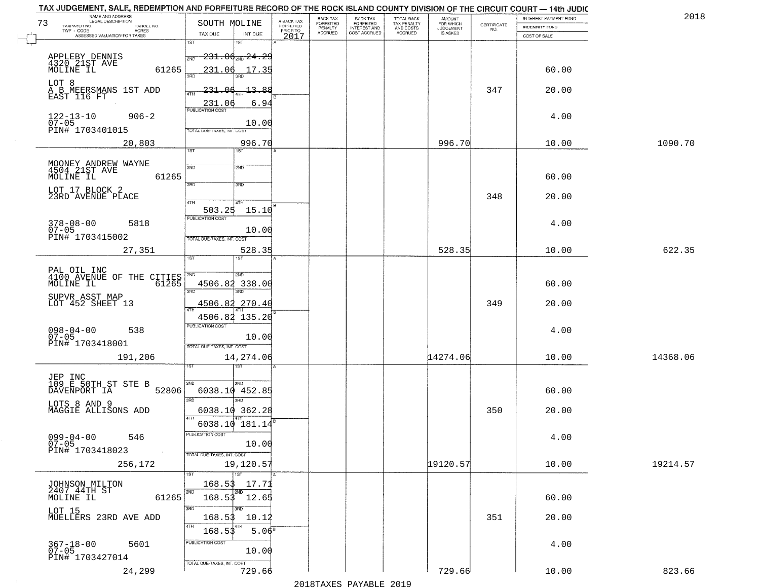TAX JUDGEMENT, SALE, REDEMPTION AND FORFEITURE RECORD OF THE ROCK ISLAND COUNTY DIVISION OF THE CIRCUIT COURT — 14th JUDIC

2018

73

| NAME AND ADDRESS / LEGAL DESCRIPTION / TAXPAYER NO. / PARCEL NO. / TWP - CODE / ACRES / ASSESSED VALUATION FOR TAXES | SOUTH MOLINE TAX DUE | INT DUE | A-BACK TAX FORFEITED PRIOR TO 2017 | BACK TAX FORFEITED PENALTY ACCRUED | BACK TAX FORFEITED INTEREST AND COST ACCRUED | TOTAL BACK TAX PENALTY AND COSTS ACCRUED | AMOUNT FOR WHICH JUDGEMENT IS ASKED | CERTIFICATE NO. | INTEREST PAYMENT FUND / INDEMNITY FUND / COST OF SALE | |
|---|---|---|---|---|---|---|---|---|---|---|
| APPLEBY DENNIS 4320 21ST AVE MOLINE IL 61265 LOT 8 A B MEERSMANS 1ST ADD EAST 116 FT 122-13-10 906-2 07-05 PIN# 1703401015 20,803 | 1ST<br>2ND 231.06<br>3RD 231.06<br>4TH 231.06<br>231.06<br>PUBLICATION COST<br>TOTAL DUE-TAXES, INT, COST | 1ST<br>2ND 24.29<br>3RD 17.35<br>4TH 13.88<br>6.94<br>10.00<br>996.70 | | | | | 996.70 | 347 | 60.00<br>20.00<br>4.00<br>10.00 | 1090.70 |
| MOONEY ANDREW WAYNE 4504 21ST AVE MOLINE IL 61265 LOT 17 BLOCK 2 23RD AVENUE PLACE 378-08-00 5818 07-05 PIN# 1703415002 27,351 | 503.25 | 15.10<br>10.00<br>528.35 | | | | | 528.35 | 348 | 60.00<br>20.00<br>4.00<br>10.00 | 622.35 |
| PAL OIL INC 4100 AVENUE OF THE CITIES MOLINE IL 61265 SUPVR ASST MAP LOT 452 SHEET 13 098-04-00 538 07-05 PIN# 1703418001 191,206 | 4506.82<br>4506.82<br>4506.82 | 338.00<br>270.40<br>135.20<br>10.00<br>14,274.06 | | | | | 14274.06 | 349 | 60.00<br>20.00<br>4.00<br>10.00 | 14368.06 |
| JEP INC 109 E 50TH ST STE B DAVENPORT IA 52806 LOTS 8 AND 9 MAGGIE ALLISONS ADD 099-04-00 546 07-05 PIN# 1703418023 256,172 | 6038.10<br>6038.10<br>6038.10 | 452.85<br>362.28<br>181.14<br>10.00<br>19,120.57 | | | | | 19120.57 | 350 | 60.00<br>20.00<br>4.00<br>10.00 | 19214.57 |
| JOHNSON MILTON 2407 44TH ST MOLINE IL 61265 LOT 15 MUELLERS 23RD AVE ADD 367-18-00 5601 07-05 PIN# 1703427014 24,299 | 168.53<br>168.53<br>168.53<br>168.53 | 17.71<br>12.65<br>10.12<br>5.06<br>10.00<br>729.66 | | | | | 729.66 | 351 | 60.00<br>20.00<br>4.00<br>10.00 | 823.66 |

2018TAXES PAYABLE 2019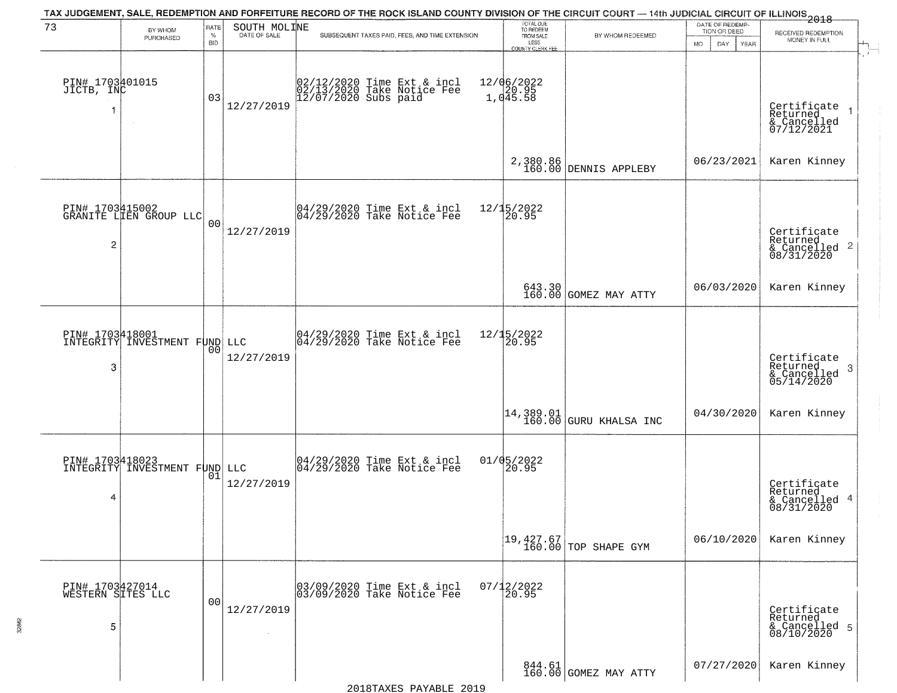# TAX JUDGEMENT, SALE, REDEMPTION AND FORFEITURE RECORD OF THE ROCK ISLAND COUNTY DIVISION OF THE CIRCUIT COURT — 14th JUDICIAL CIRCUIT OF ILLINOIS 2018

73 — SOUTH MOLINE

| | BY WHOM PURCHASED | RATE % BID | DATE OF SALE | SUBSEQUENT TAXES PAID, FEES, AND TIME EXTENSION | TOTAL DUE TO REDEEM FROM SALE LESS COUNTY CLERK FEE | BY WHOM REDEEMED | DATE OF REDEMPTION OR DEED (MO DAY YEAR) | RECEIVED REDEMPTION MONEY IN FULL |
|---|---|---|---|---|---|---|---|---|
| 1 | PIN# 1703401015 JICTB, INC | 03 | 12/27/2019 | 02/12/2020 Time Ext & incl 02/13/2020 Take Notice Fee 12/07/2020 Subs paid | 12/06/2022 20.95 1,045.58 2,380.86 160.00 | DENNIS APPLEBY | 06/23/2021 | Certificate Returned & Cancelled 07/12/2021 Karen Kinney |
| 2 | PIN# 1703415002 GRANITE LIEN GROUP LLC | 00 | 12/27/2019 | 04/29/2020 Time Ext & incl 04/29/2020 Take Notice Fee | 12/15/2022 20.95 643.30 160.00 | GOMEZ MAY ATTY | 06/03/2020 | Certificate Returned & Cancelled 08/31/2020 Karen Kinney |
| 3 | PIN# 1703418001 INTEGRITY INVESTMENT FUND LLC | 00 | 12/27/2019 | 04/29/2020 Time Ext & incl 04/29/2020 Take Notice Fee | 12/15/2022 20.95 14,389.01 160.00 | GURU KHALSA INC | 04/30/2020 | Certificate Returned & Cancelled 05/14/2020 Karen Kinney |
| 4 | PIN# 1703418023 INTEGRITY INVESTMENT FUND LLC | 01 | 12/27/2019 | 04/29/2020 Time Ext & incl 04/29/2020 Take Notice Fee | 01/05/2022 20.95 19,427.67 160.00 | TOP SHAPE GYM | 06/10/2020 | Certificate Returned & Cancelled 08/31/2020 Karen Kinney |
| 5 | PIN# 1703427014 WESTERN SITES LLC | 00 | 12/27/2019 | 03/09/2020 Time Ext & incl 03/09/2020 Take Notice Fee | 07/12/2022 20.95 844.61 160.00 | GOMEZ MAY ATTY | 07/27/2020 | Certificate Returned & Cancelled 08/10/2020 Karen Kinney |

2018TAXES PAYABLE 2019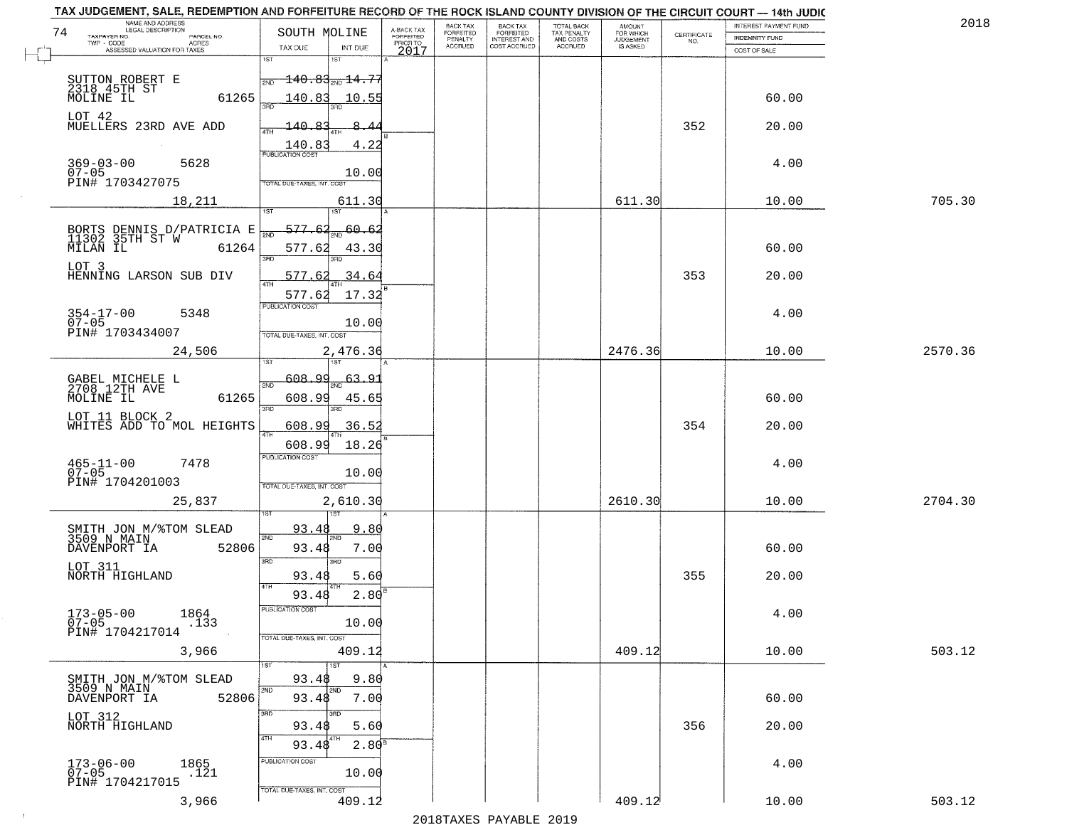TAX JUDGEMENT, SALE, REDEMPTION AND FORFEITURE RECORD OF THE ROCK ISLAND COUNTY DIVISION OF THE CIRCUIT COURT — 14th JUDIC

2018

| NAME AND ADDRESS / LEGAL DESCRIPTION / TAXPAYER NO. / PARCEL NO. / TWP - CODE / ACRES / ASSESSED VALUATION FOR TAXES | SOUTH MOLINE TAX DUE | INT DUE | A-BACK TAX FORFEITED PRIOR TO 2017 | BACK TAX FORFEITED PENALTY ACCRUED | BACK TAX FORFEITED INTEREST AND COST ACCRUED | TOTAL BACK TAX PENALTY AND COSTS ACCRUED | AMOUNT FOR WHICH JUDGEMENT IS ASKED | CERTIFICATE NO. | INTEREST PAYMENT FUND / INDEMNITY FUND / COST OF SALE | |
|---|---|---|---|---|---|---|---|---|---|---|
| SUTTON ROBERT E<br>2318 45TH ST<br>MOLINE IL 61265<br>LOT 42<br>MUELLERS 23RD AVE ADD<br>369-03-00 5628<br>07-05<br>PIN# 1703427075<br>18,211 | 1ST 140.83<br>2ND 140.83<br>3RD 140.83<br>4TH 140.83<br>PUBLICATION COST<br>TOTAL DUE-TAXES, INT. COST 611.30 | 14.77<br>10.55<br>8.44<br>4.22<br>10.00 | | | | | 611.30 | 352 | 60.00<br>20.00<br>4.00<br>10.00 | 705.30 |
| BORTS DENNIS D/PATRICIA E<br>11302 35TH ST W<br>MILAN IL 61264<br>LOT 3<br>HENNING LARSON SUB DIV<br>354-17-00 5348<br>07-05<br>PIN# 1703434007<br>24,506 | 1ST 577.62<br>2ND 577.62<br>3RD 577.62<br>4TH 577.62<br>PUBLICATION COST<br>TOTAL DUE-TAXES, INT. COST 2,476.36 | 60.62<br>43.30<br>34.64<br>17.32<br>10.00 | | | | | 2476.36 | 353 | 60.00<br>20.00<br>4.00<br>10.00 | 2570.36 |
| GABEL MICHELE L<br>2708 12TH AVE<br>MOLINE IL 61265<br>LOT 11 BLOCK 2<br>WHITES ADD TO MOL HEIGHTS<br>465-11-00 7478<br>07-05<br>PIN# 1704201003<br>25,837 | 1ST 608.99<br>2ND 608.99<br>3RD 608.99<br>4TH 608.99<br>PUBLICATION COST<br>TOTAL DUE-TAXES, INT. COST 2,610.30 | 63.91<br>45.65<br>36.52<br>18.26<br>10.00 | | | | | 2610.30 | 354 | 60.00<br>20.00<br>4.00<br>10.00 | 2704.30 |
| SMITH JON M/%TOM SLEAD<br>3509 N MAIN<br>DAVENPORT IA 52806<br>LOT 311<br>NORTH HIGHLAND<br>173-05-00 1864<br>07-05 .133<br>PIN# 1704217014<br>3,966 | 1ST 93.48<br>2ND 93.48<br>3RD 93.48<br>4TH 93.48<br>PUBLICATION COST<br>TOTAL DUE-TAXES, INT. COST 409.12 | 9.80<br>7.00<br>5.60<br>2.80<br>10.00 | | | | | 409.12 | 355 | 60.00<br>20.00<br>4.00<br>10.00 | 503.12 |
| SMITH JON M/%TOM SLEAD<br>3509 N MAIN<br>DAVENPORT IA 52806<br>LOT 312<br>NORTH HIGHLAND<br>173-06-00 1865<br>07-05 .121<br>PIN# 1704217015<br>3,966 | 1ST 93.48<br>2ND 93.48<br>3RD 93.48<br>4TH 93.48<br>PUBLICATION COST<br>TOTAL DUE-TAXES, INT. COST 409.12 | 9.80<br>7.00<br>5.60<br>2.80<br>10.00 | | | | | 409.12 | 356 | 60.00<br>20.00<br>4.00<br>10.00 | 503.12 |

2018TAXES PAYABLE 2019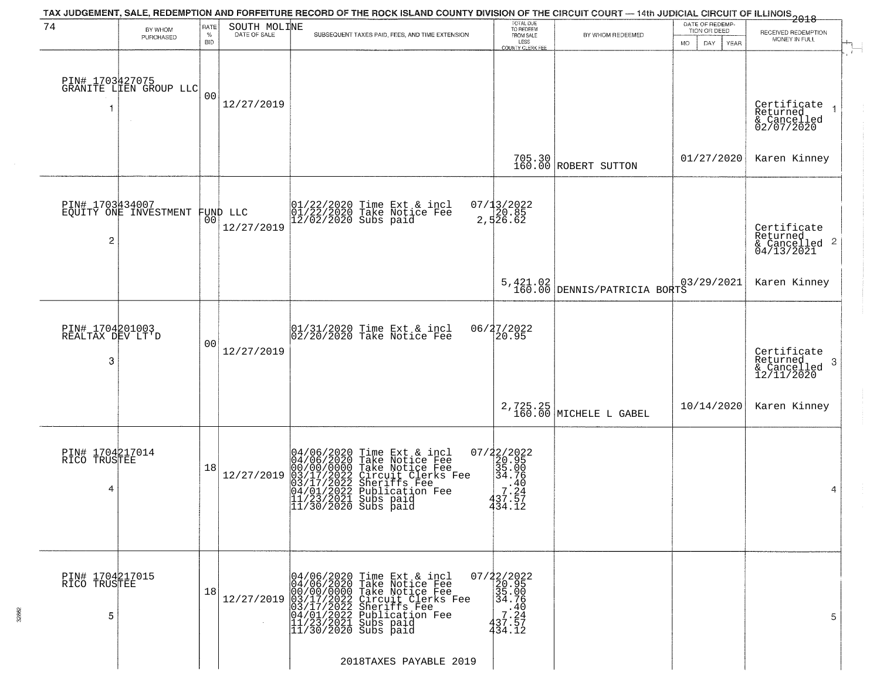# TAX JUDGEMENT, SALE, REDEMPTION AND FORFEITURE RECORD OF THE ROCK ISLAND COUNTY DIVISION OF THE CIRCUIT COURT — 14th JUDICIAL CIRCUIT OF ILLINOIS 2018

74 — SOUTH MOLINE

| BY WHOM PURCHASED | RATE % BID | DATE OF SALE | SUBSEQUENT TAXES PAID, FEES, AND TIME EXTENSION | TOTAL DUE TO REDEEM FROM SALE LESS COUNTY CLERK FEE | BY WHOM REDEEMED | DATE OF REDEMPTION OR DEED MO DAY YEAR | RECEIVED REDEMPTION MONEY IN FULL |
|---|---|---|---|---|---|---|---|
| PIN# 1703427075 GRANITE LIEN GROUP LLC 1 | 00 | 12/27/2019 | | 705.30 160.00 | ROBERT SUTTON | 01/27/2020 | Certificate Returned & Cancelled 02/07/2020 Karen Kinney 1 |
| PIN# 1703434007 EQUITY ONE INVESTMENT FUND LLC 2 | 00 | 12/27/2019 | 01/22/2020 Time Ext & incl 07/13/2022<br>01/22/2020 Take Notice Fee 20.85<br>12/02/2020 Subs paid 2,526.62 | 5,421.02 160.00 | DENNIS/PATRICIA BORTS | 03/29/2021 | Certificate Returned & Cancelled 04/13/2021 Karen Kinney 2 |
| PIN# 1704201003 REALTAX DEV LT'D 3 | 00 | 12/27/2019 | 01/31/2020 Time Ext & incl 06/27/2022<br>02/20/2020 Take Notice Fee 20.95 | 2,725.25 160.00 | MICHELE L GABEL | 10/14/2020 | Certificate Returned & Cancelled 12/11/2020 Karen Kinney 3 |
| PIN# 1704217014 RICO TRUSTEE 4 | 18 | 12/27/2019 | 04/06/2020 Time Ext & incl 07/22/2022<br>04/06/2020 Take Notice Fee 20.95<br>00/00/0000 Take Notice Fee 35.00<br>03/17/2022 Circuit Clerks Fee 34.76<br>03/17/2022 Sheriffs Fee .40<br>04/01/2022 Publication Fee 7.24<br>11/23/2021 Subs paid 437.57<br>11/30/2020 Subs paid 434.12 | | | | 4 |
| PIN# 1704217015 RICO TRUSTEE 5 | 18 | 12/27/2019 | 04/06/2020 Time Ext & incl 07/22/2022<br>04/06/2020 Take Notice Fee 20.95<br>00/00/0000 Take Notice Fee 35.00<br>03/17/2022 Circuit Clerks Fee 34.76<br>03/17/2022 Sheriffs Fee .40<br>04/01/2022 Publication Fee 7.24<br>11/23/2021 Subs paid 437.57<br>11/30/2020 Subs paid 434.12 | | | | 5 |

2018TAXES PAYABLE 2019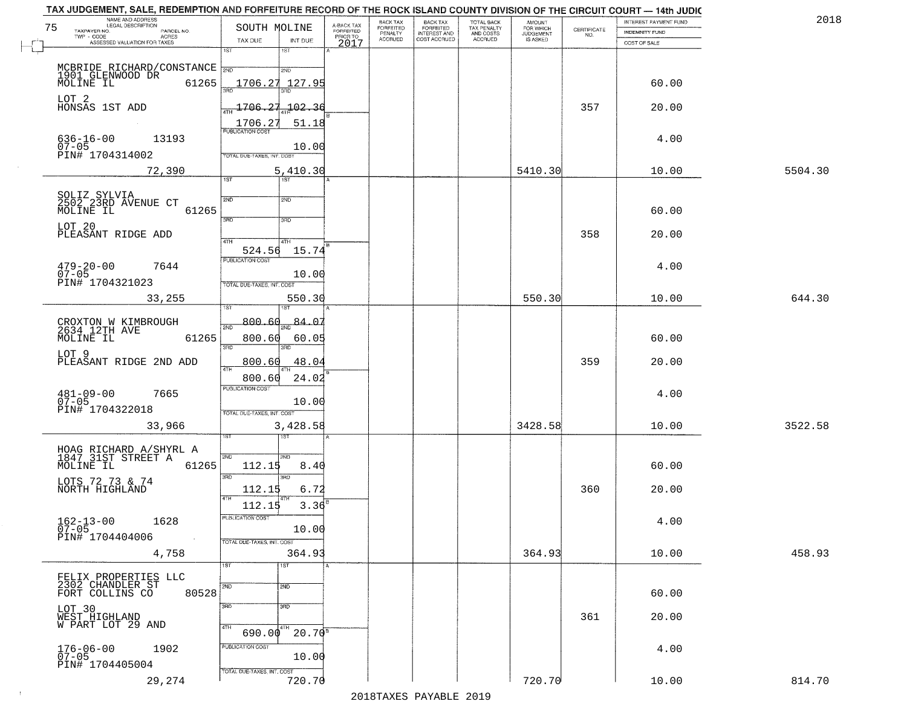# TAX JUDGEMENT, SALE, REDEMPTION AND FORFEITURE RECORD OF THE ROCK ISLAND COUNTY DIVISION OF THE CIRCUIT COURT — 14th JUDIC

2018

75 — SOUTH MOLINE

| NAME AND ADDRESS / LEGAL DESCRIPTION / TAXPAYER NO. / PARCEL NO. / TWP - CODE / ACRES / ASSESSED VALUATION FOR TAXES | TAX DUE | INT DUE | A-BACK TAX FORFEITED PRIOR TO 2017 | BACK TAX FORFEITED PENALTY ACCRUED | BACK TAX FORFEITED INTEREST AND COST ACCRUED | TOTAL BACK TAX PENALTY AND COSTS ACCRUED | AMOUNT FOR WHICH JUDGEMENT IS ASKED | CERTIFICATE NO. | INTEREST PAYMENT FUND / INDEMNITY FUND / COST OF SALE | |
|---|---|---|---|---|---|---|---|---|---|---|
| MCBRIDE RICHARD/CONSTANCE, 1901 GLENWOOD DR, MOLINE IL 61265 | 2ND 1706.27 | 127.95 | | | | | | | 60.00 | |
| LOT 2, HONSAS 1ST ADD | 3RD 1706.27 | 102.36 | | | | | | 357 | 20.00 | |
| | 4TH 1706.27 | 51.18 | | | | | | | | |
| 636-16-00 13193, 07-05, PIN# 1704314002 | PUBLICATION COST | 10.00 | | | | | | | 4.00 | |
| 72,390 | TOTAL DUE-TAXES, INT. COST | 5,410.30 | | | | | 5410.30 | | 10.00 | 5504.30 |
| SOLIZ SYLVIA, 2502 23RD AVENUE CT, MOLINE IL 61265 | | | | | | | | | 60.00 | |
| LOT 20, PLEASANT RIDGE ADD | | | | | | | | 358 | 20.00 | |
| | 4TH 524.56 | 15.74 | | | | | | | | |
| 479-20-00 7644, 07-05, PIN# 1704321023 | PUBLICATION COST | 10.00 | | | | | | | 4.00 | |
| 33,255 | TOTAL DUE-TAXES, INT. COST | 550.30 | | | | | 550.30 | | 10.00 | 644.30 |
| CROXTON W KIMBROUGH, 2634 12TH AVE, MOLINE IL 61265 | 1ST 800.60 | 84.07 | | | | | | | | |
| | 2ND 800.60 | 60.05 | | | | | | | 60.00 | |
| LOT 9, PLEASANT RIDGE 2ND ADD | 3RD 800.60 | 48.04 | | | | | | 359 | 20.00 | |
| | 4TH 800.60 | 24.02 | | | | | | | | |
| 481-09-00 7665, 07-05, PIN# 1704322018 | PUBLICATION COST | 10.00 | | | | | | | 4.00 | |
| 33,966 | TOTAL DUE-TAXES, INT. COST | 3,428.58 | | | | | 3428.58 | | 10.00 | 3522.58 |
| HOAG RICHARD A/SHYRL A, 1847 31ST STREET A, MOLINE IL 61265 | 2ND 112.15 | 8.40 | | | | | | | 60.00 | |
| LOTS 72 73 & 74, NORTH HIGHLAND | 3RD 112.15 | 6.72 | | | | | | 360 | 20.00 | |
| | 4TH 112.15 | 3.36 | | | | | | | | |
| 162-13-00 1628, 07-05, PIN# 1704404006 | PUBLICATION COST | 10.00 | | | | | | | 4.00 | |
| 4,758 | TOTAL DUE-TAXES, INT. COST | 364.93 | | | | | 364.93 | | 10.00 | 458.93 |
| FELIX PROPERTIES LLC, 2302 CHANDLER ST, FORT COLLINS CO 80528 | | | | | | | | | 60.00 | |
| LOT 30, WEST HIGHLAND, W PART LOT 29 AND | | | | | | | | 361 | 20.00 | |
| | 4TH 690.00 | 20.70 | | | | | | | | |
| 176-06-00 1902, 07-05, PIN# 1704405004 | PUBLICATION COST | 10.00 | | | | | | | 4.00 | |
| 29,274 | TOTAL DUE-TAXES, INT. COST | 720.70 | | | | | 720.70 | | 10.00 | 814.70 |

2018TAXES PAYABLE 2019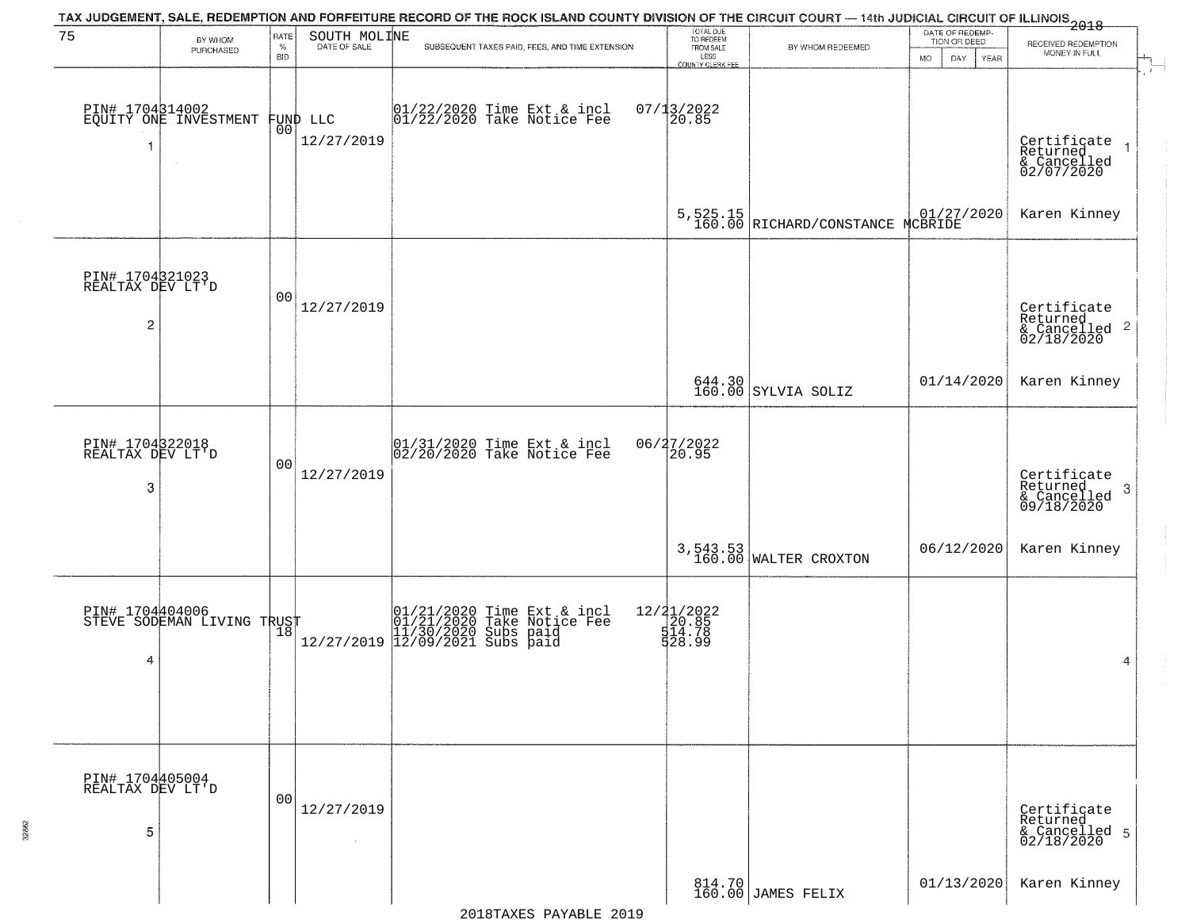TAX JUDGEMENT, SALE, REDEMPTION AND FORFEITURE RECORD OF THE ROCK ISLAND COUNTY DIVISION OF THE CIRCUIT COURT — 14th JUDICIAL CIRCUIT OF ILLINOIS 2018

| 75 BY WHOM PURCHASED | RATE % BID | SOUTH MOLINE DATE OF SALE | SUBSEQUENT TAXES PAID, FEES, AND TIME EXTENSION | TOTAL DUE TO REDEEM FROM SALE LESS COUNTY CLERK FEE | BY WHOM REDEEMED | DATE OF REDEMPTION OR DEED MO DAY YEAR | RECEIVED REDEMPTION MONEY IN FULL |
|---|---|---|---|---|---|---|---|
| PIN# 1704314002 EQUITY ONE INVESTMENT FUND LLC 1 | 00 | 12/27/2019 | 01/22/2020 Time Ext & incl 01/22/2020 Take Notice Fee | 07/13/2022 20.85 5,525.15 160.00 | RICHARD/CONSTANCE MCBRIDE | 01/27/2020 | Certificate Returned & Cancelled 02/07/2020 Karen Kinney 1 |
| PIN# 1704321023 REALTAX DEV LT'D 2 | 00 | 12/27/2019 | | 644.30 160.00 | SYLVIA SOLIZ | 01/14/2020 | Certificate Returned & Cancelled 02/18/2020 Karen Kinney 2 |
| PIN# 1704322018 REALTAX DEV LT'D 3 | 00 | 12/27/2019 | 01/31/2020 Time Ext & incl 02/20/2020 Take Notice Fee | 06/27/2022 20.95 3,543.53 160.00 | WALTER CROXTON | 06/12/2020 | Certificate Returned & Cancelled 09/18/2020 Karen Kinney 3 |
| PIN# 1704404006 STEVE SODEMAN LIVING TRUST 4 | 18 | 12/27/2019 | 01/21/2020 Time Ext & incl 01/21/2020 Take Notice Fee 11/30/2020 Subs paid 12/09/2021 Subs paid | 12/21/2022 20.85 514.78 528.99 | | | 4 |
| PIN# 1704405004 REALTAX DEV LT'D 5 | 00 | 12/27/2019 | | 814.70 160.00 | JAMES FELIX | 01/13/2020 | Certificate Returned & Cancelled 02/18/2020 Karen Kinney 5 |

2018TAXES PAYABLE 2019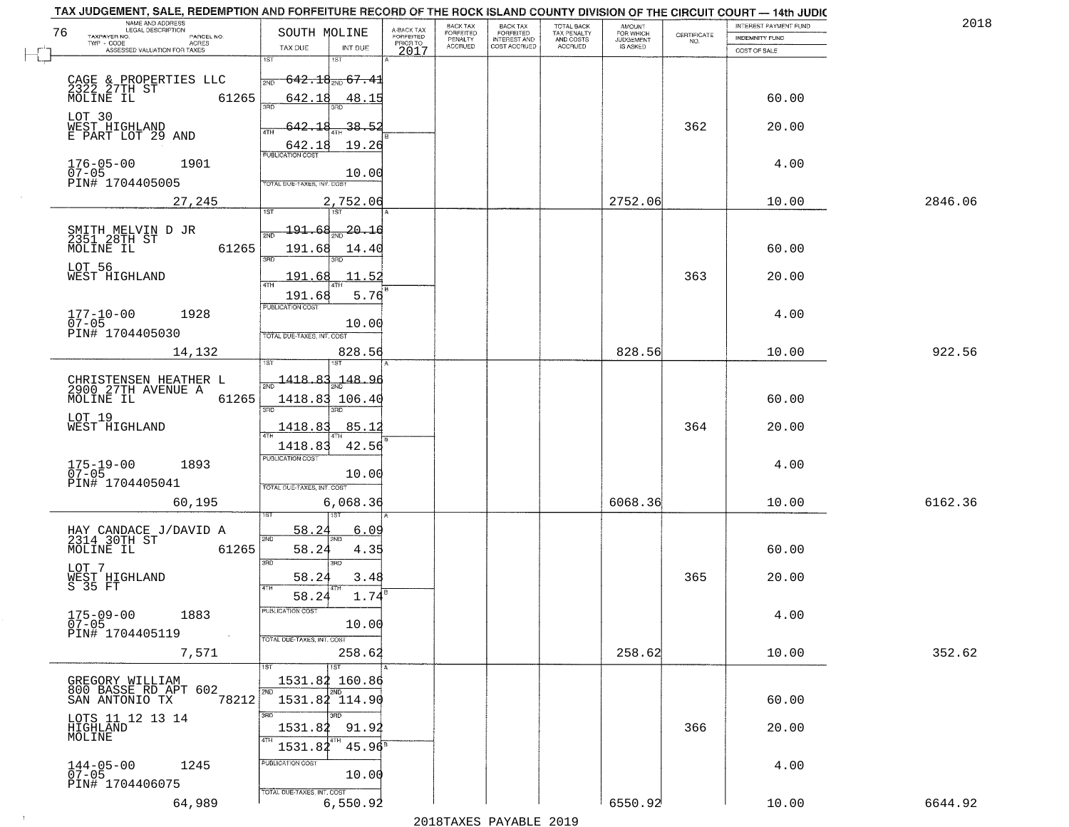TAX JUDGEMENT, SALE, REDEMPTION AND FORFEITURE RECORD OF THE ROCK ISLAND COUNTY DIVISION OF THE CIRCUIT COURT — 14th JUDIC

2018

| NAME AND ADDRESS / LEGAL DESCRIPTION / TAXPAYER NO. / PARCEL NO. / TWP - CODE / ACRES / ASSESSED VALUATION FOR TAXES | SOUTH MOLINE TAX DUE | INT DUE | A-BACK TAX FORFEITED PRIOR TO 2017 | BACK TAX FORFEITED PENALTY ACCRUED | BACK TAX FORFEITED INTEREST AND COST ACCRUED | TOTAL BACK TAX PENALTY AND COSTS ACCRUED | AMOUNT FOR WHICH JUDGEMENT IS ASKED | CERTIFICATE NO. | INTEREST PAYMENT FUND / INDEMNITY FUND / COST OF SALE | |
|---|---|---|---|---|---|---|---|---|---|---|
| CAGE & PROPERTIES LLC<br>2322 27TH ST<br>MOLINE IL 61265<br>LOT 30<br>WEST HIGHLAND<br>E PART LOT 29 AND<br>176-05-00 1901<br>07-05<br>PIN# 1704405005<br>27,245 | 1ST 642.18<br>2ND 642.18<br>3RD 642.18<br>4TH 642.18<br>PUBLICATION COST<br>TOTAL DUE-TAXES, INT. COST | 67.41<br>48.15<br>38.52<br>19.26<br>10.00<br>2,752.06 | | | | | 2752.06 | 362 | 60.00<br>20.00<br>4.00<br>10.00 | 2846.06 |
| SMITH MELVIN D JR<br>2351 28TH ST<br>MOLINE IL 61265<br>LOT 56<br>WEST HIGHLAND<br>177-10-00 1928<br>07-05<br>PIN# 1704405030<br>14,132 | 1ST 191.68<br>2ND 191.68<br>3RD 191.68<br>4TH 191.68<br>PUBLICATION COST<br>TOTAL DUE-TAXES, INT. COST | 20.16<br>14.40<br>11.52<br>5.76<br>10.00<br>828.56 | | | | | 828.56 | 363 | 60.00<br>20.00<br>4.00<br>10.00 | 922.56 |
| CHRISTENSEN HEATHER L<br>2900 27TH AVENUE A<br>MOLINE IL 61265<br>LOT 19<br>WEST HIGHLAND<br>175-19-00 1893<br>07-05<br>PIN# 1704405041<br>60,195 | 1ST 1418.83<br>2ND 1418.83<br>3RD 1418.83<br>4TH 1418.83<br>PUBLICATION COST<br>TOTAL DUE-TAXES, INT. COST | 148.96<br>106.40<br>85.12<br>42.56<br>10.00<br>6,068.36 | | | | | 6068.36 | 364 | 60.00<br>20.00<br>4.00<br>10.00 | 6162.36 |
| HAY CANDACE J/DAVID A<br>2314 30TH ST<br>MOLINE IL 61265<br>LOT 7<br>WEST HIGHLAND<br>S 35 FT<br>175-09-00 1883<br>07-05<br>PIN# 1704405119<br>7,571 | 1ST 58.24<br>2ND 58.24<br>3RD 58.24<br>4TH 58.24<br>PUBLICATION COST<br>TOTAL DUE-TAXES, INT. COST | 6.09<br>4.35<br>3.48<br>1.74<br>10.00<br>258.62 | | | | | 258.62 | 365 | 60.00<br>20.00<br>4.00<br>10.00 | 352.62 |
| GREGORY WILLIAM<br>800 BASSE RD APT 602<br>SAN ANTONIO TX 78212<br>LOTS 11 12 13 14<br>HIGHLAND<br>MOLINE<br>144-05-00 1245<br>07-05<br>PIN# 1704406075<br>64,989 | 1ST 1531.82<br>2ND 1531.82<br>3RD 1531.82<br>4TH 1531.82<br>PUBLICATION COST<br>TOTAL DUE-TAXES, INT. COST | 160.86<br>114.90<br>91.92<br>45.96<br>10.00<br>6,550.92 | | | | | 6550.92 | 366 | 60.00<br>20.00<br>4.00<br>10.00 | 6644.92 |

2018TAXES PAYABLE 2019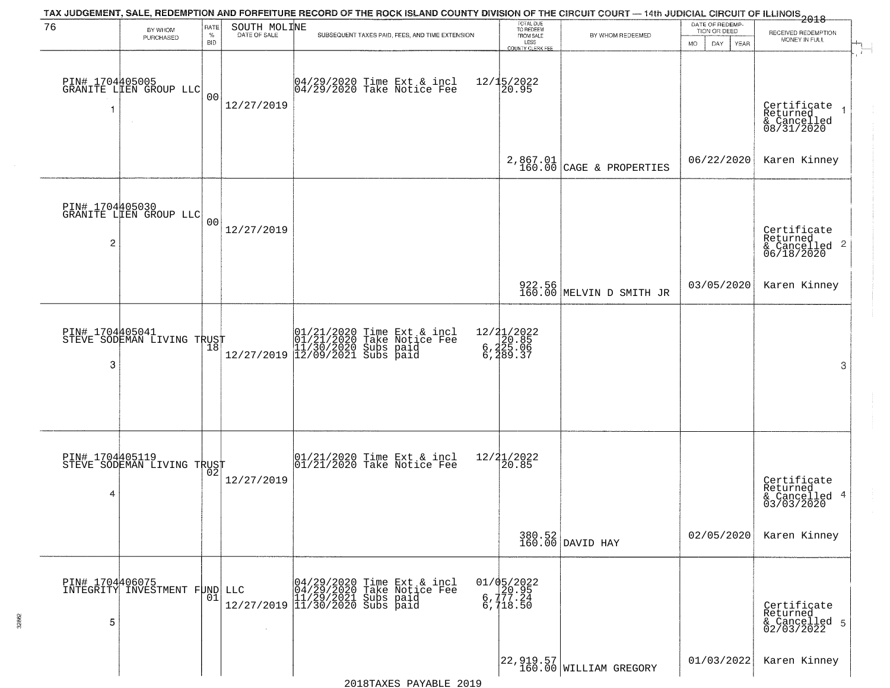TAX JUDGEMENT, SALE, REDEMPTION AND FORFEITURE RECORD OF THE ROCK ISLAND COUNTY DIVISION OF THE CIRCUIT COURT — 14th JUDICIAL CIRCUIT OF ILLINOIS 2018

76 — SOUTH MOLINE

| | BY WHOM PURCHASED | RATE % BID | DATE OF SALE | SUBSEQUENT TAXES PAID, FEES, AND TIME EXTENSION | TOTAL DUE TO REDEEM FROM SALE LESS COUNTY CLERK FEE | BY WHOM REDEEMED | DATE OF REDEMPTION OR DEED MO DAY YEAR | RECEIVED REDEMPTION MONEY IN FULL | |
|---|---|---|---|---|---|---|---|---|---|
| 1 | PIN# 1704405005 GRANITE LIEN GROUP LLC | 00 | 12/27/2019 | 04/29/2020 Time Ext & incl<br>04/29/2020 Take Notice Fee | 12/15/2022<br>20.95<br><br>2,867.01<br>160.00 | CAGE & PROPERTIES | 06/22/2020 | Certificate Returned & Cancelled 08/31/2020<br>Karen Kinney | 1 |
| 2 | PIN# 1704405030 GRANITE LIEN GROUP LLC | 00 | 12/27/2019 | | 922.56<br>160.00 | MELVIN D SMITH JR | 03/05/2020 | Certificate Returned & Cancelled 06/18/2020<br>Karen Kinney | 2 |
| 3 | PIN# 1704405041 STEVE SODEMAN LIVING TRUST | 18 | 12/27/2019 | 01/21/2020 Time Ext & incl<br>01/21/2020 Take Notice Fee<br>11/30/2020 Subs paid<br>12/09/2021 Subs paid | 12/21/2022<br>20.85<br>6,225.06<br>6,289.37 | | | | 3 |
| 4 | PIN# 1704405119 STEVE SODEMAN LIVING TRUST | 02 | 12/27/2019 | 01/21/2020 Time Ext & incl<br>01/21/2020 Take Notice Fee | 12/21/2022<br>20.85<br><br>380.52<br>160.00 | DAVID HAY | 02/05/2020 | Certificate Returned & Cancelled 03/03/2020<br>Karen Kinney | 4 |
| 5 | PIN# 1704406075 INTEGRITY INVESTMENT FUND LLC | 01 | 12/27/2019 | 04/29/2020 Time Ext & incl<br>04/29/2020 Take Notice Fee<br>11/29/2021 Subs paid<br>11/30/2020 Subs paid | 01/05/2022<br>20.95<br>6,777.24<br>6,718.50<br><br>22,919.57<br>160.00 | WILLIAM GREGORY | 01/03/2022 | Certificate Returned & Cancelled 02/03/2022<br>Karen Kinney | 5 |

2018TAXES PAYABLE 2019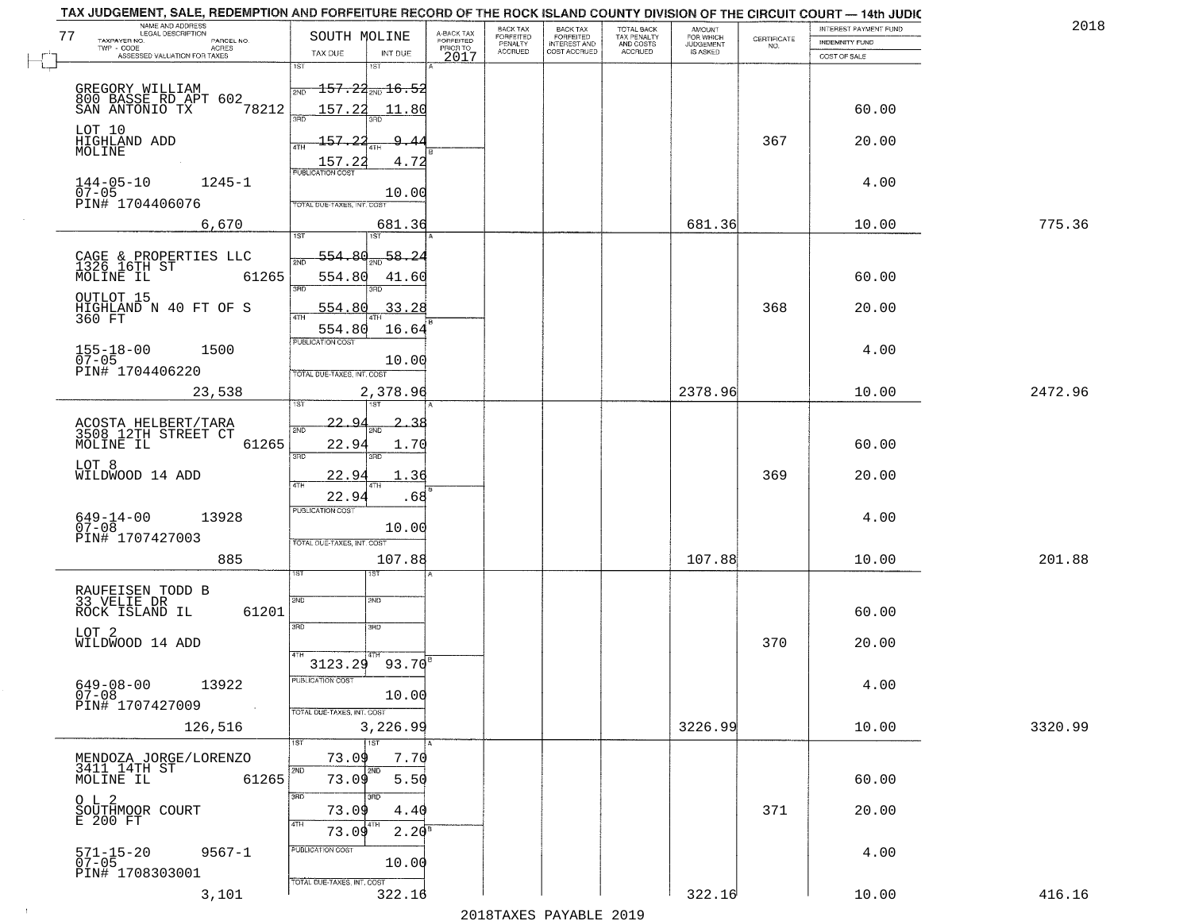TAX JUDGEMENT, SALE, REDEMPTION AND FORFEITURE RECORD OF THE ROCK ISLAND COUNTY DIVISION OF THE CIRCUIT COURT — 14th JUDIC

2018

| 77 NAME AND ADDRESS / LEGAL DESCRIPTION / TAXPAYER NO. / PARCEL NO. / TWP - CODE / ACRES / ASSESSED VALUATION FOR TAXES | SOUTH MOLINE TAX DUE | INT DUE | A-BACK TAX FORFEITED PRIOR TO 2017 | BACK TAX FORFEITED PENALTY ACCRUED | BACK TAX FORFEITED INTEREST AND COST ACCRUED | TOTAL BACK TAX PENALTY AND COSTS ACCRUED | AMOUNT FOR WHICH JUDGEMENT IS ASKED | CERTIFICATE NO. | INTEREST PAYMENT FUND / INDEMNITY FUND / COST OF SALE | |
|---|---|---|---|---|---|---|---|---|---|---|
| GREGORY WILLIAM<br>800 BASSE RD APT 602<br>SAN ANTONIO TX 78212<br>LOT 10<br>HIGHLAND ADD<br>MOLINE<br>144-05-10 1245-1<br>07-05<br>PIN# 1704406076<br>6,670 | 1ST 157.22<br>2ND 157.22<br>3RD 157.22<br>4TH 157.22<br>PUBLICATION COST<br>TOTAL DUE-TAXES, INT. COST | 16.52<br>11.80<br>9.44<br>4.72<br>10.00<br>681.36 | | | | | 681.36 | 367 | 60.00<br>20.00<br>4.00<br>10.00 | 775.36 |
| CAGE & PROPERTIES LLC<br>1326 16TH ST<br>MOLINE IL 61265<br>OUTLOT 15<br>HIGHLAND N 40 FT OF S<br>360 FT<br>155-18-00 1500<br>07-05<br>PIN# 1704406220<br>23,538 | 1ST 554.80<br>2ND 554.80<br>3RD 554.80<br>4TH 554.80<br>PUBLICATION COST<br>TOTAL DUE-TAXES, INT. COST | 58.24<br>41.60<br>33.28<br>16.64<br>10.00<br>2,378.96 | | | | | 2378.96 | 368 | 60.00<br>20.00<br>4.00<br>10.00 | 2472.96 |
| ACOSTA HELBERT/TARA<br>3508 12TH STREET CT<br>MOLINE IL 61265<br>LOT 8<br>WILDWOOD 14 ADD<br>649-14-00 13928<br>07-08<br>PIN# 1707427003<br>885 | 1ST 22.94<br>2ND 22.94<br>3RD 22.94<br>4TH 22.94<br>PUBLICATION COST<br>TOTAL DUE-TAXES, INT. COST | 2.38<br>1.70<br>1.36<br>.68<br>10.00<br>107.88 | | | | | 107.88 | 369 | 60.00<br>20.00<br>4.00<br>10.00 | 201.88 |
| RAUFEISEN TODD B<br>33 VELIE DR<br>ROCK ISLAND IL 61201<br>LOT 2<br>WILDWOOD 14 ADD<br>649-08-00 13922<br>07-08<br>PIN# 1707427009<br>126,516 | 1ST<br>2ND<br>3RD<br>4TH 3123.29<br>PUBLICATION COST<br>TOTAL DUE-TAXES, INT. COST | <br><br><br>93.70<br>10.00<br>3,226.99 | | | | | 3226.99 | 370 | 60.00<br>20.00<br>4.00<br>10.00 | 3320.99 |
| MENDOZA JORGE/LORENZO<br>3411 14TH ST<br>MOLINE IL 61265<br>O L 2<br>SOUTHMOOR COURT<br>E 200 FT<br>571-15-20 9567-1<br>07-05<br>PIN# 1708303001<br>3,101 | 1ST 73.09<br>2ND 73.09<br>3RD 73.09<br>4TH 73.09<br>PUBLICATION COST<br>TOTAL DUE-TAXES, INT. COST | 7.70<br>5.50<br>4.40<br>2.20<br>10.00<br>322.16 | | | | | 322.16 | 371 | 60.00<br>20.00<br>4.00<br>10.00 | 416.16 |

2018TAXES PAYABLE 2019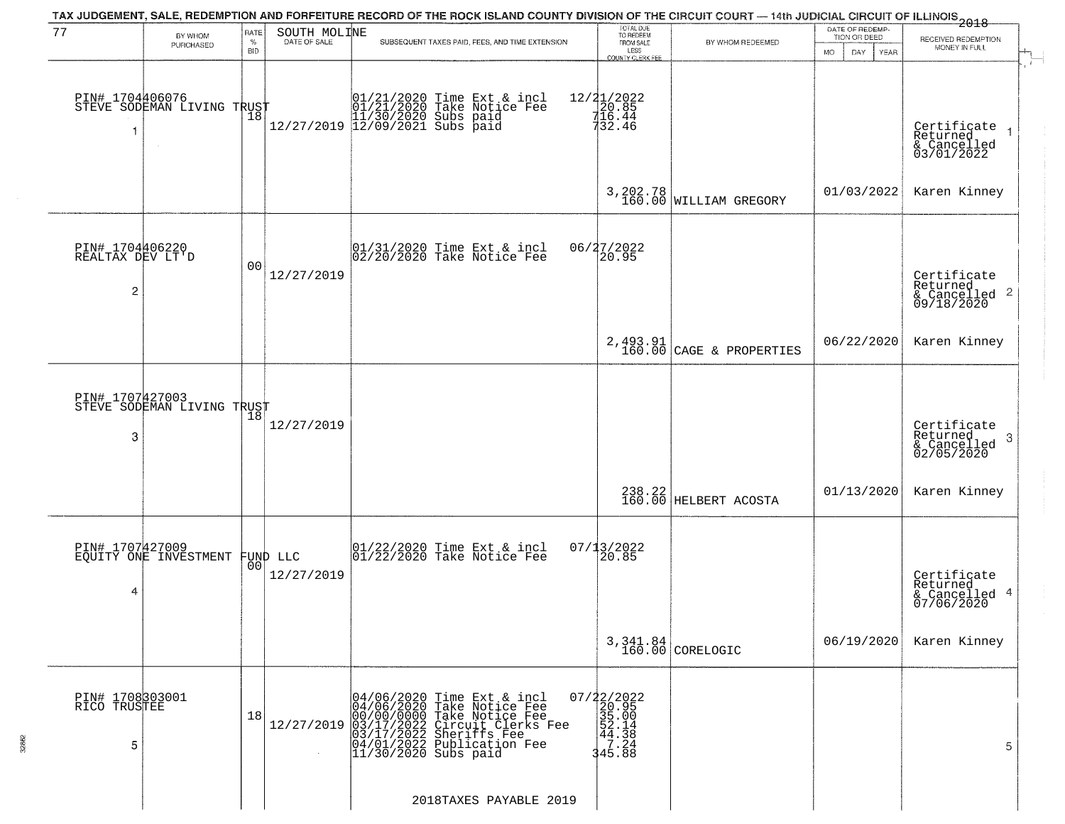# TAX JUDGEMENT, SALE, REDEMPTION AND FORFEITURE RECORD OF THE ROCK ISLAND COUNTY DIVISION OF THE CIRCUIT COURT — 14th JUDICIAL CIRCUIT OF ILLINOIS 2018

| 77 | BY WHOM PURCHASED | RATE % BID | SOUTH MOLINE DATE OF SALE | SUBSEQUENT TAXES PAID, FEES, AND TIME EXTENSION | TOTAL DUE TO REDEEM FROM SALE LESS COUNTY CLERK FEE | BY WHOM REDEEMED | DATE OF REDEMPTION OR DEED MO DAY YEAR | RECEIVED REDEMPTION MONEY IN FULL |
|---|---|---|---|---|---|---|---|---|
| 1 | PIN# 1704406076 STEVE SODEMAN LIVING TRUST | 18 | 12/27/2019 | 01/21/2020 Time Ext & incl<br>01/21/2020 Take Notice Fee<br>11/30/2020 Subs paid<br>12/09/2021 Subs paid | 12/21/2022<br>20.85<br>716.44<br>732.46<br><br>3,202.78<br>160.00 | WILLIAM GREGORY | 01/03/2022 | Certificate Returned & Cancelled 03/01/2022<br>Karen Kinney |
| 2 | PIN# 1704406220 REALTAX DEV LT'D | 00 | 12/27/2019 | 01/31/2020 Time Ext & incl<br>02/20/2020 Take Notice Fee | 06/27/2022<br>20.95<br><br>2,493.91<br>160.00 | CAGE & PROPERTIES | 06/22/2020 | Certificate Returned & Cancelled 09/18/2020<br>Karen Kinney |
| 3 | PIN# 1707427003 STEVE SODEMAN LIVING TRUST | 18 | 12/27/2019 | | 238.22<br>160.00 | HELBERT ACOSTA | 01/13/2020 | Certificate Returned & Cancelled 02/05/2020<br>Karen Kinney |
| 4 | PIN# 1707427009 EQUITY ONE INVESTMENT FUND LLC | 00 | 12/27/2019 | 01/22/2020 Time Ext & incl<br>01/22/2020 Take Notice Fee | 07/13/2022<br>20.85<br><br>3,341.84<br>160.00 | CORELOGIC | 06/19/2020 | Certificate Returned & Cancelled 07/06/2020<br>Karen Kinney |
| 5 | PIN# 1708303001 RICO TRUSTEE | 18 | 12/27/2019 | 04/06/2020 Time Ext & incl<br>04/06/2020 Take Notice Fee<br>00/00/0000 Take Notice Fee<br>03/17/2022 Circuit Clerks Fee<br>03/17/2022 Sheriffs Fee<br>04/01/2022 Publication Fee<br>11/30/2020 Subs paid | 07/22/2022<br>20.95<br>35.00<br>52.14<br>44.38<br>7.24<br>345.88 | | | |

2018TAXES PAYABLE 2019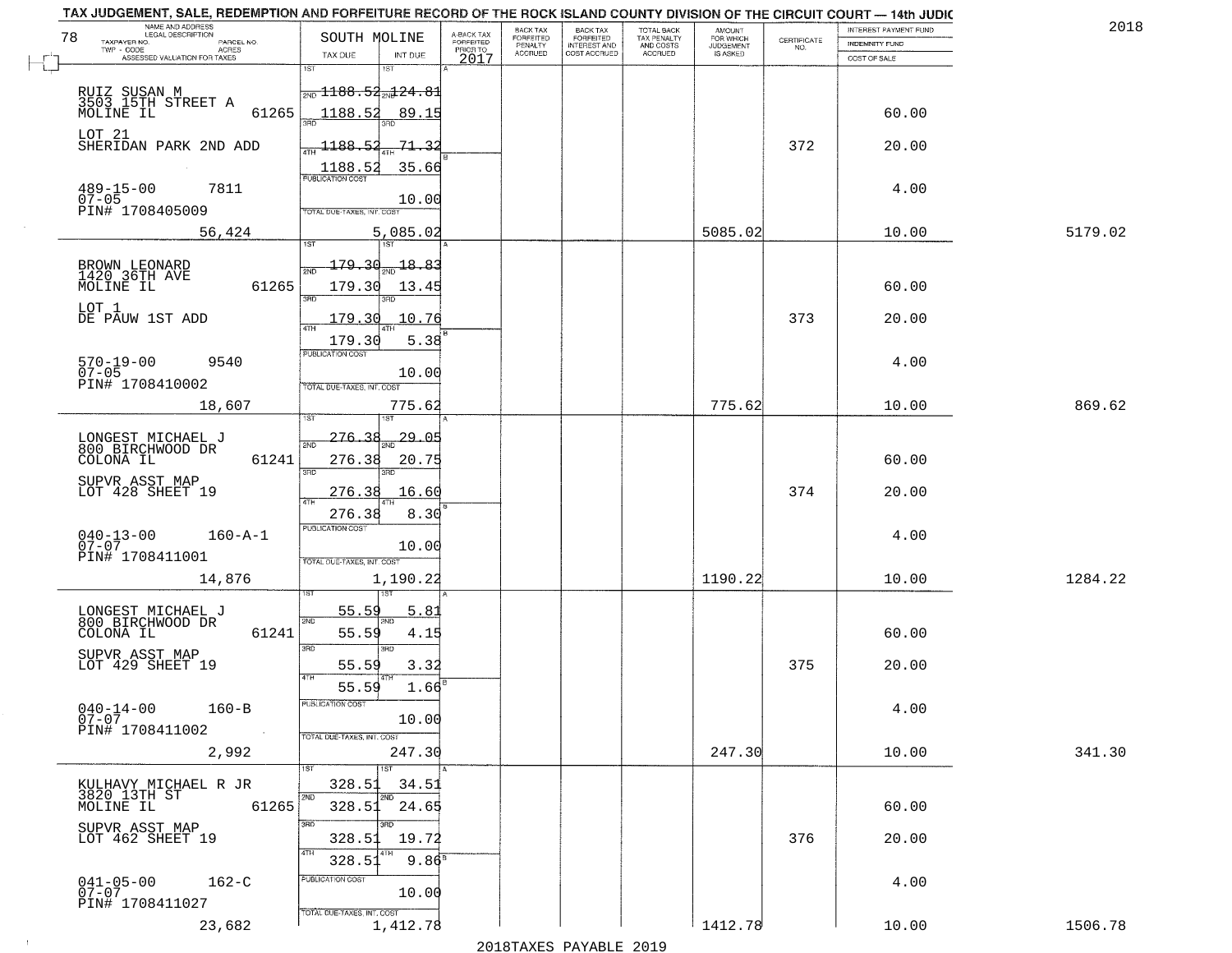# TAX JUDGEMENT, SALE, REDEMPTION AND FORFEITURE RECORD OF THE ROCK ISLAND COUNTY DIVISION OF THE CIRCUIT COURT — 14th JUDIC

78 — SOUTH MOLINE — 2018

| NAME AND ADDRESS / LEGAL DESCRIPTION / TAXPAYER NO. / PARCEL NO. / TWP - CODE / ACRES / ASSESSED VALUATION FOR TAXES | TAX DUE | INT DUE | A-BACK TAX FORFEITED PRIOR TO 2017 | BACK TAX FORFEITED PENALTY ACCRUED | BACK TAX FORFEITED INTEREST AND COST ACCRUED | TOTAL BACK TAX PENALTY AND COSTS ACCRUED | AMOUNT FOR WHICH JUDGEMENT IS ASKED | CERTIFICATE NO. | INTEREST PAYMENT FUND / INDEMNITY FUND / COST OF SALE | |
|---|---|---|---|---|---|---|---|---|---|---|
| RUIZ SUSAN M<br>3503 15TH STREET A<br>MOLINE IL 61265<br>LOT 21<br>SHERIDAN PARK 2ND ADD<br>489-15-00 7811<br>07-05<br>PIN# 1708405009<br>56,424 | 1ST<br>2ND 1188.52<br>3RD 1188.52<br>4TH 1188.52<br>1188.52<br>PUBLICATION COST<br>TOTAL DUE-TAXES, INT. COST | 1ST<br>2ND 124.81<br>3RD 89.15<br>4TH 71.32<br>35.66<br>10.00<br>5,085.02 | | | | | 5085.02 | 372 | 60.00<br>20.00<br>4.00<br>10.00 | 5179.02 |
| BROWN LEONARD<br>1420 36TH AVE<br>MOLINE IL 61265<br>LOT 1<br>DE PAUW 1ST ADD<br>570-19-00 9540<br>07-05<br>PIN# 1708410002<br>18,607 | 1ST 179.30<br>2ND 179.30<br>3RD 179.30<br>4TH 179.30<br>PUBLICATION COST<br>TOTAL DUE-TAXES, INT. COST | 1ST 18.83<br>2ND 13.45<br>3RD 10.76<br>4TH 5.38<br>10.00<br>775.62 | | | | | 775.62 | 373 | 60.00<br>20.00<br>4.00<br>10.00 | 869.62 |
| LONGEST MICHAEL J<br>800 BIRCHWOOD DR<br>COLONA IL 61241<br>SUPVR ASST MAP<br>LOT 428 SHEET 19<br>040-13-00 160-A-1<br>07-07<br>PIN# 1708411001<br>14,876 | 1ST 276.38<br>2ND 276.38<br>3RD 276.38<br>4TH 276.38<br>PUBLICATION COST<br>TOTAL DUE-TAXES, INT. COST | 1ST 29.05<br>2ND 20.75<br>3RD 16.60<br>4TH 8.30<br>10.00<br>1,190.22 | | | | | 1190.22 | 374 | 60.00<br>20.00<br>4.00<br>10.00 | 1284.22 |
| LONGEST MICHAEL J<br>800 BIRCHWOOD DR<br>COLONA IL 61241<br>SUPVR ASST MAP<br>LOT 429 SHEET 19<br>040-14-00 160-B<br>07-07<br>PIN# 1708411002<br>2,992 | 1ST 55.59<br>2ND 55.59<br>3RD 55.59<br>4TH 55.59<br>PUBLICATION COST<br>TOTAL DUE-TAXES, INT. COST | 1ST 5.81<br>2ND 4.15<br>3RD 3.32<br>4TH 1.66<br>10.00<br>247.30 | | | | | 247.30 | 375 | 60.00<br>20.00<br>4.00<br>10.00 | 341.30 |
| KULHAVY MICHAEL R JR<br>3820 13TH ST<br>MOLINE IL 61265<br>SUPVR ASST MAP<br>LOT 462 SHEET 19<br>041-05-00 162-C<br>07-07<br>PIN# 1708411027<br>23,682 | 1ST 328.51<br>2ND 328.51<br>3RD 328.51<br>4TH 328.51<br>PUBLICATION COST<br>TOTAL DUE-TAXES, INT. COST | 1ST 34.51<br>2ND 24.65<br>3RD 19.72<br>4TH 9.86<br>10.00<br>1,412.78 | | | | | 1412.78 | 376 | 60.00<br>20.00<br>4.00<br>10.00 | 1506.78 |

2018TAXES PAYABLE 2019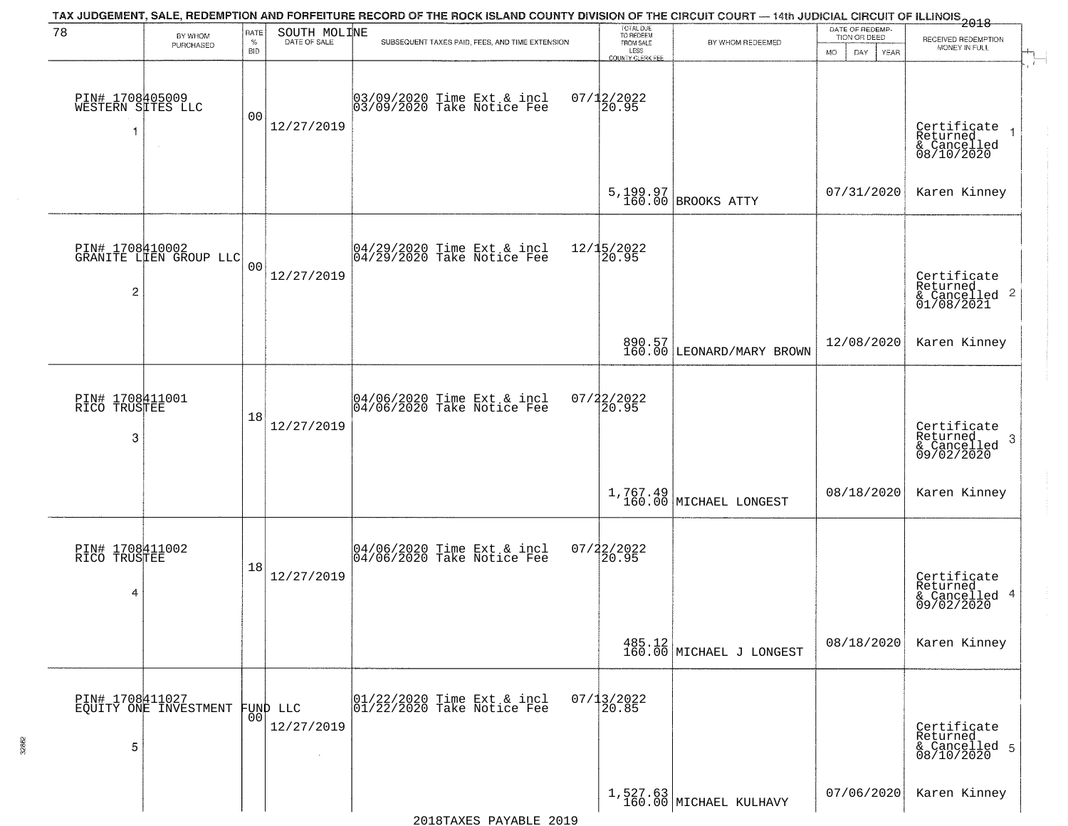TAX JUDGEMENT, SALE, REDEMPTION AND FORFEITURE RECORD OF THE ROCK ISLAND COUNTY DIVISION OF THE CIRCUIT COURT — 14th JUDICIAL CIRCUIT OF ILLINOIS 2018

78 — SOUTH MOLINE

| BY WHOM PURCHASED | RATE % BID | DATE OF SALE | SUBSEQUENT TAXES PAID, FEES, AND TIME EXTENSION | TOTAL DUE TO REDEEM FROM SALE LESS COUNTY CLERK FEE | BY WHOM REDEEMED | DATE OF REDEMPTION OR DEED | RECEIVED REDEMPTION MONEY IN FULL |
|---|---|---|---|---|---|---|---|
| PIN# 1708405009 WESTERN SITES LLC 1 | 00 | 12/27/2019 | 03/09/2020 Time Ext & incl 07/12/2022 03/09/2020 Take Notice Fee 20.95 | 5,199.97 160.00 | BROOKS ATTY | 07/31/2020 | Certificate Returned & Cancelled 08/10/2020 1 Karen Kinney |
| PIN# 1708410002 GRANITE LIEN GROUP LLC 2 | 00 | 12/27/2019 | 04/29/2020 Time Ext & incl 12/15/2022 04/29/2020 Take Notice Fee 20.95 | 890.57 160.00 | LEONARD/MARY BROWN | 12/08/2020 | Certificate Returned & Cancelled 01/08/2021 2 Karen Kinney |
| PIN# 1708411001 RICO TRUSTEE 3 | 18 | 12/27/2019 | 04/06/2020 Time Ext & incl 07/22/2022 04/06/2020 Take Notice Fee 20.95 | 1,767.49 160.00 | MICHAEL LONGEST | 08/18/2020 | Certificate Returned & Cancelled 09/02/2020 3 Karen Kinney |
| PIN# 1708411002 RICO TRUSTEE 4 | 18 | 12/27/2019 | 04/06/2020 Time Ext & incl 07/22/2022 04/06/2020 Take Notice Fee 20.95 | 485.12 160.00 | MICHAEL J LONGEST | 08/18/2020 | Certificate Returned & Cancelled 09/02/2020 4 Karen Kinney |
| PIN# 1708411027 EQUITY ONE INVESTMENT FUND LLC 5 | 00 | 12/27/2019 | 01/22/2020 Time Ext & incl 07/13/2022 01/22/2020 Take Notice Fee 20.85 | 1,527.63 160.00 | MICHAEL KULHAVY | 07/06/2020 | Certificate Returned & Cancelled 08/10/2020 5 Karen Kinney |

2018TAXES PAYABLE 2019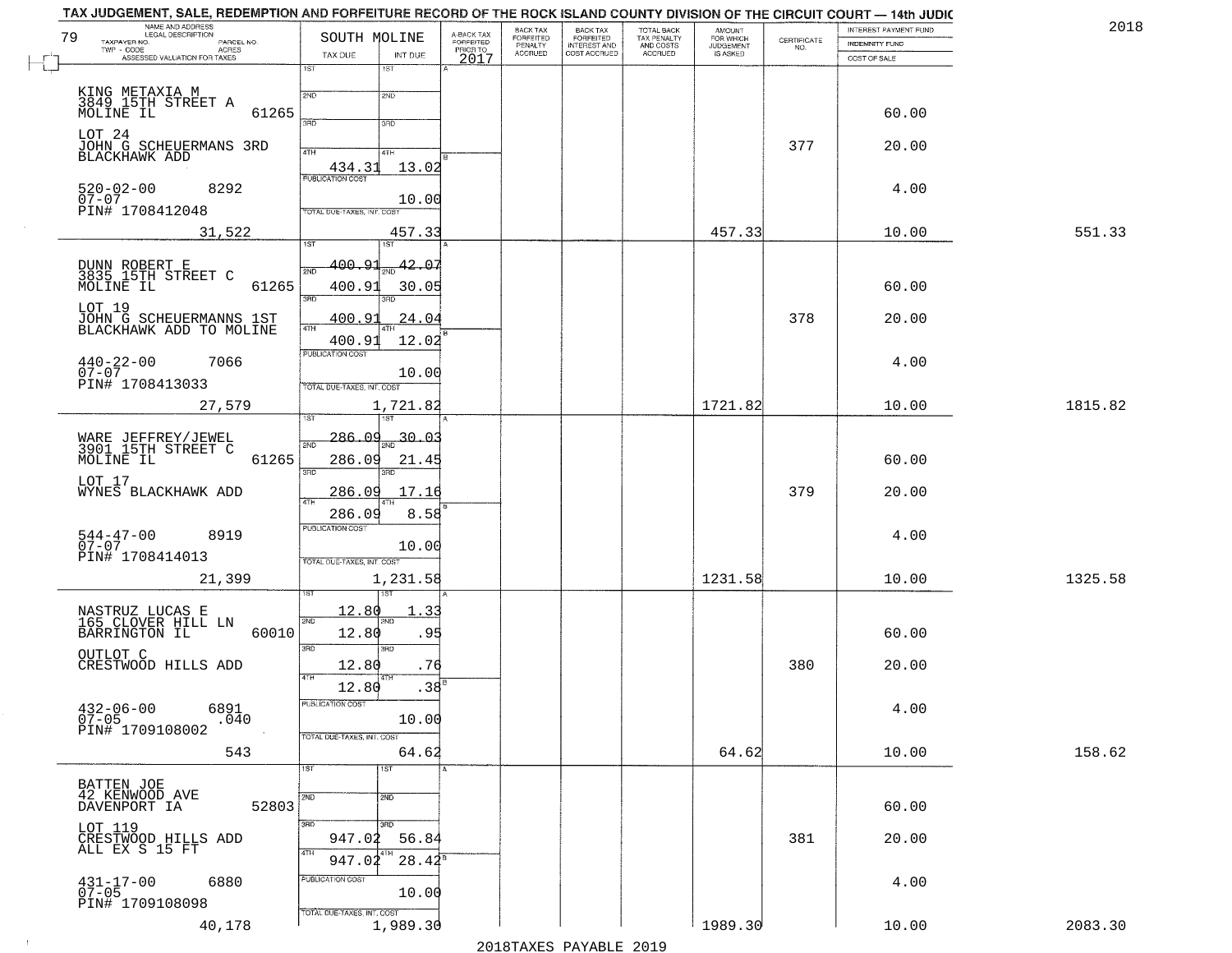TAX JUDGEMENT, SALE, REDEMPTION AND FORFEITURE RECORD OF THE ROCK ISLAND COUNTY DIVISION OF THE CIRCUIT COURT — 14th JUDIC

2018

| 79 NAME AND ADDRESS / LEGAL DESCRIPTION / TAXPAYER NO. / PARCEL NO. / TWP - CODE / ACRES / ASSESSED VALUATION FOR TAXES | SOUTH MOLINE TAX DUE | INT DUE | A-BACK TAX FORFEITED PRIOR TO 2017 | BACK TAX FORFEITED PENALTY ACCRUED | BACK TAX FORFEITED INTEREST AND COST ACCRUED | TOTAL BACK TAX PENALTY AND COSTS ACCRUED | AMOUNT FOR WHICH JUDGEMENT IS ASKED | CERTIFICATE NO. | INTEREST PAYMENT FUND / INDEMNITY FUND / COST OF SALE | |
|---|---|---|---|---|---|---|---|---|---|---|
| KING METAXIA M<br>3849 15TH STREET A<br>MOLINE IL 61265<br>LOT 24<br>JOHN G SCHEUERMANS 3RD BLACKHAWK ADD<br>520-02-00 8292<br>07-07<br>PIN# 1708412048<br>31,522 | 1ST<br>2ND<br>3RD<br>4TH 434.31<br>PUBLICATION COST<br>TOTAL DUE-TAXES, INT. COST | <br><br><br>13.02<br>10.00<br>457.33 | | | | | 457.33 | 377 | 60.00<br>20.00<br>4.00<br>10.00 | 551.33 |
| DUNN ROBERT E<br>3835 15TH STREET C<br>MOLINE IL 61265<br>LOT 19<br>JOHN G SCHEUERMANNS 1ST BLACKHAWK ADD TO MOLINE<br>440-22-00 7066<br>07-07<br>PIN# 1708413033<br>27,579 | 1ST 400.91<br>2ND 400.91<br>3RD 400.91<br>4TH 400.91<br>PUBLICATION COST<br>TOTAL DUE-TAXES, INT. COST | 42.07<br>30.05<br>24.04<br>12.02<br>10.00<br>1,721.82 | | | | | 1721.82 | 378 | 60.00<br>20.00<br>4.00<br>10.00 | 1815.82 |
| WARE JEFFREY/JEWEL<br>3901 15TH STREET C<br>MOLINE IL 61265<br>LOT 17<br>WYNES BLACKHAWK ADD<br>544-47-00 8919<br>07-07<br>PIN# 1708414013<br>21,399 | 1ST 286.09<br>2ND 286.09<br>3RD 286.09<br>4TH 286.09<br>PUBLICATION COST<br>TOTAL DUE-TAXES, INT. COST | 30.03<br>21.45<br>17.16<br>8.58<br>10.00<br>1,231.58 | | | | | 1231.58 | 379 | 60.00<br>20.00<br>4.00<br>10.00 | 1325.58 |
| NASTRUZ LUCAS E<br>165 CLOVER HILL LN<br>BARRINGTON IL 60010<br>OUTLOT C<br>CRESTWOOD HILLS ADD<br>432-06-00 6891<br>07-05 .040<br>PIN# 1709108002<br>543 | 1ST 12.80<br>2ND 12.80<br>3RD 12.80<br>4TH 12.80<br>PUBLICATION COST<br>TOTAL DUE-TAXES, INT. COST | 1.33<br>.95<br>.76<br>.38<br>10.00<br>64.62 | | | | | 64.62 | 380 | 60.00<br>20.00<br>4.00<br>10.00 | 158.62 |
| BATTEN JOE<br>42 KENWOOD AVE<br>DAVENPORT IA 52803<br>LOT 119<br>CRESTWOOD HILLS ADD<br>ALL EX S 15 FT<br>431-17-00 6880<br>07-05<br>PIN# 1709108098<br>40,178 | 1ST<br>2ND<br>3RD 947.02<br>4TH 947.02<br>PUBLICATION COST<br>TOTAL DUE-TAXES, INT. COST | <br><br>56.84<br>28.42<br>10.00<br>1,989.30 | | | | | 1989.30 | 381 | 60.00<br>20.00<br>4.00<br>10.00 | 2083.30 |

2018TAXES PAYABLE 2019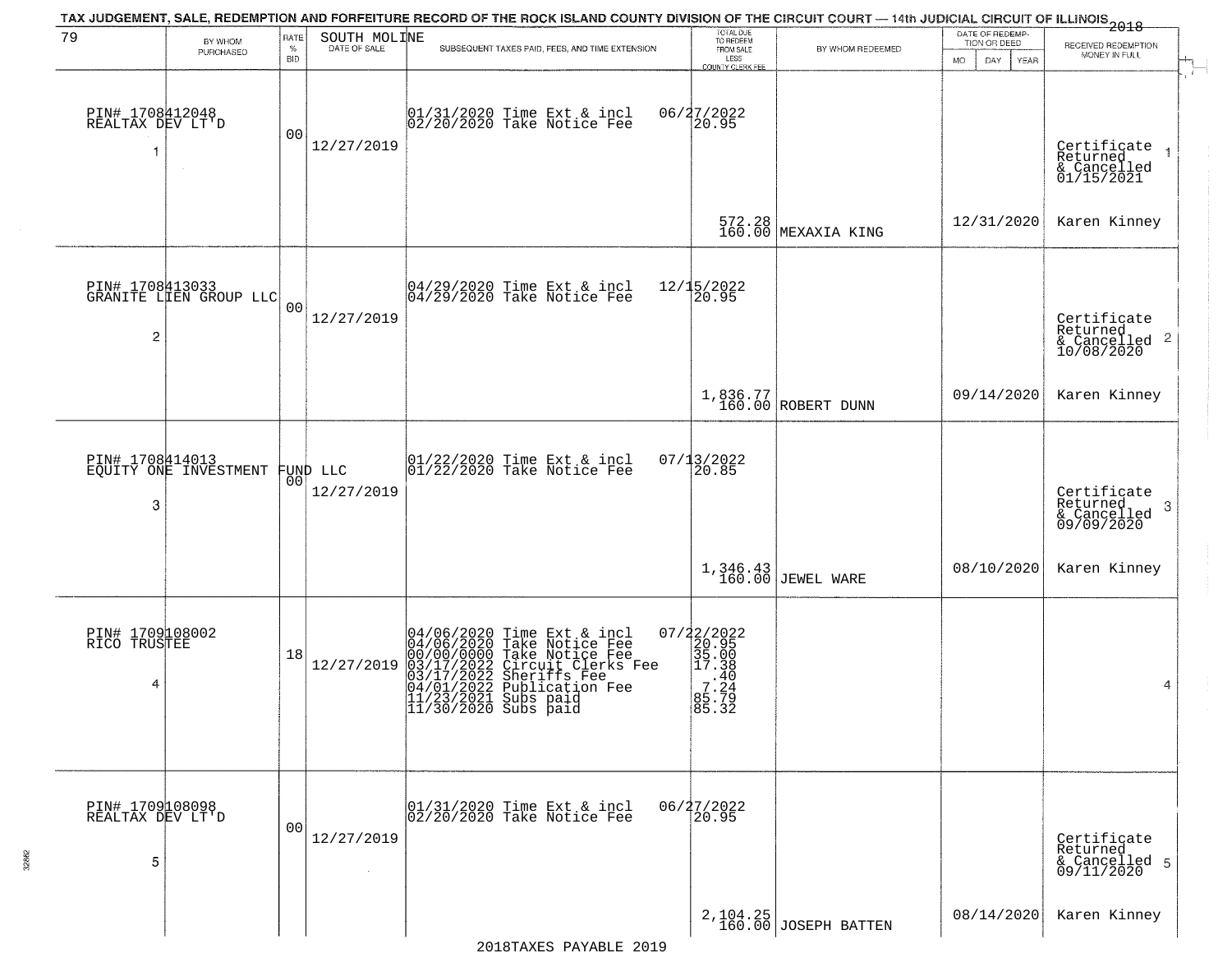TAX JUDGEMENT, SALE, REDEMPTION AND FORFEITURE RECORD OF THE ROCK ISLAND COUNTY DIVISION OF THE CIRCUIT COURT — 14th JUDICIAL CIRCUIT OF ILLINOIS 2018

| 79 | BY WHOM PURCHASED | RATE % BID | SOUTH MOLINE DATE OF SALE | SUBSEQUENT TAXES PAID, FEES, AND TIME EXTENSION | TOTAL DUE TO REDEEM FROM SALE LESS COUNTY CLERK FEE | BY WHOM REDEEMED | DATE OF REDEMPTION OR DEED MO DAY YEAR | RECEIVED REDEMPTION MONEY IN FULL |
|---|---|---|---|---|---|---|---|---|
| 1 | PIN# 1708412048 REALTAX DEV LT'D | 00 | 12/27/2019 | 01/31/2020 Time Ext & incl<br>02/20/2020 Take Notice Fee | 06/27/2022<br>20.95<br>572.28<br>160.00 | MEXAXIA KING | 12/31/2020 | Certificate Returned & Cancelled 01/15/2021<br>Karen Kinney |
| 2 | PIN# 1708413033 GRANITE LIEN GROUP LLC | 00 | 12/27/2019 | 04/29/2020 Time Ext & incl<br>04/29/2020 Take Notice Fee | 12/15/2022<br>20.95<br>1,836.77<br>160.00 | ROBERT DUNN | 09/14/2020 | Certificate Returned & Cancelled 10/08/2020<br>Karen Kinney |
| 3 | PIN# 1708414013 EQUITY ONE INVESTMENT FUND LLC | 00 | 12/27/2019 | 01/22/2020 Time Ext & incl<br>01/22/2020 Take Notice Fee | 07/13/2022<br>20.85<br>1,346.43<br>160.00 | JEWEL WARE | 08/10/2020 | Certificate Returned & Cancelled 09/09/2020<br>Karen Kinney |
| 4 | PIN# 1709108002 RICO TRUSTEE | 18 | 12/27/2019 | 04/06/2020 Time Ext & incl<br>04/06/2020 Take Notice Fee<br>00/00/0000 Take Notice Fee<br>03/17/2022 Circuit Clerks Fee<br>03/17/2022 Sheriffs Fee<br>04/01/2022 Publication Fee<br>11/23/2021 Subs paid<br>11/30/2020 Subs paid | 07/22/2022<br>20.95<br>35.00<br>17.38<br>.40<br>7.24<br>85.79<br>85.32 | | | |
| 5 | PIN# 1709108098 REALTAX DEV LT'D | 00 | 12/27/2019 | 01/31/2020 Time Ext & incl<br>02/20/2020 Take Notice Fee | 06/27/2022<br>20.95<br>2,104.25<br>160.00 | JOSEPH BATTEN | 08/14/2020 | Certificate Returned & Cancelled 09/11/2020<br>Karen Kinney |

2018TAXES PAYABLE 2019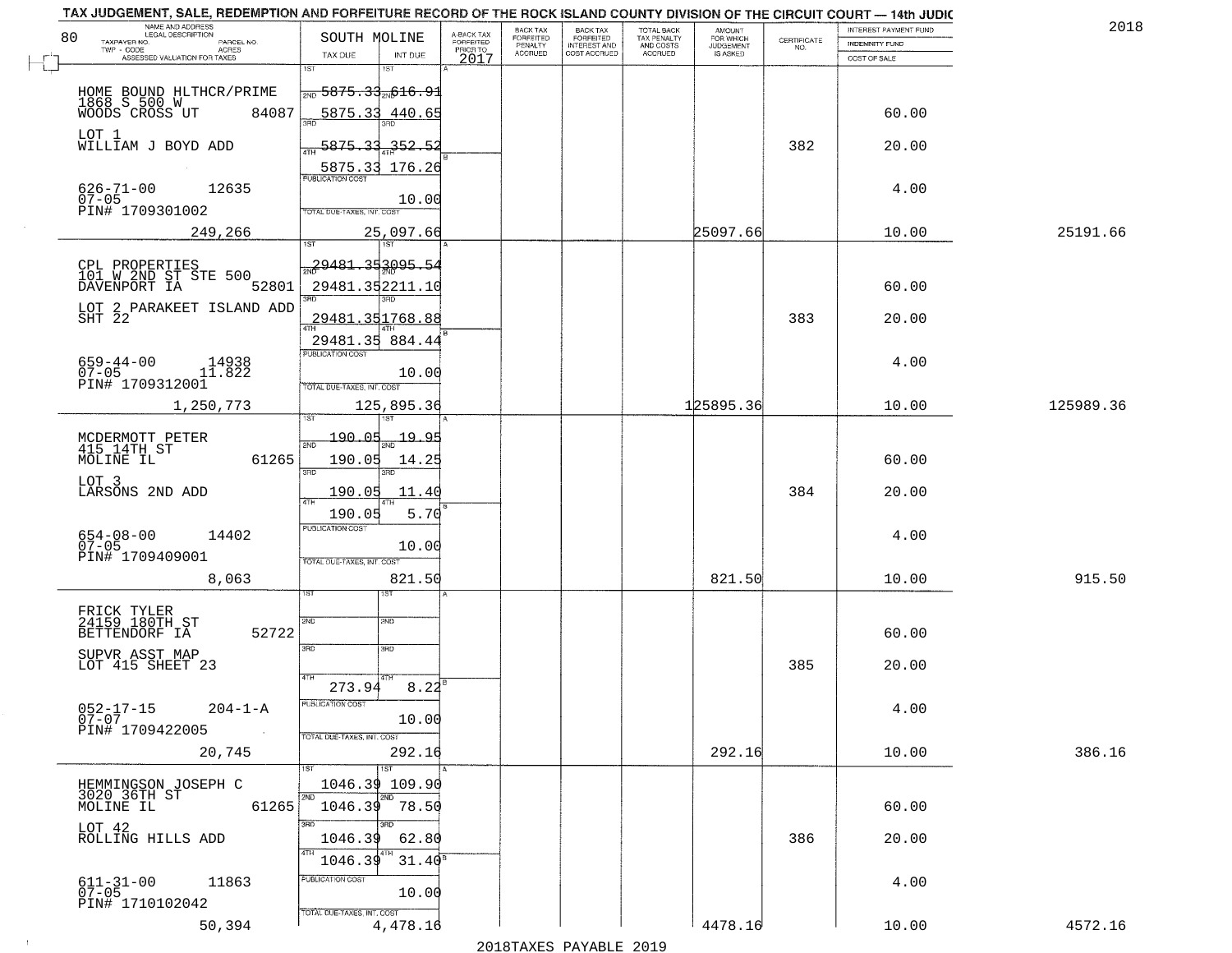TAX JUDGEMENT, SALE, REDEMPTION AND FORFEITURE RECORD OF THE ROCK ISLAND COUNTY DIVISION OF THE CIRCUIT COURT — 14th JUDIC

2018

| NAME AND ADDRESS / LEGAL DESCRIPTION / TAXPAYER NO. / PARCEL NO. / TWP - CODE / ACRES / ASSESSED VALUATION FOR TAXES | SOUTH MOLINE TAX DUE | INT DUE | A-BACK TAX FORFEITED PRIOR TO 2017 | BACK TAX FORFEITED PENALTY ACCRUED | BACK TAX FORFEITED INTEREST AND COST ACCRUED | TOTAL BACK TAX PENALTY AND COSTS ACCRUED | AMOUNT FOR WHICH JUDGEMENT IS ASKED | CERTIFICATE NO. | INTEREST PAYMENT FUND / INDEMNITY FUND / COST OF SALE | |
|---|---|---|---|---|---|---|---|---|---|---|
| 80 | | | | | | | | | | |
| HOME BOUND HLTHCR/PRIME 1868 S 500 W WOODS CROSS UT 84087 | 1ST 5875.33 | 1ST 616.91 | | | | | | | | |
| | 2ND 5875.33 | 2ND 440.65 | | | | | | | 60.00 | |
| LOT 1 WILLIAM J BOYD ADD | 3RD 5875.33 | 3RD 352.52 | | | | | | 382 | 20.00 | |
| | 4TH 5875.33 | 4TH 176.26 | | | | | | | | |
| 626-71-00 12635 07-05 PIN# 1709301002 | PUBLICATION COST | 10.00 | | | | | | | 4.00 | |
| 249,266 | TOTAL DUE-TAXES, INT. COST | 25,097.66 | | | | | 25097.66 | | 10.00 | 25191.66 |
| CPL PROPERTIES 101 W 2ND ST STE 500 DAVENPORT IA 52801 | 1ST 29481.35 | 1ST 3095.54 | | | | | | | | |
| | 2ND 29481.35 | 2ND 2211.10 | | | | | | | 60.00 | |
| LOT 2 PARAKEET ISLAND ADD SHT 22 | 3RD 29481.35 | 3RD 1768.88 | | | | | | 383 | 20.00 | |
| | 4TH 29481.35 | 4TH 884.44 | | | | | | | | |
| 659-44-00 14938 07-05 11.822 PIN# 1709312001 | PUBLICATION COST | 10.00 | | | | | | | 4.00 | |
| 1,250,773 | TOTAL DUE-TAXES, INT. COST | 125,895.36 | | | | | 125895.36 | | 10.00 | 125989.36 |
| MCDERMOTT PETER 415 14TH ST MOLINE IL 61265 | 1ST 190.05 | 1ST 19.95 | | | | | | | | |
| | 2ND 190.05 | 2ND 14.25 | | | | | | | 60.00 | |
| LOT 3 LARSONS 2ND ADD | 3RD 190.05 | 3RD 11.40 | | | | | | 384 | 20.00 | |
| | 4TH 190.05 | 4TH 5.70 | | | | | | | | |
| 654-08-00 14402 07-05 PIN# 1709409001 | PUBLICATION COST | 10.00 | | | | | | | 4.00 | |
| 8,063 | TOTAL DUE-TAXES, INT. COST | 821.50 | | | | | 821.50 | | 10.00 | 915.50 |
| FRICK TYLER 24159 180TH ST BETTENDORF IA 52722 | 1ST | 1ST | | | | | | | | |
| | 2ND | 2ND | | | | | | | 60.00 | |
| SUPVR ASST MAP LOT 415 SHEET 23 | 3RD | 3RD | | | | | | 385 | 20.00 | |
| | 4TH 273.94 | 4TH 8.22 | | | | | | | | |
| 052-17-15 204-1-A 07-07 PIN# 1709422005 | PUBLICATION COST | 10.00 | | | | | | | 4.00 | |
| 20,745 | TOTAL DUE-TAXES, INT. COST | 292.16 | | | | | 292.16 | | 10.00 | 386.16 |
| HEMMINGSON JOSEPH C 3020 36TH ST MOLINE IL 61265 | 1ST 1046.39 | 1ST 109.90 | | | | | | | | |
| | 2ND 1046.39 | 2ND 78.50 | | | | | | | 60.00 | |
| LOT 42 ROLLING HILLS ADD | 3RD 1046.39 | 3RD 62.80 | | | | | | 386 | 20.00 | |
| | 4TH 1046.39 | 4TH 31.40 | | | | | | | | |
| 611-31-00 11863 07-05 PIN# 1710102042 | PUBLICATION COST | 10.00 | | | | | | | 4.00 | |
| 50,394 | TOTAL DUE-TAXES, INT. COST | 4,478.16 | | | | | 4478.16 | | 10.00 | 4572.16 |

2018TAXES PAYABLE 2019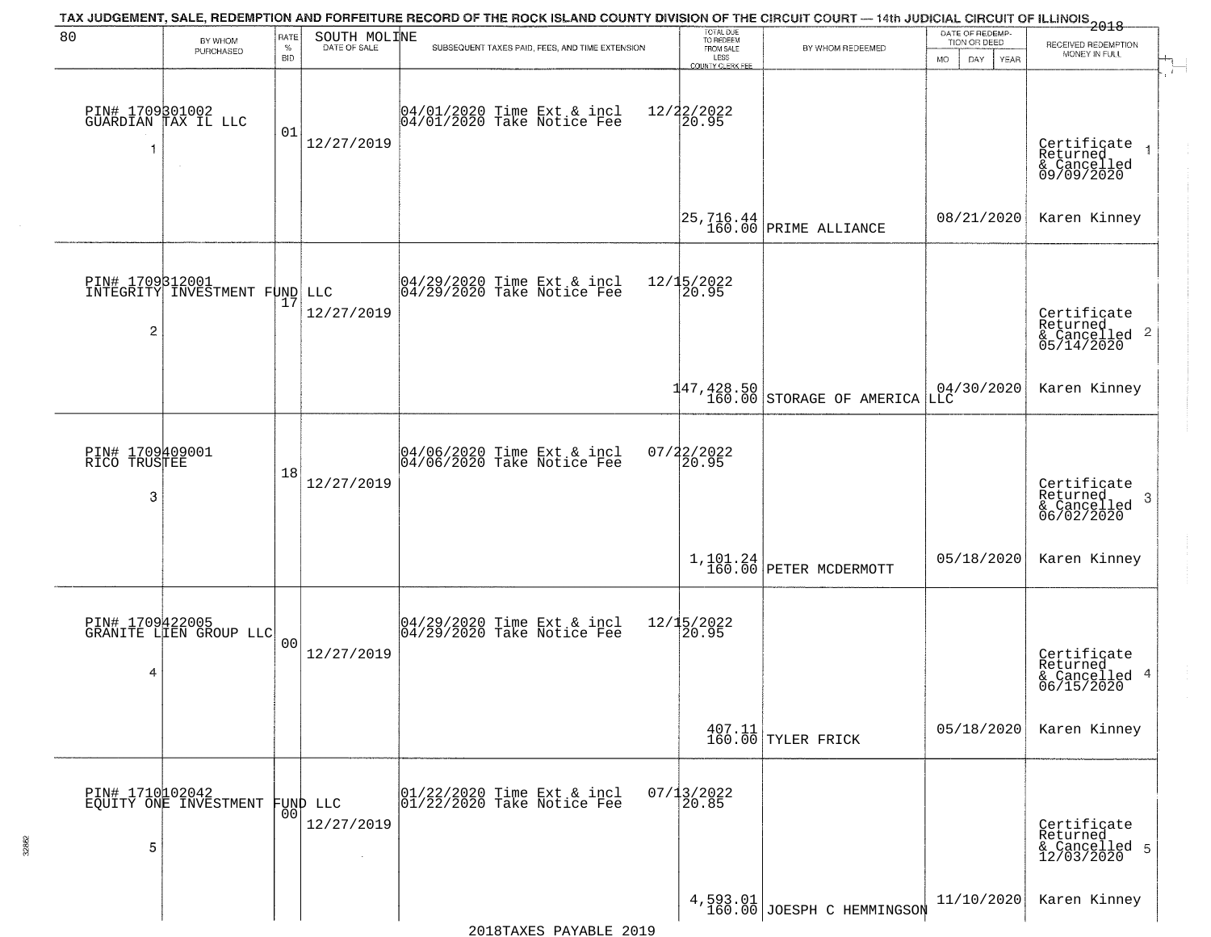TAX JUDGEMENT, SALE, REDEMPTION AND FORFEITURE RECORD OF THE ROCK ISLAND COUNTY DIVISION OF THE CIRCUIT COURT — 14th JUDICIAL CIRCUIT OF ILLINOIS 2018

| 80 BY WHOM PURCHASED | RATE % BID | SOUTH MOLINE DATE OF SALE | SUBSEQUENT TAXES PAID, FEES, AND TIME EXTENSION | TOTAL DUE TO REDEEM FROM SALE LESS COUNTY CLERK FEE | BY WHOM REDEEMED | DATE OF REDEMPTION OR DEED MO DAY YEAR | RECEIVED REDEMPTION MONEY IN FULL |
|---|---|---|---|---|---|---|---|
| PIN# 1709301002 GUARDIAN TAX IL LLC 1 | 01 | 12/27/2019 | 04/01/2020 Time Ext & incl 04/01/2020 Take Notice Fee 12/22/2022 20.95 | 25,716.44 160.00 | PRIME ALLIANCE | 08/21/2020 | Certificate Returned & Cancelled 09/09/2020 1 Karen Kinney |
| PIN# 1709312001 INTEGRITY INVESTMENT FUND LLC 2 | 17 | 12/27/2019 | 04/29/2020 Time Ext & incl 04/29/2020 Take Notice Fee 12/15/2022 20.95 | 147,428.50 160.00 | STORAGE OF AMERICA LLC | 04/30/2020 | Certificate Returned & Cancelled 05/14/2020 2 Karen Kinney |
| PIN# 1709409001 RICO TRUSTEE 3 | 18 | 12/27/2019 | 04/06/2020 Time Ext & incl 04/06/2020 Take Notice Fee 07/22/2022 20.95 | 1,101.24 160.00 | PETER MCDERMOTT | 05/18/2020 | Certificate Returned & Cancelled 06/02/2020 3 Karen Kinney |
| PIN# 1709422005 GRANITE LIEN GROUP LLC 4 | 00 | 12/27/2019 | 04/29/2020 Time Ext & incl 04/29/2020 Take Notice Fee 12/15/2022 20.95 | 407.11 160.00 | TYLER FRICK | 05/18/2020 | Certificate Returned & Cancelled 06/15/2020 4 Karen Kinney |
| PIN# 1710102042 EQUITY ONE INVESTMENT FUND LLC 5 | 00 | 12/27/2019 | 01/22/2020 Time Ext & incl 01/22/2020 Take Notice Fee 07/13/2022 20.85 | 4,593.01 160.00 | JOESPH C HEMMINGSON | 11/10/2020 | Certificate Returned & Cancelled 12/03/2020 5 Karen Kinney |

2018TAXES PAYABLE 2019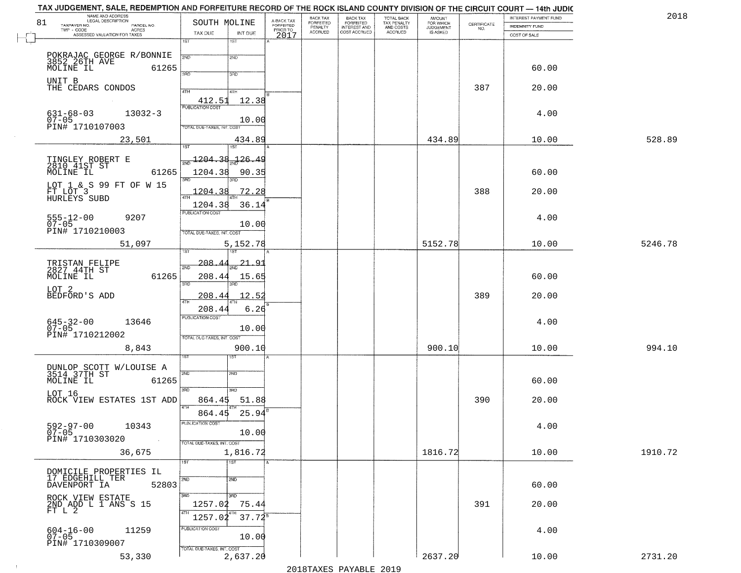TAX JUDGEMENT, SALE, REDEMPTION AND FORFEITURE RECORD OF THE ROCK ISLAND COUNTY DIVISION OF THE CIRCUIT COURT — 14th JUDIC

2018

| 81 NAME AND ADDRESS / LEGAL DESCRIPTION / TAXPAYER NO. / PARCEL NO. / TWP - CODE / ACRES / ASSESSED VALUATION FOR TAXES | SOUTH MOLINE TAX DUE | INT DUE | A-BACK TAX FORFEITED PRIOR TO 2017 | BACK TAX FORFEITED PENALTY ACCRUED | BACK TAX FORFEITED INTEREST AND COST ACCRUED | TOTAL BACK TAX PENALTY AND COSTS ACCRUED | AMOUNT FOR WHICH JUDGEMENT IS ASKED | CERTIFICATE NO. | INTEREST PAYMENT FUND / INDEMNITY FUND / COST OF SALE | |
|---|---|---|---|---|---|---|---|---|---|---|
| POKRAJAC GEORGE R/BONNIE<br>3852 26TH AVE<br>MOLINE IL 61265<br>UNIT B<br>THE CEDARS CONDOS<br>631-68-03 13032-3<br>07-05<br>PIN# 1710107003<br>23,501 | 1ST<br>2ND<br>3RD<br>4TH 412.51<br>PUBLICATION COST<br>TOTAL DUE-TAXES, INT. COST | 1ST<br>2ND<br>3RD<br>4TH 12.38<br>10.00<br>434.89 | | | | | 434.89 | 387 | 60.00<br>20.00<br>4.00<br>10.00 | 528.89 |
| TINGLEY ROBERT E<br>2810 41ST ST<br>MOLINE IL 61265<br>LOT 1 & S 99 FT OF W 15 FT LOT 3<br>HURLEYS SUBD<br>555-12-00 9207<br>07-05<br>PIN# 1710210003<br>51,097 | 1ST 1204.38<br>2ND 1204.38<br>3RD 1204.38<br>4TH 1204.38<br>PUBLICATION COST<br>TOTAL DUE-TAXES, INT. COST | 1ST 126.49<br>2ND 90.35<br>3RD 72.28<br>4TH 36.14<br>10.00<br>5,152.78 | | | | | 5152.78 | 388 | 60.00<br>20.00<br>4.00<br>10.00 | 5246.78 |
| TRISTAN FELIPE<br>2827 44TH ST<br>MOLINE IL 61265<br>LOT 2<br>BEDFORD'S ADD<br>645-32-00 13646<br>07-05<br>PIN# 1710212002<br>8,843 | 1ST 208.44<br>2ND 208.44<br>3RD 208.44<br>4TH 208.44<br>PUBLICATION COST<br>TOTAL DUE-TAXES, INT. COST | 1ST 21.91<br>2ND 15.65<br>3RD 12.52<br>4TH 6.26<br>10.00<br>900.10 | | | | | 900.10 | 389 | 60.00<br>20.00<br>4.00<br>10.00 | 994.10 |
| DUNLOP SCOTT W/LOUISE A<br>3514 37TH ST<br>MOLINE IL 61265<br>LOT 16<br>ROCK VIEW ESTATES 1ST ADD<br>592-97-00 10343<br>07-05<br>PIN# 1710303020<br>36,675 | 1ST<br>2ND<br>3RD 864.45<br>4TH 864.45<br>PUBLICATION COST<br>TOTAL DUE-TAXES, INT. COST | 1ST<br>2ND<br>3RD 51.88<br>4TH 25.94<br>10.00<br>1,816.72 | | | | | 1816.72 | 390 | 60.00<br>20.00<br>4.00<br>10.00 | 1910.72 |
| DOMICILE PROPERTIES IL<br>17 EDGEHILL TER<br>DAVENPORT IA 52803<br>ROCK VIEW ESTATE<br>2ND ADD L 1 ANS S 15 FT L 2<br>604-16-00 11259<br>07-05<br>PIN# 1710309007<br>53,330 | 1ST<br>2ND<br>3RD 1257.02<br>4TH 1257.02<br>PUBLICATION COST<br>TOTAL DUE-TAXES, INT. COST | 1ST<br>2ND<br>3RD 75.44<br>4TH 37.72<br>10.00<br>2,637.20 | | | | | 2637.20 | 391 | 60.00<br>20.00<br>4.00<br>10.00 | 2731.20 |

2018TAXES PAYABLE 2019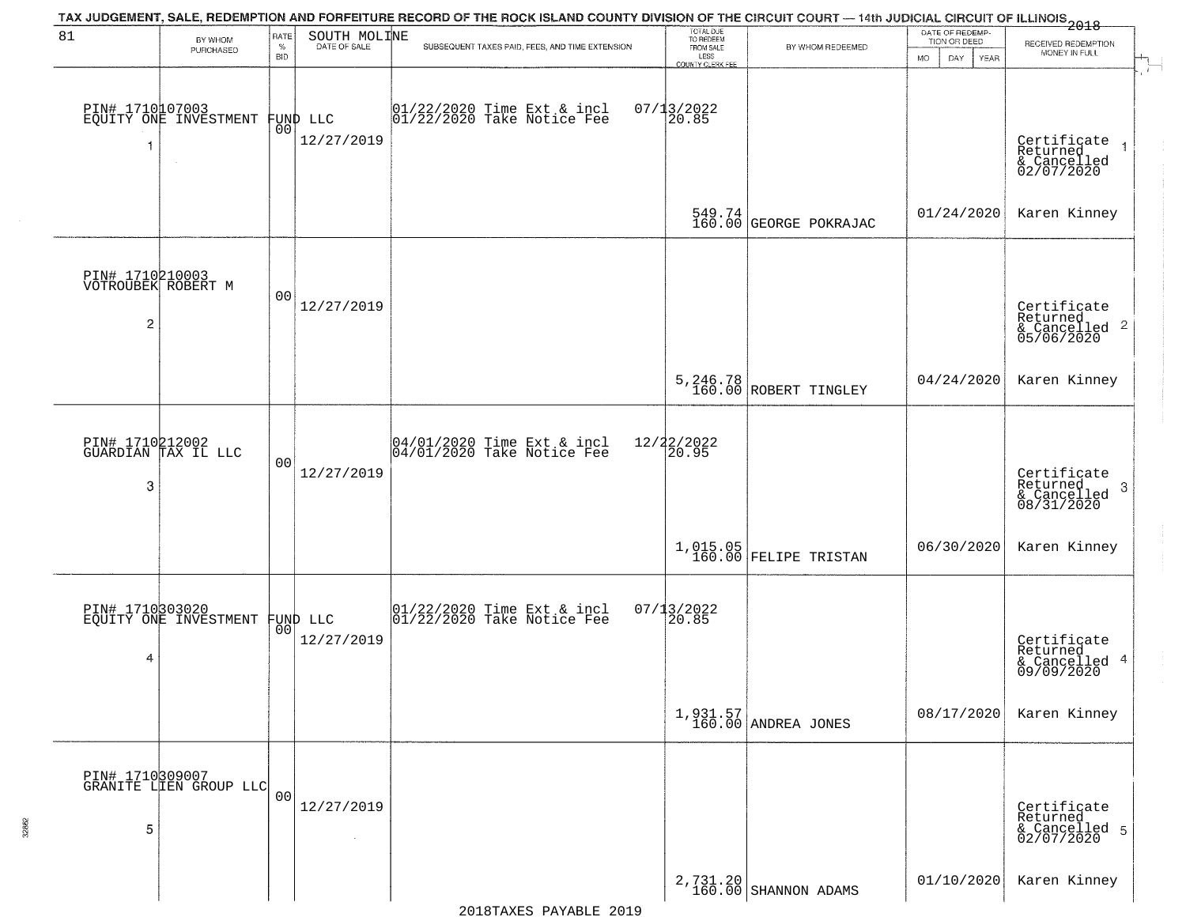TAX JUDGEMENT, SALE, REDEMPTION AND FORFEITURE RECORD OF THE ROCK ISLAND COUNTY DIVISION OF THE CIRCUIT COURT — 14th JUDICIAL CIRCUIT OF ILLINOIS 2018

81 | SOUTH MOLINE

| BY WHOM PURCHASED | RATE % BID | DATE OF SALE | SUBSEQUENT TAXES PAID, FEES, AND TIME EXTENSION | TOTAL DUE TO REDEEM FROM SALE LESS COUNTY CLERK FEE | BY WHOM REDEEMED | DATE OF REDEMPTION OR DEED MO DAY YEAR | RECEIVED REDEMPTION MONEY IN FULL |
|---|---|---|---|---|---|---|---|
| PIN# 1710107003 EQUITY ONE INVESTMENT FUND LLC 1 | 00 | 12/27/2019 | 01/22/2020 Time Ext & incl 01/22/2020 Take Notice Fee | 07/13/2022 20.85 549.74 160.00 | GEORGE POKRAJAC | 01/24/2020 | Certificate Returned & Cancelled 02/07/2020 1 Karen Kinney |
| PIN# 1710210003 VOTROUBEK ROBERT M 2 | 00 | 12/27/2019 | | 5,246.78 160.00 | ROBERT TINGLEY | 04/24/2020 | Certificate Returned & Cancelled 05/06/2020 2 Karen Kinney |
| PIN# 1710212002 GUARDIAN TAX IL LLC 3 | 00 | 12/27/2019 | 04/01/2020 Time Ext & incl 04/01/2020 Take Notice Fee | 12/22/2022 20.95 1,015.05 160.00 | FELIPE TRISTAN | 06/30/2020 | Certificate Returned & Cancelled 08/31/2020 3 Karen Kinney |
| PIN# 1710303020 EQUITY ONE INVESTMENT FUND LLC 4 | 00 | 12/27/2019 | 01/22/2020 Time Ext & incl 01/22/2020 Take Notice Fee | 07/13/2022 20.85 1,931.57 160.00 | ANDREA JONES | 08/17/2020 | Certificate Returned & Cancelled 09/09/2020 4 Karen Kinney |
| PIN# 1710309007 GRANITE LIEN GROUP LLC 5 | 00 | 12/27/2019 | | 2,731.20 160.00 | SHANNON ADAMS | 01/10/2020 | Certificate Returned & Cancelled 02/07/2020 5 Karen Kinney |

2018TAXES PAYABLE 2019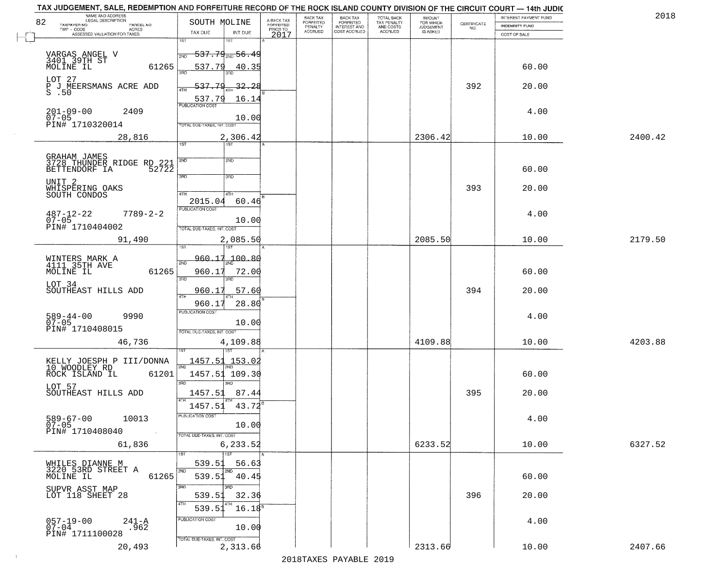TAX JUDGEMENT, SALE, REDEMPTION AND FORFEITURE RECORD OF THE ROCK ISLAND COUNTY DIVISION OF THE CIRCUIT COURT — 14th JUDIC

2018

| NAME AND ADDRESS / LEGAL DESCRIPTION / TAXPAYER NO. / PARCEL NO. / TWP - CODE / ACRES / ASSESSED VALUATION FOR TAXES | SOUTH MOLINE TAX DUE | INT DUE | A-BACK TAX FORFEITED PRIOR TO 2017 | BACK TAX FORFEITED PENALTY ACCRUED | BACK TAX FORFEITED INTEREST AND COST ACCRUED | TOTAL BACK TAX PENALTY AND COSTS ACCRUED | AMOUNT FOR WHICH JUDGEMENT IS ASKED | CERTIFICATE NO. | INTEREST PAYMENT FUND / INDEMNITY FUND / COST OF SALE | |
|---|---|---|---|---|---|---|---|---|---|---|
| VARGAS ANGEL V, 3401 39TH ST, MOLINE IL 61265 | 1ST 537.79 | 56.49 | | | | | | | | |
| LOT 27, P J MEERSMANS ACRE ADD S .50 | 2ND 537.79 | 40.35 | | | | | | | 60.00 | |
| | 3RD 537.79 | 32.28 | | | | | | 392 | 20.00 | |
| 201-09-00 2409, 07-05, PIN# 1710320014 | 4TH 537.79 | 16.14 | | | | | | | | |
| | PUBLICATION COST | 10.00 | | | | | | | 4.00 | |
| 28,816 | TOTAL DUE-TAXES, INT. COST | 2,306.42 | | | | | 2306.42 | | 10.00 | 2400.42 |
| GRAHAM JAMES, 3728 THUNDER RIDGE RD 221, BETTENDORF IA 52722 | 1ST | | | | | | | | | |
| UNIT 2, WHISPERING OAKS SOUTH CONDOS | 2ND | | | | | | | | 60.00 | |
| | 3RD | | | | | | | 393 | 20.00 | |
| 487-12-22 7789-2-2, 07-05, PIN# 1710404002 | 4TH 2015.04 | 60.46 | | | | | | | | |
| | PUBLICATION COST | 10.00 | | | | | | | 4.00 | |
| 91,490 | TOTAL DUE-TAXES, INT. COST | 2,085.50 | | | | | 2085.50 | | 10.00 | 2179.50 |
| WINTERS MARK A, 4111 35TH AVE, MOLINE IL 61265 | 1ST 960.17 | 100.80 | | | | | | | | |
| LOT 34, SOUTHEAST HILLS ADD | 2ND 960.17 | 72.00 | | | | | | | 60.00 | |
| | 3RD 960.17 | 57.60 | | | | | | 394 | 20.00 | |
| 589-44-00 9990, 07-05, PIN# 1710408015 | 4TH 960.17 | 28.80 | | | | | | | | |
| | PUBLICATION COST | 10.00 | | | | | | | 4.00 | |
| 46,736 | TOTAL DUE-TAXES, INT. COST | 4,109.88 | | | | | 4109.88 | | 10.00 | 4203.88 |
| KELLY JOESPH P III/DONNA, 10 WOODLEY RD, ROCK ISLAND IL 61201 | 1ST 1457.51 | 153.02 | | | | | | | | |
| LOT 57, SOUTHEAST HILLS ADD | 2ND 1457.51 | 109.30 | | | | | | | 60.00 | |
| | 3RD 1457.51 | 87.44 | | | | | | 395 | 20.00 | |
| 589-67-00 10013, 07-05, PIN# 1710408040 | 4TH 1457.51 | 43.72 | | | | | | | | |
| | PUBLICATION COST | 10.00 | | | | | | | 4.00 | |
| 61,836 | TOTAL DUE-TAXES, INT. COST | 6,233.52 | | | | | 6233.52 | | 10.00 | 6327.52 |
| WHILES DIANNE M, 3220 53RD STREET A, MOLINE IL 61265 | 1ST 539.51 | 56.63 | | | | | | | | |
| SUPVR ASST MAP, LOT 118 SHEET 28 | 2ND 539.51 | 40.45 | | | | | | | 60.00 | |
| | 3RD 539.51 | 32.36 | | | | | | 396 | 20.00 | |
| 057-19-00 241-A, 07-04 .962, PIN# 1711100028 | 4TH 539.51 | 16.18 | | | | | | | | |
| | PUBLICATION COST | 10.00 | | | | | | | 4.00 | |
| 20,493 | TOTAL DUE-TAXES, INT. COST | 2,313.66 | | | | | 2313.66 | | 10.00 | 2407.66 |

2018TAXES PAYABLE 2019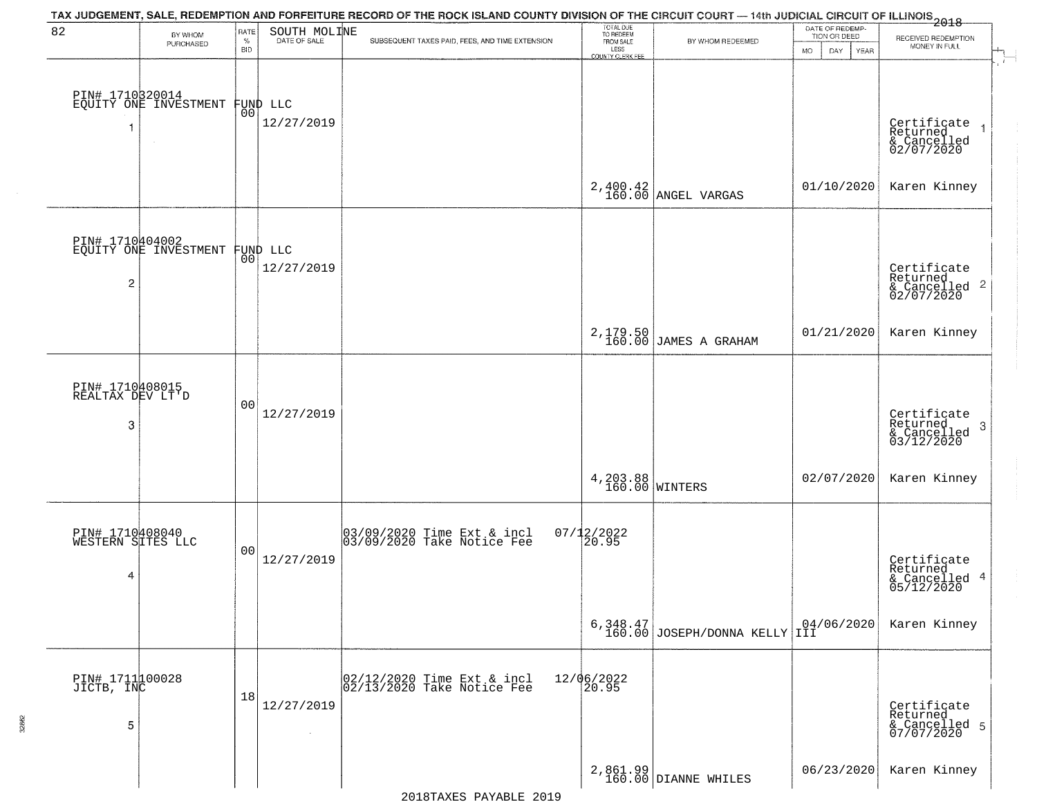# TAX JUDGEMENT, SALE, REDEMPTION AND FORFEITURE RECORD OF THE ROCK ISLAND COUNTY DIVISION OF THE CIRCUIT COURT — 14th JUDICIAL CIRCUIT OF ILLINOIS 2018

SOUTH MOLINE

| BY WHOM PURCHASED | RATE % BID | DATE OF SALE | SUBSEQUENT TAXES PAID, FEES, AND TIME EXTENSION | TOTAL DUE TO REDEEM FROM SALE LESS COUNTY CLERK FEE | BY WHOM REDEEMED | DATE OF REDEMPTION OR DEED MO DAY YEAR | RECEIVED REDEMPTION MONEY IN FULL |
|---|---|---|---|---|---|---|---|
| PIN# 1710320014 EQUITY ONE INVESTMENT FUND LLC 1 | 00 | 12/27/2019 | | 2,400.42 160.00 | ANGEL VARGAS | 01/10/2020 | Certificate Returned & Cancelled 02/07/2020 Karen Kinney |
| PIN# 1710404002 EQUITY ONE INVESTMENT FUND LLC 2 | 00 | 12/27/2019 | | 2,179.50 160.00 | JAMES A GRAHAM | 01/21/2020 | Certificate Returned & Cancelled 02/07/2020 Karen Kinney |
| PIN# 1710408015 REALTAX DEV LT'D 3 | 00 | 12/27/2019 | | 4,203.88 160.00 | WINTERS | 02/07/2020 | Certificate Returned & Cancelled 03/12/2020 Karen Kinney |
| PIN# 1710408040 WESTERN SITES LLC 4 | 00 | 12/27/2019 | 03/09/2020 Time Ext & incl 07/12/2022; 03/09/2020 Take Notice Fee 20.95 | 6,348.47 160.00 | JOSEPH/DONNA KELLY III | 04/06/2020 | Certificate Returned & Cancelled 05/12/2020 Karen Kinney |
| PIN# 1711100028 JICTB, INC 5 | 18 | 12/27/2019 | 02/12/2020 Time Ext & incl 12/06/2022; 02/13/2020 Take Notice Fee 20.95 | 2,861.99 160.00 | DIANNE WHILES | 06/23/2020 | Certificate Returned & Cancelled 07/07/2020 Karen Kinney |

2018TAXES PAYABLE 2019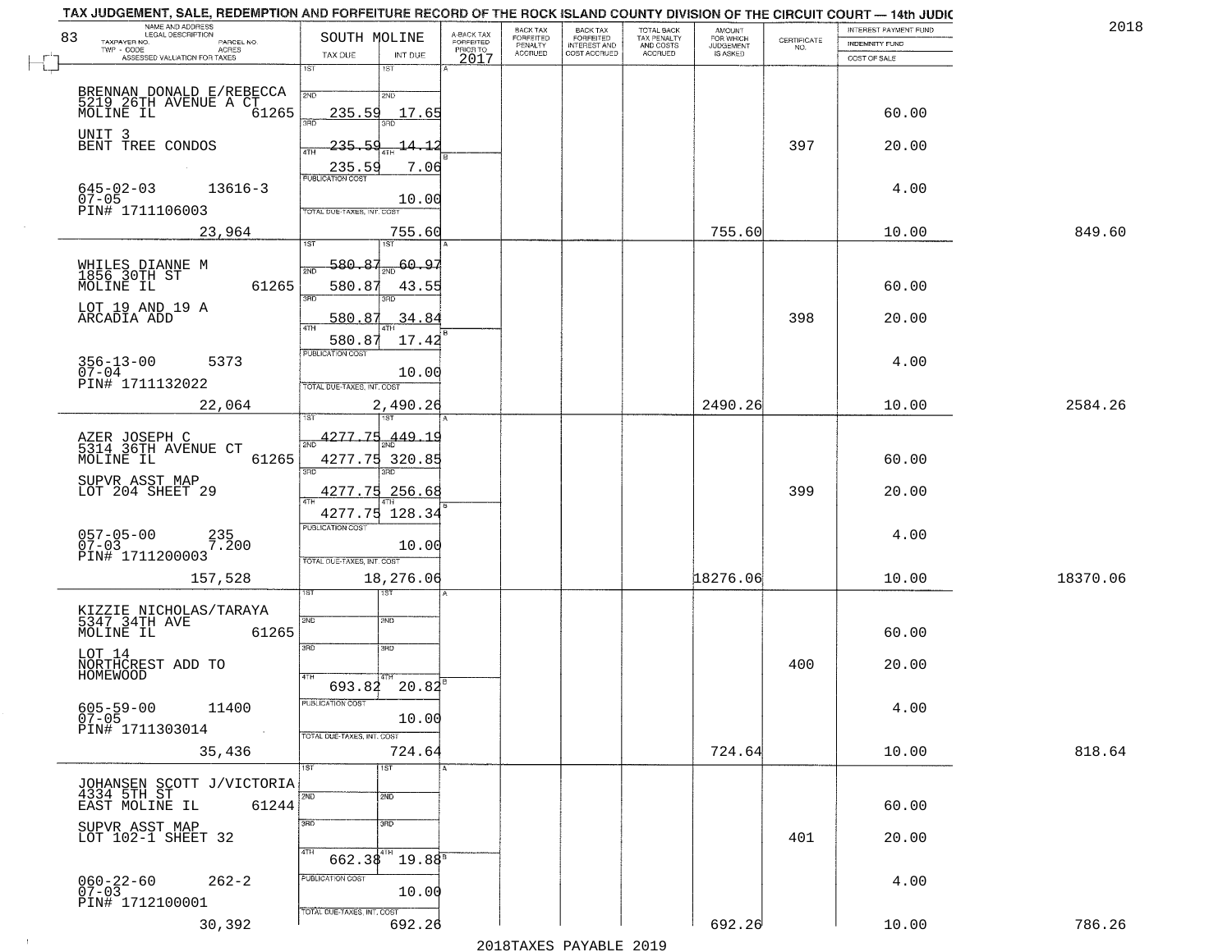TAX JUDGEMENT, SALE, REDEMPTION AND FORFEITURE RECORD OF THE ROCK ISLAND COUNTY DIVISION OF THE CIRCUIT COURT — 14th JUDIC

2018

| NAME AND ADDRESS / LEGAL DESCRIPTION / TAXPAYER NO. / PARCEL NO. / TWP - CODE / ACRES / ASSESSED VALUATION FOR TAXES | SOUTH MOLINE TAX DUE | INT DUE | A-BACK TAX FORFEITED PRIOR TO 2017 | BACK TAX FORFEITED PENALTY ACCRUED | BACK TAX FORFEITED INTEREST AND COST ACCRUED | TOTAL BACK TAX PENALTY AND COSTS ACCRUED | AMOUNT FOR WHICH JUDGEMENT IS ASKED | CERTIFICATE NO. | INTEREST PAYMENT FUND / INDEMNITY FUND / COST OF SALE | |
|---|---|---|---|---|---|---|---|---|---|---|
| BRENNAN DONALD E/REBECCA 5219 26TH AVENUE A CT MOLINE IL 61265 UNIT 3 BENT TREE CONDOS 645-02-03 13616-3 07-05 PIN# 1711106003 | 1ST / 2ND 235.59 / 3RD 235.59 / 4TH 235.59 | 1ST / 2ND 17.65 / 3RD 14.12 / 4TH 7.06 / PUBLICATION COST 10.00 | | | | | | 397 | 60.00 / 20.00 / 4.00 | |
| 23,964 | TOTAL DUE-TAXES, INT. COST | 755.60 | | | | | 755.60 | | 10.00 | 849.60 |
| WHILES DIANNE M 1856 30TH ST MOLINE IL 61265 LOT 19 AND 19 A ARCADIA ADD 356-13-00 5373 07-04 PIN# 1711132022 | 1ST 580.87 / 2ND 580.87 / 3RD 580.87 / 4TH 580.87 | 1ST 60.97 / 2ND 43.55 / 3RD 34.84 / 4TH 17.42 / PUBLICATION COST 10.00 | | | | | | 398 | 60.00 / 20.00 / 4.00 | |
| 22,064 | TOTAL DUE-TAXES, INT. COST | 2,490.26 | | | | | 2490.26 | | 10.00 | 2584.26 |
| AZER JOSEPH C 5314 36TH AVENUE CT MOLINE IL 61265 SUPVR ASST MAP LOT 204 SHEET 29 057-05-00 235 07-03 7.200 PIN# 1711200003 | 1ST 4277.75 / 2ND 4277.75 / 3RD 4277.75 / 4TH 4277.75 | 1ST 449.19 / 2ND 320.85 / 3RD 256.68 / 4TH 128.34 / PUBLICATION COST 10.00 | | | | | | 399 | 60.00 / 20.00 / 4.00 | |
| 157,528 | TOTAL DUE-TAXES, INT. COST | 18,276.06 | | | | | 18276.06 | | 10.00 | 18370.06 |
| KIZZIE NICHOLAS/TARAYA 5347 34TH AVE MOLINE IL 61265 LOT 14 NORTHCREST ADD TO HOMEWOOD 605-59-00 11400 07-05 PIN# 1711303014 | 1ST / 2ND / 3RD / 4TH 693.82 | 1ST / 2ND / 3RD / 4TH 20.82 / PUBLICATION COST 10.00 | | | | | | 400 | 60.00 / 20.00 / 4.00 | |
| 35,436 | TOTAL DUE-TAXES, INT. COST | 724.64 | | | | | 724.64 | | 10.00 | 818.64 |
| JOHANSEN SCOTT J/VICTORIA 4334 5TH ST EAST MOLINE IL 61244 SUPVR ASST MAP LOT 102-1 SHEET 32 060-22-60 262-2 07-03 PIN# 1712100001 | 1ST / 2ND / 3RD / 4TH 662.38 | 1ST / 2ND / 3RD / 4TH 19.88 / PUBLICATION COST 10.00 | | | | | | 401 | 60.00 / 20.00 / 4.00 | |
| 30,392 | TOTAL DUE-TAXES, INT. COST | 692.26 | | | | | 692.26 | | 10.00 | 786.26 |

2018TAXES PAYABLE 2019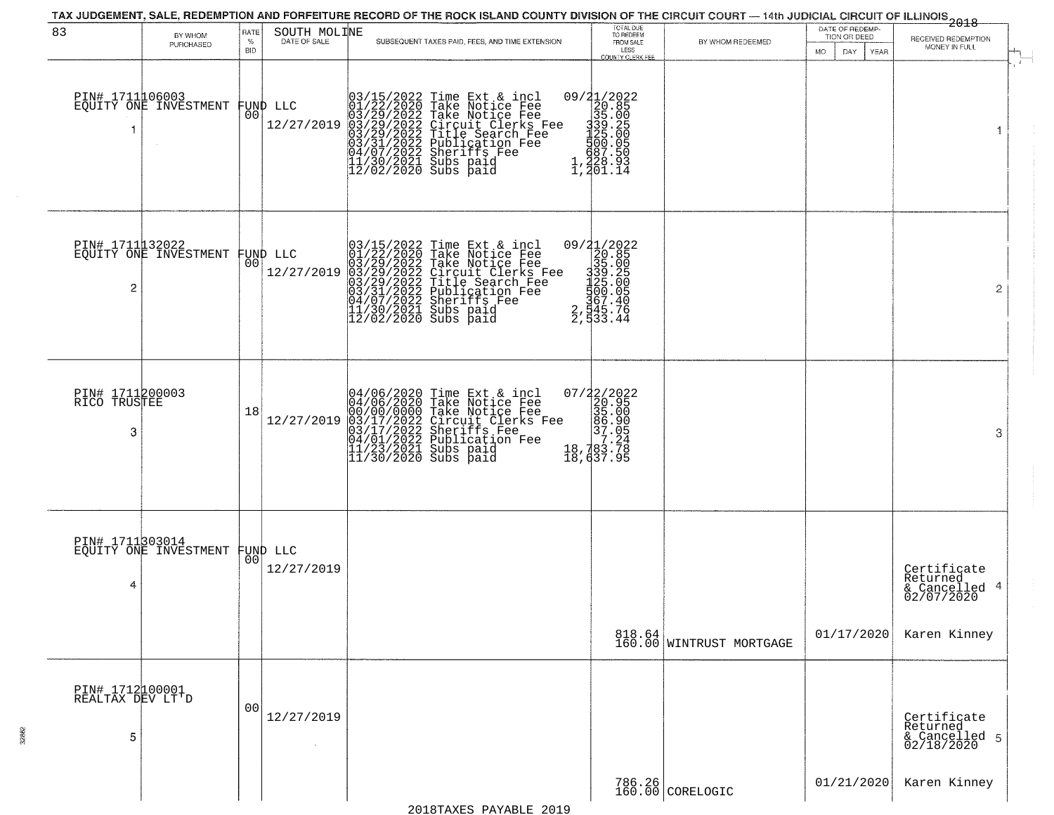TAX JUDGEMENT, SALE, REDEMPTION AND FORFEITURE RECORD OF THE ROCK ISLAND COUNTY DIVISION OF THE CIRCUIT COURT — 14th JUDICIAL CIRCUIT OF ILLINOIS 2018

| 83 BY WHOM PURCHASED | RATE % BID | SOUTH MOLINE DATE OF SALE | SUBSEQUENT TAXES PAID, FEES, AND TIME EXTENSION | TOTAL DUE TO REDEEM FROM SALE LESS COUNTY CLERK FEE | BY WHOM REDEEMED | DATE OF REDEMPTION OR DEED MO DAY YEAR | RECEIVED REDEMPTION MONEY IN FULL |
|---|---|---|---|---|---|---|---|
| PIN# 1711106003 EQUITY ONE INVESTMENT FUND LLC 1 | 00 | 12/27/2019 | 03/15/2022 Time Ext & incl 09/21/2022<br>01/22/2020 Take Notice Fee 20.85<br>03/29/2022 Take Notice Fee 35.00<br>03/29/2022 Circuit Clerks Fee 339.25<br>03/29/2022 Title Search Fee 125.00<br>03/31/2022 Publication Fee 500.05<br>04/07/2022 Sheriffs Fee 687.50<br>11/30/2021 Subs paid 1,228.93<br>12/02/2020 Subs paid 1,201.14 | | | | 1 |
| PIN# 1711132022 EQUITY ONE INVESTMENT FUND LLC 2 | 00 | 12/27/2019 | 03/15/2022 Time Ext & incl 09/21/2022<br>01/22/2020 Take Notice Fee 20.85<br>03/29/2022 Take Notice Fee 35.00<br>03/29/2022 Circuit Clerks Fee 339.25<br>03/29/2022 Title Search Fee 125.00<br>03/31/2022 Publication Fee 500.05<br>04/07/2022 Sheriffs Fee 367.40<br>11/30/2021 Subs paid 2,545.76<br>12/02/2020 Subs paid 2,533.44 | | | | 2 |
| PIN# 1711200003 RICO TRUSTEE 3 | 18 | 12/27/2019 | 04/06/2020 Time Ext & incl 07/22/2022<br>04/06/2020 Take Notice Fee 20.95<br>00/00/0000 Take Notice Fee 35.00<br>03/17/2022 Circuit Clerks Fee 86.90<br>03/17/2022 Sheriffs Fee 37.05<br>04/01/2022 Publication Fee 7.24<br>11/23/2021 Subs paid 18,783.78<br>11/30/2020 Subs paid 18,637.95 | | | | 3 |
| PIN# 1711303014 EQUITY ONE INVESTMENT FUND LLC 4 | 00 | 12/27/2019 | | 818.64<br>160.00 | WINTRUST MORTGAGE | 01/17/2020 | Certificate Returned & Cancelled 02/07/2020 Karen Kinney 4 |
| PIN# 1712100001 REALTAX DEV LT'D 5 | 00 | 12/27/2019 | | 786.26<br>160.00 | CORELOGIC | 01/21/2020 | Certificate Returned & Cancelled 02/18/2020 Karen Kinney 5 |

2018TAXES PAYABLE 2019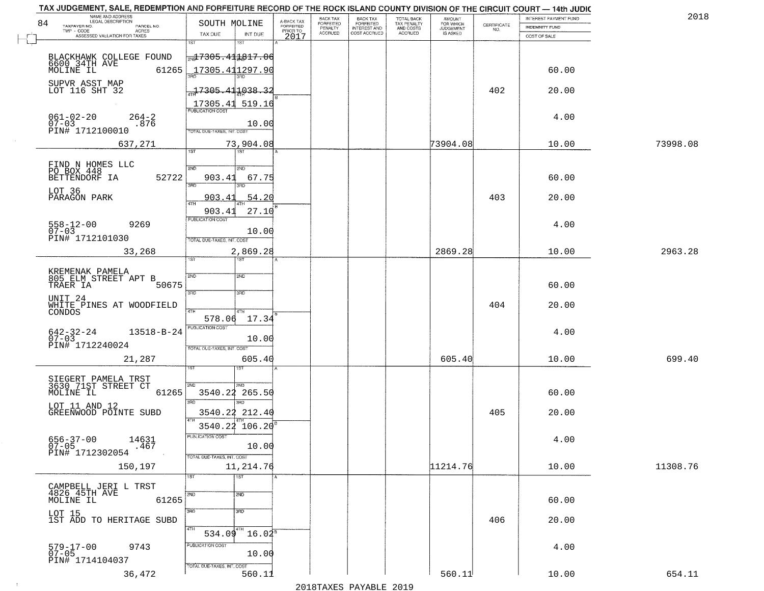TAX JUDGEMENT, SALE, REDEMPTION AND FORFEITURE RECORD OF THE ROCK ISLAND COUNTY DIVISION OF THE CIRCUIT COURT — 14th JUDIC

2018

| 84 NAME AND ADDRESS / LEGAL DESCRIPTION / TAXPAYER NO. / PARCEL NO. / TWP - CODE / ACRES / ASSESSED VALUATION FOR TAXES | SOUTH MOLINE TAX DUE | INT DUE | A-BACK TAX FORFEITED PRIOR TO 2017 | BACK TAX FORFEITED PENALTY ACCRUED | BACK TAX FORFEITED INTEREST AND COST ACCRUED | TOTAL BACK TAX PENALTY AND COSTS ACCRUED | AMOUNT FOR WHICH JUDGEMENT IS ASKED | CERTIFICATE NO. | INTEREST PAYMENT FUND / INDEMNITY FUND / COST OF SALE | |
|---|---|---|---|---|---|---|---|---|---|---|
| BLACKHAWK COLLEGE FOUND 6600 34TH AVE MOLINE IL 61265 | 2ND 17305.41 | 1817.06 | | | | | | | 60.00 | |
| SUPVR ASST MAP LOT 116 SHT 32 | 3RD 17305.41 | 1297.90 | | | | | | 402 | 20.00 | |
| | 4TH 17305.41 | 1038.32 | | | | | | | | |
| | 17305.41 | 519.16 | | | | | | | | |
| 061-02-20 264-2 07-03 .876 PIN# 1712100010 | PUBLICATION COST | 10.00 | | | | | | | 4.00 | |
| 637,271 | TOTAL DUE-TAXES, INT. COST | 73,904.08 | | | | | 73904.08 | | 10.00 | 73998.08 |
| FIND N HOMES LLC PO BOX 448 BETTENDORF IA 52722 | 2ND 903.41 | 67.75 | | | | | | | 60.00 | |
| LOT 36 PARAGON PARK | 3RD 903.41 | 54.20 | | | | | | 403 | 20.00 | |
| | 4TH 903.41 | 27.10 | | | | | | | | |
| 558-12-00 9269 07-03 PIN# 1712101030 | PUBLICATION COST | 10.00 | | | | | | | 4.00 | |
| 33,268 | TOTAL DUE-TAXES, INT. COST | 2,869.28 | | | | | 2869.28 | | 10.00 | 2963.28 |
| KREMENAK PAMELA 805 ELM STREET APT B TRAER IA 50675 | 2ND | | | | | | | | 60.00 | |
| UNIT 24 WHITE PINES AT WOODFIELD CONDOS | 3RD | | | | | | | 404 | 20.00 | |
| | 4TH 578.06 | 17.34 | | | | | | | | |
| 642-32-24 13518-B-24 07-03 PIN# 1712240024 | PUBLICATION COST | 10.00 | | | | | | | 4.00 | |
| 21,287 | TOTAL DUE-TAXES, INT. COST | 605.40 | | | | | 605.40 | | 10.00 | 699.40 |
| SIEGERT PAMELA TRST 3630 71ST STREET CT MOLINE IL 61265 | 2ND 3540.22 | 265.50 | | | | | | | 60.00 | |
| LOT 11 AND 12 GREENWOOD POINTE SUBD | 3RD 3540.22 | 212.40 | | | | | | 405 | 20.00 | |
| | 4TH 3540.22 | 106.20 | | | | | | | | |
| 656-37-00 14631 07-05 .467 PIN# 1712302054 | PUBLICATION COST | 10.00 | | | | | | | 4.00 | |
| 150,197 | TOTAL DUE-TAXES, INT. COST | 11,214.76 | | | | | 11214.76 | | 10.00 | 11308.76 |
| CAMPBELL JERI L TRST 4826 45TH AVE MOLINE IL 61265 | 2ND | | | | | | | | 60.00 | |
| LOT 15 1ST ADD TO HERITAGE SUBD | 3RD | | | | | | | 406 | 20.00 | |
| | 4TH 534.09 | 16.02 | | | | | | | | |
| 579-17-00 9743 07-05 PIN# 1714104037 | PUBLICATION COST | 10.00 | | | | | | | 4.00 | |
| 36,472 | TOTAL DUE-TAXES, INT. COST | 560.11 | | | | | 560.11 | | 10.00 | 654.11 |

2018TAXES PAYABLE 2019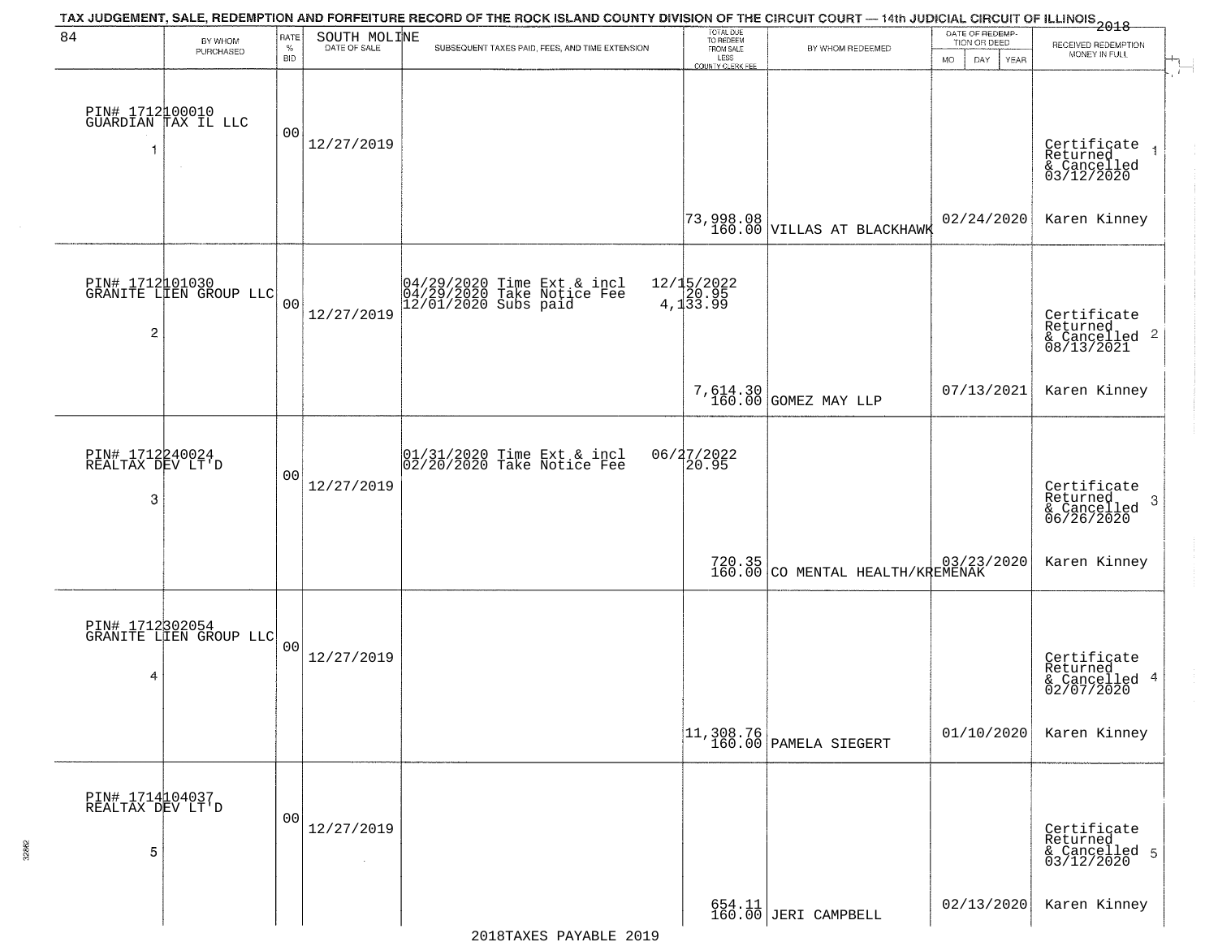# TAX JUDGEMENT, SALE, REDEMPTION AND FORFEITURE RECORD OF THE ROCK ISLAND COUNTY DIVISION OF THE CIRCUIT COURT — 14th JUDICIAL CIRCUIT OF ILLINOIS 2018

SOUTH MOLINE

| | BY WHOM PURCHASED | RATE % BID | DATE OF SALE | SUBSEQUENT TAXES PAID, FEES, AND TIME EXTENSION | TOTAL DUE TO REDEEM FROM SALE LESS COUNTY CLERK FEE | BY WHOM REDEEMED | DATE OF REDEMPTION OR DEED MO DAY YEAR | RECEIVED REDEMPTION MONEY IN FULL |
|---|---|---|---|---|---|---|---|---|
| 1 | PIN# 1712100010 GUARDIAN TAX IL LLC | 00 | 12/27/2019 | | 73,998.08 160.00 | VILLAS AT BLACKHAWK | 02/24/2020 | Certificate Returned & Cancelled 03/12/2020 Karen Kinney |
| 2 | PIN# 1712101030 GRANITE LIEN GROUP LLC | 00 | 12/27/2019 | 04/29/2020 Time Ext & incl 12/15/2022; 04/29/2020 Take Notice Fee 20.95; 12/01/2020 Subs paid 4,133.99 | 7,614.30 160.00 | GOMEZ MAY LLP | 07/13/2021 | Certificate Returned & Cancelled 08/13/2021 Karen Kinney |
| 3 | PIN# 1712240024 REALTAX DEV LT'D | 00 | 12/27/2019 | 01/31/2020 Time Ext & incl 06/27/2022; 02/20/2020 Take Notice Fee 20.95 | 720.35 160.00 | CO MENTAL HEALTH/KREMENAK | 03/23/2020 | Certificate Returned & Cancelled 06/26/2020 Karen Kinney |
| 4 | PIN# 1712302054 GRANITE LIEN GROUP LLC | 00 | 12/27/2019 | | 11,308.76 160.00 | PAMELA SIEGERT | 01/10/2020 | Certificate Returned & Cancelled 02/07/2020 Karen Kinney |
| 5 | PIN# 1714104037 REALTAX DEV LT'D | 00 | 12/27/2019 | | 654.11 160.00 | JERI CAMPBELL | 02/13/2020 | Certificate Returned & Cancelled 03/12/2020 Karen Kinney |

2018TAXES PAYABLE 2019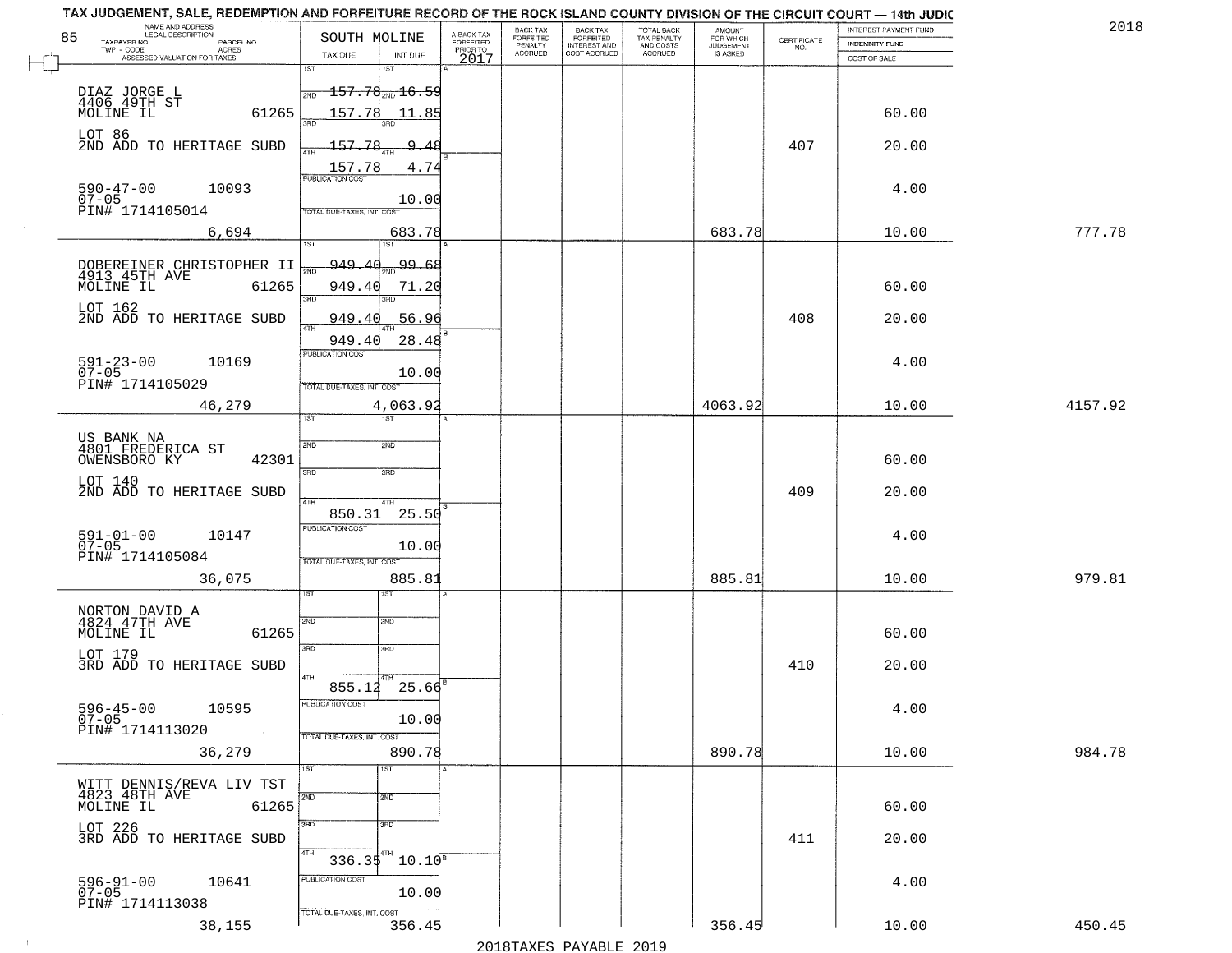TAX JUDGEMENT, SALE, REDEMPTION AND FORFEITURE RECORD OF THE ROCK ISLAND COUNTY DIVISION OF THE CIRCUIT COURT — 14th JUDIC

2018

| 85 NAME AND ADDRESS / LEGAL DESCRIPTION / TAXPAYER NO. / PARCEL NO. / TWP - CODE / ACRES / ASSESSED VALUATION FOR TAXES | SOUTH MOLINE TAX DUE | INT DUE | A-BACK TAX FORFEITED PRIOR TO 2017 | BACK TAX FORFEITED PENALTY ACCRUED | BACK TAX FORFEITED INTEREST AND COST ACCRUED | TOTAL BACK TAX PENALTY AND COSTS ACCRUED | AMOUNT FOR WHICH JUDGEMENT IS ASKED | CERTIFICATE NO. | INTEREST PAYMENT FUND / INDEMNITY FUND / COST OF SALE | |
|---|---|---|---|---|---|---|---|---|---|---|
| DIAZ JORGE L<br>4406 49TH ST<br>MOLINE IL 61265<br>LOT 86<br>2ND ADD TO HERITAGE SUBD<br>590-47-00 10093<br>07-05<br>PIN# 1714105014<br>6,694 | 1ST<br>2ND 157.78<br>3RD 157.78<br>4TH 157.78<br>157.78<br>PUBLICATION COST<br>TOTAL DUE-TAXES, INT. COST | 1ST<br>2ND 16.59<br>3RD 11.85<br>4TH 9.48<br>4.74<br>10.00<br>683.78 | | | | | 683.78 | 407 | 60.00<br>20.00<br>4.00<br>10.00 | 777.78 |
| DOBEREINER CHRISTOPHER II<br>4913 45TH AVE<br>MOLINE IL 61265<br>LOT 162<br>2ND ADD TO HERITAGE SUBD<br>591-23-00 10169<br>07-05<br>PIN# 1714105029<br>46,279 | 1ST<br>2ND 949.40<br>3RD 949.40<br>4TH 949.40<br>949.40<br>PUBLICATION COST<br>TOTAL DUE-TAXES, INT. COST | 1ST<br>2ND 99.68<br>3RD 71.20<br>4TH 56.96<br>28.48<br>10.00<br>4,063.92 | | | | | 4063.92 | 408 | 60.00<br>20.00<br>4.00<br>10.00 | 4157.92 |
| US BANK NA<br>4801 FREDERICA ST<br>OWENSBORO KY 42301<br>LOT 140<br>2ND ADD TO HERITAGE SUBD<br>591-01-00 10147<br>07-05<br>PIN# 1714105084<br>36,075 | 1ST<br>2ND<br>3RD<br>4TH<br>850.31<br>PUBLICATION COST<br>TOTAL DUE-TAXES, INT. COST | 1ST<br>2ND<br>3RD<br>4TH<br>25.50<br>10.00<br>885.81 | | | | | 885.81 | 409 | 60.00<br>20.00<br>4.00<br>10.00 | 979.81 |
| NORTON DAVID A<br>4824 47TH AVE<br>MOLINE IL 61265<br>LOT 179<br>3RD ADD TO HERITAGE SUBD<br>596-45-00 10595<br>07-05<br>PIN# 1714113020<br>36,279 | 1ST<br>2ND<br>3RD<br>4TH<br>855.12<br>PUBLICATION COST<br>TOTAL DUE-TAXES, INT. COST | 1ST<br>2ND<br>3RD<br>4TH<br>25.66<br>10.00<br>890.78 | | | | | 890.78 | 410 | 60.00<br>20.00<br>4.00<br>10.00 | 984.78 |
| WITT DENNIS/REVA LIV TST<br>4823 48TH AVE<br>MOLINE IL 61265<br>LOT 226<br>3RD ADD TO HERITAGE SUBD<br>596-91-00 10641<br>07-05<br>PIN# 1714113038<br>38,155 | 1ST<br>2ND<br>3RD<br>4TH<br>336.35<br>PUBLICATION COST<br>TOTAL DUE-TAXES, INT. COST | 1ST<br>2ND<br>3RD<br>4TH<br>10.10<br>10.00<br>356.45 | | | | | 356.45 | 411 | 60.00<br>20.00<br>4.00<br>10.00 | 450.45 |

2018TAXES PAYABLE 2019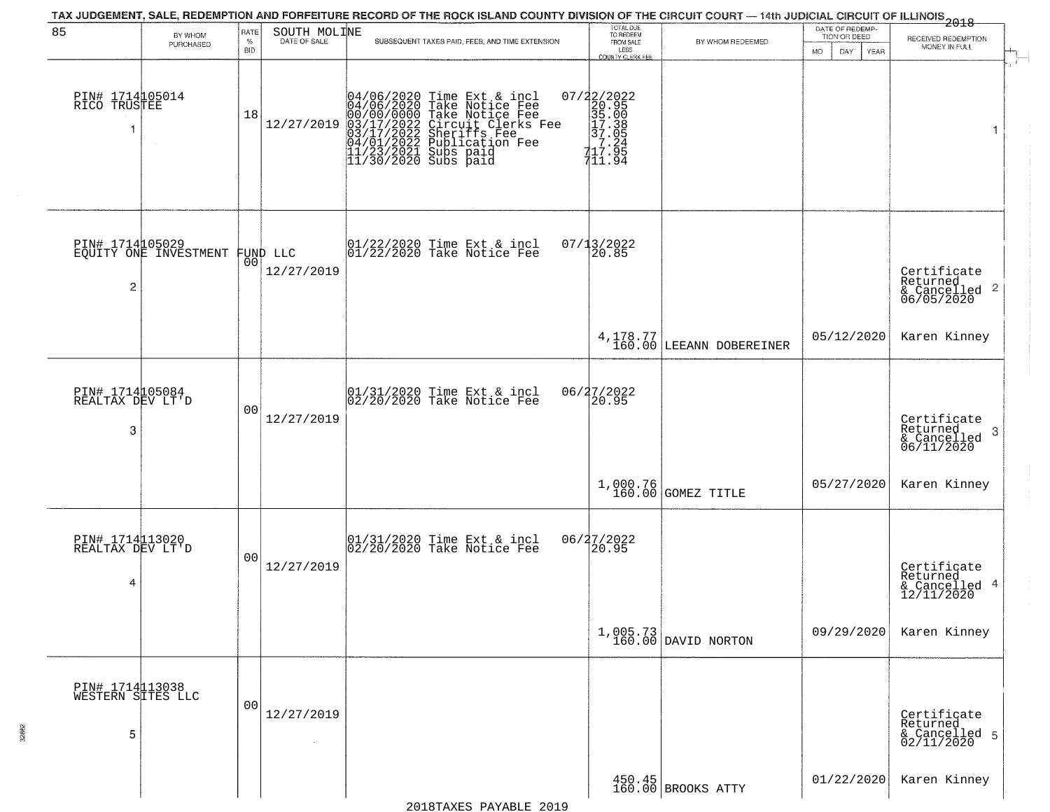TAX JUDGEMENT, SALE, REDEMPTION AND FORFEITURE RECORD OF THE ROCK ISLAND COUNTY DIVISION OF THE CIRCUIT COURT — 14th JUDICIAL CIRCUIT OF ILLINOIS 2018

| 85 BY WHOM PURCHASED | RATE % BID | SOUTH MOLINE DATE OF SALE | SUBSEQUENT TAXES PAID, FEES, AND TIME EXTENSION | TOTAL DUE TO REDEEM FROM SALE LESS COUNTY CLERK FEE | BY WHOM REDEEMED | DATE OF REDEMPTION OR DEED MO DAY YEAR | RECEIVED REDEMPTION MONEY IN FULL |
|---|---|---|---|---|---|---|---|
| PIN# 1714105014 RICO TRUSTEE 1 | 18 | 12/27/2019 | 04/06/2020 Time Ext & incl<br>04/06/2020 Take Notice Fee<br>00/00/0000 Take Notice Fee<br>03/17/2022 Circuit Clerks Fee<br>03/17/2022 Sheriffs Fee<br>04/01/2022 Publication Fee<br>11/23/2021 Subs paid<br>11/30/2020 Subs paid | 07/22/2022<br>20.95<br>35.00<br>17.38<br>37.05<br>7.24<br>717.95<br>711.94 | | | 1 |
| PIN# 1714105029 EQUITY ONE INVESTMENT FUND LLC 2 | 00 | 12/27/2019 | 01/22/2020 Time Ext & incl<br>01/22/2020 Take Notice Fee | 07/13/2022<br>20.85<br>4,178.77<br>160.00 | LEEANN DOBEREINER | 05/12/2020 | Certificate Returned & Cancelled 06/05/2020 2<br>Karen Kinney |
| PIN# 1714105084 REALTAX DEV LT'D 3 | 00 | 12/27/2019 | 01/31/2020 Time Ext & incl<br>02/20/2020 Take Notice Fee | 06/27/2022<br>20.95<br>1,000.76<br>160.00 | GOMEZ TITLE | 05/27/2020 | Certificate Returned & Cancelled 06/11/2020 3<br>Karen Kinney |
| PIN# 1714113020 REALTAX DEV LT'D 4 | 00 | 12/27/2019 | 01/31/2020 Time Ext & incl<br>02/20/2020 Take Notice Fee | 06/27/2022<br>20.95<br>1,005.73<br>160.00 | DAVID NORTON | 09/29/2020 | Certificate Returned & Cancelled 12/11/2020 4<br>Karen Kinney |
| PIN# 1714113038 WESTERN SITES LLC 5 | 00 | 12/27/2019 | | 450.45<br>160.00 | BROOKS ATTY | 01/22/2020 | Certificate Returned & Cancelled 02/11/2020 5<br>Karen Kinney |

2018TAXES PAYABLE 2019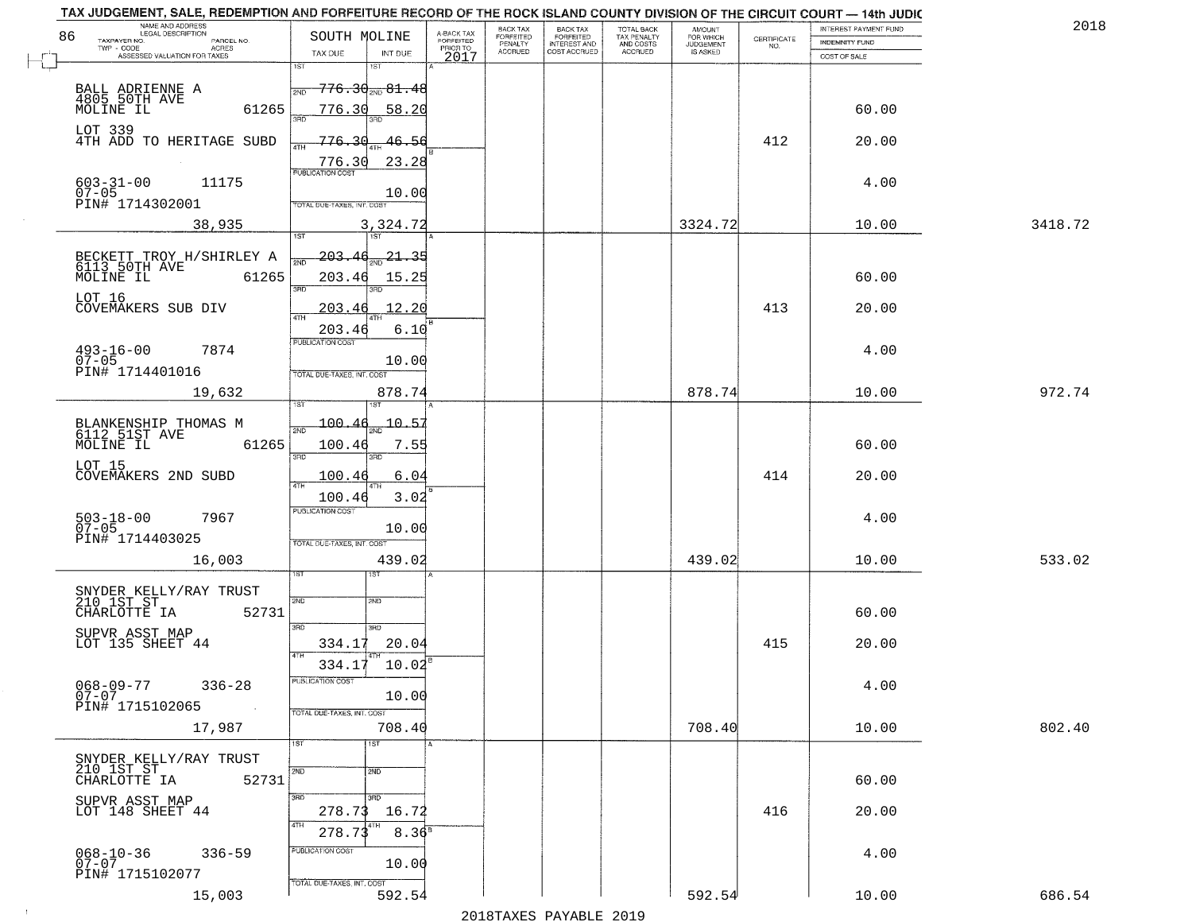TAX JUDGEMENT, SALE, REDEMPTION AND FORFEITURE RECORD OF THE ROCK ISLAND COUNTY DIVISION OF THE CIRCUIT COURT — 14th JUDIC

2018

| NAME AND ADDRESS / LEGAL DESCRIPTION / TAXPAYER NO. / PARCEL NO. / TWP - CODE / ACRES / ASSESSED VALUATION FOR TAXES | SOUTH MOLINE TAX DUE | INT DUE | A-BACK TAX FORFEITED PRIOR TO 2017 | BACK TAX FORFEITED PENALTY ACCRUED | BACK TAX FORFEITED INTEREST AND COST ACCRUED | TOTAL BACK TAX PENALTY AND COSTS ACCRUED | AMOUNT FOR WHICH JUDGEMENT IS ASKED | CERTIFICATE NO. | INTEREST PAYMENT FUND / INDEMNITY FUND / COST OF SALE | |
|---|---|---|---|---|---|---|---|---|---|---|
| BALL ADRIENNE A, 4805 50TH AVE, MOLINE IL 61265 | 1ST 776.30 | 81.48 | | | | | | | | |
| | 2ND 776.30 | 58.20 | | | | | | | 60.00 | |
| LOT 339, 4TH ADD TO HERITAGE SUBD | 3RD 776.30 | 46.56 | | | | | | 412 | 20.00 | |
| | 4TH 776.30 | 23.28 | | | | | | | | |
| 603-31-00 11175, 07-05, PIN# 1714302001 | PUBLICATION COST | 10.00 | | | | | | | 4.00 | |
| 38,935 | TOTAL DUE-TAXES, INT. COST | 3,324.72 | | | | | 3324.72 | | 10.00 | 3418.72 |
| BECKETT TROY H/SHIRLEY A, 6113 50TH AVE, MOLINE IL 61265 | 1ST 203.46 | 21.35 | | | | | | | | |
| | 2ND 203.46 | 15.25 | | | | | | | 60.00 | |
| LOT 16, COVEMAKERS SUB DIV | 3RD 203.46 | 12.20 | | | | | | 413 | 20.00 | |
| | 4TH 203.46 | 6.10 | | | | | | | | |
| 493-16-00 7874, 07-05, PIN# 1714401016 | PUBLICATION COST | 10.00 | | | | | | | 4.00 | |
| 19,632 | TOTAL DUE-TAXES, INT. COST | 878.74 | | | | | 878.74 | | 10.00 | 972.74 |
| BLANKENSHIP THOMAS M, 6112 51ST AVE, MOLINE IL 61265 | 1ST 100.46 | 10.57 | | | | | | | | |
| | 2ND 100.46 | 7.55 | | | | | | | 60.00 | |
| LOT 15, COVEMAKERS 2ND SUBD | 3RD 100.46 | 6.04 | | | | | | 414 | 20.00 | |
| | 4TH 100.46 | 3.02 | | | | | | | | |
| 503-18-00 7967, 07-05, PIN# 1714403025 | PUBLICATION COST | 10.00 | | | | | | | 4.00 | |
| 16,003 | TOTAL DUE-TAXES, INT. COST | 439.02 | | | | | 439.02 | | 10.00 | 533.02 |
| SNYDER KELLY/RAY TRUST, 210 1ST ST, CHARLOTTE IA 52731 | 1ST | | | | | | | | | |
| | 2ND | | | | | | | | 60.00 | |
| SUPVR ASST MAP, LOT 135 SHEET 44 | 3RD 334.17 | 20.04 | | | | | | 415 | 20.00 | |
| | 4TH 334.17 | 10.02 | | | | | | | | |
| 068-09-77 336-28, 07-07, PIN# 1715102065 | PUBLICATION COST | 10.00 | | | | | | | 4.00 | |
| 17,987 | TOTAL DUE-TAXES, INT. COST | 708.40 | | | | | 708.40 | | 10.00 | 802.40 |
| SNYDER KELLY/RAY TRUST, 210 1ST ST, CHARLOTTE IA 52731 | 1ST | | | | | | | | | |
| | 2ND | | | | | | | | 60.00 | |
| SUPVR ASST MAP, LOT 148 SHEET 44 | 3RD 278.73 | 16.72 | | | | | | 416 | 20.00 | |
| | 4TH 278.73 | 8.36 | | | | | | | | |
| 068-10-36 336-59, 07-07, PIN# 1715102077 | PUBLICATION COST | 10.00 | | | | | | | 4.00 | |
| 15,003 | TOTAL DUE-TAXES, INT. COST | 592.54 | | | | | 592.54 | | 10.00 | 686.54 |

2018TAXES PAYABLE 2019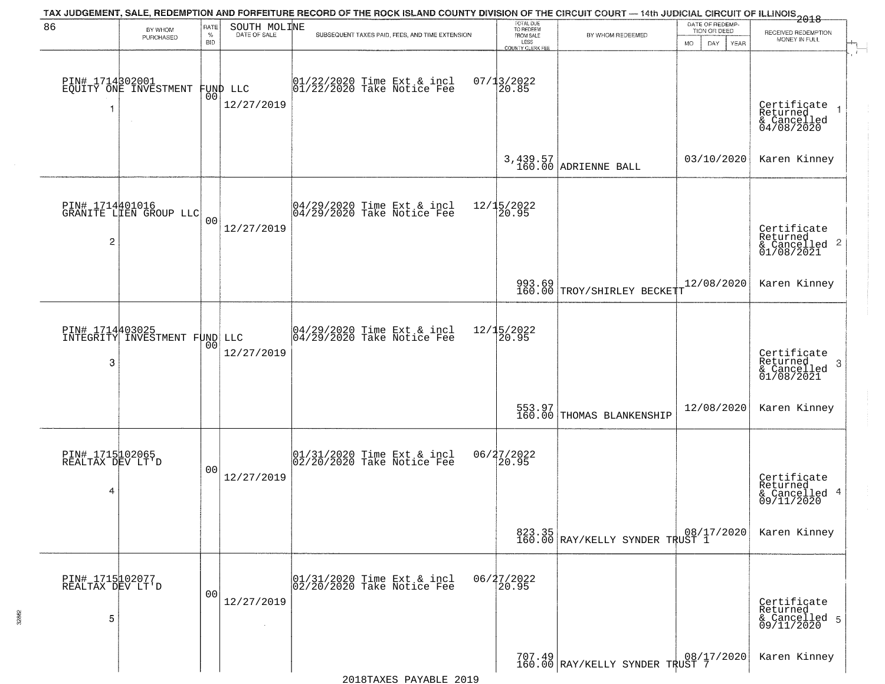TAX JUDGEMENT, SALE, REDEMPTION AND FORFEITURE RECORD OF THE ROCK ISLAND COUNTY DIVISION OF THE CIRCUIT COURT — 14th JUDICIAL CIRCUIT OF ILLINOIS 2018

| 86 BY WHOM PURCHASED | RATE % BID | SOUTH MOLINE DATE OF SALE | SUBSEQUENT TAXES PAID, FEES, AND TIME EXTENSION | TOTAL DUE TO REDEEM FROM SALE LESS COUNTY CLERK FEE | BY WHOM REDEEMED | DATE OF REDEMPTION OR DEED MO DAY YEAR | RECEIVED REDEMPTION MONEY IN FULL |
|---|---|---|---|---|---|---|---|
| PIN# 1714302001 EQUITY ONE INVESTMENT FUND LLC 1 | 00 | 12/27/2019 | 01/22/2020 Time Ext & incl 01/22/2020 Take Notice Fee | 07/13/2022 20.85 3,439.57 160.00 | ADRIENNE BALL | 03/10/2020 | Certificate Returned & Cancelled 04/08/2020 1 Karen Kinney |
| PIN# 1714401016 GRANITE LIEN GROUP LLC 2 | 00 | 12/27/2019 | 04/29/2020 Time Ext & incl 04/29/2020 Take Notice Fee | 12/15/2022 20.95 993.69 160.00 | TROY/SHIRLEY BECKETT | 12/08/2020 | Certificate Returned & Cancelled 01/08/2021 2 Karen Kinney |
| PIN# 1714403025 INTEGRITY INVESTMENT FUND LLC 3 | 00 | 12/27/2019 | 04/29/2020 Time Ext & incl 04/29/2020 Take Notice Fee | 12/15/2022 20.95 553.97 160.00 | THOMAS BLANKENSHIP | 12/08/2020 | Certificate Returned & Cancelled 01/08/2021 3 Karen Kinney |
| PIN# 1715102065 REALTAX DEV LT'D 4 | 00 | 12/27/2019 | 01/31/2020 Time Ext & incl 02/20/2020 Take Notice Fee | 06/27/2022 20.95 823.35 160.00 | RAY/KELLY SYNDER TRUST 1 | 08/17/2020 | Certificate Returned & Cancelled 09/11/2020 4 Karen Kinney |
| PIN# 1715102077 REALTAX DEV LT'D 5 | 00 | 12/27/2019 | 01/31/2020 Time Ext & incl 02/20/2020 Take Notice Fee | 06/27/2022 20.95 707.49 160.00 | RAY/KELLY SYNDER TRUST 7 | 08/17/2020 | Certificate Returned & Cancelled 09/11/2020 5 Karen Kinney |

2018TAXES PAYABLE 2019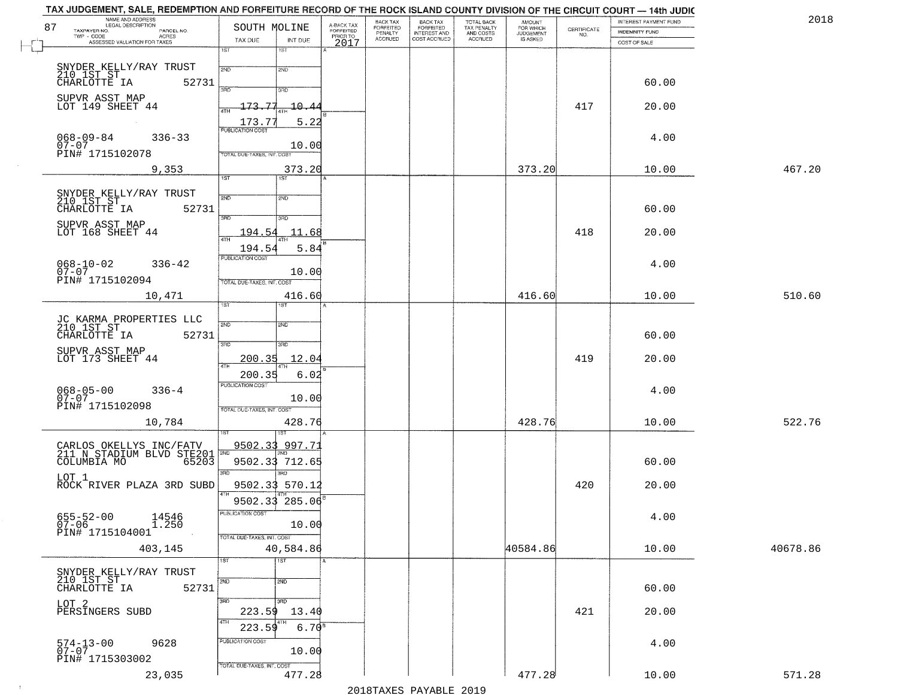# TAX JUDGEMENT, SALE, REDEMPTION AND FORFEITURE RECORD OF THE ROCK ISLAND COUNTY DIVISION OF THE CIRCUIT COURT — 14th JUDIC

87

2018

| NAME AND ADDRESS / LEGAL DESCRIPTION / TAXPAYER NO. / PARCEL NO. / TWP - CODE / ACRES / ASSESSED VALUATION FOR TAXES | SOUTH MOLINE TAX DUE | INT DUE | A-BACK TAX FORFEITED PRIOR TO 2017 | BACK TAX FORFEITED PENALTY ACCRUED | BACK TAX FORFEITED INTEREST AND COST ACCRUED | TOTAL BACK TAX PENALTY AND COSTS ACCRUED | AMOUNT FOR WHICH JUDGEMENT IS ASKED | CERTIFICATE NO. | INTEREST PAYMENT FUND / INDEMNITY FUND / COST OF SALE | |
|---|---|---|---|---|---|---|---|---|---|---|
| SNYDER KELLY/RAY TRUST<br>210 1ST ST<br>CHARLOTTE IA 52731<br>SUPVR ASST MAP<br>LOT 149 SHEET 44<br>068-09-84 336-33<br>07-07<br>PIN# 1715102078<br>9,353 | 4TH 173.77<br>173.77 | 10.44<br>5.22<br>PUBLICATION COST 10.00<br>TOTAL DUE-TAXES, INT. COST 373.20 | | | | | 373.20 | 417 | 60.00<br>20.00<br>4.00<br>10.00 | 467.20 |
| SNYDER KELLY/RAY TRUST<br>210 1ST ST<br>CHARLOTTE IA 52731<br>SUPVR ASST MAP<br>LOT 168 SHEET 44<br>068-10-02 336-42<br>07-07<br>PIN# 1715102094<br>10,471 | 194.54<br>4TH 194.54 | 11.68<br>5.84<br>PUBLICATION COST 10.00<br>TOTAL DUE-TAXES, INT. COST 416.60 | | | | | 416.60 | 418 | 60.00<br>20.00<br>4.00<br>10.00 | 510.60 |
| JC KARMA PROPERTIES LLC<br>210 1ST ST<br>CHARLOTTE IA 52731<br>SUPVR ASST MAP<br>LOT 173 SHEET 44<br>068-05-00 336-4<br>07-07<br>PIN# 1715102098<br>10,784 | 200.35<br>4TH 200.35 | 12.04<br>6.02<br>PUBLICATION COST 10.00<br>TOTAL DUE-TAXES, INT. COST 428.76 | | | | | 428.76 | 419 | 60.00<br>20.00<br>4.00<br>10.00 | 522.76 |
| CARLOS OKELLYS INC/FATV<br>211 N STADIUM BLVD STE201<br>COLUMBIA MO 65203<br>LOT 1<br>ROCK RIVER PLAZA 3RD SUBD<br>655-52-00 14546<br>07-06 1.250<br>PIN# 1715104001<br>403,145 | 1ST 9502.33<br>2ND 9502.33<br>3RD 9502.33<br>4TH 9502.33 | 997.71<br>712.65<br>570.12<br>285.06<br>PUBLICATION COST 10.00<br>TOTAL DUE-TAXES, INT. COST 40,584.86 | | | | | 40584.86 | 420 | 60.00<br>20.00<br>4.00<br>10.00 | 40678.86 |
| SNYDER KELLY/RAY TRUST<br>210 1ST ST<br>CHARLOTTE IA 52731<br>LOT 2<br>PERSINGERS SUBD<br>574-13-00 9628<br>07-07<br>PIN# 1715303002<br>23,035 | 3RD 223.59<br>4TH 223.59 | 13.40<br>6.70<br>PUBLICATION COST 10.00<br>TOTAL DUE-TAXES, INT. COST 477.28 | | | | | 477.28 | 421 | 60.00<br>20.00<br>4.00<br>10.00 | 571.28 |

2018TAXES PAYABLE 2019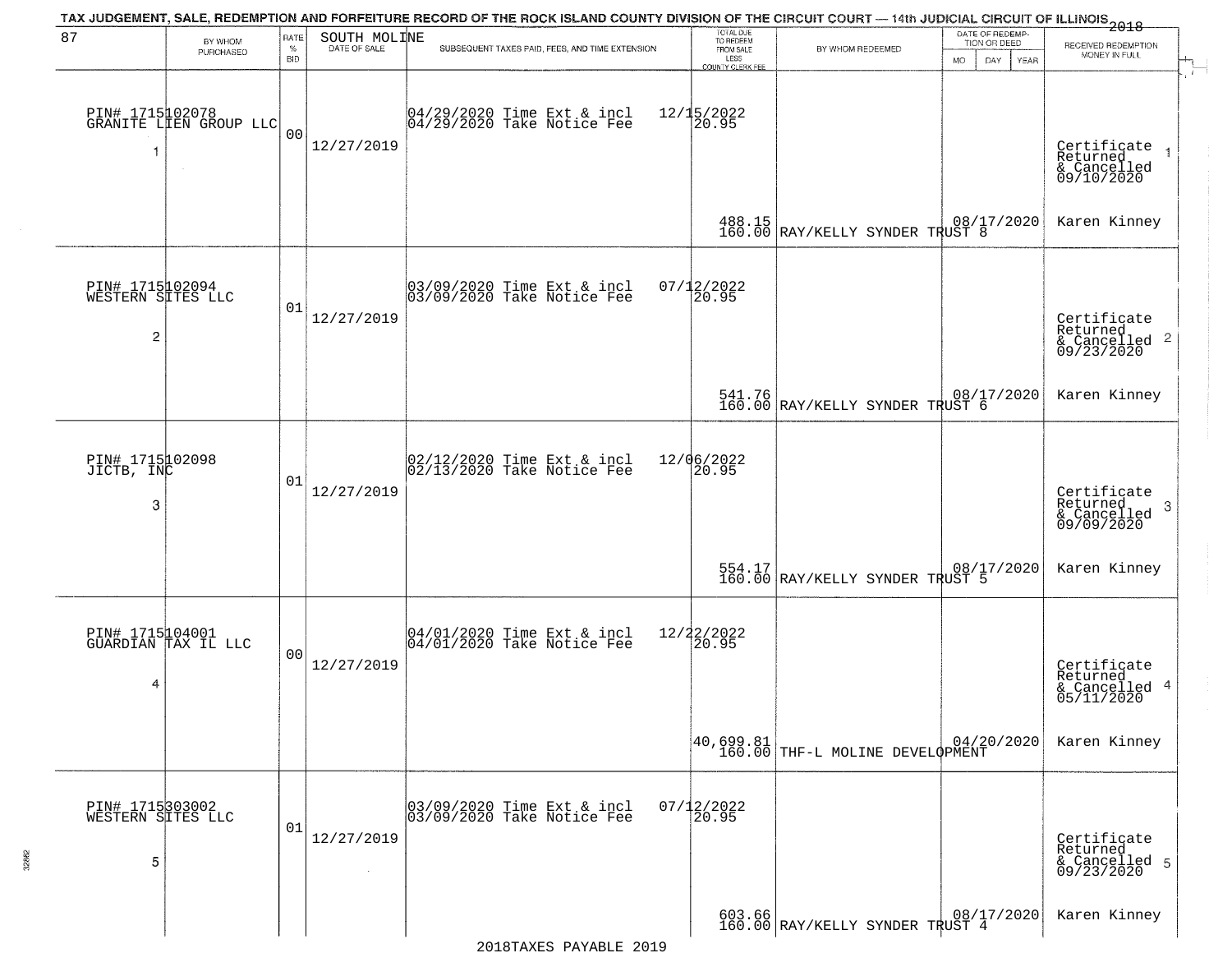TAX JUDGEMENT, SALE, REDEMPTION AND FORFEITURE RECORD OF THE ROCK ISLAND COUNTY DIVISION OF THE CIRCUIT COURT — 14th JUDICIAL CIRCUIT OF ILLINOIS 2018

87 — SOUTH MOLINE

| BY WHOM PURCHASED | RATE % BID | DATE OF SALE | SUBSEQUENT TAXES PAID, FEES, AND TIME EXTENSION | TOTAL DUE TO REDEEM FROM SALE LESS COUNTY CLERK FEE | BY WHOM REDEEMED | DATE OF REDEMPTION OR DEED MO DAY YEAR | RECEIVED REDEMPTION MONEY IN FULL |
|---|---|---|---|---|---|---|---|
| PIN# 1715102078 GRANITE LIEN GROUP LLC 1 | 00 | 12/27/2019 | 04/29/2020 Time Ext & incl 12/15/2022 04/29/2020 Take Notice Fee 20.95 | 488.15 160.00 | RAY/KELLY SYNDER TRUST 8 | 08/17/2020 | Certificate Returned & Cancelled 09/10/2020 Karen Kinney 1 |
| PIN# 1715102094 WESTERN SITES LLC 2 | 01 | 12/27/2019 | 03/09/2020 Time Ext & incl 07/12/2022 03/09/2020 Take Notice Fee 20.95 | 541.76 160.00 | RAY/KELLY SYNDER TRUST 6 | 08/17/2020 | Certificate Returned & Cancelled 09/23/2020 Karen Kinney 2 |
| PIN# 1715102098 JICTB, INC 3 | 01 | 12/27/2019 | 02/12/2020 Time Ext & incl 12/06/2022 02/13/2020 Take Notice Fee 20.95 | 554.17 160.00 | RAY/KELLY SYNDER TRUST 5 | 08/17/2020 | Certificate Returned & Cancelled 09/09/2020 Karen Kinney 3 |
| PIN# 1715104001 GUARDIAN TAX IL LLC 4 | 00 | 12/27/2019 | 04/01/2020 Time Ext & incl 12/22/2022 04/01/2020 Take Notice Fee 20.95 | 40,699.81 160.00 | THF-L MOLINE DEVELOPMENT | 04/20/2020 | Certificate Returned & Cancelled 05/11/2020 Karen Kinney 4 |
| PIN# 1715303002 WESTERN SITES LLC 5 | 01 | 12/27/2019 | 03/09/2020 Time Ext & incl 07/12/2022 03/09/2020 Take Notice Fee 20.95 | 603.66 160.00 | RAY/KELLY SYNDER TRUST 4 | 08/17/2020 | Certificate Returned & Cancelled 09/23/2020 Karen Kinney 5 |

2018TAXES PAYABLE 2019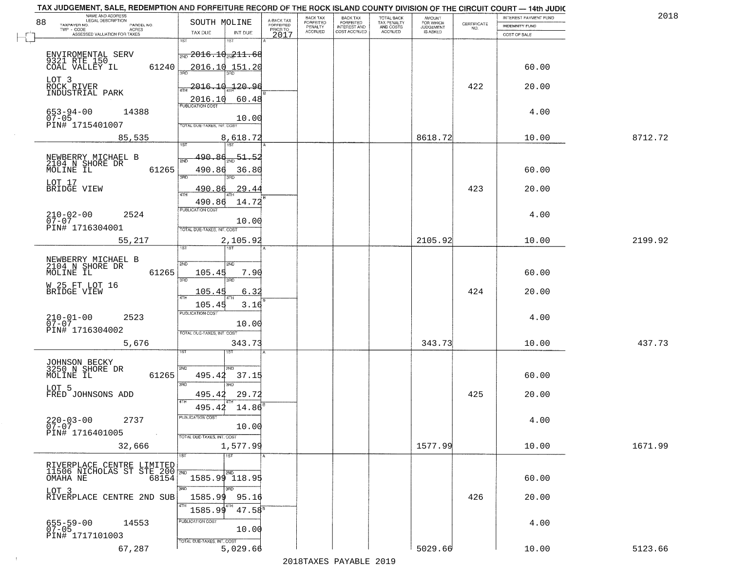TAX JUDGEMENT, SALE, REDEMPTION AND FORFEITURE RECORD OF THE ROCK ISLAND COUNTY DIVISION OF THE CIRCUIT COURT — 14th JUDIC

2018

| NAME AND ADDRESS / LEGAL DESCRIPTION / TAXPAYER NO. / PARCEL NO. / TWP - CODE / ACRES / ASSESSED VALUATION FOR TAXES | SOUTH MOLINE TAX DUE | INT DUE | A-BACK TAX FORFEITED PRIOR TO 2017 | BACK TAX FORFEITED PENALTY ACCRUED | BACK TAX FORFEITED INTEREST AND COST ACCRUED | TOTAL BACK TAX PENALTY AND COSTS ACCRUED | AMOUNT FOR WHICH JUDGEMENT IS ASKED | CERTIFICATE NO. | INTEREST PAYMENT FUND / INDEMNITY FUND / COST OF SALE | |
|---|---|---|---|---|---|---|---|---|---|---|
| 88 ENVIROMENTAL SERV, 9321 RTE 150, COAL VALLEY IL 61240 | 2ND 2016.10 | 211.68 | | | | | | | | |
| | 3RD 2016.10 | 151.20 | | | | | | | 60.00 | |
| LOT 3, ROCK RIVER INDUSTRIAL PARK | 4TH 2016.10 | 120.96 | | | | | | 422 | 20.00 | |
| | 2016.10 | 60.48 | | | | | | | | |
| 653-94-00 14388, 07-05, PIN# 1715401007 | PUBLICATION COST | 10.00 | | | | | | | 4.00 | |
| 85,535 | TOTAL DUE-TAXES, INT. COST | 8,618.72 | | | | | 8618.72 | | 10.00 | 8712.72 |
| NEWBERRY MICHAEL B, 2104 N SHORE DR, MOLINE IL 61265 | 2ND 490.86 | 51.52 | | | | | | | | |
| | 3RD 490.86 | 36.80 | | | | | | | 60.00 | |
| LOT 17, BRIDGE VIEW | 4TH 490.86 | 29.44 | | | | | | 423 | 20.00 | |
| | 490.86 | 14.72 | | | | | | | | |
| 210-02-00 2524, 07-07, PIN# 1716304001 | PUBLICATION COST | 10.00 | | | | | | | 4.00 | |
| 55,217 | TOTAL DUE-TAXES, INT. COST | 2,105.92 | | | | | 2105.92 | | 10.00 | 2199.92 |
| NEWBERRY MICHAEL B, 2104 N SHORE DR, MOLINE IL 61265 | 2ND 105.45 | 7.90 | | | | | | | 60.00 | |
| W 25 FT LOT 16, BRIDGE VIEW | 3RD 105.45 | 6.32 | | | | | | 424 | 20.00 | |
| | 4TH 105.45 | 3.16 | | | | | | | | |
| 210-01-00 2523, 07-07, PIN# 1716304002 | PUBLICATION COST | 10.00 | | | | | | | 4.00 | |
| 5,676 | TOTAL DUE-TAXES, INT. COST | 343.73 | | | | | 343.73 | | 10.00 | 437.73 |
| JOHNSON BECKY, 3250 N SHORE DR, MOLINE IL 61265 | 2ND 495.42 | 37.15 | | | | | | | 60.00 | |
| LOT 5, FRED JOHNSONS ADD | 3RD 495.42 | 29.72 | | | | | | 425 | 20.00 | |
| | 4TH 495.42 | 14.86 | | | | | | | | |
| 220-03-00 2737, 07-07, PIN# 1716401005 | PUBLICATION COST | 10.00 | | | | | | | 4.00 | |
| 32,666 | TOTAL DUE-TAXES, INT. COST | 1,577.99 | | | | | 1577.99 | | 10.00 | 1671.99 |
| RIVERPLACE CENTRE LIMITED, 11506 NICHOLAS ST STE 200, OMAHA NE 68154 | 2ND 1585.99 | 118.95 | | | | | | | 60.00 | |
| LOT 3, RIVERPLACE CENTRE 2ND SUB | 3RD 1585.99 | 95.16 | | | | | | 426 | 20.00 | |
| | 4TH 1585.99 | 47.58 | | | | | | | | |
| 655-59-00 14553, 07-05, PIN# 1717101003 | PUBLICATION COST | 10.00 | | | | | | | 4.00 | |
| 67,287 | TOTAL DUE-TAXES, INT. COST | 5,029.66 | | | | | 5029.66 | | 10.00 | 5123.66 |

2018TAXES PAYABLE 2019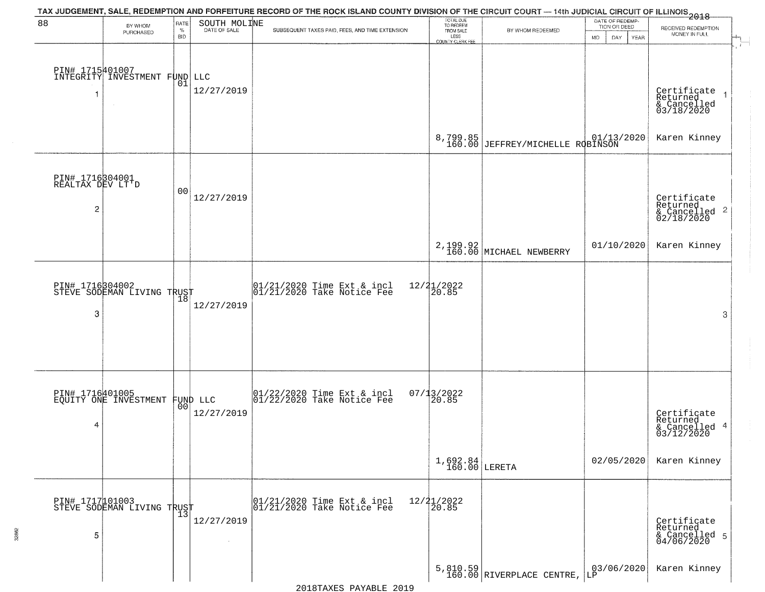TAX JUDGEMENT, SALE, REDEMPTION AND FORFEITURE RECORD OF THE ROCK ISLAND COUNTY DIVISION OF THE CIRCUIT COURT — 14th JUDICIAL CIRCUIT OF ILLINOIS 2018

88 — SOUTH MOLINE

| | BY WHOM PURCHASED | RATE % BID | DATE OF SALE | SUBSEQUENT TAXES PAID, FEES, AND TIME EXTENSION | TOTAL DUE TO REDEEM FROM SALE LESS COUNTY CLERK FEE | BY WHOM REDEEMED | DATE OF REDEMPTION OR DEED MO DAY YEAR | RECEIVED REDEMPTION MONEY IN FULL |
|---|---|---|---|---|---|---|---|---|
| 1 | PIN# 1715401007 INTEGRITY INVESTMENT FUND LLC | 01 | 12/27/2019 | | 8,799.85 160.00 | JEFFREY/MICHELLE ROBINSON | 01/13/2020 | Certificate Returned & Cancelled 03/18/2020 Karen Kinney |
| 2 | PIN# 1716304001 REALTAX DEV LT'D | 00 | 12/27/2019 | | 2,199.92 160.00 | MICHAEL NEWBERRY | 01/10/2020 | Certificate Returned & Cancelled 02/18/2020 Karen Kinney |
| 3 | PIN# 1716304002 STEVE SODEMAN LIVING TRUST | 18 | 12/27/2019 | 01/21/2020 Time Ext & incl 12/21/2022; 01/21/2020 Take Notice Fee 20.85 | | | | |
| 4 | PIN# 1716401005 EQUITY ONE INVESTMENT FUND LLC | 00 | 12/27/2019 | 01/22/2020 Time Ext & incl 07/13/2022; 01/22/2020 Take Notice Fee 20.85 | 1,692.84 160.00 | LERETA | 02/05/2020 | Certificate Returned & Cancelled 03/12/2020 Karen Kinney |
| 5 | PIN# 1717101003 STEVE SODEMAN LIVING TRUST | 13 | 12/27/2019 | 01/21/2020 Time Ext & incl 12/21/2022; 01/21/2020 Take Notice Fee 20.85 | 5,810.59 160.00 | RIVERPLACE CENTRE, LP | 03/06/2020 | Certificate Returned & Cancelled 04/06/2020 Karen Kinney |

2018TAXES PAYABLE 2019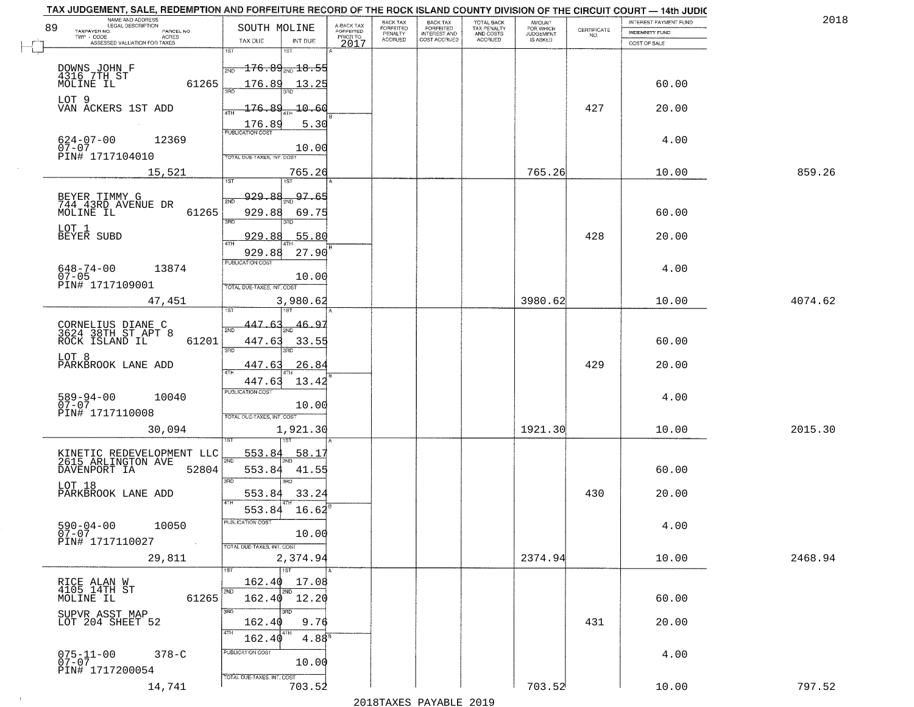TAX JUDGEMENT, SALE, REDEMPTION AND FORFEITURE RECORD OF THE ROCK ISLAND COUNTY DIVISION OF THE CIRCUIT COURT — 14th JUDIC

2018

89

| NAME AND ADDRESS / LEGAL DESCRIPTION / TAXPAYER NO. / PARCEL NO. / TWP - CODE / ACRES / ASSESSED VALUATION FOR TAXES | SOUTH MOLINE TAX DUE | INT DUE | A-BACK TAX FORFEITED PRIOR TO 2017 | BACK TAX FORFEITED PENALTY ACCRUED | BACK TAX FORFEITED INTEREST AND COST ACCRUED | TOTAL BACK TAX PENALTY AND COSTS ACCRUED | AMOUNT FOR WHICH JUDGEMENT IS ASKED | CERTIFICATE NO. | INTEREST PAYMENT FUND / INDEMNITY FUND / COST OF SALE | |
|---|---|---|---|---|---|---|---|---|---|---|
| DOWNS JOHN F<br>4316 7TH ST<br>MOLINE IL 61265<br>LOT 9<br>VAN ACKERS 1ST ADD<br>624-07-00 12369<br>07-07<br>PIN# 1717104010<br>15,521 | 1ST 176.89<br>2ND 176.89<br>3RD 176.89<br>4TH 176.89<br>PUBLICATION COST<br>TOTAL DUE-TAXES, INT. COST | 18.55<br>13.25<br>10.60<br>5.30<br>10.00<br>765.26 | | | | | 765.26 | 427 | 60.00<br>20.00<br>4.00<br>10.00 | 859.26 |
| BEYER TIMMY G<br>744 43RD AVENUE DR<br>MOLINE IL 61265<br>LOT 1<br>BEYER SUBD<br>648-74-00 13874<br>07-05<br>PIN# 1717109001<br>47,451 | 1ST 929.88<br>2ND 929.88<br>3RD 929.88<br>4TH 929.88<br>PUBLICATION COST<br>TOTAL DUE-TAXES, INT. COST | 97.65<br>69.75<br>55.80<br>27.90<br>10.00<br>3,980.62 | | | | | 3980.62 | 428 | 60.00<br>20.00<br>4.00<br>10.00 | 4074.62 |
| CORNELIUS DIANE C<br>3624 38TH ST APT 8<br>ROCK ISLAND IL 61201<br>LOT 8<br>PARKBROOK LANE ADD<br>589-94-00 10040<br>07-07<br>PIN# 1717110008<br>30,094 | 1ST 447.63<br>2ND 447.63<br>3RD 447.63<br>4TH 447.63<br>PUBLICATION COST<br>TOTAL DUE-TAXES, INT. COST | 46.97<br>33.55<br>26.84<br>13.42<br>10.00<br>1,921.30 | | | | | 1921.30 | 429 | 60.00<br>20.00<br>4.00<br>10.00 | 2015.30 |
| KINETIC REDEVELOPMENT LLC<br>2615 ARLINGTON AVE<br>DAVENPORT IA 52804<br>LOT 18<br>PARKBROOK LANE ADD<br>590-04-00 10050<br>07-07<br>PIN# 1717110027<br>29,811 | 1ST 553.84<br>2ND 553.84<br>3RD 553.84<br>4TH 553.84<br>PUBLICATION COST<br>TOTAL DUE-TAXES, INT. COST | 58.17<br>41.55<br>33.24<br>16.62<br>10.00<br>2,374.94 | | | | | 2374.94 | 430 | 60.00<br>20.00<br>4.00<br>10.00 | 2468.94 |
| RICE ALAN W<br>4105 14TH ST<br>MOLINE IL 61265<br>SUPVR ASST MAP<br>LOT 204 SHEET 52<br>075-11-00 378-C<br>07-07<br>PIN# 1717200054<br>14,741 | 1ST 162.40<br>2ND 162.40<br>3RD 162.40<br>4TH 162.40<br>PUBLICATION COST<br>TOTAL DUE-TAXES, INT. COST | 17.08<br>12.20<br>9.76<br>4.88<br>10.00<br>703.52 | | | | | 703.52 | 431 | 60.00<br>20.00<br>4.00<br>10.00 | 797.52 |

2018TAXES PAYABLE 2019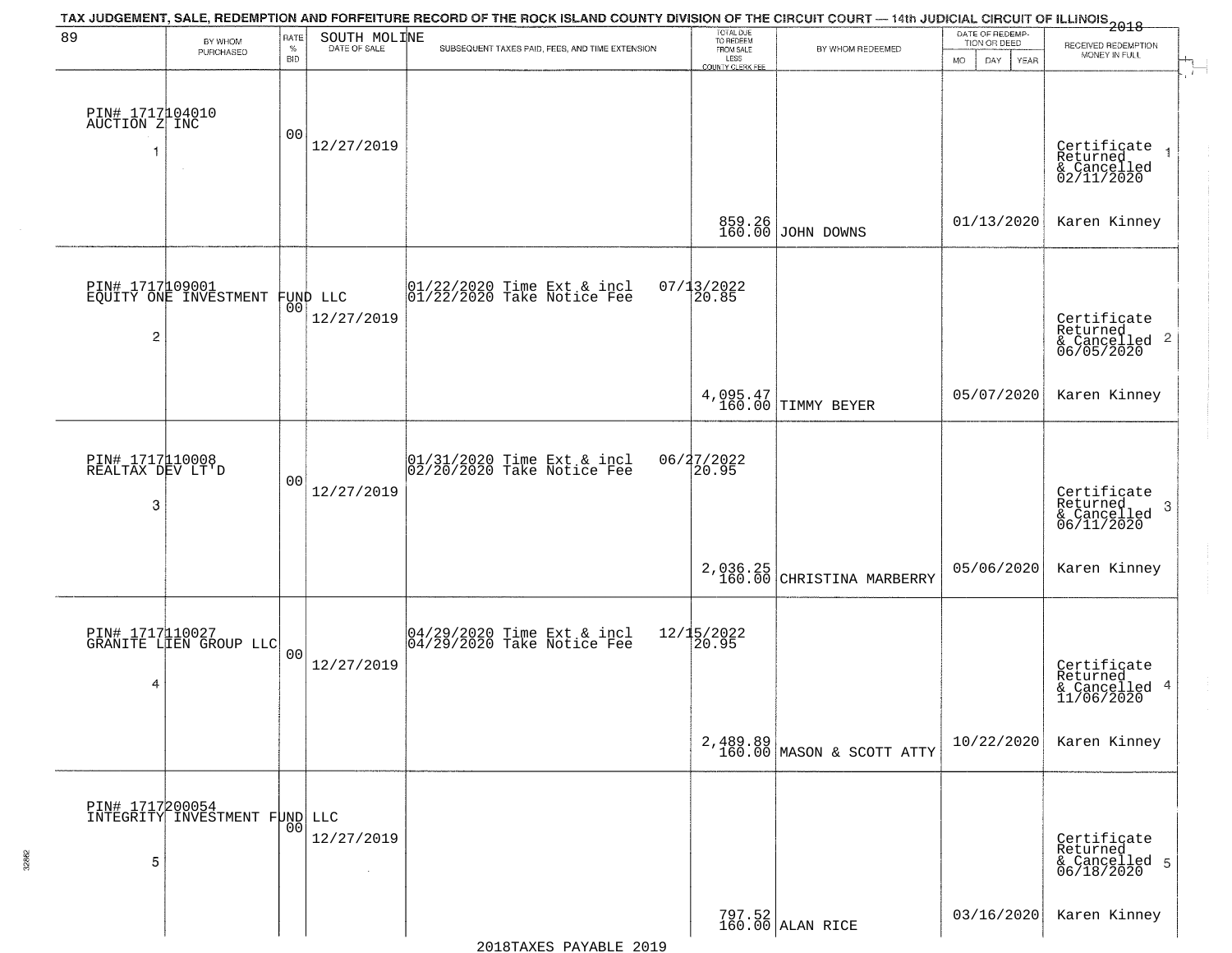TAX JUDGEMENT, SALE, REDEMPTION AND FORFEITURE RECORD OF THE ROCK ISLAND COUNTY DIVISION OF THE CIRCUIT COURT — 14th JUDICIAL CIRCUIT OF ILLINOIS 2018

| 89 | BY WHOM PURCHASED | RATE % BID | SOUTH MOLINE DATE OF SALE | SUBSEQUENT TAXES PAID, FEES, AND TIME EXTENSION | TOTAL DUE TO REDEEM FROM SALE LESS COUNTY CLERK FEE | BY WHOM REDEEMED | DATE OF REDEMPTION OR DEED MO DAY YEAR | RECEIVED REDEMPTION MONEY IN FULL |
|---|---|---|---|---|---|---|---|---|
| 1 | PIN# 1717104010 AUCTION Z INC | 00 | 12/27/2019 | | 859.26 160.00 | JOHN DOWNS | 01/13/2020 | Certificate Returned & Cancelled 02/11/2020 Karen Kinney |
| 2 | PIN# 1717109001 EQUITY ONE INVESTMENT FUND LLC | 00 | 12/27/2019 | 01/22/2020 Time Ext & incl 07/13/2022; 01/22/2020 Take Notice Fee 20.85 | 4,095.47 160.00 | TIMMY BEYER | 05/07/2020 | Certificate Returned & Cancelled 06/05/2020 Karen Kinney |
| 3 | PIN# 1717110008 REALTAX DEV LT'D | 00 | 12/27/2019 | 01/31/2020 Time Ext & incl 06/27/2022; 02/20/2020 Take Notice Fee 20.95 | 2,036.25 160.00 | CHRISTINA MARBERRY | 05/06/2020 | Certificate Returned & Cancelled 06/11/2020 Karen Kinney |
| 4 | PIN# 1717110027 GRANITE LIEN GROUP LLC | 00 | 12/27/2019 | 04/29/2020 Time Ext & incl 12/15/2022; 04/29/2020 Take Notice Fee 20.95 | 2,489.89 160.00 | MASON & SCOTT ATTY | 10/22/2020 | Certificate Returned & Cancelled 11/06/2020 Karen Kinney |
| 5 | PIN# 1717200054 INTEGRITY INVESTMENT FUND LLC | 00 | 12/27/2019 | | 797.52 160.00 | ALAN RICE | 03/16/2020 | Certificate Returned & Cancelled 06/18/2020 Karen Kinney |

2018TAXES PAYABLE 2019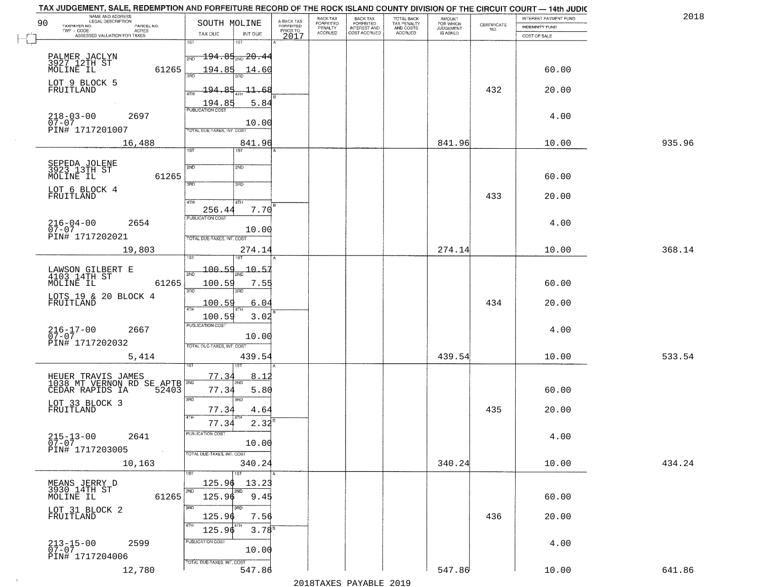TAX JUDGEMENT, SALE, REDEMPTION AND FORFEITURE RECORD OF THE ROCK ISLAND COUNTY DIVISION OF THE CIRCUIT COURT — 14th JUDIC

2018

| NAME AND ADDRESS / LEGAL DESCRIPTION / TAXPAYER NO. / PARCEL NO. / TWP - CODE / ACRES / ASSESSED VALUATION FOR TAXES | SOUTH MOLINE TAX DUE | INT DUE | A-BACK TAX FORFEITED PRIOR TO 2017 | BACK TAX FORFEITED PENALTY ACCRUED | BACK TAX FORFEITED INTEREST AND COST ACCRUED | TOTAL BACK TAX PENALTY AND COSTS ACCRUED | AMOUNT FOR WHICH JUDGEMENT IS ASKED | CERTIFICATE NO. | INTEREST PAYMENT FUND / INDEMNITY FUND / COST OF SALE | |
|---|---|---|---|---|---|---|---|---|---|---|
| PALMER JACLYN<br>3927 12TH ST<br>MOLINE IL 61265<br>LOT 9 BLOCK 5<br>FRUITLAND<br>218-03-00 2697<br>07-07<br>PIN# 1717201007<br>16,488 | 1ST 194.85<br>2ND 194.85<br>3RD 194.85<br>4TH 194.85<br>PUBLICATION COST<br>TOTAL DUE-TAXES, INT. COST | 20.44<br>14.60<br>11.68<br>5.84<br>10.00<br>841.96 | | | | | 841.96 | 432 | 60.00<br>20.00<br>4.00<br>10.00 | 935.96 |
| SEPEDA JOLENE<br>3923 13TH ST<br>MOLINE IL 61265<br>LOT 6 BLOCK 4<br>FRUITLAND<br>216-04-00 2654<br>07-07<br>PIN# 1717202021<br>19,803 | 1ST<br>2ND<br>3RD<br>4TH 256.44<br>PUBLICATION COST<br>TOTAL DUE-TAXES, INT. COST | 7.70<br>10.00<br>274.14 | | | | | 274.14 | 433 | 60.00<br>20.00<br>4.00<br>10.00 | 368.14 |
| LAWSON GILBERT E<br>4103 14TH ST<br>MOLINE IL 61265<br>LOTS 19 & 20 BLOCK 4<br>FRUITLAND<br>216-17-00 2667<br>07-07<br>PIN# 1717202032<br>5,414 | 1ST 100.59<br>2ND 100.59<br>3RD 100.59<br>4TH 100.59<br>PUBLICATION COST<br>TOTAL DUE-TAXES, INT. COST | 10.57<br>7.55<br>6.04<br>3.02<br>10.00<br>439.54 | | | | | 439.54 | 434 | 60.00<br>20.00<br>4.00<br>10.00 | 533.54 |
| HEUER TRAVIS JAMES<br>1038 MT VERNON RD SE APTB<br>CEDAR RAPIDS IA 52403<br>LOT 33 BLOCK 3<br>FRUITLAND<br>215-13-00 2641<br>07-07<br>PIN# 1717203005<br>10,163 | 1ST 77.34<br>2ND 77.34<br>3RD 77.34<br>4TH 77.34<br>PUBLICATION COST<br>TOTAL DUE-TAXES, INT. COST | 8.12<br>5.80<br>4.64<br>2.32<br>10.00<br>340.24 | | | | | 340.24 | 435 | 60.00<br>20.00<br>4.00<br>10.00 | 434.24 |
| MEANS JERRY D<br>3930 14TH ST<br>MOLINE IL 61265<br>LOT 31 BLOCK 2<br>FRUITLAND<br>213-15-00 2599<br>07-07<br>PIN# 1717204006<br>12,780 | 1ST 125.96<br>2ND 125.96<br>3RD 125.96<br>4TH 125.96<br>PUBLICATION COST<br>TOTAL DUE-TAXES, INT. COST | 13.23<br>9.45<br>7.56<br>3.78<br>10.00<br>547.86 | | | | | 547.86 | 436 | 60.00<br>20.00<br>4.00<br>10.00 | 641.86 |

2018TAXES PAYABLE 2019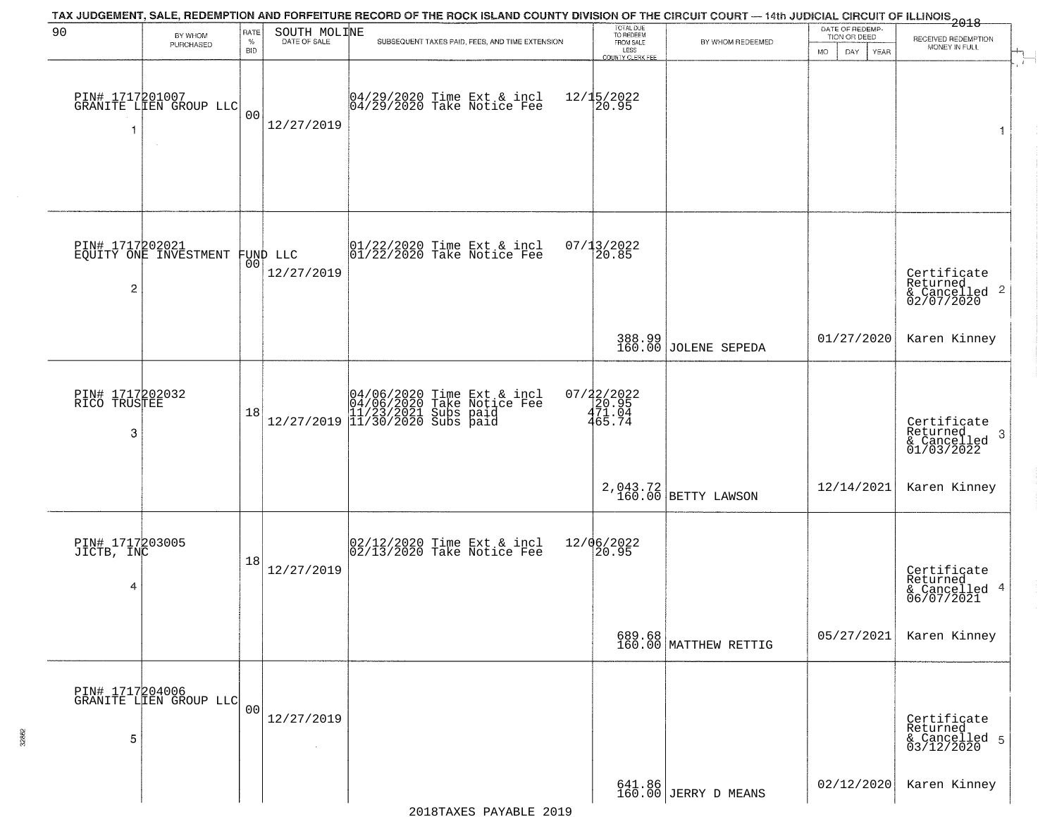TAX JUDGEMENT, SALE, REDEMPTION AND FORFEITURE RECORD OF THE ROCK ISLAND COUNTY DIVISION OF THE CIRCUIT COURT — 14th JUDICIAL CIRCUIT OF ILLINOIS 2018

| 90 BY WHOM PURCHASED | RATE % BID | SOUTH MOLINE DATE OF SALE | SUBSEQUENT TAXES PAID, FEES, AND TIME EXTENSION | TOTAL DUE TO REDEEM FROM SALE LESS COUNTY CLERK FEE | BY WHOM REDEEMED | DATE OF REDEMPTION OR DEED MO DAY YEAR | RECEIVED REDEMPTION MONEY IN FULL |
|---|---|---|---|---|---|---|---|
| PIN# 1717201007 GRANITE LIEN GROUP LLC 1 | 00 | 12/27/2019 | 04/29/2020 Time Ext & incl 04/29/2020 Take Notice Fee | 12/15/2022 20.95 | | | 1 |
| PIN# 1717202021 EQUITY ONE INVESTMENT FUND LLC 2 | 00 | 12/27/2019 | 01/22/2020 Time Ext & incl 01/22/2020 Take Notice Fee | 07/13/2022 20.85 388.99 160.00 | JOLENE SEPEDA | 01/27/2020 | Certificate Returned & Cancelled 02/07/2020 2 Karen Kinney |
| PIN# 1717202032 RICO TRUSTEE 3 | 18 | 12/27/2019 | 04/06/2020 Time Ext & incl 04/06/2020 Take Notice Fee 11/23/2021 Subs paid 11/30/2020 Subs paid | 07/22/2022 20.95 471.04 465.74 2,043.72 160.00 | BETTY LAWSON | 12/14/2021 | Certificate Returned & Cancelled 01/03/2022 3 Karen Kinney |
| PIN# 1717203005 JICTB, INC 4 | 18 | 12/27/2019 | 02/12/2020 Time Ext & incl 02/13/2020 Take Notice Fee | 12/06/2022 20.95 689.68 160.00 | MATTHEW RETTIG | 05/27/2021 | Certificate Returned & Cancelled 06/07/2021 4 Karen Kinney |
| PIN# 1717204006 GRANITE LIEN GROUP LLC 5 | 00 | 12/27/2019 | | 641.86 160.00 | JERRY D MEANS | 02/12/2020 | Certificate Returned & Cancelled 03/12/2020 5 Karen Kinney |

2018TAXES PAYABLE 2019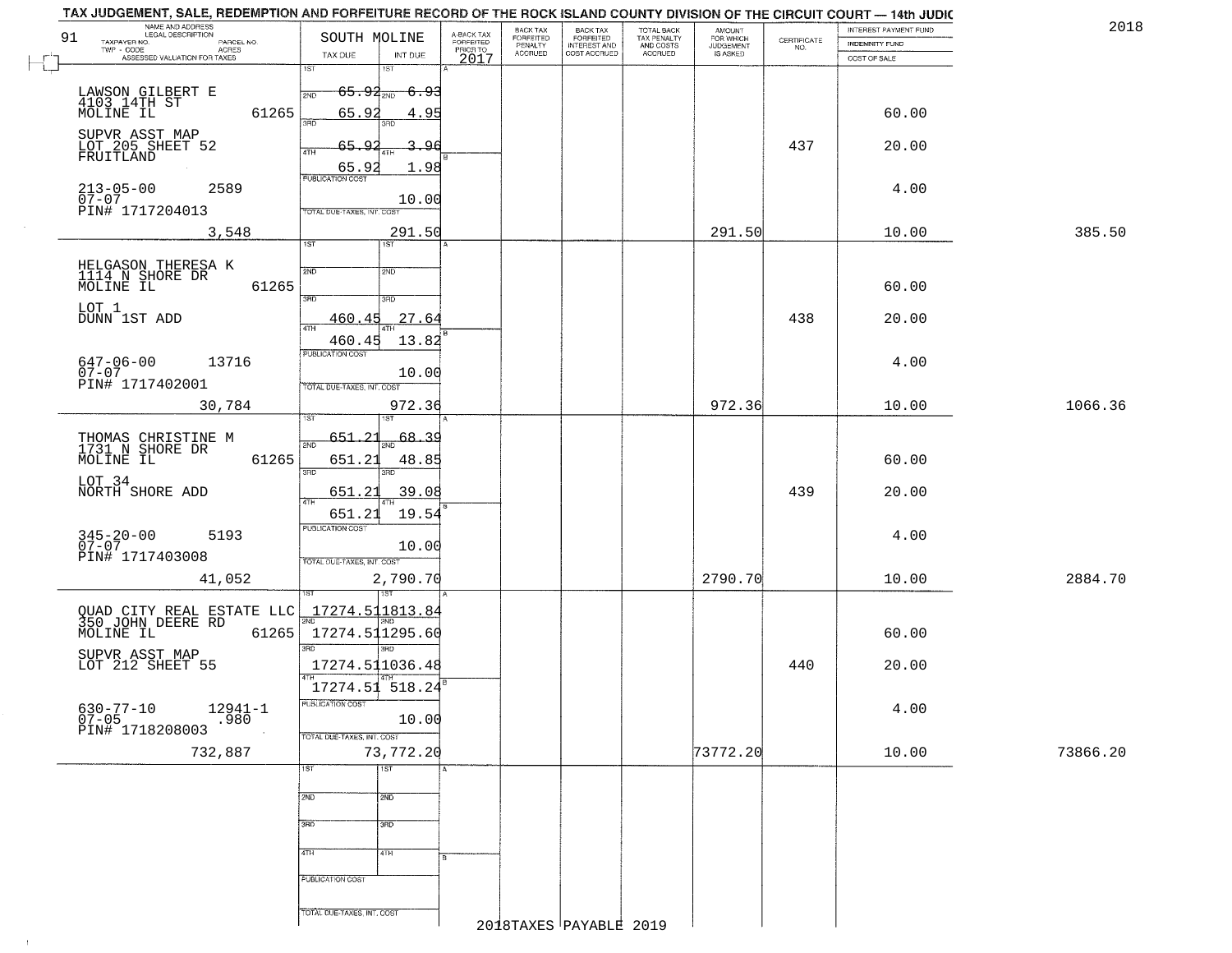TAX JUDGEMENT, SALE, REDEMPTION AND FORFEITURE RECORD OF THE ROCK ISLAND COUNTY DIVISION OF THE CIRCUIT COURT — 14th JUDIC

2018

| 91 NAME AND ADDRESS / LEGAL DESCRIPTION / TAXPAYER NO. / PARCEL NO. / TWP - CODE / ACRES / ASSESSED VALUATION FOR TAXES | SOUTH MOLINE TAX DUE | INT DUE | A-BACK TAX FORFEITED PRIOR TO 2017 | BACK TAX FORFEITED PENALTY ACCRUED | BACK TAX FORFEITED INTEREST AND COST ACCRUED | TOTAL BACK TAX PENALTY AND COSTS ACCRUED | AMOUNT FOR WHICH JUDGEMENT IS ASKED | CERTIFICATE NO. | INTEREST PAYMENT FUND / INDEMNITY FUND / COST OF SALE | |
|---|---|---|---|---|---|---|---|---|---|---|
| LAWSON GILBERT E<br>4103 14TH ST<br>MOLINE IL 61265<br>SUPVR ASST MAP<br>LOT 205 SHEET 52<br>FRUITLAND<br>213-05-00 2589<br>07-07<br>PIN# 1717204013<br>3,548 | 1ST 65.92<br>2ND 65.92<br>3RD 65.92<br>4TH 65.92<br>PUBLICATION COST<br>TOTAL DUE-TAXES, INT. COST | 6.93<br>4.95<br>3.96<br>1.98<br>10.00<br>291.50 | | | | | 291.50 | 437 | 60.00<br>20.00<br>4.00<br>10.00 | 385.50 |
| HELGASON THERESA K<br>1114 N SHORE DR<br>MOLINE IL 61265<br>LOT 1<br>DUNN 1ST ADD<br>647-06-00 13716<br>07-07<br>PIN# 1717402001<br>30,784 | 1ST<br>2ND<br>3RD 460.45<br>4TH 460.45<br>PUBLICATION COST<br>TOTAL DUE-TAXES, INT. COST | 27.64<br>13.82<br>10.00<br>972.36 | | | | | 972.36 | 438 | 60.00<br>20.00<br>4.00<br>10.00 | 1066.36 |
| THOMAS CHRISTINE M<br>1731 N SHORE DR<br>MOLINE IL 61265<br>LOT 34<br>NORTH SHORE ADD<br>345-20-00 5193<br>07-07<br>PIN# 1717403008<br>41,052 | 1ST 651.21<br>2ND 651.21<br>3RD 651.21<br>4TH 651.21<br>PUBLICATION COST<br>TOTAL DUE-TAXES, INT. COST | 68.39<br>48.85<br>39.08<br>19.54<br>10.00<br>2,790.70 | | | | | 2790.70 | 439 | 60.00<br>20.00<br>4.00<br>10.00 | 2884.70 |
| QUAD CITY REAL ESTATE LLC<br>350 JOHN DEERE RD<br>MOLINE IL 61265<br>SUPVR ASST MAP<br>LOT 212 SHEET 55<br>630-77-10 12941-1<br>07-05 .980<br>PIN# 1718208003<br>732,887 | 1ST 17274.51<br>2ND 17274.51<br>3RD 17274.51<br>4TH 17274.51<br>PUBLICATION COST<br>TOTAL DUE-TAXES, INT. COST | 1813.84<br>1295.60<br>1036.48<br>518.24<br>10.00<br>73,772.20 | | | | | 73772.20 | 440 | 60.00<br>20.00<br>4.00<br>10.00 | 73866.20 |
| | 1ST<br>2ND<br>3RD<br>4TH<br>PUBLICATION COST<br>TOTAL DUE-TAXES, INT. COST | 1ST<br>2ND<br>3RD<br>4TH | | | | | | | | |

2018TAXES PAYABLE 2019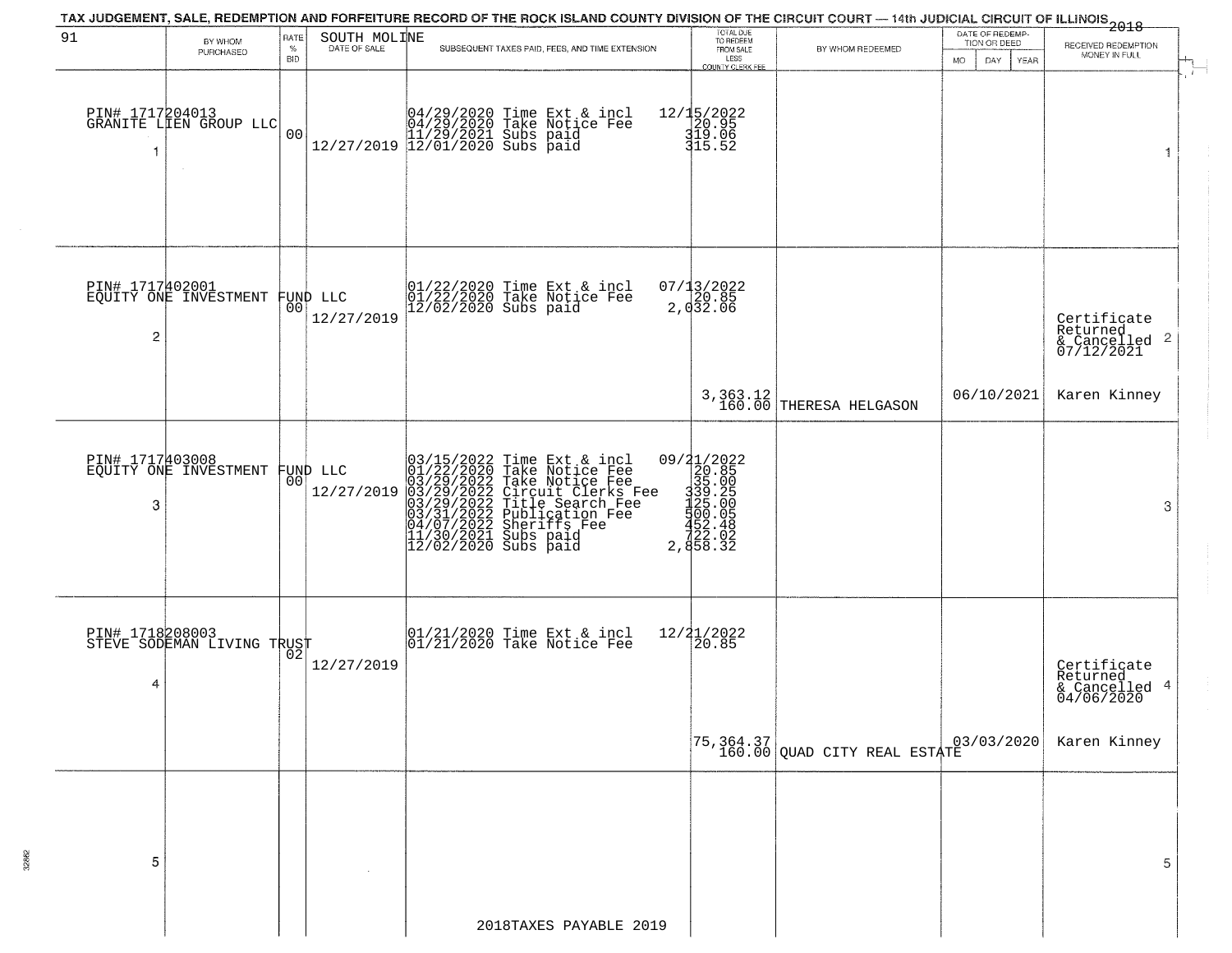TAX JUDGEMENT, SALE, REDEMPTION AND FORFEITURE RECORD OF THE ROCK ISLAND COUNTY DIVISION OF THE CIRCUIT COURT — 14th JUDICIAL CIRCUIT OF ILLINOIS 2018

| 91 BY WHOM PURCHASED | RATE % BID | SOUTH MOLINE DATE OF SALE | SUBSEQUENT TAXES PAID, FEES, AND TIME EXTENSION | TOTAL DUE TO REDEEM FROM SALE LESS COUNTY CLERK FEE | BY WHOM REDEEMED | DATE OF REDEMPTION OR DEED MO DAY YEAR | RECEIVED REDEMPTION MONEY IN FULL |
|---|---|---|---|---|---|---|---|
| PIN# 1717204013 GRANITE LIEN GROUP LLC 1 | 00 | 12/27/2019 | 04/29/2020 Time Ext & incl<br>04/29/2020 Take Notice Fee<br>11/29/2021 Subs paid<br>12/01/2020 Subs paid | 12/15/2022<br>20.95<br>319.06<br>315.52 | | | 1 |
| PIN# 1717402001 EQUITY ONE INVESTMENT FUND LLC 2 | 00 | 12/27/2019 | 01/22/2020 Time Ext & incl<br>01/22/2020 Take Notice Fee<br>12/02/2020 Subs paid | 07/13/2022<br>20.85<br>2,032.06<br><br>3,363.12<br>160.00 | THERESA HELGASON | 06/10/2021 | Certificate Returned & Cancelled 07/12/2021 2<br>Karen Kinney |
| PIN# 1717403008 EQUITY ONE INVESTMENT FUND LLC 3 | 00 | 12/27/2019 | 03/15/2022 Time Ext & incl<br>01/22/2020 Take Notice Fee<br>03/29/2022 Take Notice Fee<br>03/29/2022 Circuit Clerks Fee<br>03/29/2022 Title Search Fee<br>03/31/2022 Publication Fee<br>04/07/2022 Sheriffs Fee<br>11/30/2021 Subs paid<br>12/02/2020 Subs paid | 09/21/2022<br>20.85<br>35.00<br>339.25<br>125.00<br>500.05<br>452.48<br>722.02<br>2,858.32 | | | 3 |
| PIN# 1718208003 STEVE SODEMAN LIVING TRUST 4 | 02 | 12/27/2019 | 01/21/2020 Time Ext & incl<br>01/21/2020 Take Notice Fee | 12/21/2022<br>20.85<br><br>75,364.37<br>160.00 | QUAD CITY REAL ESTATE | 03/03/2020 | Certificate Returned & Cancelled 04/06/2020 4<br>Karen Kinney |
| 5 | | | | | | | 5 |

2018TAXES PAYABLE 2019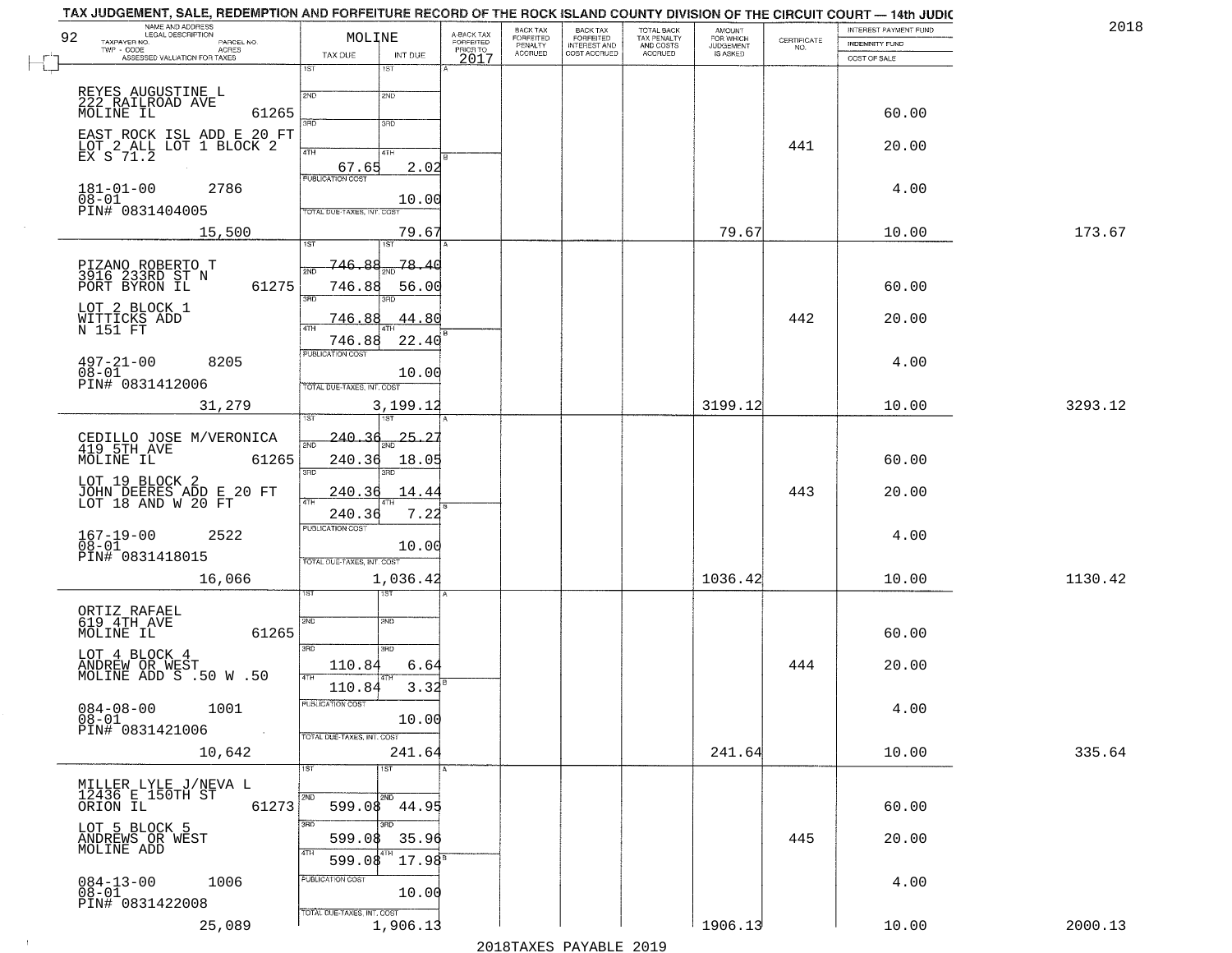TAX JUDGEMENT, SALE, REDEMPTION AND FORFEITURE RECORD OF THE ROCK ISLAND COUNTY DIVISION OF THE CIRCUIT COURT — 14th JUDIC

2018

| NAME AND ADDRESS / LEGAL DESCRIPTION / TAXPAYER NO. / PARCEL NO. / TWP - CODE / ACRES / ASSESSED VALUATION FOR TAXES | MOLINE TAX DUE | INT DUE | A-BACK TAX FORFEITED PRIOR TO 2017 | BACK TAX FORFEITED PENALTY ACCRUED | BACK TAX FORFEITED INTEREST AND COST ACCRUED | TOTAL BACK TAX PENALTY AND COSTS ACCRUED | AMOUNT FOR WHICH JUDGEMENT IS ASKED | CERTIFICATE NO. | INTEREST PAYMENT FUND / INDEMNITY FUND / COST OF SALE | |
|---|---|---|---|---|---|---|---|---|---|---|
| REYES AUGUSTINE L, 222 RAILROAD AVE, MOLINE IL 61265; EAST ROCK ISL ADD E 20 FT LOT 2 ALL LOT 1 BLOCK 2 EX S 71.2; 181-01-00 2786; 08-01; PIN# 0831404005; 15,500 | 4TH 67.65; PUBLICATION COST; TOTAL DUE-TAXES, INT. COST | 2.02; 10.00; 79.67 | | | | | 79.67 | 441 | 60.00; 20.00; 4.00; 10.00 | 173.67 |
| PIZANO ROBERTO T, 3916 233RD ST N, PORT BYRON IL 61275; LOT 2 BLOCK 1 WITTICKS ADD N 151 FT; 497-21-00 8205; 08-01; PIN# 0831412006; 31,279 | 1ST 746.88; 2ND 746.88; 3RD 746.88; 4TH 746.88; PUBLICATION COST; TOTAL DUE-TAXES, INT. COST | 78.40; 56.00; 44.80; 22.40; 10.00; 3,199.12 | | | | | 3199.12 | 442 | 60.00; 20.00; 4.00; 10.00 | 3293.12 |
| CEDILLO JOSE M/VERONICA, 419 5TH AVE, MOLINE IL 61265; LOT 19 BLOCK 2 JOHN DEERES ADD E 20 FT LOT 18 AND W 20 FT; 167-19-00 2522; 08-01; PIN# 0831418015; 16,066 | 1ST 240.36; 2ND 240.36; 3RD 240.36; 4TH 240.36; PUBLICATION COST; TOTAL DUE-TAXES, INT. COST | 25.27; 18.05; 14.44; 7.22; 10.00; 1,036.42 | | | | | 1036.42 | 443 | 60.00; 20.00; 4.00; 10.00 | 1130.42 |
| ORTIZ RAFAEL, 619 4TH AVE, MOLINE IL 61265; LOT 4 BLOCK 4 ANDREW OR WEST MOLINE ADD S .50 W .50; 084-08-00 1001; 08-01; PIN# 0831421006; 10,642 | 3RD 110.84; 4TH 110.84; PUBLICATION COST; TOTAL DUE-TAXES, INT. COST | 6.64; 3.32; 10.00; 241.64 | | | | | 241.64 | 444 | 60.00; 20.00; 4.00; 10.00 | 335.64 |
| MILLER LYLE J/NEVA L, 12436 E 150TH ST, ORION IL 61273; LOT 5 BLOCK 5 ANDREWS OR WEST MOLINE ADD; 084-13-00 1006; 08-01; PIN# 0831422008; 25,089 | 2ND 599.08; 3RD 599.08; 4TH 599.08; PUBLICATION COST; TOTAL DUE-TAXES, INT. COST | 44.95; 35.96; 17.98; 10.00; 1,906.13 | | | | | 1906.13 | 445 | 60.00; 20.00; 4.00; 10.00 | 2000.13 |

2018TAXES PAYABLE 2019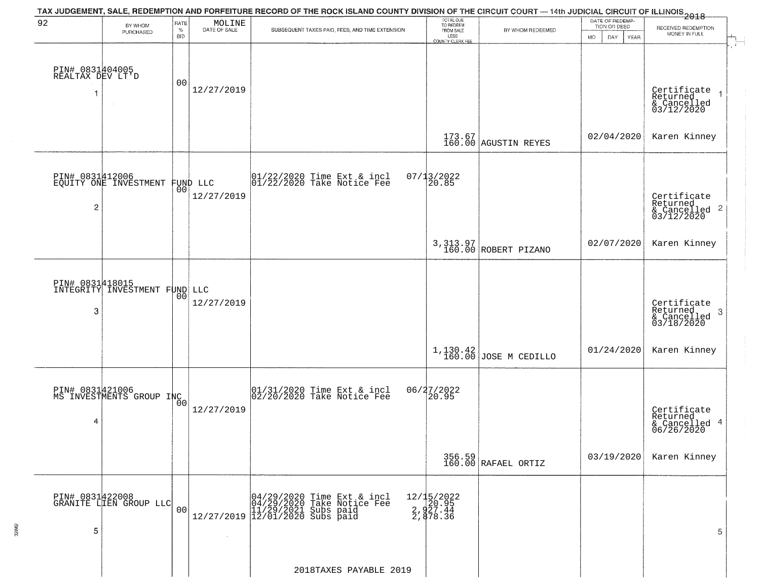# TAX JUDGEMENT, SALE, REDEMPTION AND FORFEITURE RECORD OF THE ROCK ISLAND COUNTY DIVISION OF THE CIRCUIT COURT — 14th JUDICIAL CIRCUIT OF ILLINOIS 2018

| 92 BY WHOM PURCHASED | RATE % BID | MOLINE DATE OF SALE | SUBSEQUENT TAXES PAID, FEES, AND TIME EXTENSION | TOTAL DUE TO REDEEM FROM SALE LESS COUNTY CLERK FEE | BY WHOM REDEEMED | DATE OF REDEMPTION OR DEED MO DAY YEAR | RECEIVED REDEMPTION MONEY IN FULL |
|---|---|---|---|---|---|---|---|
| PIN# 0831404005 REALTAX DEV LT'D 1 | 00 | 12/27/2019 | | 173.67 160.00 | AGUSTIN REYES | 02/04/2020 | Certificate Returned & Cancelled 03/12/2020 Karen Kinney 1 |
| PIN# 0831412006 EQUITY ONE INVESTMENT FUND LLC 2 | 00 | 12/27/2019 | 01/22/2020 Time Ext & incl 07/13/2022; 01/22/2020 Take Notice Fee 20.85 | 3,313.97 160.00 | ROBERT PIZANO | 02/07/2020 | Certificate Returned & Cancelled 03/12/2020 Karen Kinney 2 |
| PIN# 0831418015 INTEGRITY INVESTMENT FUND LLC 3 | 00 | 12/27/2019 | | 1,130.42 160.00 | JOSE M CEDILLO | 01/24/2020 | Certificate Returned & Cancelled 03/18/2020 Karen Kinney 3 |
| PIN# 0831421006 MS INVESTMENTS GROUP INC 4 | 00 | 12/27/2019 | 01/31/2020 Time Ext & incl 06/27/2022; 02/20/2020 Take Notice Fee 20.95 | 356.59 160.00 | RAFAEL ORTIZ | 03/19/2020 | Certificate Returned & Cancelled 06/26/2020 Karen Kinney 4 |
| PIN# 0831422008 GRANITE LIEN GROUP LLC 5 | 00 | 12/27/2019 | 04/29/2020 Time Ext & incl 12/15/2022; 04/29/2020 Take Notice Fee 20.95; 11/29/2021 Subs paid 2,927.44; 12/01/2020 Subs paid 2,878.36 | | | | 5 |

2018TAXES PAYABLE 2019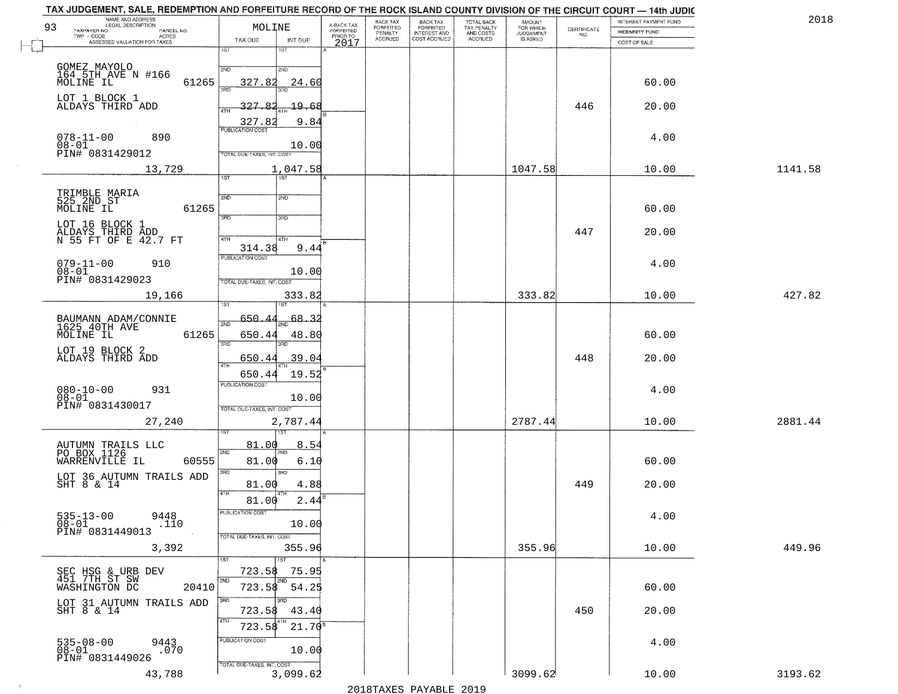TAX JUDGEMENT, SALE, REDEMPTION AND FORFEITURE RECORD OF THE ROCK ISLAND COUNTY DIVISION OF THE CIRCUIT COURT — 14th JUDIC

2018

| 93 NAME AND ADDRESS / LEGAL DESCRIPTION / TAXPAYER NO. / PARCEL NO. / TWP - CODE / ACRES / ASSESSED VALUATION FOR TAXES | MOLINE TAX DUE | INT DUE | A-BACK TAX FORFEITED PRIOR TO 2017 | BACK TAX FORFEITED PENALTY ACCRUED | BACK TAX FORFEITED INTEREST AND COST ACCRUED | TOTAL BACK TAX PENALTY AND COSTS ACCRUED | AMOUNT FOR WHICH JUDGEMENT IS ASKED | CERTIFICATE NO. | INTEREST PAYMENT FUND / INDEMNITY FUND / COST OF SALE | |
|---|---|---|---|---|---|---|---|---|---|---|
| GOMEZ MAYOLO<br>164 5TH AVE N #166<br>MOLINE IL 61265<br>LOT 1 BLOCK 1<br>ALDAYS THIRD ADD<br>078-11-00 890<br>08-01<br>PIN# 0831429012<br>13,729 | 1ST<br>2ND 327.82<br>3RD 327.82<br>4TH 327.82<br>PUBLICATION COST<br>TOTAL DUE-TAXES, INT. COST | 1ST<br>2ND 24.60<br>3RD 19.68<br>4TH 9.84<br>10.00<br>1,047.58 | | | | | 1047.58 | 446 | 60.00<br>20.00<br>4.00<br>10.00 | 1141.58 |
| TRIMBLE MARIA<br>525 2ND ST<br>MOLINE IL 61265<br>LOT 16 BLOCK 1<br>ALDAYS THIRD ADD<br>N 55 FT OF E 42.7 FT<br>079-11-00 910<br>08-01<br>PIN# 0831429023<br>19,166 | 1ST<br>2ND<br>3RD<br>4TH 314.38<br>PUBLICATION COST<br>TOTAL DUE-TAXES, INT. COST | 1ST<br>2ND<br>3RD<br>4TH 9.44<br>10.00<br>333.82 | | | | | 333.82 | 447 | 60.00<br>20.00<br>4.00<br>10.00 | 427.82 |
| BAUMANN ADAM/CONNIE<br>1625 40TH AVE<br>MOLINE IL 61265<br>LOT 19 BLOCK 2<br>ALDAYS THIRD ADD<br>080-10-00 931<br>08-01<br>PIN# 0831430017<br>27,240 | 1ST 650.44<br>2ND 650.44<br>3RD 650.44<br>4TH 650.44<br>PUBLICATION COST<br>TOTAL DUE-TAXES, INT. COST | 1ST 68.32<br>2ND 48.80<br>3RD 39.04<br>4TH 19.52<br>10.00<br>2,787.44 | | | | | 2787.44 | 448 | 60.00<br>20.00<br>4.00<br>10.00 | 2881.44 |
| AUTUMN TRAILS LLC<br>PO BOX 1126<br>WARRENVILLE IL 60555<br>LOT 36 AUTUMN TRAILS ADD<br>SHT 8 & 14<br>535-13-00 9448<br>08-01 .110<br>PIN# 0831449013<br>3,392 | 1ST 81.00<br>2ND 81.00<br>3RD 81.00<br>4TH 81.00<br>PUBLICATION COST<br>TOTAL DUE-TAXES, INT. COST | 1ST 8.54<br>2ND 6.10<br>3RD 4.88<br>4TH 2.44<br>10.00<br>355.96 | | | | | 355.96 | 449 | 60.00<br>20.00<br>4.00<br>10.00 | 449.96 |
| SEC HSG & URB DEV<br>451 7TH ST SW<br>WASHINGTON DC 20410<br>LOT 31 AUTUMN TRAILS ADD<br>SHT 8 & 14<br>535-08-00 9443<br>08-01 .070<br>PIN# 0831449026<br>43,788 | 1ST 723.58<br>2ND 723.58<br>3RD 723.58<br>4TH 723.58<br>PUBLICATION COST<br>TOTAL DUE-TAXES, INT. COST | 1ST 75.95<br>2ND 54.25<br>3RD 43.40<br>4TH 21.70<br>10.00<br>3,099.62 | | | | | 3099.62 | 450 | 60.00<br>20.00<br>4.00<br>10.00 | 3193.62 |

2018TAXES PAYABLE 2019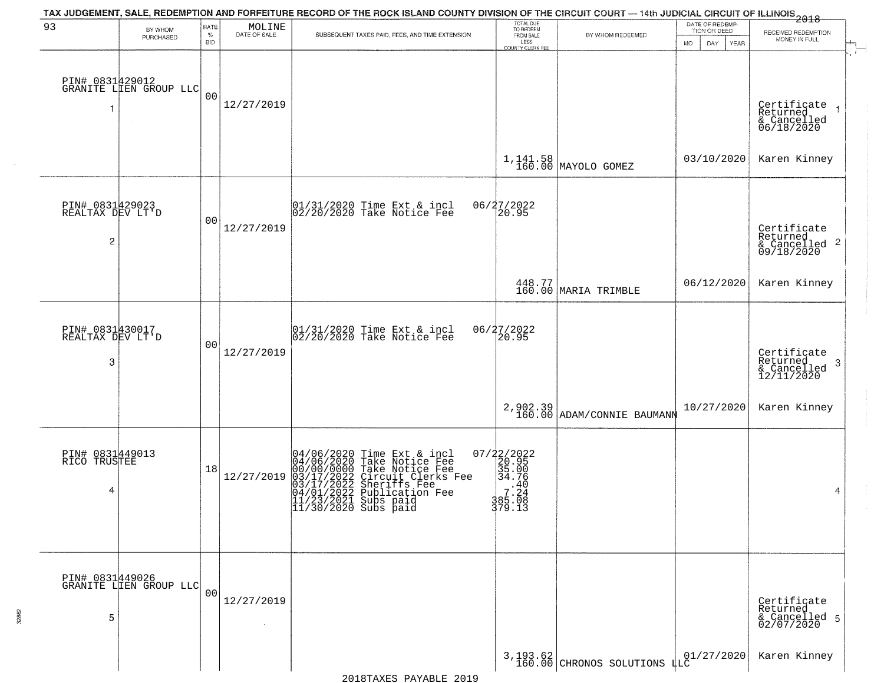TAX JUDGEMENT, SALE, REDEMPTION AND FORFEITURE RECORD OF THE ROCK ISLAND COUNTY DIVISION OF THE CIRCUIT COURT — 14th JUDICIAL CIRCUIT OF ILLINOIS 2018

| 93 BY WHOM PURCHASED | RATE % BID | MOLINE DATE OF SALE | SUBSEQUENT TAXES PAID, FEES, AND TIME EXTENSION | TOTAL DUE TO REDEEM FROM SALE LESS COUNTY CLERK FEE | BY WHOM REDEEMED | DATE OF REDEMPTION OR DEED MO DAY YEAR | RECEIVED REDEMPTION MONEY IN FULL |
|---|---|---|---|---|---|---|---|
| PIN# 0831429012 GRANITE LIEN GROUP LLC 1 | 00 | 12/27/2019 | | 1,141.58 160.00 | MAYOLO GOMEZ | 03/10/2020 | Certificate Returned & Cancelled 06/18/2020 Karen Kinney 1 |
| PIN# 0831429023 REALTAX DEV LT'D 2 | 00 | 12/27/2019 | 01/31/2020 Time Ext & incl 06/27/2022 02/20/2020 Take Notice Fee 20.95 | 448.77 160.00 | MARIA TRIMBLE | 06/12/2020 | Certificate Returned & Cancelled 09/18/2020 Karen Kinney 2 |
| PIN# 0831430017 REALTAX DEV LT'D 3 | 00 | 12/27/2019 | 01/31/2020 Time Ext & incl 06/27/2022 02/20/2020 Take Notice Fee 20.95 | 2,902.39 160.00 | ADAM/CONNIE BAUMANN | 10/27/2020 | Certificate Returned & Cancelled 12/11/2020 Karen Kinney 3 |
| PIN# 0831449013 RICO TRUSTEE 4 | 18 | 12/27/2019 | 04/06/2020 Time Ext & incl 07/22/2022 04/06/2020 Take Notice Fee 20.95 00/00/0000 Take Notice Fee 35.00 03/17/2022 Circuit Clerks Fee 34.76 03/17/2022 Sheriffs Fee .40 04/01/2022 Publication Fee 7.24 11/23/2021 Subs paid 385.08 11/30/2020 Subs paid 379.13 | | | | 4 |
| PIN# 0831449026 GRANITE LIEN GROUP LLC 5 | 00 | 12/27/2019 | | 3,193.62 160.00 | CHRONOS SOLUTIONS LLC | 01/27/2020 | Certificate Returned & Cancelled 02/07/2020 Karen Kinney 5 |

2018TAXES PAYABLE 2019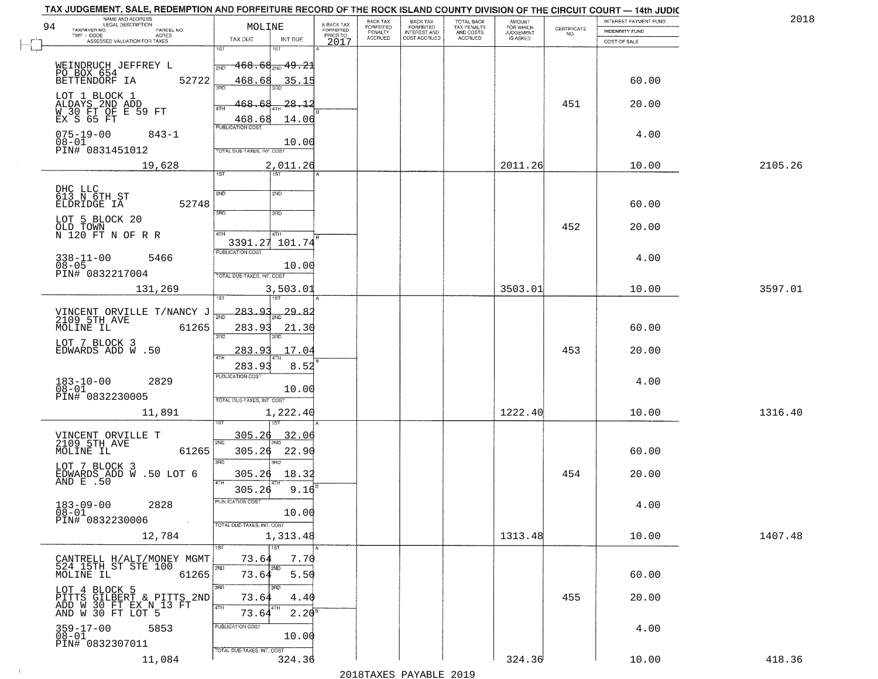TAX JUDGEMENT, SALE, REDEMPTION AND FORFEITURE RECORD OF THE ROCK ISLAND COUNTY DIVISION OF THE CIRCUIT COURT — 14th JUDIC

2018

| NAME AND ADDRESS / LEGAL DESCRIPTION / TAXPAYER NO. / PARCEL NO. / TWP - CODE / ACRES / ASSESSED VALUATION FOR TAXES | MOLINE TAX DUE | INT DUE | A-BACK TAX FORFEITED PRIOR TO 2017 | BACK TAX FORFEITED PENALTY ACCRUED | BACK TAX FORFEITED INTEREST AND COST ACCRUED | TOTAL BACK TAX PENALTY AND COSTS ACCRUED | AMOUNT FOR WHICH JUDGEMENT IS ASKED | CERTIFICATE NO. | INTEREST PAYMENT FUND / INDEMNITY FUND / COST OF SALE | |
|---|---|---|---|---|---|---|---|---|---|---|
| WEINDRUCH JEFFREY L, PO BOX 654, BETTENDORF IA 52722; LOT 1 BLOCK 1 ALDAYS 2ND ADD W 30 FT OF E 59 FT EX S 65 FT; 075-19-00 843-1; 08-01; PIN# 0831451012; 19,628 | 1ST 468.68; 2ND 468.68; 3RD 468.68; 4TH 468.68; PUBLICATION COST; TOTAL DUE-TAXES, INT. COST 2,011.26 | 49.21; 35.15; 28.12; 14.06; 10.00 | | | | | 2011.26 | 451 | 60.00; 20.00; 4.00; 10.00 | 2105.26 |
| DHC LLC, 613 N 6TH ST, ELDRIDGE IA 52748; LOT 5 BLOCK 20 OLD TOWN N 120 FT N OF R R; 338-11-00 5466; 08-05; PIN# 0832217004; 131,269 | 4TH 3391.27; PUBLICATION COST; TOTAL DUE-TAXES, INT. COST 3,503.01 | 101.74; 10.00 | | | | | 3503.01 | 452 | 60.00; 20.00; 4.00; 10.00 | 3597.01 |
| VINCENT ORVILLE T/NANCY J, 2109 5TH AVE, MOLINE IL 61265; LOT 7 BLOCK 3 EDWARDS ADD W .50; 183-10-00 2829; 08-01; PIN# 0832230005; 11,891 | 1ST 283.93; 2ND 283.93; 3RD 283.93; 4TH 283.93; PUBLICATION COST; TOTAL DUE-TAXES, INT. COST 1,222.40 | 29.82; 21.30; 17.04; 8.52; 10.00 | | | | | 1222.40 | 453 | 60.00; 20.00; 4.00; 10.00 | 1316.40 |
| VINCENT ORVILLE T, 2109 5TH AVE, MOLINE IL 61265; LOT 7 BLOCK 3 EDWARDS ADD W .50 LOT 6 AND E .50; 183-09-00 2828; 08-01; PIN# 0832230006; 12,784 | 1ST 305.26; 2ND 305.26; 3RD 305.26; 4TH 305.26; PUBLICATION COST; TOTAL DUE-TAXES, INT. COST 1,313.48 | 32.06; 22.90; 18.32; 9.16; 10.00 | | | | | 1313.48 | 454 | 60.00; 20.00; 4.00; 10.00 | 1407.48 |
| CANTRELL H/ALT/MONEY MGMT, 524 15TH ST STE 100, MOLINE IL 61265; LOT 4 BLOCK 5 PITTS GILBERT & PITTS 2ND ADD W 30 FT EX N 13 FT AND W 30 FT LOT 5; 359-17-00 5853; 08-01; PIN# 0832307011; 11,084 | 1ST 73.64; 2ND 73.64; 3RD 73.64; 4TH 73.64; PUBLICATION COST; TOTAL DUE-TAXES, INT. COST 324.36 | 7.70; 5.50; 4.40; 2.20; 10.00 | | | | | 324.36 | 455 | 60.00; 20.00; 4.00; 10.00 | 418.36 |

2018TAXES PAYABLE 2019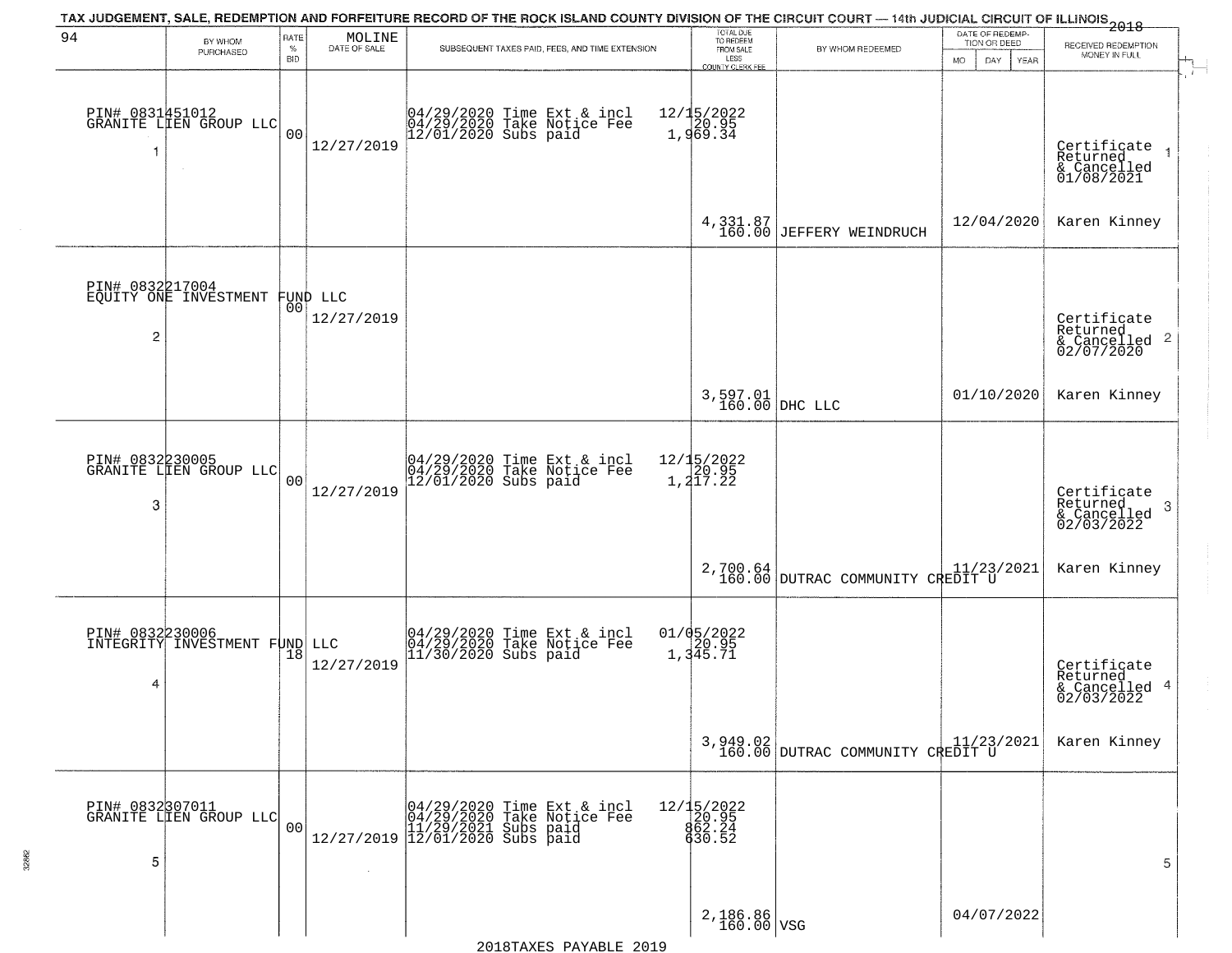# TAX JUDGEMENT, SALE, REDEMPTION AND FORFEITURE RECORD OF THE ROCK ISLAND COUNTY DIVISION OF THE CIRCUIT COURT — 14th JUDICIAL CIRCUIT OF ILLINOIS 2018

| 94 BY WHOM PURCHASED | RATE % BID | MOLINE DATE OF SALE | SUBSEQUENT TAXES PAID, FEES, AND TIME EXTENSION | TOTAL DUE TO REDEEM FROM SALE LESS COUNTY CLERK FEE | BY WHOM REDEEMED | DATE OF REDEMPTION OR DEED MO DAY YEAR | RECEIVED REDEMPTION MONEY IN FULL |
|---|---|---|---|---|---|---|---|
| PIN# 0831451012 GRANITE LIEN GROUP LLC 1 | 00 | 12/27/2019 | 04/29/2020 Time Ext & incl 04/29/2020 Take Notice Fee 12/01/2020 Subs paid | 12/15/2022 20.95 1,969.34 4,331.87 160.00 | JEFFERY WEINDRUCH | 12/04/2020 | Certificate Returned & Cancelled 01/08/2021 Karen Kinney |
| PIN# 0832217004 EQUITY ONE INVESTMENT FUND LLC 2 | 00 | 12/27/2019 | | 3,597.01 160.00 | DHC LLC | 01/10/2020 | Certificate Returned & Cancelled 02/07/2020 Karen Kinney |
| PIN# 0832230005 GRANITE LIEN GROUP LLC 3 | 00 | 12/27/2019 | 04/29/2020 Time Ext & incl 04/29/2020 Take Notice Fee 12/01/2020 Subs paid | 12/15/2022 20.95 1,217.22 2,700.64 160.00 | DUTRAC COMMUNITY CREDIT U | 11/23/2021 | Certificate Returned & Cancelled 02/03/2022 Karen Kinney |
| PIN# 0832230006 INTEGRITY INVESTMENT FUND LLC 4 | 18 | 12/27/2019 | 04/29/2020 Time Ext & incl 04/29/2020 Take Notice Fee 11/30/2020 Subs paid | 01/05/2022 20.95 1,345.71 3,949.02 160.00 | DUTRAC COMMUNITY CREDIT U | 11/23/2021 | Certificate Returned & Cancelled 02/03/2022 Karen Kinney |
| PIN# 0832307011 GRANITE LIEN GROUP LLC 5 | 00 | 12/27/2019 | 04/29/2020 Time Ext & incl 04/29/2020 Take Notice Fee 11/29/2021 Subs paid 12/01/2020 Subs paid | 12/15/2022 20.95 862.24 630.52 2,186.86 160.00 | VSG | 04/07/2022 | |

2018TAXES PAYABLE 2019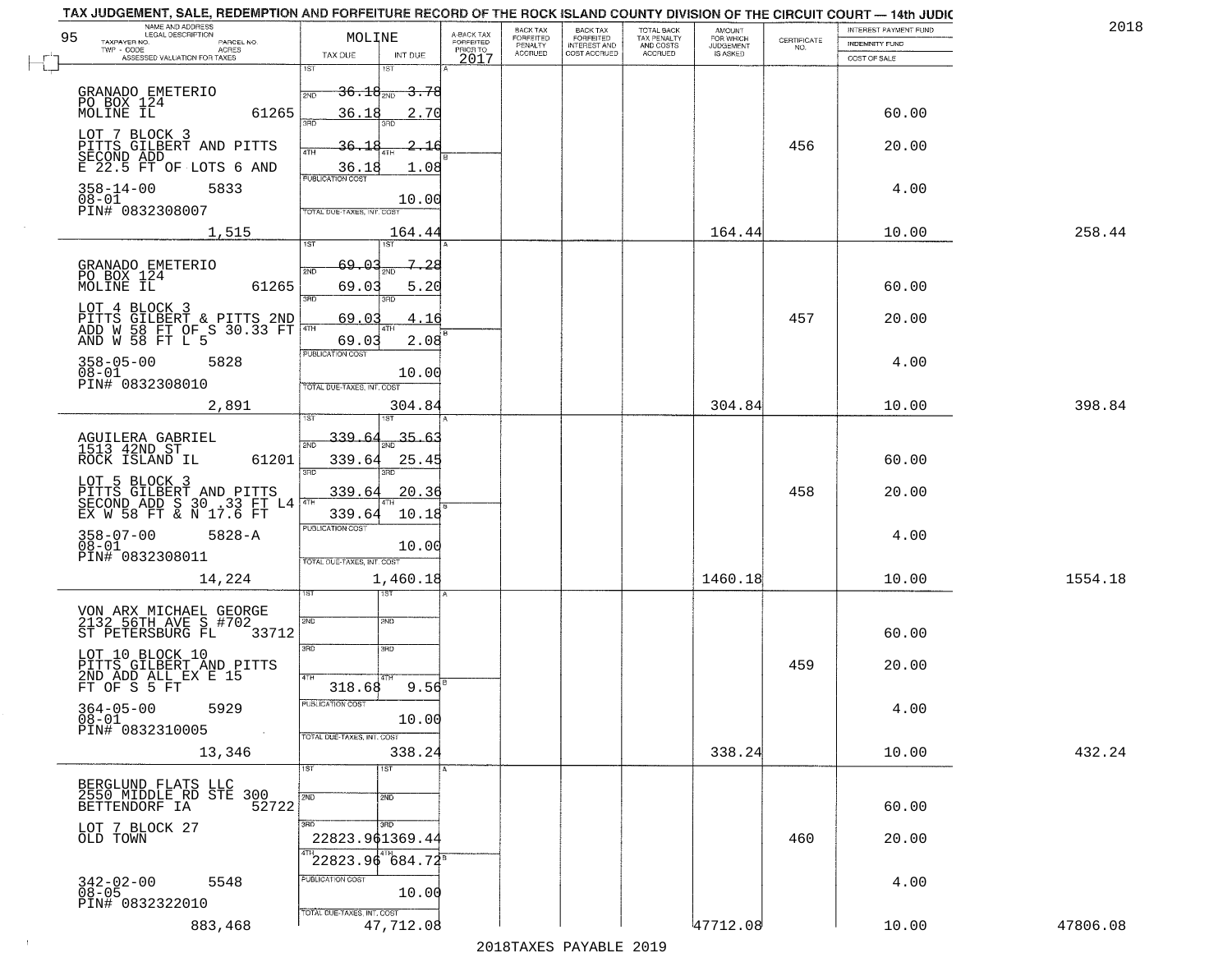# TAX JUDGEMENT, SALE, REDEMPTION AND FORFEITURE RECORD OF THE ROCK ISLAND COUNTY DIVISION OF THE CIRCUIT COURT — 14th JUDIC

2018

95 — MOLINE

| NAME AND ADDRESS / LEGAL DESCRIPTION / TAXPAYER NO. / PARCEL NO. / TWP - CODE / ACRES / ASSESSED VALUATION FOR TAXES | TAX DUE | INT DUE | A-BACK TAX FORFEITED PRIOR TO 2017 | BACK TAX FORFEITED PENALTY ACCRUED | BACK TAX FORFEITED INTEREST AND COST ACCRUED | TOTAL BACK TAX PENALTY AND COSTS ACCRUED | AMOUNT FOR WHICH JUDGEMENT IS ASKED | CERTIFICATE NO. | INTEREST PAYMENT FUND / INDEMNITY FUND / COST OF SALE | |
|---|---|---|---|---|---|---|---|---|---|---|
| GRANADO EMETERIO<br>PO BOX 124<br>MOLINE IL 61265<br>LOT 7 BLOCK 3<br>PITTS GILBERT AND PITTS<br>SECOND ADD<br>E 22.5 FT OF LOTS 6 AND<br>358-14-00 5833<br>08-01<br>PIN# 0832308007 | 1ST 36.18<br>2ND 36.18<br>3RD 36.18<br>4TH 36.18<br>PUBLICATION COST | 1ST 3.78<br>2ND 2.70<br>3RD 2.16<br>4TH 1.08<br>10.00 | | | | | | 456 | 60.00<br>20.00<br>4.00 | |
| 1,515 | TOTAL DUE-TAXES, INT. COST | 164.44 | | | | | 164.44 | | 10.00 | 258.44 |
| GRANADO EMETERIO<br>PO BOX 124<br>MOLINE IL 61265<br>LOT 4 BLOCK 3<br>PITTS GILBERT & PITTS 2ND<br>ADD W 58 FT OF S 30.33 FT<br>AND W 58 FT L 5<br>358-05-00 5828<br>08-01<br>PIN# 0832308010 | 1ST 69.03<br>2ND 69.03<br>3RD 69.03<br>4TH 69.03<br>PUBLICATION COST | 1ST 7.28<br>2ND 5.20<br>3RD 4.16<br>4TH 2.08<br>10.00 | | | | | | 457 | 60.00<br>20.00<br>4.00 | |
| 2,891 | TOTAL DUE-TAXES, INT. COST | 304.84 | | | | | 304.84 | | 10.00 | 398.84 |
| AGUILERA GABRIEL<br>1513 42ND ST<br>ROCK ISLAND IL 61201<br>LOT 5 BLOCK 3<br>PITTS GILBERT AND PITTS<br>SECOND ADD S 30 .33 FT L4<br>EX W 58 FT & N 17.6 FT<br>358-07-00 5828-A<br>08-01<br>PIN# 0832308011 | 1ST 339.64<br>2ND 339.64<br>3RD 339.64<br>4TH 339.64<br>PUBLICATION COST | 1ST 35.63<br>2ND 25.45<br>3RD 20.36<br>4TH 10.18<br>10.00 | | | | | | 458 | 60.00<br>20.00<br>4.00 | |
| 14,224 | TOTAL DUE-TAXES, INT. COST | 1,460.18 | | | | | 1460.18 | | 10.00 | 1554.18 |
| VON ARX MICHAEL GEORGE<br>2132 56TH AVE S #702<br>ST PETERSBURG FL 33712<br>LOT 10 BLOCK 10<br>PITTS GILBERT AND PITTS<br>2ND ADD ALL EX E 15<br>FT OF S 5 FT<br>364-05-00 5929<br>08-01<br>PIN# 0832310005 | 1ST<br>2ND<br>3RD<br>4TH 318.68<br>PUBLICATION COST | 1ST<br>2ND<br>3RD<br>4TH 9.56<br>10.00 | | | | | | 459 | 60.00<br>20.00<br>4.00 | |
| 13,346 | TOTAL DUE-TAXES, INT. COST | 338.24 | | | | | 338.24 | | 10.00 | 432.24 |
| BERGLUND FLATS LLC<br>2550 MIDDLE RD STE 300<br>BETTENDORF IA 52722<br>LOT 7 BLOCK 27<br>OLD TOWN<br>342-02-00 5548<br>08-05<br>PIN# 0832322010 | 1ST<br>2ND<br>3RD 22823.96<br>4TH 22823.96<br>PUBLICATION COST | 1ST<br>2ND<br>3RD 1369.44<br>4TH 684.72<br>10.00 | | | | | | 460 | 60.00<br>20.00<br>4.00 | |
| 883,468 | TOTAL DUE-TAXES, INT. COST | 47,712.08 | | | | | 47712.08 | | 10.00 | 47806.08 |

2018TAXES PAYABLE 2019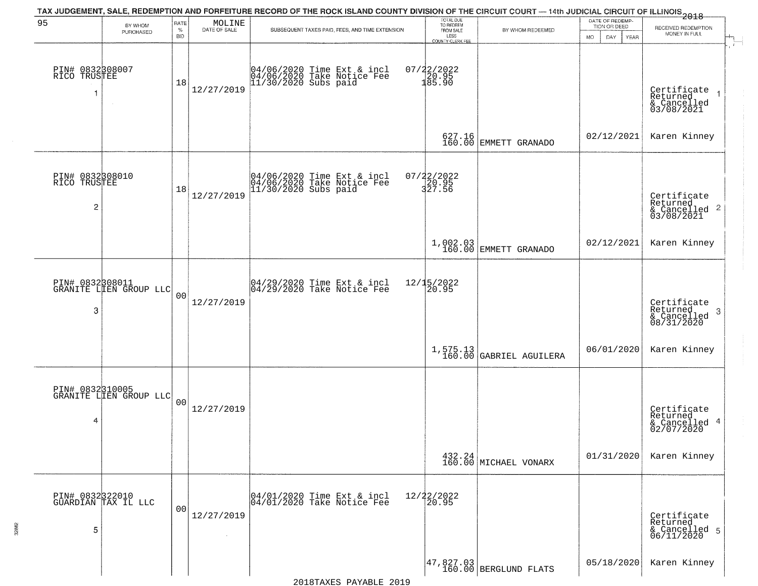TAX JUDGEMENT, SALE, REDEMPTION AND FORFEITURE RECORD OF THE ROCK ISLAND COUNTY DIVISION OF THE CIRCUIT COURT — 14th JUDICIAL CIRCUIT OF ILLINOIS 2018

| 95 BY WHOM PURCHASED | RATE % BID | MOLINE DATE OF SALE | SUBSEQUENT TAXES PAID, FEES, AND TIME EXTENSION | TOTAL DUE TO REDEEM FROM SALE LESS COUNTY CLERK FEE | BY WHOM REDEEMED | DATE OF REDEMPTION OR DEED MO DAY YEAR | RECEIVED REDEMPTION MONEY IN FULL |
|---|---|---|---|---|---|---|---|
| PIN# 0832308007 RICO TRUSTEE 1 | 18 | 12/27/2019 | 04/06/2020 Time Ext & incl 04/06/2020 Take Notice Fee 11/30/2020 Subs paid | 07/22/2022 20.95 185.90 627.16 160.00 | EMMETT GRANADO | 02/12/2021 | Certificate Returned & Cancelled 03/08/2021 1 Karen Kinney |
| PIN# 0832308010 RICO TRUSTEE 2 | 18 | 12/27/2019 | 04/06/2020 Time Ext & incl 04/06/2020 Take Notice Fee 11/30/2020 Subs paid | 07/22/2022 20.95 327.56 1,002.03 160.00 | EMMETT GRANADO | 02/12/2021 | Certificate Returned & Cancelled 03/08/2021 2 Karen Kinney |
| PIN# 0832308011 GRANITE LIEN GROUP LLC 3 | 00 | 12/27/2019 | 04/29/2020 Time Ext & incl 04/29/2020 Take Notice Fee | 12/15/2022 20.95 1,575.13 160.00 | GABRIEL AGUILERA | 06/01/2020 | Certificate Returned & Cancelled 08/31/2020 3 Karen Kinney |
| PIN# 0832310005 GRANITE LIEN GROUP LLC 4 | 00 | 12/27/2019 | | 432.24 160.00 | MICHAEL VONARX | 01/31/2020 | Certificate Returned & Cancelled 02/07/2020 4 Karen Kinney |
| PIN# 0832322010 GUARDIAN TAX IL LLC 5 | 00 | 12/27/2019 | 04/01/2020 Time Ext & incl 04/01/2020 Take Notice Fee | 12/22/2022 20.95 47,827.03 160.00 | BERGLUND FLATS | 05/18/2020 | Certificate Returned & Cancelled 06/11/2020 5 Karen Kinney |

2018TAXES PAYABLE 2019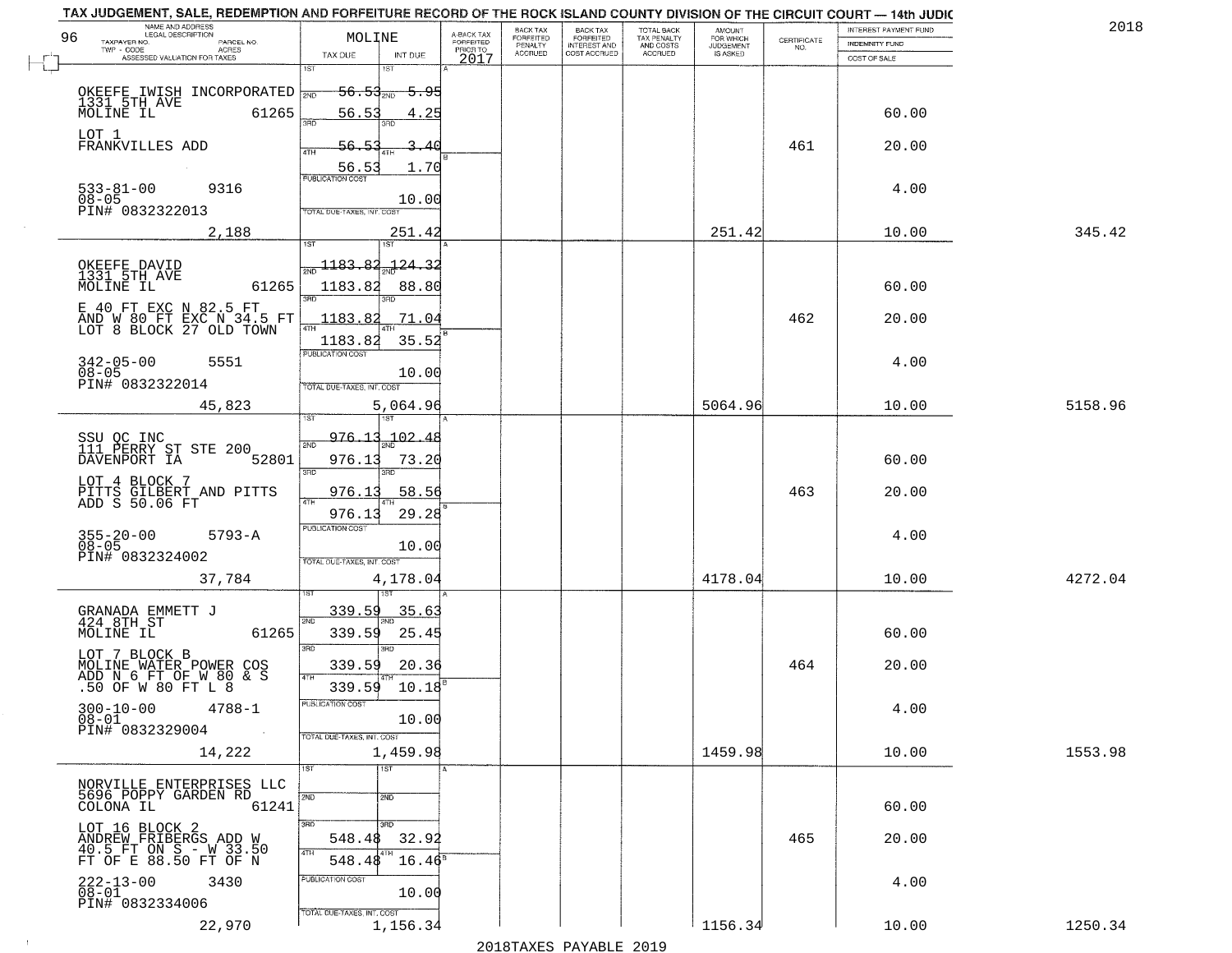TAX JUDGEMENT, SALE, REDEMPTION AND FORFEITURE RECORD OF THE ROCK ISLAND COUNTY DIVISION OF THE CIRCUIT COURT — 14th JUDIC

2018

| NAME AND ADDRESS / LEGAL DESCRIPTION / TAXPAYER NO. / PARCEL NO. / TWP - CODE / ACRES / ASSESSED VALUATION FOR TAXES | MOLINE TAX DUE | INT DUE | A-BACK TAX FORFEITED PRIOR TO 2017 | BACK TAX FORFEITED PENALTY ACCRUED | BACK TAX FORFEITED INTEREST AND COST ACCRUED | TOTAL BACK TAX PENALTY AND COSTS ACCRUED | AMOUNT FOR WHICH JUDGEMENT IS ASKED | CERTIFICATE NO. | INTEREST PAYMENT FUND / INDEMNITY FUND / COST OF SALE | |
|---|---|---|---|---|---|---|---|---|---|---|
| OKEEFE IWISH INCORPORATED 1331 5TH AVE MOLINE IL 61265 LOT 1 FRANKVILLES ADD 533-81-00 9316 08-05 PIN# 0832322013 | 1ST 56.53 / 2ND 56.53 / 3RD 56.53 / 4TH 56.53 / PUBLICATION COST / TOTAL DUE-TAXES, INT. COST | 5.95 / 4.25 / 3.40 / 1.70 / 10.00 / 251.42 | | | | | 251.42 | 461 | 60.00 / 20.00 / 4.00 / 10.00 | 345.42 |
| 2,188 | | | | | | | | | | |
| OKEEFE DAVID 1331 5TH AVE MOLINE IL 61265 E 40 FT EXC N 82.5 FT AND W 80 FT EXC N 34.5 FT LOT 8 BLOCK 27 OLD TOWN 342-05-00 5551 08-05 PIN# 0832322014 | 1183.82 / 1183.82 / 1183.82 / 1183.82 | 124.32 / 88.80 / 71.04 / 35.52 / 10.00 / 5,064.96 | | | | | 5064.96 | 462 | 60.00 / 20.00 / 4.00 / 10.00 | 5158.96 |
| 45,823 | | | | | | | | | | |
| SSU QC INC 111 PERRY ST STE 200 DAVENPORT IA 52801 LOT 4 BLOCK 7 PITTS GILBERT AND PITTS ADD S 50.06 FT 355-20-00 5793-A 08-05 PIN# 0832324002 | 976.13 / 976.13 / 976.13 / 976.13 | 102.48 / 73.20 / 58.56 / 29.28 / 10.00 / 4,178.04 | | | | | 4178.04 | 463 | 60.00 / 20.00 / 4.00 / 10.00 | 4272.04 |
| 37,784 | | | | | | | | | | |
| GRANADA EMMETT J 424 8TH ST MOLINE IL 61265 LOT 7 BLOCK B MOLINE WATER POWER COS ADD N 6 FT OF W 80 & S .50 OF W 80 FT L 8 300-10-00 4788-1 08-01 PIN# 0832329004 | 339.59 / 339.59 / 339.59 / 339.59 | 35.63 / 25.45 / 20.36 / 10.18 / 10.00 / 1,459.98 | | | | | 1459.98 | 464 | 60.00 / 20.00 / 4.00 / 10.00 | 1553.98 |
| 14,222 | | | | | | | | | | |
| NORVILLE ENTERPRISES LLC 5696 POPPY GARDEN RD COLONA IL 61241 LOT 16 BLOCK 2 ANDREW FRIBERGS ADD W 40.5 FT ON S - W 33.50 FT OF E 88.50 FT OF N 222-13-00 3430 08-01 PIN# 0832334006 | 1ST / 2ND / 3RD 548.48 / 4TH 548.48 | 32.92 / 16.46 / 10.00 / 1,156.34 | | | | | 1156.34 | 465 | 60.00 / 20.00 / 4.00 / 10.00 | 1250.34 |
| 22,970 | | | | | | | | | | |

2018TAXES PAYABLE 2019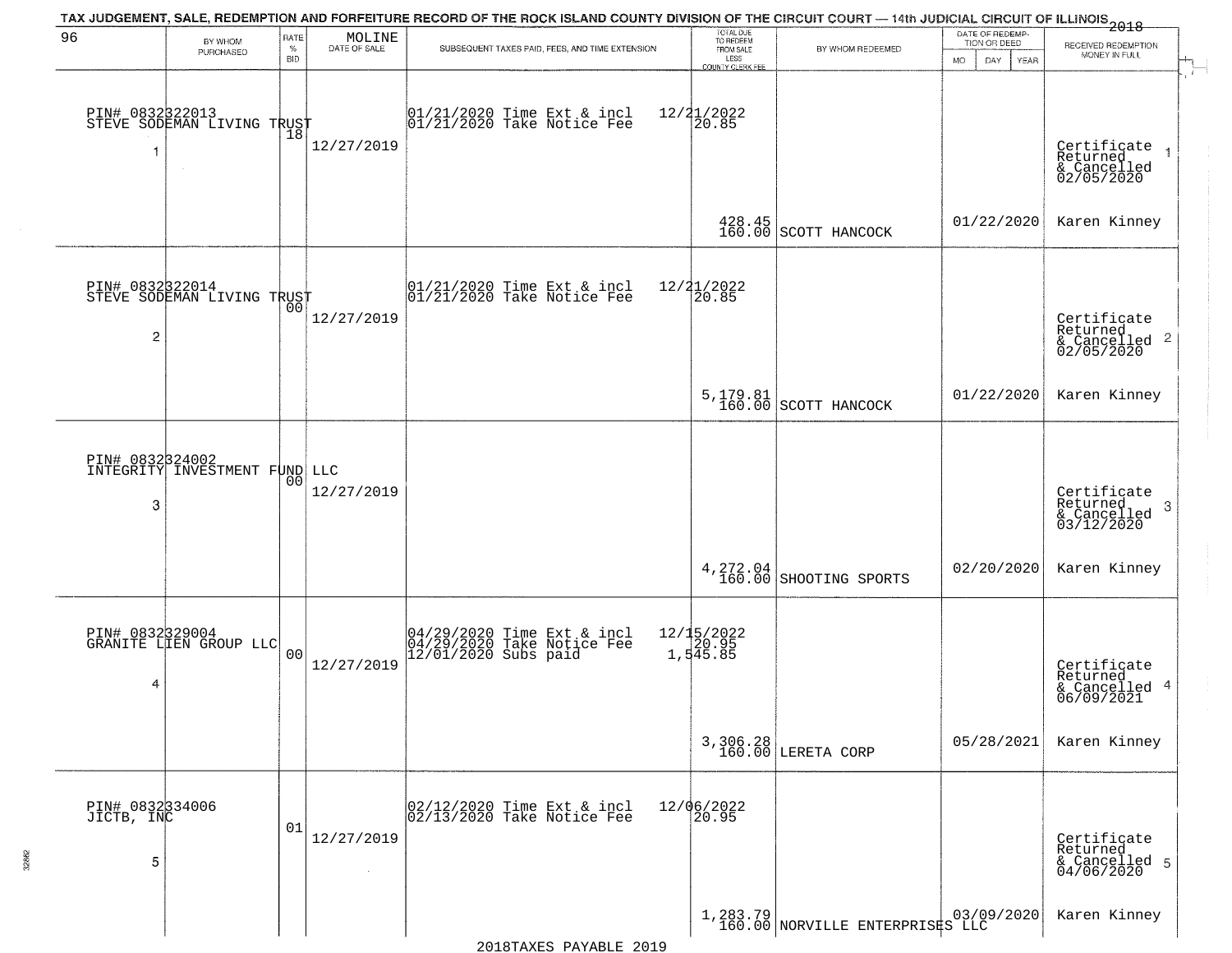# TAX JUDGEMENT, SALE, REDEMPTION AND FORFEITURE RECORD OF THE ROCK ISLAND COUNTY DIVISION OF THE CIRCUIT COURT — 14th JUDICIAL CIRCUIT OF ILLINOIS 2018

| 96 | BY WHOM PURCHASED | RATE % BID | MOLINE DATE OF SALE | SUBSEQUENT TAXES PAID, FEES, AND TIME EXTENSION | TOTAL DUE TO REDEEM FROM SALE LESS COUNTY CLERK FEE | BY WHOM REDEEMED | DATE OF REDEMPTION OR DEED MO DAY YEAR | RECEIVED REDEMPTION MONEY IN FULL |
|---|---|---|---|---|---|---|---|---|
| 1 | PIN# 0832322013 STEVE SODEMAN LIVING TRUST | 18 | 12/27/2019 | 01/21/2020 Time Ext & incl 12/21/2022<br>01/21/2020 Take Notice Fee 20.85 | 428.45<br>160.00 | SCOTT HANCOCK | 01/22/2020 | Certificate Returned & Cancelled 02/05/2020<br>Karen Kinney |
| 2 | PIN# 0832322014 STEVE SODEMAN LIVING TRUST | 00 | 12/27/2019 | 01/21/2020 Time Ext & incl 12/21/2022<br>01/21/2020 Take Notice Fee 20.85 | 5,179.81<br>160.00 | SCOTT HANCOCK | 01/22/2020 | Certificate Returned & Cancelled 02/05/2020<br>Karen Kinney |
| 3 | PIN# 0832324002 INTEGRITY INVESTMENT FUND LLC | 00 | 12/27/2019 | | 4,272.04<br>160.00 | SHOOTING SPORTS | 02/20/2020 | Certificate Returned & Cancelled 03/12/2020<br>Karen Kinney |
| 4 | PIN# 0832329004 GRANITE LIEN GROUP LLC | 00 | 12/27/2019 | 04/29/2020 Time Ext & incl 12/15/2022<br>04/29/2020 Take Notice Fee 20.95<br>12/01/2020 Subs paid 1,545.85 | 3,306.28<br>160.00 | LERETA CORP | 05/28/2021 | Certificate Returned & Cancelled 06/09/2021<br>Karen Kinney |
| 5 | PIN# 0832334006 JICTB, INC | 01 | 12/27/2019 | 02/12/2020 Time Ext & incl 12/06/2022<br>02/13/2020 Take Notice Fee 20.95 | 1,283.79<br>160.00 | NORVILLE ENTERPRISES LLC | 03/09/2020 | Certificate Returned & Cancelled 04/06/2020<br>Karen Kinney |

2018TAXES PAYABLE 2019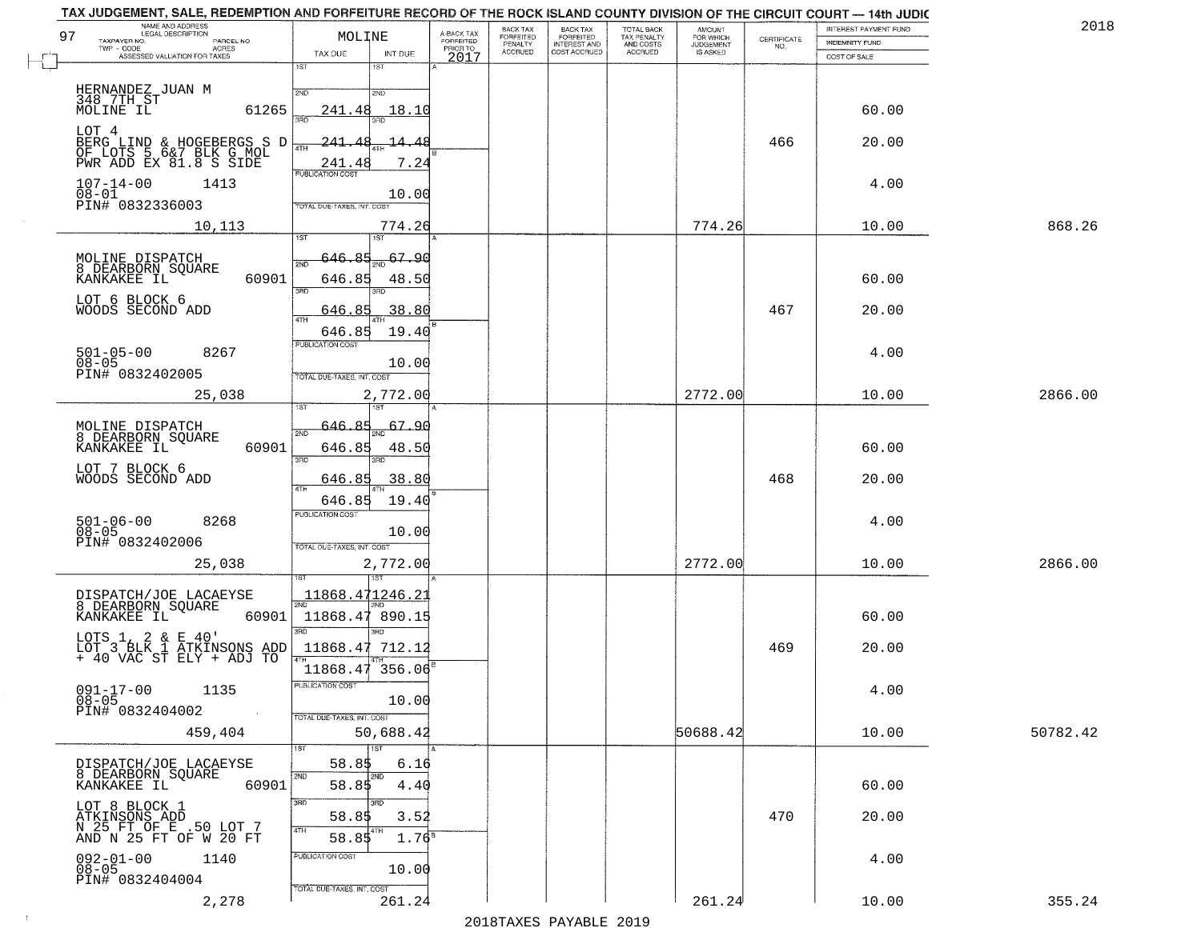TAX JUDGEMENT, SALE, REDEMPTION AND FORFEITURE RECORD OF THE ROCK ISLAND COUNTY DIVISION OF THE CIRCUIT COURT — 14th JUDIC

2018

97

| NAME AND ADDRESS / LEGAL DESCRIPTION / TAXPAYER NO. / PARCEL NO. / TWP - CODE / ACRES / ASSESSED VALUATION FOR TAXES | MOLINE TAX DUE | INT DUE | A-BACK TAX FORFEITED PRIOR TO 2017 | BACK TAX FORFEITED PENALTY ACCRUED | BACK TAX FORFEITED INTEREST AND COST ACCRUED | TOTAL BACK TAX PENALTY AND COSTS ACCRUED | AMOUNT FOR WHICH JUDGEMENT IS ASKED | CERTIFICATE NO. | INTEREST PAYMENT FUND / INDEMNITY FUND / COST OF SALE | |
|---|---|---|---|---|---|---|---|---|---|---|
| HERNANDEZ JUAN M<br>348 7TH ST<br>MOLINE IL 61265<br>LOT 4<br>BERG LIND & HOGEBERGS S D<br>OF LOTS 5 6&7 BLK G MOL<br>PWR ADD EX 81.8 S SIDE<br>107-14-00 1413<br>08-01<br>PIN# 0832336003<br>10,113 | 1ST<br>2ND 241.48<br>3RD 241.48<br>4TH 241.48<br>PUBLICATION COST<br>TOTAL DUE-TAXES, INT. COST | 1ST<br>2ND 18.10<br>3RD 14.48<br>4TH 7.24<br>10.00<br>774.26 | | | | | 774.26 | 466 | 60.00<br>20.00<br>4.00<br>10.00 | 868.26 |
| MOLINE DISPATCH<br>8 DEARBORN SQUARE<br>KANKAKEE IL 60901<br>LOT 6 BLOCK 6<br>WOODS SECOND ADD<br>501-05-00 8267<br>08-05<br>PIN# 0832402005<br>25,038 | 1ST 646.85<br>2ND 646.85<br>3RD 646.85<br>4TH 646.85<br>PUBLICATION COST<br>TOTAL DUE-TAXES, INT. COST | 67.90<br>48.50<br>38.80<br>19.40<br>10.00<br>2,772.00 | | | | | 2772.00 | 467 | 60.00<br>20.00<br>4.00<br>10.00 | 2866.00 |
| MOLINE DISPATCH<br>8 DEARBORN SQUARE<br>KANKAKEE IL 60901<br>LOT 7 BLOCK 6<br>WOODS SECOND ADD<br>501-06-00 8268<br>08-05<br>PIN# 0832402006<br>25,038 | 1ST 646.85<br>2ND 646.85<br>3RD 646.85<br>4TH 646.85<br>PUBLICATION COST<br>TOTAL DUE-TAXES, INT. COST | 67.90<br>48.50<br>38.80<br>19.40<br>10.00<br>2,772.00 | | | | | 2772.00 | 468 | 60.00<br>20.00<br>4.00<br>10.00 | 2866.00 |
| DISPATCH/JOE LACAEYSE<br>8 DEARBORN SQUARE<br>KANKAKEE IL 60901<br>LOTS 1, 2 & E 40'<br>LOT 3 BLK 1 ATKINSONS ADD<br>+ 40 VAC ST ELY + ADJ TO<br>091-17-00 1135<br>08-05<br>PIN# 0832404002<br>459,404 | 1ST 11868.47<br>2ND 11868.47<br>3RD 11868.47<br>4TH 11868.47<br>PUBLICATION COST<br>TOTAL DUE-TAXES, INT. COST | 1246.21<br>890.15<br>712.12<br>356.06<br>10.00<br>50,688.42 | | | | | 50688.42 | 469 | 60.00<br>20.00<br>4.00<br>10.00 | 50782.42 |
| DISPATCH/JOE LACAEYSE<br>8 DEARBORN SQUARE<br>KANKAKEE IL 60901<br>LOT 8 BLOCK 1<br>ATKINSONS ADD<br>N 25 FT OF E .50 LOT 7<br>AND N 25 FT OF W 20 FT<br>092-01-00 1140<br>08-05<br>PIN# 0832404004<br>2,278 | 1ST 58.85<br>2ND 58.85<br>3RD 58.85<br>4TH 58.85<br>PUBLICATION COST<br>TOTAL DUE-TAXES, INT. COST | 6.16<br>4.40<br>3.52<br>1.76<br>10.00<br>261.24 | | | | | 261.24 | 470 | 60.00<br>20.00<br>4.00<br>10.00 | 355.24 |

2018TAXES PAYABLE 2019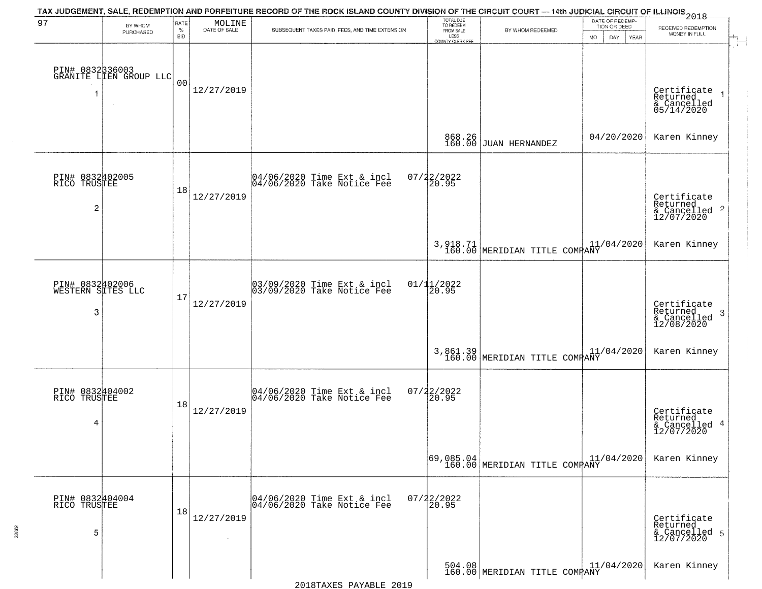TAX JUDGEMENT, SALE, REDEMPTION AND FORFEITURE RECORD OF THE ROCK ISLAND COUNTY DIVISION OF THE CIRCUIT COURT — 14th JUDICIAL CIRCUIT OF ILLINOIS 2018

97 MOLINE

| | BY WHOM PURCHASED | RATE % BID | DATE OF SALE | SUBSEQUENT TAXES PAID, FEES, AND TIME EXTENSION | TOTAL DUE TO REDEEM FROM SALE LESS COUNTY CLERK FEE | BY WHOM REDEEMED | DATE OF REDEMPTION OR DEED MO DAY YEAR | RECEIVED REDEMPTION MONEY IN FULL |
|---|---|---|---|---|---|---|---|---|
| 1 | PIN# 0832336003 GRANITE LIEN GROUP LLC | 00 | 12/27/2019 | | 868.26 160.00 | JUAN HERNANDEZ | 04/20/2020 | Certificate Returned & Cancelled 05/14/2020 Karen Kinney |
| 2 | PIN# 0832402005 RICO TRUSTEE | 18 | 12/27/2019 | 04/06/2020 Time Ext & incl 07/22/2022 04/06/2020 Take Notice Fee 20.95 | 3,918.71 160.00 | MERIDIAN TITLE COMPANY | 11/04/2020 | Certificate Returned & Cancelled 12/07/2020 Karen Kinney |
| 3 | PIN# 0832402006 WESTERN SITES LLC | 17 | 12/27/2019 | 03/09/2020 Time Ext & incl 01/11/2022 03/09/2020 Take Notice Fee 20.95 | 3,861.39 160.00 | MERIDIAN TITLE COMPANY | 11/04/2020 | Certificate Returned & Cancelled 12/08/2020 Karen Kinney |
| 4 | PIN# 0832404002 RICO TRUSTEE | 18 | 12/27/2019 | 04/06/2020 Time Ext & incl 07/22/2022 04/06/2020 Take Notice Fee 20.95 | 69,085.04 160.00 | MERIDIAN TITLE COMPANY | 11/04/2020 | Certificate Returned & Cancelled 12/07/2020 Karen Kinney |
| 5 | PIN# 0832404004 RICO TRUSTEE | 18 | 12/27/2019 | 04/06/2020 Time Ext & incl 07/22/2022 04/06/2020 Take Notice Fee 20.95 | 504.08 160.00 | MERIDIAN TITLE COMPANY | 11/04/2020 | Certificate Returned & Cancelled 12/07/2020 Karen Kinney |

2018TAXES PAYABLE 2019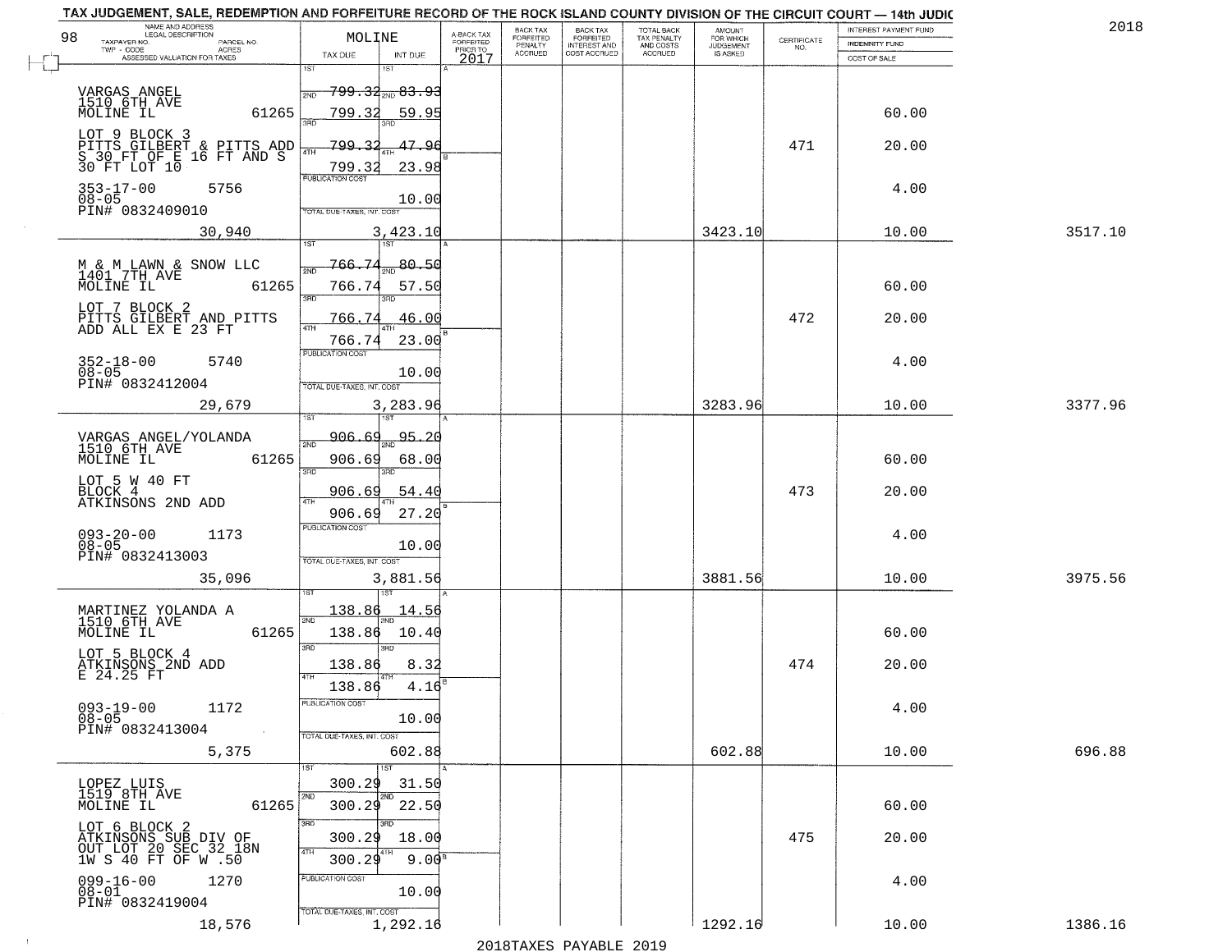TAX JUDGEMENT, SALE, REDEMPTION AND FORFEITURE RECORD OF THE ROCK ISLAND COUNTY DIVISION OF THE CIRCUIT COURT — 14th JUDIC

2018

98

| NAME AND ADDRESS / LEGAL DESCRIPTION / TAXPAYER NO. / PARCEL NO. / TWP - CODE / ACRES / ASSESSED VALUATION FOR TAXES | MOLINE TAX DUE | INT DUE | A-BACK TAX FORFEITED PRIOR TO 2017 | BACK TAX FORFEITED PENALTY ACCRUED | BACK TAX FORFEITED INTEREST AND COST ACCRUED | TOTAL BACK TAX PENALTY AND COSTS ACCRUED | AMOUNT FOR WHICH JUDGEMENT IS ASKED | CERTIFICATE NO. | INTEREST PAYMENT FUND / INDEMNITY FUND / COST OF SALE | |
|---|---|---|---|---|---|---|---|---|---|---|
| VARGAS ANGEL<br>1510 6TH AVE<br>MOLINE IL 61265<br>LOT 9 BLOCK 3<br>PITTS GILBERT & PITTS ADD<br>S 30 FT OF E 16 FT AND S<br>30 FT LOT 10<br>353-17-00 5756<br>08-05<br>PIN# 0832409010<br>30,940 | 1ST 799.32<br>2ND 799.32<br>3RD 799.32<br>4TH 799.32<br>PUBLICATION COST<br>TOTAL DUE-TAXES, INT. COST 3,423.10 | 1ST 83.93<br>2ND 59.95<br>3RD 47.96<br>4TH 23.98<br>10.00 | | | | | 3423.10 | 471 | 60.00<br>20.00<br>4.00<br>10.00 | 3517.10 |
| M & M LAWN & SNOW LLC<br>1401 7TH AVE<br>MOLINE IL 61265<br>LOT 7 BLOCK 2<br>PITTS GILBERT AND PITTS<br>ADD ALL EX E 23 FT<br>352-18-00 5740<br>08-05<br>PIN# 0832412004<br>29,679 | 1ST 766.74<br>2ND 766.74<br>3RD 766.74<br>4TH 766.74<br>PUBLICATION COST<br>TOTAL DUE-TAXES, INT. COST 3,283.96 | 1ST 80.50<br>2ND 57.50<br>3RD 46.00<br>4TH 23.00<br>10.00 | | | | | 3283.96 | 472 | 60.00<br>20.00<br>4.00<br>10.00 | 3377.96 |
| VARGAS ANGEL/YOLANDA<br>1510 6TH AVE<br>MOLINE IL 61265<br>LOT 5 W 40 FT<br>BLOCK 4<br>ATKINSONS 2ND ADD<br>093-20-00 1173<br>08-05<br>PIN# 0832413003<br>35,096 | 1ST 906.69<br>2ND 906.69<br>3RD 906.69<br>4TH 906.69<br>PUBLICATION COST<br>TOTAL DUE-TAXES, INT. COST 3,881.56 | 1ST 95.20<br>2ND 68.00<br>3RD 54.40<br>4TH 27.20<br>10.00 | | | | | 3881.56 | 473 | 60.00<br>20.00<br>4.00<br>10.00 | 3975.56 |
| MARTINEZ YOLANDA A<br>1510 6TH AVE<br>MOLINE IL 61265<br>LOT 5 BLOCK 4<br>ATKINSONS 2ND ADD<br>E 24.25 FT<br>093-19-00 1172<br>08-05<br>PIN# 0832413004<br>5,375 | 1ST 138.86<br>2ND 138.86<br>3RD 138.86<br>4TH 138.86<br>PUBLICATION COST<br>TOTAL DUE-TAXES, INT. COST 602.88 | 1ST 14.56<br>2ND 10.40<br>3RD 8.32<br>4TH 4.16<br>10.00 | | | | | 602.88 | 474 | 60.00<br>20.00<br>4.00<br>10.00 | 696.88 |
| LOPEZ LUIS<br>1519 8TH AVE<br>MOLINE IL 61265<br>LOT 6 BLOCK 2<br>ATKINSONS SUB DIV OF<br>OUT LOT 20 SEC 32 18N<br>1W S 40 FT OF W .50<br>099-16-00 1270<br>08-01<br>PIN# 0832419004<br>18,576 | 1ST 300.29<br>2ND 300.29<br>3RD 300.29<br>4TH 300.29<br>PUBLICATION COST<br>TOTAL DUE-TAXES, INT. COST 1,292.16 | 1ST 31.50<br>2ND 22.50<br>3RD 18.00<br>4TH 9.00<br>10.00 | | | | | 1292.16 | 475 | 60.00<br>20.00<br>4.00<br>10.00 | 1386.16 |

2018TAXES PAYABLE 2019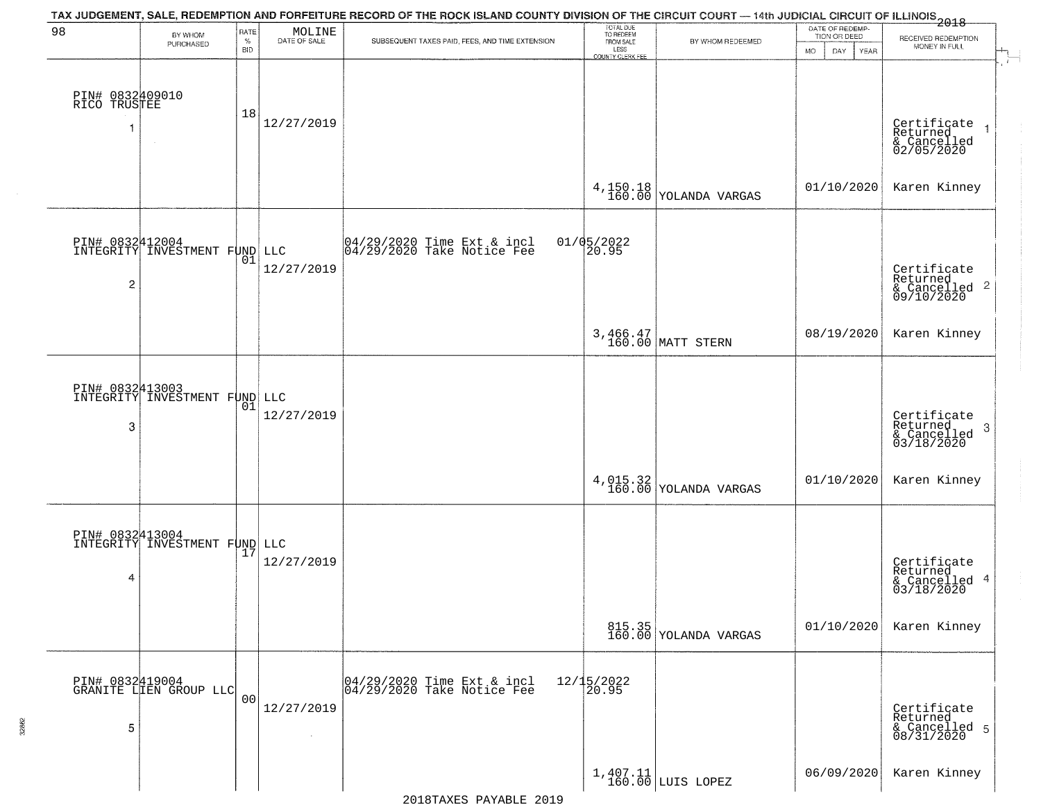TAX JUDGEMENT, SALE, REDEMPTION AND FORFEITURE RECORD OF THE ROCK ISLAND COUNTY DIVISION OF THE CIRCUIT COURT — 14th JUDICIAL CIRCUIT OF ILLINOIS 2018

| 98 BY WHOM PURCHASED | RATE % BID | MOLINE DATE OF SALE | SUBSEQUENT TAXES PAID, FEES, AND TIME EXTENSION | TOTAL DUE TO REDEEM FROM SALE LESS COUNTY CLERK FEE | BY WHOM REDEEMED | DATE OF REDEMPTION OR DEED MO DAY YEAR | RECEIVED REDEMPTION MONEY IN FULL |
|---|---|---|---|---|---|---|---|
| PIN# 0832409010 RICO TRUSTEE 1 | 18 | 12/27/2019 | | 4,150.18 160.00 | YOLANDA VARGAS | 01/10/2020 | Certificate Returned & Cancelled 02/05/2020 Karen Kinney |
| PIN# 0832412004 INTEGRITY INVESTMENT FUND LLC 2 | 01 | 12/27/2019 | 04/29/2020 Time Ext & incl 01/05/2022 04/29/2020 Take Notice Fee 20.95 | 3,466.47 160.00 | MATT STERN | 08/19/2020 | Certificate Returned & Cancelled 09/10/2020 Karen Kinney |
| PIN# 0832413003 INTEGRITY INVESTMENT FUND LLC 3 | 01 | 12/27/2019 | | 4,015.32 160.00 | YOLANDA VARGAS | 01/10/2020 | Certificate Returned & Cancelled 03/18/2020 Karen Kinney |
| PIN# 0832413004 INTEGRITY INVESTMENT FUND LLC 4 | 17 | 12/27/2019 | | 815.35 160.00 | YOLANDA VARGAS | 01/10/2020 | Certificate Returned & Cancelled 03/18/2020 Karen Kinney |
| PIN# 0832419004 GRANITE LIEN GROUP LLC 5 | 00 | 12/27/2019 | 04/29/2020 Time Ext & incl 12/15/2022 04/29/2020 Take Notice Fee 20.95 | 1,407.11 160.00 | LUIS LOPEZ | 06/09/2020 | Certificate Returned & Cancelled 08/31/2020 Karen Kinney |

2018TAXES PAYABLE 2019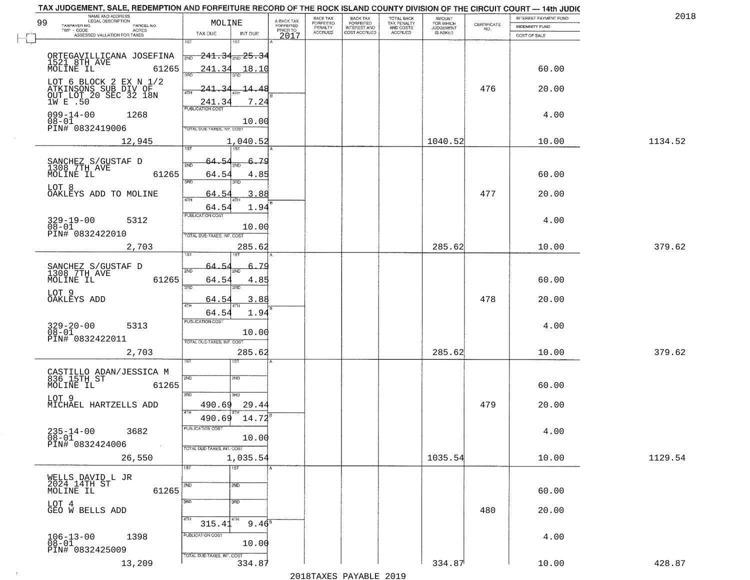TAX JUDGEMENT, SALE, REDEMPTION AND FORFEITURE RECORD OF THE ROCK ISLAND COUNTY DIVISION OF THE CIRCUIT COURT — 14th JUDIC

2018

99

| NAME AND ADDRESS / LEGAL DESCRIPTION / TAXPAYER NO. / PARCEL NO. / TWP - CODE / ACRES / ASSESSED VALUATION FOR TAXES | MOLINE TAX DUE | INT DUE | A-BACK TAX FORFEITED PRIOR TO 2017 | BACK TAX FORFEITED PENALTY ACCRUED | BACK TAX FORFEITED INTEREST AND COST ACCRUED | TOTAL BACK TAX PENALTY AND COSTS ACCRUED | AMOUNT FOR WHICH JUDGEMENT IS ASKED | CERTIFICATE NO. | INTEREST PAYMENT FUND / INDEMNITY FUND / COST OF SALE | |
|---|---|---|---|---|---|---|---|---|---|---|
| ORTEGAVILLICANA JOSEFINA<br>1521 8TH AVE<br>MOLINE IL 61265<br>LOT 6 BLOCK 2 EX N 1/2<br>ATKINSONS SUB DIV OF<br>OUT LOT 20 SEC 32 18N<br>1W E .50<br>099-14-00 1268<br>08-01<br>PIN# 0832419006<br>12,945 | 1ST 241.34<br>2ND 241.34<br>3RD 241.34<br>4TH 241.34<br>PUBLICATION COST<br>TOTAL DUE-TAXES, INT. COST | 1ST 25.34<br>2ND 18.10<br>3RD 14.48<br>4TH 7.24<br>10.00<br>1,040.52 | | | | | 1040.52 | 476 | 60.00<br>20.00<br>4.00<br>10.00 | 1134.52 |
| SANCHEZ S/GUSTAF D<br>1308 7TH AVE<br>MOLINE IL 61265<br>LOT 8<br>OAKLEYS ADD TO MOLINE<br>329-19-00 5312<br>08-01<br>PIN# 0832422010<br>2,703 | 1ST 64.54<br>2ND 64.54<br>3RD 64.54<br>4TH 64.54<br>PUBLICATION COST<br>TOTAL DUE-TAXES, INT. COST | 1ST 6.79<br>2ND 4.85<br>3RD 3.88<br>4TH 1.94<br>10.00<br>285.62 | | | | | 285.62 | 477 | 60.00<br>20.00<br>4.00<br>10.00 | 379.62 |
| SANCHEZ S/GUSTAF D<br>1308 7TH AVE<br>MOLINE IL 61265<br>LOT 9<br>OAKLEYS ADD<br>329-20-00 5313<br>08-01<br>PIN# 0832422011<br>2,703 | 1ST 64.54<br>2ND 64.54<br>3RD 64.54<br>4TH 64.54<br>PUBLICATION COST<br>TOTAL DUE-TAXES, INT. COST | 1ST 6.79<br>2ND 4.85<br>3RD 3.88<br>4TH 1.94<br>10.00<br>285.62 | | | | | 285.62 | 478 | 60.00<br>20.00<br>4.00<br>10.00 | 379.62 |
| CASTILLO ADAN/JESSICA M<br>836 15TH ST<br>MOLINE IL 61265<br>LOT 9<br>MICHAEL HARTZELLS ADD<br>235-14-00 3682<br>08-01<br>PIN# 0832424006<br>26,550 | 1ST<br>2ND<br>3RD 490.69<br>4TH 490.69<br>PUBLICATION COST<br>TOTAL DUE-TAXES, INT. COST | 1ST<br>2ND<br>3RD 29.44<br>4TH 14.72<br>10.00<br>1,035.54 | | | | | 1035.54 | 479 | 60.00<br>20.00<br>4.00<br>10.00 | 1129.54 |
| WELLS DAVID L JR<br>2024 14TH ST<br>MOLINE IL 61265<br>LOT 4<br>GEO W BELLS ADD<br>106-13-00 1398<br>08-01<br>PIN# 0832425009<br>13,209 | 1ST<br>2ND<br>3RD<br>4TH 315.41<br>PUBLICATION COST<br>TOTAL DUE-TAXES, INT. COST | 1ST<br>2ND<br>3RD<br>4TH 9.46<br>10.00<br>334.87 | | | | | 334.87 | 480 | 60.00<br>20.00<br>4.00<br>10.00 | 428.87 |

2018TAXES PAYABLE 2019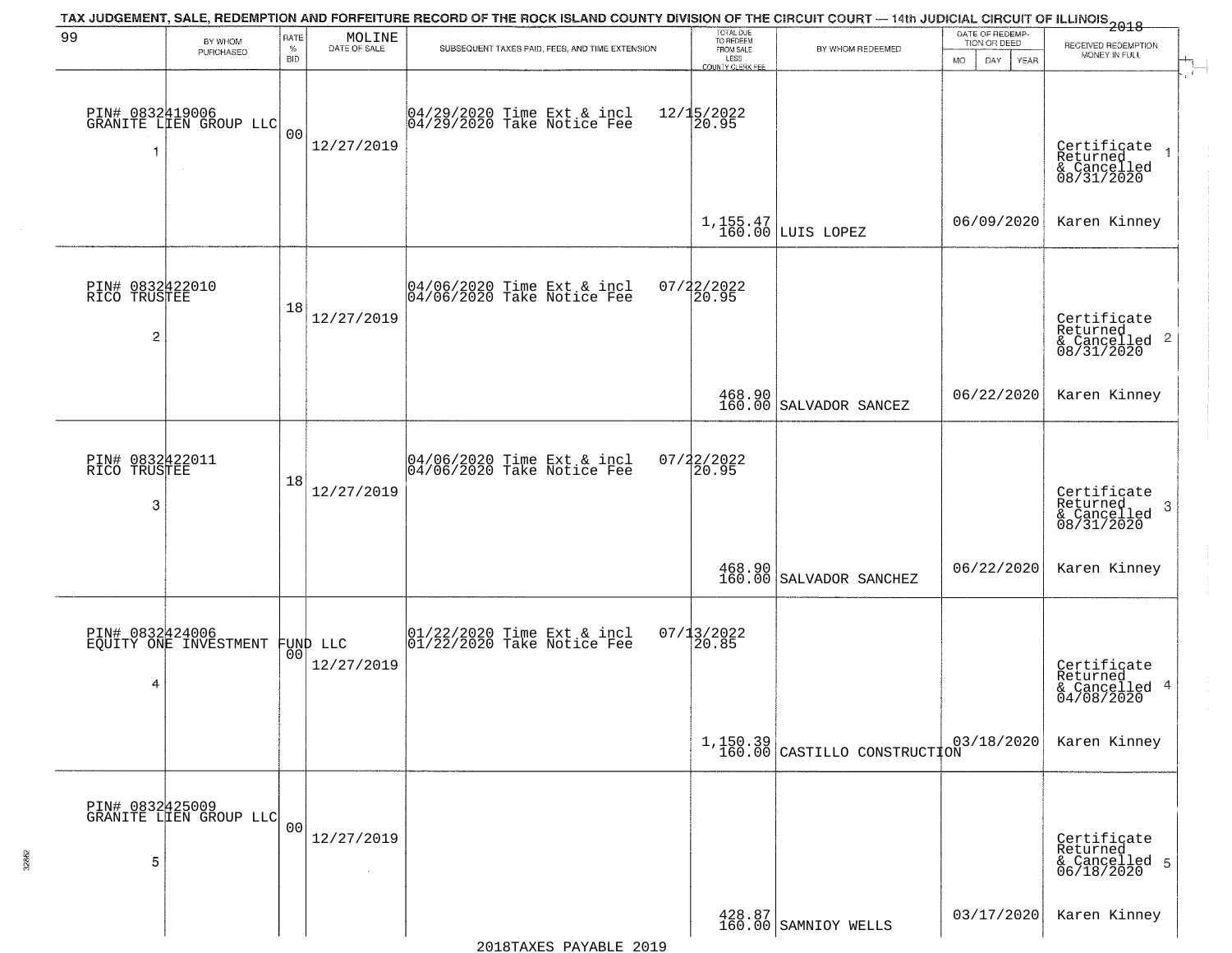# TAX JUDGEMENT, SALE, REDEMPTION AND FORFEITURE RECORD OF THE ROCK ISLAND COUNTY DIVISION OF THE CIRCUIT COURT — 14th JUDICIAL CIRCUIT OF ILLINOIS 2018

| 99 BY WHOM PURCHASED | RATE % BID | MOLINE DATE OF SALE | SUBSEQUENT TAXES PAID, FEES, AND TIME EXTENSION | TOTAL DUE TO REDEEM FROM SALE LESS COUNTY CLERK FEE | BY WHOM REDEEMED | DATE OF REDEMPTION OR DEED MO DAY YEAR | RECEIVED REDEMPTION MONEY IN FULL |
|---|---|---|---|---|---|---|---|
| PIN# 0832419006 GRANITE LIEN GROUP LLC 1 | 00 | 12/27/2019 | 04/29/2020 Time Ext & incl 12/15/2022 04/29/2020 Take Notice Fee 20.95 | 1,155.47 160.00 | LUIS LOPEZ | 06/09/2020 | Certificate Returned & Cancelled 08/31/2020 1 Karen Kinney |
| PIN# 0832422010 RICO TRUSTEE 2 | 18 | 12/27/2019 | 04/06/2020 Time Ext & incl 07/22/2022 04/06/2020 Take Notice Fee 20.95 | 468.90 160.00 | SALVADOR SANCEZ | 06/22/2020 | Certificate Returned & Cancelled 08/31/2020 2 Karen Kinney |
| PIN# 0832422011 RICO TRUSTEE 3 | 18 | 12/27/2019 | 04/06/2020 Time Ext & incl 07/22/2022 04/06/2020 Take Notice Fee 20.95 | 468.90 160.00 | SALVADOR SANCHEZ | 06/22/2020 | Certificate Returned & Cancelled 08/31/2020 3 Karen Kinney |
| PIN# 0832424006 EQUITY ONE INVESTMENT FUND LLC 4 | 00 | 12/27/2019 | 01/22/2020 Time Ext & incl 07/13/2022 01/22/2020 Take Notice Fee 20.85 | 1,150.39 160.00 | CASTILLO CONSTRUCTION | 03/18/2020 | Certificate Returned & Cancelled 04/08/2020 4 Karen Kinney |
| PIN# 0832425009 GRANITE LIEN GROUP LLC 5 | 00 | 12/27/2019 | | 428.87 160.00 | SAMNIOY WELLS | 03/17/2020 | Certificate Returned & Cancelled 06/18/2020 5 Karen Kinney |

2018TAXES PAYABLE 2019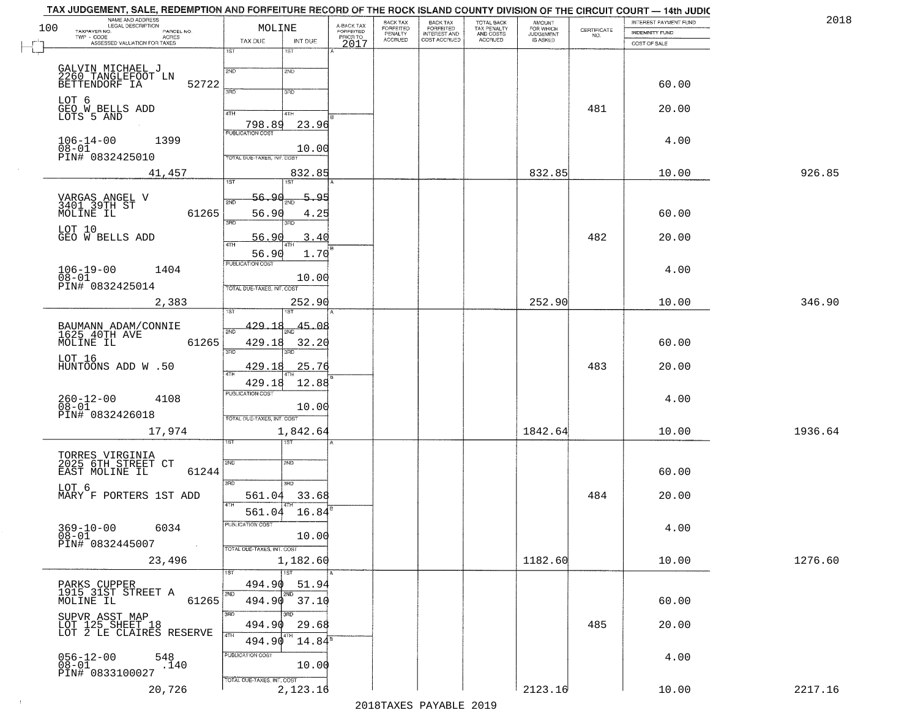TAX JUDGEMENT, SALE, REDEMPTION AND FORFEITURE RECORD OF THE ROCK ISLAND COUNTY DIVISION OF THE CIRCUIT COURT — 14th JUDIC

2018

| NAME AND ADDRESS / LEGAL DESCRIPTION / TAXPAYER NO. / PARCEL NO. / TWP - CODE / ACRES / ASSESSED VALUATION FOR TAXES | MOLINE TAX DUE | INT DUE | A-BACK TAX FORFEITED PRIOR TO 2017 | BACK TAX FORFEITED PENALTY ACCRUED | BACK TAX FORFEITED INTEREST AND COST ACCRUED | TOTAL BACK TAX PENALTY AND COSTS ACCRUED | AMOUNT FOR WHICH JUDGEMENT IS ASKED | CERTIFICATE NO. | INTEREST PAYMENT FUND / INDEMNITY FUND / COST OF SALE | |
|---|---|---|---|---|---|---|---|---|---|---|
| GALVIN MICHAEL J<br>2260 TANGLEFOOT LN<br>BETTENDORF IA 52722<br>LOT 6<br>GEO W BELLS ADD<br>LOTS 5 AND<br>106-14-00 1399<br>08-01<br>PIN# 0832425010<br>41,457 | 1ST<br>2ND<br>3RD<br>4TH 798.89<br>PUBLICATION COST<br>TOTAL DUE-TAXES, INT. COST | 1ST<br>2ND<br>3RD<br>4TH 23.96<br>10.00<br>832.85 | | | | | 832.85 | 481 | 60.00<br>20.00<br>4.00<br>10.00 | 926.85 |
| VARGAS ANGEL V<br>3401 39TH ST<br>MOLINE IL 61265<br>LOT 10<br>GEO W BELLS ADD<br>106-19-00 1404<br>08-01<br>PIN# 0832425014<br>2,383 | 1ST 56.90<br>2ND 56.90<br>3RD 56.90<br>4TH 56.90<br>PUBLICATION COST<br>TOTAL DUE-TAXES, INT. COST | 5.95<br>4.25<br>3.40<br>1.70<br>10.00<br>252.90 | | | | | 252.90 | 482 | 60.00<br>20.00<br>4.00<br>10.00 | 346.90 |
| BAUMANN ADAM/CONNIE<br>1625 40TH AVE<br>MOLINE IL 61265<br>LOT 16<br>HUNTOONS ADD W .50<br>260-12-00 4108<br>08-01<br>PIN# 0832426018<br>17,974 | 1ST 429.18<br>2ND 429.18<br>3RD 429.18<br>4TH 429.18<br>PUBLICATION COST<br>TOTAL DUE-TAXES, INT. COST | 45.08<br>32.20<br>25.76<br>12.88<br>10.00<br>1,842.64 | | | | | 1842.64 | 483 | 60.00<br>20.00<br>4.00<br>10.00 | 1936.64 |
| TORRES VIRGINIA<br>2025 6TH STREET CT<br>EAST MOLINE IL 61244<br>LOT 6<br>MARY F PORTERS 1ST ADD<br>369-10-00 6034<br>08-01<br>PIN# 0832445007<br>23,496 | 1ST<br>2ND<br>3RD 561.04<br>4TH 561.04<br>PUBLICATION COST<br>TOTAL DUE-TAXES, INT. COST | 1ST<br>2ND<br>33.68<br>16.84<br>10.00<br>1,182.60 | | | | | 1182.60 | 484 | 60.00<br>20.00<br>4.00<br>10.00 | 1276.60 |
| PARKS CUPPER<br>1915 31ST STREET A<br>MOLINE IL 61265<br>SUPVR ASST MAP<br>LOT 125 SHEET 18<br>LOT 2 LE CLAIRES RESERVE<br>056-12-00 548<br>08-01 .140<br>PIN# 0833100027<br>20,726 | 1ST 494.90<br>2ND 494.90<br>3RD 494.90<br>4TH 494.90<br>PUBLICATION COST<br>TOTAL DUE-TAXES, INT. COST | 51.94<br>37.10<br>29.68<br>14.84<br>10.00<br>2,123.16 | | | | | 2123.16 | 485 | 60.00<br>20.00<br>4.00<br>10.00 | 2217.16 |

2018TAXES PAYABLE 2019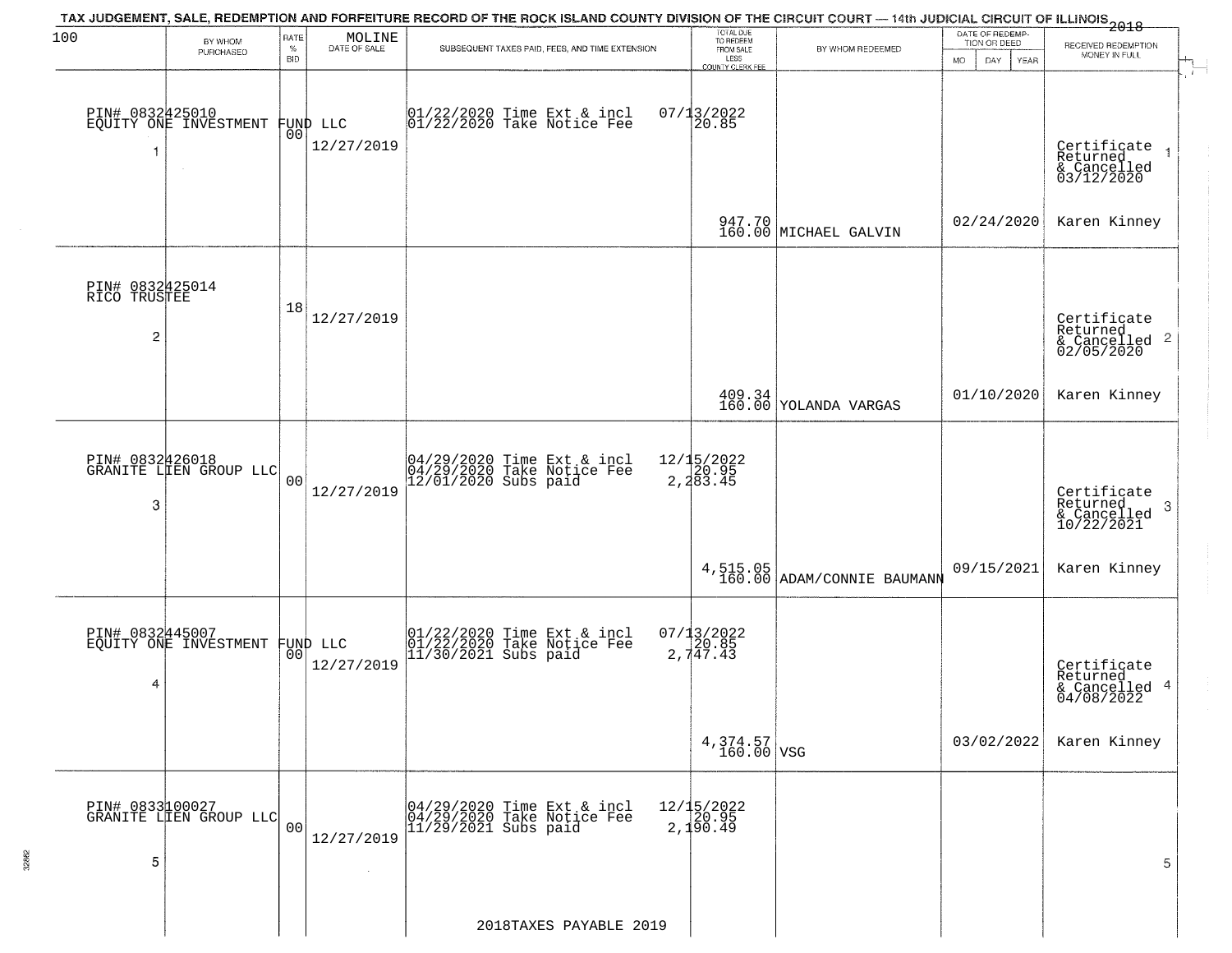TAX JUDGEMENT, SALE, REDEMPTION AND FORFEITURE RECORD OF THE ROCK ISLAND COUNTY DIVISION OF THE CIRCUIT COURT — 14th JUDICIAL CIRCUIT OF ILLINOIS 2018

100

| BY WHOM PURCHASED | RATE % BID | MOLINE DATE OF SALE | SUBSEQUENT TAXES PAID, FEES, AND TIME EXTENSION | TOTAL DUE TO REDEEM FROM SALE LESS COUNTY CLERK FEE | BY WHOM REDEEMED | DATE OF REDEMPTION OR DEED MO DAY YEAR | RECEIVED REDEMPTION MONEY IN FULL |
|---|---|---|---|---|---|---|---|
| PIN# 0832425010 EQUITY ONE INVESTMENT FUND LLC 1 | 00 | 12/27/2019 | 01/22/2020 Time Ext & incl 01/22/2020 Take Notice Fee | 07/13/2022 20.85 947.70 160.00 | MICHAEL GALVIN | 02/24/2020 | Certificate Returned & Cancelled 03/12/2020 Karen Kinney 1 |
| PIN# 0832425014 RICO TRUSTEE 2 | 18 | 12/27/2019 | | 409.34 160.00 | YOLANDA VARGAS | 01/10/2020 | Certificate Returned & Cancelled 02/05/2020 Karen Kinney 2 |
| PIN# 0832426018 GRANITE LIEN GROUP LLC 3 | 00 | 12/27/2019 | 04/29/2020 Time Ext & incl 04/29/2020 Take Notice Fee 12/01/2020 Subs paid | 12/15/2022 20.95 2,283.45 4,515.05 160.00 | ADAM/CONNIE BAUMANN | 09/15/2021 | Certificate Returned & Cancelled 10/22/2021 Karen Kinney 3 |
| PIN# 0832445007 EQUITY ONE INVESTMENT FUND LLC 4 | 00 | 12/27/2019 | 01/22/2020 Time Ext & incl 01/22/2020 Take Notice Fee 11/30/2021 Subs paid | 07/13/2022 20.85 2,747.43 4,374.57 160.00 | VSG | 03/02/2022 | Certificate Returned & Cancelled 04/08/2022 Karen Kinney 4 |
| PIN# 0833100027 GRANITE LIEN GROUP LLC 5 | 00 | 12/27/2019 | 04/29/2020 Time Ext & incl 04/29/2020 Take Notice Fee 11/29/2021 Subs paid | 12/15/2022 20.95 2,190.49 | | | 5 |

2018TAXES PAYABLE 2019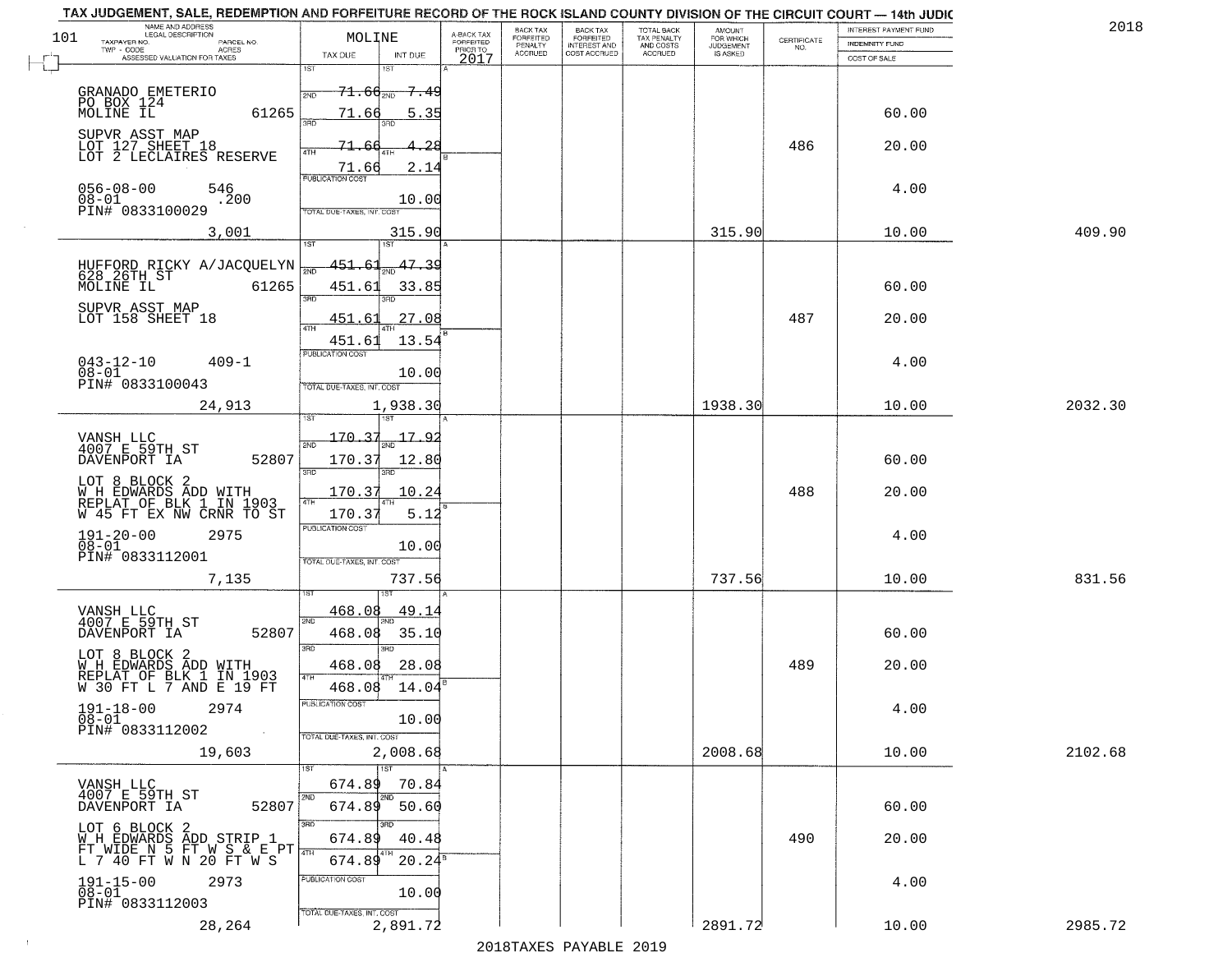TAX JUDGEMENT, SALE, REDEMPTION AND FORFEITURE RECORD OF THE ROCK ISLAND COUNTY DIVISION OF THE CIRCUIT COURT — 14th JUDIC

2018

| NAME AND ADDRESS / LEGAL DESCRIPTION / TAXPAYER NO. / PARCEL NO. / TWP - CODE / ACRES / ASSESSED VALUATION FOR TAXES | MOLINE TAX DUE | INT DUE | A-BACK TAX FORFEITED PRIOR TO 2017 | BACK TAX FORFEITED PENALTY ACCRUED | BACK TAX FORFEITED INTEREST AND COST ACCRUED | TOTAL BACK TAX PENALTY AND COSTS ACCRUED | AMOUNT FOR WHICH JUDGEMENT IS ASKED | CERTIFICATE NO. | INTEREST PAYMENT FUND / INDEMNITY FUND / COST OF SALE | |
|---|---|---|---|---|---|---|---|---|---|---|
| GRANADO EMETERIO<br>PO BOX 124<br>MOLINE IL 61265<br>SUPVR ASST MAP<br>LOT 127 SHEET 18<br>LOT 2 LECLAIRES RESERVE<br>056-08-00 546<br>08-01 .200<br>PIN# 0833100029<br>3,001 | 1ST 71.66<br>2ND 71.66<br>3RD 71.66<br>4TH 71.66<br>PUBLICATION COST<br>TOTAL DUE-TAXES, INT. COST | 7.49<br>5.35<br>4.28<br>2.14<br>10.00<br>315.90 | | | | | 315.90 | 486 | 60.00<br>20.00<br>4.00<br>10.00 | 409.90 |
| HUFFORD RICKY A/JACQUELYN<br>628 26TH ST<br>MOLINE IL 61265<br>SUPVR ASST MAP<br>LOT 158 SHEET 18<br>043-12-10 409-1<br>08-01<br>PIN# 0833100043<br>24,913 | 1ST 451.61<br>2ND 451.61<br>3RD 451.61<br>4TH 451.61<br>PUBLICATION COST<br>TOTAL DUE-TAXES, INT. COST | 47.39<br>33.85<br>27.08<br>13.54<br>10.00<br>1,938.30 | | | | | 1938.30 | 487 | 60.00<br>20.00<br>4.00<br>10.00 | 2032.30 |
| VANSH LLC<br>4007 E 59TH ST<br>DAVENPORT IA 52807<br>LOT 8 BLOCK 2<br>W H EDWARDS ADD WITH<br>REPLAT OF BLK 1 IN 1903<br>W 45 FT EX NW CRNR TO ST<br>191-20-00 2975<br>08-01<br>PIN# 0833112001<br>7,135 | 1ST 170.37<br>2ND 170.37<br>3RD 170.37<br>4TH 170.37<br>PUBLICATION COST<br>TOTAL DUE-TAXES, INT. COST | 17.92<br>12.80<br>10.24<br>5.12<br>10.00<br>737.56 | | | | | 737.56 | 488 | 60.00<br>20.00<br>4.00<br>10.00 | 831.56 |
| VANSH LLC<br>4007 E 59TH ST<br>DAVENPORT IA 52807<br>LOT 8 BLOCK 2<br>W H EDWARDS ADD WITH<br>REPLAT OF BLK 1 IN 1903<br>W 30 FT L 7 AND E 19 FT<br>191-18-00 2974<br>08-01<br>PIN# 0833112002<br>19,603 | 1ST 468.08<br>2ND 468.08<br>3RD 468.08<br>4TH 468.08<br>PUBLICATION COST<br>TOTAL DUE-TAXES, INT. COST | 49.14<br>35.10<br>28.08<br>14.04<br>10.00<br>2,008.68 | | | | | 2008.68 | 489 | 60.00<br>20.00<br>4.00<br>10.00 | 2102.68 |
| VANSH LLC<br>4007 E 59TH ST<br>DAVENPORT IA 52807<br>LOT 6 BLOCK 2<br>W H EDWARDS ADD STRIP 1<br>FT WIDE N 5 FT W S & E PT<br>L 7 40 FT W N 20 FT W S<br>191-15-00 2973<br>08-01<br>PIN# 0833112003<br>28,264 | 1ST 674.89<br>2ND 674.89<br>3RD 674.89<br>4TH 674.89<br>PUBLICATION COST<br>TOTAL DUE-TAXES, INT. COST | 70.84<br>50.60<br>40.48<br>20.24<br>10.00<br>2,891.72 | | | | | 2891.72 | 490 | 60.00<br>20.00<br>4.00<br>10.00 | 2985.72 |

2018TAXES PAYABLE 2019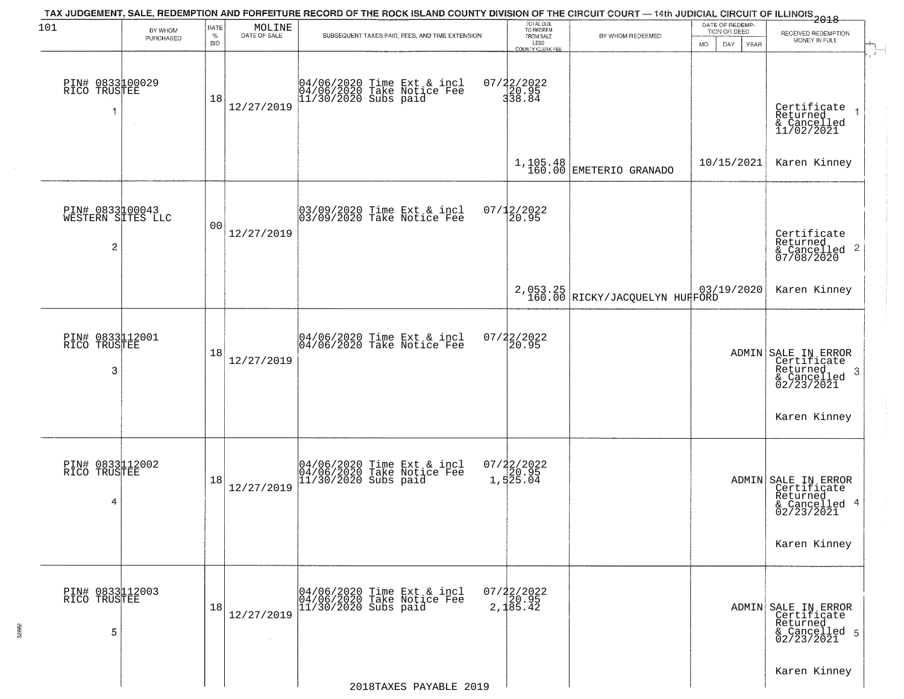TAX JUDGEMENT, SALE, REDEMPTION AND FORFEITURE RECORD OF THE ROCK ISLAND COUNTY DIVISION OF THE CIRCUIT COURT — 14th JUDICIAL CIRCUIT OF ILLINOIS 2018

| 101 BY WHOM PURCHASED | RATE % BID | MOLINE DATE OF SALE | SUBSEQUENT TAXES PAID, FEES, AND TIME EXTENSION | TOTAL DUE TO REDEEM FROM SALE LESS COUNTY CLERK FEE | BY WHOM REDEEMED | DATE OF REDEMPTION OR DEED MO DAY YEAR | RECEIVED REDEMPTION MONEY IN FULL |
|---|---|---|---|---|---|---|---|
| PIN# 0833100029 RICO TRUSTEE 1 | 18 | 12/27/2019 | 04/06/2020 Time Ext & incl 04/06/2020 Take Notice Fee 11/30/2020 Subs paid | 07/22/2022 20.95 338.84 1,105.48 160.00 | EMETERIO GRANADO | 10/15/2021 | Certificate Returned & Cancelled 11/02/2021 Karen Kinney |
| PIN# 0833100043 WESTERN SITES LLC 2 | 00 | 12/27/2019 | 03/09/2020 Time Ext & incl 03/09/2020 Take Notice Fee | 07/12/2022 20.95 2,053.25 160.00 | RICKY/JACQUELYN HUFFORD | 03/19/2020 | Certificate Returned & Cancelled 07/08/2020 Karen Kinney |
| PIN# 0833112001 RICO TRUSTEE 3 | 18 | 12/27/2019 | 04/06/2020 Time Ext & incl 04/06/2020 Take Notice Fee | 07/22/2022 20.95 | | ADMIN | SALE IN ERROR Certificate Returned & Cancelled 02/23/2021 Karen Kinney |
| PIN# 0833112002 RICO TRUSTEE 4 | 18 | 12/27/2019 | 04/06/2020 Time Ext & incl 04/06/2020 Take Notice Fee 11/30/2020 Subs paid | 07/22/2022 20.95 1,525.04 | | ADMIN | SALE IN ERROR Certificate Returned & Cancelled 02/23/2021 Karen Kinney |
| PIN# 0833112003 RICO TRUSTEE 5 | 18 | 12/27/2019 | 04/06/2020 Time Ext & incl 04/06/2020 Take Notice Fee 11/30/2020 Subs paid | 07/22/2022 20.95 2,185.42 | | ADMIN | SALE IN ERROR Certificate Returned & Cancelled 02/23/2021 Karen Kinney |

2018TAXES PAYABLE 2019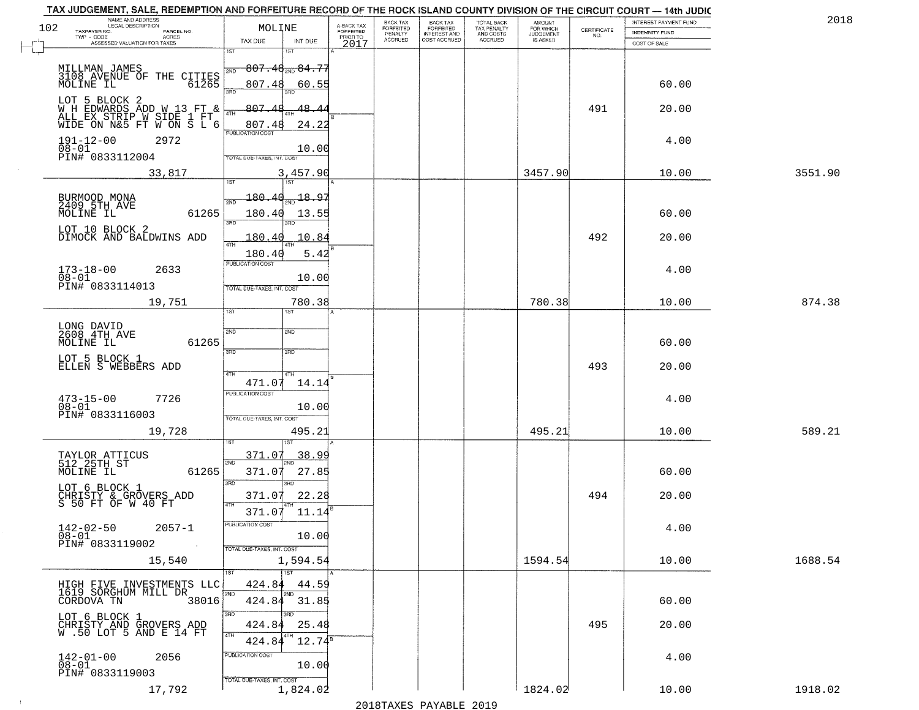# TAX JUDGEMENT, SALE, REDEMPTION AND FORFEITURE RECORD OF THE ROCK ISLAND COUNTY DIVISION OF THE CIRCUIT COURT — 14th JUDIC

2018

102

| NAME AND ADDRESS / LEGAL DESCRIPTION / TAXPAYER NO. / PARCEL NO. / TWP - CODE / ACRES / ASSESSED VALUATION FOR TAXES | MOLINE TAX DUE | INT DUE | A-BACK TAX FORFEITED PRIOR TO 2017 | BACK TAX FORFEITED PENALTY ACCRUED | BACK TAX FORFEITED INTEREST AND COST ACCRUED | TOTAL BACK TAX PENALTY AND COSTS ACCRUED | AMOUNT FOR WHICH JUDGEMENT IS ASKED | CERTIFICATE NO. | INTEREST PAYMENT FUND / INDEMNITY FUND / COST OF SALE | |
|---|---|---|---|---|---|---|---|---|---|---|
| MILLMAN JAMES<br>3108 AVENUE OF THE CITIES<br>MOLINE IL 61265<br>LOT 5 BLOCK 2<br>W H EDWARDS ADD W 13 FT & ALL EX STRIP W SIDE 1 FT WIDE ON N&5 FT W ON S L 6<br>191-12-00 2972<br>08-01<br>PIN# 0833112004<br>33,817 | 1ST 807.48<br>2ND 807.48<br>3RD 807.48<br>4TH 807.48<br>PUBLICATION COST<br>TOTAL DUE-TAXES, INT. COST | 84.77<br>60.55<br>48.44<br>24.22<br>10.00<br>3,457.90 | | | | | 3457.90 | 491 | 60.00<br>20.00<br>4.00<br>10.00 | 3551.90 |
| BURMOOD MONA<br>2409 5TH AVE<br>MOLINE IL 61265<br>LOT 10 BLOCK 2<br>DIMOCK AND BALDWINS ADD<br>173-18-00 2633<br>08-01<br>PIN# 0833114013<br>19,751 | 1ST 180.40<br>2ND 180.40<br>3RD 180.40<br>4TH 180.40<br>PUBLICATION COST<br>TOTAL DUE-TAXES, INT. COST | 18.97<br>13.55<br>10.84<br>5.42<br>10.00<br>780.38 | | | | | 780.38 | 492 | 60.00<br>20.00<br>4.00<br>10.00 | 874.38 |
| LONG DAVID<br>2608 4TH AVE<br>MOLINE IL 61265<br>LOT 5 BLOCK 1<br>ELLEN S WEBBERS ADD<br>473-15-00 7726<br>08-01<br>PIN# 0833116003<br>19,728 | 1ST<br>2ND<br>3RD<br>4TH 471.07<br>PUBLICATION COST<br>TOTAL DUE-TAXES, INT. COST | <br><br><br>14.14<br>10.00<br>495.21 | | | | | 495.21 | 493 | 60.00<br>20.00<br>4.00<br>10.00 | 589.21 |
| TAYLOR ATTICUS<br>512 25TH ST<br>MOLINE IL 61265<br>LOT 6 BLOCK 1<br>CHRISTY & GROVERS ADD<br>S 50 FT OF W 40 FT<br>142-02-50 2057-1<br>08-01<br>PIN# 0833119002<br>15,540 | 1ST 371.07<br>2ND 371.07<br>3RD 371.07<br>4TH 371.07<br>PUBLICATION COST<br>TOTAL DUE-TAXES, INT. COST | 38.99<br>27.85<br>22.28<br>11.14<br>10.00<br>1,594.54 | | | | | 1594.54 | 494 | 60.00<br>20.00<br>4.00<br>10.00 | 1688.54 |
| HIGH FIVE INVESTMENTS LLC<br>1619 SORGHUM MILL DR<br>CORDOVA TN 38016<br>LOT 6 BLOCK 1<br>CHRISTY AND GROVERS ADD<br>W .50 LOT 5 AND E 14 FT<br>142-01-00 2056<br>08-01<br>PIN# 0833119003<br>17,792 | 1ST 424.84<br>2ND 424.84<br>3RD 424.84<br>4TH 424.84<br>PUBLICATION COST<br>TOTAL DUE-TAXES, INT. COST | 44.59<br>31.85<br>25.48<br>12.74<br>10.00<br>1,824.02 | | | | | 1824.02 | 495 | 60.00<br>20.00<br>4.00<br>10.00 | 1918.02 |

2018TAXES PAYABLE 2019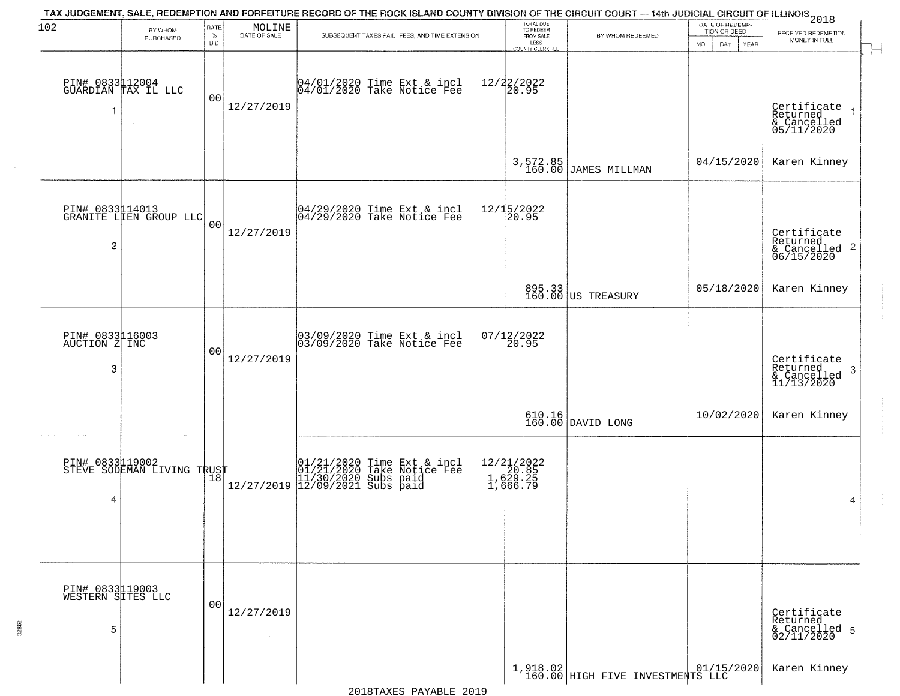TAX JUDGEMENT, SALE, REDEMPTION AND FORFEITURE RECORD OF THE ROCK ISLAND COUNTY DIVISION OF THE CIRCUIT COURT — 14th JUDICIAL CIRCUIT OF ILLINOIS 2018

| BY WHOM PURCHASED | RATE % BID | MOLINE DATE OF SALE | SUBSEQUENT TAXES PAID, FEES, AND TIME EXTENSION | TOTAL DUE TO REDEEM FROM SALE LESS COUNTY CLERK FEE | BY WHOM REDEEMED | DATE OF REDEMPTION OR DEED MO DAY YEAR | RECEIVED REDEMPTION MONEY IN FULL |
|---|---|---|---|---|---|---|---|
| PIN# 0833112004 GUARDIAN TAX IL LLC 1 | 00 | 12/27/2019 | 04/01/2020 Time Ext & incl 12/22/2022<br>04/01/2020 Take Notice Fee 20.95 | 3,572.85<br>160.00 | JAMES MILLMAN | 04/15/2020 | Certificate Returned & Cancelled 05/11/2020<br>Karen Kinney |
| PIN# 0833114013 GRANITE LIEN GROUP LLC 2 | 00 | 12/27/2019 | 04/29/2020 Time Ext & incl 12/15/2022<br>04/29/2020 Take Notice Fee 20.95 | 895.33<br>160.00 | US TREASURY | 05/18/2020 | Certificate Returned & Cancelled 06/15/2020<br>Karen Kinney |
| PIN# 0833116003 AUCTION Z INC 3 | 00 | 12/27/2019 | 03/09/2020 Time Ext & incl 07/12/2022<br>03/09/2020 Take Notice Fee 20.95 | 610.16<br>160.00 | DAVID LONG | 10/02/2020 | Certificate Returned & Cancelled 11/13/2020<br>Karen Kinney |
| PIN# 0833119002 STEVE SODEMAN LIVING TRUST 4 | 18 | 12/27/2019 | 01/21/2020 Time Ext & incl 12/21/2022<br>01/21/2020 Take Notice Fee 20.85<br>11/30/2020 Subs paid 1,629.25<br>12/09/2021 Subs paid 1,666.79 | | | | |
| PIN# 0833119003 WESTERN SITES LLC 5 | 00 | 12/27/2019 | | 1,918.02<br>160.00 | HIGH FIVE INVESTMENTS LLC | 01/15/2020 | Certificate Returned & Cancelled 02/11/2020<br>Karen Kinney |

2018TAXES PAYABLE 2019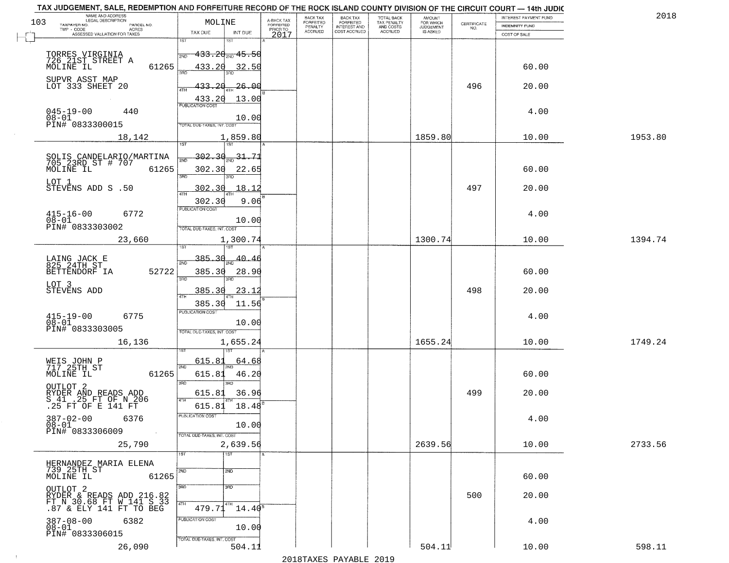TAX JUDGEMENT, SALE, REDEMPTION AND FORFEITURE RECORD OF THE ROCK ISLAND COUNTY DIVISION OF THE CIRCUIT COURT — 14th JUDIC

2018

| 103 NAME AND ADDRESS / LEGAL DESCRIPTION / TAXPAYER NO. / PARCEL NO. / TWP - CODE / ACRES / ASSESSED VALUATION FOR TAXES | MOLINE TAX DUE | INT DUE | A-BACK TAX FORFEITED PRIOR TO 2017 | BACK TAX FORFEITED PENALTY ACCRUED | BACK TAX FORFEITED INTEREST AND COST ACCRUED | TOTAL BACK TAX PENALTY AND COSTS ACCRUED | AMOUNT FOR WHICH JUDGEMENT IS ASKED | CERTIFICATE NO. | INTEREST PAYMENT FUND / INDEMNITY FUND / COST OF SALE | |
|---|---|---|---|---|---|---|---|---|---|---|
| TORRES VIRGINIA<br>726 21ST STREET A<br>MOLINE IL 61265<br>SUPVR ASST MAP<br>LOT 333 SHEET 20<br>045-19-00 440<br>08-01<br>PIN# 0833300015 | 1ST 433.20<br>2ND 433.20<br>3RD 433.20<br>4TH 433.20 | 45.50<br>32.50<br>26.00<br>13.00<br>10.00 | | | | | | 496 | 60.00<br>20.00<br>4.00 | |
| 18,142 | TOTAL DUE-TAXES, INT. COST 1,859.80 | | | | | | 1859.80 | | 10.00 | 1953.80 |
| SOLIS CANDELARIO/MARTINA<br>705 23RD ST # 707<br>MOLINE IL 61265<br>LOT 1<br>STEVENS ADD S .50<br>415-16-00 6772<br>08-01<br>PIN# 0833303002 | 1ST 302.30<br>2ND 302.30<br>3RD 302.30<br>4TH 302.30 | 31.71<br>22.65<br>18.12<br>9.06<br>10.00 | | | | | | 497 | 60.00<br>20.00<br>4.00 | |
| 23,660 | TOTAL DUE-TAXES, INT. COST 1,300.74 | | | | | | 1300.74 | | 10.00 | 1394.74 |
| LAING JACK E<br>825 24TH ST<br>BETTENDORF IA 52722<br>LOT 3<br>STEVENS ADD<br>415-19-00 6775<br>08-01<br>PIN# 0833303005 | 1ST 385.30<br>2ND 385.30<br>3RD 385.30<br>4TH 385.30 | 40.46<br>28.90<br>23.12<br>11.56<br>10.00 | | | | | | 498 | 60.00<br>20.00<br>4.00 | |
| 16,136 | TOTAL DUE-TAXES, INT. COST 1,655.24 | | | | | | 1655.24 | | 10.00 | 1749.24 |
| WEIS JOHN P<br>717 25TH ST<br>MOLINE IL 61265<br>OUTLOT 2<br>RYDER AND READS ADD<br>S 41 .25 FT OF N 206<br>.25 FT OF E 141 FT<br>387-02-00 6376<br>08-01<br>PIN# 0833306009 | 1ST 615.81<br>2ND 615.81<br>3RD 615.81<br>4TH 615.81 | 64.68<br>46.20<br>36.96<br>18.48<br>10.00 | | | | | | 499 | 60.00<br>20.00<br>4.00 | |
| 25,790 | TOTAL DUE-TAXES, INT. COST 2,639.56 | | | | | | 2639.56 | | 10.00 | 2733.56 |
| HERNANDEZ MARIA ELENA<br>739 25TH ST<br>MOLINE IL 61265<br>OUTLOT 2<br>RYDER & READS ADD 216.82<br>FT N 30.68 FT W 141 S 33<br>.87 & ELY 141 FT TO BEG<br>387-08-00 6382<br>08-01<br>PIN# 0833306015 | 1ST<br>2ND<br>3RD<br>4TH 479.71 | 14.40<br>10.00 | | | | | | 500 | 60.00<br>20.00<br>4.00 | |
| 26,090 | TOTAL DUE-TAXES, INT. COST 504.11 | | | | | | 504.11 | | 10.00 | 598.11 |

2018TAXES PAYABLE 2019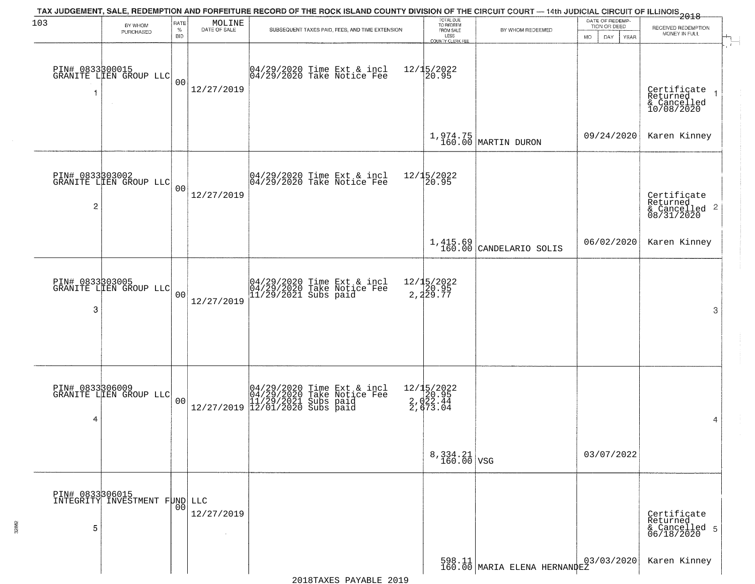TAX JUDGEMENT, SALE, REDEMPTION AND FORFEITURE RECORD OF THE ROCK ISLAND COUNTY DIVISION OF THE CIRCUIT COURT — 14th JUDICIAL CIRCUIT OF ILLINOIS 2018

| 103 | BY WHOM PURCHASED | RATE % BID | MOLINE DATE OF SALE | SUBSEQUENT TAXES PAID, FEES, AND TIME EXTENSION | TOTAL DUE TO REDEEM FROM SALE LESS COUNTY CLERK FEE | BY WHOM REDEEMED | DATE OF REDEMPTION OR DEED MO DAY YEAR | RECEIVED REDEMPTION MONEY IN FULL |
|---|---|---|---|---|---|---|---|---|
| 1 | PIN# 0833300015 GRANITE LIEN GROUP LLC | 00 | 12/27/2019 | 04/29/2020 Time Ext & incl<br>04/29/2020 Take Notice Fee | 12/15/2022<br>20.95<br>1,974.75<br>160.00 | MARTIN DURON | 09/24/2020 | Certificate Returned & Cancelled 10/08/2020<br>Karen Kinney |
| 2 | PIN# 0833303002 GRANITE LIEN GROUP LLC | 00 | 12/27/2019 | 04/29/2020 Time Ext & incl<br>04/29/2020 Take Notice Fee | 12/15/2022<br>20.95<br>1,415.69<br>160.00 | CANDELARIO SOLIS | 06/02/2020 | Certificate Returned & Cancelled 08/31/2020<br>Karen Kinney |
| 3 | PIN# 0833303005 GRANITE LIEN GROUP LLC | 00 | 12/27/2019 | 04/29/2020 Time Ext & incl<br>04/29/2020 Take Notice Fee<br>11/29/2021 Subs paid | 12/15/2022<br>20.95<br>2,229.77 | | | |
| 4 | PIN# 0833306009 GRANITE LIEN GROUP LLC | 00 | 12/27/2019 | 04/29/2020 Time Ext & incl<br>04/29/2020 Take Notice Fee<br>11/29/2021 Subs paid<br>12/01/2020 Subs paid | 12/15/2022<br>20.95<br>2,022.44<br>2,673.04<br>8,334.21<br>160.00 | VSG | 03/07/2022 | |
| 5 | PIN# 0833306015 INTEGRITY INVESTMENT FUND LLC | 00 | 12/27/2019 | | 598.11<br>160.00 | MARIA ELENA HERNANDEZ | 03/03/2020 | Certificate Returned & Cancelled 06/18/2020<br>Karen Kinney |

2018TAXES PAYABLE 2019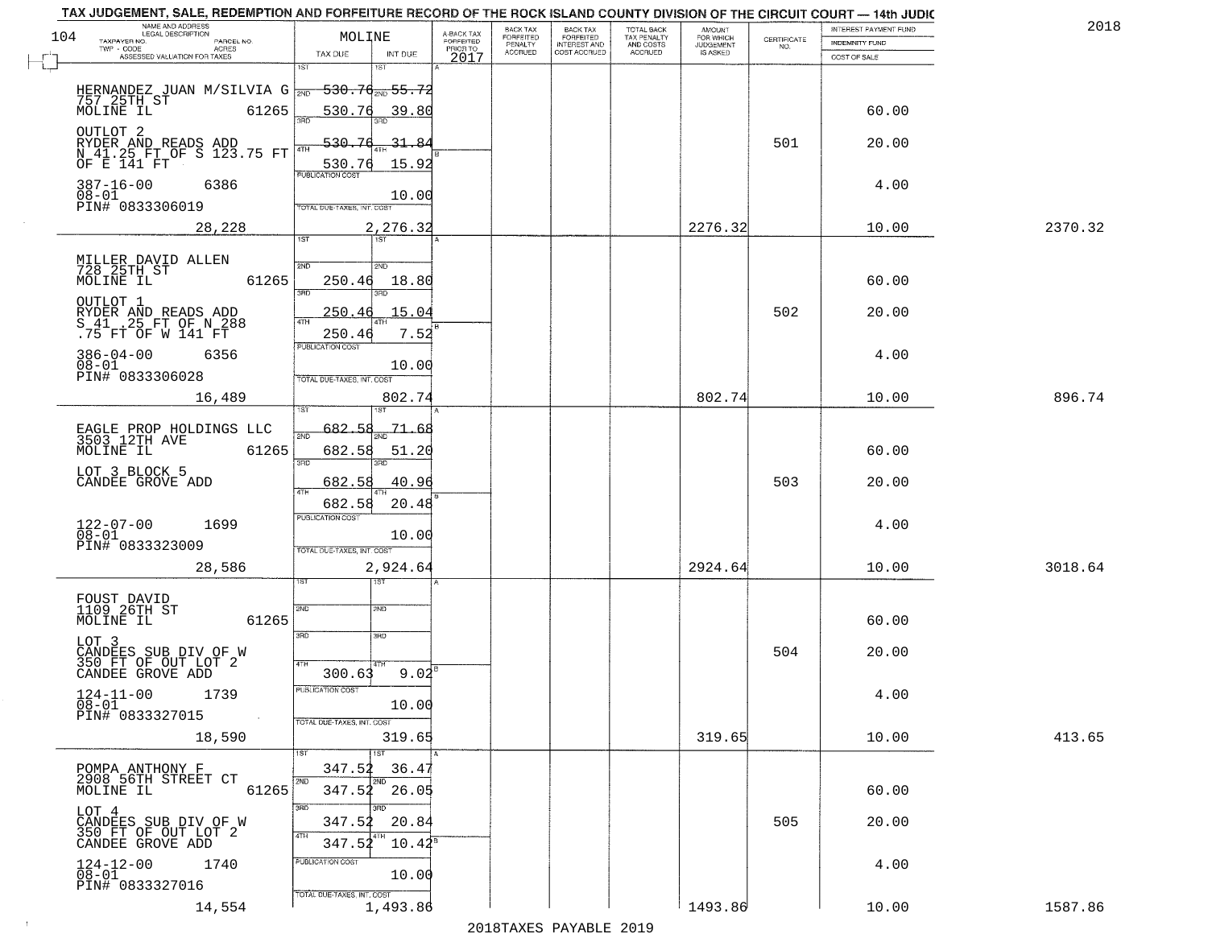# TAX JUDGEMENT, SALE, REDEMPTION AND FORFEITURE RECORD OF THE ROCK ISLAND COUNTY DIVISION OF THE CIRCUIT COURT — 14th JUDIC

2018

104 MOLINE

| NAME AND ADDRESS / LEGAL DESCRIPTION / TAXPAYER NO. / PARCEL NO. / TWP - CODE / ACRES / ASSESSED VALUATION FOR TAXES | TAX DUE | INT DUE | A-BACK TAX FORFEITED PRIOR TO 2017 | BACK TAX FORFEITED PENALTY ACCRUED | BACK TAX FORFEITED INTEREST AND COST ACCRUED | TOTAL BACK TAX PENALTY AND COSTS ACCRUED | AMOUNT FOR WHICH JUDGEMENT IS ASKED | CERTIFICATE NO. | INTEREST PAYMENT FUND / INDEMNITY FUND / COST OF SALE | |
|---|---|---|---|---|---|---|---|---|---|---|
| HERNANDEZ JUAN M/SILVIA G<br>757 25TH ST<br>MOLINE IL 61265<br>OUTLOT 2<br>RYDER AND READS ADD<br>N 41.25 FT OF S 123.75 FT<br>OF E 141 FT<br>387-16-00 6386<br>08-01<br>PIN# 0833306019<br>28,228 | 1ST 530.76<br>2ND 530.76<br>3RD 530.76<br>4TH 530.76<br>PUBLICATION COST<br>TOTAL DUE-TAXES, INT. COST | 1ST 55.72<br>2ND 39.80<br>3RD 31.84<br>4TH 15.92<br>10.00<br>2,276.32 | | | | | 2276.32 | 501 | 60.00<br>20.00<br>4.00<br>10.00 | 2370.32 |
| MILLER DAVID ALLEN<br>728 25TH ST<br>MOLINE IL 61265<br>OUTLOT 1<br>RYDER AND READS ADD<br>S 41 .25 FT OF N 288<br>.75 FT OF W 141 FT<br>386-04-00 6356<br>08-01<br>PIN# 0833306028<br>16,489 | 1ST<br>2ND 250.46<br>3RD 250.46<br>4TH 250.46<br>PUBLICATION COST<br>TOTAL DUE-TAXES, INT. COST | 1ST<br>2ND 18.80<br>3RD 15.04<br>4TH 7.52<br>10.00<br>802.74 | | | | | 802.74 | 502 | 60.00<br>20.00<br>4.00<br>10.00 | 896.74 |
| EAGLE PROP HOLDINGS LLC<br>3503 12TH AVE<br>MOLINE IL 61265<br>LOT 3 BLOCK 5<br>CANDEE GROVE ADD<br>122-07-00 1699<br>08-01<br>PIN# 0833323009<br>28,586 | 1ST 682.58<br>2ND 682.58<br>3RD 682.58<br>4TH 682.58<br>PUBLICATION COST<br>TOTAL DUE-TAXES, INT. COST | 1ST 71.68<br>2ND 51.20<br>3RD 40.96<br>4TH 20.48<br>10.00<br>2,924.64 | | | | | 2924.64 | 503 | 60.00<br>20.00<br>4.00<br>10.00 | 3018.64 |
| FOUST DAVID<br>1109 26TH ST<br>MOLINE IL 61265<br>LOT 3<br>CANDEES SUB DIV OF W<br>350 FT OF OUT LOT 2<br>CANDEE GROVE ADD<br>124-11-00 1739<br>08-01<br>PIN# 0833327015<br>18,590 | 1ST<br>2ND<br>3RD<br>4TH 300.63<br>PUBLICATION COST<br>TOTAL DUE-TAXES, INT. COST | 1ST<br>2ND<br>3RD<br>4TH 9.02<br>10.00<br>319.65 | | | | | 319.65 | 504 | 60.00<br>20.00<br>4.00<br>10.00 | 413.65 |
| POMPA ANTHONY F<br>2908 56TH STREET CT<br>MOLINE IL 61265<br>LOT 4<br>CANDEES SUB DIV OF W<br>350 FT OF OUT LOT 2<br>CANDEE GROVE ADD<br>124-12-00 1740<br>08-01<br>PIN# 0833327016<br>14,554 | 1ST 347.52<br>2ND 347.52<br>3RD 347.52<br>4TH 347.52<br>PUBLICATION COST<br>TOTAL DUE-TAXES, INT. COST | 1ST 36.47<br>2ND 26.05<br>3RD 20.84<br>4TH 10.42<br>10.00<br>1,493.86 | | | | | 1493.86 | 505 | 60.00<br>20.00<br>4.00<br>10.00 | 1587.86 |

2018TAXES PAYABLE 2019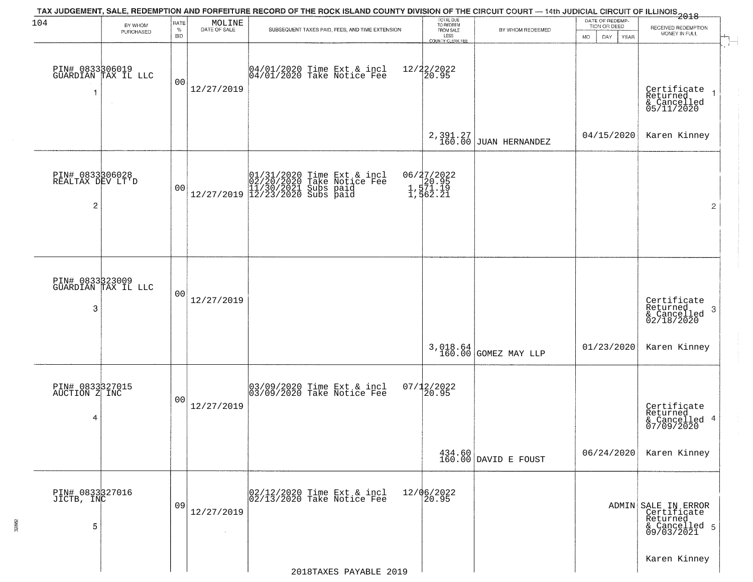TAX JUDGEMENT, SALE, REDEMPTION AND FORFEITURE RECORD OF THE ROCK ISLAND COUNTY DIVISION OF THE CIRCUIT COURT — 14th JUDICIAL CIRCUIT OF ILLINOIS 2018

MOLINE

| BY WHOM PURCHASED | RATE % BID | DATE OF SALE | SUBSEQUENT TAXES PAID, FEES, AND TIME EXTENSION | TOTAL DUE TO REDEEM FROM SALE LESS COUNTY CLERK FEE | BY WHOM REDEEMED | DATE OF REDEMPTION OR DEED MO DAY YEAR | RECEIVED REDEMPTION MONEY IN FULL |
|---|---|---|---|---|---|---|---|
| PIN# 0833306019 GUARDIAN TAX IL LLC 1 | 00 | 12/27/2019 | 04/01/2020 Time Ext & incl 12/22/2022<br>04/01/2020 Take Notice Fee 20.95 | 2,391.27<br>160.00 | JUAN HERNANDEZ | 04/15/2020 | Certificate Returned & Cancelled 05/11/2020 1<br>Karen Kinney |
| PIN# 0833306028 REALTAX DEV LT'D 2 | 00 | 12/27/2019 | 01/31/2020 Time Ext & incl 06/27/2022<br>02/20/2020 Take Notice Fee 20.95<br>11/30/2021 Subs paid 1,571.19<br>12/23/2020 Subs paid 1,562.21 | | | | 2 |
| PIN# 0833323009 GUARDIAN TAX IL LLC 3 | 00 | 12/27/2019 | | 3,018.64<br>160.00 | GOMEZ MAY LLP | 01/23/2020 | Certificate Returned & Cancelled 02/18/2020 3<br>Karen Kinney |
| PIN# 0833327015 AUCTION Z INC 4 | 00 | 12/27/2019 | 03/09/2020 Time Ext & incl 07/12/2022<br>03/09/2020 Take Notice Fee 20.95 | 434.60<br>160.00 | DAVID E FOUST | 06/24/2020 | Certificate Returned & Cancelled 07/09/2020 4<br>Karen Kinney |
| PIN# 0833327016 JICTB, INC 5 | 09 | 12/27/2019 | 02/12/2020 Time Ext & incl 12/06/2022<br>02/13/2020 Take Notice Fee 20.95 | | | ADMIN | SALE IN ERROR Certificate Returned & Cancelled 09/03/2021 5<br>Karen Kinney |

2018TAXES PAYABLE 2019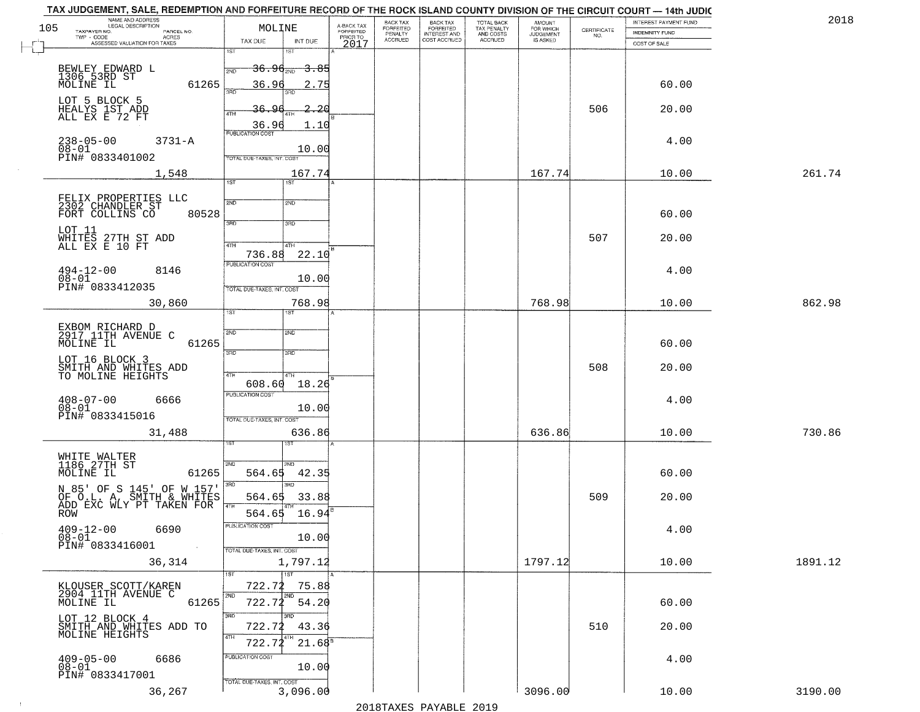# TAX JUDGEMENT, SALE, REDEMPTION AND FORFEITURE RECORD OF THE ROCK ISLAND COUNTY DIVISION OF THE CIRCUIT COURT — 14th JUDIC

2018

105

| NAME AND ADDRESS / LEGAL DESCRIPTION / TAXPAYER NO. / PARCEL NO. / TWP - CODE / ACRES / ASSESSED VALUATION FOR TAXES | MOLINE TAX DUE | INT DUE | A-BACK TAX FORFEITED PRIOR TO 2017 | BACK TAX FORFEITED PENALTY ACCRUED | BACK TAX FORFEITED INTEREST AND COST ACCRUED | TOTAL BACK TAX PENALTY AND COSTS ACCRUED | AMOUNT FOR WHICH JUDGEMENT IS ASKED | CERTIFICATE NO. | INTEREST PAYMENT FUND / INDEMNITY FUND / COST OF SALE | |
|---|---|---|---|---|---|---|---|---|---|---|
| BEWLEY EDWARD L, 1306 53RD ST, MOLINE IL 61265; LOT 5 BLOCK 5 HEALYS 1ST ADD ALL EX E 72 FT; 238-05-00 3731-A; 08-01; PIN# 0833401002; 1,548 | 1ST 36.96; 2ND 36.96; 3RD 36.96; 4TH 36.96; PUBLICATION COST; TOTAL DUE-TAXES, INT. COST | 3.85; 2.75; 2.20; 1.10; 10.00; 167.74 | | | | | 167.74 | 506 | 60.00; 20.00; 4.00; 10.00 | 261.74 |
| FELIX PROPERTIES LLC, 2302 CHANDLER ST, FORT COLLINS CO 80528; LOT 11 WHITES 27TH ST ADD ALL EX E 10 FT; 494-12-00 8146; 08-01; PIN# 0833412035; 30,860 | 4TH 736.88; PUBLICATION COST; TOTAL DUE-TAXES, INT. COST | 22.10; 10.00; 768.98 | | | | | 768.98 | 507 | 60.00; 20.00; 4.00; 10.00 | 862.98 |
| EXBOM RICHARD D, 2917 11TH AVENUE C, MOLINE IL 61265; LOT 16 BLOCK 3 SMITH AND WHITES ADD TO MOLINE HEIGHTS; 408-07-00 6666; 08-01; PIN# 0833415016; 31,488 | 4TH 608.60; PUBLICATION COST; TOTAL DUE-TAXES, INT. COST | 18.26; 10.00; 636.86 | | | | | 636.86 | 508 | 60.00; 20.00; 4.00; 10.00 | 730.86 |
| WHITE WALTER, 1186 27TH ST, MOLINE IL 61265; N 85' OF S 145' OF W 157' OF O.L. A. SMITH & WHITES ADD EXC WLY PT TAKEN FOR ROW; 409-12-00 6690; 08-01; PIN# 0833416001; 36,314 | 2ND 564.65; 3RD 564.65; 4TH 564.65; PUBLICATION COST; TOTAL DUE-TAXES, INT. COST | 42.35; 33.88; 16.94; 10.00; 1,797.12 | | | | | 1797.12 | 509 | 60.00; 20.00; 4.00; 10.00 | 1891.12 |
| KLOUSER SCOTT/KAREN, 2904 11TH AVENUE C, MOLINE IL 61265; LOT 12 BLOCK 4 SMITH AND WHITES ADD TO MOLINE HEIGHTS; 409-05-00 6686; 08-01; PIN# 0833417001; 36,267 | 1ST 722.72; 2ND 722.72; 3RD 722.72; 4TH 722.72; PUBLICATION COST; TOTAL DUE-TAXES, INT. COST | 75.88; 54.20; 43.36; 21.68; 10.00; 3,096.00 | | | | | 3096.00 | 510 | 60.00; 20.00; 4.00; 10.00 | 3190.00 |

2018TAXES PAYABLE 2019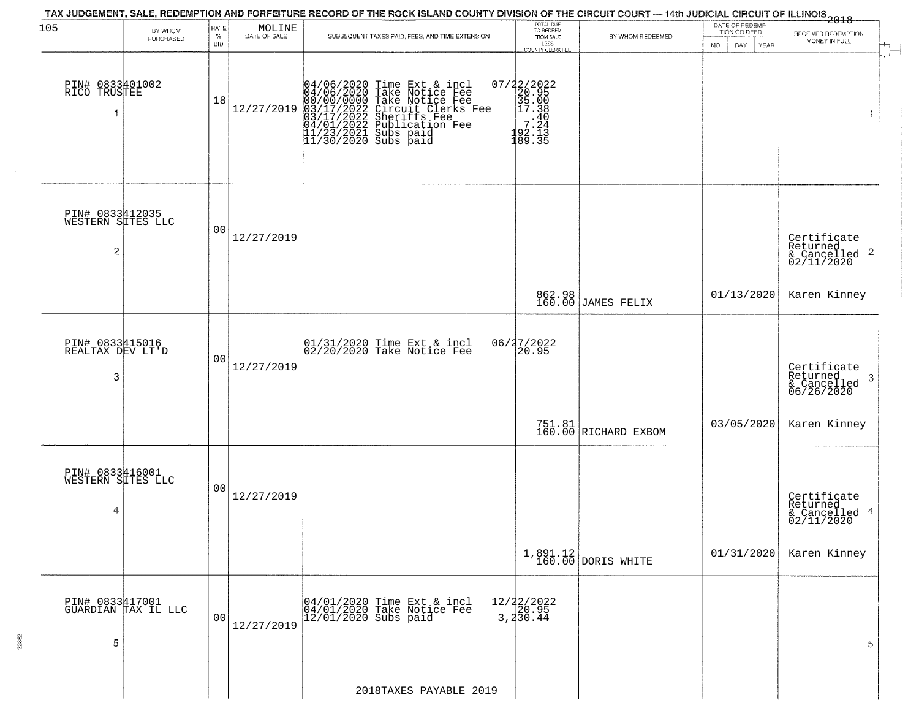TAX JUDGEMENT, SALE, REDEMPTION AND FORFEITURE RECORD OF THE ROCK ISLAND COUNTY DIVISION OF THE CIRCUIT COURT — 14th JUDICIAL CIRCUIT OF ILLINOIS 2018

| 105 | BY WHOM PURCHASED | RATE % BID | MOLINE DATE OF SALE | SUBSEQUENT TAXES PAID, FEES, AND TIME EXTENSION | TOTAL DUE TO REDEEM FROM SALE LESS COUNTY CLERK FEE | BY WHOM REDEEMED | DATE OF REDEMPTION OR DEED MO DAY YEAR | RECEIVED REDEMPTION MONEY IN FULL | |
|---|---|---|---|---|---|---|---|---|---|
| 1 | PIN# 0833401002 RICO TRUSTEE | 18 | 12/27/2019 | 04/06/2020 Time Ext & incl<br>04/06/2020 Take Notice Fee<br>00/00/0000 Take Notice Fee<br>03/17/2022 Circuit Clerks Fee<br>03/17/2022 Sheriffs Fee<br>04/01/2022 Publication Fee<br>11/23/2021 Subs paid<br>11/30/2020 Subs paid | 07/22/2022<br>20.95<br>35.00<br>17.38<br>.40<br>7.24<br>192.13<br>189.35 | | | | 1 |
| 2 | PIN# 0833412035 WESTERN SITES LLC | 00 | 12/27/2019 | | 862.98<br>160.00 | JAMES FELIX | 01/13/2020 | Certificate Returned & Cancelled 02/11/2020<br>Karen Kinney | 2 |
| 3 | PIN# 0833415016 REALTAX DEV LT'D | 00 | 12/27/2019 | 01/31/2020 Time Ext & incl<br>02/20/2020 Take Notice Fee | 06/27/2022<br>20.95<br>751.81<br>160.00 | RICHARD EXBOM | 03/05/2020 | Certificate Returned & Cancelled 06/26/2020<br>Karen Kinney | 3 |
| 4 | PIN# 0833416001 WESTERN SITES LLC | 00 | 12/27/2019 | | 1,891.12<br>160.00 | DORIS WHITE | 01/31/2020 | Certificate Returned & Cancelled 02/11/2020<br>Karen Kinney | 4 |
| 5 | PIN# 0833417001 GUARDIAN TAX IL LLC | 00 | 12/27/2019 | 04/01/2020 Time Ext & incl<br>04/01/2020 Take Notice Fee<br>12/01/2020 Subs paid | 12/22/2022<br>20.95<br>3,230.44 | | | | 5 |

2018TAXES PAYABLE 2019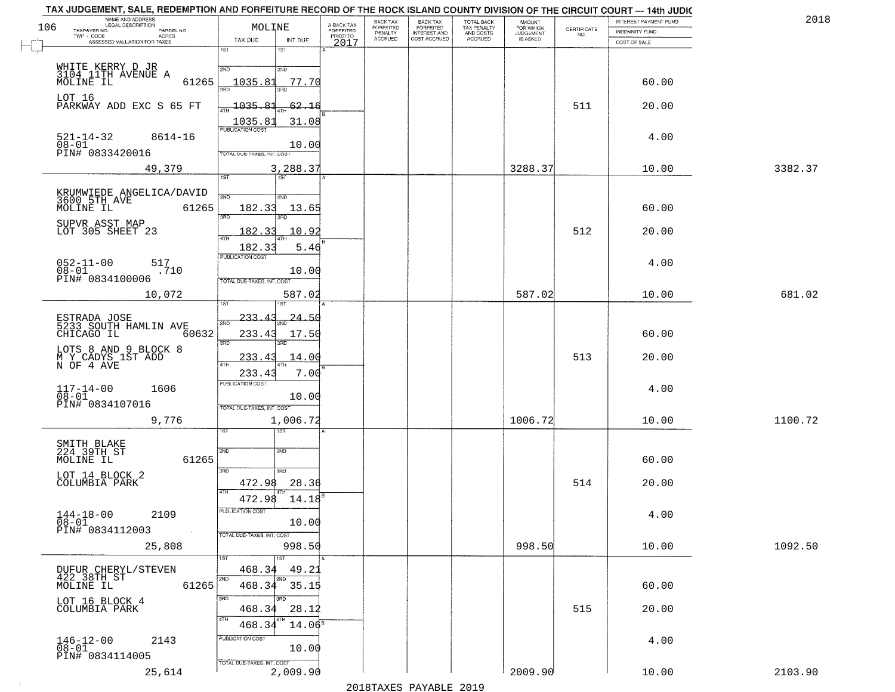# TAX JUDGEMENT, SALE, REDEMPTION AND FORFEITURE RECORD OF THE ROCK ISLAND COUNTY DIVISION OF THE CIRCUIT COURT — 14th JUDIC

2018

| NAME AND ADDRESS / LEGAL DESCRIPTION / TAXPAYER NO. / PARCEL NO. / TWP - CODE / ACRES / ASSESSED VALUATION FOR TAXES | MOLINE TAX DUE | INT DUE | A-BACK TAX FORFEITED PRIOR TO 2017 | BACK TAX FORFEITED PENALTY ACCRUED | BACK TAX FORFEITED INTEREST AND COST ACCRUED | TOTAL BACK TAX PENALTY AND COSTS ACCRUED | AMOUNT FOR WHICH JUDGEMENT IS ASKED | CERTIFICATE NO. | INTEREST PAYMENT FUND / INDEMNITY FUND / COST OF SALE | |
|---|---|---|---|---|---|---|---|---|---|---|
| WHITE KERRY D JR<br>3104 11TH AVENUE A<br>MOLINE IL 61265<br>LOT 16<br>PARKWAY ADD EXC S 65 FT<br>521-14-32 8614-16<br>08-01<br>PIN# 0833420016<br>49,379 | 2ND 1035.81<br>3RD 1035.81<br>4TH 1035.81<br>PUBLICATION COST<br>TOTAL DUE-TAXES, INT. COST | 77.70<br>62.16<br>31.08<br>10.00<br>3,288.37 | | | | | 3288.37 | 511 | 60.00<br>20.00<br>4.00<br>10.00 | 3382.37 |
| KRUMWIEDE ANGELICA/DAVID<br>3600 5TH AVE<br>MOLINE IL 61265<br>SUPVR ASST MAP<br>LOT 305 SHEET 23<br>052-11-00 517<br>08-01 .710<br>PIN# 0834100006<br>10,072 | 2ND 182.33<br>3RD 182.33<br>4TH 182.33<br>PUBLICATION COST<br>TOTAL DUE-TAXES, INT. COST | 13.65<br>10.92<br>5.46<br>10.00<br>587.02 | | | | | 587.02 | 512 | 60.00<br>20.00<br>4.00<br>10.00 | 681.02 |
| ESTRADA JOSE<br>5233 SOUTH HAMLIN AVE<br>CHICAGO IL 60632<br>LOTS 8 AND 9 BLOCK 8<br>M Y CADYS 1ST ADD<br>N OF 4 AVE<br>117-14-00 1606<br>08-01<br>PIN# 0834107016<br>9,776 | 1ST 233.43<br>2ND 233.43<br>3RD 233.43<br>4TH 233.43<br>PUBLICATION COST<br>TOTAL DUE-TAXES, INT. COST | 24.50<br>17.50<br>14.00<br>7.00<br>10.00<br>1,006.72 | | | | | 1006.72 | 513 | 60.00<br>20.00<br>4.00<br>10.00 | 1100.72 |
| SMITH BLAKE<br>224 39TH ST<br>MOLINE IL 61265<br>LOT 14 BLOCK 2<br>COLUMBIA PARK<br>144-18-00 2109<br>08-01<br>PIN# 0834112003<br>25,808 | 3RD 472.98<br>4TH 472.98<br>PUBLICATION COST<br>TOTAL DUE-TAXES, INT. COST | 28.36<br>14.18<br>10.00<br>998.50 | | | | | 998.50 | 514 | 60.00<br>20.00<br>4.00<br>10.00 | 1092.50 |
| DUFUR CHERYL/STEVEN<br>422 38TH ST<br>MOLINE IL 61265<br>LOT 16 BLOCK 4<br>COLUMBIA PARK<br>146-12-00 2143<br>08-01<br>PIN# 0834114005<br>25,614 | 1ST 468.34<br>2ND 468.34<br>3RD 468.34<br>4TH 468.34<br>PUBLICATION COST<br>TOTAL DUE-TAXES, INT. COST | 49.21<br>35.15<br>28.12<br>14.06<br>10.00<br>2,009.90 | | | | | 2009.90 | 515 | 60.00<br>20.00<br>4.00<br>10.00 | 2103.90 |

2018TAXES PAYABLE 2019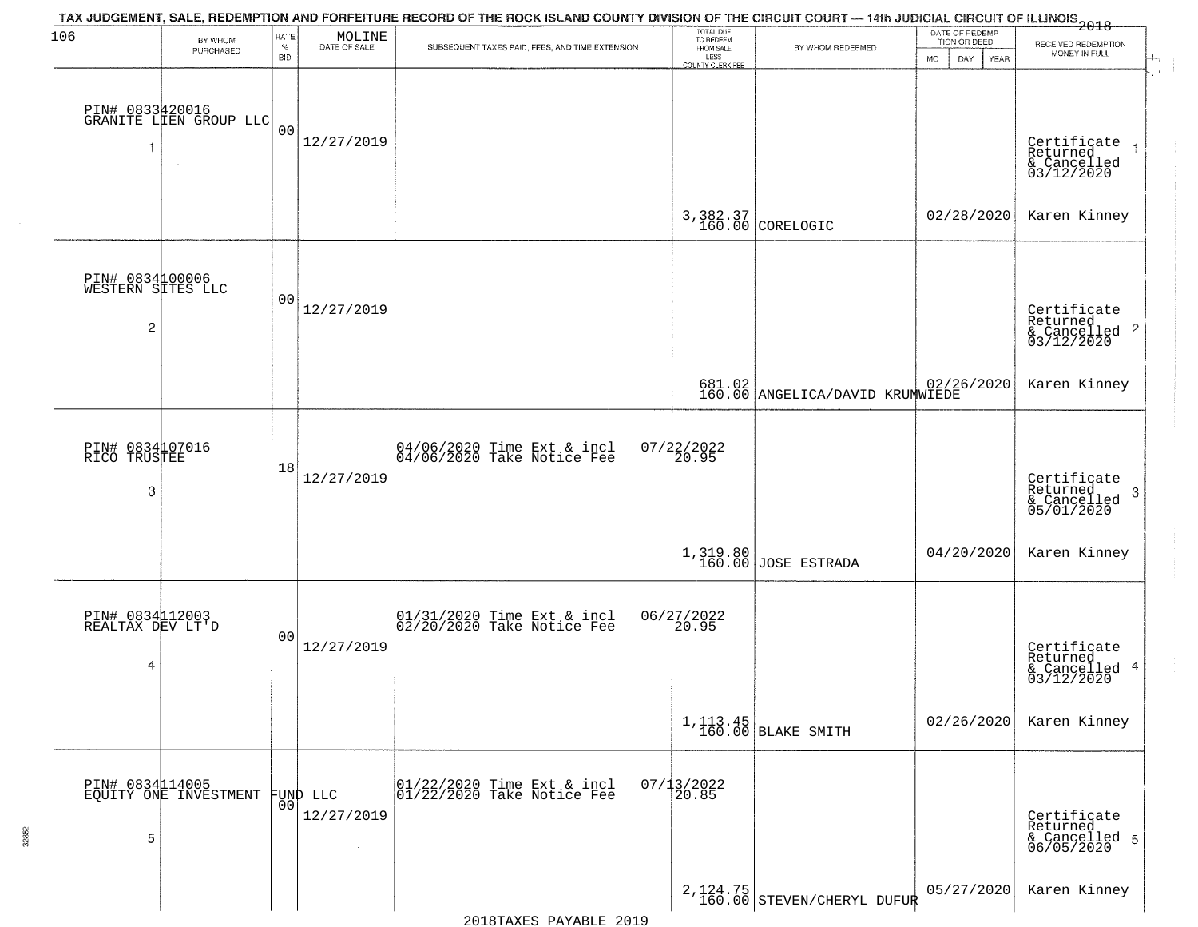TAX JUDGEMENT, SALE, REDEMPTION AND FORFEITURE RECORD OF THE ROCK ISLAND COUNTY DIVISION OF THE CIRCUIT COURT — 14th JUDICIAL CIRCUIT OF ILLINOIS 2018

MOLINE

| | BY WHOM PURCHASED | RATE % BID | DATE OF SALE | SUBSEQUENT TAXES PAID, FEES, AND TIME EXTENSION | TOTAL DUE TO REDEEM FROM SALE LESS COUNTY CLERK FEE | BY WHOM REDEEMED | DATE OF REDEMPTION OR DEED MO DAY YEAR | RECEIVED REDEMPTION MONEY IN FULL |
|---|---|---|---|---|---|---|---|---|
| 1 | PIN# 0833420016 GRANITE LIEN GROUP LLC | 00 | 12/27/2019 | | 3,382.37 160.00 | CORELOGIC | 02/28/2020 | Certificate Returned & Cancelled 03/12/2020 Karen Kinney |
| 2 | PIN# 0834100006 WESTERN SITES LLC | 00 | 12/27/2019 | | 681.02 160.00 | ANGELICA/DAVID KRUMWIEDE | 02/26/2020 | Certificate Returned & Cancelled 03/12/2020 Karen Kinney |
| 3 | PIN# 0834107016 RICO TRUSTEE | 18 | 12/27/2019 | 04/06/2020 Time Ext & incl 07/22/2022 04/06/2020 Take Notice Fee 20.95 | 1,319.80 160.00 | JOSE ESTRADA | 04/20/2020 | Certificate Returned & Cancelled 05/01/2020 Karen Kinney |
| 4 | PIN# 0834112003 REALTAX DEV LT'D | 00 | 12/27/2019 | 01/31/2020 Time Ext & incl 06/27/2022 02/20/2020 Take Notice Fee 20.95 | 1,113.45 160.00 | BLAKE SMITH | 02/26/2020 | Certificate Returned & Cancelled 03/12/2020 Karen Kinney |
| 5 | PIN# 0834114005 EQUITY ONE INVESTMENT FUND LLC | 00 | 12/27/2019 | 01/22/2020 Time Ext & incl 07/13/2022 01/22/2020 Take Notice Fee 20.85 | 2,124.75 160.00 | STEVEN/CHERYL DUFUR | 05/27/2020 | Certificate Returned & Cancelled 06/05/2020 Karen Kinney |

2018TAXES PAYABLE 2019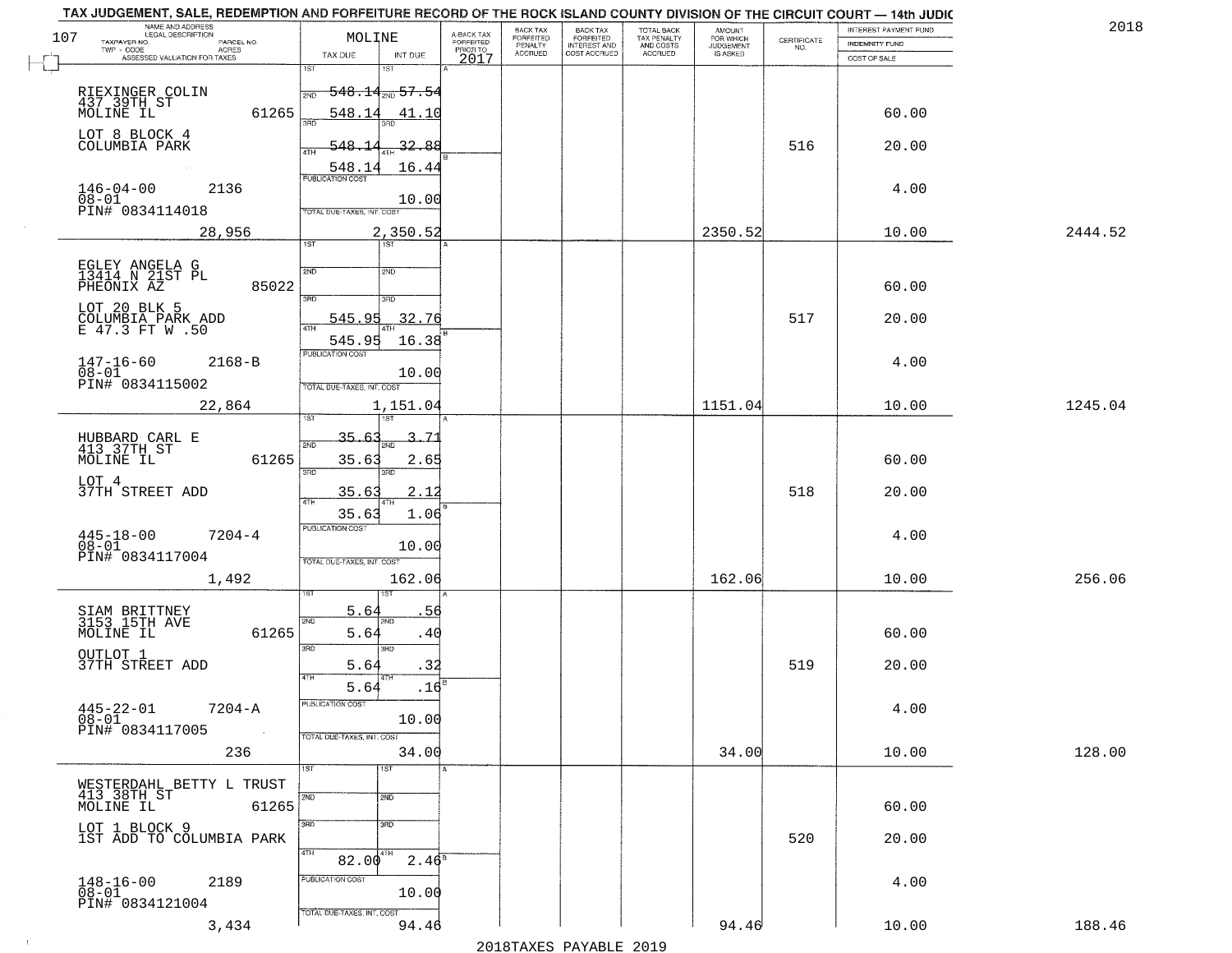TAX JUDGEMENT, SALE, REDEMPTION AND FORFEITURE RECORD OF THE ROCK ISLAND COUNTY DIVISION OF THE CIRCUIT COURT — 14th JUDIC

2018

| NAME AND ADDRESS / LEGAL DESCRIPTION / TAXPAYER NO. / PARCEL NO. / TWP - CODE / ACRES / ASSESSED VALUATION FOR TAXES | MOLINE TAX DUE | INT DUE | A-BACK TAX FORFEITED PRIOR TO 2017 | BACK TAX FORFEITED PENALTY ACCRUED | BACK TAX FORFEITED INTEREST AND COST ACCRUED | TOTAL BACK TAX PENALTY AND COSTS ACCRUED | AMOUNT FOR WHICH JUDGEMENT IS ASKED | CERTIFICATE NO. | INTEREST PAYMENT FUND / INDEMNITY FUND / COST OF SALE | |
|---|---|---|---|---|---|---|---|---|---|---|
| RIEXINGER COLIN<br>437 39TH ST<br>MOLINE IL 61265<br>LOT 8 BLOCK 4<br>COLUMBIA PARK<br>146-04-00 2136<br>08-01<br>PIN# 0834114018<br>28,956 | 1ST 548.14<br>2ND 548.14<br>3RD 548.14<br>4TH 548.14<br>PUBLICATION COST<br>TOTAL DUE-TAXES, INT. COST | 57.54<br>41.10<br>32.88<br>16.44<br>10.00<br>2,350.52 | | | | | 2350.52 | 516 | 60.00<br>20.00<br>4.00<br>10.00 | 2444.52 |
| EGLEY ANGELA G<br>13414 N 21ST PL<br>PHEONIX AZ 85022<br>LOT 20 BLK 5<br>COLUMBIA PARK ADD<br>E 47.3 FT W .50<br>147-16-60 2168-B<br>08-01<br>PIN# 0834115002<br>22,864 | 1ST<br>2ND<br>3RD 545.95<br>4TH 545.95<br>PUBLICATION COST<br>TOTAL DUE-TAXES, INT. COST | 32.76<br>16.38<br>10.00<br>1,151.04 | | | | | 1151.04 | 517 | 60.00<br>20.00<br>4.00<br>10.00 | 1245.04 |
| HUBBARD CARL E<br>413 37TH ST<br>MOLINE IL 61265<br>LOT 4<br>37TH STREET ADD<br>445-18-00 7204-4<br>08-01<br>PIN# 0834117004<br>1,492 | 1ST 35.63<br>2ND 35.63<br>3RD 35.63<br>4TH 35.63<br>PUBLICATION COST<br>TOTAL DUE-TAXES, INT. COST | 3.71<br>2.65<br>2.12<br>1.06<br>10.00<br>162.06 | | | | | 162.06 | 518 | 60.00<br>20.00<br>4.00<br>10.00 | 256.06 |
| SIAM BRITTNEY<br>3153 15TH AVE<br>MOLINE IL 61265<br>OUTLOT 1<br>37TH STREET ADD<br>445-22-01 7204-A<br>08-01<br>PIN# 0834117005<br>236 | 1ST 5.64<br>2ND 5.64<br>3RD 5.64<br>4TH 5.64<br>PUBLICATION COST<br>TOTAL DUE-TAXES, INT. COST | .56<br>.40<br>.32<br>.16<br>10.00<br>34.00 | | | | | 34.00 | 519 | 60.00<br>20.00<br>4.00<br>10.00 | 128.00 |
| WESTERDAHL BETTY L TRUST<br>413 38TH ST<br>MOLINE IL 61265<br>LOT 1 BLOCK 9<br>1ST ADD TO COLUMBIA PARK<br>148-16-00 2189<br>08-01<br>PIN# 0834121004<br>3,434 | 1ST<br>2ND<br>3RD<br>4TH 82.00<br>PUBLICATION COST<br>TOTAL DUE-TAXES, INT. COST | 2.46<br>10.00<br>94.46 | | | | | 94.46 | 520 | 60.00<br>20.00<br>4.00<br>10.00 | 188.46 |

2018TAXES PAYABLE 2019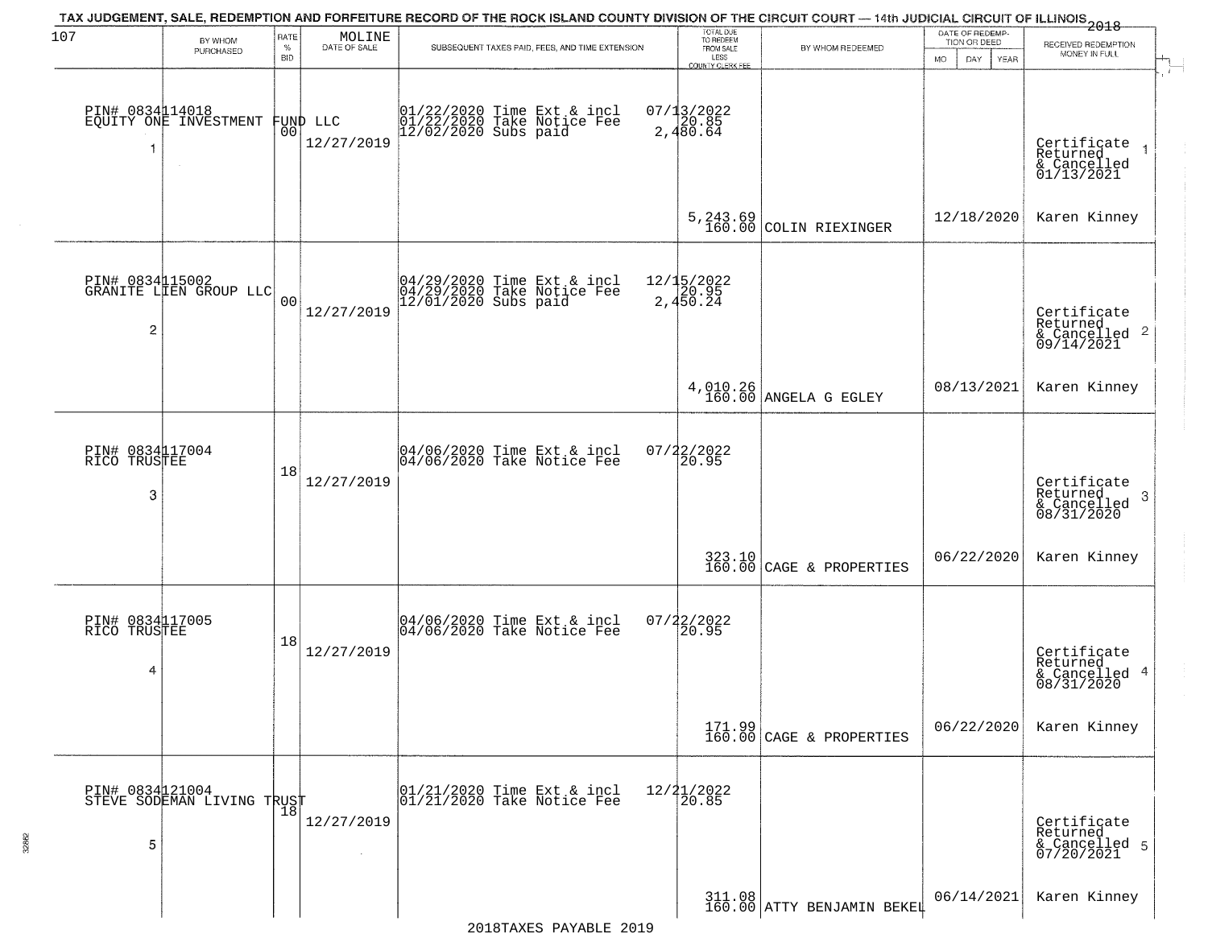TAX JUDGEMENT, SALE, REDEMPTION AND FORFEITURE RECORD OF THE ROCK ISLAND COUNTY DIVISION OF THE CIRCUIT COURT — 14th JUDICIAL CIRCUIT OF ILLINOIS 2018

| 107 BY WHOM PURCHASED | RATE % BID | MOLINE DATE OF SALE | SUBSEQUENT TAXES PAID, FEES, AND TIME EXTENSION | TOTAL DUE TO REDEEM FROM SALE LESS COUNTY CLERK FEE | BY WHOM REDEEMED | DATE OF REDEMPTION OR DEED MO DAY YEAR | RECEIVED REDEMPTION MONEY IN FULL |
|---|---|---|---|---|---|---|---|
| PIN# 0834114018 EQUITY ONE INVESTMENT FUND LLC 1 | 00 | 12/27/2019 | 01/22/2020 Time Ext & incl 07/13/2022<br>01/22/2020 Take Notice Fee 20.85<br>12/02/2020 Subs paid 2,480.64 | 5,243.69<br>160.00 | COLIN RIEXINGER | 12/18/2020 | Certificate Returned & Cancelled 01/13/2021 1<br>Karen Kinney |
| PIN# 0834115002 GRANITE LIEN GROUP LLC 2 | 00 | 12/27/2019 | 04/29/2020 Time Ext & incl 12/15/2022<br>04/29/2020 Take Notice Fee 20.95<br>12/01/2020 Subs paid 2,450.24 | 4,010.26<br>160.00 | ANGELA G EGLEY | 08/13/2021 | Certificate Returned & Cancelled 09/14/2021 2<br>Karen Kinney |
| PIN# 0834117004 RICO TRUSTEE 3 | 18 | 12/27/2019 | 04/06/2020 Time Ext & incl 07/22/2022<br>04/06/2020 Take Notice Fee 20.95 | 323.10<br>160.00 | CAGE & PROPERTIES | 06/22/2020 | Certificate Returned & Cancelled 08/31/2020 3<br>Karen Kinney |
| PIN# 0834117005 RICO TRUSTEE 4 | 18 | 12/27/2019 | 04/06/2020 Time Ext & incl 07/22/2022<br>04/06/2020 Take Notice Fee 20.95 | 171.99<br>160.00 | CAGE & PROPERTIES | 06/22/2020 | Certificate Returned & Cancelled 08/31/2020 4<br>Karen Kinney |
| PIN# 0834121004 STEVE SODEMAN LIVING TRUST 5 | 18 | 12/27/2019 | 01/21/2020 Time Ext & incl 12/21/2022<br>01/21/2020 Take Notice Fee 20.85 | 311.08<br>160.00 | ATTY BENJAMIN BEKEL | 06/14/2021 | Certificate Returned & Cancelled 07/20/2021 5<br>Karen Kinney |

2018TAXES PAYABLE 2019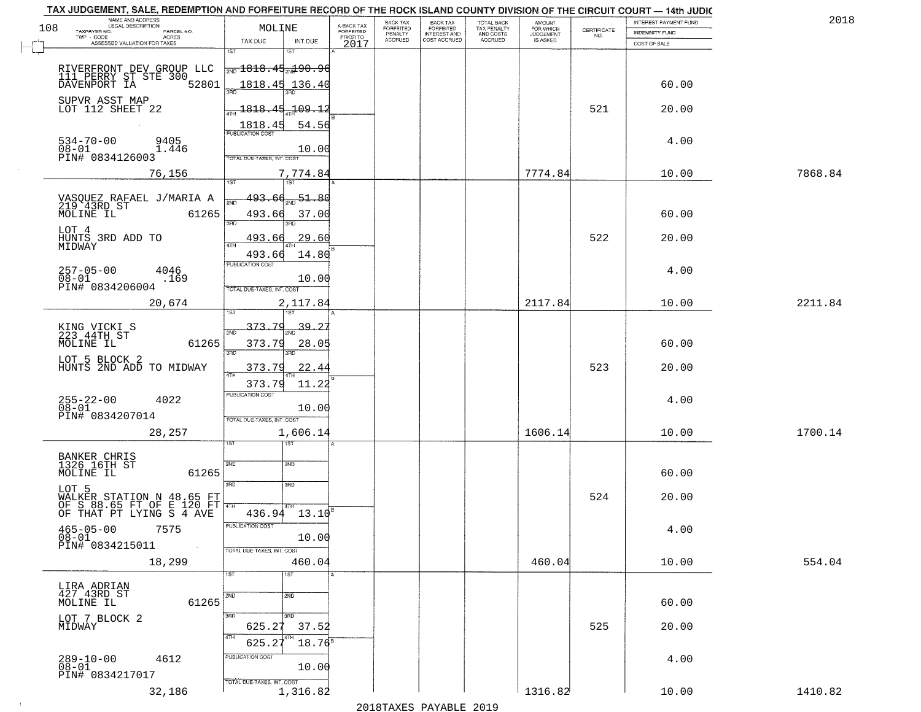TAX JUDGEMENT, SALE, REDEMPTION AND FORFEITURE RECORD OF THE ROCK ISLAND COUNTY DIVISION OF THE CIRCUIT COURT — 14th JUDIC

2018

| NAME AND ADDRESS / LEGAL DESCRIPTION / TAXPAYER NO. / PARCEL NO. / TWP - CODE / ACRES / ASSESSED VALUATION FOR TAXES | MOLINE TAX DUE | INT DUE | A-BACK TAX FORFEITED PRIOR TO 2017 | BACK TAX FORFEITED PENALTY ACCRUED | BACK TAX FORFEITED INTEREST AND COST ACCRUED | TOTAL BACK TAX PENALTY AND COSTS ACCRUED | AMOUNT FOR WHICH JUDGEMENT IS ASKED | CERTIFICATE NO. | INTEREST PAYMENT FUND / INDEMNITY FUND / COST OF SALE | |
|---|---|---|---|---|---|---|---|---|---|---|
| 108 RIVERFRONT DEV GROUP LLC<br>111 PERRY ST STE 300<br>DAVENPORT IA 52801<br>SUPVR ASST MAP<br>LOT 112 SHEET 22<br>534-70-00 9405<br>08-01 1.446<br>PIN# 0834126003<br>76,156 | 1ST<br>2ND 1818.45<br>3RD 1818.45<br>4TH 1818.45<br>1818.45<br>PUBLICATION COST<br>TOTAL DUE-TAXES, INT. COST | 1ST<br>2ND 190.96<br>3RD 136.40<br>4TH 109.12<br>54.56<br>10.00<br>7,774.84 | | | | | 7774.84 | 521 | 60.00<br>20.00<br>4.00<br>10.00 | 7868.84 |
| VASQUEZ RAFAEL J/MARIA A<br>219 43RD ST<br>MOLINE IL 61265<br>LOT 4<br>HUNTS 3RD ADD TO<br>MIDWAY<br>257-05-00 4046<br>08-01 .169<br>PIN# 0834206004<br>20,674 | 1ST<br>2ND 493.66<br>3RD 493.66<br>4TH 493.66<br>493.66<br>PUBLICATION COST<br>TOTAL DUE-TAXES, INT. COST | 1ST<br>2ND 51.80<br>3RD 37.00<br>4TH 29.60<br>14.80<br>10.00<br>2,117.84 | | | | | 2117.84 | 522 | 60.00<br>20.00<br>4.00<br>10.00 | 2211.84 |
| KING VICKI S<br>223 44TH ST<br>MOLINE IL 61265<br>LOT 5 BLOCK 2<br>HUNTS 2ND ADD TO MIDWAY<br>255-22-00 4022<br>08-01<br>PIN# 0834207014<br>28,257 | 1ST<br>2ND 373.79<br>3RD 373.79<br>4TH 373.79<br>373.79<br>PUBLICATION COST<br>TOTAL DUE-TAXES, INT. COST | 1ST<br>2ND 39.27<br>3RD 28.05<br>4TH 22.44<br>11.22<br>10.00<br>1,606.14 | | | | | 1606.14 | 523 | 60.00<br>20.00<br>4.00<br>10.00 | 1700.14 |
| BANKER CHRIS<br>1326 16TH ST<br>MOLINE IL 61265<br>LOT 5<br>WALKER STATION N 48.65 FT<br>OF S 88.65 FT OF E 120 FT<br>OF THAT PT LYING S 4 AVE<br>465-05-00 7575<br>08-01<br>PIN# 0834215011<br>18,299 | 1ST<br>2ND<br>3RD<br>4TH<br>436.94<br>PUBLICATION COST<br>TOTAL DUE-TAXES, INT. COST | 1ST<br>2ND<br>3RD<br>4TH<br>13.10<br>10.00<br>460.04 | | | | | 460.04 | 524 | 60.00<br>20.00<br>4.00<br>10.00 | 554.04 |
| LIRA ADRIAN<br>427 43RD ST<br>MOLINE IL 61265<br>LOT 7 BLOCK 2<br>MIDWAY<br>289-10-00 4612<br>08-01<br>PIN# 0834217017<br>32,186 | 1ST<br>2ND<br>3RD 625.27<br>4TH 625.27<br>PUBLICATION COST<br>TOTAL DUE-TAXES, INT. COST | 1ST<br>2ND<br>3RD 37.52<br>4TH 18.76<br>10.00<br>1,316.82 | | | | | 1316.82 | 525 | 60.00<br>20.00<br>4.00<br>10.00 | 1410.82 |

2018TAXES PAYABLE 2019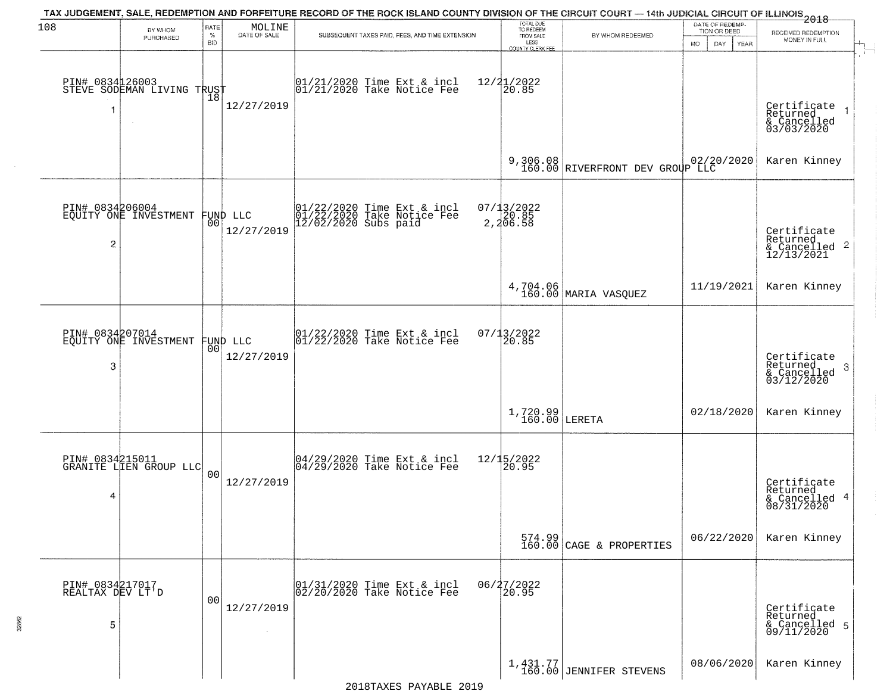TAX JUDGEMENT, SALE, REDEMPTION AND FORFEITURE RECORD OF THE ROCK ISLAND COUNTY DIVISION OF THE CIRCUIT COURT — 14th JUDICIAL CIRCUIT OF ILLINOIS 2018

| BY WHOM PURCHASED | RATE % BID | MOLINE DATE OF SALE | SUBSEQUENT TAXES PAID, FEES, AND TIME EXTENSION | TOTAL DUE TO REDEEM FROM SALE LESS COUNTY CLERK FEE | BY WHOM REDEEMED | DATE OF REDEMPTION OR DEED MO DAY YEAR | RECEIVED REDEMPTION MONEY IN FULL |
|---|---|---|---|---|---|---|---|
| PIN# 0834126003 STEVE SODEMAN LIVING TRUST 1 | 18 | 12/27/2019 | 01/21/2020 Time Ext & incl 12/21/2022; 01/21/2020 Take Notice Fee 20.85 | 9,306.08 160.00 | RIVERFRONT DEV GROUP LLC | 02/20/2020 | Certificate Returned & Cancelled 03/03/2020 1 Karen Kinney |
| PIN# 0834206004 EQUITY ONE INVESTMENT FUND LLC 2 | 00 | 12/27/2019 | 01/22/2020 Time Ext & incl 07/13/2022; 01/22/2020 Take Notice Fee 20.85; 12/02/2020 Subs paid 2,206.58 | 4,704.06 160.00 | MARIA VASQUEZ | 11/19/2021 | Certificate Returned & Cancelled 12/13/2021 2 Karen Kinney |
| PIN# 0834207014 EQUITY ONE INVESTMENT FUND LLC 3 | 00 | 12/27/2019 | 01/22/2020 Time Ext & incl 07/13/2022; 01/22/2020 Take Notice Fee 20.85 | 1,720.99 160.00 | LERETA | 02/18/2020 | Certificate Returned & Cancelled 03/12/2020 3 Karen Kinney |
| PIN# 0834215011 GRANITE LIEN GROUP LLC 4 | 00 | 12/27/2019 | 04/29/2020 Time Ext & incl 12/15/2022; 04/29/2020 Take Notice Fee 20.95 | 574.99 160.00 | CAGE & PROPERTIES | 06/22/2020 | Certificate Returned & Cancelled 08/31/2020 4 Karen Kinney |
| PIN# 0834217017 REALTAX DEV LT'D 5 | 00 | 12/27/2019 | 01/31/2020 Time Ext & incl 06/27/2022; 02/20/2020 Take Notice Fee 20.95 | 1,431.77 160.00 | JENNIFER STEVENS | 08/06/2020 | Certificate Returned & Cancelled 09/11/2020 5 Karen Kinney |

2018TAXES PAYABLE 2019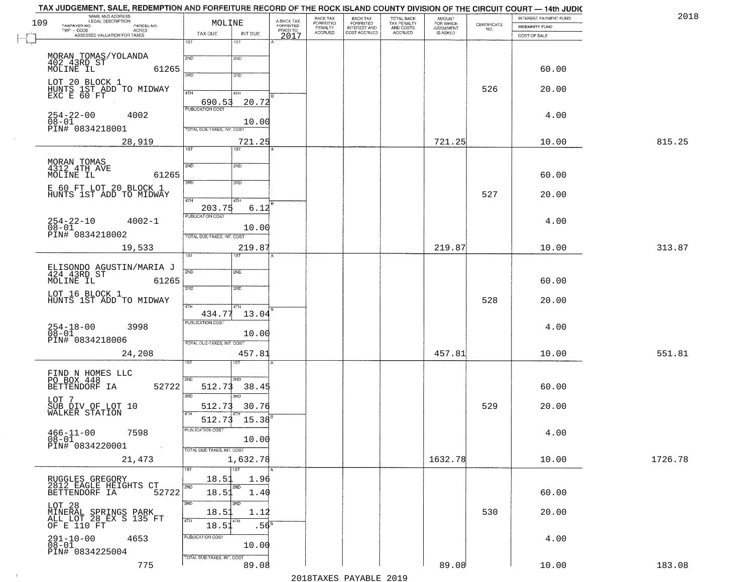# TAX JUDGEMENT, SALE, REDEMPTION AND FORFEITURE RECORD OF THE ROCK ISLAND COUNTY DIVISION OF THE CIRCUIT COURT — 14th JUDIC

2018

109

| NAME AND ADDRESS / LEGAL DESCRIPTION / TAXPAYER NO. / PARCEL NO. / TWP - CODE / ACRES / ASSESSED VALUATION FOR TAXES | MOLINE TAX DUE | INT DUE | A-BACK TAX FORFEITED PRIOR TO 2017 | BACK TAX FORFEITED PENALTY ACCRUED | BACK TAX FORFEITED INTEREST AND COST ACCRUED | TOTAL BACK TAX PENALTY AND COSTS ACCRUED | AMOUNT FOR WHICH JUDGEMENT IS ASKED | CERTIFICATE NO. | INTEREST PAYMENT FUND / INDEMNITY FUND / COST OF SALE | |
|---|---|---|---|---|---|---|---|---|---|---|
| MORAN TOMAS/YOLANDA 402 43RD ST MOLINE IL 61265 LOT 20 BLOCK 1 HUNTS 1ST ADD TO MIDWAY EXC E 60 FT 254-22-00 4002 08-01 PIN# 0834218001 28,919 | 4TH 690.53; PUBLICATION COST; TOTAL DUE-TAXES, INT. COST | 20.72; 10.00; 721.25 | | | | | 721.25 | 526 | 60.00; 20.00; 4.00; 10.00 | 815.25 |
| MORAN TOMAS 4312 4TH AVE MOLINE IL 61265 E 60 FT LOT 20 BLOCK 1 HUNTS 1ST ADD TO MIDWAY 254-22-10 4002-1 08-01 PIN# 0834218002 19,533 | 4TH 203.75; PUBLICATION COST; TOTAL DUE-TAXES, INT. COST | 6.12; 10.00; 219.87 | | | | | 219.87 | 527 | 60.00; 20.00; 4.00; 10.00 | 313.87 |
| ELISONDO AGUSTIN/MARIA J 424 43RD ST MOLINE IL 61265 LOT 16 BLOCK 1 HUNTS 1ST ADD TO MIDWAY 254-18-00 3998 08-01 PIN# 0834218006 24,208 | 4TH 434.77; PUBLICATION COST; TOTAL DUE-TAXES, INT. COST | 13.04; 10.00; 457.81 | | | | | 457.81 | 528 | 60.00; 20.00; 4.00; 10.00 | 551.81 |
| FIND N HOMES LLC PO BOX 448 BETTENDORF IA 52722 LOT 7 SUB DIV OF LOT 10 WALKER STATION 466-11-00 7598 08-01 PIN# 0834220001 21,473 | 2ND 512.73; 3RD 512.73; 4TH 512.73; PUBLICATION COST; TOTAL DUE-TAXES, INT. COST | 38.45; 30.76; 15.38; 10.00; 1,632.78 | | | | | 1632.78 | 529 | 60.00; 20.00; 4.00; 10.00 | 1726.78 |
| RUGGLES GREGORY 2812 EAGLE HEIGHTS CT BETTENDORF IA 52722 LOT 28 MINERAL SPRINGS PARK ALL LOT 28 EX S 135 FT OF E 110 FT 291-10-00 4653 08-01 PIN# 0834225004 775 | 1ST 18.51; 2ND 18.51; 3RD 18.51; 4TH 18.51; PUBLICATION COST; TOTAL DUE-TAXES, INT. COST | 1.96; 1.40; 1.12; .56; 10.00; 89.08 | | | | | 89.08 | 530 | 60.00; 20.00; 4.00; 10.00 | 183.08 |

2018TAXES PAYABLE 2019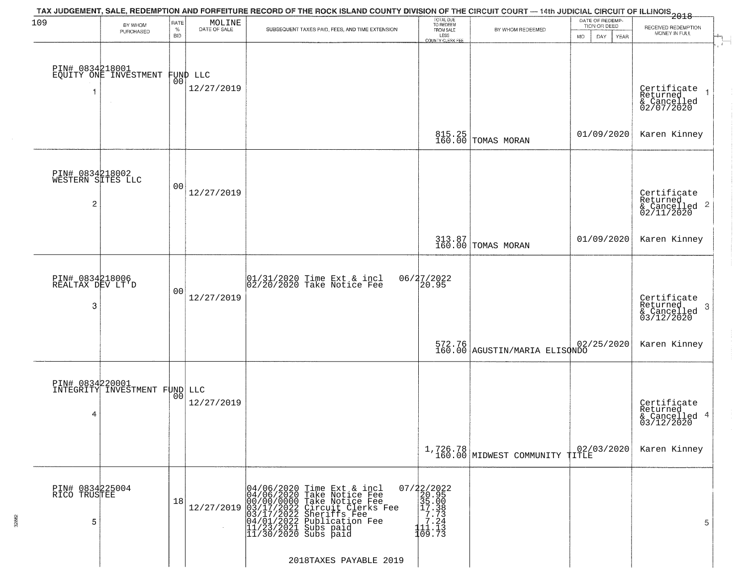TAX JUDGEMENT, SALE, REDEMPTION AND FORFEITURE RECORD OF THE ROCK ISLAND COUNTY DIVISION OF THE CIRCUIT COURT — 14th JUDICIAL CIRCUIT OF ILLINOIS 2018

109 MOLINE

| | BY WHOM PURCHASED | RATE % BID | DATE OF SALE | SUBSEQUENT TAXES PAID, FEES, AND TIME EXTENSION | TOTAL DUE TO REDEEM FROM SALE LESS COUNTY CLERK FEE | BY WHOM REDEEMED | DATE OF REDEMPTION OR DEED MO DAY YEAR | RECEIVED REDEMPTION MONEY IN FULL |
|---|---|---|---|---|---|---|---|---|
| 1 | PIN# 0834218001 EQUITY ONE INVESTMENT FUND LLC | 00 | 12/27/2019 | | 815.25<br>160.00 | TOMAS MORAN | 01/09/2020 | Certificate Returned & Cancelled 02/07/2020<br>Karen Kinney |
| 2 | PIN# 0834218002 WESTERN SITES LLC | 00 | 12/27/2019 | | 313.87<br>160.00 | TOMAS MORAN | 01/09/2020 | Certificate Returned & Cancelled 02/11/2020<br>Karen Kinney |
| 3 | PIN# 0834218006 REALTAX DEV LT'D | 00 | 12/27/2019 | 01/31/2020 Time Ext & incl 06/27/2022<br>02/20/2020 Take Notice Fee 20.95 | 572.76<br>160.00 | AGUSTIN/MARIA ELISONDO | 02/25/2020 | Certificate Returned & Cancelled 03/12/2020<br>Karen Kinney |
| 4 | PIN# 0834220001 INTEGRITY INVESTMENT FUND LLC | 00 | 12/27/2019 | | 1,726.78<br>160.00 | MIDWEST COMMUNITY TITLE | 02/03/2020 | Certificate Returned & Cancelled 03/12/2020<br>Karen Kinney |
| 5 | PIN# 0834225004 RICO TRUSTEE | 18 | 12/27/2019 | 04/06/2020 Time Ext & incl 07/22/2022<br>04/06/2020 Take Notice Fee 20.95<br>00/00/0000 Take Notice Fee 35.00<br>03/17/2022 Circuit Clerks Fee 17.38<br>03/17/2022 Sheriffs Fee 7.73<br>04/01/2022 Publication Fee 7.24<br>11/23/2021 Subs paid 111.13<br>11/30/2020 Subs paid 109.73 | | | | |

2018TAXES PAYABLE 2019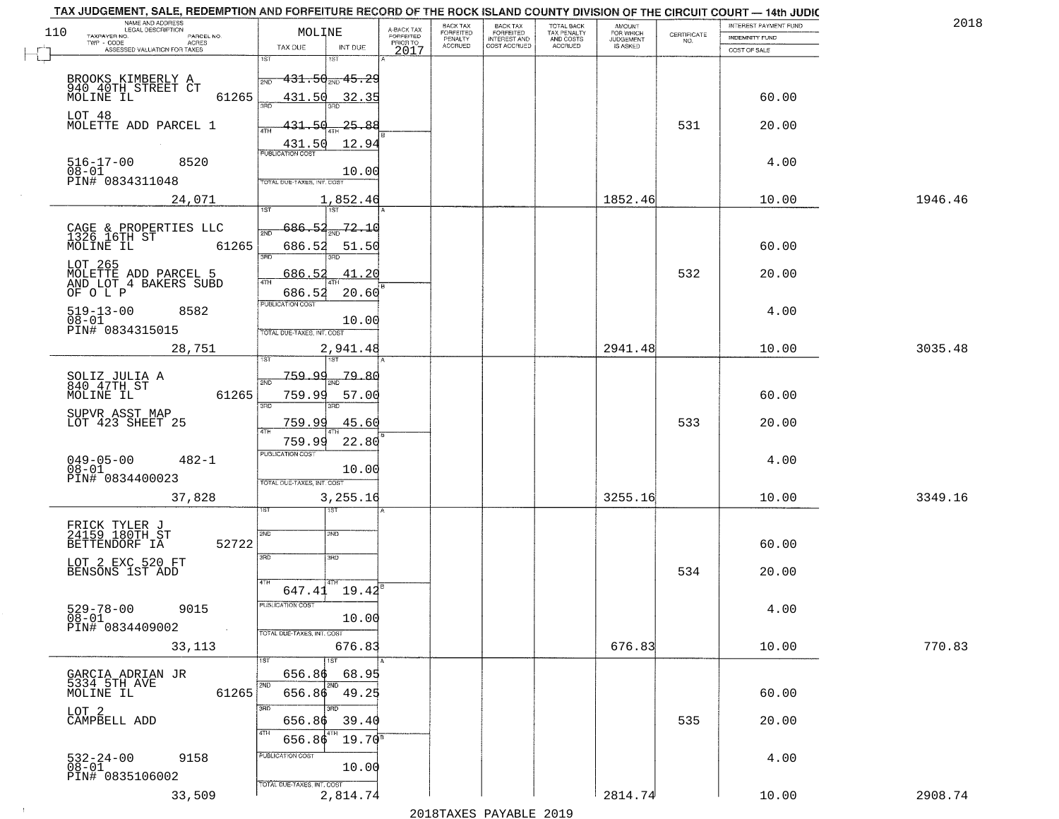TAX JUDGEMENT, SALE, REDEMPTION AND FORFEITURE RECORD OF THE ROCK ISLAND COUNTY DIVISION OF THE CIRCUIT COURT — 14th JUDIC

2018

110 — MOLINE

| NAME AND ADDRESS / LEGAL DESCRIPTION / TAXPAYER NO. / PARCEL NO. / TWP - CODE / ACRES / ASSESSED VALUATION FOR TAXES | TAX DUE | INT DUE | A-BACK TAX FORFEITED PRIOR TO 2017 | BACK TAX FORFEITED PENALTY ACCRUED | BACK TAX FORFEITED INTEREST AND COST ACCRUED | TOTAL BACK TAX PENALTY AND COSTS ACCRUED | AMOUNT FOR WHICH JUDGEMENT IS ASKED | CERTIFICATE NO. | INTEREST PAYMENT FUND / INDEMNITY FUND / COST OF SALE | |
|---|---|---|---|---|---|---|---|---|---|---|
| BROOKS KIMBERLY A, 940 40TH STREET CT, MOLINE IL 61265; LOT 48 MOLETTE ADD PARCEL 1; 516-17-00 8520; 08-01; PIN# 0834311048; 24,071 | 1ST 431.50; 2ND 431.50; 3RD 431.50; 4TH 431.50; PUBLICATION COST; TOTAL DUE-TAXES, INT. COST 1,852.46 | 45.29; 32.35; 25.88; 12.94; 10.00 | | | | | 1852.46 | 531 | 60.00; 20.00; 4.00; 10.00 | 1946.46 |
| CAGE & PROPERTIES LLC, 1326 16TH ST, MOLINE IL 61265; LOT 265 MOLETTE ADD PARCEL 5 AND LOT 4 BAKERS SUBD OF O L P; 519-13-00 8582; 08-01; PIN# 0834315015; 28,751 | 1ST 686.52; 2ND 686.52; 3RD 686.52; 4TH 686.52; PUBLICATION COST; TOTAL DUE-TAXES, INT. COST 2,941.48 | 72.10; 51.50; 41.20; 20.60; 10.00 | | | | | 2941.48 | 532 | 60.00; 20.00; 4.00; 10.00 | 3035.48 |
| SOLIZ JULIA A, 840 47TH ST, MOLINE IL 61265; SUPVR ASST MAP LOT 423 SHEET 25; 049-05-00 482-1; 08-01; PIN# 0834400023; 37,828 | 1ST 759.99; 2ND 759.99; 3RD 759.99; 4TH 759.99; PUBLICATION COST; TOTAL DUE-TAXES, INT. COST 3,255.16 | 79.80; 57.00; 45.60; 22.80; 10.00 | | | | | 3255.16 | 533 | 60.00; 20.00; 4.00; 10.00 | 3349.16 |
| FRICK TYLER J, 24159 180TH ST, BETTENDORF IA 52722; LOT 2 EXC 520 FT BENSONS 1ST ADD; 529-78-00 9015; 08-01; PIN# 0834409002; 33,113 | 1ST; 2ND; 3RD; 4TH 647.41; PUBLICATION COST; TOTAL DUE-TAXES, INT. COST 676.83 | 19.42; 10.00 | | | | | 676.83 | 534 | 60.00; 20.00; 4.00; 10.00 | 770.83 |
| GARCIA ADRIAN JR, 5334 5TH AVE, MOLINE IL 61265; LOT 2 CAMPBELL ADD; 532-24-00 9158; 08-01; PIN# 0835106002; 33,509 | 1ST 656.86; 2ND 656.86; 3RD 656.86; 4TH 656.86; PUBLICATION COST; TOTAL DUE-TAXES, INT. COST 2,814.74 | 68.95; 49.25; 39.40; 19.70; 10.00 | | | | | 2814.74 | 535 | 60.00; 20.00; 4.00; 10.00 | 2908.74 |

2018TAXES PAYABLE 2019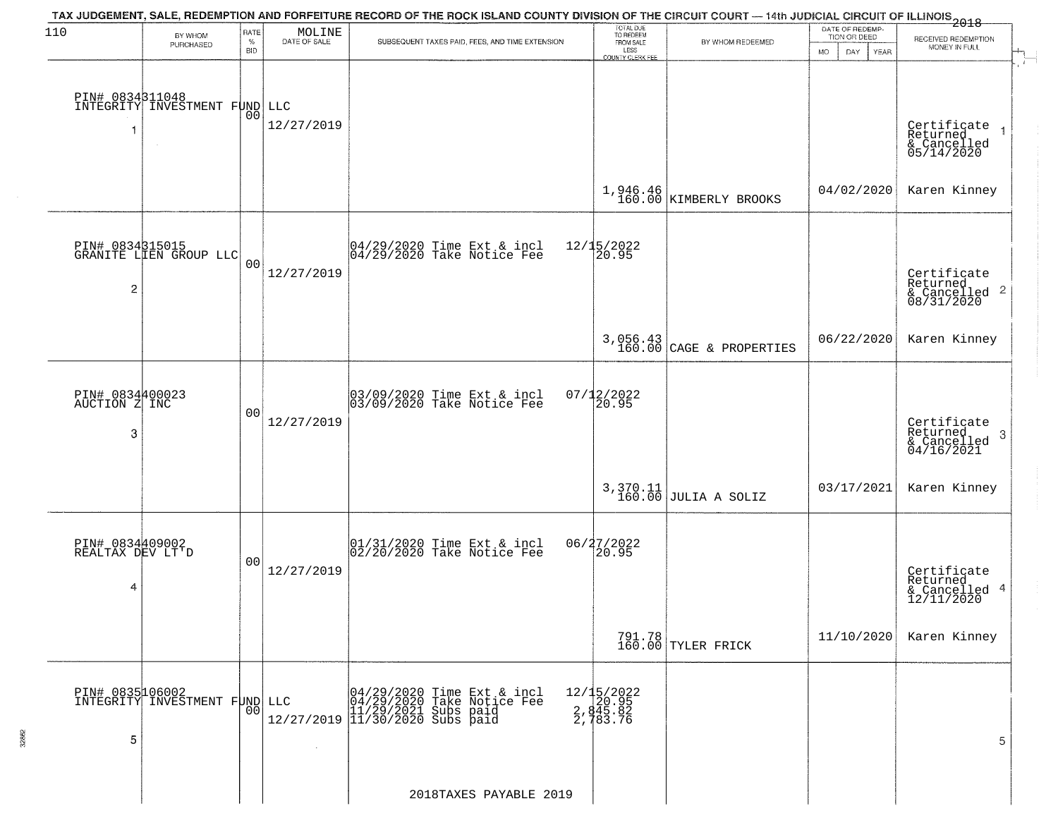# TAX JUDGEMENT, SALE, REDEMPTION AND FORFEITURE RECORD OF THE ROCK ISLAND COUNTY DIVISION OF THE CIRCUIT COURT — 14th JUDICIAL CIRCUIT OF ILLINOIS 2018

110 MOLINE

| | BY WHOM PURCHASED | RATE % BID | DATE OF SALE | SUBSEQUENT TAXES PAID, FEES, AND TIME EXTENSION | TOTAL DUE TO REDEEM FROM SALE LESS COUNTY CLERK FEE | BY WHOM REDEEMED | DATE OF REDEMPTION OR DEED MO DAY YEAR | RECEIVED REDEMPTION MONEY IN FULL |
|---|---|---|---|---|---|---|---|---|
| 1 | PIN# 0834311048 INTEGRITY INVESTMENT FUND LLC | 00 | 12/27/2019 | | 1,946.46 160.00 | KIMBERLY BROOKS | 04/02/2020 | Certificate Returned & Cancelled 05/14/2020 Karen Kinney |
| 2 | PIN# 0834315015 GRANITE LIEN GROUP LLC | 00 | 12/27/2019 | 04/29/2020 Time Ext & incl 12/15/2022; 04/29/2020 Take Notice Fee 20.95 | 3,056.43 160.00 | CAGE & PROPERTIES | 06/22/2020 | Certificate Returned & Cancelled 08/31/2020 Karen Kinney |
| 3 | PIN# 0834400023 AUCTION Z INC | 00 | 12/27/2019 | 03/09/2020 Time Ext & incl 07/12/2022; 03/09/2020 Take Notice Fee 20.95 | 3,370.11 160.00 | JULIA A SOLIZ | 03/17/2021 | Certificate Returned & Cancelled 04/16/2021 Karen Kinney |
| 4 | PIN# 0834409002 REALTAX DEV LT'D | 00 | 12/27/2019 | 01/31/2020 Time Ext & incl 06/27/2022; 02/20/2020 Take Notice Fee 20.95 | 791.78 160.00 | TYLER FRICK | 11/10/2020 | Certificate Returned & Cancelled 12/11/2020 Karen Kinney |
| 5 | PIN# 0835106002 INTEGRITY INVESTMENT FUND LLC | 00 | 12/27/2019 | 04/29/2020 Time Ext & incl 12/15/2022; 04/29/2020 Take Notice Fee 20.95; 11/29/2021 Subs paid 2,845.82; 11/30/2020 Subs paid 2,783.76 | | | | |

2018TAXES PAYABLE 2019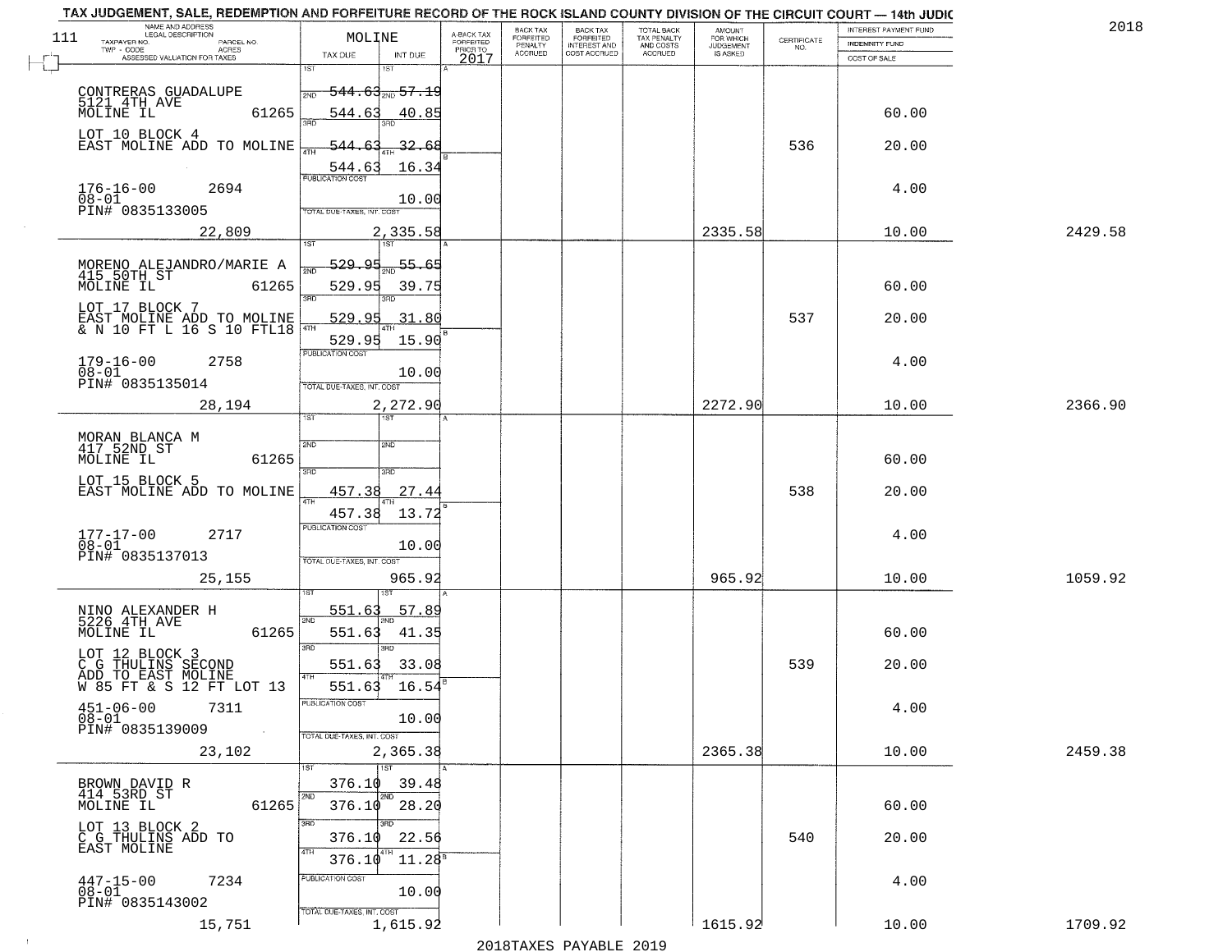TAX JUDGEMENT, SALE, REDEMPTION AND FORFEITURE RECORD OF THE ROCK ISLAND COUNTY DIVISION OF THE CIRCUIT COURT — 14th JUDIC

2018

| 111 NAME AND ADDRESS / LEGAL DESCRIPTION / TAXPAYER NO. / PARCEL NO. / TWP - CODE / ACRES / ASSESSED VALUATION FOR TAXES | MOLINE TAX DUE | INT DUE | A-BACK TAX FORFEITED PRIOR TO 2017 | BACK TAX FORFEITED PENALTY ACCRUED | BACK TAX FORFEITED INTEREST AND COST ACCRUED | TOTAL BACK TAX PENALTY AND COSTS ACCRUED | AMOUNT FOR WHICH JUDGEMENT IS ASKED | CERTIFICATE NO. | INTEREST PAYMENT FUND / INDEMNITY FUND / COST OF SALE | |
|---|---|---|---|---|---|---|---|---|---|---|
| CONTRERAS GUADALUPE<br>5121 4TH AVE<br>MOLINE IL 61265<br>LOT 10 BLOCK 4<br>EAST MOLINE ADD TO MOLINE<br>176-16-00 2694<br>08-01<br>PIN# 0835133005<br>22,809 | 1ST ~~544.63~~<br>2ND 544.63<br>3RD ~~544.63~~<br>4TH 544.63<br>PUBLICATION COST<br>TOTAL DUE-TAXES, INT. COST<br>2,335.58 | 1ST ~~57.19~~<br>2ND 40.85<br>3RD ~~32.68~~<br>4TH 16.34<br>10.00 | | | | | 2335.58 | 536 | 60.00<br>20.00<br>4.00<br>10.00 | 2429.58 |
| MORENO ALEJANDRO/MARIE A<br>415 50TH ST<br>MOLINE IL 61265<br>LOT 17 BLOCK 7<br>EAST MOLINE ADD TO MOLINE<br>& N 10 FT L 16 S 10 FTL18<br>179-16-00 2758<br>08-01<br>PIN# 0835135014<br>28,194 | 1ST ~~529.95~~<br>2ND 529.95<br>3RD 529.95<br>4TH 529.95<br>PUBLICATION COST<br>TOTAL DUE-TAXES, INT. COST<br>2,272.90 | 1ST ~~55.65~~<br>2ND 39.75<br>3RD 31.80<br>4TH 15.90<br>10.00 | | | | | 2272.90 | 537 | 60.00<br>20.00<br>4.00<br>10.00 | 2366.90 |
| MORAN BLANCA M<br>417 52ND ST<br>MOLINE IL 61265<br>LOT 15 BLOCK 5<br>EAST MOLINE ADD TO MOLINE<br>177-17-00 2717<br>08-01<br>PIN# 0835137013<br>25,155 | 1ST<br>2ND<br>3RD 457.38<br>4TH 457.38<br>PUBLICATION COST<br>TOTAL DUE-TAXES, INT. COST<br>965.92 | 1ST<br>2ND<br>3RD 27.44<br>4TH 13.72<br>10.00 | | | | | 965.92 | 538 | 60.00<br>20.00<br>4.00<br>10.00 | 1059.92 |
| NINO ALEXANDER H<br>5226 4TH AVE<br>MOLINE IL 61265<br>LOT 12 BLOCK 3<br>C G THULINS SECOND<br>ADD TO EAST MOLINE<br>W 85 FT & S 12 FT LOT 13<br>451-06-00 7311<br>08-01<br>PIN# 0835139009<br>23,102 | 1ST 551.63<br>2ND 551.63<br>3RD 551.63<br>4TH 551.63<br>PUBLICATION COST<br>TOTAL DUE-TAXES, INT. COST<br>2,365.38 | 1ST 57.89<br>2ND 41.35<br>3RD 33.08<br>4TH 16.54<br>10.00 | | | | | 2365.38 | 539 | 60.00<br>20.00<br>4.00<br>10.00 | 2459.38 |
| BROWN DAVID R<br>414 53RD ST<br>MOLINE IL 61265<br>LOT 13 BLOCK 2<br>C G THULINS ADD TO<br>EAST MOLINE<br>447-15-00 7234<br>08-01<br>PIN# 0835143002<br>15,751 | 1ST 376.10<br>2ND 376.10<br>3RD 376.10<br>4TH 376.10<br>PUBLICATION COST<br>TOTAL DUE-TAXES, INT. COST<br>1,615.92 | 1ST 39.48<br>2ND 28.20<br>3RD 22.56<br>4TH 11.28<br>10.00 | | | | | 1615.92 | 540 | 60.00<br>20.00<br>4.00<br>10.00 | 1709.92 |

2018TAXES PAYABLE 2019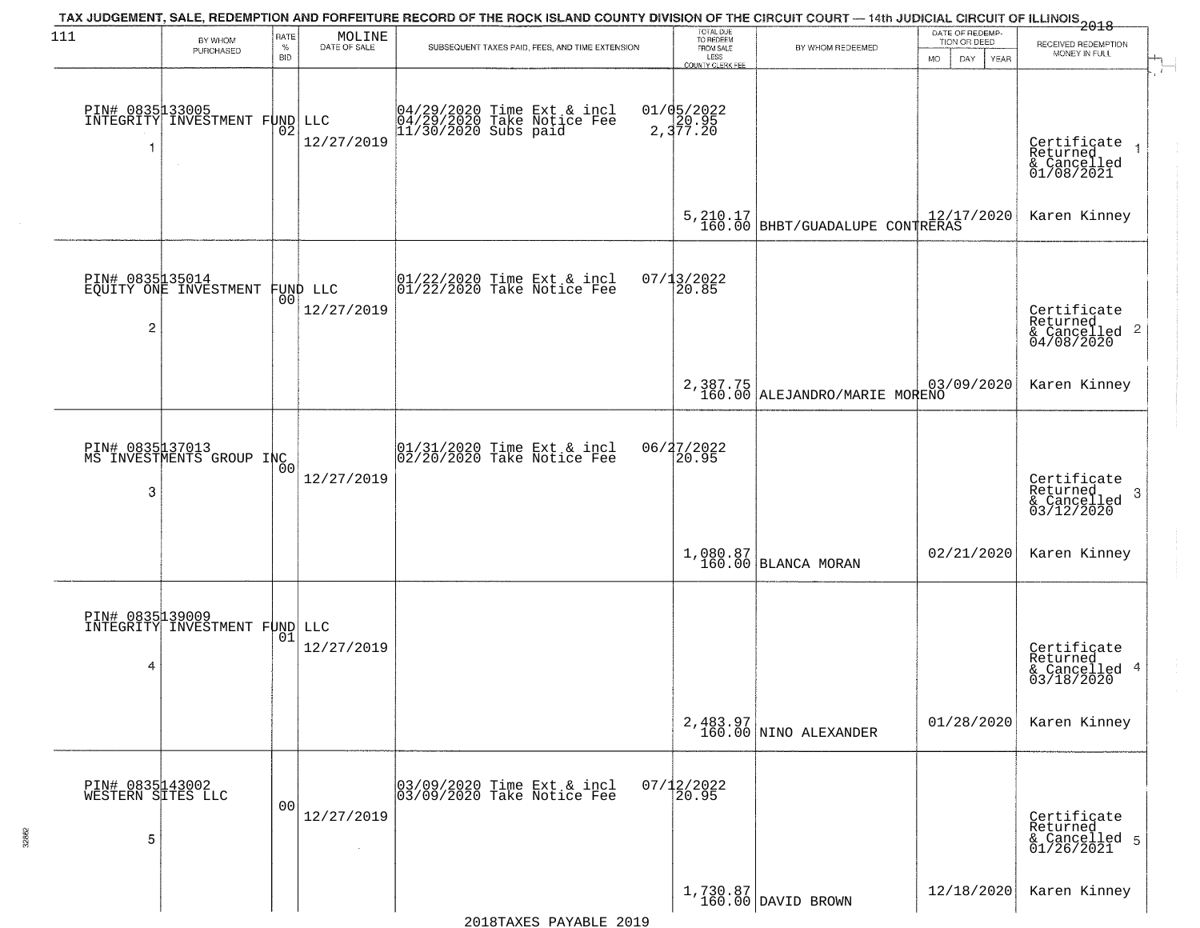TAX JUDGEMENT, SALE, REDEMPTION AND FORFEITURE RECORD OF THE ROCK ISLAND COUNTY DIVISION OF THE CIRCUIT COURT — 14th JUDICIAL CIRCUIT OF ILLINOIS 2018

111 — MOLINE

| | BY WHOM PURCHASED | RATE % BID | DATE OF SALE | SUBSEQUENT TAXES PAID, FEES, AND TIME EXTENSION | TOTAL DUE TO REDEEM FROM SALE LESS COUNTY CLERK FEE | BY WHOM REDEEMED | DATE OF REDEMPTION OR DEED MO DAY YEAR | RECEIVED REDEMPTION MONEY IN FULL |
|---|---|---|---|---|---|---|---|---|
| 1 | PIN# 0835133005 INTEGRITY INVESTMENT FUND LLC | 02 | 12/27/2019 | 04/29/2020 Time Ext & incl 04/29/2020 Take Notice Fee 11/30/2020 Subs paid | 01/05/2022 20.95 2,377.20 5,210.17 160.00 | BHBT/GUADALUPE CONTRERAS | 12/17/2020 | Certificate Returned & Cancelled 01/08/2021 Karen Kinney |
| 2 | PIN# 0835135014 EQUITY ONE INVESTMENT FUND LLC | 00 | 12/27/2019 | 01/22/2020 Time Ext & incl 01/22/2020 Take Notice Fee | 07/13/2022 20.85 2,387.75 160.00 | ALEJANDRO/MARIE MORENO | 03/09/2020 | Certificate Returned & Cancelled 04/08/2020 Karen Kinney |
| 3 | PIN# 0835137013 MS INVESTMENTS GROUP INC | 00 | 12/27/2019 | 01/31/2020 Time Ext & incl 02/20/2020 Take Notice Fee | 06/27/2022 20.95 1,080.87 160.00 | BLANCA MORAN | 02/21/2020 | Certificate Returned & Cancelled 03/12/2020 Karen Kinney |
| 4 | PIN# 0835139009 INTEGRITY INVESTMENT FUND LLC | 01 | 12/27/2019 | | 2,483.97 160.00 | NINO ALEXANDER | 01/28/2020 | Certificate Returned & Cancelled 03/18/2020 Karen Kinney |
| 5 | PIN# 0835143002 WESTERN SITES LLC | 00 | 12/27/2019 | 03/09/2020 Time Ext & incl 03/09/2020 Take Notice Fee | 07/12/2022 20.95 1,730.87 160.00 | DAVID BROWN | 12/18/2020 | Certificate Returned & Cancelled 01/26/2021 Karen Kinney |

2018TAXES PAYABLE 2019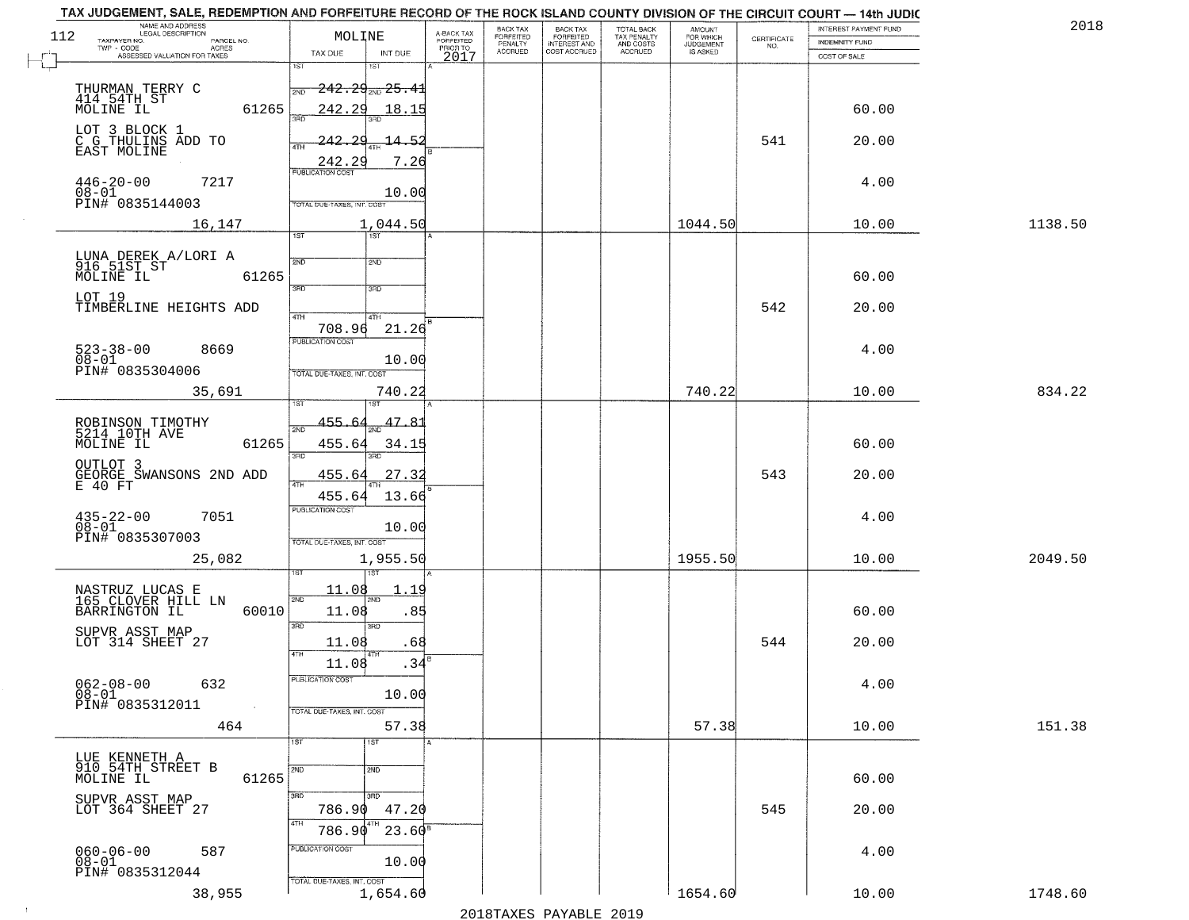TAX JUDGEMENT, SALE, REDEMPTION AND FORFEITURE RECORD OF THE ROCK ISLAND COUNTY DIVISION OF THE CIRCUIT COURT — 14th JUDIC

2018

| NAME AND ADDRESS / LEGAL DESCRIPTION / TAXPAYER NO. / PARCEL NO. / TWP - CODE / ACRES / ASSESSED VALUATION FOR TAXES | MOLINE TAX DUE | INT DUE | A-BACK TAX FORFEITED PRIOR TO 2017 | BACK TAX FORFEITED PENALTY ACCRUED | BACK TAX FORFEITED INTEREST AND COST ACCRUED | TOTAL BACK TAX PENALTY AND COSTS ACCRUED | AMOUNT FOR WHICH JUDGEMENT IS ASKED | CERTIFICATE NO. | INTEREST PAYMENT FUND / INDEMNITY FUND / COST OF SALE | |
|---|---|---|---|---|---|---|---|---|---|---|
| THURMAN TERRY C<br>414 54TH ST<br>MOLINE IL 61265<br>LOT 3 BLOCK 1<br>C G THULINS ADD TO<br>EAST MOLINE<br>446-20-00 7217<br>08-01<br>PIN# 0835144003<br>16,147 | 1ST 242.29<br>2ND 242.29<br>3RD 242.29<br>4TH 242.29<br>PUBLICATION COST<br>TOTAL DUE-TAXES, INT. COST | 1ST 25.41<br>2ND 18.15<br>3RD 14.52<br>4TH 7.26<br>10.00<br>1,044.50 | | | | | 1044.50 | 541 | 60.00<br>20.00<br>4.00<br>10.00 | 1138.50 |
| LUNA DEREK A/LORI A<br>916 51ST ST<br>MOLINE IL 61265<br>LOT 19<br>TIMBERLINE HEIGHTS ADD<br>523-38-00 8669<br>08-01<br>PIN# 0835304006<br>35,691 | 1ST<br>2ND<br>3RD<br>4TH 708.96<br>PUBLICATION COST<br>TOTAL DUE-TAXES, INT. COST | 1ST<br>2ND<br>3RD<br>4TH 21.26<br>10.00<br>740.22 | | | | | 740.22 | 542 | 60.00<br>20.00<br>4.00<br>10.00 | 834.22 |
| ROBINSON TIMOTHY<br>5214 10TH AVE<br>MOLINE IL 61265<br>OUTLOT 3<br>GEORGE SWANSONS 2ND ADD<br>E 40 FT<br>435-22-00 7051<br>08-01<br>PIN# 0835307003<br>25,082 | 1ST 455.64<br>2ND 455.64<br>3RD 455.64<br>4TH 455.64<br>PUBLICATION COST<br>TOTAL DUE-TAXES, INT. COST | 1ST 47.81<br>2ND 34.15<br>3RD 27.32<br>4TH 13.66<br>10.00<br>1,955.50 | | | | | 1955.50 | 543 | 60.00<br>20.00<br>4.00<br>10.00 | 2049.50 |
| NASTRUZ LUCAS E<br>165 CLOVER HILL LN<br>BARRINGTON IL 60010<br>SUPVR ASST MAP<br>LOT 314 SHEET 27<br>062-08-00 632<br>08-01<br>PIN# 0835312011<br>464 | 1ST 11.08<br>2ND 11.08<br>3RD 11.08<br>4TH 11.08<br>PUBLICATION COST<br>TOTAL DUE-TAXES, INT. COST | 1ST 1.19<br>2ND .85<br>3RD .68<br>4TH .34<br>10.00<br>57.38 | | | | | 57.38 | 544 | 60.00<br>20.00<br>4.00<br>10.00 | 151.38 |
| LUE KENNETH A<br>910 54TH STREET B<br>MOLINE IL 61265<br>SUPVR ASST MAP<br>LOT 364 SHEET 27<br>060-06-00 587<br>08-01<br>PIN# 0835312044<br>38,955 | 1ST<br>2ND<br>3RD 786.90<br>4TH 786.90<br>PUBLICATION COST<br>TOTAL DUE-TAXES, INT. COST | 1ST<br>2ND<br>3RD 47.20<br>4TH 23.60<br>10.00<br>1,654.60 | | | | | 1654.60 | 545 | 60.00<br>20.00<br>4.00<br>10.00 | 1748.60 |

2018TAXES PAYABLE 2019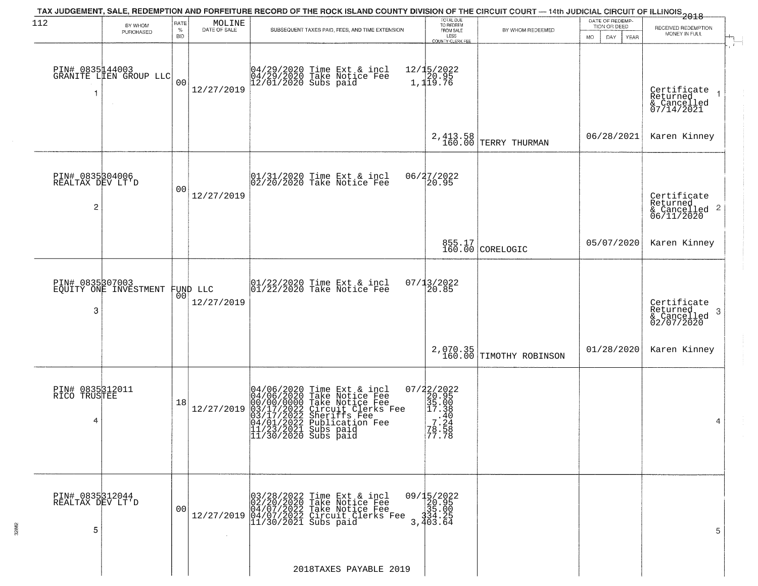TAX JUDGEMENT, SALE, REDEMPTION AND FORFEITURE RECORD OF THE ROCK ISLAND COUNTY DIVISION OF THE CIRCUIT COURT — 14th JUDICIAL CIRCUIT OF ILLINOIS 2018

MOLINE

| | BY WHOM PURCHASED | RATE % BID | DATE OF SALE | SUBSEQUENT TAXES PAID, FEES, AND TIME EXTENSION | TOTAL DUE TO REDEEM FROM SALE LESS COUNTY CLERK FEE | BY WHOM REDEEMED | DATE OF REDEMPTION OR DEED MO DAY YEAR | RECEIVED REDEMPTION MONEY IN FULL |
|---|---|---|---|---|---|---|---|---|
| 1 | PIN# 0835144003 GRANITE LIEN GROUP LLC | 00 | 12/27/2019 | 04/29/2020 Time Ext & incl<br>04/29/2020 Take Notice Fee<br>12/01/2020 Subs paid | 12/15/2022<br>20.95<br>1,119.76<br><br>2,413.58<br>160.00 | TERRY THURMAN | 06/28/2021 | Certificate Returned & Cancelled 07/14/2021<br>Karen Kinney |
| 2 | PIN# 0835304006 REALTAX DEV LT'D | 00 | 12/27/2019 | 01/31/2020 Time Ext & incl<br>02/20/2020 Take Notice Fee | 06/27/2022<br>20.95<br><br>855.17<br>160.00 | CORELOGIC | 05/07/2020 | Certificate Returned & Cancelled 06/11/2020<br>Karen Kinney |
| 3 | PIN# 0835307003 EQUITY ONE INVESTMENT FUND LLC | 00 | 12/27/2019 | 01/22/2020 Time Ext & incl<br>01/22/2020 Take Notice Fee | 07/13/2022<br>20.85<br><br>2,070.35<br>160.00 | TIMOTHY ROBINSON | 01/28/2020 | Certificate Returned & Cancelled 02/07/2020<br>Karen Kinney |
| 4 | PIN# 0835312011 RICO TRUSTEE | 18 | 12/27/2019 | 04/06/2020 Time Ext & incl<br>04/06/2020 Take Notice Fee<br>00/00/0000 Take Notice Fee<br>03/17/2022 Circuit Clerks Fee<br>03/17/2022 Sheriffs Fee<br>04/01/2022 Publication Fee<br>11/23/2021 Subs paid<br>11/30/2020 Subs paid | 07/22/2022<br>20.95<br>35.00<br>17.38<br>.40<br>7.24<br>78.58<br>77.78 | | | |
| 5 | PIN# 0835312044 REALTAX DEV LT'D | 00 | 12/27/2019 | 03/28/2022 Time Ext & incl<br>02/20/2020 Take Notice Fee<br>04/07/2022 Take Notice Fee<br>04/07/2022 Circuit Clerks Fee<br>11/30/2021 Subs paid | 09/15/2022<br>20.95<br>35.00<br>334.25<br>3,403.64 | | | |

2018TAXES PAYABLE 2019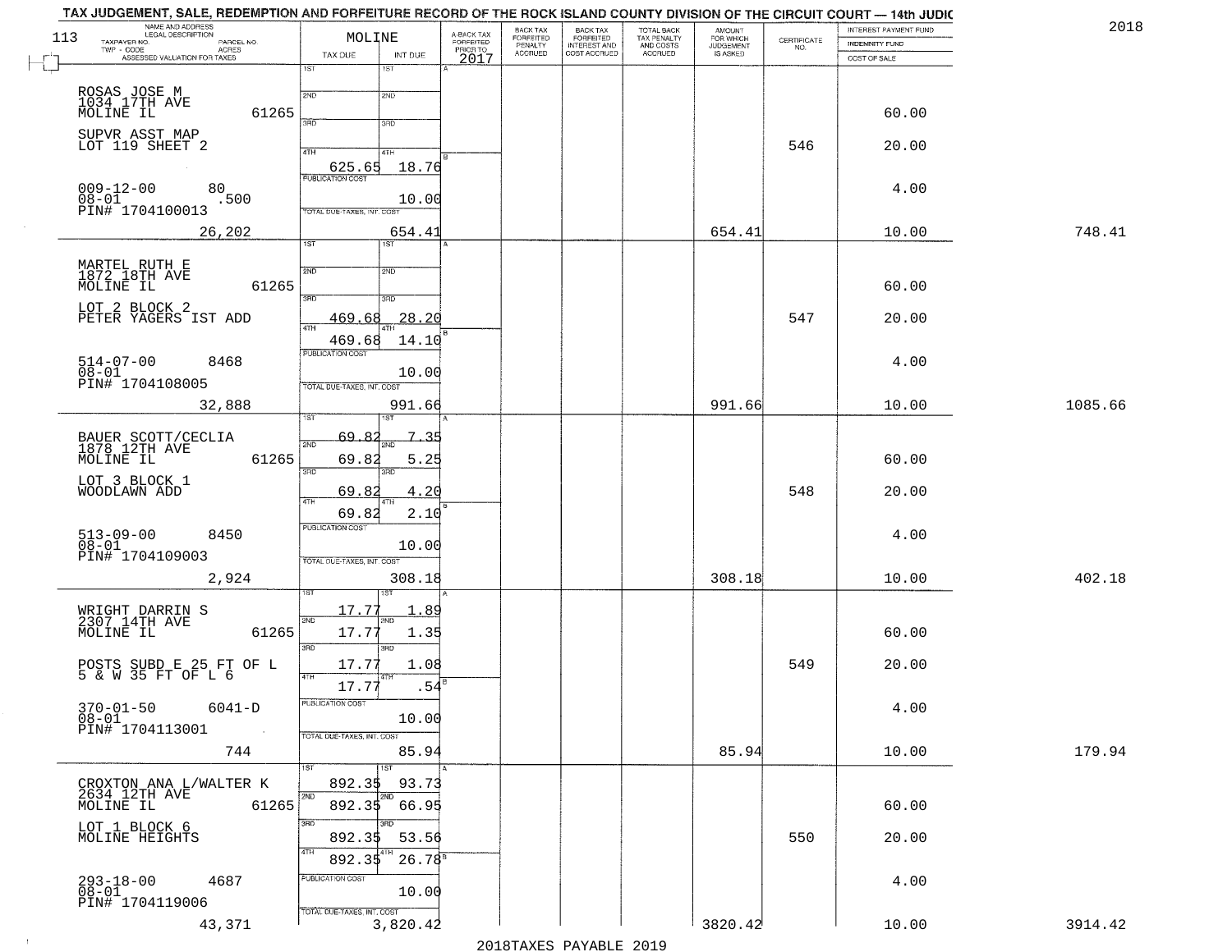TAX JUDGEMENT, SALE, REDEMPTION AND FORFEITURE RECORD OF THE ROCK ISLAND COUNTY DIVISION OF THE CIRCUIT COURT — 14th JUDIC

2018

| NAME AND ADDRESS / LEGAL DESCRIPTION / TAXPAYER NO. / PARCEL NO. / TWP - CODE / ACRES / ASSESSED VALUATION FOR TAXES | MOLINE TAX DUE | INT DUE | A-BACK TAX FORFEITED PRIOR TO 2017 | BACK TAX FORFEITED PENALTY ACCRUED | BACK TAX FORFEITED INTEREST AND COST ACCRUED | TOTAL BACK TAX PENALTY AND COSTS ACCRUED | AMOUNT FOR WHICH JUDGEMENT IS ASKED | CERTIFICATE NO. | INTEREST PAYMENT FUND / INDEMNITY FUND / COST OF SALE | |
|---|---|---|---|---|---|---|---|---|---|---|
| ROSAS JOSE M, 1034 17TH AVE, MOLINE IL 61265; SUPVR ASST MAP LOT 119 SHEET 2; 009-12-00 80; 08-01 .500; PIN# 1704100013; 26,202 | 4TH 625.65; PUBLICATION COST; TOTAL DUE-TAXES, INT. COST 654.41 | 4TH 18.76; 10.00 | | | | | 654.41 | 546 | 60.00; 20.00; 4.00; 10.00 | 748.41 |
| MARTEL RUTH E, 1872 18TH AVE, MOLINE IL 61265; LOT 2 BLOCK 2 PETER YAGERS IST ADD; 514-07-00 8468; 08-01; PIN# 1704108005; 32,888 | 3RD 469.68; 4TH 469.68; PUBLICATION COST; TOTAL DUE-TAXES, INT. COST 991.66 | 3RD 28.20; 4TH 14.10; 10.00 | | | | | 991.66 | 547 | 60.00; 20.00; 4.00; 10.00 | 1085.66 |
| BAUER SCOTT/CECLIA, 1878 12TH AVE, MOLINE IL 61265; LOT 3 BLOCK 1 WOODLAWN ADD; 513-09-00 8450; 08-01; PIN# 1704109003; 2,924 | 1ST 69.82; 2ND 69.82; 3RD 69.82; 4TH 69.82; PUBLICATION COST; TOTAL DUE-TAXES, INT. COST 308.18 | 1ST 7.35; 2ND 5.25; 3RD 4.20; 4TH 2.10; 10.00 | | | | | 308.18 | 548 | 60.00; 20.00; 4.00; 10.00 | 402.18 |
| WRIGHT DARRIN S, 2307 14TH AVE, MOLINE IL 61265; POSTS SUBD E 25 FT OF L 5 & W 35 FT OF L 6; 370-01-50 6041-D; 08-01; PIN# 1704113001; 744 | 1ST 17.77; 2ND 17.77; 3RD 17.77; 4TH 17.77; PUBLICATION COST; TOTAL DUE-TAXES, INT. COST 85.94 | 1ST 1.89; 2ND 1.35; 3RD 1.08; 4TH .54; 10.00 | | | | | 85.94 | 549 | 60.00; 20.00; 4.00; 10.00 | 179.94 |
| CROXTON ANA L/WALTER K, 2634 12TH AVE, MOLINE IL 61265; LOT 1 BLOCK 6 MOLINE HEIGHTS; 293-18-00 4687; 08-01; PIN# 1704119006; 43,371 | 1ST 892.35; 2ND 892.35; 3RD 892.35; 4TH 892.35; PUBLICATION COST; TOTAL DUE-TAXES, INT. COST 3,820.42 | 1ST 93.73; 2ND 66.95; 3RD 53.56; 4TH 26.78; 10.00 | | | | | 3820.42 | 550 | 60.00; 20.00; 4.00; 10.00 | 3914.42 |

2018TAXES PAYABLE 2019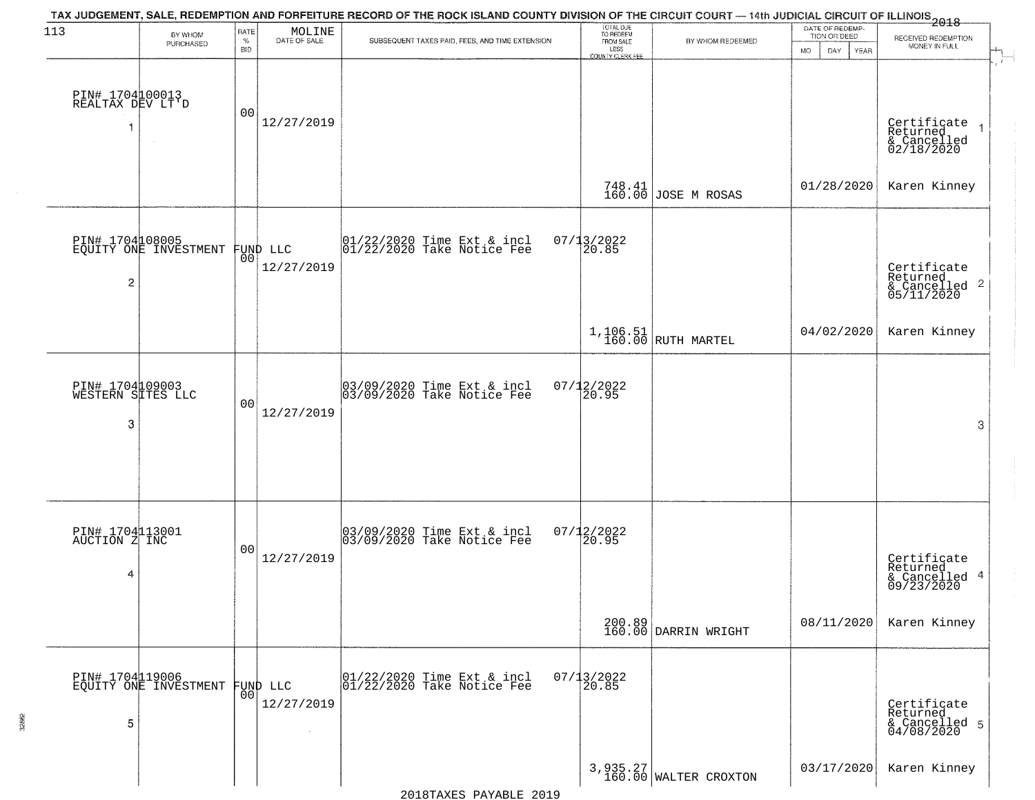# TAX JUDGEMENT, SALE, REDEMPTION AND FORFEITURE RECORD OF THE ROCK ISLAND COUNTY DIVISION OF THE CIRCUIT COURT — 14th JUDICIAL CIRCUIT OF ILLINOIS 2018

113 MOLINE

| BY WHOM PURCHASED | RATE % BID | DATE OF SALE | SUBSEQUENT TAXES PAID, FEES, AND TIME EXTENSION | TOTAL DUE TO REDEEM FROM SALE LESS COUNTY CLERK FEE | BY WHOM REDEEMED | DATE OF REDEMPTION OR DEED MO DAY YEAR | RECEIVED REDEMPTION MONEY IN FULL |
|---|---|---|---|---|---|---|---|
| PIN# 1704100013 REALTAX DEV LT'D 1 | 00 | 12/27/2019 | | 748.41 160.00 | JOSE M ROSAS | 01/28/2020 | Certificate Returned & Cancelled 02/18/2020 Karen Kinney 1 |
| PIN# 1704108005 EQUITY ONE INVESTMENT FUND LLC 2 | 00 | 12/27/2019 | 01/22/2020 Time Ext & incl 07/13/2022 01/22/2020 Take Notice Fee 20.85 | 1,106.51 160.00 | RUTH MARTEL | 04/02/2020 | Certificate Returned & Cancelled 05/11/2020 Karen Kinney 2 |
| PIN# 1704109003 WESTERN SITES LLC 3 | 00 | 12/27/2019 | 03/09/2020 Time Ext & incl 07/12/2022 03/09/2020 Take Notice Fee 20.95 | | | | 3 |
| PIN# 1704113001 AUCTION Z INC 4 | 00 | 12/27/2019 | 03/09/2020 Time Ext & incl 07/12/2022 03/09/2020 Take Notice Fee 20.95 | 200.89 160.00 | DARRIN WRIGHT | 08/11/2020 | Certificate Returned & Cancelled 09/23/2020 Karen Kinney 4 |
| PIN# 1704119006 EQUITY ONE INVESTMENT FUND LLC 5 | 00 | 12/27/2019 | 01/22/2020 Time Ext & incl 07/13/2022 01/22/2020 Take Notice Fee 20.85 | 3,935.27 160.00 | WALTER CROXTON | 03/17/2020 | Certificate Returned & Cancelled 04/08/2020 Karen Kinney 5 |

2018TAXES PAYABLE 2019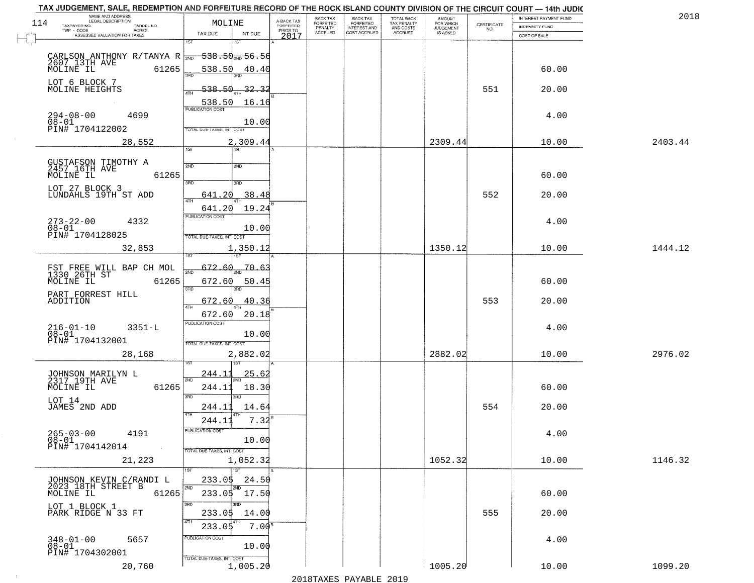TAX JUDGEMENT, SALE, REDEMPTION AND FORFEITURE RECORD OF THE ROCK ISLAND COUNTY DIVISION OF THE CIRCUIT COURT — 14th JUDIC

2018

114

| NAME AND ADDRESS / LEGAL DESCRIPTION / TAXPAYER NO. / PARCEL NO. / TWP - CODE / ACRES / ASSESSED VALUATION FOR TAXES | MOLINE TAX DUE | INT DUE | A-BACK TAX FORFEITED PRIOR TO 2017 | BACK TAX FORFEITED PENALTY ACCRUED | BACK TAX FORFEITED INTEREST AND COST ACCRUED | TOTAL BACK TAX PENALTY AND COSTS ACCRUED | AMOUNT FOR WHICH JUDGEMENT IS ASKED | CERTIFICATE NO. | INTEREST PAYMENT FUND / INDEMNITY FUND / COST OF SALE | |
|---|---|---|---|---|---|---|---|---|---|---|
| CARLSON ANTHONY R/TANYA R<br>2607 13TH AVE<br>MOLINE IL 61265<br>LOT 6 BLOCK 7<br>MOLINE HEIGHTS<br>294-08-00 4699<br>08-01<br>PIN# 1704122002<br>28,552 | 1ST 538.50<br>2ND 538.50<br>3RD 538.50<br>4TH 538.50<br>PUBLICATION COST<br>TOTAL DUE-TAXES, INT. COST | 56.56<br>40.40<br>32.32<br>16.16<br>10.00<br>2,309.44 | | | | | 2309.44 | 551 | 60.00<br>20.00<br>4.00<br>10.00 | 2403.44 |
| GUSTAFSON TIMOTHY A<br>2457 16TH AVE<br>MOLINE IL 61265<br>LOT 27 BLOCK 3<br>LUNDAHLS 19TH ST ADD<br>273-22-00 4332<br>08-01<br>PIN# 1704128025<br>32,853 | 1ST<br>2ND<br>3RD 641.20<br>4TH 641.20<br>PUBLICATION COST<br>TOTAL DUE-TAXES, INT. COST | 38.48<br>19.24<br>10.00<br>1,350.12 | | | | | 1350.12 | 552 | 60.00<br>20.00<br>4.00<br>10.00 | 1444.12 |
| FST FREE WILL BAP CH MOL<br>1330 26TH ST<br>MOLINE IL 61265<br>PART FORREST HILL<br>ADDITION<br>216-01-10 3351-L<br>08-01<br>PIN# 1704132001<br>28,168 | 1ST 672.60<br>2ND 672.60<br>3RD 672.60<br>4TH 672.60<br>PUBLICATION COST<br>TOTAL DUE-TAXES, INT. COST | 70.63<br>50.45<br>40.36<br>20.18<br>10.00<br>2,882.02 | | | | | 2882.02 | 553 | 60.00<br>20.00<br>4.00<br>10.00 | 2976.02 |
| JOHNSON MARILYN L<br>2317 19TH AVE<br>MOLINE IL 61265<br>LOT 14<br>JAMES 2ND ADD<br>265-03-00 4191<br>08-01<br>PIN# 1704142014<br>21,223 | 1ST 244.11<br>2ND 244.11<br>3RD 244.11<br>4TH 244.11<br>PUBLICATION COST<br>TOTAL DUE-TAXES, INT. COST | 25.62<br>18.30<br>14.64<br>7.32<br>10.00<br>1,052.32 | | | | | 1052.32 | 554 | 60.00<br>20.00<br>4.00<br>10.00 | 1146.32 |
| JOHNSON KEVIN C/RANDI L<br>2023 18TH STREET B<br>MOLINE IL 61265<br>LOT 1 BLOCK 1<br>PARK RIDGE N 33 FT<br>348-01-00 5657<br>08-01<br>PIN# 1704302001<br>20,760 | 1ST 233.05<br>2ND 233.05<br>3RD 233.05<br>4TH 233.05<br>PUBLICATION COST<br>TOTAL DUE-TAXES, INT. COST | 24.50<br>17.50<br>14.00<br>7.00<br>10.00<br>1,005.20 | | | | | 1005.20 | 555 | 60.00<br>20.00<br>4.00<br>10.00 | 1099.20 |

2018TAXES PAYABLE 2019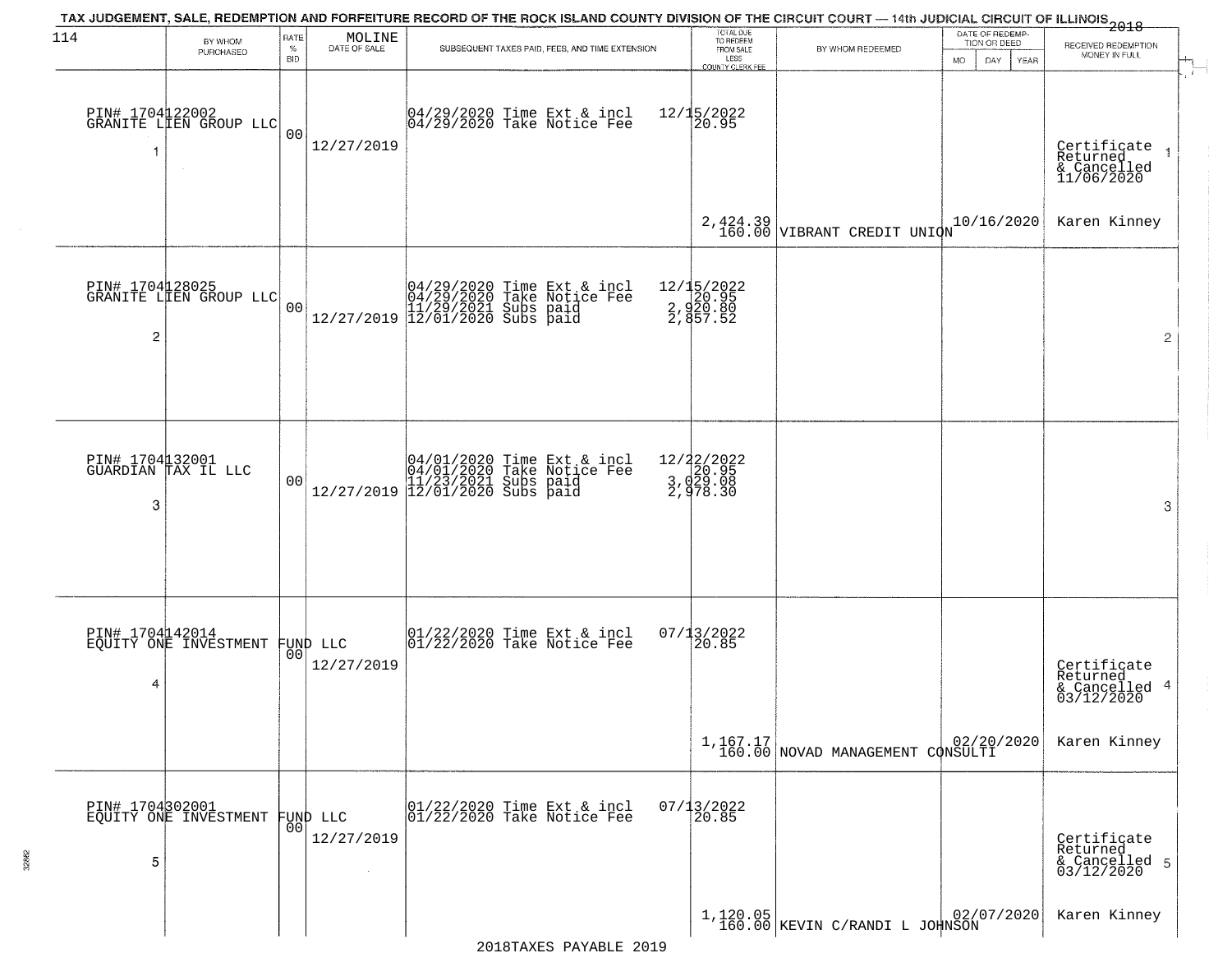TAX JUDGEMENT, SALE, REDEMPTION AND FORFEITURE RECORD OF THE ROCK ISLAND COUNTY DIVISION OF THE CIRCUIT COURT — 14th JUDICIAL CIRCUIT OF ILLINOIS 2018

MOLINE

| | BY WHOM PURCHASED | RATE % BID | DATE OF SALE | SUBSEQUENT TAXES PAID, FEES, AND TIME EXTENSION | TOTAL DUE TO REDEEM FROM SALE LESS COUNTY CLERK FEE | BY WHOM REDEEMED | DATE OF REDEMPTION OR DEED MO DAY YEAR | RECEIVED REDEMPTION MONEY IN FULL | |
|---|---|---|---|---|---|---|---|---|---|
| 1 | PIN# 1704122002 GRANITE LIEN GROUP LLC | 00 | 12/27/2019 | 04/29/2020 Time Ext & incl 12/15/2022<br>04/29/2020 Take Notice Fee 20.95 | 2,424.39<br>160.00 | VIBRANT CREDIT UNION | 10/16/2020 | Certificate Returned & Cancelled 11/06/2020<br>Karen Kinney | 1 |
| 2 | PIN# 1704128025 GRANITE LIEN GROUP LLC | 00 | 12/27/2019 | 04/29/2020 Time Ext & incl 12/15/2022<br>04/29/2020 Take Notice Fee 20.95<br>11/29/2021 Subs paid 2,920.80<br>12/01/2020 Subs paid 2,857.52 | | | | | 2 |
| 3 | PIN# 1704132001 GUARDIAN TAX IL LLC | 00 | 12/27/2019 | 04/01/2020 Time Ext & incl 12/22/2022<br>04/01/2020 Take Notice Fee 20.95<br>11/23/2021 Subs paid 3,029.08<br>12/01/2020 Subs paid 2,978.30 | | | | | 3 |
| 4 | PIN# 1704142014 EQUITY ONE INVESTMENT FUND LLC | 00 | 12/27/2019 | 01/22/2020 Time Ext & incl 07/13/2022<br>01/22/2020 Take Notice Fee 20.85 | 1,167.17<br>160.00 | NOVAD MANAGEMENT CONSULTI | 02/20/2020 | Certificate Returned & Cancelled 03/12/2020<br>Karen Kinney | 4 |
| 5 | PIN# 1704302001 EQUITY ONE INVESTMENT FUND LLC | 00 | 12/27/2019 | 01/22/2020 Time Ext & incl 07/13/2022<br>01/22/2020 Take Notice Fee 20.85 | 1,120.05<br>160.00 | KEVIN C/RANDI L JOHNSON | 02/07/2020 | Certificate Returned & Cancelled 03/12/2020<br>Karen Kinney | 5 |

2018TAXES PAYABLE 2019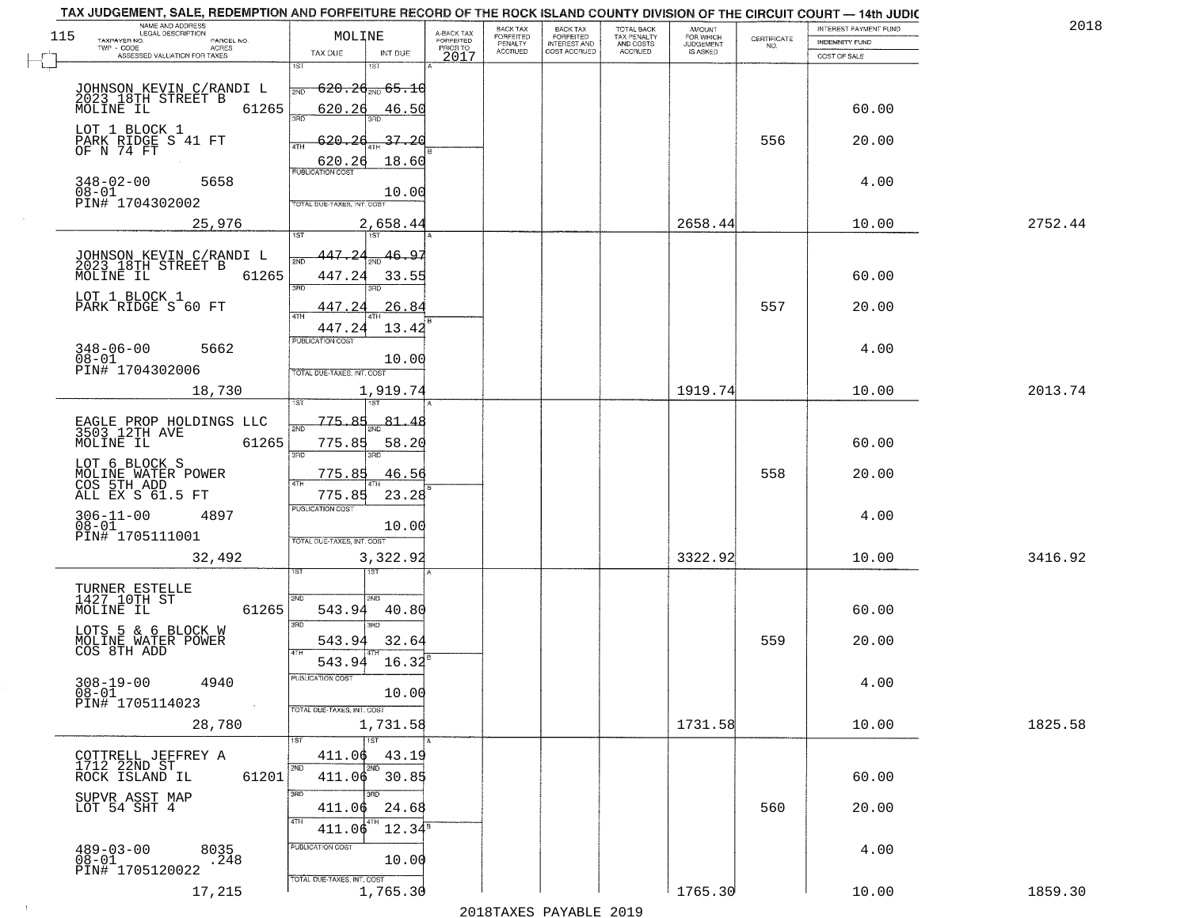TAX JUDGEMENT, SALE, REDEMPTION AND FORFEITURE RECORD OF THE ROCK ISLAND COUNTY DIVISION OF THE CIRCUIT COURT — 14th JUDIC

2018

| 115 NAME AND ADDRESS / LEGAL DESCRIPTION / TAXPAYER NO. / PARCEL NO. / TWP - CODE / ACRES / ASSESSED VALUATION FOR TAXES | MOLINE TAX DUE | INT DUE | A-BACK TAX FORFEITED PRIOR TO 2017 | BACK TAX FORFEITED PENALTY ACCRUED | BACK TAX FORFEITED INTEREST AND COST ACCRUED | TOTAL BACK TAX PENALTY AND COSTS ACCRUED | AMOUNT FOR WHICH JUDGEMENT IS ASKED | CERTIFICATE NO. | INTEREST PAYMENT FUND / INDEMNITY FUND / COST OF SALE | |
|---|---|---|---|---|---|---|---|---|---|---|
| JOHNSON KEVIN C/RANDI L<br>2023 18TH STREET B<br>MOLINE IL 61265<br>LOT 1 BLOCK 1<br>PARK RIDGE S 41 FT<br>OF N 74 FT<br>348-02-00 5658<br>08-01<br>PIN# 1704302002<br>25,976 | 1ST 620.26<br>2ND 620.26<br>3RD 620.26<br>4TH 620.26<br>PUBLICATION COST<br>TOTAL DUE-TAXES, INT. COST 2,658.44 | 65.10<br>46.50<br>37.20<br>18.60<br>10.00 | | | | | 2658.44 | 556 | 60.00<br>20.00<br>4.00<br>10.00 | 2752.44 |
| JOHNSON KEVIN C/RANDI L<br>2023 18TH STREET B<br>MOLINE IL 61265<br>LOT 1 BLOCK 1<br>PARK RIDGE S 60 FT<br>348-06-00 5662<br>08-01<br>PIN# 1704302006<br>18,730 | 1ST 447.24<br>2ND 447.24<br>3RD 447.24<br>4TH 447.24<br>PUBLICATION COST<br>TOTAL DUE-TAXES, INT. COST 1,919.74 | 46.97<br>33.55<br>26.84<br>13.42<br>10.00 | | | | | 1919.74 | 557 | 60.00<br>20.00<br>4.00<br>10.00 | 2013.74 |
| EAGLE PROP HOLDINGS LLC<br>3503 12TH AVE<br>MOLINE IL 61265<br>LOT 6 BLOCK S<br>MOLINE WATER POWER<br>COS 5TH ADD<br>ALL EX S 61.5 FT<br>306-11-00 4897<br>08-01<br>PIN# 1705111001<br>32,492 | 1ST 775.85<br>2ND 775.85<br>3RD 775.85<br>4TH 775.85<br>PUBLICATION COST<br>TOTAL DUE-TAXES, INT. COST 3,322.92 | 81.48<br>58.20<br>46.56<br>23.28<br>10.00 | | | | | 3322.92 | 558 | 60.00<br>20.00<br>4.00<br>10.00 | 3416.92 |
| TURNER ESTELLE<br>1427 10TH ST<br>MOLINE IL 61265<br>LOTS 5 & 6 BLOCK W<br>MOLINE WATER POWER<br>COS 8TH ADD<br>308-19-00 4940<br>08-01<br>PIN# 1705114023<br>28,780 | 1ST<br>2ND 543.94<br>3RD 543.94<br>4TH 543.94<br>PUBLICATION COST<br>TOTAL DUE-TAXES, INT. COST 1,731.58 | 40.80<br>32.64<br>16.32<br>10.00 | | | | | 1731.58 | 559 | 60.00<br>20.00<br>4.00<br>10.00 | 1825.58 |
| COTTRELL JEFFREY A<br>1712 22ND ST<br>ROCK ISLAND IL 61201<br>SUPVR ASST MAP<br>LOT 54 SHT 4<br>489-03-00 8035<br>08-01 .248<br>PIN# 1705120022<br>17,215 | 1ST 411.06<br>2ND 411.06<br>3RD 411.06<br>4TH 411.06<br>PUBLICATION COST<br>TOTAL DUE-TAXES, INT. COST 1,765.30 | 43.19<br>30.85<br>24.68<br>12.34<br>10.00 | | | | | 1765.30 | 560 | 60.00<br>20.00<br>4.00<br>10.00 | 1859.30 |

2018TAXES PAYABLE 2019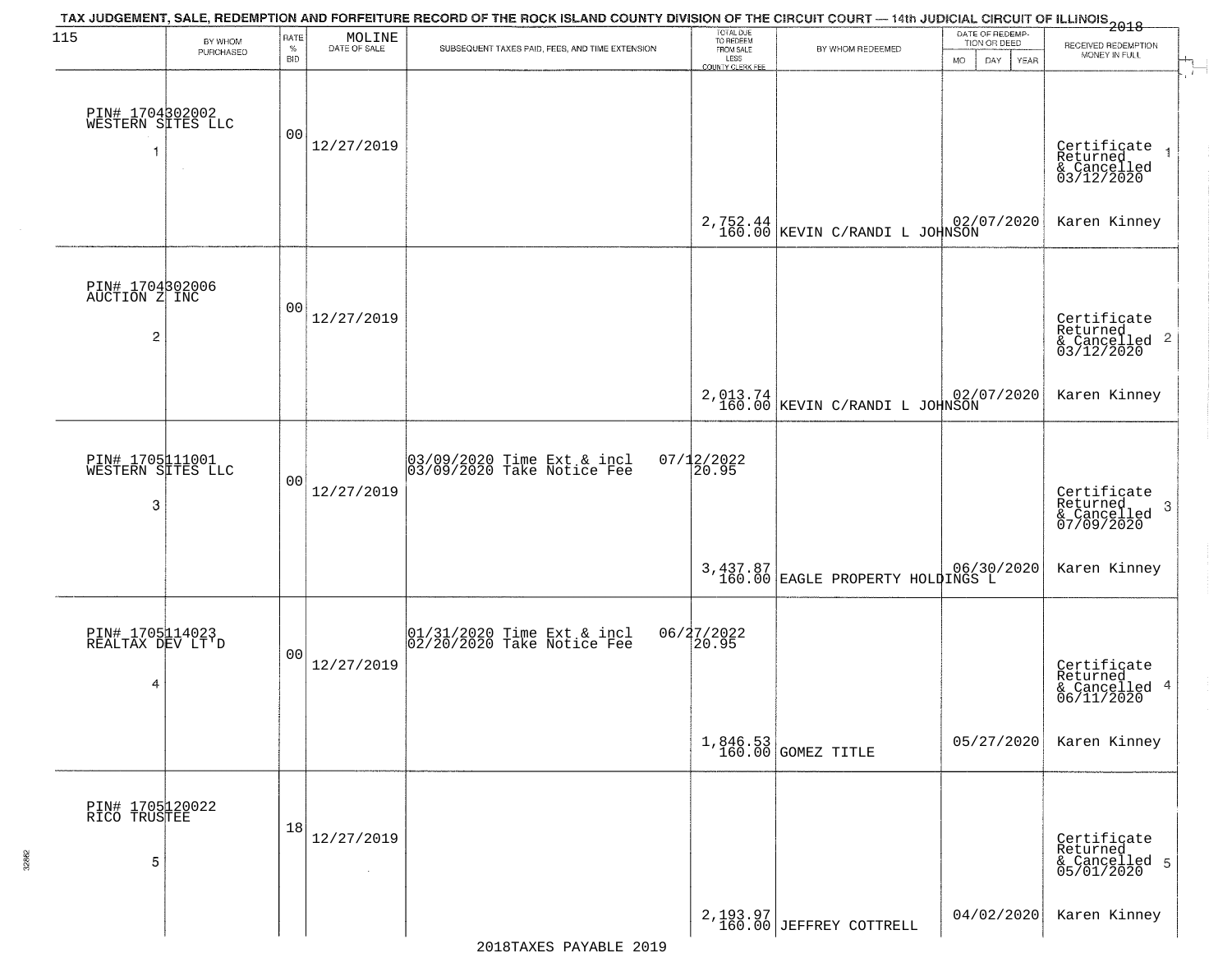TAX JUDGEMENT, SALE, REDEMPTION AND FORFEITURE RECORD OF THE ROCK ISLAND COUNTY DIVISION OF THE CIRCUIT COURT — 14th JUDICIAL CIRCUIT OF ILLINOIS 2018

115

| BY WHOM PURCHASED | RATE % BID | MOLINE DATE OF SALE | SUBSEQUENT TAXES PAID, FEES, AND TIME EXTENSION | TOTAL DUE TO REDEEM FROM SALE LESS COUNTY CLERK FEE | BY WHOM REDEEMED | DATE OF REDEMPTION OR DEED MO DAY YEAR | RECEIVED REDEMPTION MONEY IN FULL |
|---|---|---|---|---|---|---|---|
| PIN# 1704302002 WESTERN SITES LLC 1 | 00 | 12/27/2019 | | 2,752.44 160.00 | KEVIN C/RANDI L JOHNSON | 02/07/2020 | Certificate Returned & Cancelled 03/12/2020 Karen Kinney |
| PIN# 1704302006 AUCTION Z INC 2 | 00 | 12/27/2019 | | 2,013.74 160.00 | KEVIN C/RANDI L JOHNSON | 02/07/2020 | Certificate Returned & Cancelled 03/12/2020 Karen Kinney |
| PIN# 1705111001 WESTERN SITES LLC 3 | 00 | 12/27/2019 | 03/09/2020 Time Ext & incl 07/12/2022; 03/09/2020 Take Notice Fee 20.95 | 3,437.87 160.00 | EAGLE PROPERTY HOLDINGS L | 06/30/2020 | Certificate Returned & Cancelled 07/09/2020 Karen Kinney |
| PIN# 1705114023 REALTAX DEV LT'D 4 | 00 | 12/27/2019 | 01/31/2020 Time Ext & incl 06/27/2022; 02/20/2020 Take Notice Fee 20.95 | 1,846.53 160.00 | GOMEZ TITLE | 05/27/2020 | Certificate Returned & Cancelled 06/11/2020 Karen Kinney |
| PIN# 1705120022 RICO TRUSTEE 5 | 18 | 12/27/2019 | | 2,193.97 160.00 | JEFFREY COTTRELL | 04/02/2020 | Certificate Returned & Cancelled 05/01/2020 Karen Kinney |

2018TAXES PAYABLE 2019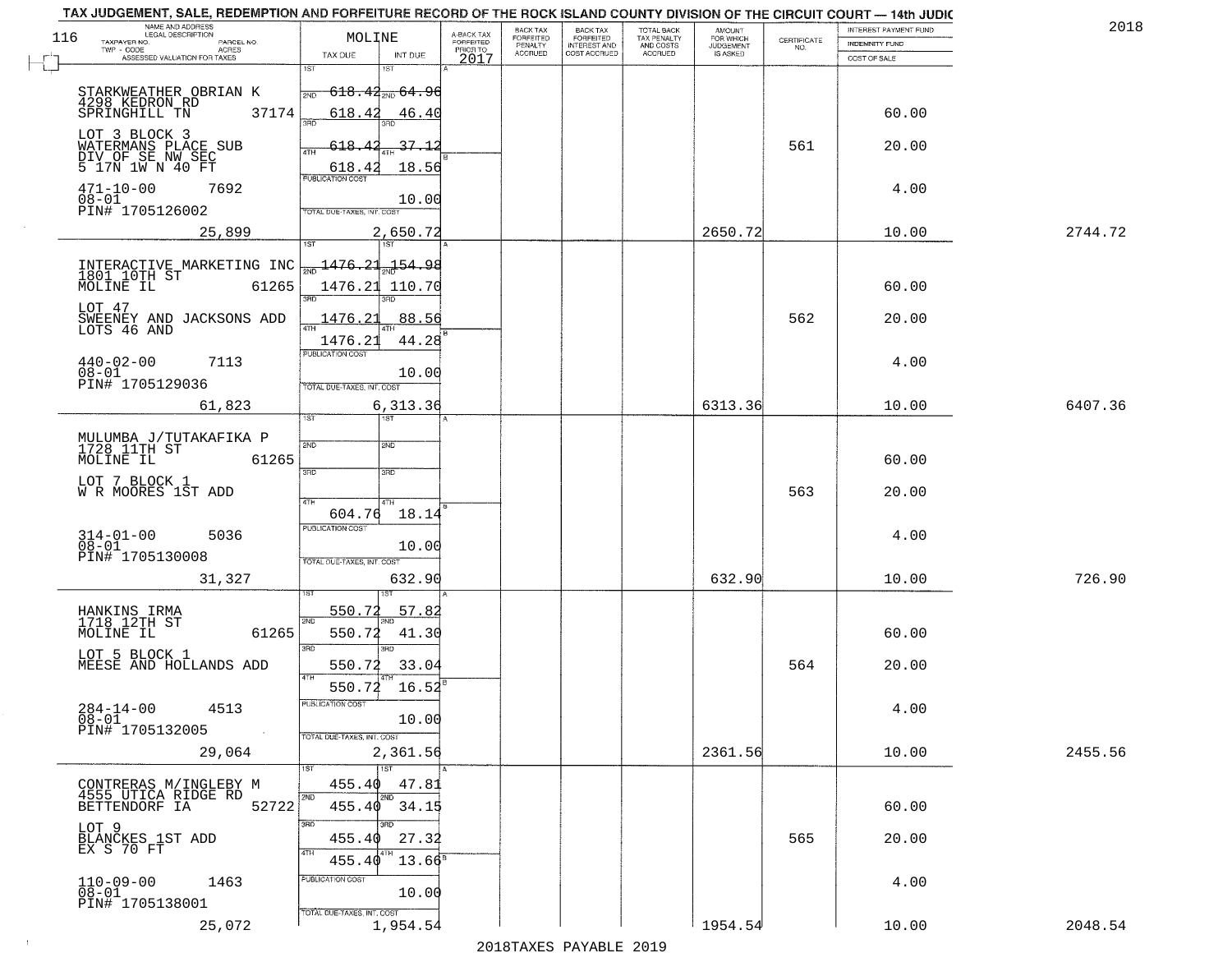# TAX JUDGEMENT, SALE, REDEMPTION AND FORFEITURE RECORD OF THE ROCK ISLAND COUNTY DIVISION OF THE CIRCUIT COURT — 14th JUDIC

2018

116

| NAME AND ADDRESS / LEGAL DESCRIPTION / TAXPAYER NO. / PARCEL NO. / TWP - CODE / ACRES / ASSESSED VALUATION FOR TAXES | MOLINE TAX DUE | INT DUE | A-BACK TAX FORFEITED PRIOR TO 2017 | BACK TAX FORFEITED PENALTY ACCRUED | BACK TAX FORFEITED INTEREST AND COST ACCRUED | TOTAL BACK TAX PENALTY AND COSTS ACCRUED | AMOUNT FOR WHICH JUDGEMENT IS ASKED | CERTIFICATE NO. | INTEREST PAYMENT FUND / INDEMNITY FUND / COST OF SALE | |
|---|---|---|---|---|---|---|---|---|---|---|
| STARKWEATHER OBRIAN K<br>4298 KEDRON RD<br>SPRINGHILL TN 37174<br>LOT 3 BLOCK 3<br>WATERMANS PLACE SUB<br>DIV OF SE NW SEC<br>5 17N 1W N 40 FT<br>471-10-00 7692<br>08-01<br>PIN# 1705126002<br>25,899 | 1ST<br>2ND 618.42<br>3RD 618.42<br>4TH 618.42<br>618.42<br>PUBLICATION COST<br>TOTAL DUE-TAXES, INT. COST | 1ST<br>2ND 64.96<br>46.40<br>3RD 37.12<br>18.56<br>10.00<br>2,650.72 | | | | | 2650.72 | 561 | 60.00<br>20.00<br>4.00<br>10.00 | 2744.72 |
| INTERACTIVE MARKETING INC<br>1801 10TH ST<br>MOLINE IL 61265<br>LOT 47<br>SWEENEY AND JACKSONS ADD<br>LOTS 46 AND<br>440-02-00 7113<br>08-01<br>PIN# 1705129036<br>61,823 | 1ST 1476.21<br>2ND 1476.21<br>3RD 1476.21<br>4TH 1476.21<br>PUBLICATION COST<br>TOTAL DUE-TAXES, INT. COST | 154.98<br>110.70<br>88.56<br>44.28<br>10.00<br>6,313.36 | | | | | 6313.36 | 562 | 60.00<br>20.00<br>4.00<br>10.00 | 6407.36 |
| MULUMBA J/TUTAKAFIKA P<br>1728 11TH ST<br>MOLINE IL 61265<br>LOT 7 BLOCK 1<br>W R MOORES 1ST ADD<br>314-01-00 5036<br>08-01<br>PIN# 1705130008<br>31,327 | 1ST<br>2ND<br>3RD<br>4TH 604.76<br>PUBLICATION COST<br>TOTAL DUE-TAXES, INT. COST | 1ST<br>2ND<br>3RD<br>4TH 18.14<br>10.00<br>632.90 | | | | | 632.90 | 563 | 60.00<br>20.00<br>4.00<br>10.00 | 726.90 |
| HANKINS IRMA<br>1718 12TH ST<br>MOLINE IL 61265<br>LOT 5 BLOCK 1<br>MEESE AND HOLLANDS ADD<br>284-14-00 4513<br>08-01<br>PIN# 1705132005<br>29,064 | 1ST 550.72<br>2ND 550.72<br>3RD 550.72<br>4TH 550.72<br>PUBLICATION COST<br>TOTAL DUE-TAXES, INT. COST | 57.82<br>41.30<br>33.04<br>16.52<br>10.00<br>2,361.56 | | | | | 2361.56 | 564 | 60.00<br>20.00<br>4.00<br>10.00 | 2455.56 |
| CONTRERAS M/INGLEBY M<br>4555 UTICA RIDGE RD<br>BETTENDORF IA 52722<br>LOT 9<br>BLANCKES 1ST ADD<br>EX S 70 FT<br>110-09-00 1463<br>08-01<br>PIN# 1705138001<br>25,072 | 1ST 455.40<br>2ND 455.40<br>3RD 455.40<br>4TH 455.40<br>PUBLICATION COST<br>TOTAL DUE-TAXES, INT. COST | 47.81<br>34.15<br>27.32<br>13.66<br>10.00<br>1,954.54 | | | | | 1954.54 | 565 | 60.00<br>20.00<br>4.00<br>10.00 | 2048.54 |

2018TAXES PAYABLE 2019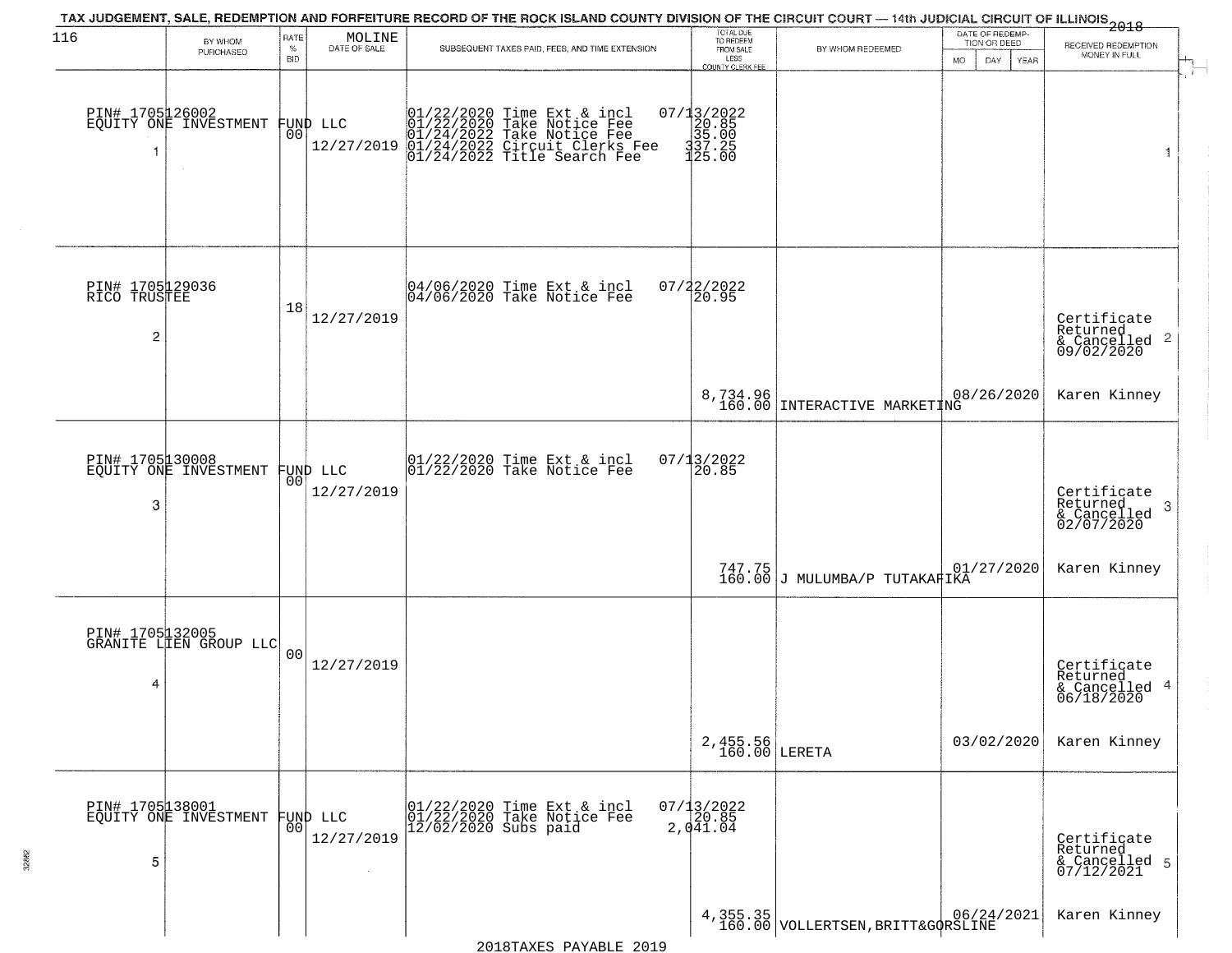TAX JUDGEMENT, SALE, REDEMPTION AND FORFEITURE RECORD OF THE ROCK ISLAND COUNTY DIVISION OF THE CIRCUIT COURT — 14th JUDICIAL CIRCUIT OF ILLINOIS 2018

| BY WHOM PURCHASED | RATE % BID | MOLINE DATE OF SALE | SUBSEQUENT TAXES PAID, FEES, AND TIME EXTENSION | TOTAL DUE TO REDEEM FROM SALE LESS COUNTY CLERK FEE | BY WHOM REDEEMED | DATE OF REDEMPTION OR DEED MO DAY YEAR | RECEIVED REDEMPTION MONEY IN FULL |
|---|---|---|---|---|---|---|---|
| PIN# 1705126002 EQUITY ONE INVESTMENT FUND LLC 1 | 00 | 12/27/2019 | 01/22/2020 Time Ext & incl 07/13/2022<br>01/22/2020 Take Notice Fee 20.85<br>01/24/2022 Take Notice Fee 35.00<br>01/24/2022 Circuit Clerks Fee 337.25<br>01/24/2022 Title Search Fee 125.00 | | | | 1 |
| PIN# 1705129036 RICO TRUSTEE 2 | 18 | 12/27/2019 | 04/06/2020 Time Ext & incl 07/22/2022<br>04/06/2020 Take Notice Fee 20.95 | 8,734.96<br>160.00 | INTERACTIVE MARKETING | 08/26/2020 | Certificate Returned & Cancelled 2 09/02/2020<br>Karen Kinney |
| PIN# 1705130008 EQUITY ONE INVESTMENT FUND LLC 3 | 00 | 12/27/2019 | 01/22/2020 Time Ext & incl 07/13/2022<br>01/22/2020 Take Notice Fee 20.85 | 747.75<br>160.00 | J MULUMBA/P TUTAKAFIKA | 01/27/2020 | Certificate Returned & Cancelled 3 02/07/2020<br>Karen Kinney |
| PIN# 1705132005 GRANITE LIEN GROUP LLC 4 | 00 | 12/27/2019 | | 2,455.56<br>160.00 | LERETA | 03/02/2020 | Certificate Returned & Cancelled 4 06/18/2020<br>Karen Kinney |
| PIN# 1705138001 EQUITY ONE INVESTMENT FUND LLC 5 | 00 | 12/27/2019 | 01/22/2020 Time Ext & incl 07/13/2022<br>01/22/2020 Take Notice Fee 20.85<br>12/02/2020 Subs paid 2,041.04 | 4,355.35<br>160.00 | VOLLERTSEN,BRITT&GORSLINE | 06/24/2021 | Certificate Returned & Cancelled 5 07/12/2021<br>Karen Kinney |

2018TAXES PAYABLE 2019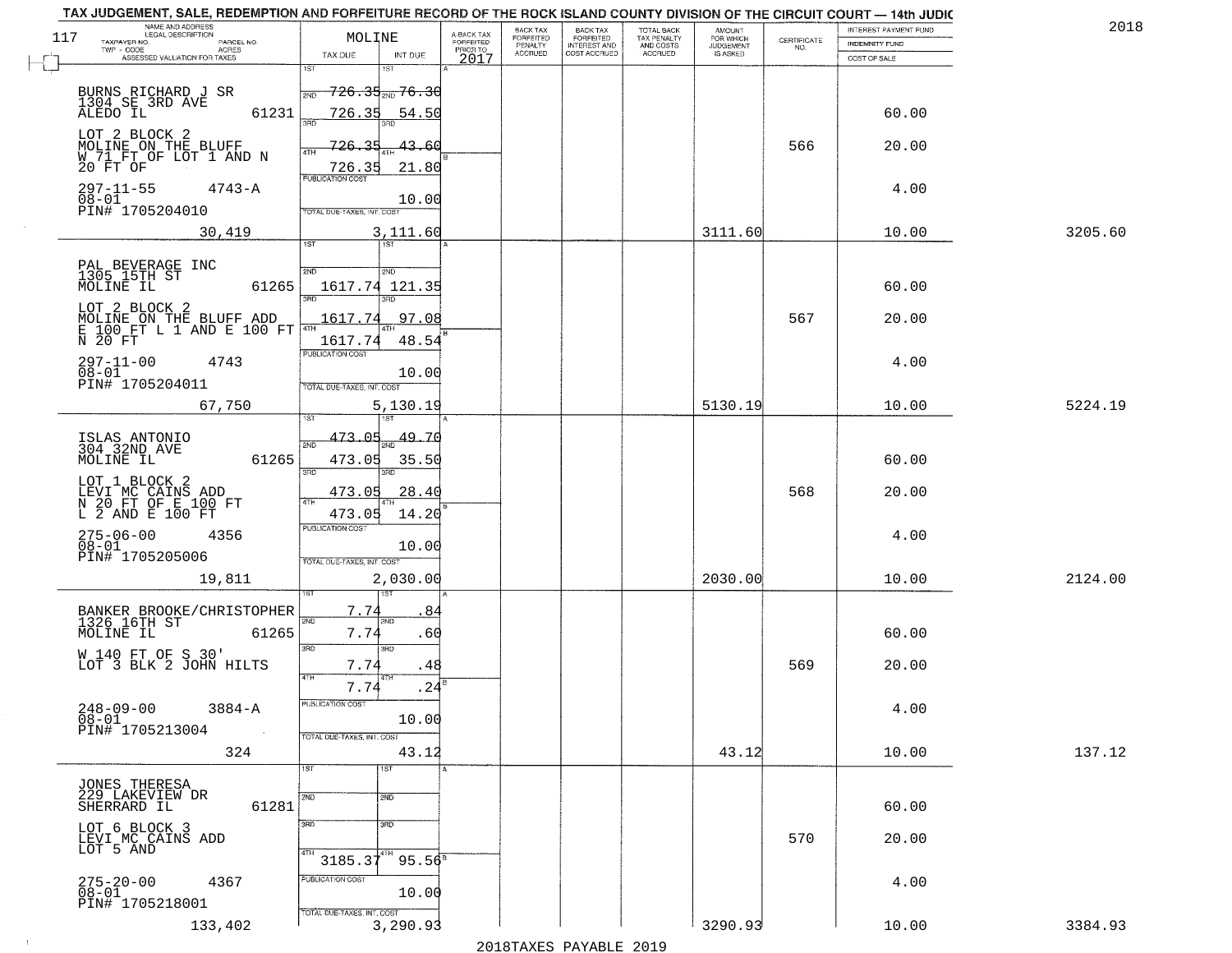# TAX JUDGEMENT, SALE, REDEMPTION AND FORFEITURE RECORD OF THE ROCK ISLAND COUNTY DIVISION OF THE CIRCUIT COURT — 14th JUDIC

2018

117 — MOLINE

| NAME AND ADDRESS / LEGAL DESCRIPTION / TAXPAYER NO. / PARCEL NO. / TWP - CODE / ACRES / ASSESSED VALUATION FOR TAXES | TAX DUE | INT DUE | A-BACK TAX FORFEITED PRIOR TO 2017 | BACK TAX FORFEITED PENALTY ACCRUED | BACK TAX FORFEITED INTEREST AND COST ACCRUED | TOTAL BACK TAX PENALTY AND COSTS ACCRUED | AMOUNT FOR WHICH JUDGEMENT IS ASKED | CERTIFICATE NO. | INTEREST PAYMENT FUND / INDEMNITY FUND / COST OF SALE | |
|---|---|---|---|---|---|---|---|---|---|---|
| BURNS RICHARD J SR<br>1304 SE 3RD AVE<br>ALEDO IL 61231<br>LOT 2 BLOCK 2<br>MOLINE ON THE BLUFF<br>W 71 FT OF LOT 1 AND N<br>20 FT OF<br>297-11-55 4743-A<br>08-01<br>PIN# 1705204010<br>30,419 | 1ST<br>2ND 726.35<br>3RD 726.35<br>4TH 726.35<br>726.35<br>PUBLICATION COST<br>TOTAL DUE-TAXES, INT. COST | 1ST<br>2ND 76.30<br>3RD 54.50<br>4TH 43.60<br>21.80<br>10.00<br>3,111.60 | | | | | 3111.60 | 566 | 60.00<br>20.00<br>4.00<br>10.00 | 3205.60 |
| PAL BEVERAGE INC<br>1305 15TH ST<br>MOLINE IL 61265<br>LOT 2 BLOCK 2<br>MOLINE ON THE BLUFF ADD<br>E 100 FT L 1 AND E 100 FT<br>N 20 FT<br>297-11-00 4743<br>08-01<br>PIN# 1705204011<br>67,750 | 1ST<br>2ND 1617.74<br>3RD 1617.74<br>4TH 1617.74<br>PUBLICATION COST<br>TOTAL DUE-TAXES, INT. COST | 1ST<br>2ND 121.35<br>3RD 97.08<br>4TH 48.54<br>10.00<br>5,130.19 | | | | | 5130.19 | 567 | 60.00<br>20.00<br>4.00<br>10.00 | 5224.19 |
| ISLAS ANTONIO<br>304 32ND AVE<br>MOLINE IL 61265<br>LOT 1 BLOCK 2<br>LEVI MC CAINS ADD<br>N 20 FT OF E 100 FT<br>L 2 AND E 100 FT<br>275-06-00 4356<br>08-01<br>PIN# 1705205006<br>19,811 | 1ST 473.05<br>2ND 473.05<br>3RD 473.05<br>4TH 473.05<br>PUBLICATION COST<br>TOTAL DUE-TAXES, INT. COST | 1ST 49.70<br>2ND 35.50<br>3RD 28.40<br>4TH 14.20<br>10.00<br>2,030.00 | | | | | 2030.00 | 568 | 60.00<br>20.00<br>4.00<br>10.00 | 2124.00 |
| BANKER BROOKE/CHRISTOPHER<br>1326 16TH ST<br>MOLINE IL 61265<br>W 140 FT OF S 30'<br>LOT 3 BLK 2 JOHN HILTS<br>248-09-00 3884-A<br>08-01<br>PIN# 1705213004<br>324 | 1ST 7.74<br>2ND 7.74<br>3RD 7.74<br>4TH 7.74<br>PUBLICATION COST<br>TOTAL DUE-TAXES, INT. COST | 1ST .84<br>2ND .60<br>3RD .48<br>4TH .24<br>10.00<br>43.12 | | | | | 43.12 | 569 | 60.00<br>20.00<br>4.00<br>10.00 | 137.12 |
| JONES THERESA<br>229 LAKEVIEW DR<br>SHERRARD IL 61281<br>LOT 6 BLOCK 3<br>LEVI MC CAINS ADD<br>LOT 5 AND<br>275-20-00 4367<br>08-01<br>PIN# 1705218001<br>133,402 | 1ST<br>2ND<br>3RD<br>4TH 3185.37<br>PUBLICATION COST<br>TOTAL DUE-TAXES, INT. COST | 1ST<br>2ND<br>3RD<br>4TH 95.56<br>10.00<br>3,290.93 | | | | | 3290.93 | 570 | 60.00<br>20.00<br>4.00<br>10.00 | 3384.93 |

2018TAXES PAYABLE 2019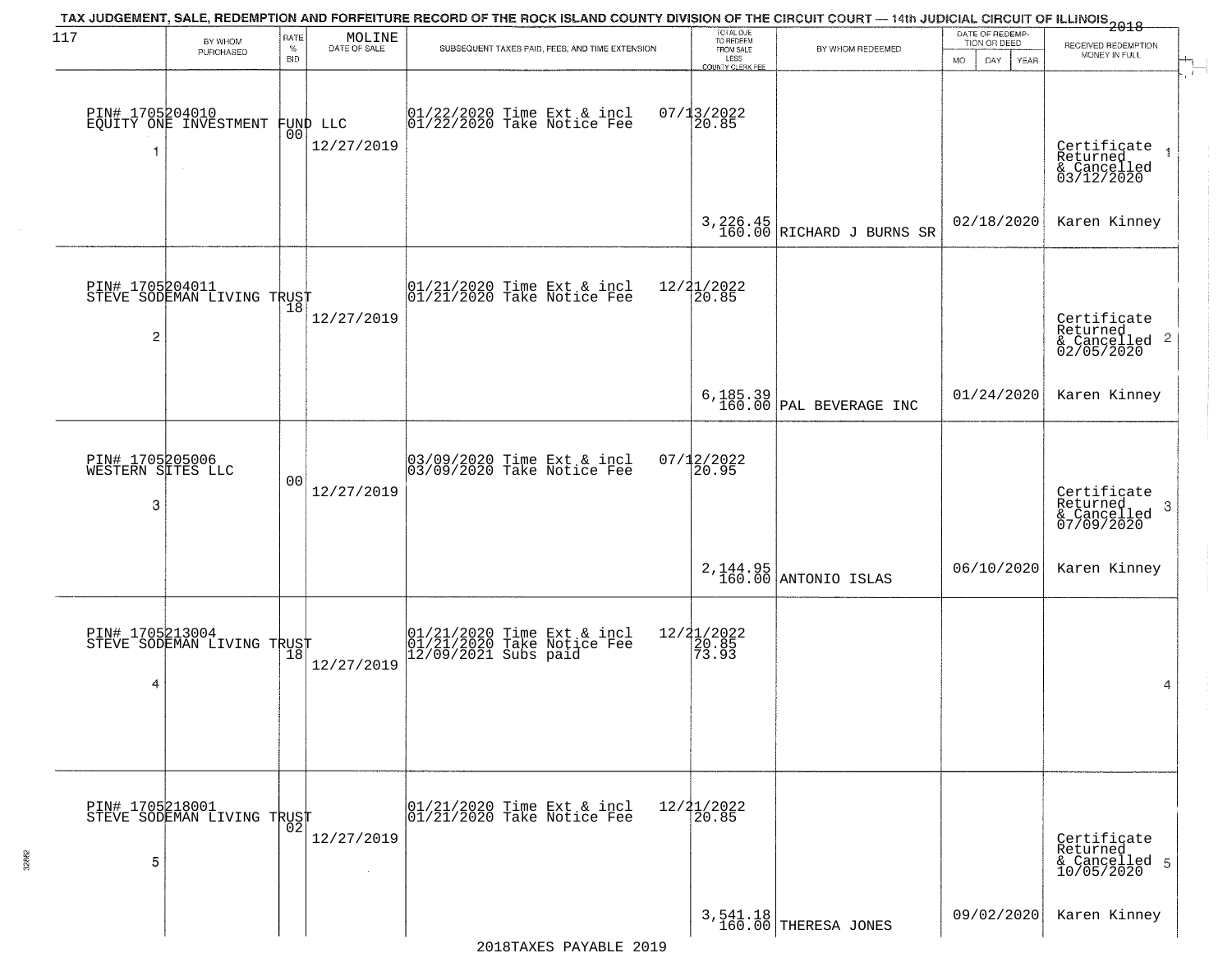TAX JUDGEMENT, SALE, REDEMPTION AND FORFEITURE RECORD OF THE ROCK ISLAND COUNTY DIVISION OF THE CIRCUIT COURT — 14th JUDICIAL CIRCUIT OF ILLINOIS 2018

| 117 | BY WHOM PURCHASED | RATE % BID | MOLINE DATE OF SALE | SUBSEQUENT TAXES PAID, FEES, AND TIME EXTENSION | TOTAL DUE TO REDEEM FROM SALE LESS COUNTY CLERK FEE | BY WHOM REDEEMED | DATE OF REDEMPTION OR DEED MO DAY YEAR | RECEIVED REDEMPTION MONEY IN FULL |
|---|---|---|---|---|---|---|---|---|
| 1 | PIN# 1705204010 EQUITY ONE INVESTMENT FUND LLC | 00 | 12/27/2019 | 01/22/2020 Time Ext & incl 07/13/2022<br>01/22/2020 Take Notice Fee 20.85 | 3,226.45<br>160.00 | RICHARD J BURNS SR | 02/18/2020 | Certificate Returned & Cancelled 03/12/2020<br>Karen Kinney |
| 2 | PIN# 1705204011 STEVE SODEMAN LIVING TRUST | 18 | 12/27/2019 | 01/21/2020 Time Ext & incl 12/21/2022<br>01/21/2020 Take Notice Fee 20.85 | 6,185.39<br>160.00 | PAL BEVERAGE INC | 01/24/2020 | Certificate Returned & Cancelled 02/05/2020<br>Karen Kinney |
| 3 | PIN# 1705205006 WESTERN SITES LLC | 00 | 12/27/2019 | 03/09/2020 Time Ext & incl 07/12/2022<br>03/09/2020 Take Notice Fee 20.95 | 2,144.95<br>160.00 | ANTONIO ISLAS | 06/10/2020 | Certificate Returned & Cancelled 07/09/2020<br>Karen Kinney |
| 4 | PIN# 1705213004 STEVE SODEMAN LIVING TRUST | 18 | 12/27/2019 | 01/21/2020 Time Ext & incl 12/21/2022<br>01/21/2020 Take Notice Fee 20.85<br>12/09/2021 Subs paid 73.93 | | | | |
| 5 | PIN# 1705218001 STEVE SODEMAN LIVING TRUST | 02 | 12/27/2019 | 01/21/2020 Time Ext & incl 12/21/2022<br>01/21/2020 Take Notice Fee 20.85 | 3,541.18<br>160.00 | THERESA JONES | 09/02/2020 | Certificate Returned & Cancelled 10/05/2020<br>Karen Kinney |

2018TAXES PAYABLE 2019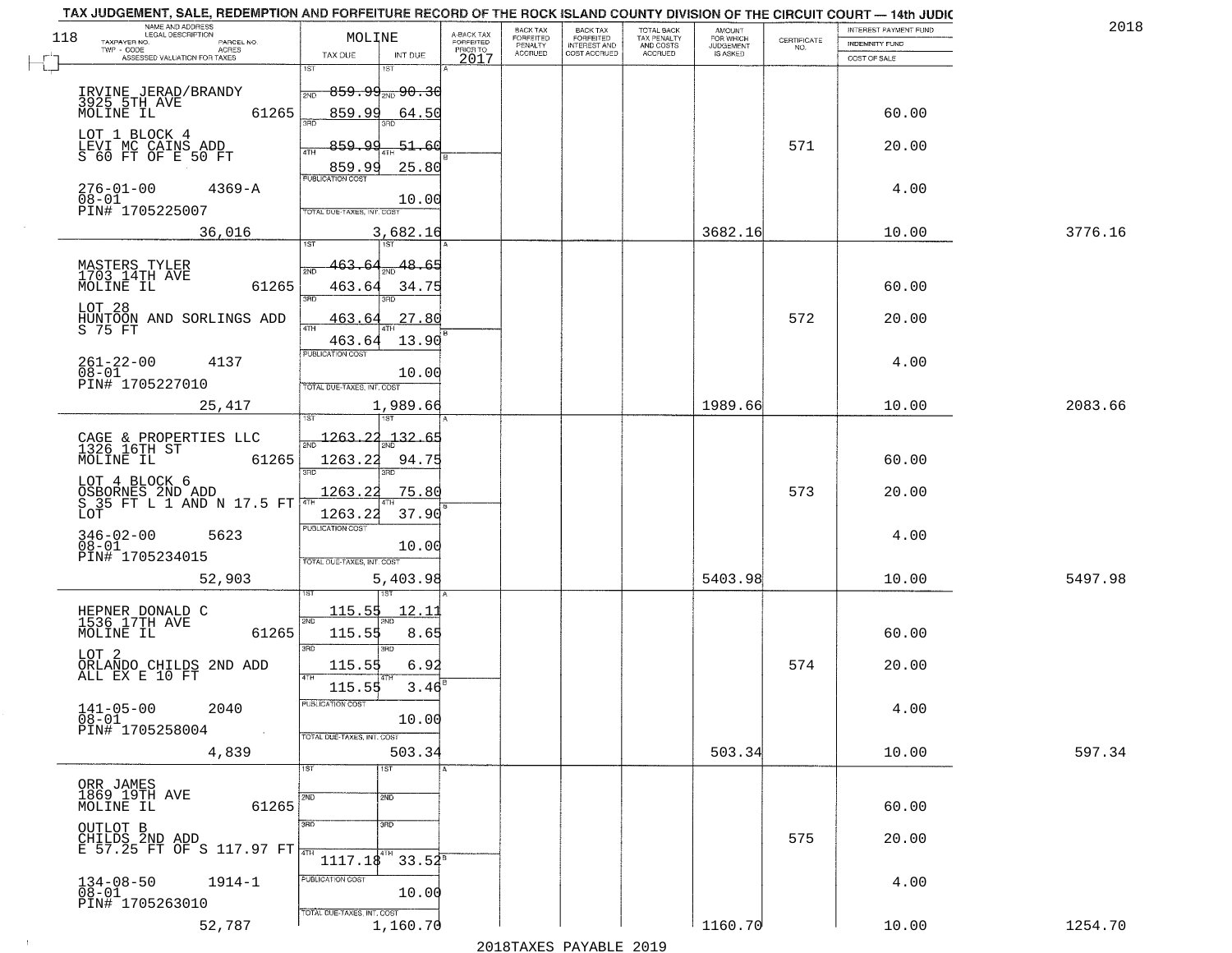TAX JUDGEMENT, SALE, REDEMPTION AND FORFEITURE RECORD OF THE ROCK ISLAND COUNTY DIVISION OF THE CIRCUIT COURT — 14th JUDIC

2018

| NAME AND ADDRESS / LEGAL DESCRIPTION / TAXPAYER NO. / PARCEL NO. / TWP - CODE / ACRES / ASSESSED VALUATION FOR TAXES | MOLINE TAX DUE | INT DUE | A-BACK TAX FORFEITED PRIOR TO 2017 | BACK TAX FORFEITED PENALTY ACCRUED | BACK TAX FORFEITED INTEREST AND COST ACCRUED | TOTAL BACK TAX PENALTY AND COSTS ACCRUED | AMOUNT FOR WHICH JUDGEMENT IS ASKED | CERTIFICATE NO. | INTEREST PAYMENT FUND / INDEMNITY FUND / COST OF SALE | |
|---|---|---|---|---|---|---|---|---|---|---|
| IRVINE JERAD/BRANDY<br>3925 5TH AVE<br>MOLINE IL 61265<br>LOT 1 BLOCK 4<br>LEVI MC CAINS ADD<br>S 60 FT OF E 50 FT<br>276-01-00 4369-A<br>08-01<br>PIN# 1705225007<br>36,016 | 1ST 859.99<br>2ND 859.99<br>3RD 859.99<br>4TH 859.99<br>PUBLICATION COST<br>TOTAL DUE-TAXES, INT. COST 3,682.16 | 90.30<br>64.50<br>51.60<br>25.80<br>10.00 | | | | | 3682.16 | 571 | 60.00<br>20.00<br>4.00<br>10.00 | 3776.16 |
| MASTERS TYLER<br>1703 14TH AVE<br>MOLINE IL 61265<br>LOT 28<br>HUNTOON AND SORLINGS ADD<br>S 75 FT<br>261-22-00 4137<br>08-01<br>PIN# 1705227010<br>25,417 | 1ST 463.64<br>2ND 463.64<br>3RD 463.64<br>4TH 463.64<br>PUBLICATION COST<br>TOTAL DUE-TAXES, INT. COST 1,989.66 | 48.65<br>34.75<br>27.80<br>13.90<br>10.00 | | | | | 1989.66 | 572 | 60.00<br>20.00<br>4.00<br>10.00 | 2083.66 |
| CAGE & PROPERTIES LLC<br>1326 16TH ST<br>MOLINE IL 61265<br>LOT 4 BLOCK 6<br>OSBORNES 2ND ADD<br>S 35 FT L 1 AND N 17.5 FT LOT<br>346-02-00 5623<br>08-01<br>PIN# 1705234015<br>52,903 | 1ST 1263.22<br>2ND 1263.22<br>3RD 1263.22<br>4TH 1263.22<br>PUBLICATION COST<br>TOTAL DUE-TAXES, INT. COST 5,403.98 | 132.65<br>94.75<br>75.80<br>37.90<br>10.00 | | | | | 5403.98 | 573 | 60.00<br>20.00<br>4.00<br>10.00 | 5497.98 |
| HEPNER DONALD C<br>1536 17TH AVE<br>MOLINE IL 61265<br>LOT 2<br>ORLANDO CHILDS 2ND ADD<br>ALL EX E 10 FT<br>141-05-00 2040<br>08-01<br>PIN# 1705258004<br>4,839 | 1ST 115.55<br>2ND 115.55<br>3RD 115.55<br>4TH 115.55<br>PUBLICATION COST<br>TOTAL DUE-TAXES, INT. COST 503.34 | 12.11<br>8.65<br>6.92<br>3.46<br>10.00 | | | | | 503.34 | 574 | 60.00<br>20.00<br>4.00<br>10.00 | 597.34 |
| ORR JAMES<br>1869 19TH AVE<br>MOLINE IL 61265<br>OUTLOT B<br>CHILDS 2ND ADD<br>E 57.25 FT OF S 117.97 FT<br>134-08-50 1914-1<br>08-01<br>PIN# 1705263010<br>52,787 | 1ST<br>2ND<br>3RD<br>4TH 1117.18<br>PUBLICATION COST<br>TOTAL DUE-TAXES, INT. COST 1,160.70 | <br><br><br>33.52<br>10.00 | | | | | 1160.70 | 575 | 60.00<br>20.00<br>4.00<br>10.00 | 1254.70 |

2018TAXES PAYABLE 2019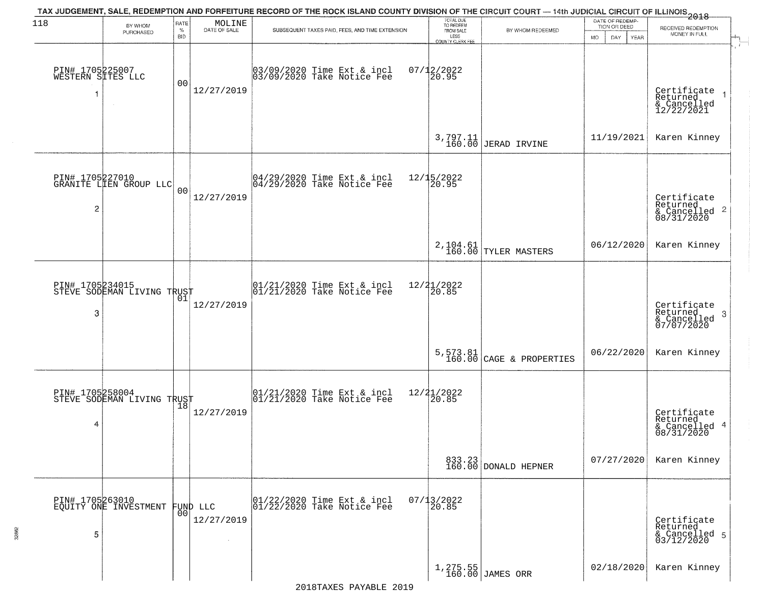TAX JUDGEMENT, SALE, REDEMPTION AND FORFEITURE RECORD OF THE ROCK ISLAND COUNTY DIVISION OF THE CIRCUIT COURT — 14th JUDICIAL CIRCUIT OF ILLINOIS 2018

| | BY WHOM PURCHASED | RATE % BID | MOLINE DATE OF SALE | SUBSEQUENT TAXES PAID, FEES, AND TIME EXTENSION | TOTAL DUE TO REDEEM FROM SALE LESS COUNTY CLERK FEE | BY WHOM REDEEMED | DATE OF REDEMPTION OR DEED MO DAY YEAR | RECEIVED REDEMPTION MONEY IN FULL |
|---|---|---|---|---|---|---|---|---|
| 1 | PIN# 1705225007 WESTERN SITES LLC | 00 | 12/27/2019 | 03/09/2020 Time Ext & incl 07/12/2022; 03/09/2020 Take Notice Fee 20.95 | 3,797.11 160.00 | JERAD IRVINE | 11/19/2021 | Certificate Returned & Cancelled 12/22/2021 Karen Kinney |
| 2 | PIN# 1705227010 GRANITE LIEN GROUP LLC | 00 | 12/27/2019 | 04/29/2020 Time Ext & incl 12/15/2022; 04/29/2020 Take Notice Fee 20.95 | 2,104.61 160.00 | TYLER MASTERS | 06/12/2020 | Certificate Returned & Cancelled 08/31/2020 Karen Kinney |
| 3 | PIN# 1705234015 STEVE SODEMAN LIVING TRUST | 01 | 12/27/2019 | 01/21/2020 Time Ext & incl 12/21/2022; 01/21/2020 Take Notice Fee 20.85 | 5,573.81 160.00 | CAGE & PROPERTIES | 06/22/2020 | Certificate Returned & Cancelled 07/07/2020 Karen Kinney |
| 4 | PIN# 1705258004 STEVE SODEMAN LIVING TRUST | 18 | 12/27/2019 | 01/21/2020 Time Ext & incl 12/21/2022; 01/21/2020 Take Notice Fee 20.85 | 833.23 160.00 | DONALD HEPNER | 07/27/2020 | Certificate Returned & Cancelled 08/31/2020 Karen Kinney |
| 5 | PIN# 1705263010 EQUITY ONE INVESTMENT FUND LLC | 00 | 12/27/2019 | 01/22/2020 Time Ext & incl 07/13/2022; 01/22/2020 Take Notice Fee 20.85 | 1,275.55 160.00 | JAMES ORR | 02/18/2020 | Certificate Returned & Cancelled 03/12/2020 Karen Kinney |

2018TAXES PAYABLE 2019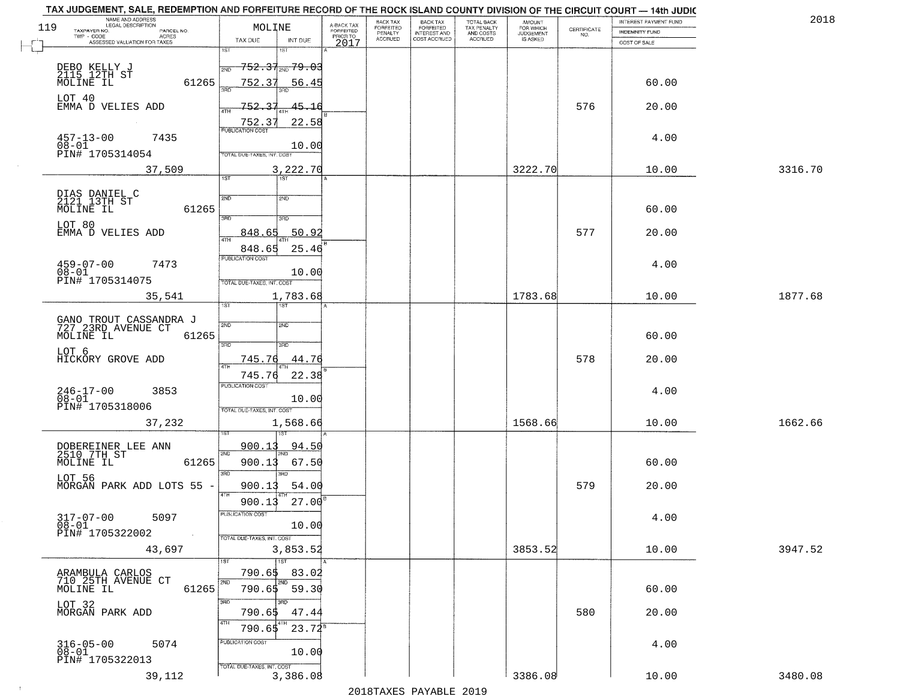TAX JUDGEMENT, SALE, REDEMPTION AND FORFEITURE RECORD OF THE ROCK ISLAND COUNTY DIVISION OF THE CIRCUIT COURT — 14th JUDIC

2018

| NAME AND ADDRESS / LEGAL DESCRIPTION / TAXPAYER NO. / PARCEL NO. / TWP - CODE / ACRES / ASSESSED VALUATION FOR TAXES | MOLINE TAX DUE | INT DUE | A-BACK TAX FORFEITED PRIOR TO 2017 | BACK TAX FORFEITED PENALTY ACCRUED | BACK TAX FORFEITED INTEREST AND COST ACCRUED | TOTAL BACK TAX PENALTY AND COSTS ACCRUED | AMOUNT FOR WHICH JUDGEMENT IS ASKED | CERTIFICATE NO. | INTEREST PAYMENT FUND / INDEMNITY FUND / COST OF SALE | |
|---|---|---|---|---|---|---|---|---|---|---|
| DEBO KELLY J, 2115 12TH ST, MOLINE IL 61265, LOT 40, EMMA D VELIES ADD, 457-13-00 7435, 08-01, PIN# 1705314054, 37,509 | 1ST; 2ND 752.37; 3RD 752.37; 4TH 752.37; 752.37; PUBLICATION COST; TOTAL DUE-TAXES, INT. COST 3,222.70 | 1ST; 2ND 79.03; 3RD 56.45; 4TH 45.16; 22.58; 10.00 | | | | | 3222.70 | 576 | 60.00; 20.00; 4.00; 10.00 | 3316.70 |
| DIAS DANIEL C, 2121 13TH ST, MOLINE IL 61265, LOT 80, EMMA D VELIES ADD, 459-07-00 7473, 08-01, PIN# 1705314075, 35,541 | 1ST; 2ND; 3RD 848.65; 4TH 848.65; PUBLICATION COST; TOTAL DUE-TAXES, INT. COST 1,783.68 | 1ST; 2ND; 3RD 50.92; 4TH 25.46; 10.00 | | | | | 1783.68 | 577 | 60.00; 20.00; 4.00; 10.00 | 1877.68 |
| GANO TROUT CASSANDRA J, 727 23RD AVENUE CT, MOLINE IL 61265, LOT 6, HICKORY GROVE ADD, 246-17-00 3853, 08-01, PIN# 1705318006, 37,232 | 1ST; 2ND; 3RD 745.76; 4TH 745.76; PUBLICATION COST; TOTAL DUE-TAXES, INT. COST 1,568.66 | 1ST; 2ND; 3RD 44.76; 4TH 22.38; 10.00 | | | | | 1568.66 | 578 | 60.00; 20.00; 4.00; 10.00 | 1662.66 |
| DOBEREINER LEE ANN, 2510 7TH ST, MOLINE IL 61265, LOT 56, MORGAN PARK ADD LOTS 55 -, 317-07-00 5097, 08-01, PIN# 1705322002, 43,697 | 1ST 900.13; 2ND 900.13; 3RD 900.13; 4TH 900.13; PUBLICATION COST; TOTAL DUE-TAXES, INT. COST 3,853.52 | 1ST 94.50; 2ND 67.50; 3RD 54.00; 4TH 27.00; 10.00 | | | | | 3853.52 | 579 | 60.00; 20.00; 4.00; 10.00 | 3947.52 |
| ARAMBULA CARLOS, 710 25TH AVENUE CT, MOLINE IL 61265, LOT 32, MORGAN PARK ADD, 316-05-00 5074, 08-01, PIN# 1705322013, 39,112 | 1ST 790.65; 2ND 790.65; 3RD 790.65; 4TH 790.65; PUBLICATION COST; TOTAL DUE-TAXES, INT. COST 3,386.08 | 1ST 83.02; 2ND 59.30; 3RD 47.44; 4TH 23.72; 10.00 | | | | | 3386.08 | 580 | 60.00; 20.00; 4.00; 10.00 | 3480.08 |

2018TAXES PAYABLE 2019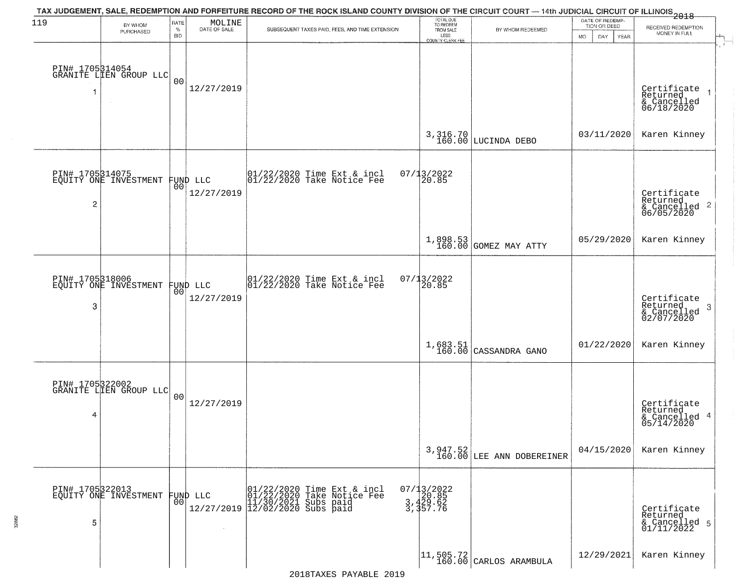TAX JUDGEMENT, SALE, REDEMPTION AND FORFEITURE RECORD OF THE ROCK ISLAND COUNTY DIVISION OF THE CIRCUIT COURT — 14th JUDICIAL CIRCUIT OF ILLINOIS 2018

| 119 BY WHOM PURCHASED | RATE % BID | MOLINE DATE OF SALE | SUBSEQUENT TAXES PAID, FEES, AND TIME EXTENSION | TOTAL DUE TO REDEEM FROM SALE LESS COUNTY CLERK FEE | BY WHOM REDEEMED | DATE OF REDEMPTION OR DEED MO DAY YEAR | RECEIVED REDEMPTION MONEY IN FULL |
|---|---|---|---|---|---|---|---|
| PIN# 1705314054 GRANITE LIEN GROUP LLC 1 | 00 | 12/27/2019 | | 3,316.70 160.00 | LUCINDA DEBO | 03/11/2020 | Certificate Returned & Cancelled 06/18/2020 Karen Kinney |
| PIN# 1705314075 EQUITY ONE INVESTMENT FUND LLC 2 | 00 | 12/27/2019 | 01/22/2020 Time Ext & incl 07/13/2022<br>01/22/2020 Take Notice Fee 20.85 | 1,898.53 160.00 | GOMEZ MAY ATTY | 05/29/2020 | Certificate Returned & Cancelled 06/05/2020 Karen Kinney |
| PIN# 1705318006 EQUITY ONE INVESTMENT FUND LLC 3 | 00 | 12/27/2019 | 01/22/2020 Time Ext & incl 07/13/2022<br>01/22/2020 Take Notice Fee 20.85 | 1,683.51 160.00 | CASSANDRA GANO | 01/22/2020 | Certificate Returned & Cancelled 02/07/2020 Karen Kinney |
| PIN# 1705322002 GRANITE LIEN GROUP LLC 4 | 00 | 12/27/2019 | | 3,947.52 160.00 | LEE ANN DOBEREINER | 04/15/2020 | Certificate Returned & Cancelled 05/14/2020 Karen Kinney |
| PIN# 1705322013 EQUITY ONE INVESTMENT FUND LLC 5 | 00 | 12/27/2019 | 01/22/2020 Time Ext & incl 07/13/2022<br>01/22/2020 Take Notice Fee 20.85<br>11/30/2021 Subs paid 3,429.62<br>12/02/2020 Subs paid 3,357.76 | 11,505.72 160.00 | CARLOS ARAMBULA | 12/29/2021 | Certificate Returned & Cancelled 01/11/2022 Karen Kinney |

2018TAXES PAYABLE 2019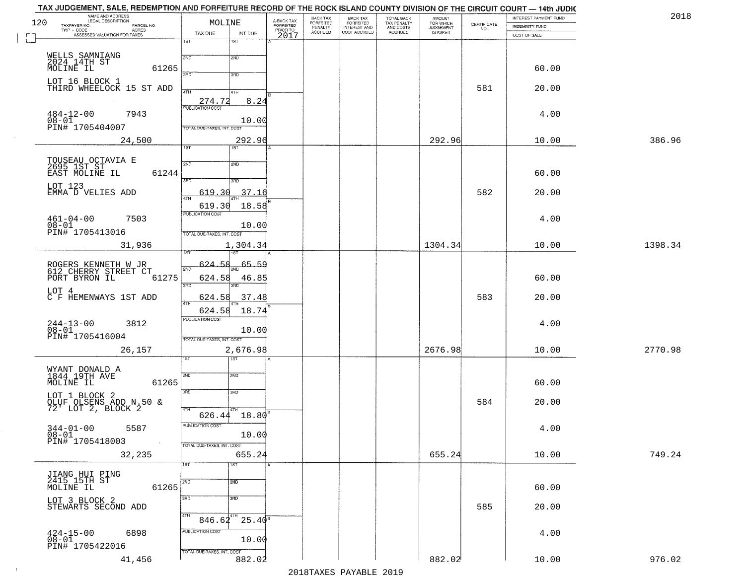TAX JUDGEMENT, SALE, REDEMPTION AND FORFEITURE RECORD OF THE ROCK ISLAND COUNTY DIVISION OF THE CIRCUIT COURT — 14th JUDIC

2018

| NAME AND ADDRESS / LEGAL DESCRIPTION / TAXPAYER NO. / PARCEL NO. / TWP - CODE / ACRES / ASSESSED VALUATION FOR TAXES | MOLINE TAX DUE | INT DUE | A-BACK TAX FORFEITED PRIOR TO 2017 | BACK TAX FORFEITED PENALTY ACCRUED | BACK TAX FORFEITED INTEREST AND COST ACCRUED | TOTAL BACK TAX PENALTY AND COSTS ACCRUED | AMOUNT FOR WHICH JUDGEMENT IS ASKED | CERTIFICATE NO. | INTEREST PAYMENT FUND / INDEMNITY FUND / COST OF SALE | |
|---|---|---|---|---|---|---|---|---|---|---|
| WELLS SAMNIANG<br>2024 14TH ST<br>MOLINE IL 61265<br>LOT 16 BLOCK 1<br>THIRD WHEELOCK 15 ST ADD<br>484-12-00 7943<br>08-01<br>PIN# 1705404007<br>24,500 | 4TH 274.72<br>PUBLICATION COST<br>TOTAL DUE-TAXES, INT. COST | 8.24<br>10.00<br>292.96 | | | | | 292.96 | 581 | 60.00<br>20.00<br>4.00<br>10.00 | 386.96 |
| TOUSEAU OCTAVIA E<br>2695 1ST ST<br>EAST MOLINE IL 61244<br>LOT 123<br>EMMA D VELIES ADD<br>461-04-00 7503<br>08-01<br>PIN# 1705413016<br>31,936 | 3RD 619.30<br>4TH 619.30<br>PUBLICATION COST<br>TOTAL DUE-TAXES, INT. COST | 37.16<br>18.58<br>10.00<br>1,304.34 | | | | | 1304.34 | 582 | 60.00<br>20.00<br>4.00<br>10.00 | 1398.34 |
| ROGERS KENNETH W JR<br>612 CHERRY STREET CT<br>PORT BYRON IL 61275<br>LOT 4<br>C F HEMENWAYS 1ST ADD<br>244-13-00 3812<br>08-01<br>PIN# 1705416004<br>26,157 | 1ST 624.58<br>2ND 624.58<br>3RD 624.58<br>4TH 624.58<br>PUBLICATION COST<br>TOTAL DUE-TAXES, INT. COST | 65.59<br>46.85<br>37.48<br>18.74<br>10.00<br>2,676.98 | | | | | 2676.98 | 583 | 60.00<br>20.00<br>4.00<br>10.00 | 2770.98 |
| WYANT DONALD A<br>1844 19TH AVE<br>MOLINE IL 61265<br>LOT 1 BLOCK 2<br>OLUF OLSENS ADD N.50 &<br>72' LOT 2, BLOCK 2<br>344-01-00 5587<br>08-01<br>PIN# 1705418003<br>32,235 | 4TH 626.44<br>PUBLICATION COST<br>TOTAL DUE-TAXES, INT. COST | 18.80<br>10.00<br>655.24 | | | | | 655.24 | 584 | 60.00<br>20.00<br>4.00<br>10.00 | 749.24 |
| JIANG HUI PING<br>2415 15TH ST<br>MOLINE IL 61265<br>LOT 3 BLOCK 2<br>STEWARTS SECOND ADD<br>424-15-00 6898<br>08-01<br>PIN# 1705422016<br>41,456 | 4TH 846.62<br>PUBLICATION COST<br>TOTAL DUE-TAXES, INT. COST | 25.40<br>10.00<br>882.02 | | | | | 882.02 | 585 | 60.00<br>20.00<br>4.00<br>10.00 | 976.02 |

2018TAXES PAYABLE 2019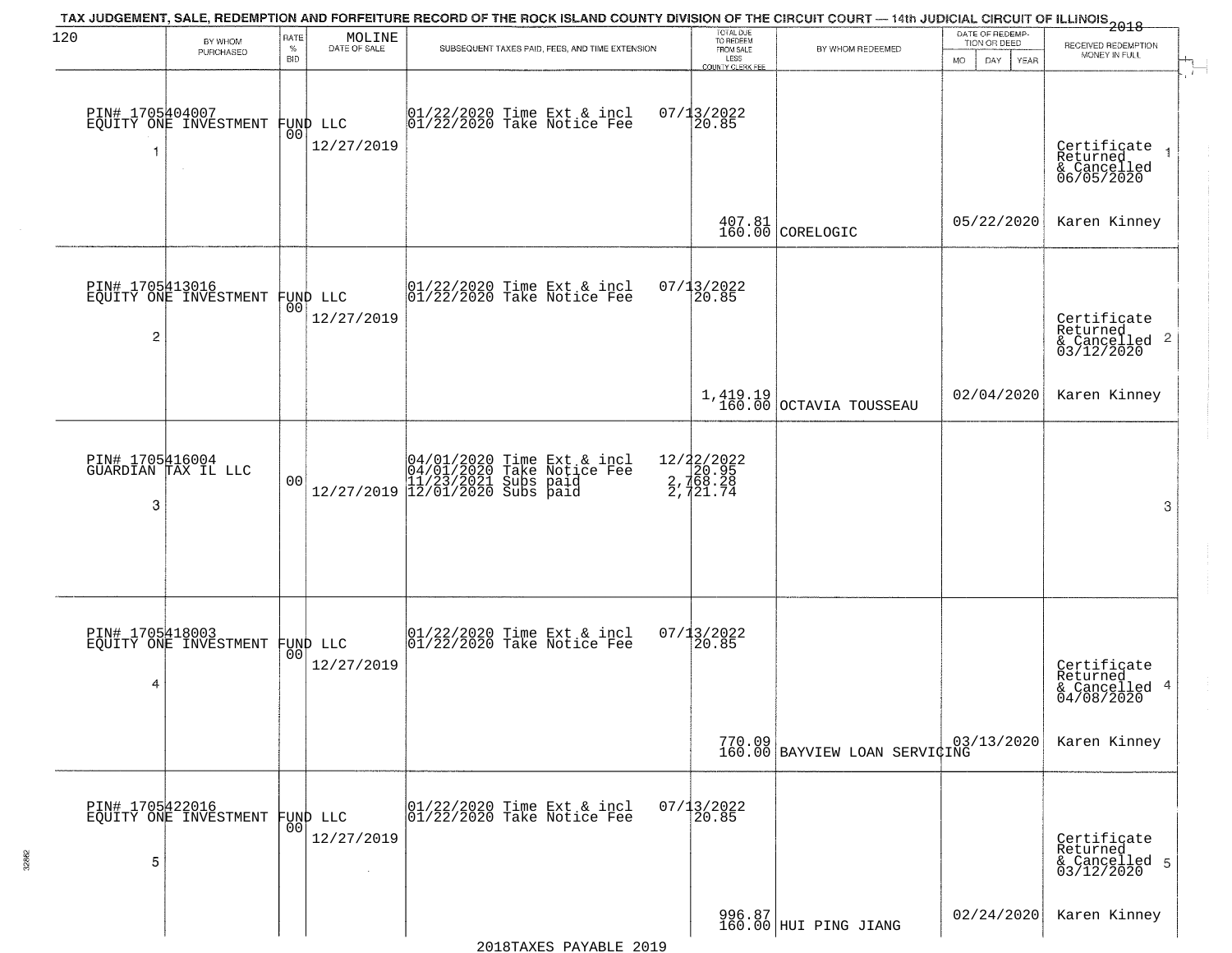TAX JUDGEMENT, SALE, REDEMPTION AND FORFEITURE RECORD OF THE ROCK ISLAND COUNTY DIVISION OF THE CIRCUIT COURT — 14th JUDICIAL CIRCUIT OF ILLINOIS 2018

| 120 BY WHOM PURCHASED | RATE % BID | MOLINE DATE OF SALE | SUBSEQUENT TAXES PAID, FEES, AND TIME EXTENSION | TOTAL DUE TO REDEEM FROM SALE LESS COUNTY CLERK FEE | BY WHOM REDEEMED | DATE OF REDEMPTION OR DEED MO DAY YEAR | RECEIVED REDEMPTION MONEY IN FULL |
|---|---|---|---|---|---|---|---|
| PIN# 1705404007 EQUITY ONE INVESTMENT FUND LLC 1 | 00 | 12/27/2019 | 01/22/2020 Time Ext & incl 01/22/2020 Take Notice Fee | 07/13/2022 20.85 407.81 160.00 | CORELOGIC | 05/22/2020 | Certificate Returned & Cancelled 06/05/2020 Karen Kinney 1 |
| PIN# 1705413016 EQUITY ONE INVESTMENT FUND LLC 2 | 00 | 12/27/2019 | 01/22/2020 Time Ext & incl 01/22/2020 Take Notice Fee | 07/13/2022 20.85 1,419.19 160.00 | OCTAVIA TOUSSEAU | 02/04/2020 | Certificate Returned & Cancelled 03/12/2020 Karen Kinney 2 |
| PIN# 1705416004 GUARDIAN TAX IL LLC 3 | 00 | 12/27/2019 | 04/01/2020 Time Ext & incl 04/01/2020 Take Notice Fee 11/23/2021 Subs paid 12/01/2020 Subs paid | 12/22/2022 20.95 2,768.28 2,721.74 | | | 3 |
| PIN# 1705418003 EQUITY ONE INVESTMENT FUND LLC 4 | 00 | 12/27/2019 | 01/22/2020 Time Ext & incl 01/22/2020 Take Notice Fee | 07/13/2022 20.85 770.09 160.00 | BAYVIEW LOAN SERVICING | 03/13/2020 | Certificate Returned & Cancelled 04/08/2020 Karen Kinney 4 |
| PIN# 1705422016 EQUITY ONE INVESTMENT FUND LLC 5 | 00 | 12/27/2019 | 01/22/2020 Time Ext & incl 01/22/2020 Take Notice Fee | 07/13/2022 20.85 996.87 160.00 | HUI PING JIANG | 02/24/2020 | Certificate Returned & Cancelled 03/12/2020 Karen Kinney 5 |

2018TAXES PAYABLE 2019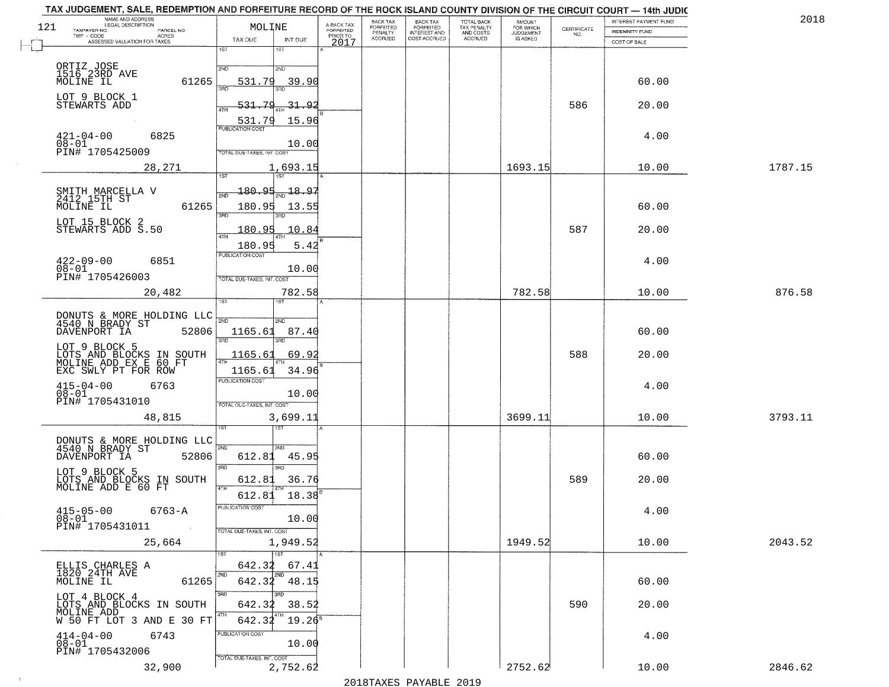TAX JUDGEMENT, SALE, REDEMPTION AND FORFEITURE RECORD OF THE ROCK ISLAND COUNTY DIVISION OF THE CIRCUIT COURT — 14th JUDIC

2018

| 121 NAME AND ADDRESS / LEGAL DESCRIPTION / TAXPAYER NO. / PARCEL NO. / TWP - CODE / ACRES / ASSESSED VALUATION FOR TAXES | MOLINE TAX DUE | INT DUE | A-BACK TAX FORFEITED PRIOR TO 2017 | BACK TAX FORFEITED PENALTY ACCRUED | BACK TAX FORFEITED INTEREST AND COST ACCRUED | TOTAL BACK TAX PENALTY AND COSTS ACCRUED | AMOUNT FOR WHICH JUDGEMENT IS ASKED | CERTIFICATE NO. | INTEREST PAYMENT FUND / INDEMNITY FUND / COST OF SALE | |
|---|---|---|---|---|---|---|---|---|---|---|
| ORTIZ JOSE<br>1516 23RD AVE<br>MOLINE IL 61265<br>LOT 9 BLOCK 1<br>STEWARTS ADD<br>421-04-00 6825<br>08-01<br>PIN# 1705425009<br>28,271 | 1ST<br>2ND 531.79<br>3RD 531.79<br>4TH 531.79<br>PUBLICATION COST<br>TOTAL DUE-TAXES, INT. COST | <br>39.90<br>31.92<br>15.96<br>10.00<br>1,693.15 | | | | | 1693.15 | 586 | 60.00<br>20.00<br>4.00<br>10.00 | 1787.15 |
| SMITH MARCELLA V<br>2412 15TH ST<br>MOLINE IL 61265<br>LOT 15 BLOCK 2<br>STEWARTS ADD S.50<br>422-09-00 6851<br>08-01<br>PIN# 1705426003<br>20,482 | 1ST 180.95<br>2ND 180.95<br>3RD 180.95<br>4TH 180.95<br>PUBLICATION COST<br>TOTAL DUE-TAXES, INT. COST | 18.97<br>13.55<br>10.84<br>5.42<br>10.00<br>782.58 | | | | | 782.58 | 587 | 60.00<br>20.00<br>4.00<br>10.00 | 876.58 |
| DONUTS & MORE HOLDING LLC<br>4540 N BRADY ST<br>DAVENPORT IA 52806<br>LOT 9 BLOCK 5<br>LOTS AND BLOCKS IN SOUTH<br>MOLINE ADD EX E 60 FT<br>EXC SWLY PT FOR ROW<br>415-04-00 6763<br>08-01<br>PIN# 1705431010<br>48,815 | 1ST<br>2ND 1165.61<br>3RD 1165.61<br>4TH 1165.61<br>PUBLICATION COST<br>TOTAL DUE-TAXES, INT. COST | <br>87.40<br>69.92<br>34.96<br>10.00<br>3,699.11 | | | | | 3699.11 | 588 | 60.00<br>20.00<br>4.00<br>10.00 | 3793.11 |
| DONUTS & MORE HOLDING LLC<br>4540 N BRADY ST<br>DAVENPORT IA 52806<br>LOT 9 BLOCK 5<br>LOTS AND BLOCKS IN SOUTH<br>MOLINE ADD E 60 FT<br>415-05-00 6763-A<br>08-01<br>PIN# 1705431011<br>25,664 | 1ST<br>2ND 612.81<br>3RD 612.81<br>4TH 612.81<br>PUBLICATION COST<br>TOTAL DUE-TAXES, INT. COST | <br>45.95<br>36.76<br>18.38<br>10.00<br>1,949.52 | | | | | 1949.52 | 589 | 60.00<br>20.00<br>4.00<br>10.00 | 2043.52 |
| ELLIS CHARLES A<br>1820 24TH AVE<br>MOLINE IL 61265<br>LOT 4 BLOCK 4<br>LOTS AND BLOCKS IN SOUTH<br>MOLINE ADD<br>W 50 FT LOT 3 AND E 30 FT<br>414-04-00 6743<br>08-01<br>PIN# 1705432006<br>32,900 | 1ST 642.32<br>2ND 642.32<br>3RD 642.32<br>4TH 642.32<br>PUBLICATION COST<br>TOTAL DUE-TAXES, INT. COST | 67.41<br>48.15<br>38.52<br>19.26<br>10.00<br>2,752.62 | | | | | 2752.62 | 590 | 60.00<br>20.00<br>4.00<br>10.00 | 2846.62 |

2018TAXES PAYABLE 2019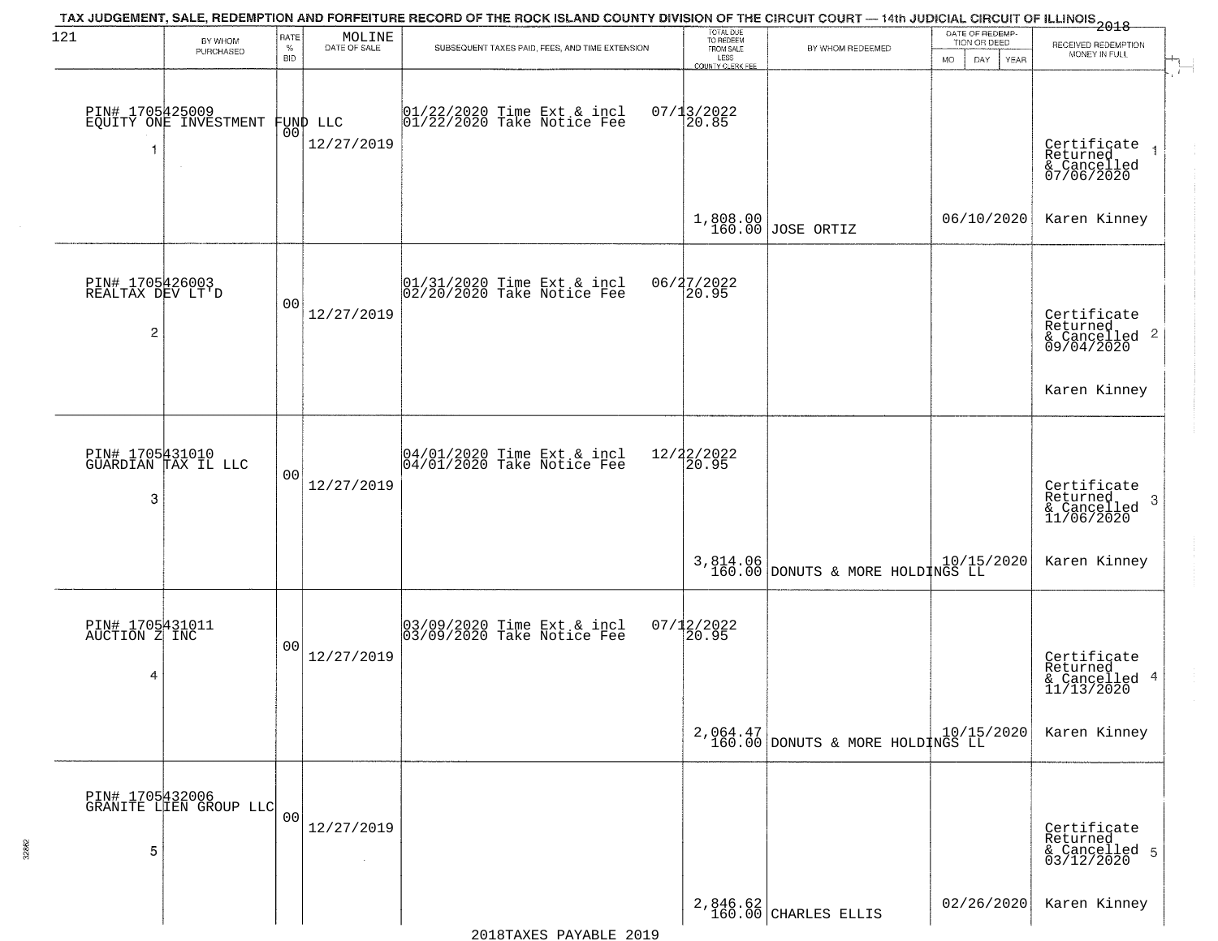TAX JUDGEMENT, SALE, REDEMPTION AND FORFEITURE RECORD OF THE ROCK ISLAND COUNTY DIVISION OF THE CIRCUIT COURT — 14th JUDICIAL CIRCUIT OF ILLINOIS 2018

121 — MOLINE

| | BY WHOM PURCHASED | RATE % BID | DATE OF SALE | SUBSEQUENT TAXES PAID, FEES, AND TIME EXTENSION | TOTAL DUE TO REDEEM FROM SALE LESS COUNTY CLERK FEE | BY WHOM REDEEMED | DATE OF REDEMPTION OR DEED MO DAY YEAR | RECEIVED REDEMPTION MONEY IN FULL |
|---|---|---|---|---|---|---|---|---|
| 1 | PIN# 1705425009 EQUITY ONE INVESTMENT FUND LLC | 00 | 12/27/2019 | 01/22/2020 Time Ext & incl 01/22/2020 Take Notice Fee | 07/13/2022 20.85 1,808.00 160.00 | JOSE ORTIZ | 06/10/2020 | Certificate Returned & Cancelled 07/06/2020 Karen Kinney |
| 2 | PIN# 1705426003 REALTAX DEV LT'D | 00 | 12/27/2019 | 01/31/2020 Time Ext & incl 02/20/2020 Take Notice Fee | 06/27/2022 20.95 | | | Certificate Returned & Cancelled 09/04/2020 Karen Kinney |
| 3 | PIN# 1705431010 GUARDIAN TAX IL LLC | 00 | 12/27/2019 | 04/01/2020 Time Ext & incl 04/01/2020 Take Notice Fee | 12/22/2022 20.95 3,814.06 160.00 | DONUTS & MORE HOLDINGS LL | 10/15/2020 | Certificate Returned & Cancelled 11/06/2020 Karen Kinney |
| 4 | PIN# 1705431011 AUCTION Z INC | 00 | 12/27/2019 | 03/09/2020 Time Ext & incl 03/09/2020 Take Notice Fee | 07/12/2022 20.95 2,064.47 160.00 | DONUTS & MORE HOLDINGS LL | 10/15/2020 | Certificate Returned & Cancelled 11/13/2020 Karen Kinney |
| 5 | PIN# 1705432006 GRANITE LIEN GROUP LLC | 00 | 12/27/2019 | | 2,846.62 160.00 | CHARLES ELLIS | 02/26/2020 | Certificate Returned & Cancelled 03/12/2020 Karen Kinney |

2018TAXES PAYABLE 2019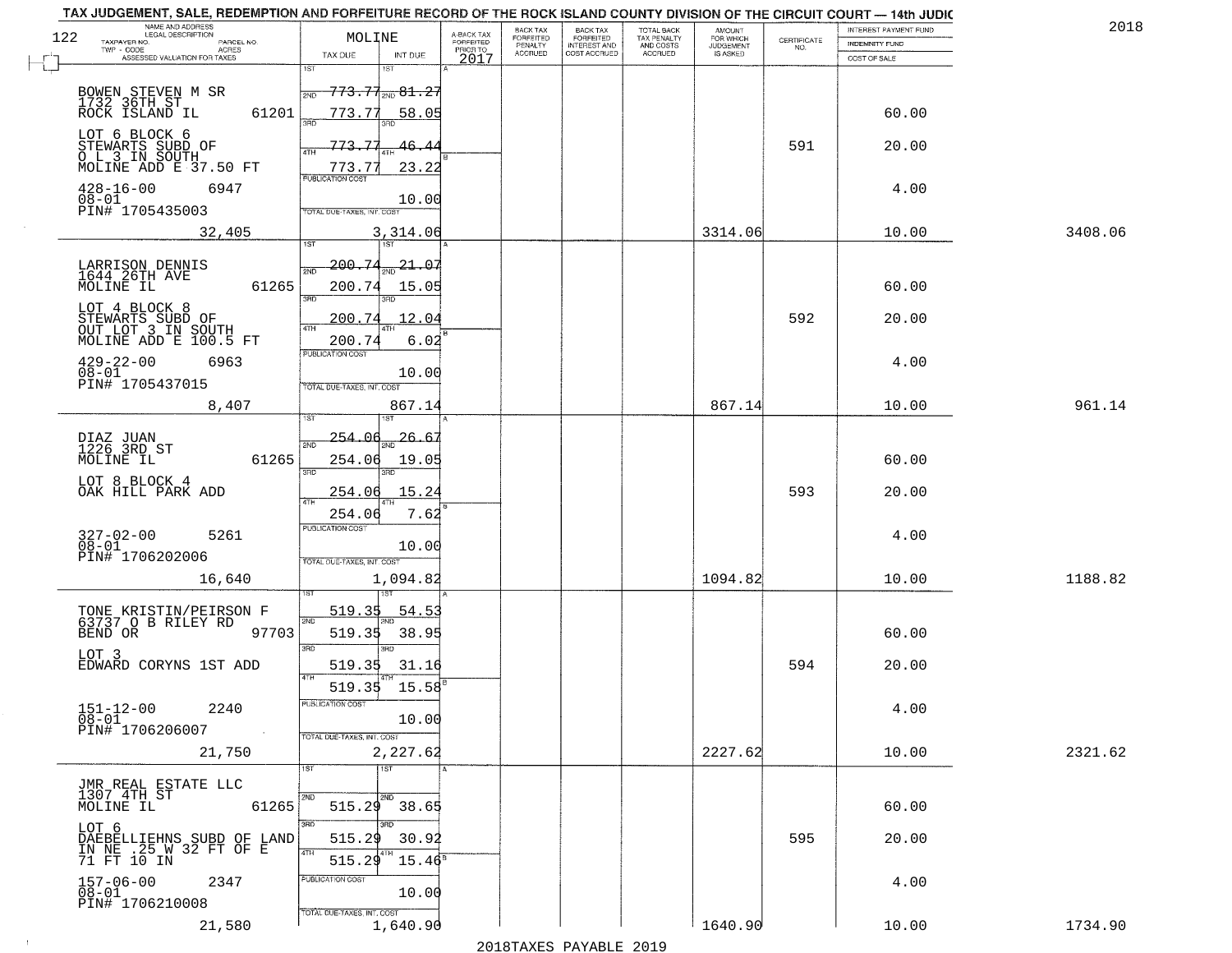TAX JUDGEMENT, SALE, REDEMPTION AND FORFEITURE RECORD OF THE ROCK ISLAND COUNTY DIVISION OF THE CIRCUIT COURT — 14th JUDIC

2018

| NAME AND ADDRESS / LEGAL DESCRIPTION / TAXPAYER NO. / PARCEL NO. / TWP - CODE / ACRES / ASSESSED VALUATION FOR TAXES | MOLINE TAX DUE | INT DUE | A-BACK TAX FORFEITED PRIOR TO 2017 | BACK TAX FORFEITED PENALTY ACCRUED | BACK TAX FORFEITED INTEREST AND COST ACCRUED | TOTAL BACK TAX PENALTY AND COSTS ACCRUED | AMOUNT FOR WHICH JUDGEMENT IS ASKED | CERTIFICATE NO. | INTEREST PAYMENT FUND / INDEMNITY FUND / COST OF SALE | |
|---|---|---|---|---|---|---|---|---|---|---|
| BOWEN STEVEN M SR, 1732 36TH ST, ROCK ISLAND IL 61201 | 1ST 773.77 | 81.27 | | | | | | | | |
| | 2ND 773.77 | 58.05 | | | | | | | 60.00 | |
| LOT 6 BLOCK 6 STEWARTS SUBD OF O L 3 IN SOUTH MOLINE ADD E 37.50 FT | 3RD 773.77 | 46.44 | | | | | | 591 | 20.00 | |
| | 4TH 773.77 | 23.22 | | | | | | | | |
| 428-16-00 6947, 08-01, PIN# 1705435003 | PUBLICATION COST | 10.00 | | | | | | | 4.00 | |
| 32,405 | TOTAL DUE-TAXES, INT, COST | 3,314.06 | | | | | 3314.06 | | 10.00 | 3408.06 |
| LARRISON DENNIS, 1644 26TH AVE, MOLINE IL 61265 | 1ST 200.74 | 21.07 | | | | | | | | |
| | 2ND 200.74 | 15.05 | | | | | | | 60.00 | |
| LOT 4 BLOCK 8 STEWARTS SUBD OF OUT LOT 3 IN SOUTH MOLINE ADD E 100.5 FT | 3RD 200.74 | 12.04 | | | | | | 592 | 20.00 | |
| | 4TH 200.74 | 6.02 | | | | | | | | |
| 429-22-00 6963, 08-01, PIN# 1705437015 | PUBLICATION COST | 10.00 | | | | | | | 4.00 | |
| 8,407 | TOTAL DUE-TAXES, INT, COST | 867.14 | | | | | 867.14 | | 10.00 | 961.14 |
| DIAZ JUAN, 1226 3RD ST, MOLINE IL 61265 | 1ST 254.06 | 26.67 | | | | | | | | |
| | 2ND 254.06 | 19.05 | | | | | | | 60.00 | |
| LOT 8 BLOCK 4 OAK HILL PARK ADD | 3RD 254.06 | 15.24 | | | | | | 593 | 20.00 | |
| | 4TH 254.06 | 7.62 | | | | | | | | |
| 327-02-00 5261, 08-01, PIN# 1706202006 | PUBLICATION COST | 10.00 | | | | | | | 4.00 | |
| 16,640 | TOTAL DUE-TAXES, INT, COST | 1,094.82 | | | | | 1094.82 | | 10.00 | 1188.82 |
| TONE KRISTIN/PEIRSON F, 63737 O B RILEY RD, BEND OR 97703 | 1ST 519.35 | 54.53 | | | | | | | | |
| | 2ND 519.35 | 38.95 | | | | | | | 60.00 | |
| LOT 3 EDWARD CORYNS 1ST ADD | 3RD 519.35 | 31.16 | | | | | | 594 | 20.00 | |
| | 4TH 519.35 | 15.58 | | | | | | | | |
| 151-12-00 2240, 08-01, PIN# 1706206007 | PUBLICATION COST | 10.00 | | | | | | | 4.00 | |
| 21,750 | TOTAL DUE-TAXES, INT, COST | 2,227.62 | | | | | 2227.62 | | 10.00 | 2321.62 |
| JMR REAL ESTATE LLC, 1307 4TH ST, MOLINE IL 61265 | 1ST | | | | | | | | | |
| | 2ND 515.29 | 38.65 | | | | | | | 60.00 | |
| LOT 6 DAEBELLIEHNS SUBD OF LAND IN NE .25 W 32 FT OF E 71 FT 10 IN | 3RD 515.29 | 30.92 | | | | | | 595 | 20.00 | |
| | 4TH 515.29 | 15.46 | | | | | | | | |
| 157-06-00 2347, 08-01, PIN# 1706210008 | PUBLICATION COST | 10.00 | | | | | | | 4.00 | |
| 21,580 | TOTAL DUE-TAXES, INT, COST | 1,640.90 | | | | | 1640.90 | | 10.00 | 1734.90 |

2018TAXES PAYABLE 2019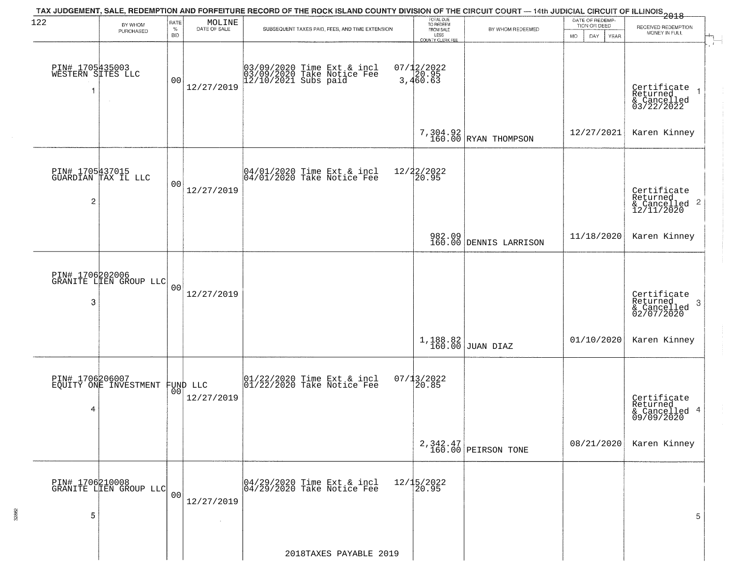TAX JUDGEMENT, SALE, REDEMPTION AND FORFEITURE RECORD OF THE ROCK ISLAND COUNTY DIVISION OF THE CIRCUIT COURT — 14th JUDICIAL CIRCUIT OF ILLINOIS 2018

| 122 BY WHOM PURCHASED | RATE % BID | MOLINE DATE OF SALE | SUBSEQUENT TAXES PAID, FEES, AND TIME EXTENSION | TOTAL DUE TO REDEEM FROM SALE LESS COUNTY CLERK FEE | BY WHOM REDEEMED | DATE OF REDEMPTION OR DEED MO DAY YEAR | RECEIVED REDEMPTION MONEY IN FULL |
|---|---|---|---|---|---|---|---|
| PIN# 1705435003 WESTERN SITES LLC 1 | 00 | 12/27/2019 | 03/09/2020 Time Ext & incl 07/12/2022<br>03/09/2020 Take Notice Fee 20.95<br>12/10/2021 Subs paid 3,460.63 | 7,304.92<br>160.00 | RYAN THOMPSON | 12/27/2021 | Certificate Returned & Cancelled 03/22/2022 1<br>Karen Kinney |
| PIN# 1705437015 GUARDIAN TAX IL LLC 2 | 00 | 12/27/2019 | 04/01/2020 Time Ext & incl 12/22/2022<br>04/01/2020 Take Notice Fee 20.95 | 982.09<br>160.00 | DENNIS LARRISON | 11/18/2020 | Certificate Returned & Cancelled 12/11/2020 2<br>Karen Kinney |
| PIN# 1706202006 GRANITE LIEN GROUP LLC 3 | 00 | 12/27/2019 | | 1,188.82<br>160.00 | JUAN DIAZ | 01/10/2020 | Certificate Returned & Cancelled 02/07/2020 3<br>Karen Kinney |
| PIN# 1706206007 EQUITY ONE INVESTMENT FUND LLC 4 | 00 | 12/27/2019 | 01/22/2020 Time Ext & incl 07/13/2022<br>01/22/2020 Take Notice Fee 20.85 | 2,342.47<br>160.00 | PEIRSON TONE | 08/21/2020 | Certificate Returned & Cancelled 09/09/2020 4<br>Karen Kinney |
| PIN# 1706210008 GRANITE LIEN GROUP LLC 5 | 00 | 12/27/2019 | 04/29/2020 Time Ext & incl 12/15/2022<br>04/29/2020 Take Notice Fee 20.95 | | | | 5 |

2018TAXES PAYABLE 2019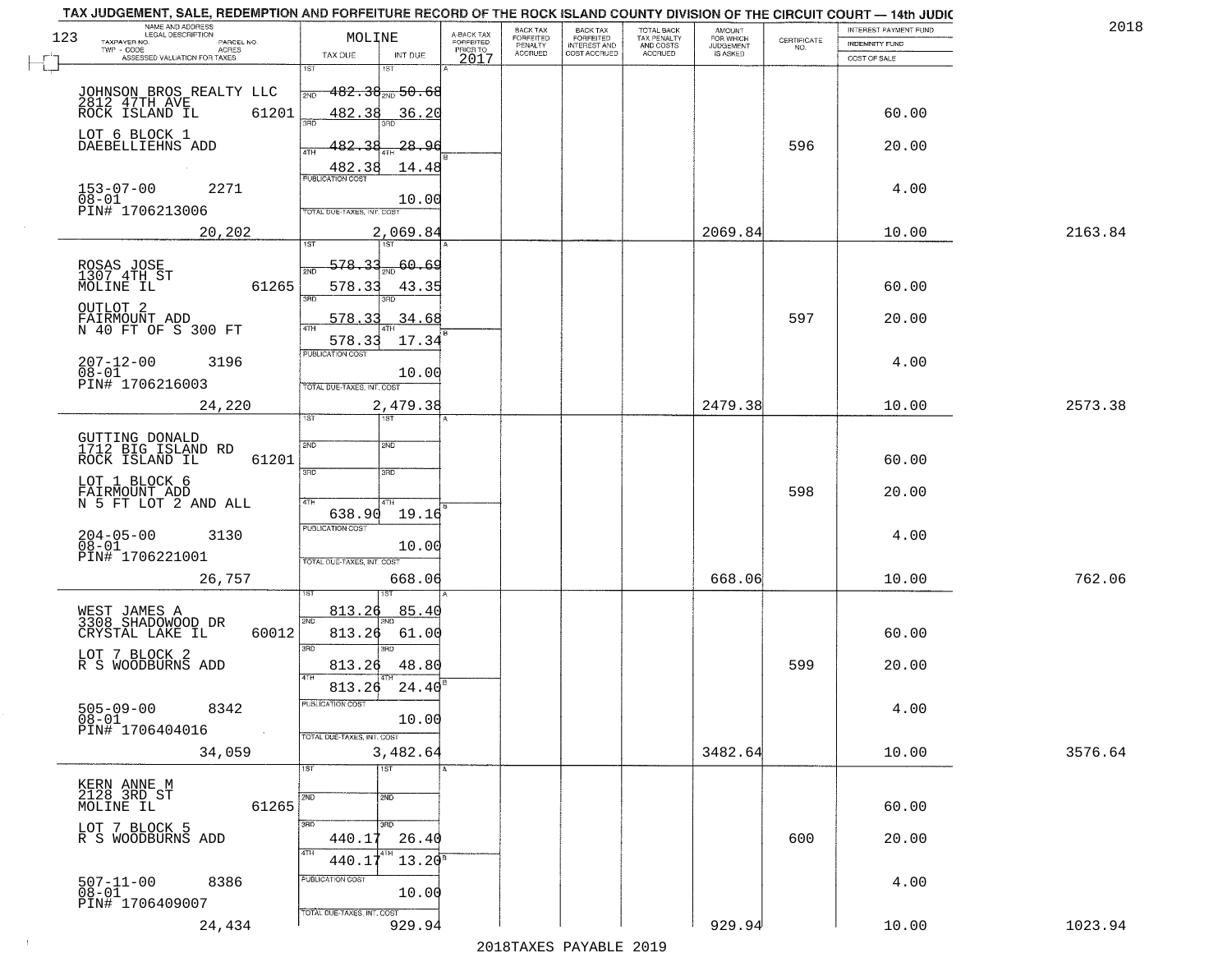# TAX JUDGEMENT, SALE, REDEMPTION AND FORFEITURE RECORD OF THE ROCK ISLAND COUNTY DIVISION OF THE CIRCUIT COURT — 14th JUDIC

2018

123

| NAME AND ADDRESS / LEGAL DESCRIPTION / TAXPAYER NO. / PARCEL NO. / TWP - CODE / ACRES / ASSESSED VALUATION FOR TAXES | MOLINE TAX DUE | INT DUE | A-BACK TAX FORFEITED PRIOR TO 2017 | BACK TAX FORFEITED PENALTY ACCRUED | BACK TAX FORFEITED INTEREST AND COST ACCRUED | TOTAL BACK TAX PENALTY AND COSTS ACCRUED | AMOUNT FOR WHICH JUDGEMENT IS ASKED | CERTIFICATE NO. | INTEREST PAYMENT FUND / INDEMNITY FUND / COST OF SALE | |
|---|---|---|---|---|---|---|---|---|---|---|
| JOHNSON BROS REALTY LLC 2812 47TH AVE ROCK ISLAND IL 61201 | 1ST | 1ST | | | | | | | | |
| | 2ND 482.38 | 2ND 50.68 | | | | | | | | |
| | 3RD 482.38 | 3RD 36.20 | | | | | | | 60.00 | |
| LOT 6 BLOCK 1 DAEBELLIEHNS ADD | 4TH 482.38 | 4TH 28.96 | | | | | | 596 | 20.00 | |
| | 482.38 | 14.48 | | | | | | | | |
| 153-07-00 2271 08-01 PIN# 1706213006 | PUBLICATION COST | 10.00 | | | | | | | 4.00 | |
| 20,202 | TOTAL DUE-TAXES, INT. COST | 2,069.84 | | | | | 2069.84 | | 10.00 | 2163.84 |
| ROSAS JOSE 1307 4TH ST MOLINE IL 61265 | 1ST | 1ST | | | | | | | | |
| | 2ND 578.33 | 2ND 60.69 | | | | | | | | |
| | 3RD 578.33 | 3RD 43.35 | | | | | | | 60.00 | |
| OUTLOT 2 FAIRMOUNT ADD N 40 FT OF S 300 FT | 4TH 578.33 | 4TH 34.68 | | | | | | 597 | 20.00 | |
| | 578.33 | 17.34 | | | | | | | | |
| 207-12-00 3196 08-01 PIN# 1706216003 | PUBLICATION COST | 10.00 | | | | | | | 4.00 | |
| 24,220 | TOTAL DUE-TAXES, INT. COST | 2,479.38 | | | | | 2479.38 | | 10.00 | 2573.38 |
| GUTTING DONALD 1712 BIG ISLAND RD ROCK ISLAND IL 61201 | 1ST | 1ST | | | | | | | | |
| | 2ND | 2ND | | | | | | | 60.00 | |
| LOT 1 BLOCK 6 FAIRMOUNT ADD N 5 FT LOT 2 AND ALL | 3RD | 3RD | | | | | | 598 | 20.00 | |
| | 4TH 638.90 | 4TH 19.16 | | | | | | | | |
| 204-05-00 3130 08-01 PIN# 1706221001 | PUBLICATION COST | 10.00 | | | | | | | 4.00 | |
| 26,757 | TOTAL DUE-TAXES, INT. COST | 668.06 | | | | | 668.06 | | 10.00 | 762.06 |
| WEST JAMES A 3308 SHADOWOOD DR CRYSTAL LAKE IL 60012 | 1ST 813.26 | 1ST 85.40 | | | | | | | | |
| | 2ND 813.26 | 2ND 61.00 | | | | | | | 60.00 | |
| LOT 7 BLOCK 2 R S WOODBURNS ADD | 3RD 813.26 | 3RD 48.80 | | | | | | 599 | 20.00 | |
| | 4TH 813.26 | 4TH 24.40 | | | | | | | | |
| 505-09-00 8342 08-01 PIN# 1706404016 | PUBLICATION COST | 10.00 | | | | | | | 4.00 | |
| 34,059 | TOTAL DUE-TAXES, INT. COST | 3,482.64 | | | | | 3482.64 | | 10.00 | 3576.64 |
| KERN ANNE M 2128 3RD ST MOLINE IL 61265 | 1ST | 1ST | | | | | | | | |
| | 2ND | 2ND | | | | | | | 60.00 | |
| LOT 7 BLOCK 5 R S WOODBURNS ADD | 3RD 440.17 | 3RD 26.40 | | | | | | 600 | 20.00 | |
| | 4TH 440.17 | 4TH 13.20 | | | | | | | | |
| 507-11-00 8386 08-01 PIN# 1706409007 | PUBLICATION COST | 10.00 | | | | | | | 4.00 | |
| 24,434 | TOTAL DUE-TAXES, INT. COST | 929.94 | | | | | 929.94 | | 10.00 | 1023.94 |

2018TAXES PAYABLE 2019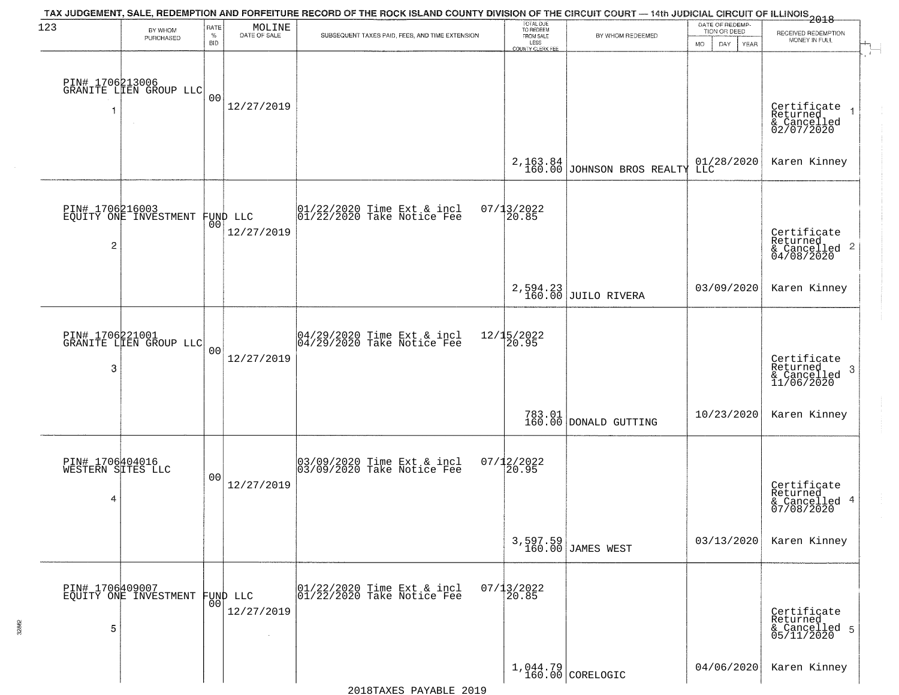TAX JUDGEMENT, SALE, REDEMPTION AND FORFEITURE RECORD OF THE ROCK ISLAND COUNTY DIVISION OF THE CIRCUIT COURT — 14th JUDICIAL CIRCUIT OF ILLINOIS 2018

| 123 | BY WHOM PURCHASED | RATE % BID | MOLINE DATE OF SALE | SUBSEQUENT TAXES PAID, FEES, AND TIME EXTENSION | TOTAL DUE TO REDEEM FROM SALE LESS COUNTY CLERK FEE | BY WHOM REDEEMED | DATE OF REDEMPTION OR DEED MO DAY YEAR | RECEIVED REDEMPTION MONEY IN FULL |
|---|---|---|---|---|---|---|---|---|
| 1 | PIN# 1706213006 GRANITE LIEN GROUP LLC | 00 | 12/27/2019 | | 2,163.84 160.00 | JOHNSON BROS REALTY LLC | 01/28/2020 | Certificate Returned & Cancelled 02/07/2020 Karen Kinney |
| 2 | PIN# 1706216003 EQUITY ONE INVESTMENT FUND LLC | 00 | 12/27/2019 | 01/22/2020 Time Ext & incl 07/13/2022 01/22/2020 Take Notice Fee 20.85 | 2,594.23 160.00 | JUILO RIVERA | 03/09/2020 | Certificate Returned & Cancelled 04/08/2020 Karen Kinney |
| 3 | PIN# 1706221001 GRANITE LIEN GROUP LLC | 00 | 12/27/2019 | 04/29/2020 Time Ext & incl 12/15/2022 04/29/2020 Take Notice Fee 20.95 | 783.01 160.00 | DONALD GUTTING | 10/23/2020 | Certificate Returned & Cancelled 11/06/2020 Karen Kinney |
| 4 | PIN# 1706404016 WESTERN SITES LLC | 00 | 12/27/2019 | 03/09/2020 Time Ext & incl 07/12/2022 03/09/2020 Take Notice Fee 20.95 | 3,597.59 160.00 | JAMES WEST | 03/13/2020 | Certificate Returned & Cancelled 07/08/2020 Karen Kinney |
| 5 | PIN# 1706409007 EQUITY ONE INVESTMENT FUND LLC | 00 | 12/27/2019 | 01/22/2020 Time Ext & incl 07/13/2022 01/22/2020 Take Notice Fee 20.85 | 1,044.79 160.00 | CORELOGIC | 04/06/2020 | Certificate Returned & Cancelled 05/11/2020 Karen Kinney |

2018TAXES PAYABLE 2019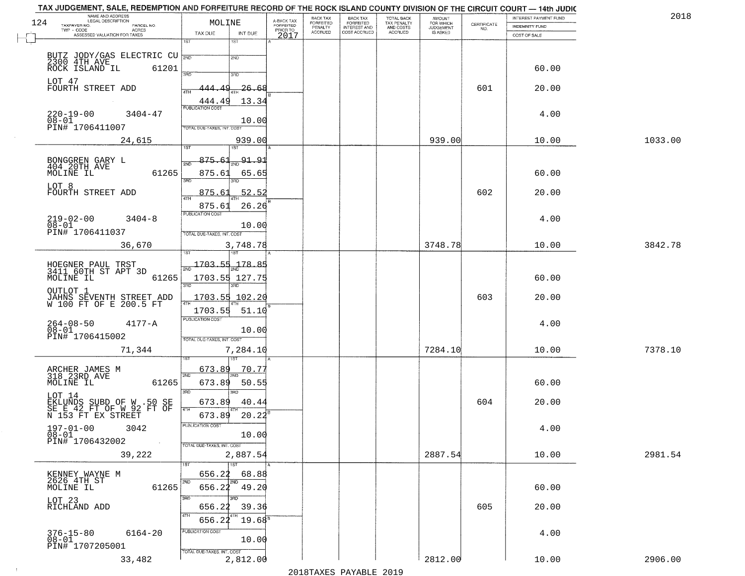# TAX JUDGEMENT, SALE, REDEMPTION AND FORFEITURE RECORD OF THE ROCK ISLAND COUNTY DIVISION OF THE CIRCUIT COURT — 14th JUDIC

2018

124

| NAME AND ADDRESS / LEGAL DESCRIPTION / TAXPAYER NO. / PARCEL NO. / TWP - CODE / ACRES / ASSESSED VALUATION FOR TAXES | MOLINE TAX DUE | INT DUE | A-BACK TAX FORFEITED PRIOR TO 2017 | BACK TAX FORFEITED PENALTY ACCRUED | BACK TAX FORFEITED INTEREST AND COST ACCRUED | TOTAL BACK TAX PENALTY AND COSTS ACCRUED | AMOUNT FOR WHICH JUDGEMENT IS ASKED | CERTIFICATE NO. | INTEREST PAYMENT FUND / INDEMNITY FUND / COST OF SALE | |
|---|---|---|---|---|---|---|---|---|---|---|
| BUTZ JODY/GAS ELECTRIC CU<br>2300 4TH AVE<br>ROCK ISLAND IL 61201<br>LOT 47<br>FOURTH STREET ADD<br>220-19-00 3404-47<br>08-01<br>PIN# 1706411007<br>24,615 | 1ST<br>2ND<br>3RD<br>4TH 444.49<br>444.49<br>PUBLICATION COST<br>TOTAL DUE-TAXES, INT. COST | 1ST<br>2ND<br>3RD<br>4TH 26.68<br>13.34<br>10.00<br>939.00 | | | | | 939.00 | 601 | 60.00<br>20.00<br>4.00<br>10.00 | 1033.00 |
| BONGGREN GARY L<br>404 20TH AVE<br>MOLINE IL 61265<br>LOT 8<br>FOURTH STREET ADD<br>219-02-00 3404-8<br>08-01<br>PIN# 1706411037<br>36,670 | 1ST 875.61<br>2ND 875.61<br>3RD 875.61<br>4TH 875.61<br>PUBLICATION COST<br>TOTAL DUE-TAXES, INT. COST | 91.91<br>65.65<br>52.52<br>26.26<br>10.00<br>3,748.78 | | | | | 3748.78 | 602 | 60.00<br>20.00<br>4.00<br>10.00 | 3842.78 |
| HOEGNER PAUL TRST<br>3411 60TH ST APT 3D<br>MOLINE IL 61265<br>OUTLOT 1<br>JAHNS SEVENTH STREET ADD<br>W 100 FT OF E 200.5 FT<br>264-08-50 4177-A<br>08-01<br>PIN# 1706415002<br>71,344 | 1ST 1703.55<br>2ND 1703.55<br>3RD 1703.55<br>4TH 1703.55<br>PUBLICATION COST<br>TOTAL DUE-TAXES, INT. COST | 178.85<br>127.75<br>102.20<br>51.10<br>10.00<br>7,284.10 | | | | | 7284.10 | 603 | 60.00<br>20.00<br>4.00<br>10.00 | 7378.10 |
| ARCHER JAMES M<br>318 23RD AVE<br>MOLINE IL 61265<br>LOT 14<br>EKLUNDS SUBD OF W .50 SE<br>SE E 42 FT OF W 92 FT OF<br>N 153 FT EX STREET<br>197-01-00 3042<br>08-01<br>PIN# 1706432002<br>39,222 | 1ST 673.89<br>2ND 673.89<br>3RD 673.89<br>4TH 673.89<br>PUBLICATION COST<br>TOTAL DUE-TAXES, INT. COST | 70.77<br>50.55<br>40.44<br>20.22<br>10.00<br>2,887.54 | | | | | 2887.54 | 604 | 60.00<br>20.00<br>4.00<br>10.00 | 2981.54 |
| KENNEY WAYNE M<br>2626 4TH ST<br>MOLINE IL 61265<br>LOT 23<br>RICHLAND ADD<br>376-15-80 6164-20<br>08-01<br>PIN# 1707205001<br>33,482 | 1ST 656.22<br>2ND 656.22<br>3RD 656.22<br>4TH 656.22<br>PUBLICATION COST<br>TOTAL DUE-TAXES, INT. COST | 68.88<br>49.20<br>39.36<br>19.68<br>10.00<br>2,812.00 | | | | | 2812.00 | 605 | 60.00<br>20.00<br>4.00<br>10.00 | 2906.00 |

2018TAXES PAYABLE 2019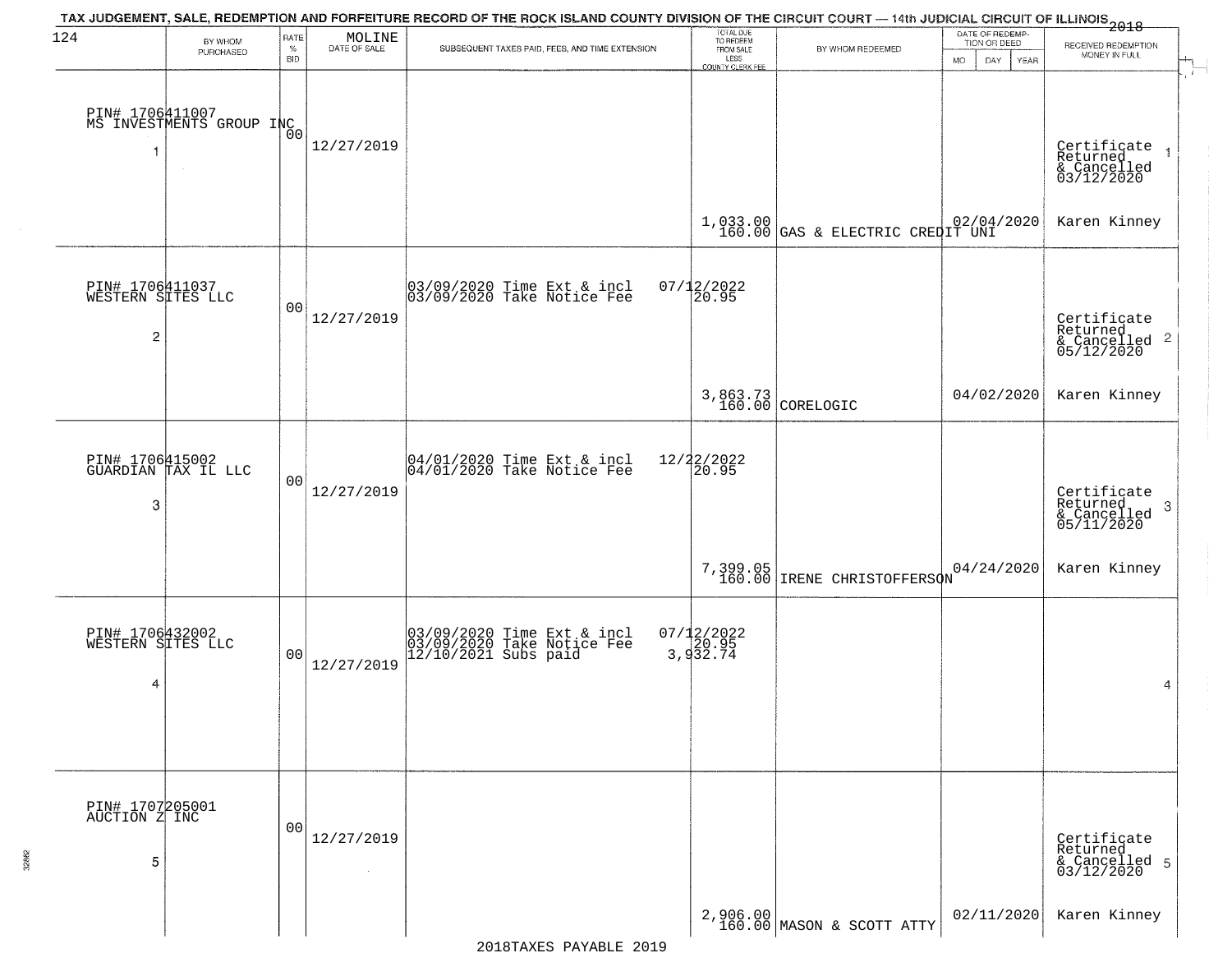TAX JUDGEMENT, SALE, REDEMPTION AND FORFEITURE RECORD OF THE ROCK ISLAND COUNTY DIVISION OF THE CIRCUIT COURT — 14th JUDICIAL CIRCUIT OF ILLINOIS 2018

| BY WHOM PURCHASED | RATE % BID | MOLINE DATE OF SALE | SUBSEQUENT TAXES PAID, FEES, AND TIME EXTENSION | TOTAL DUE TO REDEEM FROM SALE LESS COUNTY CLERK FEE | BY WHOM REDEEMED | DATE OF REDEMPTION OR DEED (MO DAY YEAR) | RECEIVED REDEMPTION MONEY IN FULL |
|---|---|---|---|---|---|---|---|
| PIN# 1706411007 MS INVESTMENTS GROUP INC 1 | 00 | 12/27/2019 | | 1,033.00 160.00 | GAS & ELECTRIC CREDIT UNI | 02/04/2020 | Certificate Returned & Cancelled 03/12/2020 Karen Kinney |
| PIN# 1706411037 WESTERN SITES LLC 2 | 00 | 12/27/2019 | 03/09/2020 Time Ext & incl 07/12/2022 03/09/2020 Take Notice Fee 20.95 | 3,863.73 160.00 | CORELOGIC | 04/02/2020 | Certificate Returned & Cancelled 05/12/2020 Karen Kinney |
| PIN# 1706415002 GUARDIAN TAX IL LLC 3 | 00 | 12/27/2019 | 04/01/2020 Time Ext & incl 12/22/2022 04/01/2020 Take Notice Fee 20.95 | 7,399.05 160.00 | IRENE CHRISTOFFERSON | 04/24/2020 | Certificate Returned & Cancelled 05/11/2020 Karen Kinney |
| PIN# 1706432002 WESTERN SITES LLC 4 | 00 | 12/27/2019 | 03/09/2020 Time Ext & incl 07/12/2022 03/09/2020 Take Notice Fee 20.95 12/10/2021 Subs paid 3,932.74 | | | | 4 |
| PIN# 1707205001 AUCTION Z INC 5 | 00 | 12/27/2019 | | 2,906.00 160.00 | MASON & SCOTT ATTY | 02/11/2020 | Certificate Returned & Cancelled 03/12/2020 Karen Kinney |

2018TAXES PAYABLE 2019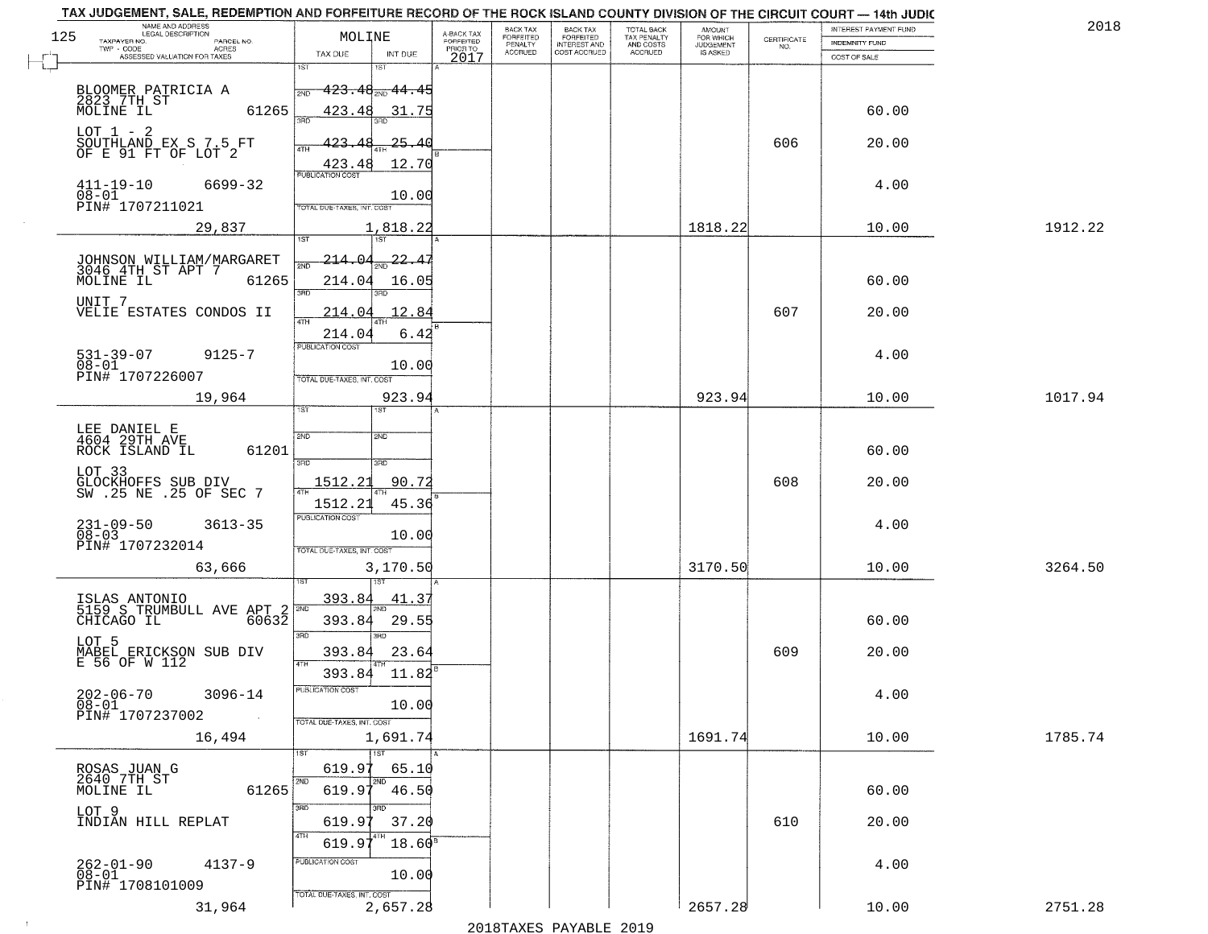TAX JUDGEMENT, SALE, REDEMPTION AND FORFEITURE RECORD OF THE ROCK ISLAND COUNTY DIVISION OF THE CIRCUIT COURT — 14th JUDIC

2018

| NAME AND ADDRESS / LEGAL DESCRIPTION / TAXPAYER NO. / PARCEL NO. / TWP - CODE / ACRES / ASSESSED VALUATION FOR TAXES | MOLINE TAX DUE | INT DUE | A-BACK TAX FORFEITED PRIOR TO 2017 | BACK TAX FORFEITED PENALTY ACCRUED | BACK TAX FORFEITED INTEREST AND COST ACCRUED | TOTAL BACK TAX PENALTY AND COSTS ACCRUED | AMOUNT FOR WHICH JUDGEMENT IS ASKED | CERTIFICATE NO. | INTEREST PAYMENT FUND / INDEMNITY FUND / COST OF SALE | |
|---|---|---|---|---|---|---|---|---|---|---|
| BLOOMER PATRICIA A<br>2823 7TH ST<br>MOLINE IL 61265<br>LOT 1 - 2<br>SOUTHLAND EX S 7.5 FT OF E 91 FT OF LOT 2<br>411-19-10 6699-32<br>08-01<br>PIN# 1707211021<br>29,837 | 1ST<br>2ND 423.48<br>3RD 423.48<br>4TH 423.48<br>423.48<br>PUBLICATION COST<br>TOTAL DUE-TAXES, INT. COST | 1ST<br>2ND 44.45<br>31.75<br>3RD 25.40<br>4TH 12.70<br>10.00<br>1,818.22 | | | | | 1818.22 | 606 | 60.00<br>20.00<br>4.00<br>10.00 | 1912.22 |
| JOHNSON WILLIAM/MARGARET<br>3046 4TH ST APT 7<br>MOLINE IL 61265<br>UNIT 7<br>VELIE ESTATES CONDOS II<br>531-39-07 9125-7<br>08-01<br>PIN# 1707226007<br>19,964 | 1ST<br>2ND 214.04<br>3RD 214.04<br>4TH 214.04<br>214.04<br>PUBLICATION COST<br>TOTAL DUE-TAXES, INT. COST | 1ST<br>2ND 22.47<br>16.05<br>3RD 12.84<br>4TH 6.42<br>10.00<br>923.94 | | | | | 923.94 | 607 | 60.00<br>20.00<br>4.00<br>10.00 | 1017.94 |
| LEE DANIEL E<br>4604 29TH AVE<br>ROCK ISLAND IL 61201<br>LOT 33<br>GLOCKHOFFS SUB DIV<br>SW .25 NE .25 OF SEC 7<br>231-09-50 3613-35<br>08-03<br>PIN# 1707232014<br>63,666 | 1ST<br>2ND<br>3RD 1512.21<br>4TH 1512.21<br>PUBLICATION COST<br>TOTAL DUE-TAXES, INT. COST | 1ST<br>2ND<br>3RD 90.72<br>4TH 45.36<br>10.00<br>3,170.50 | | | | | 3170.50 | 608 | 60.00<br>20.00<br>4.00<br>10.00 | 3264.50 |
| ISLAS ANTONIO<br>5159 S TRUMBULL AVE APT 2<br>CHICAGO IL 60632<br>LOT 5<br>MABEL ERICKSON SUB DIV<br>E 56 OF W 112<br>202-06-70 3096-14<br>08-01<br>PIN# 1707237002<br>16,494 | 1ST 393.84<br>2ND 393.84<br>3RD 393.84<br>4TH 393.84<br>PUBLICATION COST<br>TOTAL DUE-TAXES, INT. COST | 1ST 41.37<br>2ND 29.55<br>3RD 23.64<br>4TH 11.82<br>10.00<br>1,691.74 | | | | | 1691.74 | 609 | 60.00<br>20.00<br>4.00<br>10.00 | 1785.74 |
| ROSAS JUAN G<br>2640 7TH ST<br>MOLINE IL 61265<br>LOT 9<br>INDIAN HILL REPLAT<br>262-01-90 4137-9<br>08-01<br>PIN# 1708101009<br>31,964 | 1ST 619.97<br>2ND 619.97<br>3RD 619.97<br>4TH 619.97<br>PUBLICATION COST<br>TOTAL DUE-TAXES, INT. COST | 1ST 65.10<br>2ND 46.50<br>3RD 37.20<br>4TH 18.60<br>10.00<br>2,657.28 | | | | | 2657.28 | 610 | 60.00<br>20.00<br>4.00<br>10.00 | 2751.28 |

2018TAXES PAYABLE 2019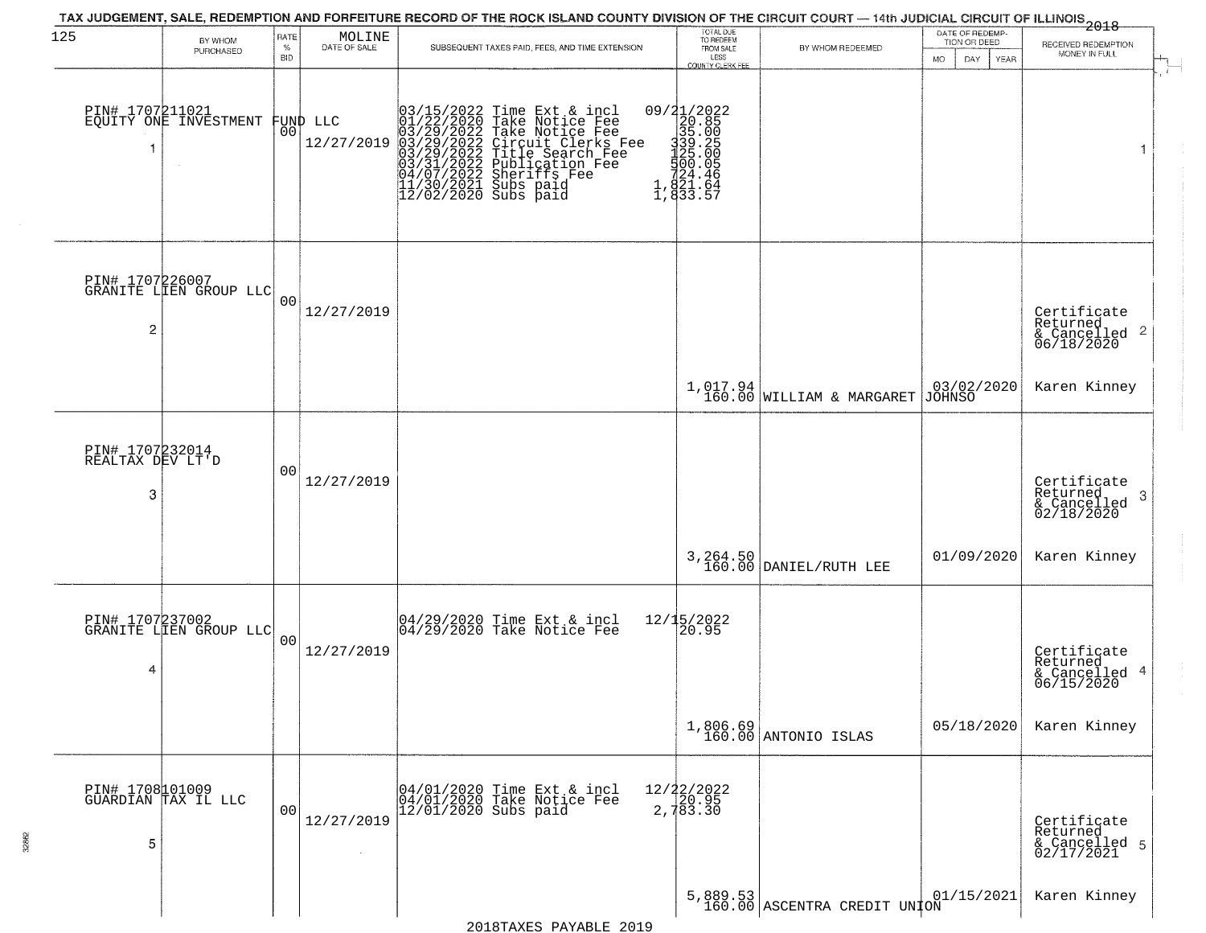TAX JUDGEMENT, SALE, REDEMPTION AND FORFEITURE RECORD OF THE ROCK ISLAND COUNTY DIVISION OF THE CIRCUIT COURT — 14th JUDICIAL CIRCUIT OF ILLINOIS 2018

| 125 BY WHOM PURCHASED | RATE % BID | MOLINE DATE OF SALE | SUBSEQUENT TAXES PAID, FEES, AND TIME EXTENSION | TOTAL DUE TO REDEEM FROM SALE LESS COUNTY CLERK FEE | BY WHOM REDEEMED | DATE OF REDEMPTION OR DEED MO DAY YEAR | RECEIVED REDEMPTION MONEY IN FULL |
|---|---|---|---|---|---|---|---|
| PIN# 1707211021 EQUITY ONE INVESTMENT FUND LLC 1 | 00 | 12/27/2019 | 03/15/2022 Time Ext & incl<br>01/22/2020 Take Notice Fee<br>03/29/2022 Take Notice Fee<br>03/29/2022 Circuit Clerks Fee<br>03/29/2022 Title Search Fee<br>03/31/2022 Publication Fee<br>04/07/2022 Sheriffs Fee<br>11/30/2021 Subs paid<br>12/02/2020 Subs paid | 09/21/2022<br>20.85<br>35.00<br>339.25<br>125.00<br>500.05<br>724.46<br>1,821.64<br>1,833.57 | | | 1 |
| PIN# 1707226007 GRANITE LIEN GROUP LLC 2 | 00 | 12/27/2019 | | 1,017.94<br>160.00 | WILLIAM & MARGARET JOHNSO | 03/02/2020 | Certificate Returned & Cancelled 06/18/2020 2<br>Karen Kinney |
| PIN# 1707232014 REALTAX DEV LT'D 3 | 00 | 12/27/2019 | | 3,264.50<br>160.00 | DANIEL/RUTH LEE | 01/09/2020 | Certificate Returned & Cancelled 02/18/2020 3<br>Karen Kinney |
| PIN# 1707237002 GRANITE LIEN GROUP LLC 4 | 00 | 12/27/2019 | 04/29/2020 Time Ext & incl<br>04/29/2020 Take Notice Fee | 12/15/2022<br>20.95<br>1,806.69<br>160.00 | ANTONIO ISLAS | 05/18/2020 | Certificate Returned & Cancelled 06/15/2020 4<br>Karen Kinney |
| PIN# 1708101009 GUARDIAN TAX IL LLC 5 | 00 | 12/27/2019 | 04/01/2020 Time Ext & incl<br>04/01/2020 Take Notice Fee<br>12/01/2020 Subs paid | 12/22/2022<br>20.95<br>2,783.30<br>5,889.53<br>160.00 | ASCENTRA CREDIT UNION | 01/15/2021 | Certificate Returned & Cancelled 02/17/2021 5<br>Karen Kinney |

2018TAXES PAYABLE 2019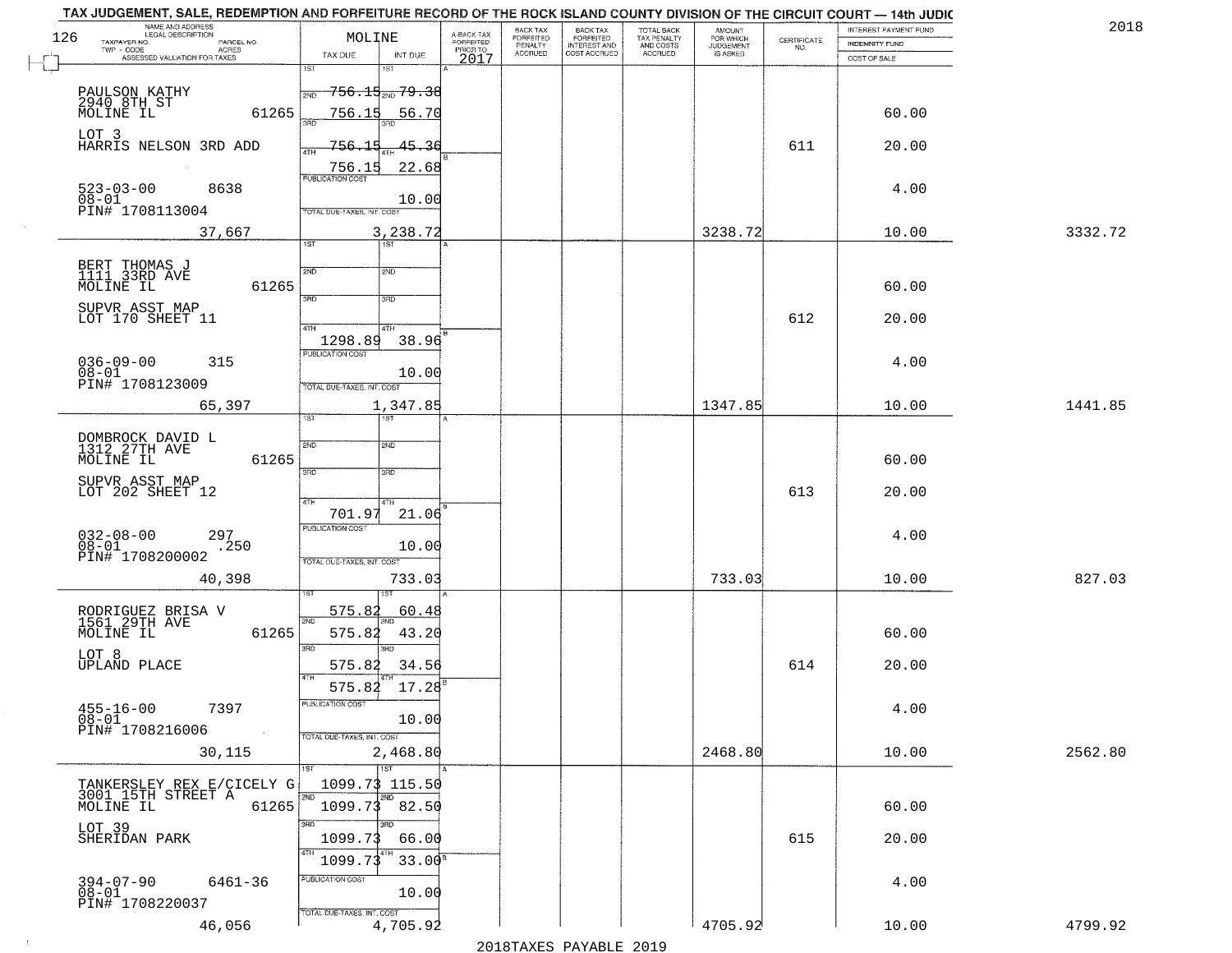TAX JUDGEMENT, SALE, REDEMPTION AND FORFEITURE RECORD OF THE ROCK ISLAND COUNTY DIVISION OF THE CIRCUIT COURT — 14th JUDIC

2018

| NAME AND ADDRESS / LEGAL DESCRIPTION / TAXPAYER NO. / PARCEL NO. / TWP - CODE / ACRES / ASSESSED VALUATION FOR TAXES | MOLINE TAX DUE | INT DUE | A-BACK TAX FORFEITED PRIOR TO 2017 | BACK TAX FORFEITED PENALTY ACCRUED | BACK TAX FORFEITED INTEREST AND COST ACCRUED | TOTAL BACK TAX PENALTY AND COSTS ACCRUED | AMOUNT FOR WHICH JUDGEMENT IS ASKED | CERTIFICATE NO. | INTEREST PAYMENT FUND / INDEMNITY FUND / COST OF SALE | |
|---|---|---|---|---|---|---|---|---|---|---|
| PAULSON KATHY 2940 8TH ST MOLINE IL 61265 | 1ST 756.15 | 1ST 79.38 | | | | | | | | |
| | 2ND 756.15 | 2ND 56.70 | | | | | | | 60.00 | |
| LOT 3 HARRIS NELSON 3RD ADD | 3RD 756.15 | 3RD 45.36 | | | | | | 611 | 20.00 | |
| | 4TH 756.15 | 4TH 22.68 | | | | | | | | |
| 523-03-00 8638 08-01 PIN# 1708113004 | PUBLICATION COST | 10.00 | | | | | | | 4.00 | |
| 37,667 | TOTAL DUE-TAXES, INT. COST | 3,238.72 | | | | | 3238.72 | | 10.00 | 3332.72 |
| BERT THOMAS J 1111 33RD AVE MOLINE IL 61265 | 1ST | 1ST | | | | | | | | |
| | 2ND | 2ND | | | | | | | 60.00 | |
| SUPVR ASST MAP LOT 170 SHEET 11 | 3RD | 3RD | | | | | | 612 | 20.00 | |
| | 4TH 1298.89 | 4TH 38.96 | | | | | | | | |
| 036-09-00 315 08-01 PIN# 1708123009 | PUBLICATION COST | 10.00 | | | | | | | 4.00 | |
| 65,397 | TOTAL DUE-TAXES, INT. COST | 1,347.85 | | | | | 1347.85 | | 10.00 | 1441.85 |
| DOMBROCK DAVID L 1312 27TH AVE MOLINE IL 61265 | 1ST | 1ST | | | | | | | | |
| | 2ND | 2ND | | | | | | | 60.00 | |
| SUPVR ASST MAP LOT 202 SHEET 12 | 3RD | 3RD | | | | | | 613 | 20.00 | |
| | 4TH 701.97 | 4TH 21.06 | | | | | | | | |
| 032-08-00 297 08-01 .250 PIN# 1708200002 | PUBLICATION COST | 10.00 | | | | | | | 4.00 | |
| 40,398 | TOTAL DUE-TAXES, INT. COST | 733.03 | | | | | 733.03 | | 10.00 | 827.03 |
| RODRIGUEZ BRISA V 1561 29TH AVE MOLINE IL 61265 | 1ST 575.82 | 1ST 60.48 | | | | | | | | |
| | 2ND 575.82 | 2ND 43.20 | | | | | | | 60.00 | |
| LOT 8 UPLAND PLACE | 3RD 575.82 | 3RD 34.56 | | | | | | 614 | 20.00 | |
| | 4TH 575.82 | 4TH 17.28 | | | | | | | | |
| 455-16-00 7397 08-01 PIN# 1708216006 | PUBLICATION COST | 10.00 | | | | | | | 4.00 | |
| 30,115 | TOTAL DUE-TAXES, INT. COST | 2,468.80 | | | | | 2468.80 | | 10.00 | 2562.80 |
| TANKERSLEY REX E/CICELY G 3001 15TH STREET A MOLINE IL 61265 | 1ST 1099.73 | 1ST 115.50 | | | | | | | | |
| | 2ND 1099.73 | 2ND 82.50 | | | | | | | 60.00 | |
| LOT 39 SHERIDAN PARK | 3RD 1099.73 | 3RD 66.00 | | | | | | 615 | 20.00 | |
| | 4TH 1099.73 | 4TH 33.00 | | | | | | | | |
| 394-07-90 6461-36 08-01 PIN# 1708220037 | PUBLICATION COST | 10.00 | | | | | | | 4.00 | |
| 46,056 | TOTAL DUE-TAXES, INT. COST | 4,705.92 | | | | | 4705.92 | | 10.00 | 4799.92 |

2018TAXES PAYABLE 2019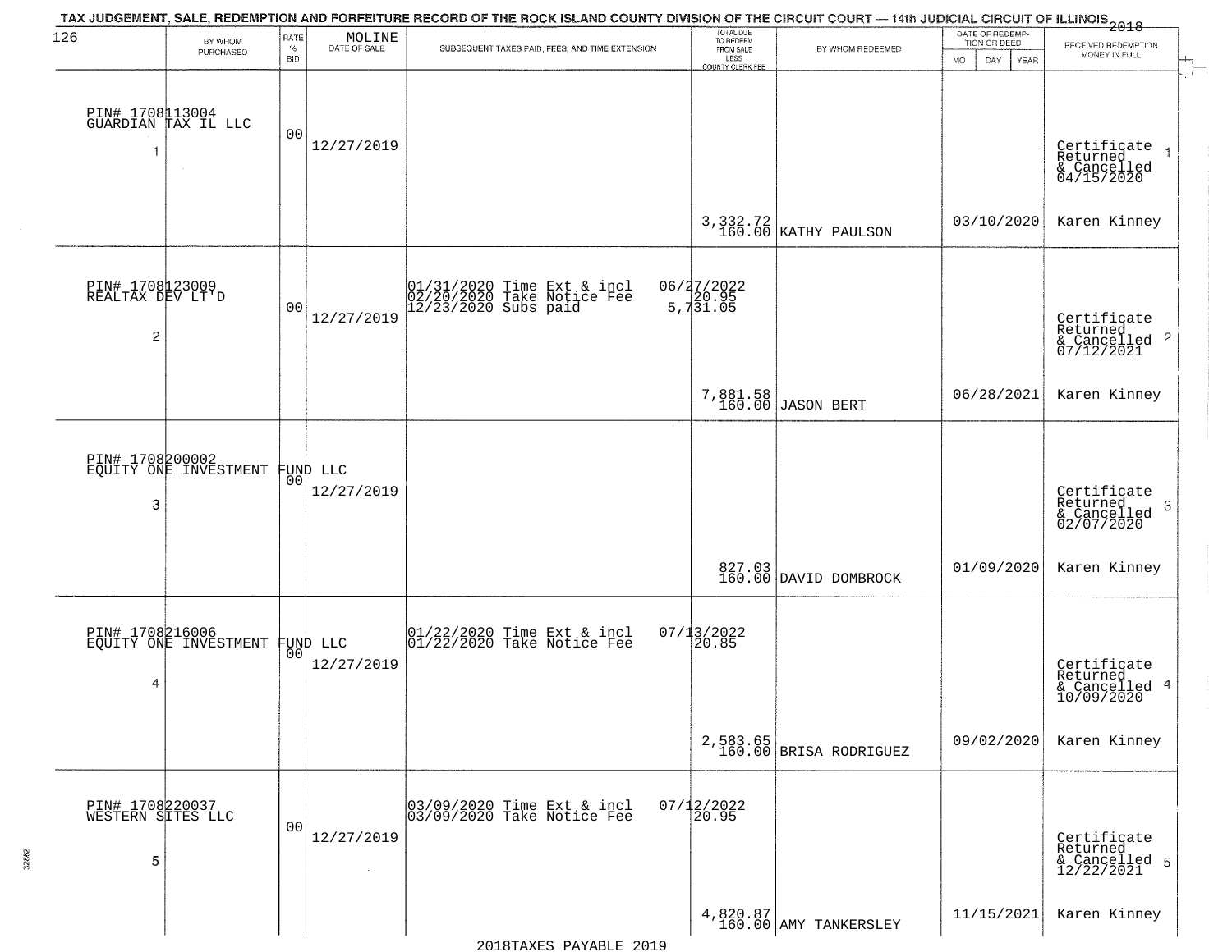TAX JUDGEMENT, SALE, REDEMPTION AND FORFEITURE RECORD OF THE ROCK ISLAND COUNTY DIVISION OF THE CIRCUIT COURT — 14th JUDICIAL CIRCUIT OF ILLINOIS 2018

| 126 BY WHOM PURCHASED | RATE % BID | MOLINE DATE OF SALE | SUBSEQUENT TAXES PAID, FEES, AND TIME EXTENSION | TOTAL DUE TO REDEEM FROM SALE LESS COUNTY CLERK FEE | BY WHOM REDEEMED | DATE OF REDEMPTION OR DEED MO DAY YEAR | RECEIVED REDEMPTION MONEY IN FULL |
|---|---|---|---|---|---|---|---|
| PIN# 1708113004 GUARDIAN TAX IL LLC 1 | 00 | 12/27/2019 | | 3,332.72 160.00 | KATHY PAULSON | 03/10/2020 | Certificate Returned & Cancelled 04/15/2020 Karen Kinney |
| PIN# 1708123009 REALTAX DEV LT'D 2 | 00 | 12/27/2019 | 01/31/2020 Time Ext & incl 06/27/2022; 02/20/2020 Take Notice Fee 20.95; 12/23/2020 Subs paid 5,731.05 | 7,881.58 160.00 | JASON BERT | 06/28/2021 | Certificate Returned & Cancelled 07/12/2021 Karen Kinney |
| PIN# 1708200002 EQUITY ONE INVESTMENT FUND LLC 3 | 00 | 12/27/2019 | | 827.03 160.00 | DAVID DOMBROCK | 01/09/2020 | Certificate Returned & Cancelled 02/07/2020 Karen Kinney |
| PIN# 1708216006 EQUITY ONE INVESTMENT FUND LLC 4 | 00 | 12/27/2019 | 01/22/2020 Time Ext & incl 07/13/2022; 01/22/2020 Take Notice Fee 20.85 | 2,583.65 160.00 | BRISA RODRIGUEZ | 09/02/2020 | Certificate Returned & Cancelled 10/09/2020 Karen Kinney |
| PIN# 1708220037 WESTERN SITES LLC 5 | 00 | 12/27/2019 | 03/09/2020 Time Ext & incl 07/12/2022; 03/09/2020 Take Notice Fee 20.95 | 4,820.87 160.00 | AMY TANKERSLEY | 11/15/2021 | Certificate Returned & Cancelled 12/22/2021 Karen Kinney |

2018TAXES PAYABLE 2019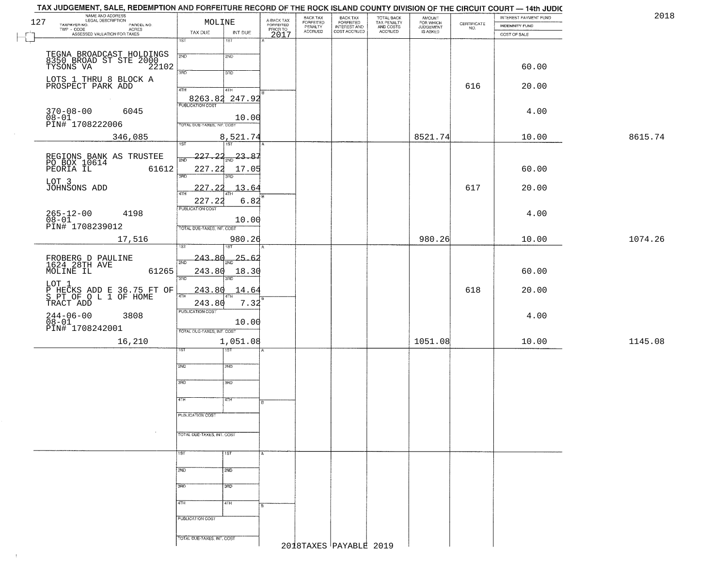# TAX JUDGEMENT, SALE, REDEMPTION AND FORFEITURE RECORD OF THE ROCK ISLAND COUNTY DIVISION OF THE CIRCUIT COURT — 14th JUDIC

2018

127

MOLINE

| NAME AND ADDRESS / LEGAL DESCRIPTION / TAXPAYER NO. / PARCEL NO. / TWP - CODE / ACRES / ASSESSED VALUATION FOR TAXES | TAX DUE | INT DUE | A-BACK TAX FORFEITED PRIOR TO 2017 | BACK TAX FORFEITED PENALTY ACCRUED | BACK TAX FORFEITED INTEREST AND COST ACCRUED | TOTAL BACK TAX PENALTY AND COSTS ACCRUED | AMOUNT FOR WHICH JUDGEMENT IS ASKED | CERTIFICATE NO. | INTEREST PAYMENT FUND / INDEMNITY FUND / COST OF SALE | |
|---|---|---|---|---|---|---|---|---|---|---|
| TEGNA BROADCAST HOLDINGS<br>8350 BROAD ST STE 2000<br>TYSONS VA 22102<br>LOTS 1 THRU 8 BLOCK A<br>PROSPECT PARK ADD<br>370-08-00 6045<br>08-01<br>PIN# 1708222006<br>346,085 | 1ST<br>2ND<br>3RD<br>4TH 8263.82<br>PUBLICATION COST<br>TOTAL DUE-TAXES, INT. COST | 1ST<br>2ND<br>3RD<br>4TH 247.92<br>10.00<br>8,521.74 | | | | | 8521.74 | 616 | 60.00<br>20.00<br>4.00<br>10.00 | 8615.74 |
| REGIONS BANK AS TRUSTEE<br>PO BOX 10614<br>PEORIA IL 61612<br>LOT 3<br>JOHNSONS ADD<br>265-12-00 4198<br>08-01<br>PIN# 1708239012<br>17,516 | 1ST 227.22<br>2ND 227.22<br>3RD 227.22<br>4TH 227.22<br>PUBLICATION COST<br>TOTAL DUE-TAXES, INT. COST | 1ST 23.87<br>2ND 17.05<br>3RD 13.64<br>4TH 6.82<br>10.00<br>980.26 | | | | | 980.26 | 617 | 60.00<br>20.00<br>4.00<br>10.00 | 1074.26 |
| FROBERG D PAULINE<br>1624 28TH AVE<br>MOLINE IL 61265<br>LOT 1<br>P HECKS ADD E 36.75 FT OF<br>S PT OF O L 1 OF HOME<br>TRACT ADD<br>244-06-00 3808<br>08-01<br>PIN# 1708242001<br>16,210 | 1ST 243.80<br>2ND 243.80<br>3RD 243.80<br>4TH 243.80<br>PUBLICATION COST<br>TOTAL DUE-TAXES, INT. COST | 1ST 25.62<br>2ND 18.30<br>3RD 14.64<br>4TH 7.32<br>10.00<br>1,051.08 | | | | | 1051.08 | 618 | 60.00<br>20.00<br>4.00<br>10.00 | 1145.08 |

2018TAXES PAYABLE 2019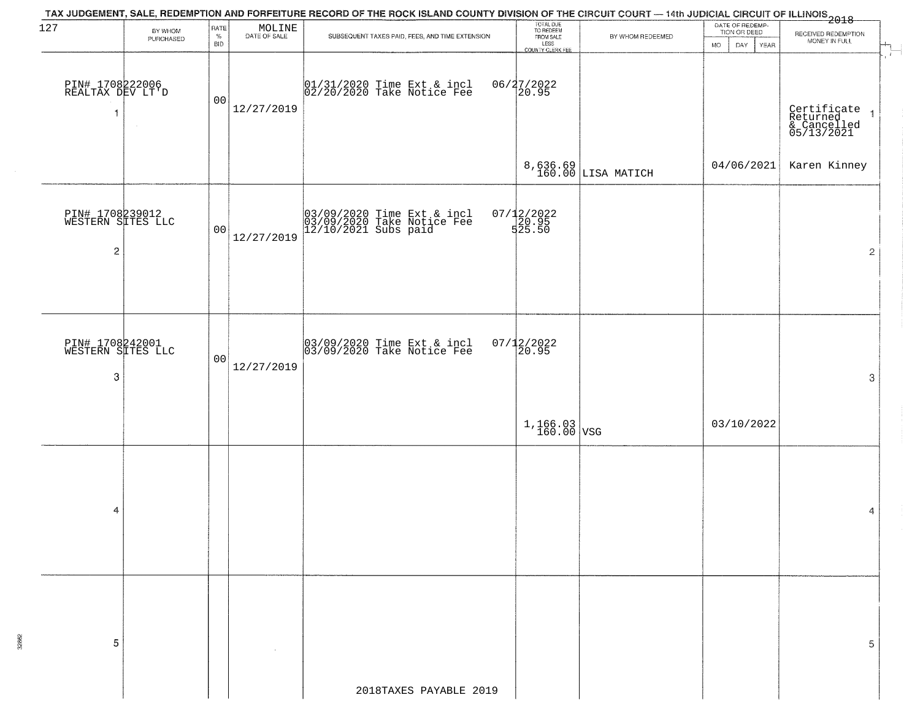TAX JUDGEMENT, SALE, REDEMPTION AND FORFEITURE RECORD OF THE ROCK ISLAND COUNTY DIVISION OF THE CIRCUIT COURT — 14th JUDICIAL CIRCUIT OF ILLINOIS 2018

| 127 | BY WHOM PURCHASED | RATE % BID | MOLINE DATE OF SALE | SUBSEQUENT TAXES PAID, FEES, AND TIME EXTENSION | TOTAL DUE TO REDEEM FROM SALE LESS COUNTY CLERK FEE | BY WHOM REDEEMED | DATE OF REDEMPTION OR DEED MO DAY YEAR | RECEIVED REDEMPTION MONEY IN FULL | |
|---|---|---|---|---|---|---|---|---|---|
| PIN# 1708222006 REALTAX DEV LT'D 1 | | 00 | 12/27/2019 | 01/31/2020 Time Ext & incl 02/20/2020 Take Notice Fee | 06/27/2022 20.95 8,636.69 160.00 | LISA MATICH | 04/06/2021 | Certificate Returned & Cancelled 05/13/2021 Karen Kinney | 1 |
| PIN# 1708239012 WESTERN SITES LLC 2 | | 00 | 12/27/2019 | 03/09/2020 Time Ext & incl 03/09/2020 Take Notice Fee 12/10/2021 Subs paid | 07/12/2022 20.95 525.50 | | | | 2 |
| PIN# 1708242001 WESTERN SITES LLC 3 | | 00 | 12/27/2019 | 03/09/2020 Time Ext & incl 03/09/2020 Take Notice Fee | 07/12/2022 20.95 1,166.03 160.00 | VSG | 03/10/2022 | | 3 |
| 4 | | | | | | | | | 4 |
| 5 | | | | | | | | | 5 |

2018TAXES PAYABLE 2019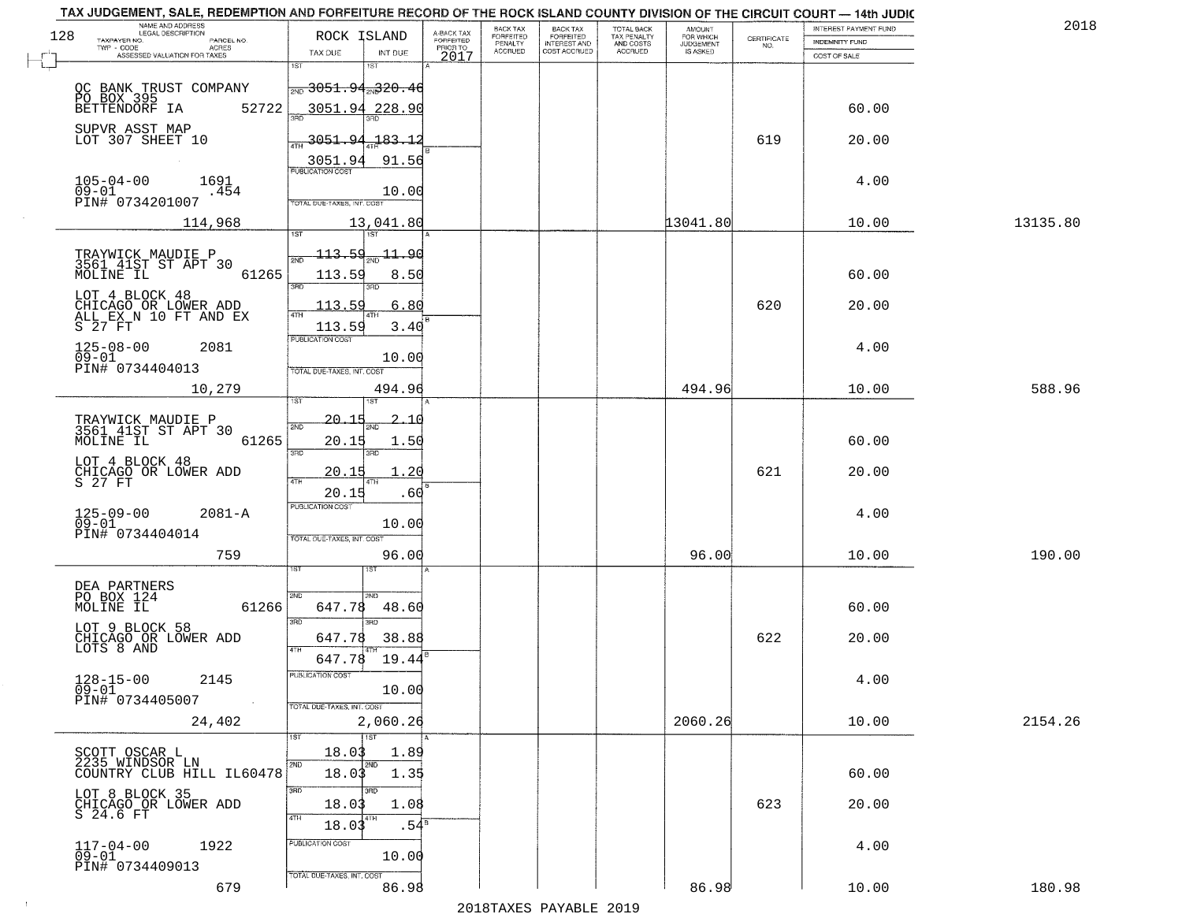# TAX JUDGEMENT, SALE, REDEMPTION AND FORFEITURE RECORD OF THE ROCK ISLAND COUNTY DIVISION OF THE CIRCUIT COURT — 14th JUDIC

2018

| NAME AND ADDRESS / LEGAL DESCRIPTION / TAXPAYER NO. / PARCEL NO. / TWP - CODE / ACRES / ASSESSED VALUATION FOR TAXES | ROCK ISLAND TAX DUE | INT DUE | A-BACK TAX FORFEITED PRIOR TO 2017 | BACK TAX FORFEITED PENALTY ACCRUED | BACK TAX FORFEITED INTEREST AND COST ACCRUED | TOTAL BACK TAX PENALTY AND COSTS ACCRUED | AMOUNT FOR WHICH JUDGEMENT IS ASKED | CERTIFICATE NO. | INTEREST PAYMENT FUND / INDEMNITY FUND / COST OF SALE | |
|---|---|---|---|---|---|---|---|---|---|---|
| QC BANK TRUST COMPANY<br>PO BOX 395<br>BETTENDORF IA 52722<br>SUPVR ASST MAP<br>LOT 307 SHEET 10<br>105-04-00 1691<br>09-01 .454<br>PIN# 0734201007<br>114,968 | 1ST<br>2ND 3051.94<br>3RD 3051.94<br>4TH 3051.94<br>3051.94<br>PUBLICATION COST<br>TOTAL DUE-TAXES, INT. COST | 1ST<br>320.46<br>228.90<br>183.12<br>91.56<br>10.00<br>13,041.80 | | | | | 13041.80 | 619 | 60.00<br>20.00<br>4.00<br>10.00 | 13135.80 |
| TRAYWICK MAUDIE P<br>3561 41ST ST APT 30<br>MOLINE IL 61265<br>LOT 4 BLOCK 48<br>CHICAGO OR LOWER ADD<br>ALL EX N 10 FT AND EX<br>S 27 FT<br>125-08-00 2081<br>09-01<br>PIN# 0734404013<br>10,279 | 1ST 113.59<br>2ND 113.59<br>3RD 113.59<br>4TH 113.59<br>PUBLICATION COST<br>TOTAL DUE-TAXES, INT. COST | 11.90<br>8.50<br>6.80<br>3.40<br>10.00<br>494.96 | | | | | 494.96 | 620 | 60.00<br>20.00<br>4.00<br>10.00 | 588.96 |
| TRAYWICK MAUDIE P<br>3561 41ST ST APT 30<br>MOLINE IL 61265<br>LOT 4 BLOCK 48<br>CHICAGO OR LOWER ADD<br>S 27 FT<br>125-09-00 2081-A<br>09-01<br>PIN# 0734404014<br>759 | 1ST 20.15<br>2ND 20.15<br>3RD 20.15<br>4TH 20.15<br>PUBLICATION COST<br>TOTAL DUE-TAXES, INT. COST | 2.10<br>1.50<br>1.20<br>.60<br>10.00<br>96.00 | | | | | 96.00 | 621 | 60.00<br>20.00<br>4.00<br>10.00 | 190.00 |
| DEA PARTNERS<br>PO BOX 124<br>MOLINE IL 61266<br>LOT 9 BLOCK 58<br>CHICAGO OR LOWER ADD<br>LOTS 8 AND<br>128-15-00 2145<br>09-01<br>PIN# 0734405007<br>24,402 | 1ST<br>2ND 647.78<br>3RD 647.78<br>4TH 647.78<br>PUBLICATION COST<br>TOTAL DUE-TAXES, INT. COST | 1ST<br>48.60<br>38.88<br>19.44<br>10.00<br>2,060.26 | | | | | 2060.26 | 622 | 60.00<br>20.00<br>4.00<br>10.00 | 2154.26 |
| SCOTT OSCAR L<br>2235 WINDSOR LN<br>COUNTRY CLUB HILL IL60478<br>LOT 8 BLOCK 35<br>CHICAGO OR LOWER ADD<br>S 24.6 FT<br>117-04-00 1922<br>09-01<br>PIN# 0734409013<br>679 | 1ST 18.03<br>2ND 18.03<br>3RD 18.03<br>4TH 18.03<br>PUBLICATION COST<br>TOTAL DUE-TAXES, INT. COST | 1.89<br>1.35<br>1.08<br>.54<br>10.00<br>86.98 | | | | | 86.98 | 623 | 60.00<br>20.00<br>4.00<br>10.00 | 180.98 |

2018TAXES PAYABLE 2019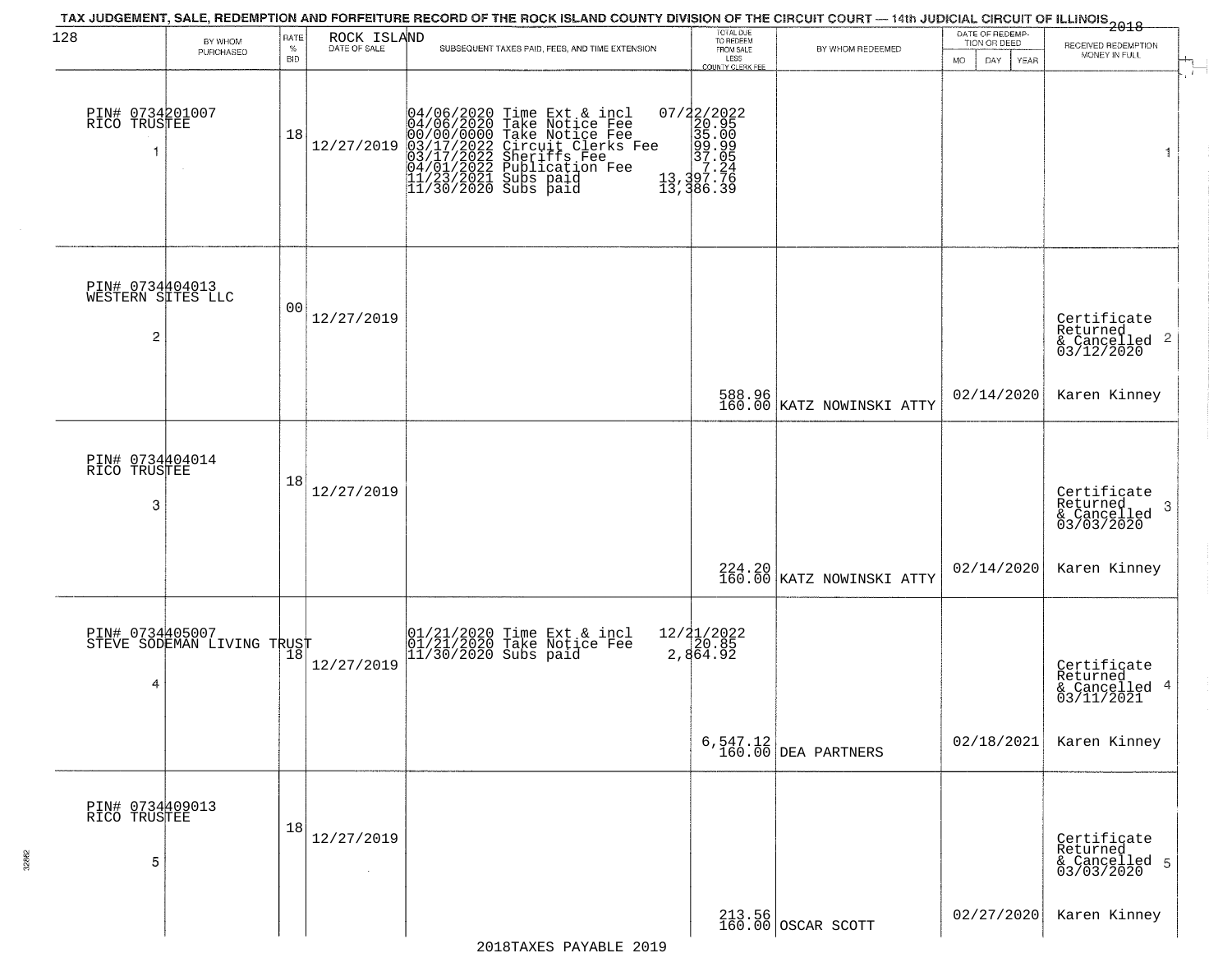TAX JUDGEMENT, SALE, REDEMPTION AND FORFEITURE RECORD OF THE ROCK ISLAND COUNTY DIVISION OF THE CIRCUIT COURT — 14th JUDICIAL CIRCUIT OF ILLINOIS 2018

ROCK ISLAND

| BY WHOM PURCHASED | RATE % BID | DATE OF SALE | SUBSEQUENT TAXES PAID, FEES, AND TIME EXTENSION | TOTAL DUE TO REDEEM FROM SALE LESS COUNTY CLERK FEE | BY WHOM REDEEMED | DATE OF REDEMPTION OR DEED MO DAY YEAR | RECEIVED REDEMPTION MONEY IN FULL |
|---|---|---|---|---|---|---|---|
| PIN# 0734201007 RICO TRUSTEE 1 | 18 | 12/27/2019 | 04/06/2020 Time Ext & incl 07/22/2022<br>04/06/2020 Take Notice Fee 20.95<br>00/00/0000 Take Notice Fee 35.00<br>03/17/2022 Circuit Clerks Fee 99.99<br>03/17/2022 Sheriffs Fee 37.05<br>04/01/2022 Publication Fee 7.24<br>11/23/2021 Subs paid 13,397.76<br>11/30/2020 Subs paid 13,386.39 | | | | 1 |
| PIN# 0734404013 WESTERN SITES LLC 2 | 00 | 12/27/2019 | | 588.96<br>160.00 | KATZ NOWINSKI ATTY | 02/14/2020 | Certificate Returned & Cancelled 03/12/2020 2<br>Karen Kinney |
| PIN# 0734404014 RICO TRUSTEE 3 | 18 | 12/27/2019 | | 224.20<br>160.00 | KATZ NOWINSKI ATTY | 02/14/2020 | Certificate Returned & Cancelled 03/03/2020 3<br>Karen Kinney |
| PIN# 0734405007 STEVE SODEMAN LIVING TRUST 4 | 18 | 12/27/2019 | 01/21/2020 Time Ext & incl 12/21/2022<br>01/21/2020 Take Notice Fee 20.85<br>11/30/2020 Subs paid 2,864.92 | 6,547.12<br>160.00 | DEA PARTNERS | 02/18/2021 | Certificate Returned & Cancelled 03/11/2021 4<br>Karen Kinney |
| PIN# 0734409013 RICO TRUSTEE 5 | 18 | 12/27/2019 | | 213.56<br>160.00 | OSCAR SCOTT | 02/27/2020 | Certificate Returned & Cancelled 03/03/2020 5<br>Karen Kinney |

2018TAXES PAYABLE 2019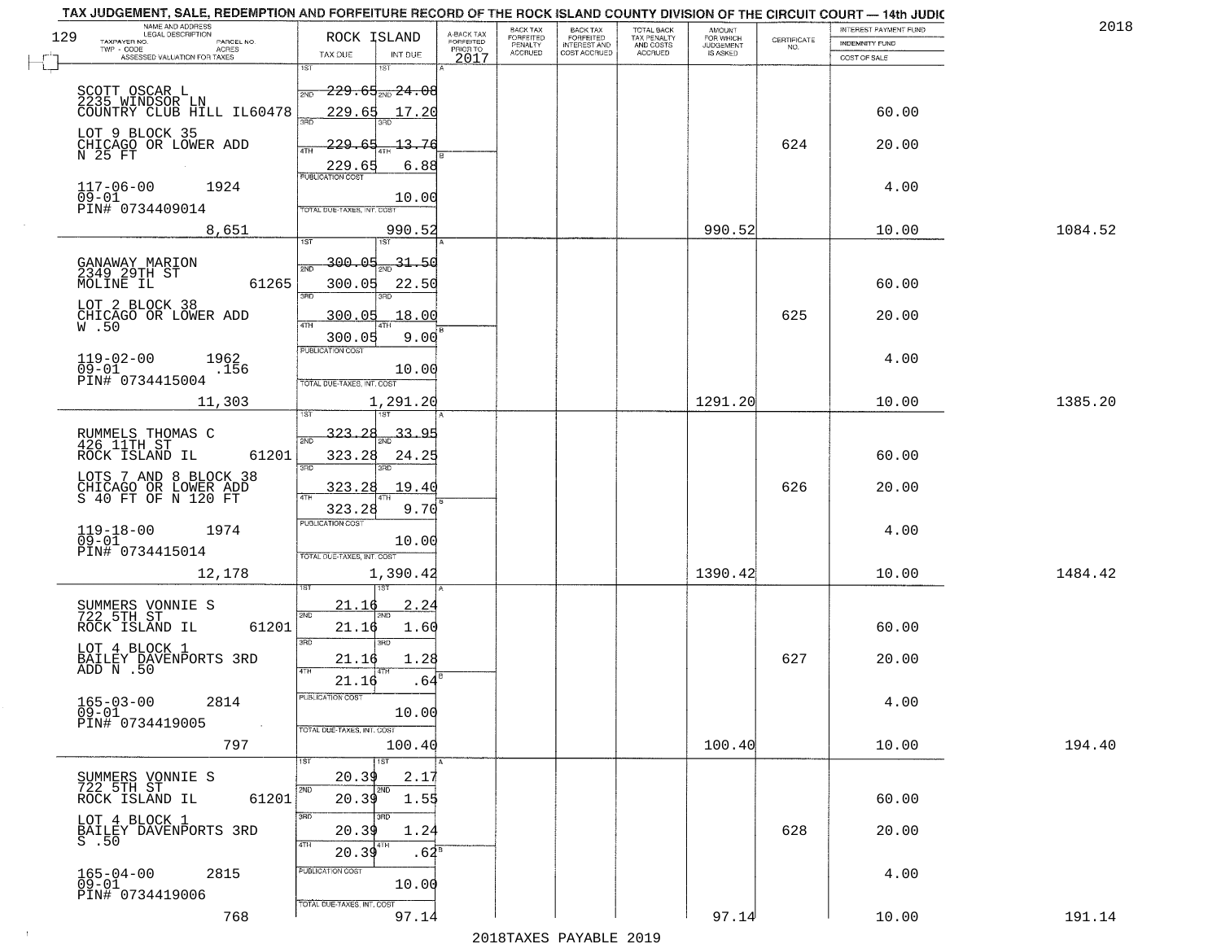TAX JUDGEMENT, SALE, REDEMPTION AND FORFEITURE RECORD OF THE ROCK ISLAND COUNTY DIVISION OF THE CIRCUIT COURT — 14th JUDIC

2018

| NAME AND ADDRESS / LEGAL DESCRIPTION / TAXPAYER NO. / PARCEL NO. / TWP - CODE / ACRES / ASSESSED VALUATION FOR TAXES | ROCK ISLAND TAX DUE | INT DUE | A-BACK TAX FORFEITED PRIOR TO 2017 | BACK TAX FORFEITED PENALTY ACCRUED | BACK TAX FORFEITED INTEREST AND COST ACCRUED | TOTAL BACK TAX PENALTY AND COSTS ACCRUED | AMOUNT FOR WHICH JUDGEMENT IS ASKED | CERTIFICATE NO. | INTEREST PAYMENT FUND / INDEMNITY FUND / COST OF SALE | |
|---|---|---|---|---|---|---|---|---|---|---|
| SCOTT OSCAR L<br>2235 WINDSOR LN<br>COUNTRY CLUB HILL IL60478<br>LOT 9 BLOCK 35<br>CHICAGO OR LOWER ADD<br>N 25 FT<br>117-06-00 1924<br>09-01<br>PIN# 0734409014<br>8,651 | 1ST 229.65<br>2ND 229.65<br>3RD 229.65<br>4TH 229.65<br>PUBLICATION COST<br>TOTAL DUE-TAXES, INT. COST | 24.08<br>17.20<br>13.76<br>6.88<br>10.00<br>990.52 | | | | | 990.52 | 624 | 60.00<br>20.00<br>4.00<br>10.00 | 1084.52 |
| GANAWAY MARION<br>2349 29TH ST<br>MOLINE IL 61265<br>LOT 2 BLOCK 38<br>CHICAGO OR LOWER ADD<br>W .50<br>119-02-00 1962<br>09-01 .156<br>PIN# 0734415004<br>11,303 | 1ST 300.05<br>2ND 300.05<br>3RD 300.05<br>4TH 300.05<br>PUBLICATION COST<br>TOTAL DUE-TAXES, INT. COST | 31.50<br>22.50<br>18.00<br>9.00<br>10.00<br>1,291.20 | | | | | 1291.20 | 625 | 60.00<br>20.00<br>4.00<br>10.00 | 1385.20 |
| RUMMELS THOMAS C<br>426 11TH ST<br>ROCK ISLAND IL 61201<br>LOTS 7 AND 8 BLOCK 38<br>CHICAGO OR LOWER ADD<br>S 40 FT OF N 120 FT<br>119-18-00 1974<br>09-01<br>PIN# 0734415014<br>12,178 | 1ST 323.28<br>2ND 323.28<br>3RD 323.28<br>4TH 323.28<br>PUBLICATION COST<br>TOTAL DUE-TAXES, INT. COST | 33.95<br>24.25<br>19.40<br>9.70<br>10.00<br>1,390.42 | | | | | 1390.42 | 626 | 60.00<br>20.00<br>4.00<br>10.00 | 1484.42 |
| SUMMERS VONNIE S<br>722 5TH ST<br>ROCK ISLAND IL 61201<br>LOT 4 BLOCK 1<br>BAILEY DAVENPORTS 3RD<br>ADD N .50<br>165-03-00 2814<br>09-01<br>PIN# 0734419005<br>797 | 1ST 21.16<br>2ND 21.16<br>3RD 21.16<br>4TH 21.16<br>PUBLICATION COST<br>TOTAL DUE-TAXES, INT. COST | 2.24<br>1.60<br>1.28<br>.64<br>10.00<br>100.40 | | | | | 100.40 | 627 | 60.00<br>20.00<br>4.00<br>10.00 | 194.40 |
| SUMMERS VONNIE S<br>722 5TH ST<br>ROCK ISLAND IL 61201<br>LOT 4 BLOCK 1<br>BAILEY DAVENPORTS 3RD<br>S .50<br>165-04-00 2815<br>09-01<br>PIN# 0734419006<br>768 | 1ST 20.39<br>2ND 20.39<br>3RD 20.39<br>4TH 20.39<br>PUBLICATION COST<br>TOTAL DUE-TAXES, INT. COST | 2.17<br>1.55<br>1.24<br>.62<br>10.00<br>97.14 | | | | | 97.14 | 628 | 60.00<br>20.00<br>4.00<br>10.00 | 191.14 |

2018TAXES PAYABLE 2019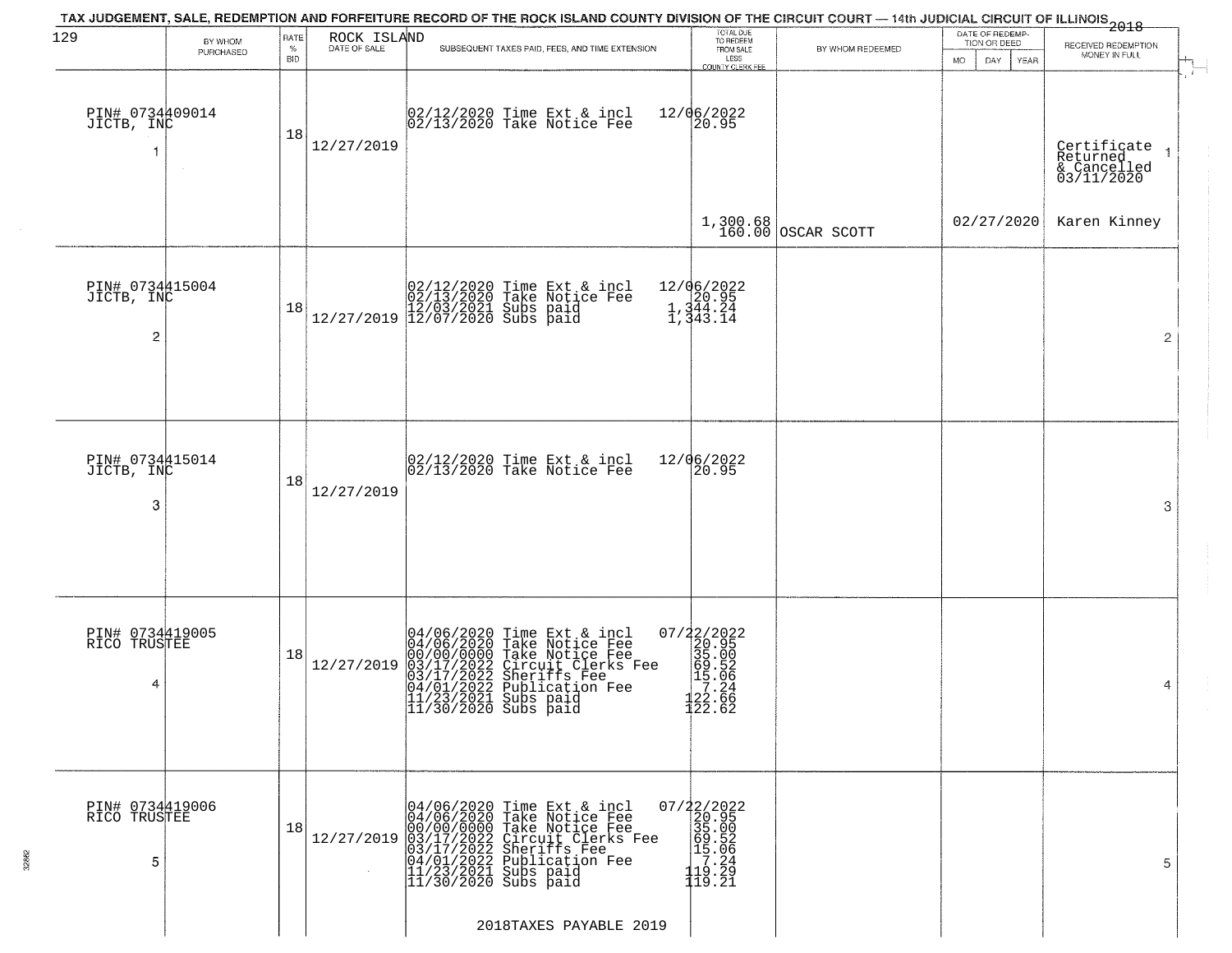TAX JUDGEMENT, SALE, REDEMPTION AND FORFEITURE RECORD OF THE ROCK ISLAND COUNTY DIVISION OF THE CIRCUIT COURT — 14th JUDICIAL CIRCUIT OF ILLINOIS 2018

ROCK ISLAND

| BY WHOM PURCHASED | RATE % BID | DATE OF SALE | SUBSEQUENT TAXES PAID, FEES, AND TIME EXTENSION | TOTAL DUE TO REDEEM FROM SALE LESS COUNTY CLERK FEE | BY WHOM REDEEMED | DATE OF REDEMPTION OR DEED | RECEIVED REDEMPTION MONEY IN FULL |
|---|---|---|---|---|---|---|---|
| PIN# 0734409014 JICTB, INC 1 | 18 | 12/27/2019 | 02/12/2020 Time Ext & incl<br>02/13/2020 Take Notice Fee | 12/06/2022<br>20.95<br>1,300.68<br>160.00 | OSCAR SCOTT | 02/27/2020 | Certificate Returned & Cancelled 03/11/2020<br>Karen Kinney |
| PIN# 0734415004 JICTB, INC 2 | 18 | 12/27/2019 | 02/12/2020 Time Ext & incl<br>02/13/2020 Take Notice Fee<br>12/03/2021 Subs paid<br>12/07/2020 Subs paid | 12/06/2022<br>20.95<br>1,344.24<br>1,343.14 | | | |
| PIN# 0734415014 JICTB, INC 3 | 18 | 12/27/2019 | 02/12/2020 Time Ext & incl<br>02/13/2020 Take Notice Fee | 12/06/2022<br>20.95 | | | |
| PIN# 0734419005 RICO TRUSTEE 4 | 18 | 12/27/2019 | 04/06/2020 Time Ext & incl<br>04/06/2020 Take Notice Fee<br>00/00/0000 Take Notice Fee<br>03/17/2022 Circuit Clerks Fee<br>03/17/2022 Sheriffs Fee<br>04/01/2022 Publication Fee<br>11/23/2021 Subs paid<br>11/30/2020 Subs paid | 07/22/2022<br>20.95<br>35.00<br>69.52<br>15.06<br>7.24<br>122.66<br>122.62 | | | |
| PIN# 0734419006 RICO TRUSTEE 5 | 18 | 12/27/2019 | 04/06/2020 Time Ext & incl<br>04/06/2020 Take Notice Fee<br>00/00/0000 Take Notice Fee<br>03/17/2022 Circuit Clerks Fee<br>03/17/2022 Sheriffs Fee<br>04/01/2022 Publication Fee<br>11/23/2021 Subs paid<br>11/30/2020 Subs paid | 07/22/2022<br>20.95<br>35.00<br>69.52<br>15.06<br>7.24<br>119.29<br>119.21 | | | |

2018TAXES PAYABLE 2019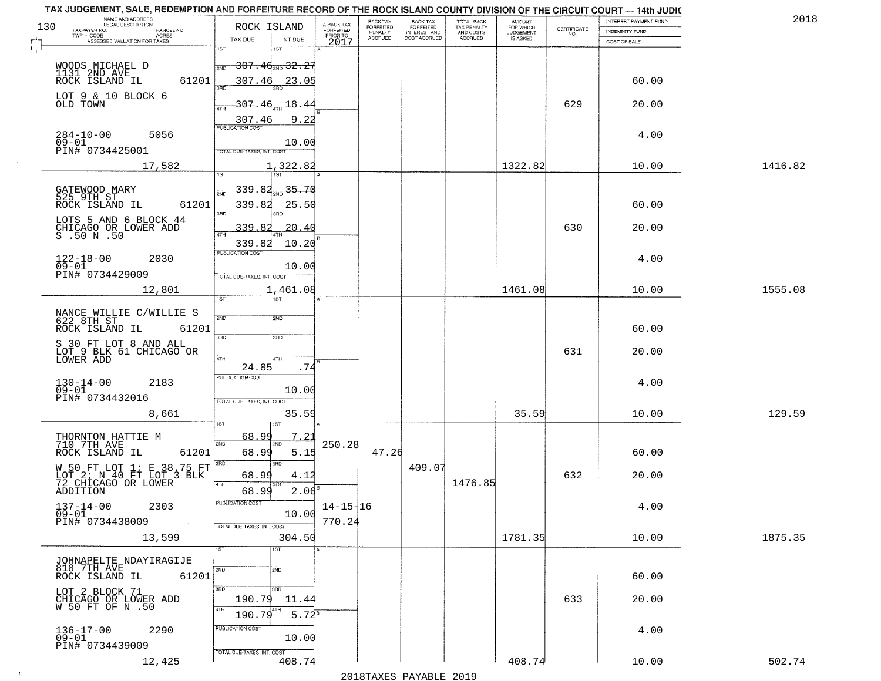TAX JUDGEMENT, SALE, REDEMPTION AND FORFEITURE RECORD OF THE ROCK ISLAND COUNTY DIVISION OF THE CIRCUIT COURT — 14th JUDIC

2018

| NAME AND ADDRESS / LEGAL DESCRIPTION / TAXPAYER NO. / PARCEL NO. / TWP - CODE / ACRES / ASSESSED VALUATION FOR TAXES | ROCK ISLAND TAX DUE | INT DUE | A-BACK TAX FORFEITED PRIOR TO 2017 | BACK TAX FORFEITED PENALTY ACCRUED | BACK TAX FORFEITED INTEREST AND COST ACCRUED | TOTAL BACK TAX PENALTY AND COSTS ACCRUED | AMOUNT FOR WHICH JUDGEMENT IS ASKED | CERTIFICATE NO. | INTEREST PAYMENT FUND / INDEMNITY FUND / COST OF SALE | |
|---|---|---|---|---|---|---|---|---|---|---|
| WOODS MICHAEL D<br>1131 2ND AVE<br>ROCK ISLAND IL 61201<br>LOT 9 & 10 BLOCK 6<br>OLD TOWN<br>284-10-00 5056<br>09-01<br>PIN# 0734425001<br>17,582 | 1ST 307.46<br>2ND 307.46<br>3RD 307.46<br>4TH 307.46<br>PUBLICATION COST<br>TOTAL DUE-TAXES, INT. COST | 32.27<br>23.05<br>18.44<br>9.22<br>10.00<br>1,322.82 | | | | | 1322.82 | 629 | 60.00<br>20.00<br>4.00<br>10.00 | 1416.82 |
| GATEWOOD MARY<br>525 9TH ST<br>ROCK ISLAND IL 61201<br>LOTS 5 AND 6 BLOCK 44<br>CHICAGO OR LOWER ADD<br>S .50 N .50<br>122-18-00 2030<br>09-01<br>PIN# 0734429009<br>12,801 | 1ST 339.82<br>2ND 339.82<br>3RD 339.82<br>4TH 339.82<br>PUBLICATION COST<br>TOTAL DUE-TAXES, INT. COST | 35.70<br>25.50<br>20.40<br>10.20<br>10.00<br>1,461.08 | | | | | 1461.08 | 630 | 60.00<br>20.00<br>4.00<br>10.00 | 1555.08 |
| NANCE WILLIE C/WILLIE S<br>622 8TH ST<br>ROCK ISLAND IL 61201<br>S 30 FT LOT 8 AND ALL<br>LOT 9 BLK 61 CHICAGO OR<br>LOWER ADD<br>130-14-00 2183<br>09-01<br>PIN# 0734432016<br>8,661 | 1ST<br>2ND<br>3RD<br>4TH 24.85<br>PUBLICATION COST<br>TOTAL DUE-TAXES, INT. COST | .74<br>10.00<br>35.59 | | | | | 35.59 | 631 | 60.00<br>20.00<br>4.00<br>10.00 | 129.59 |
| THORNTON HATTIE M<br>710 7TH AVE<br>ROCK ISLAND IL 61201<br>W 50 FT LOT 1; E 38.75 FT<br>LOT 2; N 40 FT LOT 3 BLK<br>72 CHICAGO OR LOWER<br>ADDITION<br>137-14-00 2303<br>09-01<br>PIN# 0734438009<br>13,599 | 1ST 68.99<br>2ND 68.99<br>3RD 68.99<br>4TH 68.99<br>PUBLICATION COST<br>TOTAL DUE-TAXES, INT. COST | 7.21<br>5.15<br>4.12<br>2.06<br>10.00<br>304.50 | 250.28<br>14-15-16<br>770.24 | 47.26 | 409.07 | 1476.85 | 1781.35 | 632 | 60.00<br>20.00<br>4.00<br>10.00 | 1875.35 |
| JOHNAPELTE NDAYIRAGIJE<br>818 7TH AVE<br>ROCK ISLAND IL 61201<br>LOT 2 BLOCK 71<br>CHICAGO OR LOWER ADD<br>W 50 FT OF N .50<br>136-17-00 2290<br>09-01<br>PIN# 0734439009<br>12,425 | 1ST<br>2ND<br>3RD 190.79<br>4TH 190.79<br>PUBLICATION COST<br>TOTAL DUE-TAXES, INT. COST | 11.44<br>5.72<br>10.00<br>408.74 | | | | | 408.74 | 633 | 60.00<br>20.00<br>4.00<br>10.00 | 502.74 |

2018TAXES PAYABLE 2019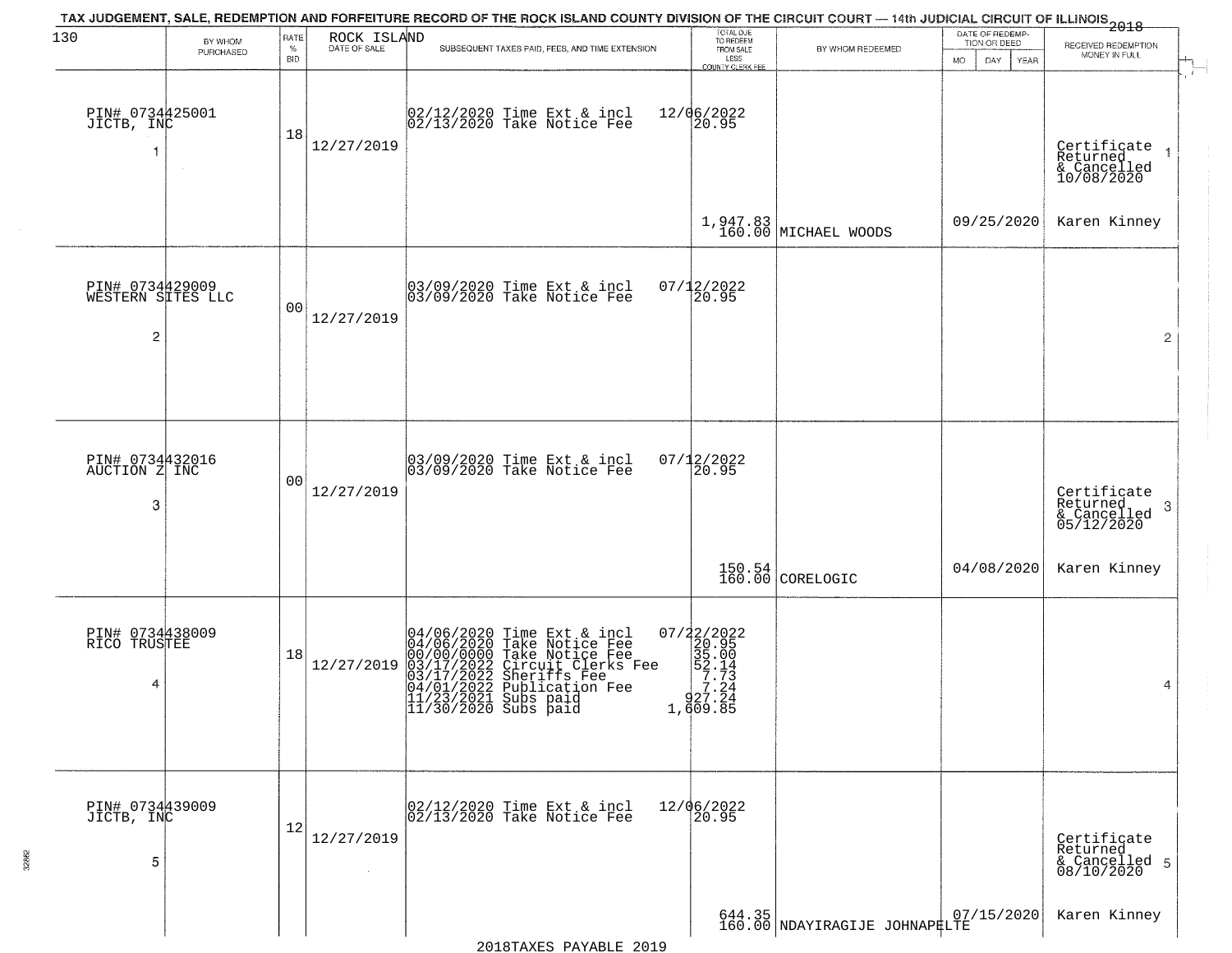TAX JUDGEMENT, SALE, REDEMPTION AND FORFEITURE RECORD OF THE ROCK ISLAND COUNTY DIVISION OF THE CIRCUIT COURT — 14th JUDICIAL CIRCUIT OF ILLINOIS 2018

ROCK ISLAND

| BY WHOM PURCHASED | RATE % BID | DATE OF SALE | SUBSEQUENT TAXES PAID, FEES, AND TIME EXTENSION | TOTAL DUE TO REDEEM FROM SALE LESS COUNTY CLERK FEE | BY WHOM REDEEMED | DATE OF REDEMPTION OR DEED MO DAY YEAR | RECEIVED REDEMPTION MONEY IN FULL |
|---|---|---|---|---|---|---|---|
| PIN# 0734425001 JICTB, INC 1 | 18 | 12/27/2019 | 02/12/2020 Time Ext & incl 12/06/2022<br>02/13/2020 Take Notice Fee 20.95 | 1,947.83<br>160.00 | MICHAEL WOODS | 09/25/2020 | Certificate Returned & Cancelled 10/08/2020<br>Karen Kinney |
| PIN# 0734429009 WESTERN SITES LLC 2 | 00 | 12/27/2019 | 03/09/2020 Time Ext & incl 07/12/2022<br>03/09/2020 Take Notice Fee 20.95 | | | | |
| PIN# 0734432016 AUCTION Z INC 3 | 00 | 12/27/2019 | 03/09/2020 Time Ext & incl 07/12/2022<br>03/09/2020 Take Notice Fee 20.95 | 150.54<br>160.00 | CORELOGIC | 04/08/2020 | Certificate Returned & Cancelled 05/12/2020<br>Karen Kinney |
| PIN# 0734438009 RICO TRUSTEE 4 | 18 | 12/27/2019 | 04/06/2020 Time Ext & incl 07/22/2022<br>04/06/2020 Take Notice Fee 20.95<br>00/00/0000 Take Notice Fee 35.00<br>03/17/2022 Circuit Clerks Fee 52.14<br>03/17/2022 Sheriffs Fee 7.73<br>04/01/2022 Publication Fee 7.24<br>11/23/2021 Subs paid 927.24<br>11/30/2020 Subs paid 1,609.85 | | | | |
| PIN# 0734439009 JICTB, INC 5 | 12 | 12/27/2019 | 02/12/2020 Time Ext & incl 12/06/2022<br>02/13/2020 Take Notice Fee 20.95 | 644.35<br>160.00 | NDAYIRAGIJE JOHNAPELTE | 07/15/2020 | Certificate Returned & Cancelled 08/10/2020<br>Karen Kinney |

2018TAXES PAYABLE 2019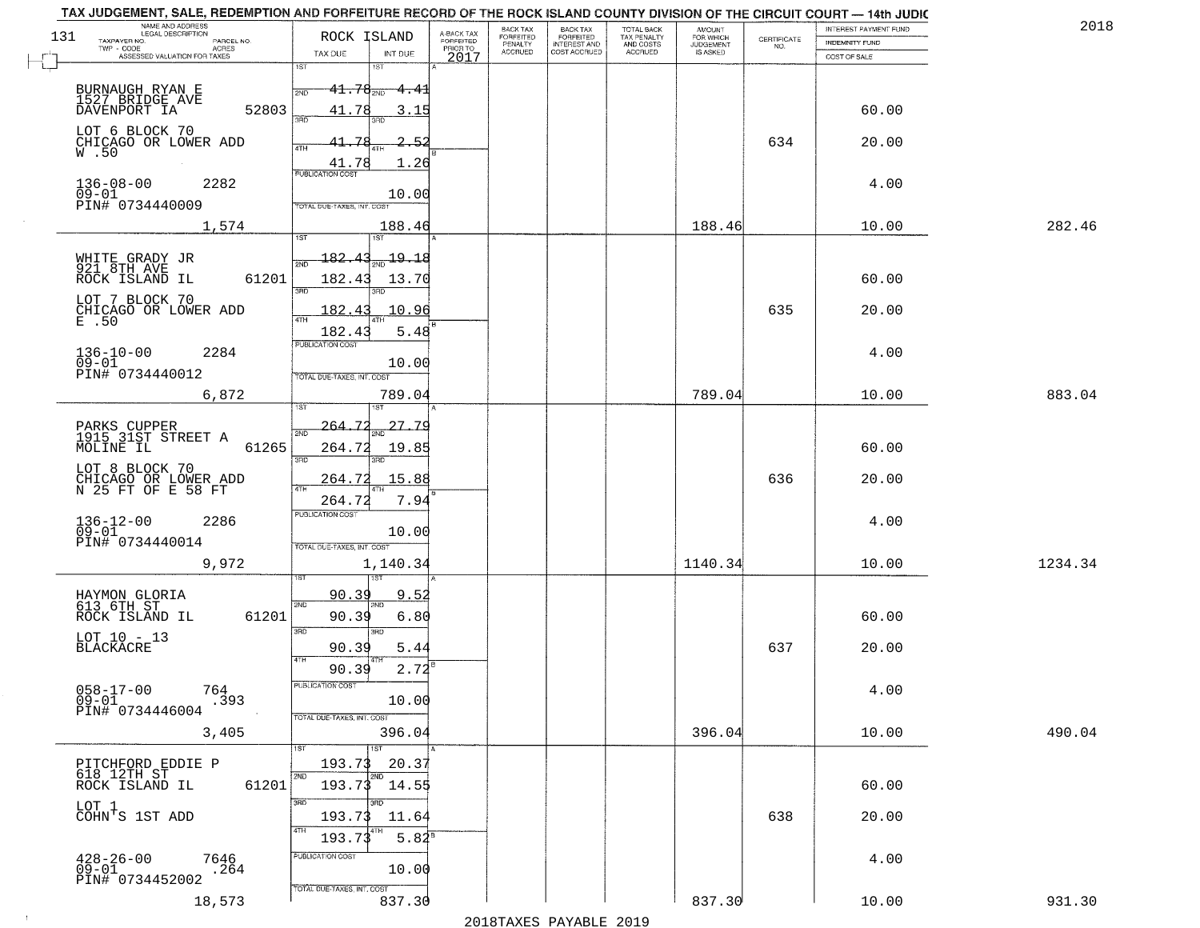# TAX JUDGEMENT, SALE, REDEMPTION AND FORFEITURE RECORD OF THE ROCK ISLAND COUNTY DIVISION OF THE CIRCUIT COURT — 14th JUDIC

131 — ROCK ISLAND — 2018

| NAME AND ADDRESS / LEGAL DESCRIPTION / TAXPAYER NO. / PARCEL NO. / TWP - CODE / ACRES / ASSESSED VALUATION FOR TAXES | TAX DUE | INT DUE | A-BACK TAX FORFEITED PRIOR TO 2017 | BACK TAX FORFEITED PENALTY ACCRUED | BACK TAX FORFEITED INTEREST AND COST ACCRUED | TOTAL BACK TAX PENALTY AND COSTS ACCRUED | AMOUNT FOR WHICH JUDGEMENT IS ASKED | CERTIFICATE NO. | INTEREST PAYMENT FUND / INDEMNITY FUND / COST OF SALE | |
|---|---|---|---|---|---|---|---|---|---|---|
| BURNAUGH RYAN E, 1527 BRIDGE AVE, DAVENPORT IA 52803; LOT 6 BLOCK 70 CHICAGO OR LOWER ADD W .50; 136-08-00 2282; 09-01; PIN# 0734440009; 1,574 | 1ST 41.78; 2ND 41.78; 3RD 41.78; 4TH 41.78; PUBLICATION COST; TOTAL DUE-TAXES, INT. COST | 4.41; 3.15; 2.52; 1.26; 10.00; 188.46 | | | | | 188.46 | 634 | 60.00; 20.00; 4.00; 10.00 | 282.46 |
| WHITE GRADY JR, 921 8TH AVE, ROCK ISLAND IL 61201; LOT 7 BLOCK 70 CHICAGO OR LOWER ADD E .50; 136-10-00 2284; 09-01; PIN# 0734440012; 6,872 | 1ST 182.43; 2ND 182.43; 3RD 182.43; 4TH 182.43; PUBLICATION COST; TOTAL DUE-TAXES, INT. COST | 19.18; 13.70; 10.96; 5.48; 10.00; 789.04 | | | | | 789.04 | 635 | 60.00; 20.00; 4.00; 10.00 | 883.04 |
| PARKS CUPPER, 1915 31ST STREET A, MOLINE IL 61265; LOT 8 BLOCK 70 CHICAGO OR LOWER ADD N 25 FT OF E 58 FT; 136-12-00 2286; 09-01; PIN# 0734440014; 9,972 | 1ST 264.72; 2ND 264.72; 3RD 264.72; 4TH 264.72; PUBLICATION COST; TOTAL DUE-TAXES, INT. COST | 27.79; 19.85; 15.88; 7.94; 10.00; 1,140.34 | | | | | 1140.34 | 636 | 60.00; 20.00; 4.00; 10.00 | 1234.34 |
| HAYMON GLORIA, 613 6TH ST, ROCK ISLAND IL 61201; LOT 10 - 13 BLACKACRE; 058-17-00 764; 09-01 .393; PIN# 0734446004; 3,405 | 1ST 90.39; 2ND 90.39; 3RD 90.39; 4TH 90.39; PUBLICATION COST; TOTAL DUE-TAXES, INT. COST | 9.52; 6.80; 5.44; 2.72; 10.00; 396.04 | | | | | 396.04 | 637 | 60.00; 20.00; 4.00; 10.00 | 490.04 |
| PITCHFORD EDDIE P, 618 12TH ST, ROCK ISLAND IL 61201; LOT 1 COHN'S 1ST ADD; 428-26-00 7646; 09-01 .264; PIN# 0734452002; 18,573 | 1ST 193.73; 2ND 193.73; 3RD 193.73; 4TH 193.73; PUBLICATION COST; TOTAL DUE-TAXES, INT. COST | 20.37; 14.55; 11.64; 5.82; 10.00; 837.30 | | | | | 837.30 | 638 | 60.00; 20.00; 4.00; 10.00 | 931.30 |

2018TAXES PAYABLE 2019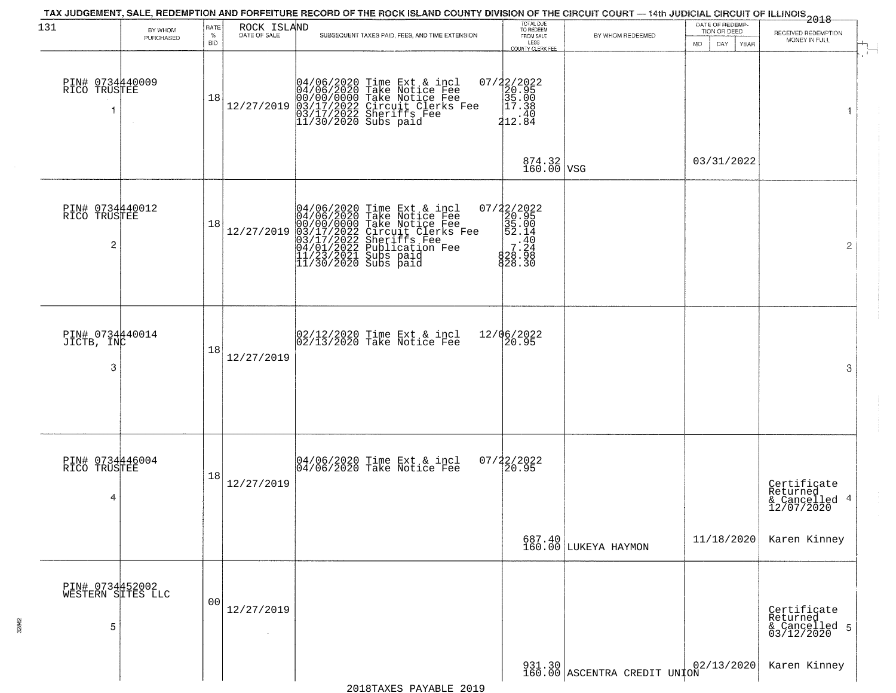# TAX JUDGEMENT, SALE, REDEMPTION AND FORFEITURE RECORD OF THE ROCK ISLAND COUNTY DIVISION OF THE CIRCUIT COURT — 14th JUDICIAL CIRCUIT OF ILLINOIS 2018

131 ROCK ISLAND

| BY WHOM PURCHASED | RATE % BID | DATE OF SALE | SUBSEQUENT TAXES PAID, FEES, AND TIME EXTENSION | TOTAL DUE TO REDEEM FROM SALE LESS COUNTY CLERK FEE | BY WHOM REDEEMED | DATE OF REDEMPTION OR DEED MO DAY YEAR | RECEIVED REDEMPTION MONEY IN FULL |
|---|---|---|---|---|---|---|---|
| PIN# 0734440009 RICO TRUSTEE 1 | 18 | 12/27/2019 | 04/06/2020 Time Ext & incl<br>04/06/2020 Take Notice Fee<br>00/00/0000 Take Notice Fee<br>03/17/2022 Circuit Clerks Fee<br>03/17/2022 Sheriffs Fee<br>11/30/2020 Subs paid | 07/22/2022<br>20.95<br>35.00<br>17.38<br>.40<br>212.84<br>874.32<br>160.00 | VSG | 03/31/2022 | 1 |
| PIN# 0734440012 RICO TRUSTEE 2 | 18 | 12/27/2019 | 04/06/2020 Time Ext & incl<br>04/06/2020 Take Notice Fee<br>00/00/0000 Take Notice Fee<br>03/17/2022 Circuit Clerks Fee<br>03/17/2022 Sheriffs Fee<br>04/01/2022 Publication Fee<br>11/23/2021 Subs paid<br>11/30/2020 Subs paid | 07/22/2022<br>20.95<br>35.00<br>52.14<br>.40<br>7.24<br>828.98<br>828.30 | | | 2 |
| PIN# 0734440014 JICTB, INC 3 | 18 | 12/27/2019 | 02/12/2020 Time Ext & incl<br>02/13/2020 Take Notice Fee | 12/06/2022<br>20.95 | | | 3 |
| PIN# 0734446004 RICO TRUSTEE 4 | 18 | 12/27/2019 | 04/06/2020 Time Ext & incl<br>04/06/2020 Take Notice Fee | 07/22/2022<br>20.95<br>687.40<br>160.00 | LUKEYA HAYMON | 11/18/2020 | Certificate Returned & Cancelled 12/07/2020 Karen Kinney 4 |
| PIN# 0734452002 WESTERN SITES LLC 5 | 00 | 12/27/2019 | | 931.30<br>160.00 | ASCENTRA CREDIT UNION | 02/13/2020 | Certificate Returned & Cancelled 03/12/2020 Karen Kinney 5 |

2018TAXES PAYABLE 2019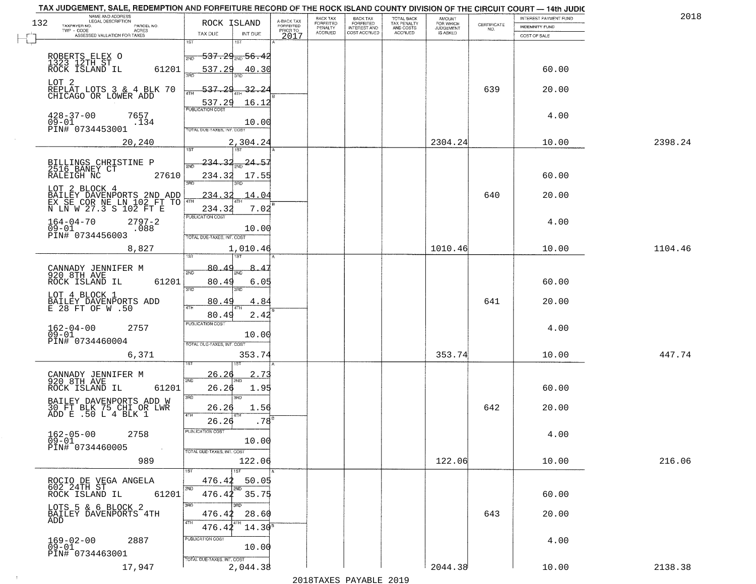TAX JUDGEMENT, SALE, REDEMPTION AND FORFEITURE RECORD OF THE ROCK ISLAND COUNTY DIVISION OF THE CIRCUIT COURT — 14th JUDIC

2018

| NAME AND ADDRESS / LEGAL DESCRIPTION / TAXPAYER NO. / PARCEL NO. / TWP - CODE / ACRES / ASSESSED VALUATION FOR TAXES | ROCK ISLAND TAX DUE | INT DUE | A-BACK TAX FORFEITED PRIOR TO 2017 | BACK TAX FORFEITED PENALTY ACCRUED | BACK TAX FORFEITED INTEREST AND COST ACCRUED | TOTAL BACK TAX PENALTY AND COSTS ACCRUED | AMOUNT FOR WHICH JUDGEMENT IS ASKED | CERTIFICATE NO. | INTEREST PAYMENT FUND / INDEMNITY FUND / COST OF SALE | |
|---|---|---|---|---|---|---|---|---|---|---|
| ROBERTS ELEX O 1323 12TH ST ROCK ISLAND IL 61201 | 1ST 537.29 | 1ST 56.42 | | | | | | | | |
| | 2ND 537.29 | 2ND 40.30 | | | | | | | 60.00 | |
| LOT 2 REPLAT LOTS 3 & 4 BLK 70 CHICAGO OR LOWER ADD | 3RD 537.29 | 3RD 32.24 | | | | | | 639 | 20.00 | |
| | 4TH 537.29 | 4TH 16.12 | | | | | | | | |
| 428-37-00 7657 09-01 .134 PIN# 0734453001 | PUBLICATION COST | 10.00 | | | | | | | 4.00 | |
| 20,240 | TOTAL DUE-TAXES, INT. COST | 2,304.24 | | | | | 2304.24 | | 10.00 | 2398.24 |
| BILLINGS CHRISTINE P 2516 BANEY CT RALEIGH NC 27610 | 1ST 234.32 | 1ST 24.57 | | | | | | | | |
| | 2ND 234.32 | 2ND 17.55 | | | | | | | 60.00 | |
| LOT 2 BLOCK 4 BAILEY DAVENPORTS 2ND ADD EX SE COR NE LN 102 FT TO N LN W 27.3 S 102 FT E | 3RD 234.32 | 3RD 14.04 | | | | | | 640 | 20.00 | |
| | 4TH 234.32 | 4TH 7.02 | | | | | | | | |
| 164-04-70 2797-2 09-01 .088 PIN# 0734456003 | PUBLICATION COST | 10.00 | | | | | | | 4.00 | |
| 8,827 | TOTAL DUE-TAXES, INT. COST | 1,010.46 | | | | | 1010.46 | | 10.00 | 1104.46 |
| CANNADY JENNIFER M 920 8TH AVE ROCK ISLAND IL 61201 | 1ST 80.49 | 1ST 8.47 | | | | | | | | |
| | 2ND 80.49 | 2ND 6.05 | | | | | | | 60.00 | |
| LOT 4 BLOCK 1 BAILEY DAVENPORTS ADD E 28 FT OF W .50 | 3RD 80.49 | 3RD 4.84 | | | | | | 641 | 20.00 | |
| | 4TH 80.49 | 4TH 2.42 | | | | | | | | |
| 162-04-00 2757 09-01 PIN# 0734460004 | PUBLICATION COST | 10.00 | | | | | | | 4.00 | |
| 6,371 | TOTAL DUE-TAXES, INT. COST | 353.74 | | | | | 353.74 | | 10.00 | 447.74 |
| CANNADY JENNIFER M 920 8TH AVE ROCK ISLAND IL 61201 | 1ST 26.26 | 1ST 2.73 | | | | | | | | |
| | 2ND 26.26 | 2ND 1.95 | | | | | | | 60.00 | |
| BAILEY DAVENPORTS ADD W 30 FT BLK 75 CHI OR LWR ADD E .50 L 4 BLK 1 | 3RD 26.26 | 3RD 1.56 | | | | | | 642 | 20.00 | |
| | 4TH 26.26 | 4TH .78 | | | | | | | | |
| 162-05-00 2758 09-01 PIN# 0734460005 | PUBLICATION COST | 10.00 | | | | | | | 4.00 | |
| 989 | TOTAL DUE-TAXES, INT. COST | 122.06 | | | | | 122.06 | | 10.00 | 216.06 |
| ROCIO DE VEGA ANGELA 602 24TH ST ROCK ISLAND IL 61201 | 1ST 476.42 | 1ST 50.05 | | | | | | | | |
| | 2ND 476.42 | 2ND 35.75 | | | | | | | 60.00 | |
| LOTS 5 & 6 BLOCK 2 BAILEY DAVENPORTS 4TH ADD | 3RD 476.42 | 3RD 28.60 | | | | | | 643 | 20.00 | |
| | 4TH 476.42 | 4TH 14.30 | | | | | | | | |
| 169-02-00 2887 09-01 PIN# 0734463001 | PUBLICATION COST | 10.00 | | | | | | | 4.00 | |
| 17,947 | TOTAL DUE-TAXES, INT. COST | 2,044.38 | | | | | 2044.38 | | 10.00 | 2138.38 |

2018TAXES PAYABLE 2019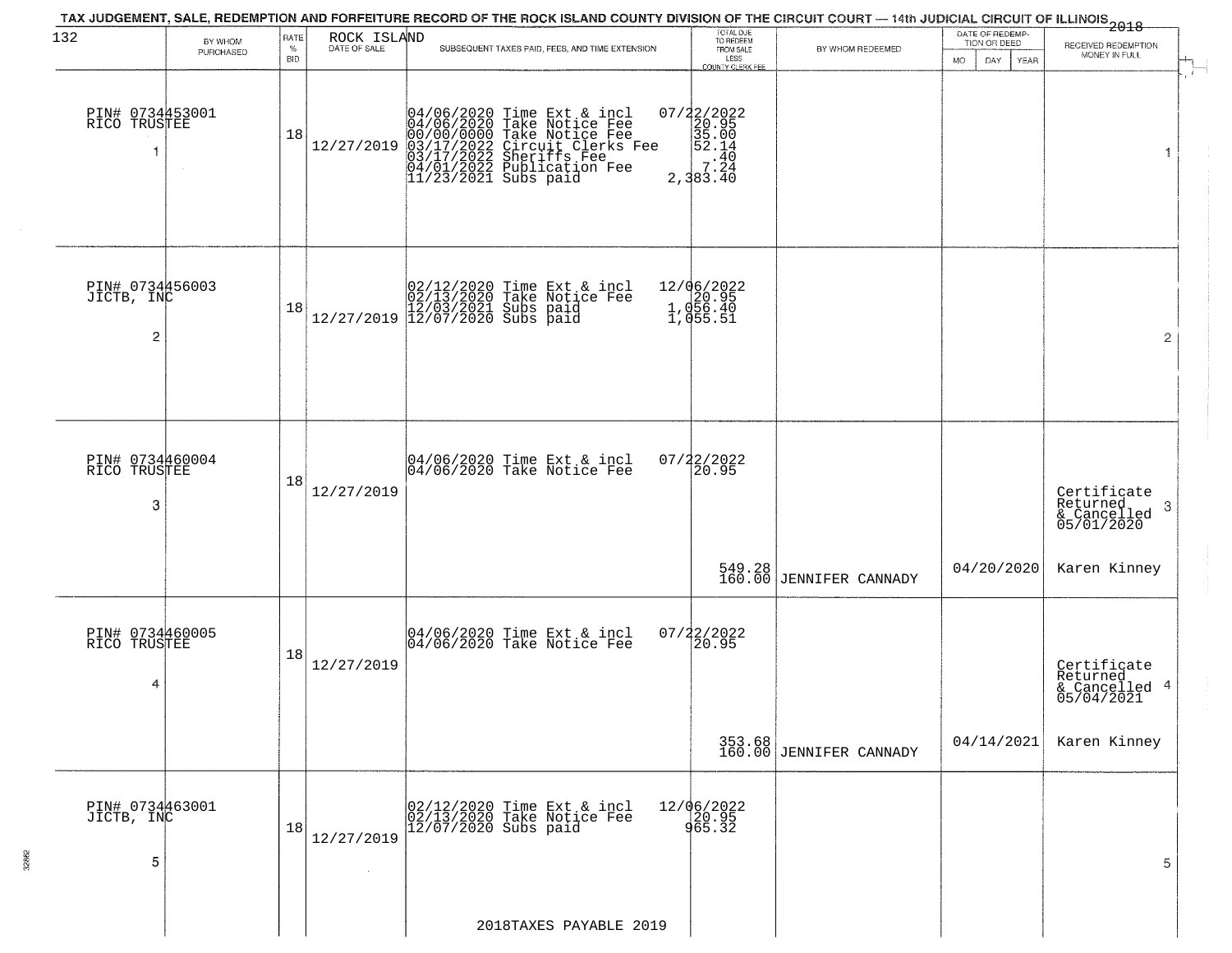TAX JUDGEMENT, SALE, REDEMPTION AND FORFEITURE RECORD OF THE ROCK ISLAND COUNTY DIVISION OF THE CIRCUIT COURT — 14th JUDICIAL CIRCUIT OF ILLINOIS 2018

ROCK ISLAND

| BY WHOM PURCHASED | RATE % BID | DATE OF SALE | SUBSEQUENT TAXES PAID, FEES, AND TIME EXTENSION | TOTAL DUE TO REDEEM FROM SALE LESS COUNTY CLERK FEE | BY WHOM REDEEMED | DATE OF REDEMPTION OR DEED MO DAY YEAR | RECEIVED REDEMPTION MONEY IN FULL |
|---|---|---|---|---|---|---|---|
| PIN# 0734453001 RICO TRUSTEE 1 | 18 | 12/27/2019 | 04/06/2020 Time Ext & incl<br>04/06/2020 Take Notice Fee<br>00/00/0000 Take Notice Fee<br>03/17/2022 Circuit Clerks Fee<br>03/17/2022 Sheriffs Fee<br>04/01/2022 Publication Fee<br>11/23/2021 Subs paid | 07/22/2022<br>20.95<br>35.00<br>52.14<br>.40<br>7.24<br>2,383.40 | | | 1 |
| PIN# 0734456003 JICTB, INC 2 | 18 | 12/27/2019 | 02/12/2020 Time Ext & incl<br>02/13/2020 Take Notice Fee<br>12/03/2021 Subs paid<br>12/07/2020 Subs paid | 12/06/2022<br>20.95<br>1,056.40<br>1,055.51 | | | 2 |
| PIN# 0734460004 RICO TRUSTEE 3 | 18 | 12/27/2019 | 04/06/2020 Time Ext & incl<br>04/06/2020 Take Notice Fee | 07/22/2022<br>20.95<br><br>549.28<br>160.00 | JENNIFER CANNADY | 04/20/2020 | Certificate Returned & Cancelled 05/01/2020 3<br>Karen Kinney |
| PIN# 0734460005 RICO TRUSTEE 4 | 18 | 12/27/2019 | 04/06/2020 Time Ext & incl<br>04/06/2020 Take Notice Fee | 07/22/2022<br>20.95<br><br>353.68<br>160.00 | JENNIFER CANNADY | 04/14/2021 | Certificate Returned & Cancelled 05/04/2021 4<br>Karen Kinney |
| PIN# 0734463001 JICTB, INC 5 | 18 | 12/27/2019 | 02/12/2020 Time Ext & incl<br>02/13/2020 Take Notice Fee<br>12/07/2020 Subs paid | 12/06/2022<br>20.95<br>965.32 | | | 5 |

2018TAXES PAYABLE 2019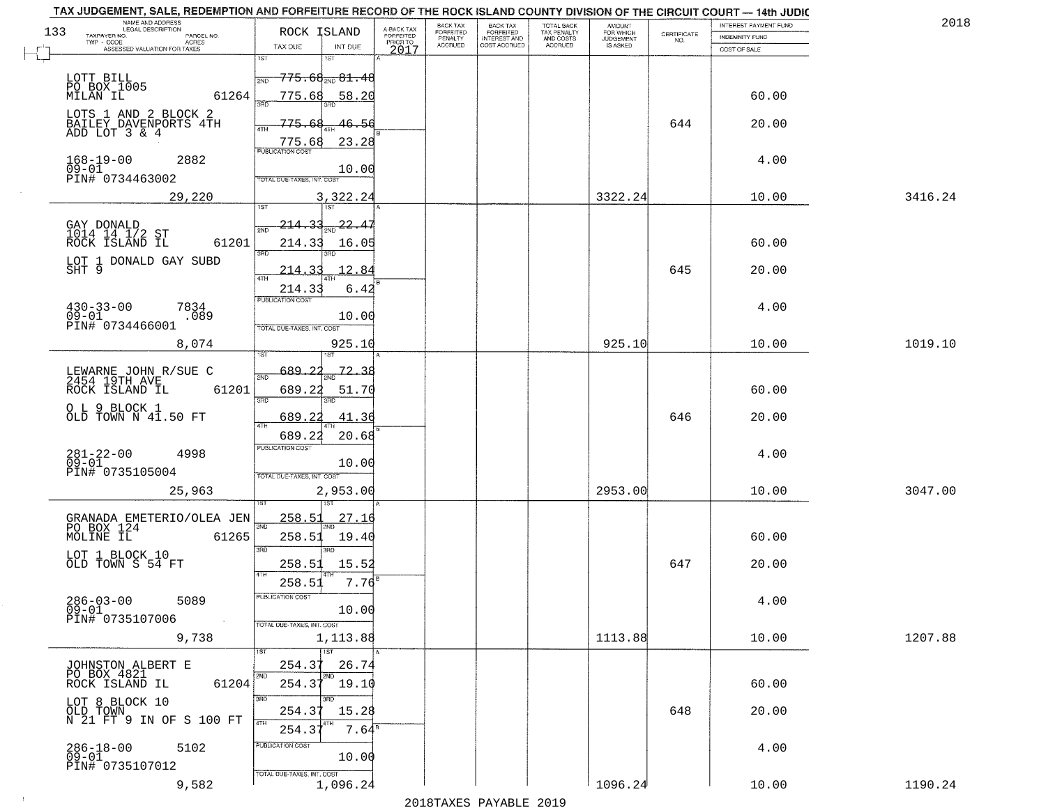TAX JUDGEMENT, SALE, REDEMPTION AND FORFEITURE RECORD OF THE ROCK ISLAND COUNTY DIVISION OF THE CIRCUIT COURT — 14th JUDIC

2018

| NAME AND ADDRESS / LEGAL DESCRIPTION / TAXPAYER NO. / PARCEL NO. / TWP - CODE / ACRES / ASSESSED VALUATION FOR TAXES | ROCK ISLAND TAX DUE | INT DUE | A-BACK TAX FORFEITED PRIOR TO 2017 | BACK TAX FORFEITED PENALTY ACCRUED | BACK TAX FORFEITED INTEREST AND COST ACCRUED | TOTAL BACK TAX PENALTY AND COSTS ACCRUED | AMOUNT FOR WHICH JUDGEMENT IS ASKED | CERTIFICATE NO. | INTEREST PAYMENT FUND / INDEMNITY FUND / COST OF SALE | |
|---|---|---|---|---|---|---|---|---|---|---|
| LOTT BILL<br>PO BOX 1005<br>MILAN IL 61264<br>LOTS 1 AND 2 BLOCK 2<br>BAILEY DAVENPORTS 4TH<br>ADD LOT 3 & 4<br>168-19-00 2882<br>09-01<br>PIN# 0734463002<br>29,220 | 1ST 775.68<br>2ND 775.68<br>3RD 775.68<br>4TH 775.68<br>PUBLICATION COST<br>TOTAL DUE-TAXES, INT. COST | 81.48<br>58.20<br>46.56<br>23.28<br>10.00<br>3,322.24 | | | | | 3322.24 | 644 | 60.00<br>20.00<br>4.00<br>10.00 | 3416.24 |
| GAY DONALD<br>1014 14 1/2 ST<br>ROCK ISLAND IL 61201<br>LOT 1 DONALD GAY SUBD<br>SHT 9<br>430-33-00 7834<br>09-01 .089<br>PIN# 0734466001<br>8,074 | 1ST 214.33<br>2ND 214.33<br>3RD 214.33<br>4TH 214.33<br>PUBLICATION COST<br>TOTAL DUE-TAXES, INT. COST | 22.47<br>16.05<br>12.84<br>6.42<br>10.00<br>925.10 | | | | | 925.10 | 645 | 60.00<br>20.00<br>4.00<br>10.00 | 1019.10 |
| LEWARNE JOHN R/SUE C<br>2454 19TH AVE<br>ROCK ISLAND IL 61201<br>O L 9 BLOCK 1<br>OLD TOWN N 41.50 FT<br>281-22-00 4998<br>09-01<br>PIN# 0735105004<br>25,963 | 1ST 689.22<br>2ND 689.22<br>3RD 689.22<br>4TH 689.22<br>PUBLICATION COST<br>TOTAL DUE-TAXES, INT. COST | 72.38<br>51.70<br>41.36<br>20.68<br>10.00<br>2,953.00 | | | | | 2953.00 | 646 | 60.00<br>20.00<br>4.00<br>10.00 | 3047.00 |
| GRANADA EMETERIO/OLEA JEN<br>PO BOX 124<br>MOLINE IL 61265<br>LOT 1 BLOCK 10<br>OLD TOWN S 54 FT<br>286-03-00 5089<br>09-01<br>PIN# 0735107006<br>9,738 | 1ST 258.51<br>2ND 258.51<br>3RD 258.51<br>4TH 258.51<br>PUBLICATION COST<br>TOTAL DUE-TAXES, INT. COST | 27.16<br>19.40<br>15.52<br>7.76<br>10.00<br>1,113.88 | | | | | 1113.88 | 647 | 60.00<br>20.00<br>4.00<br>10.00 | 1207.88 |
| JOHNSTON ALBERT E<br>PO BOX 4821<br>ROCK ISLAND IL 61204<br>LOT 8 BLOCK 10<br>OLD TOWN<br>N 21 FT 9 IN OF S 100 FT<br>286-18-00 5102<br>09-01<br>PIN# 0735107012<br>9,582 | 1ST 254.37<br>2ND 254.37<br>3RD 254.37<br>4TH 254.37<br>PUBLICATION COST<br>TOTAL DUE-TAXES, INT. COST | 26.74<br>19.10<br>15.28<br>7.64<br>10.00<br>1,096.24 | | | | | 1096.24 | 648 | 60.00<br>20.00<br>4.00<br>10.00 | 1190.24 |

2018TAXES PAYABLE 2019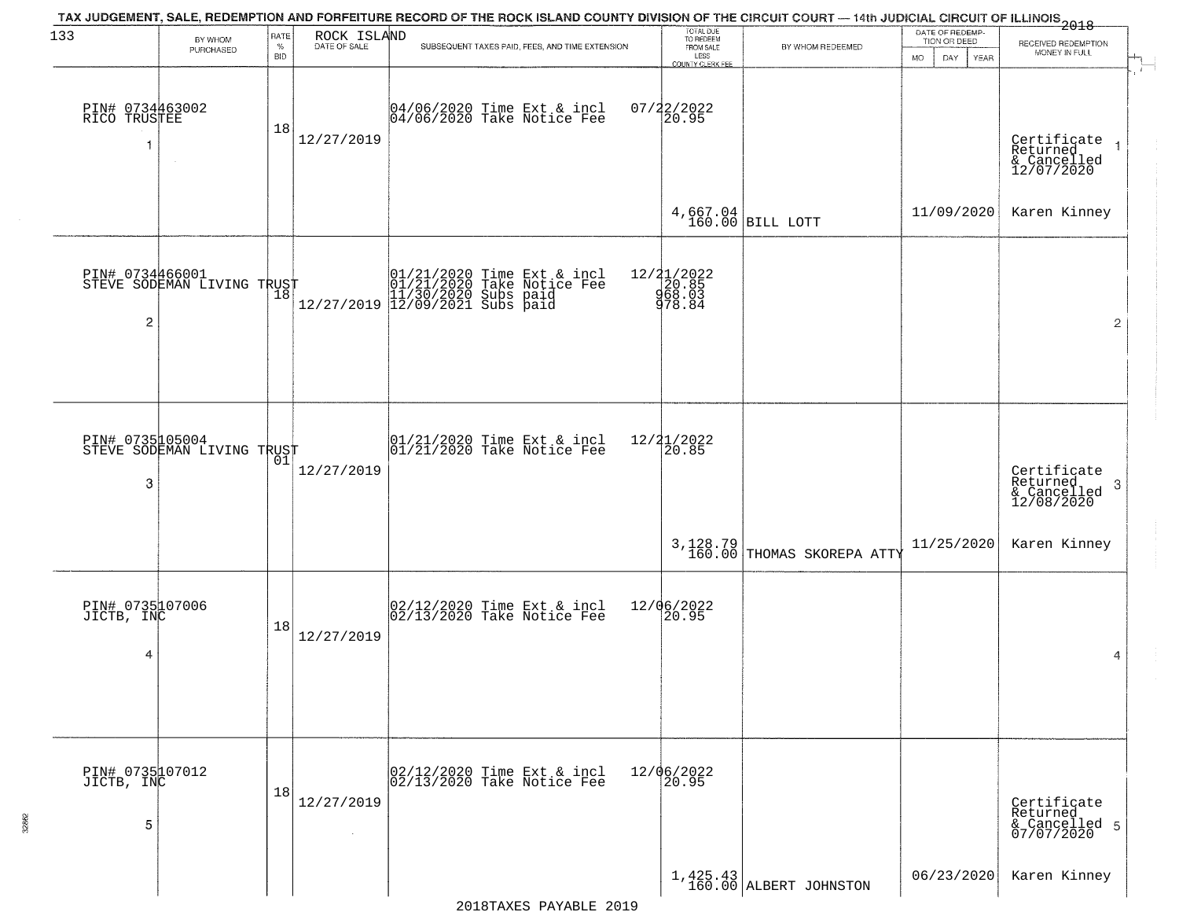TAX JUDGEMENT, SALE, REDEMPTION AND FORFEITURE RECORD OF THE ROCK ISLAND COUNTY DIVISION OF THE CIRCUIT COURT — 14th JUDICIAL CIRCUIT OF ILLINOIS 2018

| 133 BY WHOM PURCHASED | RATE % BID | ROCK ISLAND DATE OF SALE | SUBSEQUENT TAXES PAID, FEES, AND TIME EXTENSION | TOTAL DUE TO REDEEM FROM SALE LESS COUNTY CLERK FEE | BY WHOM REDEEMED | DATE OF REDEMPTION OR DEED MO DAY YEAR | RECEIVED REDEMPTION MONEY IN FULL |
|---|---|---|---|---|---|---|---|
| PIN# 0734463002 RICO TRUSTEE 1 | 18 | 12/27/2019 | 04/06/2020 Time Ext & incl 07/22/2022<br>04/06/2020 Take Notice Fee 20.95 | 4,667.04<br>160.00 | BILL LOTT | 11/09/2020 | Certificate Returned & Cancelled 12/07/2020 Karen Kinney 1 |
| PIN# 0734466001 STEVE SODEMAN LIVING TRUST 2 | 18 | 12/27/2019 | 01/21/2020 Time Ext & incl 12/21/2022<br>01/21/2020 Take Notice Fee 20.85<br>11/30/2020 Subs paid 968.03<br>12/09/2021 Subs paid 978.84 | | | | 2 |
| PIN# 0735105004 STEVE SODEMAN LIVING TRUST 3 | 01 | 12/27/2019 | 01/21/2020 Time Ext & incl 12/21/2022<br>01/21/2020 Take Notice Fee 20.85 | 3,128.79<br>160.00 | THOMAS SKOREPA ATTY | 11/25/2020 | Certificate Returned & Cancelled 12/08/2020 Karen Kinney 3 |
| PIN# 0735107006 JICTB, INC 4 | 18 | 12/27/2019 | 02/12/2020 Time Ext & incl 12/06/2022<br>02/13/2020 Take Notice Fee 20.95 | | | | 4 |
| PIN# 0735107012 JICTB, INC 5 | 18 | 12/27/2019 | 02/12/2020 Time Ext & incl 12/06/2022<br>02/13/2020 Take Notice Fee 20.95 | 1,425.43<br>160.00 | ALBERT JOHNSTON | 06/23/2020 | Certificate Returned & Cancelled 07/07/2020 Karen Kinney 5 |

2018TAXES PAYABLE 2019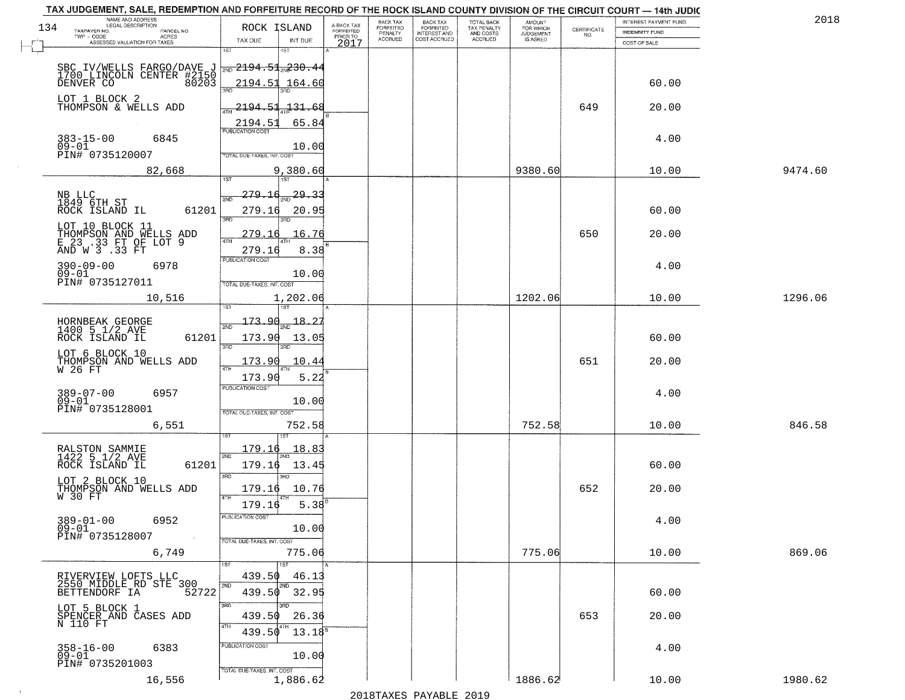TAX JUDGEMENT, SALE, REDEMPTION AND FORFEITURE RECORD OF THE ROCK ISLAND COUNTY DIVISION OF THE CIRCUIT COURT — 14th JUDIC

2018

| NAME AND ADDRESS / LEGAL DESCRIPTION / TAXPAYER NO. / PARCEL NO. / TWP - CODE / ACRES / ASSESSED VALUATION FOR TAXES | ROCK ISLAND TAX DUE | INT DUE | A-BACK TAX FORFEITED PRIOR TO 2017 | BACK TAX FORFEITED PENALTY ACCRUED | BACK TAX FORFEITED INTEREST AND COST ACCRUED | TOTAL BACK TAX PENALTY AND COSTS ACCRUED | AMOUNT FOR WHICH JUDGEMENT IS ASKED | CERTIFICATE NO. | INTEREST PAYMENT FUND / INDEMNITY FUND / COST OF SALE | |
|---|---|---|---|---|---|---|---|---|---|---|
| SBC IV/WELLS FARGO/DAVE J<br>1700 LINCOLN CENTER #2150<br>DENVER CO 80203 | 1ST<br>2ND 2194.51 | 1ST<br>2ND 230.44 | | | | | | | | |
| | 3RD 2194.51 | 3RD 164.60 | | | | | | | 60.00 | |
| LOT 1 BLOCK 2<br>THOMPSON & WELLS ADD | 4TH 2194.51 | 4TH 131.68 | | | | | | 649 | 20.00 | |
| | 2194.51 | 65.84 | | | | | | | | |
| 383-15-00 6845<br>09-01<br>PIN# 0735120007 | PUBLICATION COST | 10.00 | | | | | | | 4.00 | |
| 82,668 | TOTAL DUE-TAXES, INT. COST | 9,380.60 | | | | | 9380.60 | | 10.00 | 9474.60 |
| NB LLC<br>1849 6TH ST<br>ROCK ISLAND IL 61201 | 1ST<br>2ND 279.16 | 1ST<br>2ND 29.33 | | | | | | | | |
| | 3RD 279.16 | 3RD 20.95 | | | | | | | 60.00 | |
| LOT 10 BLOCK 11<br>THOMPSON AND WELLS ADD<br>E 23 .33 FT OF LOT 9<br>AND W 3 .33 FT | 4TH 279.16 | 4TH 16.76 | | | | | | 650 | 20.00 | |
| | 279.16 | 8.38 | | | | | | | | |
| 390-09-00 6978<br>09-01<br>PIN# 0735127011 | PUBLICATION COST | 10.00 | | | | | | | 4.00 | |
| 10,516 | TOTAL DUE-TAXES, INT. COST | 1,202.06 | | | | | 1202.06 | | 10.00 | 1296.06 |
| HORNBEAK GEORGE<br>1400 5 1/2 AVE<br>ROCK ISLAND IL 61201 | 1ST<br>2ND 173.90 | 1ST<br>2ND 18.27 | | | | | | | | |
| | 3RD 173.90 | 3RD 13.05 | | | | | | | 60.00 | |
| LOT 6 BLOCK 10<br>THOMPSON AND WELLS ADD<br>W 26 FT | 4TH 173.90 | 4TH 10.44 | | | | | | 651 | 20.00 | |
| | 173.90 | 5.22 | | | | | | | | |
| 389-07-00 6957<br>09-01<br>PIN# 0735128001 | PUBLICATION COST | 10.00 | | | | | | | 4.00 | |
| 6,551 | TOTAL DUE-TAXES, INT. COST | 752.58 | | | | | 752.58 | | 10.00 | 846.58 |
| RALSTON SAMMIE<br>1422 5 1/2 AVE<br>ROCK ISLAND IL 61201 | 1ST 179.16<br>2ND | 1ST 18.83<br>2ND | | | | | | | | |
| | 179.16 | 13.45 | | | | | | | 60.00 | |
| LOT 2 BLOCK 10<br>THOMPSON AND WELLS ADD<br>W 30 FT | 3RD 179.16 | 3RD 10.76 | | | | | | 652 | 20.00 | |
| | 4TH 179.16 | 4TH 5.38 | | | | | | | | |
| 389-01-00 6952<br>09-01<br>PIN# 0735128007 | PUBLICATION COST | 10.00 | | | | | | | 4.00 | |
| 6,749 | TOTAL DUE-TAXES, INT. COST | 775.06 | | | | | 775.06 | | 10.00 | 869.06 |
| RIVERVIEW LOFTS LLC<br>2550 MIDDLE RD STE 300<br>BETTENDORF IA 52722 | 1ST 439.50 | 1ST 46.13 | | | | | | | | |
| | 2ND 439.50 | 2ND 32.95 | | | | | | | 60.00 | |
| LOT 5 BLOCK 1<br>SPENCER AND CASES ADD<br>N 110 FT | 3RD 439.50 | 3RD 26.36 | | | | | | 653 | 20.00 | |
| | 4TH 439.50 | 4TH 13.18 | | | | | | | | |
| 358-16-00 6383<br>09-01<br>PIN# 0735201003 | PUBLICATION COST | 10.00 | | | | | | | 4.00 | |
| 16,556 | TOTAL DUE-TAXES, INT. COST | 1,886.62 | | | | | 1886.62 | | 10.00 | 1980.62 |

2018TAXES PAYABLE 2019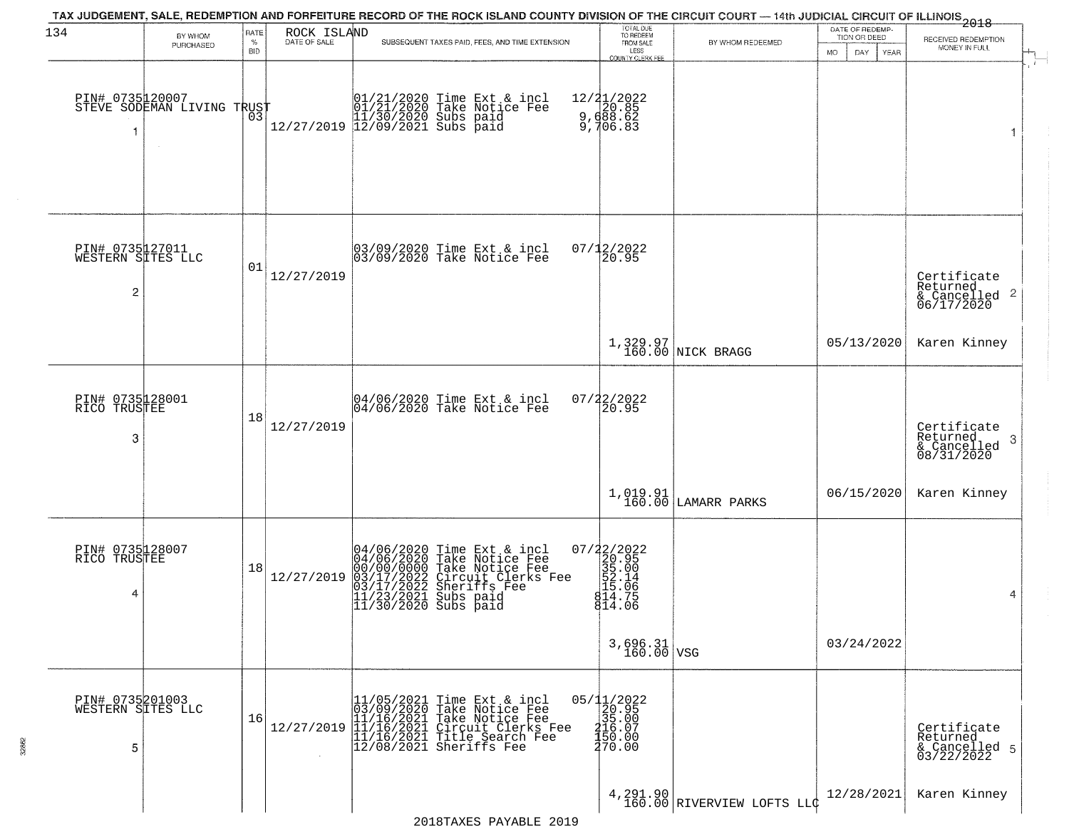TAX JUDGEMENT, SALE, REDEMPTION AND FORFEITURE RECORD OF THE ROCK ISLAND COUNTY DIVISION OF THE CIRCUIT COURT — 14th JUDICIAL CIRCUIT OF ILLINOIS 2018

| | BY WHOM PURCHASED | RATE % BID | ROCK ISLAND DATE OF SALE | SUBSEQUENT TAXES PAID, FEES, AND TIME EXTENSION | TOTAL DUE TO REDEEM FROM SALE LESS COUNTY CLERK FEE | BY WHOM REDEEMED | DATE OF REDEMPTION OR DEED MO DAY YEAR | RECEIVED REDEMPTION MONEY IN FULL |
|---|---|---|---|---|---|---|---|---|
| 1 | PIN# 0735120007 STEVE SODEMAN LIVING TRUST | 03 | 12/27/2019 | 01/21/2020 Time Ext & incl<br>01/21/2020 Take Notice Fee<br>11/30/2020 Subs paid<br>12/09/2021 Subs paid | 12/21/2022<br>20.85<br>9,688.62<br>9,706.83 | | | 1 |
| 2 | PIN# 0735127011 WESTERN SITES LLC | 01 | 12/27/2019 | 03/09/2020 Time Ext & incl<br>03/09/2020 Take Notice Fee | 07/12/2022<br>20.95<br>1,329.97<br>160.00 | NICK BRAGG | 05/13/2020 | Certificate Returned & Cancelled 06/17/2020<br>Karen Kinney |
| 3 | PIN# 0735128001 RICO TRUSTEE | 18 | 12/27/2019 | 04/06/2020 Time Ext & incl<br>04/06/2020 Take Notice Fee | 07/22/2022<br>20.95<br>1,019.91<br>160.00 | LAMARR PARKS | 06/15/2020 | Certificate Returned & Cancelled 08/31/2020<br>Karen Kinney |
| 4 | PIN# 0735128007 RICO TRUSTEE | 18 | 12/27/2019 | 04/06/2020 Time Ext & incl<br>04/06/2020 Take Notice Fee<br>00/00/0000 Take Notice Fee<br>03/17/2022 Circuit Clerks Fee<br>03/17/2022 Sheriffs Fee<br>11/23/2021 Subs paid<br>11/30/2020 Subs paid | 07/22/2022<br>20.95<br>35.00<br>52.14<br>15.06<br>814.75<br>814.06<br>3,696.31<br>160.00 | VSG | 03/24/2022 | 4 |
| 5 | PIN# 0735201003 WESTERN SITES LLC | 16 | 12/27/2019 | 11/05/2021 Time Ext & incl<br>03/09/2020 Take Notice Fee<br>11/16/2021 Take Notice Fee<br>11/16/2021 Circuit Clerks Fee<br>11/16/2021 Title Search Fee<br>12/08/2021 Sheriffs Fee | 05/11/2022<br>20.95<br>35.00<br>216.07<br>150.00<br>270.00<br>4,291.90<br>160.00 | RIVERVIEW LOFTS LLC | 12/28/2021 | Certificate Returned & Cancelled 03/22/2022<br>Karen Kinney |

2018TAXES PAYABLE 2019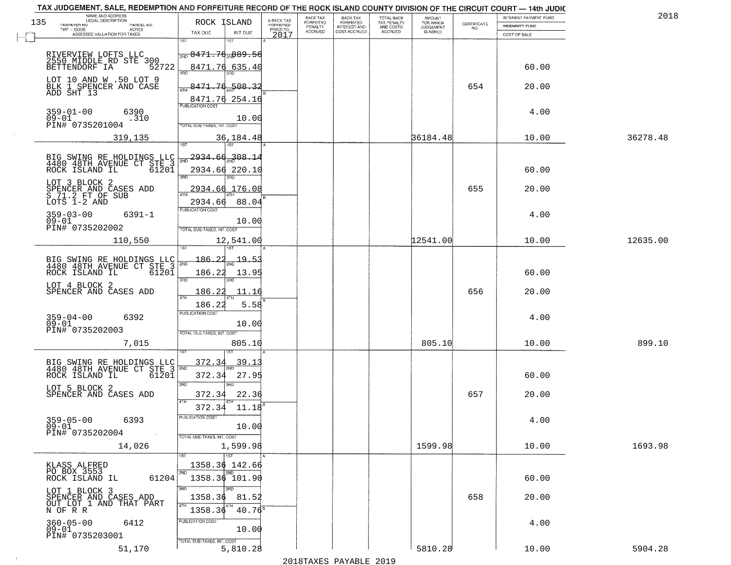TAX JUDGEMENT, SALE, REDEMPTION AND FORFEITURE RECORD OF THE ROCK ISLAND COUNTY DIVISION OF THE CIRCUIT COURT — 14th JUDIC

2018

| NAME AND ADDRESS / LEGAL DESCRIPTION / TAXPAYER NO. / PARCEL NO. / TWP - CODE / ACRES / ASSESSED VALUATION FOR TAXES | ROCK ISLAND TAX DUE | INT DUE | A-BACK TAX FORFEITED PRIOR TO 2017 | BACK TAX FORFEITED PENALTY ACCRUED | BACK TAX FORFEITED INTEREST AND COST ACCRUED | TOTAL BACK TAX PENALTY AND COSTS ACCRUED | AMOUNT FOR WHICH JUDGEMENT IS ASKED | CERTIFICATE NO. | INTEREST PAYMENT FUND / INDEMNITY FUND / COST OF SALE | |
|---|---|---|---|---|---|---|---|---|---|---|
| RIVERVIEW LOFTS LLC<br>2550 MIDDLE RD STE 300<br>BETTENDORF IA 52722<br>LOT 10 AND W .50 LOT 9<br>BLK 1 SPENCER AND CASE<br>ADD SHT 13<br>359-01-00 6390<br>09-01 .310<br>PIN# 0735201004<br>319,135 | 1ST 8471.76<br>2ND 8471.76<br>3RD 8471.76<br>4TH 8471.76<br>PUBLICATION COST<br>TOTAL DUE-TAXES, INT. COST | 889.56<br>635.40<br>508.32<br>254.16<br>10.00<br>36,184.48 | | | | | 36184.48 | 654 | 60.00<br>20.00<br>4.00<br>10.00 | 36278.48 |
| BIG SWING RE HOLDINGS LLC<br>4480 48TH AVENUE CT STE 3<br>ROCK ISLAND IL 61201<br>LOT 3 BLOCK 2<br>SPENCER AND CASES ADD<br>S 71.2 FT OF SUB<br>LOTS 1-2 AND<br>359-03-00 6391-1<br>09-01<br>PIN# 0735202002<br>110,550 | 1ST 2934.66<br>2ND 2934.66<br>3RD 2934.66<br>4TH 2934.66<br>PUBLICATION COST<br>TOTAL DUE-TAXES, INT. COST | 308.14<br>220.10<br>176.08<br>88.04<br>10.00<br>12,541.00 | | | | | 12541.00 | 655 | 60.00<br>20.00<br>4.00<br>10.00 | 12635.00 |
| BIG SWING RE HOLDINGS LLC<br>4480 48TH AVENUE CT STE 3<br>ROCK ISLAND IL 61201<br>LOT 4 BLOCK 2<br>SPENCER AND CASES ADD<br>359-04-00 6392<br>09-01<br>PIN# 0735202003<br>7,015 | 1ST 186.22<br>2ND 186.22<br>3RD 186.22<br>4TH 186.22<br>PUBLICATION COST<br>TOTAL DUE-TAXES, INT. COST | 19.53<br>13.95<br>11.16<br>5.58<br>10.00<br>805.10 | | | | | 805.10 | 656 | 60.00<br>20.00<br>4.00<br>10.00 | 899.10 |
| BIG SWING RE HOLDINGS LLC<br>4480 48TH AVENUE CT STE 3<br>ROCK ISLAND IL 61201<br>LOT 5 BLOCK 2<br>SPENCER AND CASES ADD<br>359-05-00 6393<br>09-01<br>PIN# 0735202004<br>14,026 | 1ST 372.34<br>2ND 372.34<br>3RD 372.34<br>4TH 372.34<br>PUBLICATION COST<br>TOTAL DUE-TAXES, INT. COST | 39.13<br>27.95<br>22.36<br>11.18<br>10.00<br>1,599.98 | | | | | 1599.98 | 657 | 60.00<br>20.00<br>4.00<br>10.00 | 1693.98 |
| KLASS ALFRED<br>PO BOX 3553<br>ROCK ISLAND IL 61204<br>LOT 1 BLOCK 3<br>SPENCER AND CASES ADD<br>OUT LOT 1 AND THAT PART<br>N OF R R<br>360-05-00 6412<br>09-01<br>PIN# 0735203001<br>51,170 | 1ST 1358.36<br>2ND 1358.36<br>3RD 1358.36<br>4TH 1358.36<br>PUBLICATION COST<br>TOTAL DUE-TAXES, INT. COST | 142.66<br>101.90<br>81.52<br>40.76<br>10.00<br>5,810.28 | | | | | 5810.28 | 658 | 60.00<br>20.00<br>4.00<br>10.00 | 5904.28 |

2018TAXES PAYABLE 2019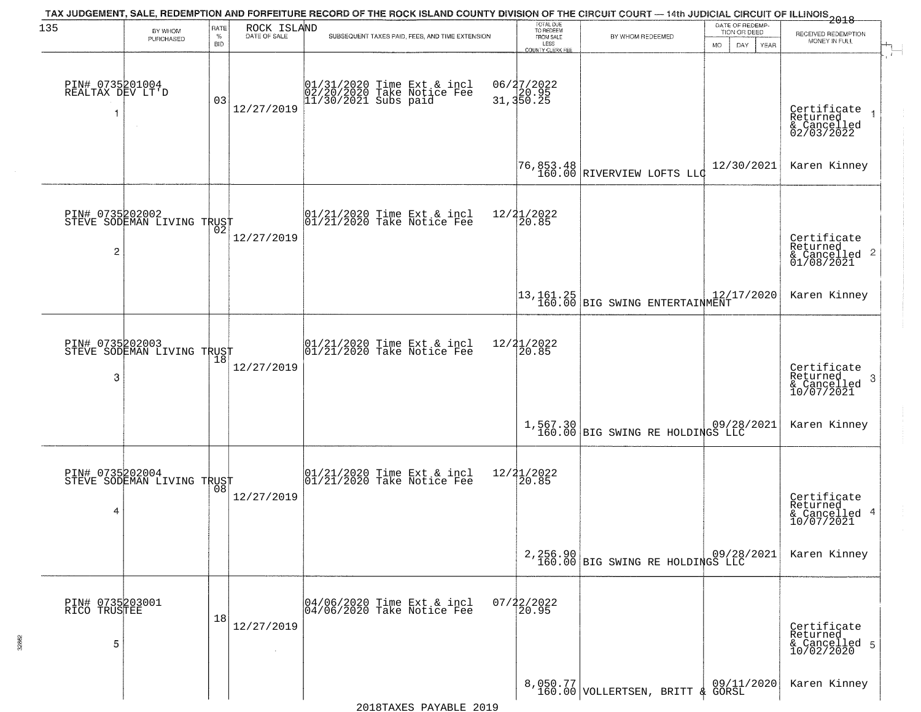TAX JUDGEMENT, SALE, REDEMPTION AND FORFEITURE RECORD OF THE ROCK ISLAND COUNTY DIVISION OF THE CIRCUIT COURT — 14th JUDICIAL CIRCUIT OF ILLINOIS 2018

| 135 BY WHOM PURCHASED | RATE % BID | ROCK ISLAND DATE OF SALE | SUBSEQUENT TAXES PAID, FEES, AND TIME EXTENSION | TOTAL DUE TO REDEEM FROM SALE LESS COUNTY CLERK FEE | BY WHOM REDEEMED | DATE OF REDEMPTION OR DEED MO DAY YEAR | RECEIVED REDEMPTION MONEY IN FULL |
|---|---|---|---|---|---|---|---|
| PIN# 0735201004 REALTAX DEV LT'D 1 | 03 | 12/27/2019 | 01/31/2020 Time Ext & incl 02/20/2020 Take Notice Fee 11/30/2021 Subs paid | 06/27/2022 20.95 31,350.25 76,853.48 160.00 | RIVERVIEW LOFTS LLC | 12/30/2021 | Certificate Returned & Cancelled 02/03/2022 1 Karen Kinney |
| PIN# 0735202002 STEVE SODEMAN LIVING TRUST 2 | 02 | 12/27/2019 | 01/21/2020 Time Ext & incl 01/21/2020 Take Notice Fee | 12/21/2022 20.85 13,161.25 160.00 | BIG SWING ENTERTAINMENT | 12/17/2020 | Certificate Returned & Cancelled 01/08/2021 2 Karen Kinney |
| PIN# 0735202003 STEVE SODEMAN LIVING TRUST 3 | 18 | 12/27/2019 | 01/21/2020 Time Ext & incl 01/21/2020 Take Notice Fee | 12/21/2022 20.85 1,567.30 160.00 | BIG SWING RE HOLDINGS LLC | 09/28/2021 | Certificate Returned & Cancelled 10/07/2021 3 Karen Kinney |
| PIN# 0735202004 STEVE SODEMAN LIVING TRUST 4 | 08 | 12/27/2019 | 01/21/2020 Time Ext & incl 01/21/2020 Take Notice Fee | 12/21/2022 20.85 2,256.90 160.00 | BIG SWING RE HOLDINGS LLC | 09/28/2021 | Certificate Returned & Cancelled 10/07/2021 4 Karen Kinney |
| PIN# 0735203001 RICO TRUSTEE 5 | 18 | 12/27/2019 | 04/06/2020 Time Ext & incl 04/06/2020 Take Notice Fee | 07/22/2022 20.95 8,050.77 160.00 | VOLLERTSEN, BRITT & GORSL | 09/11/2020 | Certificate Returned & Cancelled 10/02/2020 5 Karen Kinney |

2018TAXES PAYABLE 2019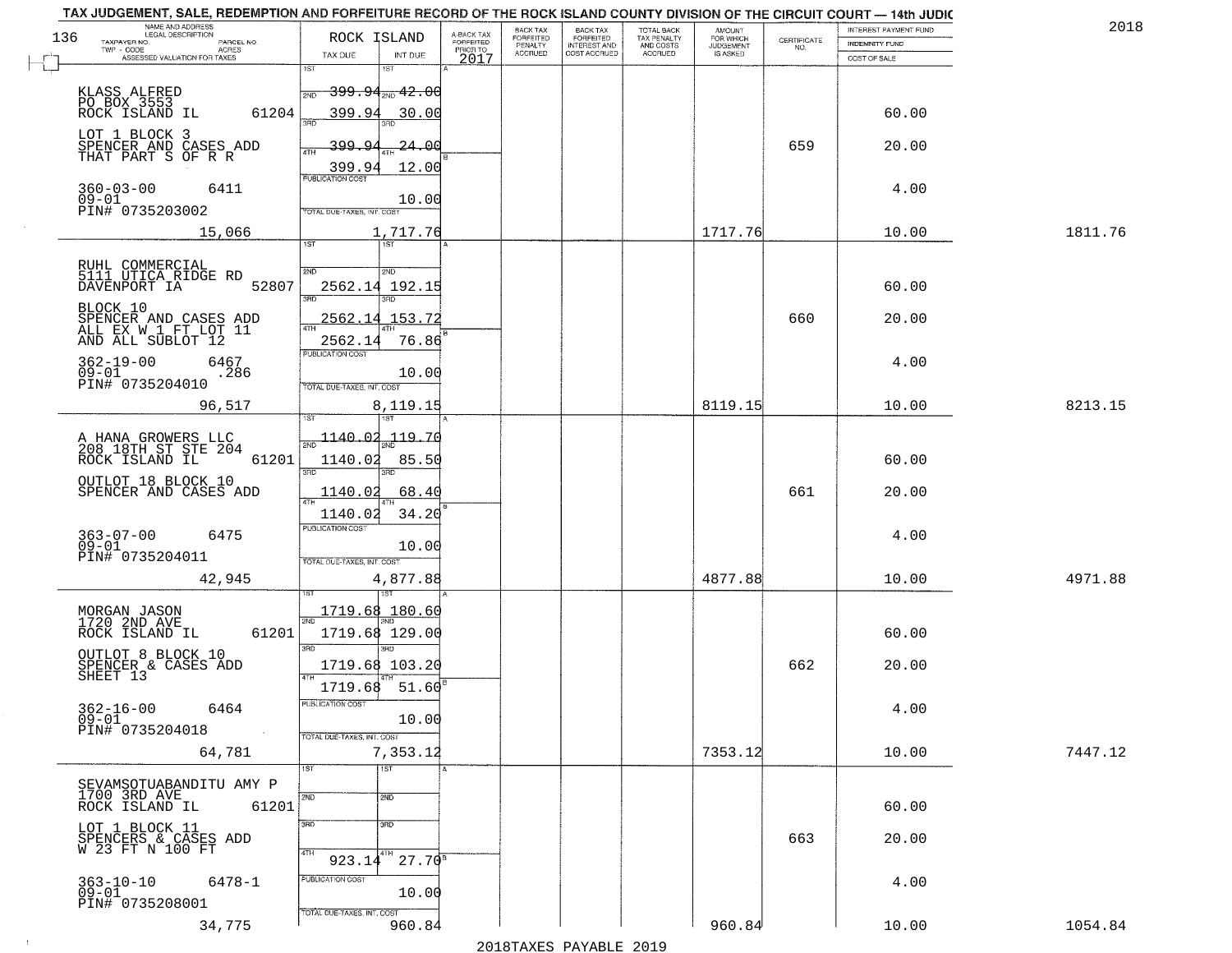TAX JUDGEMENT, SALE, REDEMPTION AND FORFEITURE RECORD OF THE ROCK ISLAND COUNTY DIVISION OF THE CIRCUIT COURT — 14th JUDIC

2018

| NAME AND ADDRESS / LEGAL DESCRIPTION / TAXPAYER NO. / PARCEL NO. / TWP - CODE / ACRES / ASSESSED VALUATION FOR TAXES | ROCK ISLAND TAX DUE | INT DUE | A-BACK TAX FORFEITED PRIOR TO 2017 | BACK TAX FORFEITED PENALTY ACCRUED | BACK TAX FORFEITED INTEREST AND COST ACCRUED | TOTAL BACK TAX PENALTY AND COSTS ACCRUED | AMOUNT FOR WHICH JUDGEMENT IS ASKED | CERTIFICATE NO. | INTEREST PAYMENT FUND / INDEMNITY FUND / COST OF SALE | |
|---|---|---|---|---|---|---|---|---|---|---|
| KLASS ALFRED<br>PO BOX 3553<br>ROCK ISLAND IL 61204<br>LOT 1 BLOCK 3<br>SPENCER AND CASES ADD<br>THAT PART S OF R R<br>360-03-00 6411<br>09-01<br>PIN# 0735203002 | 1ST<br>2ND 399.94<br>3RD 399.94<br>4TH 399.94<br>399.94 | 1ST<br>2ND 42.00<br>3RD 30.00<br>4TH 24.00<br>12.00 | | | | | | 659 | 60.00<br>20.00 | |
| | PUBLICATION COST | 10.00 | | | | | | | 4.00 | |
| 15,066 | TOTAL DUE-TAXES, INT. COST | 1,717.76 | | | | | 1717.76 | | 10.00 | 1811.76 |
| RUHL COMMERCIAL<br>5111 UTICA RIDGE RD<br>DAVENPORT IA 52807<br>BLOCK 10<br>SPENCER AND CASES ADD<br>ALL EX W 1 FT LOT 11<br>AND ALL SUBLOT 12<br>362-19-00 6467<br>09-01 .286<br>PIN# 0735204010 | 1ST<br>2ND 2562.14<br>3RD 2562.14<br>4TH 2562.14 | 1ST<br>2ND 192.15<br>3RD 153.72<br>4TH 76.86 | | | | | | 660 | 60.00<br>20.00 | |
| | PUBLICATION COST | 10.00 | | | | | | | 4.00 | |
| 96,517 | TOTAL DUE-TAXES, INT. COST | 8,119.15 | | | | | 8119.15 | | 10.00 | 8213.15 |
| A HANA GROWERS LLC<br>208 18TH ST STE 204<br>ROCK ISLAND IL 61201<br>OUTLOT 18 BLOCK 10<br>SPENCER AND CASES ADD<br>363-07-00 6475<br>09-01<br>PIN# 0735204011 | 1ST 1140.02<br>2ND 1140.02<br>3RD 1140.02<br>4TH 1140.02 | 1ST 119.70<br>2ND 85.50<br>3RD 68.40<br>4TH 34.20 | | | | | | 661 | 60.00<br>20.00 | |
| | PUBLICATION COST | 10.00 | | | | | | | 4.00 | |
| 42,945 | TOTAL DUE-TAXES, INT. COST | 4,877.88 | | | | | 4877.88 | | 10.00 | 4971.88 |
| MORGAN JASON<br>1720 2ND AVE<br>ROCK ISLAND IL 61201<br>OUTLOT 8 BLOCK 10<br>SPENCER & CASES ADD<br>SHEET 13<br>362-16-00 6464<br>09-01<br>PIN# 0735204018 | 1ST 1719.68<br>2ND 1719.68<br>3RD 1719.68<br>4TH 1719.68 | 1ST 180.60<br>2ND 129.00<br>3RD 103.20<br>4TH 51.60 | | | | | | 662 | 60.00<br>20.00 | |
| | PUBLICATION COST | 10.00 | | | | | | | 4.00 | |
| 64,781 | TOTAL DUE-TAXES, INT. COST | 7,353.12 | | | | | 7353.12 | | 10.00 | 7447.12 |
| SEVAMSOTUABANDITU AMY P<br>1700 3RD AVE<br>ROCK ISLAND IL 61201<br>LOT 1 BLOCK 11<br>SPENCERS & CASES ADD<br>W 23 FT N 100 FT<br>363-10-10 6478-1<br>09-01<br>PIN# 0735208001 | 1ST<br>2ND<br>3RD<br>4TH 923.14 | 1ST<br>2ND<br>3RD<br>4TH 27.70 | | | | | | 663 | 60.00<br>20.00 | |
| | PUBLICATION COST | 10.00 | | | | | | | 4.00 | |
| 34,775 | TOTAL DUE-TAXES, INT. COST | 960.84 | | | | | 960.84 | | 10.00 | 1054.84 |

2018TAXES PAYABLE 2019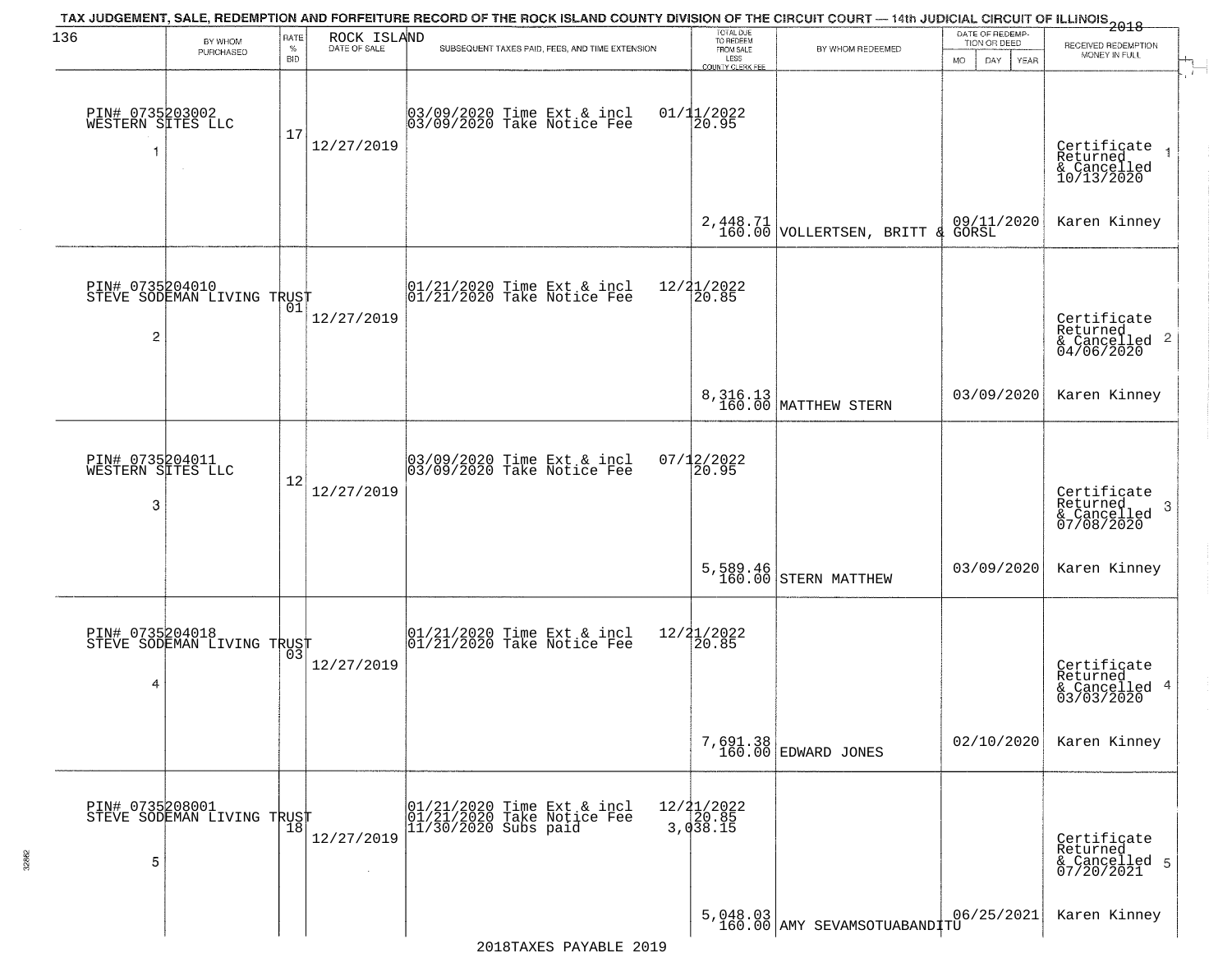TAX JUDGEMENT, SALE, REDEMPTION AND FORFEITURE RECORD OF THE ROCK ISLAND COUNTY DIVISION OF THE CIRCUIT COURT — 14th JUDICIAL CIRCUIT OF ILLINOIS 2018

| BY WHOM PURCHASED | RATE % BID | ROCK ISLAND DATE OF SALE | SUBSEQUENT TAXES PAID, FEES, AND TIME EXTENSION | TOTAL DUE TO REDEEM FROM SALE LESS COUNTY CLERK FEE | BY WHOM REDEEMED | DATE OF REDEMPTION OR DEED | RECEIVED REDEMPTION MONEY IN FULL |
|---|---|---|---|---|---|---|---|
| PIN# 0735203002 WESTERN SITES LLC 1 | 17 | 12/27/2019 | 03/09/2020 Time Ext & incl 01/11/2022; 03/09/2020 Take Notice Fee 20.95 | 2,448.71 160.00 | VOLLERTSEN, BRITT & GORSL | 09/11/2020 | Certificate Returned & Cancelled 10/13/2020 Karen Kinney |
| PIN# 0735204010 STEVE SODEMAN LIVING TRUST 2 | 01 | 12/27/2019 | 01/21/2020 Time Ext & incl 12/21/2022; 01/21/2020 Take Notice Fee 20.85 | 8,316.13 160.00 | MATTHEW STERN | 03/09/2020 | Certificate Returned & Cancelled 04/06/2020 Karen Kinney |
| PIN# 0735204011 WESTERN SITES LLC 3 | 12 | 12/27/2019 | 03/09/2020 Time Ext & incl 07/12/2022; 03/09/2020 Take Notice Fee 20.95 | 5,589.46 160.00 | STERN MATTHEW | 03/09/2020 | Certificate Returned & Cancelled 07/08/2020 Karen Kinney |
| PIN# 0735204018 STEVE SODEMAN LIVING TRUST 4 | 03 | 12/27/2019 | 01/21/2020 Time Ext & incl 12/21/2022; 01/21/2020 Take Notice Fee 20.85 | 7,691.38 160.00 | EDWARD JONES | 02/10/2020 | Certificate Returned & Cancelled 03/03/2020 Karen Kinney |
| PIN# 0735208001 STEVE SODEMAN LIVING TRUST 5 | 18 | 12/27/2019 | 01/21/2020 Time Ext & incl 12/21/2022; 01/21/2020 Take Notice Fee 20.85; 11/30/2020 Subs paid 3,038.15 | 5,048.03 160.00 | AMY SEVAMSOTUABANDITU | 06/25/2021 | Certificate Returned & Cancelled 07/20/2021 Karen Kinney |

2018TAXES PAYABLE 2019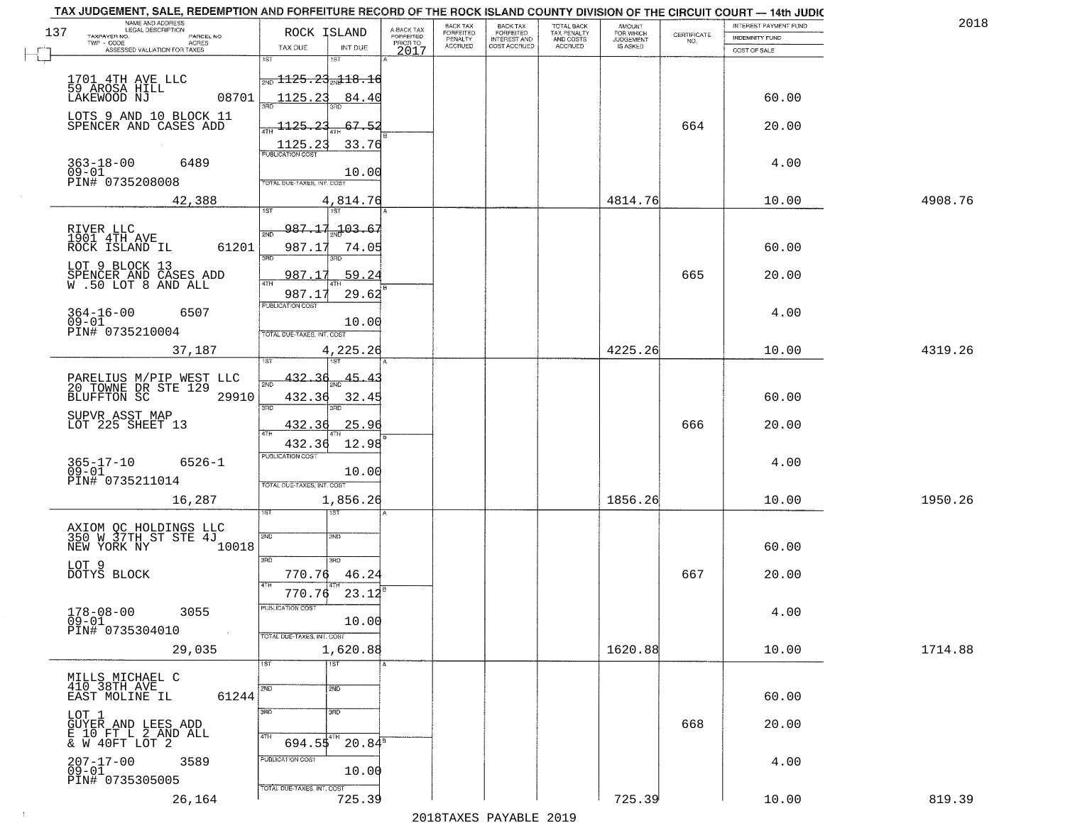TAX JUDGEMENT, SALE, REDEMPTION AND FORFEITURE RECORD OF THE ROCK ISLAND COUNTY DIVISION OF THE CIRCUIT COURT — 14th JUDIC

2018

| NAME AND ADDRESS / LEGAL DESCRIPTION / TAXPAYER NO. / PARCEL NO. / TWP - CODE / ACRES / ASSESSED VALUATION FOR TAXES | ROCK ISLAND TAX DUE | INT DUE | A-BACK TAX FORFEITED PRIOR TO 2017 | BACK TAX FORFEITED PENALTY ACCRUED | BACK TAX FORFEITED INTEREST AND COST ACCRUED | TOTAL BACK TAX PENALTY AND COSTS ACCRUED | AMOUNT FOR WHICH JUDGEMENT IS ASKED | CERTIFICATE NO. | INTEREST PAYMENT FUND / INDEMNITY FUND / COST OF SALE | |
|---|---|---|---|---|---|---|---|---|---|---|
| 1701 4TH AVE LLC<br>59 AROSA HILL<br>LAKEWOOD NJ 08701<br>LOTS 9 AND 10 BLOCK 11<br>SPENCER AND CASES ADD<br>363-18-00 6489<br>09-01<br>PIN# 0735208008<br>42,388 | 1ST<br>2ND 1125.23<br>1125.23<br>3RD<br>4TH 1125.23<br>1125.23<br>PUBLICATION COST<br>TOTAL DUE-TAXES, INT. COST | 118.16<br>84.40<br>67.52<br>33.76<br>10.00<br>4,814.76 | | | | | 4814.76 | 664 | 60.00<br>20.00<br>4.00<br>10.00 | 4908.76 |
| RIVER LLC<br>1901 4TH AVE<br>ROCK ISLAND IL 61201<br>LOT 9 BLOCK 13<br>SPENCER AND CASES ADD<br>W .50 LOT 8 AND ALL<br>364-16-00 6507<br>09-01<br>PIN# 0735210004<br>37,187 | 1ST 987.17<br>2ND 987.17<br>3RD 987.17<br>4TH 987.17<br>PUBLICATION COST<br>TOTAL DUE-TAXES, INT. COST | 103.67<br>74.05<br>59.24<br>29.62<br>10.00<br>4,225.26 | | | | | 4225.26 | 665 | 60.00<br>20.00<br>4.00<br>10.00 | 4319.26 |
| PARELIUS M/PIP WEST LLC<br>20 TOWNE DR STE 129<br>BLUFFTON SC 29910<br>SUPVR ASST MAP<br>LOT 225 SHEET 13<br>365-17-10 6526-1<br>09-01<br>PIN# 0735211014<br>16,287 | 1ST 432.36<br>2ND 432.36<br>3RD 432.36<br>4TH 432.36<br>PUBLICATION COST<br>TOTAL DUE-TAXES, INT. COST | 45.43<br>32.45<br>25.96<br>12.98<br>10.00<br>1,856.26 | | | | | 1856.26 | 666 | 60.00<br>20.00<br>4.00<br>10.00 | 1950.26 |
| AXIOM QC HOLDINGS LLC<br>350 W 37TH ST STE 4J<br>NEW YORK NY 10018<br>LOT 9<br>DOTYS BLOCK<br>178-08-00 3055<br>09-01<br>PIN# 0735304010<br>29,035 | 1ST<br>2ND<br>3RD 770.76<br>4TH 770.76<br>PUBLICATION COST<br>TOTAL DUE-TAXES, INT. COST | 46.24<br>23.12<br>10.00<br>1,620.88 | | | | | 1620.88 | 667 | 60.00<br>20.00<br>4.00<br>10.00 | 1714.88 |
| MILLS MICHAEL C<br>410 38TH AVE<br>EAST MOLINE IL 61244<br>LOT 1<br>GUYER AND LEES ADD<br>E 10 FT L 2 AND ALL<br>& W 40FT LOT 2<br>207-17-00 3589<br>09-01<br>PIN# 0735305005<br>26,164 | 1ST<br>2ND<br>3RD<br>4TH 694.55<br>PUBLICATION COST<br>TOTAL DUE-TAXES, INT. COST | 20.84<br>10.00<br>725.39 | | | | | 725.39 | 668 | 60.00<br>20.00<br>4.00<br>10.00 | 819.39 |

2018TAXES PAYABLE 2019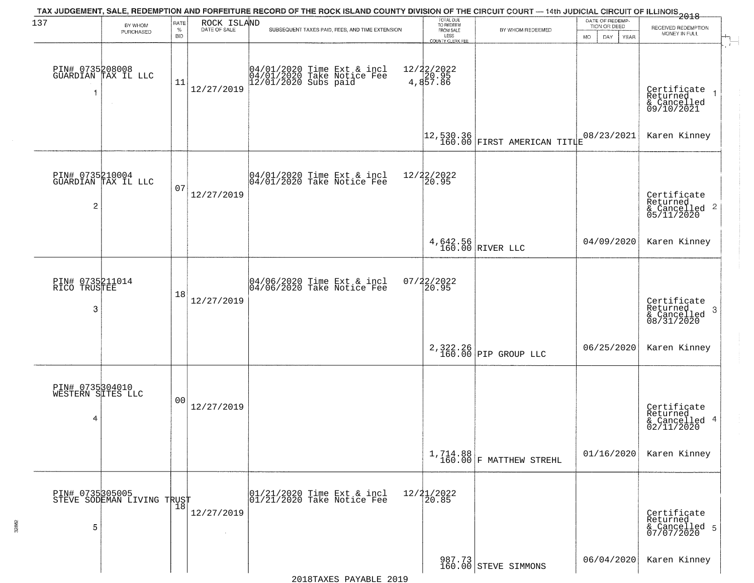TAX JUDGEMENT, SALE, REDEMPTION AND FORFEITURE RECORD OF THE ROCK ISLAND COUNTY DIVISION OF THE CIRCUIT COURT — 14th JUDICIAL CIRCUIT OF ILLINOIS 2018

| 137 BY WHOM PURCHASED | RATE % BID | ROCK ISLAND DATE OF SALE | SUBSEQUENT TAXES PAID, FEES, AND TIME EXTENSION | TOTAL DUE TO REDEEM FROM SALE LESS COUNTY CLERK FEE | BY WHOM REDEEMED | DATE OF REDEMPTION OR DEED MO DAY YEAR | RECEIVED REDEMPTION MONEY IN FULL |
|---|---|---|---|---|---|---|---|
| PIN# 0735208008 GUARDIAN TAX IL LLC 1 | 11 | 12/27/2019 | 04/01/2020 Time Ext & incl 12/22/2022<br>04/01/2020 Take Notice Fee 20.95<br>12/01/2020 Subs paid 4,857.86 | 12,530.36<br>160.00 | FIRST AMERICAN TITLE | 08/23/2021 | Certificate Returned & Cancelled 09/10/2021 1<br>Karen Kinney |
| PIN# 0735210004 GUARDIAN TAX IL LLC 2 | 07 | 12/27/2019 | 04/01/2020 Time Ext & incl 12/22/2022<br>04/01/2020 Take Notice Fee 20.95 | 4,642.56<br>160.00 | RIVER LLC | 04/09/2020 | Certificate Returned & Cancelled 05/11/2020 2<br>Karen Kinney |
| PIN# 0735211014 RICO TRUSTEE 3 | 18 | 12/27/2019 | 04/06/2020 Time Ext & incl 07/22/2022<br>04/06/2020 Take Notice Fee 20.95 | 2,322.26<br>160.00 | PIP GROUP LLC | 06/25/2020 | Certificate Returned & Cancelled 08/31/2020 3<br>Karen Kinney |
| PIN# 0735304010 WESTERN SITES LLC 4 | 00 | 12/27/2019 | | 1,714.88<br>160.00 | F MATTHEW STREHL | 01/16/2020 | Certificate Returned & Cancelled 02/11/2020 4<br>Karen Kinney |
| PIN# 0735305005 STEVE SODEMAN LIVING TRUST 5 | 18 | 12/27/2019 | 01/21/2020 Time Ext & incl 12/21/2022<br>01/21/2020 Take Notice Fee 20.85 | 987.73<br>160.00 | STEVE SIMMONS | 06/04/2020 | Certificate Returned & Cancelled 07/07/2020 5<br>Karen Kinney |

2018TAXES PAYABLE 2019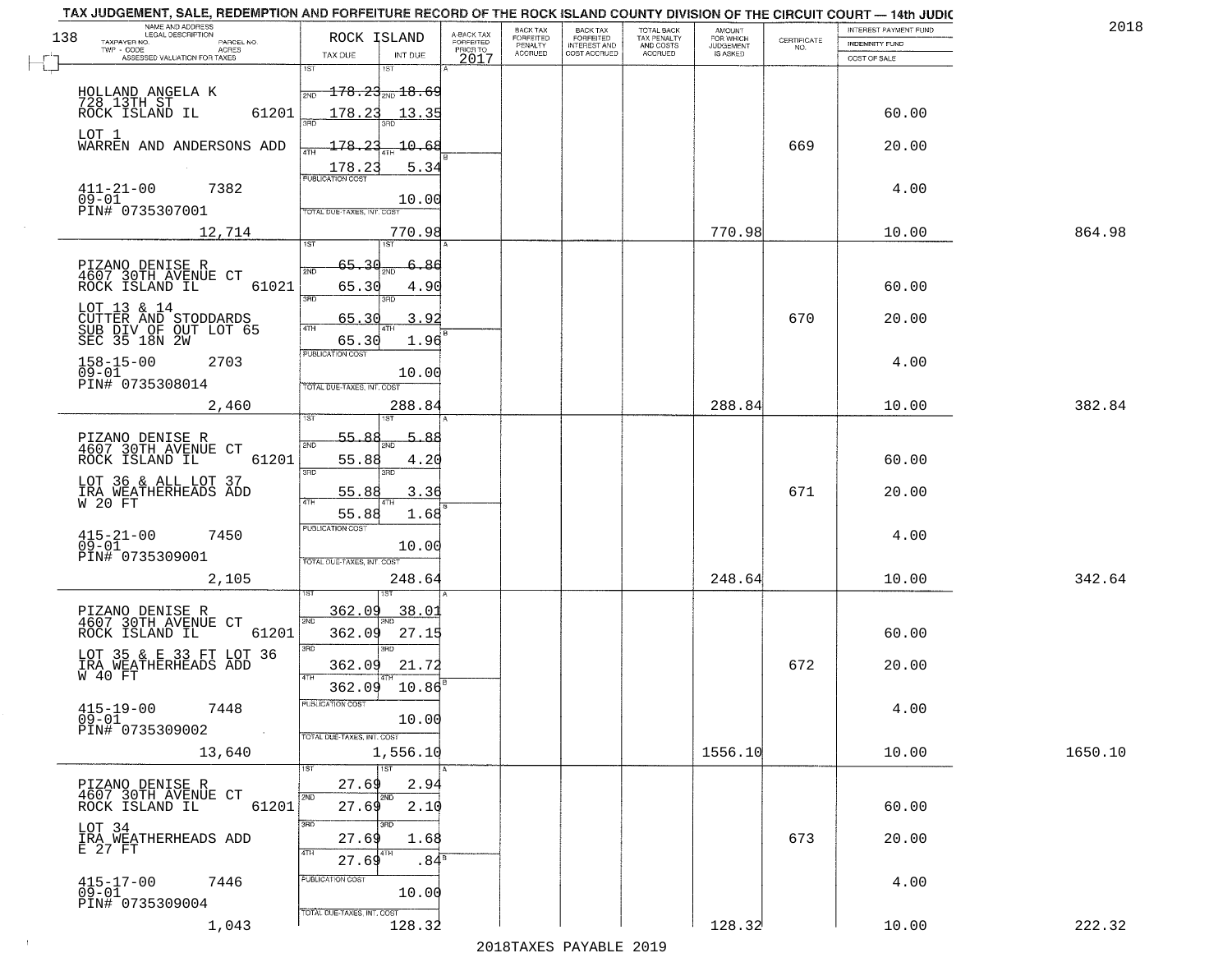TAX JUDGEMENT, SALE, REDEMPTION AND FORFEITURE RECORD OF THE ROCK ISLAND COUNTY DIVISION OF THE CIRCUIT COURT — 14th JUDIC

2018

| NAME AND ADDRESS / LEGAL DESCRIPTION / TAXPAYER NO. / PARCEL NO. / TWP - CODE / ACRES / ASSESSED VALUATION FOR TAXES | ROCK ISLAND TAX DUE | INT DUE | A-BACK TAX FORFEITED PRIOR TO 2017 | BACK TAX FORFEITED PENALTY ACCRUED | BACK TAX FORFEITED INTEREST AND COST ACCRUED | TOTAL BACK TAX PENALTY AND COSTS ACCRUED | AMOUNT FOR WHICH JUDGEMENT IS ASKED | CERTIFICATE NO. | INTEREST PAYMENT FUND / INDEMNITY FUND / COST OF SALE | |
|---|---|---|---|---|---|---|---|---|---|---|
| HOLLAND ANGELA K<br>728 13TH ST<br>ROCK ISLAND IL 61201<br>LOT 1<br>WARREN AND ANDERSONS ADD<br>411-21-00 7382<br>09-01<br>PIN# 0735307001<br>12,714 | 1ST 178.23<br>2ND 178.23<br>3RD 178.23<br>4TH 178.23<br>PUBLICATION COST<br>TOTAL DUE-TAXES, INT. COST | 18.69<br>13.35<br>10.68<br>5.34<br>10.00<br>770.98 | | | | | 770.98 | 669 | 60.00<br>20.00<br>4.00<br>10.00 | 864.98 |
| PIZANO DENISE R<br>4607 30TH AVENUE CT<br>ROCK ISLAND IL 61021<br>LOT 13 & 14<br>CUTTER AND STODDARDS<br>SUB DIV OF OUT LOT 65<br>SEC 35 18N 2W<br>158-15-00 2703<br>09-01<br>PIN# 0735308014<br>2,460 | 1ST 65.30<br>2ND 65.30<br>3RD 65.30<br>4TH 65.30<br>PUBLICATION COST<br>TOTAL DUE-TAXES, INT. COST | 6.86<br>4.90<br>3.92<br>1.96<br>10.00<br>288.84 | | | | | 288.84 | 670 | 60.00<br>20.00<br>4.00<br>10.00 | 382.84 |
| PIZANO DENISE R<br>4607 30TH AVENUE CT<br>ROCK ISLAND IL 61201<br>LOT 36 & ALL LOT 37<br>IRA WEATHERHEADS ADD<br>W 20 FT<br>415-21-00 7450<br>09-01<br>PIN# 0735309001<br>2,105 | 1ST 55.88<br>2ND 55.88<br>3RD 55.88<br>4TH 55.88<br>PUBLICATION COST<br>TOTAL DUE-TAXES, INT. COST | 5.88<br>4.20<br>3.36<br>1.68<br>10.00<br>248.64 | | | | | 248.64 | 671 | 60.00<br>20.00<br>4.00<br>10.00 | 342.64 |
| PIZANO DENISE R<br>4607 30TH AVENUE CT<br>ROCK ISLAND IL 61201<br>LOT 35 & E 33 FT LOT 36<br>IRA WEATHERHEADS ADD<br>W 40 FT<br>415-19-00 7448<br>09-01<br>PIN# 0735309002<br>13,640 | 1ST 362.09<br>2ND 362.09<br>3RD 362.09<br>4TH 362.09<br>PUBLICATION COST<br>TOTAL DUE-TAXES, INT. COST | 38.01<br>27.15<br>21.72<br>10.86<br>10.00<br>1,556.10 | | | | | 1556.10 | 672 | 60.00<br>20.00<br>4.00<br>10.00 | 1650.10 |
| PIZANO DENISE R<br>4607 30TH AVENUE CT<br>ROCK ISLAND IL 61201<br>LOT 34<br>IRA WEATHERHEADS ADD<br>E 27 FT<br>415-17-00 7446<br>09-01<br>PIN# 0735309004<br>1,043 | 1ST 27.69<br>2ND 27.69<br>3RD 27.69<br>4TH 27.69<br>PUBLICATION COST<br>TOTAL DUE-TAXES, INT. COST | 2.94<br>2.10<br>1.68<br>.84<br>10.00<br>128.32 | | | | | 128.32 | 673 | 60.00<br>20.00<br>4.00<br>10.00 | 222.32 |

2018TAXES PAYABLE 2019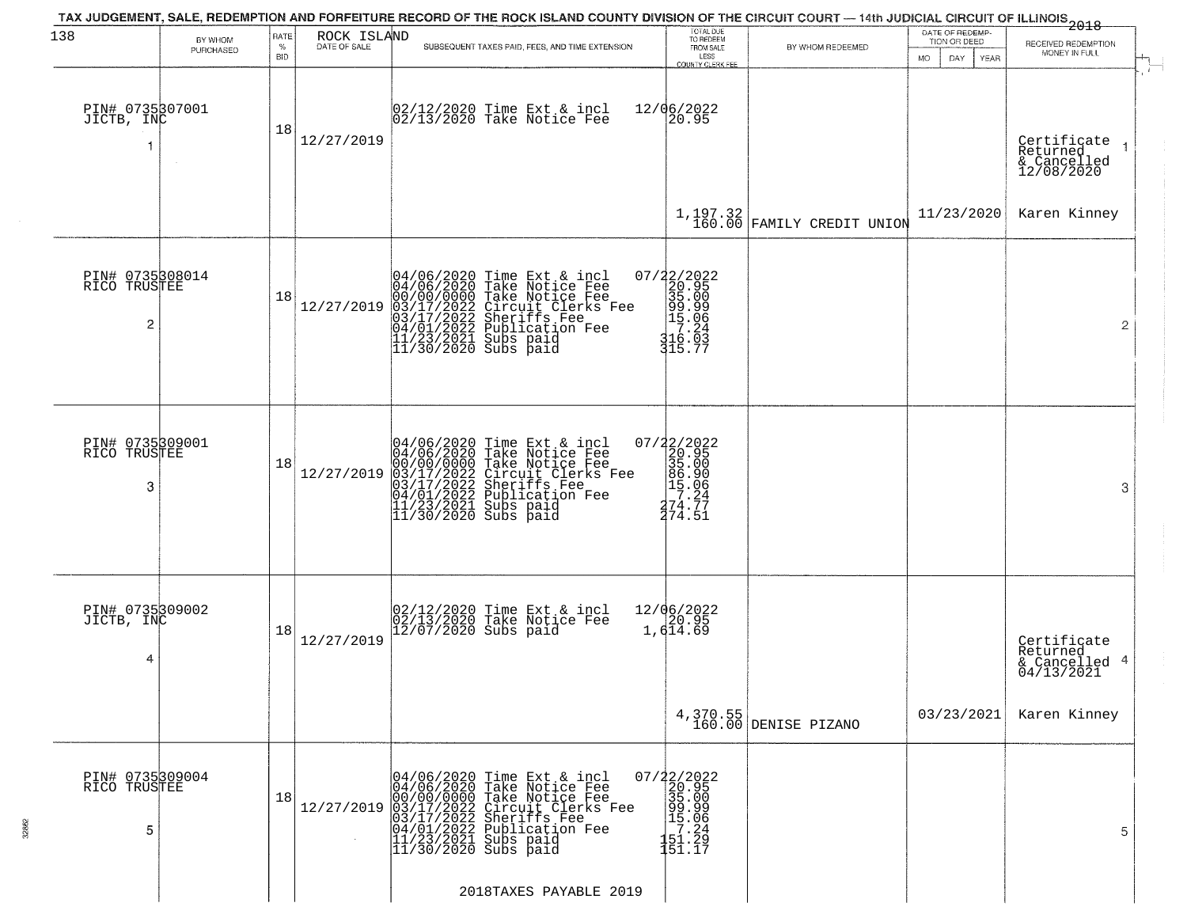TAX JUDGEMENT, SALE, REDEMPTION AND FORFEITURE RECORD OF THE ROCK ISLAND COUNTY DIVISION OF THE CIRCUIT COURT — 14th JUDICIAL CIRCUIT OF ILLINOIS 2018

| BY WHOM PURCHASED | RATE % BID | ROCK ISLAND DATE OF SALE | SUBSEQUENT TAXES PAID, FEES, AND TIME EXTENSION | TOTAL DUE TO REDEEM FROM SALE LESS COUNTY CLERK FEE | BY WHOM REDEEMED | DATE OF REDEMPTION OR DEED MO DAY YEAR | RECEIVED REDEMPTION MONEY IN FULL |
|---|---|---|---|---|---|---|---|
| PIN# 0735307001 JICTB, INC 1 | 18 | 12/27/2019 | 02/12/2020 Time Ext & incl 12/06/2022<br>02/13/2020 Take Notice Fee 20.95 | 1,197.32<br>160.00 | FAMILY CREDIT UNION | 11/23/2020 | Certificate Returned & Cancelled 12/08/2020<br>Karen Kinney |
| PIN# 0735308014 RICO TRUSTEE 2 | 18 | 12/27/2019 | 04/06/2020 Time Ext & incl 07/22/2022<br>04/06/2020 Take Notice Fee 20.95<br>00/00/0000 Take Notice Fee 35.00<br>03/17/2022 Circuit Clerks Fee 99.99<br>03/17/2022 Sheriffs Fee 15.06<br>04/01/2022 Publication Fee 7.24<br>11/23/2021 Subs paid 316.03<br>11/30/2020 Subs paid 315.77 | | | | |
| PIN# 0735309001 RICO TRUSTEE 3 | 18 | 12/27/2019 | 04/06/2020 Time Ext & incl 07/22/2022<br>04/06/2020 Take Notice Fee 20.95<br>00/00/0000 Take Notice Fee 35.00<br>03/17/2022 Circuit Clerks Fee 86.90<br>03/17/2022 Sheriffs Fee 15.06<br>04/01/2022 Publication Fee 7.24<br>11/23/2021 Subs paid 274.77<br>11/30/2020 Subs paid 274.51 | | | | |
| PIN# 0735309002 JICTB, INC 4 | 18 | 12/27/2019 | 02/12/2020 Time Ext & incl 12/06/2022<br>02/13/2020 Take Notice Fee 20.95<br>12/07/2020 Subs paid 1,614.69 | 4,370.55<br>160.00 | DENISE PIZANO | 03/23/2021 | Certificate Returned & Cancelled 04/13/2021<br>Karen Kinney |
| PIN# 0735309004 RICO TRUSTEE 5 | 18 | 12/27/2019 | 04/06/2020 Time Ext & incl 07/22/2022<br>04/06/2020 Take Notice Fee 20.95<br>00/00/0000 Take Notice Fee 35.00<br>03/17/2022 Circuit Clerks Fee 99.99<br>03/17/2022 Sheriffs Fee 15.06<br>04/01/2022 Publication Fee 7.24<br>11/23/2021 Subs paid 151.29<br>11/30/2020 Subs paid 151.17 | | | | |

2018TAXES PAYABLE 2019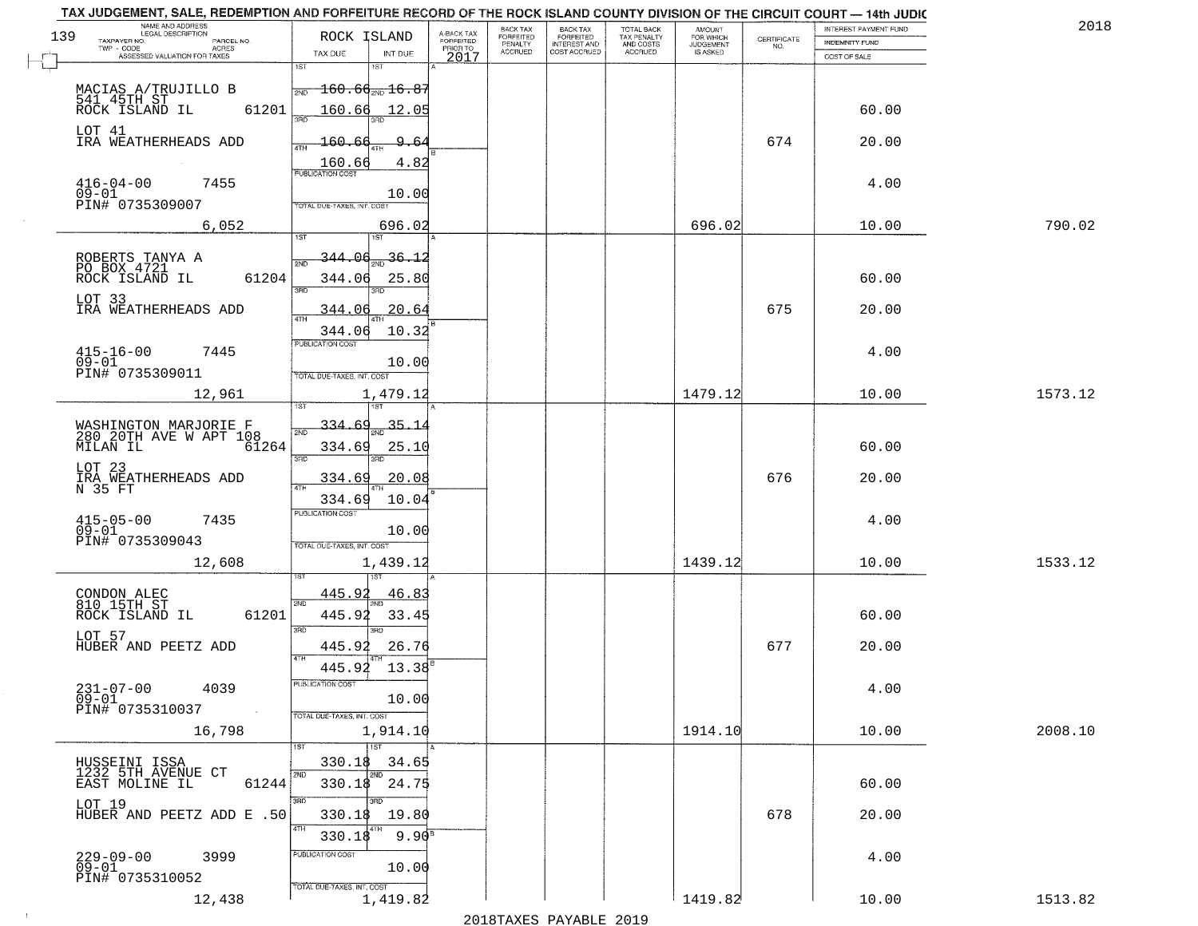TAX JUDGEMENT, SALE, REDEMPTION AND FORFEITURE RECORD OF THE ROCK ISLAND COUNTY DIVISION OF THE CIRCUIT COURT — 14th JUDIC

2018

| NAME AND ADDRESS / LEGAL DESCRIPTION / TAXPAYER NO. / PARCEL NO. / TWP - CODE / ACRES / ASSESSED VALUATION FOR TAXES | ROCK ISLAND TAX DUE | INT DUE | A-BACK TAX FORFEITED PRIOR TO 2017 | BACK TAX FORFEITED PENALTY ACCRUED | BACK TAX FORFEITED INTEREST AND COST ACCRUED | TOTAL BACK TAX PENALTY AND COSTS ACCRUED | AMOUNT FOR WHICH JUDGEMENT IS ASKED | CERTIFICATE NO. | INTEREST PAYMENT FUND / INDEMNITY FUND / COST OF SALE | |
|---|---|---|---|---|---|---|---|---|---|---|
| MACIAS A/TRUJILLO B<br>541 45TH ST<br>ROCK ISLAND IL 61201<br>LOT 41<br>IRA WEATHERHEADS ADD<br>416-04-00 7455<br>09-01<br>PIN# 0735309007 | 1ST 160.66<br>2ND 160.66<br>3RD 160.66<br>4TH 160.66<br>PUBLICATION COST | 16.87<br>12.05<br>9.64<br>4.82<br>10.00 | | | | | | 674 | 60.00<br>20.00<br>4.00 | |
| 6,052 | TOTAL DUE-TAXES, INT. COST | 696.02 | | | | | 696.02 | | 10.00 | 790.02 |
| ROBERTS TANYA A<br>PO BOX 4721<br>ROCK ISLAND IL 61204<br>LOT 33<br>IRA WEATHERHEADS ADD<br>415-16-00 7445<br>09-01<br>PIN# 0735309011 | 1ST 344.06<br>2ND 344.06<br>3RD 344.06<br>4TH 344.06<br>PUBLICATION COST | 36.12<br>25.80<br>20.64<br>10.32<br>10.00 | | | | | | 675 | 60.00<br>20.00<br>4.00 | |
| 12,961 | TOTAL DUE-TAXES, INT. COST | 1,479.12 | | | | | 1479.12 | | 10.00 | 1573.12 |
| WASHINGTON MARJORIE F<br>280 20TH AVE W APT 108<br>MILAN IL 61264<br>LOT 23<br>IRA WEATHERHEADS ADD<br>N 35 FT<br>415-05-00 7435<br>09-01<br>PIN# 0735309043 | 1ST 334.69<br>2ND 334.69<br>3RD 334.69<br>4TH 334.69<br>PUBLICATION COST | 35.14<br>25.10<br>20.08<br>10.04<br>10.00 | | | | | | 676 | 60.00<br>20.00<br>4.00 | |
| 12,608 | TOTAL DUE-TAXES, INT. COST | 1,439.12 | | | | | 1439.12 | | 10.00 | 1533.12 |
| CONDON ALEC<br>810 15TH ST<br>ROCK ISLAND IL 61201<br>LOT 57<br>HUBER AND PEETZ ADD<br>231-07-00 4039<br>09-01<br>PIN# 0735310037 | 1ST 445.92<br>2ND 445.92<br>3RD 445.92<br>4TH 445.92<br>PUBLICATION COST | 46.83<br>33.45<br>26.76<br>13.38<br>10.00 | | | | | | 677 | 60.00<br>20.00<br>4.00 | |
| 16,798 | TOTAL DUE-TAXES, INT. COST | 1,914.10 | | | | | 1914.10 | | 10.00 | 2008.10 |
| HUSSEINI ISSA<br>1232 5TH AVENUE CT<br>EAST MOLINE IL 61244<br>LOT 19<br>HUBER AND PEETZ ADD E .50<br>229-09-00 3999<br>09-01<br>PIN# 0735310052 | 1ST 330.18<br>2ND 330.18<br>3RD 330.18<br>4TH 330.18<br>PUBLICATION COST | 34.65<br>24.75<br>19.80<br>9.90<br>10.00 | | | | | | 678 | 60.00<br>20.00<br>4.00 | |
| 12,438 | TOTAL DUE-TAXES, INT. COST | 1,419.82 | | | | | 1419.82 | | 10.00 | 1513.82 |

2018TAXES PAYABLE 2019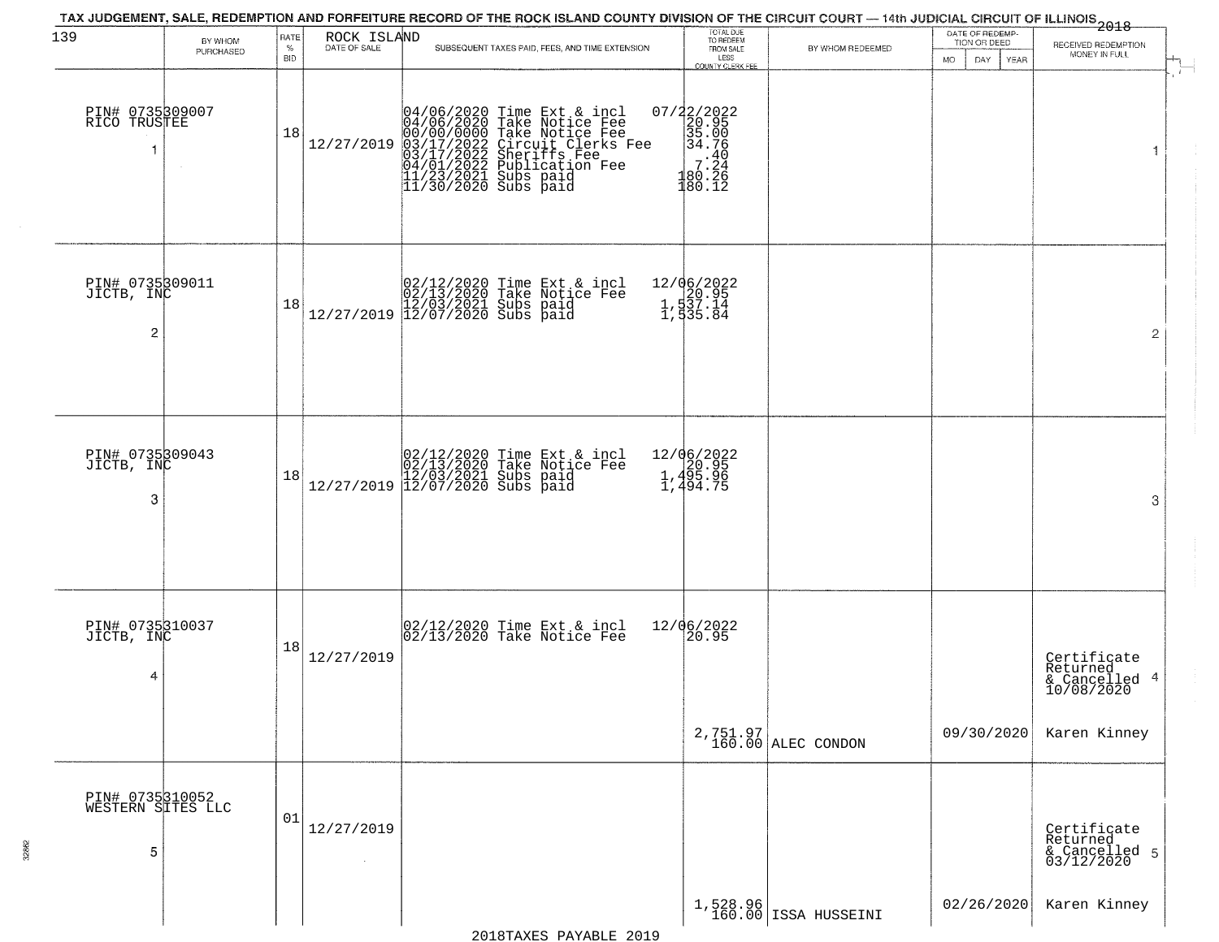TAX JUDGEMENT, SALE, REDEMPTION AND FORFEITURE RECORD OF THE ROCK ISLAND COUNTY DIVISION OF THE CIRCUIT COURT — 14th JUDICIAL CIRCUIT OF ILLINOIS 2018

| 139 BY WHOM PURCHASED | RATE % BID | ROCK ISLAND DATE OF SALE | SUBSEQUENT TAXES PAID, FEES, AND TIME EXTENSION | TOTAL DUE TO REDEEM FROM SALE LESS COUNTY CLERK FEE | BY WHOM REDEEMED | DATE OF REDEMPTION OR DEED MO DAY YEAR | RECEIVED REDEMPTION MONEY IN FULL |
|---|---|---|---|---|---|---|---|
| PIN# 0735309007 RICO TRUSTEE 1 | 18 | 12/27/2019 | 04/06/2020 Time Ext & incl<br>04/06/2020 Take Notice Fee<br>00/00/0000 Take Notice Fee<br>03/17/2022 Circuit Clerks Fee<br>03/17/2022 Sheriffs Fee<br>04/01/2022 Publication Fee<br>11/23/2021 Subs paid<br>11/30/2020 Subs paid | 07/22/2022<br>20.95<br>35.00<br>34.76<br>.40<br>7.24<br>180.26<br>180.12 | | | 1 |
| PIN# 0735309011 JICTB, INC 2 | 18 | 12/27/2019 | 02/12/2020 Time Ext & incl<br>02/13/2020 Take Notice Fee<br>12/03/2021 Subs paid<br>12/07/2020 Subs paid | 12/06/2022<br>20.95<br>1,537.14<br>1,535.84 | | | 2 |
| PIN# 0735309043 JICTB, INC 3 | 18 | 12/27/2019 | 02/12/2020 Time Ext & incl<br>02/13/2020 Take Notice Fee<br>12/03/2021 Subs paid<br>12/07/2020 Subs paid | 12/06/2022<br>20.95<br>1,495.96<br>1,494.75 | | | 3 |
| PIN# 0735310037 JICTB, INC 4 | 18 | 12/27/2019 | 02/12/2020 Time Ext & incl<br>02/13/2020 Take Notice Fee | 12/06/2022<br>20.95<br><br>2,751.97<br>160.00 | ALEC CONDON | 09/30/2020 | Certificate Returned & Cancelled 10/08/2020 4<br>Karen Kinney |
| PIN# 0735310052 WESTERN SITES LLC 5 | 01 | 12/27/2019 | | 1,528.96<br>160.00 | ISSA HUSSEINI | 02/26/2020 | Certificate Returned & Cancelled 03/12/2020 5<br>Karen Kinney |

2018TAXES PAYABLE 2019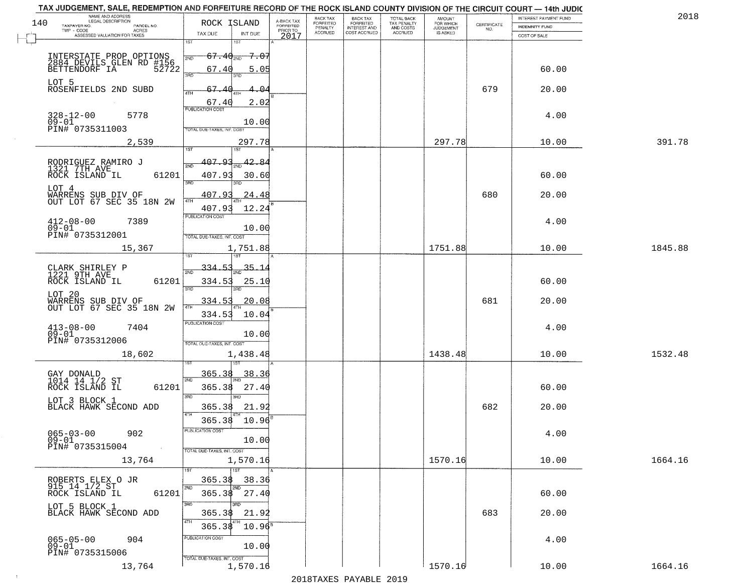TAX JUDGEMENT, SALE, REDEMPTION AND FORFEITURE RECORD OF THE ROCK ISLAND COUNTY DIVISION OF THE CIRCUIT COURT — 14th JUDIC

2018

| NAME AND ADDRESS / LEGAL DESCRIPTION / TAXPAYER NO. / PARCEL NO. / TWP - CODE / ACRES / ASSESSED VALUATION FOR TAXES | ROCK ISLAND TAX DUE | INT DUE | A-BACK TAX FORFEITED PRIOR TO 2017 | BACK TAX FORFEITED PENALTY ACCRUED | BACK TAX FORFEITED INTEREST AND COST ACCRUED | TOTAL BACK TAX PENALTY AND COSTS ACCRUED | AMOUNT FOR WHICH JUDGEMENT IS ASKED | CERTIFICATE NO. | INTEREST PAYMENT FUND / INDEMNITY FUND / COST OF SALE | |
|---|---|---|---|---|---|---|---|---|---|---|
| INTERSTATE PROP OPTIONS 2884 DEVILS GLEN RD #156 BETTENDORF IA 52722 | 1ST 67.40 | 1ST 7.07 | | | | | | | | |
| | 2ND 67.40 | 2ND 5.05 | | | | | | | 60.00 | |
| LOT 5 ROSENFIELDS 2ND SUBD | 3RD 67.40 | 3RD 4.04 | | | | | | 679 | 20.00 | |
| | 4TH 67.40 | 4TH 2.02 | | | | | | | | |
| 328-12-00 5778 09-01 PIN# 0735311003 | PUBLICATION COST | 10.00 | | | | | | | 4.00 | |
| 2,539 | TOTAL DUE-TAXES, INT. COST | 297.78 | | | | | 297.78 | | 10.00 | 391.78 |
| RODRIGUEZ RAMIRO J 1321 7TH AVE ROCK ISLAND IL 61201 | 1ST 407.93 | 1ST 42.84 | | | | | | | | |
| | 2ND 407.93 | 2ND 30.60 | | | | | | | 60.00 | |
| LOT 4 WARRENS SUB DIV OF OUT LOT 67 SEC 35 18N 2W | 3RD 407.93 | 3RD 24.48 | | | | | | 680 | 20.00 | |
| | 4TH 407.93 | 4TH 12.24 | | | | | | | | |
| 412-08-00 7389 09-01 PIN# 0735312001 | PUBLICATION COST | 10.00 | | | | | | | 4.00 | |
| 15,367 | TOTAL DUE-TAXES, INT. COST | 1,751.88 | | | | | 1751.88 | | 10.00 | 1845.88 |
| CLARK SHIRLEY P 1221 9TH AVE ROCK ISLAND IL 61201 | 1ST 334.53 | 1ST 35.14 | | | | | | | | |
| | 2ND 334.53 | 2ND 25.10 | | | | | | | 60.00 | |
| LOT 20 WARRENS SUB DIV OF OUT LOT 67 SEC 35 18N 2W | 3RD 334.53 | 3RD 20.08 | | | | | | 681 | 20.00 | |
| | 4TH 334.53 | 4TH 10.04 | | | | | | | | |
| 413-08-00 7404 09-01 PIN# 0735312006 | PUBLICATION COST | 10.00 | | | | | | | 4.00 | |
| 18,602 | TOTAL DUE-TAXES, INT. COST | 1,438.48 | | | | | 1438.48 | | 10.00 | 1532.48 |
| GAY DONALD 1014 14 1/2 ST ROCK ISLAND IL 61201 | 1ST 365.38 | 1ST 38.36 | | | | | | | | |
| | 2ND 365.38 | 2ND 27.40 | | | | | | | 60.00 | |
| LOT 3 BLOCK 1 BLACK HAWK SECOND ADD | 3RD 365.38 | 3RD 21.92 | | | | | | 682 | 20.00 | |
| | 4TH 365.38 | 4TH 10.96 | | | | | | | | |
| 065-03-00 902 09-01 PIN# 0735315004 | PUBLICATION COST | 10.00 | | | | | | | 4.00 | |
| 13,764 | TOTAL DUE-TAXES, INT. COST | 1,570.16 | | | | | 1570.16 | | 10.00 | 1664.16 |
| ROBERTS ELEX O JR 915 14 1/2 ST ROCK ISLAND IL 61201 | 1ST 365.38 | 1ST 38.36 | | | | | | | | |
| | 2ND 365.38 | 2ND 27.40 | | | | | | | 60.00 | |
| LOT 5 BLOCK 1 BLACK HAWK SECOND ADD | 3RD 365.38 | 3RD 21.92 | | | | | | 683 | 20.00 | |
| | 4TH 365.38 | 4TH 10.96 | | | | | | | | |
| 065-05-00 904 09-01 PIN# 0735315006 | PUBLICATION COST | 10.00 | | | | | | | 4.00 | |
| 13,764 | TOTAL DUE-TAXES, INT. COST | 1,570.16 | | | | | 1570.16 | | 10.00 | 1664.16 |

2018TAXES PAYABLE 2019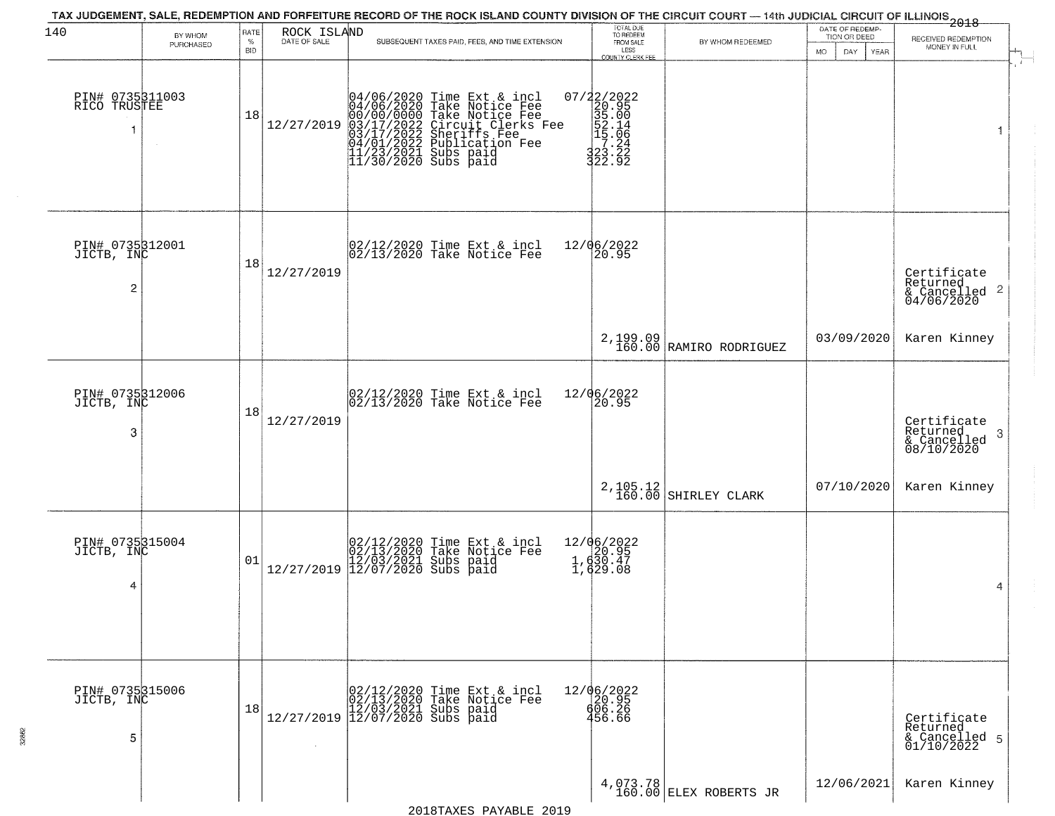TAX JUDGEMENT, SALE, REDEMPTION AND FORFEITURE RECORD OF THE ROCK ISLAND COUNTY DIVISION OF THE CIRCUIT COURT — 14th JUDICIAL CIRCUIT OF ILLINOIS 2018

ROCK ISLAND

| | BY WHOM PURCHASED | RATE % BID | DATE OF SALE | SUBSEQUENT TAXES PAID, FEES, AND TIME EXTENSION | TOTAL DUE TO REDEEM FROM SALE LESS COUNTY CLERK FEE | BY WHOM REDEEMED | DATE OF REDEMPTION OR DEED MO DAY YEAR | RECEIVED REDEMPTION MONEY IN FULL |
|---|---|---|---|---|---|---|---|---|
| 1 | PIN# 0735311003 RICO TRUSTEE | 18 | 12/27/2019 | 04/06/2020 Time Ext & incl<br>04/06/2020 Take Notice Fee<br>00/00/0000 Take Notice Fee<br>03/17/2022 Circuit Clerks Fee<br>03/17/2022 Sheriffs Fee<br>04/01/2022 Publication Fee<br>11/23/2021 Subs paid<br>11/30/2020 Subs paid | 07/22/2022<br>20.95<br>35.00<br>52.14<br>15.06<br>7.24<br>323.22<br>322.92 | | | 1 |
| 2 | PIN# 0735312001 JICTB, INC | 18 | 12/27/2019 | 02/12/2020 Time Ext & incl<br>02/13/2020 Take Notice Fee | 12/06/2022<br>20.95<br>2,199.09<br>160.00 | RAMIRO RODRIGUEZ | 03/09/2020 | Certificate Returned & Cancelled 04/06/2020 Karen Kinney 2 |
| 3 | PIN# 0735312006 JICTB, INC | 18 | 12/27/2019 | 02/12/2020 Time Ext & incl<br>02/13/2020 Take Notice Fee | 12/06/2022<br>20.95<br>2,105.12<br>160.00 | SHIRLEY CLARK | 07/10/2020 | Certificate Returned & Cancelled 08/10/2020 Karen Kinney 3 |
| 4 | PIN# 0735315004 JICTB, INC | 01 | 12/27/2019 | 02/12/2020 Time Ext & incl<br>02/13/2020 Take Notice Fee<br>12/03/2021 Subs paid<br>12/07/2020 Subs paid | 12/06/2022<br>20.95<br>1,630.47<br>1,629.08 | | | 4 |
| 5 | PIN# 0735315006 JICTB, INC | 18 | 12/27/2019 | 02/12/2020 Time Ext & incl<br>02/13/2020 Take Notice Fee<br>12/03/2021 Subs paid<br>12/07/2020 Subs paid | 12/06/2022<br>20.95<br>606.26<br>456.66<br>4,073.78<br>160.00 | ELEX ROBERTS JR | 12/06/2021 | Certificate Returned & Cancelled 01/10/2022 Karen Kinney 5 |

2018TAXES PAYABLE 2019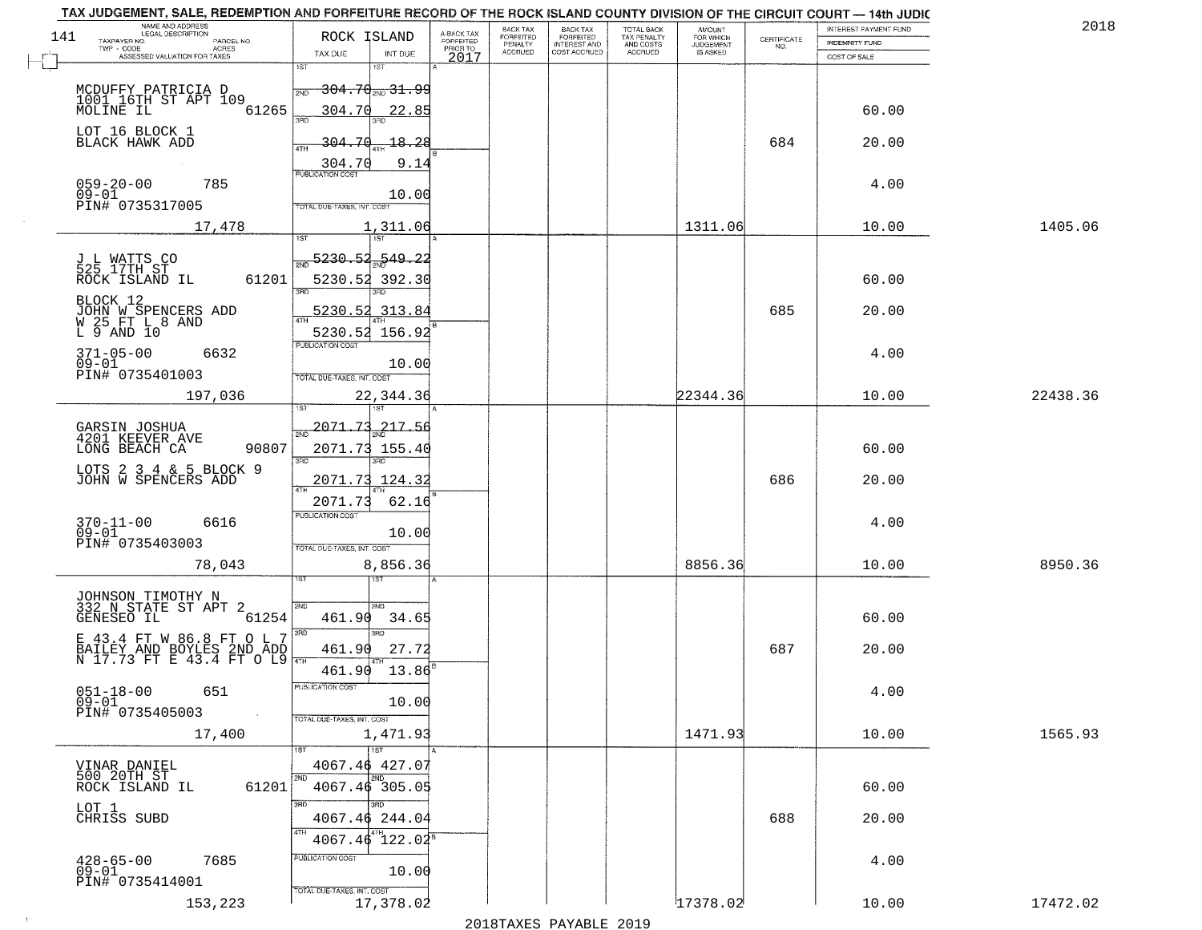TAX JUDGEMENT, SALE, REDEMPTION AND FORFEITURE RECORD OF THE ROCK ISLAND COUNTY DIVISION OF THE CIRCUIT COURT — 14th JUDIC

2018

| NAME AND ADDRESS / LEGAL DESCRIPTION / TAXPAYER NO. / PARCEL NO. / TWP - CODE / ACRES / ASSESSED VALUATION FOR TAXES | ROCK ISLAND TAX DUE | INT DUE | A-BACK TAX FORFEITED PRIOR TO 2017 | BACK TAX FORFEITED PENALTY ACCRUED | BACK TAX FORFEITED INTEREST AND COST ACCRUED | TOTAL BACK TAX PENALTY AND COSTS ACCRUED | AMOUNT FOR WHICH JUDGEMENT IS ASKED | CERTIFICATE NO. | INTEREST PAYMENT FUND / INDEMNITY FUND / COST OF SALE | |
|---|---|---|---|---|---|---|---|---|---|---|
| 141 | | | | | | | | | | |
| MCDUFFY PATRICIA D<br>1001 16TH ST APT 109<br>MOLINE IL 61265<br>LOT 16 BLOCK 1<br>BLACK HAWK ADD<br>059-20-00 785<br>09-01<br>PIN# 0735317005<br>17,478 | 1ST 304.70<br>2ND 304.70<br>3RD 304.70<br>4TH 304.70<br>PUBLICATION COST<br>TOTAL DUE-TAXES, INT. COST | 31.99<br>22.85<br>18.28<br>9.14<br>10.00<br>1,311.06 | | | | | 1311.06 | 684 | 60.00<br>20.00<br>4.00<br>10.00 | 1405.06 |
| J L WATTS CO<br>525 17TH ST<br>ROCK ISLAND IL 61201<br>BLOCK 12<br>JOHN W SPENCERS ADD<br>W 25 FT L 8 AND<br>L 9 AND 10<br>371-05-00 6632<br>09-01<br>PIN# 0735401003<br>197,036 | 1ST 5230.52<br>2ND 5230.52<br>3RD 5230.52<br>4TH 5230.52<br>PUBLICATION COST<br>TOTAL DUE-TAXES, INT. COST | 549.22<br>392.30<br>313.84<br>156.92<br>10.00<br>22,344.36 | | | | | 22344.36 | 685 | 60.00<br>20.00<br>4.00<br>10.00 | 22438.36 |
| GARSIN JOSHUA<br>4201 KEEVER AVE<br>LONG BEACH CA 90807<br>LOTS 2 3 4 & 5 BLOCK 9<br>JOHN W SPENCERS ADD<br>370-11-00 6616<br>09-01<br>PIN# 0735403003<br>78,043 | 1ST 2071.73<br>2ND 2071.73<br>3RD 2071.73<br>4TH 2071.73<br>PUBLICATION COST<br>TOTAL DUE-TAXES, INT. COST | 217.56<br>155.40<br>124.32<br>62.16<br>10.00<br>8,856.36 | | | | | 8856.36 | 686 | 60.00<br>20.00<br>4.00<br>10.00 | 8950.36 |
| JOHNSON TIMOTHY N<br>332 N STATE ST APT 2<br>GENESEO IL 61254<br>E 43.4 FT W 86.8 FT O L 7<br>BAILEY AND BOYLES 2ND ADD<br>N 17.73 FT E 43.4 FT O L9<br>051-18-00 651<br>09-01<br>PIN# 0735405003<br>17,400 | 1ST<br>2ND 461.90<br>3RD 461.90<br>4TH 461.90<br>PUBLICATION COST<br>TOTAL DUE-TAXES, INT. COST | <br>34.65<br>27.72<br>13.86<br>10.00<br>1,471.93 | | | | | 1471.93 | 687 | 60.00<br>20.00<br>4.00<br>10.00 | 1565.93 |
| VINAR DANIEL<br>500 20TH ST<br>ROCK ISLAND IL 61201<br>LOT 1<br>CHRISS SUBD<br>428-65-00 7685<br>09-01<br>PIN# 0735414001<br>153,223 | 1ST 4067.46<br>2ND 4067.46<br>3RD 4067.46<br>4TH 4067.46<br>PUBLICATION COST<br>TOTAL DUE-TAXES, INT. COST | 427.07<br>305.05<br>244.04<br>122.02<br>10.00<br>17,378.02 | | | | | 17378.02 | 688 | 60.00<br>20.00<br>4.00<br>10.00 | 17472.02 |

2018TAXES PAYABLE 2019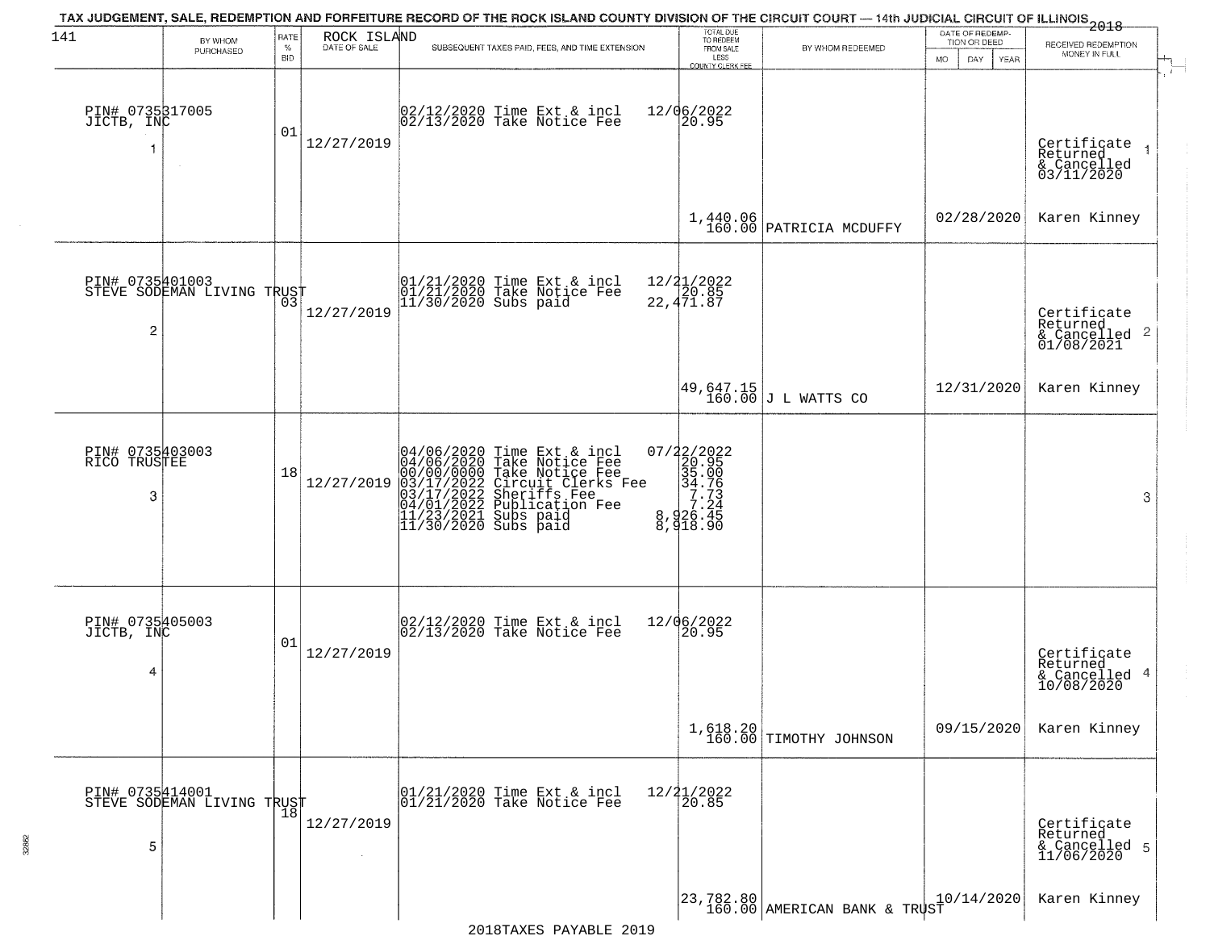TAX JUDGEMENT, SALE, REDEMPTION AND FORFEITURE RECORD OF THE ROCK ISLAND COUNTY DIVISION OF THE CIRCUIT COURT — 14th JUDICIAL CIRCUIT OF ILLINOIS 2018

141 ROCK ISLAND

| | BY WHOM PURCHASED | RATE % BID | DATE OF SALE | SUBSEQUENT TAXES PAID, FEES, AND TIME EXTENSION | TOTAL DUE TO REDEEM FROM SALE LESS COUNTY CLERK FEE | BY WHOM REDEEMED | DATE OF REDEMPTION OR DEED MO DAY YEAR | RECEIVED REDEMPTION MONEY IN FULL |
|---|---|---|---|---|---|---|---|---|
| 1 | PIN# 0735317005 JICTB, INC | 01 | 12/27/2019 | 02/12/2020 Time Ext & incl<br>02/13/2020 Take Notice Fee | 12/06/2022<br>20.95<br><br>1,440.06<br>160.00 | PATRICIA MCDUFFY | 02/28/2020 | Certificate Returned & Cancelled 03/11/2020<br>Karen Kinney |
| 2 | PIN# 0735401003 STEVE SODEMAN LIVING TRUST | 03 | 12/27/2019 | 01/21/2020 Time Ext & incl<br>01/21/2020 Take Notice Fee<br>11/30/2020 Subs paid | 12/21/2022<br>20.85<br>22,471.87<br><br>49,647.15<br>160.00 | J L WATTS CO | 12/31/2020 | Certificate Returned & Cancelled 01/08/2021<br>Karen Kinney |
| 3 | PIN# 0735403003 RICO TRUSTEE | 18 | 12/27/2019 | 04/06/2020 Time Ext & incl<br>04/06/2020 Take Notice Fee<br>00/00/0000 Take Notice Fee<br>03/17/2022 Circuit Clerks Fee<br>03/17/2022 Sheriffs Fee<br>04/01/2022 Publication Fee<br>11/23/2021 Subs paid<br>11/30/2020 Subs paid | 07/22/2022<br>20.95<br>35.00<br>34.76<br>7.73<br>7.24<br>8,926.45<br>8,918.90 | | | |
| 4 | PIN# 0735405003 JICTB, INC | 01 | 12/27/2019 | 02/12/2020 Time Ext & incl<br>02/13/2020 Take Notice Fee | 12/06/2022<br>20.95<br><br>1,618.20<br>160.00 | TIMOTHY JOHNSON | 09/15/2020 | Certificate Returned & Cancelled 10/08/2020<br>Karen Kinney |
| 5 | PIN# 0735414001 STEVE SODEMAN LIVING TRUST | 18 | 12/27/2019 | 01/21/2020 Time Ext & incl<br>01/21/2020 Take Notice Fee | 12/21/2022<br>20.85<br><br>23,782.80<br>160.00 | AMERICAN BANK & TRUST | 10/14/2020 | Certificate Returned & Cancelled 11/06/2020<br>Karen Kinney |

2018TAXES PAYABLE 2019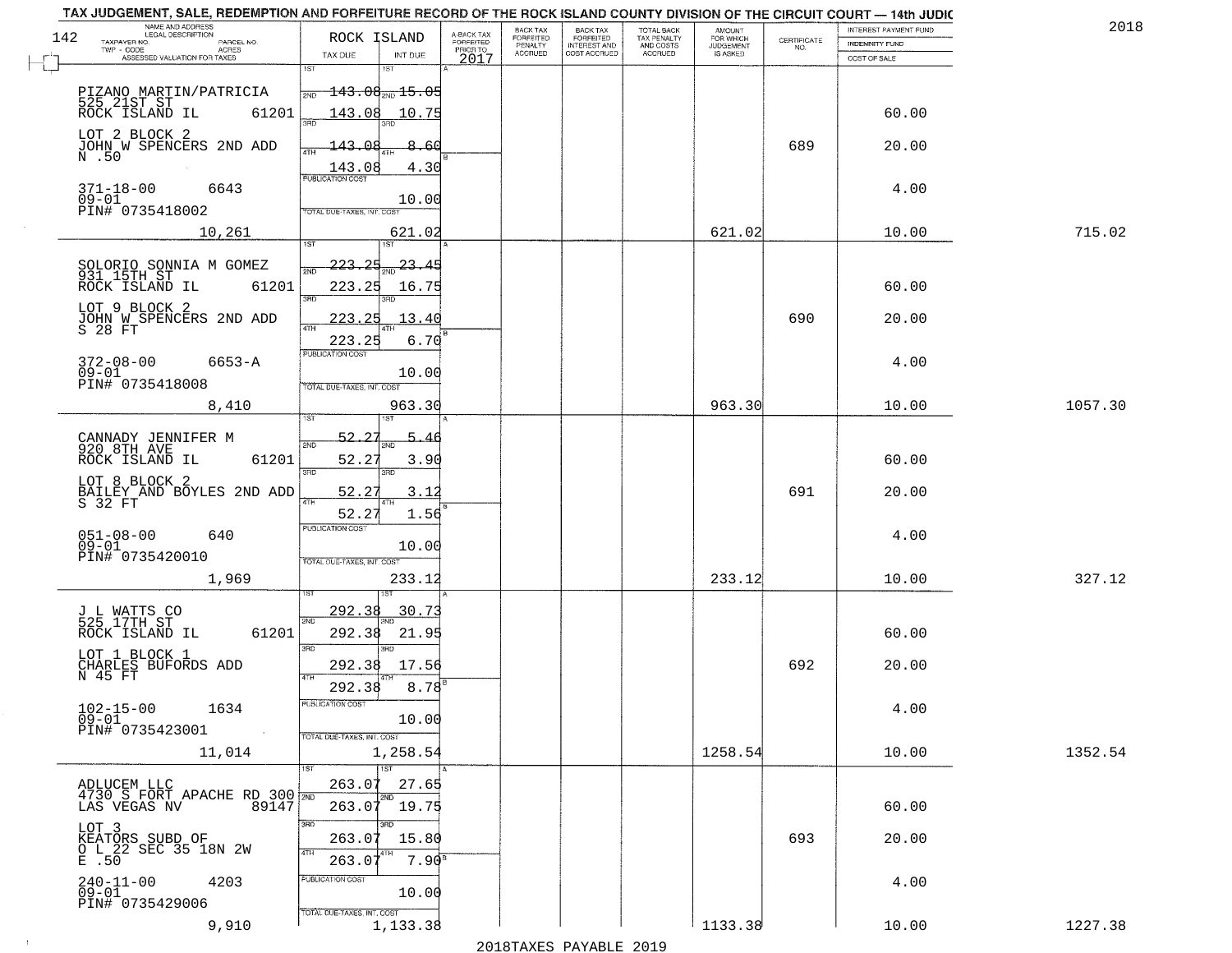TAX JUDGEMENT, SALE, REDEMPTION AND FORFEITURE RECORD OF THE ROCK ISLAND COUNTY DIVISION OF THE CIRCUIT COURT — 14th JUDIC

2018

| NAME AND ADDRESS / LEGAL DESCRIPTION / TAXPAYER NO. / PARCEL NO. / TWP - CODE / ACRES / ASSESSED VALUATION FOR TAXES | ROCK ISLAND TAX DUE | INT DUE | A-BACK TAX FORFEITED PRIOR TO 2017 | BACK TAX FORFEITED PENALTY ACCRUED | BACK TAX FORFEITED INTEREST AND COST ACCRUED | TOTAL BACK TAX PENALTY AND COSTS ACCRUED | AMOUNT FOR WHICH JUDGEMENT IS ASKED | CERTIFICATE NO. | INTEREST PAYMENT FUND / INDEMNITY FUND / COST OF SALE | |
|---|---|---|---|---|---|---|---|---|---|---|
| PIZANO MARTIN/PATRICIA<br>525 21ST ST<br>ROCK ISLAND IL 61201<br>LOT 2 BLOCK 2<br>JOHN W SPENCERS 2ND ADD<br>N .50<br>371-18-00 6643<br>09-01<br>PIN# 0735418002<br>10,261 | 1ST 143.08<br>2ND 143.08<br>3RD 143.08<br>4TH 143.08<br>PUBLICATION COST<br>TOTAL DUE-TAXES, INT. COST | 15.05<br>10.75<br>8.60<br>4.30<br>10.00<br>621.02 | | | | | 621.02 | 689 | 60.00<br>20.00<br>4.00<br>10.00 | 715.02 |
| SOLORIO SONNIA M GOMEZ<br>931 15TH ST<br>ROCK ISLAND IL 61201<br>LOT 9 BLOCK 2<br>JOHN W SPENCERS 2ND ADD<br>S 28 FT<br>372-08-00 6653-A<br>09-01<br>PIN# 0735418008<br>8,410 | 1ST 223.25<br>2ND 223.25<br>3RD 223.25<br>4TH 223.25<br>PUBLICATION COST<br>TOTAL DUE-TAXES, INT. COST | 23.45<br>16.75<br>13.40<br>6.70<br>10.00<br>963.30 | | | | | 963.30 | 690 | 60.00<br>20.00<br>4.00<br>10.00 | 1057.30 |
| CANNADY JENNIFER M<br>920 8TH AVE<br>ROCK ISLAND IL 61201<br>LOT 8 BLOCK 2<br>BAILEY AND BOYLES 2ND ADD<br>S 32 FT<br>051-08-00 640<br>09-01<br>PIN# 0735420010<br>1,969 | 1ST 52.27<br>2ND 52.27<br>3RD 52.27<br>4TH 52.27<br>PUBLICATION COST<br>TOTAL DUE-TAXES, INT. COST | 5.46<br>3.90<br>3.12<br>1.56<br>10.00<br>233.12 | | | | | 233.12 | 691 | 60.00<br>20.00<br>4.00<br>10.00 | 327.12 |
| J L WATTS CO<br>525 17TH ST<br>ROCK ISLAND IL 61201<br>LOT 1 BLOCK 1<br>CHARLES BUFORDS ADD<br>N 45 FT<br>102-15-00 1634<br>09-01<br>PIN# 0735423001<br>11,014 | 1ST 292.38<br>2ND 292.38<br>3RD 292.38<br>4TH 292.38<br>PUBLICATION COST<br>TOTAL DUE-TAXES, INT. COST | 30.73<br>21.95<br>17.56<br>8.78<br>10.00<br>1,258.54 | | | | | 1258.54 | 692 | 60.00<br>20.00<br>4.00<br>10.00 | 1352.54 |
| ADLUCEM LLC<br>4730 S FORT APACHE RD 300<br>LAS VEGAS NV 89147<br>LOT 3<br>KEATORS SUBD OF<br>O L 22 SEC 35 18N 2W<br>E .50<br>240-11-00 4203<br>09-01<br>PIN# 0735429006<br>9,910 | 1ST 263.07<br>2ND 263.07<br>3RD 263.07<br>4TH 263.07<br>PUBLICATION COST<br>TOTAL DUE-TAXES, INT. COST | 27.65<br>19.75<br>15.80<br>7.90<br>10.00<br>1,133.38 | | | | | 1133.38 | 693 | 60.00<br>20.00<br>4.00<br>10.00 | 1227.38 |

2018TAXES PAYABLE 2019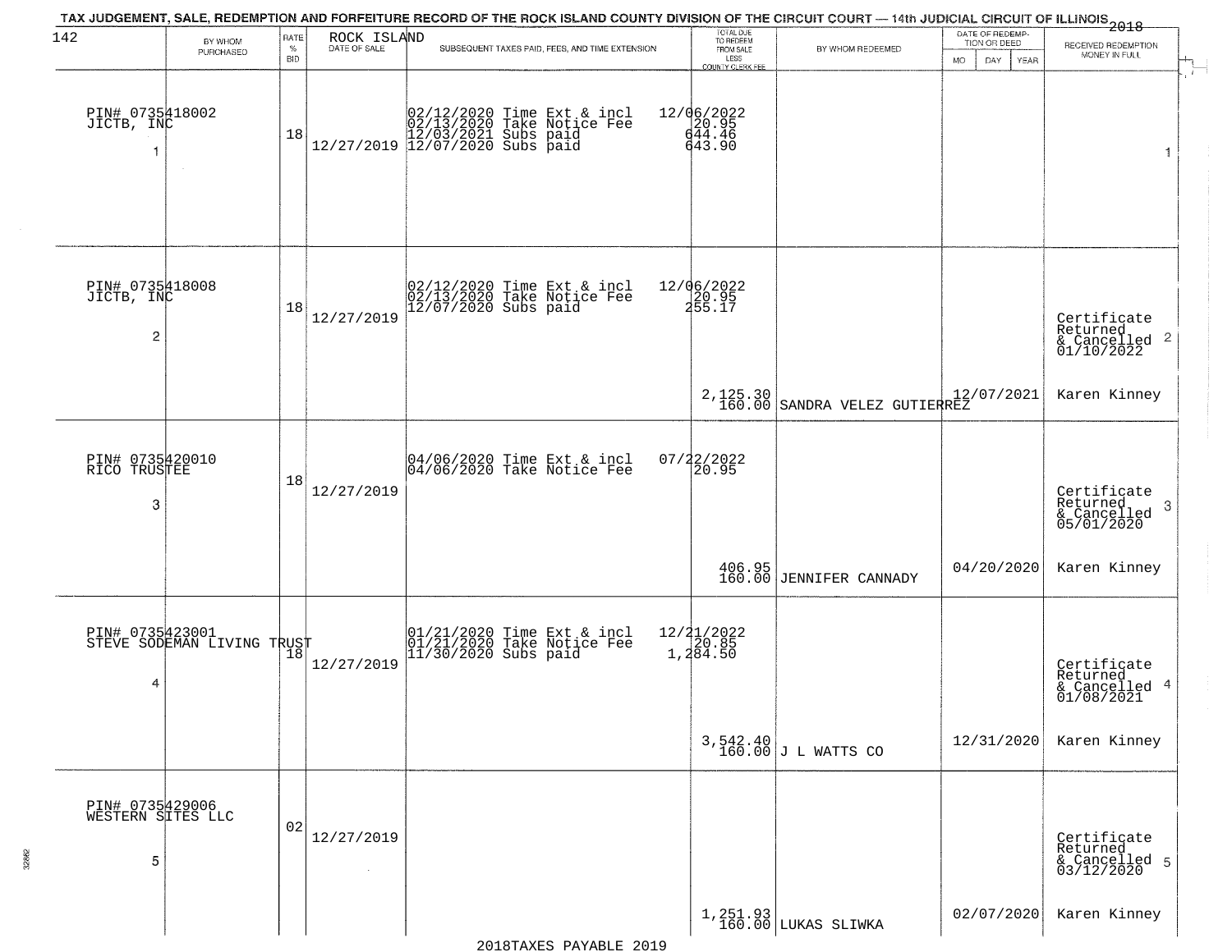TAX JUDGEMENT, SALE, REDEMPTION AND FORFEITURE RECORD OF THE ROCK ISLAND COUNTY DIVISION OF THE CIRCUIT COURT — 14th JUDICIAL CIRCUIT OF ILLINOIS 2018

ROCK ISLAND

| | BY WHOM PURCHASED | RATE % BID | DATE OF SALE | SUBSEQUENT TAXES PAID, FEES, AND TIME EXTENSION | TOTAL DUE TO REDEEM FROM SALE LESS COUNTY CLERK FEE | BY WHOM REDEEMED | DATE OF REDEMPTION OR DEED (MO DAY YEAR) | RECEIVED REDEMPTION MONEY IN FULL |
|---|---|---|---|---|---|---|---|---|
| PIN# 0735418002 JICTB, INC 1 | | 18 | 12/27/2019 | 02/12/2020 Time Ext & incl 02/13/2020 Take Notice Fee 12/03/2021 Subs paid 12/07/2020 Subs paid | 12/06/2022 20.95 644.46 643.90 | | | 1 |
| PIN# 0735418008 JICTB, INC 2 | | 18 | 12/27/2019 | 02/12/2020 Time Ext & incl 02/13/2020 Take Notice Fee 12/07/2020 Subs paid | 12/06/2022 20.95 255.17 2,125.30 160.00 | SANDRA VELEZ GUTIERREZ | 12/07/2021 | Certificate Returned & Cancelled 01/10/2022 2 Karen Kinney |
| PIN# 0735420010 RICO TRUSTEE 3 | | 18 | 12/27/2019 | 04/06/2020 Time Ext & incl 04/06/2020 Take Notice Fee | 07/22/2022 20.95 406.95 160.00 | JENNIFER CANNADY | 04/20/2020 | Certificate Returned & Cancelled 05/01/2020 3 Karen Kinney |
| PIN# 0735423001 STEVE SODEMAN LIVING TRUST 4 | | 18 | 12/27/2019 | 01/21/2020 Time Ext & incl 01/21/2020 Take Notice Fee 11/30/2020 Subs paid | 12/21/2022 20.85 1,284.50 3,542.40 160.00 | J L WATTS CO | 12/31/2020 | Certificate Returned & Cancelled 01/08/2021 4 Karen Kinney |
| PIN# 0735429006 WESTERN SITES LLC 5 | | 02 | 12/27/2019 | | 1,251.93 160.00 | LUKAS SLIWKA | 02/07/2020 | Certificate Returned & Cancelled 03/12/2020 5 Karen Kinney |

2018TAXES PAYABLE 2019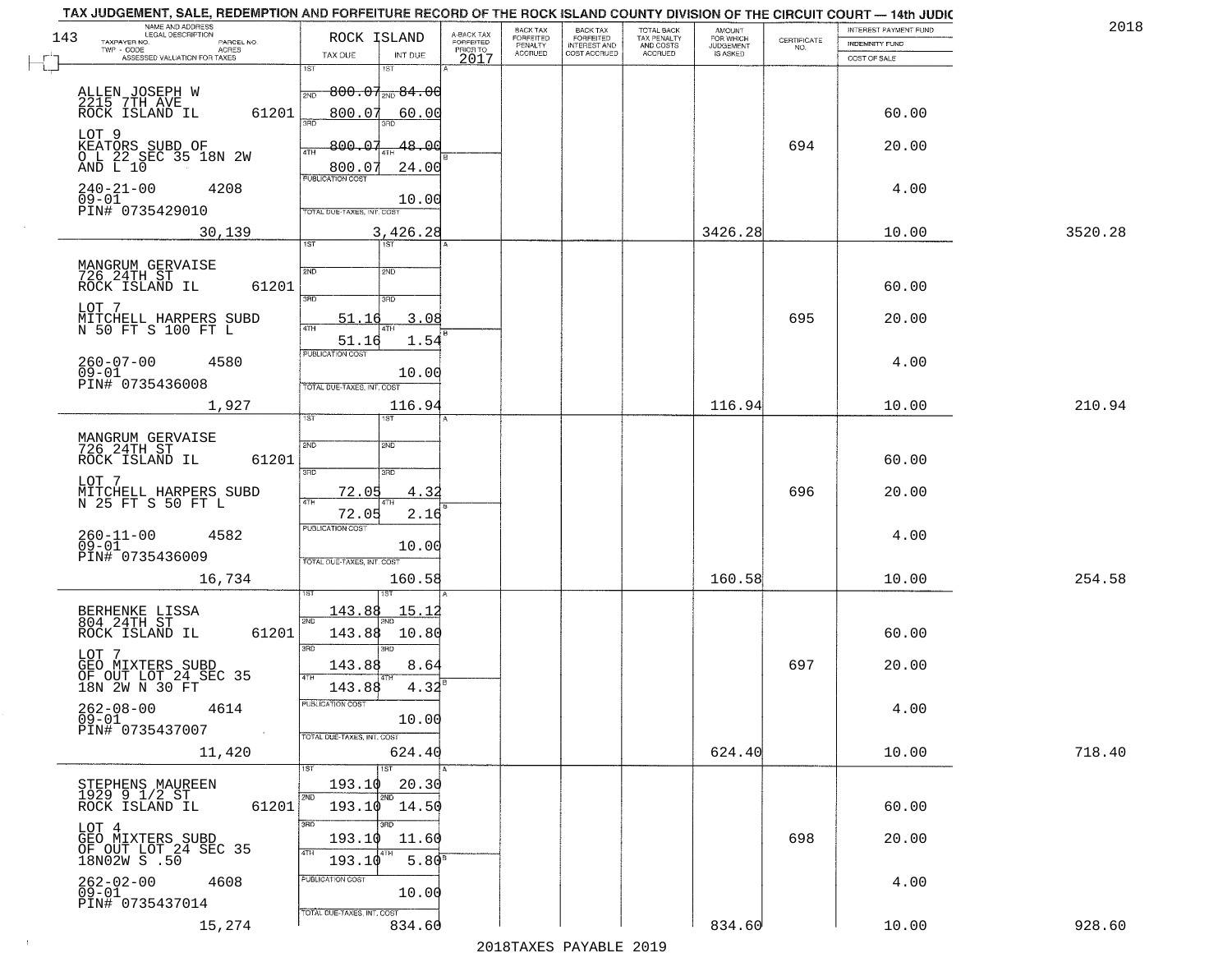# TAX JUDGEMENT, SALE, REDEMPTION AND FORFEITURE RECORD OF THE ROCK ISLAND COUNTY DIVISION OF THE CIRCUIT COURT — 14th JUDIC

2018

| NAME AND ADDRESS / LEGAL DESCRIPTION / TAXPAYER NO. / PARCEL NO. / TWP - CODE / ACRES / ASSESSED VALUATION FOR TAXES | ROCK ISLAND TAX DUE | INT DUE | A-BACK TAX FORFEITED PRIOR TO 2017 | BACK TAX FORFEITED PENALTY ACCRUED | BACK TAX FORFEITED INTEREST AND COST ACCRUED | TOTAL BACK TAX PENALTY AND COSTS ACCRUED | AMOUNT FOR WHICH JUDGEMENT IS ASKED | CERTIFICATE NO. | INTEREST PAYMENT FUND / INDEMNITY FUND / COST OF SALE | |
|---|---|---|---|---|---|---|---|---|---|---|
| ALLEN JOSEPH W<br>2215 7TH AVE<br>ROCK ISLAND IL 61201<br>LOT 9<br>KEATORS SUBD OF<br>O L 22 SEC 35 18N 2W<br>AND L 10<br>240-21-00 4208<br>09-01<br>PIN# 0735429010<br>30,139 | 1ST<br>2ND ~~800.07~~<br>3RD 800.07<br>4TH ~~800.07~~<br>800.07<br>PUBLICATION COST<br>TOTAL DUE-TAXES, INT. COST | 1ST<br>2ND ~~84.00~~<br>3RD 60.00<br>4TH ~~48.00~~<br>24.00<br>10.00<br>3,426.28 | | | | | 3426.28 | 694 | 60.00<br>20.00<br>4.00<br>10.00 | 3520.28 |
| MANGRUM GERVAISE<br>726 24TH ST<br>ROCK ISLAND IL 61201<br>LOT 7<br>MITCHELL HARPERS SUBD<br>N 50 FT S 100 FT L<br>260-07-00 4580<br>09-01<br>PIN# 0735436008<br>1,927 | 1ST<br>2ND<br>3RD 51.16<br>4TH 51.16<br>PUBLICATION COST<br>TOTAL DUE-TAXES, INT. COST | 1ST<br>2ND<br>3RD 3.08<br>4TH 1.54<br>10.00<br>116.94 | | | | | 116.94 | 695 | 60.00<br>20.00<br>4.00<br>10.00 | 210.94 |
| MANGRUM GERVAISE<br>726 24TH ST<br>ROCK ISLAND IL 61201<br>LOT 7<br>MITCHELL HARPERS SUBD<br>N 25 FT S 50 FT L<br>260-11-00 4582<br>09-01<br>PIN# 0735436009<br>16,734 | 1ST<br>2ND<br>3RD 72.05<br>4TH 72.05<br>PUBLICATION COST<br>TOTAL DUE-TAXES, INT. COST | 1ST<br>2ND<br>3RD 4.32<br>4TH 2.16<br>10.00<br>160.58 | | | | | 160.58 | 696 | 60.00<br>20.00<br>4.00<br>10.00 | 254.58 |
| BERHENKE LISSA<br>804 24TH ST<br>ROCK ISLAND IL 61201<br>LOT 7<br>GEO MIXTERS SUBD<br>OF OUT LOT 24 SEC 35<br>18N 2W N 30 FT<br>262-08-00 4614<br>09-01<br>PIN# 0735437007<br>11,420 | 1ST 143.88<br>2ND 143.88<br>3RD 143.88<br>4TH 143.88<br>PUBLICATION COST<br>TOTAL DUE-TAXES, INT. COST | 1ST 15.12<br>2ND 10.80<br>3RD 8.64<br>4TH 4.32<br>10.00<br>624.40 | | | | | 624.40 | 697 | 60.00<br>20.00<br>4.00<br>10.00 | 718.40 |
| STEPHENS MAUREEN<br>1929 9 1/2 ST<br>ROCK ISLAND IL 61201<br>LOT 4<br>GEO MIXTERS SUBD<br>OF OUT LOT 24 SEC 35<br>18N02W S .50<br>262-02-00 4608<br>09-01<br>PIN# 0735437014<br>15,274 | 1ST 193.10<br>2ND 193.10<br>3RD 193.10<br>4TH 193.10<br>PUBLICATION COST<br>TOTAL DUE-TAXES, INT. COST | 1ST 20.30<br>2ND 14.50<br>3RD 11.60<br>4TH 5.80<br>10.00<br>834.60 | | | | | 834.60 | 698 | 60.00<br>20.00<br>4.00<br>10.00 | 928.60 |

2018TAXES PAYABLE 2019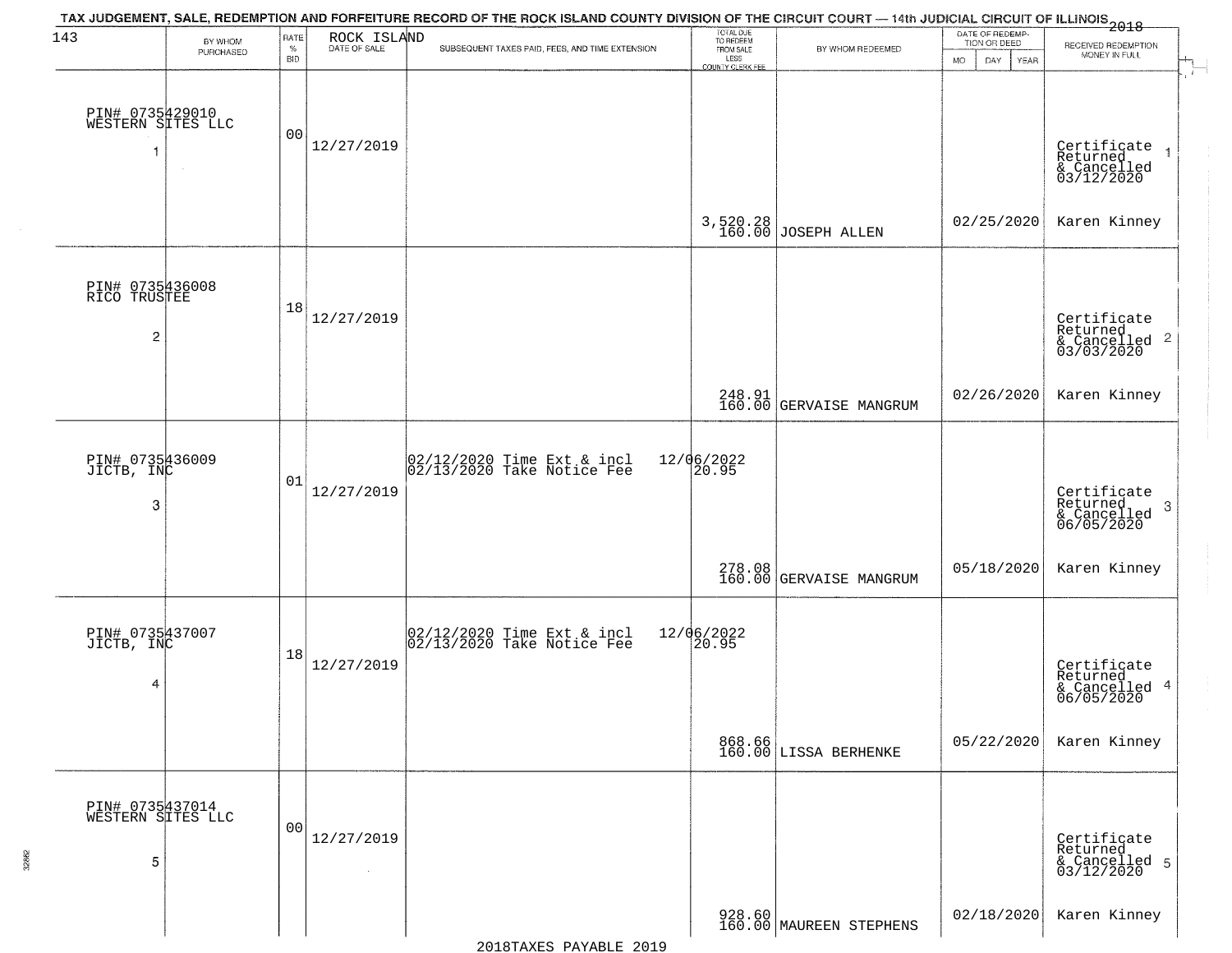TAX JUDGEMENT, SALE, REDEMPTION AND FORFEITURE RECORD OF THE ROCK ISLAND COUNTY DIVISION OF THE CIRCUIT COURT — 14th JUDICIAL CIRCUIT OF ILLINOIS 2018

ROCK ISLAND

| 143 BY WHOM PURCHASED | RATE % BID | DATE OF SALE | SUBSEQUENT TAXES PAID, FEES, AND TIME EXTENSION | TOTAL DUE TO REDEEM FROM SALE LESS COUNTY CLERK FEE | BY WHOM REDEEMED | DATE OF REDEMPTION OR DEED MO DAY YEAR | RECEIVED REDEMPTION MONEY IN FULL |
|---|---|---|---|---|---|---|---|
| PIN# 0735429010 WESTERN SITES LLC 1 | 00 | 12/27/2019 | | 3,520.28 160.00 | JOSEPH ALLEN | 02/25/2020 | Certificate Returned & Cancelled 03/12/2020 Karen Kinney |
| PIN# 0735436008 RICO TRUSTEE 2 | 18 | 12/27/2019 | | 248.91 160.00 | GERVAISE MANGRUM | 02/26/2020 | Certificate Returned & Cancelled 03/03/2020 Karen Kinney |
| PIN# 0735436009 JICTB, INC 3 | 01 | 12/27/2019 | 02/12/2020 Time Ext & incl 12/06/2022 02/13/2020 Take Notice Fee 20.95 | 278.08 160.00 | GERVAISE MANGRUM | 05/18/2020 | Certificate Returned & Cancelled 06/05/2020 Karen Kinney |
| PIN# 0735437007 JICTB, INC 4 | 18 | 12/27/2019 | 02/12/2020 Time Ext & incl 12/06/2022 02/13/2020 Take Notice Fee 20.95 | 868.66 160.00 | LISSA BERHENKE | 05/22/2020 | Certificate Returned & Cancelled 06/05/2020 Karen Kinney |
| PIN# 0735437014 WESTERN SITES LLC 5 | 00 | 12/27/2019 | | 928.60 160.00 | MAUREEN STEPHENS | 02/18/2020 | Certificate Returned & Cancelled 03/12/2020 Karen Kinney |

2018TAXES PAYABLE 2019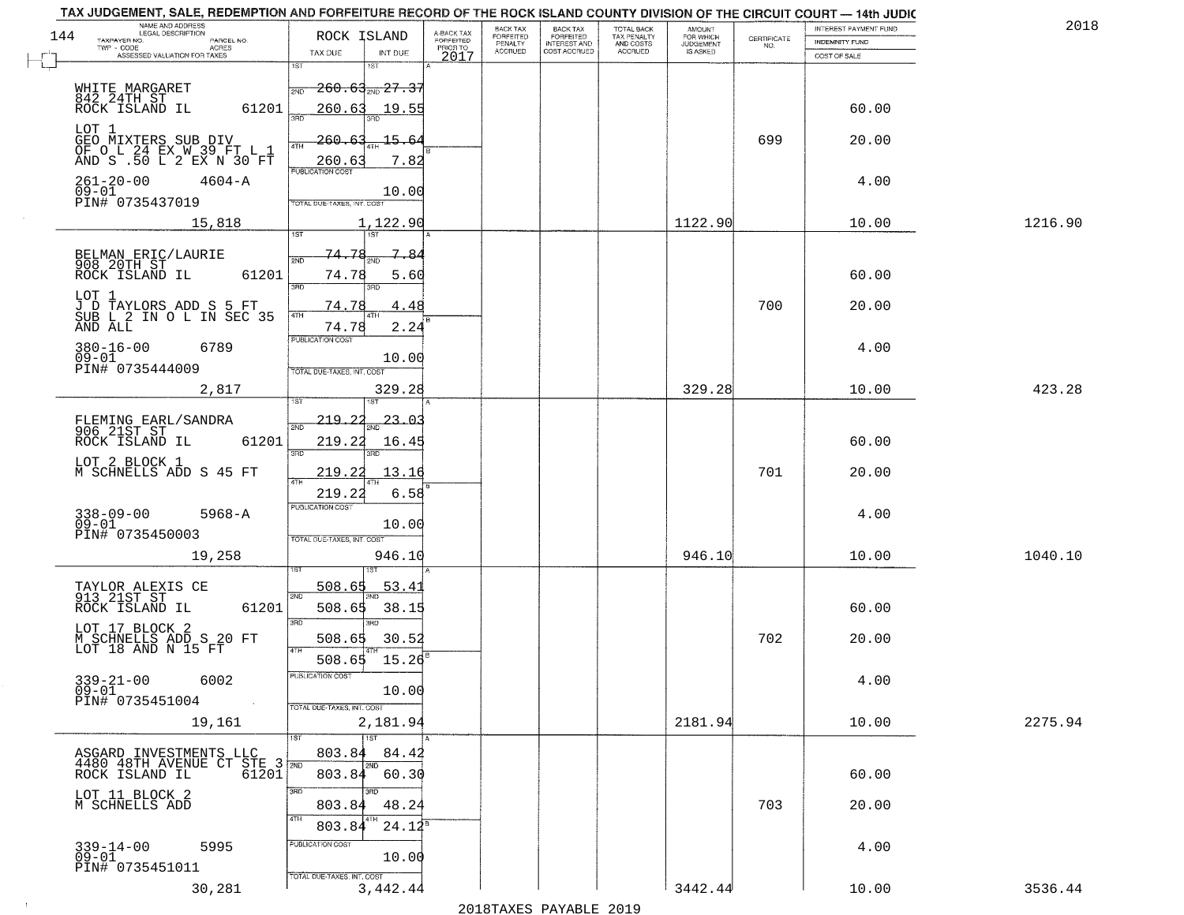TAX JUDGEMENT, SALE, REDEMPTION AND FORFEITURE RECORD OF THE ROCK ISLAND COUNTY DIVISION OF THE CIRCUIT COURT — 14th JUDIC

2018

| NAME AND ADDRESS / LEGAL DESCRIPTION / TAXPAYER NO. / PARCEL NO. / TWP - CODE / ACRES / ASSESSED VALUATION FOR TAXES | ROCK ISLAND TAX DUE | INT DUE | A-BACK TAX FORFEITED PRIOR TO 2017 | BACK TAX FORFEITED PENALTY ACCRUED | BACK TAX FORFEITED INTEREST AND COST ACCRUED | TOTAL BACK TAX PENALTY AND COSTS ACCRUED | AMOUNT FOR WHICH JUDGEMENT IS ASKED | CERTIFICATE NO. | INTEREST PAYMENT FUND / INDEMNITY FUND / COST OF SALE | |
|---|---|---|---|---|---|---|---|---|---|---|
| WHITE MARGARET<br>842 24TH ST<br>ROCK ISLAND IL 61201<br>LOT 1<br>GEO MIXTERS SUB DIV<br>OF O L 24 EX W 39 FT L 1<br>AND S .50 L 2 EX N 30 FT<br>261-20-00 4604-A<br>09-01<br>PIN# 0735437019<br>15,818 | 1ST 260.63<br>2ND 260.63<br>3RD 260.63<br>4TH 260.63<br>PUBLICATION COST<br>TOTAL DUE-TAXES, INT. COST 1,122.90 | 27.37<br>19.55<br>15.64<br>7.82<br>10.00 | | | | | 1122.90 | 699 | 60.00<br>20.00<br>4.00<br>10.00 | 1216.90 |
| BELMAN ERIC/LAURIE<br>908 20TH ST<br>ROCK ISLAND IL 61201<br>LOT 1<br>J D TAYLORS ADD S 5 FT<br>SUB L 2 IN O L IN SEC 35<br>AND ALL<br>380-16-00 6789<br>09-01<br>PIN# 0735444009<br>2,817 | 1ST 74.78<br>2ND 74.78<br>3RD 74.78<br>4TH 74.78<br>PUBLICATION COST<br>TOTAL DUE-TAXES, INT. COST 329.28 | 7.84<br>5.60<br>4.48<br>2.24<br>10.00 | | | | | 329.28 | 700 | 60.00<br>20.00<br>4.00<br>10.00 | 423.28 |
| FLEMING EARL/SANDRA<br>906 21ST ST<br>ROCK ISLAND IL 61201<br>LOT 2 BLOCK 1<br>M SCHNELLS ADD S 45 FT<br>338-09-00 5968-A<br>09-01<br>PIN# 0735450003<br>19,258 | 1ST 219.22<br>2ND 219.22<br>3RD 219.22<br>4TH 219.22<br>PUBLICATION COST<br>TOTAL DUE-TAXES, INT. COST 946.10 | 23.03<br>16.45<br>13.16<br>6.58<br>10.00 | | | | | 946.10 | 701 | 60.00<br>20.00<br>4.00<br>10.00 | 1040.10 |
| TAYLOR ALEXIS CE<br>913 21ST ST<br>ROCK ISLAND IL 61201<br>LOT 17 BLOCK 2<br>M SCHNELLS ADD S 20 FT<br>LOT 18 AND N 15 FT<br>339-21-00 6002<br>09-01<br>PIN# 0735451004<br>19,161 | 1ST 508.65<br>2ND 508.65<br>3RD 508.65<br>4TH 508.65<br>PUBLICATION COST<br>TOTAL DUE-TAXES, INT. COST 2,181.94 | 53.41<br>38.15<br>30.52<br>15.26<br>10.00 | | | | | 2181.94 | 702 | 60.00<br>20.00<br>4.00<br>10.00 | 2275.94 |
| ASGARD INVESTMENTS LLC<br>4480 48TH AVENUE CT STE 3<br>ROCK ISLAND IL 61201<br>LOT 11 BLOCK 2<br>M SCHNELLS ADD<br>339-14-00 5995<br>09-01<br>PIN# 0735451011<br>30,281 | 1ST 803.84<br>2ND 803.84<br>3RD 803.84<br>4TH 803.84<br>PUBLICATION COST<br>TOTAL DUE-TAXES, INT. COST 3,442.44 | 84.42<br>60.30<br>48.24<br>24.12<br>10.00 | | | | | 3442.44 | 703 | 60.00<br>20.00<br>4.00<br>10.00 | 3536.44 |

2018TAXES PAYABLE 2019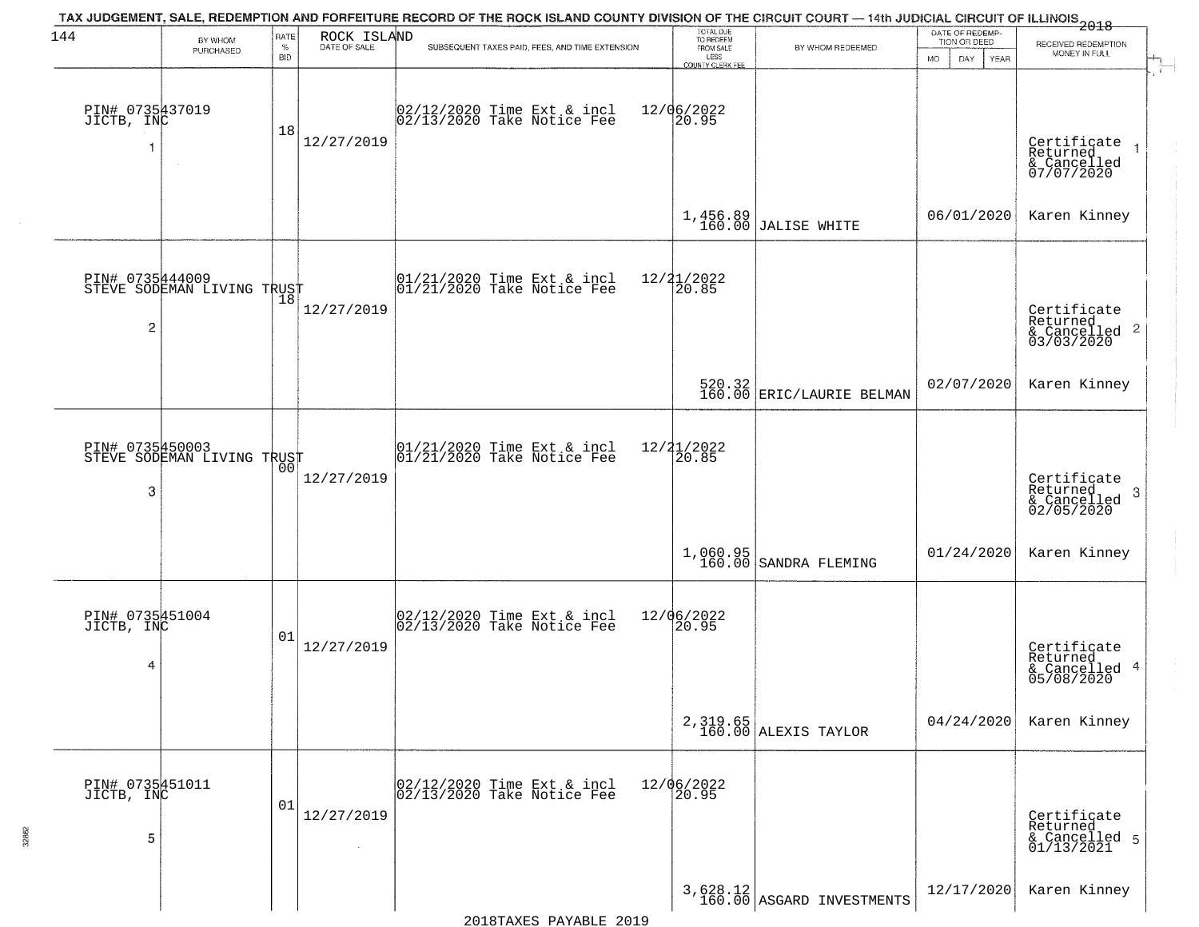TAX JUDGEMENT, SALE, REDEMPTION AND FORFEITURE RECORD OF THE ROCK ISLAND COUNTY DIVISION OF THE CIRCUIT COURT — 14th JUDICIAL CIRCUIT OF ILLINOIS 2018

ROCK ISLAND

| BY WHOM PURCHASED | RATE % BID | DATE OF SALE | SUBSEQUENT TAXES PAID, FEES, AND TIME EXTENSION | TOTAL DUE TO REDEEM FROM SALE LESS COUNTY CLERK FEE | BY WHOM REDEEMED | DATE OF REDEMPTION OR DEED MO DAY YEAR | RECEIVED REDEMPTION MONEY IN FULL |
|---|---|---|---|---|---|---|---|
| PIN# 0735437019 JICTB, INC 1 | 18 | 12/27/2019 | 02/12/2020 Time Ext & incl 02/13/2020 Take Notice Fee | 12/06/2022 20.95 1,456.89 160.00 | JALISE WHITE | 06/01/2020 | Certificate Returned & Cancelled 07/07/2020 Karen Kinney |
| PIN# 0735444009 STEVE SODEMAN LIVING TRUST 2 | 18 | 12/27/2019 | 01/21/2020 Time Ext & incl 01/21/2020 Take Notice Fee | 12/21/2022 20.85 520.32 160.00 | ERIC/LAURIE BELMAN | 02/07/2020 | Certificate Returned & Cancelled 03/03/2020 Karen Kinney |
| PIN# 0735450003 STEVE SODEMAN LIVING TRUST 3 | 00 | 12/27/2019 | 01/21/2020 Time Ext & incl 01/21/2020 Take Notice Fee | 12/21/2022 20.85 1,060.95 160.00 | SANDRA FLEMING | 01/24/2020 | Certificate Returned & Cancelled 02/05/2020 Karen Kinney |
| PIN# 0735451004 JICTB, INC 4 | 01 | 12/27/2019 | 02/12/2020 Time Ext & incl 02/13/2020 Take Notice Fee | 12/06/2022 20.95 2,319.65 160.00 | ALEXIS TAYLOR | 04/24/2020 | Certificate Returned & Cancelled 05/08/2020 Karen Kinney |
| PIN# 0735451011 JICTB, INC 5 | 01 | 12/27/2019 | 02/12/2020 Time Ext & incl 02/13/2020 Take Notice Fee | 12/06/2022 20.95 3,628.12 160.00 | ASGARD INVESTMENTS | 12/17/2020 | Certificate Returned & Cancelled 01/13/2021 Karen Kinney |

2018TAXES PAYABLE 2019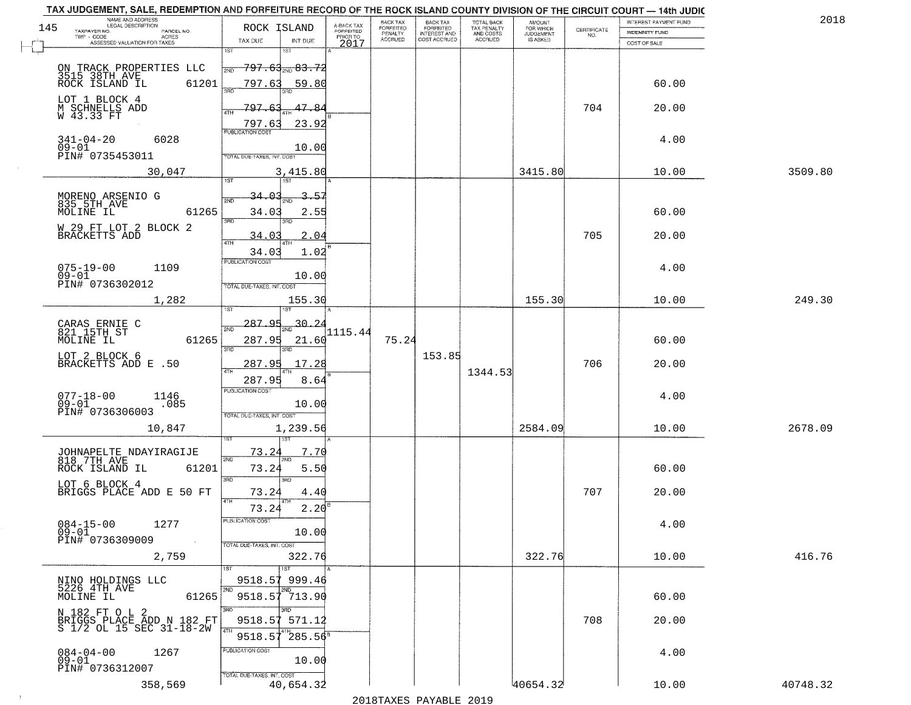TAX JUDGEMENT, SALE, REDEMPTION AND FORFEITURE RECORD OF THE ROCK ISLAND COUNTY DIVISION OF THE CIRCUIT COURT — 14th JUDIC

2018

| NAME AND ADDRESS / LEGAL DESCRIPTION / TAXPAYER NO. / PARCEL NO. / TWP - CODE / ACRES / ASSESSED VALUATION FOR TAXES | ROCK ISLAND TAX DUE | INT DUE | A-BACK TAX FORFEITED PRIOR TO 2017 | BACK TAX FORFEITED PENALTY ACCRUED | BACK TAX FORFEITED INTEREST AND COST ACCRUED | TOTAL BACK TAX PENALTY AND COSTS ACCRUED | AMOUNT FOR WHICH JUDGEMENT IS ASKED | CERTIFICATE NO. | INTEREST PAYMENT FUND / INDEMNITY FUND / COST OF SALE | |
|---|---|---|---|---|---|---|---|---|---|---|
| ON TRACK PROPERTIES LLC 3515 38TH AVE ROCK ISLAND IL 61201 | 1ST 797.63 | 1ST 83.72 | | | | | | | | |
| | 2ND 797.63 | 2ND 59.80 | | | | | | | 60.00 | |
| LOT 1 BLOCK 4 M SCHNELLS ADD W 43.33 FT | 3RD 797.63 | 3RD 47.84 | | | | | | 704 | 20.00 | |
| | 4TH 797.63 | 4TH 23.92 | | | | | | | | |
| 341-04-20 6028 09-01 PIN# 0735453011 | PUBLICATION COST | 10.00 | | | | | | | 4.00 | |
| 30,047 | TOTAL DUE-TAXES, INT. COST | 3,415.80 | | | | | 3415.80 | | 10.00 | 3509.80 |
| MORENO ARSENIO G 835 5TH AVE MOLINE IL 61265 | 1ST 34.03 | 1ST 3.57 | | | | | | | | |
| | 2ND 34.03 | 2ND 2.55 | | | | | | | 60.00 | |
| W 29 FT LOT 2 BLOCK 2 BRACKETTS ADD | 3RD 34.03 | 3RD 2.04 | | | | | | 705 | 20.00 | |
| | 4TH 34.03 | 4TH 1.02 | | | | | | | | |
| 075-19-00 1109 09-01 PIN# 0736302012 | PUBLICATION COST | 10.00 | | | | | | | 4.00 | |
| 1,282 | TOTAL DUE-TAXES, INT. COST | 155.30 | | | | | 155.30 | | 10.00 | 249.30 |
| CARAS ERNIE C 821 15TH ST MOLINE IL 61265 | 1ST 287.95 | 1ST 30.24 | 1115.44 | | | | | | | |
| | 2ND 287.95 | 2ND 21.60 | | 75.24 | | | | | 60.00 | |
| LOT 2 BLOCK 6 BRACKETTS ADD E .50 | 3RD 287.95 | 3RD 17.28 | | | 153.85 | | | 706 | 20.00 | |
| | 4TH 287.95 | 4TH 8.64 | | | | 1344.53 | | | | |
| 077-18-00 1146 09-01 .085 PIN# 0736306003 | PUBLICATION COST | 10.00 | | | | | | | 4.00 | |
| 10,847 | TOTAL DUE-TAXES, INT. COST | 1,239.56 | | | | | 2584.09 | | 10.00 | 2678.09 |
| JOHNAPELTE NDAYIRAGIJE 818 7TH AVE ROCK ISLAND IL 61201 | 1ST 73.24 | 1ST 7.70 | | | | | | | | |
| | 2ND 73.24 | 2ND 5.50 | | | | | | | 60.00 | |
| LOT 6 BLOCK 4 BRIGGS PLACE ADD E 50 FT | 3RD 73.24 | 3RD 4.40 | | | | | | 707 | 20.00 | |
| | 4TH 73.24 | 4TH 2.20 | | | | | | | | |
| 084-15-00 1277 09-01 PIN# 0736309009 | PUBLICATION COST | 10.00 | | | | | | | 4.00 | |
| 2,759 | TOTAL DUE-TAXES, INT. COST | 322.76 | | | | | 322.76 | | 10.00 | 416.76 |
| NINO HOLDINGS LLC 5226 4TH AVE MOLINE IL 61265 | 1ST 9518.57 | 1ST 999.46 | | | | | | | | |
| | 2ND 9518.57 | 2ND 713.90 | | | | | | | 60.00 | |
| N 182 FT O L 2 BRIGGS PLACE ADD N 182 FT S 1/2 OL 15 SEC 31-18-2W | 3RD 9518.57 | 3RD 571.12 | | | | | | 708 | 20.00 | |
| | 4TH 9518.57 | 4TH 285.56 | | | | | | | | |
| 084-04-00 1267 09-01 PIN# 0736312007 | PUBLICATION COST | 10.00 | | | | | | | 4.00 | |
| 358,569 | TOTAL DUE-TAXES, INT. COST | 40,654.32 | | | | | 40654.32 | | 10.00 | 40748.32 |

2018TAXES PAYABLE 2019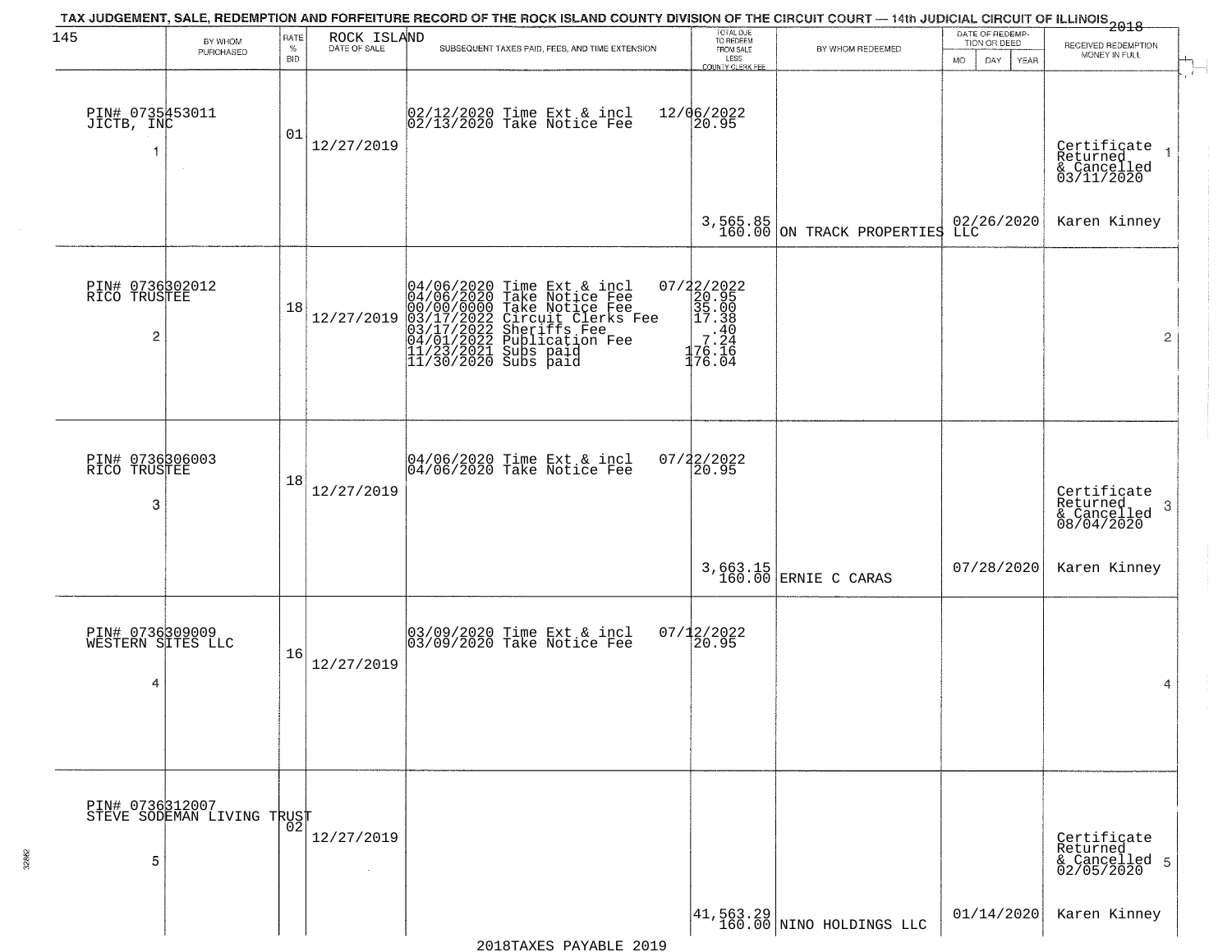TAX JUDGEMENT, SALE, REDEMPTION AND FORFEITURE RECORD OF THE ROCK ISLAND COUNTY DIVISION OF THE CIRCUIT COURT — 14th JUDICIAL CIRCUIT OF ILLINOIS 2018

| 145 BY WHOM PURCHASED | RATE % BID | ROCK ISLAND DATE OF SALE | SUBSEQUENT TAXES PAID, FEES, AND TIME EXTENSION | TOTAL DUE TO REDEEM FROM SALE LESS COUNTY CLERK FEE | BY WHOM REDEEMED | DATE OF REDEMPTION OR DEED MO DAY YEAR | RECEIVED REDEMPTION MONEY IN FULL |
|---|---|---|---|---|---|---|---|
| PIN# 0735453011 JICTB, INC 1 | 01 | 12/27/2019 | 02/12/2020 Time Ext & incl 12/06/2022<br>02/13/2020 Take Notice Fee 20.95 | 3,565.85<br>160.00 | ON TRACK PROPERTIES LLC | 02/26/2020 | Certificate Returned & Cancelled 03/11/2020 1<br>Karen Kinney |
| PIN# 0736302012 RICO TRUSTEE 2 | 18 | 12/27/2019 | 04/06/2020 Time Ext & incl 07/22/2022<br>04/06/2020 Take Notice Fee 20.95<br>00/00/0000 Take Notice Fee 35.00<br>03/17/2022 Circuit Clerks Fee 17.38<br>03/17/2022 Sheriffs Fee .40<br>04/01/2022 Publication Fee 7.24<br>11/23/2021 Subs paid 176.16<br>11/30/2020 Subs paid 176.04 | | | | 2 |
| PIN# 0736306003 RICO TRUSTEE 3 | 18 | 12/27/2019 | 04/06/2020 Time Ext & incl 07/22/2022<br>04/06/2020 Take Notice Fee 20.95 | 3,663.15<br>160.00 | ERNIE C CARAS | 07/28/2020 | Certificate Returned & Cancelled 08/04/2020 3<br>Karen Kinney |
| PIN# 0736309009 WESTERN SITES LLC 4 | 16 | 12/27/2019 | 03/09/2020 Time Ext & incl 07/12/2022<br>03/09/2020 Take Notice Fee 20.95 | | | | 4 |
| PIN# 0736312007 STEVE SODEMAN LIVING TRUST 5 | 02 | 12/27/2019 | | 41,563.29<br>160.00 | NINO HOLDINGS LLC | 01/14/2020 | Certificate Returned & Cancelled 02/05/2020 5<br>Karen Kinney |

2018TAXES PAYABLE 2019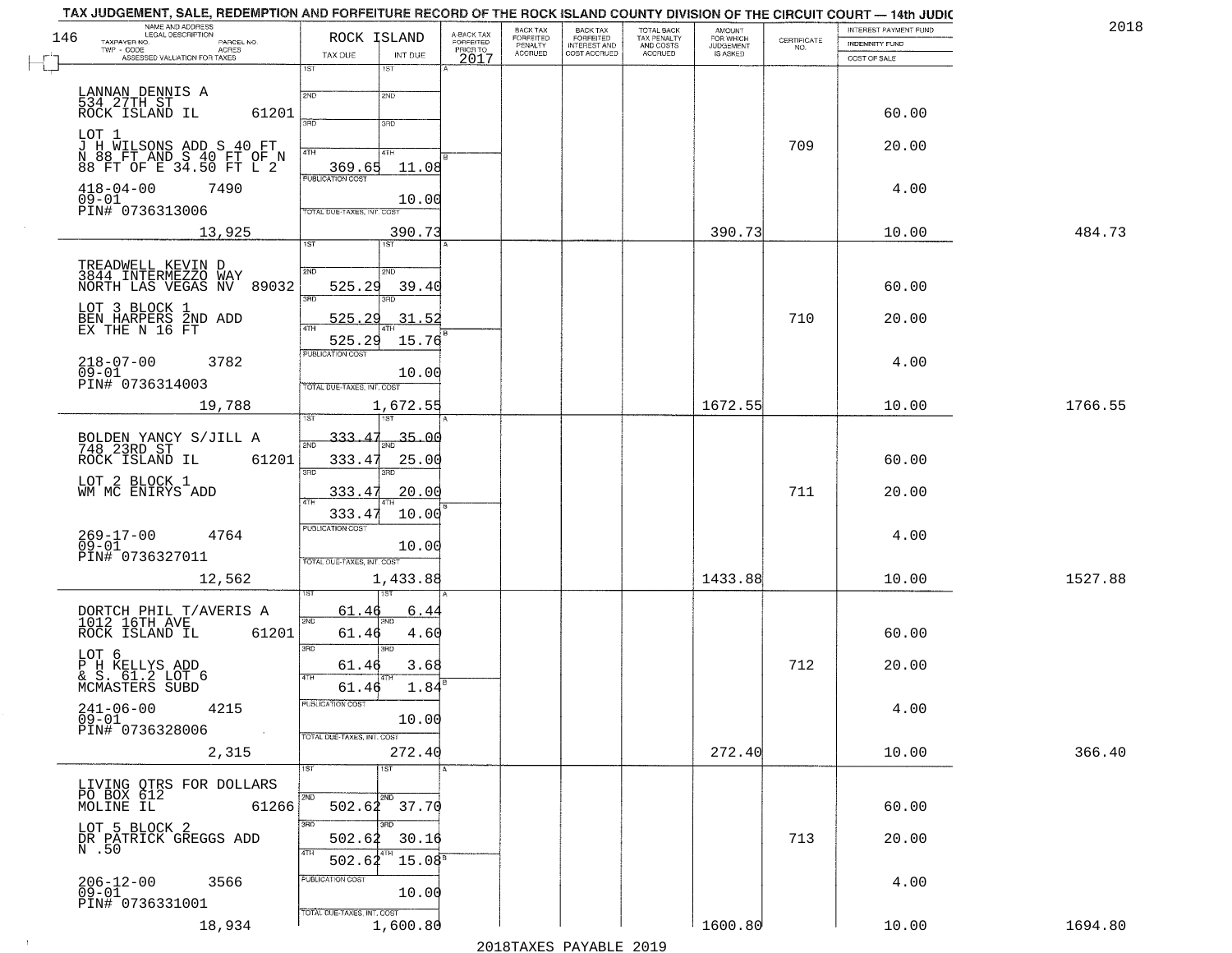TAX JUDGEMENT, SALE, REDEMPTION AND FORFEITURE RECORD OF THE ROCK ISLAND COUNTY DIVISION OF THE CIRCUIT COURT — 14th JUDIC

2018

| NAME AND ADDRESS / LEGAL DESCRIPTION / TAXPAYER NO. / PARCEL NO. / TWP - CODE / ACRES / ASSESSED VALUATION FOR TAXES | ROCK ISLAND TAX DUE | INT DUE | A-BACK TAX FORFEITED PRIOR TO 2017 | BACK TAX FORFEITED PENALTY ACCRUED | BACK TAX FORFEITED INTEREST AND COST ACCRUED | TOTAL BACK TAX PENALTY AND COSTS ACCRUED | AMOUNT FOR WHICH JUDGEMENT IS ASKED | CERTIFICATE NO. | INTEREST PAYMENT FUND / INDEMNITY FUND / COST OF SALE | |
|---|---|---|---|---|---|---|---|---|---|---|
| LANNAN DENNIS A<br>534 27TH ST<br>ROCK ISLAND IL 61201<br>LOT 1<br>J H WILSONS ADD S 40 FT N 88 FT AND S 40 FT OF N 88 FT OF E 34.50 FT L 2<br>418-04-00 7490<br>09-01<br>PIN# 0736313006<br>13,925 | 1ST<br>2ND<br>3RD<br>4TH 369.65<br>PUBLICATION COST<br>TOTAL DUE-TAXES, INT. COST | 11.08<br>10.00<br>390.73 | | | | | 390.73 | 709 | 60.00<br>20.00<br>4.00<br>10.00 | 484.73 |
| TREADWELL KEVIN D<br>3844 INTERMEZZO WAY<br>NORTH LAS VEGAS NV 89032<br>LOT 3 BLOCK 1<br>BEN HARPERS 2ND ADD<br>EX THE N 16 FT<br>218-07-00 3782<br>09-01<br>PIN# 0736314003<br>19,788 | 1ST<br>2ND 525.29<br>3RD 525.29<br>4TH 525.29<br>PUBLICATION COST<br>TOTAL DUE-TAXES, INT. COST | 39.40<br>31.52<br>15.76<br>10.00<br>1,672.55 | | | | | 1672.55 | 710 | 60.00<br>20.00<br>4.00<br>10.00 | 1766.55 |
| BOLDEN YANCY S/JILL A<br>748 23RD ST<br>ROCK ISLAND IL 61201<br>LOT 2 BLOCK 1<br>WM MC ENIRYS ADD<br>269-17-00 4764<br>09-01<br>PIN# 0736327011<br>12,562 | 1ST 333.47<br>2ND 333.47<br>3RD 333.47<br>4TH 333.47<br>PUBLICATION COST<br>TOTAL DUE-TAXES, INT. COST | 35.00<br>25.00<br>20.00<br>10.00<br>10.00<br>1,433.88 | | | | | 1433.88 | 711 | 60.00<br>20.00<br>4.00<br>10.00 | 1527.88 |
| DORTCH PHIL T/AVERIS A<br>1012 16TH AVE<br>ROCK ISLAND IL 61201<br>LOT 6<br>P H KELLYS ADD<br>& S. 61.2 LOT 6<br>MCMASTERS SUBD<br>241-06-00 4215<br>09-01<br>PIN# 0736328006<br>2,315 | 1ST 61.46<br>2ND 61.46<br>3RD 61.46<br>4TH 61.46<br>PUBLICATION COST<br>TOTAL DUE-TAXES, INT. COST | 6.44<br>4.60<br>3.68<br>1.84<br>10.00<br>272.40 | | | | | 272.40 | 712 | 60.00<br>20.00<br>4.00<br>10.00 | 366.40 |
| LIVING QTRS FOR DOLLARS<br>PO BOX 612<br>MOLINE IL 61266<br>LOT 5 BLOCK 2<br>DR PATRICK GREGGS ADD<br>N .50<br>206-12-00 3566<br>09-01<br>PIN# 0736331001<br>18,934 | 1ST<br>2ND 502.62<br>3RD 502.62<br>4TH 502.62<br>PUBLICATION COST<br>TOTAL DUE-TAXES, INT. COST | 37.70<br>30.16<br>15.08<br>10.00<br>1,600.80 | | | | | 1600.80 | 713 | 60.00<br>20.00<br>4.00<br>10.00 | 1694.80 |

2018TAXES PAYABLE 2019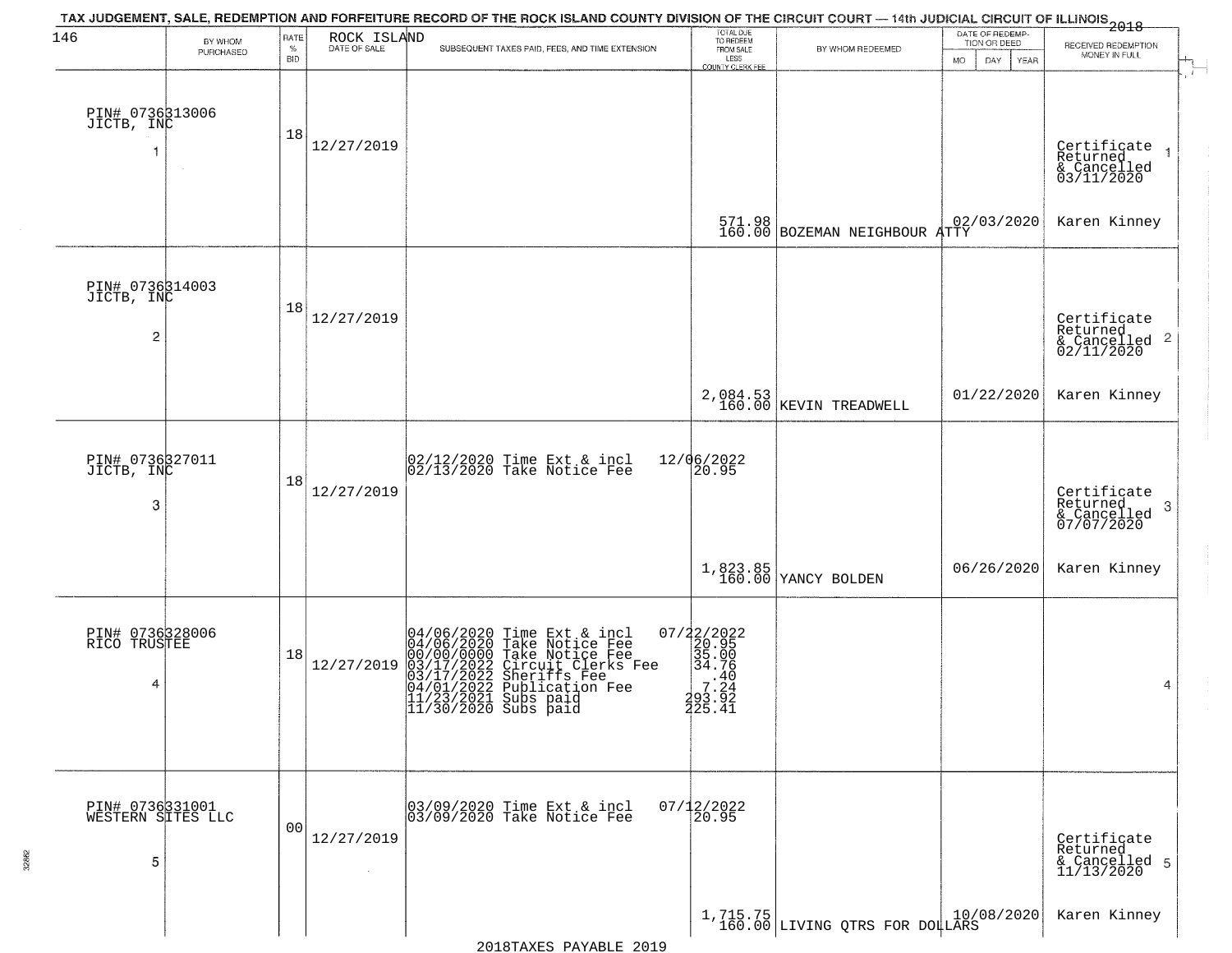TAX JUDGEMENT, SALE, REDEMPTION AND FORFEITURE RECORD OF THE ROCK ISLAND COUNTY DIVISION OF THE CIRCUIT COURT — 14th JUDICIAL CIRCUIT OF ILLINOIS 2018

| BY WHOM PURCHASED | RATE % BID | ROCK ISLAND DATE OF SALE | SUBSEQUENT TAXES PAID, FEES, AND TIME EXTENSION | TOTAL DUE TO REDEEM FROM SALE LESS COUNTY CLERK FEE | BY WHOM REDEEMED | DATE OF REDEMPTION OR DEED MO DAY YEAR | RECEIVED REDEMPTION MONEY IN FULL |
|---|---|---|---|---|---|---|---|
| PIN# 0736313006 JICTB, INC 1 | 18 | 12/27/2019 | | 571.98 160.00 | BOZEMAN NEIGHBOUR ATTY | 02/03/2020 | Certificate Returned & Cancelled 03/11/2020 Karen Kinney 1 |
| PIN# 0736314003 JICTB, INC 2 | 18 | 12/27/2019 | | 2,084.53 160.00 | KEVIN TREADWELL | 01/22/2020 | Certificate Returned & Cancelled 02/11/2020 Karen Kinney 2 |
| PIN# 0736327011 JICTB, INC 3 | 18 | 12/27/2019 | 02/12/2020 Time Ext & incl 12/06/2022<br>02/13/2020 Take Notice Fee 20.95 | 1,823.85 160.00 | YANCY BOLDEN | 06/26/2020 | Certificate Returned & Cancelled 07/07/2020 Karen Kinney 3 |
| PIN# 0736328006 RICO TRUSTEE 4 | 18 | 12/27/2019 | 04/06/2020 Time Ext & incl 07/22/2022<br>04/06/2020 Take Notice Fee 20.95<br>00/00/0000 Take Notice Fee 35.00<br>03/17/2022 Circuit Clerks Fee 34.76<br>03/17/2022 Sheriffs Fee .40<br>04/01/2022 Publication Fee 7.24<br>11/23/2021 Subs paid 293.92<br>11/30/2020 Subs paid 225.41 | | | | 4 |
| PIN# 0736331001 WESTERN SITES LLC 5 | 00 | 12/27/2019 | 03/09/2020 Time Ext & incl 07/12/2022<br>03/09/2020 Take Notice Fee 20.95 | 1,715.75 160.00 | LIVING QTRS FOR DOLLARS | 10/08/2020 | Certificate Returned & Cancelled 11/13/2020 Karen Kinney 5 |

2018TAXES PAYABLE 2019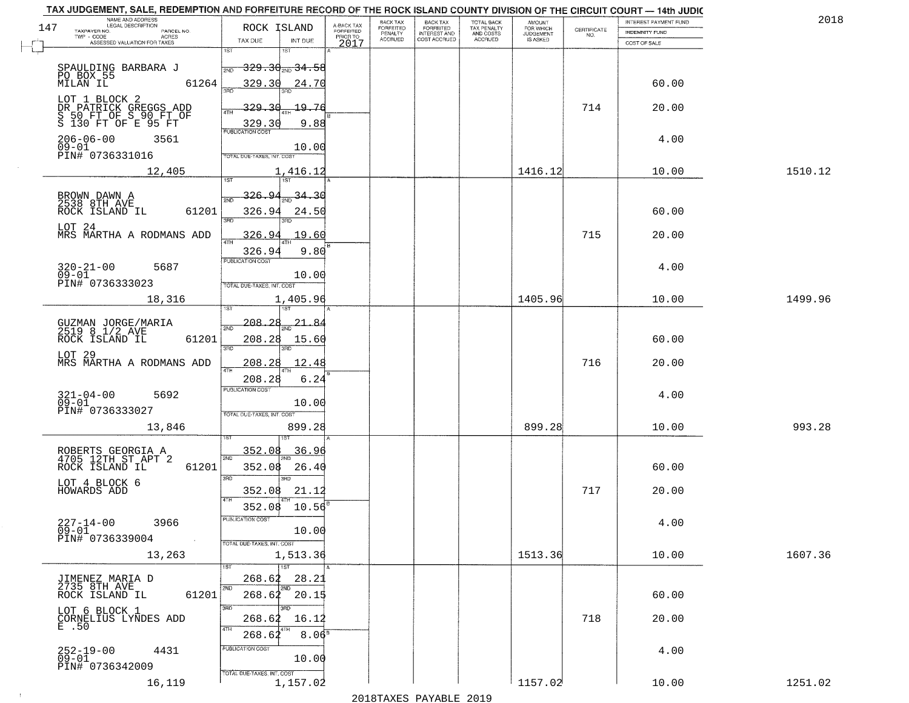TAX JUDGEMENT, SALE, REDEMPTION AND FORFEITURE RECORD OF THE ROCK ISLAND COUNTY DIVISION OF THE CIRCUIT COURT — 14th JUDIC

2018

| 147 NAME AND ADDRESS / LEGAL DESCRIPTION / TAXPAYER NO. / PARCEL NO. / TWP - CODE / ACRES / ASSESSED VALUATION FOR TAXES | ROCK ISLAND TAX DUE | INT DUE | A-BACK TAX FORFEITED PRIOR TO 2017 | BACK TAX FORFEITED PENALTY ACCRUED | BACK TAX FORFEITED INTEREST AND COST ACCRUED | TOTAL BACK TAX PENALTY AND COSTS ACCRUED | AMOUNT FOR WHICH JUDGEMENT IS ASKED | CERTIFICATE NO. | INTEREST PAYMENT FUND / INDEMNITY FUND / COST OF SALE | |
|---|---|---|---|---|---|---|---|---|---|---|
| SPAULDING BARBARA J<br>PO BOX 55<br>MILAN IL 61264<br>LOT 1 BLOCK 2<br>DR PATRICK GREGGS ADD<br>S 50 FT OF S 90 FT OF<br>S 130 FT OF E 95 FT<br>206-06-00 3561<br>09-01<br>PIN# 0736331016<br>12,405 | 1ST 329.30<br>2ND 329.30<br>3RD 329.30<br>4TH 329.30<br>PUBLICATION COST<br>TOTAL DUE-TAXES, INT. COST 1,416.12 | 34.58<br>24.70<br>19.76<br>9.88<br>10.00 | | | | | 1416.12 | 714 | 60.00<br>20.00<br>4.00<br>10.00 | 1510.12 |
| BROWN DAWN A<br>2538 8TH AVE<br>ROCK ISLAND IL 61201<br>LOT 24<br>MRS MARTHA A RODMANS ADD<br>320-21-00 5687<br>09-01<br>PIN# 0736333023<br>18,316 | 1ST 326.94<br>2ND 326.94<br>3RD 326.94<br>4TH 326.94<br>PUBLICATION COST<br>TOTAL DUE-TAXES, INT. COST 1,405.96 | 34.30<br>24.50<br>19.60<br>9.80<br>10.00 | | | | | 1405.96 | 715 | 60.00<br>20.00<br>4.00<br>10.00 | 1499.96 |
| GUZMAN JORGE/MARIA<br>2519 8 1/2 AVE<br>ROCK ISLAND IL 61201<br>LOT 29<br>MRS MARTHA A RODMANS ADD<br>321-04-00 5692<br>09-01<br>PIN# 0736333027<br>13,846 | 1ST 208.28<br>2ND 208.28<br>3RD 208.28<br>4TH 208.28<br>PUBLICATION COST<br>TOTAL DUE-TAXES, INT. COST 899.28 | 21.84<br>15.60<br>12.48<br>6.24<br>10.00 | | | | | 899.28 | 716 | 60.00<br>20.00<br>4.00<br>10.00 | 993.28 |
| ROBERTS GEORGIA A<br>4705 12TH ST APT 2<br>ROCK ISLAND IL 61201<br>LOT 4 BLOCK 6<br>HOWARDS ADD<br>227-14-00 3966<br>09-01<br>PIN# 0736339004<br>13,263 | 1ST 352.08<br>2ND 352.08<br>3RD 352.08<br>4TH 352.08<br>PUBLICATION COST<br>TOTAL DUE-TAXES, INT. COST 1,513.36 | 36.96<br>26.40<br>21.12<br>10.56<br>10.00 | | | | | 1513.36 | 717 | 60.00<br>20.00<br>4.00<br>10.00 | 1607.36 |
| JIMENEZ MARIA D<br>2735 8TH AVE<br>ROCK ISLAND IL 61201<br>LOT 6 BLOCK 1<br>CORNELIUS LYNDES ADD<br>E .50<br>252-19-00 4431<br>09-01<br>PIN# 0736342009<br>16,119 | 1ST 268.62<br>2ND 268.62<br>3RD 268.62<br>4TH 268.62<br>PUBLICATION COST<br>TOTAL DUE-TAXES, INT. COST 1,157.02 | 28.21<br>20.15<br>16.12<br>8.06<br>10.00 | | | | | 1157.02 | 718 | 60.00<br>20.00<br>4.00<br>10.00 | 1251.02 |

2018TAXES PAYABLE 2019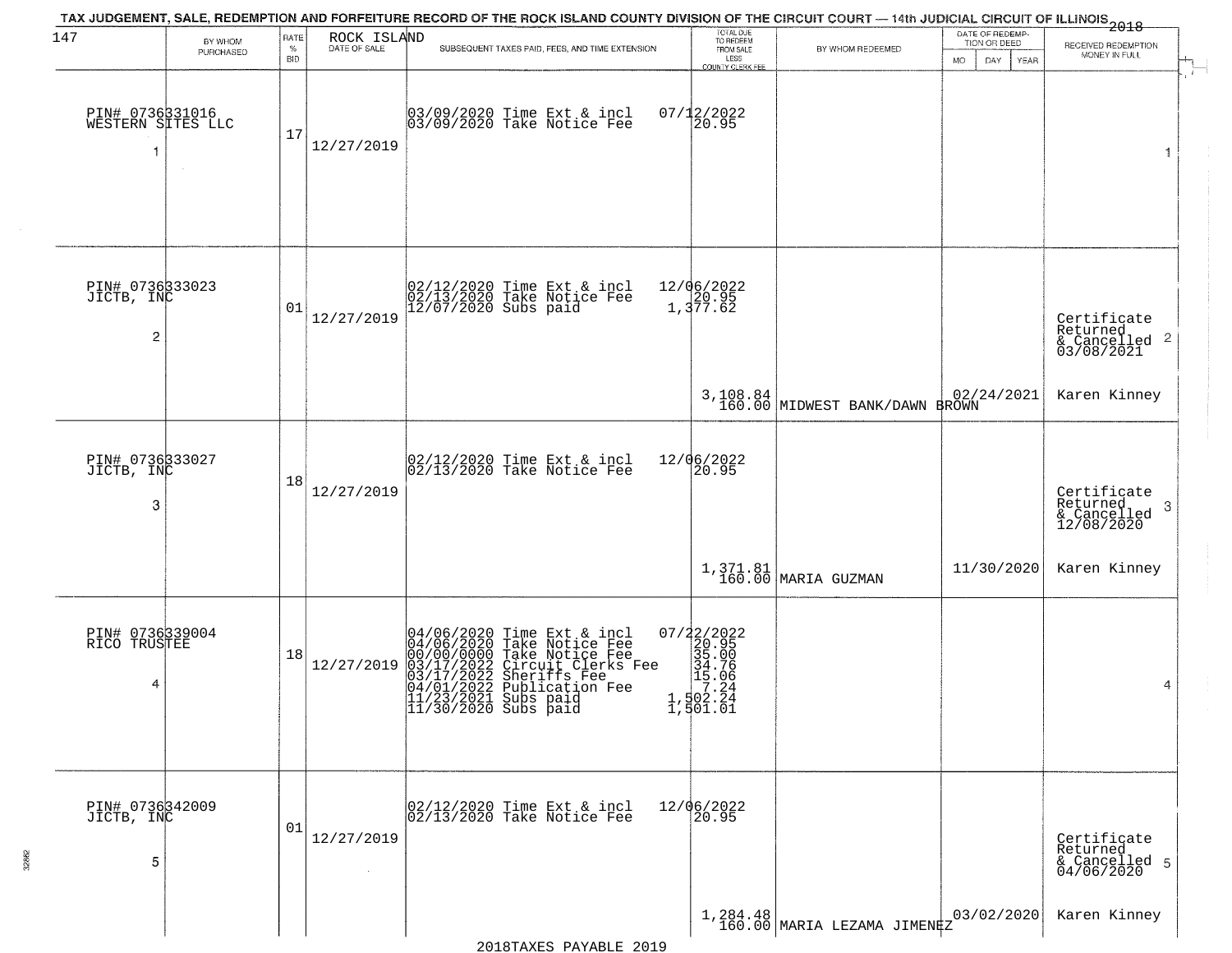TAX JUDGEMENT, SALE, REDEMPTION AND FORFEITURE RECORD OF THE ROCK ISLAND COUNTY DIVISION OF THE CIRCUIT COURT — 14th JUDICIAL CIRCUIT OF ILLINOIS 2018

| 147 BY WHOM PURCHASED | RATE % BID | ROCK ISLAND DATE OF SALE | SUBSEQUENT TAXES PAID, FEES, AND TIME EXTENSION | TOTAL DUE TO REDEEM FROM SALE LESS COUNTY CLERK FEE | BY WHOM REDEEMED | DATE OF REDEMPTION OR DEED MO DAY YEAR | RECEIVED REDEMPTION MONEY IN FULL |
|---|---|---|---|---|---|---|---|
| PIN# 0736331016 WESTERN SITES LLC 1 | 17 | 12/27/2019 | 03/09/2020 Time Ext & incl<br>03/09/2020 Take Notice Fee | 07/12/2022<br>20.95 | | | 1 |
| PIN# 0736333023 JICTB, INC 2 | 01 | 12/27/2019 | 02/12/2020 Time Ext & incl<br>02/13/2020 Take Notice Fee<br>12/07/2020 Subs paid | 12/06/2022<br>20.95<br>1,377.62<br>3,108.84<br>160.00 | MIDWEST BANK/DAWN BROWN | 02/24/2021 | Certificate Returned & Cancelled 03/08/2021 2<br>Karen Kinney |
| PIN# 0736333027 JICTB, INC 3 | 18 | 12/27/2019 | 02/12/2020 Time Ext & incl<br>02/13/2020 Take Notice Fee | 12/06/2022<br>20.95<br>1,371.81<br>160.00 | MARIA GUZMAN | 11/30/2020 | Certificate Returned & Cancelled 12/08/2020 3<br>Karen Kinney |
| PIN# 0736339004 RICO TRUSTEE 4 | 18 | 12/27/2019 | 04/06/2020 Time Ext & incl<br>04/06/2020 Take Notice Fee<br>00/00/0000 Take Notice Fee<br>03/17/2022 Circuit Clerks Fee<br>03/17/2022 Sheriffs Fee<br>04/01/2022 Publication Fee<br>11/23/2021 Subs paid<br>11/30/2020 Subs paid | 07/22/2022<br>20.95<br>35.00<br>34.76<br>15.06<br>7.24<br>1,502.24<br>1,501.01 | | | 4 |
| PIN# 0736342009 JICTB, INC 5 | 01 | 12/27/2019 | 02/12/2020 Time Ext & incl<br>02/13/2020 Take Notice Fee | 12/06/2022<br>20.95<br>1,284.48<br>160.00 | MARIA LEZAMA JIMENEZ | 03/02/2020 | Certificate Returned & Cancelled 04/06/2020 5<br>Karen Kinney |

2018TAXES PAYABLE 2019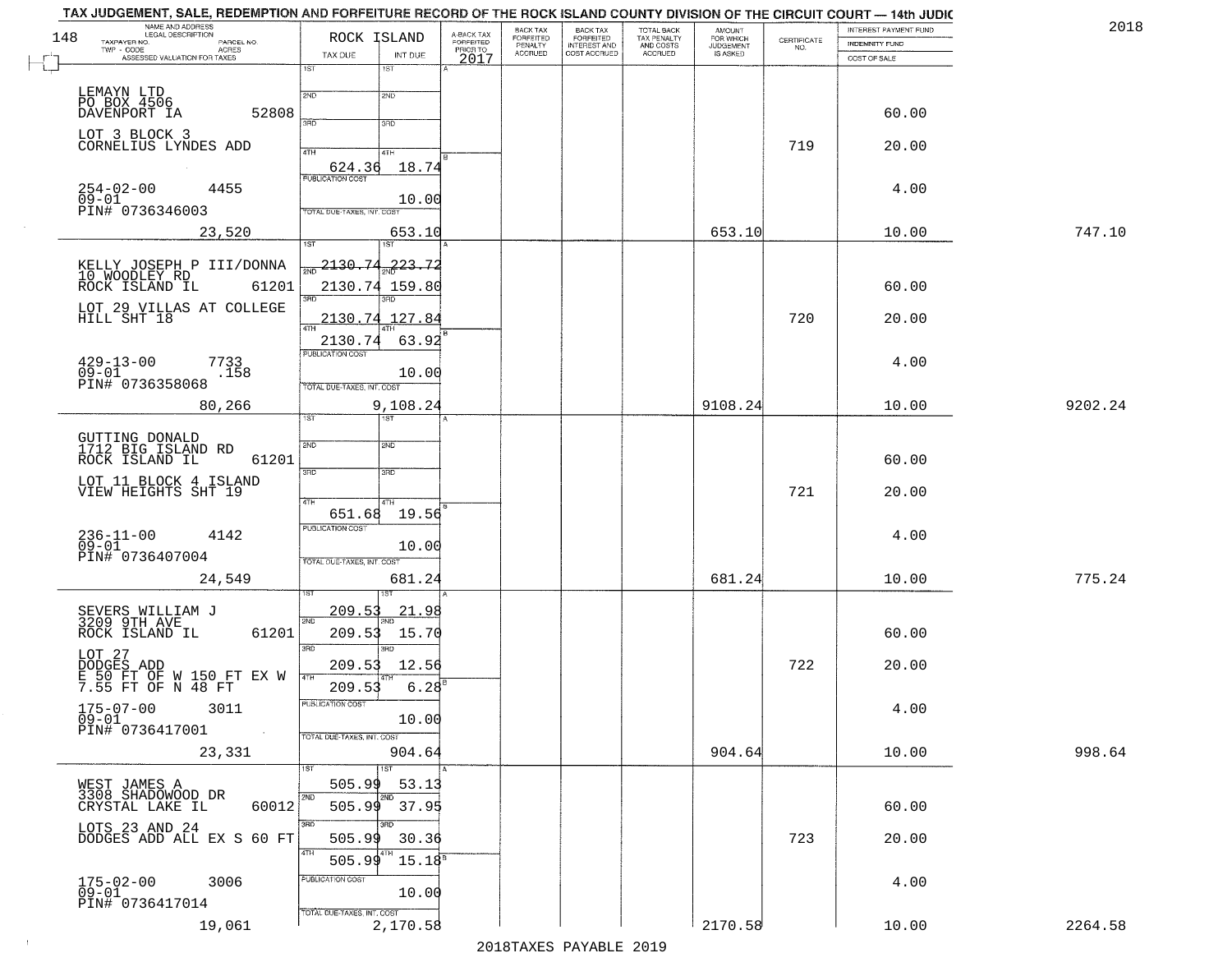TAX JUDGEMENT, SALE, REDEMPTION AND FORFEITURE RECORD OF THE ROCK ISLAND COUNTY DIVISION OF THE CIRCUIT COURT — 14th JUDIC

2018

| NAME AND ADDRESS / LEGAL DESCRIPTION / TAXPAYER NO. / PARCEL NO. / TWP - CODE / ACRES / ASSESSED VALUATION FOR TAXES | ROCK ISLAND TAX DUE | INT DUE | A-BACK TAX FORFEITED PRIOR TO 2017 | BACK TAX FORFEITED PENALTY ACCRUED | BACK TAX FORFEITED INTEREST AND COST ACCRUED | TOTAL BACK TAX PENALTY AND COSTS ACCRUED | AMOUNT FOR WHICH JUDGEMENT IS ASKED | CERTIFICATE NO. | INTEREST PAYMENT FUND / INDEMNITY FUND / COST OF SALE | |
|---|---|---|---|---|---|---|---|---|---|---|
| LEMAYN LTD<br>PO BOX 4506<br>DAVENPORT IA 52808<br>LOT 3 BLOCK 3<br>CORNELIUS LYNDES ADD<br>254-02-00 4455<br>09-01<br>PIN# 0736346003<br>23,520 | 1ST<br>2ND<br>3RD<br>4TH 624.36<br>PUBLICATION COST<br>TOTAL DUE-TAXES, INT. COST | 1ST<br>2ND<br>3RD<br>4TH 18.74<br>10.00<br>653.10 | | | | | 653.10 | 719 | 60.00<br>20.00<br>4.00<br>10.00 | 747.10 |
| KELLY JOSEPH P III/DONNA<br>10 WOODLEY RD<br>ROCK ISLAND IL 61201<br>LOT 29 VILLAS AT COLLEGE<br>HILL SHT 18<br>429-13-00 7733<br>09-01 .158<br>PIN# 0736358068<br>80,266 | 1ST 2130.74<br>2ND 2130.74<br>3RD 2130.74<br>4TH 2130.74<br>PUBLICATION COST<br>TOTAL DUE-TAXES, INT. COST | 223.72<br>159.80<br>127.84<br>63.92<br>10.00<br>9,108.24 | | | | | 9108.24 | 720 | 60.00<br>20.00<br>4.00<br>10.00 | 9202.24 |
| GUTTING DONALD<br>1712 BIG ISLAND RD<br>ROCK ISLAND IL 61201<br>LOT 11 BLOCK 4 ISLAND<br>VIEW HEIGHTS SHT 19<br>236-11-00 4142<br>09-01<br>PIN# 0736407004<br>24,549 | 1ST<br>2ND<br>3RD<br>4TH 651.68<br>PUBLICATION COST<br>TOTAL DUE-TAXES, INT. COST | 1ST<br>2ND<br>3RD<br>4TH 19.56<br>10.00<br>681.24 | | | | | 681.24 | 721 | 60.00<br>20.00<br>4.00<br>10.00 | 775.24 |
| SEVERS WILLIAM J<br>3209 9TH AVE<br>ROCK ISLAND IL 61201<br>LOT 27<br>DODGES ADD<br>E 50 FT OF W 150 FT EX W<br>7.55 FT OF N 48 FT<br>175-07-00 3011<br>09-01<br>PIN# 0736417001<br>23,331 | 1ST 209.53<br>2ND 209.53<br>3RD 209.53<br>4TH 209.53<br>PUBLICATION COST<br>TOTAL DUE-TAXES, INT. COST | 21.98<br>15.70<br>12.56<br>6.28<br>10.00<br>904.64 | | | | | 904.64 | 722 | 60.00<br>20.00<br>4.00<br>10.00 | 998.64 |
| WEST JAMES A<br>3308 SHADOWOOD DR<br>CRYSTAL LAKE IL 60012<br>LOTS 23 AND 24<br>DODGES ADD ALL EX S 60 FT<br>175-02-00 3006<br>09-01<br>PIN# 0736417014<br>19,061 | 1ST 505.99<br>2ND 505.99<br>3RD 505.99<br>4TH 505.99<br>PUBLICATION COST<br>TOTAL DUE-TAXES, INT. COST | 53.13<br>37.95<br>30.36<br>15.18<br>10.00<br>2,170.58 | | | | | 2170.58 | 723 | 60.00<br>20.00<br>4.00<br>10.00 | 2264.58 |

2018TAXES PAYABLE 2019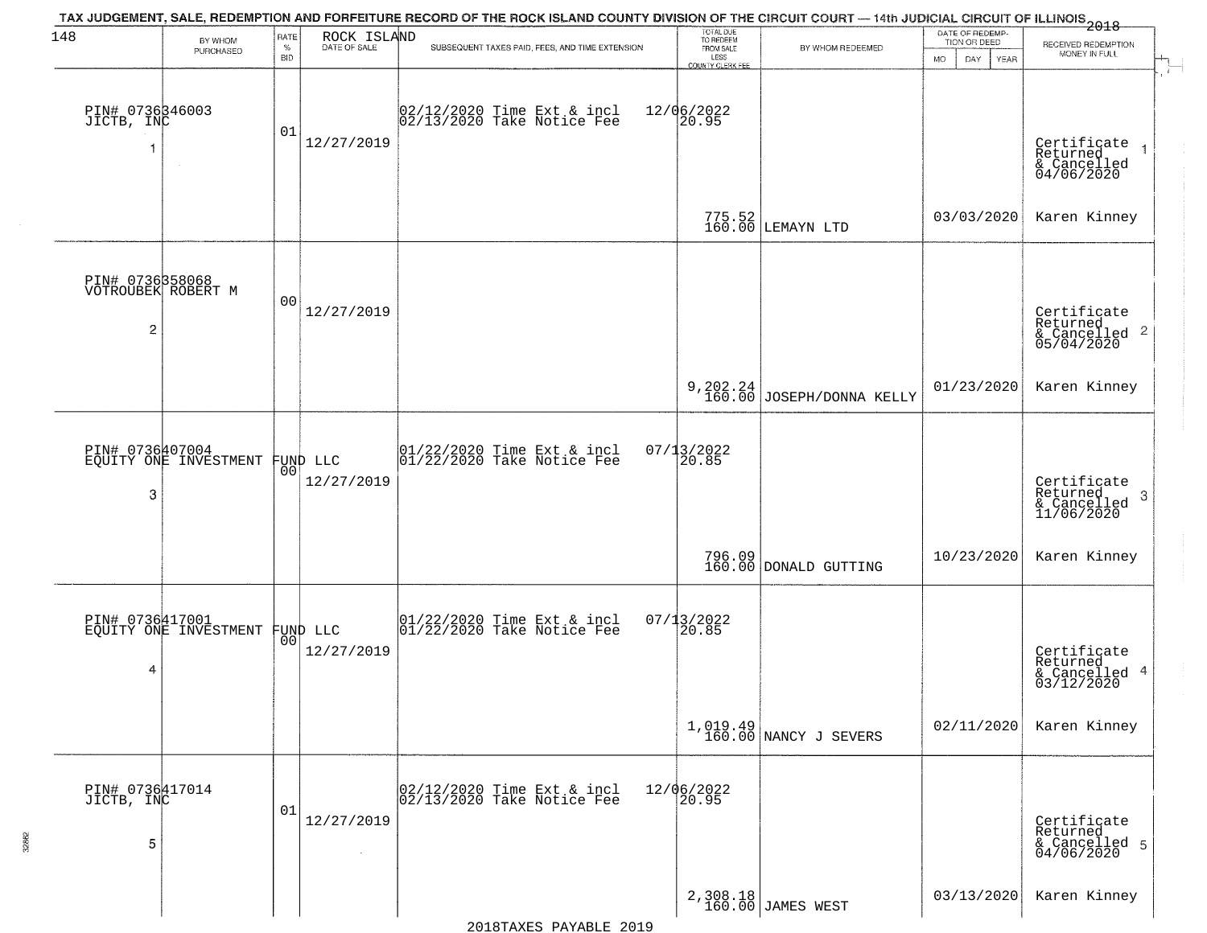TAX JUDGEMENT, SALE, REDEMPTION AND FORFEITURE RECORD OF THE ROCK ISLAND COUNTY DIVISION OF THE CIRCUIT COURT — 14th JUDICIAL CIRCUIT OF ILLINOIS 2018

ROCK ISLAND

| | BY WHOM PURCHASED | RATE % BID | DATE OF SALE | SUBSEQUENT TAXES PAID, FEES, AND TIME EXTENSION | TOTAL DUE TO REDEEM FROM SALE LESS COUNTY CLERK FEE | BY WHOM REDEEMED | DATE OF REDEMPTION OR DEED MO DAY YEAR | RECEIVED REDEMPTION MONEY IN FULL |
|---|---|---|---|---|---|---|---|---|
| 1 | PIN# 0736346003 JICTB, INC | 01 | 12/27/2019 | 02/12/2020 Time Ext & incl 12/06/2022 02/13/2020 Take Notice Fee 20.95 | 775.52 160.00 | LEMAYN LTD | 03/03/2020 | Certificate Returned & Cancelled 04/06/2020 Karen Kinney |
| 2 | PIN# 0736358068 VOTROUBEK ROBERT M | 00 | 12/27/2019 | | 9,202.24 160.00 | JOSEPH/DONNA KELLY | 01/23/2020 | Certificate Returned & Cancelled 05/04/2020 Karen Kinney |
| 3 | PIN# 0736407004 EQUITY ONE INVESTMENT FUND LLC | 00 | 12/27/2019 | 01/22/2020 Time Ext & incl 07/13/2022 01/22/2020 Take Notice Fee 20.85 | 796.09 160.00 | DONALD GUTTING | 10/23/2020 | Certificate Returned & Cancelled 11/06/2020 Karen Kinney |
| 4 | PIN# 0736417001 EQUITY ONE INVESTMENT FUND LLC | 00 | 12/27/2019 | 01/22/2020 Time Ext & incl 07/13/2022 01/22/2020 Take Notice Fee 20.85 | 1,019.49 160.00 | NANCY J SEVERS | 02/11/2020 | Certificate Returned & Cancelled 03/12/2020 Karen Kinney |
| 5 | PIN# 0736417014 JICTB, INC | 01 | 12/27/2019 | 02/12/2020 Time Ext & incl 12/06/2022 02/13/2020 Take Notice Fee 20.95 | 2,308.18 160.00 | JAMES WEST | 03/13/2020 | Certificate Returned & Cancelled 04/06/2020 Karen Kinney |

2018TAXES PAYABLE 2019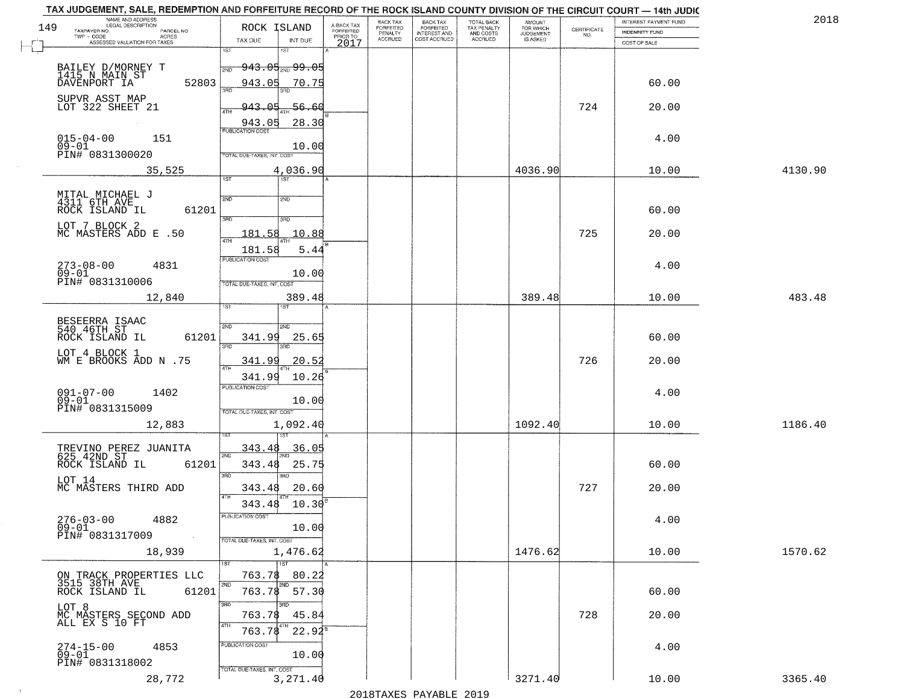TAX JUDGEMENT, SALE, REDEMPTION AND FORFEITURE RECORD OF THE ROCK ISLAND COUNTY DIVISION OF THE CIRCUIT COURT — 14th JUDIC

2018

| 149 NAME AND ADDRESS / LEGAL DESCRIPTION / TAXPAYER NO. / PARCEL NO. / TWP - CODE / ACRES / ASSESSED VALUATION FOR TAXES | ROCK ISLAND TAX DUE | INT DUE | A-BACK TAX FORFEITED PRIOR TO 2017 | BACK TAX FORFEITED PENALTY ACCRUED | BACK TAX FORFEITED INTEREST AND COST ACCRUED | TOTAL BACK TAX PENALTY AND COSTS ACCRUED | AMOUNT FOR WHICH JUDGEMENT IS ASKED | CERTIFICATE NO. | INTEREST PAYMENT FUND / INDEMNITY FUND / COST OF SALE | |
|---|---|---|---|---|---|---|---|---|---|---|
| BAILEY D/MORNEY T<br>1415 N MAIN ST<br>DAVENPORT IA 52803<br>SUPVR ASST MAP<br>LOT 322 SHEET 21<br>015-04-00 151<br>09-01<br>PIN# 0831300020<br>35,525 | 1ST<br>2ND ~~943.05~~<br>3RD 943.05<br>4TH ~~943.05~~<br>943.05<br>PUBLICATION COST<br>TOTAL DUE-TAXES, INT. COST | 1ST<br>2ND ~~99.05~~<br>3RD 70.75<br>4TH ~~56.60~~<br>28.30<br>10.00<br>4,036.90 | | | | | 4036.90 | 724 | 60.00<br>20.00<br>4.00<br>10.00 | 4130.90 |
| MITAL MICHAEL J<br>4311 6TH AVE<br>ROCK ISLAND IL 61201<br>LOT 7 BLOCK 2<br>MC MASTERS ADD E .50<br>273-08-00 4831<br>09-01<br>PIN# 0831310006<br>12,840 | 1ST<br>2ND<br>3RD 181.58<br>4TH 181.58<br>PUBLICATION COST<br>TOTAL DUE-TAXES, INT. COST | 1ST<br>2ND<br>3RD 10.88<br>4TH 5.44<br>10.00<br>389.48 | | | | | 389.48 | 725 | 60.00<br>20.00<br>4.00<br>10.00 | 483.48 |
| BESEERRA ISAAC<br>540 46TH ST<br>ROCK ISLAND IL 61201<br>LOT 4 BLOCK 1<br>WM E BROOKS ADD N .75<br>091-07-00 1402<br>09-01<br>PIN# 0831315009<br>12,883 | 1ST<br>2ND 341.99<br>3RD 341.99<br>4TH 341.99<br>PUBLICATION COST<br>TOTAL DUE-TAXES, INT. COST | 1ST<br>2ND 25.65<br>3RD 20.52<br>4TH 10.26<br>10.00<br>1,092.40 | | | | | 1092.40 | 726 | 60.00<br>20.00<br>4.00<br>10.00 | 1186.40 |
| TREVINO PEREZ JUANITA<br>625 42ND ST<br>ROCK ISLAND IL 61201<br>LOT 14<br>MC MASTERS THIRD ADD<br>276-03-00 4882<br>09-01<br>PIN# 0831317009<br>18,939 | 1ST 343.48<br>2ND 343.48<br>3RD 343.48<br>4TH 343.48<br>PUBLICATION COST<br>TOTAL DUE-TAXES, INT. COST | 1ST 36.05<br>2ND 25.75<br>3RD 20.60<br>4TH 10.30<br>10.00<br>1,476.62 | | | | | 1476.62 | 727 | 60.00<br>20.00<br>4.00<br>10.00 | 1570.62 |
| ON TRACK PROPERTIES LLC<br>3515 38TH AVE<br>ROCK ISLAND IL 61201<br>LOT 8<br>MC MASTERS SECOND ADD<br>ALL EX S 10 FT<br>274-15-00 4853<br>09-01<br>PIN# 0831318002<br>28,772 | 1ST 763.78<br>2ND 763.78<br>3RD 763.78<br>4TH 763.78<br>PUBLICATION COST<br>TOTAL DUE-TAXES, INT. COST | 1ST 80.22<br>2ND 57.30<br>3RD 45.84<br>4TH 22.92<br>10.00<br>3,271.40 | | | | | 3271.40 | 728 | 60.00<br>20.00<br>4.00<br>10.00 | 3365.40 |

2018TAXES PAYABLE 2019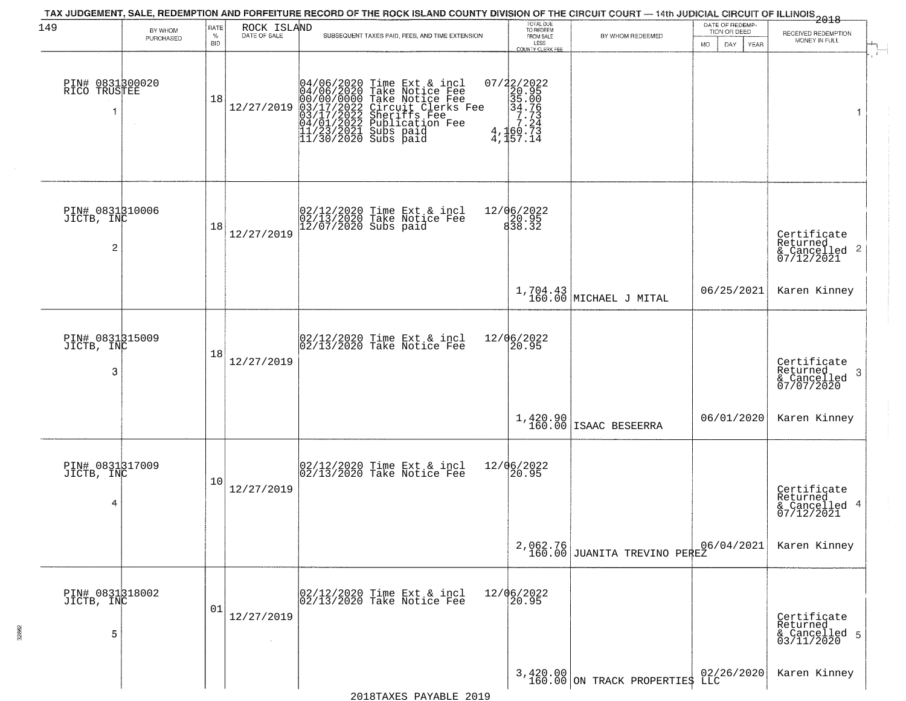TAX JUDGEMENT, SALE, REDEMPTION AND FORFEITURE RECORD OF THE ROCK ISLAND COUNTY DIVISION OF THE CIRCUIT COURT — 14th JUDICIAL CIRCUIT OF ILLINOIS 2018

149 ROCK ISLAND

| | BY WHOM PURCHASED | RATE % BID | DATE OF SALE | SUBSEQUENT TAXES PAID, FEES, AND TIME EXTENSION | TOTAL DUE TO REDEEM FROM SALE LESS COUNTY CLERK FEE | BY WHOM REDEEMED | DATE OF REDEMPTION OR DEED MO DAY YEAR | RECEIVED REDEMPTION MONEY IN FULL |
|---|---|---|---|---|---|---|---|---|
| 1 | PIN# 0831300020 RICO TRUSTEE | 18 | 12/27/2019 | 04/06/2020 Time Ext & incl<br>04/06/2020 Take Notice Fee<br>00/00/0000 Take Notice Fee<br>03/17/2022 Circuit Clerks Fee<br>03/17/2022 Sheriffs Fee<br>04/01/2022 Publication Fee<br>11/23/2021 Subs paid<br>11/30/2020 Subs paid | 07/22/2022<br>20.95<br>35.00<br>34.76<br>7.73<br>7.24<br>4,160.73<br>4,157.14 | | | 1 |
| 2 | PIN# 0831310006 JICTB, INC | 18 | 12/27/2019 | 02/12/2020 Time Ext & incl<br>02/13/2020 Take Notice Fee<br>12/07/2020 Subs paid | 12/06/2022<br>20.95<br>838.32<br><br>1,704.43<br>160.00 | MICHAEL J MITAL | 06/25/2021 | Certificate Returned & Cancelled 07/12/2021 2<br>Karen Kinney |
| 3 | PIN# 0831315009 JICTB, INC | 18 | 12/27/2019 | 02/12/2020 Time Ext & incl<br>02/13/2020 Take Notice Fee | 12/06/2022<br>20.95<br><br>1,420.90<br>160.00 | ISAAC BESEERRA | 06/01/2020 | Certificate Returned & Cancelled 07/07/2020 3<br>Karen Kinney |
| 4 | PIN# 0831317009 JICTB, INC | 10 | 12/27/2019 | 02/12/2020 Time Ext & incl<br>02/13/2020 Take Notice Fee | 12/06/2022<br>20.95<br><br>2,062.76<br>160.00 | JUANITA TREVINO PEREZ | 06/04/2021 | Certificate Returned & Cancelled 07/12/2021 4<br>Karen Kinney |
| 5 | PIN# 0831318002 JICTB, INC | 01 | 12/27/2019 | 02/12/2020 Time Ext & incl<br>02/13/2020 Take Notice Fee | 12/06/2022<br>20.95<br><br>3,420.00<br>160.00 | ON TRACK PROPERTIES LLC | 02/26/2020 | Certificate Returned & Cancelled 03/11/2020 5<br>Karen Kinney |

2018TAXES PAYABLE 2019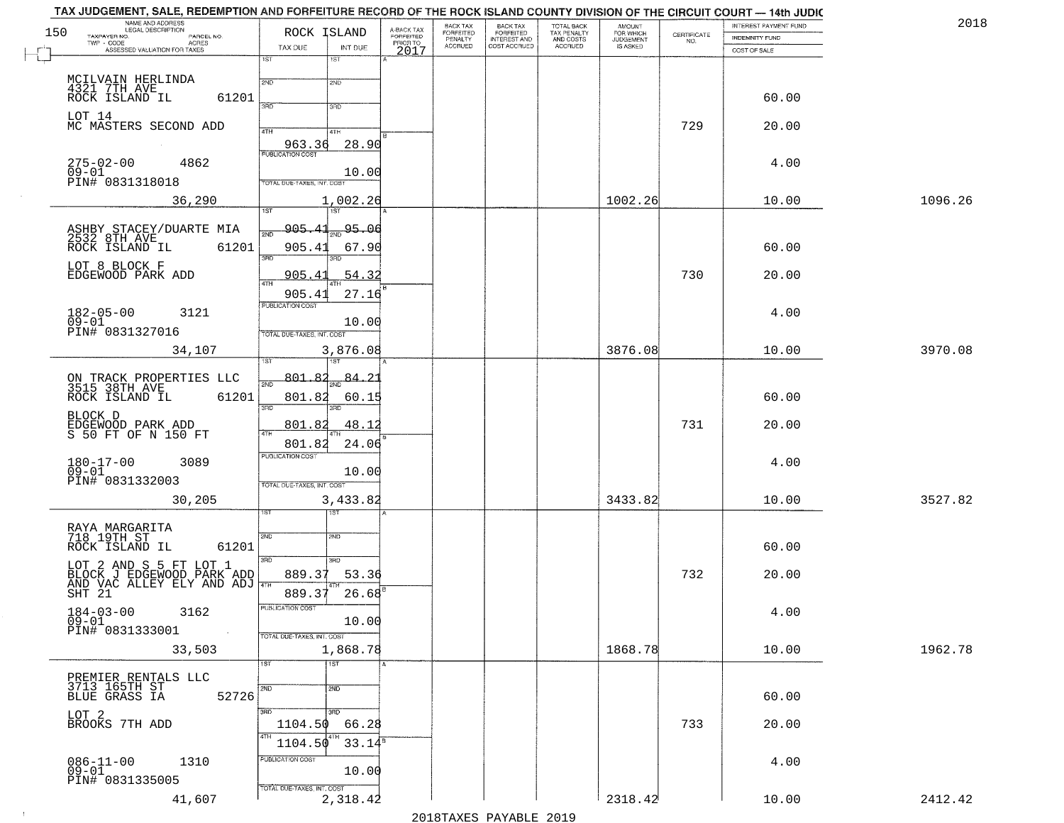TAX JUDGEMENT, SALE, REDEMPTION AND FORFEITURE RECORD OF THE ROCK ISLAND COUNTY DIVISION OF THE CIRCUIT COURT — 14th JUDIC

2018

| NAME AND ADDRESS / LEGAL DESCRIPTION / TAXPAYER NO. / PARCEL NO. / TWP - CODE / ACRES / ASSESSED VALUATION FOR TAXES | ROCK ISLAND TAX DUE | INT DUE | A-BACK TAX FORFEITED PRIOR TO 2017 | BACK TAX FORFEITED PENALTY ACCRUED | BACK TAX FORFEITED INTEREST AND COST ACCRUED | TOTAL BACK TAX PENALTY AND COSTS ACCRUED | AMOUNT FOR WHICH JUDGEMENT IS ASKED | CERTIFICATE NO. | INTEREST PAYMENT FUND / INDEMNITY FUND / COST OF SALE | |
|---|---|---|---|---|---|---|---|---|---|---|
| MCILVAIN HERLINDA, 4321 7TH AVE, ROCK ISLAND IL 61201; LOT 14 MC MASTERS SECOND ADD; 275-02-00 4862; 09-01; PIN# 0831318018 | 4TH 963.36 | 28.90 | | | | | | 729 | 60.00 / 20.00 / 4.00 | |
| | PUBLICATION COST | 10.00 | | | | | | | | |
| 36,290 | TOTAL DUE-TAXES, INT. COST | 1,002.26 | | | | | 1002.26 | | 10.00 | 1096.26 |
| ASHBY STACEY/DUARTE MIA, 2532 8TH AVE, ROCK ISLAND IL 61201; LOT 8 BLOCK F EDGEWOOD PARK ADD; 182-05-00 3121; 09-01; PIN# 0831327016 | 1ST 905.41 | 95.06 | | | | | | 730 | 60.00 / 20.00 / 4.00 | |
| | 2ND 905.41 | 67.90 | | | | | | | | |
| | 3RD 905.41 | 54.32 | | | | | | | | |
| | 4TH 905.41 | 27.16 | | | | | | | | |
| | PUBLICATION COST | 10.00 | | | | | | | | |
| 34,107 | TOTAL DUE-TAXES, INT. COST | 3,876.08 | | | | | 3876.08 | | 10.00 | 3970.08 |
| ON TRACK PROPERTIES LLC, 3515 38TH AVE, ROCK ISLAND IL 61201; BLOCK D EDGEWOOD PARK ADD S 50 FT OF N 150 FT; 180-17-00 3089; 09-01; PIN# 0831332003 | 1ST 801.82 | 84.21 | | | | | | 731 | 60.00 / 20.00 / 4.00 | |
| | 2ND 801.82 | 60.15 | | | | | | | | |
| | 3RD 801.82 | 48.12 | | | | | | | | |
| | 4TH 801.82 | 24.06 | | | | | | | | |
| | PUBLICATION COST | 10.00 | | | | | | | | |
| 30,205 | TOTAL DUE-TAXES, INT. COST | 3,433.82 | | | | | 3433.82 | | 10.00 | 3527.82 |
| RAYA MARGARITA, 718 19TH ST, ROCK ISLAND IL 61201; LOT 2 AND S 5 FT LOT 1 BLOCK J EDGEWOOD PARK ADD AND VAC ALLEY ELY AND ADJ SHT 21; 184-03-00 3162; 09-01; PIN# 0831333001 | 3RD 889.37 | 53.36 | | | | | | 732 | 60.00 / 20.00 / 4.00 | |
| | 4TH 889.37 | 26.68 | | | | | | | | |
| | PUBLICATION COST | 10.00 | | | | | | | | |
| 33,503 | TOTAL DUE-TAXES, INT. COST | 1,868.78 | | | | | 1868.78 | | 10.00 | 1962.78 |
| PREMIER RENTALS LLC, 3713 165TH ST, BLUE GRASS IA 52726; LOT 2 BROOKS 7TH ADD; 086-11-00 1310; 09-01; PIN# 0831335005 | 3RD 1104.50 | 66.28 | | | | | | 733 | 60.00 / 20.00 / 4.00 | |
| | 4TH 1104.50 | 33.14 | | | | | | | | |
| | PUBLICATION COST | 10.00 | | | | | | | | |
| 41,607 | TOTAL DUE-TAXES, INT. COST | 2,318.42 | | | | | 2318.42 | | 10.00 | 2412.42 |

2018TAXES PAYABLE 2019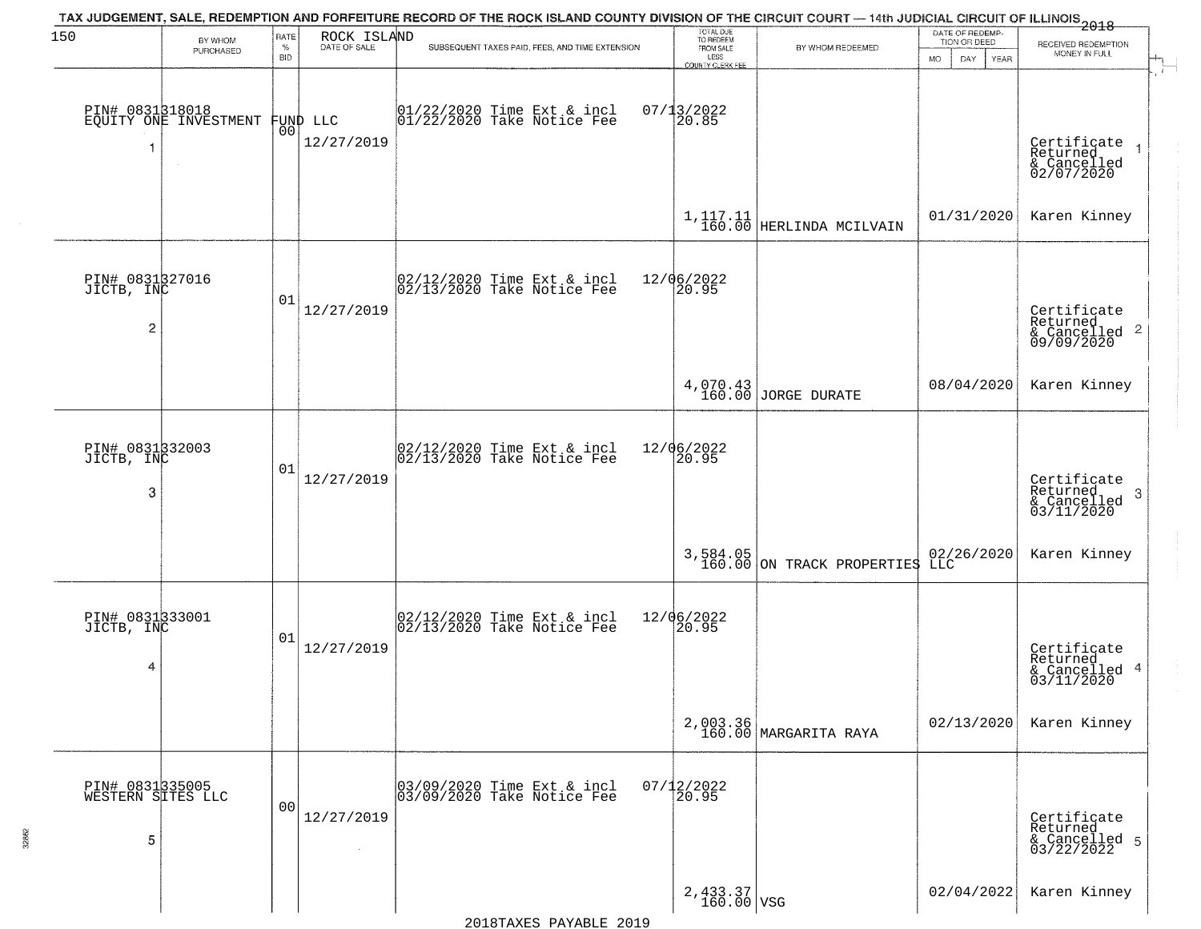TAX JUDGEMENT, SALE, REDEMPTION AND FORFEITURE RECORD OF THE ROCK ISLAND COUNTY DIVISION OF THE CIRCUIT COURT — 14th JUDICIAL CIRCUIT OF ILLINOIS 2018

| # | BY WHOM PURCHASED | RATE % BID | ROCK ISLAND DATE OF SALE | SUBSEQUENT TAXES PAID, FEES, AND TIME EXTENSION | TOTAL DUE TO REDEEM FROM SALE LESS COUNTY CLERK FEE | BY WHOM REDEEMED | DATE OF REDEMPTION OR DEED MO DAY YEAR | RECEIVED REDEMPTION MONEY IN FULL |
|---|---|---|---|---|---|---|---|---|
| 1 | PIN# 0831318018 EQUITY ONE INVESTMENT FUND LLC | 00 | 12/27/2019 | 01/22/2020 Time Ext & incl 01/22/2020 Take Notice Fee 07/13/2022 20.85 | 1,117.11 160.00 | HERLINDA MCILVAIN | 01/31/2020 | Certificate Returned & Cancelled 02/07/2020 Karen Kinney |
| 2 | PIN# 0831327016 JICTB, INC | 01 | 12/27/2019 | 02/12/2020 Time Ext & incl 02/13/2020 Take Notice Fee 12/06/2022 20.95 | 4,070.43 160.00 | JORGE DURATE | 08/04/2020 | Certificate Returned & Cancelled 09/09/2020 Karen Kinney |
| 3 | PIN# 0831332003 JICTB, INC | 01 | 12/27/2019 | 02/12/2020 Time Ext & incl 02/13/2020 Take Notice Fee 12/06/2022 20.95 | 3,584.05 160.00 | ON TRACK PROPERTIES LLC | 02/26/2020 | Certificate Returned & Cancelled 03/11/2020 Karen Kinney |
| 4 | PIN# 0831333001 JICTB, INC | 01 | 12/27/2019 | 02/12/2020 Time Ext & incl 02/13/2020 Take Notice Fee 12/06/2022 20.95 | 2,003.36 160.00 | MARGARITA RAYA | 02/13/2020 | Certificate Returned & Cancelled 03/11/2020 Karen Kinney |
| 5 | PIN# 0831335005 WESTERN SITES LLC | 00 | 12/27/2019 | 03/09/2020 Time Ext & incl 03/09/2020 Take Notice Fee 07/12/2022 20.95 | 2,433.37 160.00 | VSG | 02/04/2022 | Certificate Returned & Cancelled 03/22/2022 Karen Kinney |

2018TAXES PAYABLE 2019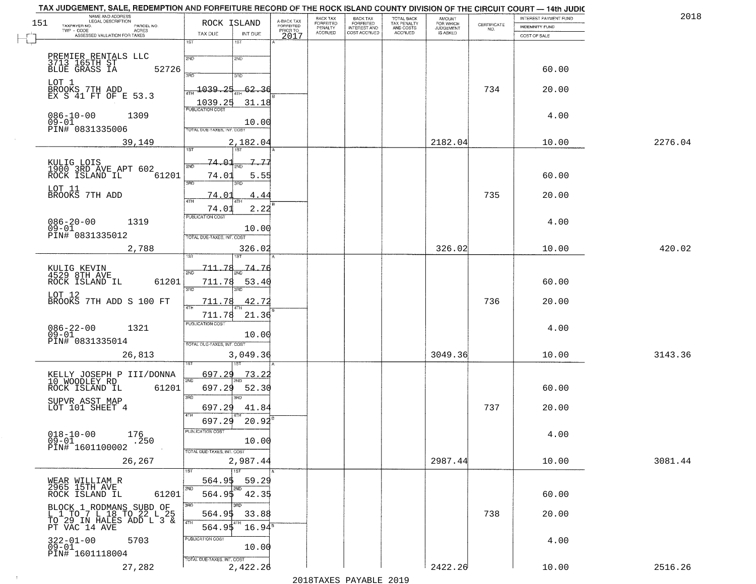# TAX JUDGEMENT, SALE, REDEMPTION AND FORFEITURE RECORD OF THE ROCK ISLAND COUNTY DIVISION OF THE CIRCUIT COURT — 14th JUDIC

2018

151

| NAME AND ADDRESS / LEGAL DESCRIPTION / TAXPAYER NO. / PARCEL NO. / TWP - CODE / ACRES / ASSESSED VALUATION FOR TAXES | ROCK ISLAND TAX DUE | INT DUE | A-BACK TAX FORFEITED PRIOR TO 2017 | BACK TAX FORFEITED PENALTY ACCRUED | BACK TAX FORFEITED INTEREST AND COST ACCRUED | TOTAL BACK TAX PENALTY AND COSTS ACCRUED | AMOUNT FOR WHICH JUDGEMENT IS ASKED | CERTIFICATE NO. | INTEREST PAYMENT FUND / INDEMNITY FUND / COST OF SALE | |
|---|---|---|---|---|---|---|---|---|---|---|
| PREMIER RENTALS LLC<br>3713 165TH ST<br>BLUE GRASS IA 52726<br>LOT 1<br>BROOKS 7TH ADD<br>EX S 41 FT OF E 53.3<br>086-10-00 1309<br>09-01<br>PIN# 0831335006<br>39,149 | 1ST<br>2ND<br>3RD<br>4TH 1039.25<br>1039.25<br>PUBLICATION COST<br>TOTAL DUE-TAXES, INT. COST | <br><br><br>62.36<br>31.18<br>10.00<br>2,182.04 | | | | | 2182.04 | 734 | 60.00<br>20.00<br>4.00<br>10.00 | 2276.04 |
| KULIG LOIS<br>1900 3RD AVE APT 602<br>ROCK ISLAND IL 61201<br>LOT 11<br>BROOKS 7TH ADD<br>086-20-00 1319<br>09-01<br>PIN# 0831335012<br>2,788 | 1ST 74.01<br>2ND 74.01<br>3RD 74.01<br>4TH 74.01<br>PUBLICATION COST<br>TOTAL DUE-TAXES, INT. COST | 7.77<br>5.55<br>4.44<br>2.22<br>10.00<br>326.02 | | | | | 326.02 | 735 | 60.00<br>20.00<br>4.00<br>10.00 | 420.02 |
| KULIG KEVIN<br>4529 8TH AVE<br>ROCK ISLAND IL 61201<br>LOT 12<br>BROOKS 7TH ADD S 100 FT<br>086-22-00 1321<br>09-01<br>PIN# 0831335014<br>26,813 | 1ST 711.78<br>2ND 711.78<br>3RD 711.78<br>4TH 711.78<br>PUBLICATION COST<br>TOTAL DUE-TAXES, INT. COST | 74.76<br>53.40<br>42.72<br>21.36<br>10.00<br>3,049.36 | | | | | 3049.36 | 736 | 60.00<br>20.00<br>4.00<br>10.00 | 3143.36 |
| KELLY JOSEPH P III/DONNA<br>10 WOODLEY RD<br>ROCK ISLAND IL 61201<br>SUPVR ASST MAP<br>LOT 101 SHEET 4<br>018-10-00 176<br>09-01 .250<br>PIN# 1601100002<br>26,267 | 1ST 697.29<br>2ND 697.29<br>3RD 697.29<br>4TH 697.29<br>PUBLICATION COST<br>TOTAL DUE-TAXES, INT. COST | 73.22<br>52.30<br>41.84<br>20.92<br>10.00<br>2,987.44 | | | | | 2987.44 | 737 | 60.00<br>20.00<br>4.00<br>10.00 | 3081.44 |
| WEAR WILLIAM R<br>2965 15TH AVE<br>ROCK ISLAND IL 61201<br>BLOCK 1 RODMANS SUBD OF<br>L 1 TO 7 L 18 TO 22 L 25<br>TO 29 IN HALES ADD L 3 &<br>PT VAC 14 AVE<br>322-01-00 5703<br>09-01<br>PIN# 1601118004<br>27,282 | 1ST 564.95<br>2ND 564.95<br>3RD 564.95<br>4TH 564.95<br>PUBLICATION COST<br>TOTAL DUE-TAXES, INT. COST | 59.29<br>42.35<br>33.88<br>16.94<br>10.00<br>2,422.26 | | | | | 2422.26 | 738 | 60.00<br>20.00<br>4.00<br>10.00 | 2516.26 |

2018TAXES PAYABLE 2019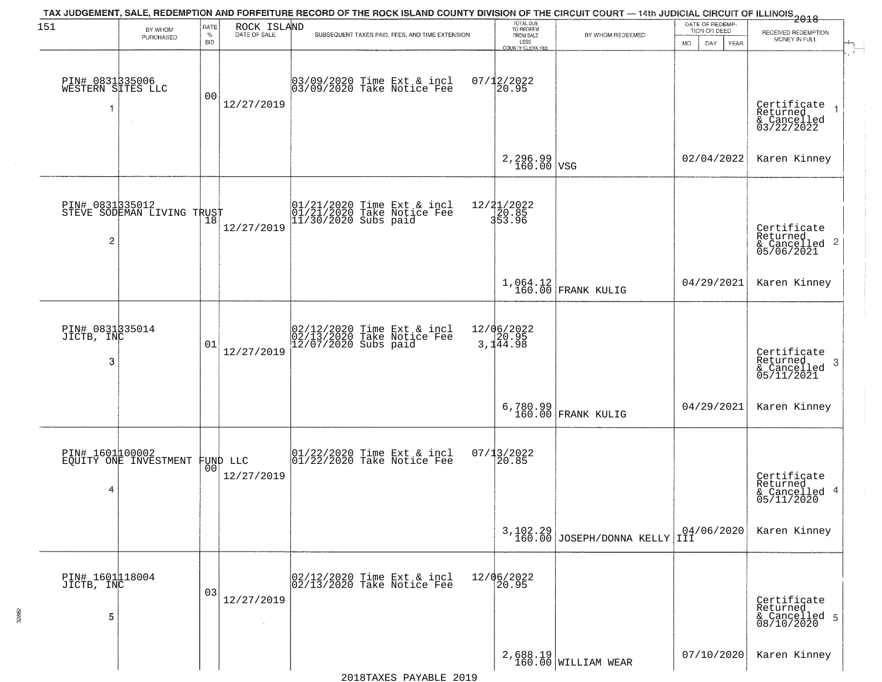TAX JUDGEMENT, SALE, REDEMPTION AND FORFEITURE RECORD OF THE ROCK ISLAND COUNTY DIVISION OF THE CIRCUIT COURT — 14th JUDICIAL CIRCUIT OF ILLINOIS 2018

151

| | BY WHOM PURCHASED | RATE % BID | ROCK ISLAND DATE OF SALE | SUBSEQUENT TAXES PAID, FEES, AND TIME EXTENSION | TOTAL DUE TO REDEEM FROM SALE LESS COUNTY CLERK FEE | BY WHOM REDEEMED | DATE OF REDEMPTION OR DEED MO DAY YEAR | RECEIVED REDEMPTION MONEY IN FULL |
|---|---|---|---|---|---|---|---|---|
| 1 | PIN# 0831335006 WESTERN SITES LLC | 00 | 12/27/2019 | 03/09/2020 Time Ext & incl 07/12/2022<br>03/09/2020 Take Notice Fee 20.95 | 2,296.99<br>160.00 | VSG | 02/04/2022 | Certificate Returned & Cancelled 03/22/2022<br>Karen Kinney |
| 2 | PIN# 0831335012 STEVE SODEMAN LIVING TRUST | 18 | 12/27/2019 | 01/21/2020 Time Ext & incl 12/21/2022<br>01/21/2020 Take Notice Fee 20.85<br>11/30/2020 Subs paid 353.96 | 1,064.12<br>160.00 | FRANK KULIG | 04/29/2021 | Certificate Returned & Cancelled 05/06/2021<br>Karen Kinney |
| 3 | PIN# 0831335014 JICTB, INC | 01 | 12/27/2019 | 02/12/2020 Time Ext & incl 12/06/2022<br>02/13/2020 Take Notice Fee 20.95<br>12/07/2020 Subs paid 3,144.98 | 6,780.99<br>160.00 | FRANK KULIG | 04/29/2021 | Certificate Returned & Cancelled 05/11/2021<br>Karen Kinney |
| 4 | PIN# 1601100002 EQUITY ONE INVESTMENT FUND LLC | 00 | 12/27/2019 | 01/22/2020 Time Ext & incl 07/13/2022<br>01/22/2020 Take Notice Fee 20.85 | 3,102.29<br>160.00 | JOSEPH/DONNA KELLY III | 04/06/2020 | Certificate Returned & Cancelled 05/11/2020<br>Karen Kinney |
| 5 | PIN# 1601118004 JICTB, INC | 03 | 12/27/2019 | 02/12/2020 Time Ext & incl 12/06/2022<br>02/13/2020 Take Notice Fee 20.95 | 2,688.19<br>160.00 | WILLIAM WEAR | 07/10/2020 | Certificate Returned & Cancelled 08/10/2020<br>Karen Kinney |

2018TAXES PAYABLE 2019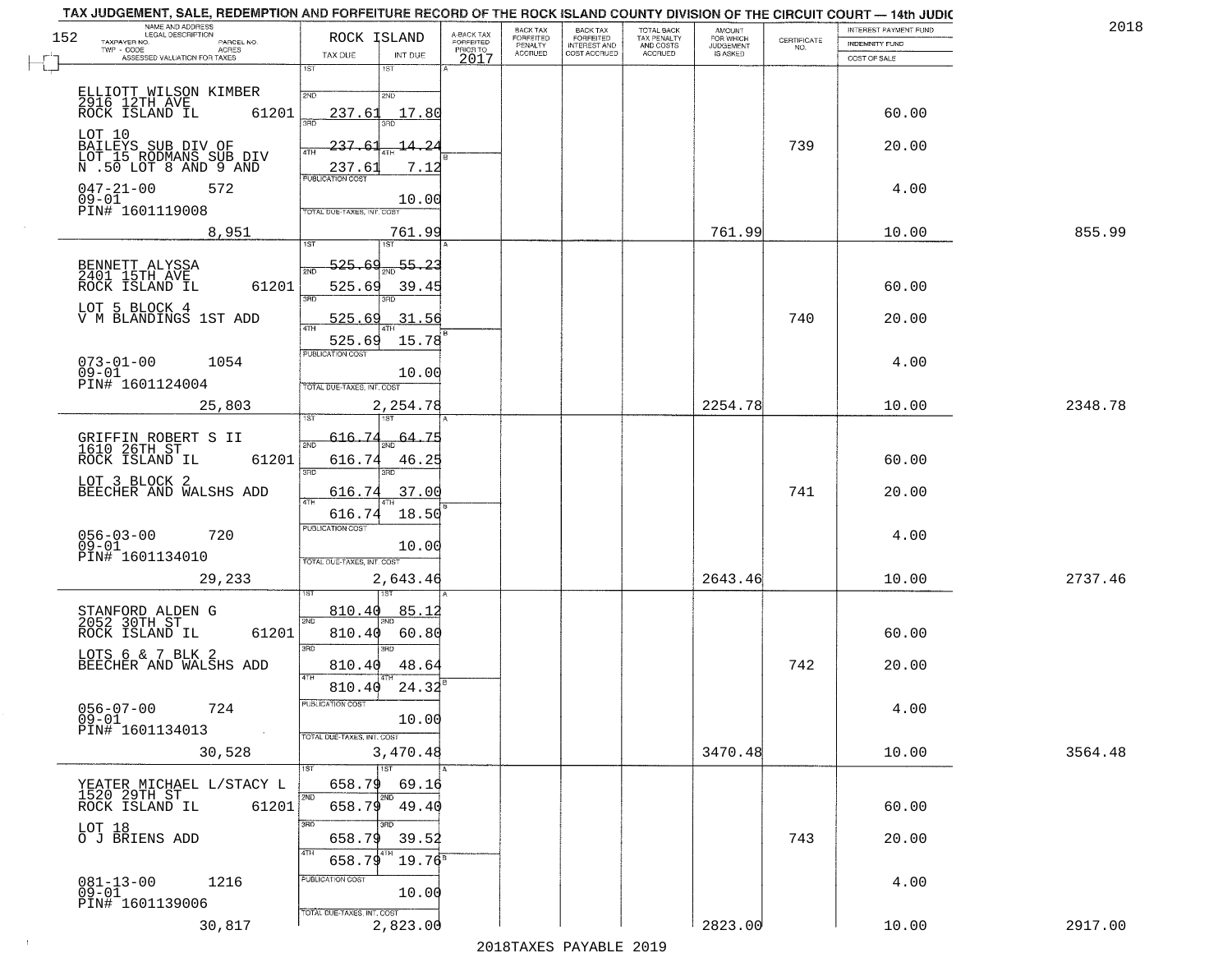TAX JUDGEMENT, SALE, REDEMPTION AND FORFEITURE RECORD OF THE ROCK ISLAND COUNTY DIVISION OF THE CIRCUIT COURT — 14th JUDIC

2018

| NAME AND ADDRESS / LEGAL DESCRIPTION / TAXPAYER NO. / PARCEL NO. / TWP - CODE / ACRES / ASSESSED VALUATION FOR TAXES | ROCK ISLAND TAX DUE | INT DUE | A-BACK TAX FORFEITED PRIOR TO 2017 | BACK TAX FORFEITED PENALTY ACCRUED | BACK TAX FORFEITED INTEREST AND COST ACCRUED | TOTAL BACK TAX PENALTY AND COSTS ACCRUED | AMOUNT FOR WHICH JUDGEMENT IS ASKED | CERTIFICATE NO. | INTEREST PAYMENT FUND / INDEMNITY FUND / COST OF SALE | |
|---|---|---|---|---|---|---|---|---|---|---|
| ELLIOTT WILSON KIMBER<br>2916 12TH AVE<br>ROCK ISLAND IL 61201<br>LOT 10<br>BAILEYS SUB DIV OF<br>LOT 15 RODMANS SUB DIV<br>N .50 LOT 8 AND 9 AND<br>047-21-00 572<br>09-01<br>PIN# 1601119008<br>8,951 | 1ST<br>2ND 237.61<br>3RD 237.61<br>4TH 237.61<br>PUBLICATION COST<br>TOTAL DUE-TAXES, INT. COST | 1ST<br>2ND 17.80<br>3RD 14.24<br>4TH 7.12<br>10.00<br>761.99 | | | | | 761.99 | 739 | 60.00<br>20.00<br>4.00<br>10.00 | 855.99 |
| BENNETT ALYSSA<br>2401 15TH AVE<br>ROCK ISLAND IL 61201<br>LOT 5 BLOCK 4<br>V M BLANDINGS 1ST ADD<br>073-01-00 1054<br>09-01<br>PIN# 1601124004<br>25,803 | 1ST 525.69<br>2ND 525.69<br>3RD 525.69<br>4TH 525.69<br>PUBLICATION COST<br>TOTAL DUE-TAXES, INT. COST | 1ST 55.23<br>2ND 39.45<br>3RD 31.56<br>4TH 15.78<br>10.00<br>2,254.78 | | | | | 2254.78 | 740 | 60.00<br>20.00<br>4.00<br>10.00 | 2348.78 |
| GRIFFIN ROBERT S II<br>1610 26TH ST<br>ROCK ISLAND IL 61201<br>LOT 3 BLOCK 2<br>BEECHER AND WALSHS ADD<br>056-03-00 720<br>09-01<br>PIN# 1601134010<br>29,233 | 1ST 616.74<br>2ND 616.74<br>3RD 616.74<br>4TH 616.74<br>PUBLICATION COST<br>TOTAL DUE-TAXES, INT. COST | 1ST 64.75<br>2ND 46.25<br>3RD 37.00<br>4TH 18.50<br>10.00<br>2,643.46 | | | | | 2643.46 | 741 | 60.00<br>20.00<br>4.00<br>10.00 | 2737.46 |
| STANFORD ALDEN G<br>2052 30TH ST<br>ROCK ISLAND IL 61201<br>LOTS 6 & 7 BLK 2<br>BEECHER AND WALSHS ADD<br>056-07-00 724<br>09-01<br>PIN# 1601134013<br>30,528 | 1ST 810.40<br>2ND 810.40<br>3RD 810.40<br>4TH 810.40<br>PUBLICATION COST<br>TOTAL DUE-TAXES, INT. COST | 1ST 85.12<br>2ND 60.80<br>3RD 48.64<br>4TH 24.32<br>10.00<br>3,470.48 | | | | | 3470.48 | 742 | 60.00<br>20.00<br>4.00<br>10.00 | 3564.48 |
| YEATER MICHAEL L/STACY L<br>1520 29TH ST<br>ROCK ISLAND IL 61201<br>LOT 18<br>O J BRIENS ADD<br>081-13-00 1216<br>09-01<br>PIN# 1601139006<br>30,817 | 1ST 658.79<br>2ND 658.79<br>3RD 658.79<br>4TH 658.79<br>PUBLICATION COST<br>TOTAL DUE-TAXES, INT. COST | 1ST 69.16<br>2ND 49.40<br>3RD 39.52<br>4TH 19.76<br>10.00<br>2,823.00 | | | | | 2823.00 | 743 | 60.00<br>20.00<br>4.00<br>10.00 | 2917.00 |

2018TAXES PAYABLE 2019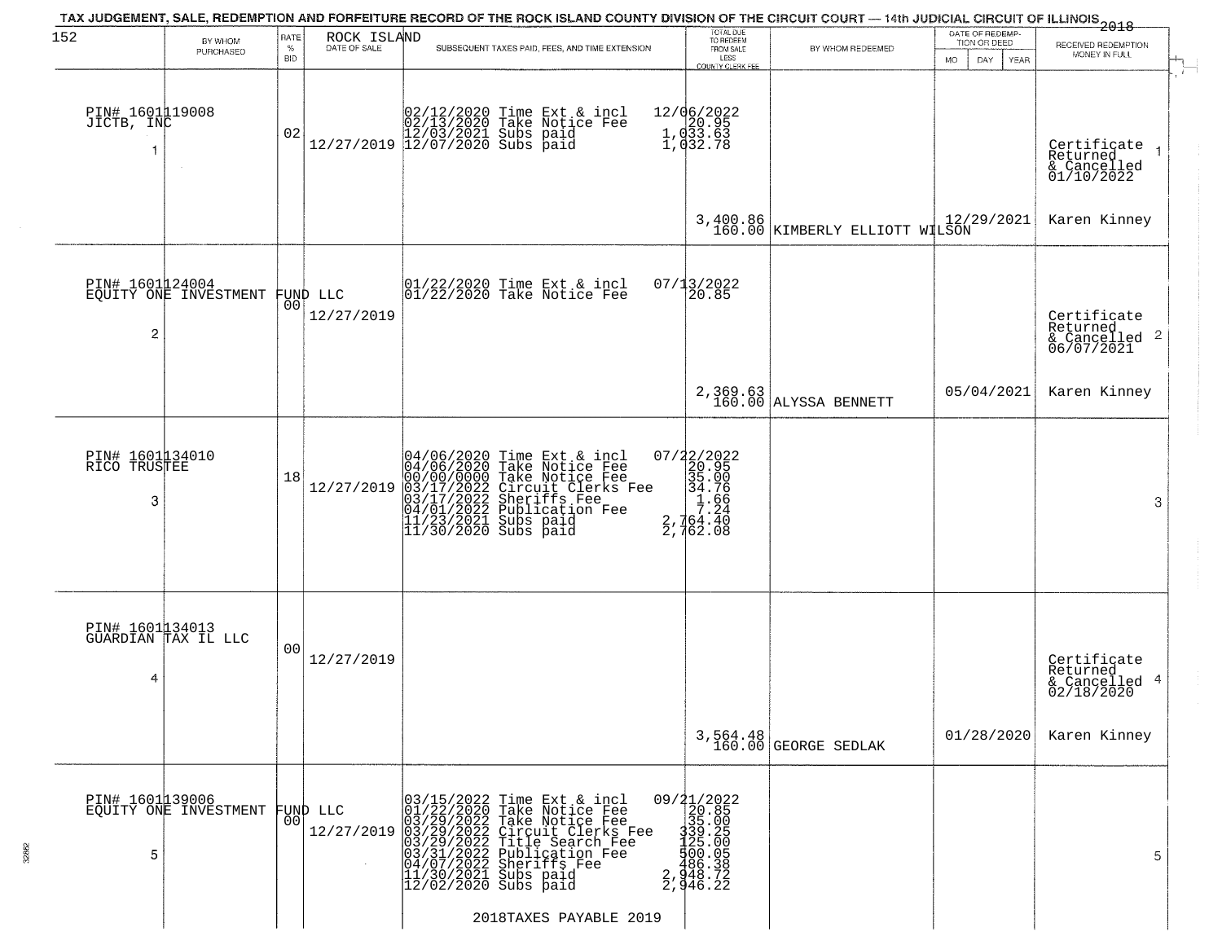# TAX JUDGEMENT, SALE, REDEMPTION AND FORFEITURE RECORD OF THE ROCK ISLAND COUNTY DIVISION OF THE CIRCUIT COURT — 14th JUDICIAL CIRCUIT OF ILLINOIS 2018

| BY WHOM PURCHASED | RATE % BID | ROCK ISLAND DATE OF SALE | SUBSEQUENT TAXES PAID, FEES, AND TIME EXTENSION | TOTAL DUE TO REDEEM FROM SALE LESS COUNTY CLERK FEE | BY WHOM REDEEMED | DATE OF REDEMPTION OR DEED MO DAY YEAR | RECEIVED REDEMPTION MONEY IN FULL |
|---|---|---|---|---|---|---|---|
| PIN# 1601119008 JICTB, INC 1 | 02 | 12/27/2019 | 02/12/2020 Time Ext & incl<br>02/13/2020 Take Notice Fee<br>12/03/2021 Subs paid<br>12/07/2020 Subs paid | 12/06/2022<br>20.95<br>1,033.63<br>1,032.78<br><br>3,400.86<br>160.00 | KIMBERLY ELLIOTT WILSON | 12/29/2021 | Certificate Returned & Cancelled 01/10/2022<br>Karen Kinney |
| PIN# 1601124004 EQUITY ONE INVESTMENT FUND LLC 2 | 00 | 12/27/2019 | 01/22/2020 Time Ext & incl<br>01/22/2020 Take Notice Fee | 07/13/2022<br>20.85<br><br>2,369.63<br>160.00 | ALYSSA BENNETT | 05/04/2021 | Certificate Returned & Cancelled 06/07/2021<br>Karen Kinney |
| PIN# 1601134010 RICO TRUSTEE 3 | 18 | 12/27/2019 | 04/06/2020 Time Ext & incl<br>04/06/2020 Take Notice Fee<br>00/00/0000 Take Notice Fee<br>03/17/2022 Circuit Clerks Fee<br>03/17/2022 Sheriffs Fee<br>04/01/2022 Publication Fee<br>11/23/2021 Subs paid<br>11/30/2020 Subs paid | 07/22/2022<br>20.95<br>35.00<br>34.76<br>1.66<br>7.24<br>2,764.40<br>2,762.08 | | | |
| PIN# 1601134013 GUARDIAN TAX IL LLC 4 | 00 | 12/27/2019 | | 3,564.48<br>160.00 | GEORGE SEDLAK | 01/28/2020 | Certificate Returned & Cancelled 02/18/2020<br>Karen Kinney |
| PIN# 1601139006 EQUITY ONE INVESTMENT FUND LLC 5 | 00 | 12/27/2019 | 03/15/2022 Time Ext & incl<br>01/22/2020 Take Notice Fee<br>03/29/2022 Take Notice Fee<br>03/29/2022 Circuit Clerks Fee<br>03/29/2022 Title Search Fee<br>03/31/2022 Publication Fee<br>04/07/2022 Sheriffs Fee<br>11/30/2021 Subs paid<br>12/02/2020 Subs paid | 09/21/2022<br>20.85<br>35.00<br>339.25<br>125.00<br>500.05<br>486.38<br>2,948.72<br>2,946.22 | | | |

2018TAXES PAYABLE 2019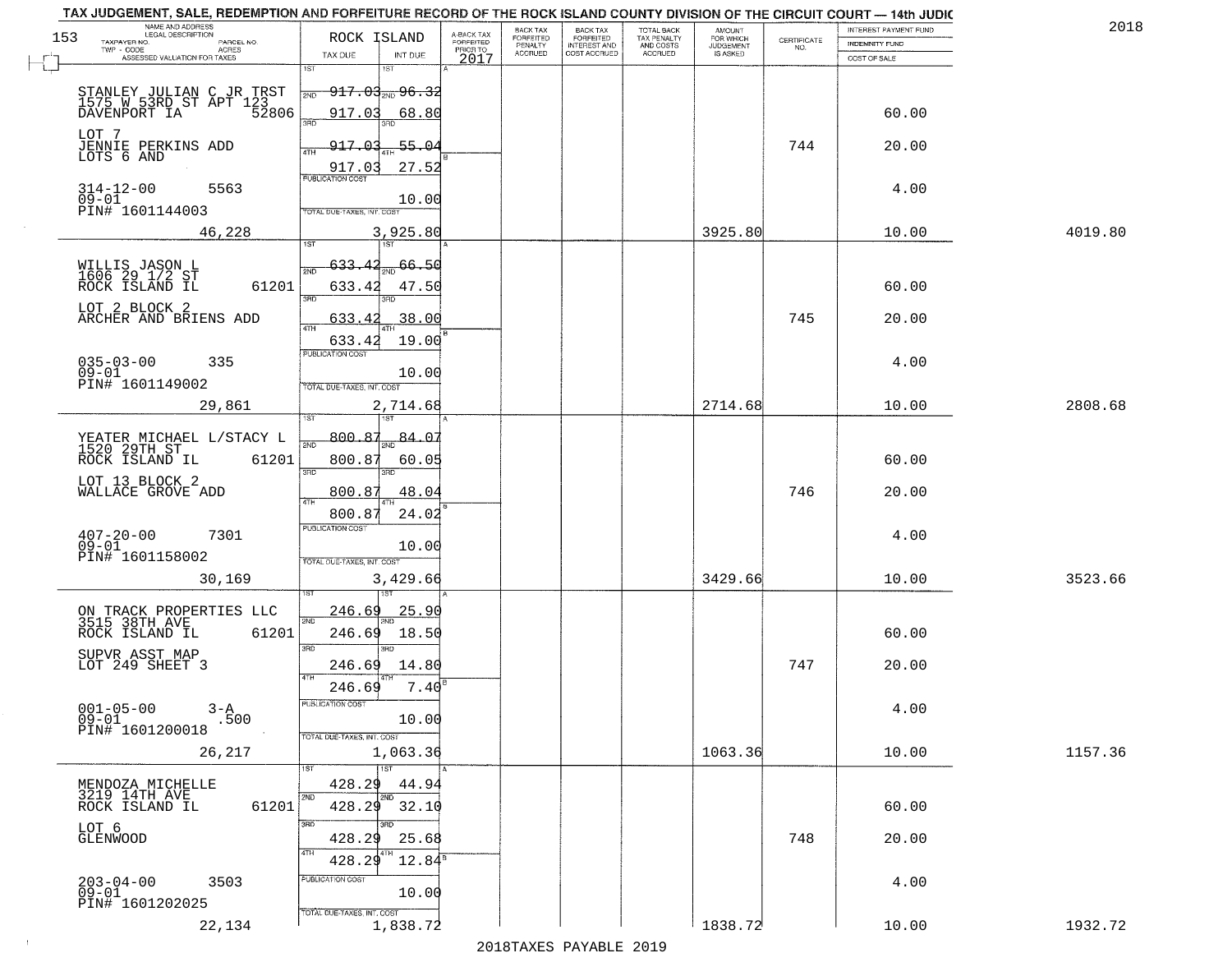# TAX JUDGEMENT, SALE, REDEMPTION AND FORFEITURE RECORD OF THE ROCK ISLAND COUNTY DIVISION OF THE CIRCUIT COURT — 14th JUDIC

2018

153

| NAME AND ADDRESS / LEGAL DESCRIPTION / TAXPAYER NO. / PARCEL NO. / TWP - CODE / ACRES / ASSESSED VALUATION FOR TAXES | ROCK ISLAND TAX DUE | INT DUE | A-BACK TAX FORFEITED PRIOR TO 2017 | BACK TAX FORFEITED PENALTY ACCRUED | BACK TAX FORFEITED INTEREST AND COST ACCRUED | TOTAL BACK TAX PENALTY AND COSTS ACCRUED | AMOUNT FOR WHICH JUDGEMENT IS ASKED | CERTIFICATE NO. | INTEREST PAYMENT FUND / INDEMNITY FUND / COST OF SALE | |
|---|---|---|---|---|---|---|---|---|---|---|
| STANLEY JULIAN C JR TRST<br>1575 W 53RD ST APT 123<br>DAVENPORT IA 52806<br>LOT 7<br>JENNIE PERKINS ADD<br>LOTS 6 AND<br>314-12-00 5563<br>09-01<br>PIN# 1601144003<br>46,228 | 1ST 917.03<br>2ND 917.03<br>3RD 917.03<br>4TH 917.03<br>PUBLICATION COST<br>TOTAL DUE-TAXES, INT. COST 3,925.80 | 96.32<br>68.80<br>55.04<br>27.52<br>10.00 | | | | | 3925.80 | 744 | 60.00<br>20.00<br>4.00<br>10.00 | 4019.80 |
| WILLIS JASON L<br>1606 29 1/2 ST<br>ROCK ISLAND IL 61201<br>LOT 2 BLOCK 2<br>ARCHER AND BRIENS ADD<br>035-03-00 335<br>09-01<br>PIN# 1601149002<br>29,861 | 1ST 633.42<br>2ND 633.42<br>3RD 633.42<br>4TH 633.42<br>PUBLICATION COST<br>TOTAL DUE-TAXES, INT. COST 2,714.68 | 66.50<br>47.50<br>38.00<br>19.00<br>10.00 | | | | | 2714.68 | 745 | 60.00<br>20.00<br>4.00<br>10.00 | 2808.68 |
| YEATER MICHAEL L/STACY L<br>1520 29TH ST<br>ROCK ISLAND IL 61201<br>LOT 13 BLOCK 2<br>WALLACE GROVE ADD<br>407-20-00 7301<br>09-01<br>PIN# 1601158002<br>30,169 | 1ST 800.87<br>2ND 800.87<br>3RD 800.87<br>4TH 800.87<br>PUBLICATION COST<br>TOTAL DUE-TAXES, INT. COST 3,429.66 | 84.07<br>60.05<br>48.04<br>24.02<br>10.00 | | | | | 3429.66 | 746 | 60.00<br>20.00<br>4.00<br>10.00 | 3523.66 |
| ON TRACK PROPERTIES LLC<br>3515 38TH AVE<br>ROCK ISLAND IL 61201<br>SUPVR ASST MAP<br>LOT 249 SHEET 3<br>001-05-00 3-A<br>09-01 .500<br>PIN# 1601200018<br>26,217 | 1ST 246.69<br>2ND 246.69<br>3RD 246.69<br>4TH 246.69<br>PUBLICATION COST<br>TOTAL DUE-TAXES, INT. COST 1,063.36 | 25.90<br>18.50<br>14.80<br>7.40<br>10.00 | | | | | 1063.36 | 747 | 60.00<br>20.00<br>4.00<br>10.00 | 1157.36 |
| MENDOZA MICHELLE<br>3219 14TH AVE<br>ROCK ISLAND IL 61201<br>LOT 6<br>GLENWOOD<br>203-04-00 3503<br>09-01<br>PIN# 1601202025<br>22,134 | 1ST 428.29<br>2ND 428.29<br>3RD 428.29<br>4TH 428.29<br>PUBLICATION COST<br>TOTAL DUE-TAXES, INT. COST 1,838.72 | 44.94<br>32.10<br>25.68<br>12.84<br>10.00 | | | | | 1838.72 | 748 | 60.00<br>20.00<br>4.00<br>10.00 | 1932.72 |

2018TAXES PAYABLE 2019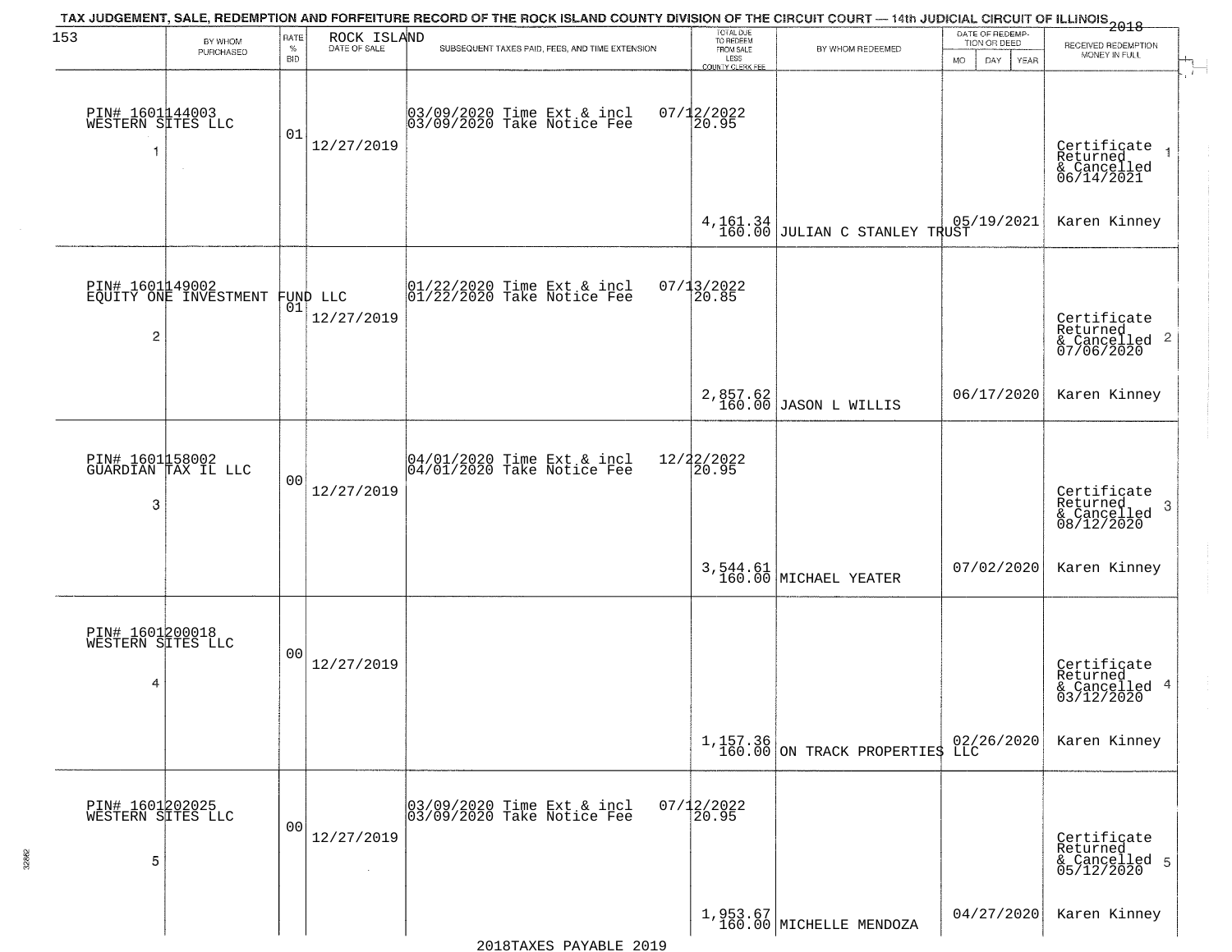TAX JUDGEMENT, SALE, REDEMPTION AND FORFEITURE RECORD OF THE ROCK ISLAND COUNTY DIVISION OF THE CIRCUIT COURT — 14th JUDICIAL CIRCUIT OF ILLINOIS 2018

| 153 BY WHOM PURCHASED | RATE % BID | ROCK ISLAND DATE OF SALE | SUBSEQUENT TAXES PAID, FEES, AND TIME EXTENSION | TOTAL DUE TO REDEEM FROM SALE LESS COUNTY CLERK FEE | BY WHOM REDEEMED | DATE OF REDEMPTION OR DEED MO DAY YEAR | RECEIVED REDEMPTION MONEY IN FULL |
|---|---|---|---|---|---|---|---|
| PIN# 1601144003 WESTERN SITES LLC 1 | 01 | 12/27/2019 | 03/09/2020 Time Ext & incl 03/09/2020 Take Notice Fee 07/12/2022 20.95 | 4,161.34 160.00 | JULIAN C STANLEY TRUST | 05/19/2021 | Certificate Returned & Cancelled 06/14/2021 1 Karen Kinney |
| PIN# 1601149002 EQUITY ONE INVESTMENT FUND LLC 2 | 01 | 12/27/2019 | 01/22/2020 Time Ext & incl 01/22/2020 Take Notice Fee 07/13/2022 20.85 | 2,857.62 160.00 | JASON L WILLIS | 06/17/2020 | Certificate Returned & Cancelled 07/06/2020 2 Karen Kinney |
| PIN# 1601158002 GUARDIAN TAX IL LLC 3 | 00 | 12/27/2019 | 04/01/2020 Time Ext & incl 04/01/2020 Take Notice Fee 12/22/2022 20.95 | 3,544.61 160.00 | MICHAEL YEATER | 07/02/2020 | Certificate Returned & Cancelled 08/12/2020 3 Karen Kinney |
| PIN# 1601200018 WESTERN SITES LLC 4 | 00 | 12/27/2019 | | 1,157.36 160.00 | ON TRACK PROPERTIES LLC | 02/26/2020 | Certificate Returned & Cancelled 03/12/2020 4 Karen Kinney |
| PIN# 1601202025 WESTERN SITES LLC 5 | 00 | 12/27/2019 | 03/09/2020 Time Ext & incl 03/09/2020 Take Notice Fee 07/12/2022 20.95 | 1,953.67 160.00 | MICHELLE MENDOZA | 04/27/2020 | Certificate Returned & Cancelled 05/12/2020 5 Karen Kinney |

2018TAXES PAYABLE 2019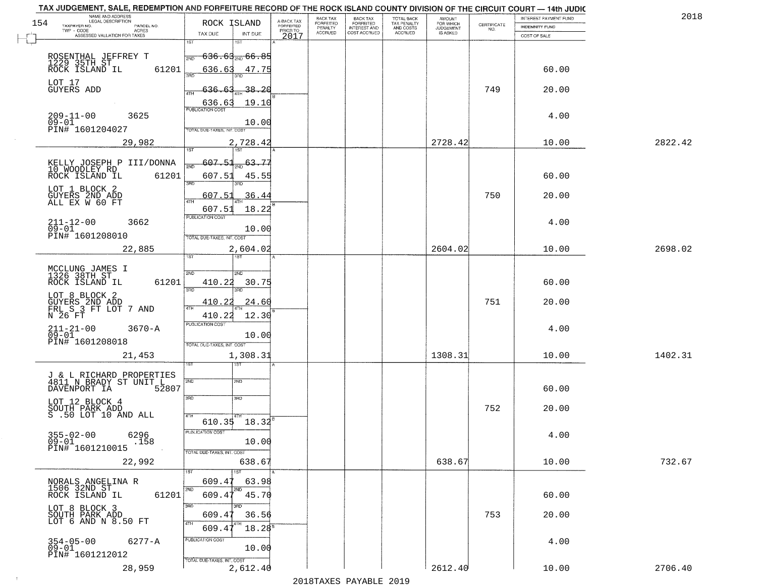TAX JUDGEMENT, SALE, REDEMPTION AND FORFEITURE RECORD OF THE ROCK ISLAND COUNTY DIVISION OF THE CIRCUIT COURT — 14th JUDIC

2018

| NAME AND ADDRESS / LEGAL DESCRIPTION / TAXPAYER NO. / PARCEL NO. / TWP - CODE / ACRES / ASSESSED VALUATION FOR TAXES | ROCK ISLAND TAX DUE | INT DUE | A-BACK TAX FORFEITED PRIOR TO 2017 | BACK TAX FORFEITED PENALTY ACCRUED | BACK TAX FORFEITED INTEREST AND COST ACCRUED | TOTAL BACK TAX PENALTY AND COSTS ACCRUED | AMOUNT FOR WHICH JUDGEMENT IS ASKED | CERTIFICATE NO. | INTEREST PAYMENT FUND / INDEMNITY FUND / COST OF SALE | |
|---|---|---|---|---|---|---|---|---|---|---|
| ROSENTHAL JEFFREY T<br>1229 35TH ST<br>ROCK ISLAND IL 61201<br>LOT 17<br>GUYERS ADD<br>209-11-00 3625<br>09-01<br>PIN# 1601204027<br>29,982 | 1ST<br>2ND 636.63<br>3RD 636.63<br>4TH 636.63<br>636.63<br>PUBLICATION COST<br>TOTAL DUE-TAXES, INT. COST<br>2,728.42 | 1ST<br>2ND 66.85<br>3RD 47.75<br>4TH 38.20<br>19.10<br>10.00 | | | | | 2728.42 | 749 | 60.00<br>20.00<br>4.00<br>10.00 | 2822.42 |
| KELLY JOSEPH P III/DONNA<br>10 WOODLEY RD<br>ROCK ISLAND IL 61201<br>LOT 1 BLOCK 2<br>GUYERS 2ND ADD<br>ALL EX W 60 FT<br>211-12-00 3662<br>09-01<br>PIN# 1601208010<br>22,885 | 1ST<br>2ND 607.51<br>3RD 607.51<br>4TH 607.51<br>607.51<br>PUBLICATION COST<br>TOTAL DUE-TAXES, INT. COST<br>2,604.02 | 1ST<br>2ND 63.77<br>3RD 45.55<br>4TH 36.44<br>18.22<br>10.00 | | | | | 2604.02 | 750 | 60.00<br>20.00<br>4.00<br>10.00 | 2698.02 |
| MCCLUNG JAMES I<br>1326 38TH ST<br>ROCK ISLAND IL 61201<br>LOT 8 BLOCK 2<br>GUYERS 2ND ADD<br>FRL S 3 FT LOT 7 AND<br>N 26 FT<br>211-21-00 3670-A<br>09-01<br>PIN# 1601208018<br>21,453 | 1ST<br>2ND 410.22<br>3RD 410.22<br>4TH 410.22<br>PUBLICATION COST<br>TOTAL DUE-TAXES, INT. COST<br>1,308.31 | 1ST<br>2ND 30.75<br>3RD 24.60<br>4TH 12.30<br>10.00 | | | | | 1308.31 | 751 | 60.00<br>20.00<br>4.00<br>10.00 | 1402.31 |
| J & L RICHARD PROPERTIES<br>4811 N BRADY ST UNIT L<br>DAVENPORT IA 52807<br>LOT 12 BLOCK 4<br>SOUTH PARK ADD<br>S .50 LOT 10 AND ALL<br>355-02-00 6296<br>09-01 .158<br>PIN# 1601210015<br>22,992 | 1ST<br>2ND<br>3RD<br>4TH 610.35<br>PUBLICATION COST<br>TOTAL DUE-TAXES, INT. COST<br>638.67 | 1ST<br>2ND<br>3RD<br>4TH 18.32<br>10.00 | | | | | 638.67 | 752 | 60.00<br>20.00<br>4.00<br>10.00 | 732.67 |
| NORALS ANGELINA R<br>1506 32ND ST<br>ROCK ISLAND IL 61201<br>LOT 8 BLOCK 3<br>SOUTH PARK ADD<br>LOT 6 AND N 8.50 FT<br>354-05-00 6277-A<br>09-01<br>PIN# 1601212012<br>28,959 | 1ST 609.47<br>2ND 609.47<br>3RD 609.47<br>4TH 609.47<br>PUBLICATION COST<br>TOTAL DUE-TAXES, INT. COST<br>2,612.40 | 1ST 63.98<br>2ND 45.70<br>3RD 36.56<br>4TH 18.28<br>10.00 | | | | | 2612.40 | 753 | 60.00<br>20.00<br>4.00<br>10.00 | 2706.40 |

2018TAXES PAYABLE 2019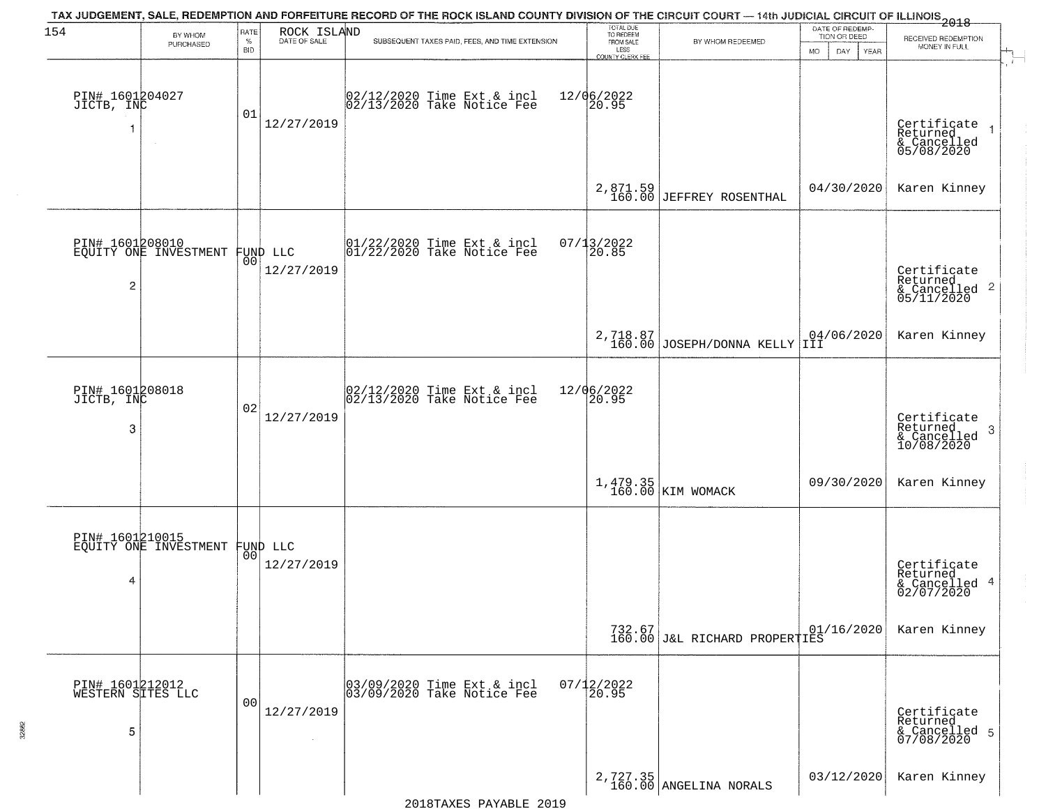# TAX JUDGEMENT, SALE, REDEMPTION AND FORFEITURE RECORD OF THE ROCK ISLAND COUNTY DIVISION OF THE CIRCUIT COURT — 14th JUDICIAL CIRCUIT OF ILLINOIS 2018

ROCK ISLAND

| | BY WHOM PURCHASED | RATE % BID | DATE OF SALE | SUBSEQUENT TAXES PAID, FEES, AND TIME EXTENSION | TOTAL DUE TO REDEEM FROM SALE LESS COUNTY CLERK FEE | BY WHOM REDEEMED | DATE OF REDEMPTION OR DEED MO DAY YEAR | RECEIVED REDEMPTION MONEY IN FULL |
|---|---|---|---|---|---|---|---|---|
| 1 | PIN# 1601204027 JICTB, INC | 01 | 12/27/2019 | 02/12/2020 Time Ext & incl 12/06/2022 02/13/2020 Take Notice Fee 20.95 | 2,871.59 160.00 | JEFFREY ROSENTHAL | 04/30/2020 | Certificate Returned & Cancelled 05/08/2020 Karen Kinney |
| 2 | PIN# 1601208010 EQUITY ONE INVESTMENT FUND LLC | 00 | 12/27/2019 | 01/22/2020 Time Ext & incl 07/13/2022 01/22/2020 Take Notice Fee 20.85 | 2,718.87 160.00 | JOSEPH/DONNA KELLY III | 04/06/2020 | Certificate Returned & Cancelled 05/11/2020 Karen Kinney |
| 3 | PIN# 1601208018 JICTB, INC | 02 | 12/27/2019 | 02/12/2020 Time Ext & incl 12/06/2022 02/13/2020 Take Notice Fee 20.95 | 1,479.35 160.00 | KIM WOMACK | 09/30/2020 | Certificate Returned & Cancelled 10/08/2020 Karen Kinney |
| 4 | PIN# 1601210015 EQUITY ONE INVESTMENT FUND LLC | 00 | 12/27/2019 | | 732.67 160.00 | J&L RICHARD PROPERTIES | 01/16/2020 | Certificate Returned & Cancelled 02/07/2020 Karen Kinney |
| 5 | PIN# 1601212012 WESTERN SITES LLC | 00 | 12/27/2019 | 03/09/2020 Time Ext & incl 07/12/2022 03/09/2020 Take Notice Fee 20.95 | 2,727.35 160.00 | ANGELINA NORALS | 03/12/2020 | Certificate Returned & Cancelled 07/08/2020 Karen Kinney |

2018TAXES PAYABLE 2019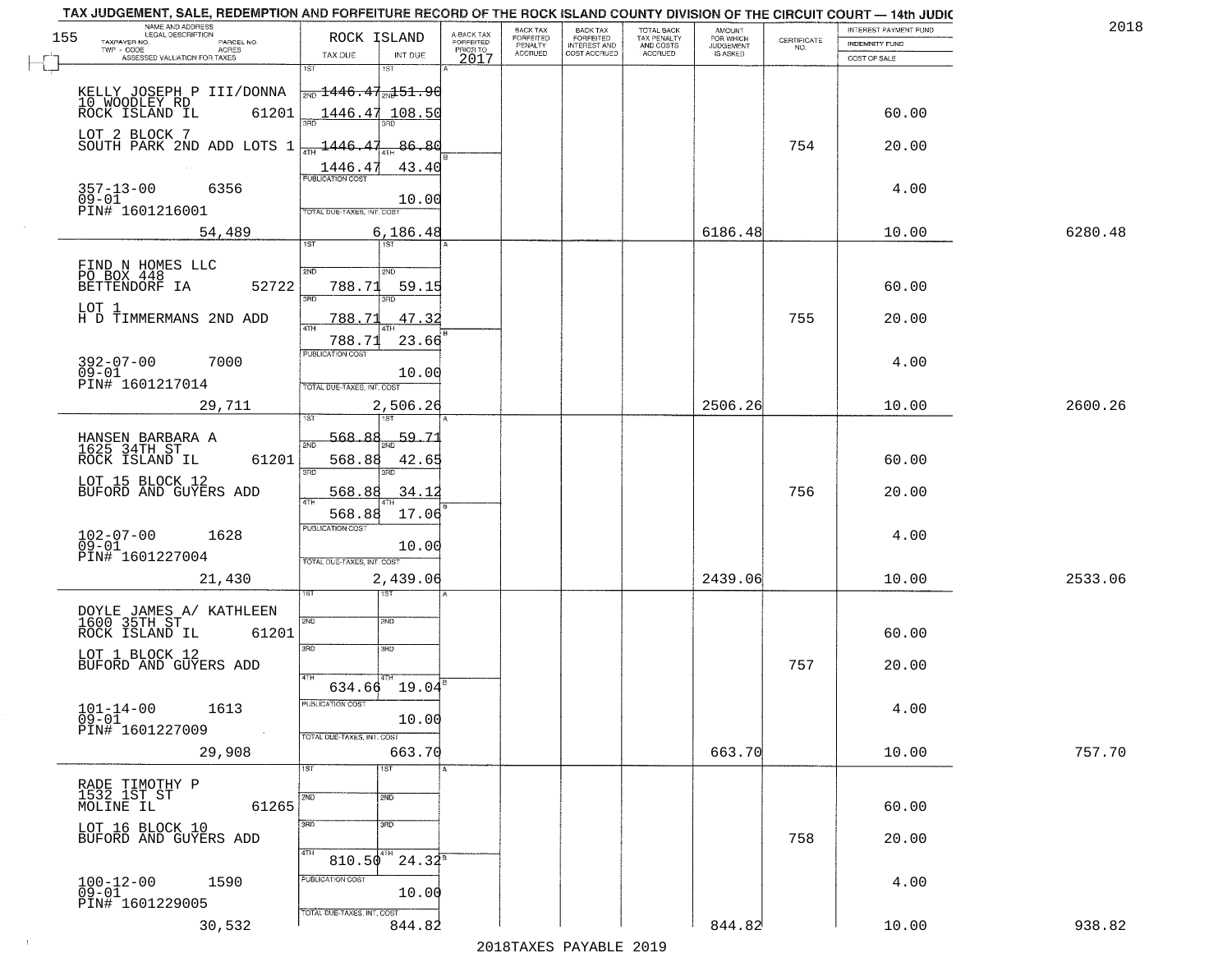TAX JUDGEMENT, SALE, REDEMPTION AND FORFEITURE RECORD OF THE ROCK ISLAND COUNTY DIVISION OF THE CIRCUIT COURT — 14th JUDIC

2018

| NAME AND ADDRESS / LEGAL DESCRIPTION / TAXPAYER NO. / PARCEL NO. / TWP - CODE / ACRES / ASSESSED VALUATION FOR TAXES | ROCK ISLAND TAX DUE | INT DUE | A-BACK TAX FORFEITED PRIOR TO 2017 | BACK TAX FORFEITED PENALTY ACCRUED | BACK TAX FORFEITED INTEREST AND COST ACCRUED | TOTAL BACK TAX PENALTY AND COSTS ACCRUED | AMOUNT FOR WHICH JUDGEMENT IS ASKED | CERTIFICATE NO. | INTEREST PAYMENT FUND / INDEMNITY FUND / COST OF SALE | |
|---|---|---|---|---|---|---|---|---|---|---|
| 155 | | | | | | | | | | |
| KELLY JOSEPH P III/DONNA 10 WOODLEY RD ROCK ISLAND IL 61201 | 2ND 1446.47 | 2ND 151.90 | | | | | | | 60.00 | |
| LOT 2 BLOCK 7 SOUTH PARK 2ND ADD LOTS 1 | 3RD 1446.47 | 3RD 108.50 | | | | | | 754 | 20.00 | |
| | 4TH 1446.47 | 4TH 86.80 | | | | | | | | |
| | 1446.47 | 43.40 | | | | | | | | |
| 357-13-00 6356 09-01 PIN# 1601216001 | PUBLICATION COST | 10.00 | | | | | | | 4.00 | |
| 54,489 | TOTAL DUE-TAXES, INT. COST | 6,186.48 | | | | | 6186.48 | | 10.00 | 6280.48 |
| FIND N HOMES LLC PO BOX 448 BETTENDORF IA 52722 | 2ND 788.71 | 2ND 59.15 | | | | | | | 60.00 | |
| LOT 1 H D TIMMERMANS 2ND ADD | 3RD 788.71 | 3RD 47.32 | | | | | | 755 | 20.00 | |
| | 4TH 788.71 | 4TH 23.66 | | | | | | | | |
| 392-07-00 7000 09-01 PIN# 1601217014 | PUBLICATION COST | 10.00 | | | | | | | 4.00 | |
| 29,711 | TOTAL DUE-TAXES, INT. COST | 2,506.26 | | | | | 2506.26 | | 10.00 | 2600.26 |
| HANSEN BARBARA A 1625 34TH ST ROCK ISLAND IL 61201 | 1ST 568.88 | 1ST 59.71 | | | | | | | 60.00 | |
| | 2ND 568.88 | 2ND 42.65 | | | | | | | | |
| LOT 15 BLOCK 12 BUFORD AND GUYERS ADD | 3RD 568.88 | 3RD 34.12 | | | | | | 756 | 20.00 | |
| | 4TH 568.88 | 4TH 17.06 | | | | | | | | |
| 102-07-00 1628 09-01 PIN# 1601227004 | PUBLICATION COST | 10.00 | | | | | | | 4.00 | |
| 21,430 | TOTAL DUE-TAXES, INT. COST | 2,439.06 | | | | | 2439.06 | | 10.00 | 2533.06 |
| DOYLE JAMES A/ KATHLEEN 1600 35TH ST ROCK ISLAND IL 61201 | | | | | | | | | 60.00 | |
| LOT 1 BLOCK 12 BUFORD AND GUYERS ADD | | | | | | | | 757 | 20.00 | |
| | 4TH 634.66 | 4TH 19.04 | | | | | | | | |
| 101-14-00 1613 09-01 PIN# 1601227009 | PUBLICATION COST | 10.00 | | | | | | | 4.00 | |
| 29,908 | TOTAL DUE-TAXES, INT. COST | 663.70 | | | | | 663.70 | | 10.00 | 757.70 |
| RADE TIMOTHY P 1532 1ST ST MOLINE IL 61265 | | | | | | | | | 60.00 | |
| LOT 16 BLOCK 10 BUFORD AND GUYERS ADD | | | | | | | | 758 | 20.00 | |
| | 4TH 810.50 | 4TH 24.32 | | | | | | | | |
| 100-12-00 1590 09-01 PIN# 1601229005 | PUBLICATION COST | 10.00 | | | | | | | 4.00 | |
| 30,532 | TOTAL DUE-TAXES, INT. COST | 844.82 | | | | | 844.82 | | 10.00 | 938.82 |

2018TAXES PAYABLE 2019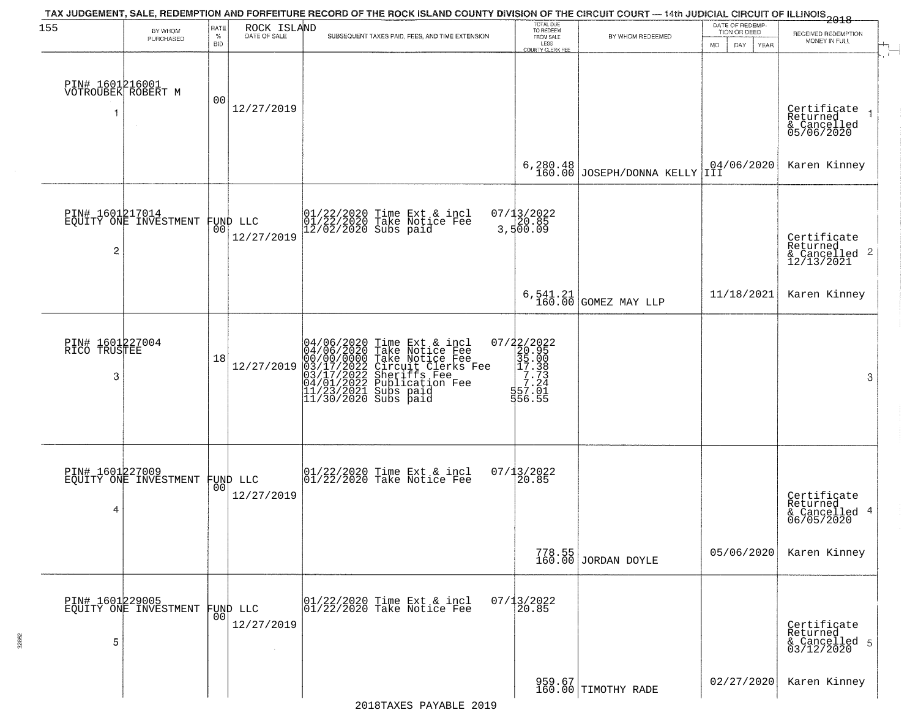TAX JUDGEMENT, SALE, REDEMPTION AND FORFEITURE RECORD OF THE ROCK ISLAND COUNTY DIVISION OF THE CIRCUIT COURT — 14th JUDICIAL CIRCUIT OF ILLINOIS 2018

ROCK ISLAND

| BY WHOM PURCHASED | RATE % BID | DATE OF SALE | SUBSEQUENT TAXES PAID, FEES, AND TIME EXTENSION | TOTAL DUE TO REDEEM FROM SALE LESS COUNTY CLERK FEE | BY WHOM REDEEMED | DATE OF REDEMPTION OR DEED MO DAY YEAR | RECEIVED REDEMPTION MONEY IN FULL |
|---|---|---|---|---|---|---|---|
| PIN# 1601216001 VOTROUBEK ROBERT M 1 | 00 | 12/27/2019 | | 6,280.48 160.00 | JOSEPH/DONNA KELLY III | 04/06/2020 | Certificate Returned & Cancelled 05/06/2020 Karen Kinney 1 |
| PIN# 1601217014 EQUITY ONE INVESTMENT FUND LLC 2 | 00 | 12/27/2019 | 01/22/2020 Time Ext & incl 07/13/2022; 01/22/2020 Take Notice Fee 20.85; 12/02/2020 Subs paid 3,500.09 | 6,541.21 160.00 | GOMEZ MAY LLP | 11/18/2021 | Certificate Returned & Cancelled 12/13/2021 Karen Kinney 2 |
| PIN# 1601227004 RICO TRUSTEE 3 | 18 | 12/27/2019 | 04/06/2020 Time Ext & incl 07/22/2022; 04/06/2020 Take Notice Fee 20.95; 00/00/0000 Take Notice Fee 35.00; 03/17/2022 Circuit Clerks Fee 17.38; 03/17/2022 Sheriffs Fee 7.73; 04/01/2022 Publication Fee 7.24; 11/23/2021 Subs paid 557.01; 11/30/2020 Subs paid 556.55 | | | | 3 |
| PIN# 1601227009 EQUITY ONE INVESTMENT FUND LLC 4 | 00 | 12/27/2019 | 01/22/2020 Time Ext & incl 07/13/2022; 01/22/2020 Take Notice Fee 20.85 | 778.55 160.00 | JORDAN DOYLE | 05/06/2020 | Certificate Returned & Cancelled 06/05/2020 Karen Kinney 4 |
| PIN# 1601229005 EQUITY ONE INVESTMENT FUND LLC 5 | 00 | 12/27/2019 | 01/22/2020 Time Ext & incl 07/13/2022; 01/22/2020 Take Notice Fee 20.85 | 959.67 160.00 | TIMOTHY RADE | 02/27/2020 | Certificate Returned & Cancelled 03/12/2020 Karen Kinney 5 |

2018TAXES PAYABLE 2019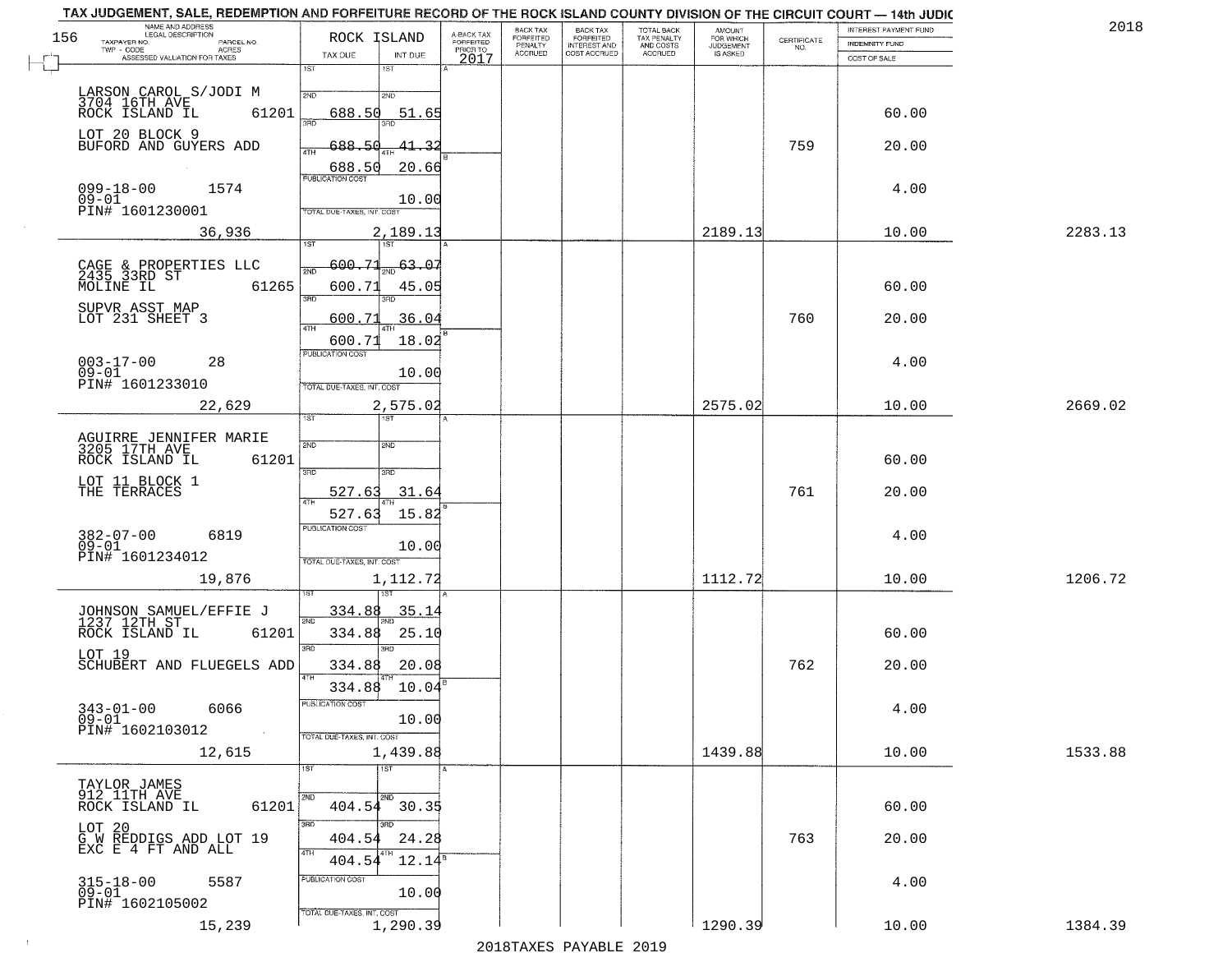TAX JUDGEMENT, SALE, REDEMPTION AND FORFEITURE RECORD OF THE ROCK ISLAND COUNTY DIVISION OF THE CIRCUIT COURT — 14th JUDIC

2018

| NAME AND ADDRESS / LEGAL DESCRIPTION / TAXPAYER NO. / PARCEL NO. / TWP - CODE / ACRES / ASSESSED VALUATION FOR TAXES | ROCK ISLAND TAX DUE | INT DUE | A-BACK TAX FORFEITED PRIOR TO 2017 | BACK TAX FORFEITED PENALTY ACCRUED | BACK TAX FORFEITED INTEREST AND COST ACCRUED | TOTAL BACK TAX PENALTY AND COSTS ACCRUED | AMOUNT FOR WHICH JUDGEMENT IS ASKED | CERTIFICATE NO. | INTEREST PAYMENT FUND / INDEMNITY FUND / COST OF SALE | |
|---|---|---|---|---|---|---|---|---|---|---|
| LARSON CAROL S/JODI M 3704 16TH AVE ROCK ISLAND IL 61201 | 1ST | 1ST | | | | | | | | |
| | 2ND 688.50 | 2ND 51.65 | | | | | | | 60.00 | |
| LOT 20 BLOCK 9 BUFORD AND GUYERS ADD | 3RD 688.50 | 3RD 41.32 | | | | | | 759 | 20.00 | |
| | 4TH 688.50 | 4TH 20.66 | | | | | | | | |
| 099-18-00 1574 09-01 PIN# 1601230001 | PUBLICATION COST | 10.00 | | | | | | | 4.00 | |
| 36,936 | TOTAL DUE-TAXES, INT. COST | 2,189.13 | | | | | 2189.13 | | 10.00 | 2283.13 |
| CAGE & PROPERTIES LLC 2435 33RD ST MOLINE IL 61265 | 1ST 600.71 | 1ST 63.07 | | | | | | | | |
| | 2ND 600.71 | 2ND 45.05 | | | | | | | 60.00 | |
| SUPVR ASST MAP LOT 231 SHEET 3 | 3RD 600.71 | 3RD 36.04 | | | | | | 760 | 20.00 | |
| | 4TH 600.71 | 4TH 18.02 | | | | | | | | |
| 003-17-00 28 09-01 PIN# 1601233010 | PUBLICATION COST | 10.00 | | | | | | | 4.00 | |
| 22,629 | TOTAL DUE-TAXES, INT. COST | 2,575.02 | | | | | 2575.02 | | 10.00 | 2669.02 |
| AGUIRRE JENNIFER MARIE 3205 17TH AVE ROCK ISLAND IL 61201 | 1ST | 1ST | | | | | | | | |
| | 2ND | 2ND | | | | | | | 60.00 | |
| LOT 11 BLOCK 1 THE TERRACES | 3RD 527.63 | 3RD 31.64 | | | | | | 761 | 20.00 | |
| | 4TH 527.63 | 4TH 15.82 | | | | | | | | |
| 382-07-00 6819 09-01 PIN# 1601234012 | PUBLICATION COST | 10.00 | | | | | | | 4.00 | |
| 19,876 | TOTAL DUE-TAXES, INT. COST | 1,112.72 | | | | | 1112.72 | | 10.00 | 1206.72 |
| JOHNSON SAMUEL/EFFIE J 1237 12TH ST ROCK ISLAND IL 61201 | 1ST 334.88 | 1ST 35.14 | | | | | | | | |
| | 2ND 334.88 | 2ND 25.10 | | | | | | | 60.00 | |
| LOT 19 SCHUBERT AND FLUEGELS ADD | 3RD 334.88 | 3RD 20.08 | | | | | | 762 | 20.00 | |
| | 4TH 334.88 | 4TH 10.04 | | | | | | | | |
| 343-01-00 6066 09-01 PIN# 1602103012 | PUBLICATION COST | 10.00 | | | | | | | 4.00 | |
| 12,615 | TOTAL DUE-TAXES, INT. COST | 1,439.88 | | | | | 1439.88 | | 10.00 | 1533.88 |
| TAYLOR JAMES 912 11TH AVE ROCK ISLAND IL 61201 | 1ST | 1ST | | | | | | | | |
| | 2ND 404.54 | 2ND 30.35 | | | | | | | 60.00 | |
| LOT 20 G W REDDIGS ADD LOT 19 EXC E 4 FT AND ALL | 3RD 404.54 | 3RD 24.28 | | | | | | 763 | 20.00 | |
| | 4TH 404.54 | 4TH 12.14 | | | | | | | | |
| 315-18-00 5587 09-01 PIN# 1602105002 | PUBLICATION COST | 10.00 | | | | | | | 4.00 | |
| 15,239 | TOTAL DUE-TAXES, INT. COST | 1,290.39 | | | | | 1290.39 | | 10.00 | 1384.39 |

2018TAXES PAYABLE 2019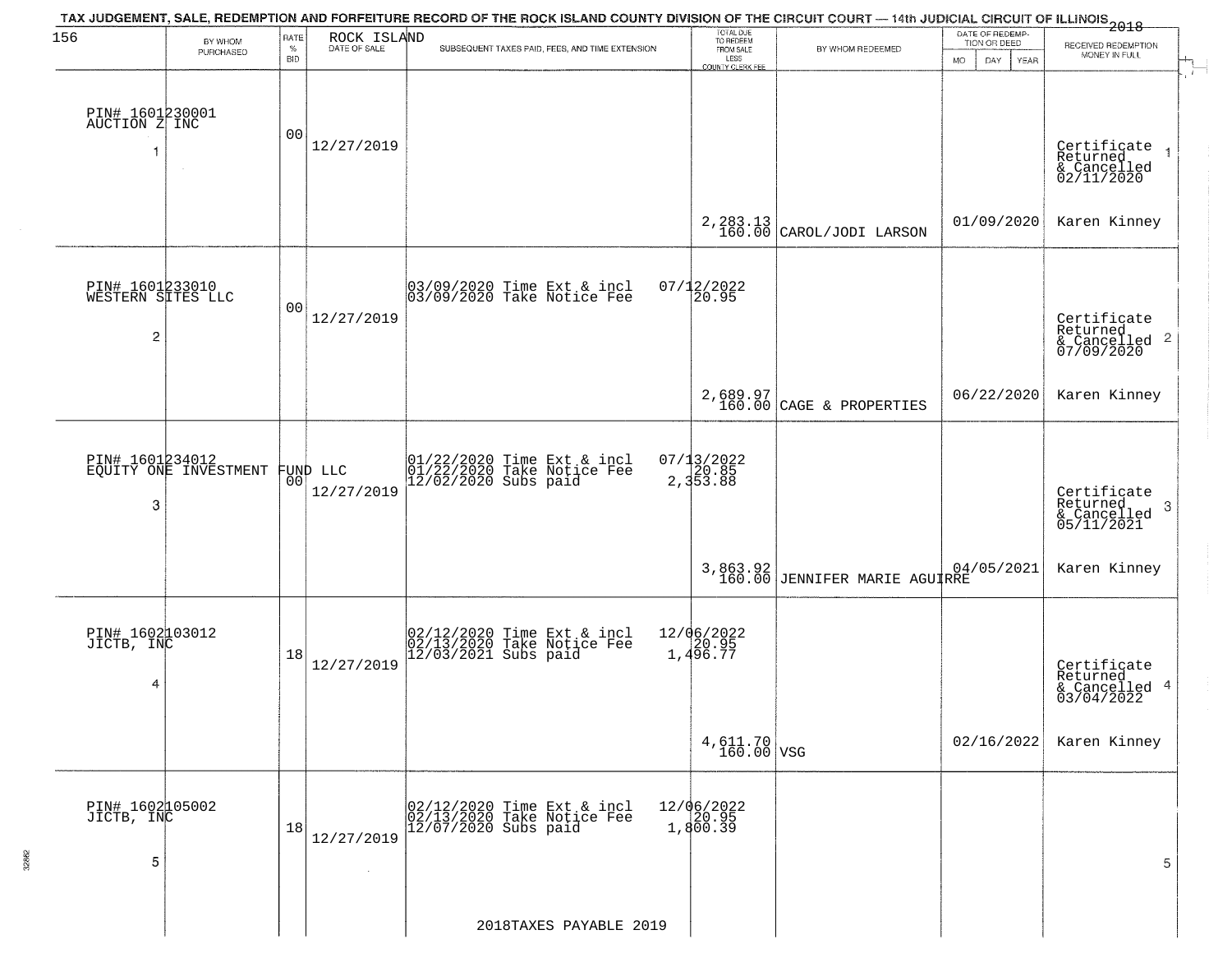TAX JUDGEMENT, SALE, REDEMPTION AND FORFEITURE RECORD OF THE ROCK ISLAND COUNTY DIVISION OF THE CIRCUIT COURT — 14th JUDICIAL CIRCUIT OF ILLINOIS 2018

ROCK ISLAND

| BY WHOM PURCHASED | RATE % BID | DATE OF SALE | SUBSEQUENT TAXES PAID, FEES, AND TIME EXTENSION | TOTAL DUE TO REDEEM FROM SALE LESS COUNTY CLERK FEE | BY WHOM REDEEMED | DATE OF REDEMPTION OR DEED MO DAY YEAR | RECEIVED REDEMPTION MONEY IN FULL |
|---|---|---|---|---|---|---|---|
| PIN# 1601230001 AUCTION Z INC 1 | 00 | 12/27/2019 | | 2,283.13 160.00 | CAROL/JODI LARSON | 01/09/2020 | Certificate Returned & Cancelled 02/11/2020 Karen Kinney 1 |
| PIN# 1601233010 WESTERN SITES LLC 2 | 00 | 12/27/2019 | 03/09/2020 Time Ext & incl 07/12/2022; 03/09/2020 Take Notice Fee 20.95 | 2,689.97 160.00 | CAGE & PROPERTIES | 06/22/2020 | Certificate Returned & Cancelled 07/09/2020 Karen Kinney 2 |
| PIN# 1601234012 EQUITY ONE INVESTMENT FUND LLC 3 | 00 | 12/27/2019 | 01/22/2020 Time Ext & incl 07/13/2022; 01/22/2020 Take Notice Fee 20.85; 12/02/2020 Subs paid 2,353.88 | 3,863.92 160.00 | JENNIFER MARIE AGUIRRE | 04/05/2021 | Certificate Returned & Cancelled 05/11/2021 Karen Kinney 3 |
| PIN# 1602103012 JICTB, INC 4 | 18 | 12/27/2019 | 02/12/2020 Time Ext & incl 12/06/2022; 02/13/2020 Take Notice Fee 20.95; 12/03/2021 Subs paid 1,496.77 | 4,611.70 160.00 | VSG | 02/16/2022 | Certificate Returned & Cancelled 03/04/2022 Karen Kinney 4 |
| PIN# 1602105002 JICTB, INC 5 | 18 | 12/27/2019 | 02/12/2020 Time Ext & incl 12/06/2022; 02/13/2020 Take Notice Fee 20.95; 12/07/2020 Subs paid 1,800.39 | | | | 5 |

2018TAXES PAYABLE 2019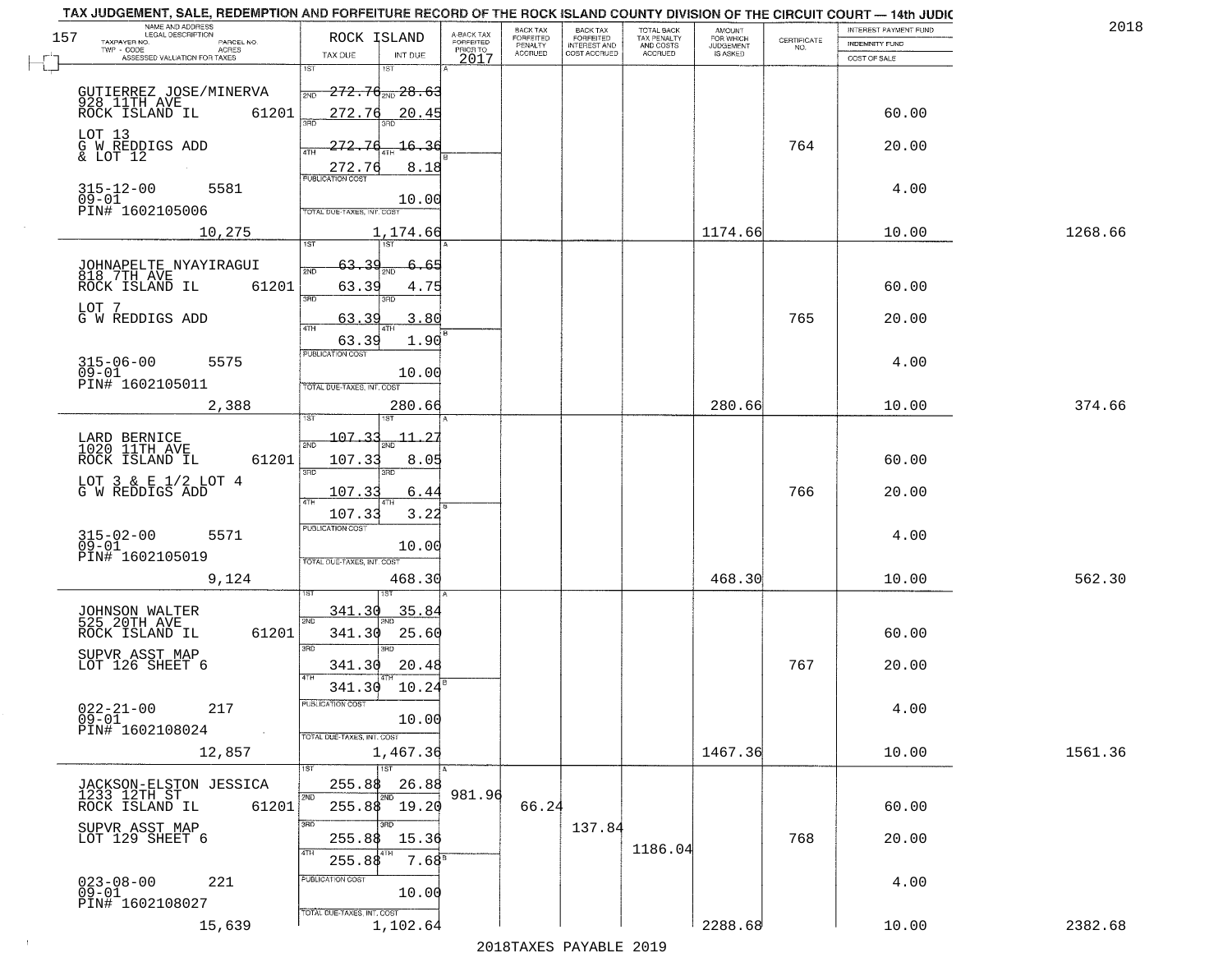TAX JUDGEMENT, SALE, REDEMPTION AND FORFEITURE RECORD OF THE ROCK ISLAND COUNTY DIVISION OF THE CIRCUIT COURT — 14th JUDIC

2018

| NAME AND ADDRESS / LEGAL DESCRIPTION / TAXPAYER NO. / PARCEL NO. / TWP - CODE / ACRES / ASSESSED VALUATION FOR TAXES | ROCK ISLAND TAX DUE | INT DUE | A-BACK TAX FORFEITED PRIOR TO 2017 | BACK TAX FORFEITED PENALTY ACCRUED | BACK TAX FORFEITED INTEREST AND COST ACCRUED | TOTAL BACK TAX PENALTY AND COSTS ACCRUED | AMOUNT FOR WHICH JUDGEMENT IS ASKED | CERTIFICATE NO. | INTEREST PAYMENT FUND / INDEMNITY FUND / COST OF SALE | |
|---|---|---|---|---|---|---|---|---|---|---|
| GUTIERREZ JOSE/MINERVA 928 11TH AVE ROCK ISLAND IL 61201 LOT 13 G W REDDIGS ADD & LOT 12 315-12-00 5581 09-01 PIN# 1602105006 10,275 | 1ST 272.76 2ND 272.76 3RD 272.76 4TH 272.76 PUBLICATION COST TOTAL DUE-TAXES, INT. COST | 28.63 20.45 16.36 8.18 10.00 1,174.66 | | | | | 1174.66 | 764 | 60.00 20.00 4.00 10.00 | 1268.66 |
| JOHNAPELTE NYAYIRAGUI 818 7TH AVE ROCK ISLAND IL 61201 LOT 7 G W REDDIGS ADD 315-06-00 5575 09-01 PIN# 1602105011 2,388 | 1ST 63.39 2ND 63.39 3RD 63.39 4TH 63.39 PUBLICATION COST TOTAL DUE-TAXES, INT. COST | 6.65 4.75 3.80 1.90 10.00 280.66 | | | | | 280.66 | 765 | 60.00 20.00 4.00 10.00 | 374.66 |
| LARD BERNICE 1020 11TH AVE ROCK ISLAND IL 61201 LOT 3 & E 1/2 LOT 4 G W REDDIGS ADD 315-02-00 5571 09-01 PIN# 1602105019 9,124 | 1ST 107.33 2ND 107.33 3RD 107.33 4TH 107.33 PUBLICATION COST TOTAL DUE-TAXES, INT. COST | 11.27 8.05 6.44 3.22 10.00 468.30 | | | | | 468.30 | 766 | 60.00 20.00 4.00 10.00 | 562.30 |
| JOHNSON WALTER 525 20TH AVE ROCK ISLAND IL 61201 SUPVR ASST MAP LOT 126 SHEET 6 022-21-00 217 09-01 PIN# 1602108024 12,857 | 1ST 341.30 2ND 341.30 3RD 341.30 4TH 341.30 PUBLICATION COST TOTAL DUE-TAXES, INT. COST | 35.84 25.60 20.48 10.24 10.00 1,467.36 | | | | | 1467.36 | 767 | 60.00 20.00 4.00 10.00 | 1561.36 |
| JACKSON-ELSTON JESSICA 1233 12TH ST ROCK ISLAND IL 61201 SUPVR ASST MAP LOT 129 SHEET 6 023-08-00 221 09-01 PIN# 1602108027 15,639 | 1ST 255.88 2ND 255.88 3RD 255.88 4TH 255.88 PUBLICATION COST TOTAL DUE-TAXES, INT. COST | 26.88 19.20 15.36 7.68 10.00 1,102.64 | 981.96 | 66.24 | 137.84 | 1186.04 | 2288.68 | 768 | 60.00 20.00 4.00 10.00 | 2382.68 |

2018TAXES PAYABLE 2019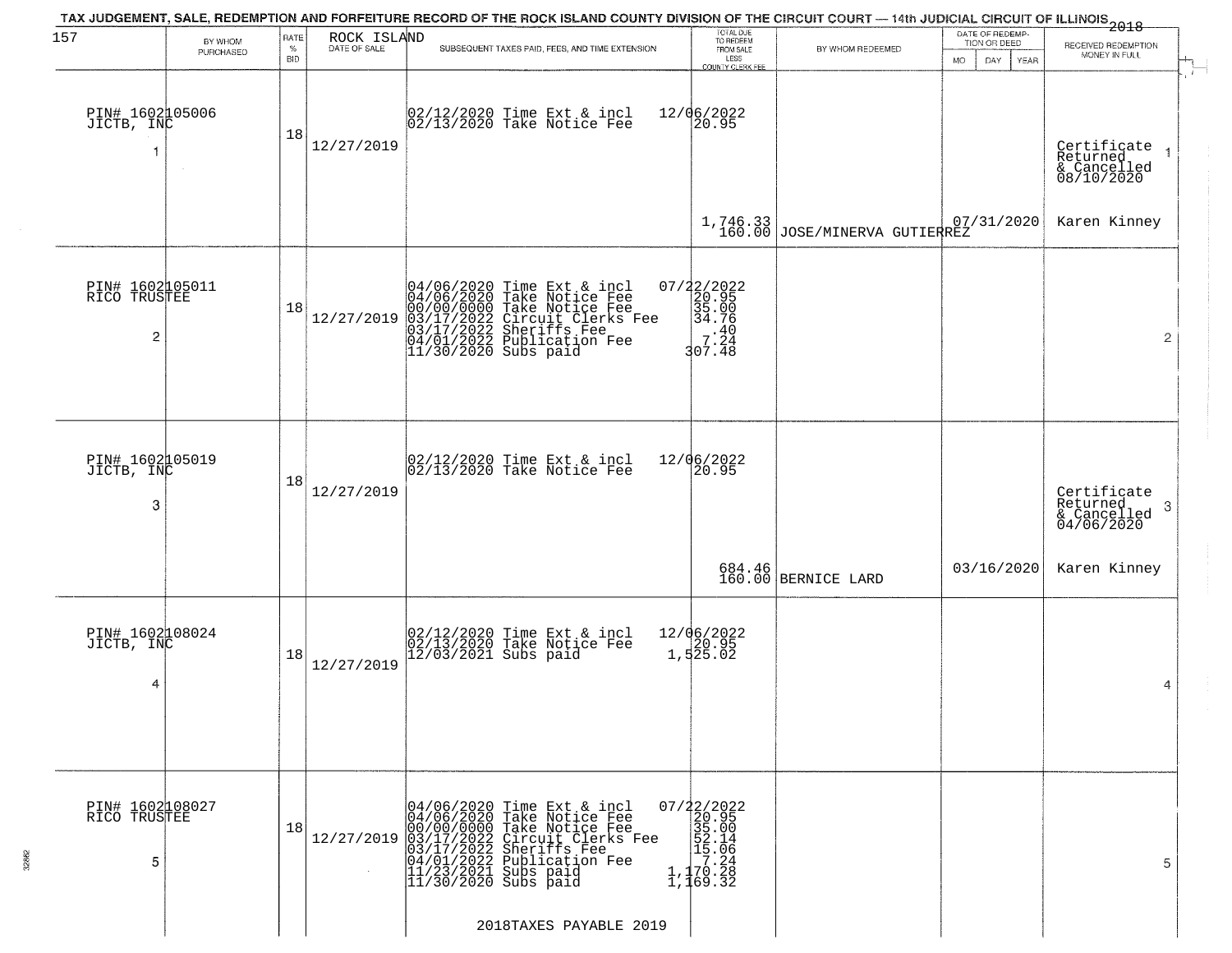# TAX JUDGEMENT, SALE, REDEMPTION AND FORFEITURE RECORD OF THE ROCK ISLAND COUNTY DIVISION OF THE CIRCUIT COURT — 14th JUDICIAL CIRCUIT OF ILLINOIS 2018

157 — ROCK ISLAND

| BY WHOM PURCHASED | RATE % BID | DATE OF SALE | SUBSEQUENT TAXES PAID, FEES, AND TIME EXTENSION | TOTAL DUE TO REDEEM FROM SALE LESS COUNTY CLERK FEE | BY WHOM REDEEMED | DATE OF REDEMPTION OR DEED MO DAY YEAR | RECEIVED REDEMPTION MONEY IN FULL |
|---|---|---|---|---|---|---|---|
| PIN# 1602105006 JICTB, INC 1 | 18 | 12/27/2019 | 02/12/2020 Time Ext & incl 12/06/2022<br>02/13/2020 Take Notice Fee 20.95 | 1,746.33<br>160.00 | JOSE/MINERVA GUTIERREZ | 07/31/2020 | Certificate Returned & Cancelled 08/10/2020<br>Karen Kinney 1 |
| PIN# 1602105011 RICO TRUSTEE 2 | 18 | 12/27/2019 | 04/06/2020 Time Ext & incl 07/22/2022<br>04/06/2020 Take Notice Fee 20.95<br>00/00/0000 Take Notice Fee 35.00<br>03/17/2022 Circuit Clerks Fee 34.76<br>03/17/2022 Sheriffs Fee .40<br>04/01/2022 Publication Fee 7.24<br>11/30/2020 Subs paid 307.48 | | | | 2 |
| PIN# 1602105019 JICTB, INC 3 | 18 | 12/27/2019 | 02/12/2020 Time Ext & incl 12/06/2022<br>02/13/2020 Take Notice Fee 20.95 | 684.46<br>160.00 | BERNICE LARD | 03/16/2020 | Certificate Returned & Cancelled 04/06/2020<br>Karen Kinney 3 |
| PIN# 1602108024 JICTB, INC 4 | 18 | 12/27/2019 | 02/12/2020 Time Ext & incl 12/06/2022<br>02/13/2020 Take Notice Fee 20.95<br>12/03/2021 Subs paid 1,525.02 | | | | 4 |
| PIN# 1602108027 RICO TRUSTEE 5 | 18 | 12/27/2019 | 04/06/2020 Time Ext & incl 07/22/2022<br>04/06/2020 Take Notice Fee 20.95<br>00/00/0000 Take Notice Fee 35.00<br>03/17/2022 Circuit Clerks Fee 52.14<br>03/17/2022 Sheriffs Fee 15.06<br>04/01/2022 Publication Fee 7.24<br>11/23/2021 Subs paid 1,170.28<br>11/30/2020 Subs paid 1,169.32 | | | | 5 |

2018TAXES PAYABLE 2019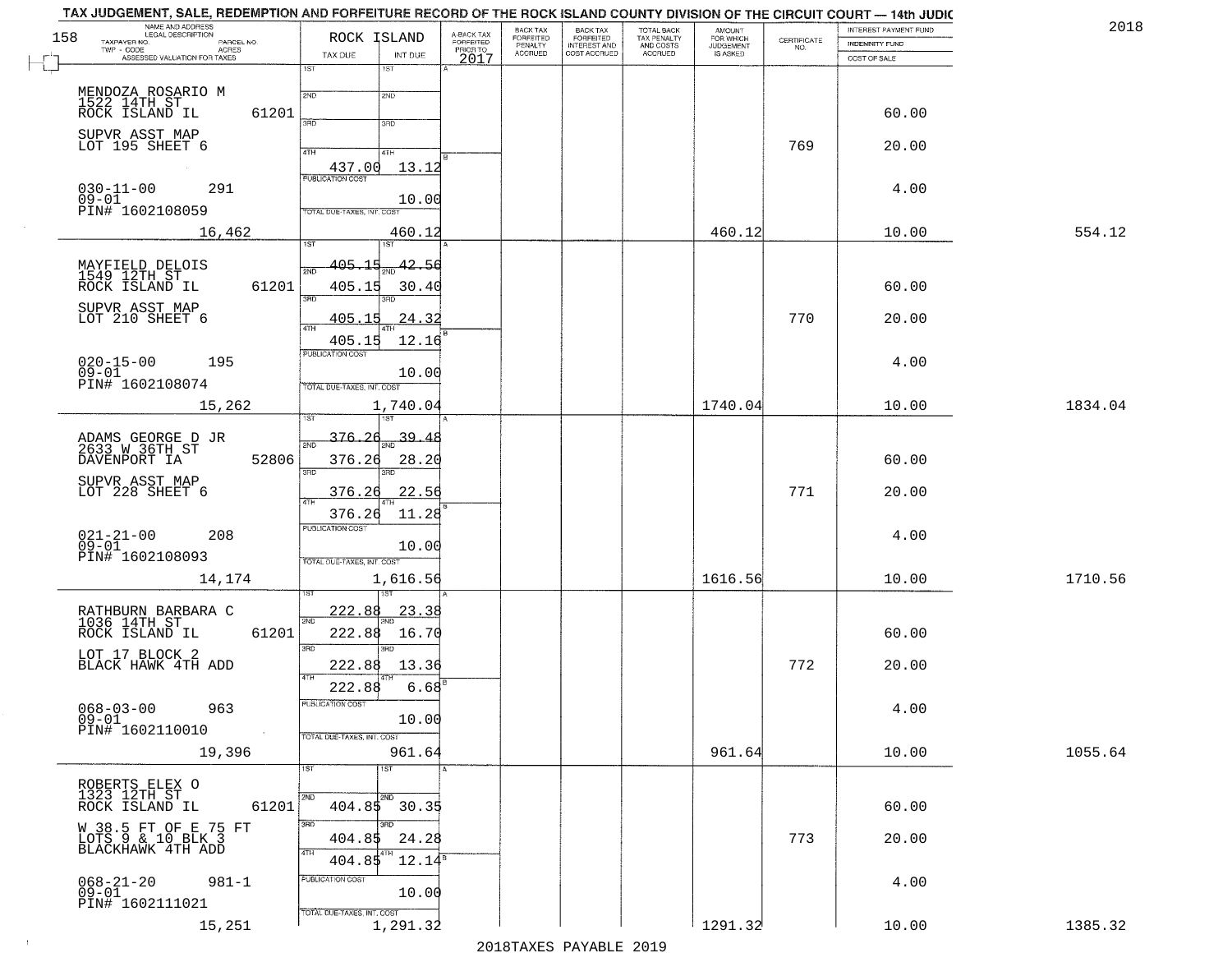TAX JUDGEMENT, SALE, REDEMPTION AND FORFEITURE RECORD OF THE ROCK ISLAND COUNTY DIVISION OF THE CIRCUIT COURT — 14th JUDIC

2018

| NAME AND ADDRESS / LEGAL DESCRIPTION / TAXPAYER NO. / PARCEL NO. / TWP - CODE / ACRES / ASSESSED VALUATION FOR TAXES | ROCK ISLAND TAX DUE | INT DUE | A-BACK TAX FORFEITED PRIOR TO 2017 | BACK TAX FORFEITED PENALTY ACCRUED | BACK TAX FORFEITED INTEREST AND COST ACCRUED | TOTAL BACK TAX PENALTY AND COSTS ACCRUED | AMOUNT FOR WHICH JUDGEMENT IS ASKED | CERTIFICATE NO. | INTEREST PAYMENT FUND / INDEMNITY FUND / COST OF SALE | |
|---|---|---|---|---|---|---|---|---|---|---|
| MENDOZA ROSARIO M<br>1522 14TH ST<br>ROCK ISLAND IL 61201<br>SUPVR ASST MAP<br>LOT 195 SHEET 6<br>030-11-00 291<br>09-01<br>PIN# 1602108059<br>16,462 | 1ST<br>2ND<br>3RD<br>4TH 437.00<br>PUBLICATION COST<br>TOTAL DUE-TAXES, INT. COST | 1ST<br>2ND<br>3RD<br>4TH 13.12<br>10.00<br>460.12 | | | | | 460.12 | 769 | 60.00<br>20.00<br>4.00<br>10.00 | 554.12 |
| MAYFIELD DELOIS<br>1549 12TH ST<br>ROCK ISLAND IL 61201<br>SUPVR ASST MAP<br>LOT 210 SHEET 6<br>020-15-00 195<br>09-01<br>PIN# 1602108074<br>15,262 | 1ST 405.15<br>2ND 405.15<br>3RD 405.15<br>4TH 405.15<br>PUBLICATION COST<br>TOTAL DUE-TAXES, INT. COST | 1ST 42.56<br>2ND 30.40<br>3RD 24.32<br>4TH 12.16<br>10.00<br>1,740.04 | | | | | 1740.04 | 770 | 60.00<br>20.00<br>4.00<br>10.00 | 1834.04 |
| ADAMS GEORGE D JR<br>2633 W 36TH ST<br>DAVENPORT IA 52806<br>SUPVR ASST MAP<br>LOT 228 SHEET 6<br>021-21-00 208<br>09-01<br>PIN# 1602108093<br>14,174 | 1ST 376.26<br>2ND 376.26<br>3RD 376.26<br>4TH 376.26<br>PUBLICATION COST<br>TOTAL DUE-TAXES, INT. COST | 1ST 39.48<br>2ND 28.20<br>3RD 22.56<br>4TH 11.28<br>10.00<br>1,616.56 | | | | | 1616.56 | 771 | 60.00<br>20.00<br>4.00<br>10.00 | 1710.56 |
| RATHBURN BARBARA C<br>1036 14TH ST<br>ROCK ISLAND IL 61201<br>LOT 17 BLOCK 2<br>BLACK HAWK 4TH ADD<br>068-03-00 963<br>09-01<br>PIN# 1602110010<br>19,396 | 1ST 222.88<br>2ND 222.88<br>3RD 222.88<br>4TH 222.88<br>PUBLICATION COST<br>TOTAL DUE-TAXES, INT. COST | 1ST 23.38<br>2ND 16.70<br>3RD 13.36<br>4TH 6.68<br>10.00<br>961.64 | | | | | 961.64 | 772 | 60.00<br>20.00<br>4.00<br>10.00 | 1055.64 |
| ROBERTS ELEX O<br>1323 12TH ST<br>ROCK ISLAND IL 61201<br>W 38.5 FT OF E 75 FT<br>LOTS 9 & 10 BLK 3<br>BLACKHAWK 4TH ADD<br>068-21-20 981-1<br>09-01<br>PIN# 1602111021<br>15,251 | 1ST<br>2ND 404.85<br>3RD 404.85<br>4TH 404.85<br>PUBLICATION COST<br>TOTAL DUE-TAXES, INT. COST | 1ST<br>2ND 30.35<br>3RD 24.28<br>4TH 12.14<br>10.00<br>1,291.32 | | | | | 1291.32 | 773 | 60.00<br>20.00<br>4.00<br>10.00 | 1385.32 |

2018TAXES PAYABLE 2019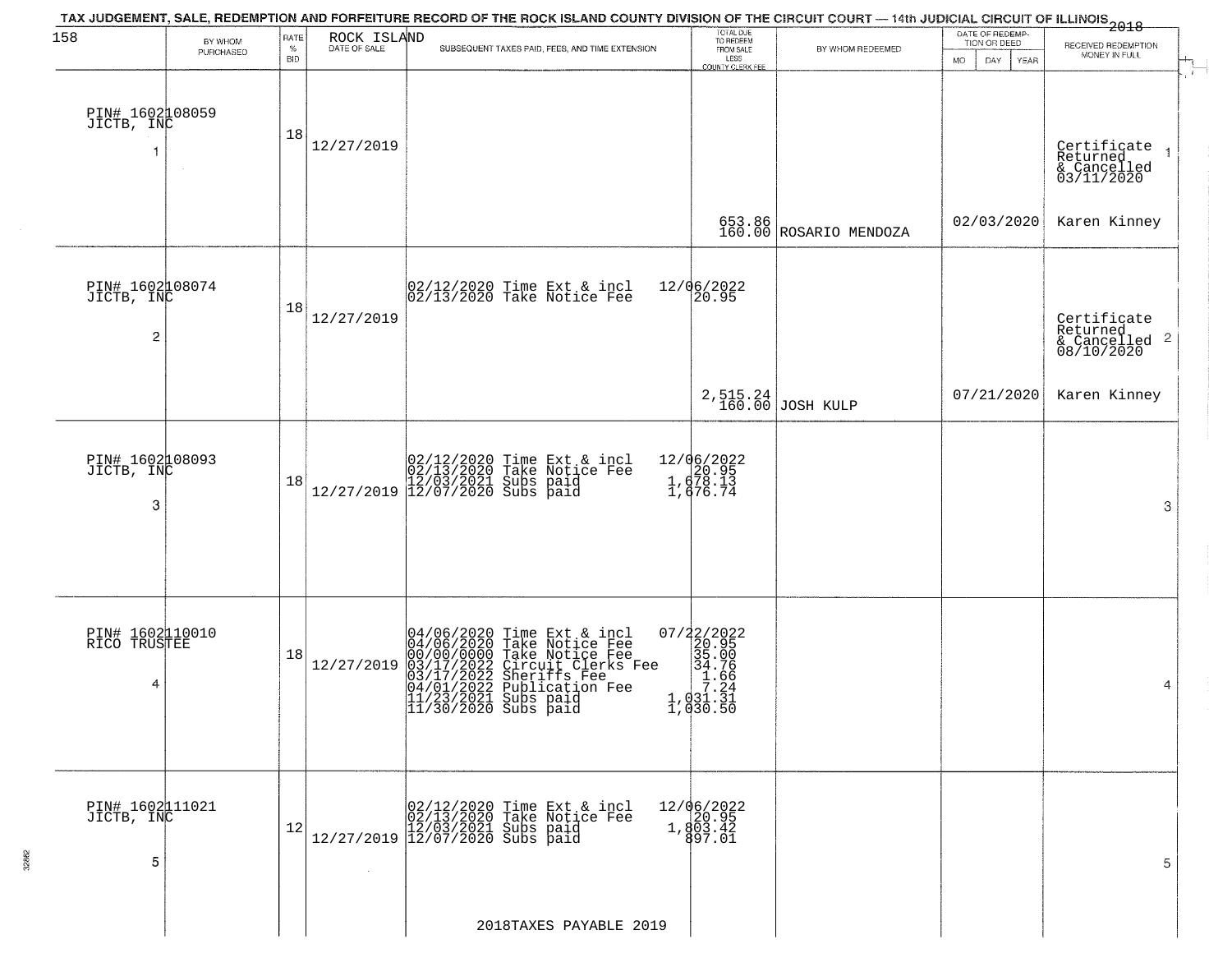TAX JUDGEMENT, SALE, REDEMPTION AND FORFEITURE RECORD OF THE ROCK ISLAND COUNTY DIVISION OF THE CIRCUIT COURT — 14th JUDICIAL CIRCUIT OF ILLINOIS 2018

ROCK ISLAND

| | BY WHOM PURCHASED | RATE % BID | DATE OF SALE | SUBSEQUENT TAXES PAID, FEES, AND TIME EXTENSION | TOTAL DUE TO REDEEM FROM SALE LESS COUNTY CLERK FEE | BY WHOM REDEEMED | DATE OF REDEMPTION OR DEED MO DAY YEAR | RECEIVED REDEMPTION MONEY IN FULL | |
|---|---|---|---|---|---|---|---|---|---|
| 1 | PIN# 1602108059 JICTB, INC | 18 | 12/27/2019 | | 653.86<br>160.00 | ROSARIO MENDOZA | 02/03/2020 | Certificate Returned & Cancelled 03/11/2020<br>Karen Kinney | 1 |
| 2 | PIN# 1602108074 JICTB, INC | 18 | 12/27/2019 | 02/12/2020 Time Ext & incl<br>02/13/2020 Take Notice Fee | 12/06/2022<br>20.95<br>2,515.24<br>160.00 | JOSH KULP | 07/21/2020 | Certificate Returned & Cancelled 08/10/2020<br>Karen Kinney | 2 |
| 3 | PIN# 1602108093 JICTB, INC | 18 | 12/27/2019 | 02/12/2020 Time Ext & incl<br>02/13/2020 Take Notice Fee<br>12/03/2021 Subs paid<br>12/07/2020 Subs paid | 12/06/2022<br>20.95<br>1,678.13<br>1,676.74 | | | | 3 |
| 4 | PIN# 1602110010 RICO TRUSTEE | 18 | 12/27/2019 | 04/06/2020 Time Ext & incl<br>04/06/2020 Take Notice Fee<br>00/00/0000 Take Notice Fee<br>03/17/2022 Circuit Clerks Fee<br>03/17/2022 Sheriffs Fee<br>04/01/2022 Publication Fee<br>11/23/2021 Subs paid<br>11/30/2020 Subs paid | 07/22/2022<br>20.95<br>35.00<br>34.76<br>1.66<br>7.24<br>1,031.31<br>1,030.50 | | | | 4 |
| 5 | PIN# 1602111021 JICTB, INC | 12 | 12/27/2019 | 02/12/2020 Time Ext & incl<br>02/13/2020 Take Notice Fee<br>12/03/2021 Subs paid<br>12/07/2020 Subs paid | 12/06/2022<br>20.95<br>1,803.42<br>897.01 | | | | 5 |

2018TAXES PAYABLE 2019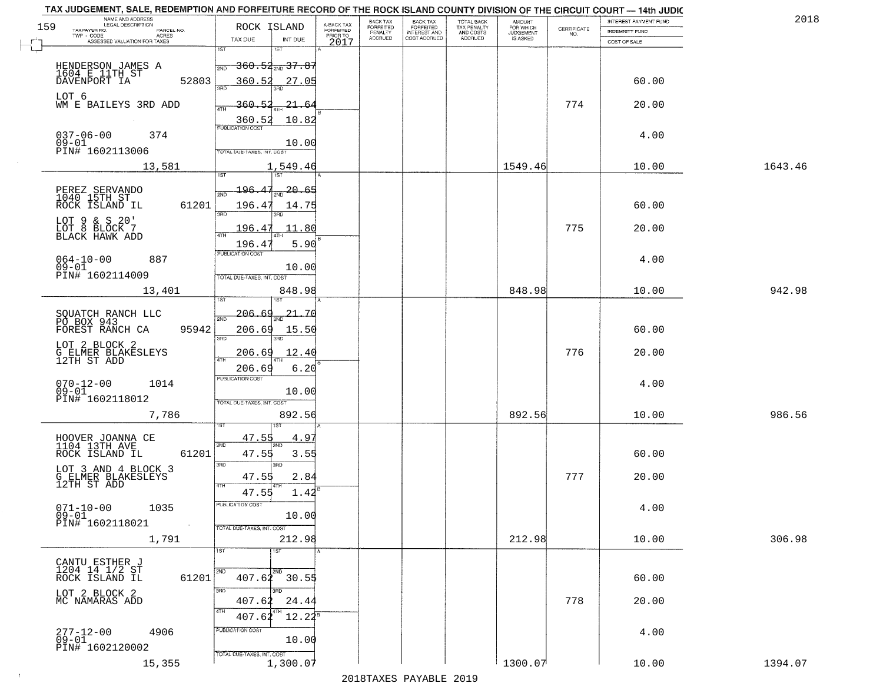TAX JUDGEMENT, SALE, REDEMPTION AND FORFEITURE RECORD OF THE ROCK ISLAND COUNTY DIVISION OF THE CIRCUIT COURT — 14th JUDIC

2018

| NAME AND ADDRESS / LEGAL DESCRIPTION / TAXPAYER NO. / PARCEL NO. / TWP - CODE / ACRES / ASSESSED VALUATION FOR TAXES | ROCK ISLAND TAX DUE | INT DUE | A-BACK TAX FORFEITED PRIOR TO 2017 | BACK TAX FORFEITED PENALTY ACCRUED | BACK TAX FORFEITED INTEREST AND COST ACCRUED | TOTAL BACK TAX PENALTY AND COSTS ACCRUED | AMOUNT FOR WHICH JUDGEMENT IS ASKED | CERTIFICATE NO. | INTEREST PAYMENT FUND / INDEMNITY FUND / COST OF SALE | |
|---|---|---|---|---|---|---|---|---|---|---|
| HENDERSON JAMES A 1604 E 11TH ST DAVENPORT IA 52803 | 1ST 360.52 | 1ST 37.87 | | | | | | | | |
| | 2ND 360.52 | 2ND 27.05 | | | | | | | 60.00 | |
| LOT 6 WM E BAILEYS 3RD ADD | 3RD 360.52 | 3RD 21.64 | | | | | | 774 | 20.00 | |
| | 4TH 360.52 | 4TH 10.82 | | | | | | | | |
| 037-06-00 374 09-01 PIN# 1602113006 | PUBLICATION COST | 10.00 | | | | | | | 4.00 | |
| 13,581 | TOTAL DUE-TAXES, INT. COST | 1,549.46 | | | | | 1549.46 | | 10.00 | 1643.46 |
| PEREZ SERVANDO 1040 15TH ST ROCK ISLAND IL 61201 | 1ST 196.47 | 1ST 20.65 | | | | | | | | |
| | 2ND 196.47 | 2ND 14.75 | | | | | | | 60.00 | |
| LOT 9 & S 20' LOT 8 BLOCK 7 BLACK HAWK ADD | 3RD 196.47 | 3RD 11.80 | | | | | | 775 | 20.00 | |
| | 4TH 196.47 | 4TH 5.90 | | | | | | | | |
| 064-10-00 887 09-01 PIN# 1602114009 | PUBLICATION COST | 10.00 | | | | | | | 4.00 | |
| 13,401 | TOTAL DUE-TAXES, INT. COST | 848.98 | | | | | 848.98 | | 10.00 | 942.98 |
| SQUATCH RANCH LLC PO BOX 943 FOREST RANCH CA 95942 | 1ST 206.69 | 1ST 21.70 | | | | | | | | |
| | 2ND 206.69 | 2ND 15.50 | | | | | | | 60.00 | |
| LOT 2 BLOCK 2 G ELMER BLAKESLEYS 12TH ST ADD | 3RD 206.69 | 3RD 12.40 | | | | | | 776 | 20.00 | |
| | 4TH 206.69 | 4TH 6.20 | | | | | | | | |
| 070-12-00 1014 09-01 PIN# 1602118012 | PUBLICATION COST | 10.00 | | | | | | | 4.00 | |
| 7,786 | TOTAL DUE-TAXES, INT. COST | 892.56 | | | | | 892.56 | | 10.00 | 986.56 |
| HOOVER JOANNA CE 1104 13TH AVE ROCK ISLAND IL 61201 | 1ST 47.55 | 1ST 4.97 | | | | | | | | |
| | 2ND 47.55 | 2ND 3.55 | | | | | | | 60.00 | |
| LOT 3 AND 4 BLOCK 3 G ELMER BLAKESLEYS 12TH ST ADD | 3RD 47.55 | 3RD 2.84 | | | | | | 777 | 20.00 | |
| | 4TH 47.55 | 4TH 1.42 | | | | | | | | |
| 071-10-00 1035 09-01 PIN# 1602118021 | PUBLICATION COST | 10.00 | | | | | | | 4.00 | |
| 1,791 | TOTAL DUE-TAXES, INT. COST | 212.98 | | | | | 212.98 | | 10.00 | 306.98 |
| CANTU ESTHER J 1204 14 1/2 ST ROCK ISLAND IL 61201 | 1ST | 1ST | | | | | | | | |
| | 2ND 407.62 | 2ND 30.55 | | | | | | | 60.00 | |
| LOT 2 BLOCK 2 MC NAMARAS ADD | 3RD 407.62 | 3RD 24.44 | | | | | | 778 | 20.00 | |
| | 4TH 407.62 | 4TH 12.22 | | | | | | | | |
| 277-12-00 4906 09-01 PIN# 1602120002 | PUBLICATION COST | 10.00 | | | | | | | 4.00 | |
| 15,355 | TOTAL DUE-TAXES, INT. COST | 1,300.07 | | | | | 1300.07 | | 10.00 | 1394.07 |

2018TAXES PAYABLE 2019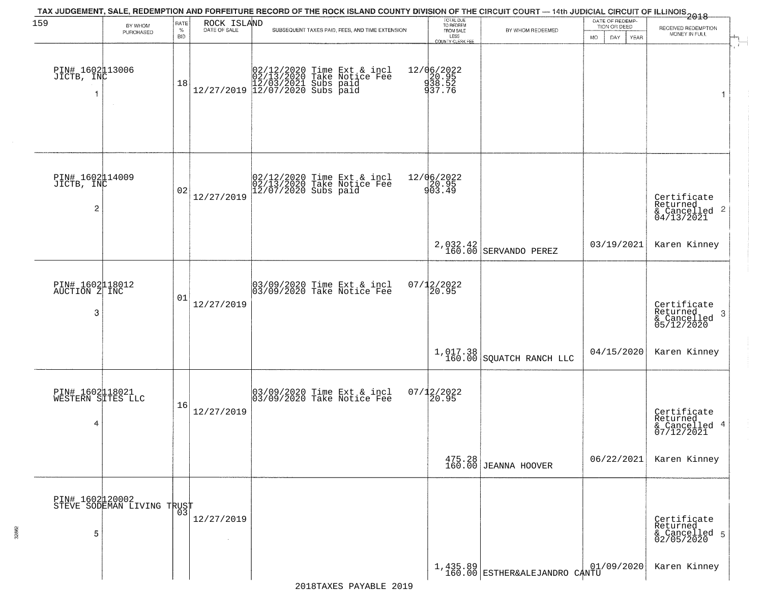TAX JUDGEMENT, SALE, REDEMPTION AND FORFEITURE RECORD OF THE ROCK ISLAND COUNTY DIVISION OF THE CIRCUIT COURT — 14th JUDICIAL CIRCUIT OF ILLINOIS 2018

| 159 BY WHOM PURCHASED | RATE % BID | ROCK ISLAND DATE OF SALE | SUBSEQUENT TAXES PAID, FEES, AND TIME EXTENSION | TOTAL DUE TO REDEEM FROM SALE LESS COUNTY CLERK FEE | BY WHOM REDEEMED | DATE OF REDEMPTION OR DEED MO DAY YEAR | RECEIVED REDEMPTION MONEY IN FULL |
|---|---|---|---|---|---|---|---|
| PIN# 1602113006 JICTB, INC 1 | 18 | 12/27/2019 | 02/12/2020 Time Ext & incl 02/13/2020 Take Notice Fee 12/03/2021 Subs paid 12/07/2020 Subs paid | 12/06/2022 20.95 938.52 937.76 | | | 1 |
| PIN# 1602114009 JICTB, INC 2 | 02 | 12/27/2019 | 02/12/2020 Time Ext & incl 02/13/2020 Take Notice Fee 12/07/2020 Subs paid | 12/06/2022 20.95 903.49 2,032.42 160.00 | SERVANDO PEREZ | 03/19/2021 | Certificate Returned & Cancelled 04/13/2021 2 Karen Kinney |
| PIN# 1602118012 AUCTION Z INC 3 | 01 | 12/27/2019 | 03/09/2020 Time Ext & incl 03/09/2020 Take Notice Fee | 07/12/2022 20.95 1,017.38 160.00 | SQUATCH RANCH LLC | 04/15/2020 | Certificate Returned & Cancelled 05/12/2020 3 Karen Kinney |
| PIN# 1602118021 WESTERN SITES LLC 4 | 16 | 12/27/2019 | 03/09/2020 Time Ext & incl 03/09/2020 Take Notice Fee | 07/12/2022 20.95 475.28 160.00 | JEANNA HOOVER | 06/22/2021 | Certificate Returned & Cancelled 07/12/2021 4 Karen Kinney |
| PIN# 1602120002 STEVE SODEMAN LIVING TRUST 5 | 03 | 12/27/2019 | | 1,435.89 160.00 | ESTHER&ALEJANDRO CANTU | 01/09/2020 | Certificate Returned & Cancelled 02/05/2020 5 Karen Kinney |

2018TAXES PAYABLE 2019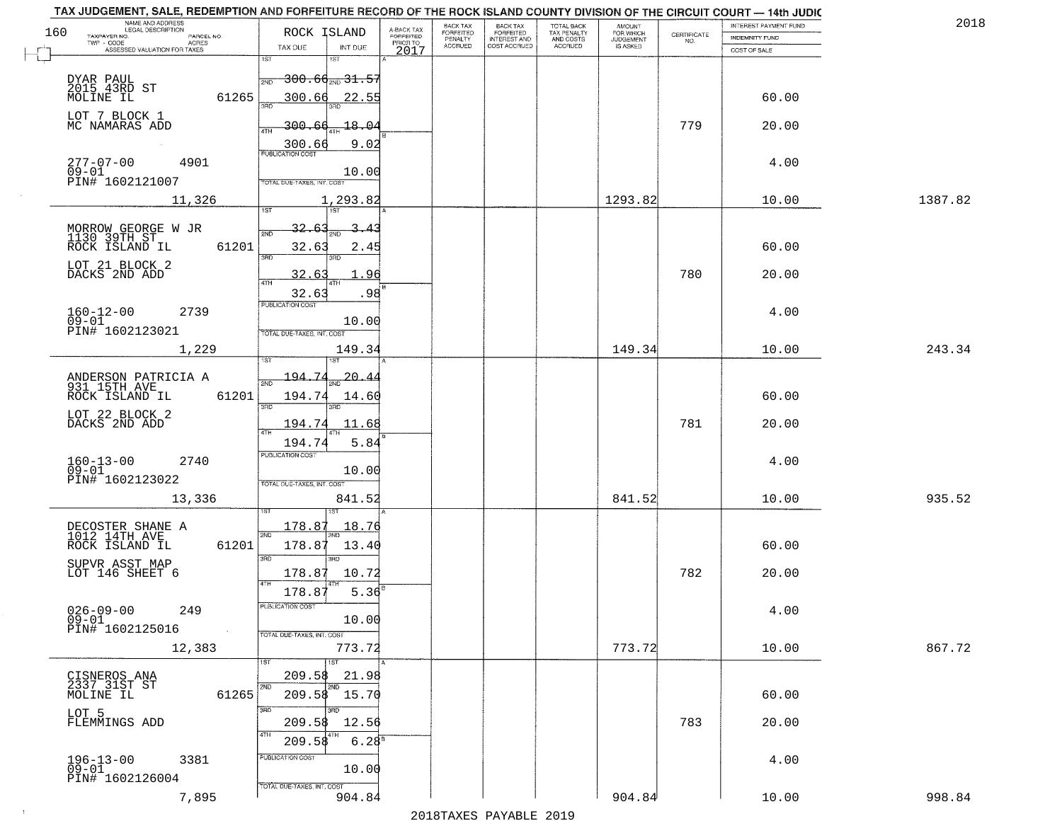TAX JUDGEMENT, SALE, REDEMPTION AND FORFEITURE RECORD OF THE ROCK ISLAND COUNTY DIVISION OF THE CIRCUIT COURT — 14th JUDIC

2018

| NAME AND ADDRESS / LEGAL DESCRIPTION / TAXPAYER NO. / PARCEL NO. / TWP - CODE / ACRES / ASSESSED VALUATION FOR TAXES | ROCK ISLAND TAX DUE | INT DUE | A-BACK TAX FORFEITED PRIOR TO 2017 | BACK TAX FORFEITED PENALTY ACCRUED | BACK TAX FORFEITED INTEREST AND COST ACCRUED | TOTAL BACK TAX PENALTY AND COSTS ACCRUED | AMOUNT FOR WHICH JUDGEMENT IS ASKED | CERTIFICATE NO. | INTEREST PAYMENT FUND / INDEMNITY FUND / COST OF SALE | |
|---|---|---|---|---|---|---|---|---|---|---|
| DYAR PAUL<br>2015 43RD ST<br>MOLINE IL 61265<br>LOT 7 BLOCK 1<br>MC NAMARAS ADD<br>277-07-00 4901<br>09-01<br>PIN# 1602121007<br>11,326 | 1ST 300.66<br>2ND 300.66<br>3RD 300.66<br>4TH 300.66<br>PUBLICATION COST<br>TOTAL DUE-TAXES, INT. COST | 31.57<br>22.55<br>18.04<br>9.02<br>10.00<br>1,293.82 | | | | | 1293.82 | 779 | 60.00<br>20.00<br>4.00<br>10.00 | 1387.82 |
| MORROW GEORGE W JR<br>1130 39TH ST<br>ROCK ISLAND IL 61201<br>LOT 21 BLOCK 2<br>DACKS 2ND ADD<br>160-12-00 2739<br>09-01<br>PIN# 1602123021<br>1,229 | 1ST 32.63<br>2ND 32.63<br>3RD 32.63<br>4TH 32.63<br>PUBLICATION COST<br>TOTAL DUE-TAXES, INT. COST | 3.43<br>2.45<br>1.96<br>.98<br>10.00<br>149.34 | | | | | 149.34 | 780 | 60.00<br>20.00<br>4.00<br>10.00 | 243.34 |
| ANDERSON PATRICIA A<br>931 15TH AVE<br>ROCK ISLAND IL 61201<br>LOT 22 BLOCK 2<br>DACKS 2ND ADD<br>160-13-00 2740<br>09-01<br>PIN# 1602123022<br>13,336 | 1ST 194.74<br>2ND 194.74<br>3RD 194.74<br>4TH 194.74<br>PUBLICATION COST<br>TOTAL DUE-TAXES, INT. COST | 20.44<br>14.60<br>11.68<br>5.84<br>10.00<br>841.52 | | | | | 841.52 | 781 | 60.00<br>20.00<br>4.00<br>10.00 | 935.52 |
| DECOSTER SHANE A<br>1012 14TH AVE<br>ROCK ISLAND IL 61201<br>SUPVR ASST MAP<br>LOT 146 SHEET 6<br>026-09-00 249<br>09-01<br>PIN# 1602125016<br>12,383 | 1ST 178.87<br>2ND 178.87<br>3RD 178.87<br>4TH 178.87<br>PUBLICATION COST<br>TOTAL DUE-TAXES, INT. COST | 18.76<br>13.40<br>10.72<br>5.36<br>10.00<br>773.72 | | | | | 773.72 | 782 | 60.00<br>20.00<br>4.00<br>10.00 | 867.72 |
| CISNEROS ANA<br>2337 31ST ST<br>MOLINE IL 61265<br>LOT 5<br>FLEMMINGS ADD<br>196-13-00 3381<br>09-01<br>PIN# 1602126004<br>7,895 | 1ST 209.58<br>2ND 209.58<br>3RD 209.58<br>4TH 209.58<br>PUBLICATION COST<br>TOTAL DUE-TAXES, INT. COST | 21.98<br>15.70<br>12.56<br>6.28<br>10.00<br>904.84 | | | | | 904.84 | 783 | 60.00<br>20.00<br>4.00<br>10.00 | 998.84 |

2018TAXES PAYABLE 2019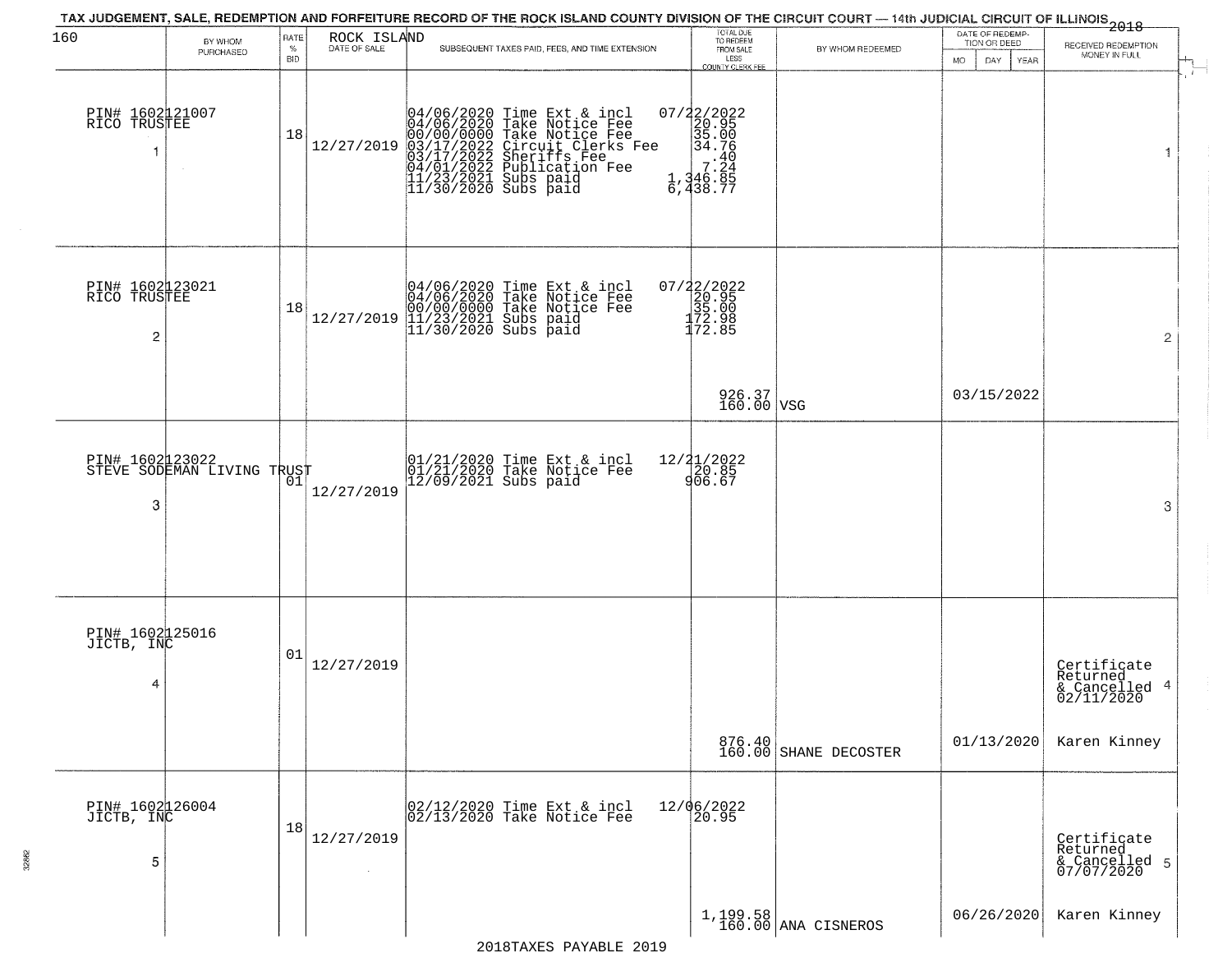TAX JUDGEMENT, SALE, REDEMPTION AND FORFEITURE RECORD OF THE ROCK ISLAND COUNTY DIVISION OF THE CIRCUIT COURT — 14th JUDICIAL CIRCUIT OF ILLINOIS 2018

| BY WHOM PURCHASED | RATE % BID | ROCK ISLAND DATE OF SALE | SUBSEQUENT TAXES PAID, FEES, AND TIME EXTENSION | TOTAL DUE TO REDEEM FROM SALE LESS COUNTY CLERK FEE | BY WHOM REDEEMED | DATE OF REDEMPTION OR DEED MO DAY YEAR | RECEIVED REDEMPTION MONEY IN FULL |
|---|---|---|---|---|---|---|---|
| PIN# 1602121007 RICO TRUSTEE 1 | 18 | 12/27/2019 | 04/06/2020 Time Ext & incl 07/22/2022<br>04/06/2020 Take Notice Fee 20.95<br>00/00/0000 Take Notice Fee 35.00<br>03/17/2022 Circuit Clerks Fee 34.76<br>03/17/2022 Sheriffs Fee .40<br>04/01/2022 Publication Fee 7.24<br>11/23/2021 Subs paid 1,346.85<br>11/30/2020 Subs paid 6,438.77 | | | | 1 |
| PIN# 1602123021 RICO TRUSTEE 2 | 18 | 12/27/2019 | 04/06/2020 Time Ext & incl 07/22/2022<br>04/06/2020 Take Notice Fee 20.95<br>00/00/0000 Take Notice Fee 35.00<br>11/23/2021 Subs paid 172.98<br>11/30/2020 Subs paid 172.85 | 926.37<br>160.00 | VSG | 03/15/2022 | 2 |
| PIN# 1602123022 STEVE SODEMAN LIVING TRUST 3 | 01 | 12/27/2019 | 01/21/2020 Time Ext & incl 12/21/2022<br>01/21/2020 Take Notice Fee 20.85<br>12/09/2021 Subs paid 906.67 | | | | 3 |
| PIN# 1602125016 JICTB, INC 4 | 01 | 12/27/2019 | | 876.40<br>160.00 | SHANE DECOSTER | 01/13/2020 | Certificate Returned & Cancelled 02/11/2020 4<br>Karen Kinney |
| PIN# 1602126004 JICTB, INC 5 | 18 | 12/27/2019 | 02/12/2020 Time Ext & incl 12/06/2022<br>02/13/2020 Take Notice Fee 20.95 | 1,199.58<br>160.00 | ANA CISNEROS | 06/26/2020 | Certificate Returned & Cancelled 07/07/2020 5<br>Karen Kinney |

2018TAXES PAYABLE 2019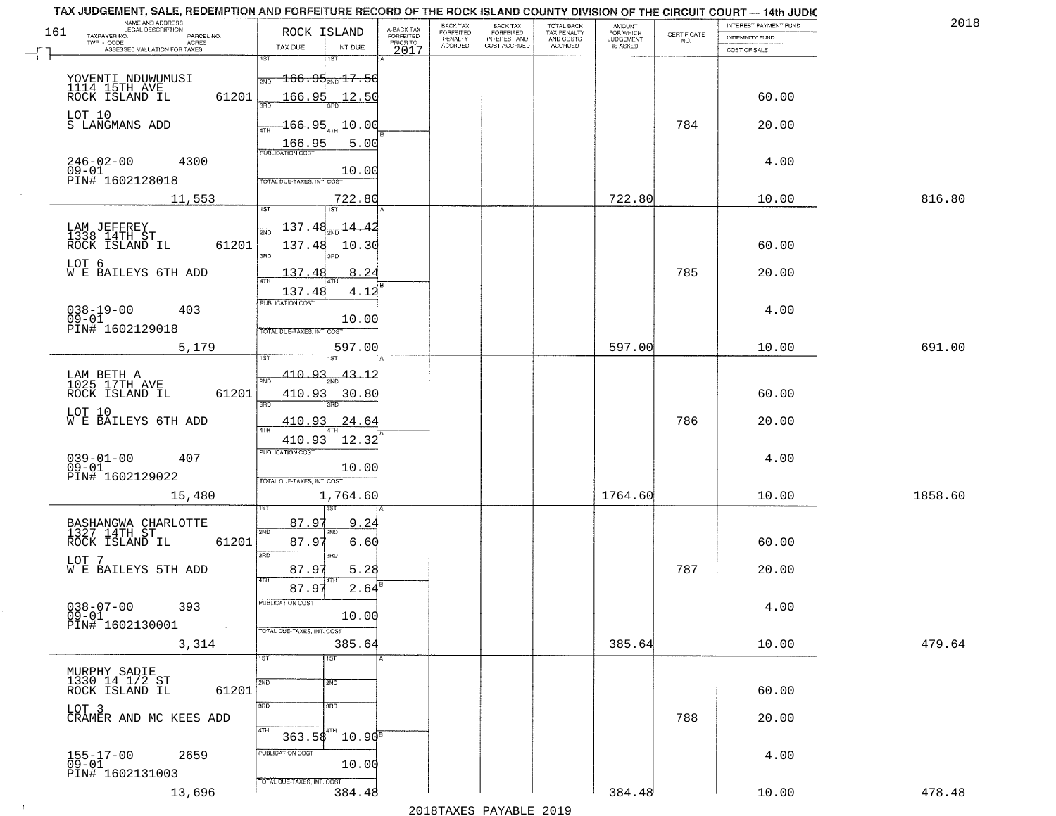TAX JUDGEMENT, SALE, REDEMPTION AND FORFEITURE RECORD OF THE ROCK ISLAND COUNTY DIVISION OF THE CIRCUIT COURT — 14th JUDIC

2018

| NAME AND ADDRESS / LEGAL DESCRIPTION / TAXPAYER NO. / PARCEL NO. / TWP - CODE / ACRES / ASSESSED VALUATION FOR TAXES | ROCK ISLAND TAX DUE | INT DUE | A-BACK TAX FORFEITED PRIOR TO 2017 | BACK TAX FORFEITED PENALTY ACCRUED | BACK TAX FORFEITED INTEREST AND COST ACCRUED | TOTAL BACK TAX PENALTY AND COSTS ACCRUED | AMOUNT FOR WHICH JUDGEMENT IS ASKED | CERTIFICATE NO. | INTEREST PAYMENT FUND / INDEMNITY FUND / COST OF SALE | |
|---|---|---|---|---|---|---|---|---|---|---|
| YOVENTI NDUWUMUSI<br>1114 15TH AVE<br>ROCK ISLAND IL 61201<br>LOT 10<br>S LANGMANS ADD<br>246-02-00 4300<br>09-01<br>PIN# 1602128018<br>11,553 | 1ST 166.95<br>2ND 166.95<br>3RD 166.95<br>4TH 166.95<br>PUBLICATION COST<br>TOTAL DUE-TAXES, INT. COST | 17.50<br>12.50<br>10.00<br>5.00<br>10.00<br>722.80 | | | | | 722.80 | 784 | 60.00<br>20.00<br>4.00<br>10.00 | 816.80 |
| LAM JEFFREY<br>1338 14TH ST<br>ROCK ISLAND IL 61201<br>LOT 6<br>W E BAILEYS 6TH ADD<br>038-19-00 403<br>09-01<br>PIN# 1602129018<br>5,179 | 1ST 137.48<br>2ND 137.48<br>3RD 137.48<br>4TH 137.48<br>PUBLICATION COST<br>TOTAL DUE-TAXES, INT. COST | 14.42<br>10.30<br>8.24<br>4.12<br>10.00<br>597.00 | | | | | 597.00 | 785 | 60.00<br>20.00<br>4.00<br>10.00 | 691.00 |
| LAM BETH A<br>1025 17TH AVE<br>ROCK ISLAND IL 61201<br>LOT 10<br>W E BAILEYS 6TH ADD<br>039-01-00 407<br>09-01<br>PIN# 1602129022<br>15,480 | 1ST 410.93<br>2ND 410.93<br>3RD 410.93<br>4TH 410.93<br>PUBLICATION COST<br>TOTAL DUE-TAXES, INT. COST | 43.12<br>30.80<br>24.64<br>12.32<br>10.00<br>1,764.60 | | | | | 1764.60 | 786 | 60.00<br>20.00<br>4.00<br>10.00 | 1858.60 |
| BASHANGWA CHARLOTTE<br>1327 14TH ST<br>ROCK ISLAND IL 61201<br>LOT 7<br>W E BAILEYS 5TH ADD<br>038-07-00 393<br>09-01<br>PIN# 1602130001<br>3,314 | 1ST 87.97<br>2ND 87.97<br>3RD 87.97<br>4TH 87.97<br>PUBLICATION COST<br>TOTAL DUE-TAXES, INT. COST | 9.24<br>6.60<br>5.28<br>2.64<br>10.00<br>385.64 | | | | | 385.64 | 787 | 60.00<br>20.00<br>4.00<br>10.00 | 479.64 |
| MURPHY SADIE<br>1330 14 1/2 ST<br>ROCK ISLAND IL 61201<br>LOT 3<br>CRAMER AND MC KEES ADD<br>155-17-00 2659<br>09-01<br>PIN# 1602131003<br>13,696 | 1ST<br>2ND<br>3RD<br>4TH 363.58<br>PUBLICATION COST<br>TOTAL DUE-TAXES, INT. COST | <br><br><br>10.90<br>10.00<br>384.48 | | | | | 384.48 | 788 | 60.00<br>20.00<br>4.00<br>10.00 | 478.48 |

2018TAXES PAYABLE 2019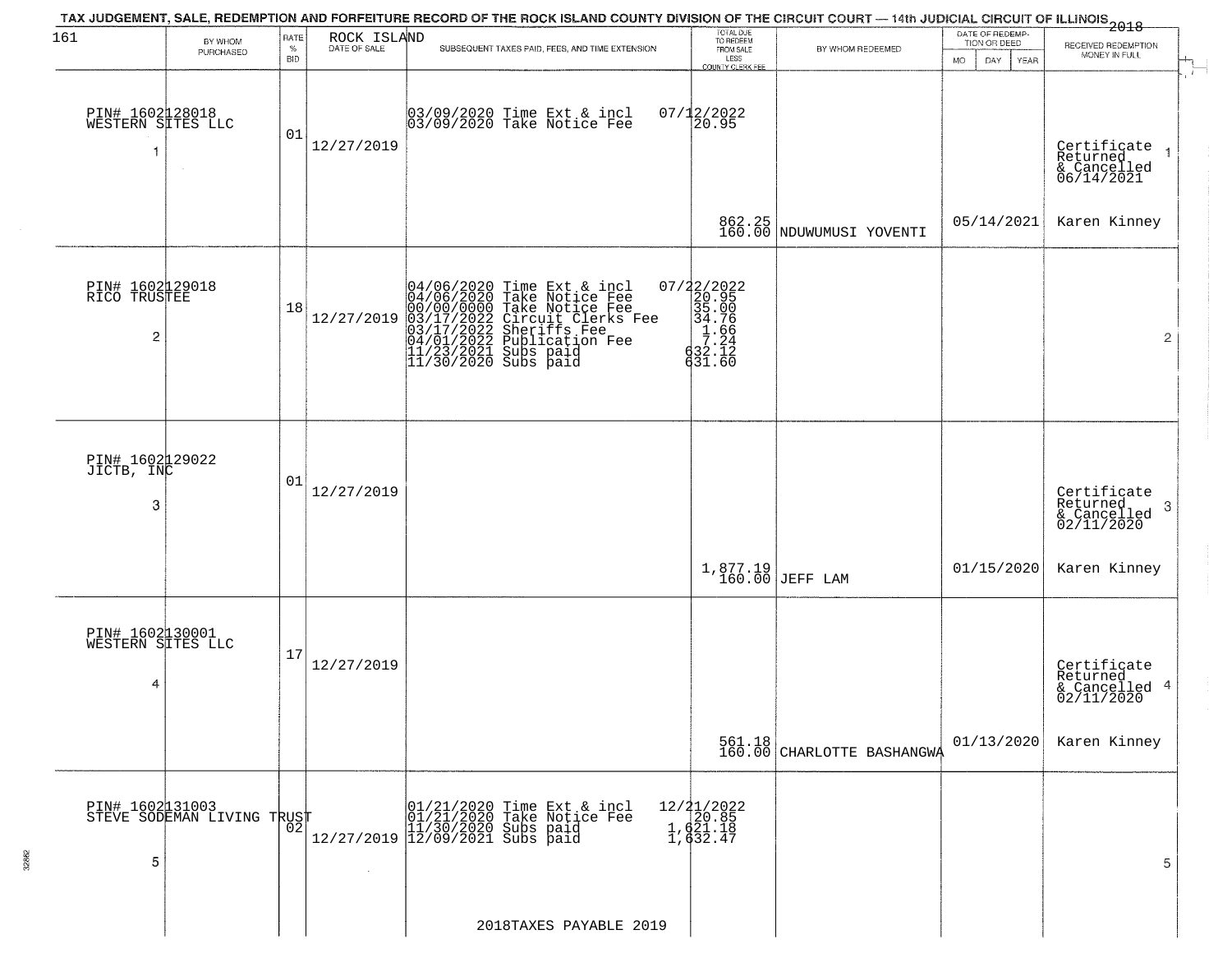TAX JUDGEMENT, SALE, REDEMPTION AND FORFEITURE RECORD OF THE ROCK ISLAND COUNTY DIVISION OF THE CIRCUIT COURT — 14th JUDICIAL CIRCUIT OF ILLINOIS 2018

| 161 BY WHOM PURCHASED | RATE % BID | ROCK ISLAND DATE OF SALE | SUBSEQUENT TAXES PAID, FEES, AND TIME EXTENSION | TOTAL DUE TO REDEEM FROM SALE LESS COUNTY CLERK FEE | BY WHOM REDEEMED | DATE OF REDEMPTION OR DEED MO DAY YEAR | RECEIVED REDEMPTION MONEY IN FULL |
|---|---|---|---|---|---|---|---|
| PIN# 1602128018 WESTERN SITES LLC 1 | 01 | 12/27/2019 | 03/09/2020 Time Ext & incl<br>03/09/2020 Take Notice Fee | 07/12/2022<br>20.95<br>862.25<br>160.00 | NDUWUMUSI YOVENTI | 05/14/2021 | Certificate Returned & Cancelled 06/14/2021<br>Karen Kinney 1 |
| PIN# 1602129018 RICO TRUSTEE 2 | 18 | 12/27/2019 | 04/06/2020 Time Ext & incl<br>04/06/2020 Take Notice Fee<br>00/00/0000 Take Notice Fee<br>03/17/2022 Circuit Clerks Fee<br>03/17/2022 Sheriffs Fee<br>04/01/2022 Publication Fee<br>11/23/2021 Subs paid<br>11/30/2020 Subs paid | 07/22/2022<br>20.95<br>35.00<br>34.76<br>1.66<br>7.24<br>632.12<br>631.60 | | | 2 |
| PIN# 1602129022 JICTB, INC 3 | 01 | 12/27/2019 | | 1,877.19<br>160.00 | JEFF LAM | 01/15/2020 | Certificate Returned & Cancelled 02/11/2020<br>Karen Kinney 3 |
| PIN# 1602130001 WESTERN SITES LLC 4 | 17 | 12/27/2019 | | 561.18<br>160.00 | CHARLOTTE BASHANGWA | 01/13/2020 | Certificate Returned & Cancelled 02/11/2020<br>Karen Kinney 4 |
| PIN# 1602131003 STEVE SODEMAN LIVING TRUST 5 | 02 | 12/27/2019 | 01/21/2020 Time Ext & incl<br>01/21/2020 Take Notice Fee<br>11/30/2020 Subs paid<br>12/09/2021 Subs paid | 12/21/2022<br>20.85<br>1,621.18<br>1,632.47 | | | 5 |

2018TAXES PAYABLE 2019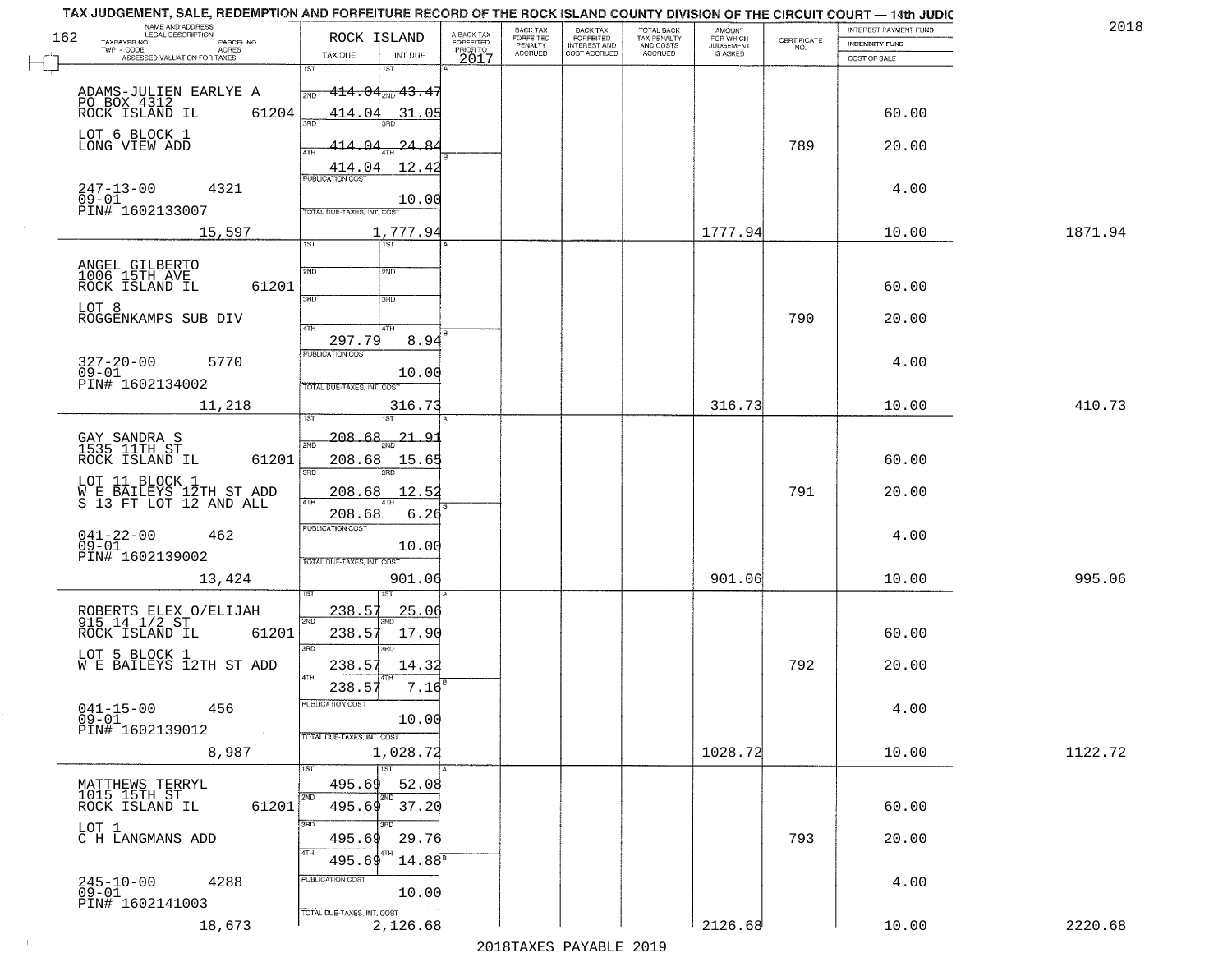TAX JUDGEMENT, SALE, REDEMPTION AND FORFEITURE RECORD OF THE ROCK ISLAND COUNTY DIVISION OF THE CIRCUIT COURT — 14th JUDIC

2018

| NAME AND ADDRESS / LEGAL DESCRIPTION / TAXPAYER NO. / PARCEL NO. / TWP - CODE / ACRES / ASSESSED VALUATION FOR TAXES | ROCK ISLAND TAX DUE | INT DUE | A-BACK TAX FORFEITED PRIOR TO 2017 | BACK TAX FORFEITED PENALTY ACCRUED | BACK TAX FORFEITED INTEREST AND COST ACCRUED | TOTAL BACK TAX PENALTY AND COSTS ACCRUED | AMOUNT FOR WHICH JUDGEMENT IS ASKED | CERTIFICATE NO. | INTEREST PAYMENT FUND / INDEMNITY FUND / COST OF SALE | |
|---|---|---|---|---|---|---|---|---|---|---|
| ADAMS-JULIEN EARLYE A<br>PO BOX 4312<br>ROCK ISLAND IL 61204<br>LOT 6 BLOCK 1<br>LONG VIEW ADD<br>247-13-00 4321<br>09-01<br>PIN# 1602133007<br>15,597 | 1ST 414.04<br>2ND 414.04<br>3RD 414.04<br>4TH 414.04<br>PUBLICATION COST<br>TOTAL DUE-TAXES, INT. COST | 43.47<br>31.05<br>24.84<br>12.42<br>10.00<br>1,777.94 | | | | | 1777.94 | 789 | 60.00<br>20.00<br>4.00<br>10.00 | 1871.94 |
| ANGEL GILBERTO<br>1006 15TH AVE<br>ROCK ISLAND IL 61201<br>LOT 8<br>ROGGENKAMPS SUB DIV<br>327-20-00 5770<br>09-01<br>PIN# 1602134002<br>11,218 | 1ST<br>2ND<br>3RD<br>4TH 297.79<br>PUBLICATION COST<br>TOTAL DUE-TAXES, INT. COST | <br><br><br>8.94<br>10.00<br>316.73 | | | | | 316.73 | 790 | 60.00<br>20.00<br>4.00<br>10.00 | 410.73 |
| GAY SANDRA S<br>1535 11TH ST<br>ROCK ISLAND IL 61201<br>LOT 11 BLOCK 1<br>W E BAILEYS 12TH ST ADD<br>S 13 FT LOT 12 AND ALL<br>041-22-00 462<br>09-01<br>PIN# 1602139002<br>13,424 | 1ST 208.68<br>2ND 208.68<br>3RD 208.68<br>4TH 208.68<br>PUBLICATION COST<br>TOTAL DUE-TAXES, INT. COST | 21.91<br>15.65<br>12.52<br>6.26<br>10.00<br>901.06 | | | | | 901.06 | 791 | 60.00<br>20.00<br>4.00<br>10.00 | 995.06 |
| ROBERTS ELEX O/ELIJAH<br>915 14 1/2 ST<br>ROCK ISLAND IL 61201<br>LOT 5 BLOCK 1<br>W E BAILEYS 12TH ST ADD<br>041-15-00 456<br>09-01<br>PIN# 1602139012<br>8,987 | 1ST 238.57<br>2ND 238.57<br>3RD 238.57<br>4TH 238.57<br>PUBLICATION COST<br>TOTAL DUE-TAXES, INT. COST | 25.06<br>17.90<br>14.32<br>7.16<br>10.00<br>1,028.72 | | | | | 1028.72 | 792 | 60.00<br>20.00<br>4.00<br>10.00 | 1122.72 |
| MATTHEWS TERRYL<br>1015 15TH ST<br>ROCK ISLAND IL 61201<br>LOT 1<br>C H LANGMANS ADD<br>245-10-00 4288<br>09-01<br>PIN# 1602141003<br>18,673 | 1ST 495.69<br>2ND 495.69<br>3RD 495.69<br>4TH 495.69<br>PUBLICATION COST<br>TOTAL DUE-TAXES, INT. COST | 52.08<br>37.20<br>29.76<br>14.88<br>10.00<br>2,126.68 | | | | | 2126.68 | 793 | 60.00<br>20.00<br>4.00<br>10.00 | 2220.68 |

2018TAXES PAYABLE 2019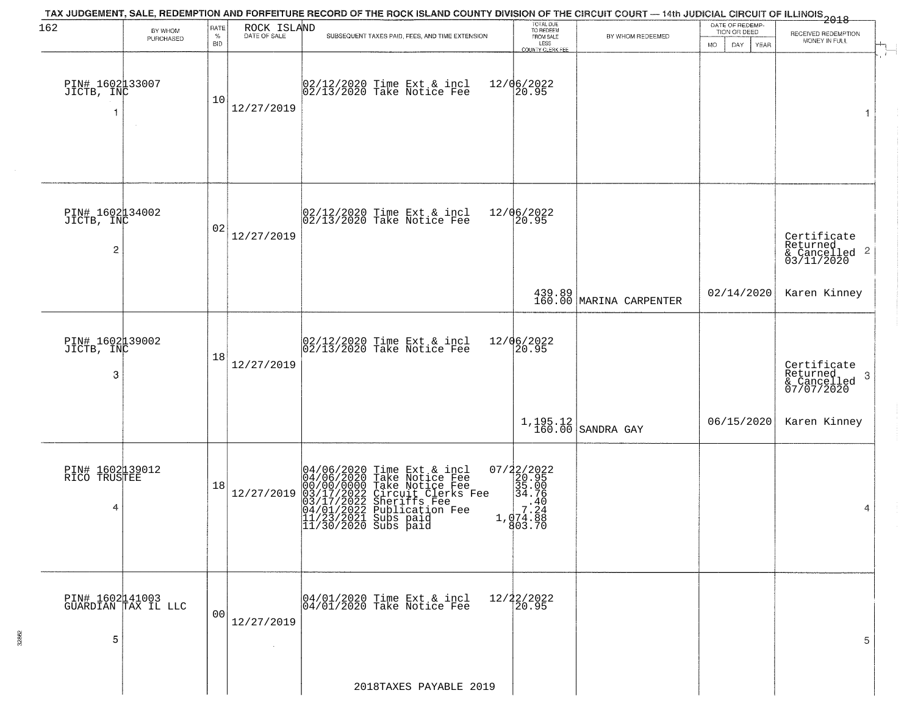TAX JUDGEMENT, SALE, REDEMPTION AND FORFEITURE RECORD OF THE ROCK ISLAND COUNTY DIVISION OF THE CIRCUIT COURT — 14th JUDICIAL CIRCUIT OF ILLINOIS 2018

| 162 BY WHOM PURCHASED | RATE % BID | ROCK ISLAND DATE OF SALE | SUBSEQUENT TAXES PAID, FEES, AND TIME EXTENSION | TOTAL DUE TO REDEEM FROM SALE LESS COUNTY CLERK FEE | BY WHOM REDEEMED | DATE OF REDEMPTION OR DEED MO DAY YEAR | RECEIVED REDEMPTION MONEY IN FULL |
|---|---|---|---|---|---|---|---|
| PIN# 1602133007 JICTB, INC 1 | 10 | 12/27/2019 | 02/12/2020 Time Ext & incl<br>02/13/2020 Take Notice Fee | 12/06/2022<br>20.95 | | | 1 |
| PIN# 1602134002 JICTB, INC 2 | 02 | 12/27/2019 | 02/12/2020 Time Ext & incl<br>02/13/2020 Take Notice Fee | 12/06/2022<br>20.95<br>439.89<br>160.00 | MARINA CARPENTER | 02/14/2020 | Certificate Returned & Cancelled 03/11/2020 2<br>Karen Kinney |
| PIN# 1602139002 JICTB, INC 3 | 18 | 12/27/2019 | 02/12/2020 Time Ext & incl<br>02/13/2020 Take Notice Fee | 12/06/2022<br>20.95<br>1,195.12<br>160.00 | SANDRA GAY | 06/15/2020 | Certificate Returned & Cancelled 07/07/2020 3<br>Karen Kinney |
| PIN# 1602139012 RICO TRUSTEE 4 | 18 | 12/27/2019 | 04/06/2020 Time Ext & incl<br>04/06/2020 Take Notice Fee<br>00/00/0000 Take Notice Fee<br>03/17/2022 Circuit Clerks Fee<br>03/17/2022 Sheriffs Fee<br>04/01/2022 Publication Fee<br>11/23/2021 Subs paid<br>11/30/2020 Subs paid | 07/22/2022<br>20.95<br>35.00<br>34.76<br>.40<br>7.24<br>1,074.88<br>803.70 | | | 4 |
| PIN# 1602141003 GUARDIAN TAX IL LLC 5 | 00 | 12/27/2019 | 04/01/2020 Time Ext & incl<br>04/01/2020 Take Notice Fee | 12/22/2022<br>20.95 | | | 5 |

2018TAXES PAYABLE 2019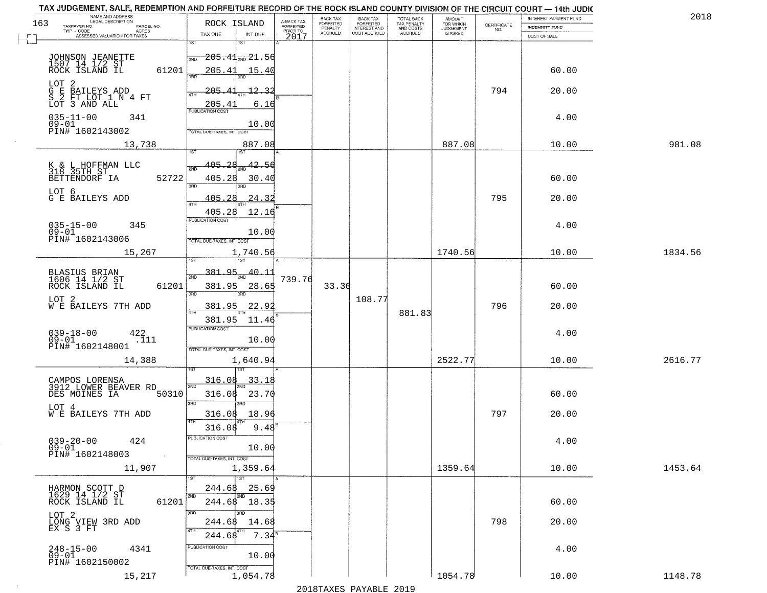TAX JUDGEMENT, SALE, REDEMPTION AND FORFEITURE RECORD OF THE ROCK ISLAND COUNTY DIVISION OF THE CIRCUIT COURT — 14th JUDIC

2018

| 163 NAME AND ADDRESS / LEGAL DESCRIPTION / TAXPAYER NO. / PARCEL NO. / TWP - CODE / ACRES / ASSESSED VALUATION FOR TAXES | ROCK ISLAND TAX DUE | INT DUE | A-BACK TAX FORFEITED PRIOR TO 2017 | BACK TAX FORFEITED PENALTY ACCRUED | BACK TAX FORFEITED INTEREST AND COST ACCRUED | TOTAL BACK TAX PENALTY AND COSTS ACCRUED | AMOUNT FOR WHICH JUDGEMENT IS ASKED | CERTIFICATE NO. | INTEREST PAYMENT FUND / INDEMNITY FUND / COST OF SALE | |
|---|---|---|---|---|---|---|---|---|---|---|
| JOHNSON JEANETTE 1507 14 1/2 ST ROCK ISLAND IL 61201 | 1ST 205.41 | 1ST 21.56 | | | | | | | | |
| | 2ND 205.41 | 2ND 15.40 | | | | | | | 60.00 | |
| LOT 2 G E BAILEYS ADD S 2 FT LOT 1 N 4 FT LOT 3 AND ALL | 3RD 205.41 | 3RD 12.32 | | | | | | 794 | 20.00 | |
| | 4TH 205.41 | 4TH 6.16 | | | | | | | | |
| 035-11-00 341 09-01 PIN# 1602143002 | PUBLICATION COST | 10.00 | | | | | | | 4.00 | |
| 13,738 | TOTAL DUE-TAXES, INT. COST | 887.08 | | | | | 887.08 | | 10.00 | 981.08 |
| K & L HOFFMAN LLC 318 35TH ST BETTENDORF IA 52722 | 1ST 405.28 | 1ST 42.56 | | | | | | | | |
| | 2ND 405.28 | 2ND 30.40 | | | | | | | 60.00 | |
| LOT 6 G E BAILEYS ADD | 3RD 405.28 | 3RD 24.32 | | | | | | 795 | 20.00 | |
| | 4TH 405.28 | 4TH 12.16 | | | | | | | | |
| 035-15-00 345 09-01 PIN# 1602143006 | PUBLICATION COST | 10.00 | | | | | | | 4.00 | |
| 15,267 | TOTAL DUE-TAXES, INT. COST | 1,740.56 | | | | | 1740.56 | | 10.00 | 1834.56 |
| BLASIUS BRIAN 1606 14 1/2 ST ROCK ISLAND IL 61201 | 1ST 381.95 | 1ST 40.11 | 739.76 | | | | | | | |
| | 2ND 381.95 | 2ND 28.65 | | 33.30 | | | | | 60.00 | |
| LOT 2 W E BAILEYS 7TH ADD | 3RD 381.95 | 3RD 22.92 | | | 108.77 | | | 796 | 20.00 | |
| | 4TH 381.95 | 4TH 11.46 | | | | 881.83 | | | | |
| 039-18-00 422 09-01 .111 PIN# 1602148001 | PUBLICATION COST | 10.00 | | | | | | | 4.00 | |
| 14,388 | TOTAL DUE-TAXES, INT. COST | 1,640.94 | | | | | 2522.77 | | 10.00 | 2616.77 |
| CAMPOS LORENSA 3912 LOWER BEAVER RD DES MOINES IA 50310 | 1ST 316.08 | 1ST 33.18 | | | | | | | | |
| | 2ND 316.08 | 2ND 23.70 | | | | | | | 60.00 | |
| LOT 4 W E BAILEYS 7TH ADD | 3RD 316.08 | 3RD 18.96 | | | | | | 797 | 20.00 | |
| | 4TH 316.08 | 4TH 9.48 | | | | | | | | |
| 039-20-00 424 09-01 PIN# 1602148003 | PUBLICATION COST | 10.00 | | | | | | | 4.00 | |
| 11,907 | TOTAL DUE-TAXES, INT. COST | 1,359.64 | | | | | 1359.64 | | 10.00 | 1453.64 |
| HARMON SCOTT D 1629 14 1/2 ST ROCK ISLAND IL 61201 | 1ST 244.68 | 1ST 25.69 | | | | | | | | |
| | 2ND 244.68 | 2ND 18.35 | | | | | | | 60.00 | |
| LOT 2 LONG VIEW 3RD ADD EX S 3 FT | 3RD 244.68 | 3RD 14.68 | | | | | | 798 | 20.00 | |
| | 4TH 244.68 | 4TH 7.34 | | | | | | | | |
| 248-15-00 4341 09-01 PIN# 1602150002 | PUBLICATION COST | 10.00 | | | | | | | 4.00 | |
| 15,217 | TOTAL DUE-TAXES, INT. COST | 1,054.78 | | | | | 1054.78 | | 10.00 | 1148.78 |

2018TAXES PAYABLE 2019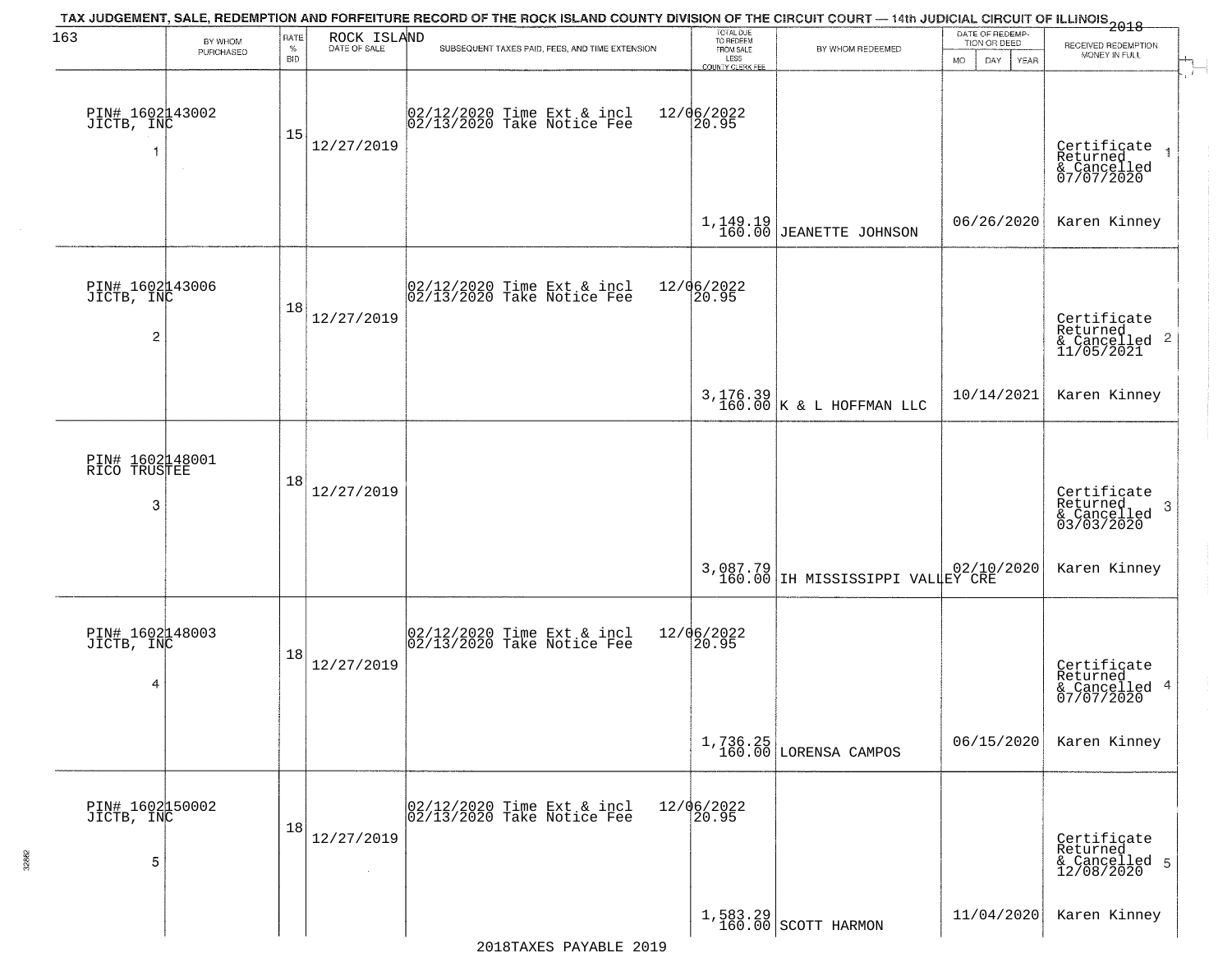TAX JUDGEMENT, SALE, REDEMPTION AND FORFEITURE RECORD OF THE ROCK ISLAND COUNTY DIVISION OF THE CIRCUIT COURT — 14th JUDICIAL CIRCUIT OF ILLINOIS 2018

| 163 BY WHOM PURCHASED | RATE % BID | ROCK ISLAND DATE OF SALE | SUBSEQUENT TAXES PAID, FEES, AND TIME EXTENSION | TOTAL DUE TO REDEEM FROM SALE LESS COUNTY CLERK FEE | BY WHOM REDEEMED | DATE OF REDEMPTION OR DEED MO DAY YEAR | RECEIVED REDEMPTION MONEY IN FULL |
|---|---|---|---|---|---|---|---|
| PIN# 1602143002 JICTB, INC 1 | 15 | 12/27/2019 | 02/12/2020 Time Ext & incl 02/13/2020 Take Notice Fee | 12/06/2022 20.95 1,149.19 160.00 | JEANETTE JOHNSON | 06/26/2020 | Certificate Returned & Cancelled 07/07/2020 1 Karen Kinney |
| PIN# 1602143006 JICTB, INC 2 | 18 | 12/27/2019 | 02/12/2020 Time Ext & incl 02/13/2020 Take Notice Fee | 12/06/2022 20.95 3,176.39 160.00 | K & L HOFFMAN LLC | 10/14/2021 | Certificate Returned & Cancelled 11/05/2021 2 Karen Kinney |
| PIN# 1602148001 RICO TRUSTEE 3 | 18 | 12/27/2019 | | 3,087.79 160.00 | IH MISSISSIPPI VALLEY CRE | 02/10/2020 | Certificate Returned & Cancelled 03/03/2020 3 Karen Kinney |
| PIN# 1602148003 JICTB, INC 4 | 18 | 12/27/2019 | 02/12/2020 Time Ext & incl 02/13/2020 Take Notice Fee | 12/06/2022 20.95 1,736.25 160.00 | LORENSA CAMPOS | 06/15/2020 | Certificate Returned & Cancelled 07/07/2020 4 Karen Kinney |
| PIN# 1602150002 JICTB, INC 5 | 18 | 12/27/2019 | 02/12/2020 Time Ext & incl 02/13/2020 Take Notice Fee | 12/06/2022 20.95 1,583.29 160.00 | SCOTT HARMON | 11/04/2020 | Certificate Returned & Cancelled 12/08/2020 5 Karen Kinney |

2018TAXES PAYABLE 2019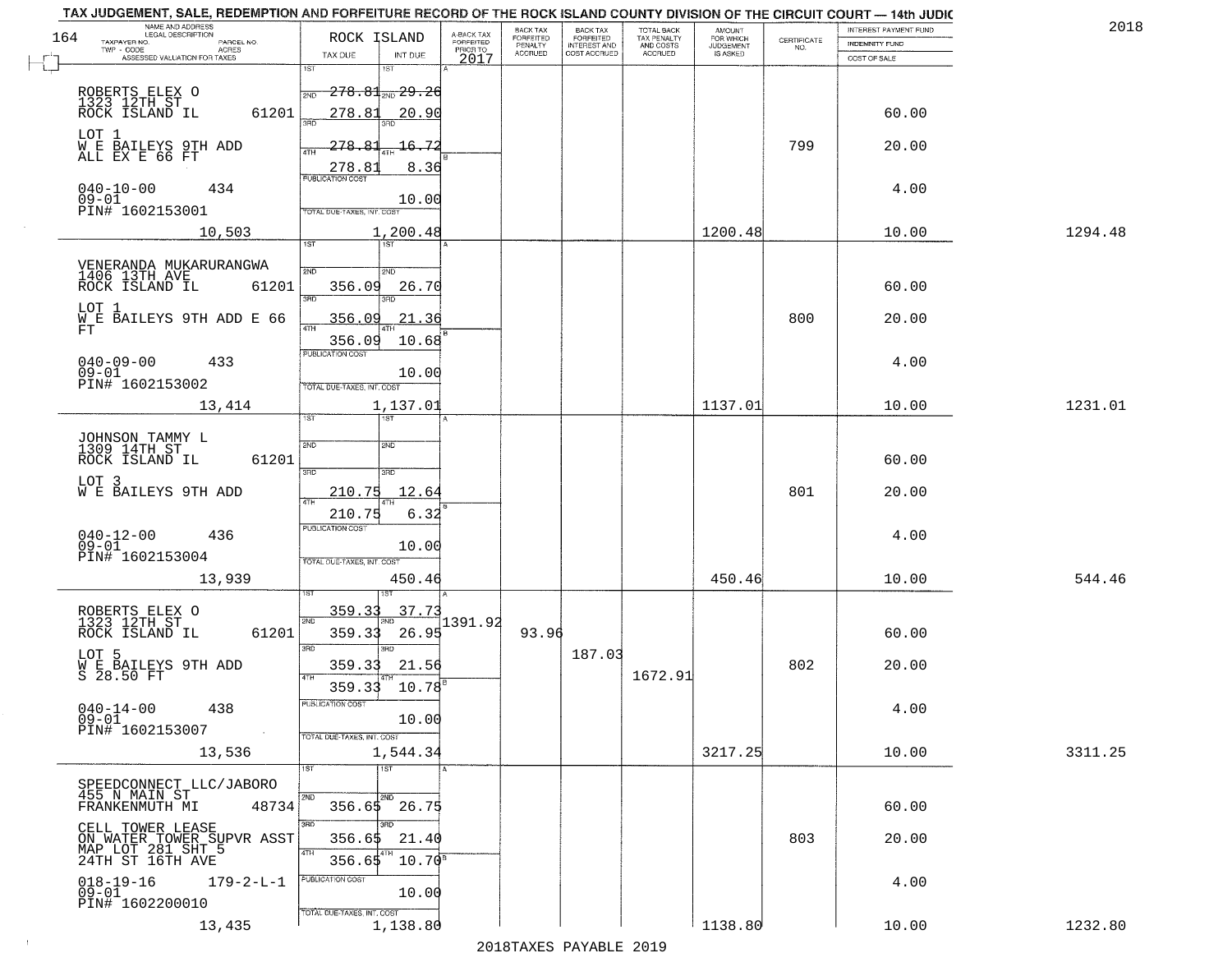TAX JUDGEMENT, SALE, REDEMPTION AND FORFEITURE RECORD OF THE ROCK ISLAND COUNTY DIVISION OF THE CIRCUIT COURT — 14th JUDIC

2018

| NAME AND ADDRESS / LEGAL DESCRIPTION / TAXPAYER NO. / PARCEL NO. / TWP - CODE / ACRES / ASSESSED VALUATION FOR TAXES | ROCK ISLAND TAX DUE | INT DUE | A-BACK TAX FORFEITED PRIOR TO 2017 | BACK TAX FORFEITED PENALTY ACCRUED | BACK TAX FORFEITED INTEREST AND COST ACCRUED | TOTAL BACK TAX PENALTY AND COSTS ACCRUED | AMOUNT FOR WHICH JUDGEMENT IS ASKED | CERTIFICATE NO. | INTEREST PAYMENT FUND / INDEMNITY FUND / COST OF SALE | |
|---|---|---|---|---|---|---|---|---|---|---|
| ROBERTS ELEX O<br>1323 12TH ST<br>ROCK ISLAND IL 61201<br>LOT 1<br>W E BAILEYS 9TH ADD<br>ALL EX E 66 FT<br>040-10-00 434<br>09-01<br>PIN# 1602153001<br>10,503 | 1ST ~~278.81~~<br>2ND 278.81<br>3RD ~~278.81~~<br>4TH 278.81<br>PUBLICATION COST<br>TOTAL DUE-TAXES, INT. COST | 1ST ~~29.26~~<br>2ND 20.90<br>3RD ~~16.72~~<br>4TH 8.36<br>10.00<br>1,200.48 | | | | | 1200.48 | 799 | 60.00<br>20.00<br>4.00<br>10.00 | 1294.48 |
| VENERANDA MUKARURANGWA<br>1406 13TH AVE<br>ROCK ISLAND IL 61201<br>LOT 1<br>W E BAILEYS 9TH ADD E 66 FT<br>040-09-00 433<br>09-01<br>PIN# 1602153002<br>13,414 | 2ND 356.09<br>3RD 356.09<br>4TH 356.09<br>PUBLICATION COST<br>TOTAL DUE-TAXES, INT. COST | 2ND 26.70<br>3RD 21.36<br>4TH 10.68<br>10.00<br>1,137.01 | | | | | 1137.01 | 800 | 60.00<br>20.00<br>4.00<br>10.00 | 1231.01 |
| JOHNSON TAMMY L<br>1309 14TH ST<br>ROCK ISLAND IL 61201<br>LOT 3<br>W E BAILEYS 9TH ADD<br>040-12-00 436<br>09-01<br>PIN# 1602153004<br>13,939 | 3RD 210.75<br>4TH 210.75<br>PUBLICATION COST<br>TOTAL DUE-TAXES, INT. COST | 3RD 12.64<br>4TH 6.32<br>10.00<br>450.46 | | | | | 450.46 | 801 | 60.00<br>20.00<br>4.00<br>10.00 | 544.46 |
| ROBERTS ELEX O<br>1323 12TH ST<br>ROCK ISLAND IL 61201<br>LOT 5<br>W E BAILEYS 9TH ADD<br>S 28.50 FT<br>040-14-00 438<br>09-01<br>PIN# 1602153007<br>13,536 | 1ST 359.33<br>2ND 359.33<br>3RD 359.33<br>4TH 359.33<br>PUBLICATION COST<br>TOTAL DUE-TAXES, INT. COST | 1ST 37.73<br>2ND 26.95<br>3RD 21.56<br>4TH 10.78<br>10.00<br>1,544.34 | 1391.92 | 93.96 | 187.03 | 1672.91 | 3217.25 | 802 | 60.00<br>20.00<br>4.00<br>10.00 | 3311.25 |
| SPEEDCONNECT LLC/JABORO<br>455 N MAIN ST<br>FRANKENMUTH MI 48734<br>CELL TOWER LEASE<br>ON WATER TOWER SUPVR ASST<br>MAP LOT 281 SHT 5<br>24TH ST 16TH AVE<br>018-19-16 179-2-L-1<br>09-01<br>PIN# 1602200010<br>13,435 | 2ND 356.65<br>3RD 356.65<br>4TH 356.65<br>PUBLICATION COST<br>TOTAL DUE-TAXES, INT. COST | 2ND 26.75<br>3RD 21.40<br>4TH 10.70<br>10.00<br>1,138.80 | | | | | 1138.80 | 803 | 60.00<br>20.00<br>4.00<br>10.00 | 1232.80 |

2018TAXES PAYABLE 2019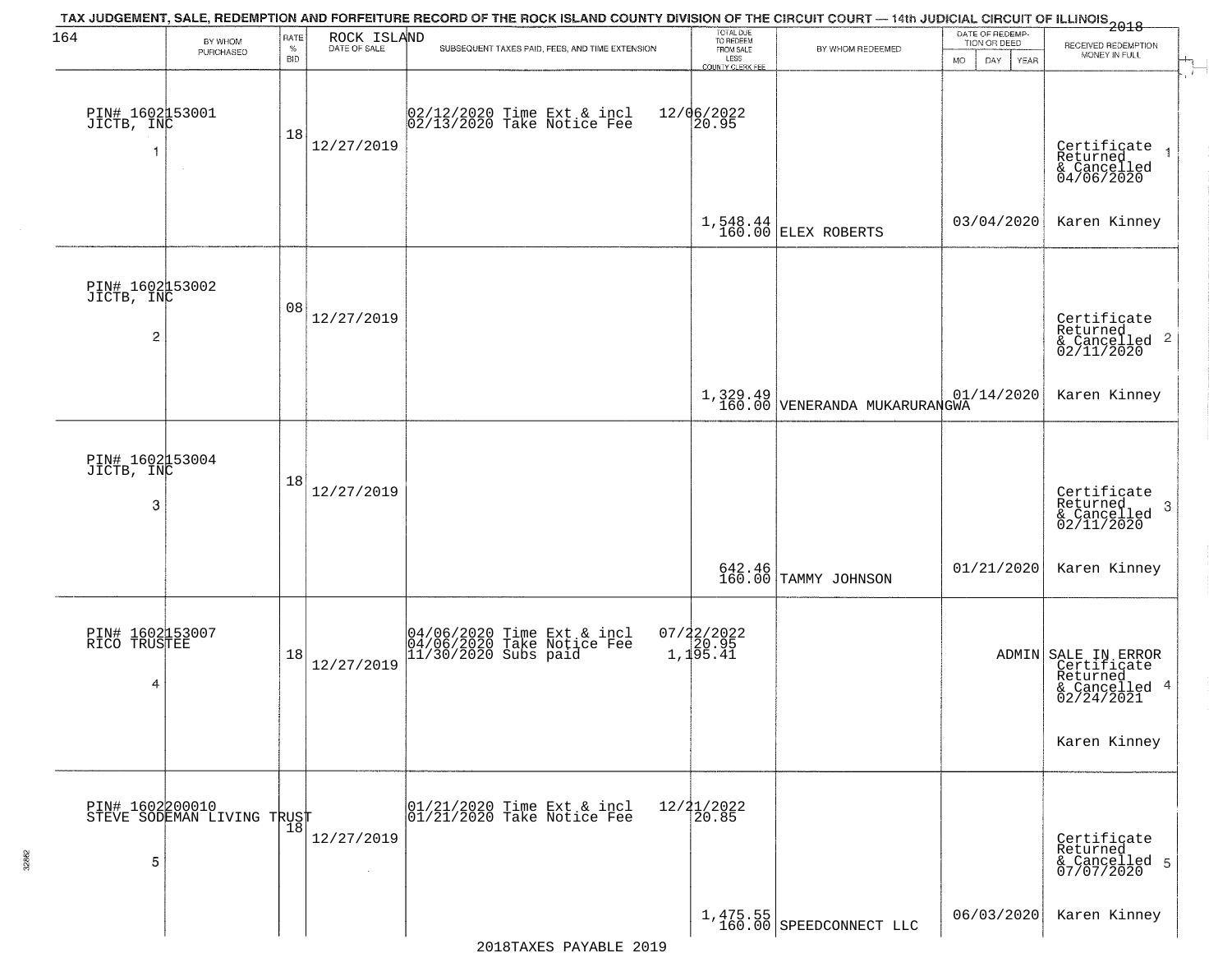TAX JUDGEMENT, SALE, REDEMPTION AND FORFEITURE RECORD OF THE ROCK ISLAND COUNTY DIVISION OF THE CIRCUIT COURT — 14th JUDICIAL CIRCUIT OF ILLINOIS 2018

ROCK ISLAND

| | BY WHOM PURCHASED | RATE % BID | DATE OF SALE | SUBSEQUENT TAXES PAID, FEES, AND TIME EXTENSION | TOTAL DUE TO REDEEM FROM SALE LESS COUNTY CLERK FEE | BY WHOM REDEEMED | DATE OF REDEMPTION OR DEED MO DAY YEAR | RECEIVED REDEMPTION MONEY IN FULL | |
|---|---|---|---|---|---|---|---|---|---|
| 1 | PIN# 1602153001 JICTB, INC | 18 | 12/27/2019 | 02/12/2020 Time Ext & incl 02/13/2020 Take Notice Fee | 12/06/2022 20.95 1,548.44 160.00 | ELEX ROBERTS | 03/04/2020 | Certificate Returned & Cancelled 04/06/2020 Karen Kinney | 1 |
| 2 | PIN# 1602153002 JICTB, INC | 08 | 12/27/2019 | | 1,329.49 160.00 | VENERANDA MUKARURANGWA | 01/14/2020 | Certificate Returned & Cancelled 02/11/2020 Karen Kinney | 2 |
| 3 | PIN# 1602153004 JICTB, INC | 18 | 12/27/2019 | | 642.46 160.00 | TAMMY JOHNSON | 01/21/2020 | Certificate Returned & Cancelled 02/11/2020 Karen Kinney | 3 |
| 4 | PIN# 1602153007 RICO TRUSTEE | 18 | 12/27/2019 | 04/06/2020 Time Ext & incl 04/06/2020 Take Notice Fee 11/30/2020 Subs paid | 07/22/2022 20.95 1,195.41 | | ADMIN | SALE IN ERROR Certificate Returned & Cancelled 02/24/2021 Karen Kinney | 4 |
| 5 | PIN# 1602200010 STEVE SODEMAN LIVING TRUST | 18 | 12/27/2019 | 01/21/2020 Time Ext & incl 01/21/2020 Take Notice Fee | 12/21/2022 20.85 1,475.55 160.00 | SPEEDCONNECT LLC | 06/03/2020 | Certificate Returned & Cancelled 07/07/2020 Karen Kinney | 5 |

2018TAXES PAYABLE 2019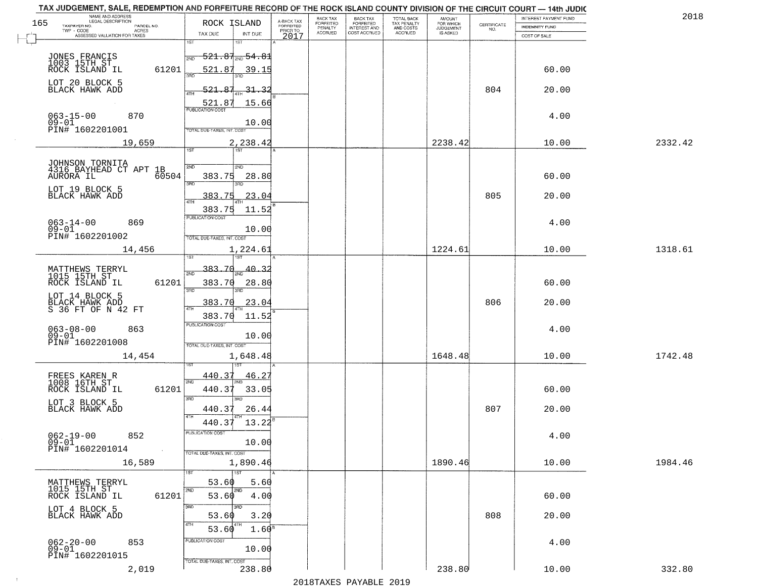TAX JUDGEMENT, SALE, REDEMPTION AND FORFEITURE RECORD OF THE ROCK ISLAND COUNTY DIVISION OF THE CIRCUIT COURT — 14th JUDIC

2018

| NAME AND ADDRESS / LEGAL DESCRIPTION / TAXPAYER NO. / PARCEL NO. / TWP - CODE / ACRES / ASSESSED VALUATION FOR TAXES | ROCK ISLAND TAX DUE | INT DUE | A-BACK TAX FORFEITED PRIOR TO 2017 | BACK TAX FORFEITED PENALTY ACCRUED | BACK TAX FORFEITED INTEREST AND COST ACCRUED | TOTAL BACK TAX PENALTY AND COSTS ACCRUED | AMOUNT FOR WHICH JUDGEMENT IS ASKED | CERTIFICATE NO. | INTEREST PAYMENT FUND / INDEMNITY FUND / COST OF SALE | |
|---|---|---|---|---|---|---|---|---|---|---|
| JONES FRANCIS 1003 15TH ST ROCK ISLAND IL 61201 | 1ST 521.87 | 1ST 54.81 | | | | | | | | |
| | 2ND 521.87 | 2ND 39.15 | | | | | | | 60.00 | |
| LOT 20 BLOCK 5 BLACK HAWK ADD | 3RD 521.87 | 3RD 31.32 | | | | | | 804 | 20.00 | |
| | 4TH 521.87 | 4TH 15.66 | | | | | | | | |
| 063-15-00 870 09-01 PIN# 1602201001 | PUBLICATION COST | 10.00 | | | | | | | 4.00 | |
| 19,659 | TOTAL DUE-TAXES, INT. COST | 2,238.42 | | | | | 2238.42 | | 10.00 | 2332.42 |
| JOHNSON TORNITA 4316 BAYHEAD CT APT 1B AURORA IL 60504 | 1ST | 1ST | | | | | | | | |
| | 2ND 383.75 | 2ND 28.80 | | | | | | | 60.00 | |
| LOT 19 BLOCK 5 BLACK HAWK ADD | 3RD 383.75 | 3RD 23.04 | | | | | | 805 | 20.00 | |
| | 4TH 383.75 | 4TH 11.52 | | | | | | | | |
| 063-14-00 869 09-01 PIN# 1602201002 | PUBLICATION COST | 10.00 | | | | | | | 4.00 | |
| 14,456 | TOTAL DUE-TAXES, INT. COST | 1,224.61 | | | | | 1224.61 | | 10.00 | 1318.61 |
| MATTHEWS TERRYL 1015 15TH ST ROCK ISLAND IL 61201 | 1ST 383.70 | 1ST 40.32 | | | | | | | | |
| | 2ND 383.70 | 2ND 28.80 | | | | | | | 60.00 | |
| LOT 14 BLOCK 5 BLACK HAWK ADD S 36 FT OF N 42 FT | 3RD 383.70 | 3RD 23.04 | | | | | | 806 | 20.00 | |
| | 4TH 383.70 | 4TH 11.52 | | | | | | | | |
| 063-08-00 863 09-01 PIN# 1602201008 | PUBLICATION COST | 10.00 | | | | | | | 4.00 | |
| 14,454 | TOTAL DUE-TAXES, INT. COST | 1,648.48 | | | | | 1648.48 | | 10.00 | 1742.48 |
| FREES KAREN R 1008 16TH ST ROCK ISLAND IL 61201 | 1ST 440.37 | 1ST 46.27 | | | | | | | | |
| | 2ND 440.37 | 2ND 33.05 | | | | | | | 60.00 | |
| LOT 3 BLOCK 5 BLACK HAWK ADD | 3RD 440.37 | 3RD 26.44 | | | | | | 807 | 20.00 | |
| | 4TH 440.37 | 4TH 13.22 | | | | | | | | |
| 062-19-00 852 09-01 PIN# 1602201014 | PUBLICATION COST | 10.00 | | | | | | | 4.00 | |
| 16,589 | TOTAL DUE-TAXES, INT. COST | 1,890.46 | | | | | 1890.46 | | 10.00 | 1984.46 |
| MATTHEWS TERRYL 1015 15TH ST ROCK ISLAND IL 61201 | 1ST 53.60 | 1ST 5.60 | | | | | | | | |
| | 2ND 53.60 | 2ND 4.00 | | | | | | | 60.00 | |
| LOT 4 BLOCK 5 BLACK HAWK ADD | 3RD 53.60 | 3RD 3.20 | | | | | | 808 | 20.00 | |
| | 4TH 53.60 | 4TH 1.60 | | | | | | | | |
| 062-20-00 853 09-01 PIN# 1602201015 | PUBLICATION COST | 10.00 | | | | | | | 4.00 | |
| 2,019 | TOTAL DUE-TAXES, INT. COST | 238.80 | | | | | 238.80 | | 10.00 | 332.80 |

2018TAXES PAYABLE 2019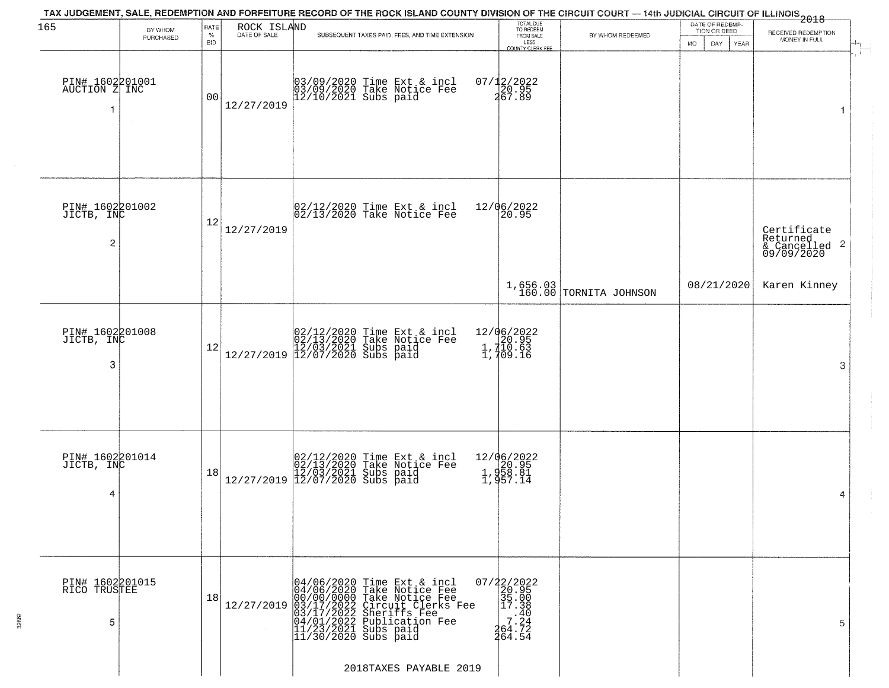TAX JUDGEMENT, SALE, REDEMPTION AND FORFEITURE RECORD OF THE ROCK ISLAND COUNTY DIVISION OF THE CIRCUIT COURT — 14th JUDICIAL CIRCUIT OF ILLINOIS 2018

| BY WHOM PURCHASED | RATE % BID | ROCK ISLAND DATE OF SALE | SUBSEQUENT TAXES PAID, FEES, AND TIME EXTENSION | TOTAL DUE TO REDEEM FROM SALE LESS COUNTY CLERK FEE | BY WHOM REDEEMED | DATE OF REDEMPTION OR DEED MO DAY YEAR | RECEIVED REDEMPTION MONEY IN FULL |
|---|---|---|---|---|---|---|---|
| PIN# 1602201001 AUCTION Z INC 1 | 00 | 12/27/2019 | 03/09/2020 Time Ext & incl<br>03/09/2020 Take Notice Fee<br>12/10/2021 Subs paid | 07/12/2022<br>20.95<br>267.89 | | | 1 |
| PIN# 1602201002 JICTB, INC 2 | 12 | 12/27/2019 | 02/12/2020 Time Ext & incl<br>02/13/2020 Take Notice Fee | 12/06/2022<br>20.95<br>1,656.03<br>160.00 | TORNITA JOHNSON | 08/21/2020 | Certificate Returned & Cancelled 09/09/2020 Karen Kinney 2 |
| PIN# 1602201008 JICTB, INC 3 | 12 | 12/27/2019 | 02/12/2020 Time Ext & incl<br>02/13/2020 Take Notice Fee<br>12/03/2021 Subs paid<br>12/07/2020 Subs paid | 12/06/2022<br>20.95<br>1,710.63<br>1,709.16 | | | 3 |
| PIN# 1602201014 JICTB, INC 4 | 18 | 12/27/2019 | 02/12/2020 Time Ext & incl<br>02/13/2020 Take Notice Fee<br>12/03/2021 Subs paid<br>12/07/2020 Subs paid | 12/06/2022<br>20.95<br>1,958.81<br>1,957.14 | | | 4 |
| PIN# 1602201015 RICO TRUSTEE 5 | 18 | 12/27/2019 | 04/06/2020 Time Ext & incl<br>04/06/2020 Take Notice Fee<br>00/00/0000 Take Notice Fee<br>03/17/2022 Circuit Clerks Fee<br>03/17/2022 Sheriffs Fee<br>04/01/2022 Publication Fee<br>11/23/2021 Subs paid<br>11/30/2020 Subs paid | 07/22/2022<br>20.95<br>35.00<br>17.38<br>.40<br>7.24<br>264.72<br>264.54 | | | 5 |

2018TAXES PAYABLE 2019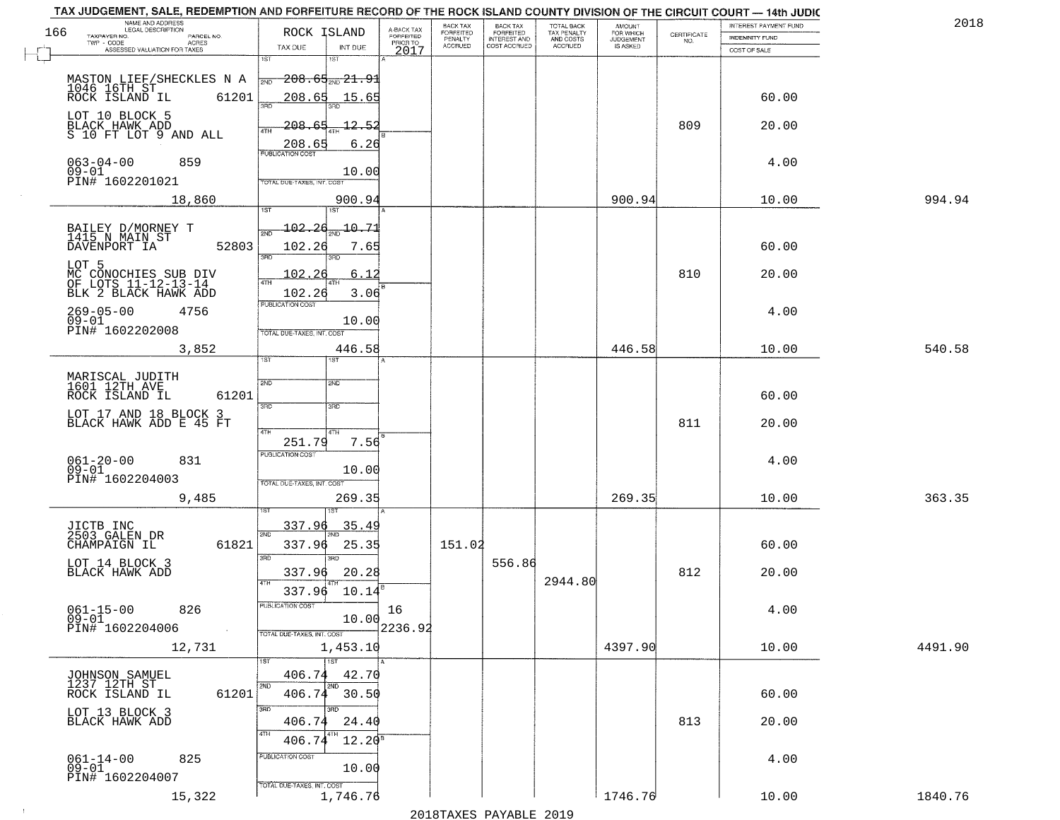TAX JUDGEMENT, SALE, REDEMPTION AND FORFEITURE RECORD OF THE ROCK ISLAND COUNTY DIVISION OF THE CIRCUIT COURT — 14th JUDIC

2018

| NAME AND ADDRESS / LEGAL DESCRIPTION / TAXPAYER NO. / PARCEL NO. / TWP - CODE / ACRES / ASSESSED VALUATION FOR TAXES | ROCK ISLAND TAX DUE | INT DUE | A-BACK TAX FORFEITED PRIOR TO 2017 | BACK TAX FORFEITED PENALTY ACCRUED | BACK TAX FORFEITED INTEREST AND COST ACCRUED | TOTAL BACK TAX PENALTY AND COSTS ACCRUED | AMOUNT FOR WHICH JUDGEMENT IS ASKED | CERTIFICATE NO. | INTEREST PAYMENT FUND / INDEMNITY FUND / COST OF SALE | |
|---|---|---|---|---|---|---|---|---|---|---|
| MASTON LIEF/SHECKLES N A<br>1046 16TH ST<br>ROCK ISLAND IL 61201<br>LOT 10 BLOCK 5<br>BLACK HAWK ADD<br>S 10 FT LOT 9 AND ALL<br>063-04-00 859<br>09-01<br>PIN# 1602201021<br>18,860 | 1ST 208.65<br>2ND 208.65<br>3RD 208.65<br>4TH 208.65<br>PUBLICATION COST<br>TOTAL DUE-TAXES, INT. COST | 21.91<br>15.65<br>12.52<br>6.26<br>10.00<br>900.94 | | | | | 900.94 | 809 | 60.00<br>20.00<br>4.00<br>10.00 | 994.94 |
| BAILEY D/MORNEY T<br>1415 N MAIN ST<br>DAVENPORT IA 52803<br>LOT 5<br>MC CONOCHIES SUB DIV<br>OF LOTS 11-12-13-14<br>BLK 2 BLACK HAWK ADD<br>269-05-00 4756<br>09-01<br>PIN# 1602202008<br>3,852 | 1ST 102.26<br>2ND 102.26<br>3RD 102.26<br>4TH 102.26<br>PUBLICATION COST<br>TOTAL DUE-TAXES, INT. COST | 10.71<br>7.65<br>6.12<br>3.06<br>10.00<br>446.58 | | | | | 446.58 | 810 | 60.00<br>20.00<br>4.00<br>10.00 | 540.58 |
| MARISCAL JUDITH<br>1601 12TH AVE<br>ROCK ISLAND IL 61201<br>LOT 17 AND 18 BLOCK 3<br>BLACK HAWK ADD E 45 FT<br>061-20-00 831<br>09-01<br>PIN# 1602204003<br>9,485 | 1ST<br>2ND<br>3RD<br>4TH 251.79<br>PUBLICATION COST<br>TOTAL DUE-TAXES, INT. COST | <br><br><br>7.56<br>10.00<br>269.35 | | | | | 269.35 | 811 | 60.00<br>20.00<br>4.00<br>10.00 | 363.35 |
| JICTB INC<br>2503 GALEN DR<br>CHAMPAIGN IL 61821<br>LOT 14 BLOCK 3<br>BLACK HAWK ADD<br>061-15-00 826<br>09-01<br>PIN# 1602204006<br>12,731 | 1ST 337.96<br>2ND 337.96<br>3RD 337.96<br>4TH 337.96<br>PUBLICATION COST<br>TOTAL DUE-TAXES, INT. COST | 35.49<br>25.35<br>20.28<br>10.14<br>10.00<br>1,453.10 | 16<br>2236.92 | 151.02 | 556.86 | 2944.80 | 4397.90 | 812 | 60.00<br>20.00<br>4.00<br>10.00 | 4491.90 |
| JOHNSON SAMUEL<br>1237 12TH ST<br>ROCK ISLAND IL 61201<br>LOT 13 BLOCK 3<br>BLACK HAWK ADD<br>061-14-00 825<br>09-01<br>PIN# 1602204007<br>15,322 | 1ST 406.74<br>2ND 406.74<br>3RD 406.74<br>4TH 406.74<br>PUBLICATION COST<br>TOTAL DUE-TAXES, INT. COST | 42.70<br>30.50<br>24.40<br>12.20<br>10.00<br>1,746.76 | | | | | 1746.76 | 813 | 60.00<br>20.00<br>4.00<br>10.00 | 1840.76 |

2018TAXES PAYABLE 2019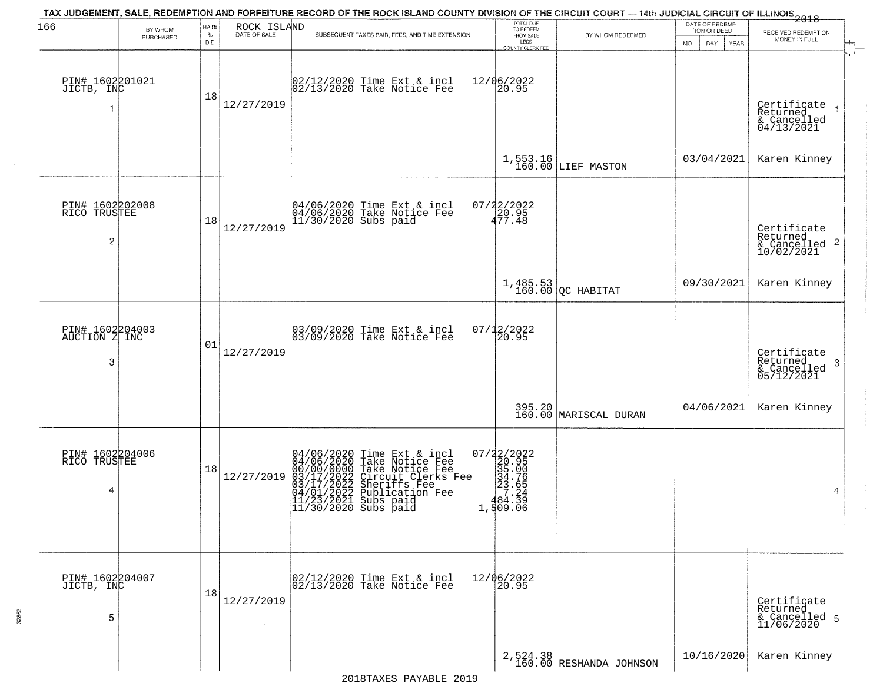TAX JUDGEMENT, SALE, REDEMPTION AND FORFEITURE RECORD OF THE ROCK ISLAND COUNTY DIVISION OF THE CIRCUIT COURT — 14th JUDICIAL CIRCUIT OF ILLINOIS 2018

166

| BY WHOM PURCHASED | RATE % BID | ROCK ISLAND DATE OF SALE | SUBSEQUENT TAXES PAID, FEES, AND TIME EXTENSION | TOTAL DUE TO REDEEM FROM SALE LESS COUNTY CLERK FEE | BY WHOM REDEEMED | DATE OF REDEMPTION OR DEED MO DAY YEAR | RECEIVED REDEMPTION MONEY IN FULL |
|---|---|---|---|---|---|---|---|
| PIN# 1602201021 JICTB, INC 1 | 18 | 12/27/2019 | 02/12/2020 Time Ext & incl 12/06/2022<br>02/13/2020 Take Notice Fee 20.95 | 1,553.16<br>160.00 | LIEF MASTON | 03/04/2021 | Certificate Returned & Cancelled 04/13/2021 1<br>Karen Kinney |
| PIN# 1602202008 RICO TRUSTEE 2 | 18 | 12/27/2019 | 04/06/2020 Time Ext & incl 07/22/2022<br>04/06/2020 Take Notice Fee 20.95<br>11/30/2020 Subs paid 477.48 | 1,485.53<br>160.00 | QC HABITAT | 09/30/2021 | Certificate Returned & Cancelled 10/02/2021 2<br>Karen Kinney |
| PIN# 1602204003 AUCTION Z INC 3 | 01 | 12/27/2019 | 03/09/2020 Time Ext & incl 07/12/2022<br>03/09/2020 Take Notice Fee 20.95 | 395.20<br>160.00 | MARISCAL DURAN | 04/06/2021 | Certificate Returned & Cancelled 05/12/2021 3<br>Karen Kinney |
| PIN# 1602204006 RICO TRUSTEE 4 | 18 | 12/27/2019 | 04/06/2020 Time Ext & incl 07/22/2022<br>04/06/2020 Take Notice Fee 20.95<br>00/00/0000 Take Notice Fee 35.00<br>03/17/2022 Circuit Clerks Fee 34.76<br>03/17/2022 Sheriffs Fee 23.65<br>04/01/2022 Publication Fee 7.24<br>11/23/2021 Subs paid 484.39<br>11/30/2020 Subs paid 1,509.06 | | | | 4 |
| PIN# 1602204007 JICTB, INC 5 | 18 | 12/27/2019 | 02/12/2020 Time Ext & incl 12/06/2022<br>02/13/2020 Take Notice Fee 20.95 | 2,524.38<br>160.00 | RESHANDA JOHNSON | 10/16/2020 | Certificate Returned & Cancelled 11/06/2020 5<br>Karen Kinney |

2018TAXES PAYABLE 2019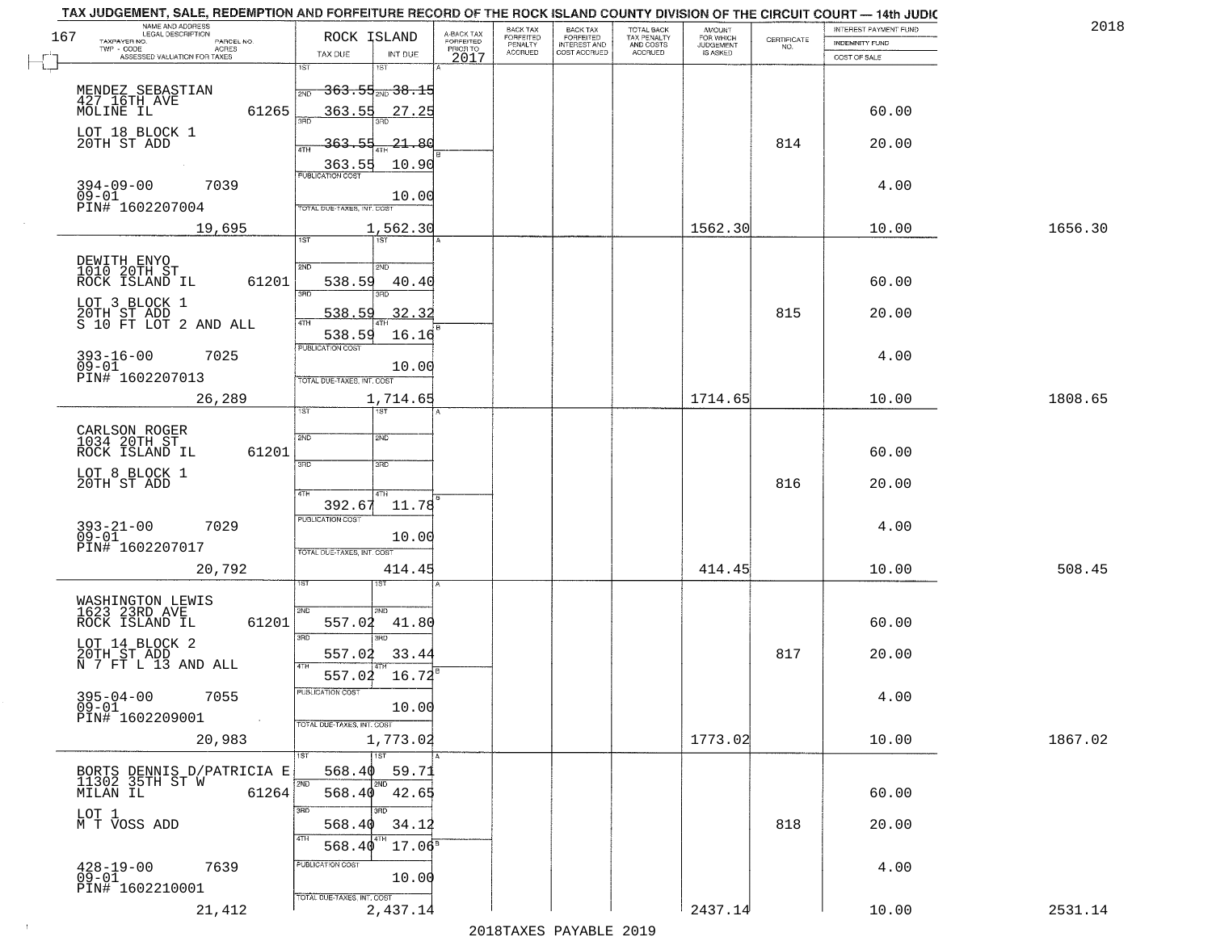TAX JUDGEMENT, SALE, REDEMPTION AND FORFEITURE RECORD OF THE ROCK ISLAND COUNTY DIVISION OF THE CIRCUIT COURT — 14th JUDIC

2018

| NAME AND ADDRESS / LEGAL DESCRIPTION / TAXPAYER NO. / PARCEL NO. / TWP - CODE / ACRES / ASSESSED VALUATION FOR TAXES | ROCK ISLAND TAX DUE | INT DUE | A-BACK TAX FORFEITED PRIOR TO 2017 | BACK TAX FORFEITED PENALTY ACCRUED | BACK TAX FORFEITED INTEREST AND COST ACCRUED | TOTAL BACK TAX PENALTY AND COSTS ACCRUED | AMOUNT FOR WHICH JUDGEMENT IS ASKED | CERTIFICATE NO. | INTEREST PAYMENT FUND / INDEMNITY FUND / COST OF SALE | |
|---|---|---|---|---|---|---|---|---|---|---|
| MENDEZ SEBASTIAN<br>427 16TH AVE<br>MOLINE IL 61265<br>LOT 18 BLOCK 1<br>20TH ST ADD<br>394-09-00 7039<br>09-01<br>PIN# 1602207004<br>19,695 | 1ST 363.55<br>2ND 363.55<br>3RD 363.55<br>4TH 363.55<br>PUBLICATION COST<br>TOTAL DUE-TAXES, INT. COST | 38.15<br>27.25<br>21.80<br>10.90<br>10.00<br>1,562.30 | | | | | 1562.30 | 814 | 60.00<br>20.00<br>4.00<br>10.00 | 1656.30 |
| DEWITH ENYO<br>1010 20TH ST<br>ROCK ISLAND IL 61201<br>LOT 3 BLOCK 1<br>20TH ST ADD<br>S 10 FT LOT 2 AND ALL<br>393-16-00 7025<br>09-01<br>PIN# 1602207013<br>26,289 | 2ND 538.59<br>3RD 538.59<br>4TH 538.59<br>PUBLICATION COST<br>TOTAL DUE-TAXES, INT. COST | 40.40<br>32.32<br>16.16<br>10.00<br>1,714.65 | | | | | 1714.65 | 815 | 60.00<br>20.00<br>4.00<br>10.00 | 1808.65 |
| CARLSON ROGER<br>1034 20TH ST<br>ROCK ISLAND IL 61201<br>LOT 8 BLOCK 1<br>20TH ST ADD<br>393-21-00 7029<br>09-01<br>PIN# 1602207017<br>20,792 | 4TH 392.67<br>PUBLICATION COST<br>TOTAL DUE-TAXES, INT. COST | 11.78<br>10.00<br>414.45 | | | | | 414.45 | 816 | 60.00<br>20.00<br>4.00<br>10.00 | 508.45 |
| WASHINGTON LEWIS<br>1623 23RD AVE<br>ROCK ISLAND IL 61201<br>LOT 14 BLOCK 2<br>20TH ST ADD<br>N 7 FT L 13 AND ALL<br>395-04-00 7055<br>09-01<br>PIN# 1602209001<br>20,983 | 2ND 557.02<br>3RD 557.02<br>4TH 557.02<br>PUBLICATION COST<br>TOTAL DUE-TAXES, INT. COST | 41.80<br>33.44<br>16.72<br>10.00<br>1,773.02 | | | | | 1773.02 | 817 | 60.00<br>20.00<br>4.00<br>10.00 | 1867.02 |
| BORTS DENNIS D/PATRICIA E<br>11302 35TH ST W<br>MILAN IL 61264<br>LOT 1<br>M T VOSS ADD<br>428-19-00 7639<br>09-01<br>PIN# 1602210001<br>21,412 | 1ST 568.40<br>2ND 568.40<br>3RD 568.40<br>4TH 568.40<br>PUBLICATION COST<br>TOTAL DUE-TAXES, INT. COST | 59.71<br>42.65<br>34.12<br>17.06<br>10.00<br>2,437.14 | | | | | 2437.14 | 818 | 60.00<br>20.00<br>4.00<br>10.00 | 2531.14 |

2018TAXES PAYABLE 2019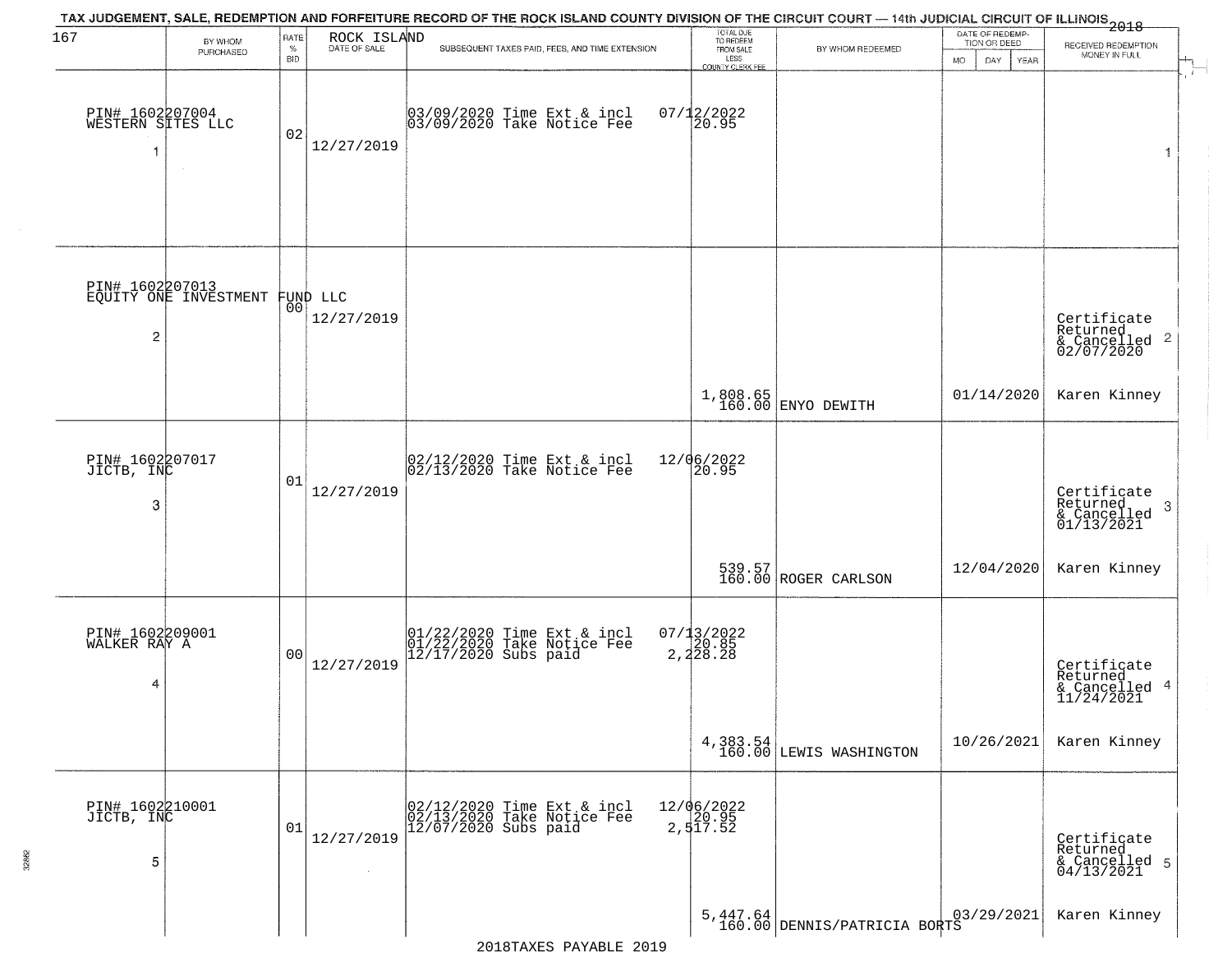TAX JUDGEMENT, SALE, REDEMPTION AND FORFEITURE RECORD OF THE ROCK ISLAND COUNTY DIVISION OF THE CIRCUIT COURT — 14th JUDICIAL CIRCUIT OF ILLINOIS 2018

167 ROCK ISLAND

| | BY WHOM PURCHASED | RATE % BID | DATE OF SALE | SUBSEQUENT TAXES PAID, FEES, AND TIME EXTENSION | TOTAL DUE TO REDEEM FROM SALE LESS COUNTY CLERK FEE | BY WHOM REDEEMED | DATE OF REDEMPTION OR DEED MO DAY YEAR | RECEIVED REDEMPTION MONEY IN FULL |
|---|---|---|---|---|---|---|---|---|
| 1 | PIN# 1602207004 WESTERN SITES LLC | 02 | 12/27/2019 | 03/09/2020 Time Ext & incl<br>03/09/2020 Take Notice Fee | 07/12/2022<br>20.95 | | | 1 |
| 2 | PIN# 1602207013 EQUITY ONE INVESTMENT FUND LLC | 00 | 12/27/2019 | | 1,808.65<br>160.00 | ENYO DEWITH | 01/14/2020 | Certificate Returned & Cancelled 02/07/2020 2<br>Karen Kinney |
| 3 | PIN# 1602207017 JICTB, INC | 01 | 12/27/2019 | 02/12/2020 Time Ext & incl<br>02/13/2020 Take Notice Fee | 12/06/2022<br>20.95<br>539.57<br>160.00 | ROGER CARLSON | 12/04/2020 | Certificate Returned & Cancelled 01/13/2021 3<br>Karen Kinney |
| 4 | PIN# 1602209001 WALKER RAY A | 00 | 12/27/2019 | 01/22/2020 Time Ext & incl<br>01/22/2020 Take Notice Fee<br>12/17/2020 Subs paid | 07/13/2022<br>20.85<br>2,228.28<br>4,383.54<br>160.00 | LEWIS WASHINGTON | 10/26/2021 | Certificate Returned & Cancelled 11/24/2021 4<br>Karen Kinney |
| 5 | PIN# 1602210001 JICTB, INC | 01 | 12/27/2019 | 02/12/2020 Time Ext & incl<br>02/13/2020 Take Notice Fee<br>12/07/2020 Subs paid | 12/06/2022<br>20.95<br>2,517.52<br>5,447.64<br>160.00 | DENNIS/PATRICIA BORTS | 03/29/2021 | Certificate Returned & Cancelled 04/13/2021 5<br>Karen Kinney |

2018TAXES PAYABLE 2019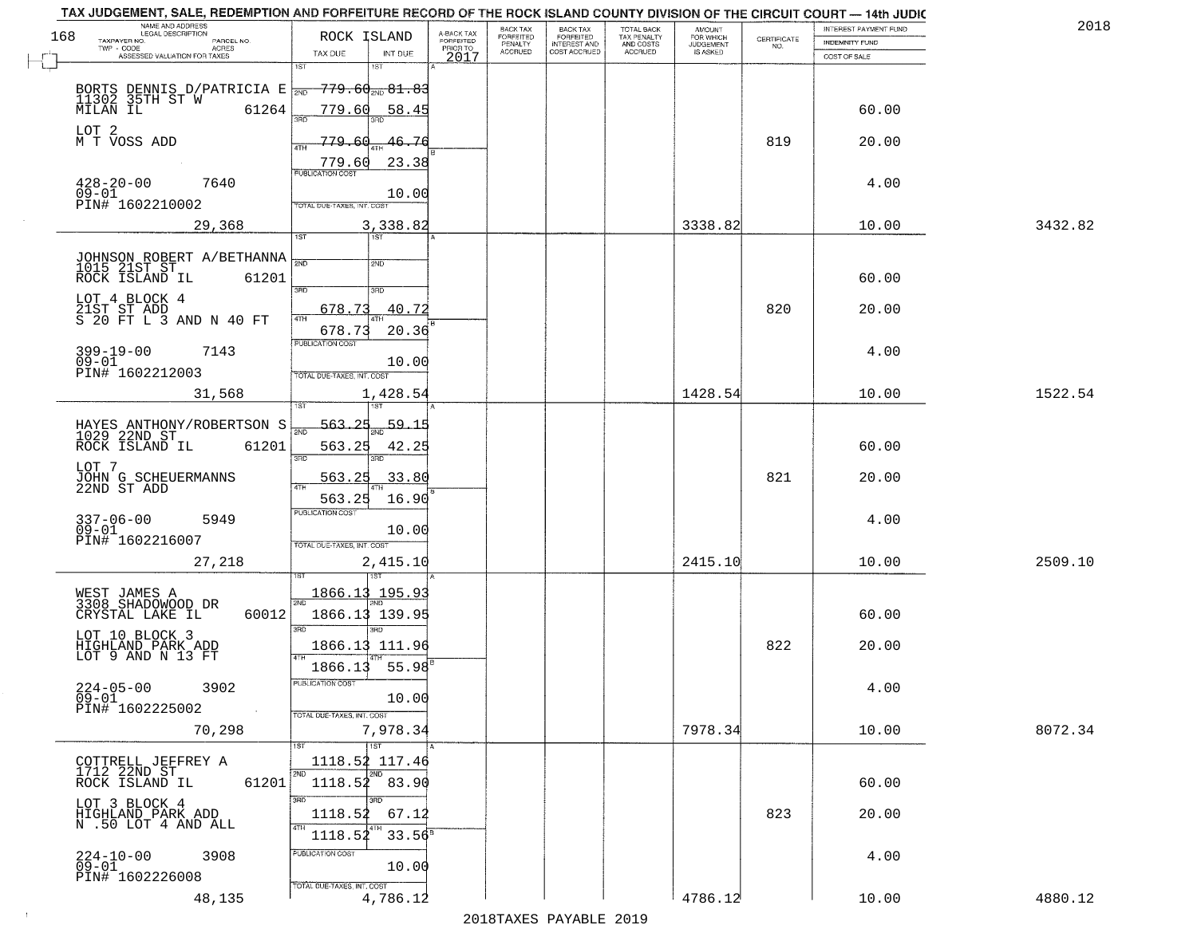TAX JUDGEMENT, SALE, REDEMPTION AND FORFEITURE RECORD OF THE ROCK ISLAND COUNTY DIVISION OF THE CIRCUIT COURT — 14th JUDIC

2018

| NAME AND ADDRESS / LEGAL DESCRIPTION / TAXPAYER NO. / PARCEL NO. / TWP - CODE / ACRES / ASSESSED VALUATION FOR TAXES | ROCK ISLAND TAX DUE | INT DUE | A-BACK TAX FORFEITED PRIOR TO 2017 | BACK TAX FORFEITED PENALTY ACCRUED | BACK TAX FORFEITED INTEREST AND COST ACCRUED | TOTAL BACK TAX PENALTY AND COSTS ACCRUED | AMOUNT FOR WHICH JUDGEMENT IS ASKED | CERTIFICATE NO. | INTEREST PAYMENT FUND / INDEMNITY FUND / COST OF SALE | |
|---|---|---|---|---|---|---|---|---|---|---|
| BORTS DENNIS D/PATRICIA E<br>11302 35TH ST W<br>MILAN IL 61264<br>LOT 2<br>M T VOSS ADD<br>428-20-00 7640<br>09-01<br>PIN# 1602210002<br>29,368 | 1ST<br>2ND 779.60<br>3RD 779.60<br>4TH 779.60<br>779.60<br>PUBLICATION COST<br>TOTAL DUE-TAXES, INT. COST 3,338.82 | 1ST<br>2ND 81.83<br>3RD 58.45<br>46.76<br>23.38<br><br>10.00 | | | | | 3338.82 | 819 | 60.00<br>20.00<br>4.00<br>10.00 | 3432.82 |
| JOHNSON ROBERT A/BETHANNA<br>1015 21ST ST<br>ROCK ISLAND IL 61201<br>LOT 4 BLOCK 4<br>21ST ST ADD<br>S 20 FT L 3 AND N 40 FT<br>399-19-00 7143<br>09-01<br>PIN# 1602212003<br>31,568 | 1ST<br>2ND<br>3RD 678.73<br>4TH 678.73<br>PUBLICATION COST<br>TOTAL DUE-TAXES, INT. COST 1,428.54 | 1ST<br>2ND<br>3RD 40.72<br>4TH 20.36<br><br>10.00 | | | | | 1428.54 | 820 | 60.00<br>20.00<br>4.00<br>10.00 | 1522.54 |
| HAYES ANTHONY/ROBERTSON S<br>1029 22ND ST<br>ROCK ISLAND IL 61201<br>LOT 7<br>JOHN G SCHEUERMANNS<br>22ND ST ADD<br>337-06-00 5949<br>09-01<br>PIN# 1602216007<br>27,218 | 1ST 563.25<br>2ND 563.25<br>3RD 563.25<br>4TH 563.25<br>PUBLICATION COST<br>TOTAL DUE-TAXES, INT. COST 2,415.10 | 1ST 59.15<br>2ND 42.25<br>3RD 33.80<br>4TH 16.90<br><br>10.00 | | | | | 2415.10 | 821 | 60.00<br>20.00<br>4.00<br>10.00 | 2509.10 |
| WEST JAMES A<br>3308 SHADOWOOD DR<br>CRYSTAL LAKE IL 60012<br>LOT 10 BLOCK 3<br>HIGHLAND PARK ADD<br>LOT 9 AND N 13 FT<br>224-05-00 3902<br>09-01<br>PIN# 1602225002<br>70,298 | 1ST 1866.13<br>2ND 1866.13<br>3RD 1866.13<br>4TH 1866.13<br>PUBLICATION COST<br>TOTAL DUE-TAXES, INT. COST 7,978.34 | 1ST 195.93<br>2ND 139.95<br>3RD 111.96<br>4TH 55.98<br><br>10.00 | | | | | 7978.34 | 822 | 60.00<br>20.00<br>4.00<br>10.00 | 8072.34 |
| COTTRELL JEFFREY A<br>1712 22ND ST<br>ROCK ISLAND IL 61201<br>LOT 3 BLOCK 4<br>HIGHLAND PARK ADD<br>N .50 LOT 4 AND ALL<br>224-10-00 3908<br>09-01<br>PIN# 1602226008<br>48,135 | 1ST 1118.52<br>2ND 1118.52<br>3RD 1118.52<br>4TH 1118.52<br>PUBLICATION COST<br>TOTAL DUE-TAXES, INT. COST 4,786.12 | 1ST 117.46<br>2ND 83.90<br>3RD 67.12<br>4TH 33.56<br><br>10.00 | | | | | 4786.12 | 823 | 60.00<br>20.00<br>4.00<br>10.00 | 4880.12 |

2018TAXES PAYABLE 2019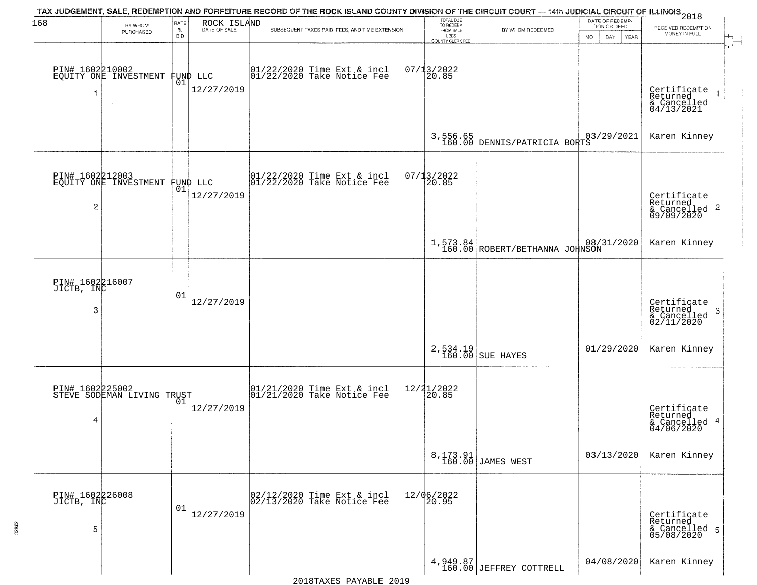TAX JUDGEMENT, SALE, REDEMPTION AND FORFEITURE RECORD OF THE ROCK ISLAND COUNTY DIVISION OF THE CIRCUIT COURT — 14th JUDICIAL CIRCUIT OF ILLINOIS 2018

ROCK ISLAND

| BY WHOM PURCHASED | RATE % BID | DATE OF SALE | SUBSEQUENT TAXES PAID, FEES, AND TIME EXTENSION | TOTAL DUE TO REDEEM FROM SALE LESS COUNTY CLERK FEE | BY WHOM REDEEMED | DATE OF REDEMPTION OR DEED MO DAY YEAR | RECEIVED REDEMPTION MONEY IN FULL |
|---|---|---|---|---|---|---|---|
| PIN# 1602210002 EQUITY ONE INVESTMENT FUND LLC 1 | 01 | 12/27/2019 | 01/22/2020 Time Ext & incl 07/13/2022; 01/22/2020 Take Notice Fee 20.85 | 3,556.65 160.00 | DENNIS/PATRICIA BORTS | 03/29/2021 | Certificate Returned & Cancelled 04/13/2021 1 Karen Kinney |
| PIN# 1602212003 EQUITY ONE INVESTMENT FUND LLC 2 | 01 | 12/27/2019 | 01/22/2020 Time Ext & incl 07/13/2022; 01/22/2020 Take Notice Fee 20.85 | 1,573.84 160.00 | ROBERT/BETHANNA JOHNSON | 08/31/2020 | Certificate Returned & Cancelled 09/09/2020 2 Karen Kinney |
| PIN# 1602216007 JICTB, INC 3 | 01 | 12/27/2019 | | 2,534.19 160.00 | SUE HAYES | 01/29/2020 | Certificate Returned & Cancelled 02/11/2020 3 Karen Kinney |
| PIN# 1602225002 STEVE SODEMAN LIVING TRUST 4 | 01 | 12/27/2019 | 01/21/2020 Time Ext & incl 12/21/2022; 01/21/2020 Take Notice Fee 20.85 | 8,173.91 160.00 | JAMES WEST | 03/13/2020 | Certificate Returned & Cancelled 04/06/2020 4 Karen Kinney |
| PIN# 1602226008 JICTB, INC 5 | 01 | 12/27/2019 | 02/12/2020 Time Ext & incl 12/06/2022; 02/13/2020 Take Notice Fee 20.95 | 4,949.87 160.00 | JEFFREY COTTRELL | 04/08/2020 | Certificate Returned & Cancelled 05/08/2020 5 Karen Kinney |

2018TAXES PAYABLE 2019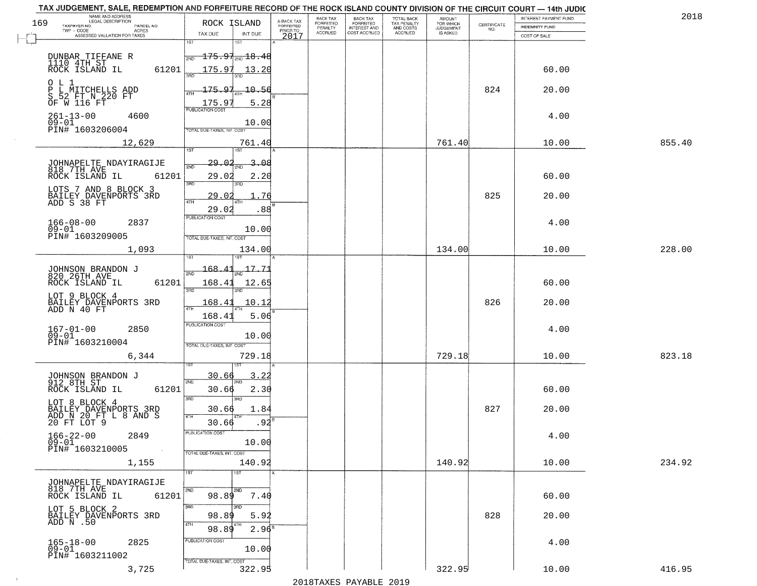TAX JUDGEMENT, SALE, REDEMPTION AND FORFEITURE RECORD OF THE ROCK ISLAND COUNTY DIVISION OF THE CIRCUIT COURT — 14th JUDIC

2018

| 169 NAME AND ADDRESS / LEGAL DESCRIPTION / TAXPAYER NO. / PARCEL NO. / TWP - CODE / ACRES / ASSESSED VALUATION FOR TAXES | ROCK ISLAND TAX DUE | INT DUE | A-BACK TAX FORFEITED PRIOR TO 2017 | BACK TAX FORFEITED PENALTY ACCRUED | BACK TAX FORFEITED INTEREST AND COST ACCRUED | TOTAL BACK TAX PENALTY AND COSTS ACCRUED | AMOUNT FOR WHICH JUDGEMENT IS ASKED | CERTIFICATE NO. | INTEREST PAYMENT FUND / INDEMNITY FUND / COST OF SALE | |
|---|---|---|---|---|---|---|---|---|---|---|
| DUNBAR TIFFANE R<br>1110 4TH ST<br>ROCK ISLAND IL 61201<br>O L 1<br>P L MITCHELLS ADD<br>S 52 FT N 220 FT<br>OF W 116 FT<br>261-13-00 4600<br>09-01<br>PIN# 1603206004<br>12,629 | 1ST 175.97<br>2ND 175.97<br>3RD 175.97<br>4TH 175.97<br>PUBLICATION COST<br>TOTAL DUE-TAXES, INT. COST | 18.48<br>13.20<br>10.56<br>5.28<br>10.00<br>761.40 | | | | | 761.40 | 824 | 60.00<br>20.00<br>4.00<br>10.00 | 855.40 |
| JOHNAPELTE NDAYIRAGIJE<br>818 7TH AVE<br>ROCK ISLAND IL 61201<br>LOTS 7 AND 8 BLOCK 3<br>BAILEY DAVENPORTS 3RD<br>ADD S 38 FT<br>166-08-00 2837<br>09-01<br>PIN# 1603209005<br>1,093 | 1ST 29.02<br>2ND 29.02<br>3RD 29.02<br>4TH 29.02<br>PUBLICATION COST<br>TOTAL DUE-TAXES, INT. COST | 3.08<br>2.20<br>1.76<br>.88<br>10.00<br>134.00 | | | | | 134.00 | 825 | 60.00<br>20.00<br>4.00<br>10.00 | 228.00 |
| JOHNSON BRANDON J<br>820 26TH AVE<br>ROCK ISLAND IL 61201<br>LOT 9 BLOCK 4<br>BAILEY DAVENPORTS 3RD<br>ADD N 40 FT<br>167-01-00 2850<br>09-01<br>PIN# 1603210004<br>6,344 | 1ST 168.41<br>2ND 168.41<br>3RD 168.41<br>4TH 168.41<br>PUBLICATION COST<br>TOTAL DUE-TAXES, INT. COST | 17.71<br>12.65<br>10.12<br>5.06<br>10.00<br>729.18 | | | | | 729.18 | 826 | 60.00<br>20.00<br>4.00<br>10.00 | 823.18 |
| JOHNSON BRANDON J<br>912 8TH ST<br>ROCK ISLAND IL 61201<br>LOT 8 BLOCK 4<br>BAILEY DAVENPORTS 3RD<br>ADD N 20 FT L 8 AND S<br>20 FT LOT 9<br>166-22-00 2849<br>09-01<br>PIN# 1603210005<br>1,155 | 1ST 30.66<br>2ND 30.66<br>3RD 30.66<br>4TH 30.66<br>PUBLICATION COST<br>TOTAL DUE-TAXES, INT. COST | 3.22<br>2.30<br>1.84<br>.92<br>10.00<br>140.92 | | | | | 140.92 | 827 | 60.00<br>20.00<br>4.00<br>10.00 | 234.92 |
| JOHNAPELTE NDAYIRAGIJE<br>818 7TH AVE<br>ROCK ISLAND IL 61201<br>LOT 5 BLOCK 2<br>BAILEY DAVENPORTS 3RD<br>ADD N .50<br>165-18-00 2825<br>09-01<br>PIN# 1603211002<br>3,725 | 1ST<br>2ND 98.89<br>3RD 98.89<br>4TH 98.89<br>PUBLICATION COST<br>TOTAL DUE-TAXES, INT. COST | <br>7.40<br>5.92<br>2.96<br>10.00<br>322.95 | | | | | 322.95 | 828 | 60.00<br>20.00<br>4.00<br>10.00 | 416.95 |

2018TAXES PAYABLE 2019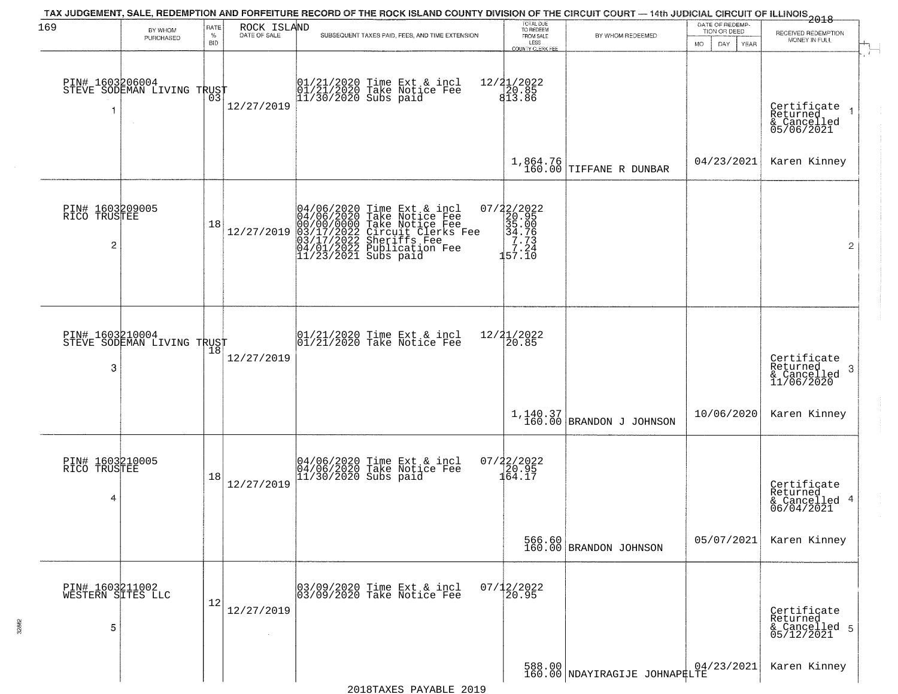TAX JUDGEMENT, SALE, REDEMPTION AND FORFEITURE RECORD OF THE ROCK ISLAND COUNTY DIVISION OF THE CIRCUIT COURT — 14th JUDICIAL CIRCUIT OF ILLINOIS 2018

| 169 | BY WHOM PURCHASED | RATE % BID | ROCK ISLAND DATE OF SALE | SUBSEQUENT TAXES PAID, FEES, AND TIME EXTENSION | TOTAL DUE TO REDEEM FROM SALE LESS COUNTY CLERK FEE | BY WHOM REDEEMED | DATE OF REDEMPTION OR DEED MO DAY YEAR | RECEIVED REDEMPTION MONEY IN FULL |
|---|---|---|---|---|---|---|---|---|
| 1 | PIN# 1603206004 STEVE SODEMAN LIVING TRUST | 03 | 12/27/2019 | 01/21/2020 Time Ext & incl<br>01/21/2020 Take Notice Fee<br>11/30/2020 Subs paid | 12/21/2022<br>20.85<br>813.86<br><br>1,864.76<br>160.00 | TIFFANE R DUNBAR | 04/23/2021 | Certificate Returned & Cancelled 05/06/2021<br>Karen Kinney |
| 2 | PIN# 1603209005 RICO TRUSTEE | 18 | 12/27/2019 | 04/06/2020 Time Ext & incl<br>04/06/2020 Take Notice Fee<br>00/00/0000 Take Notice Fee<br>03/17/2022 Circuit Clerks Fee<br>03/17/2022 Sheriffs Fee<br>04/01/2022 Publication Fee<br>11/23/2021 Subs paid | 07/22/2022<br>20.95<br>35.00<br>34.76<br>7.73<br>7.24<br>157.10 | | | |
| 3 | PIN# 1603210004 STEVE SODEMAN LIVING TRUST | 18 | 12/27/2019 | 01/21/2020 Time Ext & incl<br>01/21/2020 Take Notice Fee | 12/21/2022<br>20.85<br><br>1,140.37<br>160.00 | BRANDON J JOHNSON | 10/06/2020 | Certificate Returned & Cancelled 11/06/2020<br>Karen Kinney |
| 4 | PIN# 1603210005 RICO TRUSTEE | 18 | 12/27/2019 | 04/06/2020 Time Ext & incl<br>04/06/2020 Take Notice Fee<br>11/30/2020 Subs paid | 07/22/2022<br>20.95<br>164.17<br><br>566.60<br>160.00 | BRANDON JOHNSON | 05/07/2021 | Certificate Returned & Cancelled 06/04/2021<br>Karen Kinney |
| 5 | PIN# 1603211002 WESTERN SITES LLC | 12 | 12/27/2019 | 03/09/2020 Time Ext & incl<br>03/09/2020 Take Notice Fee | 07/12/2022<br>20.95<br><br>588.00<br>160.00 | NDAYIRAGIJE JOHNAPELTE | 04/23/2021 | Certificate Returned & Cancelled 05/12/2021<br>Karen Kinney |

2018TAXES PAYABLE 2019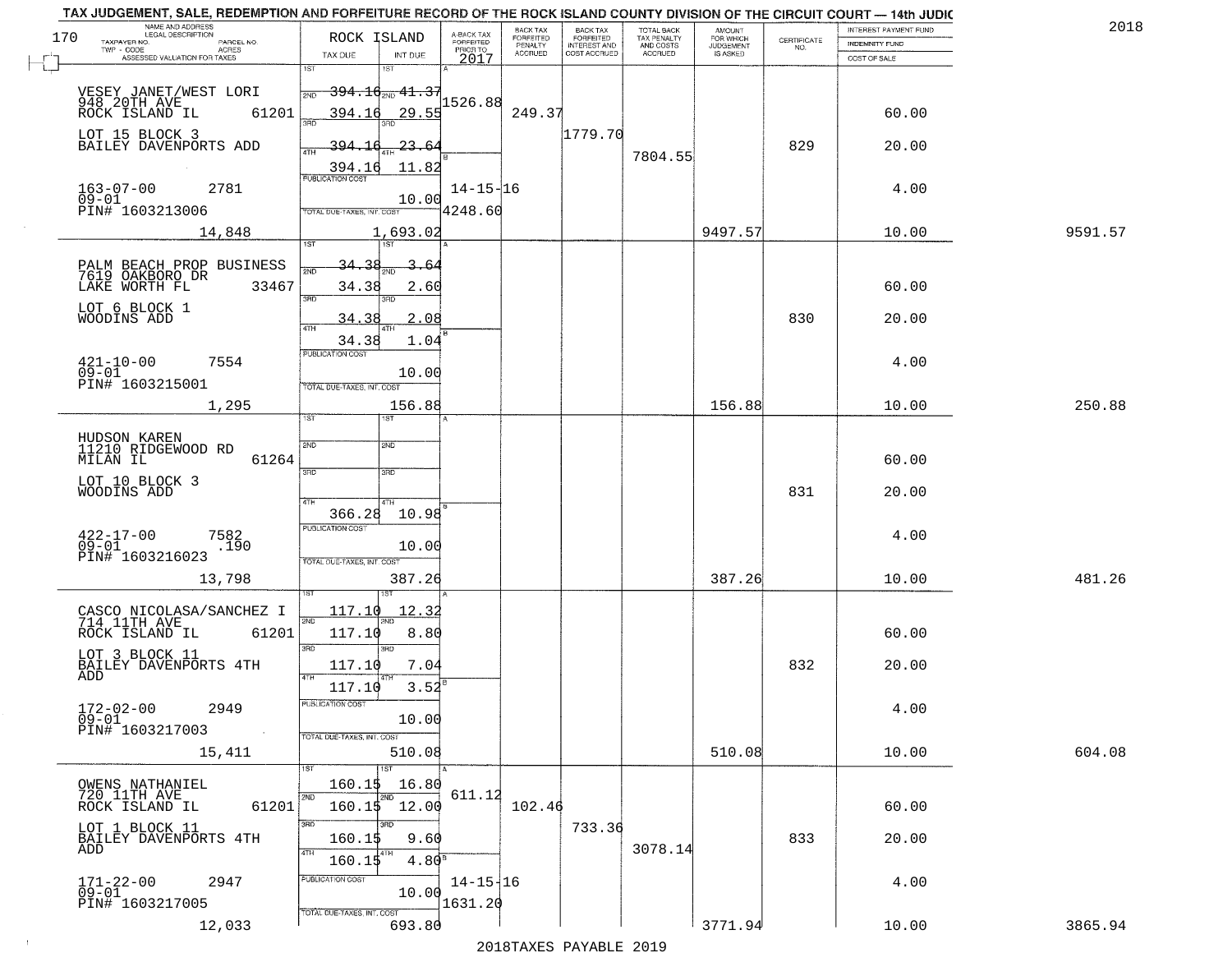# TAX JUDGEMENT, SALE, REDEMPTION AND FORFEITURE RECORD OF THE ROCK ISLAND COUNTY DIVISION OF THE CIRCUIT COURT — 14th JUDIC

2018

| NAME AND ADDRESS / LEGAL DESCRIPTION / TAXPAYER NO. / PARCEL NO. / TWP - CODE / ACRES / ASSESSED VALUATION FOR TAXES | ROCK ISLAND TAX DUE | INT DUE | A-BACK TAX FORFEITED PRIOR TO 2017 | BACK TAX FORFEITED PENALTY ACCRUED | BACK TAX FORFEITED INTEREST AND COST ACCRUED | TOTAL BACK TAX PENALTY AND COSTS ACCRUED | AMOUNT FOR WHICH JUDGEMENT IS ASKED | CERTIFICATE NO. | INTEREST PAYMENT FUND / INDEMNITY FUND / COST OF SALE | |
|---|---|---|---|---|---|---|---|---|---|---|
| VESEY JANET/WEST LORI, 948 20TH AVE, ROCK ISLAND IL 61201, LOT 15 BLOCK 3, BAILEY DAVENPORTS ADD, 163-07-00 2781, 09-01, PIN# 1603213006, 14,848 | 1ST 394.16; 2ND 394.16; 3RD 394.16; 4TH 394.16; PUBLICATION COST; TOTAL DUE-TAXES, INT. COST | 1ST 41.37; 2ND 29.55; 3RD 23.64; 4TH 11.82; 10.00; 1,693.02 | 1526.88; 14-15-16; 4248.60 | 249.37 | 1779.70 | 7804.55 | 9497.57 | 829 | 60.00; 20.00; 4.00; 10.00 | 9591.57 |
| PALM BEACH PROP BUSINESS, 7619 OAKBORO DR, LAKE WORTH FL 33467, LOT 6 BLOCK 1, WOODINS ADD, 421-10-00 7554, 09-01, PIN# 1603215001, 1,295 | 1ST 34.38; 2ND 34.38; 3RD 34.38; 4TH 34.38; PUBLICATION COST; TOTAL DUE-TAXES, INT. COST | 3.64; 2.60; 2.08; 1.04; 10.00; 156.88 | | | | | 156.88 | 830 | 60.00; 20.00; 4.00; 10.00 | 250.88 |
| HUDSON KAREN, 11210 RIDGEWOOD RD, MILAN IL 61264, LOT 10 BLOCK 3, WOODINS ADD, 422-17-00 7582, 09-01 .190, PIN# 1603216023, 13,798 | 1ST; 2ND; 3RD; 4TH 366.28; PUBLICATION COST; TOTAL DUE-TAXES, INT. COST | 10.98; 10.00; 387.26 | | | | | 387.26 | 831 | 60.00; 20.00; 4.00; 10.00 | 481.26 |
| CASCO NICOLASA/SANCHEZ I, 714 11TH AVE, ROCK ISLAND IL 61201, LOT 3 BLOCK 11, BAILEY DAVENPORTS 4TH ADD, 172-02-00 2949, 09-01, PIN# 1603217003, 15,411 | 1ST 117.10; 2ND 117.10; 3RD 117.10; 4TH 117.10; PUBLICATION COST; TOTAL DUE-TAXES, INT. COST | 12.32; 8.80; 7.04; 3.52; 10.00; 510.08 | | | | | 510.08 | 832 | 60.00; 20.00; 4.00; 10.00 | 604.08 |
| OWENS NATHANIEL, 720 11TH AVE, ROCK ISLAND IL 61201, LOT 1 BLOCK 11, BAILEY DAVENPORTS 4TH ADD, 171-22-00 2947, 09-01, PIN# 1603217005, 12,033 | 1ST 160.15; 2ND 160.15; 3RD 160.15; 4TH 160.15; PUBLICATION COST; TOTAL DUE-TAXES, INT. COST | 16.80; 12.00; 9.60; 4.80; 10.00; 693.80 | 611.12; 14-15-16; 1631.20 | 102.46 | 733.36 | 3078.14 | 3771.94 | 833 | 60.00; 20.00; 4.00; 10.00 | 3865.94 |

2018TAXES PAYABLE 2019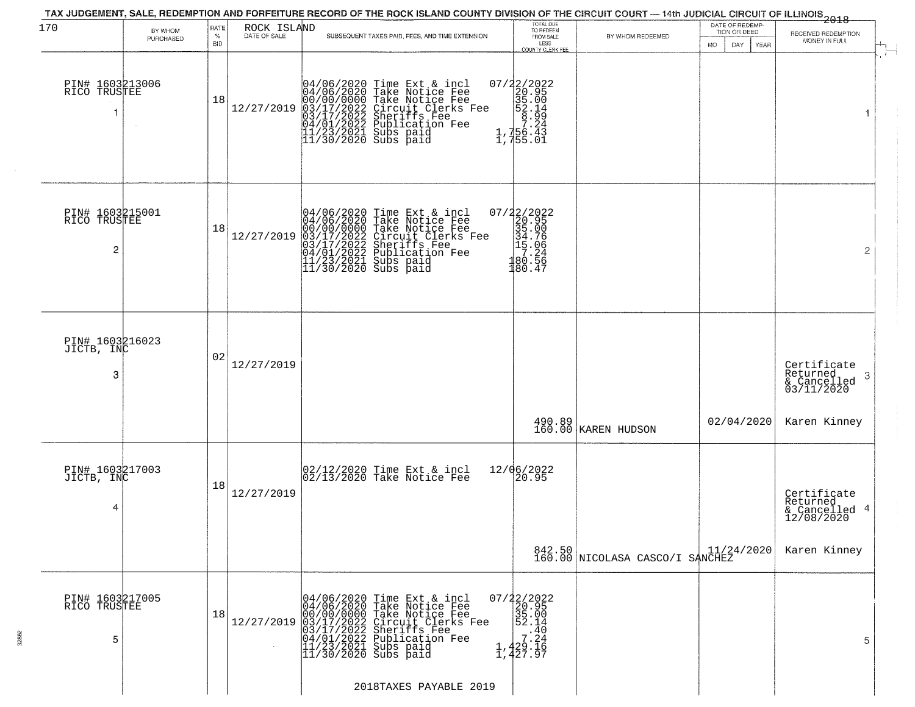# TAX JUDGEMENT, SALE, REDEMPTION AND FORFEITURE RECORD OF THE ROCK ISLAND COUNTY DIVISION OF THE CIRCUIT COURT — 14th JUDICIAL CIRCUIT OF ILLINOIS 2018

170

| BY WHOM PURCHASED | RATE % BID | ROCK ISLAND DATE OF SALE | SUBSEQUENT TAXES PAID, FEES, AND TIME EXTENSION | TOTAL DUE TO REDEEM FROM SALE LESS COUNTY CLERK FEE | BY WHOM REDEEMED | DATE OF REDEMPTION OR DEED MO DAY YEAR | RECEIVED REDEMPTION MONEY IN FULL | |
|---|---|---|---|---|---|---|---|---|
| PIN# 1603213006 RICO TRUSTEE 1 | 18 | 12/27/2019 | 04/06/2020 Time Ext & incl<br>04/06/2020 Take Notice Fee<br>00/00/0000 Take Notice Fee<br>03/17/2022 Circuit Clerks Fee<br>03/17/2022 Sheriffs Fee<br>04/01/2022 Publication Fee<br>11/23/2021 Subs paid<br>11/30/2020 Subs paid | 07/22/2022<br>20.95<br>35.00<br>52.14<br>8.99<br>7.24<br>1,756.43<br>1,755.01 | | | | 1 |
| PIN# 1603215001 RICO TRUSTEE 2 | 18 | 12/27/2019 | 04/06/2020 Time Ext & incl<br>04/06/2020 Take Notice Fee<br>00/00/0000 Take Notice Fee<br>03/17/2022 Circuit Clerks Fee<br>03/17/2022 Sheriffs Fee<br>04/01/2022 Publication Fee<br>11/23/2021 Subs paid<br>11/30/2020 Subs paid | 07/22/2022<br>20.95<br>35.00<br>34.76<br>15.06<br>7.24<br>180.56<br>180.47 | | | | 2 |
| PIN# 1603216023 JICTB, INC 3 | 02 | 12/27/2019 | | 490.89<br>160.00 | KAREN HUDSON | 02/04/2020 | Certificate Returned & Cancelled 03/11/2020<br>Karen Kinney | 3 |
| PIN# 1603217003 JICTB, INC 4 | 18 | 12/27/2019 | 02/12/2020 Time Ext & incl<br>02/13/2020 Take Notice Fee | 12/06/2022<br>20.95<br>842.50<br>160.00 | NICOLASA CASCO/I SANCHEZ | 11/24/2020 | Certificate Returned & Cancelled 12/08/2020<br>Karen Kinney | 4 |
| PIN# 1603217005 RICO TRUSTEE 5 | 18 | 12/27/2019 | 04/06/2020 Time Ext & incl<br>04/06/2020 Take Notice Fee<br>00/00/0000 Take Notice Fee<br>03/17/2022 Circuit Clerks Fee<br>03/17/2022 Sheriffs Fee<br>04/01/2022 Publication Fee<br>11/23/2021 Subs paid<br>11/30/2020 Subs paid | 07/22/2022<br>20.95<br>35.00<br>52.14<br>.40<br>7.24<br>1,429.16<br>1,427.97 | | | | 5 |

2018TAXES PAYABLE 2019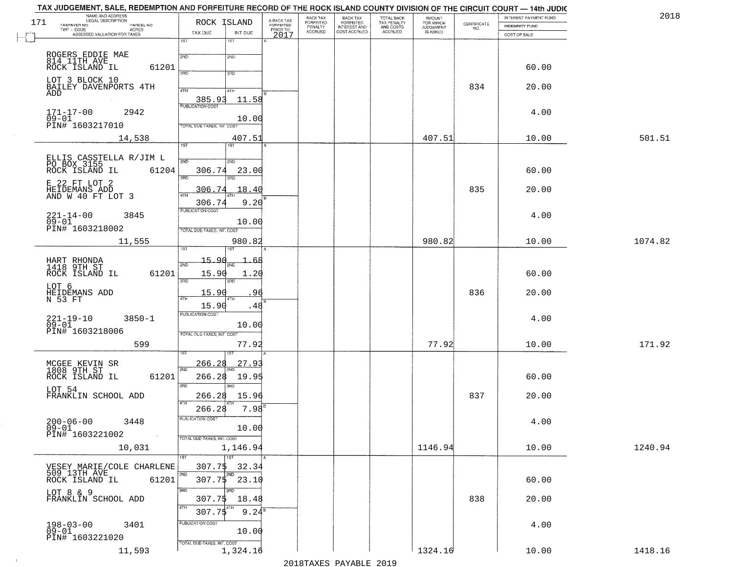TAX JUDGEMENT, SALE, REDEMPTION AND FORFEITURE RECORD OF THE ROCK ISLAND COUNTY DIVISION OF THE CIRCUIT COURT — 14th JUDIC

2018

171

| NAME AND ADDRESS / LEGAL DESCRIPTION / TAXPAYER NO. PARCEL NO. / TWP - CODE ACRES / ASSESSED VALUATION FOR TAXES | ROCK ISLAND TAX DUE | INT DUE | A-BACK TAX FORFEITED PRIOR TO 2017 | BACK TAX FORFEITED PENALTY ACCRUED | BACK TAX FORFEITED INTEREST AND COST ACCRUED | TOTAL BACK TAX PENALTY AND COSTS ACCRUED | AMOUNT FOR WHICH JUDGEMENT IS ASKED | CERTIFICATE NO. | INTEREST PAYMENT FUND / INDEMNITY FUND / COST OF SALE | |
|---|---|---|---|---|---|---|---|---|---|---|
| ROGERS EDDIE MAE 814 11TH AVE ROCK ISLAND IL 61201 LOT 3 BLOCK 10 BAILEY DAVENPORTS 4TH ADD 171-17-00 2942 09-01 PIN# 1603217010 14,538 | 1ST: 2ND: 3RD: 4TH: 385.93 | 11.58 PUBLICATION COST 10.00 TOTAL DUE-TAXES, INT. COST 407.51 | | | | | 407.51 | 834 | 60.00 20.00 4.00 10.00 | 501.51 |
| ELLIS CASSTELLA R/JIM L PO BOX 3155 ROCK ISLAND IL 61204 E 22 FT LOT 2 HEIDEMANS ADD AND W 40 FT LOT 3 221-14-00 3845 09-01 PIN# 1603218002 11,555 | 1ST: 2ND: 306.74 3RD: 306.74 4TH: 306.74 | 23.00 18.40 9.20 PUBLICATION COST 10.00 TOTAL DUE-TAXES, INT. COST 980.82 | | | | | 980.82 | 835 | 60.00 20.00 4.00 10.00 | 1074.82 |
| HART RHONDA 1418 9TH ST ROCK ISLAND IL 61201 LOT 6 HEIDEMANS ADD N 53 FT 221-19-10 3850-1 09-01 PIN# 1603218006 599 | 1ST: 15.90 2ND: 15.90 3RD: 15.90 4TH: 15.90 | 1.68 1.20 .96 .48 PUBLICATION COST 10.00 TOTAL DUE-TAXES, INT. COST 77.92 | | | | | 77.92 | 836 | 60.00 20.00 4.00 10.00 | 171.92 |
| MCGEE KEVIN SR 1808 9TH ST ROCK ISLAND IL 61201 LOT 54 FRANKLIN SCHOOL ADD 200-06-00 3448 09-01 PIN# 1603221002 10,031 | 1ST: 266.28 2ND: 266.28 3RD: 266.28 4TH: 266.28 | 27.93 19.95 15.96 7.98 PUBLICATION COST 10.00 TOTAL DUE-TAXES, INT. COST 1,146.94 | | | | | 1146.94 | 837 | 60.00 20.00 4.00 10.00 | 1240.94 |
| VESEY MARIE/COLE CHARLENE 509 13TH AVE ROCK ISLAND IL 61201 LOT 8 & 9 FRANKLIN SCHOOL ADD 198-03-00 3401 09-01 PIN# 1603221020 11,593 | 1ST: 307.75 2ND: 307.75 3RD: 307.75 4TH: 307.75 | 32.34 23.10 18.48 9.24 PUBLICATION COST 10.00 TOTAL DUE-TAXES, INT. COST 1,324.16 | | | | | 1324.16 | 838 | 60.00 20.00 4.00 10.00 | 1418.16 |

2018TAXES PAYABLE 2019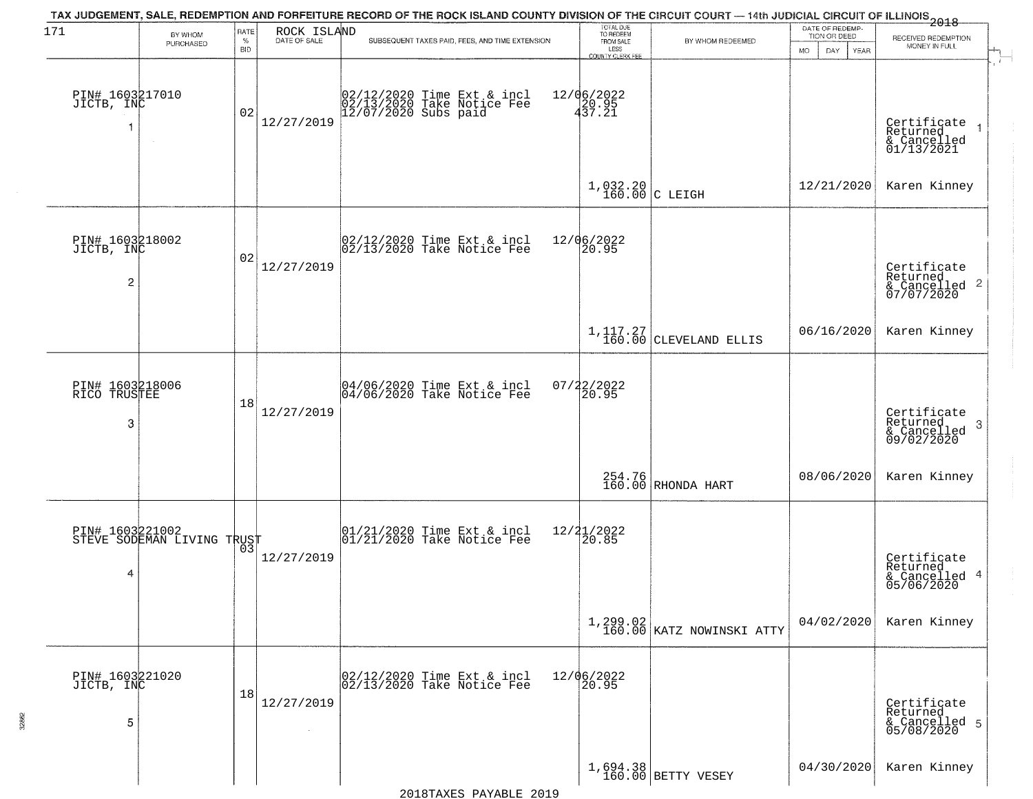TAX JUDGEMENT, SALE, REDEMPTION AND FORFEITURE RECORD OF THE ROCK ISLAND COUNTY DIVISION OF THE CIRCUIT COURT — 14th JUDICIAL CIRCUIT OF ILLINOIS 2018

171 ROCK ISLAND

| BY WHOM PURCHASED | RATE % BID | DATE OF SALE | SUBSEQUENT TAXES PAID, FEES, AND TIME EXTENSION | TOTAL DUE TO REDEEM FROM SALE LESS COUNTY CLERK FEE | BY WHOM REDEEMED | DATE OF REDEMPTION OR DEED MO DAY YEAR | RECEIVED REDEMPTION MONEY IN FULL |
|---|---|---|---|---|---|---|---|
| PIN# 1603217010 JICTB, INC 1 | 02 | 12/27/2019 | 02/12/2020 Time Ext & incl 02/13/2020 Take Notice Fee 12/07/2020 Subs paid | 12/06/2022 20.95 437.21 1,032.20 160.00 | C LEIGH | 12/21/2020 | Certificate Returned & Cancelled 01/13/2021 Karen Kinney |
| PIN# 1603218002 JICTB, INC 2 | 02 | 12/27/2019 | 02/12/2020 Time Ext & incl 02/13/2020 Take Notice Fee | 12/06/2022 20.95 1,117.27 160.00 | CLEVELAND ELLIS | 06/16/2020 | Certificate Returned & Cancelled 07/07/2020 Karen Kinney |
| PIN# 1603218006 RICO TRUSTEE 3 | 18 | 12/27/2019 | 04/06/2020 Time Ext & incl 04/06/2020 Take Notice Fee | 07/22/2022 20.95 254.76 160.00 | RHONDA HART | 08/06/2020 | Certificate Returned & Cancelled 09/02/2020 Karen Kinney |
| PIN# 1603221002 STEVE SODEMAN LIVING TRUST 4 | 03 | 12/27/2019 | 01/21/2020 Time Ext & incl 01/21/2020 Take Notice Fee | 12/21/2022 20.85 1,299.02 160.00 | KATZ NOWINSKI ATTY | 04/02/2020 | Certificate Returned & Cancelled 05/06/2020 Karen Kinney |
| PIN# 1603221020 JICTB, INC 5 | 18 | 12/27/2019 | 02/12/2020 Time Ext & incl 02/13/2020 Take Notice Fee | 12/06/2022 20.95 1,694.38 160.00 | BETTY VESEY | 04/30/2020 | Certificate Returned & Cancelled 05/08/2020 Karen Kinney |

2018TAXES PAYABLE 2019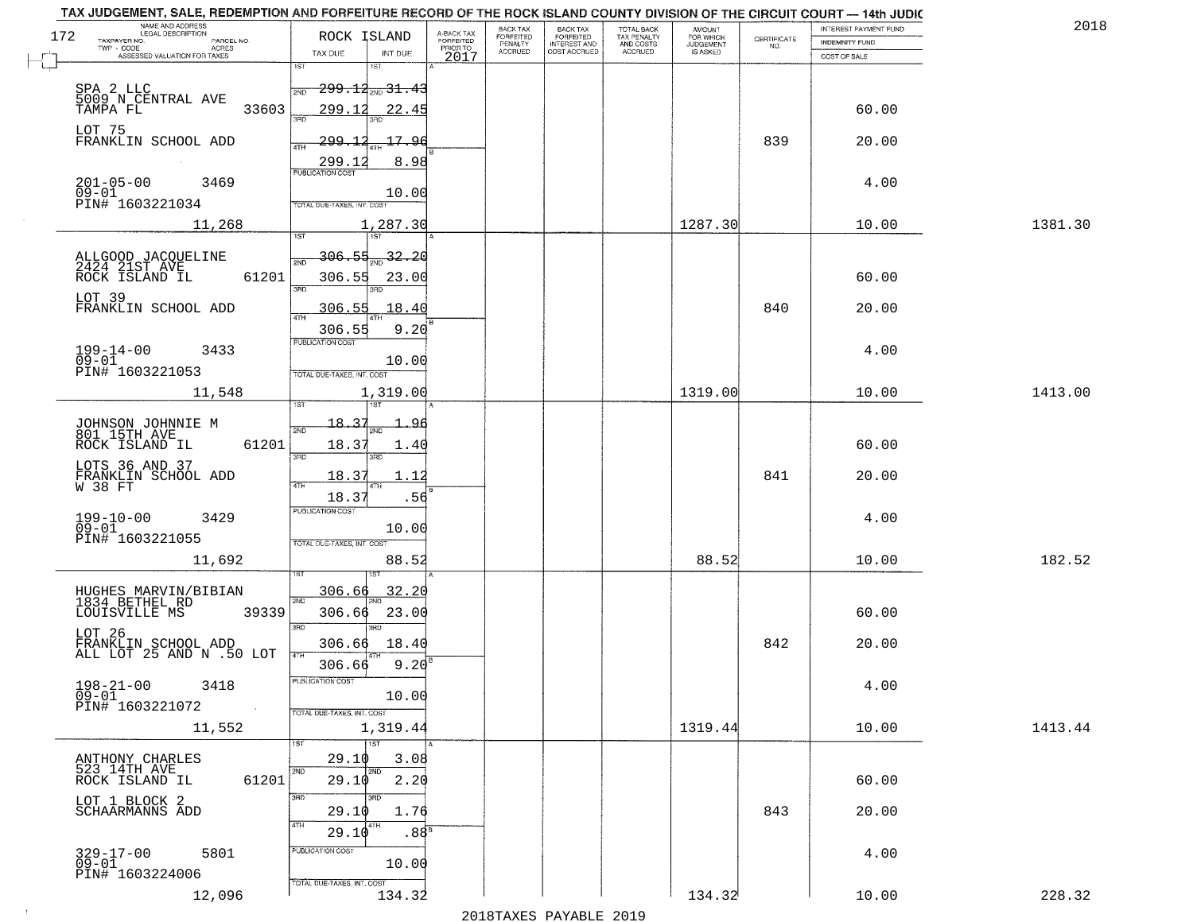TAX JUDGEMENT, SALE, REDEMPTION AND FORFEITURE RECORD OF THE ROCK ISLAND COUNTY DIVISION OF THE CIRCUIT COURT — 14th JUDIC

2018

| NAME AND ADDRESS / LEGAL DESCRIPTION / TAXPAYER NO. / PARCEL NO. / TWP - CODE / ACRES / ASSESSED VALUATION FOR TAXES | ROCK ISLAND TAX DUE | INT DUE | A-BACK TAX FORFEITED PRIOR TO 2017 | BACK TAX FORFEITED PENALTY ACCRUED | BACK TAX FORFEITED INTEREST AND COST ACCRUED | TOTAL BACK TAX PENALTY AND COSTS ACCRUED | AMOUNT FOR WHICH JUDGEMENT IS ASKED | CERTIFICATE NO. | INTEREST PAYMENT FUND / INDEMNITY FUND / COST OF SALE | |
|---|---|---|---|---|---|---|---|---|---|---|
| SPA 2 LLC<br>5009 N CENTRAL AVE<br>TAMPA FL 33603<br>LOT 75<br>FRANKLIN SCHOOL ADD<br>201-05-00 3469<br>09-01<br>PIN# 1603221034<br>11,268 | 1ST 299.12<br>2ND 299.12<br>3RD 299.12<br>4TH 299.12<br>PUBLICATION COST<br>TOTAL DUE-TAXES, INT. COST | 31.43<br>22.45<br>17.96<br>8.98<br>10.00<br>1,287.30 | | | | | 1287.30 | 839 | 60.00<br>20.00<br>4.00<br>10.00 | 1381.30 |
| ALLGOOD JACQUELINE<br>2424 21ST AVE<br>ROCK ISLAND IL 61201<br>LOT 39<br>FRANKLIN SCHOOL ADD<br>199-14-00 3433<br>09-01<br>PIN# 1603221053<br>11,548 | 1ST 306.55<br>2ND 306.55<br>3RD 306.55<br>4TH 306.55<br>PUBLICATION COST<br>TOTAL DUE-TAXES, INT. COST | 32.20<br>23.00<br>18.40<br>9.20<br>10.00<br>1,319.00 | | | | | 1319.00 | 840 | 60.00<br>20.00<br>4.00<br>10.00 | 1413.00 |
| JOHNSON JOHNNIE M<br>801 15TH AVE<br>ROCK ISLAND IL 61201<br>LOTS 36 AND 37<br>FRANKLIN SCHOOL ADD<br>W 38 FT<br>199-10-00 3429<br>09-01<br>PIN# 1603221055<br>11,692 | 1ST 18.37<br>2ND 18.37<br>3RD 18.37<br>4TH 18.37<br>PUBLICATION COST<br>TOTAL DUE-TAXES, INT. COST | 1.96<br>1.40<br>1.12<br>.56<br>10.00<br>88.52 | | | | | 88.52 | 841 | 60.00<br>20.00<br>4.00<br>10.00 | 182.52 |
| HUGHES MARVIN/BIBIAN<br>1834 BETHEL RD<br>LOUISVILLE MS 39339<br>LOT 26<br>FRANKLIN SCHOOL ADD<br>ALL LOT 25 AND N .50 LOT<br>198-21-00 3418<br>09-01<br>PIN# 1603221072<br>11,552 | 1ST 306.66<br>2ND 306.66<br>3RD 306.66<br>4TH 306.66<br>PUBLICATION COST<br>TOTAL DUE-TAXES, INT. COST | 32.20<br>23.00<br>18.40<br>9.20<br>10.00<br>1,319.44 | | | | | 1319.44 | 842 | 60.00<br>20.00<br>4.00<br>10.00 | 1413.44 |
| ANTHONY CHARLES<br>523 14TH AVE<br>ROCK ISLAND IL 61201<br>LOT 1 BLOCK 2<br>SCHAARMANNS ADD<br>329-17-00 5801<br>09-01<br>PIN# 1603224006<br>12,096 | 1ST 29.10<br>2ND 29.10<br>3RD 29.10<br>4TH 29.10<br>PUBLICATION COST<br>TOTAL DUE-TAXES, INT. COST | 3.08<br>2.20<br>1.76<br>.88<br>10.00<br>134.32 | | | | | 134.32 | 843 | 60.00<br>20.00<br>4.00<br>10.00 | 228.32 |

2018TAXES PAYABLE 2019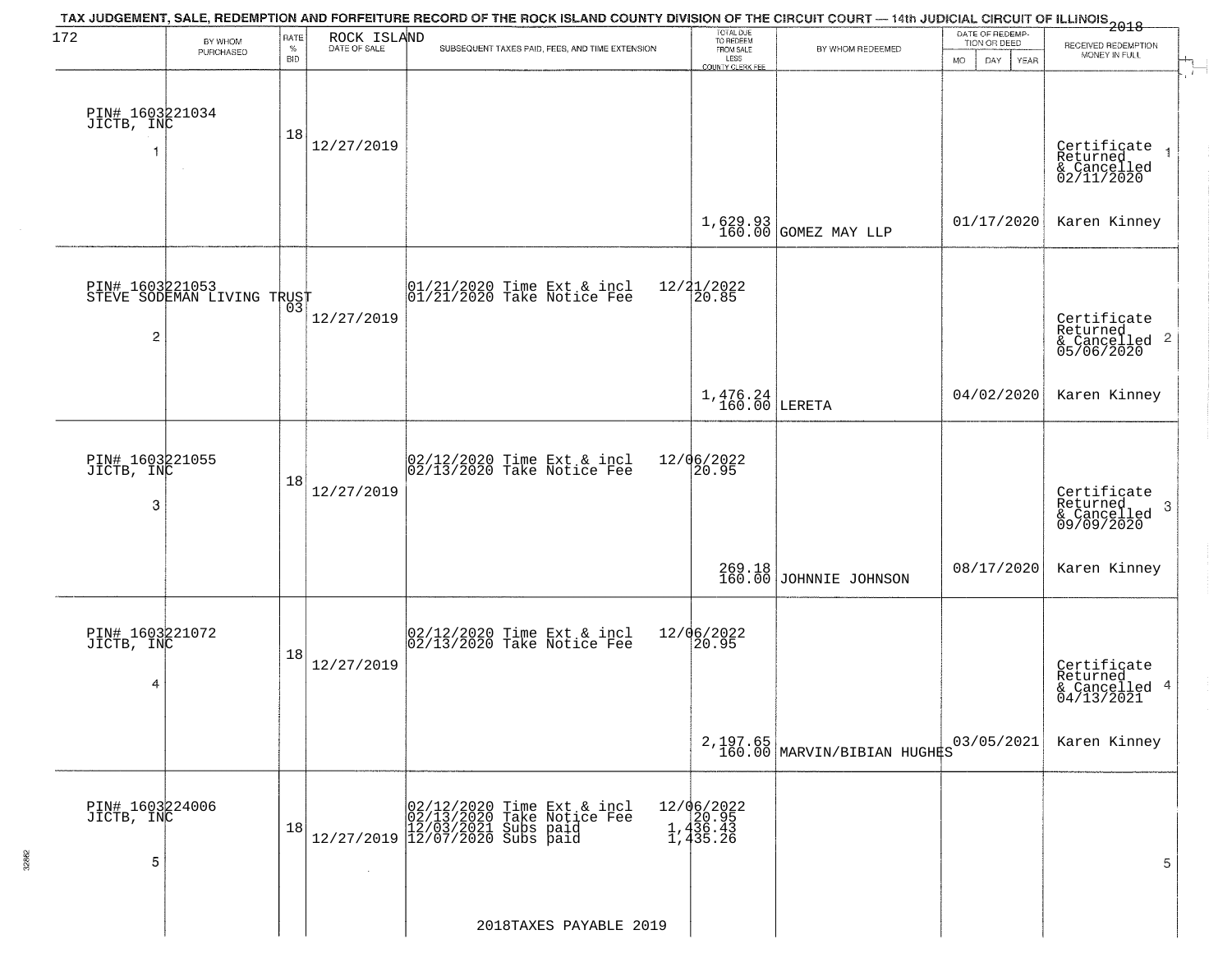TAX JUDGEMENT, SALE, REDEMPTION AND FORFEITURE RECORD OF THE ROCK ISLAND COUNTY DIVISION OF THE CIRCUIT COURT — 14th JUDICIAL CIRCUIT OF ILLINOIS 2018

| BY WHOM PURCHASED | RATE % BID | ROCK ISLAND DATE OF SALE | SUBSEQUENT TAXES PAID, FEES, AND TIME EXTENSION | TOTAL DUE TO REDEEM FROM SALE LESS COUNTY CLERK FEE | BY WHOM REDEEMED | DATE OF REDEMPTION OR DEED MO DAY YEAR | RECEIVED REDEMPTION MONEY IN FULL |
|---|---|---|---|---|---|---|---|
| PIN# 1603221034 JICTB, INC 1 | 18 | 12/27/2019 | | 1,629.93 160.00 | GOMEZ MAY LLP | 01/17/2020 | Certificate Returned & Cancelled 02/11/2020 Karen Kinney 1 |
| PIN# 1603221053 STEVE SODEMAN LIVING TRUST 2 | 03 | 12/27/2019 | 01/21/2020 Time Ext & incl 12/21/2022 01/21/2020 Take Notice Fee 20.85 | 1,476.24 160.00 | LERETA | 04/02/2020 | Certificate Returned & Cancelled 05/06/2020 Karen Kinney 2 |
| PIN# 1603221055 JICTB, INC 3 | 18 | 12/27/2019 | 02/12/2020 Time Ext & incl 12/06/2022 02/13/2020 Take Notice Fee 20.95 | 269.18 160.00 | JOHNNIE JOHNSON | 08/17/2020 | Certificate Returned & Cancelled 09/09/2020 Karen Kinney 3 |
| PIN# 1603221072 JICTB, INC 4 | 18 | 12/27/2019 | 02/12/2020 Time Ext & incl 12/06/2022 02/13/2020 Take Notice Fee 20.95 | 2,197.65 160.00 | MARVIN/BIBIAN HUGHES | 03/05/2021 | Certificate Returned & Cancelled 04/13/2021 Karen Kinney 4 |
| PIN# 1603224006 JICTB, INC 5 | 18 | 12/27/2019 | 02/12/2020 Time Ext & incl 12/06/2022 02/13/2020 Take Notice Fee 20.95 12/03/2021 Subs paid 1,436.43 12/07/2020 Subs paid 1,435.26 | | | | 5 |

2018TAXES PAYABLE 2019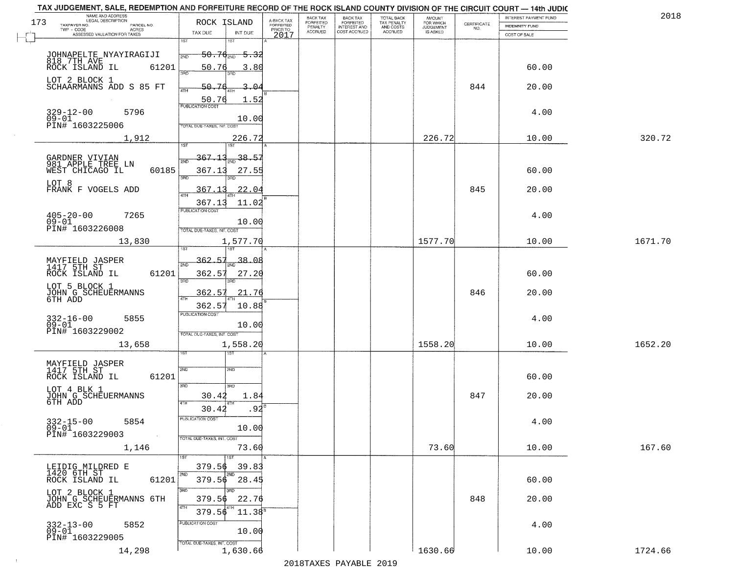TAX JUDGEMENT, SALE, REDEMPTION AND FORFEITURE RECORD OF THE ROCK ISLAND COUNTY DIVISION OF THE CIRCUIT COURT — 14th JUDIC

2018

173

| NAME AND ADDRESS / LEGAL DESCRIPTION / TAXPAYER NO. / PARCEL NO. / TWP - CODE / ACRES / ASSESSED VALUATION FOR TAXES | ROCK ISLAND TAX DUE | INT DUE | A-BACK TAX FORFEITED PRIOR TO 2017 | BACK TAX FORFEITED PENALTY ACCRUED | BACK TAX FORFEITED INTEREST AND COST ACCRUED | TOTAL BACK TAX PENALTY AND COSTS ACCRUED | AMOUNT FOR WHICH JUDGEMENT IS ASKED | CERTIFICATE NO. | INTEREST PAYMENT FUND / INDEMNITY FUND / COST OF SALE | |
|---|---|---|---|---|---|---|---|---|---|---|
| JOHNAPELTE NYAYIRAGIJI 818 7TH AVE ROCK ISLAND IL 61201 | 1ST 50.76 | 5.32 | | | | | | | | |
| | 2ND 50.76 | 3.80 | | | | | | | 60.00 | |
| LOT 2 BLOCK 1 SCHAARMANNS ADD S 85 FT | 3RD 50.76 | 3.04 | | | | | | 844 | 20.00 | |
| | 4TH 50.76 | 1.52 | | | | | | | | |
| 329-12-00 5796 09-01 PIN# 1603225006 | PUBLICATION COST | 10.00 | | | | | | | 4.00 | |
| 1,912 | TOTAL DUE-TAXES, INT. COST | 226.72 | | | | | 226.72 | | 10.00 | 320.72 |
| GARDNER VIVIAN 981 APPLE TREE LN WEST CHICAGO IL 60185 | 1ST 367.13 | 38.57 | | | | | | | | |
| | 2ND 367.13 | 27.55 | | | | | | | 60.00 | |
| LOT 8 FRANK F VOGELS ADD | 3RD 367.13 | 22.04 | | | | | | 845 | 20.00 | |
| | 4TH 367.13 | 11.02 | | | | | | | | |
| 405-20-00 7265 09-01 PIN# 1603226008 | PUBLICATION COST | 10.00 | | | | | | | 4.00 | |
| 13,830 | TOTAL DUE-TAXES, INT. COST | 1,577.70 | | | | | 1577.70 | | 10.00 | 1671.70 |
| MAYFIELD JASPER 1417 5TH ST ROCK ISLAND IL 61201 | 1ST 362.57 | 38.08 | | | | | | | | |
| | 2ND 362.57 | 27.20 | | | | | | | 60.00 | |
| LOT 5 BLOCK 1 JOHN G SCHEUERMANNS 6TH ADD | 3RD 362.57 | 21.76 | | | | | | 846 | 20.00 | |
| | 4TH 362.57 | 10.88 | | | | | | | | |
| 332-16-00 5855 09-01 PIN# 1603229002 | PUBLICATION COST | 10.00 | | | | | | | 4.00 | |
| 13,658 | TOTAL DUE-TAXES, INT. COST | 1,558.20 | | | | | 1558.20 | | 10.00 | 1652.20 |
| MAYFIELD JASPER 1417 5TH ST ROCK ISLAND IL 61201 | 1ST | | | | | | | | | |
| | 2ND | | | | | | | | 60.00 | |
| LOT 4 BLK 1 JOHN G SCHEUERMANNS 6TH ADD | 3RD 30.42 | 1.84 | | | | | | 847 | 20.00 | |
| | 4TH 30.42 | .92 | | | | | | | | |
| 332-15-00 5854 09-01 PIN# 1603229003 | PUBLICATION COST | 10.00 | | | | | | | 4.00 | |
| 1,146 | TOTAL DUE-TAXES, INT. COST | 73.60 | | | | | 73.60 | | 10.00 | 167.60 |
| LEIDIG MILDRED E 1420 6TH ST ROCK ISLAND IL 61201 | 1ST 379.56 | 39.83 | | | | | | | | |
| | 2ND 379.56 | 28.45 | | | | | | | 60.00 | |
| LOT 2 BLOCK 1 JOHN G SCHEUERMANNS 6TH ADD EXC S 5 FT | 3RD 379.56 | 22.76 | | | | | | 848 | 20.00 | |
| | 4TH 379.56 | 11.38 | | | | | | | | |
| 332-13-00 5852 09-01 PIN# 1603229005 | PUBLICATION COST | 10.00 | | | | | | | 4.00 | |
| 14,298 | TOTAL DUE-TAXES, INT. COST | 1,630.66 | | | | | 1630.66 | | 10.00 | 1724.66 |

2018TAXES PAYABLE 2019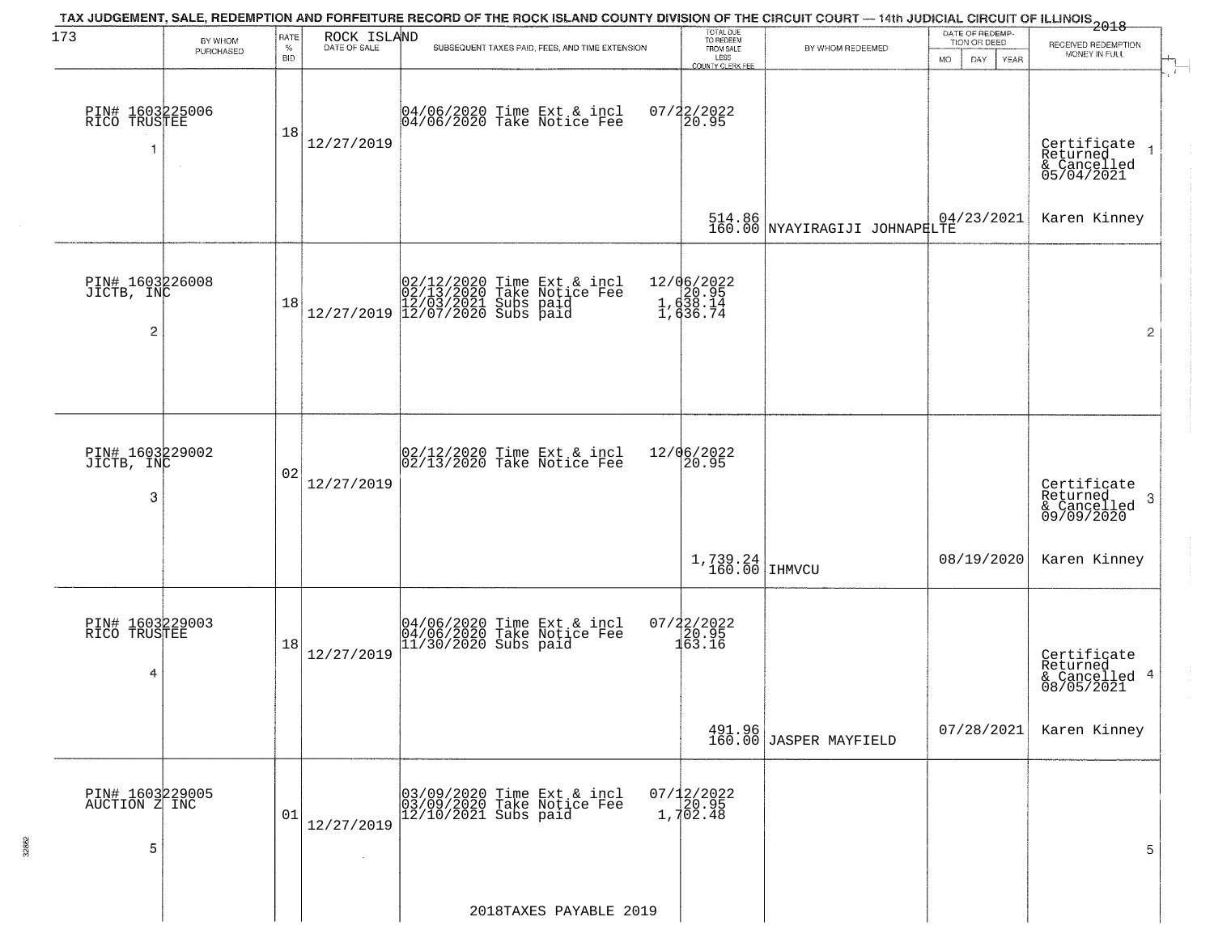TAX JUDGEMENT, SALE, REDEMPTION AND FORFEITURE RECORD OF THE ROCK ISLAND COUNTY DIVISION OF THE CIRCUIT COURT — 14th JUDICIAL CIRCUIT OF ILLINOIS 2018

173 ROCK ISLAND

| BY WHOM PURCHASED | RATE % BID | DATE OF SALE | SUBSEQUENT TAXES PAID, FEES, AND TIME EXTENSION | TOTAL DUE TO REDEEM FROM SALE LESS COUNTY CLERK FEE | BY WHOM REDEEMED | DATE OF REDEMPTION OR DEED MO DAY YEAR | RECEIVED REDEMPTION MONEY IN FULL |
|---|---|---|---|---|---|---|---|
| PIN# 1603225006 RICO TRUSTEE 1 | 18 | 12/27/2019 | 04/06/2020 Time Ext & incl<br>04/06/2020 Take Notice Fee | 07/22/2022<br>20.95<br><br>514.86<br>160.00 | NYAYIRAGIJI JOHNAPELTE | 04/23/2021 | Certificate Returned & Cancelled 05/04/2021<br>Karen Kinney |
| PIN# 1603226008 JICTB, INC 2 | 18 | 12/27/2019 | 02/12/2020 Time Ext & incl<br>02/13/2020 Take Notice Fee<br>12/03/2021 Subs paid<br>12/07/2020 Subs paid | 12/06/2022<br>20.95<br>1,638.14<br>1,636.74 | | | |
| PIN# 1603229002 JICTB, INC 3 | 02 | 12/27/2019 | 02/12/2020 Time Ext & incl<br>02/13/2020 Take Notice Fee | 12/06/2022<br>20.95<br><br>1,739.24<br>160.00 | IHMVCU | 08/19/2020 | Certificate Returned & Cancelled 09/09/2020<br>Karen Kinney |
| PIN# 1603229003 RICO TRUSTEE 4 | 18 | 12/27/2019 | 04/06/2020 Time Ext & incl<br>04/06/2020 Take Notice Fee<br>11/30/2020 Subs paid | 07/22/2022<br>20.95<br>163.16<br><br>491.96<br>160.00 | JASPER MAYFIELD | 07/28/2021 | Certificate Returned & Cancelled 08/05/2021<br>Karen Kinney |
| PIN# 1603229005 AUCTION Z INC 5 | 01 | 12/27/2019 | 03/09/2020 Time Ext & incl<br>03/09/2020 Take Notice Fee<br>12/10/2021 Subs paid | 07/12/2022<br>20.95<br>1,702.48 | | | |

2018TAXES PAYABLE 2019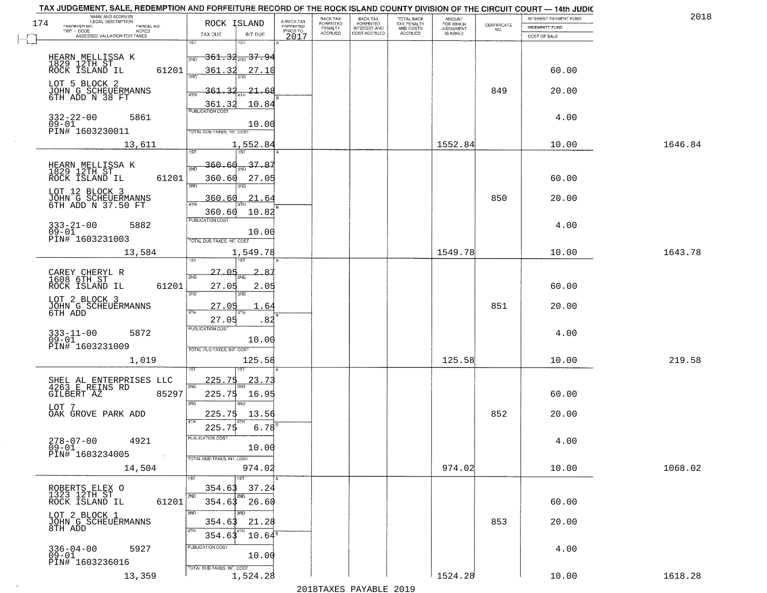TAX JUDGEMENT, SALE, REDEMPTION AND FORFEITURE RECORD OF THE ROCK ISLAND COUNTY DIVISION OF THE CIRCUIT COURT — 14th JUDIC

2018

| NAME AND ADDRESS / LEGAL DESCRIPTION / TAXPAYER NO. / PARCEL NO. / TWP - CODE / ACRES / ASSESSED VALUATION FOR TAXES | ROCK ISLAND TAX DUE | INT DUE | A-BACK TAX FORFEITED PRIOR TO 2017 | BACK TAX FORFEITED PENALTY ACCRUED | BACK TAX FORFEITED INTEREST AND COST ACCRUED | TOTAL BACK TAX PENALTY AND COSTS ACCRUED | AMOUNT FOR WHICH JUDGEMENT IS ASKED | CERTIFICATE NO. | INTEREST PAYMENT FUND / INDEMNITY FUND / COST OF SALE | |
|---|---|---|---|---|---|---|---|---|---|---|
| 174 | | | | | | | | | | |
| HEARN MELLISSA K 1829 12TH ST ROCK ISLAND IL 61201 | 1ST 361.32 | 1ST | | | | | | | | |
| | 2ND 361.32 | 2ND 37.94 | | | | | | | | |
| | 3RD 361.32 | 3RD 27.10 | | | | | | | 60.00 | |
| LOT 5 BLOCK 2 JOHN G SCHEUERMANNS 6TH ADD N 38 FT | 4TH 361.32 | 4TH 21.68 | | | | | | 849 | 20.00 | |
| | 361.32 | 10.84 | | | | | | | | |
| 332-22-00 5861 09-01 PIN# 1603230011 | PUBLICATION COST | 10.00 | | | | | | | 4.00 | |
| 13,611 | TOTAL DUE-TAXES, INT. COST | 1,552.84 | | | | | 1552.84 | | 10.00 | 1646.84 |
| HEARN MELLISSA K 1829 12TH ST ROCK ISLAND IL 61201 | 1ST 360.60 | 1ST | | | | | | | | |
| | 2ND 360.60 | 2ND 37.87 | | | | | | | | |
| | 3RD 360.60 | 3RD 27.05 | | | | | | | 60.00 | |
| LOT 12 BLOCK 3 JOHN G SCHEUERMANNS 6TH ADD N 37.50 FT | 4TH 360.60 | 4TH 21.64 | | | | | | 850 | 20.00 | |
| | 360.60 | 10.82 | | | | | | | | |
| 333-21-00 5882 09-01 PIN# 1603231003 | PUBLICATION COST | 10.00 | | | | | | | 4.00 | |
| 13,584 | TOTAL DUE-TAXES, INT. COST | 1,549.78 | | | | | 1549.78 | | 10.00 | 1643.78 |
| CAREY CHERYL R 1608 6TH ST ROCK ISLAND IL 61201 | 1ST 27.05 | 1ST | | | | | | | | |
| | 2ND 27.05 | 2ND 2.87 | | | | | | | | |
| | 3RD 27.05 | 3RD 2.05 | | | | | | | 60.00 | |
| LOT 2 BLOCK 3 JOHN G SCHEUERMANNS 6TH ADD | 4TH 27.05 | 4TH 1.64 | | | | | | 851 | 20.00 | |
| | | .82 | | | | | | | | |
| 333-11-00 5872 09-01 PIN# 1603231009 | PUBLICATION COST | 10.00 | | | | | | | 4.00 | |
| 1,019 | TOTAL DUE-TAXES, INT. COST | 125.58 | | | | | 125.58 | | 10.00 | 219.58 |
| SHEL AL ENTERPRISES LLC 4263 E REINS RD GILBERT AZ 85297 | 1ST 225.75 | 1ST 23.73 | | | | | | | | |
| | 2ND 225.75 | 2ND 16.95 | | | | | | | 60.00 | |
| LOT 7 OAK GROVE PARK ADD | 3RD 225.75 | 3RD 13.56 | | | | | | 852 | 20.00 | |
| | 4TH 225.75 | 4TH 6.78 | | | | | | | | |
| 278-07-00 4921 09-01 PIN# 1603234005 | PUBLICATION COST | 10.00 | | | | | | | 4.00 | |
| 14,504 | TOTAL DUE-TAXES, INT. COST | 974.02 | | | | | 974.02 | | 10.00 | 1068.02 |
| ROBERTS ELEX O 1323 12TH ST ROCK ISLAND IL 61201 | 1ST 354.63 | 1ST 37.24 | | | | | | | | |
| | 2ND 354.63 | 2ND 26.60 | | | | | | | 60.00 | |
| LOT 2 BLOCK 1 JOHN G SCHEUERMANNS 8TH ADD | 3RD 354.63 | 3RD 21.28 | | | | | | 853 | 20.00 | |
| | 4TH 354.63 | 4TH 10.64 | | | | | | | | |
| 336-04-00 5927 09-01 PIN# 1603236016 | PUBLICATION COST | 10.00 | | | | | | | 4.00 | |
| 13,359 | TOTAL DUE-TAXES, INT. COST | 1,524.28 | | | | | 1524.28 | | 10.00 | 1618.28 |

2018TAXES PAYABLE 2019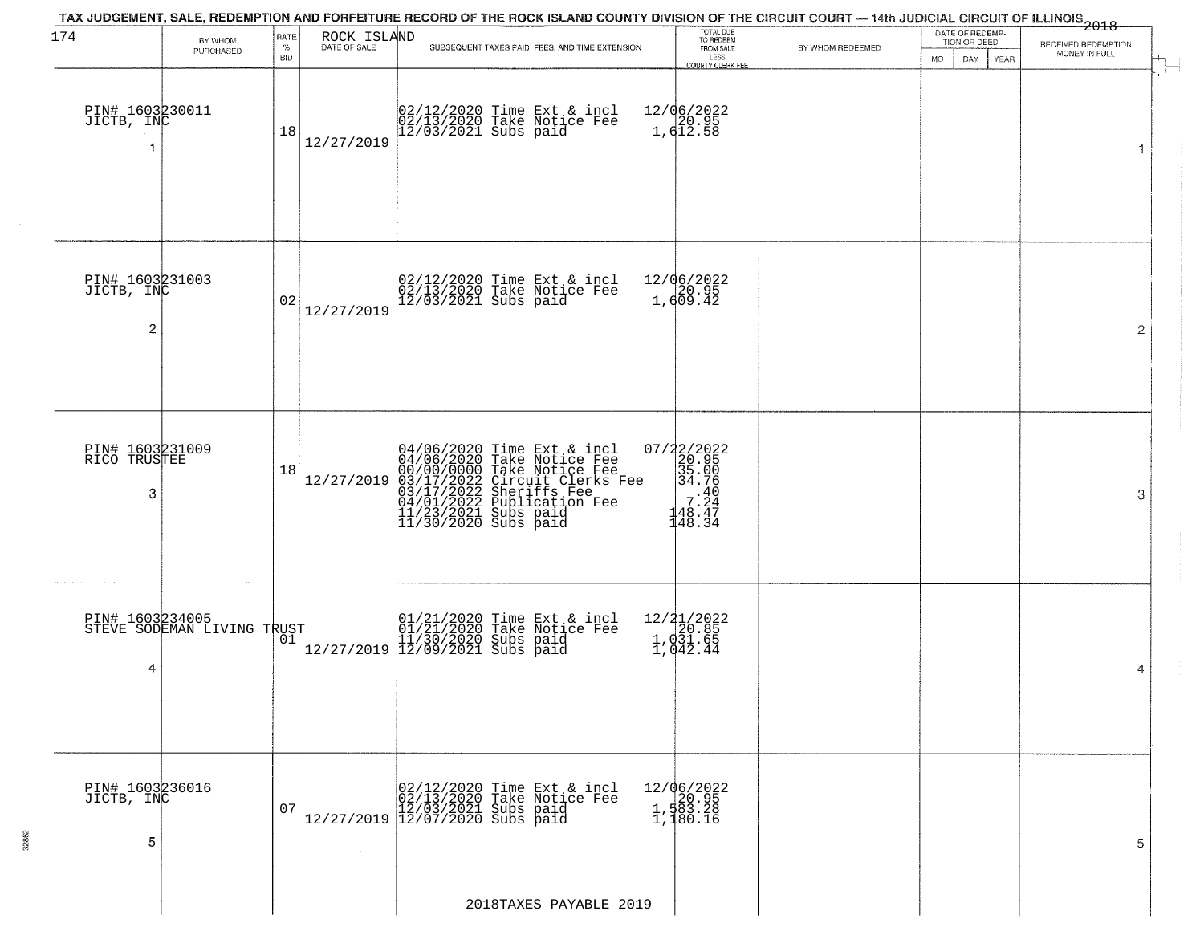# TAX JUDGEMENT, SALE, REDEMPTION AND FORFEITURE RECORD OF THE ROCK ISLAND COUNTY DIVISION OF THE CIRCUIT COURT — 14th JUDICIAL CIRCUIT OF ILLINOIS 2018

ROCK ISLAND

| BY WHOM PURCHASED | RATE % BID | DATE OF SALE | SUBSEQUENT TAXES PAID, FEES, AND TIME EXTENSION | TOTAL DUE TO REDEEM FROM SALE LESS COUNTY CLERK FEE | BY WHOM REDEEMED | DATE OF REDEMPTION OR DEED MO DAY YEAR | RECEIVED REDEMPTION MONEY IN FULL | |
|---|---|---|---|---|---|---|---|---|
| PIN# 1603230011 JICTB, INC 1 | 18 | 12/27/2019 | 02/12/2020 Time Ext & incl<br>02/13/2020 Take Notice Fee<br>12/03/2021 Subs paid | 12/06/2022<br>20.95<br>1,612.58 | | | | 1 |
| PIN# 1603231003 JICTB, INC 2 | 02 | 12/27/2019 | 02/12/2020 Time Ext & incl<br>02/13/2020 Take Notice Fee<br>12/03/2021 Subs paid | 12/06/2022<br>20.95<br>1,609.42 | | | | 2 |
| PIN# 1603231009 RICO TRUSTEE 3 | 18 | 12/27/2019 | 04/06/2020 Time Ext & incl<br>04/06/2020 Take Notice Fee<br>00/00/0000 Take Notice Fee<br>03/17/2022 Circuit Clerks Fee<br>03/17/2022 Sheriffs Fee<br>04/01/2022 Publication Fee<br>11/23/2021 Subs paid<br>11/30/2020 Subs paid | 07/22/2022<br>20.95<br>35.00<br>34.76<br>.40<br>7.24<br>148.47<br>148.34 | | | | 3 |
| PIN# 1603234005 STEVE SODEMAN LIVING TRUST 4 | 01 | 12/27/2019 | 01/21/2020 Time Ext & incl<br>01/21/2020 Take Notice Fee<br>11/30/2020 Subs paid<br>12/09/2021 Subs paid | 12/21/2022<br>20.85<br>1,031.65<br>1,042.44 | | | | 4 |
| PIN# 1603236016 JICTB, INC 5 | 07 | 12/27/2019 | 02/12/2020 Time Ext & incl<br>02/13/2020 Take Notice Fee<br>12/03/2021 Subs paid<br>12/07/2020 Subs paid | 12/06/2022<br>20.95<br>1,583.28<br>1,180.16 | | | | 5 |

2018TAXES PAYABLE 2019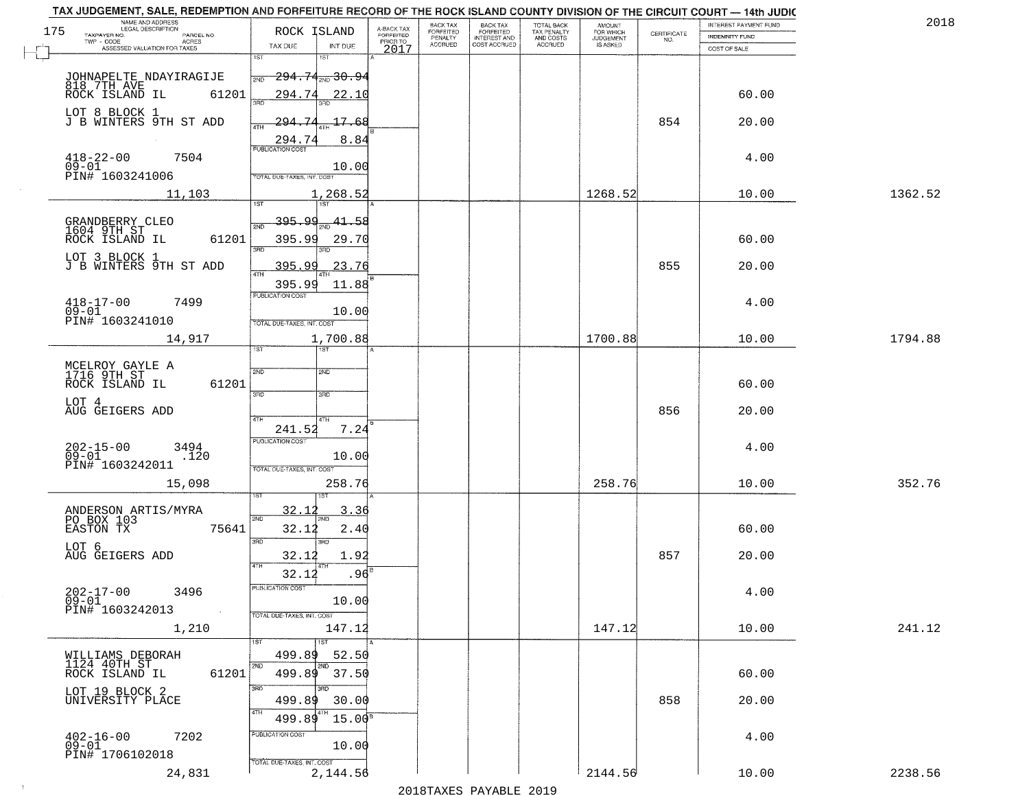TAX JUDGEMENT, SALE, REDEMPTION AND FORFEITURE RECORD OF THE ROCK ISLAND COUNTY DIVISION OF THE CIRCUIT COURT — 14th JUDIC

2018

| NAME AND ADDRESS / LEGAL DESCRIPTION / TAXPAYER NO. / PARCEL NO. / TWP - CODE / ACRES / ASSESSED VALUATION FOR TAXES | ROCK ISLAND TAX DUE | INT DUE | A-BACK TAX FORFEITED PRIOR TO 2017 | BACK TAX FORFEITED PENALTY ACCRUED | BACK TAX FORFEITED INTEREST AND COST ACCRUED | TOTAL BACK TAX PENALTY AND COSTS ACCRUED | AMOUNT FOR WHICH JUDGEMENT IS ASKED | CERTIFICATE NO. | INTEREST PAYMENT FUND / INDEMNITY FUND / COST OF SALE | |
|---|---|---|---|---|---|---|---|---|---|---|
| JOHNAPELTE NDAYIRAGIJE 818 7TH AVE ROCK ISLAND IL 61201 | 1ST 294.74 2ND 294.74 3RD 294.74 4TH 294.74 | 1ST 30.94 2ND 22.10 3RD 17.68 4TH 8.84 | | | | | | | 60.00 | |
| LOT 8 BLOCK 1 J B WINTERS 9TH ST ADD | | | | | | | | 854 | 20.00 | |
| 418-22-00 7504 09-01 PIN# 1603241006 | PUBLICATION COST | 10.00 | | | | | | | 4.00 | |
| 11,103 | TOTAL DUE-TAXES, INT. COST | 1,268.52 | | | | | 1268.52 | | 10.00 | 1362.52 |
| GRANDBERRY CLEO 1604 9TH ST ROCK ISLAND IL 61201 | 1ST 395.99 2ND 395.99 3RD 395.99 4TH 395.99 | 1ST 41.58 2ND 29.70 3RD 23.76 4TH 11.88 | | | | | | | 60.00 | |
| LOT 3 BLOCK 1 J B WINTERS 9TH ST ADD | | | | | | | | 855 | 20.00 | |
| 418-17-00 7499 09-01 PIN# 1603241010 | PUBLICATION COST | 10.00 | | | | | | | 4.00 | |
| 14,917 | TOTAL DUE-TAXES, INT. COST | 1,700.88 | | | | | 1700.88 | | 10.00 | 1794.88 |
| MCELROY GAYLE A 1716 9TH ST ROCK ISLAND IL 61201 | 1ST 2ND 3RD 4TH 241.52 | 1ST 2ND 3RD 4TH 7.24 | | | | | | | 60.00 | |
| LOT 4 AUG GEIGERS ADD | | | | | | | | 856 | 20.00 | |
| 202-15-00 3494 09-01 .120 PIN# 1603242011 | PUBLICATION COST | 10.00 | | | | | | | 4.00 | |
| 15,098 | TOTAL DUE-TAXES, INT. COST | 258.76 | | | | | 258.76 | | 10.00 | 352.76 |
| ANDERSON ARTIS/MYRA PO BOX 103 EASTON TX 75641 | 1ST 32.12 2ND 32.12 3RD 32.12 4TH 32.12 | 1ST 3.36 2ND 2.40 3RD 1.92 4TH .96 | | | | | | | 60.00 | |
| LOT 6 AUG GEIGERS ADD | | | | | | | | 857 | 20.00 | |
| 202-17-00 3496 09-01 PIN# 1603242013 | PUBLICATION COST | 10.00 | | | | | | | 4.00 | |
| 1,210 | TOTAL DUE-TAXES, INT. COST | 147.12 | | | | | 147.12 | | 10.00 | 241.12 |
| WILLIAMS DEBORAH 1124 40TH ST ROCK ISLAND IL 61201 | 1ST 499.89 2ND 499.89 3RD 499.89 4TH 499.89 | 1ST 52.50 2ND 37.50 3RD 30.00 4TH 15.00 | | | | | | | 60.00 | |
| LOT 19 BLOCK 2 UNIVERSITY PLACE | | | | | | | | 858 | 20.00 | |
| 402-16-00 7202 09-01 PIN# 1706102018 | PUBLICATION COST | 10.00 | | | | | | | 4.00 | |
| 24,831 | TOTAL DUE-TAXES, INT. COST | 2,144.56 | | | | | 2144.56 | | 10.00 | 2238.56 |

2018TAXES PAYABLE 2019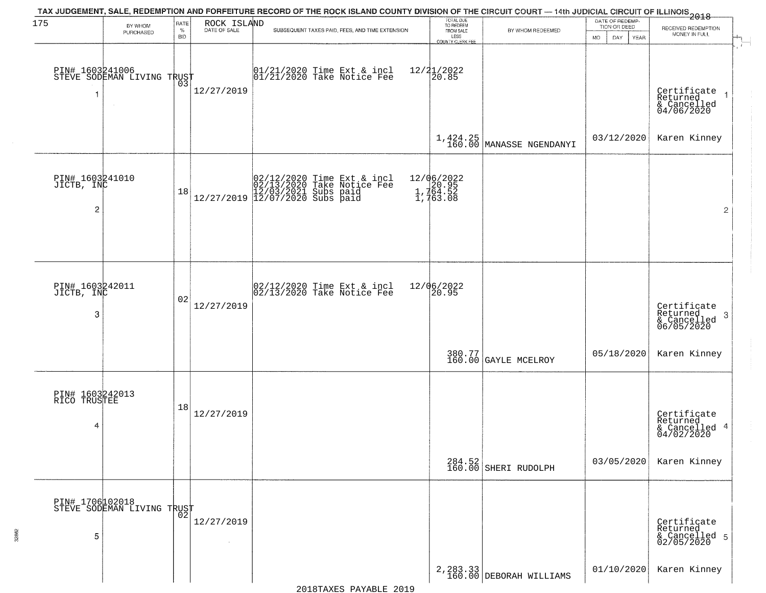# TAX JUDGEMENT, SALE, REDEMPTION AND FORFEITURE RECORD OF THE ROCK ISLAND COUNTY DIVISION OF THE CIRCUIT COURT — 14th JUDICIAL CIRCUIT OF ILLINOIS 2018

175 ROCK ISLAND

| | BY WHOM PURCHASED | RATE % BID | DATE OF SALE | SUBSEQUENT TAXES PAID, FEES, AND TIME EXTENSION | TOTAL DUE TO REDEEM FROM SALE LESS COUNTY CLERK FEE | BY WHOM REDEEMED | DATE OF REDEMPTION OR DEED MO DAY YEAR | RECEIVED REDEMPTION MONEY IN FULL |
|---|---|---|---|---|---|---|---|---|
| 1 | PIN# 1603241006 STEVE SODEMAN LIVING TRUST | 03 | 12/27/2019 | 01/21/2020 Time Ext & incl<br>01/21/2020 Take Notice Fee | 12/21/2022<br>20.85<br><br>1,424.25<br>160.00 | MANASSE NGENDANYI | 03/12/2020 | Certificate Returned & Cancelled 04/06/2020<br>Karen Kinney |
| 2 | PIN# 1603241010 JICTB, INC | 18 | 12/27/2019 | 02/12/2020 Time Ext & incl<br>02/13/2020 Take Notice Fee<br>12/03/2021 Subs paid<br>12/07/2020 Subs paid | 12/06/2022<br>20.95<br>1,764.52<br>1,763.08 | | | |
| 3 | PIN# 1603242011 JICTB, INC | 02 | 12/27/2019 | 02/12/2020 Time Ext & incl<br>02/13/2020 Take Notice Fee | 12/06/2022<br>20.95<br><br>380.77<br>160.00 | GAYLE MCELROY | 05/18/2020 | Certificate Returned & Cancelled 06/05/2020<br>Karen Kinney |
| 4 | PIN# 1603242013 RICO TRUSTEE | 18 | 12/27/2019 | | 284.52<br>160.00 | SHERI RUDOLPH | 03/05/2020 | Certificate Returned & Cancelled 04/02/2020<br>Karen Kinney |
| 5 | PIN# 1706102018 STEVE SODEMAN LIVING TRUST | 02 | 12/27/2019 | | 2,283.33<br>160.00 | DEBORAH WILLIAMS | 01/10/2020 | Certificate Returned & Cancelled 02/05/2020<br>Karen Kinney |

2018TAXES PAYABLE 2019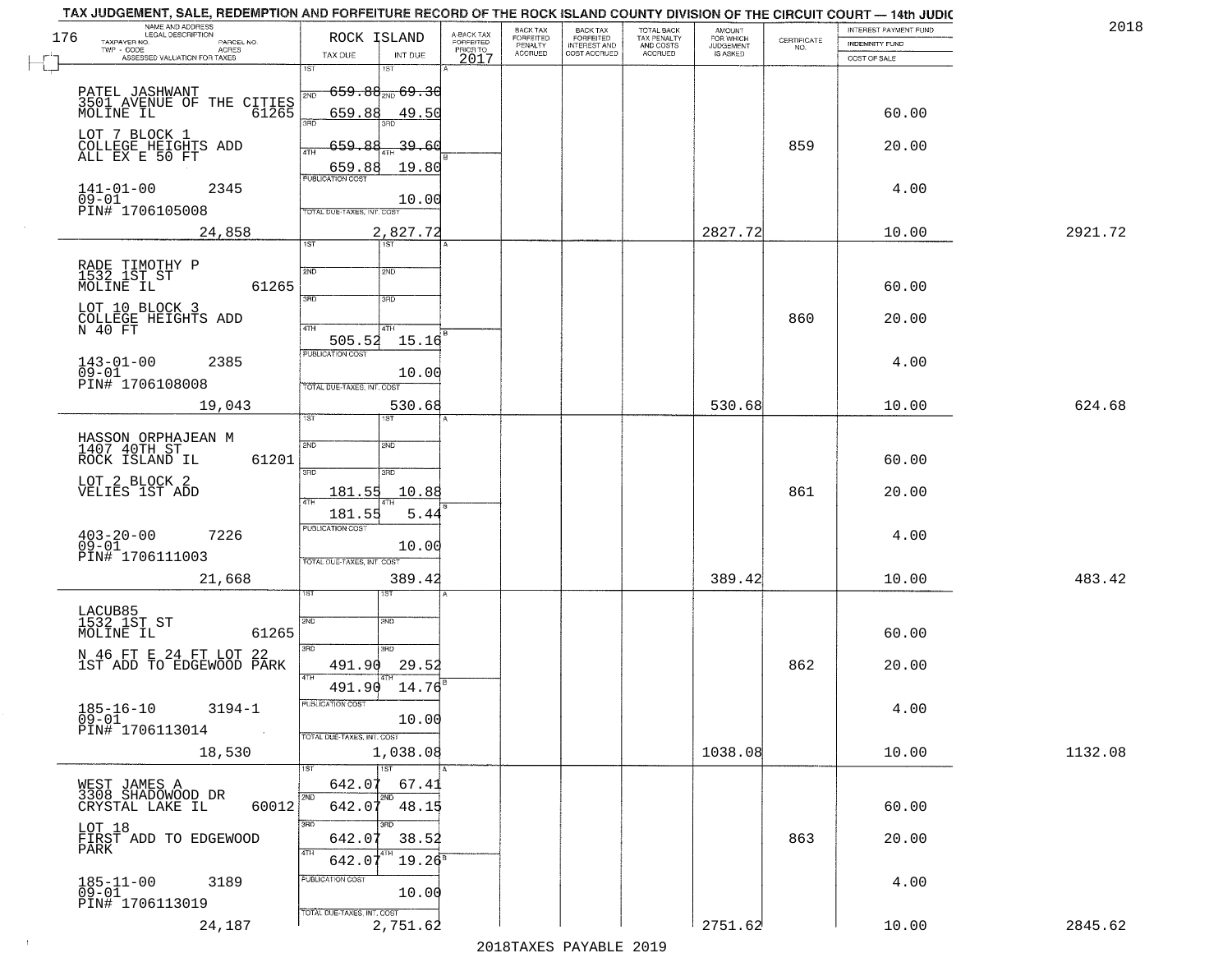TAX JUDGEMENT, SALE, REDEMPTION AND FORFEITURE RECORD OF THE ROCK ISLAND COUNTY DIVISION OF THE CIRCUIT COURT — 14th JUDIC

2018

| NAME AND ADDRESS / LEGAL DESCRIPTION / TAXPAYER NO. / PARCEL NO. / TWP - CODE / ACRES / ASSESSED VALUATION FOR TAXES | ROCK ISLAND TAX DUE | INT DUE | A-BACK TAX FORFEITED PRIOR TO 2017 | BACK TAX FORFEITED PENALTY ACCRUED | BACK TAX FORFEITED INTEREST AND COST ACCRUED | TOTAL BACK TAX PENALTY AND COSTS ACCRUED | AMOUNT FOR WHICH JUDGEMENT IS ASKED | CERTIFICATE NO. | INTEREST PAYMENT FUND / INDEMNITY FUND / COST OF SALE | |
|---|---|---|---|---|---|---|---|---|---|---|
| 176 | | | | | | | | | | |
| PATEL JASHWANT<br>3501 AVENUE OF THE CITIES<br>MOLINE IL 61265<br>LOT 7 BLOCK 1<br>COLLEGE HEIGHTS ADD<br>ALL EX E 50 FT<br>141-01-00 2345<br>09-01<br>PIN# 1706105008<br>24,858 | 1ST 659.88<br>2ND 659.88<br>3RD 659.88<br>4TH 659.88<br>PUBLICATION COST<br>TOTAL DUE-TAXES, INT, COST | 69.30<br>49.50<br>39.60<br>19.80<br>10.00<br>2,827.72 | | | | | 2827.72 | 859 | 60.00<br>20.00<br>4.00<br>10.00 | 2921.72 |
| RADE TIMOTHY P<br>1532 1ST ST<br>MOLINE IL 61265<br>LOT 10 BLOCK 3<br>COLLEGE HEIGHTS ADD<br>N 40 FT<br>143-01-00 2385<br>09-01<br>PIN# 1706108008<br>19,043 | 1ST<br>2ND<br>3RD<br>4TH 505.52<br>PUBLICATION COST<br>TOTAL DUE-TAXES, INT, COST | 15.16<br>10.00<br>530.68 | | | | | 530.68 | 860 | 60.00<br>20.00<br>4.00<br>10.00 | 624.68 |
| HASSON ORPHAJEAN M<br>1407 40TH ST<br>ROCK ISLAND IL 61201<br>LOT 2 BLOCK 2<br>VELIES 1ST ADD<br>403-20-00 7226<br>09-01<br>PIN# 1706111003<br>21,668 | 1ST<br>2ND<br>3RD 181.55<br>4TH 181.55<br>PUBLICATION COST<br>TOTAL DUE-TAXES, INT, COST | 10.88<br>5.44<br>10.00<br>389.42 | | | | | 389.42 | 861 | 60.00<br>20.00<br>4.00<br>10.00 | 483.42 |
| LACUB85<br>1532 1ST ST<br>MOLINE IL 61265<br>N 46 FT E 24 FT LOT 22<br>1ST ADD TO EDGEWOOD PARK<br>185-16-10 3194-1<br>09-01<br>PIN# 1706113014<br>18,530 | 1ST<br>2ND<br>3RD 491.90<br>4TH 491.90<br>PUBLICATION COST<br>TOTAL DUE-TAXES, INT, COST | 29.52<br>14.76<br>10.00<br>1,038.08 | | | | | 1038.08 | 862 | 60.00<br>20.00<br>4.00<br>10.00 | 1132.08 |
| WEST JAMES A<br>3308 SHADOWOOD DR<br>CRYSTAL LAKE IL 60012<br>LOT 18<br>FIRST ADD TO EDGEWOOD<br>PARK<br>185-11-00 3189<br>09-01<br>PIN# 1706113019<br>24,187 | 1ST 642.07<br>2ND 642.07<br>3RD 642.07<br>4TH 642.07<br>PUBLICATION COST<br>TOTAL DUE-TAXES, INT, COST | 67.41<br>48.15<br>38.52<br>19.26<br>10.00<br>2,751.62 | | | | | 2751.62 | 863 | 60.00<br>20.00<br>4.00<br>10.00 | 2845.62 |

2018TAXES PAYABLE 2019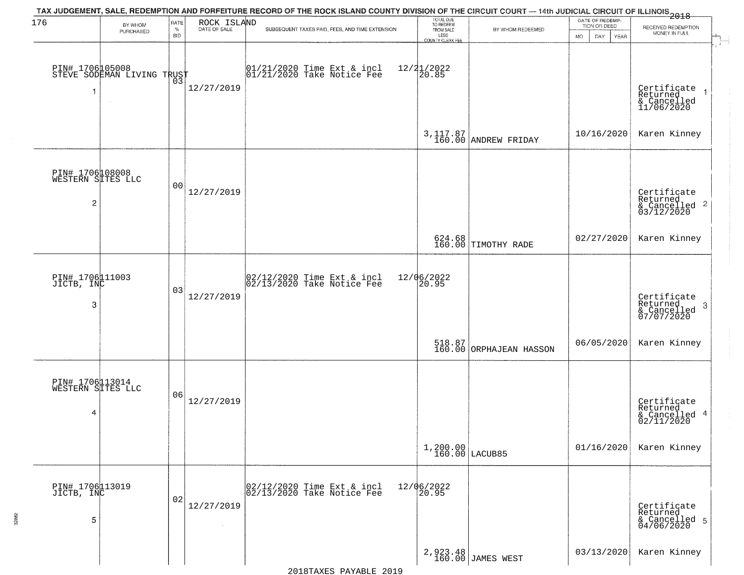# TAX JUDGEMENT, SALE, REDEMPTION AND FORFEITURE RECORD OF THE ROCK ISLAND COUNTY DIVISION OF THE CIRCUIT COURT — 14th JUDICIAL CIRCUIT OF ILLINOIS 2018

ROCK ISLAND

| BY WHOM PURCHASED | RATE % BID | DATE OF SALE | SUBSEQUENT TAXES PAID, FEES, AND TIME EXTENSION | TOTAL DUE TO REDEEM FROM SALE LESS COUNTY CLERK FEE | BY WHOM REDEEMED | DATE OF REDEMPTION OR DEED | RECEIVED REDEMPTION MONEY IN FULL |
|---|---|---|---|---|---|---|---|
| PIN# 1706105008 STEVE SODEMAN LIVING TRUST 1 | 03 | 12/27/2019 | 01/21/2020 Time Ext & incl 01/21/2020 Take Notice Fee | 12/21/2022 20.85 3,117.87 160.00 | ANDREW FRIDAY | 10/16/2020 | Certificate Returned & Cancelled 11/06/2020 Karen Kinney |
| PIN# 1706108008 WESTERN SITES LLC 2 | 00 | 12/27/2019 | | 624.68 160.00 | TIMOTHY RADE | 02/27/2020 | Certificate Returned & Cancelled 03/12/2020 Karen Kinney |
| PIN# 1706111003 JICTB, INC 3 | 03 | 12/27/2019 | 02/12/2020 Time Ext & incl 02/13/2020 Take Notice Fee | 12/06/2022 20.95 518.87 160.00 | ORPHAJEAN HASSON | 06/05/2020 | Certificate Returned & Cancelled 07/07/2020 Karen Kinney |
| PIN# 1706113014 WESTERN SITES LLC 4 | 06 | 12/27/2019 | | 1,200.00 160.00 | LACUB85 | 01/16/2020 | Certificate Returned & Cancelled 02/11/2020 Karen Kinney |
| PIN# 1706113019 JICTB, INC 5 | 02 | 12/27/2019 | 02/12/2020 Time Ext & incl 02/13/2020 Take Notice Fee | 12/06/2022 20.95 2,923.48 160.00 | JAMES WEST | 03/13/2020 | Certificate Returned & Cancelled 04/06/2020 Karen Kinney |

2018TAXES PAYABLE 2019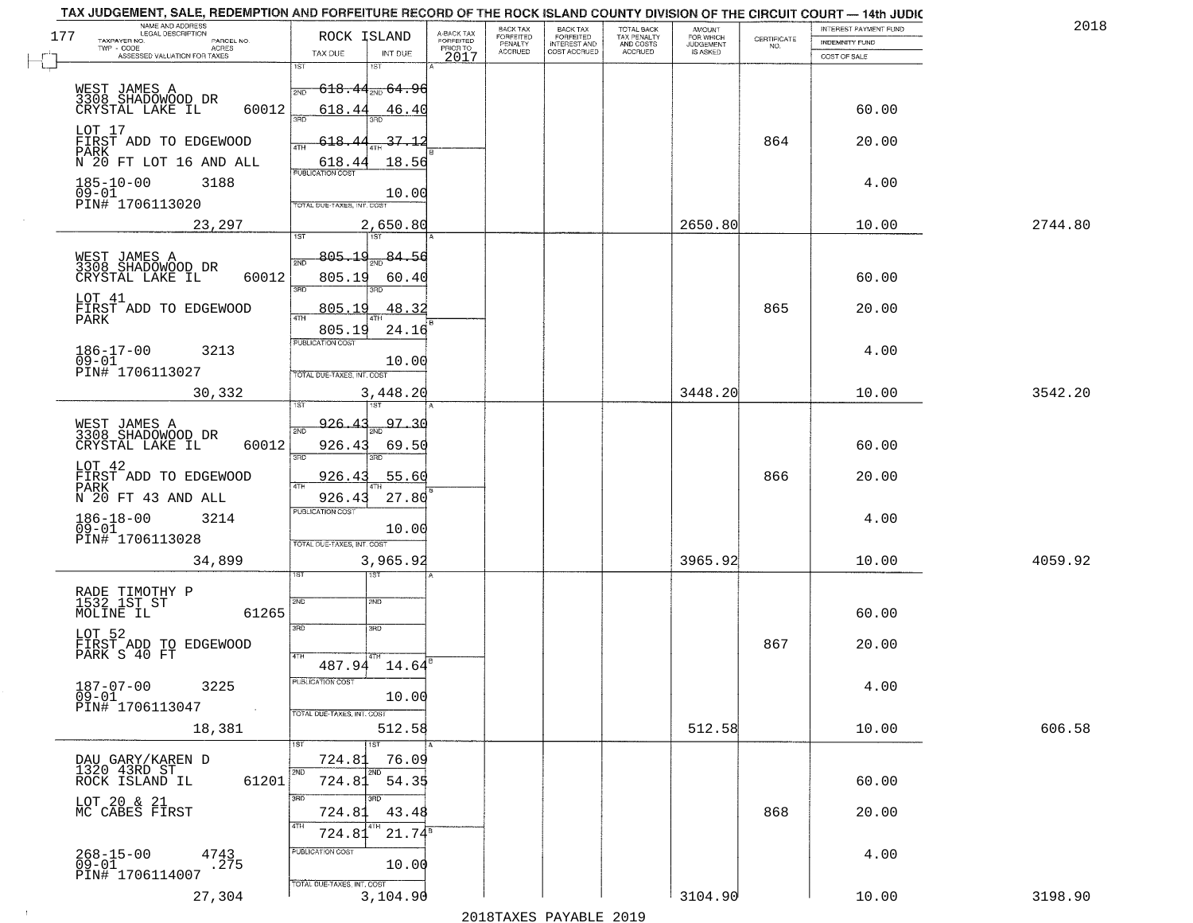TAX JUDGEMENT, SALE, REDEMPTION AND FORFEITURE RECORD OF THE ROCK ISLAND COUNTY DIVISION OF THE CIRCUIT COURT — 14th JUDIC

2018

177

| NAME AND ADDRESS / LEGAL DESCRIPTION / TAXPAYER NO. / PARCEL NO. / TWP - CODE / ACRES / ASSESSED VALUATION FOR TAXES | ROCK ISLAND TAX DUE | INT DUE | A-BACK TAX FORFEITED PRIOR TO 2017 | BACK TAX FORFEITED PENALTY ACCRUED | BACK TAX FORFEITED INTEREST AND COST ACCRUED | TOTAL BACK TAX PENALTY AND COSTS ACCRUED | AMOUNT FOR WHICH JUDGEMENT IS ASKED | CERTIFICATE NO. | INTEREST PAYMENT FUND / INDEMNITY FUND / COST OF SALE | |
|---|---|---|---|---|---|---|---|---|---|---|
| WEST JAMES A<br>3308 SHADOWOOD DR<br>CRYSTAL LAKE IL 60012<br>LOT 17<br>FIRST ADD TO EDGEWOOD PARK<br>N 20 FT LOT 16 AND ALL<br>185-10-00 3188<br>09-01<br>PIN# 1706113020<br>23,297 | 1ST<br>2ND 618.44<br>3RD 618.44<br>4TH 618.44<br>618.44<br>PUBLICATION COST<br>TOTAL DUE-TAXES, INT. COST 2,650.80 | 1ST<br>2ND 64.96<br>3RD 46.40<br>4TH 37.12<br>18.56<br>10.00 | | | | | 2650.80 | 864 | 60.00<br>20.00<br>4.00<br>10.00 | 2744.80 |
| WEST JAMES A<br>3308 SHADOWOOD DR<br>CRYSTAL LAKE IL 60012<br>LOT 41<br>FIRST ADD TO EDGEWOOD PARK<br>186-17-00 3213<br>09-01<br>PIN# 1706113027<br>30,332 | 1ST<br>2ND 805.19<br>3RD 805.19<br>4TH 805.19<br>805.19<br>PUBLICATION COST<br>TOTAL DUE-TAXES, INT. COST 3,448.20 | 1ST<br>2ND 84.56<br>3RD 60.40<br>4TH 48.32<br>24.16<br>10.00 | | | | | 3448.20 | 865 | 60.00<br>20.00<br>4.00<br>10.00 | 3542.20 |
| WEST JAMES A<br>3308 SHADOWOOD DR<br>CRYSTAL LAKE IL 60012<br>LOT 42<br>FIRST ADD TO EDGEWOOD PARK<br>N 20 FT 43 AND ALL<br>186-18-00 3214<br>09-01<br>PIN# 1706113028<br>34,899 | 1ST<br>2ND 926.43<br>3RD 926.43<br>4TH 926.43<br>926.43<br>PUBLICATION COST<br>TOTAL DUE-TAXES, INT. COST 3,965.92 | 1ST<br>2ND 97.30<br>3RD 69.50<br>4TH 55.60<br>27.80<br>10.00 | | | | | 3965.92 | 866 | 60.00<br>20.00<br>4.00<br>10.00 | 4059.92 |
| RADE TIMOTHY P<br>1532 1ST ST<br>MOLINE IL 61265<br>LOT 52<br>FIRST ADD TO EDGEWOOD PARK S 40 FT<br>187-07-00 3225<br>09-01<br>PIN# 1706113047<br>18,381 | 1ST<br>2ND<br>3RD<br>4TH 487.94<br>PUBLICATION COST<br>TOTAL DUE-TAXES, INT. COST 512.58 | 1ST<br>2ND<br>3RD<br>4TH 14.64<br>10.00 | | | | | 512.58 | 867 | 60.00<br>20.00<br>4.00<br>10.00 | 606.58 |
| DAU GARY/KAREN D<br>1320 43RD ST<br>ROCK ISLAND IL 61201<br>LOT 20 & 21<br>MC CABES FIRST<br>268-15-00 4743<br>09-01 .275<br>PIN# 1706114007<br>27,304 | 1ST 724.81<br>2ND 724.81<br>3RD 724.81<br>4TH 724.81<br>PUBLICATION COST<br>TOTAL DUE-TAXES, INT. COST 3,104.90 | 1ST 76.09<br>2ND 54.35<br>3RD 43.48<br>4TH 21.74<br>10.00 | | | | | 3104.90 | 868 | 60.00<br>20.00<br>4.00<br>10.00 | 3198.90 |

2018TAXES PAYABLE 2019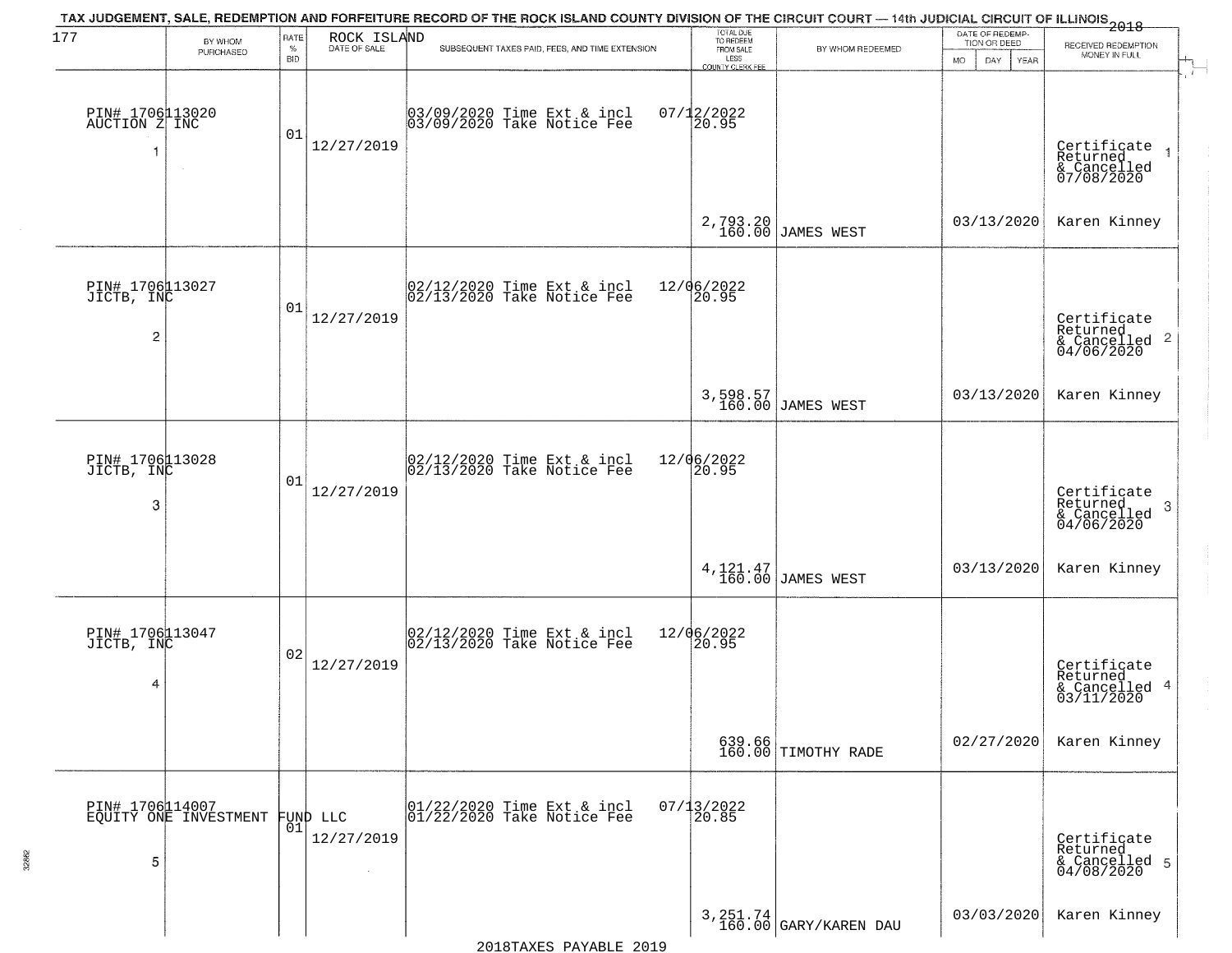TAX JUDGEMENT, SALE, REDEMPTION AND FORFEITURE RECORD OF THE ROCK ISLAND COUNTY DIVISION OF THE CIRCUIT COURT — 14th JUDICIAL CIRCUIT OF ILLINOIS 2018

177 ROCK ISLAND

| BY WHOM PURCHASED | RATE % BID | DATE OF SALE | SUBSEQUENT TAXES PAID, FEES, AND TIME EXTENSION | TOTAL DUE TO REDEEM FROM SALE LESS COUNTY CLERK FEE | BY WHOM REDEEMED | DATE OF REDEMPTION OR DEED MO DAY YEAR | RECEIVED REDEMPTION MONEY IN FULL |
|---|---|---|---|---|---|---|---|
| PIN# 1706113020 AUCTION Z INC 1 | 01 | 12/27/2019 | 03/09/2020 Time Ext & incl 03/09/2020 Take Notice Fee | 07/12/2022 20.95 2,793.20 160.00 | JAMES WEST | 03/13/2020 | Certificate Returned & Cancelled 07/08/2020 Karen Kinney |
| PIN# 1706113027 JICTB, INC 2 | 01 | 12/27/2019 | 02/12/2020 Time Ext & incl 02/13/2020 Take Notice Fee | 12/06/2022 20.95 3,598.57 160.00 | JAMES WEST | 03/13/2020 | Certificate Returned & Cancelled 04/06/2020 Karen Kinney |
| PIN# 1706113028 JICTB, INC 3 | 01 | 12/27/2019 | 02/12/2020 Time Ext & incl 02/13/2020 Take Notice Fee | 12/06/2022 20.95 4,121.47 160.00 | JAMES WEST | 03/13/2020 | Certificate Returned & Cancelled 04/06/2020 Karen Kinney |
| PIN# 1706113047 JICTB, INC 4 | 02 | 12/27/2019 | 02/12/2020 Time Ext & incl 02/13/2020 Take Notice Fee | 12/06/2022 20.95 639.66 160.00 | TIMOTHY RADE | 02/27/2020 | Certificate Returned & Cancelled 03/11/2020 Karen Kinney |
| PIN# 1706114007 EQUITY ONE INVESTMENT FUND LLC 5 | 01 | 12/27/2019 | 01/22/2020 Time Ext & incl 01/22/2020 Take Notice Fee | 07/13/2022 20.85 3,251.74 160.00 | GARY/KAREN DAU | 03/03/2020 | Certificate Returned & Cancelled 04/08/2020 Karen Kinney |

2018TAXES PAYABLE 2019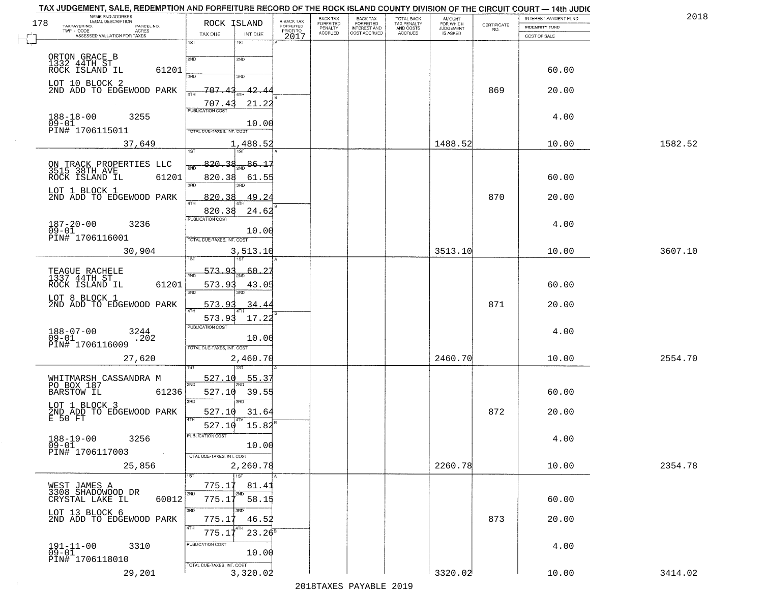TAX JUDGEMENT, SALE, REDEMPTION AND FORFEITURE RECORD OF THE ROCK ISLAND COUNTY DIVISION OF THE CIRCUIT COURT — 14th JUDIC

2018

| NAME AND ADDRESS / LEGAL DESCRIPTION / TAXPAYER NO. / PARCEL NO. / TWP - CODE / ACRES / ASSESSED VALUATION FOR TAXES | ROCK ISLAND TAX DUE | INT DUE | A-BACK TAX FORFEITED PRIOR TO 2017 | BACK TAX FORFEITED PENALTY ACCRUED | BACK TAX FORFEITED INTEREST AND COST ACCRUED | TOTAL BACK TAX PENALTY AND COSTS ACCRUED | AMOUNT FOR WHICH JUDGEMENT IS ASKED | CERTIFICATE NO. | INTEREST PAYMENT FUND / INDEMNITY FUND / COST OF SALE | |
|---|---|---|---|---|---|---|---|---|---|---|
| ORTON GRACE B<br>1332 44TH ST<br>ROCK ISLAND IL 61201<br>LOT 10 BLOCK 2<br>2ND ADD TO EDGEWOOD PARK<br>188-18-00 3255<br>09-01<br>PIN# 1706115011<br>37,649 | 1ST<br>2ND<br>3RD<br>4TH 707.43<br>707.43<br>PUBLICATION COST<br>TOTAL DUE-TAXES, INT. COST 1,488.52 | 1ST<br>2ND<br>3RD<br>42.44<br>21.22<br>10.00 | | | | | 1488.52 | 869 | 60.00<br>20.00<br>4.00<br>10.00 | 1582.52 |
| ON TRACK PROPERTIES LLC<br>3515 38TH AVE<br>ROCK ISLAND IL 61201<br>LOT 1 BLOCK 1<br>2ND ADD TO EDGEWOOD PARK<br>187-20-00 3236<br>09-01<br>PIN# 1706116001<br>30,904 | 1ST 820.38<br>2ND 820.38<br>3RD 820.38<br>4TH 820.38<br>PUBLICATION COST<br>TOTAL DUE-TAXES, INT. COST 3,513.10 | 86.17<br>61.55<br>49.24<br>24.62<br>10.00 | | | | | 3513.10 | 870 | 60.00<br>20.00<br>4.00<br>10.00 | 3607.10 |
| TEAGUE RACHELE<br>1337 44TH ST<br>ROCK ISLAND IL 61201<br>LOT 8 BLOCK 1<br>2ND ADD TO EDGEWOOD PARK<br>188-07-00 3244<br>09-01 .202<br>PIN# 1706116009<br>27,620 | 1ST 573.93<br>2ND 573.93<br>3RD 573.93<br>4TH 573.93<br>PUBLICATION COST<br>TOTAL DUE-TAXES, INT. COST 2,460.70 | 60.27<br>43.05<br>34.44<br>17.22<br>10.00 | | | | | 2460.70 | 871 | 60.00<br>20.00<br>4.00<br>10.00 | 2554.70 |
| WHITMARSH CASSANDRA M<br>PO BOX 187<br>BARSTOW IL 61236<br>LOT 1 BLOCK 3<br>2ND ADD TO EDGEWOOD PARK<br>E 50 FT<br>188-19-00 3256<br>09-01<br>PIN# 1706117003<br>25,856 | 1ST 527.10<br>2ND 527.10<br>3RD 527.10<br>4TH 527.10<br>PUBLICATION COST<br>TOTAL DUE-TAXES, INT. COST 2,260.78 | 55.37<br>39.55<br>31.64<br>15.82<br>10.00 | | | | | 2260.78 | 872 | 60.00<br>20.00<br>4.00<br>10.00 | 2354.78 |
| WEST JAMES A<br>3308 SHADOWOOD DR<br>CRYSTAL LAKE IL 60012<br>LOT 13 BLOCK 6<br>2ND ADD TO EDGEWOOD PARK<br>191-11-00 3310<br>09-01<br>PIN# 1706118010<br>29,201 | 1ST 775.17<br>2ND 775.17<br>3RD 775.17<br>4TH 775.17<br>PUBLICATION COST<br>TOTAL DUE-TAXES, INT. COST 3,320.02 | 81.41<br>58.15<br>46.52<br>23.26<br>10.00 | | | | | 3320.02 | 873 | 60.00<br>20.00<br>4.00<br>10.00 | 3414.02 |

2018TAXES PAYABLE 2019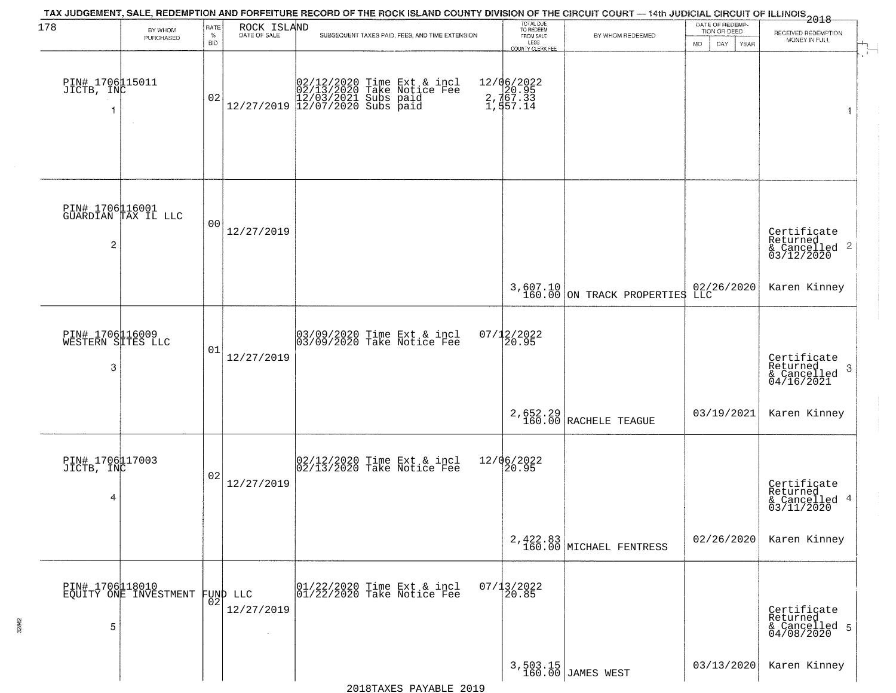TAX JUDGEMENT, SALE, REDEMPTION AND FORFEITURE RECORD OF THE ROCK ISLAND COUNTY DIVISION OF THE CIRCUIT COURT — 14th JUDICIAL CIRCUIT OF ILLINOIS 2018

ROCK ISLAND

| BY WHOM PURCHASED | RATE % BID | DATE OF SALE | SUBSEQUENT TAXES PAID, FEES, AND TIME EXTENSION | TOTAL DUE TO REDEEM FROM SALE LESS COUNTY CLERK FEE | BY WHOM REDEEMED | DATE OF REDEMPTION OR DEED MO DAY YEAR | RECEIVED REDEMPTION MONEY IN FULL |
|---|---|---|---|---|---|---|---|
| PIN# 1706115011 JICTB, INC 1 | 02 | 12/27/2019 | 02/12/2020 Time Ext & incl 02/13/2020 Take Notice Fee 12/03/2021 Subs paid 12/07/2020 Subs paid | 12/06/2022 20.95 2,767.33 1,557.14 | | | 1 |
| PIN# 1706116001 GUARDIAN TAX IL LLC 2 | 00 | 12/27/2019 | | 3,607.10 160.00 | ON TRACK PROPERTIES LLC | 02/26/2020 | Certificate Returned & Cancelled 03/12/2020 2 Karen Kinney |
| PIN# 1706116009 WESTERN SITES LLC 3 | 01 | 12/27/2019 | 03/09/2020 Time Ext & incl 03/09/2020 Take Notice Fee | 07/12/2022 20.95 2,652.29 160.00 | RACHELE TEAGUE | 03/19/2021 | Certificate Returned & Cancelled 04/16/2021 3 Karen Kinney |
| PIN# 1706117003 JICTB, INC 4 | 02 | 12/27/2019 | 02/12/2020 Time Ext & incl 02/13/2020 Take Notice Fee | 12/06/2022 20.95 2,422.83 160.00 | MICHAEL FENTRESS | 02/26/2020 | Certificate Returned & Cancelled 03/11/2020 4 Karen Kinney |
| PIN# 1706118010 EQUITY ONE INVESTMENT FUND LLC 5 | 02 | 12/27/2019 | 01/22/2020 Time Ext & incl 01/22/2020 Take Notice Fee | 07/13/2022 20.85 3,503.15 160.00 | JAMES WEST | 03/13/2020 | Certificate Returned & Cancelled 04/08/2020 5 Karen Kinney |

2018TAXES PAYABLE 2019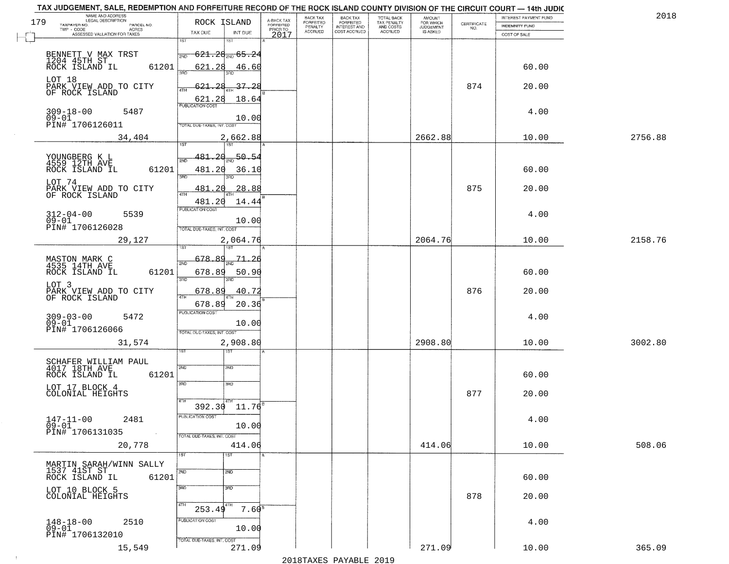TAX JUDGEMENT, SALE, REDEMPTION AND FORFEITURE RECORD OF THE ROCK ISLAND COUNTY DIVISION OF THE CIRCUIT COURT — 14th JUDIC

2018

| 179 NAME AND ADDRESS / LEGAL DESCRIPTION / TAXPAYER NO. / PARCEL NO. / TWP - CODE / ACRES / ASSESSED VALUATION FOR TAXES | ROCK ISLAND TAX DUE | INT DUE | A-BACK TAX FORFEITED PRIOR TO 2017 | BACK TAX FORFEITED PENALTY ACCRUED | BACK TAX FORFEITED INTEREST AND COST ACCRUED | TOTAL BACK TAX PENALTY AND COSTS ACCRUED | AMOUNT FOR WHICH JUDGEMENT IS ASKED | CERTIFICATE NO. | INTEREST PAYMENT FUND / INDEMNITY FUND / COST OF SALE | |
|---|---|---|---|---|---|---|---|---|---|---|
| BENNETT V MAX TRST<br>1204 45TH ST<br>ROCK ISLAND IL 61201 | 1ST 621.28<br>2ND 621.28 | 1ST 65.24<br>2ND 46.60 | | | | | | | 60.00 | |
| LOT 18<br>PARK VIEW ADD TO CITY<br>OF ROCK ISLAND | 3RD 621.28<br>4TH 621.28 | 3RD 37.28<br>4TH 18.64 | | | | | | 874 | 20.00 | |
| 309-18-00 5487<br>09-01<br>PIN# 1706126011 | PUBLICATION COST | 10.00 | | | | | | | 4.00 | |
| 34,404 | TOTAL DUE-TAXES, INT. COST | 2,662.88 | | | | | 2662.88 | | 10.00 | 2756.88 |
| YOUNGBERG K L<br>4559 12TH AVE<br>ROCK ISLAND IL 61201 | 1ST 481.20<br>2ND 481.20 | 1ST 50.54<br>2ND 36.10 | | | | | | | 60.00 | |
| LOT 74<br>PARK VIEW ADD TO CITY<br>OF ROCK ISLAND | 3RD 481.20<br>4TH 481.20 | 3RD 28.88<br>4TH 14.44 | | | | | | 875 | 20.00 | |
| 312-04-00 5539<br>09-01<br>PIN# 1706126028 | PUBLICATION COST | 10.00 | | | | | | | 4.00 | |
| 29,127 | TOTAL DUE-TAXES, INT. COST | 2,064.76 | | | | | 2064.76 | | 10.00 | 2158.76 |
| MASTON MARK C<br>4535 14TH AVE<br>ROCK ISLAND IL 61201 | 1ST 678.89<br>2ND 678.89 | 1ST 71.26<br>2ND 50.90 | | | | | | | 60.00 | |
| LOT 3<br>PARK VIEW ADD TO CITY<br>OF ROCK ISLAND | 3RD 678.89<br>4TH 678.89 | 3RD 40.72<br>4TH 20.36 | | | | | | 876 | 20.00 | |
| 309-03-00 5472<br>09-01<br>PIN# 1706126066 | PUBLICATION COST | 10.00 | | | | | | | 4.00 | |
| 31,574 | TOTAL DUE-TAXES, INT. COST | 2,908.80 | | | | | 2908.80 | | 10.00 | 3002.80 |
| SCHAFER WILLIAM PAUL<br>4017 18TH AVE<br>ROCK ISLAND IL 61201 | 1ST<br>2ND | 1ST<br>2ND | | | | | | | 60.00 | |
| LOT 17 BLOCK 4<br>COLONIAL HEIGHTS | 3RD<br>4TH 392.30 | 3RD<br>4TH 11.76 | | | | | | 877 | 20.00 | |
| 147-11-00 2481<br>09-01<br>PIN# 1706131035 | PUBLICATION COST | 10.00 | | | | | | | 4.00 | |
| 20,778 | TOTAL DUE-TAXES, INT. COST | 414.06 | | | | | 414.06 | | 10.00 | 508.06 |
| MARTIN SARAH/WINN SALLY<br>1537 41ST ST<br>ROCK ISLAND IL 61201 | 1ST<br>2ND | 1ST<br>2ND | | | | | | | 60.00 | |
| LOT 10 BLOCK 5<br>COLONIAL HEIGHTS | 3RD<br>4TH 253.49 | 3RD<br>4TH 7.60 | | | | | | 878 | 20.00 | |
| 148-18-00 2510<br>09-01<br>PIN# 1706132010 | PUBLICATION COST | 10.00 | | | | | | | 4.00 | |
| 15,549 | TOTAL DUE-TAXES, INT. COST | 271.09 | | | | | 271.09 | | 10.00 | 365.09 |

2018TAXES PAYABLE 2019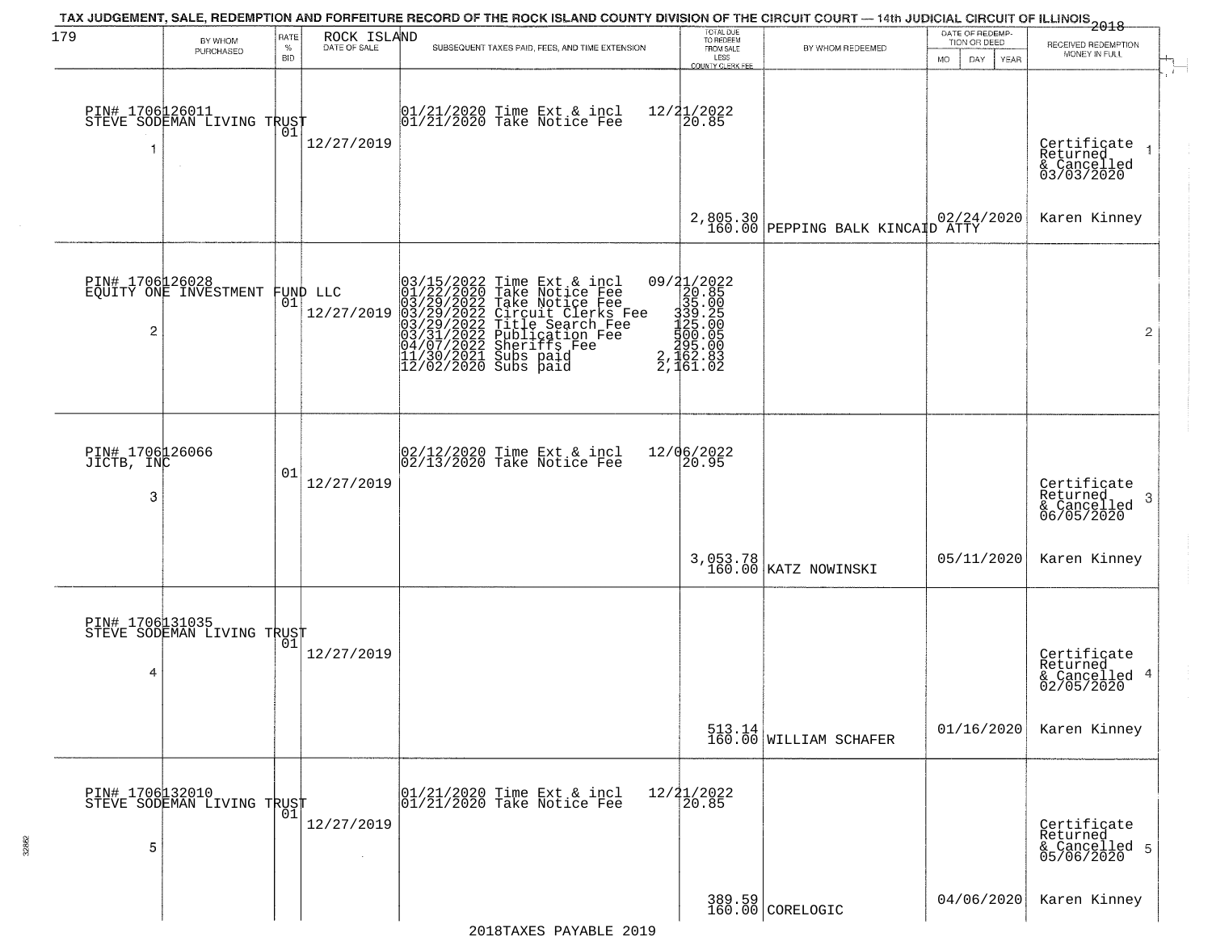# TAX JUDGEMENT, SALE, REDEMPTION AND FORFEITURE RECORD OF THE ROCK ISLAND COUNTY DIVISION OF THE CIRCUIT COURT — 14th JUDICIAL CIRCUIT OF ILLINOIS 2018

| 179 | BY WHOM PURCHASED | RATE % BID | ROCK ISLAND DATE OF SALE | SUBSEQUENT TAXES PAID, FEES, AND TIME EXTENSION | TOTAL DUE TO REDEEM FROM SALE LESS COUNTY CLERK FEE | BY WHOM REDEEMED | DATE OF REDEMPTION OR DEED MO DAY YEAR | RECEIVED REDEMPTION MONEY IN FULL |
|---|---|---|---|---|---|---|---|---|
| 1 | PIN# 1706126011 STEVE SODEMAN LIVING TRUST | 01 | 12/27/2019 | 01/21/2020 Time Ext & incl 12/21/2022<br>01/21/2020 Take Notice Fee 20.85 | 2,805.30<br>160.00 | PEPPING BALK KINCAID ATTY | 02/24/2020 | Certificate Returned & Cancelled 03/03/2020<br>Karen Kinney |
| 2 | PIN# 1706126028 EQUITY ONE INVESTMENT FUND LLC | 01 | 12/27/2019 | 03/15/2022 Time Ext & incl 09/21/2022<br>01/22/2020 Take Notice Fee 20.85<br>03/29/2022 Take Notice Fee 35.00<br>03/29/2022 Circuit Clerks Fee 339.25<br>03/29/2022 Title Search Fee 125.00<br>03/31/2022 Publication Fee 500.05<br>04/07/2022 Sheriffs Fee 295.00<br>11/30/2021 Subs paid 2,162.83<br>12/02/2020 Subs paid 2,161.02 | | | | |
| 3 | PIN# 1706126066 JICTB, INC | 01 | 12/27/2019 | 02/12/2020 Time Ext & incl 12/06/2022<br>02/13/2020 Take Notice Fee 20.95 | 3,053.78<br>160.00 | KATZ NOWINSKI | 05/11/2020 | Certificate Returned & Cancelled 06/05/2020<br>Karen Kinney |
| 4 | PIN# 1706131035 STEVE SODEMAN LIVING TRUST | 01 | 12/27/2019 | | 513.14<br>160.00 | WILLIAM SCHAFER | 01/16/2020 | Certificate Returned & Cancelled 02/05/2020<br>Karen Kinney |
| 5 | PIN# 1706132010 STEVE SODEMAN LIVING TRUST | 01 | 12/27/2019 | 01/21/2020 Time Ext & incl 12/21/2022<br>01/21/2020 Take Notice Fee 20.85 | 389.59<br>160.00 | CORELOGIC | 04/06/2020 | Certificate Returned & Cancelled 05/06/2020<br>Karen Kinney |

2018TAXES PAYABLE 2019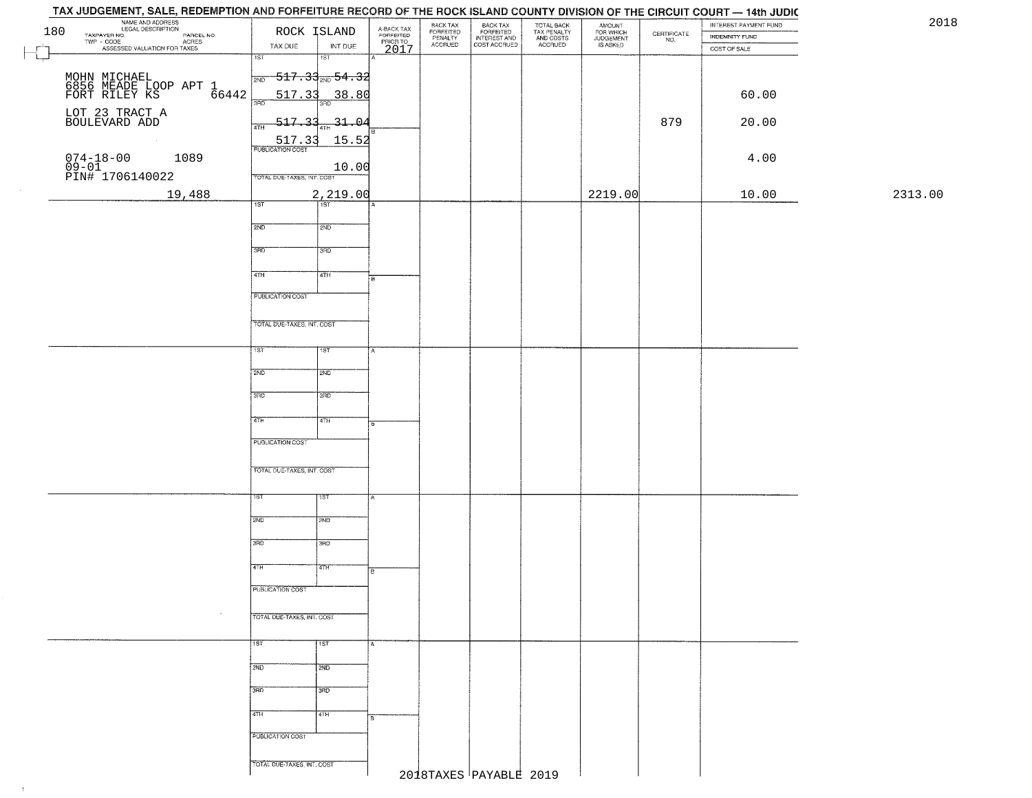# TAX JUDGEMENT, SALE, REDEMPTION AND FORFEITURE RECORD OF THE ROCK ISLAND COUNTY DIVISION OF THE CIRCUIT COURT — 14th JUDIC

2018

| NAME AND ADDRESS / LEGAL DESCRIPTION / TAXPAYER NO. / PARCEL NO. / TWP - CODE / ACRES / ASSESSED VALUATION FOR TAXES | ROCK ISLAND TAX DUE | INT DUE | A-BACK TAX FORFEITED PRIOR TO 2017 | BACK TAX FORFEITED PENALTY ACCRUED | BACK TAX FORFEITED INTEREST AND COST ACCRUED | TOTAL BACK TAX PENALTY AND COSTS ACCRUED | AMOUNT FOR WHICH JUDGEMENT IS ASKED | CERTIFICATE NO. | INTEREST PAYMENT FUND / INDEMNITY FUND / COST OF SALE | |
|---|---|---|---|---|---|---|---|---|---|---|
| 180 | | | | | | | | | | |
| MOHN MICHAEL 6856 MEADE LOOP APT 1 FORT RILEY KS 66442 | 1ST 517.33 | 1ST 54.32 | | | | | | | 60.00 | |
| LOT 23 TRACT A BOULEVARD ADD | 2ND 517.33 | 2ND 38.80 | | | | | | 879 | 20.00 | |
| | 3RD 517.33 | 3RD 31.04 | | | | | | | | |
| 074-18-00 1089 09-01 PIN# 1706140022 | 4TH 517.33 | 4TH 15.52 | | | | | | | 4.00 | |
| | PUBLICATION COST | 10.00 | | | | | | | | |
| 19,488 | TOTAL DUE-TAXES, INT. COST | 2,219.00 | | | | | 2219.00 | | 10.00 | 2313.00 |

2018TAXES PAYABLE 2019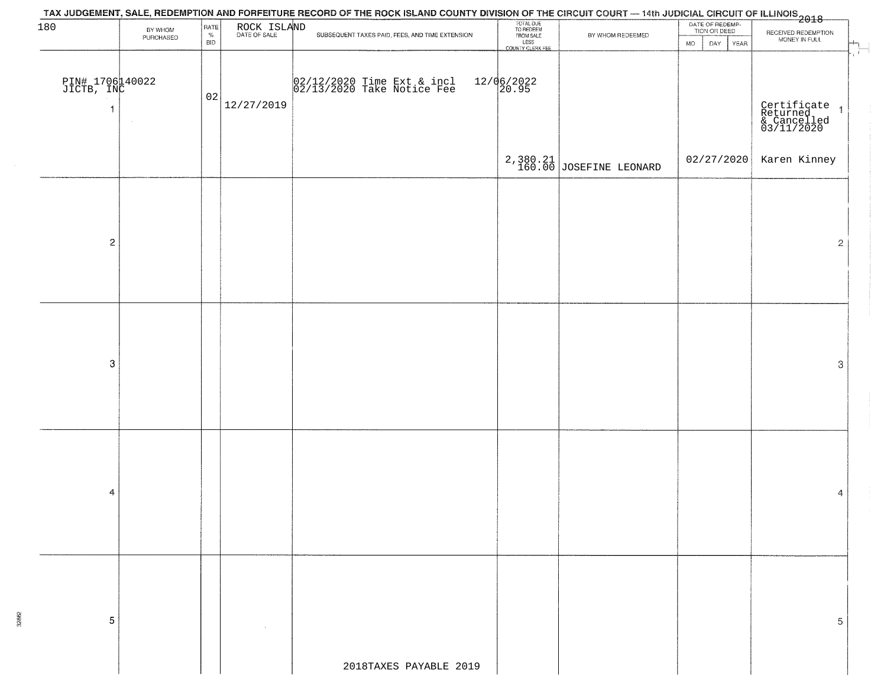TAX JUDGEMENT, SALE, REDEMPTION AND FORFEITURE RECORD OF THE ROCK ISLAND COUNTY DIVISION OF THE CIRCUIT COURT — 14th JUDICIAL CIRCUIT OF ILLINOIS 2018

| 180 | BY WHOM PURCHASED | RATE % BID | ROCK ISLAND DATE OF SALE | SUBSEQUENT TAXES PAID, FEES, AND TIME EXTENSION | TOTAL DUE TO REDEEM FROM SALE LESS COUNTY CLERK FEE | BY WHOM REDEEMED | DATE OF REDEMPTION OR DEED MO DAY YEAR | RECEIVED REDEMPTION MONEY IN FULL | |
|---|---|---|---|---|---|---|---|---|---|
| PIN# 1706140022 JICTB, INC 1 | | 02 | 12/27/2019 | 02/12/2020 Time Ext & incl 12/06/2022 02/13/2020 Take Notice Fee | 20.95 2,380.21 160.00 | JOSEFINE LEONARD | 02/27/2020 | Certificate Returned & Cancelled 03/11/2020 Karen Kinney | 1 |
| 2 | | | | | | | | | 2 |
| 3 | | | | | | | | | 3 |
| 4 | | | | | | | | | 4 |
| 5 | | | | | | | | | 5 |

2018TAXES PAYABLE 2019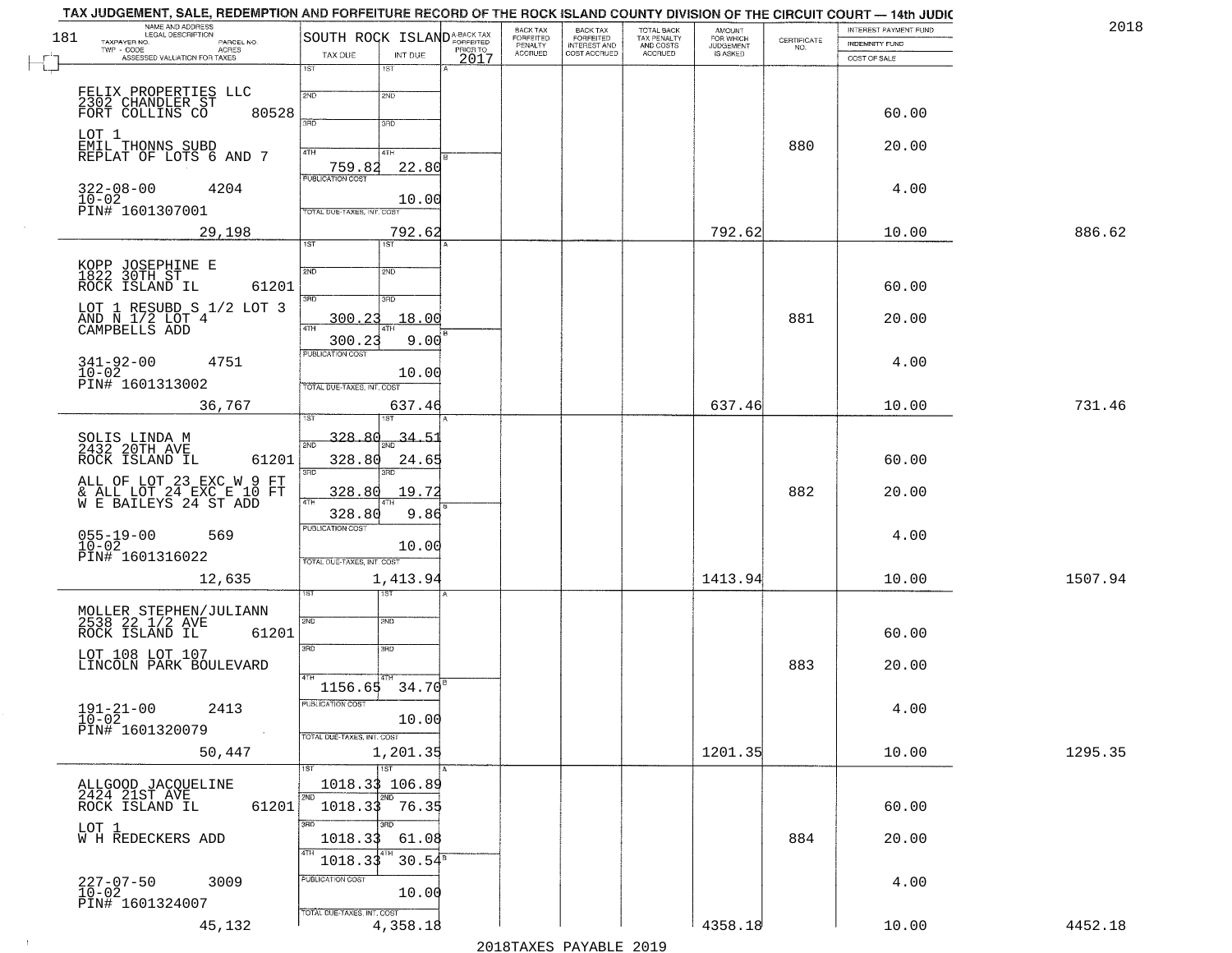TAX JUDGEMENT, SALE, REDEMPTION AND FORFEITURE RECORD OF THE ROCK ISLAND COUNTY DIVISION OF THE CIRCUIT COURT — 14th JUDIC

2018

| 181 NAME AND ADDRESS / LEGAL DESCRIPTION / TAXPAYER NO. / PARCEL NO. / TWP - CODE / ACRES / ASSESSED VALUATION FOR TAXES | SOUTH ROCK ISLAND TAX DUE | INT DUE | A-BACK TAX FORFEITED PRIOR TO 2017 | BACK TAX FORFEITED PENALTY ACCRUED | BACK TAX FORFEITED INTEREST AND COST ACCRUED | TOTAL BACK TAX PENALTY AND COSTS ACCRUED | AMOUNT FOR WHICH JUDGEMENT IS ASKED | CERTIFICATE NO. | INTEREST PAYMENT FUND / INDEMNITY FUND / COST OF SALE | |
|---|---|---|---|---|---|---|---|---|---|---|
| FELIX PROPERTIES LLC<br>2302 CHANDLER ST<br>FORT COLLINS CO 80528<br>LOT 1<br>EMIL THONNS SUBD<br>REPLAT OF LOTS 6 AND 7<br>322-08-00 4204<br>10-02<br>PIN# 1601307001<br>29,198 | 1ST<br>2ND<br>3RD<br>4TH 759.82<br>PUBLICATION COST<br>TOTAL DUE-TAXES, INT. COST | 1ST<br>2ND<br>3RD<br>4TH 22.80<br>10.00<br>792.62 | | | | | 792.62 | 880 | 60.00<br>20.00<br>4.00<br>10.00 | 886.62 |
| KOPP JOSEPHINE E<br>1822 30TH ST<br>ROCK ISLAND IL 61201<br>LOT 1 RESUBD S 1/2 LOT 3<br>AND N 1/2 LOT 4<br>CAMPBELLS ADD<br>341-92-00 4751<br>10-02<br>PIN# 1601313002<br>36,767 | 1ST<br>2ND<br>3RD 300.23<br>4TH 300.23<br>PUBLICATION COST<br>TOTAL DUE-TAXES, INT. COST | 1ST<br>2ND<br>3RD 18.00<br>4TH 9.00<br>10.00<br>637.46 | | | | | 637.46 | 881 | 60.00<br>20.00<br>4.00<br>10.00 | 731.46 |
| SOLIS LINDA M<br>2432 20TH AVE<br>ROCK ISLAND IL 61201<br>ALL OF LOT 23 EXC W 9 FT<br>& ALL LOT 24 EXC E 10 FT<br>W E BAILEYS 24 ST ADD<br>055-19-00 569<br>10-02<br>PIN# 1601316022<br>12,635 | 1ST 328.80<br>2ND 328.80<br>3RD 328.80<br>4TH 328.80<br>PUBLICATION COST<br>TOTAL DUE-TAXES, INT. COST | 1ST 34.51<br>2ND 24.65<br>3RD 19.72<br>4TH 9.86<br>10.00<br>1,413.94 | | | | | 1413.94 | 882 | 60.00<br>20.00<br>4.00<br>10.00 | 1507.94 |
| MOLLER STEPHEN/JULIANN<br>2538 22 1/2 AVE<br>ROCK ISLAND IL 61201<br>LOT 108 LOT 107<br>LINCOLN PARK BOULEVARD<br>191-21-00 2413<br>10-02<br>PIN# 1601320079<br>50,447 | 1ST<br>2ND<br>3RD<br>4TH 1156.65<br>PUBLICATION COST<br>TOTAL DUE-TAXES, INT. COST | 1ST<br>2ND<br>3RD<br>4TH 34.70<br>10.00<br>1,201.35 | | | | | 1201.35 | 883 | 60.00<br>20.00<br>4.00<br>10.00 | 1295.35 |
| ALLGOOD JACQUELINE<br>2424 21ST AVE<br>ROCK ISLAND IL 61201<br>LOT 1<br>W H REDECKERS ADD<br>227-07-50 3009<br>10-02<br>PIN# 1601324007<br>45,132 | 1ST 1018.33<br>2ND 1018.33<br>3RD 1018.33<br>4TH 1018.33<br>PUBLICATION COST<br>TOTAL DUE-TAXES, INT. COST | 1ST 106.89<br>2ND 76.35<br>3RD 61.08<br>4TH 30.54<br>10.00<br>4,358.18 | | | | | 4358.18 | 884 | 60.00<br>20.00<br>4.00<br>10.00 | 4452.18 |

2018TAXES PAYABLE 2019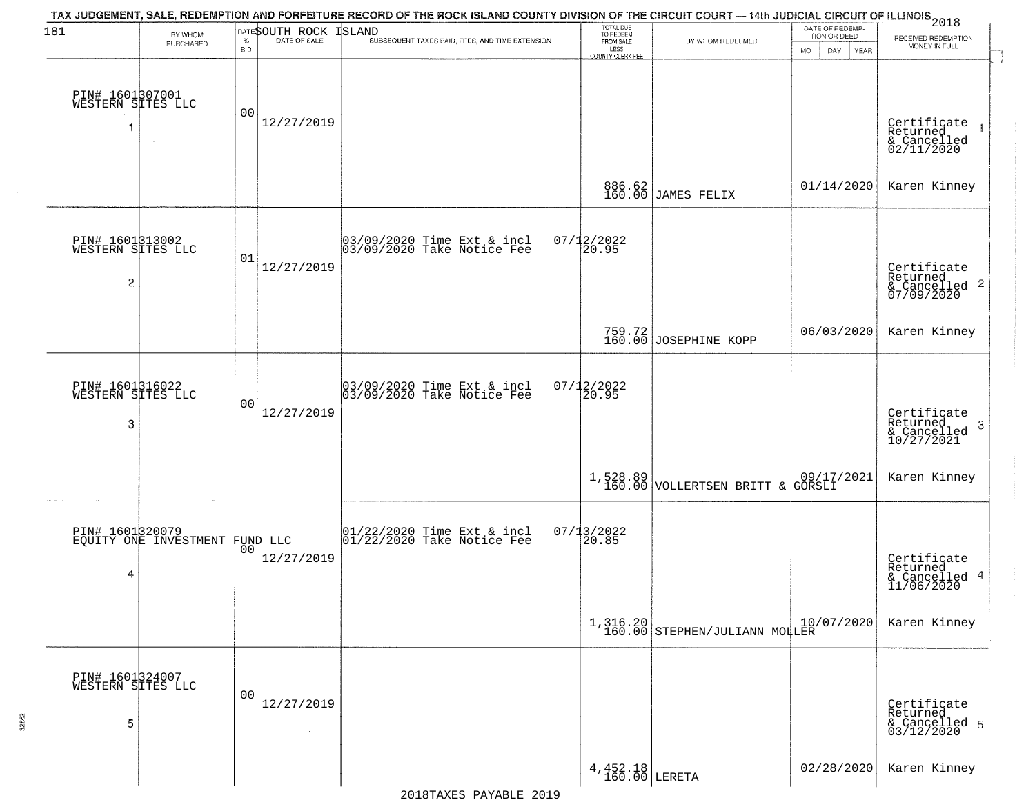TAX JUDGEMENT, SALE, REDEMPTION AND FORFEITURE RECORD OF THE ROCK ISLAND COUNTY DIVISION OF THE CIRCUIT COURT — 14th JUDICIAL CIRCUIT OF ILLINOIS 2018

SOUTH ROCK ISLAND

| | BY WHOM PURCHASED | RATE % BID | DATE OF SALE | SUBSEQUENT TAXES PAID, FEES, AND TIME EXTENSION | TOTAL DUE TO REDEEM FROM SALE LESS COUNTY CLERK FEE | BY WHOM REDEEMED | DATE OF REDEMPTION OR DEED MO DAY YEAR | RECEIVED REDEMPTION MONEY IN FULL |
|---|---|---|---|---|---|---|---|---|
| 1 | PIN# 1601307001 WESTERN SITES LLC | 00 | 12/27/2019 | | 886.62 160.00 | JAMES FELIX | 01/14/2020 | Certificate Returned & Cancelled 02/11/2020 Karen Kinney |
| 2 | PIN# 1601313002 WESTERN SITES LLC | 01 | 12/27/2019 | 03/09/2020 Time Ext & incl 03/09/2020 Take Notice Fee 07/12/2022 20.95 | 759.72 160.00 | JOSEPHINE KOPP | 06/03/2020 | Certificate Returned & Cancelled 07/09/2020 Karen Kinney |
| 3 | PIN# 1601316022 WESTERN SITES LLC | 00 | 12/27/2019 | 03/09/2020 Time Ext & incl 03/09/2020 Take Notice Fee 07/12/2022 20.95 | 1,528.89 160.00 | VOLLERTSEN BRITT & GORSLI | 09/17/2021 | Certificate Returned & Cancelled 10/27/2021 Karen Kinney |
| 4 | PIN# 1601320079 EQUITY ONE INVESTMENT FUND LLC | 00 | 12/27/2019 | 01/22/2020 Time Ext & incl 01/22/2020 Take Notice Fee 07/13/2022 20.85 | 1,316.20 160.00 | STEPHEN/JULIANN MOLLER | 10/07/2020 | Certificate Returned & Cancelled 11/06/2020 Karen Kinney |
| 5 | PIN# 1601324007 WESTERN SITES LLC | 00 | 12/27/2019 | | 4,452.18 160.00 | LERETA | 02/28/2020 | Certificate Returned & Cancelled 03/12/2020 Karen Kinney |

2018TAXES PAYABLE 2019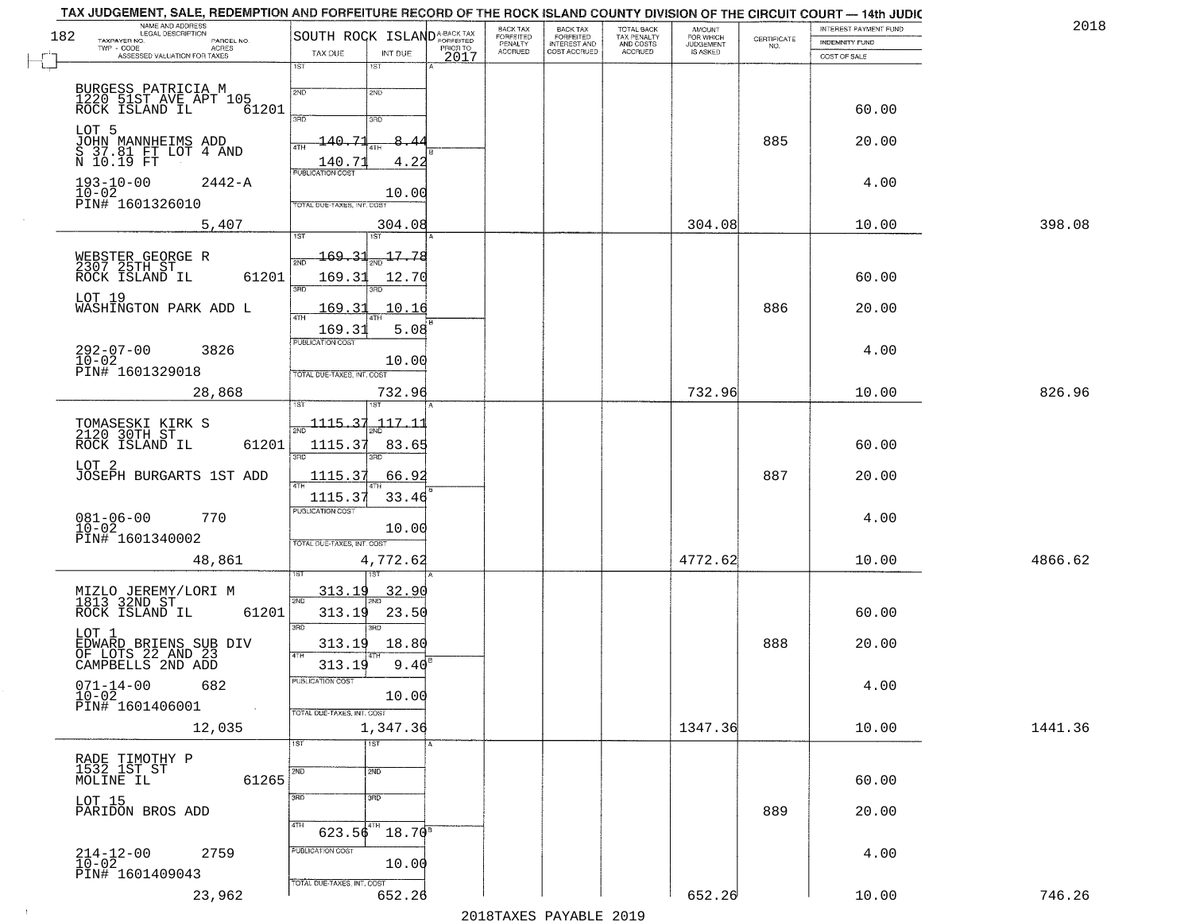TAX JUDGEMENT, SALE, REDEMPTION AND FORFEITURE RECORD OF THE ROCK ISLAND COUNTY DIVISION OF THE CIRCUIT COURT — 14th JUDIC

2018

| NAME AND ADDRESS / LEGAL DESCRIPTION / TAXPAYER NO. / PARCEL NO. / TWP - CODE / ACRES / ASSESSED VALUATION FOR TAXES | SOUTH ROCK ISLAND TAX DUE | INT DUE | A-BACK TAX FORFEITED PRIOR TO 2017 | BACK TAX FORFEITED PENALTY ACCRUED | BACK TAX FORFEITED INTEREST AND COST ACCRUED | TOTAL BACK TAX PENALTY AND COSTS ACCRUED | AMOUNT FOR WHICH JUDGEMENT IS ASKED | CERTIFICATE NO. | INTEREST PAYMENT FUND / INDEMNITY FUND / COST OF SALE | |
|---|---|---|---|---|---|---|---|---|---|---|
| BURGESS PATRICIA M<br>1220 51ST AVE APT 105<br>ROCK ISLAND IL 61201<br>LOT 5<br>JOHN MANNHEIMS ADD<br>S 37.81 FT LOT 4 AND<br>N 10.19 FT<br>193-10-00 2442-A<br>10-02<br>PIN# 1601326010<br>5,407 | 1ST<br>2ND<br>3RD<br>4TH 140.71<br>140.71<br>PUBLICATION COST<br>TOTAL DUE-TAXES, INT. COST | 1ST<br>2ND<br>3RD<br>4TH 8.44<br>4.22<br>10.00<br>304.08 | | | | | 304.08 | 885 | 60.00<br>20.00<br>4.00<br>10.00 | 398.08 |
| WEBSTER GEORGE R<br>2307 25TH ST<br>ROCK ISLAND IL 61201<br>LOT 19<br>WASHINGTON PARK ADD L<br>292-07-00 3826<br>10-02<br>PIN# 1601329018<br>28,868 | 1ST 169.31<br>2ND 169.31<br>3RD 169.31<br>4TH 169.31<br>PUBLICATION COST<br>TOTAL DUE-TAXES, INT. COST | 17.78<br>12.70<br>10.16<br>5.08<br>10.00<br>732.96 | | | | | 732.96 | 886 | 60.00<br>20.00<br>4.00<br>10.00 | 826.96 |
| TOMASESKI KIRK S<br>2120 30TH ST<br>ROCK ISLAND IL 61201<br>LOT 2<br>JOSEPH BURGARTS 1ST ADD<br>081-06-00 770<br>10-02<br>PIN# 1601340002<br>48,861 | 1ST 1115.37<br>2ND 1115.37<br>3RD 1115.37<br>4TH 1115.37<br>PUBLICATION COST<br>TOTAL DUE-TAXES, INT. COST | 117.11<br>83.65<br>66.92<br>33.46<br>10.00<br>4,772.62 | | | | | 4772.62 | 887 | 60.00<br>20.00<br>4.00<br>10.00 | 4866.62 |
| MIZLO JEREMY/LORI M<br>1813 32ND ST<br>ROCK ISLAND IL 61201<br>LOT 1<br>EDWARD BRIENS SUB DIV<br>OF LOTS 22 AND 23<br>CAMPBELLS 2ND ADD<br>071-14-00 682<br>10-02<br>PIN# 1601406001<br>12,035 | 1ST 313.19<br>2ND 313.19<br>3RD 313.19<br>4TH 313.19<br>PUBLICATION COST<br>TOTAL DUE-TAXES, INT. COST | 32.90<br>23.50<br>18.80<br>9.40<br>10.00<br>1,347.36 | | | | | 1347.36 | 888 | 60.00<br>20.00<br>4.00<br>10.00 | 1441.36 |
| RADE TIMOTHY P<br>1532 1ST ST<br>MOLINE IL 61265<br>LOT 15<br>PARIDON BROS ADD<br>214-12-00 2759<br>10-02<br>PIN# 1601409043<br>23,962 | 1ST<br>2ND<br>3RD<br>4TH 623.56<br>PUBLICATION COST<br>TOTAL DUE-TAXES, INT. COST | 1ST<br>2ND<br>3RD<br>4TH 18.70<br>10.00<br>652.26 | | | | | 652.26 | 889 | 60.00<br>20.00<br>4.00<br>10.00 | 746.26 |

2018TAXES PAYABLE 2019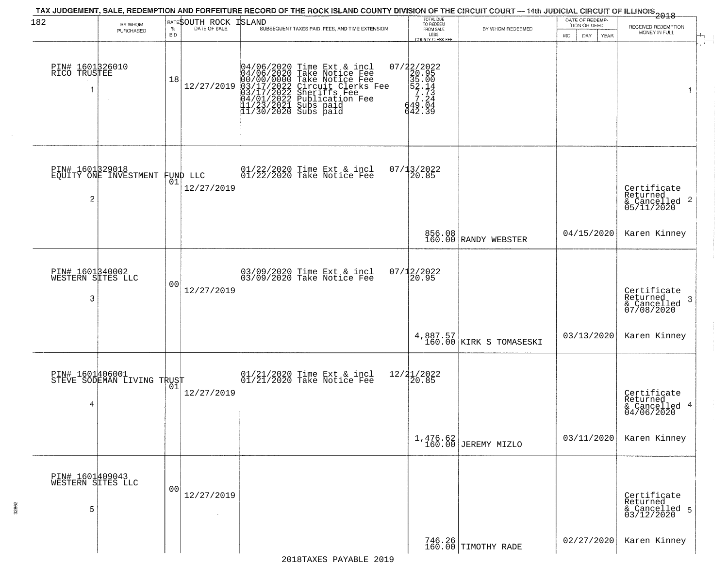TAX JUDGEMENT, SALE, REDEMPTION AND FORFEITURE RECORD OF THE ROCK ISLAND COUNTY DIVISION OF THE CIRCUIT COURT — 14th JUDICIAL CIRCUIT OF ILLINOIS 2018

SOUTH ROCK ISLAND

| BY WHOM PURCHASED | RATE % BID | DATE OF SALE | SUBSEQUENT TAXES PAID, FEES, AND TIME EXTENSION | TOTAL DUE TO REDEEM FROM SALE LESS COUNTY CLERK FEE | BY WHOM REDEEMED | DATE OF REDEMPTION OR DEED MO DAY YEAR | RECEIVED REDEMPTION MONEY IN FULL |
|---|---|---|---|---|---|---|---|
| PIN# 1601326010<br>RICO TRUSTEE<br>1 | 18 | 12/27/2019 | 04/06/2020 Time Ext & incl<br>04/06/2020 Take Notice Fee<br>00/00/0000 Take Notice Fee<br>03/17/2022 Circuit Clerks Fee<br>03/17/2022 Sheriffs Fee<br>04/01/2022 Publication Fee<br>11/23/2021 Subs paid<br>11/30/2020 Subs paid | 07/22/2022<br>20.95<br>35.00<br>52.14<br>7.73<br>7.24<br>649.04<br>642.39 | | | 1 |
| PIN# 1601329018<br>EQUITY ONE INVESTMENT FUND LLC<br>2 | 01 | 12/27/2019 | 01/22/2020 Time Ext & incl<br>01/22/2020 Take Notice Fee | 07/13/2022<br>20.85<br><br>856.08<br>160.00 | RANDY WEBSTER | 04/15/2020 | Certificate Returned & Cancelled 05/11/2020 2<br>Karen Kinney |
| PIN# 1601340002<br>WESTERN SITES LLC<br>3 | 00 | 12/27/2019 | 03/09/2020 Time Ext & incl<br>03/09/2020 Take Notice Fee | 07/12/2022<br>20.95<br><br>4,887.57<br>160.00 | KIRK S TOMASESKI | 03/13/2020 | Certificate Returned & Cancelled 07/08/2020 3<br>Karen Kinney |
| PIN# 1601406001<br>STEVE SODEMAN LIVING TRUST<br>4 | 01 | 12/27/2019 | 01/21/2020 Time Ext & incl<br>01/21/2020 Take Notice Fee | 12/21/2022<br>20.85<br><br>1,476.62<br>160.00 | JEREMY MIZLO | 03/11/2020 | Certificate Returned & Cancelled 04/06/2020 4<br>Karen Kinney |
| PIN# 1601409043<br>WESTERN SITES LLC<br>5 | 00 | 12/27/2019 | | 746.26<br>160.00 | TIMOTHY RADE | 02/27/2020 | Certificate Returned & Cancelled 03/12/2020 5<br>Karen Kinney |

2018TAXES PAYABLE 2019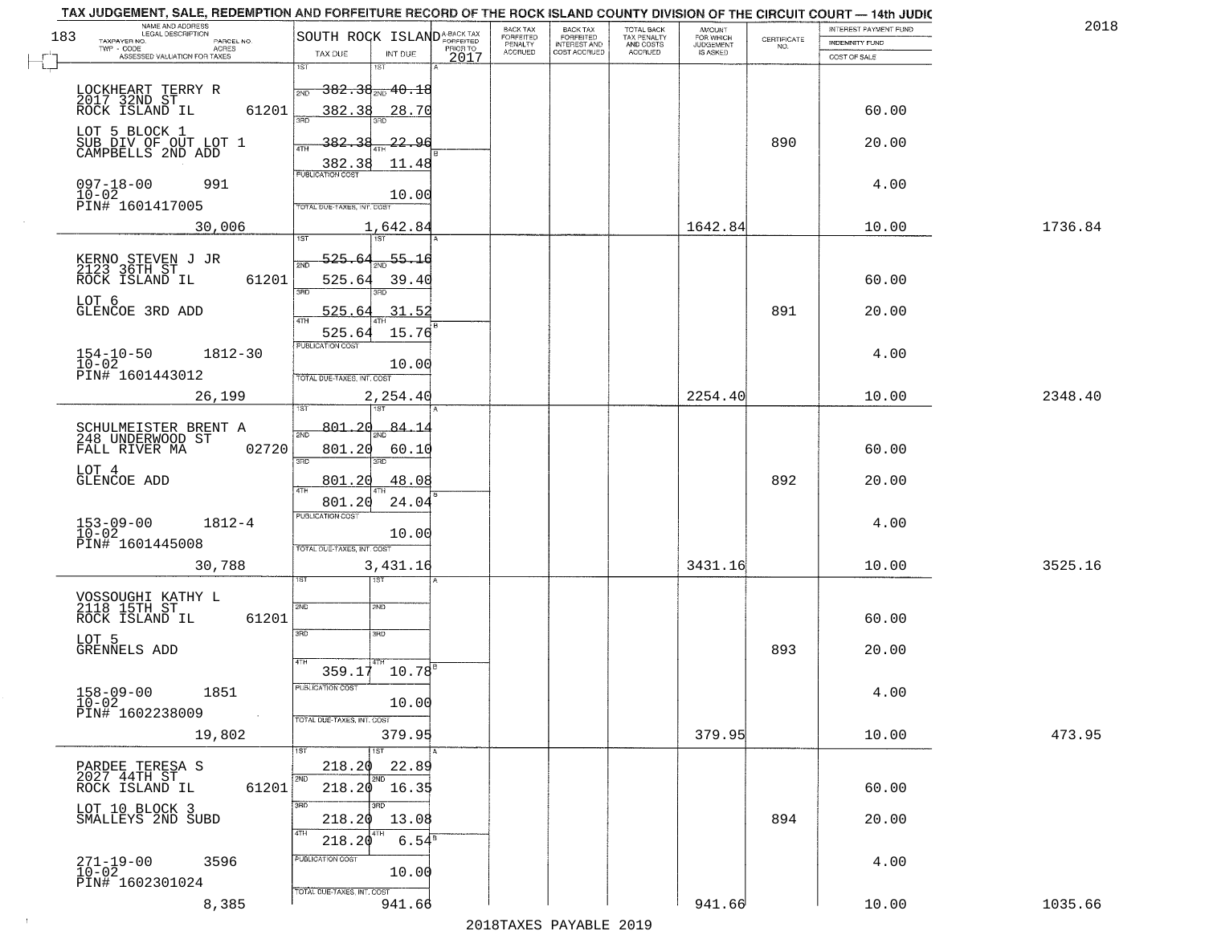TAX JUDGEMENT, SALE, REDEMPTION AND FORFEITURE RECORD OF THE ROCK ISLAND COUNTY DIVISION OF THE CIRCUIT COURT — 14th JUDIC

2018

183

SOUTH ROCK ISLAND

| NAME AND ADDRESS / LEGAL DESCRIPTION / TAXPAYER NO. / PARCEL NO. / TWP - CODE / ACRES / ASSESSED VALUATION FOR TAXES | TAX DUE | INT DUE | A-BACK TAX FORFEITED PRIOR TO 2017 | BACK TAX FORFEITED PENALTY ACCRUED | BACK TAX FORFEITED INTEREST AND COST ACCRUED | TOTAL BACK TAX PENALTY AND COSTS ACCRUED | AMOUNT FOR WHICH JUDGEMENT IS ASKED | CERTIFICATE NO. | INTEREST PAYMENT FUND / INDEMNITY FUND / COST OF SALE | |
|---|---|---|---|---|---|---|---|---|---|---|
| LOCKHEART TERRY R 2017 32ND ST ROCK ISLAND IL 61201 | 1ST 382.38 | 1ST 40.18 | | | | | | | | |
| | 2ND 382.38 | 2ND 28.70 | | | | | | | 60.00 | |
| LOT 5 BLOCK 1 SUB DIV OF OUT LOT 1 CAMPBELLS 2ND ADD | 3RD 382.38 | 3RD 22.96 | | | | | | 890 | 20.00 | |
| | 4TH 382.38 | 4TH 11.48 | | | | | | | | |
| 097-18-00 991 10-02 PIN# 1601417005 | PUBLICATION COST | 10.00 | | | | | | | 4.00 | |
| 30,006 | TOTAL DUE-TAXES, INT. COST | 1,642.84 | | | | | 1642.84 | | 10.00 | 1736.84 |
| KERNO STEVEN J JR 2123 36TH ST ROCK ISLAND IL 61201 | 1ST 525.64 | 1ST 55.16 | | | | | | | | |
| | 2ND 525.64 | 2ND 39.40 | | | | | | | 60.00 | |
| LOT 6 GLENCOE 3RD ADD | 3RD 525.64 | 3RD 31.52 | | | | | | 891 | 20.00 | |
| | 4TH 525.64 | 4TH 15.76 | | | | | | | | |
| 154-10-50 1812-30 10-02 PIN# 1601443012 | PUBLICATION COST | 10.00 | | | | | | | 4.00 | |
| 26,199 | TOTAL DUE-TAXES, INT. COST | 2,254.40 | | | | | 2254.40 | | 10.00 | 2348.40 |
| SCHULMEISTER BRENT A 248 UNDERWOOD ST FALL RIVER MA 02720 | 1ST 801.20 | 1ST 84.14 | | | | | | | | |
| | 2ND 801.20 | 2ND 60.10 | | | | | | | 60.00 | |
| LOT 4 GLENCOE ADD | 3RD 801.20 | 3RD 48.08 | | | | | | 892 | 20.00 | |
| | 4TH 801.20 | 4TH 24.04 | | | | | | | | |
| 153-09-00 1812-4 10-02 PIN# 1601445008 | PUBLICATION COST | 10.00 | | | | | | | 4.00 | |
| 30,788 | TOTAL DUE-TAXES, INT. COST | 3,431.16 | | | | | 3431.16 | | 10.00 | 3525.16 |
| VOSSOUGHI KATHY L 2118 15TH ST ROCK ISLAND IL 61201 | 1ST | 1ST | | | | | | | | |
| | 2ND | 2ND | | | | | | | 60.00 | |
| LOT 5 GRENNELS ADD | 3RD | 3RD | | | | | | 893 | 20.00 | |
| | 4TH 359.17 | 4TH 10.78 | | | | | | | | |
| 158-09-00 1851 10-02 PIN# 1602238009 | PUBLICATION COST | 10.00 | | | | | | | 4.00 | |
| 19,802 | TOTAL DUE-TAXES, INT. COST | 379.95 | | | | | 379.95 | | 10.00 | 473.95 |
| PARDEE TERESA S 2027 44TH ST ROCK ISLAND IL 61201 | 1ST 218.20 | 1ST 22.89 | | | | | | | | |
| | 2ND 218.20 | 2ND 16.35 | | | | | | | 60.00 | |
| LOT 10 BLOCK 3 SMALLEYS 2ND SUBD | 3RD 218.20 | 3RD 13.08 | | | | | | 894 | 20.00 | |
| | 4TH 218.20 | 4TH 6.54 | | | | | | | | |
| 271-19-00 3596 10-02 PIN# 1602301024 | PUBLICATION COST | 10.00 | | | | | | | 4.00 | |
| 8,385 | TOTAL DUE-TAXES, INT. COST | 941.66 | | | | | 941.66 | | 10.00 | 1035.66 |

2018TAXES PAYABLE 2019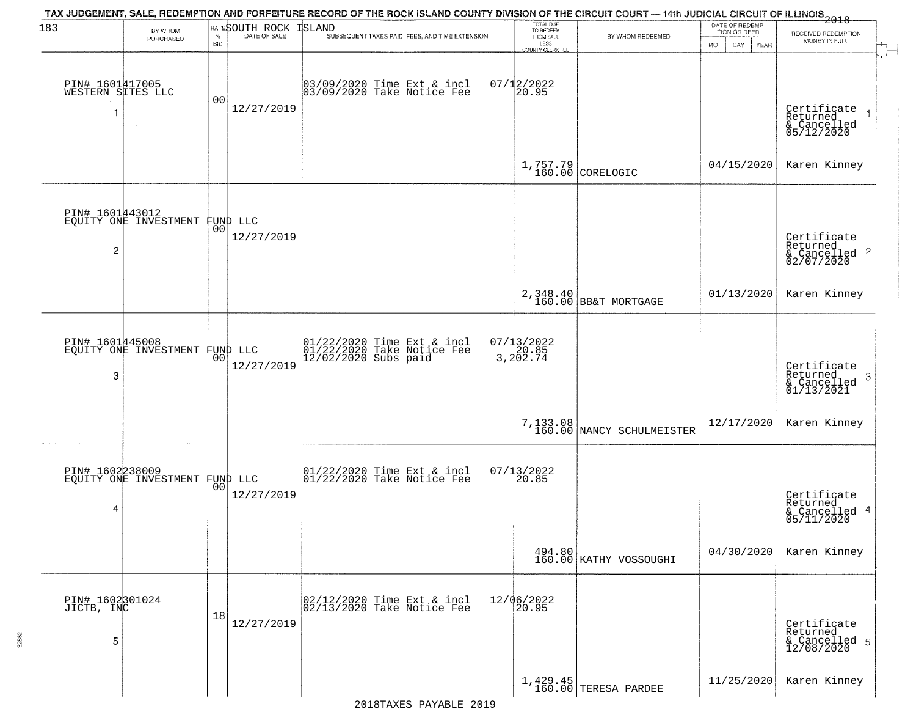TAX JUDGEMENT, SALE, REDEMPTION AND FORFEITURE RECORD OF THE ROCK ISLAND COUNTY DIVISION OF THE CIRCUIT COURT — 14th JUDICIAL CIRCUIT OF ILLINOIS 2018

SOUTH ROCK ISLAND

| | BY WHOM PURCHASED | RATE % BID | DATE OF SALE | SUBSEQUENT TAXES PAID, FEES, AND TIME EXTENSION | TOTAL DUE TO REDEEM FROM SALE LESS COUNTY CLERK FEE | BY WHOM REDEEMED | DATE OF REDEMPTION OR DEED MO DAY YEAR | RECEIVED REDEMPTION MONEY IN FULL |
|---|---|---|---|---|---|---|---|---|
| 1 | PIN# 1601417005 WESTERN SITES LLC | 00 | 12/27/2019 | 03/09/2020 Time Ext & incl 03/09/2020 Take Notice Fee | 07/12/2022 20.95 | | | Certificate Returned & Cancelled 05/12/2020 |
| | | | | | 1,757.79 160.00 | CORELOGIC | 04/15/2020 | Karen Kinney |
| 2 | PIN# 1601443012 EQUITY ONE INVESTMENT FUND LLC | 00 | 12/27/2019 | | | | | Certificate Returned & Cancelled 02/07/2020 |
| | | | | | 2,348.40 160.00 | BB&T MORTGAGE | 01/13/2020 | Karen Kinney |
| 3 | PIN# 1601445008 EQUITY ONE INVESTMENT FUND LLC | 00 | 12/27/2019 | 01/22/2020 Time Ext & incl 01/22/2020 Take Notice Fee 12/02/2020 Subs paid | 07/13/2022 20.85 3,202.74 | | | Certificate Returned & Cancelled 01/13/2021 |
| | | | | | 7,133.08 160.00 | NANCY SCHULMEISTER | 12/17/2020 | Karen Kinney |
| 4 | PIN# 1602238009 EQUITY ONE INVESTMENT FUND LLC | 00 | 12/27/2019 | 01/22/2020 Time Ext & incl 01/22/2020 Take Notice Fee | 07/13/2022 20.85 | | | Certificate Returned & Cancelled 05/11/2020 |
| | | | | | 494.80 160.00 | KATHY VOSSOUGHI | 04/30/2020 | Karen Kinney |
| 5 | PIN# 1602301024 JICTB, INC | 18 | 12/27/2019 | 02/12/2020 Time Ext & incl 02/13/2020 Take Notice Fee | 12/06/2022 20.95 | | | Certificate Returned & Cancelled 12/08/2020 |
| | | | | | 1,429.45 160.00 | TERESA PARDEE | 11/25/2020 | Karen Kinney |

2018TAXES PAYABLE 2019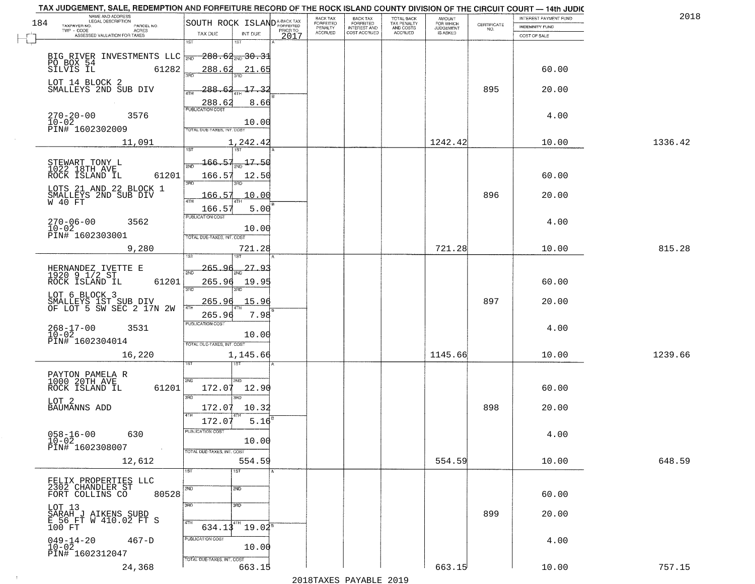TAX JUDGEMENT, SALE, REDEMPTION AND FORFEITURE RECORD OF THE ROCK ISLAND COUNTY DIVISION OF THE CIRCUIT COURT — 14th JUDIC

2018

| NAME AND ADDRESS / LEGAL DESCRIPTION / TAXPAYER NO. / PARCEL NO. / TWP - CODE / ACRES / ASSESSED VALUATION FOR TAXES | SOUTH ROCK ISLAND TAX DUE | INT DUE | A-BACK TAX FORFEITED PRIOR TO 2017 | BACK TAX FORFEITED PENALTY ACCRUED | BACK TAX FORFEITED INTEREST AND COST ACCRUED | TOTAL BACK TAX PENALTY AND COSTS ACCRUED | AMOUNT FOR WHICH JUDGEMENT IS ASKED | CERTIFICATE NO. | INTEREST PAYMENT FUND / INDEMNITY FUND / COST OF SALE | |
|---|---|---|---|---|---|---|---|---|---|---|
| BIG RIVER INVESTMENTS LLC PO BOX 54 SILVIS IL 61282 LOT 14 BLOCK 2 SMALLEYS 2ND SUB DIV 270-20-00 3576 10-02 PIN# 1602302009 11,091 | 1ST / 2ND 288.62 / 3RD 288.62 / 4TH 288.62 / 288.62 / PUBLICATION COST / TOTAL DUE-TAXES, INT. COST 1,242.42 | 2ND 30.31 / 21.65 / 17.32 / 8.66 / 10.00 | | | | | 1242.42 | 895 | 60.00 / 20.00 / 4.00 / 10.00 | 1336.42 |
| STEWART TONY L 1022 18TH AVE ROCK ISLAND IL 61201 LOTS 21 AND 22 BLOCK 1 SMALLEYS 2ND SUB DIV W 40 FT 270-06-00 3562 10-02 PIN# 1602303001 9,280 | 166.57 / 166.57 / 166.57 / 166.57 / TOTAL 721.28 | 17.50 / 12.50 / 10.00 / 5.00 / 10.00 | | | | | 721.28 | 896 | 60.00 / 20.00 / 4.00 / 10.00 | 815.28 |
| HERNANDEZ IVETTE E 1920 9 1/2 ST ROCK ISLAND IL 61201 LOT 6 BLOCK 3 SMALLEYS 1ST SUB DIV OF LOT 5 SW SEC 2 17N 2W 268-17-00 3531 10-02 PIN# 1602304014 16,220 | 265.96 / 265.96 / 265.96 / 265.96 / TOTAL 1,145.66 | 27.93 / 19.95 / 15.96 / 7.98 / 10.00 | | | | | 1145.66 | 897 | 60.00 / 20.00 / 4.00 / 10.00 | 1239.66 |
| PAYTON PAMELA R 1000 20TH AVE ROCK ISLAND IL 61201 LOT 2 BAUMANNS ADD 058-16-00 630 10-02 PIN# 1602308007 12,612 | 172.07 / 172.07 / 172.07 / TOTAL 554.59 | 12.90 / 10.32 / 5.16 / 10.00 | | | | | 554.59 | 898 | 60.00 / 20.00 / 4.00 / 10.00 | 648.59 |
| FELIX PROPERTIES LLC 2302 CHANDLER ST FORT COLLINS CO 80528 LOT 13 SARAH J AIKENS SUBD E 56 FT W 410.02 FT S 100 FT 049-14-20 467-D 10-02 PIN# 1602312047 24,368 | 634.13 / TOTAL 663.15 | 19.02 / 10.00 | | | | | 663.15 | 899 | 60.00 / 20.00 / 4.00 / 10.00 | 757.15 |

2018TAXES PAYABLE 2019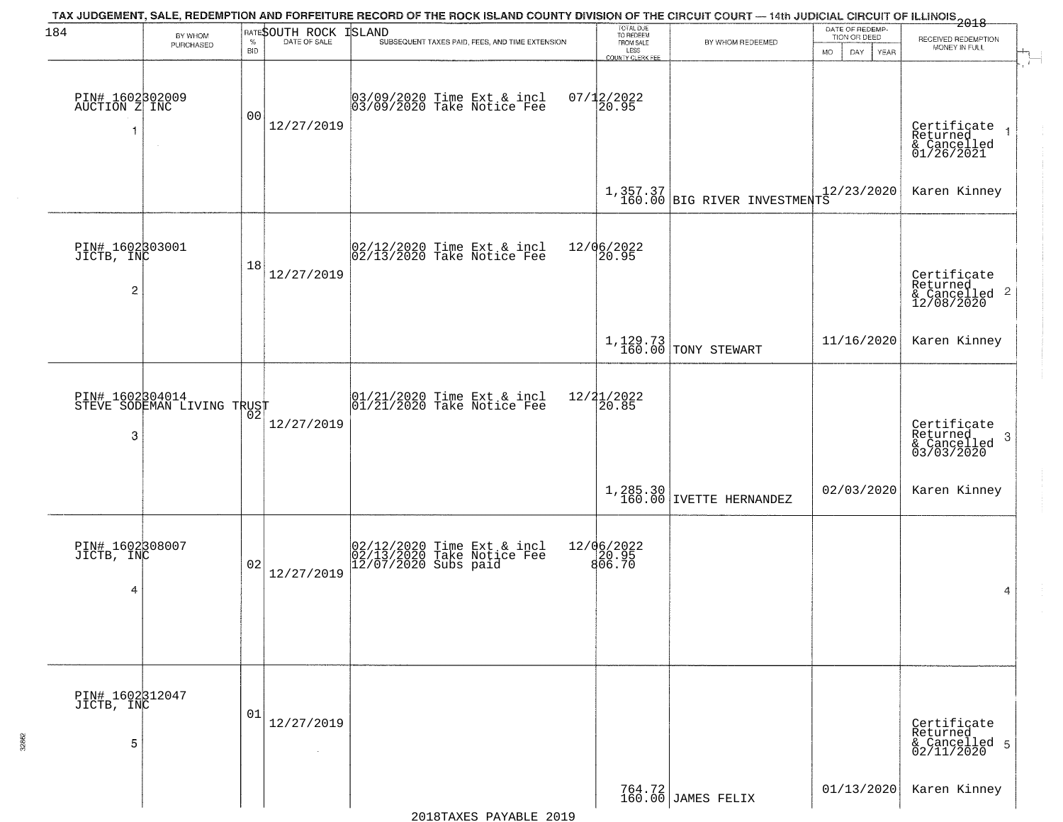TAX JUDGEMENT, SALE, REDEMPTION AND FORFEITURE RECORD OF THE ROCK ISLAND COUNTY DIVISION OF THE CIRCUIT COURT — 14th JUDICIAL CIRCUIT OF ILLINOIS 2018

SOUTH ROCK ISLAND

| BY WHOM PURCHASED | RATE % BID | DATE OF SALE | SUBSEQUENT TAXES PAID, FEES, AND TIME EXTENSION | TOTAL DUE TO REDEEM FROM SALE LESS COUNTY CLERK FEE | BY WHOM REDEEMED | DATE OF REDEMPTION OR DEED MO DAY YEAR | RECEIVED REDEMPTION MONEY IN FULL |
|---|---|---|---|---|---|---|---|
| PIN# 1602302009 AUCTION Z INC 1 | 00 | 12/27/2019 | 03/09/2020 Time Ext & incl 07/12/2022; 03/09/2020 Take Notice Fee 20.95 | 1,357.37 160.00 | BIG RIVER INVESTMENTS | 12/23/2020 | Certificate Returned & Cancelled 01/26/2021 Karen Kinney 1 |
| PIN# 1602303001 JICTB, INC 2 | 18 | 12/27/2019 | 02/12/2020 Time Ext & incl 12/06/2022; 02/13/2020 Take Notice Fee 20.95 | 1,129.73 160.00 | TONY STEWART | 11/16/2020 | Certificate Returned & Cancelled 12/08/2020 Karen Kinney 2 |
| PIN# 1602304014 STEVE SODEMAN LIVING TRUST 3 | 02 | 12/27/2019 | 01/21/2020 Time Ext & incl 12/21/2022; 01/21/2020 Take Notice Fee 20.85 | 1,285.30 160.00 | IVETTE HERNANDEZ | 02/03/2020 | Certificate Returned & Cancelled 03/03/2020 Karen Kinney 3 |
| PIN# 1602308007 JICTB, INC 4 | 02 | 12/27/2019 | 02/12/2020 Time Ext & incl 12/06/2022; 02/13/2020 Take Notice Fee 20.95; 12/07/2020 Subs paid 806.70 | | | | 4 |
| PIN# 1602312047 JICTB, INC 5 | 01 | 12/27/2019 | | 764.72 160.00 | JAMES FELIX | 01/13/2020 | Certificate Returned & Cancelled 02/11/2020 Karen Kinney 5 |

2018TAXES PAYABLE 2019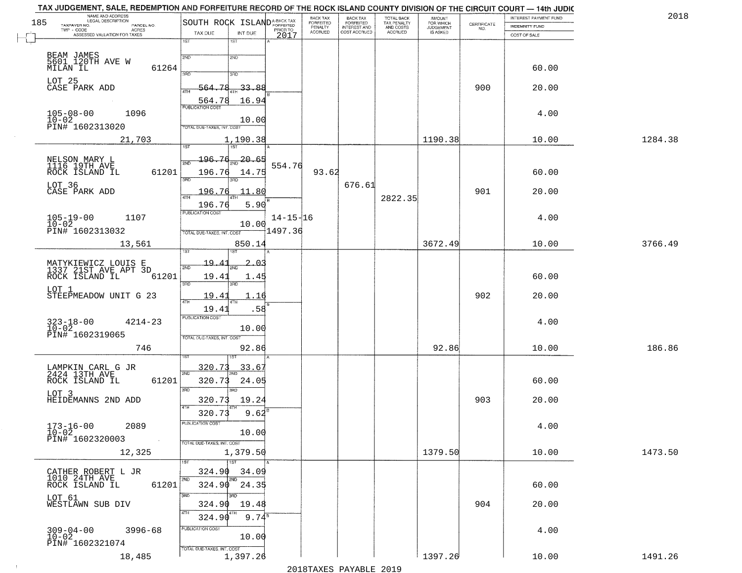TAX JUDGEMENT, SALE, REDEMPTION AND FORFEITURE RECORD OF THE ROCK ISLAND COUNTY DIVISION OF THE CIRCUIT COURT — 14th JUDIC

2018

185

| NAME AND ADDRESS / LEGAL DESCRIPTION / TAXPAYER NO. / PARCEL NO. / TWP - CODE / ACRES / ASSESSED VALUATION FOR TAXES | SOUTH ROCK ISLAND TAX DUE | INT DUE | A-BACK TAX FORFEITED PRIOR TO 2017 | BACK TAX FORFEITED PENALTY ACCRUED | BACK TAX FORFEITED INTEREST AND COST ACCRUED | TOTAL BACK TAX PENALTY AND COSTS ACCRUED | AMOUNT FOR WHICH JUDGEMENT IS ASKED | CERTIFICATE NO. | INTEREST PAYMENT FUND / INDEMNITY FUND / COST OF SALE | |
|---|---|---|---|---|---|---|---|---|---|---|
| BEAM JAMES<br>5601 120TH AVE W<br>MILAN IL 61264<br>LOT 25<br>CASE PARK ADD<br>105-08-00 1096<br>10-02<br>PIN# 1602313020<br>21,703 | 1ST<br>2ND<br>3RD<br>4TH 564.78<br>564.78<br>PUBLICATION COST<br>TOTAL DUE-TAXES, INT. COST | 1ST<br>2ND<br>3RD<br>33.88<br>16.94<br>10.00<br>1,190.38 | | | | | 1190.38 | 900 | 60.00<br>20.00<br>4.00<br>10.00 | 1284.38 |
| NELSON MARY L<br>1116 19TH AVE<br>ROCK ISLAND IL 61201<br>LOT 36<br>CASE PARK ADD<br>105-19-00 1107<br>10-02<br>PIN# 1602313032<br>13,561 | 1ST 196.76<br>2ND 196.76<br>3RD 196.76<br>4TH 196.76<br>PUBLICATION COST<br>TOTAL DUE-TAXES, INT. COST | 20.65<br>14.75<br>11.80<br>5.90<br>10.00<br>850.14 | 554.76<br>14-15-16<br>1497.36 | 93.62 | 676.61 | 2822.35 | 3672.49 | 901 | 60.00<br>20.00<br>4.00<br>10.00 | 3766.49 |
| MATYKIEWICZ LOUIS E<br>1337 21ST AVE APT 3D<br>ROCK ISLAND IL 61201<br>LOT 1<br>STEEPMEADOW UNIT G 23<br>323-18-00 4214-23<br>10-02<br>PIN# 1602319065<br>746 | 1ST 19.41<br>2ND 19.41<br>3RD 19.41<br>4TH 19.41<br>PUBLICATION COST<br>TOTAL DUE-TAXES, INT. COST | 2.03<br>1.45<br>1.16<br>.58<br>10.00<br>92.86 | | | | | 92.86 | 902 | 60.00<br>20.00<br>4.00<br>10.00 | 186.86 |
| LAMPKIN CARL G JR<br>2424 13TH AVE<br>ROCK ISLAND IL 61201<br>LOT 3<br>HEIDEMANNS 2ND ADD<br>173-16-00 2089<br>10-02<br>PIN# 1602320003<br>12,325 | 1ST 320.73<br>2ND 320.73<br>3RD 320.73<br>4TH 320.73<br>PUBLICATION COST<br>TOTAL DUE-TAXES, INT. COST | 33.67<br>24.05<br>19.24<br>9.62<br>10.00<br>1,379.50 | | | | | 1379.50 | 903 | 60.00<br>20.00<br>4.00<br>10.00 | 1473.50 |
| CATHER ROBERT L JR<br>1010 24TH AVE<br>ROCK ISLAND IL 61201<br>LOT 61<br>WESTLAWN SUB DIV<br>309-04-00 3996-68<br>10-02<br>PIN# 1602321074<br>18,485 | 1ST 324.90<br>2ND 324.90<br>3RD 324.90<br>4TH 324.90<br>PUBLICATION COST<br>TOTAL DUE-TAXES, INT. COST | 34.09<br>24.35<br>19.48<br>9.74<br>10.00<br>1,397.26 | | | | | 1397.26 | 904 | 60.00<br>20.00<br>4.00<br>10.00 | 1491.26 |

2018TAXES PAYABLE 2019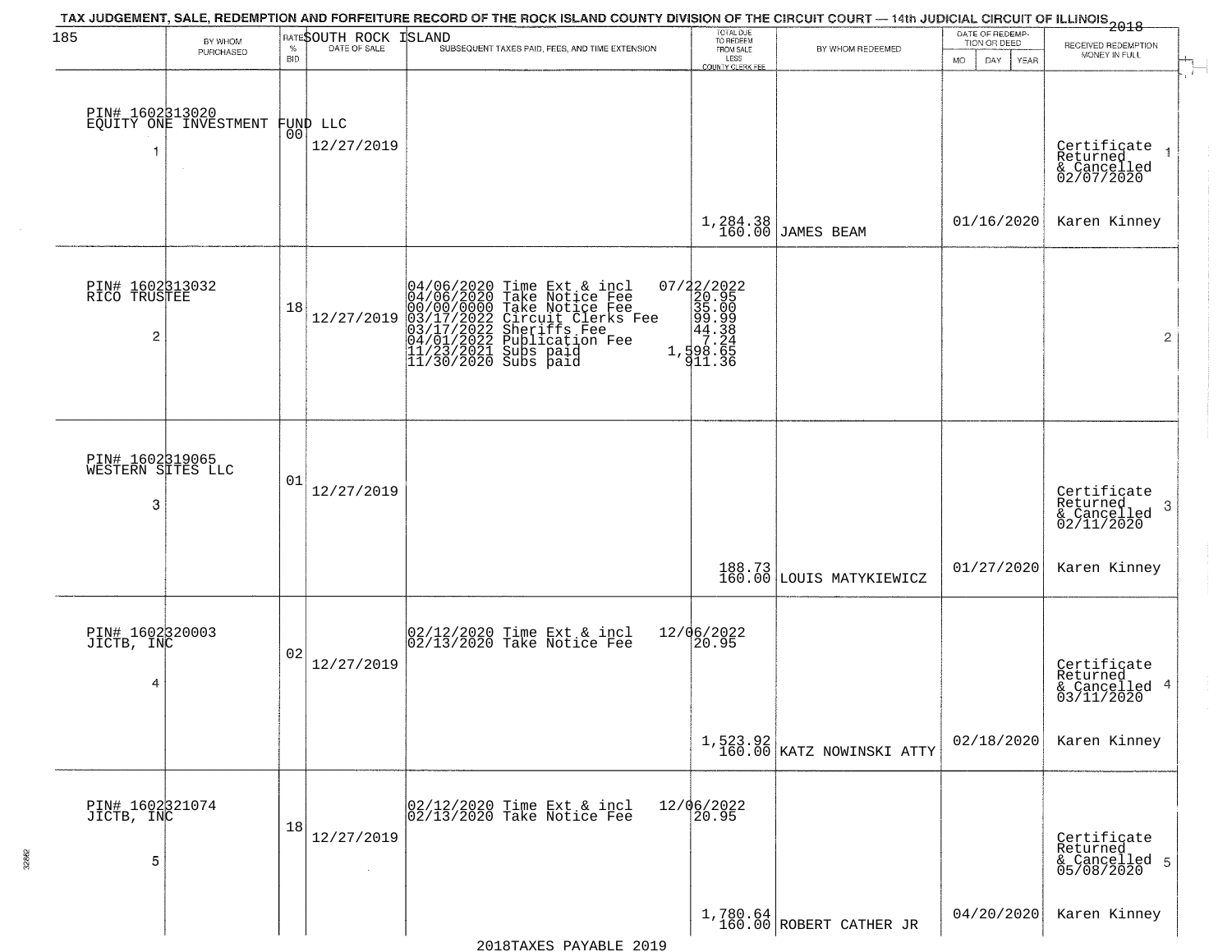TAX JUDGEMENT, SALE, REDEMPTION AND FORFEITURE RECORD OF THE ROCK ISLAND COUNTY DIVISION OF THE CIRCUIT COURT — 14th JUDICIAL CIRCUIT OF ILLINOIS 2018

SOUTH ROCK ISLAND

| BY WHOM PURCHASED | RATE % BID | DATE OF SALE | SUBSEQUENT TAXES PAID, FEES, AND TIME EXTENSION | TOTAL DUE TO REDEEM FROM SALE LESS COUNTY CLERK FEE | BY WHOM REDEEMED | DATE OF REDEMPTION OR DEED MO DAY YEAR | RECEIVED REDEMPTION MONEY IN FULL |
|---|---|---|---|---|---|---|---|
| PIN# 1602313020 EQUITY ONE INVESTMENT FUND LLC 1 | 00 | 12/27/2019 | | 1,284.38 160.00 | JAMES BEAM | 01/16/2020 | Certificate Returned & Cancelled 02/07/2020 Karen Kinney |
| PIN# 1602313032 RICO TRUSTEE 2 | 18 | 12/27/2019 | 04/06/2020 Time Ext & incl 07/22/2022<br>04/06/2020 Take Notice Fee 20.95<br>00/00/0000 Take Notice Fee 35.00<br>03/17/2022 Circuit Clerks Fee 99.99<br>03/17/2022 Sheriffs Fee 44.38<br>04/01/2022 Publication Fee 7.24<br>11/23/2021 Subs paid 1,598.65<br>11/30/2020 Subs paid 911.36 | | | | |
| PIN# 1602319065 WESTERN SITES LLC 3 | 01 | 12/27/2019 | | 188.73 160.00 | LOUIS MATYKIEWICZ | 01/27/2020 | Certificate Returned & Cancelled 02/11/2020 Karen Kinney |
| PIN# 1602320003 JICTB, INC 4 | 02 | 12/27/2019 | 02/12/2020 Time Ext & incl 12/06/2022<br>02/13/2020 Take Notice Fee 20.95 | 1,523.92 160.00 | KATZ NOWINSKI ATTY | 02/18/2020 | Certificate Returned & Cancelled 03/11/2020 Karen Kinney |
| PIN# 1602321074 JICTB, INC 5 | 18 | 12/27/2019 | 02/12/2020 Time Ext & incl 12/06/2022<br>02/13/2020 Take Notice Fee 20.95 | 1,780.64 160.00 | ROBERT CATHER JR | 04/20/2020 | Certificate Returned & Cancelled 05/08/2020 Karen Kinney |

2018TAXES PAYABLE 2019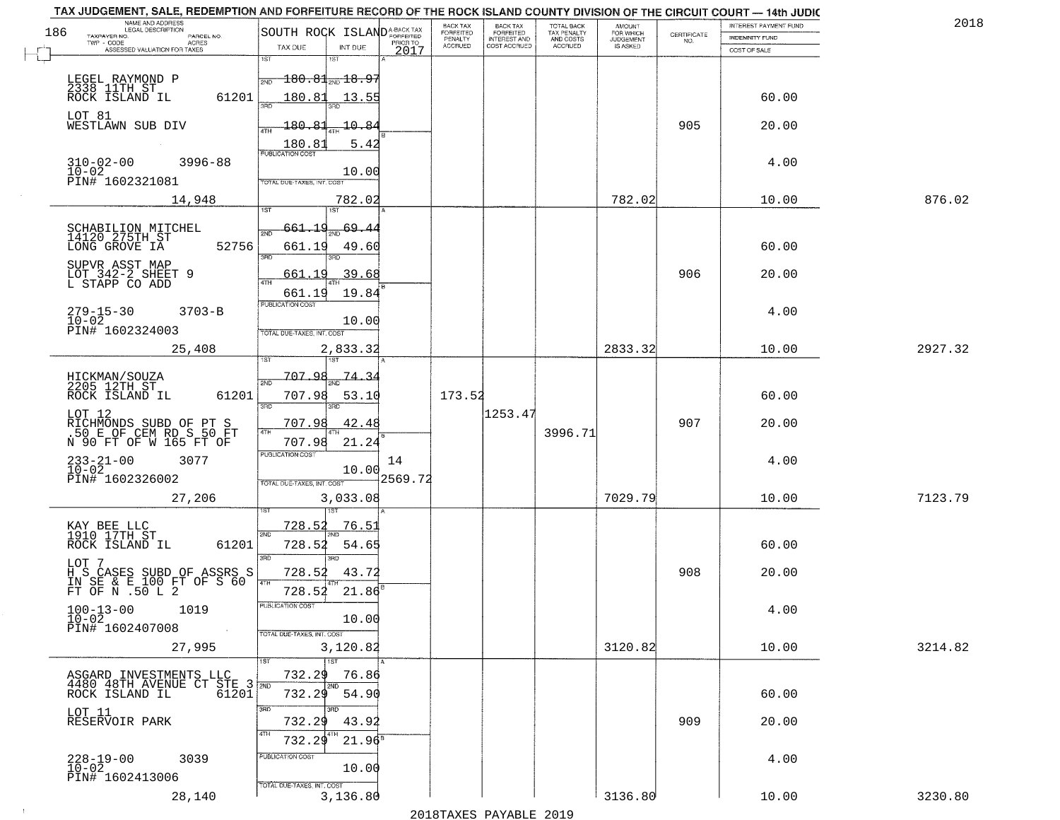TAX JUDGEMENT, SALE, REDEMPTION AND FORFEITURE RECORD OF THE ROCK ISLAND COUNTY DIVISION OF THE CIRCUIT COURT — 14th JUDIC

2018

186

| NAME AND ADDRESS / LEGAL DESCRIPTION / TAXPAYER NO. / PARCEL NO. / TWP - CODE / ACRES / ASSESSED VALUATION FOR TAXES | SOUTH ROCK ISLAND TAX DUE | INT DUE | A-BACK TAX FORFEITED PRIOR TO 2017 | BACK TAX FORFEITED PENALTY ACCRUED | BACK TAX FORFEITED INTEREST AND COST ACCRUED | TOTAL BACK TAX PENALTY AND COSTS ACCRUED | AMOUNT FOR WHICH JUDGEMENT IS ASKED | CERTIFICATE NO. | INTEREST PAYMENT FUND / INDEMNITY FUND / COST OF SALE | |
|---|---|---|---|---|---|---|---|---|---|---|
| LEGEL RAYMOND P<br>2338 11TH ST<br>ROCK ISLAND IL 61201<br>LOT 81<br>WESTLAWN SUB DIV<br>310-02-00 3996-88<br>10-02<br>PIN# 1602321081<br>14,948 | 1ST 180.81<br>2ND 180.81<br>3RD 180.81<br>4TH 180.81<br>PUBLICATION COST<br>TOTAL DUE-TAXES, INT. COST | 18.97<br>13.55<br>10.84<br>5.42<br>10.00<br>782.02 | | | | | 782.02 | 905 | 60.00<br>20.00<br>4.00<br>10.00 | 876.02 |
| SCHABILION MITCHEL<br>14120 275TH ST<br>LONG GROVE IA 52756<br>SUPVR ASST MAP<br>LOT 342-2 SHEET 9<br>L STAPP CO ADD<br>279-15-30 3703-B<br>10-02<br>PIN# 1602324003<br>25,408 | 1ST 661.19<br>2ND 661.19<br>3RD 661.19<br>4TH 661.19<br>PUBLICATION COST<br>TOTAL DUE-TAXES, INT. COST | 69.44<br>49.60<br>39.68<br>19.84<br>10.00<br>2,833.32 | | | | | 2833.32 | 906 | 60.00<br>20.00<br>4.00<br>10.00 | 2927.32 |
| HICKMAN/SOUZA<br>2205 12TH ST<br>ROCK ISLAND IL 61201<br>LOT 12<br>RICHMONDS SUBD OF PT S .50 E OF CEM RD S 50 FT N 90 FT OF W 165 FT OF<br>233-21-00 3077<br>10-02<br>PIN# 1602326002<br>27,206 | 1ST 707.98<br>2ND 707.98<br>3RD 707.98<br>4TH 707.98<br>PUBLICATION COST<br>TOTAL DUE-TAXES, INT. COST | 74.34<br>53.10<br>42.48<br>21.24<br>10.00<br>3,033.08 | 14<br>2569.72 | 173.52 | 1253.47 | 3996.71 | 7029.79 | 907 | 60.00<br>20.00<br>4.00<br>10.00 | 7123.79 |
| KAY BEE LLC<br>1910 17TH ST<br>ROCK ISLAND IL 61201<br>LOT 7<br>H S CASES SUBD OF ASSRS S IN SE & E 100 FT OF S 60 FT OF N .50 L 2<br>100-13-00 1019<br>10-02<br>PIN# 1602407008<br>27,995 | 1ST 728.52<br>2ND 728.52<br>3RD 728.52<br>4TH 728.52<br>PUBLICATION COST<br>TOTAL DUE-TAXES, INT. COST | 76.51<br>54.65<br>43.72<br>21.86<br>10.00<br>3,120.82 | | | | | 3120.82 | 908 | 60.00<br>20.00<br>4.00<br>10.00 | 3214.82 |
| ASGARD INVESTMENTS LLC<br>4480 48TH AVENUE CT STE 3<br>ROCK ISLAND IL 61201<br>LOT 11<br>RESERVOIR PARK<br>228-19-00 3039<br>10-02<br>PIN# 1602413006<br>28,140 | 1ST 732.29<br>2ND 732.29<br>3RD 732.29<br>4TH 732.29<br>PUBLICATION COST<br>TOTAL DUE-TAXES, INT. COST | 76.86<br>54.90<br>43.92<br>21.96<br>10.00<br>3,136.80 | | | | | 3136.80 | 909 | 60.00<br>20.00<br>4.00<br>10.00 | 3230.80 |

2018TAXES PAYABLE 2019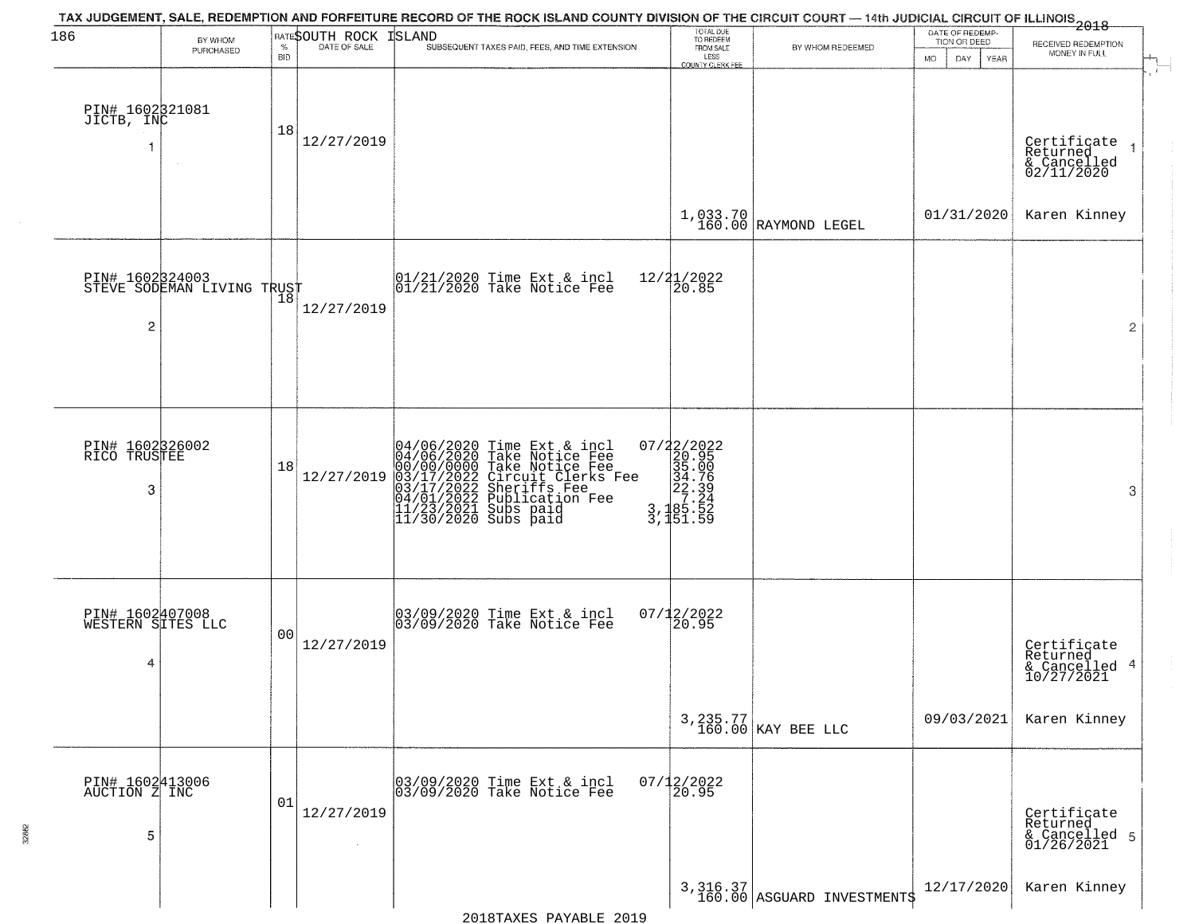TAX JUDGEMENT, SALE, REDEMPTION AND FORFEITURE RECORD OF THE ROCK ISLAND COUNTY DIVISION OF THE CIRCUIT COURT — 14th JUDICIAL CIRCUIT OF ILLINOIS 2018

SOUTH ROCK ISLAND

| BY WHOM PURCHASED | RATE % BID | DATE OF SALE | SUBSEQUENT TAXES PAID, FEES, AND TIME EXTENSION | TOTAL DUE TO REDEEM FROM SALE LESS COUNTY CLERK FEE | BY WHOM REDEEMED | DATE OF REDEMPTION OR DEED MO DAY YEAR | RECEIVED REDEMPTION MONEY IN FULL |
|---|---|---|---|---|---|---|---|
| PIN# 1602321081 JICTB, INC 1 | 18 | 12/27/2019 | | 1,033.70 160.00 | RAYMOND LEGEL | 01/31/2020 | Certificate Returned & Cancelled 02/11/2020 Karen Kinney 1 |
| PIN# 1602324003 STEVE SODEMAN LIVING TRUST 2 | 18 | 12/27/2019 | 01/21/2020 Time Ext & incl 12/21/2022<br>01/21/2020 Take Notice Fee 20.85 | | | | 2 |
| PIN# 1602326002 RICO TRUSTEE 3 | 18 | 12/27/2019 | 04/06/2020 Time Ext & incl 07/22/2022<br>04/06/2020 Take Notice Fee 20.95<br>00/00/0000 Take Notice Fee 35.00<br>03/17/2022 Circuit Clerks Fee 34.76<br>03/17/2022 Sheriffs Fee 22.39<br>04/01/2022 Publication Fee 7.24<br>11/23/2021 Subs paid 3,185.52<br>11/30/2020 Subs paid 3,151.59 | | | | 3 |
| PIN# 1602407008 WESTERN SITES LLC 4 | 00 | 12/27/2019 | 03/09/2020 Time Ext & incl 07/12/2022<br>03/09/2020 Take Notice Fee 20.95 | 3,235.77 160.00 | KAY BEE LLC | 09/03/2021 | Certificate Returned & Cancelled 10/27/2021 Karen Kinney 4 |
| PIN# 1602413006 AUCTION Z INC 5 | 01 | 12/27/2019 | 03/09/2020 Time Ext & incl 07/12/2022<br>03/09/2020 Take Notice Fee 20.95 | 3,316.37 160.00 | ASGUARD INVESTMENTS | 12/17/2020 | Certificate Returned & Cancelled 01/26/2021 Karen Kinney 5 |

2018TAXES PAYABLE 2019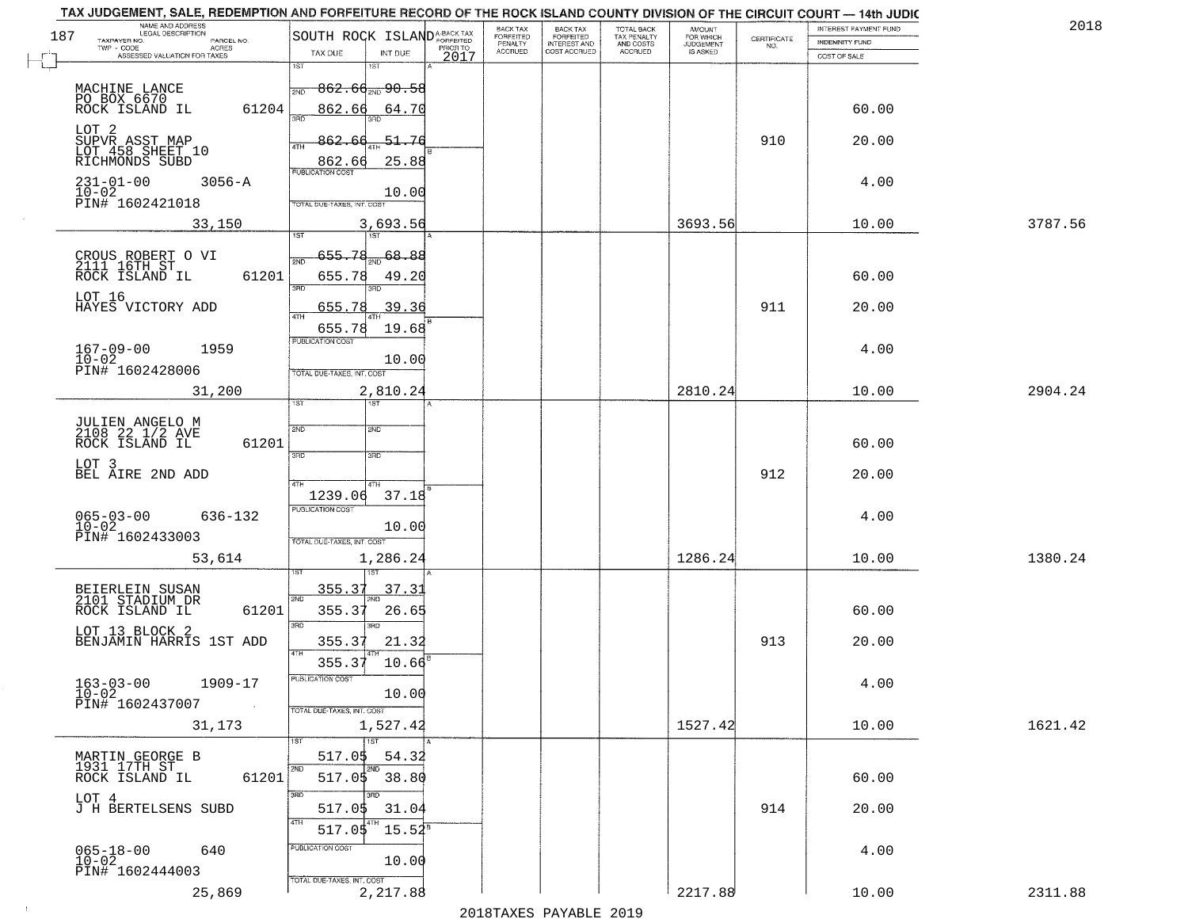TAX JUDGEMENT, SALE, REDEMPTION AND FORFEITURE RECORD OF THE ROCK ISLAND COUNTY DIVISION OF THE CIRCUIT COURT — 14th JUDIC

2018

| NAME AND ADDRESS / LEGAL DESCRIPTION / TAXPAYER NO. / PARCEL NO. / TWP - CODE / ACRES / ASSESSED VALUATION FOR TAXES | SOUTH ROCK ISLAND TAX DUE | INT DUE | A-BACK TAX FORFEITED PRIOR TO 2017 | BACK TAX FORFEITED PENALTY ACCRUED | BACK TAX FORFEITED INTEREST AND COST ACCRUED | TOTAL BACK TAX PENALTY AND COSTS ACCRUED | AMOUNT FOR WHICH JUDGEMENT IS ASKED | CERTIFICATE NO. | INTEREST PAYMENT FUND / INDEMNITY FUND / COST OF SALE | |
|---|---|---|---|---|---|---|---|---|---|---|
| 187 MACHINE LANCE, PO BOX 6670, ROCK ISLAND IL 61204 | 1ST 862.66 | 90.58 | | | | | | | | |
| | 2ND 862.66 | 64.70 | | | | | | | 60.00 | |
| LOT 2 SUPVR ASST MAP LOT 458 SHEET 10 RICHMONDS SUBD | 3RD 862.66 | 51.76 | | | | | | 910 | 20.00 | |
| | 4TH 862.66 | 25.88 | | | | | | | | |
| 231-01-00 3056-A 10-02 PIN# 1602421018 | PUBLICATION COST | 10.00 | | | | | | | 4.00 | |
| 33,150 | TOTAL DUE-TAXES, INT. COST | 3,693.56 | | | | | 3693.56 | | 10.00 | 3787.56 |
| CROUS ROBERT O VI, 2111 16TH ST, ROCK ISLAND IL 61201 | 1ST 655.78 | 68.88 | | | | | | | | |
| | 2ND 655.78 | 49.20 | | | | | | | 60.00 | |
| LOT 16 HAYES VICTORY ADD | 3RD 655.78 | 39.36 | | | | | | 911 | 20.00 | |
| | 4TH 655.78 | 19.68 | | | | | | | | |
| 167-09-00 1959 10-02 PIN# 1602428006 | PUBLICATION COST | 10.00 | | | | | | | 4.00 | |
| 31,200 | TOTAL DUE-TAXES, INT. COST | 2,810.24 | | | | | 2810.24 | | 10.00 | 2904.24 |
| JULIEN ANGELO M, 2108 22 1/2 AVE, ROCK ISLAND IL 61201 | 1ST | | | | | | | | | |
| | 2ND | | | | | | | | 60.00 | |
| LOT 3 BEL AIRE 2ND ADD | 3RD | | | | | | | 912 | 20.00 | |
| | 4TH 1239.06 | 37.18 | | | | | | | | |
| 065-03-00 636-132 10-02 PIN# 1602433003 | PUBLICATION COST | 10.00 | | | | | | | 4.00 | |
| 53,614 | TOTAL DUE-TAXES, INT. COST | 1,286.24 | | | | | 1286.24 | | 10.00 | 1380.24 |
| BEIERLEIN SUSAN, 2101 STADIUM DR, ROCK ISLAND IL 61201 | 1ST 355.37 | 37.31 | | | | | | | | |
| | 2ND 355.37 | 26.65 | | | | | | | 60.00 | |
| LOT 13 BLOCK 2 BENJAMIN HARRIS 1ST ADD | 3RD 355.37 | 21.32 | | | | | | 913 | 20.00 | |
| | 4TH 355.37 | 10.66 | | | | | | | | |
| 163-03-00 1909-17 10-02 PIN# 1602437007 | PUBLICATION COST | 10.00 | | | | | | | 4.00 | |
| 31,173 | TOTAL DUE-TAXES, INT. COST | 1,527.42 | | | | | 1527.42 | | 10.00 | 1621.42 |
| MARTIN GEORGE B, 1931 17TH ST, ROCK ISLAND IL 61201 | 1ST 517.05 | 54.32 | | | | | | | | |
| | 2ND 517.05 | 38.80 | | | | | | | 60.00 | |
| LOT 4 J H BERTELSENS SUBD | 3RD 517.05 | 31.04 | | | | | | 914 | 20.00 | |
| | 4TH 517.05 | 15.52 | | | | | | | | |
| 065-18-00 640 10-02 PIN# 1602444003 | PUBLICATION COST | 10.00 | | | | | | | 4.00 | |
| 25,869 | TOTAL DUE-TAXES, INT. COST | 2,217.88 | | | | | 2217.88 | | 10.00 | 2311.88 |

2018TAXES PAYABLE 2019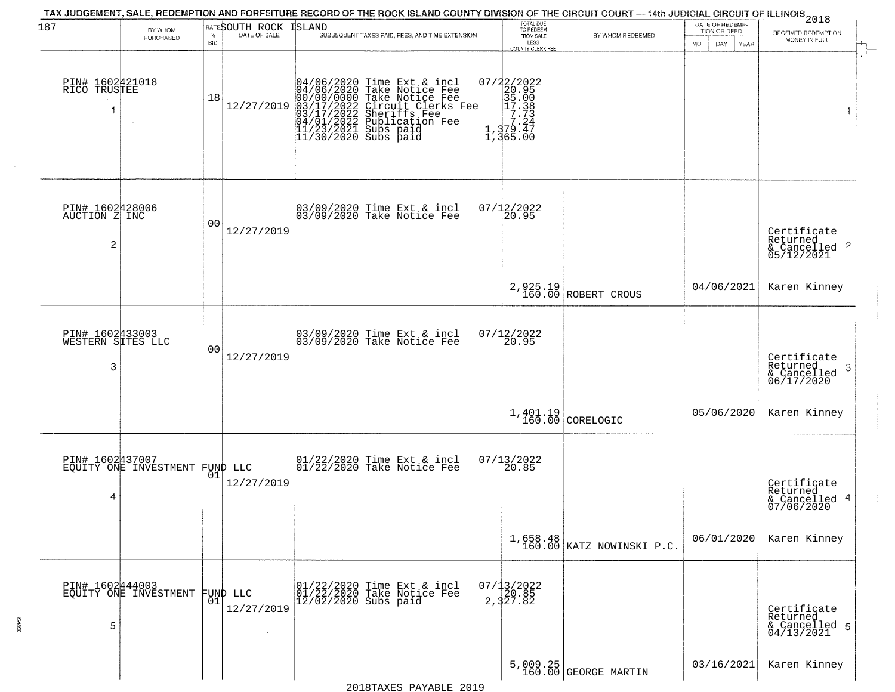# TAX JUDGEMENT, SALE, REDEMPTION AND FORFEITURE RECORD OF THE ROCK ISLAND COUNTY DIVISION OF THE CIRCUIT COURT — 14th JUDICIAL CIRCUIT OF ILLINOIS 2018

187

SOUTH ROCK ISLAND

| BY WHOM PURCHASED | RATE % BID | DATE OF SALE | SUBSEQUENT TAXES PAID, FEES, AND TIME EXTENSION | TOTAL DUE TO REDEEM FROM SALE LESS COUNTY CLERK FEE | BY WHOM REDEEMED | DATE OF REDEMPTION OR DEED MO DAY YEAR | RECEIVED REDEMPTION MONEY IN FULL |
|---|---|---|---|---|---|---|---|
| PIN# 1602421018 RICO TRUSTEE 1 | 18 | 12/27/2019 | 04/06/2020 Time Ext & incl<br>04/06/2020 Take Notice Fee<br>00/00/0000 Take Notice Fee<br>03/17/2022 Circuit Clerks Fee<br>03/17/2022 Sheriffs Fee<br>04/01/2022 Publication Fee<br>11/23/2021 Subs paid<br>11/30/2020 Subs paid | 07/22/2022<br>20.95<br>35.00<br>17.38<br>7.73<br>7.24<br>1,379.47<br>1,365.00 | | | 1 |
| PIN# 1602428006 AUCTION Z INC 2 | 00 | 12/27/2019 | 03/09/2020 Time Ext & incl<br>03/09/2020 Take Notice Fee | 07/12/2022<br>20.95<br>2,925.19<br>160.00 | ROBERT CROUS | 04/06/2021 | Certificate Returned & Cancelled 05/12/2021 2<br>Karen Kinney |
| PIN# 1602433003 WESTERN SITES LLC 3 | 00 | 12/27/2019 | 03/09/2020 Time Ext & incl<br>03/09/2020 Take Notice Fee | 07/12/2022<br>20.95<br>1,401.19<br>160.00 | CORELOGIC | 05/06/2020 | Certificate Returned & Cancelled 06/17/2020 3<br>Karen Kinney |
| PIN# 1602437007 EQUITY ONE INVESTMENT FUND LLC 4 | 01 | 12/27/2019 | 01/22/2020 Time Ext & incl<br>01/22/2020 Take Notice Fee | 07/13/2022<br>20.85<br>1,658.48<br>160.00 | KATZ NOWINSKI P.C. | 06/01/2020 | Certificate Returned & Cancelled 07/06/2020 4<br>Karen Kinney |
| PIN# 1602444003 EQUITY ONE INVESTMENT FUND LLC 5 | 01 | 12/27/2019 | 01/22/2020 Time Ext & incl<br>01/22/2020 Take Notice Fee<br>12/02/2020 Subs paid | 07/13/2022<br>20.85<br>2,327.82<br>5,009.25<br>160.00 | GEORGE MARTIN | 03/16/2021 | Certificate Returned & Cancelled 04/13/2021 5<br>Karen Kinney |

2018TAXES PAYABLE 2019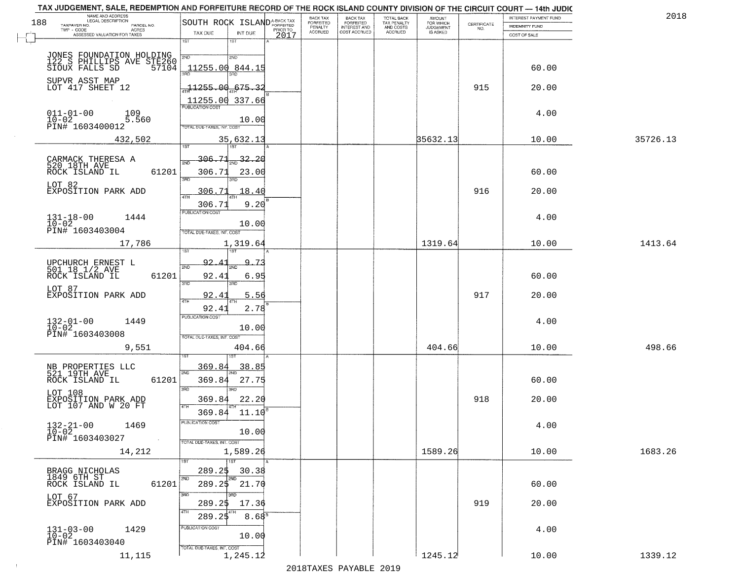TAX JUDGEMENT, SALE, REDEMPTION AND FORFEITURE RECORD OF THE ROCK ISLAND COUNTY DIVISION OF THE CIRCUIT COURT — 14th JUDIC

2018

| NAME AND ADDRESS / LEGAL DESCRIPTION / TAXPAYER NO. / PARCEL NO. / TWP - CODE / ACRES / ASSESSED VALUATION FOR TAXES | SOUTH ROCK ISLAND TAX DUE | INT DUE | A-BACK TAX FORFEITED PRIOR TO 2017 | BACK TAX FORFEITED PENALTY ACCRUED | BACK TAX FORFEITED INTEREST AND COST ACCRUED | TOTAL BACK TAX PENALTY AND COSTS ACCRUED | AMOUNT FOR WHICH JUDGEMENT IS ASKED | CERTIFICATE NO. | INTEREST PAYMENT FUND / INDEMNITY FUND / COST OF SALE | |
|---|---|---|---|---|---|---|---|---|---|---|
| JONES FOUNDATION HOLDING<br>122 S PHILLIPS AVE STE260<br>SIOUX FALLS SD 57104<br>SUPVR ASST MAP<br>LOT 417 SHEET 12<br>011-01-00 109<br>10-02 5.560<br>PIN# 1603400012<br>432,502 | 1ST<br>2ND 11255.00<br>3RD 11255.00<br>4TH 11255.00<br>PUBLICATION COST<br>TOTAL DUE-TAXES, INT. COST | 1ST<br>2ND 844.15<br>3RD 675.32<br>4TH 337.66<br>10.00<br>35,632.13 | | | | | 35632.13 | 915 | 60.00<br>20.00<br>4.00<br>10.00 | 35726.13 |
| CARMACK THERESA A<br>520 18TH AVE<br>ROCK ISLAND IL 61201<br>LOT 82<br>EXPOSITION PARK ADD<br>131-18-00 1444<br>10-02<br>PIN# 1603403004<br>17,786 | 1ST 306.71<br>2ND 306.71<br>3RD 306.71<br>4TH 306.71<br>PUBLICATION COST<br>TOTAL DUE-TAXES, INT. COST | 32.20<br>23.00<br>18.40<br>9.20<br>10.00<br>1,319.64 | | | | | 1319.64 | 916 | 60.00<br>20.00<br>4.00<br>10.00 | 1413.64 |
| UPCHURCH ERNEST L<br>501 18 1/2 AVE<br>ROCK ISLAND IL 61201<br>LOT 87<br>EXPOSITION PARK ADD<br>132-01-00 1449<br>10-02<br>PIN# 1603403008<br>9,551 | 1ST 92.41<br>2ND 92.41<br>3RD 92.41<br>4TH 92.41<br>PUBLICATION COST<br>TOTAL DUE-TAXES, INT. COST | 9.73<br>6.95<br>5.56<br>2.78<br>10.00<br>404.66 | | | | | 404.66 | 917 | 60.00<br>20.00<br>4.00<br>10.00 | 498.66 |
| NB PROPERTIES LLC<br>521 19TH AVE<br>ROCK ISLAND IL 61201<br>LOT 108<br>EXPOSITION PARK ADD<br>LOT 107 AND W 20 FT<br>132-21-00 1469<br>10-02<br>PIN# 1603403027<br>14,212 | 1ST 369.84<br>2ND 369.84<br>3RD 369.84<br>4TH 369.84<br>PUBLICATION COST<br>TOTAL DUE-TAXES, INT. COST | 38.85<br>27.75<br>22.20<br>11.10<br>10.00<br>1,589.26 | | | | | 1589.26 | 918 | 60.00<br>20.00<br>4.00<br>10.00 | 1683.26 |
| BRAGG NICHOLAS<br>1849 6TH ST<br>ROCK ISLAND IL 61201<br>LOT 67<br>EXPOSITION PARK ADD<br>131-03-00 1429<br>10-02<br>PIN# 1603403040<br>11,115 | 1ST 289.25<br>2ND 289.25<br>3RD 289.25<br>4TH 289.25<br>PUBLICATION COST<br>TOTAL DUE-TAXES, INT. COST | 30.38<br>21.70<br>17.36<br>8.68<br>10.00<br>1,245.12 | | | | | 1245.12 | 919 | 60.00<br>20.00<br>4.00<br>10.00 | 1339.12 |

2018TAXES PAYABLE 2019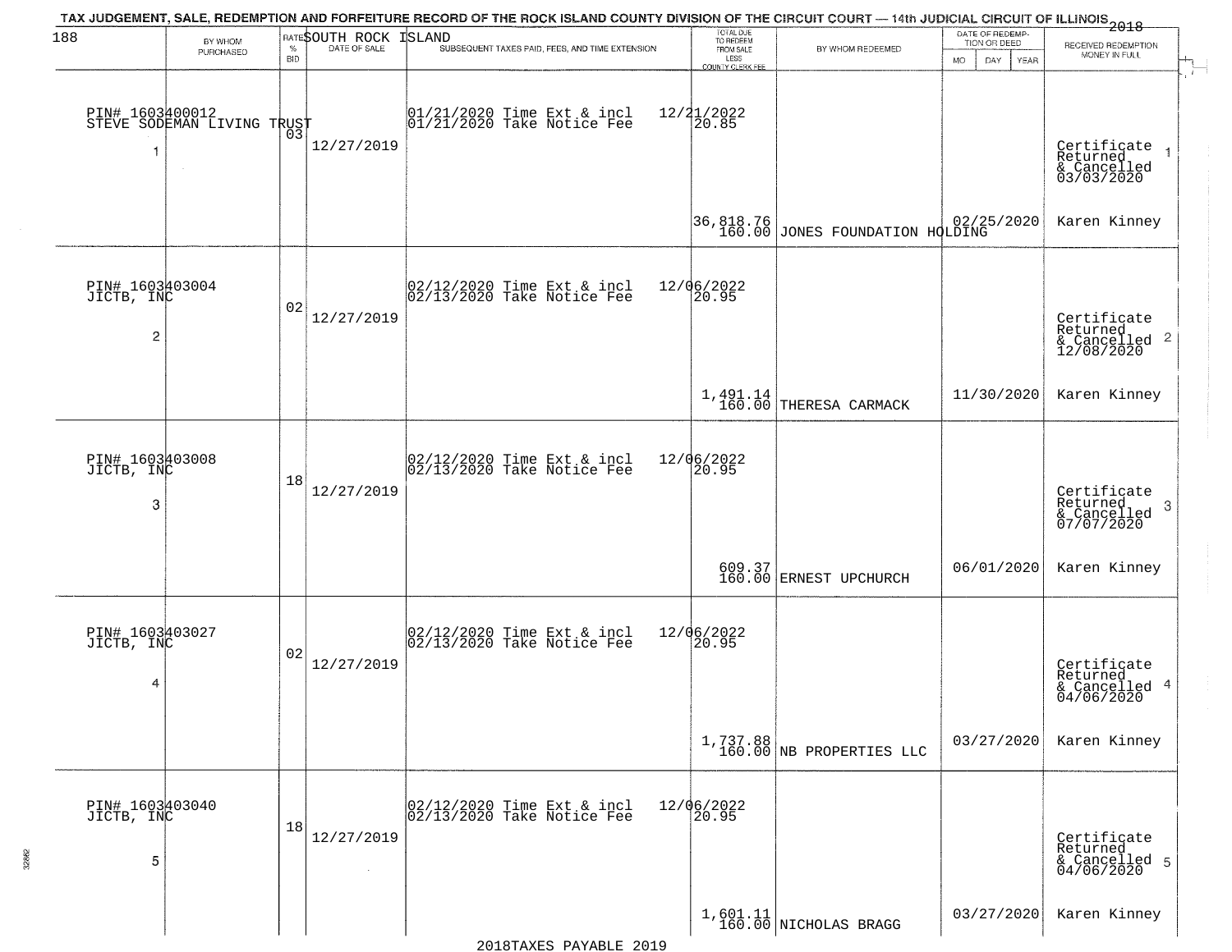TAX JUDGEMENT, SALE, REDEMPTION AND FORFEITURE RECORD OF THE ROCK ISLAND COUNTY DIVISION OF THE CIRCUIT COURT — 14th JUDICIAL CIRCUIT OF ILLINOIS 2018

SOUTH ROCK ISLAND

| | BY WHOM PURCHASED | RATE % BID | DATE OF SALE | SUBSEQUENT TAXES PAID, FEES, AND TIME EXTENSION | TOTAL DUE TO REDEEM FROM SALE LESS COUNTY CLERK FEE | BY WHOM REDEEMED | DATE OF REDEMPTION OR DEED | RECEIVED REDEMPTION MONEY IN FULL |
|---|---|---|---|---|---|---|---|---|
| 1 | PIN# 1603400012 STEVE SODEMAN LIVING TRUST | 03 | 12/27/2019 | 01/21/2020 Time Ext & incl 12/21/2022; 01/21/2020 Take Notice Fee 20.85 | 36,818.76 160.00 | JONES FOUNDATION HOLDING | 02/25/2020 | Certificate Returned & Cancelled 03/03/2020 Karen Kinney |
| 2 | PIN# 1603403004 JICTB, INC | 02 | 12/27/2019 | 02/12/2020 Time Ext & incl 12/06/2022; 02/13/2020 Take Notice Fee 20.95 | 1,491.14 160.00 | THERESA CARMACK | 11/30/2020 | Certificate Returned & Cancelled 12/08/2020 Karen Kinney |
| 3 | PIN# 1603403008 JICTB, INC | 18 | 12/27/2019 | 02/12/2020 Time Ext & incl 12/06/2022; 02/13/2020 Take Notice Fee 20.95 | 609.37 160.00 | ERNEST UPCHURCH | 06/01/2020 | Certificate Returned & Cancelled 07/07/2020 Karen Kinney |
| 4 | PIN# 1603403027 JICTB, INC | 02 | 12/27/2019 | 02/12/2020 Time Ext & incl 12/06/2022; 02/13/2020 Take Notice Fee 20.95 | 1,737.88 160.00 | NB PROPERTIES LLC | 03/27/2020 | Certificate Returned & Cancelled 04/06/2020 Karen Kinney |
| 5 | PIN# 1603403040 JICTB, INC | 18 | 12/27/2019 | 02/12/2020 Time Ext & incl 12/06/2022; 02/13/2020 Take Notice Fee 20.95 | 1,601.11 160.00 | NICHOLAS BRAGG | 03/27/2020 | Certificate Returned & Cancelled 04/06/2020 Karen Kinney |

2018TAXES PAYABLE 2019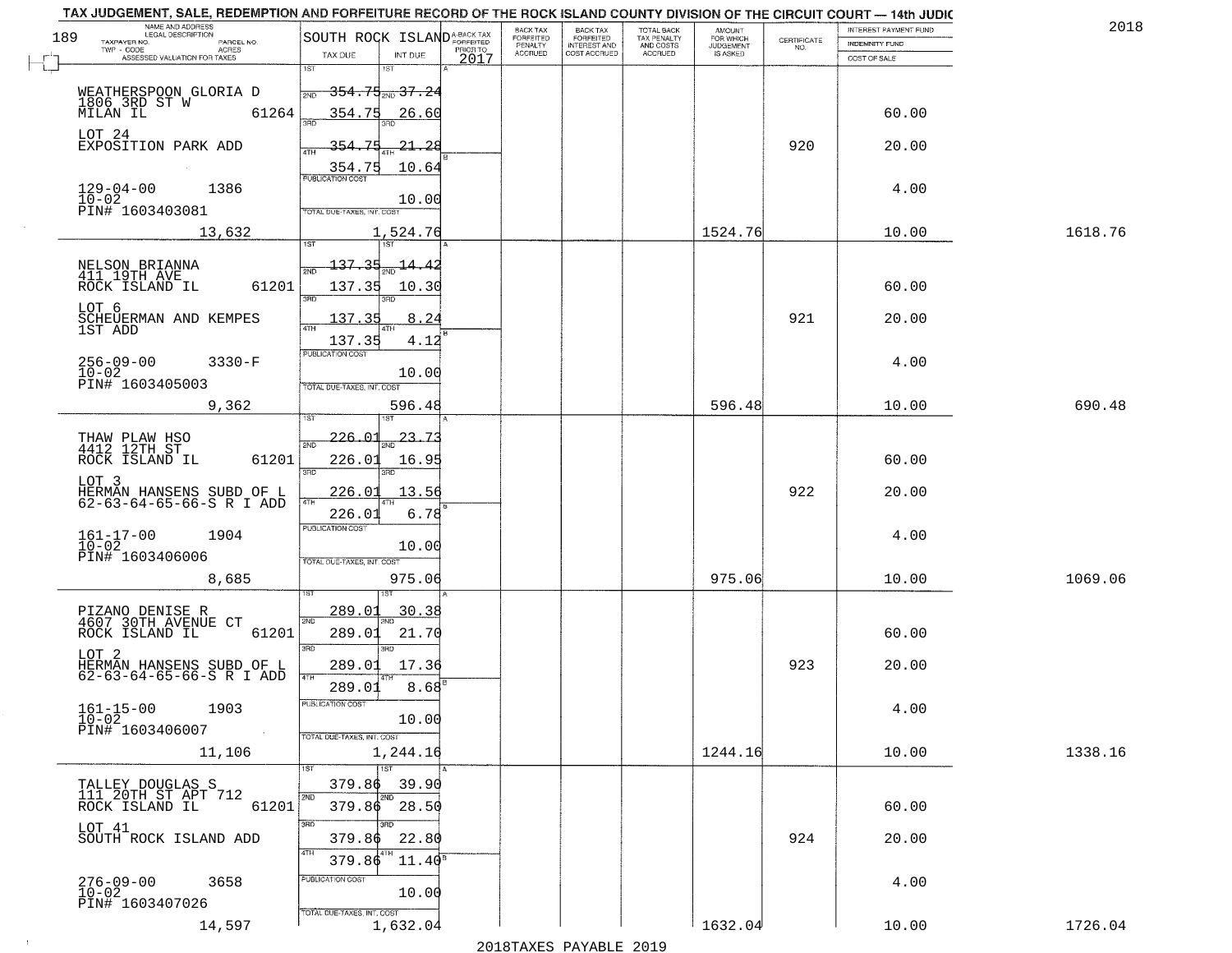TAX JUDGEMENT, SALE, REDEMPTION AND FORFEITURE RECORD OF THE ROCK ISLAND COUNTY DIVISION OF THE CIRCUIT COURT — 14th JUDIC

2018

189

| NAME AND ADDRESS / LEGAL DESCRIPTION / TAXPAYER NO. / PARCEL NO. / TWP - CODE / ACRES / ASSESSED VALUATION FOR TAXES | SOUTH ROCK ISLAND TAX DUE | INT DUE | A-BACK TAX FORFEITED PRIOR TO 2017 | BACK TAX FORFEITED PENALTY ACCRUED | BACK TAX FORFEITED INTEREST AND COST ACCRUED | TOTAL BACK TAX PENALTY AND COSTS ACCRUED | AMOUNT FOR WHICH JUDGEMENT IS ASKED | CERTIFICATE NO. | INTEREST PAYMENT FUND / INDEMNITY FUND / COST OF SALE | |
|---|---|---|---|---|---|---|---|---|---|---|
| WEATHERSPOON GLORIA D<br>1806 3RD ST W<br>MILAN IL 61264<br>LOT 24<br>EXPOSITION PARK ADD<br>129-04-00 1386<br>10-02<br>PIN# 1603403081<br>13,632 | 1ST 354.75<br>2ND 354.75<br>3RD 354.75<br>4TH 354.75<br>PUBLICATION COST<br>TOTAL DUE-TAXES, INT. COST | 37.24<br>26.60<br>21.28<br>10.64<br>10.00<br>1,524.76 | | | | | 1524.76 | 920 | 60.00<br>20.00<br>4.00<br>10.00 | 1618.76 |
| NELSON BRIANNA<br>411 19TH AVE<br>ROCK ISLAND IL 61201<br>LOT 6<br>SCHEUERMAN AND KEMPES<br>1ST ADD<br>256-09-00 3330-F<br>10-02<br>PIN# 1603405003<br>9,362 | 1ST 137.35<br>2ND 137.35<br>3RD 137.35<br>4TH 137.35<br>PUBLICATION COST<br>TOTAL DUE-TAXES, INT. COST | 14.42<br>10.30<br>8.24<br>4.12<br>10.00<br>596.48 | | | | | 596.48 | 921 | 60.00<br>20.00<br>4.00<br>10.00 | 690.48 |
| THAW PLAW HSO<br>4412 12TH ST<br>ROCK ISLAND IL 61201<br>LOT 3<br>HERMAN HANSENS SUBD OF L<br>62-63-64-65-66-S R I ADD<br>161-17-00 1904<br>10-02<br>PIN# 1603406006<br>8,685 | 1ST 226.01<br>2ND 226.01<br>3RD 226.01<br>4TH 226.01<br>PUBLICATION COST<br>TOTAL DUE-TAXES, INT. COST | 23.73<br>16.95<br>13.56<br>6.78<br>10.00<br>975.06 | | | | | 975.06 | 922 | 60.00<br>20.00<br>4.00<br>10.00 | 1069.06 |
| PIZANO DENISE R<br>4607 30TH AVENUE CT<br>ROCK ISLAND IL 61201<br>LOT 2<br>HERMAN HANSENS SUBD OF L<br>62-63-64-65-66-S R I ADD<br>161-15-00 1903<br>10-02<br>PIN# 1603406007<br>11,106 | 1ST 289.01<br>2ND 289.01<br>3RD 289.01<br>4TH 289.01<br>PUBLICATION COST<br>TOTAL DUE-TAXES, INT. COST | 30.38<br>21.70<br>17.36<br>8.68<br>10.00<br>1,244.16 | | | | | 1244.16 | 923 | 60.00<br>20.00<br>4.00<br>10.00 | 1338.16 |
| TALLEY DOUGLAS S<br>111 20TH ST APT 712<br>ROCK ISLAND IL 61201<br>LOT 41<br>SOUTH ROCK ISLAND ADD<br>276-09-00 3658<br>10-02<br>PIN# 1603407026<br>14,597 | 1ST 379.86<br>2ND 379.86<br>3RD 379.86<br>4TH 379.86<br>PUBLICATION COST<br>TOTAL DUE-TAXES, INT. COST | 39.90<br>28.50<br>22.80<br>11.40<br>10.00<br>1,632.04 | | | | | 1632.04 | 924 | 60.00<br>20.00<br>4.00<br>10.00 | 1726.04 |

2018TAXES PAYABLE 2019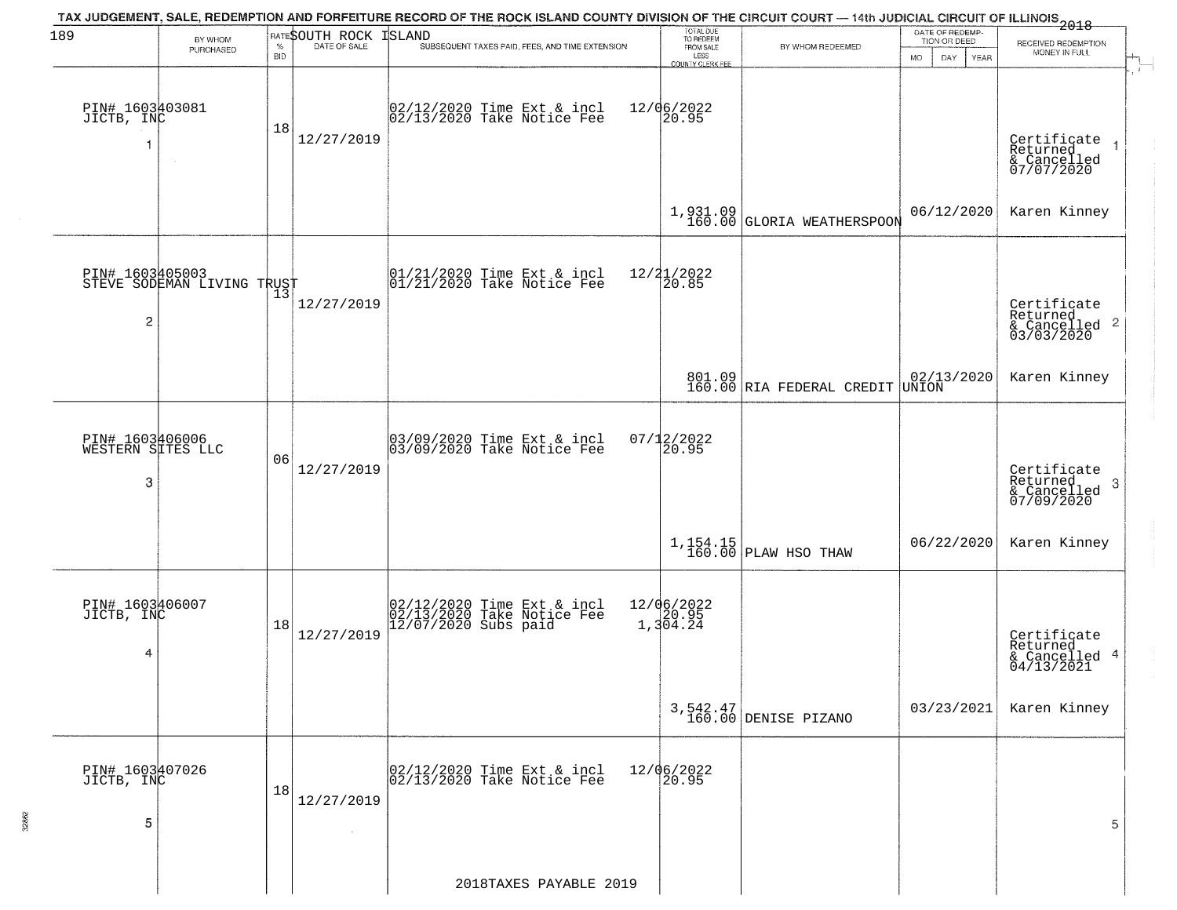# TAX JUDGEMENT, SALE, REDEMPTION AND FORFEITURE RECORD OF THE ROCK ISLAND COUNTY DIVISION OF THE CIRCUIT COURT — 14th JUDICIAL CIRCUIT OF ILLINOIS 2018

189 SOUTH ROCK ISLAND

| | BY WHOM PURCHASED | RATE % BID | DATE OF SALE | SUBSEQUENT TAXES PAID, FEES, AND TIME EXTENSION | TOTAL DUE TO REDEEM FROM SALE LESS COUNTY CLERK FEE | BY WHOM REDEEMED | DATE OF REDEMPTION OR DEED MO DAY YEAR | RECEIVED REDEMPTION MONEY IN FULL |
|---|---|---|---|---|---|---|---|---|
| 1 | PIN# 1603403081 JICTB, INC | 18 | 12/27/2019 | 02/12/2020 Time Ext & incl 12/06/2022<br>02/13/2020 Take Notice Fee 20.95 | 1,931.09<br>160.00 | GLORIA WEATHERSPOON | 06/12/2020 | Certificate Returned & Cancelled 07/07/2020<br>Karen Kinney |
| 2 | PIN# 1603405003 STEVE SODEMAN LIVING TRUST | 13 | 12/27/2019 | 01/21/2020 Time Ext & incl 12/21/2022<br>01/21/2020 Take Notice Fee 20.85 | 801.09<br>160.00 | RIA FEDERAL CREDIT UNION | 02/13/2020 | Certificate Returned & Cancelled 03/03/2020<br>Karen Kinney |
| 3 | PIN# 1603406006 WESTERN SITES LLC | 06 | 12/27/2019 | 03/09/2020 Time Ext & incl 07/12/2022<br>03/09/2020 Take Notice Fee 20.95 | 1,154.15<br>160.00 | PLAW HSO THAW | 06/22/2020 | Certificate Returned & Cancelled 07/09/2020<br>Karen Kinney |
| 4 | PIN# 1603406007 JICTB, INC | 18 | 12/27/2019 | 02/12/2020 Time Ext & incl 12/06/2022<br>02/13/2020 Take Notice Fee 20.95<br>12/07/2020 Subs paid 1,304.24 | 3,542.47<br>160.00 | DENISE PIZANO | 03/23/2021 | Certificate Returned & Cancelled 04/13/2021<br>Karen Kinney |
| 5 | PIN# 1603407026 JICTB, INC | 18 | 12/27/2019 | 02/12/2020 Time Ext & incl 12/06/2022<br>02/13/2020 Take Notice Fee 20.95 | | | | |

2018TAXES PAYABLE 2019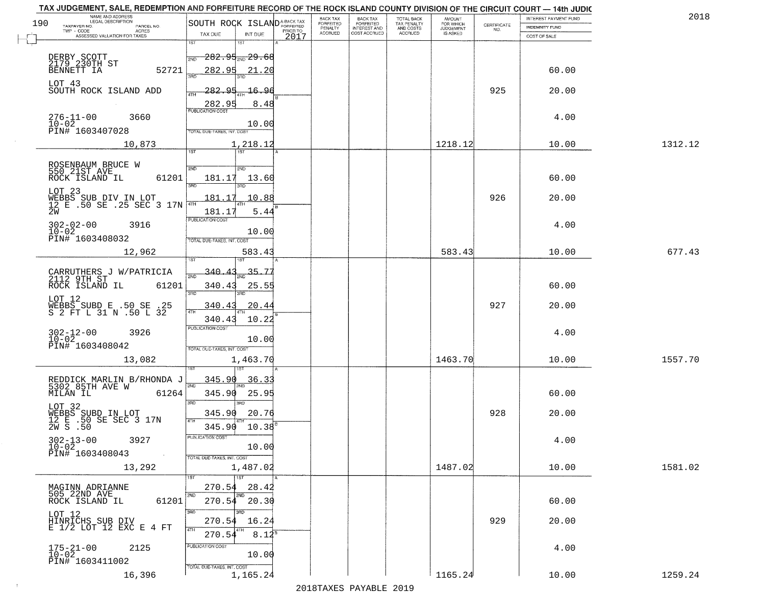TAX JUDGEMENT, SALE, REDEMPTION AND FORFEITURE RECORD OF THE ROCK ISLAND COUNTY DIVISION OF THE CIRCUIT COURT — 14th JUDIC

2018

| NAME AND ADDRESS / LEGAL DESCRIPTION / TAXPAYER NO. / PARCEL NO. / TWP - CODE / ACRES / ASSESSED VALUATION FOR TAXES | SOUTH ROCK ISLAND TAX DUE | INT DUE | A-BACK TAX FORFEITED PRIOR TO 2017 | BACK TAX FORFEITED PENALTY ACCRUED | BACK TAX FORFEITED INTEREST AND COST ACCRUED | TOTAL BACK TAX PENALTY AND COSTS ACCRUED | AMOUNT FOR WHICH JUDGEMENT IS ASKED | CERTIFICATE NO. | INTEREST PAYMENT FUND / INDEMNITY FUND / COST OF SALE | |
|---|---|---|---|---|---|---|---|---|---|---|
| DERBY SCOTT, 2179 230TH ST, BENNETT IA 52721 | 1ST 282.95 | 29.68 | | | | | | | | |
| | 2ND 282.95 | 21.20 | | | | | | | 60.00 | |
| LOT 43, SOUTH ROCK ISLAND ADD | 3RD 282.95 | 16.96 | | | | | | 925 | 20.00 | |
| | 4TH 282.95 | 8.48 | | | | | | | | |
| 276-11-00 3660, 10-02, PIN# 1603407028 | PUBLICATION COST | 10.00 | | | | | | | 4.00 | |
| 10,873 | TOTAL DUE-TAXES, INT. COST | 1,218.12 | | | | | 1218.12 | | 10.00 | 1312.12 |
| ROSENBAUM BRUCE W, 550 21ST AVE, ROCK ISLAND IL 61201 | 1ST | | | | | | | | | |
| | 2ND 181.17 | 13.60 | | | | | | | 60.00 | |
| LOT 23, WEBBS SUB DIV IN LOT 12 E .50 SE .25 SEC 3 17N 2W | 3RD 181.17 | 10.88 | | | | | | 926 | 20.00 | |
| | 4TH 181.17 | 5.44 | | | | | | | | |
| 302-02-00 3916, 10-02, PIN# 1603408032 | PUBLICATION COST | 10.00 | | | | | | | 4.00 | |
| 12,962 | TOTAL DUE-TAXES, INT. COST | 583.43 | | | | | 583.43 | | 10.00 | 677.43 |
| CARRUTHERS J W/PATRICIA, 2112 9TH ST, ROCK ISLAND IL 61201 | 1ST 340.43 | 35.77 | | | | | | | | |
| | 2ND 340.43 | 25.55 | | | | | | | 60.00 | |
| LOT 12, WEBBS SUBD E .50 SE .25 S 2 FT L 31 N .50 L 32 | 3RD 340.43 | 20.44 | | | | | | 927 | 20.00 | |
| | 4TH 340.43 | 10.22 | | | | | | | | |
| 302-12-00 3926, 10-02, PIN# 1603408042 | PUBLICATION COST | 10.00 | | | | | | | 4.00 | |
| 13,082 | TOTAL DUE-TAXES, INT. COST | 1,463.70 | | | | | 1463.70 | | 10.00 | 1557.70 |
| REDDICK MARLIN B/RHONDA J, 5302 85TH AVE W, MILAN IL 61264 | 1ST 345.90 | 36.33 | | | | | | | | |
| | 2ND 345.90 | 25.95 | | | | | | | 60.00 | |
| LOT 32, WEBBS SUBD IN LOT 12 E .50 SE SEC 3 17N 2W S .50 | 3RD 345.90 | 20.76 | | | | | | 928 | 20.00 | |
| | 4TH 345.90 | 10.38 | | | | | | | | |
| 302-13-00 3927, 10-02, PIN# 1603408043 | PUBLICATION COST | 10.00 | | | | | | | 4.00 | |
| 13,292 | TOTAL DUE-TAXES, INT. COST | 1,487.02 | | | | | 1487.02 | | 10.00 | 1581.02 |
| MAGINN ADRIANNE, 505 22ND AVE, ROCK ISLAND IL 61201 | 1ST 270.54 | 28.42 | | | | | | | | |
| | 2ND 270.54 | 20.30 | | | | | | | 60.00 | |
| LOT 12, HINRICHS SUB DIV E 1/2 LOT 12 EXC E 4 FT | 3RD 270.54 | 16.24 | | | | | | 929 | 20.00 | |
| | 4TH 270.54 | 8.12 | | | | | | | | |
| 175-21-00 2125, 10-02, PIN# 1603411002 | PUBLICATION COST | 10.00 | | | | | | | 4.00 | |
| 16,396 | TOTAL DUE-TAXES, INT. COST | 1,165.24 | | | | | 1165.24 | | 10.00 | 1259.24 |

2018TAXES PAYABLE 2019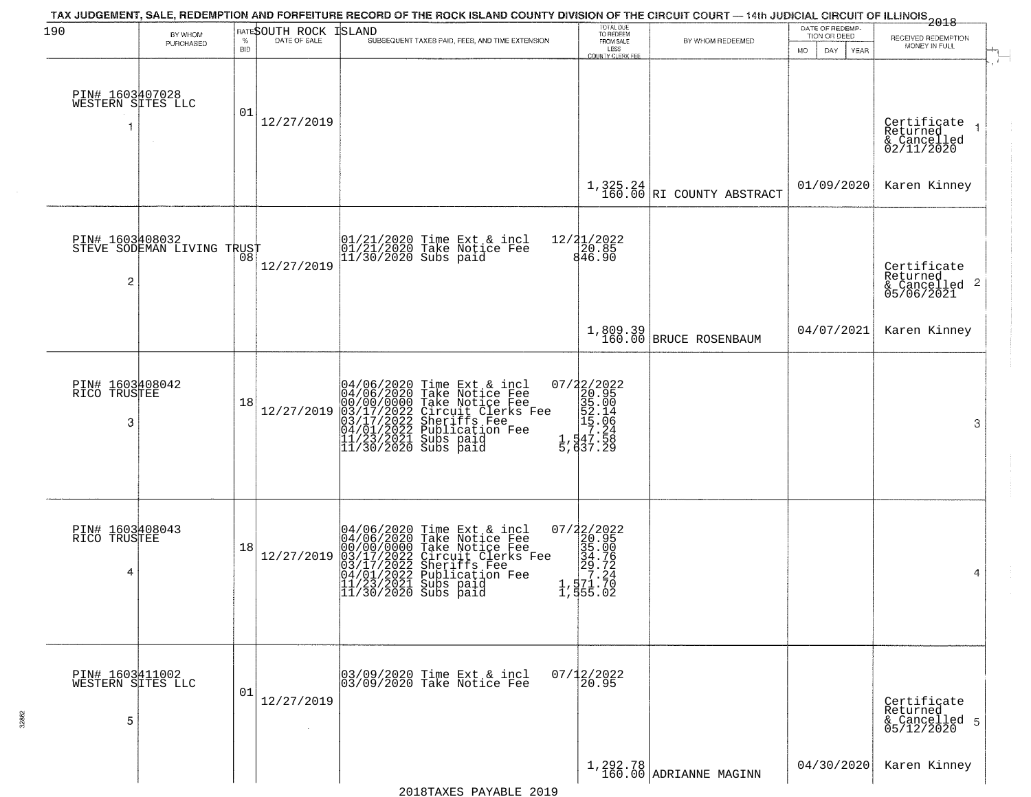TAX JUDGEMENT, SALE, REDEMPTION AND FORFEITURE RECORD OF THE ROCK ISLAND COUNTY DIVISION OF THE CIRCUIT COURT — 14th JUDICIAL CIRCUIT OF ILLINOIS 2018

SOUTH ROCK ISLAND

| BY WHOM PURCHASED | RATE % BID | DATE OF SALE | SUBSEQUENT TAXES PAID, FEES, AND TIME EXTENSION | TOTAL DUE TO REDEEM FROM SALE LESS COUNTY CLERK FEE | BY WHOM REDEEMED | DATE OF REDEMPTION OR DEED | RECEIVED REDEMPTION MONEY IN FULL |
|---|---|---|---|---|---|---|---|
| PIN# 1603407028 WESTERN SITES LLC 1 | 01 | 12/27/2019 | | 1,325.24 160.00 | RI COUNTY ABSTRACT | 01/09/2020 | Certificate Returned & Cancelled 02/11/2020 Karen Kinney |
| PIN# 1603408032 STEVE SODEMAN LIVING TRUST 2 | 08 | 12/27/2019 | 01/21/2020 Time Ext & incl 12/21/2022<br>01/21/2020 Take Notice Fee 20.85<br>11/30/2020 Subs paid 846.90 | 1,809.39 160.00 | BRUCE ROSENBAUM | 04/07/2021 | Certificate Returned & Cancelled 05/06/2021 Karen Kinney |
| PIN# 1603408042 RICO TRUSTEE 3 | 18 | 12/27/2019 | 04/06/2020 Time Ext & incl 07/22/2022<br>04/06/2020 Take Notice Fee 20.95<br>00/00/0000 Take Notice Fee 35.00<br>03/17/2022 Circuit Clerks Fee 52.14<br>03/17/2022 Sheriffs Fee 15.06<br>04/01/2022 Publication Fee 7.24<br>11/23/2021 Subs paid 1,547.58<br>11/30/2020 Subs paid 5,637.29 | | | | |
| PIN# 1603408043 RICO TRUSTEE 4 | 18 | 12/27/2019 | 04/06/2020 Time Ext & incl 07/22/2022<br>04/06/2020 Take Notice Fee 20.95<br>00/00/0000 Take Notice Fee 35.00<br>03/17/2022 Circuit Clerks Fee 34.76<br>03/17/2022 Sheriffs Fee 29.72<br>04/01/2022 Publication Fee 7.24<br>11/23/2021 Subs paid 1,571.70<br>11/30/2020 Subs paid 1,555.02 | | | | |
| PIN# 1603411002 WESTERN SITES LLC 5 | 01 | 12/27/2019 | 03/09/2020 Time Ext & incl 07/12/2022<br>03/09/2020 Take Notice Fee 20.95 | 1,292.78 160.00 | ADRIANNE MAGINN | 04/30/2020 | Certificate Returned & Cancelled 05/12/2020 Karen Kinney |

2018TAXES PAYABLE 2019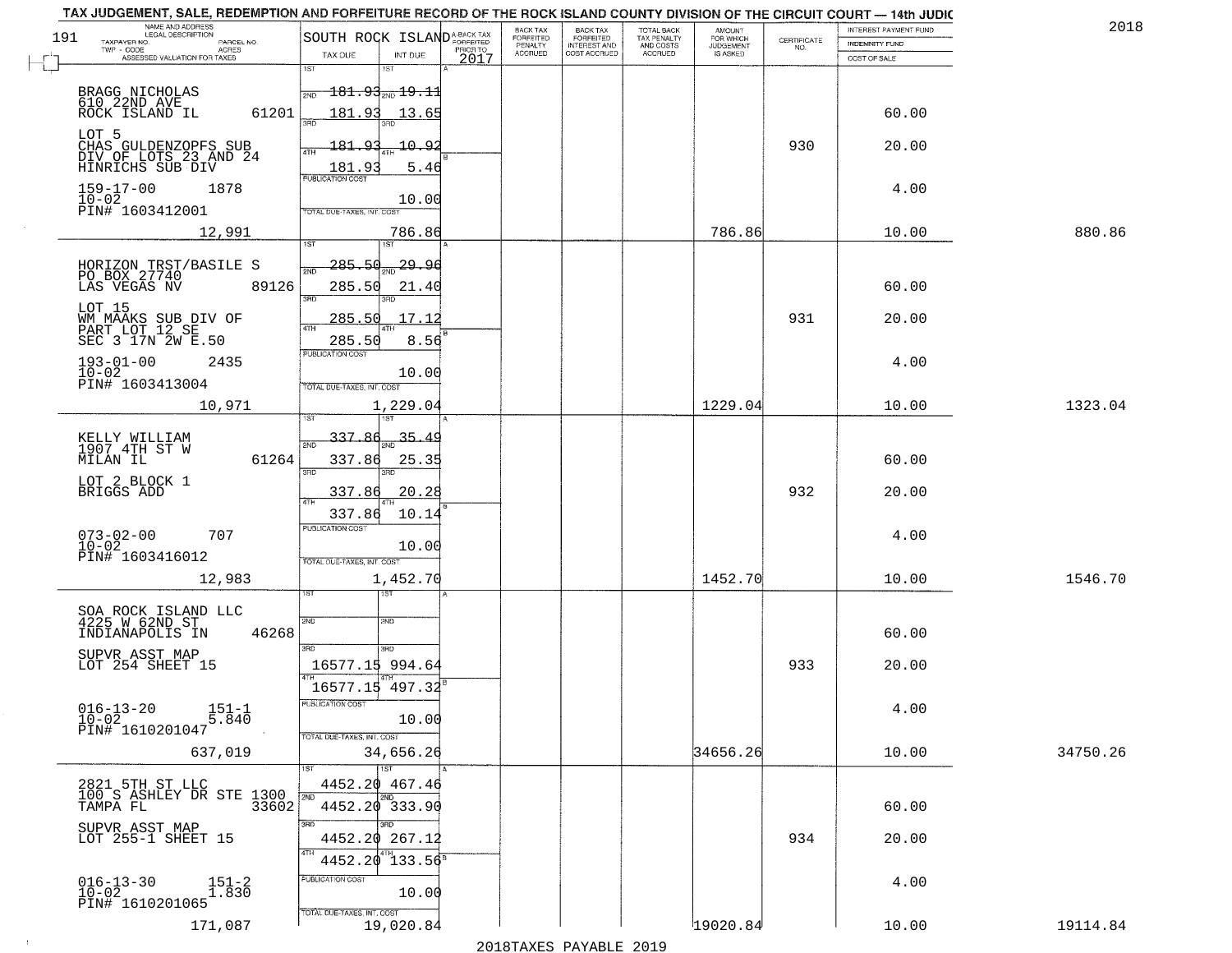TAX JUDGEMENT, SALE, REDEMPTION AND FORFEITURE RECORD OF THE ROCK ISLAND COUNTY DIVISION OF THE CIRCUIT COURT — 14th JUDIC

2018

| 191 NAME AND ADDRESS / LEGAL DESCRIPTION / TAXPAYER NO. / PARCEL NO. / TWP - CODE / ACRES / ASSESSED VALUATION FOR TAXES | SOUTH ROCK ISLAND TAX DUE | INT DUE | A-BACK TAX FORFEITED PRIOR TO 2017 | BACK TAX FORFEITED PENALTY ACCRUED | BACK TAX FORFEITED INTEREST AND COST ACCRUED | TOTAL BACK TAX PENALTY AND COSTS ACCRUED | AMOUNT FOR WHICH JUDGEMENT IS ASKED | CERTIFICATE NO. | INTEREST PAYMENT FUND / INDEMNITY FUND / COST OF SALE | |
|---|---|---|---|---|---|---|---|---|---|---|
| BRAGG NICHOLAS<br>610 22ND AVE<br>ROCK ISLAND IL 61201<br>LOT 5<br>CHAS GULDENZOPFS SUB<br>DIV OF LOTS 23 AND 24<br>HINRICHS SUB DIV<br>159-17-00 1878<br>10-02<br>PIN# 1603412001<br>12,991 | 1ST 181.93<br>2ND 181.93<br>3RD 181.93<br>4TH 181.93<br>PUBLICATION COST<br>TOTAL DUE-TAXES, INT. COST | 19.11<br>13.65<br>10.92<br>5.46<br>10.00<br>786.86 | | | | | 786.86 | 930 | 60.00<br>20.00<br>4.00<br>10.00 | 880.86 |
| HORIZON TRST/BASILE S<br>PO BOX 27740<br>LAS VEGAS NV 89126<br>LOT 15<br>WM MAAKS SUB DIV OF<br>PART LOT 12 SE<br>SEC 3 17N 2W E.50<br>193-01-00 2435<br>10-02<br>PIN# 1603413004<br>10,971 | 1ST 285.50<br>2ND 285.50<br>3RD 285.50<br>4TH 285.50<br>PUBLICATION COST<br>TOTAL DUE-TAXES, INT. COST | 29.96<br>21.40<br>17.12<br>8.56<br>10.00<br>1,229.04 | | | | | 1229.04 | 931 | 60.00<br>20.00<br>4.00<br>10.00 | 1323.04 |
| KELLY WILLIAM<br>1907 4TH ST W<br>MILAN IL 61264<br>LOT 2 BLOCK 1<br>BRIGGS ADD<br>073-02-00 707<br>10-02<br>PIN# 1603416012<br>12,983 | 1ST 337.86<br>2ND 337.86<br>3RD 337.86<br>4TH 337.86<br>PUBLICATION COST<br>TOTAL DUE-TAXES, INT. COST | 35.49<br>25.35<br>20.28<br>10.14<br>10.00<br>1,452.70 | | | | | 1452.70 | 932 | 60.00<br>20.00<br>4.00<br>10.00 | 1546.70 |
| SOA ROCK ISLAND LLC<br>4225 W 62ND ST<br>INDIANAPOLIS IN 46268<br>SUPVR ASST MAP<br>LOT 254 SHEET 15<br>016-13-20 151-1<br>10-02 5.840<br>PIN# 1610201047<br>637,019 | 1ST<br>2ND<br>3RD 16577.15<br>4TH 16577.15<br>PUBLICATION COST<br>TOTAL DUE-TAXES, INT. COST | <br><br>994.64<br>497.32<br>10.00<br>34,656.26 | | | | | 34656.26 | 933 | 60.00<br>20.00<br>4.00<br>10.00 | 34750.26 |
| 2821 5TH ST LLC<br>100 S ASHLEY DR STE 1300<br>TAMPA FL 33602<br>SUPVR ASST MAP<br>LOT 255-1 SHEET 15<br>016-13-30 151-2<br>10-02 1.830<br>PIN# 1610201065<br>171,087 | 1ST 4452.20<br>2ND 4452.20<br>3RD 4452.20<br>4TH 4452.20<br>PUBLICATION COST<br>TOTAL DUE-TAXES, INT. COST | 467.46<br>333.90<br>267.12<br>133.56<br>10.00<br>19,020.84 | | | | | 19020.84 | 934 | 60.00<br>20.00<br>4.00<br>10.00 | 19114.84 |

2018TAXES PAYABLE 2019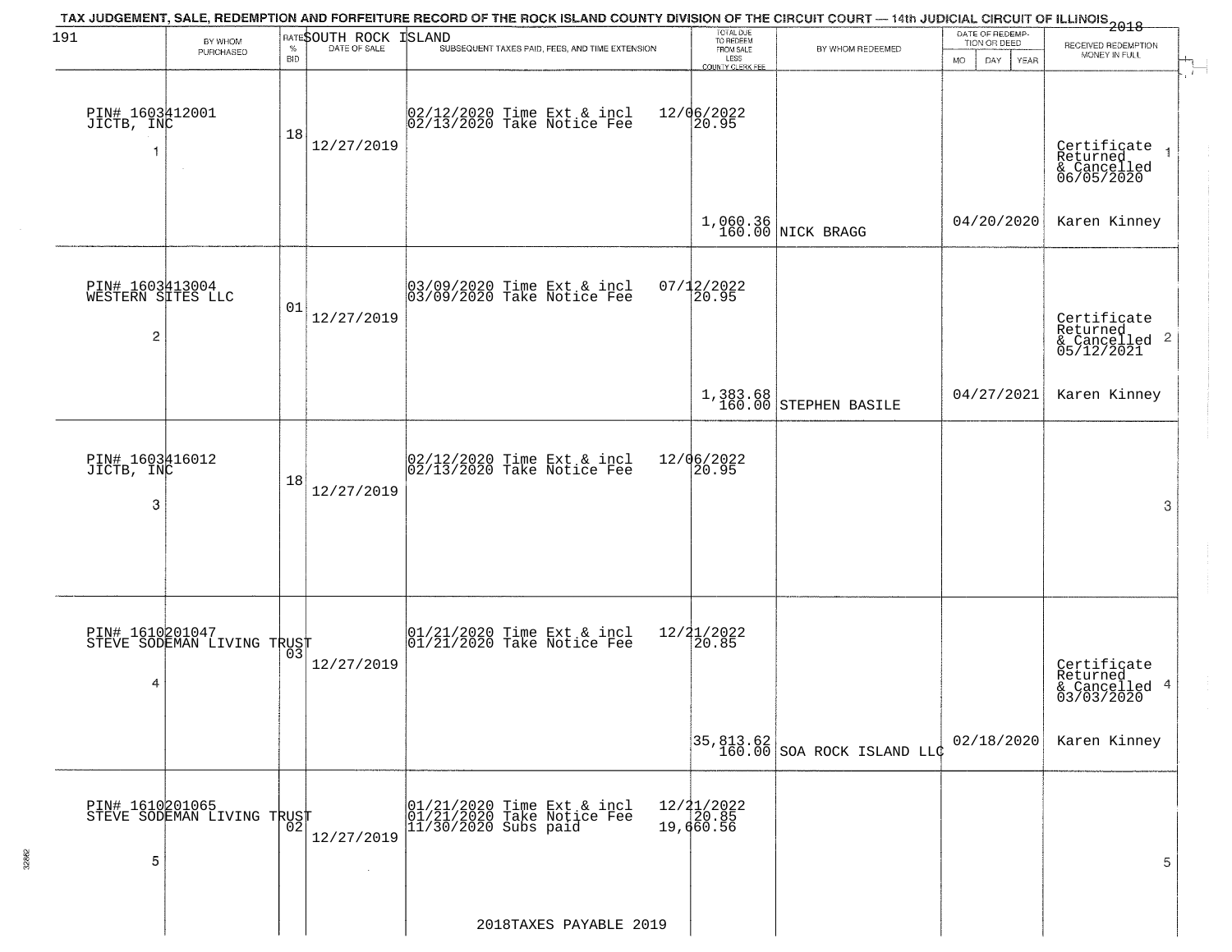# TAX JUDGEMENT, SALE, REDEMPTION AND FORFEITURE RECORD OF THE ROCK ISLAND COUNTY DIVISION OF THE CIRCUIT COURT — 14th JUDICIAL CIRCUIT OF ILLINOIS 2018

SOUTH ROCK ISLAND

| | BY WHOM PURCHASED | RATE % BID | DATE OF SALE | SUBSEQUENT TAXES PAID, FEES, AND TIME EXTENSION | TOTAL DUE TO REDEEM FROM SALE LESS COUNTY CLERK FEE | BY WHOM REDEEMED | DATE OF REDEMPTION OR DEED MO DAY YEAR | RECEIVED REDEMPTION MONEY IN FULL |
|---|---|---|---|---|---|---|---|---|
| 1 | PIN# 1603412001 JICTB, INC | 18 | 12/27/2019 | 02/12/2020 Time Ext & incl 12/06/2022<br>02/13/2020 Take Notice Fee 20.95 | 1,060.36<br>160.00 | NICK BRAGG | 04/20/2020 | Certificate Returned & Cancelled 06/05/2020<br>Karen Kinney |
| 2 | PIN# 1603413004 WESTERN SITES LLC | 01 | 12/27/2019 | 03/09/2020 Time Ext & incl 07/12/2022<br>03/09/2020 Take Notice Fee 20.95 | 1,383.68<br>160.00 | STEPHEN BASILE | 04/27/2021 | Certificate Returned & Cancelled 05/12/2021<br>Karen Kinney |
| 3 | PIN# 1603416012 JICTB, INC | 18 | 12/27/2019 | 02/12/2020 Time Ext & incl 12/06/2022<br>02/13/2020 Take Notice Fee 20.95 | | | | |
| 4 | PIN# 1610201047 STEVE SODEMAN LIVING TRUST | 03 | 12/27/2019 | 01/21/2020 Time Ext & incl 12/21/2022<br>01/21/2020 Take Notice Fee 20.85 | 35,813.62<br>160.00 | SOA ROCK ISLAND LLC | 02/18/2020 | Certificate Returned & Cancelled 03/03/2020<br>Karen Kinney |
| 5 | PIN# 1610201065 STEVE SODEMAN LIVING TRUST | 02 | 12/27/2019 | 01/21/2020 Time Ext & incl 12/21/2022<br>01/21/2020 Take Notice Fee 20.85<br>11/30/2020 Subs paid 19,660.56 | | | | |

2018TAXES PAYABLE 2019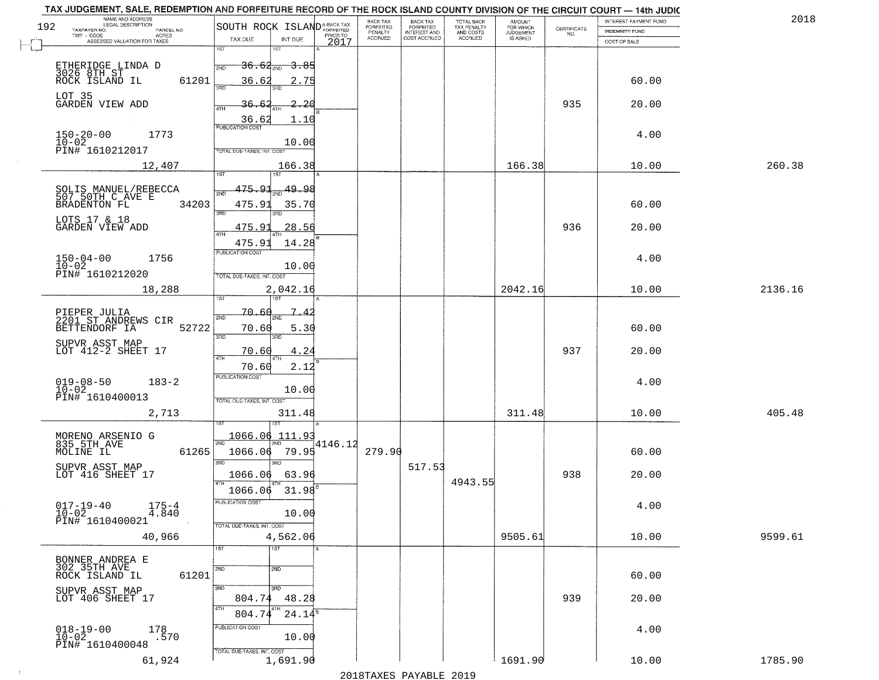TAX JUDGEMENT, SALE, REDEMPTION AND FORFEITURE RECORD OF THE ROCK ISLAND COUNTY DIVISION OF THE CIRCUIT COURT — 14th JUDIC

2018

| NAME AND ADDRESS / LEGAL DESCRIPTION / TAXPAYER NO. / PARCEL NO. / TWP - CODE / ACRES / ASSESSED VALUATION FOR TAXES | SOUTH ROCK ISLAND TAX DUE | INT DUE | A-BACK TAX FORFEITED PRIOR TO 2017 | BACK TAX FORFEITED PENALTY ACCRUED | BACK TAX FORFEITED INTEREST AND COST ACCRUED | TOTAL BACK TAX PENALTY AND COSTS ACCRUED | AMOUNT FOR WHICH JUDGEMENT IS ASKED | CERTIFICATE NO. | INTEREST PAYMENT FUND / INDEMNITY FUND / COST OF SALE | |
|---|---|---|---|---|---|---|---|---|---|---|
| ETHERIDGE LINDA D, 3026 8TH ST, ROCK ISLAND IL 61201 | 1ST 2ND 36.62 | 3.85 | | | | | | | | |
| | 3RD 36.62 | 2.75 | | | | | | | 60.00 | |
| LOT 35, GARDEN VIEW ADD | 4TH 36.62 | 2.20 | | | | | | 935 | 20.00 | |
| | 36.62 | 1.10 | | | | | | | | |
| 150-20-00 1773, 10-02, PIN# 1610212017 | PUBLICATION COST | 10.00 | | | | | | | 4.00 | |
| 12,407 | TOTAL DUE-TAXES, INT. COST | 166.38 | | | | | 166.38 | | 10.00 | 260.38 |
| SOLIS MANUEL/REBECCA, 507 50TH C AVE E, BRADENTON FL 34203 | 1ST 2ND 475.91 | 49.98 | | | | | | | | |
| | 3RD 475.91 | 35.70 | | | | | | | 60.00 | |
| LOTS 17 & 18, GARDEN VIEW ADD | 4TH 475.91 | 28.56 | | | | | | 936 | 20.00 | |
| | 475.91 | 14.28 | | | | | | | | |
| 150-04-00 1756, 10-02, PIN# 1610212020 | PUBLICATION COST | 10.00 | | | | | | | 4.00 | |
| 18,288 | TOTAL DUE-TAXES, INT. COST | 2,042.16 | | | | | 2042.16 | | 10.00 | 2136.16 |
| PIEPER JULIA, 2201 ST ANDREWS CIR, BETTENDORF IA 52722 | 1ST 2ND 70.60 | 7.42 | | | | | | | | |
| | 3RD 70.60 | 5.30 | | | | | | | 60.00 | |
| SUPVR ASST MAP, LOT 412-2 SHEET 17 | 4TH 70.60 | 4.24 | | | | | | 937 | 20.00 | |
| | 70.60 | 2.12 | | | | | | | | |
| 019-08-50 183-2, 10-02, PIN# 1610400013 | PUBLICATION COST | 10.00 | | | | | | | 4.00 | |
| 2,713 | TOTAL DUE-TAXES, INT. COST | 311.48 | | | | | 311.48 | | 10.00 | 405.48 |
| MORENO ARSENIO G, 835 5TH AVE, MOLINE IL 61265 | 1ST 2ND 1066.06 | 111.93 | 4146.12 | | | | | | | |
| | 3RD 1066.06 | 79.95 | | 279.90 | | | | | 60.00 | |
| SUPVR ASST MAP, LOT 416 SHEET 17 | 4TH 1066.06 | 63.96 | | | 517.53 | | | 938 | 20.00 | |
| | 1066.06 | 31.98 | | | | 4943.55 | | | | |
| 017-19-40 175-4, 10-02 4.840, PIN# 1610400021 | PUBLICATION COST | 10.00 | | | | | | | 4.00 | |
| 40,966 | TOTAL DUE-TAXES, INT. COST | 4,562.06 | | | | | 9505.61 | | 10.00 | 9599.61 |
| BONNER ANDREA E, 302 35TH AVE, ROCK ISLAND IL 61201 | 1ST 2ND | | | | | | | | | |
| | 3RD | | | | | | | | 60.00 | |
| SUPVR ASST MAP, LOT 406 SHEET 17 | 804.74 | 48.28 | | | | | | 939 | 20.00 | |
| | 4TH 804.74 | 24.14 | | | | | | | | |
| 018-19-00 178, 10-02 .570, PIN# 1610400048 | PUBLICATION COST | 10.00 | | | | | | | 4.00 | |
| 61,924 | TOTAL DUE-TAXES, INT. COST | 1,691.90 | | | | | 1691.90 | | 10.00 | 1785.90 |

2018TAXES PAYABLE 2019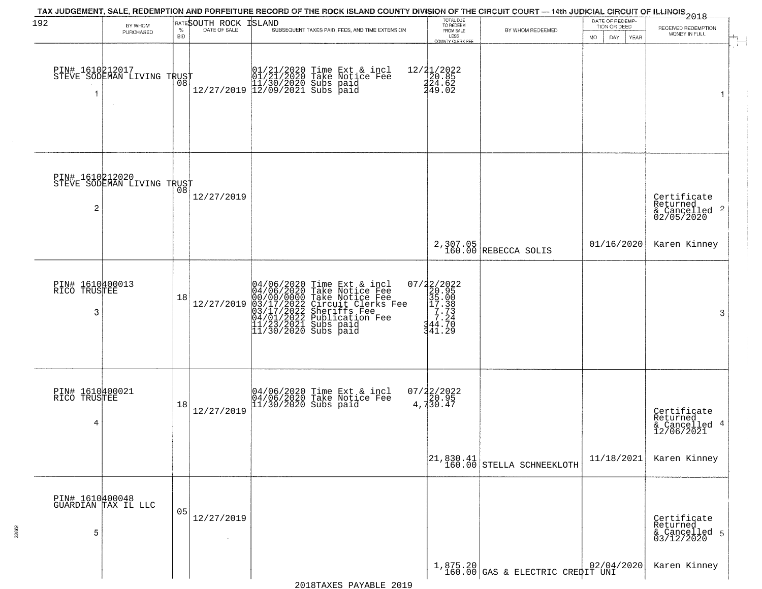# TAX JUDGEMENT, SALE, REDEMPTION AND FORFEITURE RECORD OF THE ROCK ISLAND COUNTY DIVISION OF THE CIRCUIT COURT — 14th JUDICIAL CIRCUIT OF ILLINOIS 2018

SOUTH ROCK ISLAND

| BY WHOM PURCHASED | RATE % BID | DATE OF SALE | SUBSEQUENT TAXES PAID, FEES, AND TIME EXTENSION | TOTAL DUE TO REDEEM FROM SALE LESS COUNTY CLERK FEE | BY WHOM REDEEMED | DATE OF REDEMPTION OR DEED MO DAY YEAR | RECEIVED REDEMPTION MONEY IN FULL |
|---|---|---|---|---|---|---|---|
| PIN# 1610212017 STEVE SODEMAN LIVING TRUST 1 | 08 | 12/27/2019 | 01/21/2020 Time Ext & incl<br>01/21/2020 Take Notice Fee<br>11/30/2020 Subs paid<br>12/09/2021 Subs paid | 12/21/2022<br>20.85<br>224.62<br>249.02 | | | 1 |
| PIN# 1610212020 STEVE SODEMAN LIVING TRUST 2 | 08 | 12/27/2019 | | 2,307.05<br>160.00 | REBECCA SOLIS | 01/16/2020 | Certificate Returned & Cancelled 02/05/2020 2<br>Karen Kinney |
| PIN# 1610400013 RICO TRUSTEE 3 | 18 | 12/27/2019 | 04/06/2020 Time Ext & incl<br>04/06/2020 Take Notice Fee<br>00/00/0000 Take Notice Fee<br>03/17/2022 Circuit Clerks Fee<br>03/17/2022 Sheriffs Fee<br>04/01/2022 Publication Fee<br>11/23/2021 Subs paid<br>11/30/2020 Subs paid | 07/22/2022<br>20.95<br>35.00<br>17.38<br>7.73<br>7.24<br>344.70<br>341.29 | | | 3 |
| PIN# 1610400021 RICO TRUSTEE 4 | 18 | 12/27/2019 | 04/06/2020 Time Ext & incl<br>04/06/2020 Take Notice Fee<br>11/30/2020 Subs paid | 07/22/2022<br>20.95<br>4,730.47<br>21,830.41<br>160.00 | STELLA SCHNEEKLOTH | 11/18/2021 | Certificate Returned & Cancelled 12/06/2021 4<br>Karen Kinney |
| PIN# 1610400048 GUARDIAN TAX IL LLC 5 | 05 | 12/27/2019 | | 1,875.20<br>160.00 | GAS & ELECTRIC CREDIT UNI | 02/04/2020 | Certificate Returned & Cancelled 03/12/2020 5<br>Karen Kinney |

2018TAXES PAYABLE 2019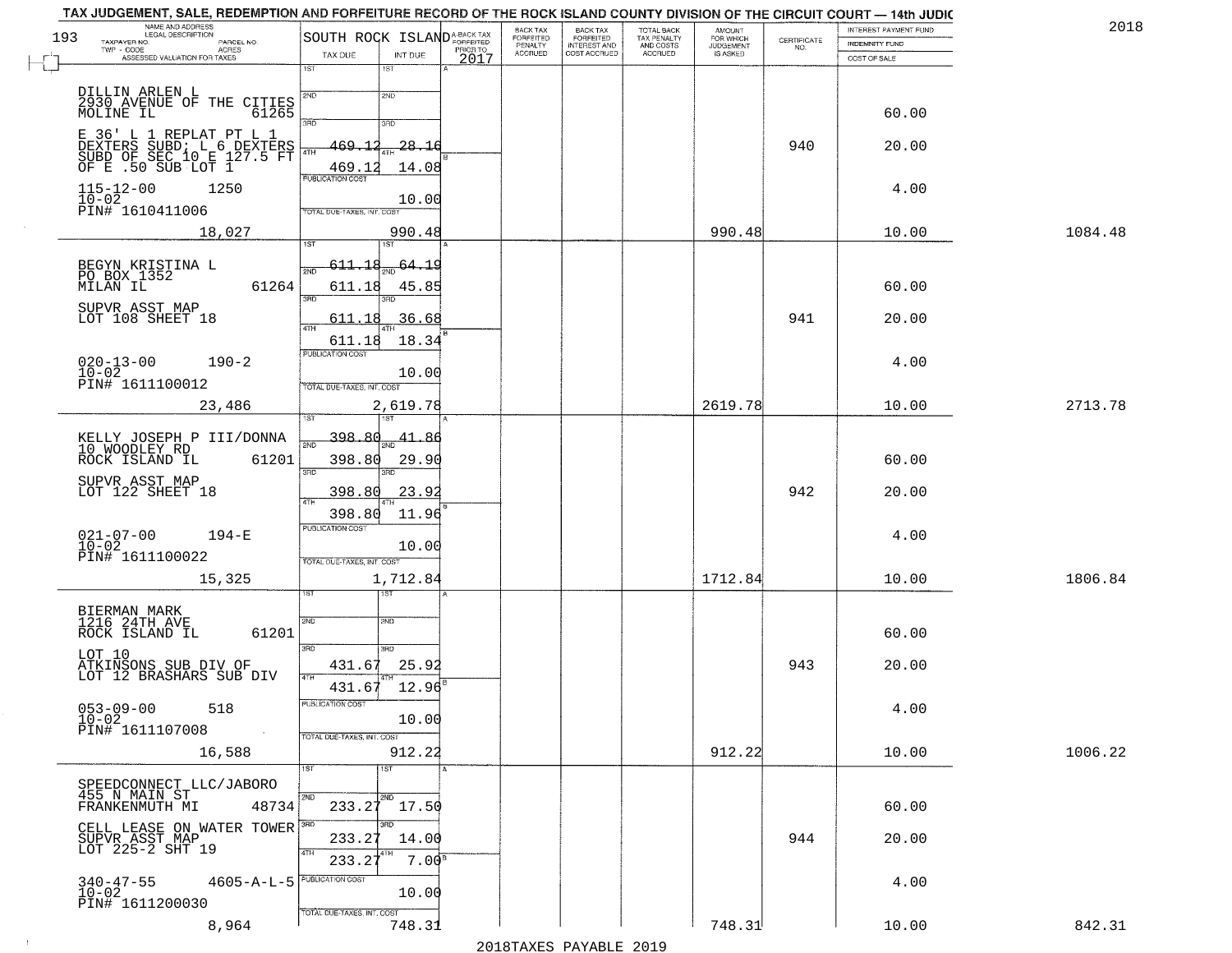TAX JUDGEMENT, SALE, REDEMPTION AND FORFEITURE RECORD OF THE ROCK ISLAND COUNTY DIVISION OF THE CIRCUIT COURT — 14th JUDIC

2018

| 193 NAME AND ADDRESS / LEGAL DESCRIPTION / TAXPAYER NO. / PARCEL NO. / TWP - CODE / ACRES / ASSESSED VALUATION FOR TAXES | SOUTH ROCK ISLAND TAX DUE | INT DUE | A-BACK TAX FORFEITED PRIOR TO 2017 | BACK TAX FORFEITED PENALTY ACCRUED | BACK TAX FORFEITED INTEREST AND COST ACCRUED | TOTAL BACK TAX PENALTY AND COSTS ACCRUED | AMOUNT FOR WHICH JUDGEMENT IS ASKED | CERTIFICATE NO. | INTEREST PAYMENT FUND / INDEMNITY FUND / COST OF SALE | |
|---|---|---|---|---|---|---|---|---|---|---|
| DILLIN ARLEN L<br>2930 AVENUE OF THE CITIES<br>MOLINE IL 61265<br>E 36' L 1 REPLAT PT L 1 DEXTERS SUBD; L 6 DEXTERS SUBD OF SEC 10 E 127.5 FT OF E .50 SUB LOT 1<br>115-12-00 1250<br>10-02<br>PIN# 1610411006<br>18,027 | 1ST<br>2ND<br>3RD<br>4TH 469.12<br>469.12 | 1ST<br>2ND<br>3RD<br>4TH 28.16<br>14.08<br>PUBLICATION COST 10.00<br>TOTAL DUE-TAXES, INT. COST 990.48 | | | | | 990.48 | 940 | 60.00<br>20.00<br>4.00<br>10.00 | 1084.48 |
| BEGYN KRISTINA L<br>PO BOX 1352<br>MILAN IL 61264<br>SUPVR ASST MAP<br>LOT 108 SHEET 18<br>020-13-00 190-2<br>10-02<br>PIN# 1611100012<br>23,486 | 1ST 611.18<br>2ND 611.18<br>3RD 611.18<br>4TH 611.18 | 64.19<br>45.85<br>36.68<br>18.34<br>PUBLICATION COST 10.00<br>TOTAL DUE-TAXES, INT. COST 2,619.78 | | | | | 2619.78 | 941 | 60.00<br>20.00<br>4.00<br>10.00 | 2713.78 |
| KELLY JOSEPH P III/DONNA<br>10 WOODLEY RD<br>ROCK ISLAND IL 61201<br>SUPVR ASST MAP<br>LOT 122 SHEET 18<br>021-07-00 194-E<br>10-02<br>PIN# 1611100022<br>15,325 | 1ST 398.80<br>2ND 398.80<br>3RD 398.80<br>4TH 398.80 | 41.86<br>29.90<br>23.92<br>11.96<br>PUBLICATION COST 10.00<br>TOTAL DUE-TAXES, INT. COST 1,712.84 | | | | | 1712.84 | 942 | 60.00<br>20.00<br>4.00<br>10.00 | 1806.84 |
| BIERMAN MARK<br>1216 24TH AVE<br>ROCK ISLAND IL 61201<br>LOT 10<br>ATKINSONS SUB DIV OF LOT 12 BRASHARS SUB DIV<br>053-09-00 518<br>10-02<br>PIN# 1611107008<br>16,588 | 1ST<br>2ND<br>3RD 431.67<br>4TH 431.67 | 1ST<br>2ND<br>25.92<br>12.96<br>PUBLICATION COST 10.00<br>TOTAL DUE-TAXES, INT. COST 912.22 | | | | | 912.22 | 943 | 60.00<br>20.00<br>4.00<br>10.00 | 1006.22 |
| SPEEDCONNECT LLC/JABORO<br>455 N MAIN ST<br>FRANKENMUTH MI 48734<br>CELL LEASE ON WATER TOWER SUPVR ASST MAP<br>LOT 225-2 SHT 19<br>340-47-55 4605-A-L-5<br>10-02<br>PIN# 1611200030<br>8,964 | 1ST<br>2ND 233.27<br>3RD 233.27<br>4TH 233.27 | 1ST<br>17.50<br>14.00<br>7.00<br>PUBLICATION COST 10.00<br>TOTAL DUE-TAXES, INT. COST 748.31 | | | | | 748.31 | 944 | 60.00<br>20.00<br>4.00<br>10.00 | 842.31 |

2018TAXES PAYABLE 2019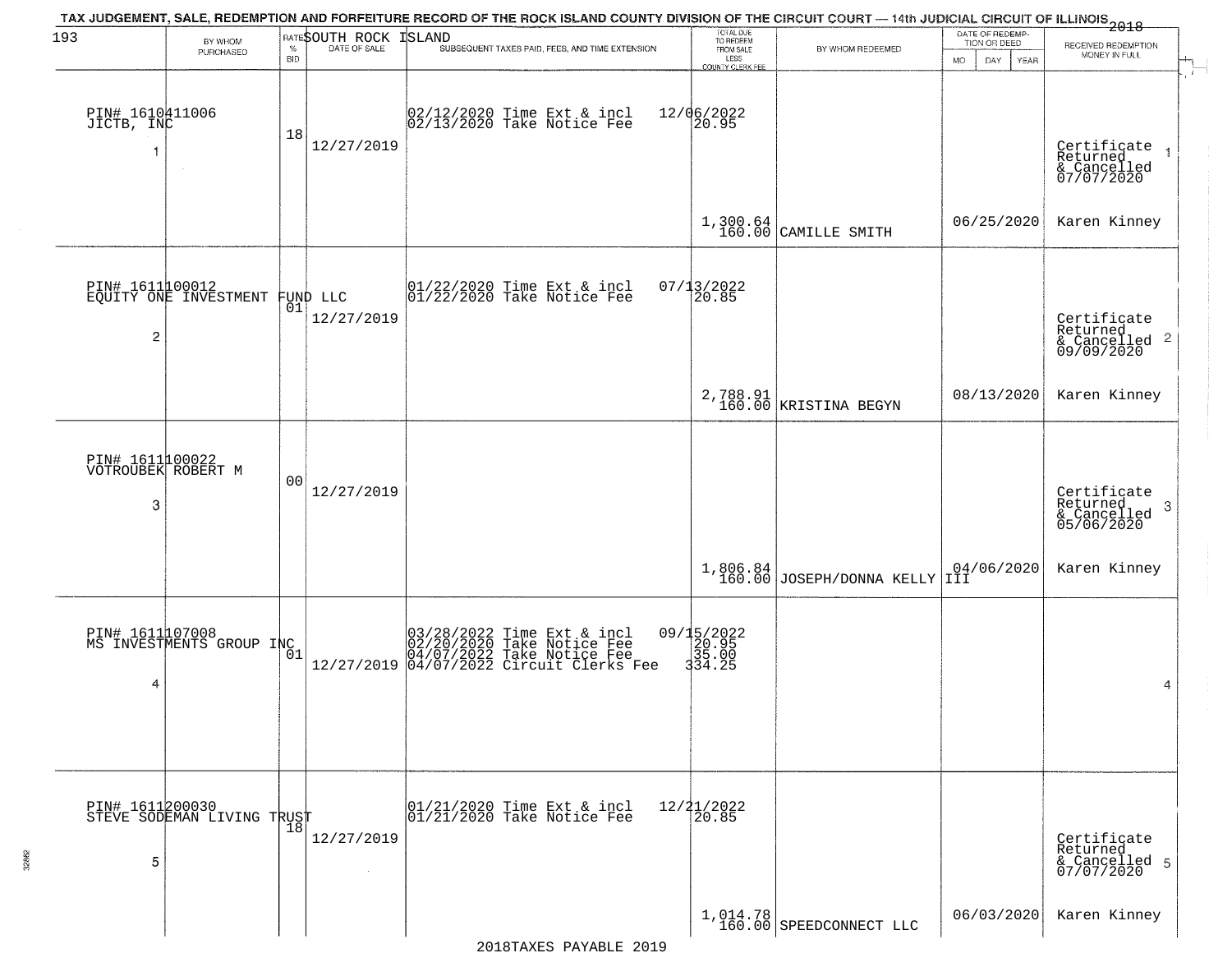TAX JUDGEMENT, SALE, REDEMPTION AND FORFEITURE RECORD OF THE ROCK ISLAND COUNTY DIVISION OF THE CIRCUIT COURT — 14th JUDICIAL CIRCUIT OF ILLINOIS 2018

SOUTH ROCK ISLAND

| BY WHOM PURCHASED | RATE % BID | DATE OF SALE | SUBSEQUENT TAXES PAID, FEES, AND TIME EXTENSION | TOTAL DUE TO REDEEM FROM SALE LESS COUNTY CLERK FEE | BY WHOM REDEEMED | DATE OF REDEMPTION OR DEED MO DAY YEAR | RECEIVED REDEMPTION MONEY IN FULL |
|---|---|---|---|---|---|---|---|
| PIN# 1610411006 JICTB, INC 1 | 18 | 12/27/2019 | 02/12/2020 Time Ext & incl 12/06/2022<br>02/13/2020 Take Notice Fee 20.95 | 1,300.64<br>160.00 | CAMILLE SMITH | 06/25/2020 | Certificate Returned & Cancelled 07/07/2020 1<br>Karen Kinney |
| PIN# 1611100012 EQUITY ONE INVESTMENT FUND LLC 2 | 01 | 12/27/2019 | 01/22/2020 Time Ext & incl 07/13/2022<br>01/22/2020 Take Notice Fee 20.85 | 2,788.91<br>160.00 | KRISTINA BEGYN | 08/13/2020 | Certificate Returned & Cancelled 09/09/2020 2<br>Karen Kinney |
| PIN# 1611100022 VOTROUBEK ROBERT M 3 | 00 | 12/27/2019 | | 1,806.84<br>160.00 | JOSEPH/DONNA KELLY III | 04/06/2020 | Certificate Returned & Cancelled 05/06/2020 3<br>Karen Kinney |
| PIN# 1611107008 MS INVESTMENTS GROUP INC 4 | 01 | 12/27/2019 | 03/28/2022 Time Ext & incl 09/15/2022<br>02/20/2020 Take Notice Fee 20.95<br>04/07/2022 Take Notice Fee 35.00<br>04/07/2022 Circuit Clerks Fee 334.25 | | | | 4 |
| PIN# 1611200030 STEVE SODEMAN LIVING TRUST 5 | 18 | 12/27/2019 | 01/21/2020 Time Ext & incl 12/21/2022<br>01/21/2020 Take Notice Fee 20.85 | 1,014.78<br>160.00 | SPEEDCONNECT LLC | 06/03/2020 | Certificate Returned & Cancelled 07/07/2020 5<br>Karen Kinney |

2018TAXES PAYABLE 2019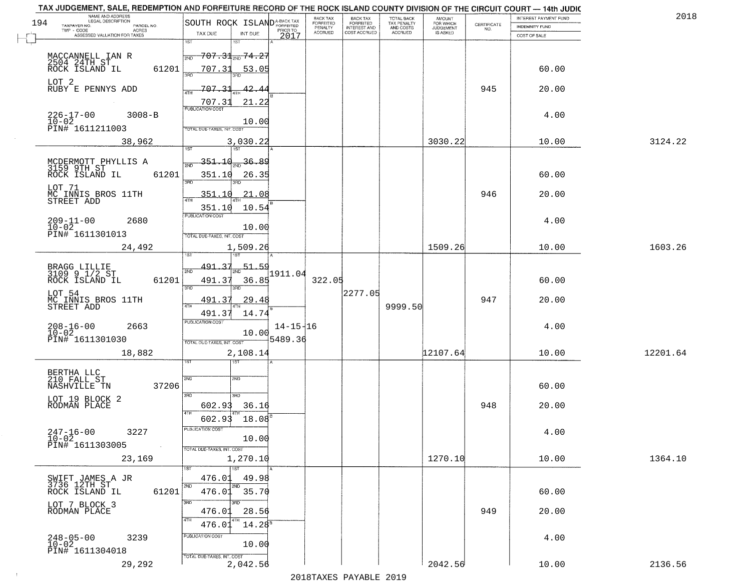TAX JUDGEMENT, SALE, REDEMPTION AND FORFEITURE RECORD OF THE ROCK ISLAND COUNTY DIVISION OF THE CIRCUIT COURT — 14th JUDIC

2018

| NAME AND ADDRESS / LEGAL DESCRIPTION / TAXPAYER NO. / PARCEL NO. / TWP - CODE / ACRES / ASSESSED VALUATION FOR TAXES | SOUTH ROCK ISLAND TAX DUE | INT DUE | A-BACK TAX FORFEITED PRIOR TO 2017 | BACK TAX FORFEITED PENALTY ACCRUED | BACK TAX FORFEITED INTEREST AND COST ACCRUED | TOTAL BACK TAX PENALTY AND COSTS ACCRUED | AMOUNT FOR WHICH JUDGEMENT IS ASKED | CERTIFICATE NO. | INTEREST PAYMENT FUND / INDEMNITY FUND / COST OF SALE | |
|---|---|---|---|---|---|---|---|---|---|---|
| 194 | | | | | | | | | | |
| MACCANNELL IAN R, 2504 24TH ST, ROCK ISLAND IL 61201 | 1ST | 1ST | | | | | | | | |
| | 2ND 707.31 | 2ND 74.27 | | | | | | | | |
| | 3RD 707.31 | 3RD 53.05 | | | | | | | 60.00 | |
| LOT 2, RUBY E PENNYS ADD | 4TH 707.31 | 4TH 42.44 | | | | | | 945 | 20.00 | |
| | 707.31 | 21.22 | | | | | | | | |
| 226-17-00 3008-B, 10-02, PIN# 1611211003 | PUBLICATION COST | 10.00 | | | | | | | 4.00 | |
| 38,962 | TOTAL DUE-TAXES, INT. COST | 3,030.22 | | | | | 3030.22 | | 10.00 | 3124.22 |
| MCDERMOTT PHYLLIS A, 3159 9TH ST, ROCK ISLAND IL 61201 | 1ST | 1ST | | | | | | | | |
| | 2ND 351.10 | 2ND 36.89 | | | | | | | | |
| | 3RD 351.10 | 3RD 26.35 | | | | | | | 60.00 | |
| LOT 71, MC INNIS BROS 11TH STREET ADD | 4TH 351.10 | 4TH 21.08 | | | | | | 946 | 20.00 | |
| | 351.10 | 10.54 | | | | | | | | |
| 209-11-00 2680, 10-02, PIN# 1611301013 | PUBLICATION COST | 10.00 | | | | | | | 4.00 | |
| 24,492 | TOTAL DUE-TAXES, INT. COST | 1,509.26 | | | | | 1509.26 | | 10.00 | 1603.26 |
| BRAGG LILLIE, 3109 9 1/2 ST, ROCK ISLAND IL 61201 | 1ST | 1ST | | | | | | | | |
| | 2ND 491.37 | 2ND 51.59 | 1911.04 | | | | | | | |
| | 3RD 491.37 | 3RD 36.85 | | 322.05 | | | | | 60.00 | |
| LOT 54, MC INNIS BROS 11TH STREET ADD | 4TH 491.37 | 4TH 29.48 | | | 2277.05 | | | 947 | 20.00 | |
| | 491.37 | 14.74 | | | | 9999.50 | | | | |
| 208-16-00 2663, 10-02, PIN# 1611301030 | PUBLICATION COST | 10.00 | 14-15-16 5489.36 | | | | | | 4.00 | |
| 18,882 | TOTAL DUE-TAXES, INT. COST | 2,108.14 | | | | | 12107.64 | | 10.00 | 12201.64 |
| BERTHA LLC, 210 FALL ST, NASHVILLE TN 37206 | 1ST | 1ST | | | | | | | | |
| | 2ND | 2ND | | | | | | | 60.00 | |
| LOT 19 BLOCK 2, RODMAN PLACE | 3RD 602.93 | 3RD 36.16 | | | | | | 948 | 20.00 | |
| | 4TH 602.93 | 4TH 18.08 | | | | | | | | |
| 247-16-00 3227, 10-02, PIN# 1611303005 | PUBLICATION COST | 10.00 | | | | | | | 4.00 | |
| 23,169 | TOTAL DUE-TAXES, INT. COST | 1,270.10 | | | | | 1270.10 | | 10.00 | 1364.10 |
| SWIFT JAMES A JR, 3736 12TH ST, ROCK ISLAND IL 61201 | 1ST 476.01 | 1ST 49.98 | | | | | | | | |
| | 2ND 476.01 | 2ND 35.70 | | | | | | | 60.00 | |
| LOT 7 BLOCK 3, RODMAN PLACE | 3RD 476.01 | 3RD 28.56 | | | | | | 949 | 20.00 | |
| | 4TH 476.01 | 4TH 14.28 | | | | | | | | |
| 248-05-00 3239, 10-02, PIN# 1611304018 | PUBLICATION COST | 10.00 | | | | | | | 4.00 | |
| 29,292 | TOTAL DUE-TAXES, INT. COST | 2,042.56 | | | | | 2042.56 | | 10.00 | 2136.56 |

2018TAXES PAYABLE 2019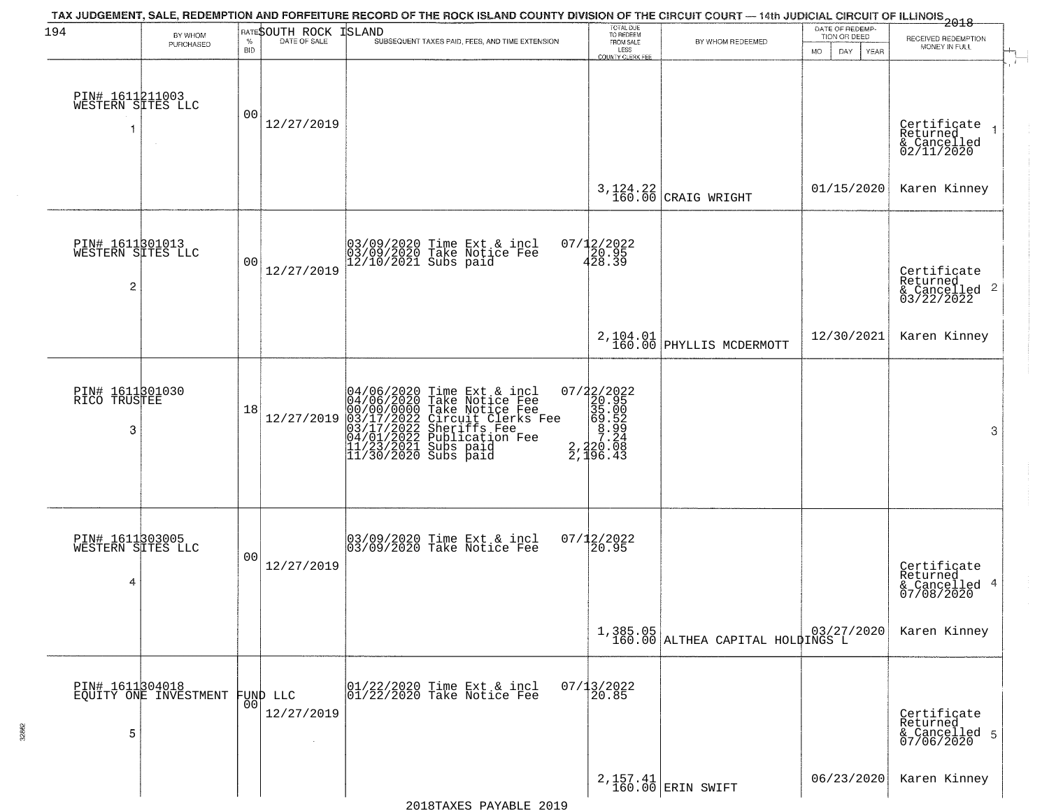TAX JUDGEMENT, SALE, REDEMPTION AND FORFEITURE RECORD OF THE ROCK ISLAND COUNTY DIVISION OF THE CIRCUIT COURT — 14th JUDICIAL CIRCUIT OF ILLINOIS 2018

SOUTH ROCK ISLAND

| BY WHOM PURCHASED | RATE % BID | DATE OF SALE | SUBSEQUENT TAXES PAID, FEES, AND TIME EXTENSION | TOTAL DUE TO REDEEM FROM SALE LESS COUNTY CLERK FEE | BY WHOM REDEEMED | DATE OF REDEMPTION OR DEED MO DAY YEAR | RECEIVED REDEMPTION MONEY IN FULL |
|---|---|---|---|---|---|---|---|
| PIN# 1611211003 WESTERN SITES LLC 1 | 00 | 12/27/2019 | | 3,124.22 160.00 | CRAIG WRIGHT | 01/15/2020 | Certificate Returned & Cancelled 02/11/2020 Karen Kinney 1 |
| PIN# 1611301013 WESTERN SITES LLC 2 | 00 | 12/27/2019 | 03/09/2020 Time Ext & incl 07/12/2022; 03/09/2020 Take Notice Fee 20.95; 12/10/2021 Subs paid 428.39 | 2,104.01 160.00 | PHYLLIS MCDERMOTT | 12/30/2021 | Certificate Returned & Cancelled 03/22/2022 Karen Kinney 2 |
| PIN# 1611301030 RICO TRUSTEE 3 | 18 | 12/27/2019 | 04/06/2020 Time Ext & incl 07/22/2022; 04/06/2020 Take Notice Fee 20.95; 00/00/0000 Take Notice Fee 35.00; 03/17/2022 Circuit Clerks Fee 69.52; 03/17/2022 Sheriffs Fee 8.99; 04/01/2022 Publication Fee 7.24; 11/23/2021 Subs paid 2,220.08; 11/30/2020 Subs paid 2,196.43 | | | | 3 |
| PIN# 1611303005 WESTERN SITES LLC 4 | 00 | 12/27/2019 | 03/09/2020 Time Ext & incl 07/12/2022; 03/09/2020 Take Notice Fee 20.95 | 1,385.05 160.00 | ALTHEA CAPITAL HOLDINGS L | 03/27/2020 | Certificate Returned & Cancelled 07/08/2020 Karen Kinney 4 |
| PIN# 1611304018 EQUITY ONE INVESTMENT FUND LLC 5 | 00 | 12/27/2019 | 01/22/2020 Time Ext & incl 07/13/2022; 01/22/2020 Take Notice Fee 20.85 | 2,157.41 160.00 | ERIN SWIFT | 06/23/2020 | Certificate Returned & Cancelled 07/06/2020 Karen Kinney 5 |

2018TAXES PAYABLE 2019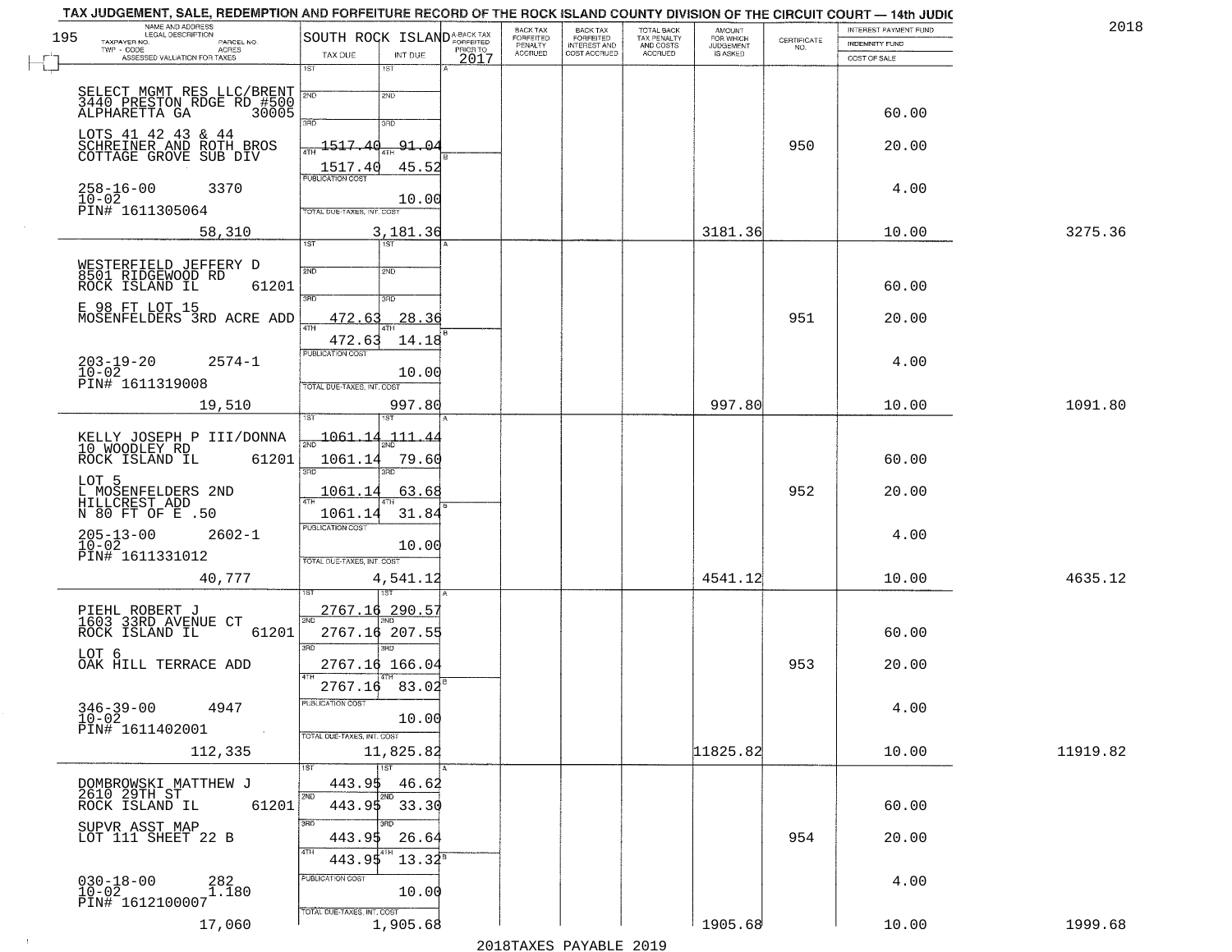TAX JUDGEMENT, SALE, REDEMPTION AND FORFEITURE RECORD OF THE ROCK ISLAND COUNTY DIVISION OF THE CIRCUIT COURT — 14th JUDIC

2018

| NAME AND ADDRESS / LEGAL DESCRIPTION / TAXPAYER NO. / PARCEL NO. / TWP - CODE / ACRES / ASSESSED VALUATION FOR TAXES | SOUTH ROCK ISLAND TAX DUE | INT DUE | A-BACK TAX FORFEITED PRIOR TO 2017 | BACK TAX FORFEITED PENALTY ACCRUED | BACK TAX FORFEITED INTEREST AND COST ACCRUED | TOTAL BACK TAX PENALTY AND COSTS ACCRUED | AMOUNT FOR WHICH JUDGEMENT IS ASKED | CERTIFICATE NO. | INTEREST PAYMENT FUND / INDEMNITY FUND / COST OF SALE | |
|---|---|---|---|---|---|---|---|---|---|---|
| SELECT MGMT RES LLC/BRENT 3440 PRESTON RDGE RD #500 ALPHARETTA GA 30005 | 1ST | 1ST | | | | | | | | |
| | 2ND | 2ND | | | | | | | 60.00 | |
| LOTS 41 42 43 & 44 SCHREINER AND ROTH BROS COTTAGE GROVE SUB DIV | 3RD 1517.40 | 3RD 91.04 | | | | | | 950 | 20.00 | |
| | 4TH 1517.40 | 4TH 45.52 | | | | | | | | |
| 258-16-00 3370 10-02 PIN# 1611305064 | PUBLICATION COST | 10.00 | | | | | | | 4.00 | |
| 58,310 | TOTAL DUE-TAXES, INT. COST | 3,181.36 | | | | | 3181.36 | | 10.00 | 3275.36 |
| WESTERFIELD JEFFERY D 8501 RIDGEWOOD RD ROCK ISLAND IL 61201 | 1ST | 1ST | | | | | | | | |
| | 2ND | 2ND | | | | | | | 60.00 | |
| E 98 FT LOT 15 MOSENFELDERS 3RD ACRE ADD | 3RD 472.63 | 3RD 28.36 | | | | | | 951 | 20.00 | |
| | 4TH 472.63 | 4TH 14.18 | | | | | | | | |
| 203-19-20 2574-1 10-02 PIN# 1611319008 | PUBLICATION COST | 10.00 | | | | | | | 4.00 | |
| 19,510 | TOTAL DUE-TAXES, INT. COST | 997.80 | | | | | 997.80 | | 10.00 | 1091.80 |
| KELLY JOSEPH P III/DONNA 10 WOODLEY RD ROCK ISLAND IL 61201 | 1ST 1061.14 | 1ST 111.44 | | | | | | | | |
| | 2ND 1061.14 | 2ND 79.60 | | | | | | | 60.00 | |
| LOT 5 L MOSENFELDERS 2ND HILLCREST ADD N 80 FT OF E .50 | 3RD 1061.14 | 3RD 63.68 | | | | | | 952 | 20.00 | |
| | 4TH 1061.14 | 4TH 31.84 | | | | | | | | |
| 205-13-00 2602-1 10-02 PIN# 1611331012 | PUBLICATION COST | 10.00 | | | | | | | 4.00 | |
| 40,777 | TOTAL DUE-TAXES, INT. COST | 4,541.12 | | | | | 4541.12 | | 10.00 | 4635.12 |
| PIEHL ROBERT J 1603 33RD AVENUE CT ROCK ISLAND IL 61201 | 1ST 2767.16 | 1ST 290.57 | | | | | | | | |
| | 2ND 2767.16 | 2ND 207.55 | | | | | | | 60.00 | |
| LOT 6 OAK HILL TERRACE ADD | 3RD 2767.16 | 3RD 166.04 | | | | | | 953 | 20.00 | |
| | 4TH 2767.16 | 4TH 83.02 | | | | | | | | |
| 346-39-00 4947 10-02 PIN# 1611402001 | PUBLICATION COST | 10.00 | | | | | | | 4.00 | |
| 112,335 | TOTAL DUE-TAXES, INT. COST | 11,825.82 | | | | | 11825.82 | | 10.00 | 11919.82 |
| DOMBROWSKI MATTHEW J 2610 29TH ST ROCK ISLAND IL 61201 | 1ST 443.95 | 1ST 46.62 | | | | | | | | |
| | 2ND 443.95 | 2ND 33.30 | | | | | | | 60.00 | |
| SUPVR ASST MAP LOT 111 SHEET 22 B | 3RD 443.95 | 3RD 26.64 | | | | | | 954 | 20.00 | |
| | 4TH 443.95 | 4TH 13.32 | | | | | | | | |
| 030-18-00 282 10-02 1.180 PIN# 1612100007 | PUBLICATION COST | 10.00 | | | | | | | 4.00 | |
| 17,060 | TOTAL DUE-TAXES, INT. COST | 1,905.68 | | | | | 1905.68 | | 10.00 | 1999.68 |

2018TAXES PAYABLE 2019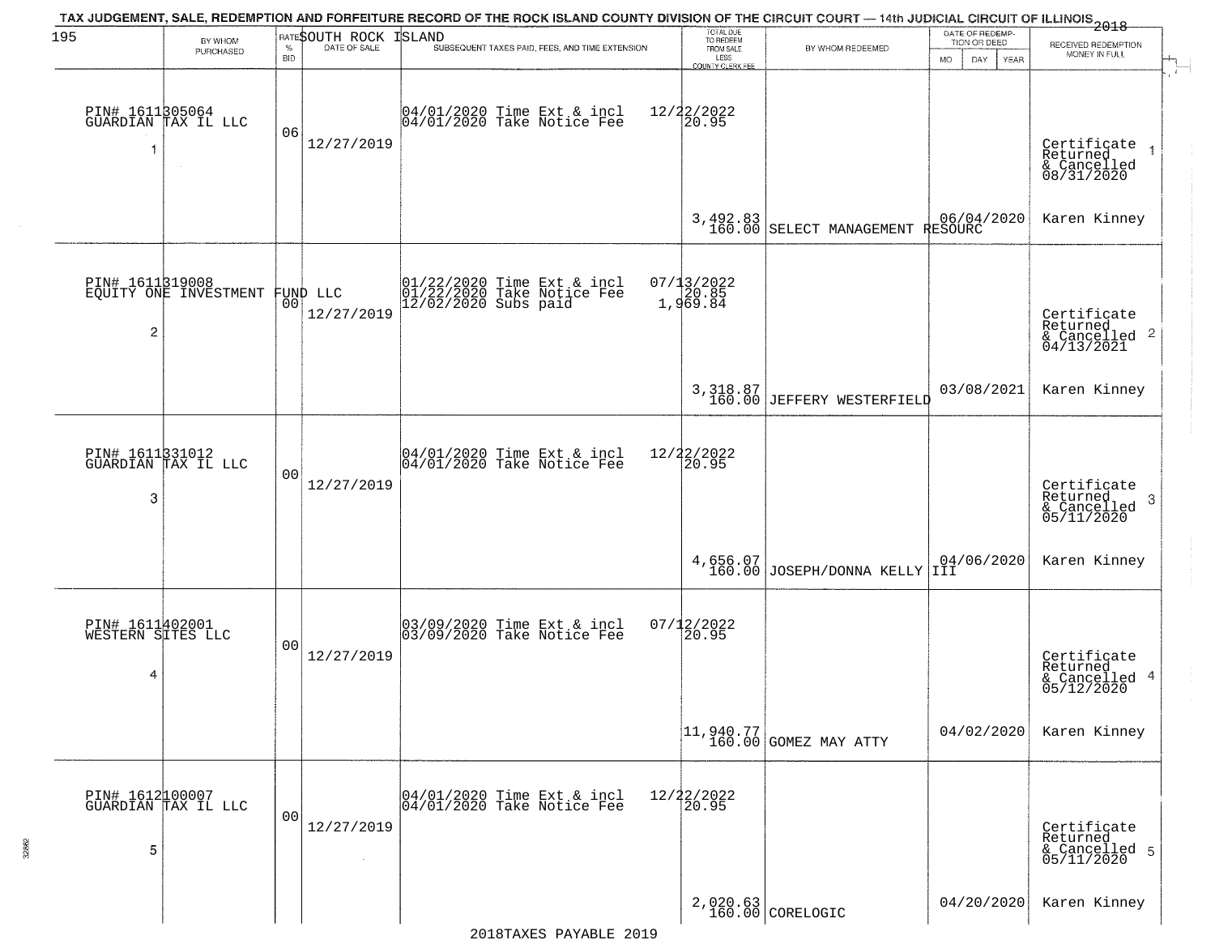# TAX JUDGEMENT, SALE, REDEMPTION AND FORFEITURE RECORD OF THE ROCK ISLAND COUNTY DIVISION OF THE CIRCUIT COURT — 14th JUDICIAL CIRCUIT OF ILLINOIS 2018

SOUTH ROCK ISLAND

| | BY WHOM PURCHASED | RATE % BID | DATE OF SALE | SUBSEQUENT TAXES PAID, FEES, AND TIME EXTENSION | TOTAL DUE TO REDEEM FROM SALE LESS COUNTY CLERK FEE | BY WHOM REDEEMED | DATE OF REDEMPTION OR DEED | RECEIVED REDEMPTION MONEY IN FULL |
|---|---|---|---|---|---|---|---|---|
| 1 | PIN# 1611305064 GUARDIAN TAX IL LLC | 06 | 12/27/2019 | 04/01/2020 Time Ext & incl 12/22/2022<br>04/01/2020 Take Notice Fee 20.95 | 3,492.83<br>160.00 | SELECT MANAGEMENT RESOURC | 06/04/2020 | Certificate Returned & Cancelled 08/31/2020<br>Karen Kinney |
| 2 | PIN# 1611319008 EQUITY ONE INVESTMENT FUND LLC | 00 | 12/27/2019 | 01/22/2020 Time Ext & incl 07/13/2022<br>01/22/2020 Take Notice Fee 20.85<br>12/02/2020 Subs paid 1,969.84 | 3,318.87<br>160.00 | JEFFERY WESTERFIELD | 03/08/2021 | Certificate Returned & Cancelled 04/13/2021<br>Karen Kinney |
| 3 | PIN# 1611331012 GUARDIAN TAX IL LLC | 00 | 12/27/2019 | 04/01/2020 Time Ext & incl 12/22/2022<br>04/01/2020 Take Notice Fee 20.95 | 4,656.07<br>160.00 | JOSEPH/DONNA KELLY III | 04/06/2020 | Certificate Returned & Cancelled 05/11/2020<br>Karen Kinney |
| 4 | PIN# 1611402001 WESTERN SITES LLC | 00 | 12/27/2019 | 03/09/2020 Time Ext & incl 07/12/2022<br>03/09/2020 Take Notice Fee 20.95 | 11,940.77<br>160.00 | GOMEZ MAY ATTY | 04/02/2020 | Certificate Returned & Cancelled 05/12/2020<br>Karen Kinney |
| 5 | PIN# 1612100007 GUARDIAN TAX IL LLC | 00 | 12/27/2019 | 04/01/2020 Time Ext & incl 12/22/2022<br>04/01/2020 Take Notice Fee 20.95 | 2,020.63<br>160.00 | CORELOGIC | 04/20/2020 | Certificate Returned & Cancelled 05/11/2020<br>Karen Kinney |

2018TAXES PAYABLE 2019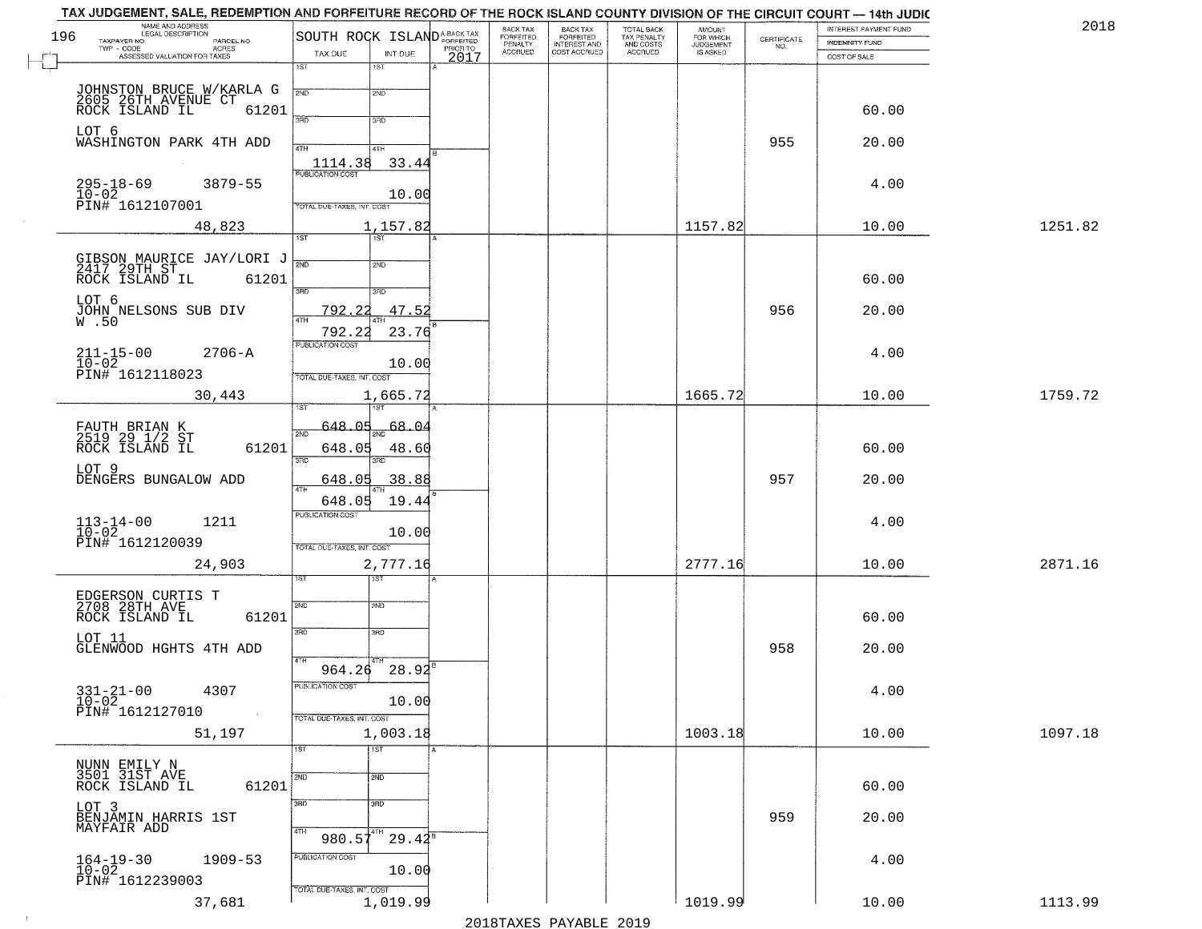# TAX JUDGEMENT, SALE, REDEMPTION AND FORFEITURE RECORD OF THE ROCK ISLAND COUNTY DIVISION OF THE CIRCUIT COURT — 14th JUDIC

196 — SOUTH ROCK ISLAND — 2018

| NAME AND ADDRESS / LEGAL DESCRIPTION / TAXPAYER NO. / PARCEL NO. / TWP - CODE / ACRES / ASSESSED VALUATION FOR TAXES | TAX DUE | INT DUE | A-BACK TAX FORFEITED PRIOR TO 2017 | BACK TAX FORFEITED PENALTY ACCRUED | BACK TAX FORFEITED INTEREST AND COST ACCRUED | TOTAL BACK TAX PENALTY AND COSTS ACCRUED | AMOUNT FOR WHICH JUDGEMENT IS ASKED | CERTIFICATE NO. | INTEREST PAYMENT FUND / INDEMNITY FUND / COST OF SALE | |
|---|---|---|---|---|---|---|---|---|---|---|
| JOHNSTON BRUCE W/KARLA G<br>2605 26TH AVENUE CT<br>ROCK ISLAND IL 61201<br>LOT 6<br>WASHINGTON PARK 4TH ADD<br>295-18-69 3879-55<br>10-02<br>PIN# 1612107001<br>48,823 | 1ST<br>2ND<br>3RD<br>4TH 1114.38<br>PUBLICATION COST<br>TOTAL DUE-TAXES, INT. COST | 1ST<br>2ND<br>3RD<br>4TH 33.44<br>10.00<br>1,157.82 | | | | | 1157.82 | 955 | 60.00<br>20.00<br>4.00<br>10.00 | 1251.82 |
| GIBSON MAURICE JAY/LORI J<br>2417 29TH ST<br>ROCK ISLAND IL 61201<br>LOT 6<br>JOHN NELSONS SUB DIV<br>W .50<br>211-15-00 2706-A<br>10-02<br>PIN# 1612118023<br>30,443 | 1ST<br>2ND<br>3RD 792.22<br>4TH 792.22<br>PUBLICATION COST<br>TOTAL DUE-TAXES, INT. COST | 1ST<br>2ND<br>3RD 47.52<br>4TH 23.76<br>10.00<br>1,665.72 | | | | | 1665.72 | 956 | 60.00<br>20.00<br>4.00<br>10.00 | 1759.72 |
| FAUTH BRIAN K<br>2519 29 1/2 ST<br>ROCK ISLAND IL 61201<br>LOT 9<br>DENGERS BUNGALOW ADD<br>113-14-00 1211<br>10-02<br>PIN# 1612120039<br>24,903 | 1ST 648.05<br>2ND 648.05<br>3RD 648.05<br>4TH 648.05<br>PUBLICATION COST<br>TOTAL DUE-TAXES, INT. COST | 1ST 68.04<br>2ND 48.60<br>3RD 38.88<br>4TH 19.44<br>10.00<br>2,777.16 | | | | | 2777.16 | 957 | 60.00<br>20.00<br>4.00<br>10.00 | 2871.16 |
| EDGERSON CURTIS T<br>2708 28TH AVE<br>ROCK ISLAND IL 61201<br>LOT 11<br>GLENWOOD HGHTS 4TH ADD<br>331-21-00 4307<br>10-02<br>PIN# 1612127010<br>51,197 | 1ST<br>2ND<br>3RD<br>4TH 964.26<br>PUBLICATION COST<br>TOTAL DUE-TAXES, INT. COST | 1ST<br>2ND<br>3RD<br>4TH 28.92<br>10.00<br>1,003.18 | | | | | 1003.18 | 958 | 60.00<br>20.00<br>4.00<br>10.00 | 1097.18 |
| NUNN EMILY N<br>3501 31ST AVE<br>ROCK ISLAND IL 61201<br>LOT 3<br>BENJAMIN HARRIS 1ST<br>MAYFAIR ADD<br>164-19-30 1909-53<br>10-02<br>PIN# 1612239003<br>37,681 | 1ST<br>2ND<br>3RD<br>4TH 980.57<br>PUBLICATION COST<br>TOTAL DUE-TAXES, INT. COST | 1ST<br>2ND<br>3RD<br>4TH 29.42<br>10.00<br>1,019.99 | | | | | 1019.99 | 959 | 60.00<br>20.00<br>4.00<br>10.00 | 1113.99 |

2018TAXES PAYABLE 2019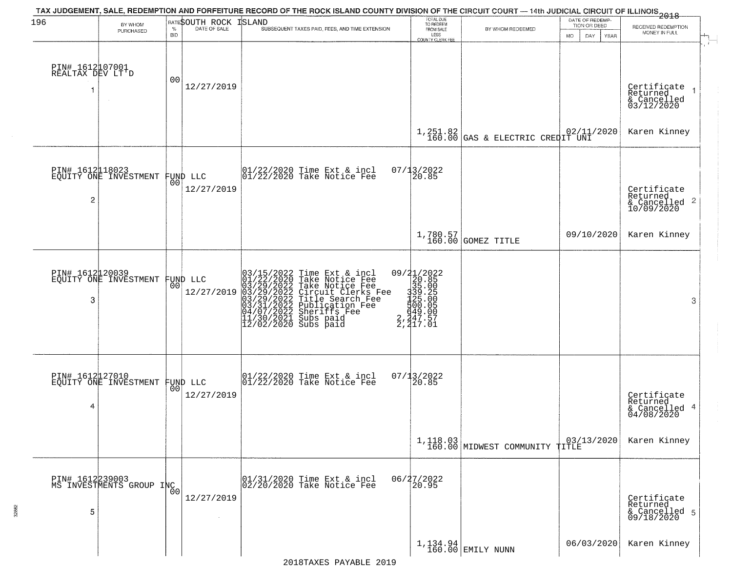TAX JUDGEMENT, SALE, REDEMPTION AND FORFEITURE RECORD OF THE ROCK ISLAND COUNTY DIVISION OF THE CIRCUIT COURT — 14th JUDICIAL CIRCUIT OF ILLINOIS 2018

SOUTH ROCK ISLAND

| BY WHOM PURCHASED | RATE % BID | DATE OF SALE | SUBSEQUENT TAXES PAID, FEES, AND TIME EXTENSION | TOTAL DUE TO REDEEM FROM SALE LESS COUNTY CLERK FEE | BY WHOM REDEEMED | DATE OF REDEMPTION OR DEED MO DAY YEAR | RECEIVED REDEMPTION MONEY IN FULL |
|---|---|---|---|---|---|---|---|
| PIN# 1612107001 REALTAX DEV LT'D 1 | 00 | 12/27/2019 | | 1,251.82 160.00 | GAS & ELECTRIC CREDIT UNI | 02/11/2020 | Certificate Returned & Cancelled 03/12/2020 Karen Kinney |
| PIN# 1612118023 EQUITY ONE INVESTMENT FUND LLC 2 | 00 | 12/27/2019 | 01/22/2020 Time Ext & incl 07/13/2022; 01/22/2020 Take Notice Fee 20.85 | 1,780.57 160.00 | GOMEZ TITLE | 09/10/2020 | Certificate Returned & Cancelled 10/09/2020 Karen Kinney |
| PIN# 1612120039 EQUITY ONE INVESTMENT FUND LLC 3 | 00 | 12/27/2019 | 03/15/2022 Time Ext & incl 09/21/2022; 01/22/2020 Take Notice Fee 20.85; 03/29/2022 Take Notice Fee 35.00; 03/29/2022 Circuit Clerks Fee 339.25; 03/29/2022 Title Search Fee 125.00; 03/31/2022 Publication Fee 500.05; 04/07/2022 Sheriffs Fee 649.00; 11/30/2021 Subs paid 2,247.57; 12/02/2020 Subs paid 2,217.01 | | | | |
| PIN# 1612127010 EQUITY ONE INVESTMENT FUND LLC 4 | 00 | 12/27/2019 | 01/22/2020 Time Ext & incl 07/13/2022; 01/22/2020 Take Notice Fee 20.85 | 1,118.03 160.00 | MIDWEST COMMUNITY TITLE | 03/13/2020 | Certificate Returned & Cancelled 04/08/2020 Karen Kinney |
| PIN# 1612239003 MS INVESTMENTS GROUP INC 5 | 00 | 12/27/2019 | 01/31/2020 Time Ext & incl 06/27/2022; 02/20/2020 Take Notice Fee 20.95 | 1,134.94 160.00 | EMILY NUNN | 06/03/2020 | Certificate Returned & Cancelled 09/18/2020 Karen Kinney |

2018TAXES PAYABLE 2019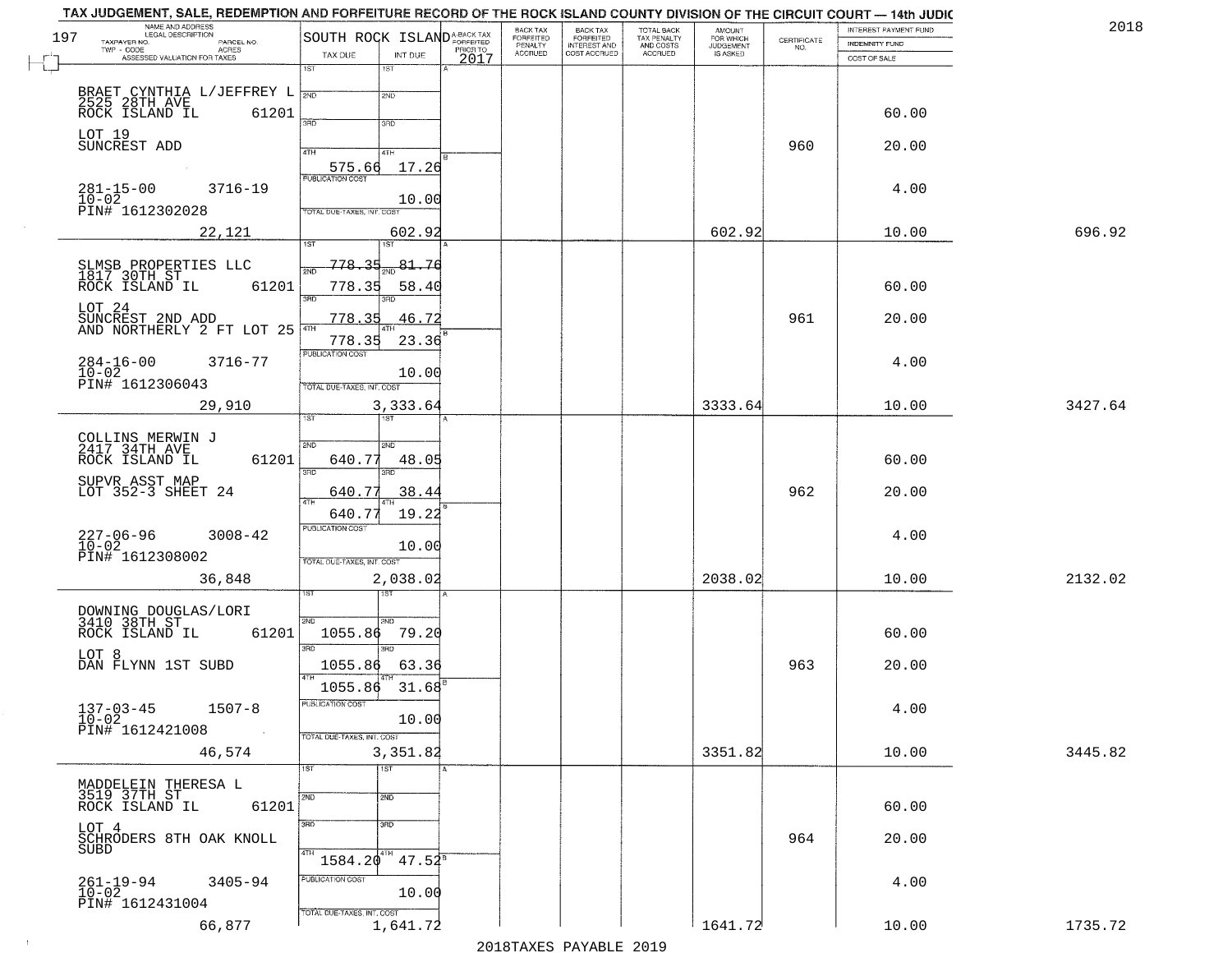TAX JUDGEMENT, SALE, REDEMPTION AND FORFEITURE RECORD OF THE ROCK ISLAND COUNTY DIVISION OF THE CIRCUIT COURT — 14th JUDIC

2018

197

| NAME AND ADDRESS / LEGAL DESCRIPTION / TAXPAYER NO. / PARCEL NO. / TWP - CODE / ACRES / ASSESSED VALUATION FOR TAXES | SOUTH ROCK ISLAND TAX DUE | INT DUE | A-BACK TAX FORFEITED PRIOR TO 2017 | BACK TAX FORFEITED PENALTY ACCRUED | BACK TAX FORFEITED INTEREST AND COST ACCRUED | TOTAL BACK TAX PENALTY AND COSTS ACCRUED | AMOUNT FOR WHICH JUDGEMENT IS ASKED | CERTIFICATE NO. | INTEREST PAYMENT FUND / INDEMNITY FUND / COST OF SALE | |
|---|---|---|---|---|---|---|---|---|---|---|
| BRAET CYNTHIA L/JEFFREY L<br>2525 28TH AVE<br>ROCK ISLAND IL 61201<br>LOT 19<br>SUNCREST ADD<br>281-15-00 3716-19<br>10-02<br>PIN# 1612302028<br>22,121 | 1ST<br>2ND<br>3RD<br>4TH 575.66<br>PUBLICATION COST<br>TOTAL DUE-TAXES, INT. COST | 1ST<br>2ND<br>3RD<br>4TH 17.26<br>10.00<br>602.92 | | | | | 602.92 | 960 | 60.00<br>20.00<br>4.00<br>10.00 | 696.92 |
| SLMSB PROPERTIES LLC<br>1817 30TH ST<br>ROCK ISLAND IL 61201<br>LOT 24<br>SUNCREST 2ND ADD<br>AND NORTHERLY 2 FT LOT 25<br>284-16-00 3716-77<br>10-02<br>PIN# 1612306043<br>29,910 | 1ST ~~778.35~~<br>2ND 778.35<br>3RD 778.35<br>4TH 778.35<br>PUBLICATION COST<br>TOTAL DUE-TAXES, INT. COST | 1ST ~~81.76~~<br>2ND 58.40<br>3RD 46.72<br>4TH 23.36<br>10.00<br>3,333.64 | | | | | 3333.64 | 961 | 60.00<br>20.00<br>4.00<br>10.00 | 3427.64 |
| COLLINS MERWIN J<br>2417 34TH AVE<br>ROCK ISLAND IL 61201<br>SUPVR ASST MAP<br>LOT 352-3 SHEET 24<br>227-06-96 3008-42<br>10-02<br>PIN# 1612308002<br>36,848 | 1ST<br>2ND 640.77<br>3RD 640.77<br>4TH 640.77<br>PUBLICATION COST<br>TOTAL DUE-TAXES, INT. COST | 1ST<br>2ND 48.05<br>3RD 38.44<br>4TH 19.22<br>10.00<br>2,038.02 | | | | | 2038.02 | 962 | 60.00<br>20.00<br>4.00<br>10.00 | 2132.02 |
| DOWNING DOUGLAS/LORI<br>3410 38TH ST<br>ROCK ISLAND IL 61201<br>LOT 8<br>DAN FLYNN 1ST SUBD<br>137-03-45 1507-8<br>10-02<br>PIN# 1612421008<br>46,574 | 1ST<br>2ND 1055.86<br>3RD 1055.86<br>4TH 1055.86<br>PUBLICATION COST<br>TOTAL DUE-TAXES, INT. COST | 1ST<br>2ND 79.20<br>3RD 63.36<br>4TH 31.68<br>10.00<br>3,351.82 | | | | | 3351.82 | 963 | 60.00<br>20.00<br>4.00<br>10.00 | 3445.82 |
| MADDELEIN THERESA L<br>3519 37TH ST<br>ROCK ISLAND IL 61201<br>LOT 4<br>SCHRODERS 8TH OAK KNOLL SUBD<br>261-19-94 3405-94<br>10-02<br>PIN# 1612431004<br>66,877 | 1ST<br>2ND<br>3RD<br>4TH 1584.20<br>PUBLICATION COST<br>TOTAL DUE-TAXES, INT. COST | 1ST<br>2ND<br>3RD<br>4TH 47.52<br>10.00<br>1,641.72 | | | | | 1641.72 | 964 | 60.00<br>20.00<br>4.00<br>10.00 | 1735.72 |

2018TAXES PAYABLE 2019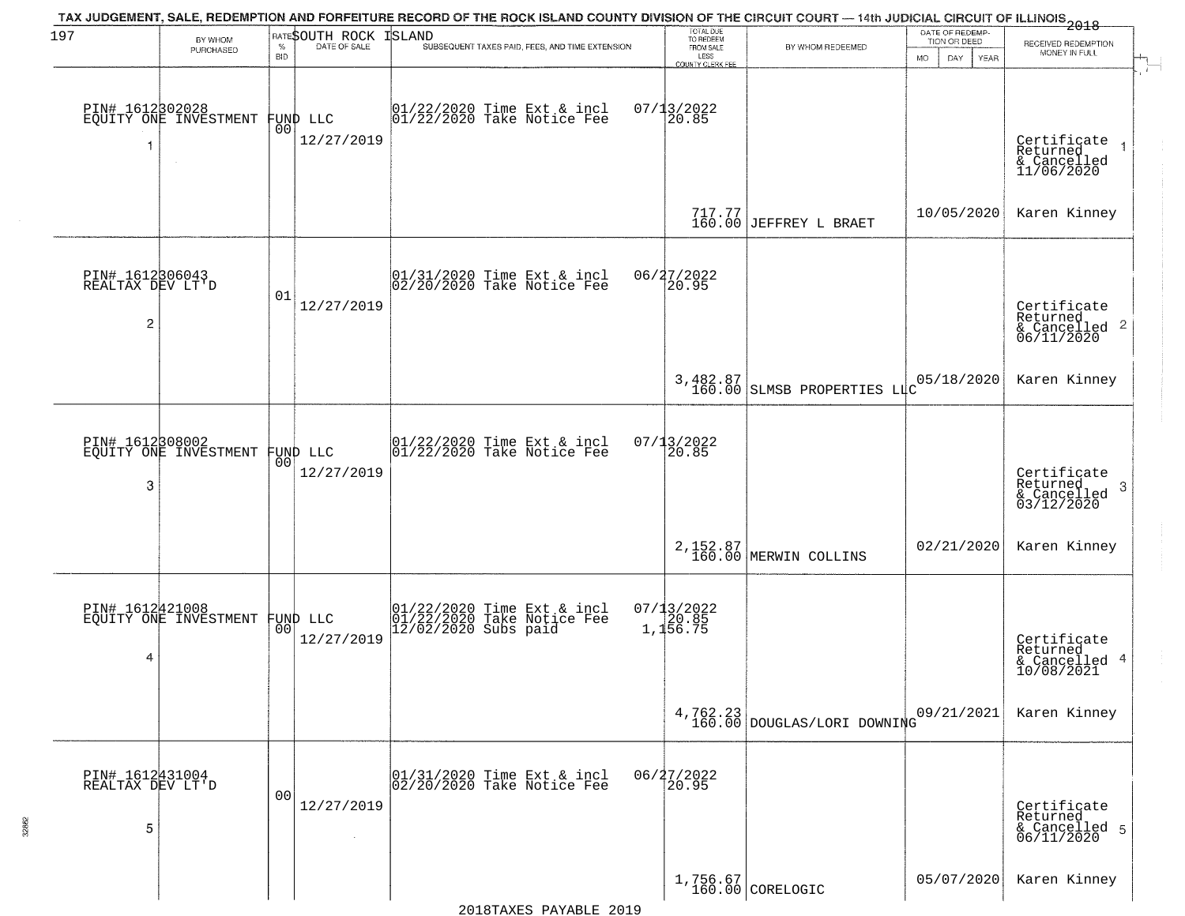TAX JUDGEMENT, SALE, REDEMPTION AND FORFEITURE RECORD OF THE ROCK ISLAND COUNTY DIVISION OF THE CIRCUIT COURT — 14th JUDICIAL CIRCUIT OF ILLINOIS 2018

SOUTH ROCK ISLAND

| 197 | BY WHOM PURCHASED | RATE % BID | DATE OF SALE | SUBSEQUENT TAXES PAID, FEES, AND TIME EXTENSION | TOTAL DUE TO REDEEM FROM SALE LESS COUNTY CLERK FEE | BY WHOM REDEEMED | DATE OF REDEMPTION OR DEED MO DAY YEAR | RECEIVED REDEMPTION MONEY IN FULL |
|---|---|---|---|---|---|---|---|---|
| 1 | PIN# 1612302028 EQUITY ONE INVESTMENT FUND LLC | 00 | 12/27/2019 | 01/22/2020 Time Ext & incl 01/22/2020 Take Notice Fee | 07/13/2022 20.85 717.77 160.00 | JEFFREY L BRAET | 10/05/2020 | Certificate Returned & Cancelled 11/06/2020 Karen Kinney |
| 2 | PIN# 1612306043 REALTAX DEV LT'D | 01 | 12/27/2019 | 01/31/2020 Time Ext & incl 02/20/2020 Take Notice Fee | 06/27/2022 20.95 3,482.87 160.00 | SLMSB PROPERTIES LLC | 05/18/2020 | Certificate Returned & Cancelled 06/11/2020 Karen Kinney |
| 3 | PIN# 1612308002 EQUITY ONE INVESTMENT FUND LLC | 00 | 12/27/2019 | 01/22/2020 Time Ext & incl 01/22/2020 Take Notice Fee | 07/13/2022 20.85 2,152.87 160.00 | MERWIN COLLINS | 02/21/2020 | Certificate Returned & Cancelled 03/12/2020 Karen Kinney |
| 4 | PIN# 1612421008 EQUITY ONE INVESTMENT FUND LLC | 00 | 12/27/2019 | 01/22/2020 Time Ext & incl 01/22/2020 Take Notice Fee 12/02/2020 Subs paid | 07/13/2022 20.85 1,156.75 4,762.23 160.00 | DOUGLAS/LORI DOWNING | 09/21/2021 | Certificate Returned & Cancelled 10/08/2021 Karen Kinney |
| 5 | PIN# 1612431004 REALTAX DEV LT'D | 00 | 12/27/2019 | 01/31/2020 Time Ext & incl 02/20/2020 Take Notice Fee | 06/27/2022 20.95 1,756.67 160.00 | CORELOGIC | 05/07/2020 | Certificate Returned & Cancelled 06/11/2020 Karen Kinney |

2018TAXES PAYABLE 2019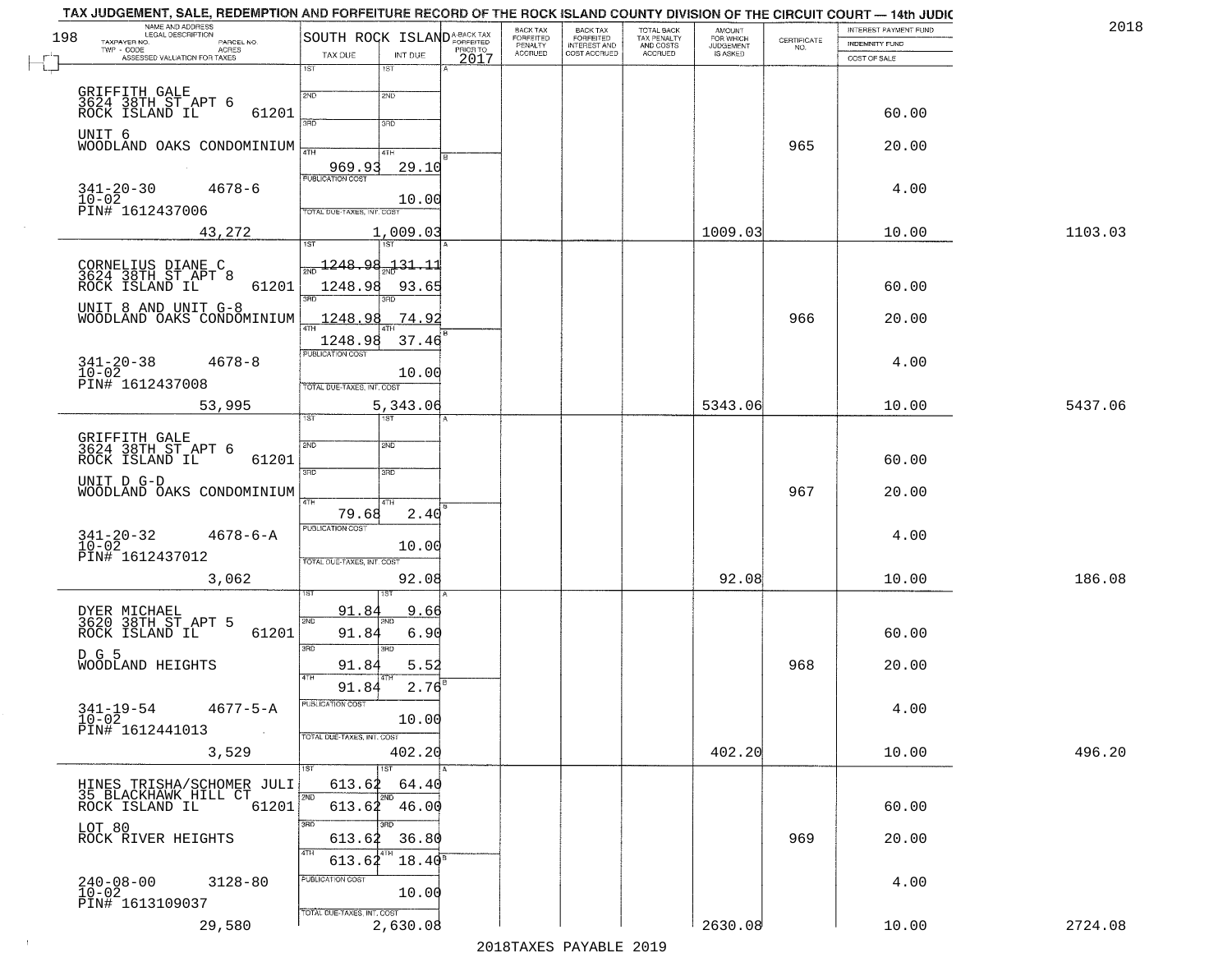TAX JUDGEMENT, SALE, REDEMPTION AND FORFEITURE RECORD OF THE ROCK ISLAND COUNTY DIVISION OF THE CIRCUIT COURT — 14th JUDIC

2018

| NAME AND ADDRESS / LEGAL DESCRIPTION / TAXPAYER NO. / PARCEL NO. / TWP - CODE / ACRES / ASSESSED VALUATION FOR TAXES | SOUTH ROCK ISLAND TAX DUE | INT DUE | A-BACK TAX FORFEITED PRIOR TO 2017 | BACK TAX FORFEITED PENALTY ACCRUED | BACK TAX FORFEITED INTEREST AND COST ACCRUED | TOTAL BACK TAX PENALTY AND COSTS ACCRUED | AMOUNT FOR WHICH JUDGEMENT IS ASKED | CERTIFICATE NO. | INTEREST PAYMENT FUND / INDEMNITY FUND / COST OF SALE | |
|---|---|---|---|---|---|---|---|---|---|---|
| GRIFFITH GALE<br>3624 38TH ST APT 6<br>ROCK ISLAND IL 61201<br>UNIT 6<br>WOODLAND OAKS CONDOMINIUM<br>341-20-30 4678-6<br>10-02<br>PIN# 1612437006<br>43,272 | 1ST<br>2ND<br>3RD<br>4TH 969.93<br>PUBLICATION COST<br>TOTAL DUE-TAXES, INT. COST 1,009.03 | 29.10<br>10.00 | | | | | 1009.03 | 965 | 60.00<br>20.00<br>4.00<br>10.00 | 1103.03 |
| CORNELIUS DIANE C<br>3624 38TH ST APT 8<br>ROCK ISLAND IL 61201<br>UNIT 8 AND UNIT G-8<br>WOODLAND OAKS CONDOMINIUM<br>341-20-38 4678-8<br>10-02<br>PIN# 1612437008<br>53,995 | 1ST 1248.98<br>2ND 1248.98<br>3RD 1248.98<br>4TH 1248.98<br>PUBLICATION COST<br>TOTAL DUE-TAXES, INT. COST 5,343.06 | 131.11<br>93.65<br>74.92<br>37.46<br>10.00 | | | | | 5343.06 | 966 | 60.00<br>20.00<br>4.00<br>10.00 | 5437.06 |
| GRIFFITH GALE<br>3624 38TH ST APT 6<br>ROCK ISLAND IL 61201<br>UNIT D G-D<br>WOODLAND OAKS CONDOMINIUM<br>341-20-32 4678-6-A<br>10-02<br>PIN# 1612437012<br>3,062 | 1ST<br>2ND<br>3RD<br>4TH 79.68<br>PUBLICATION COST<br>TOTAL DUE-TAXES, INT. COST 92.08 | 2.40<br>10.00 | | | | | 92.08 | 967 | 60.00<br>20.00<br>4.00<br>10.00 | 186.08 |
| DYER MICHAEL<br>3620 38TH ST APT 5<br>ROCK ISLAND IL 61201<br>D G 5<br>WOODLAND HEIGHTS<br>341-19-54 4677-5-A<br>10-02<br>PIN# 1612441013<br>3,529 | 1ST 91.84<br>2ND 91.84<br>3RD 91.84<br>4TH 91.84<br>PUBLICATION COST<br>TOTAL DUE-TAXES, INT. COST 402.20 | 9.66<br>6.90<br>5.52<br>2.76<br>10.00 | | | | | 402.20 | 968 | 60.00<br>20.00<br>4.00<br>10.00 | 496.20 |
| HINES TRISHA/SCHOMER JULI<br>35 BLACKHAWK HILL CT<br>ROCK ISLAND IL 61201<br>LOT 80<br>ROCK RIVER HEIGHTS<br>240-08-00 3128-80<br>10-02<br>PIN# 1613109037<br>29,580 | 1ST 613.62<br>2ND 613.62<br>3RD 613.62<br>4TH 613.62<br>PUBLICATION COST<br>TOTAL DUE-TAXES, INT. COST 2,630.08 | 64.40<br>46.00<br>36.80<br>18.40<br>10.00 | | | | | 2630.08 | 969 | 60.00<br>20.00<br>4.00<br>10.00 | 2724.08 |

2018TAXES PAYABLE 2019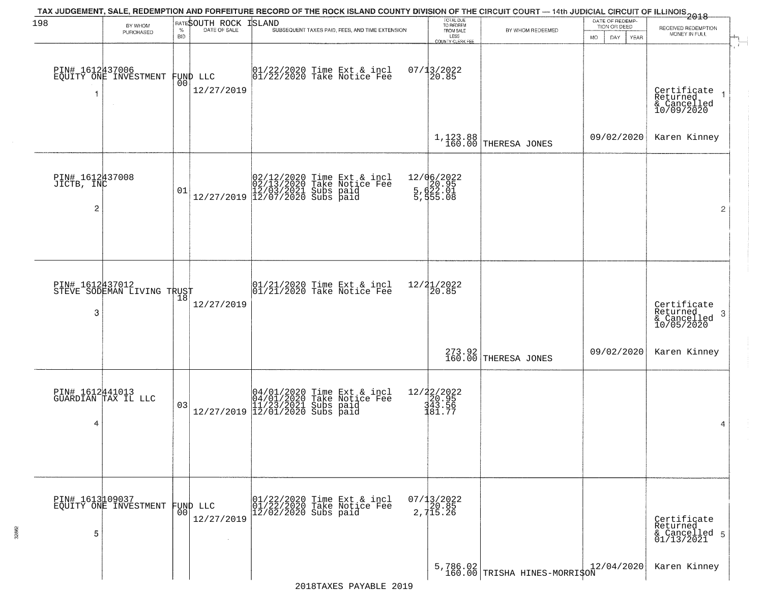TAX JUDGEMENT, SALE, REDEMPTION AND FORFEITURE RECORD OF THE ROCK ISLAND COUNTY DIVISION OF THE CIRCUIT COURT — 14th JUDICIAL CIRCUIT OF ILLINOIS 2018

SOUTH ROCK ISLAND

| | BY WHOM PURCHASED | RATE % BID | DATE OF SALE | SUBSEQUENT TAXES PAID, FEES, AND TIME EXTENSION | TOTAL DUE TO REDEEM FROM SALE LESS COUNTY CLERK FEE | BY WHOM REDEEMED | DATE OF REDEMPTION OR DEED MO DAY YEAR | RECEIVED REDEMPTION MONEY IN FULL |
|---|---|---|---|---|---|---|---|---|
| 1 | PIN# 1612437006 EQUITY ONE INVESTMENT FUND LLC | 00 | 12/27/2019 | 01/22/2020 Time Ext & incl<br>01/22/2020 Take Notice Fee | 07/13/2022<br>20.85<br><br>1,123.88<br>160.00 | THERESA JONES | 09/02/2020 | Certificate Returned & Cancelled 10/09/2020<br>Karen Kinney |
| 2 | PIN# 1612437008 JICTB, INC | 01 | 12/27/2019 | 02/12/2020 Time Ext & incl<br>02/13/2020 Take Notice Fee<br>12/03/2021 Subs paid<br>12/07/2020 Subs paid | 12/06/2022<br>20.95<br>5,622.01<br>5,555.08 | | | |
| 3 | PIN# 1612437012 STEVE SODEMAN LIVING TRUST | 18 | 12/27/2019 | 01/21/2020 Time Ext & incl<br>01/21/2020 Take Notice Fee | 12/21/2022<br>20.85<br><br>273.92<br>160.00 | THERESA JONES | 09/02/2020 | Certificate Returned & Cancelled 10/05/2020<br>Karen Kinney |
| 4 | PIN# 1612441013 GUARDIAN TAX IL LLC | 03 | 12/27/2019 | 04/01/2020 Time Ext & incl<br>04/01/2020 Take Notice Fee<br>11/23/2021 Subs paid<br>12/01/2020 Subs paid | 12/22/2022<br>20.95<br>343.56<br>181.77 | | | |
| 5 | PIN# 1613109037 EQUITY ONE INVESTMENT FUND LLC | 00 | 12/27/2019 | 01/22/2020 Time Ext & incl<br>01/22/2020 Take Notice Fee<br>12/02/2020 Subs paid | 07/13/2022<br>20.85<br>2,715.26<br><br>5,786.02<br>160.00 | TRISHA HINES-MORRISON | 12/04/2020 | Certificate Returned & Cancelled 01/13/2021<br>Karen Kinney |

2018TAXES PAYABLE 2019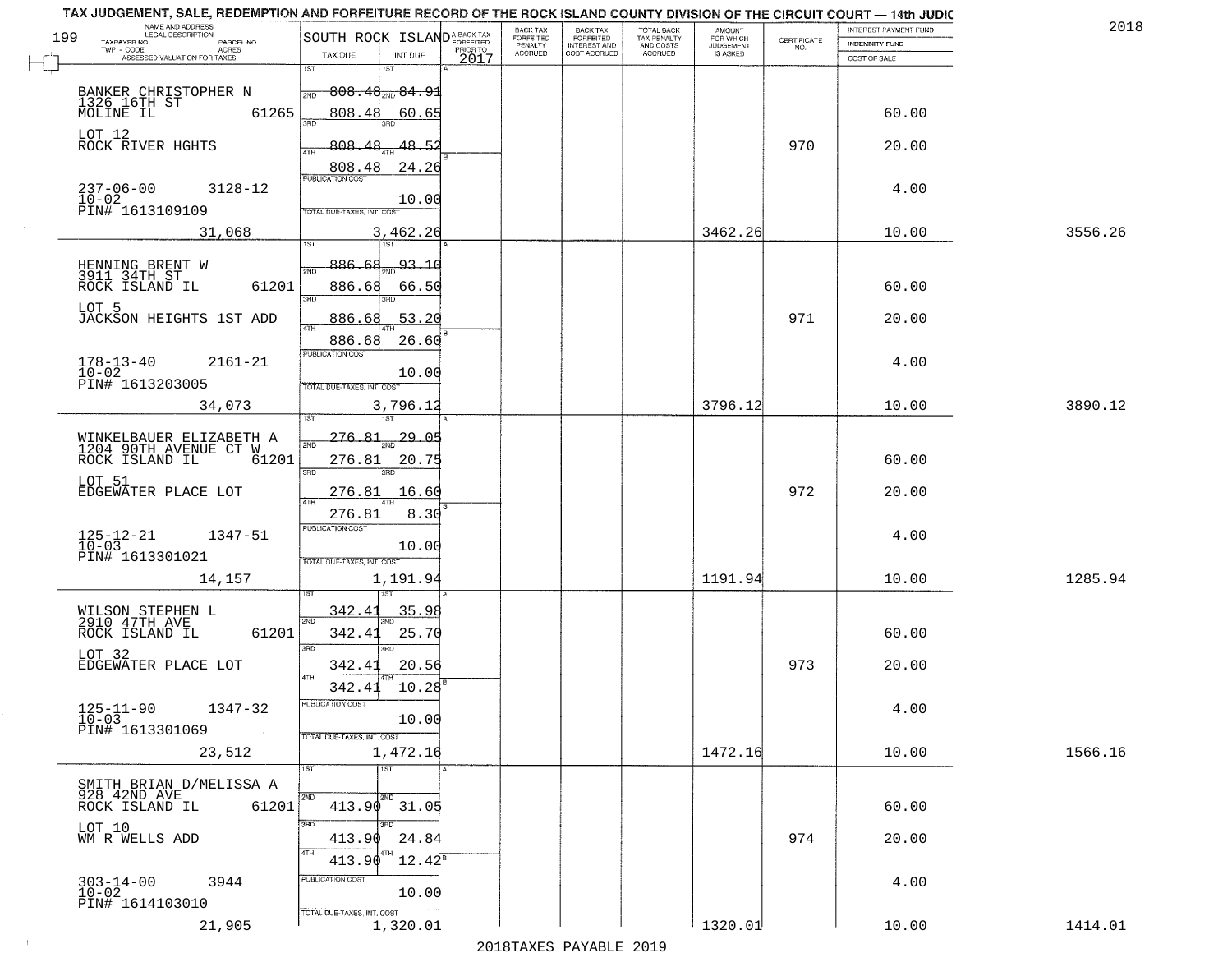# TAX JUDGEMENT, SALE, REDEMPTION AND FORFEITURE RECORD OF THE ROCK ISLAND COUNTY DIVISION OF THE CIRCUIT COURT — 14th JUDIC

2018

199 SOUTH ROCK ISLAND

| NAME AND ADDRESS / LEGAL DESCRIPTION / TAXPAYER NO. / PARCEL NO. / TWP - CODE / ACRES / ASSESSED VALUATION FOR TAXES | TAX DUE | INT DUE | A-BACK TAX FORFEITED PRIOR TO 2017 | BACK TAX FORFEITED PENALTY ACCRUED | BACK TAX FORFEITED INTEREST AND COST ACCRUED | TOTAL BACK TAX PENALTY AND COSTS ACCRUED | AMOUNT FOR WHICH JUDGEMENT IS ASKED | CERTIFICATE NO. | INTEREST PAYMENT FUND / INDEMNITY FUND / COST OF SALE | |
|---|---|---|---|---|---|---|---|---|---|---|
| BANKER CHRISTOPHER N, 1326 16TH ST, MOLINE IL 61265 | 1ST 808.48 | 1ST 84.91 | | | | | | | | |
| | 2ND 808.48 | 2ND 60.65 | | | | | | | 60.00 | |
| LOT 12, ROCK RIVER HGHTS | 3RD 808.48 | 3RD 48.52 | | | | | | 970 | 20.00 | |
| | 4TH 808.48 | 4TH 24.26 | | | | | | | | |
| 237-06-00 3128-12, 10-02, PIN# 1613109109 | PUBLICATION COST | 10.00 | | | | | | | 4.00 | |
| 31,068 | TOTAL DUE-TAXES, INT. COST | 3,462.26 | | | | | 3462.26 | | 10.00 | 3556.26 |
| HENNING BRENT W, 3911 34TH ST, ROCK ISLAND IL 61201 | 1ST 886.68 | 1ST 93.10 | | | | | | | | |
| | 2ND 886.68 | 2ND 66.50 | | | | | | | 60.00 | |
| LOT 5, JACKSON HEIGHTS 1ST ADD | 3RD 886.68 | 3RD 53.20 | | | | | | 971 | 20.00 | |
| | 4TH 886.68 | 4TH 26.60 | | | | | | | | |
| 178-13-40 2161-21, 10-02, PIN# 1613203005 | PUBLICATION COST | 10.00 | | | | | | | 4.00 | |
| 34,073 | TOTAL DUE-TAXES, INT. COST | 3,796.12 | | | | | 3796.12 | | 10.00 | 3890.12 |
| WINKELBAUER ELIZABETH A, 1204 90TH AVENUE CT W, ROCK ISLAND IL 61201 | 1ST 276.81 | 1ST 29.05 | | | | | | | | |
| | 2ND 276.81 | 2ND 20.75 | | | | | | | 60.00 | |
| LOT 51, EDGEWATER PLACE LOT | 3RD 276.81 | 3RD 16.60 | | | | | | 972 | 20.00 | |
| | 4TH 276.81 | 4TH 8.30 | | | | | | | | |
| 125-12-21 1347-51, 10-03, PIN# 1613301021 | PUBLICATION COST | 10.00 | | | | | | | 4.00 | |
| 14,157 | TOTAL DUE-TAXES, INT. COST | 1,191.94 | | | | | 1191.94 | | 10.00 | 1285.94 |
| WILSON STEPHEN L, 2910 47TH AVE, ROCK ISLAND IL 61201 | 1ST 342.41 | 1ST 35.98 | | | | | | | | |
| | 2ND 342.41 | 2ND 25.70 | | | | | | | 60.00 | |
| LOT 32, EDGEWATER PLACE LOT | 3RD 342.41 | 3RD 20.56 | | | | | | 973 | 20.00 | |
| | 4TH 342.41 | 4TH 10.28 | | | | | | | | |
| 125-11-90 1347-32, 10-03, PIN# 1613301069 | PUBLICATION COST | 10.00 | | | | | | | 4.00 | |
| 23,512 | TOTAL DUE-TAXES, INT. COST | 1,472.16 | | | | | 1472.16 | | 10.00 | 1566.16 |
| SMITH BRIAN D/MELISSA A, 928 42ND AVE, ROCK ISLAND IL 61201 | 1ST | 1ST | | | | | | | | |
| | 2ND 413.90 | 2ND 31.05 | | | | | | | 60.00 | |
| LOT 10, WM R WELLS ADD | 3RD 413.90 | 3RD 24.84 | | | | | | 974 | 20.00 | |
| | 4TH 413.90 | 4TH 12.42 | | | | | | | | |
| 303-14-00 3944, 10-02, PIN# 1614103010 | PUBLICATION COST | 10.00 | | | | | | | 4.00 | |
| 21,905 | TOTAL DUE-TAXES, INT. COST | 1,320.01 | | | | | 1320.01 | | 10.00 | 1414.01 |

2018TAXES PAYABLE 2019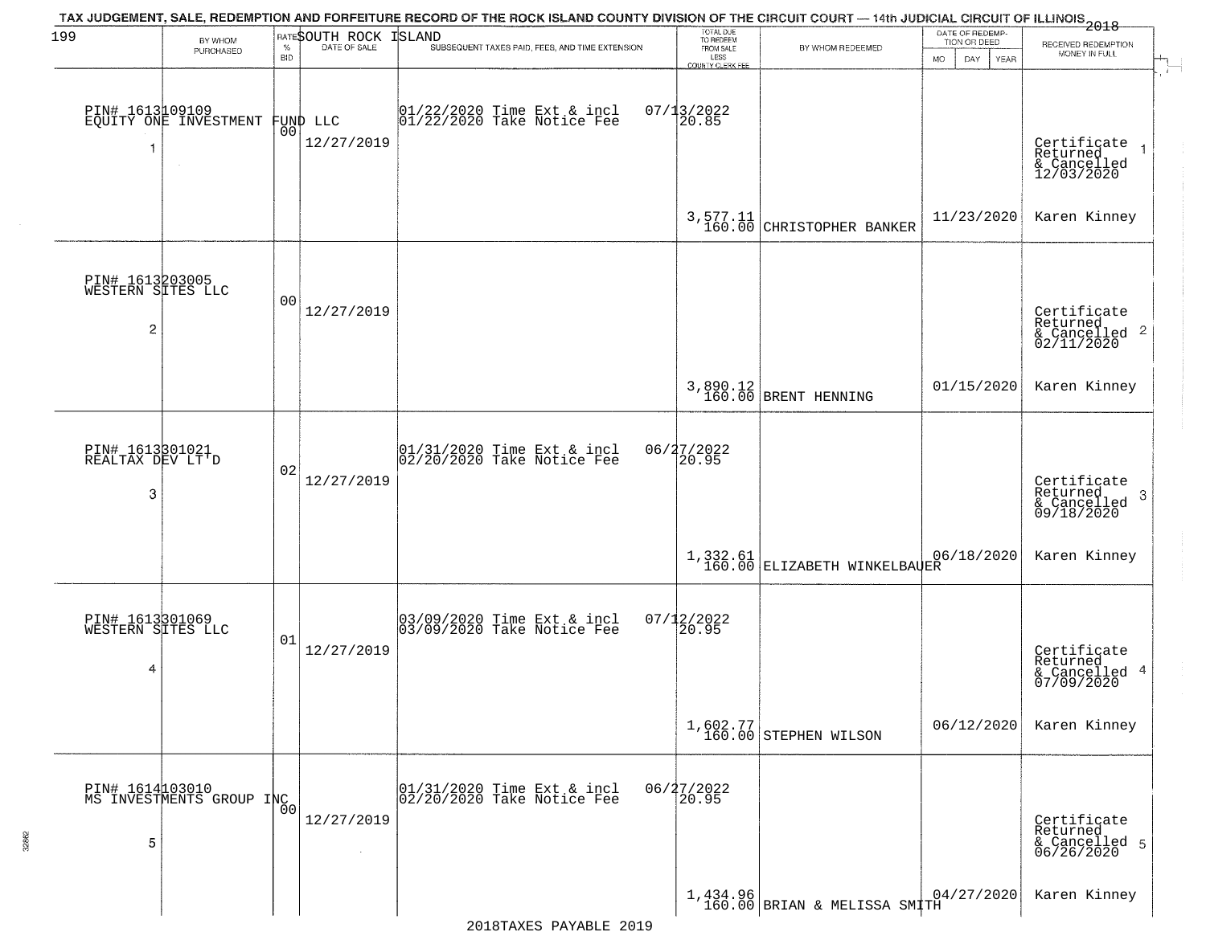TAX JUDGEMENT, SALE, REDEMPTION AND FORFEITURE RECORD OF THE ROCK ISLAND COUNTY DIVISION OF THE CIRCUIT COURT — 14th JUDICIAL CIRCUIT OF ILLINOIS 2018

SOUTH ROCK ISLAND

| BY WHOM PURCHASED | RATE % BID | DATE OF SALE | SUBSEQUENT TAXES PAID, FEES, AND TIME EXTENSION | TOTAL DUE TO REDEEM FROM SALE LESS COUNTY CLERK FEE | BY WHOM REDEEMED | DATE OF REDEMPTION OR DEED (MO DAY YEAR) | RECEIVED REDEMPTION MONEY IN FULL |
|---|---|---|---|---|---|---|---|
| PIN# 1613109109 EQUITY ONE INVESTMENT FUND LLC 1 | 00 | 12/27/2019 | 01/22/2020 Time Ext & incl 07/13/2022 01/22/2020 Take Notice Fee 20.85 | 3,577.11 160.00 | CHRISTOPHER BANKER | 11/23/2020 | Certificate Returned & Cancelled 12/03/2020 Karen Kinney |
| PIN# 1613203005 WESTERN SITES LLC 2 | 00 | 12/27/2019 | | 3,890.12 160.00 | BRENT HENNING | 01/15/2020 | Certificate Returned & Cancelled 02/11/2020 Karen Kinney |
| PIN# 1613301021 REALTAX DEV LT'D 3 | 02 | 12/27/2019 | 01/31/2020 Time Ext & incl 06/27/2022 02/20/2020 Take Notice Fee 20.95 | 1,332.61 160.00 | ELIZABETH WINKELBAUER | 06/18/2020 | Certificate Returned & Cancelled 09/18/2020 Karen Kinney |
| PIN# 1613301069 WESTERN SITES LLC 4 | 01 | 12/27/2019 | 03/09/2020 Time Ext & incl 07/12/2022 03/09/2020 Take Notice Fee 20.95 | 1,602.77 160.00 | STEPHEN WILSON | 06/12/2020 | Certificate Returned & Cancelled 07/09/2020 Karen Kinney |
| PIN# 1614103010 MS INVESTMENTS GROUP INC 5 | 00 | 12/27/2019 | 01/31/2020 Time Ext & incl 06/27/2022 02/20/2020 Take Notice Fee 20.95 | 1,434.96 160.00 | BRIAN & MELISSA SMITH | 04/27/2020 | Certificate Returned & Cancelled 06/26/2020 Karen Kinney |

2018TAXES PAYABLE 2019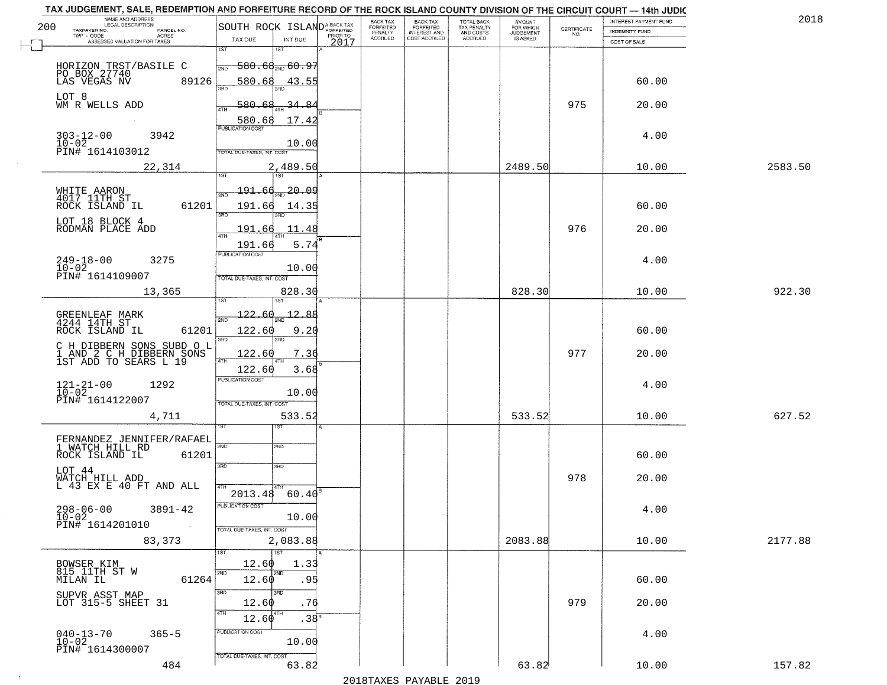TAX JUDGEMENT, SALE, REDEMPTION AND FORFEITURE RECORD OF THE ROCK ISLAND COUNTY DIVISION OF THE CIRCUIT COURT — 14th JUDIC

2018

| NAME AND ADDRESS / LEGAL DESCRIPTION / TAXPAYER NO. / PARCEL NO. / TWP - CODE / ACRES / ASSESSED VALUATION FOR TAXES | SOUTH ROCK ISLAND TAX DUE | INT DUE | A-BACK TAX FORFEITED PRIOR TO 2017 | BACK TAX FORFEITED PENALTY ACCRUED | BACK TAX FORFEITED INTEREST AND COST ACCRUED | TOTAL BACK TAX PENALTY AND COSTS ACCRUED | AMOUNT FOR WHICH JUDGEMENT IS ASKED | CERTIFICATE NO. | INTEREST PAYMENT FUND / INDEMNITY FUND / COST OF SALE | |
|---|---|---|---|---|---|---|---|---|---|---|
| HORIZON TRST/BASILE C<br>PO BOX 27740<br>LAS VEGAS NV 89126<br>LOT 8<br>WM R WELLS ADD<br>303-12-00 3942<br>10-02<br>PIN# 1614103012<br>22,314 | 1ST 580.68<br>2ND 580.68<br>3RD 580.68<br>4TH 580.68<br>PUBLICATION COST<br>TOTAL DUE-TAXES, INT. COST | 60.97<br>43.55<br>34.84<br>17.42<br>10.00<br>2,489.50 | | | | | 2489.50 | 975 | 60.00<br>20.00<br>4.00<br>10.00 | 2583.50 |
| WHITE AARON<br>4017 11TH ST<br>ROCK ISLAND IL 61201<br>LOT 18 BLOCK 4<br>RODMAN PLACE ADD<br>249-18-00 3275<br>10-02<br>PIN# 1614109007<br>13,365 | 1ST 191.66<br>2ND 191.66<br>3RD 191.66<br>4TH 191.66<br>PUBLICATION COST<br>TOTAL DUE-TAXES, INT. COST | 20.09<br>14.35<br>11.48<br>5.74<br>10.00<br>828.30 | | | | | 828.30 | 976 | 60.00<br>20.00<br>4.00<br>10.00 | 922.30 |
| GREENLEAF MARK<br>4244 14TH ST<br>ROCK ISLAND IL 61201<br>C H DIBBERN SONS SUBD O L<br>1 AND 2 C H DIBBERN SONS<br>1ST ADD TO SEARS L 19<br>121-21-00 1292<br>10-02<br>PIN# 1614122007<br>4,711 | 1ST 122.60<br>2ND 122.60<br>3RD 122.60<br>4TH 122.60<br>PUBLICATION COST<br>TOTAL DUE-TAXES, INT. COST | 12.88<br>9.20<br>7.36<br>3.68<br>10.00<br>533.52 | | | | | 533.52 | 977 | 60.00<br>20.00<br>4.00<br>10.00 | 627.52 |
| FERNANDEZ JENNIFER/RAFAEL<br>1 WATCH HILL RD<br>ROCK ISLAND IL 61201<br>LOT 44<br>WATCH HILL ADD<br>L 43 EX E 40 FT AND ALL<br>298-06-00 3891-42<br>10-02<br>PIN# 1614201010<br>83,373 | 1ST<br>2ND<br>3RD<br>4TH 2013.48<br>PUBLICATION COST<br>TOTAL DUE-TAXES, INT. COST | 60.40<br>10.00<br>2,083.88 | | | | | 2083.88 | 978 | 60.00<br>20.00<br>4.00<br>10.00 | 2177.88 |
| BOWSER KIM<br>815 11TH ST W<br>MILAN IL 61264<br>SUPVR ASST MAP<br>LOT 315-5 SHEET 31<br>040-13-70 365-5<br>10-02<br>PIN# 1614300007<br>484 | 1ST 12.60<br>2ND 12.60<br>3RD 12.60<br>4TH 12.60<br>PUBLICATION COST<br>TOTAL DUE-TAXES, INT. COST | 1.33<br>.95<br>.76<br>.38<br>10.00<br>63.82 | | | | | 63.82 | 979 | 60.00<br>20.00<br>4.00<br>10.00 | 157.82 |

2018TAXES PAYABLE 2019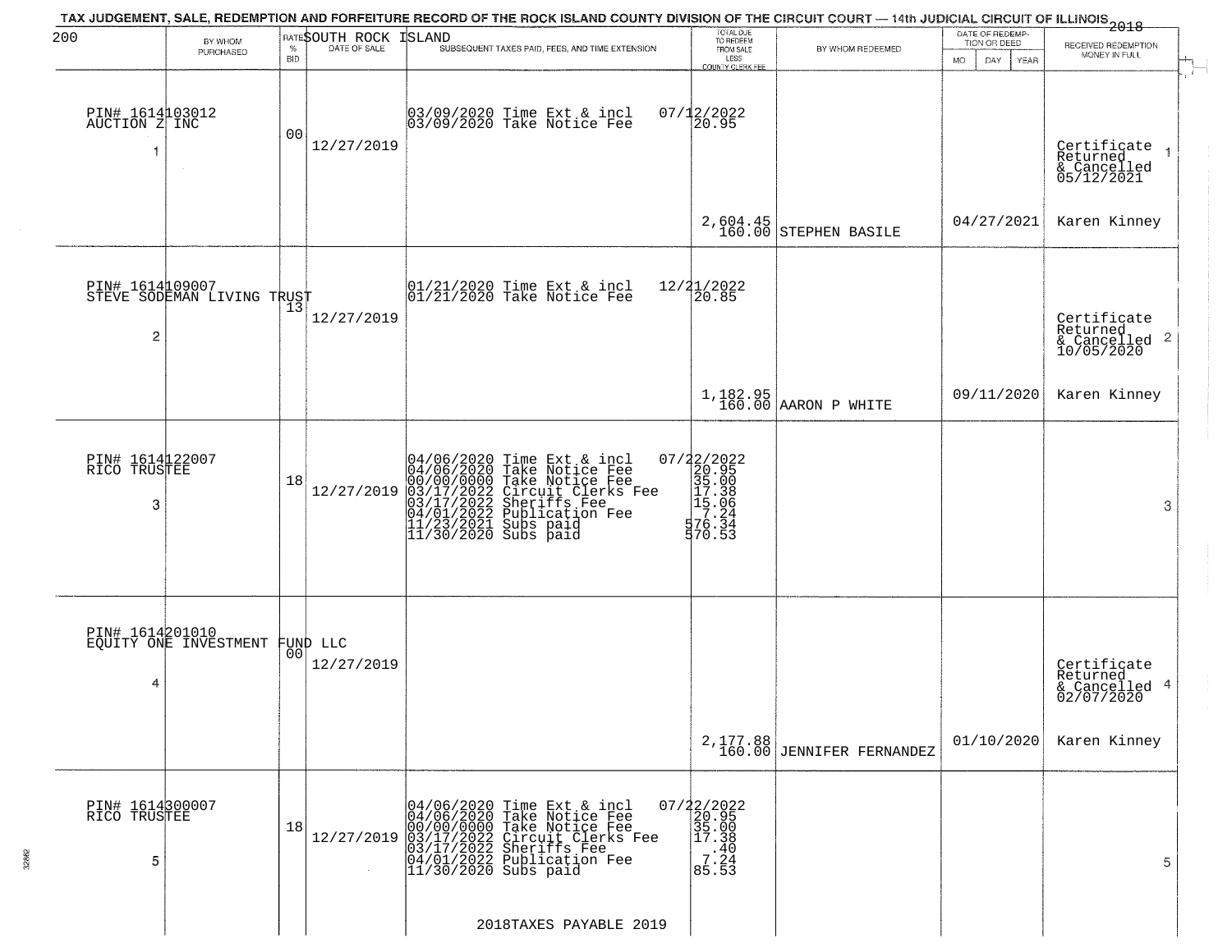TAX JUDGEMENT, SALE, REDEMPTION AND FORFEITURE RECORD OF THE ROCK ISLAND COUNTY DIVISION OF THE CIRCUIT COURT — 14th JUDICIAL CIRCUIT OF ILLINOIS 2018

200 SOUTH ROCK ISLAND

| BY WHOM PURCHASED | RATE % BID | DATE OF SALE | SUBSEQUENT TAXES PAID, FEES, AND TIME EXTENSION | TOTAL DUE TO REDEEM FROM SALE LESS COUNTY CLERK FEE | BY WHOM REDEEMED | DATE OF REDEMPTION OR DEED MO DAY YEAR | RECEIVED REDEMPTION MONEY IN FULL |
|---|---|---|---|---|---|---|---|
| PIN# 1614103012 AUCTION Z INC 1 | 00 | 12/27/2019 | 03/09/2020 Time Ext & incl 07/12/2022<br>03/09/2020 Take Notice Fee 20.95 | 2,604.45<br>160.00 | STEPHEN BASILE | 04/27/2021 | Certificate Returned & Cancelled 05/12/2021 1<br>Karen Kinney |
| PIN# 1614109007 STEVE SODEMAN LIVING TRUST 2 | 13 | 12/27/2019 | 01/21/2020 Time Ext & incl 12/21/2022<br>01/21/2020 Take Notice Fee 20.85 | 1,182.95<br>160.00 | AARON P WHITE | 09/11/2020 | Certificate Returned & Cancelled 10/05/2020 2<br>Karen Kinney |
| PIN# 1614122007 RICO TRUSTEE 3 | 18 | 12/27/2019 | 04/06/2020 Time Ext & incl 07/22/2022<br>04/06/2020 Take Notice Fee 20.95<br>00/00/0000 Take Notice Fee 35.00<br>03/17/2022 Circuit Clerks Fee 17.38<br>03/17/2022 Sheriffs Fee 15.06<br>04/01/2022 Publication Fee 7.24<br>11/23/2021 Subs paid 576.34<br>11/30/2020 Subs paid 570.53 | | | | 3 |
| PIN# 1614201010 EQUITY ONE INVESTMENT FUND LLC 4 | 00 | 12/27/2019 | | 2,177.88<br>160.00 | JENNIFER FERNANDEZ | 01/10/2020 | Certificate Returned & Cancelled 02/07/2020 4<br>Karen Kinney |
| PIN# 1614300007 RICO TRUSTEE 5 | 18 | 12/27/2019 | 04/06/2020 Time Ext & incl 07/22/2022<br>04/06/2020 Take Notice Fee 20.95<br>00/00/0000 Take Notice Fee 35.00<br>03/17/2022 Circuit Clerks Fee 17.38<br>03/17/2022 Sheriffs Fee .40<br>04/01/2022 Publication Fee 7.24<br>11/30/2020 Subs paid 85.53 | | | | 5 |

2018TAXES PAYABLE 2019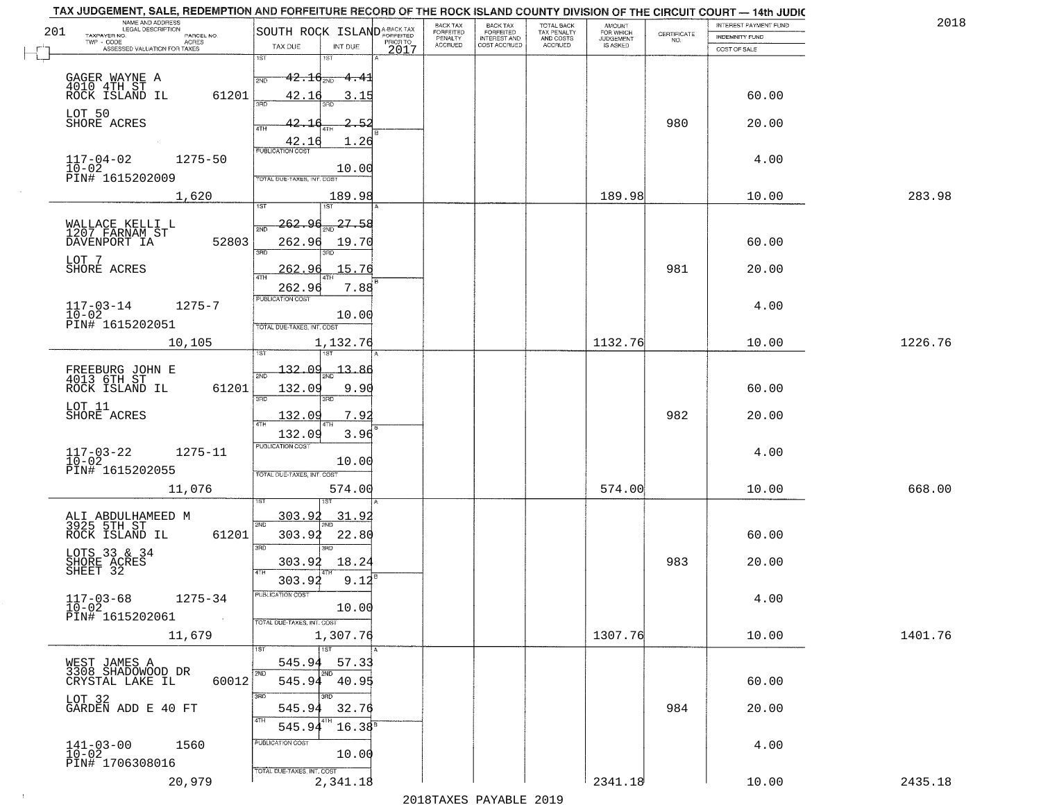# TAX JUDGEMENT, SALE, REDEMPTION AND FORFEITURE RECORD OF THE ROCK ISLAND COUNTY DIVISION OF THE CIRCUIT COURT — 14th JUDIC

2018

| NAME AND ADDRESS / LEGAL DESCRIPTION / TAXPAYER NO. / PARCEL NO. / TWP - CODE / ACRES / ASSESSED VALUATION FOR TAXES | SOUTH ROCK ISLAND TAX DUE | INT DUE | A-BACK TAX FORFEITED PRIOR TO 2017 | BACK TAX FORFEITED PENALTY ACCRUED | BACK TAX FORFEITED INTEREST AND COST ACCRUED | TOTAL BACK TAX PENALTY AND COSTS ACCRUED | AMOUNT FOR WHICH JUDGEMENT IS ASKED | CERTIFICATE NO. | INTEREST PAYMENT FUND / INDEMNITY FUND / COST OF SALE | |
|---|---|---|---|---|---|---|---|---|---|---|
| GAGER WAYNE A<br>4010 4TH ST<br>ROCK ISLAND IL 61201<br>LOT 50<br>SHORE ACRES<br>117-04-02 1275-50<br>10-02<br>PIN# 1615202009<br>1,620 | 1ST 42.16<br>2ND 42.16<br>3RD 42.16<br>4TH 42.16<br>PUBLICATION COST<br>TOTAL DUE-TAXES, INT. COST | 4.41<br>3.15<br>2.52<br>1.26<br>10.00<br>189.98 | | | | | 189.98 | 980 | 60.00<br>20.00<br>4.00<br>10.00 | 283.98 |
| WALLACE KELLI L<br>1207 FARNAM ST<br>DAVENPORT IA 52803<br>LOT 7<br>SHORE ACRES<br>117-03-14 1275-7<br>10-02<br>PIN# 1615202051<br>10,105 | 1ST 262.96<br>2ND 262.96<br>3RD 262.96<br>4TH 262.96<br>PUBLICATION COST<br>TOTAL DUE-TAXES, INT. COST | 27.58<br>19.70<br>15.76<br>7.88<br>10.00<br>1,132.76 | | | | | 1132.76 | 981 | 60.00<br>20.00<br>4.00<br>10.00 | 1226.76 |
| FREEBURG JOHN E<br>4013 6TH ST<br>ROCK ISLAND IL 61201<br>LOT 11<br>SHORE ACRES<br>117-03-22 1275-11<br>10-02<br>PIN# 1615202055<br>11,076 | 1ST 132.09<br>2ND 132.09<br>3RD 132.09<br>4TH 132.09<br>PUBLICATION COST<br>TOTAL DUE-TAXES, INT. COST | 13.86<br>9.90<br>7.92<br>3.96<br>10.00<br>574.00 | | | | | 574.00 | 982 | 60.00<br>20.00<br>4.00<br>10.00 | 668.00 |
| ALI ABDULHAMEED M<br>3925 5TH ST<br>ROCK ISLAND IL 61201<br>LOTS 33 & 34<br>SHORE ACRES<br>SHEET 32<br>117-03-68 1275-34<br>10-02<br>PIN# 1615202061<br>11,679 | 1ST 303.92<br>2ND 303.92<br>3RD 303.92<br>4TH 303.92<br>PUBLICATION COST<br>TOTAL DUE-TAXES, INT. COST | 31.92<br>22.80<br>18.24<br>9.12<br>10.00<br>1,307.76 | | | | | 1307.76 | 983 | 60.00<br>20.00<br>4.00<br>10.00 | 1401.76 |
| WEST JAMES A<br>3308 SHADOWOOD DR<br>CRYSTAL LAKE IL 60012<br>LOT 32<br>GARDEN ADD E 40 FT<br>141-03-00 1560<br>10-02<br>PIN# 1706308016<br>20,979 | 1ST 545.94<br>2ND 545.94<br>3RD 545.94<br>4TH 545.94<br>PUBLICATION COST<br>TOTAL DUE-TAXES, INT. COST | 57.33<br>40.95<br>32.76<br>16.38<br>10.00<br>2,341.18 | | | | | 2341.18 | 984 | 60.00<br>20.00<br>4.00<br>10.00 | 2435.18 |

2018TAXES PAYABLE 2019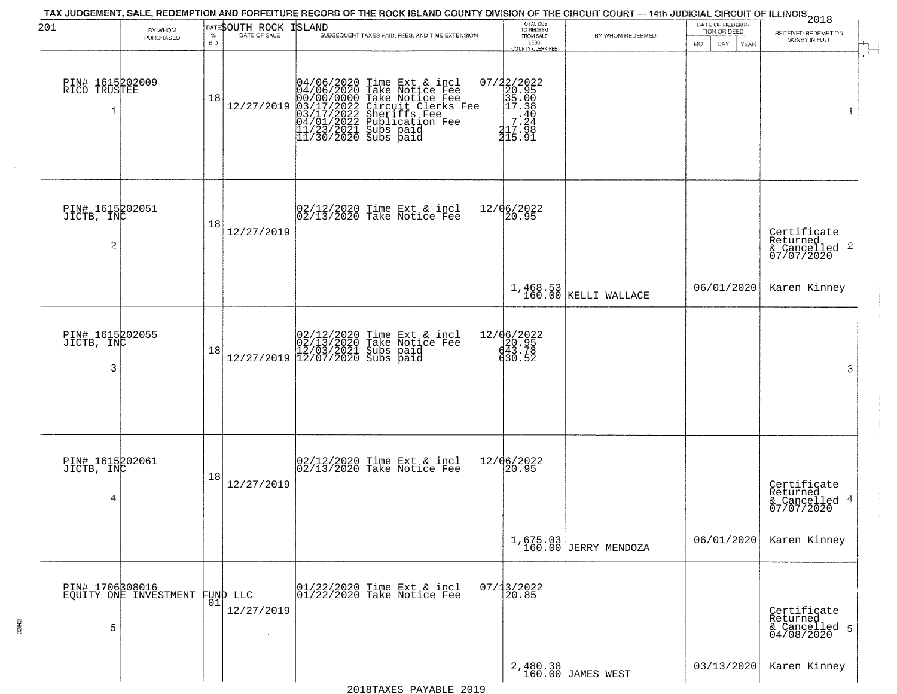TAX JUDGEMENT, SALE, REDEMPTION AND FORFEITURE RECORD OF THE ROCK ISLAND COUNTY DIVISION OF THE CIRCUIT COURT — 14th JUDICIAL CIRCUIT OF ILLINOIS 2018

201 SOUTH ROCK ISLAND

| BY WHOM PURCHASED | RATE % BID | DATE OF SALE | SUBSEQUENT TAXES PAID, FEES, AND TIME EXTENSION | TOTAL DUE TO REDEEM FROM SALE LESS COUNTY CLERK FEE | BY WHOM REDEEMED | DATE OF REDEMPTION OR DEED MO DAY YEAR | RECEIVED REDEMPTION MONEY IN FULL |
|---|---|---|---|---|---|---|---|
| PIN# 1615202009 RICO TRUSTEE 1 | 18 | 12/27/2019 | 04/06/2020 Time Ext & incl 07/22/2022<br>04/06/2020 Take Notice Fee 20.95<br>00/00/0000 Take Notice Fee 35.00<br>03/17/2022 Circuit Clerks Fee 17.38<br>03/17/2022 Sheriffs Fee .40<br>04/01/2022 Publication Fee 7.24<br>11/23/2021 Subs paid 217.98<br>11/30/2020 Subs paid 215.91 | | | | 1 |
| PIN# 1615202051 JICTB, INC 2 | 18 | 12/27/2019 | 02/12/2020 Time Ext & incl 12/06/2022<br>02/13/2020 Take Notice Fee 20.95 | 1,468.53<br>160.00 | KELLI WALLACE | 06/01/2020 | Certificate Returned & Cancelled 07/07/2020 2<br>Karen Kinney |
| PIN# 1615202055 JICTB, INC 3 | 18 | 12/27/2019 | 02/12/2020 Time Ext & incl 12/06/2022<br>02/13/2020 Take Notice Fee 20.95<br>12/03/2021 Subs paid 643.78<br>12/07/2020 Subs paid 630.52 | | | | 3 |
| PIN# 1615202061 JICTB, INC 4 | 18 | 12/27/2019 | 02/12/2020 Time Ext & incl 12/06/2022<br>02/13/2020 Take Notice Fee 20.95 | 1,675.03<br>160.00 | JERRY MENDOZA | 06/01/2020 | Certificate Returned & Cancelled 07/07/2020 4<br>Karen Kinney |
| PIN# 1706308016 EQUITY ONE INVESTMENT FUND LLC 5 | 01 | 12/27/2019 | 01/22/2020 Time Ext & incl 07/13/2022<br>01/22/2020 Take Notice Fee 20.85 | 2,480.38<br>160.00 | JAMES WEST | 03/13/2020 | Certificate Returned & Cancelled 04/08/2020 5<br>Karen Kinney |

2018TAXES PAYABLE 2019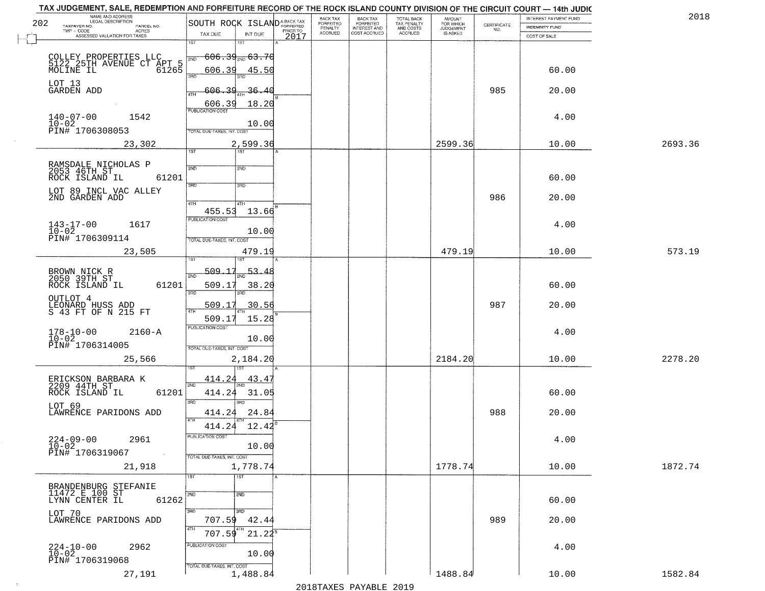TAX JUDGEMENT, SALE, REDEMPTION AND FORFEITURE RECORD OF THE ROCK ISLAND COUNTY DIVISION OF THE CIRCUIT COURT — 14th JUDIC

2018

| 202 NAME AND ADDRESS / LEGAL DESCRIPTION / TAXPAYER NO. / PARCEL NO. / TWP - CODE / ACRES / ASSESSED VALUATION FOR TAXES | SOUTH ROCK ISLAND TAX DUE | INT DUE | A-BACK TAX FORFEITED PRIOR TO 2017 | BACK TAX FORFEITED PENALTY ACCRUED | BACK TAX FORFEITED INTEREST AND COST ACCRUED | TOTAL BACK TAX PENALTY AND COSTS ACCRUED | AMOUNT FOR WHICH JUDGEMENT IS ASKED | CERTIFICATE NO. | INTEREST PAYMENT FUND / INDEMNITY FUND / COST OF SALE | |
|---|---|---|---|---|---|---|---|---|---|---|
| COLLEY PROPERTIES LLC<br>5122 25TH AVENUE CT APT 5<br>MOLINE IL 61265<br>LOT 13<br>GARDEN ADD<br>140-07-00 1542<br>10-02<br>PIN# 1706308053<br>23,302 | 1ST<br>2ND 606.39<br>3RD 606.39<br>4TH 606.39<br>606.39<br>PUBLICATION COST<br>TOTAL DUE-TAXES, INT. COST | 1ST<br>2ND 63.70<br>3RD 45.50<br>36.40<br>18.20<br>10.00<br>2,599.36 | | | | | 2599.36 | 985 | 60.00<br>20.00<br>4.00<br>10.00 | 2693.36 |
| RAMSDALE NICHOLAS P<br>2053 46TH ST<br>ROCK ISLAND IL 61201<br>LOT 89 INCL VAC ALLEY<br>2ND GARDEN ADD<br>143-17-00 1617<br>10-02<br>PIN# 1706309114<br>23,505 | 1ST<br>2ND<br>3RD<br>4TH<br>455.53<br>PUBLICATION COST<br>TOTAL DUE-TAXES, INT. COST | 1ST<br>2ND<br>3RD<br>4TH<br>13.66<br>10.00<br>479.19 | | | | | 479.19 | 986 | 60.00<br>20.00<br>4.00<br>10.00 | 573.19 |
| BROWN NICK R<br>2050 39TH ST<br>ROCK ISLAND IL 61201<br>OUTLOT 4<br>LEONARD HUSS ADD<br>S 43 FT OF N 215 FT<br>178-10-00 2160-A<br>10-02<br>PIN# 1706314005<br>25,566 | 1ST 509.17<br>2ND 509.17<br>3RD 509.17<br>4TH 509.17<br>PUBLICATION COST<br>TOTAL DUE-TAXES, INT. COST | 1ST 53.48<br>2ND 38.20<br>3RD 30.56<br>4TH 15.28<br>10.00<br>2,184.20 | | | | | 2184.20 | 987 | 60.00<br>20.00<br>4.00<br>10.00 | 2278.20 |
| ERICKSON BARBARA K<br>2209 44TH ST<br>ROCK ISLAND IL 61201<br>LOT 69<br>LAWRENCE PARIDONS ADD<br>224-09-00 2961<br>10-02<br>PIN# 1706319067<br>21,918 | 1ST 414.24<br>2ND 414.24<br>3RD 414.24<br>4TH 414.24<br>PUBLICATION COST<br>TOTAL DUE-TAXES, INT. COST | 1ST 43.47<br>2ND 31.05<br>3RD 24.84<br>4TH 12.42<br>10.00<br>1,778.74 | | | | | 1778.74 | 988 | 60.00<br>20.00<br>4.00<br>10.00 | 1872.74 |
| BRANDENBURG STEFANIE<br>11472 E 100 ST<br>LYNN CENTER IL 61262<br>LOT 70<br>LAWRENCE PARIDONS ADD<br>224-10-00 2962<br>10-02<br>PIN# 1706319068<br>27,191 | 1ST<br>2ND<br>3RD 707.59<br>4TH 707.59<br>PUBLICATION COST<br>TOTAL DUE-TAXES, INT. COST | 1ST<br>2ND<br>3RD 42.44<br>4TH 21.22<br>10.00<br>1,488.84 | | | | | 1488.84 | 989 | 60.00<br>20.00<br>4.00<br>10.00 | 1582.84 |

2018TAXES PAYABLE 2019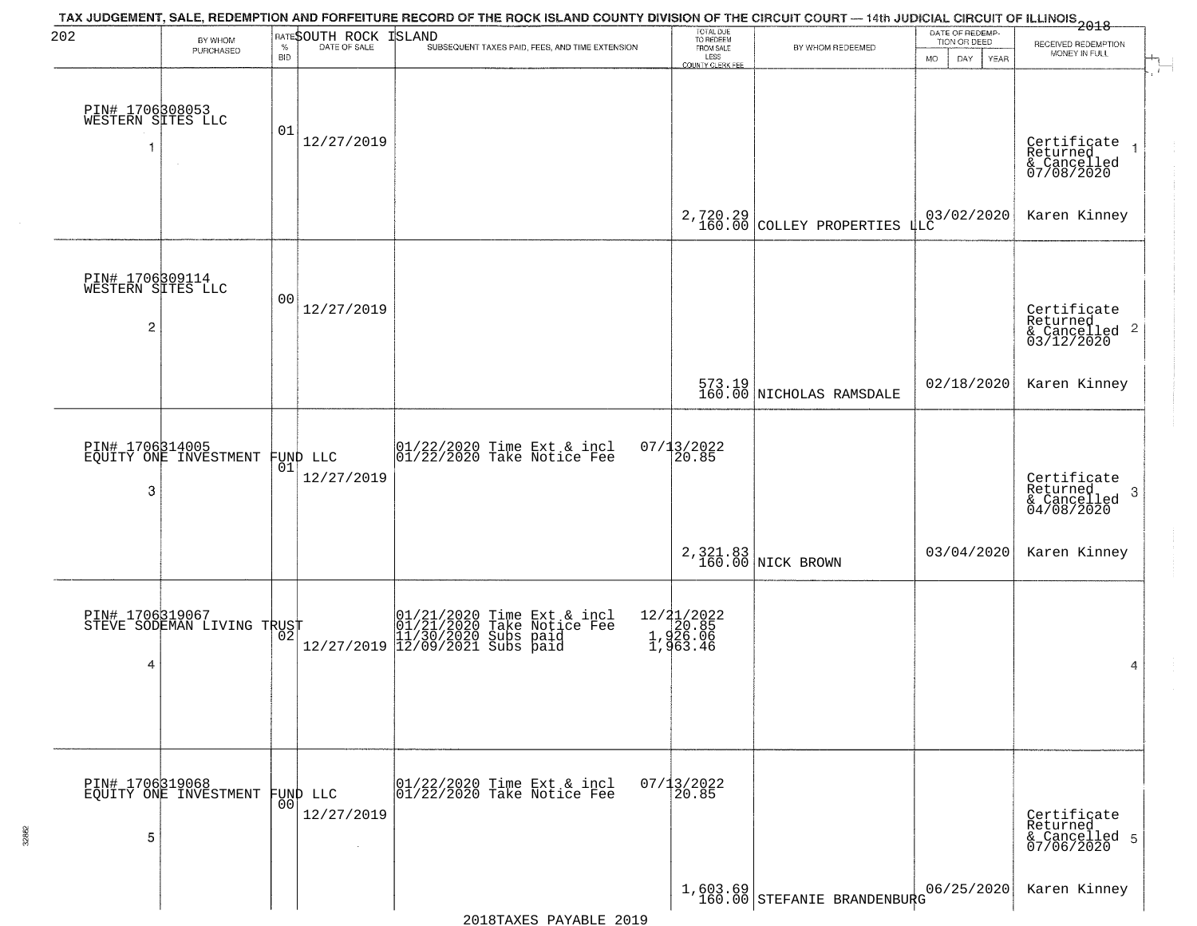TAX JUDGEMENT, SALE, REDEMPTION AND FORFEITURE RECORD OF THE ROCK ISLAND COUNTY DIVISION OF THE CIRCUIT COURT — 14th JUDICIAL CIRCUIT OF ILLINOIS 2018

202 SOUTH ROCK ISLAND

| | BY WHOM PURCHASED | RATE % BID | DATE OF SALE | SUBSEQUENT TAXES PAID, FEES, AND TIME EXTENSION | TOTAL DUE TO REDEEM FROM SALE LESS COUNTY CLERK FEE | BY WHOM REDEEMED | DATE OF REDEMPTION OR DEED MO DAY YEAR | RECEIVED REDEMPTION MONEY IN FULL | |
|---|---|---|---|---|---|---|---|---|---|
| 1 | PIN# 1706308053 WESTERN SITES LLC | 01 | 12/27/2019 | | 2,720.29 160.00 | COLLEY PROPERTIES LLC | 03/02/2020 | Certificate Returned & Cancelled 07/08/2020 Karen Kinney | 1 |
| 2 | PIN# 1706309114 WESTERN SITES LLC | 00 | 12/27/2019 | | 573.19 160.00 | NICHOLAS RAMSDALE | 02/18/2020 | Certificate Returned & Cancelled 03/12/2020 Karen Kinney | 2 |
| 3 | PIN# 1706314005 EQUITY ONE INVESTMENT FUND LLC | 01 | 12/27/2019 | 01/22/2020 Time Ext & incl 07/13/2022; 01/22/2020 Take Notice Fee 20.85 | 2,321.83 160.00 | NICK BROWN | 03/04/2020 | Certificate Returned & Cancelled 04/08/2020 Karen Kinney | 3 |
| 4 | PIN# 1706319067 STEVE SODEMAN LIVING TRUST | 02 | 12/27/2019 | 01/21/2020 Time Ext & incl 12/21/2022; 01/21/2020 Take Notice Fee 20.85; 11/30/2020 Subs paid 1,926.06; 12/09/2021 Subs paid 1,963.46 | | | | | 4 |
| 5 | PIN# 1706319068 EQUITY ONE INVESTMENT FUND LLC | 00 | 12/27/2019 | 01/22/2020 Time Ext & incl 07/13/2022; 01/22/2020 Take Notice Fee 20.85 | 1,603.69 160.00 | STEFANIE BRANDENBURG | 06/25/2020 | Certificate Returned & Cancelled 07/06/2020 Karen Kinney | 5 |

2018TAXES PAYABLE 2019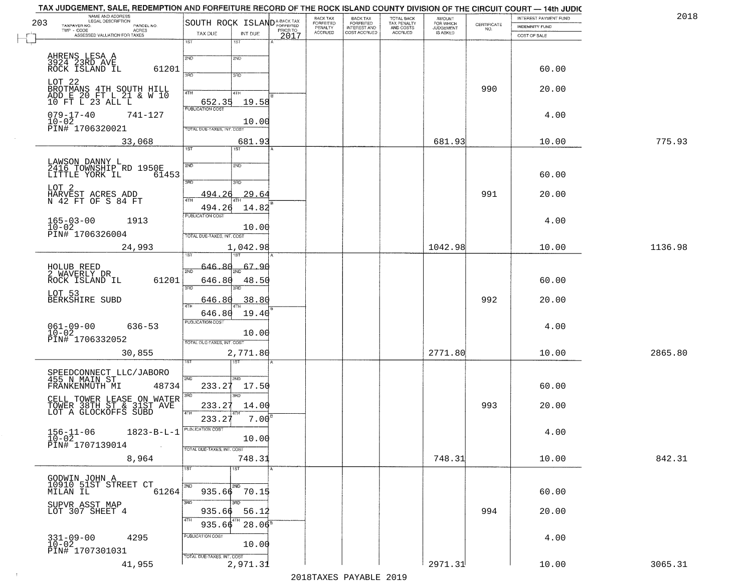TAX JUDGEMENT, SALE, REDEMPTION AND FORFEITURE RECORD OF THE ROCK ISLAND COUNTY DIVISION OF THE CIRCUIT COURT — 14th JUDIC

2018

| NAME AND ADDRESS / LEGAL DESCRIPTION / TAXPAYER NO. / PARCEL NO. / TWP - CODE / ACRES / ASSESSED VALUATION FOR TAXES | SOUTH ROCK ISLAND TAX DUE | INT DUE | A-BACK TAX FORFEITED PRIOR TO 2017 | BACK TAX FORFEITED PENALTY ACCRUED | BACK TAX FORFEITED INTEREST AND COST ACCRUED | TOTAL BACK TAX PENALTY AND COSTS ACCRUED | AMOUNT FOR WHICH JUDGEMENT IS ASKED | CERTIFICATE NO. | INTEREST PAYMENT FUND / INDEMNITY FUND / COST OF SALE | |
|---|---|---|---|---|---|---|---|---|---|---|
| AHRENS LESA A, 3924 23RD AVE, ROCK ISLAND IL 61201; LOT 22 BROTMANS 4TH SOUTH HILL ADD E 20 FT L 21 & W 10 10 FT L 23 ALL L; 079-17-40 741-127; 10-02; PIN# 1706320021 | 1ST | 1ST | | | | | | | | |
| | 2ND | 2ND | | | | | | | 60.00 | |
| | 3RD | 3RD | | | | | | 990 | 20.00 | |
| | 4TH 652.35 | 4TH 19.58 | | | | | | | | |
| | PUBLICATION COST | 10.00 | | | | | | | 4.00 | |
| 33,068 | TOTAL DUE-TAXES, INT. COST | 681.93 | | | | | 681.93 | | 10.00 | 775.93 |
| LAWSON DANNY L, 2416 TOWNSHIP RD 1950E, LITTLE YORK IL 61453; LOT 2 HARVEST ACRES ADD N 42 FT OF S 84 FT; 165-03-00 1913; 10-02; PIN# 1706326004 | 1ST | 1ST | | | | | | | | |
| | 2ND | 2ND | | | | | | | 60.00 | |
| | 3RD 494.26 | 3RD 29.64 | | | | | | 991 | 20.00 | |
| | 4TH 494.26 | 4TH 14.82 | | | | | | | | |
| | PUBLICATION COST | 10.00 | | | | | | | 4.00 | |
| 24,993 | TOTAL DUE-TAXES, INT. COST | 1,042.98 | | | | | 1042.98 | | 10.00 | 1136.98 |
| HOLUB REED, 2 WAVERLY DR, ROCK ISLAND IL 61201; LOT 53 BERKSHIRE SUBD; 061-09-00 636-53; 10-02; PIN# 1706332052 | 1ST 646.80 | 1ST 67.90 | | | | | | | | |
| | 2ND 646.80 | 2ND 48.50 | | | | | | | 60.00 | |
| | 3RD 646.80 | 3RD 38.80 | | | | | | 992 | 20.00 | |
| | 4TH 646.80 | 4TH 19.40 | | | | | | | | |
| | PUBLICATION COST | 10.00 | | | | | | | 4.00 | |
| 30,855 | TOTAL DUE-TAXES, INT. COST | 2,771.80 | | | | | 2771.80 | | 10.00 | 2865.80 |
| SPEEDCONNECT LLC/JABORO, 455 N MAIN ST, FRANKENMUTH MI 48734; CELL TOWER LEASE ON WATER TOWER 38TH ST & 31ST AVE LOT A GLOCKOFFS SUBD; 156-11-06 1823-B-L-1; 10-02; PIN# 1707139014 | 1ST | 1ST | | | | | | | | |
| | 2ND 233.27 | 2ND 17.50 | | | | | | | 60.00 | |
| | 3RD 233.27 | 3RD 14.00 | | | | | | 993 | 20.00 | |
| | 4TH 233.27 | 4TH 7.00 | | | | | | | | |
| | PUBLICATION COST | 10.00 | | | | | | | 4.00 | |
| 8,964 | TOTAL DUE-TAXES, INT. COST | 748.31 | | | | | 748.31 | | 10.00 | 842.31 |
| GODWIN JOHN A, 10910 51ST STREET CT, MILAN IL 61264; SUPVR ASST MAP LOT 307 SHEET 4; 331-09-00 4295; 10-02; PIN# 1707301031 | 1ST | 1ST | | | | | | | | |
| | 2ND 935.66 | 2ND 70.15 | | | | | | | 60.00 | |
| | 3RD 935.66 | 3RD 56.12 | | | | | | 994 | 20.00 | |
| | 4TH 935.66 | 4TH 28.06 | | | | | | | | |
| | PUBLICATION COST | 10.00 | | | | | | | 4.00 | |
| 41,955 | TOTAL DUE-TAXES, INT. COST | 2,971.31 | | | | | 2971.31 | | 10.00 | 3065.31 |

2018TAXES PAYABLE 2019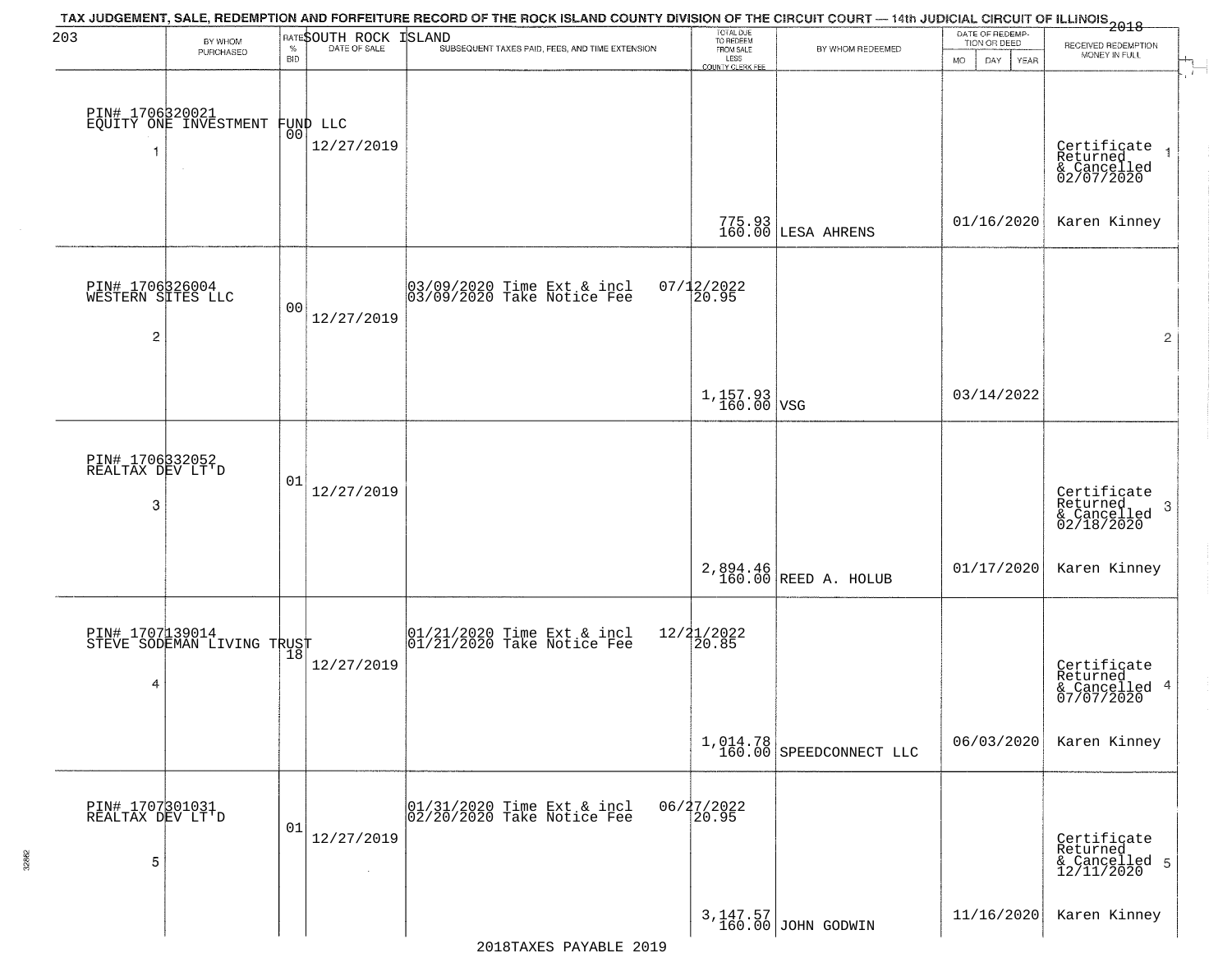TAX JUDGEMENT, SALE, REDEMPTION AND FORFEITURE RECORD OF THE ROCK ISLAND COUNTY DIVISION OF THE CIRCUIT COURT — 14th JUDICIAL CIRCUIT OF ILLINOIS 2018

203 SOUTH ROCK ISLAND

| BY WHOM PURCHASED | RATE % BID | DATE OF SALE | SUBSEQUENT TAXES PAID, FEES, AND TIME EXTENSION | TOTAL DUE TO REDEEM FROM SALE LESS COUNTY CLERK FEE | BY WHOM REDEEMED | DATE OF REDEMPTION OR DEED MO DAY YEAR | RECEIVED REDEMPTION MONEY IN FULL |
|---|---|---|---|---|---|---|---|
| PIN# 1706320021 EQUITY ONE INVESTMENT FUND LLC 1 | 00 | 12/27/2019 | | 775.93 160.00 | LESA AHRENS | 01/16/2020 | Certificate Returned & Cancelled 02/07/2020 Karen Kinney 1 |
| PIN# 1706326004 WESTERN SITES LLC 2 | 00 | 12/27/2019 | 03/09/2020 Time Ext & incl 07/12/2022 03/09/2020 Take Notice Fee 20.95 | 1,157.93 160.00 | VSG | 03/14/2022 | 2 |
| PIN# 1706332052 REALTAX DEV LT'D 3 | 01 | 12/27/2019 | | 2,894.46 160.00 | REED A. HOLUB | 01/17/2020 | Certificate Returned & Cancelled 02/18/2020 Karen Kinney 3 |
| PIN# 1707139014 STEVE SODEMAN LIVING TRUST 4 | 18 | 12/27/2019 | 01/21/2020 Time Ext & incl 12/21/2022 01/21/2020 Take Notice Fee 20.85 | 1,014.78 160.00 | SPEEDCONNECT LLC | 06/03/2020 | Certificate Returned & Cancelled 07/07/2020 Karen Kinney 4 |
| PIN# 1707301031 REALTAX DEV LT'D 5 | 01 | 12/27/2019 | 01/31/2020 Time Ext & incl 06/27/2022 02/20/2020 Take Notice Fee 20.95 | 3,147.57 160.00 | JOHN GODWIN | 11/16/2020 | Certificate Returned & Cancelled 12/11/2020 Karen Kinney 5 |

2018TAXES PAYABLE 2019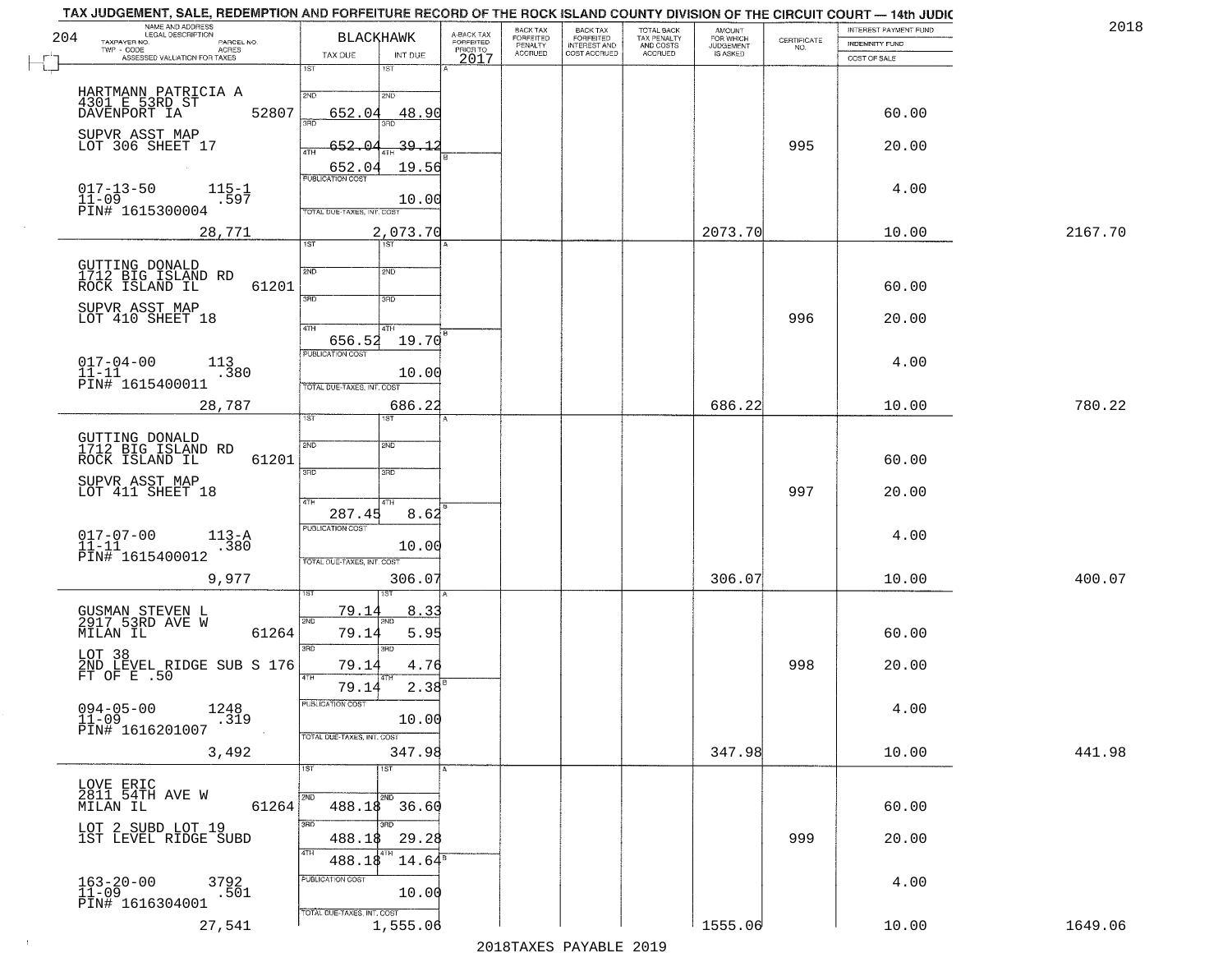TAX JUDGEMENT, SALE, REDEMPTION AND FORFEITURE RECORD OF THE ROCK ISLAND COUNTY DIVISION OF THE CIRCUIT COURT — 14th JUDIC

2018

| NAME AND ADDRESS / LEGAL DESCRIPTION / TAXPAYER NO. / PARCEL NO. / TWP - CODE / ACRES / ASSESSED VALUATION FOR TAXES | BLACKHAWK TAX DUE | INT DUE | A-BACK TAX FORFEITED PRIOR TO 2017 | BACK TAX FORFEITED PENALTY ACCRUED | BACK TAX FORFEITED INTEREST AND COST ACCRUED | TOTAL BACK TAX PENALTY AND COSTS ACCRUED | AMOUNT FOR WHICH JUDGEMENT IS ASKED | CERTIFICATE NO. | INTEREST PAYMENT FUND / INDEMNITY FUND / COST OF SALE | |
|---|---|---|---|---|---|---|---|---|---|---|
| HARTMANN PATRICIA A<br>4301 E 53RD ST<br>DAVENPORT IA 52807<br>SUPVR ASST MAP<br>LOT 306 SHEET 17<br>017-13-50 115-1<br>11-09 .597<br>PIN# 1615300004<br>28,771 | 1ST<br>2ND 652.04<br>3RD 652.04<br>4TH 652.04<br>PUBLICATION COST<br>TOTAL DUE-TAXES, INT. COST | <br>48.90<br>39.12<br>19.56<br>10.00<br>2,073.70 | | | | | 2073.70 | 995 | 60.00<br>20.00<br>4.00<br>10.00 | 2167.70 |
| GUTTING DONALD<br>1712 BIG ISLAND RD<br>ROCK ISLAND IL 61201<br>SUPVR ASST MAP<br>LOT 410 SHEET 18<br>017-04-00 113<br>11-11 .380<br>PIN# 1615400011<br>28,787 | 1ST<br>2ND<br>3RD<br>4TH 656.52<br>PUBLICATION COST<br>TOTAL DUE-TAXES, INT. COST | <br><br><br>19.70<br>10.00<br>686.22 | | | | | 686.22 | 996 | 60.00<br>20.00<br>4.00<br>10.00 | 780.22 |
| GUTTING DONALD<br>1712 BIG ISLAND RD<br>ROCK ISLAND IL 61201<br>SUPVR ASST MAP<br>LOT 411 SHEET 18<br>017-07-00 113-A<br>11-11 .380<br>PIN# 1615400012<br>9,977 | 1ST<br>2ND<br>3RD<br>4TH 287.45<br>PUBLICATION COST<br>TOTAL DUE-TAXES, INT. COST | <br><br><br>8.62<br>10.00<br>306.07 | | | | | 306.07 | 997 | 60.00<br>20.00<br>4.00<br>10.00 | 400.07 |
| GUSMAN STEVEN L<br>2917 53RD AVE W<br>MILAN IL 61264<br>LOT 38<br>2ND LEVEL RIDGE SUB S 176 FT OF E .50<br>094-05-00 1248<br>11-09 .319<br>PIN# 1616201007<br>3,492 | 1ST 79.14<br>2ND 79.14<br>3RD 79.14<br>4TH 79.14<br>PUBLICATION COST<br>TOTAL DUE-TAXES, INT. COST | 8.33<br>5.95<br>4.76<br>2.38<br>10.00<br>347.98 | | | | | 347.98 | 998 | 60.00<br>20.00<br>4.00<br>10.00 | 441.98 |
| LOVE ERIC<br>2811 54TH AVE W<br>MILAN IL 61264<br>LOT 2 SUBD LOT 19<br>1ST LEVEL RIDGE SUBD<br>163-20-00 3792<br>11-09 .501<br>PIN# 1616304001<br>27,541 | 1ST<br>2ND 488.18<br>3RD 488.18<br>4TH 488.18<br>PUBLICATION COST<br>TOTAL DUE-TAXES, INT. COST | <br>36.60<br>29.28<br>14.64<br>10.00<br>1,555.06 | | | | | 1555.06 | 999 | 60.00<br>20.00<br>4.00<br>10.00 | 1649.06 |

2018TAXES PAYABLE 2019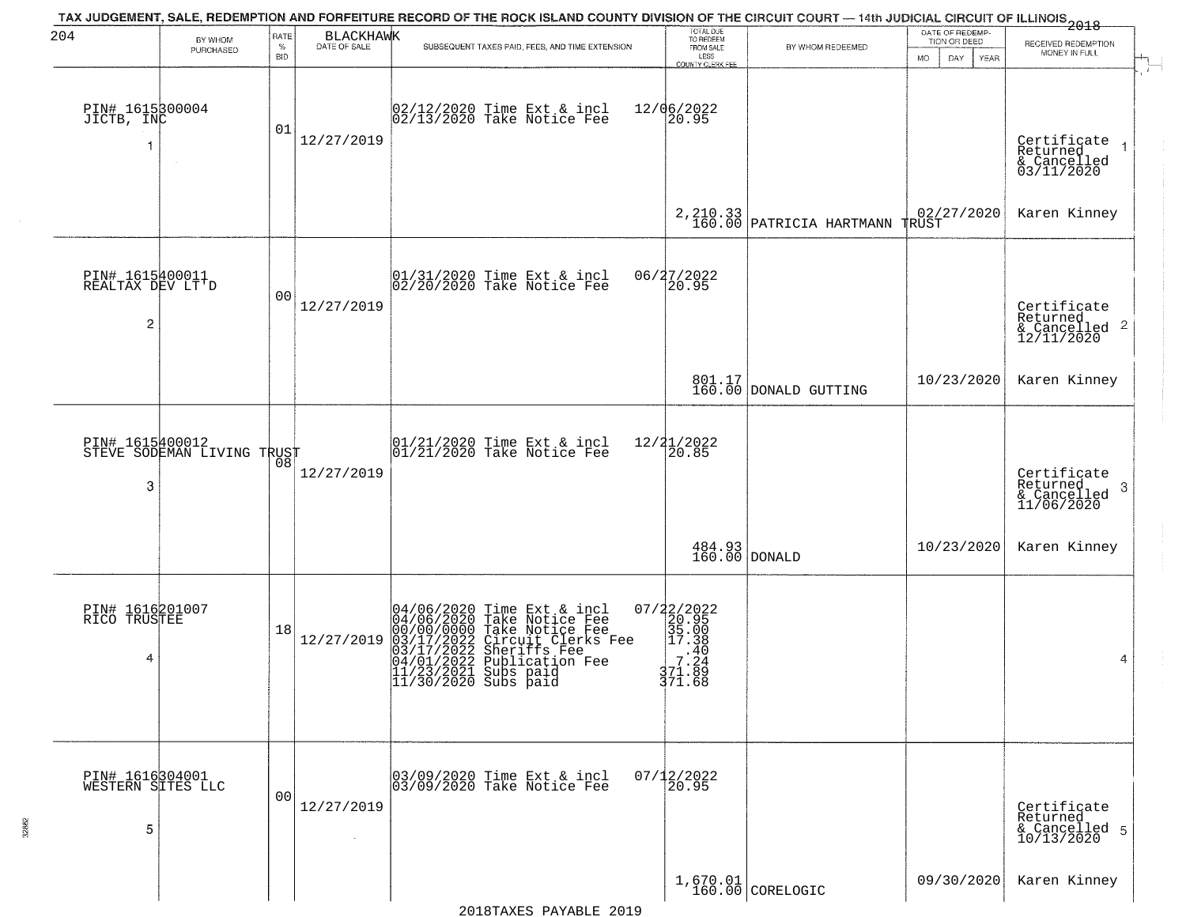TAX JUDGEMENT, SALE, REDEMPTION AND FORFEITURE RECORD OF THE ROCK ISLAND COUNTY DIVISION OF THE CIRCUIT COURT — 14th JUDICIAL CIRCUIT OF ILLINOIS 2018

204 BLACKHAWK

| BY WHOM PURCHASED | RATE % BID | DATE OF SALE | SUBSEQUENT TAXES PAID, FEES, AND TIME EXTENSION | TOTAL DUE TO REDEEM FROM SALE LESS COUNTY CLERK FEE | BY WHOM REDEEMED | DATE OF REDEMPTION OR DEED MO DAY YEAR | RECEIVED REDEMPTION MONEY IN FULL |
|---|---|---|---|---|---|---|---|
| PIN# 1615300004 JICTB, INC 1 | 01 | 12/27/2019 | 02/12/2020 Time Ext & incl 12/06/2022<br>02/13/2020 Take Notice Fee 20.95 | 2,210.33<br>160.00 | PATRICIA HARTMANN TRUST | 02/27/2020 | Certificate Returned & Cancelled 03/11/2020 1<br>Karen Kinney |
| PIN# 1615400011 REALTAX DEV LT'D 2 | 00 | 12/27/2019 | 01/31/2020 Time Ext & incl 06/27/2022<br>02/20/2020 Take Notice Fee 20.95 | 801.17<br>160.00 | DONALD GUTTING | 10/23/2020 | Certificate Returned & Cancelled 12/11/2020 2<br>Karen Kinney |
| PIN# 1615400012 STEVE SODEMAN LIVING TRUST 3 | 08 | 12/27/2019 | 01/21/2020 Time Ext & incl 12/21/2022<br>01/21/2020 Take Notice Fee 20.85 | 484.93<br>160.00 | DONALD | 10/23/2020 | Certificate Returned & Cancelled 11/06/2020 3<br>Karen Kinney |
| PIN# 1616201007 RICO TRUSTEE 4 | 18 | 12/27/2019 | 04/06/2020 Time Ext & incl 07/22/2022<br>04/06/2020 Take Notice Fee 20.95<br>00/00/0000 Take Notice Fee 35.00<br>03/17/2022 Circuit Clerks Fee 17.38<br>03/17/2022 Sheriffs Fee .40<br>04/01/2022 Publication Fee 7.24<br>11/23/2021 Subs paid 371.89<br>11/30/2020 Subs paid 371.68 | | | | 4 |
| PIN# 1616304001 WESTERN SITES LLC 5 | 00 | 12/27/2019 | 03/09/2020 Time Ext & incl 07/12/2022<br>03/09/2020 Take Notice Fee 20.95 | 1,670.01<br>160.00 | CORELOGIC | 09/30/2020 | Certificate Returned & Cancelled 10/13/2020 5<br>Karen Kinney |

2018TAXES PAYABLE 2019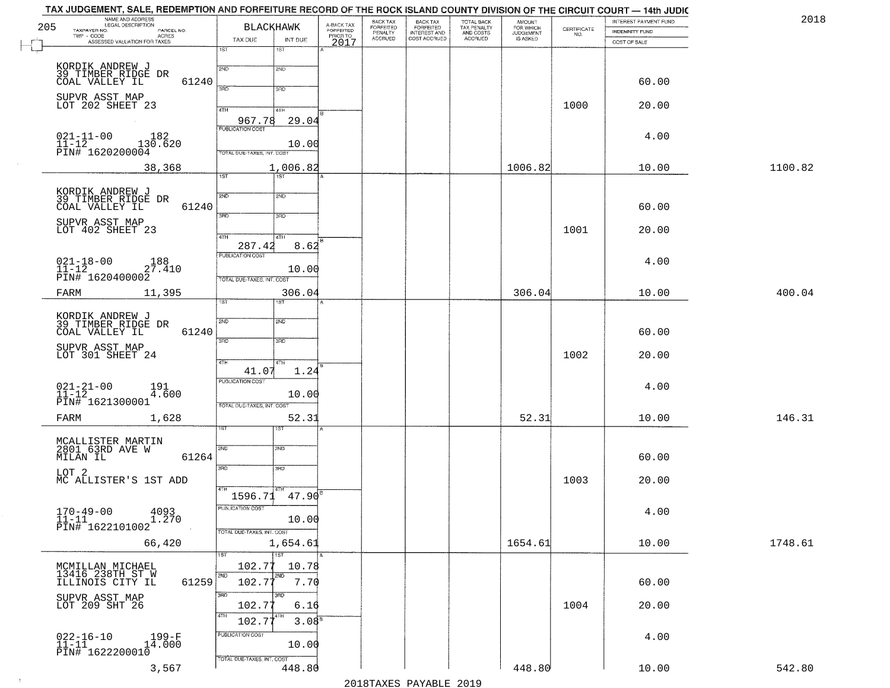TAX JUDGEMENT, SALE, REDEMPTION AND FORFEITURE RECORD OF THE ROCK ISLAND COUNTY DIVISION OF THE CIRCUIT COURT — 14th JUDIC

2018

| NAME AND ADDRESS / LEGAL DESCRIPTION / TAXPAYER NO. / PARCEL NO. / TWP - CODE / ACRES / ASSESSED VALUATION FOR TAXES | BLACKHAWK TAX DUE | INT DUE | A-BACK TAX FORFEITED PRIOR TO 2017 | BACK TAX FORFEITED PENALTY ACCRUED | BACK TAX FORFEITED INTEREST AND COST ACCRUED | TOTAL BACK TAX PENALTY AND COSTS ACCRUED | AMOUNT FOR WHICH JUDGEMENT IS ASKED | CERTIFICATE NO. | INTEREST PAYMENT FUND / INDEMNITY FUND / COST OF SALE | |
|---|---|---|---|---|---|---|---|---|---|---|
| KORDIK ANDREW J, 39 TIMBER RIDGE DR, COAL VALLEY IL 61240; SUPVR ASST MAP LOT 202 SHEET 23; 021-11-00 182; 11-12 130.620; PIN# 1620200004; 38,368 | 4TH 967.78; PUBLICATION COST; TOTAL DUE-TAXES, INT. COST 1,006.82 | 29.04; 10.00 | | | | | 1006.82 | 1000 | 60.00; 20.00; 4.00; 10.00 | 1100.82 |
| KORDIK ANDREW J, 39 TIMBER RIDGE DR, COAL VALLEY IL 61240; SUPVR ASST MAP LOT 402 SHEET 23; 021-18-00 188; 11-12 27.410; PIN# 1620400002; FARM 11,395 | 4TH 287.42; PUBLICATION COST; TOTAL DUE-TAXES, INT. COST 306.04 | 8.62; 10.00 | | | | | 306.04 | 1001 | 60.00; 20.00; 4.00; 10.00 | 400.04 |
| KORDIK ANDREW J, 39 TIMBER RIDGE DR, COAL VALLEY IL 61240; SUPVR ASST MAP LOT 301 SHEET 24; 021-21-00 191; 11-12 4.600; PIN# 1621300001; FARM 1,628 | 4TH 41.07; PUBLICATION COST; TOTAL DUE-TAXES, INT. COST 52.31 | 1.24; 10.00 | | | | | 52.31 | 1002 | 60.00; 20.00; 4.00; 10.00 | 146.31 |
| MCALLISTER MARTIN, 2801 63RD AVE W, MILAN IL 61264; LOT 2 MC ALLISTER'S 1ST ADD; 170-49-00 4093; 11-11 1.270; PIN# 1622101002; 66,420 | 4TH 1596.71; PUBLICATION COST; TOTAL DUE-TAXES, INT. COST 1,654.61 | 47.90; 10.00 | | | | | 1654.61 | 1003 | 60.00; 20.00; 4.00; 10.00 | 1748.61 |
| MCMILLAN MICHAEL, 13416 238TH ST W, ILLINOIS CITY IL 61259; SUPVR ASST MAP LOT 209 SHT 26; 022-16-10 199-F; 11-11 14.000; PIN# 1622200010; 3,567 | 1ST 102.77; 2ND 102.77; 3RD 102.77; 4TH 102.77; PUBLICATION COST; TOTAL DUE-TAXES, INT. COST 448.80 | 10.78; 7.70; 6.16; 3.08; 10.00 | | | | | 448.80 | 1004 | 60.00; 20.00; 4.00; 10.00 | 542.80 |

2018TAXES PAYABLE 2019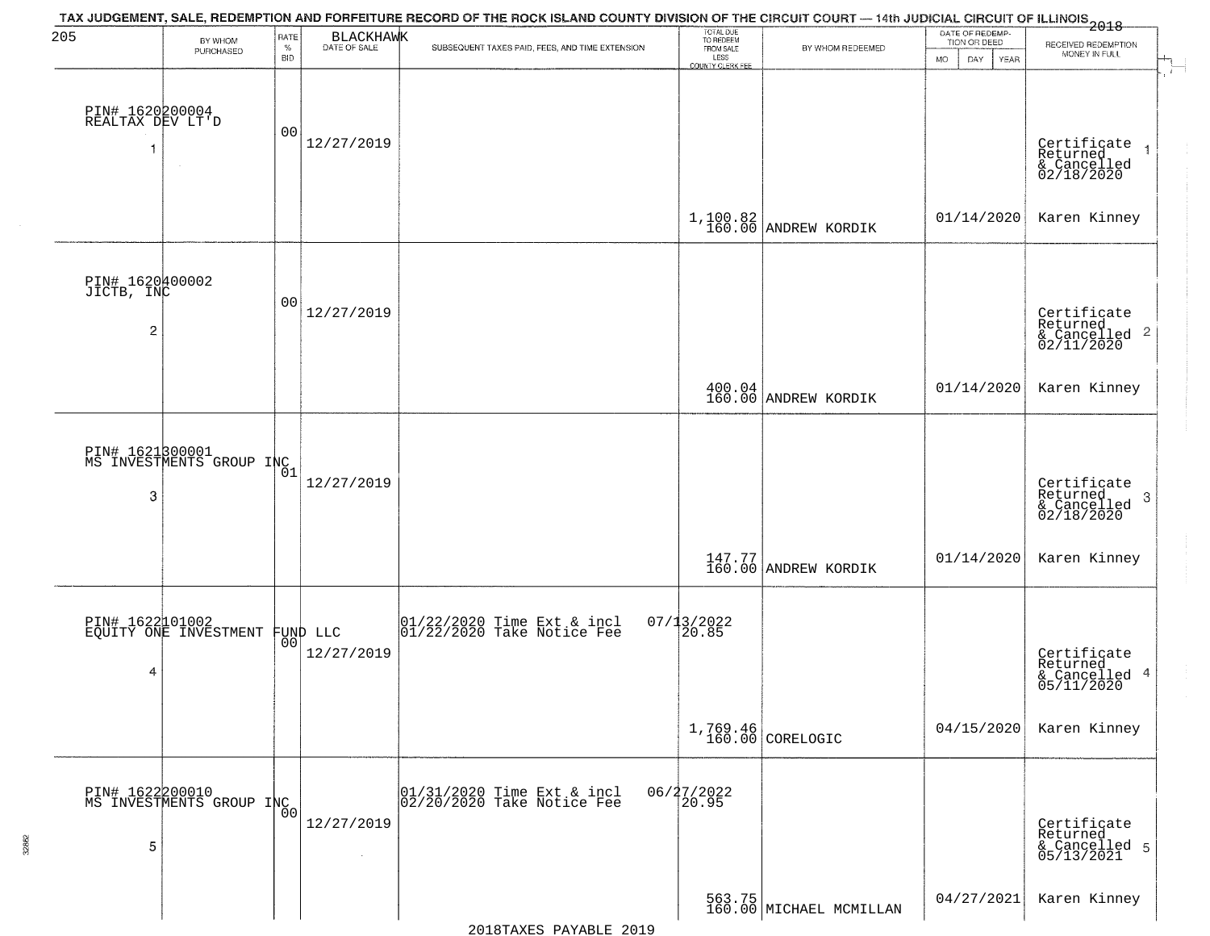TAX JUDGEMENT, SALE, REDEMPTION AND FORFEITURE RECORD OF THE ROCK ISLAND COUNTY DIVISION OF THE CIRCUIT COURT — 14th JUDICIAL CIRCUIT OF ILLINOIS 2018

205 BLACKHAWK

| | BY WHOM PURCHASED | RATE % BID | DATE OF SALE | SUBSEQUENT TAXES PAID, FEES, AND TIME EXTENSION | TOTAL DUE TO REDEEM FROM SALE LESS COUNTY CLERK FEE | BY WHOM REDEEMED | DATE OF REDEMPTION OR DEED MO DAY YEAR | RECEIVED REDEMPTION MONEY IN FULL |
|---|---|---|---|---|---|---|---|---|
| 1 | PIN# 1620200004 REALTAX DEV LT'D | 00 | 12/27/2019 | | 1,100.82 160.00 | ANDREW KORDIK | 01/14/2020 | Certificate Returned & Cancelled 02/18/2020 Karen Kinney |
| 2 | PIN# 1620400002 JICTB, INC | 00 | 12/27/2019 | | 400.04 160.00 | ANDREW KORDIK | 01/14/2020 | Certificate Returned & Cancelled 02/11/2020 Karen Kinney |
| 3 | PIN# 1621300001 MS INVESTMENTS GROUP INC | 01 | 12/27/2019 | | 147.77 160.00 | ANDREW KORDIK | 01/14/2020 | Certificate Returned & Cancelled 02/18/2020 Karen Kinney |
| 4 | PIN# 1622101002 EQUITY ONE INVESTMENT FUND LLC | 00 | 12/27/2019 | 01/22/2020 Time Ext & incl 07/13/2022; 01/22/2020 Take Notice Fee 20.85 | 1,769.46 160.00 | CORELOGIC | 04/15/2020 | Certificate Returned & Cancelled 05/11/2020 Karen Kinney |
| 5 | PIN# 1622200010 MS INVESTMENTS GROUP INC | 00 | 12/27/2019 | 01/31/2020 Time Ext & incl 06/27/2022; 02/20/2020 Take Notice Fee 20.95 | 563.75 160.00 | MICHAEL MCMILLAN | 04/27/2021 | Certificate Returned & Cancelled 05/13/2021 Karen Kinney |

2018TAXES PAYABLE 2019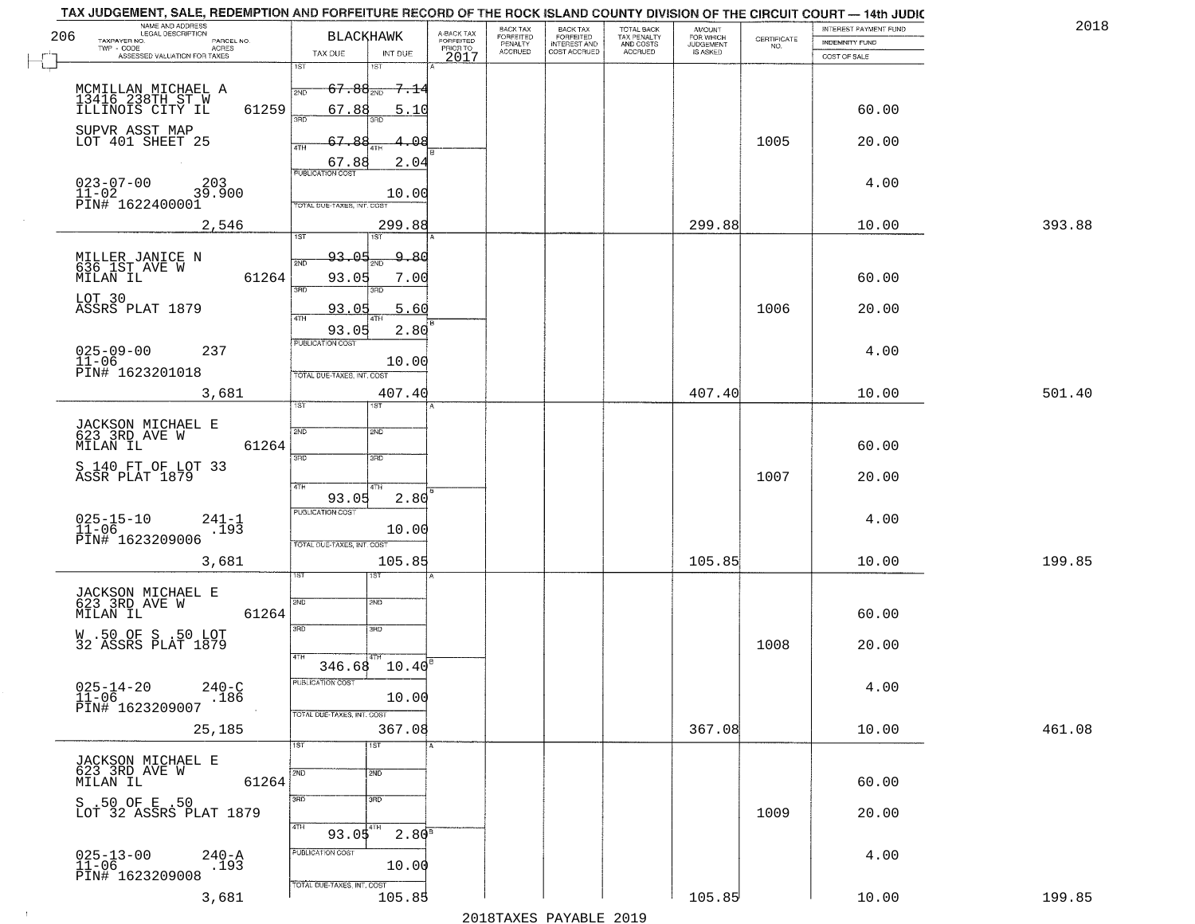TAX JUDGEMENT, SALE, REDEMPTION AND FORFEITURE RECORD OF THE ROCK ISLAND COUNTY DIVISION OF THE CIRCUIT COURT — 14th JUDIC

2018

BLACKHAWK

| NAME AND ADDRESS / LEGAL DESCRIPTION / TAXPAYER NO. / PARCEL NO. / TWP - CODE / ACRES / ASSESSED VALUATION FOR TAXES | TAX DUE | INT DUE | A-BACK TAX FORFEITED PRIOR TO 2017 | BACK TAX FORFEITED PENALTY ACCRUED | BACK TAX FORFEITED INTEREST AND COST ACCRUED | TOTAL BACK TAX PENALTY AND COSTS ACCRUED | AMOUNT FOR WHICH JUDGEMENT IS ASKED | CERTIFICATE NO. | INTEREST PAYMENT FUND / INDEMNITY FUND / COST OF SALE | |
|---|---|---|---|---|---|---|---|---|---|---|
| MCMILLAN MICHAEL A<br>13416 238TH ST W<br>ILLINOIS CITY IL 61259<br>SUPVR ASST MAP<br>LOT 401 SHEET 25<br>023-07-00 203<br>11-02 39.900<br>PIN# 1622400001<br>2,546 | 1ST<br>2ND 67.88<br>3RD 67.88<br>4TH 67.88<br>67.88<br>PUBLICATION COST<br>TOTAL DUE-TAXES, INT. COST | 1ST<br>2ND 7.14<br>3RD 5.10<br>4TH 4.08<br>2.04<br>10.00<br>299.88 | | | | | 299.88 | 1005 | 60.00<br>20.00<br>4.00<br>10.00 | 393.88 |
| MILLER JANICE N<br>636 1ST AVE W<br>MILAN IL 61264<br>LOT 30<br>ASSRS PLAT 1879<br>025-09-00 237<br>11-06<br>PIN# 1623201018<br>3,681 | 1ST<br>2ND 93.05<br>3RD 93.05<br>4TH 93.05<br>93.05<br>PUBLICATION COST<br>TOTAL DUE-TAXES, INT. COST | 1ST<br>2ND 9.80<br>3RD 7.00<br>4TH 5.60<br>2.80<br>10.00<br>407.40 | | | | | 407.40 | 1006 | 60.00<br>20.00<br>4.00<br>10.00 | 501.40 |
| JACKSON MICHAEL E<br>623 3RD AVE W<br>MILAN IL 61264<br>S 140 FT OF LOT 33<br>ASSR PLAT 1879<br>025-15-10 241-1<br>11-06 .193<br>PIN# 1623209006<br>3,681 | 1ST<br>2ND<br>3RD<br>4TH<br>93.05<br>PUBLICATION COST<br>TOTAL DUE-TAXES, INT. COST | 1ST<br>2ND<br>3RD<br>4TH<br>2.80<br>10.00<br>105.85 | | | | | 105.85 | 1007 | 60.00<br>20.00<br>4.00<br>10.00 | 199.85 |
| JACKSON MICHAEL E<br>623 3RD AVE W<br>MILAN IL 61264<br>W .50 OF S .50 LOT<br>32 ASSRS PLAT 1879<br>025-14-20 240-C<br>11-06 .186<br>PIN# 1623209007<br>25,185 | 1ST<br>2ND<br>3RD<br>4TH<br>346.68<br>PUBLICATION COST<br>TOTAL DUE-TAXES, INT. COST | 1ST<br>2ND<br>3RD<br>4TH<br>10.40<br>10.00<br>367.08 | | | | | 367.08 | 1008 | 60.00<br>20.00<br>4.00<br>10.00 | 461.08 |
| JACKSON MICHAEL E<br>623 3RD AVE W<br>MILAN IL 61264<br>S .50 OF E .50<br>LOT 32 ASSRS PLAT 1879<br>025-13-00 240-A<br>11-06 .193<br>PIN# 1623209008<br>3,681 | 1ST<br>2ND<br>3RD<br>4TH<br>93.05<br>PUBLICATION COST<br>TOTAL DUE-TAXES, INT. COST | 1ST<br>2ND<br>3RD<br>4TH<br>2.80<br>10.00<br>105.85 | | | | | 105.85 | 1009 | 60.00<br>20.00<br>4.00<br>10.00 | 199.85 |

2018TAXES PAYABLE 2019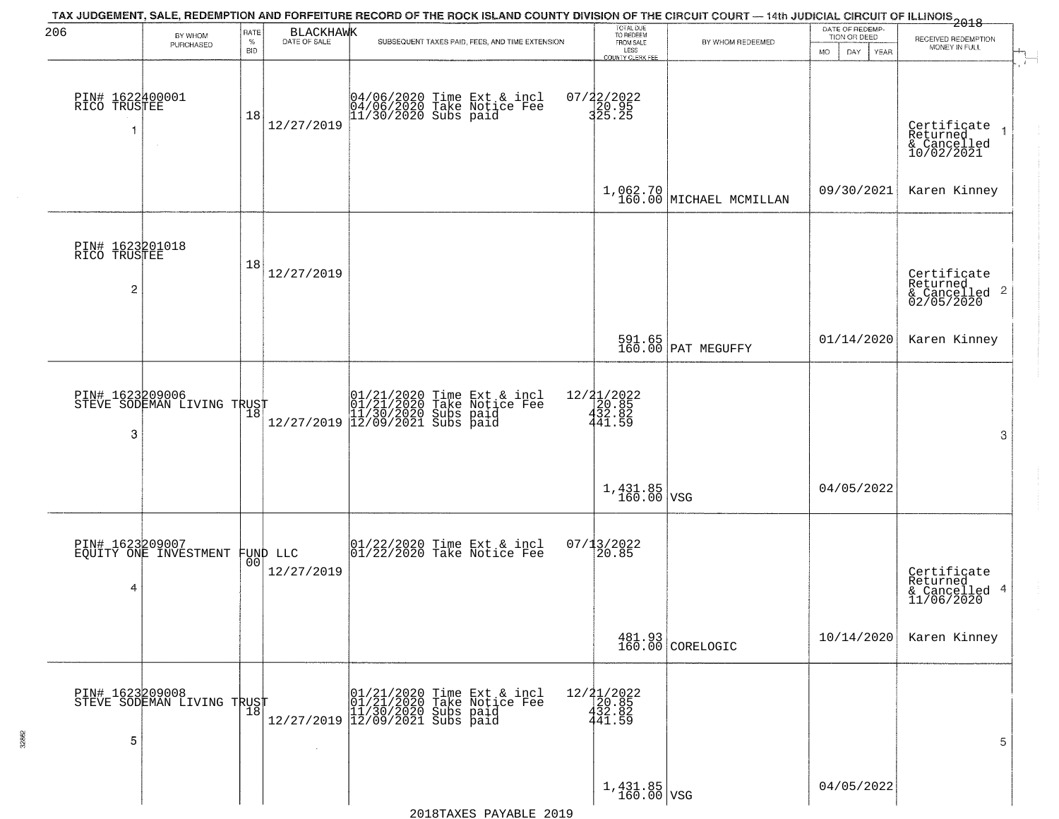# TAX JUDGEMENT, SALE, REDEMPTION AND FORFEITURE RECORD OF THE ROCK ISLAND COUNTY DIVISION OF THE CIRCUIT COURT — 14th JUDICIAL CIRCUIT OF ILLINOIS 2018

206 BLACKHAWK

| | BY WHOM PURCHASED | RATE % BID | DATE OF SALE | SUBSEQUENT TAXES PAID, FEES, AND TIME EXTENSION | TOTAL DUE TO REDEEM FROM SALE LESS COUNTY CLERK FEE | BY WHOM REDEEMED | DATE OF REDEMPTION OR DEED MO DAY YEAR | RECEIVED REDEMPTION MONEY IN FULL | |
|---|---|---|---|---|---|---|---|---|---|
| 1 | PIN# 1622400001 RICO TRUSTEE | 18 | 12/27/2019 | 04/06/2020 Time Ext & incl<br>04/06/2020 Take Notice Fee<br>11/30/2020 Subs paid | 07/22/2022<br>20.95<br>325.25<br><br>1,062.70<br>160.00 | MICHAEL MCMILLAN | 09/30/2021 | Certificate Returned & Cancelled 10/02/2021<br>Karen Kinney | 1 |
| 2 | PIN# 1623201018 RICO TRUSTEE | 18 | 12/27/2019 | | 591.65<br>160.00 | PAT MEGUFFY | 01/14/2020 | Certificate Returned & Cancelled 02/05/2020<br>Karen Kinney | 2 |
| 3 | PIN# 1623209006 STEVE SODEMAN LIVING TRUST | 18 | 12/27/2019 | 01/21/2020 Time Ext & incl<br>01/21/2020 Take Notice Fee<br>11/30/2020 Subs paid<br>12/09/2021 Subs paid | 12/21/2022<br>20.85<br>432.82<br>441.59<br><br>1,431.85<br>160.00 | VSG | 04/05/2022 | | 3 |
| 4 | PIN# 1623209007 EQUITY ONE INVESTMENT FUND LLC | 00 | 12/27/2019 | 01/22/2020 Time Ext & incl<br>01/22/2020 Take Notice Fee | 07/13/2022<br>20.85<br><br>481.93<br>160.00 | CORELOGIC | 10/14/2020 | Certificate Returned & Cancelled 11/06/2020<br>Karen Kinney | 4 |
| 5 | PIN# 1623209008 STEVE SODEMAN LIVING TRUST | 18 | 12/27/2019 | 01/21/2020 Time Ext & incl<br>01/21/2020 Take Notice Fee<br>11/30/2020 Subs paid<br>12/09/2021 Subs paid | 12/21/2022<br>20.85<br>432.82<br>441.59<br><br>1,431.85<br>160.00 | VSG | 04/05/2022 | | 5 |

2018TAXES PAYABLE 2019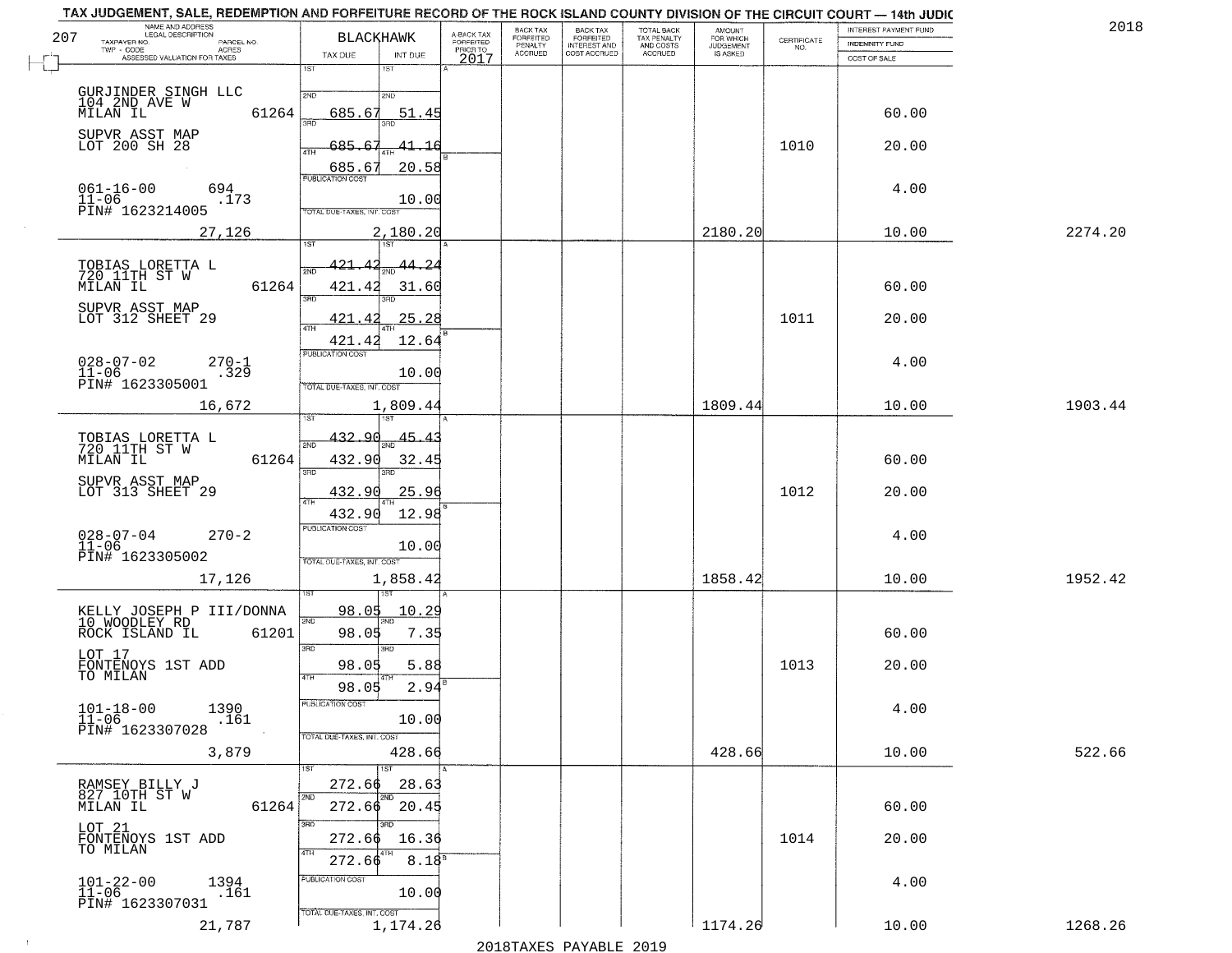# TAX JUDGEMENT, SALE, REDEMPTION AND FORFEITURE RECORD OF THE ROCK ISLAND COUNTY DIVISION OF THE CIRCUIT COURT — 14th JUDIC

2018

207

| NAME AND ADDRESS / LEGAL DESCRIPTION / TAXPAYER NO. / PARCEL NO. / TWP - CODE / ACRES / ASSESSED VALUATION FOR TAXES | BLACKHAWK TAX DUE | INT DUE | A-BACK TAX FORFEITED PRIOR TO 2017 | BACK TAX FORFEITED PENALTY ACCRUED | BACK TAX FORFEITED INTEREST AND COST ACCRUED | TOTAL BACK TAX PENALTY AND COSTS ACCRUED | AMOUNT FOR WHICH JUDGEMENT IS ASKED | CERTIFICATE NO. | INTEREST PAYMENT FUND / INDEMNITY FUND / COST OF SALE | |
|---|---|---|---|---|---|---|---|---|---|---|
| GURJINDER SINGH LLC, 104 2ND AVE W, MILAN IL 61264 | 1ST | 1ST | | | | | | | | |
| | 2ND 685.67 | 2ND 51.45 | | | | | | | 60.00 | |
| SUPVR ASST MAP, LOT 200 SH 28 | 3RD 685.67 | 3RD 41.16 | | | | | | 1010 | 20.00 | |
| | 4TH 685.67 | 4TH 20.58 | | | | | | | | |
| 061-16-00 694, 11-06 .173, PIN# 1623214005 | PUBLICATION COST | 10.00 | | | | | | | 4.00 | |
| 27,126 | TOTAL DUE-TAXES, INT. COST | 2,180.20 | | | | | 2180.20 | | 10.00 | 2274.20 |
| TOBIAS LORETTA L, 720 11TH ST W, MILAN IL 61264 | 1ST 421.42 | 1ST 44.24 | | | | | | | | |
| | 2ND 421.42 | 2ND 31.60 | | | | | | | 60.00 | |
| SUPVR ASST MAP, LOT 312 SHEET 29 | 3RD 421.42 | 3RD 25.28 | | | | | | 1011 | 20.00 | |
| | 4TH 421.42 | 4TH 12.64 | | | | | | | | |
| 028-07-02 270-1, 11-06 .329, PIN# 1623305001 | PUBLICATION COST | 10.00 | | | | | | | 4.00 | |
| 16,672 | TOTAL DUE-TAXES, INT. COST | 1,809.44 | | | | | 1809.44 | | 10.00 | 1903.44 |
| TOBIAS LORETTA L, 720 11TH ST W, MILAN IL 61264 | 1ST 432.90 | 1ST 45.43 | | | | | | | | |
| | 2ND 432.90 | 2ND 32.45 | | | | | | | 60.00 | |
| SUPVR ASST MAP, LOT 313 SHEET 29 | 3RD 432.90 | 3RD 25.96 | | | | | | 1012 | 20.00 | |
| | 4TH 432.90 | 4TH 12.98 | | | | | | | | |
| 028-07-04 270-2, 11-06, PIN# 1623305002 | PUBLICATION COST | 10.00 | | | | | | | 4.00 | |
| 17,126 | TOTAL DUE-TAXES, INT. COST | 1,858.42 | | | | | 1858.42 | | 10.00 | 1952.42 |
| KELLY JOSEPH P III/DONNA, 10 WOODLEY RD, ROCK ISLAND IL 61201 | 1ST 98.05 | 1ST 10.29 | | | | | | | | |
| | 2ND 98.05 | 2ND 7.35 | | | | | | | 60.00 | |
| LOT 17, FONTENOYS 1ST ADD TO MILAN | 3RD 98.05 | 3RD 5.88 | | | | | | 1013 | 20.00 | |
| | 4TH 98.05 | 4TH 2.94 | | | | | | | | |
| 101-18-00 1390, 11-06 .161, PIN# 1623307028 | PUBLICATION COST | 10.00 | | | | | | | 4.00 | |
| 3,879 | TOTAL DUE-TAXES, INT. COST | 428.66 | | | | | 428.66 | | 10.00 | 522.66 |
| RAMSEY BILLY J, 827 10TH ST W, MILAN IL 61264 | 1ST 272.66 | 1ST 28.63 | | | | | | | | |
| | 2ND 272.66 | 2ND 20.45 | | | | | | | 60.00 | |
| LOT 21, FONTENOYS 1ST ADD TO MILAN | 3RD 272.66 | 3RD 16.36 | | | | | | 1014 | 20.00 | |
| | 4TH 272.66 | 4TH 8.18 | | | | | | | | |
| 101-22-00 1394, 11-06 .161, PIN# 1623307031 | PUBLICATION COST | 10.00 | | | | | | | 4.00 | |
| 21,787 | TOTAL DUE-TAXES, INT. COST | 1,174.26 | | | | | 1174.26 | | 10.00 | 1268.26 |

2018TAXES PAYABLE 2019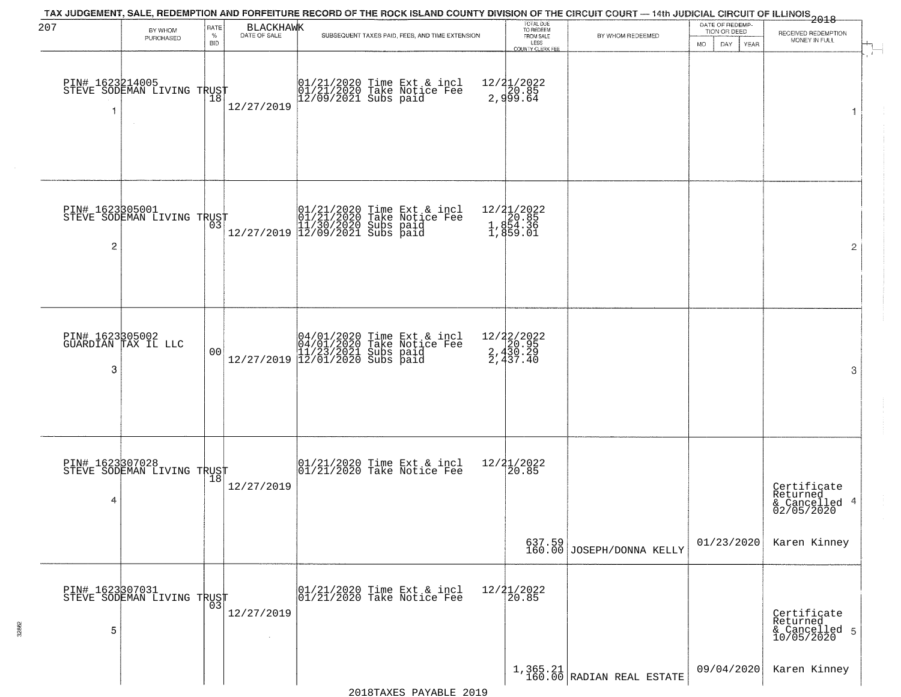TAX JUDGEMENT, SALE, REDEMPTION AND FORFEITURE RECORD OF THE ROCK ISLAND COUNTY DIVISION OF THE CIRCUIT COURT — 14th JUDICIAL CIRCUIT OF ILLINOIS 2018

207 BLACKHAWK

| | BY WHOM PURCHASED | RATE % BID | DATE OF SALE | SUBSEQUENT TAXES PAID, FEES, AND TIME EXTENSION | TOTAL DUE TO REDEEM FROM SALE LESS COUNTY CLERK FEE | BY WHOM REDEEMED | DATE OF REDEMPTION OR DEED MO DAY YEAR | RECEIVED REDEMPTION MONEY IN FULL | |
|---|---|---|---|---|---|---|---|---|---|
| 1 | PIN# 1623214005 STEVE SODEMAN LIVING TRUST | 18 | 12/27/2019 | 01/21/2020 Time Ext & incl<br>01/21/2020 Take Notice Fee<br>12/09/2021 Subs paid | 12/21/2022<br>20.85<br>2,999.64 | | | | 1 |
| 2 | PIN# 1623305001 STEVE SODEMAN LIVING TRUST | 03 | 12/27/2019 | 01/21/2020 Time Ext & incl<br>01/21/2020 Take Notice Fee<br>11/30/2020 Subs paid<br>12/09/2021 Subs paid | 12/21/2022<br>20.85<br>1,854.36<br>1,859.01 | | | | 2 |
| 3 | PIN# 1623305002 GUARDIAN TAX IL LLC | 00 | 12/27/2019 | 04/01/2020 Time Ext & incl<br>04/01/2020 Take Notice Fee<br>11/23/2021 Subs paid<br>12/01/2020 Subs paid | 12/22/2022<br>20.95<br>2,430.29<br>2,437.40 | | | | 3 |
| 4 | PIN# 1623307028 STEVE SODEMAN LIVING TRUST | 18 | 12/27/2019 | 01/21/2020 Time Ext & incl<br>01/21/2020 Take Notice Fee | 12/21/2022<br>20.85<br>637.59<br>160.00 | JOSEPH/DONNA KELLY | 01/23/2020 | Certificate Returned & Cancelled 02/05/2020<br>Karen Kinney | 4 |
| 5 | PIN# 1623307031 STEVE SODEMAN LIVING TRUST | 03 | 12/27/2019 | 01/21/2020 Time Ext & incl<br>01/21/2020 Take Notice Fee | 12/21/2022<br>20.85<br>1,365.21<br>160.00 | RADIAN REAL ESTATE | 09/04/2020 | Certificate Returned & Cancelled 10/05/2020<br>Karen Kinney | 5 |

2018TAXES PAYABLE 2019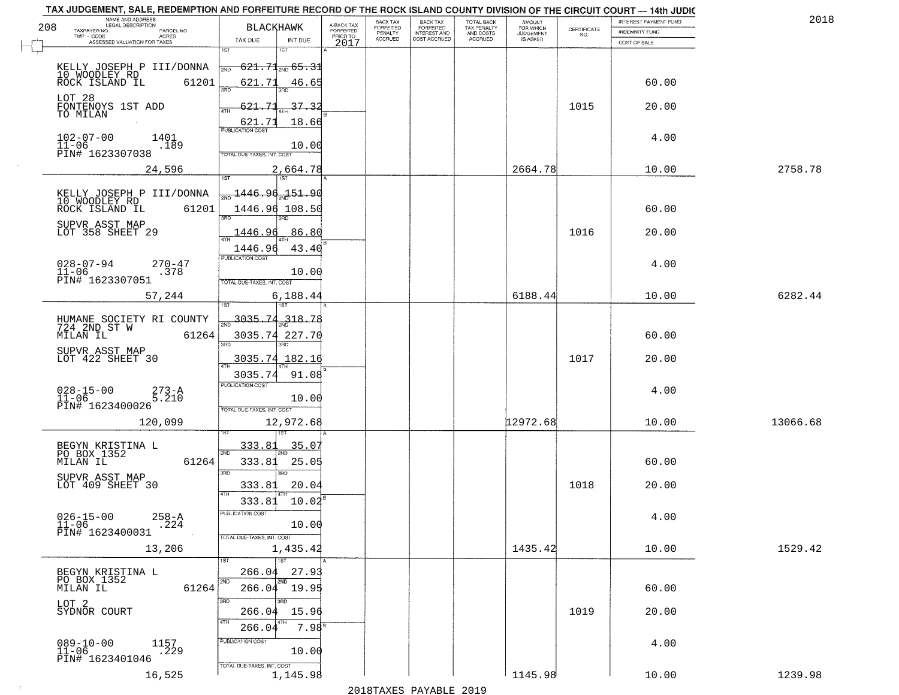# TAX JUDGEMENT, SALE, REDEMPTION AND FORFEITURE RECORD OF THE ROCK ISLAND COUNTY DIVISION OF THE CIRCUIT COURT — 14th JUDIC

2018

| NAME AND ADDRESS / LEGAL DESCRIPTION / TAXPAYER NO. / PARCEL NO. / TWP - CODE / ACRES / ASSESSED VALUATION FOR TAXES | BLACKHAWK TAX DUE | INT DUE | A-BACK TAX FORFEITED PRIOR TO 2017 | BACK TAX FORFEITED PENALTY ACCRUED | BACK TAX FORFEITED INTEREST AND COST ACCRUED | TOTAL BACK TAX PENALTY AND COSTS ACCRUED | AMOUNT FOR WHICH JUDGEMENT IS ASKED | CERTIFICATE NO. | INTEREST PAYMENT FUND / INDEMNITY FUND / COST OF SALE | |
|---|---|---|---|---|---|---|---|---|---|---|
| KELLY JOSEPH P III/DONNA<br>10 WOODLEY RD<br>ROCK ISLAND IL 61201<br>LOT 28<br>FONTENOYS 1ST ADD<br>TO MILAN<br>102-07-00 1401<br>11-06 .189<br>PIN# 1623307038<br>24,596 | 1ST 621.71<br>2ND 621.71<br>3RD 621.71<br>4TH 621.71<br>PUBLICATION COST<br>TOTAL DUE-TAXES, INT. COST | 65.31<br>46.65<br>37.32<br>18.66<br>10.00<br>2,664.78 | | | | | 2664.78 | 1015 | 60.00<br>20.00<br>4.00<br>10.00 | 2758.78 |
| KELLY JOSEPH P III/DONNA<br>10 WOODLEY RD<br>ROCK ISLAND IL 61201<br>SUPVR ASST MAP<br>LOT 358 SHEET 29<br>028-07-94 270-47<br>11-06 .378<br>PIN# 1623307051<br>57,244 | 1ST 1446.96<br>2ND 1446.96<br>3RD 1446.96<br>4TH 1446.96<br>PUBLICATION COST<br>TOTAL DUE-TAXES, INT. COST | 151.90<br>108.50<br>86.80<br>43.40<br>10.00<br>6,188.44 | | | | | 6188.44 | 1016 | 60.00<br>20.00<br>4.00<br>10.00 | 6282.44 |
| HUMANE SOCIETY RI COUNTY<br>724 2ND ST W<br>MILAN IL 61264<br>SUPVR ASST MAP<br>LOT 422 SHEET 30<br>028-15-00 273-A<br>11-06 5.210<br>PIN# 1623400026<br>120,099 | 1ST 3035.74<br>2ND 3035.74<br>3RD 3035.74<br>4TH 3035.74<br>PUBLICATION COST<br>TOTAL DUE-TAXES, INT. COST | 318.78<br>227.70<br>182.16<br>91.08<br>10.00<br>12,972.68 | | | | | 12972.68 | 1017 | 60.00<br>20.00<br>4.00<br>10.00 | 13066.68 |
| BEGYN KRISTINA L<br>PO BOX 1352<br>MILAN IL 61264<br>SUPVR ASST MAP<br>LOT 409 SHEET 30<br>026-15-00 258-A<br>11-06 .224<br>PIN# 1623400031<br>13,206 | 1ST 333.81<br>2ND 333.81<br>3RD 333.81<br>4TH 333.81<br>PUBLICATION COST<br>TOTAL DUE-TAXES, INT. COST | 35.07<br>25.05<br>20.04<br>10.02<br>10.00<br>1,435.42 | | | | | 1435.42 | 1018 | 60.00<br>20.00<br>4.00<br>10.00 | 1529.42 |
| BEGYN KRISTINA L<br>PO BOX 1352<br>MILAN IL 61264<br>LOT 2<br>SYDNOR COURT<br>089-10-00 1157<br>11-06 .229<br>PIN# 1623401046<br>16,525 | 1ST 266.04<br>2ND 266.04<br>3RD 266.04<br>4TH 266.04<br>PUBLICATION COST<br>TOTAL DUE-TAXES, INT. COST | 27.93<br>19.95<br>15.96<br>7.98<br>10.00<br>1,145.98 | | | | | 1145.98 | 1019 | 60.00<br>20.00<br>4.00<br>10.00 | 1239.98 |

2018TAXES PAYABLE 2019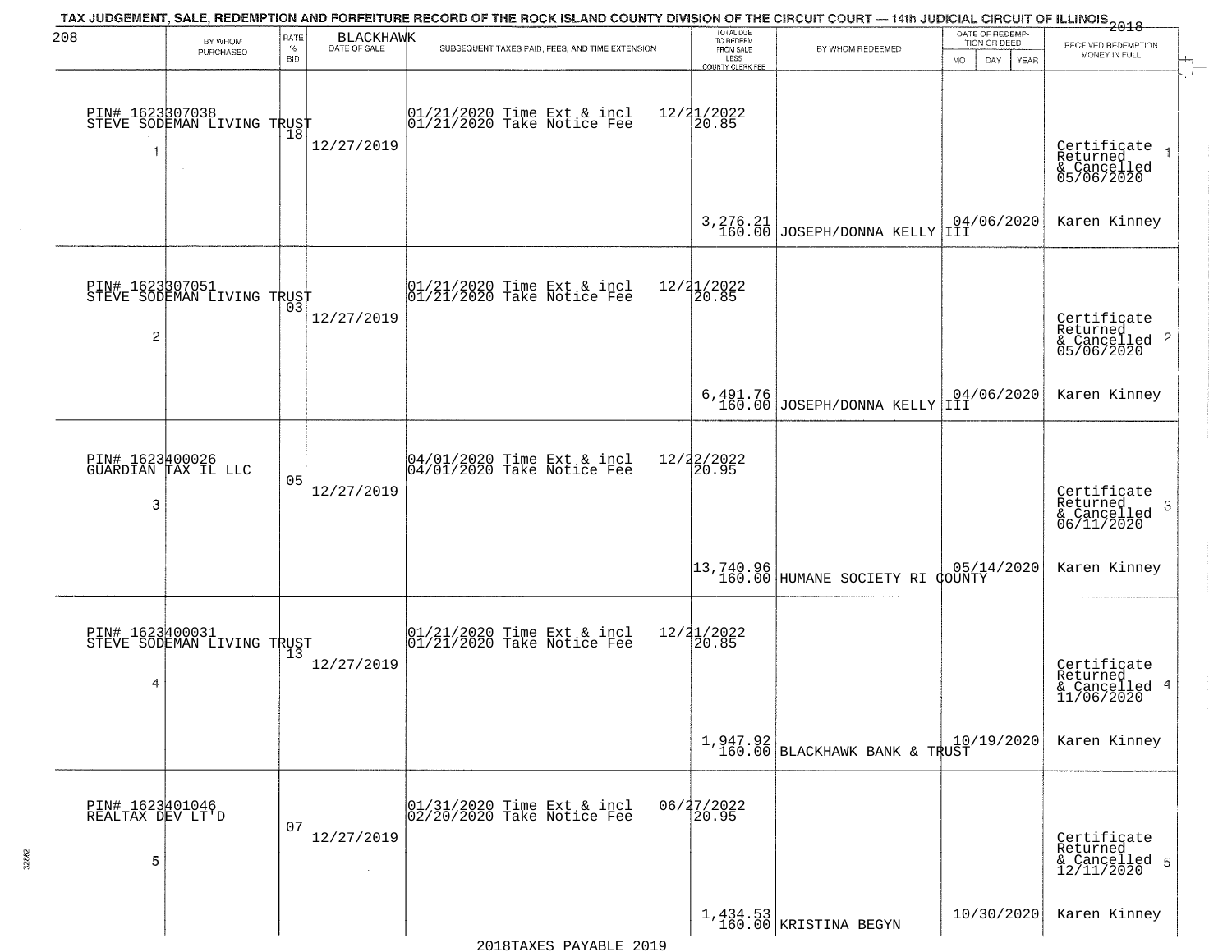TAX JUDGEMENT, SALE, REDEMPTION AND FORFEITURE RECORD OF THE ROCK ISLAND COUNTY DIVISION OF THE CIRCUIT COURT — 14th JUDICIAL CIRCUIT OF ILLINOIS 2018

BLACKHAWK

| # | BY WHOM PURCHASED | RATE % BID | DATE OF SALE | SUBSEQUENT TAXES PAID, FEES, AND TIME EXTENSION | TOTAL DUE TO REDEEM FROM SALE LESS COUNTY CLERK FEE | BY WHOM REDEEMED | DATE OF REDEMPTION OR DEED (MO DAY YEAR) | RECEIVED REDEMPTION MONEY IN FULL |
|---|---|---|---|---|---|---|---|---|
| 1 | PIN# 1623307038 STEVE SODEMAN LIVING TRUST | 18 | 12/27/2019 | 01/21/2020 Time Ext & incl 01/21/2020 Take Notice Fee | 12/21/2022 20.85 3,276.21 160.00 | JOSEPH/DONNA KELLY III | 04/06/2020 | Certificate Returned & Cancelled 05/06/2020 Karen Kinney |
| 2 | PIN# 1623307051 STEVE SODEMAN LIVING TRUST | 03 | 12/27/2019 | 01/21/2020 Time Ext & incl 01/21/2020 Take Notice Fee | 12/21/2022 20.85 6,491.76 160.00 | JOSEPH/DONNA KELLY III | 04/06/2020 | Certificate Returned & Cancelled 05/06/2020 Karen Kinney |
| 3 | PIN# 1623400026 GUARDIAN TAX IL LLC | 05 | 12/27/2019 | 04/01/2020 Time Ext & incl 04/01/2020 Take Notice Fee | 12/22/2022 20.95 13,740.96 160.00 | HUMANE SOCIETY RI COUNTY | 05/14/2020 | Certificate Returned & Cancelled 06/11/2020 Karen Kinney |
| 4 | PIN# 1623400031 STEVE SODEMAN LIVING TRUST | 13 | 12/27/2019 | 01/21/2020 Time Ext & incl 01/21/2020 Take Notice Fee | 12/21/2022 20.85 1,947.92 160.00 | BLACKHAWK BANK & TRUST | 10/19/2020 | Certificate Returned & Cancelled 11/06/2020 Karen Kinney |
| 5 | PIN# 1623401046 REALTAX DEV LT'D | 07 | 12/27/2019 | 01/31/2020 Time Ext & incl 02/20/2020 Take Notice Fee | 06/27/2022 20.95 1,434.53 160.00 | KRISTINA BEGYN | 10/30/2020 | Certificate Returned & Cancelled 12/11/2020 Karen Kinney |

2018TAXES PAYABLE 2019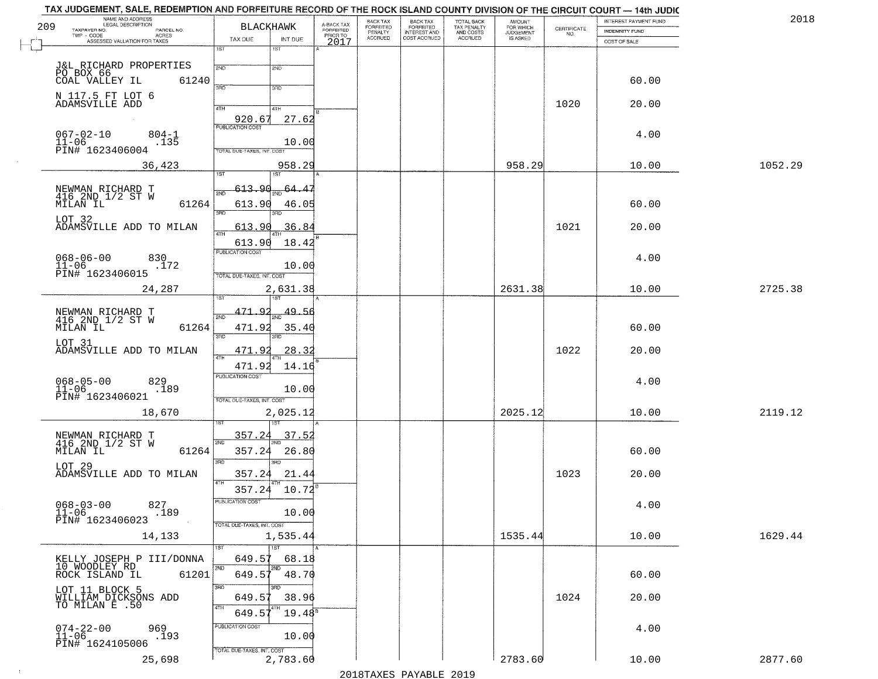TAX JUDGEMENT, SALE, REDEMPTION AND FORFEITURE RECORD OF THE ROCK ISLAND COUNTY DIVISION OF THE CIRCUIT COURT — 14th JUDIC

2018

| NAME AND ADDRESS / LEGAL DESCRIPTION / TAXPAYER NO. / PARCEL NO. / TWP - CODE / ACRES / ASSESSED VALUATION FOR TAXES | BLACKHAWK TAX DUE | INT DUE | A-BACK TAX FORFEITED PRIOR TO 2017 | BACK TAX FORFEITED PENALTY ACCRUED | BACK TAX FORFEITED INTEREST AND COST ACCRUED | TOTAL BACK TAX PENALTY AND COSTS ACCRUED | AMOUNT FOR WHICH JUDGEMENT IS ASKED | CERTIFICATE NO. | INTEREST PAYMENT FUND / INDEMNITY FUND / COST OF SALE | |
|---|---|---|---|---|---|---|---|---|---|---|
| J&L RICHARD PROPERTIES<br>PO BOX 66<br>COAL VALLEY IL 61240<br>N 117.5 FT LOT 6<br>ADAMSVILLE ADD<br>067-02-10 804-1<br>11-06 .135<br>PIN# 1623406004<br>36,423 | 1ST<br>2ND<br>3RD<br>4TH 920.67<br>PUBLICATION COST<br>TOTAL DUE-TAXES, INT. COST | 1ST<br>2ND<br>3RD<br>4TH 27.62<br><br>10.00<br>958.29 | | | | | 958.29 | 1020 | 60.00<br>20.00<br>4.00<br>10.00 | 1052.29 |
| NEWMAN RICHARD T<br>416 2ND 1/2 ST W<br>MILAN IL 61264<br>LOT 32<br>ADAMSVILLE ADD TO MILAN<br>068-06-00 830<br>11-06 .172<br>PIN# 1623406015<br>24,287 | 1ST 613.90<br>2ND 613.90<br>3RD 613.90<br>4TH 613.90<br>PUBLICATION COST<br>TOTAL DUE-TAXES, INT. COST | 64.47<br>46.05<br>36.84<br>18.42<br><br>10.00<br>2,631.38 | | | | | 2631.38 | 1021 | 60.00<br>20.00<br>4.00<br>10.00 | 2725.38 |
| NEWMAN RICHARD T<br>416 2ND 1/2 ST W<br>MILAN IL 61264<br>LOT 31<br>ADAMSVILLE ADD TO MILAN<br>068-05-00 829<br>11-06 .189<br>PIN# 1623406021<br>18,670 | 1ST 471.92<br>2ND 471.92<br>3RD 471.92<br>4TH 471.92<br>PUBLICATION COST<br>TOTAL DUE-TAXES, INT. COST | 49.56<br>35.40<br>28.32<br>14.16<br><br>10.00<br>2,025.12 | | | | | 2025.12 | 1022 | 60.00<br>20.00<br>4.00<br>10.00 | 2119.12 |
| NEWMAN RICHARD T<br>416 2ND 1/2 ST W<br>MILAN IL 61264<br>LOT 29<br>ADAMSVILLE ADD TO MILAN<br>068-03-00 827<br>11-06 .189<br>PIN# 1623406023<br>14,133 | 1ST 357.24<br>2ND 357.24<br>3RD 357.24<br>4TH 357.24<br>PUBLICATION COST<br>TOTAL DUE-TAXES, INT. COST | 37.52<br>26.80<br>21.44<br>10.72<br><br>10.00<br>1,535.44 | | | | | 1535.44 | 1023 | 60.00<br>20.00<br>4.00<br>10.00 | 1629.44 |
| KELLY JOSEPH P III/DONNA<br>10 WOODLEY RD<br>ROCK ISLAND IL 61201<br>LOT 11 BLOCK 5<br>WILLIAM DICKSONS ADD<br>TO MILAN E .50<br>074-22-00 969<br>11-06 .193<br>PIN# 1624105006<br>25,698 | 1ST 649.57<br>2ND 649.57<br>3RD 649.57<br>4TH 649.57<br>PUBLICATION COST<br>TOTAL DUE-TAXES, INT. COST | 68.18<br>48.70<br>38.96<br>19.48<br><br>10.00<br>2,783.60 | | | | | 2783.60 | 1024 | 60.00<br>20.00<br>4.00<br>10.00 | 2877.60 |

2018TAXES PAYABLE 2019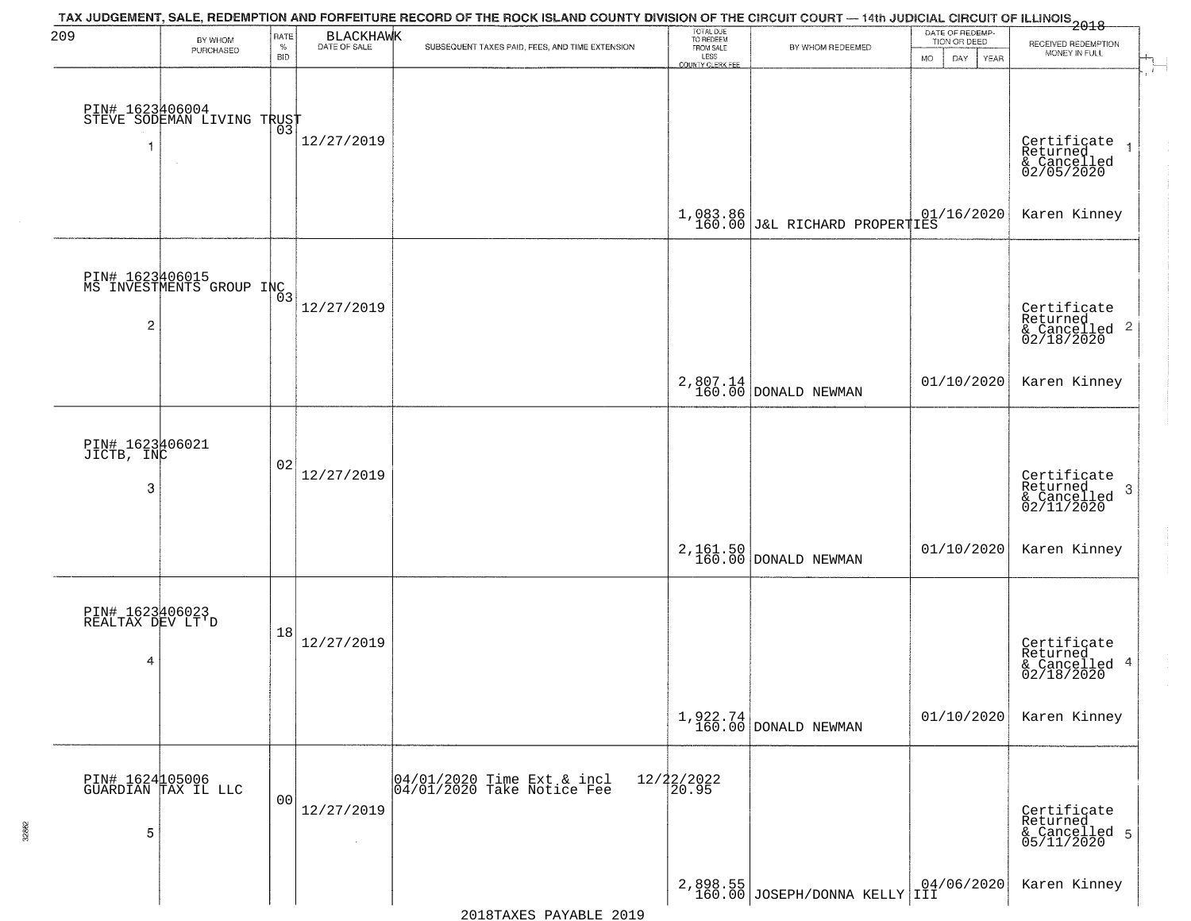TAX JUDGEMENT, SALE, REDEMPTION AND FORFEITURE RECORD OF THE ROCK ISLAND COUNTY DIVISION OF THE CIRCUIT COURT — 14th JUDICIAL CIRCUIT OF ILLINOIS 2018

209 BLACKHAWK

| | BY WHOM PURCHASED | RATE % BID | DATE OF SALE | SUBSEQUENT TAXES PAID, FEES, AND TIME EXTENSION | TOTAL DUE TO REDEEM FROM SALE LESS COUNTY CLERK FEE | BY WHOM REDEEMED | DATE OF REDEMPTION OR DEED MO DAY YEAR | RECEIVED REDEMPTION MONEY IN FULL |
|---|---|---|---|---|---|---|---|---|
| 1 | PIN# 1623406004 STEVE SODEMAN LIVING TRUST | 03 | 12/27/2019 | | 1,083.86 160.00 | J&L RICHARD PROPERTIES | 01/16/2020 | Certificate Returned & Cancelled 02/05/2020 Karen Kinney |
| 2 | PIN# 1623406015 MS INVESTMENTS GROUP INC | 03 | 12/27/2019 | | 2,807.14 160.00 | DONALD NEWMAN | 01/10/2020 | Certificate Returned & Cancelled 02/18/2020 Karen Kinney |
| 3 | PIN# 1623406021 JICTB, INC | 02 | 12/27/2019 | | 2,161.50 160.00 | DONALD NEWMAN | 01/10/2020 | Certificate Returned & Cancelled 02/11/2020 Karen Kinney |
| 4 | PIN# 1623406023 REALTAX DEV LT'D | 18 | 12/27/2019 | | 1,922.74 160.00 | DONALD NEWMAN | 01/10/2020 | Certificate Returned & Cancelled 02/18/2020 Karen Kinney |
| 5 | PIN# 1624105006 GUARDIAN TAX IL LLC | 00 | 12/27/2019 | 04/01/2020 Time Ext & incl 12/22/2022; 04/01/2020 Take Notice Fee 20.95 | 2,898.55 160.00 | JOSEPH/DONNA KELLY III | 04/06/2020 | Certificate Returned & Cancelled 05/11/2020 Karen Kinney |

2018TAXES PAYABLE 2019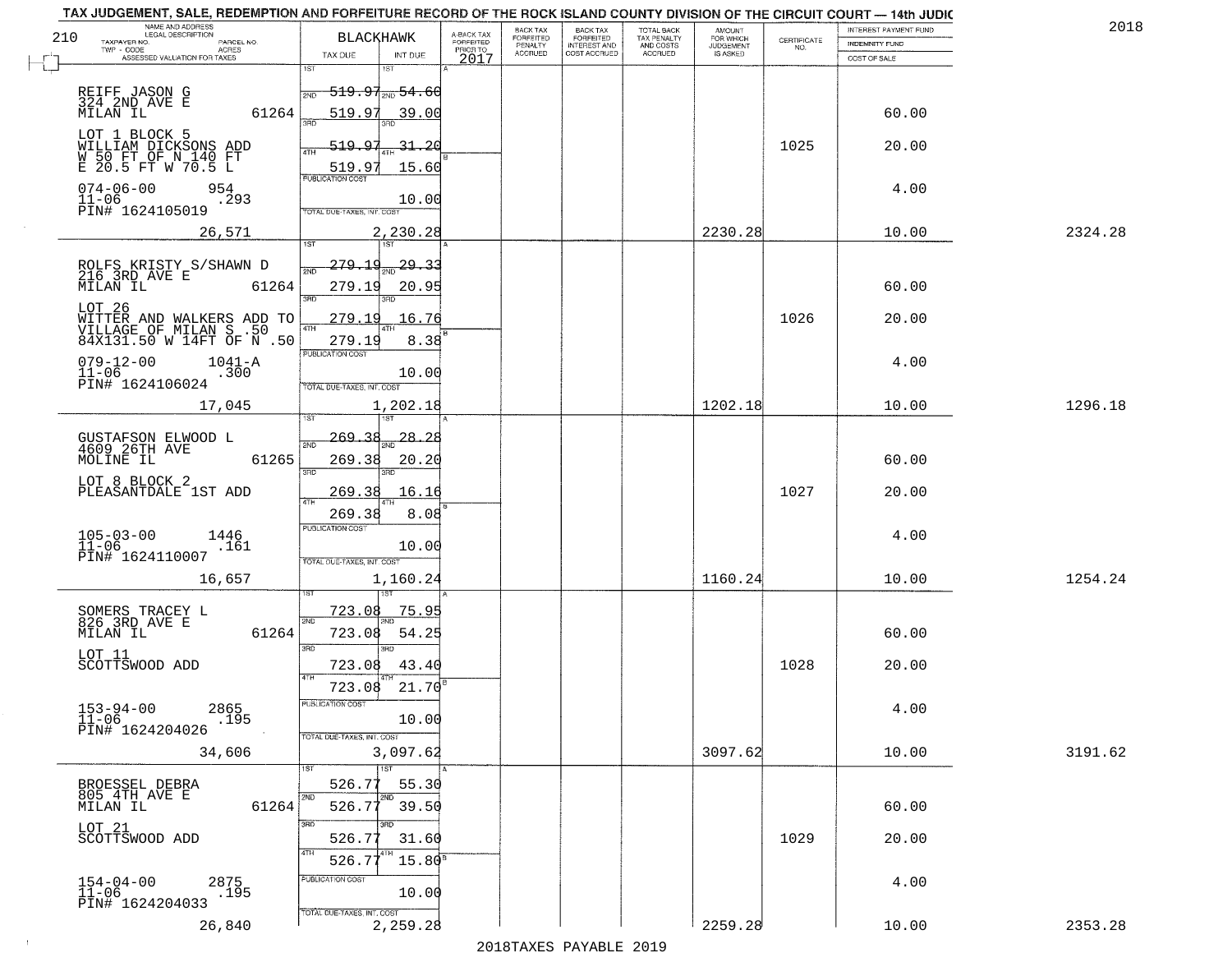TAX JUDGEMENT, SALE, REDEMPTION AND FORFEITURE RECORD OF THE ROCK ISLAND COUNTY DIVISION OF THE CIRCUIT COURT — 14th JUDIC

2018

210

| NAME AND ADDRESS / LEGAL DESCRIPTION / TAXPAYER NO. / PARCEL NO. / TWP - CODE / ACRES / ASSESSED VALUATION FOR TAXES | BLACKHAWK TAX DUE | INT DUE | A-BACK TAX FORFEITED PRIOR TO 2017 | BACK TAX FORFEITED PENALTY ACCRUED | BACK TAX FORFEITED INTEREST AND COST ACCRUED | TOTAL BACK TAX PENALTY AND COSTS ACCRUED | AMOUNT FOR WHICH JUDGEMENT IS ASKED | CERTIFICATE NO. | INTEREST PAYMENT FUND / INDEMNITY FUND / COST OF SALE | |
|---|---|---|---|---|---|---|---|---|---|---|
| REIFF JASON G 324 2ND AVE E MILAN IL 61264 | 1ST 519.97 | 1ST 54.60 | | | | | | | | |
| LOT 1 BLOCK 5 WILLIAM DICKSONS ADD W 50 FT OF N 140 FT E 20.5 FT W 70.5 L | 2ND 519.97 | 2ND 39.00 | | | | | | | 60.00 | |
| | 3RD 519.97 | 3RD 31.20 | | | | | | 1025 | 20.00 | |
| | 4TH 519.97 | 4TH 15.60 | | | | | | | | |
| 074-06-00 954 11-06 .293 PIN# 1624105019 | PUBLICATION COST | 10.00 | | | | | | | 4.00 | |
| 26,571 | TOTAL DUE-TAXES, INT. COST | 2,230.28 | | | | | 2230.28 | | 10.00 | 2324.28 |
| ROLFS KRISTY S/SHAWN D 216 3RD AVE E MILAN IL 61264 | 1ST 279.19 | 1ST 29.33 | | | | | | | | |
| LOT 26 WITTER AND WALKERS ADD TO VILLAGE OF MILAN S .50 84X131.50 W 14FT OF N .50 | 2ND 279.19 | 2ND 20.95 | | | | | | | 60.00 | |
| | 3RD 279.19 | 3RD 16.76 | | | | | | 1026 | 20.00 | |
| | 4TH 279.19 | 4TH 8.38 | | | | | | | | |
| 079-12-00 1041-A 11-06 .300 PIN# 1624106024 | PUBLICATION COST | 10.00 | | | | | | | 4.00 | |
| 17,045 | TOTAL DUE-TAXES, INT. COST | 1,202.18 | | | | | 1202.18 | | 10.00 | 1296.18 |
| GUSTAFSON ELWOOD L 4609 26TH AVE MOLINE IL 61265 | 1ST 269.38 | 1ST 28.28 | | | | | | | | |
| LOT 8 BLOCK 2 PLEASANTDALE 1ST ADD | 2ND 269.38 | 2ND 20.20 | | | | | | | 60.00 | |
| | 3RD 269.38 | 3RD 16.16 | | | | | | 1027 | 20.00 | |
| | 4TH 269.38 | 4TH 8.08 | | | | | | | | |
| 105-03-00 1446 11-06 .161 PIN# 1624110007 | PUBLICATION COST | 10.00 | | | | | | | 4.00 | |
| 16,657 | TOTAL DUE-TAXES, INT. COST | 1,160.24 | | | | | 1160.24 | | 10.00 | 1254.24 |
| SOMERS TRACEY L 826 3RD AVE E MILAN IL 61264 | 1ST 723.08 | 1ST 75.95 | | | | | | | | |
| LOT 11 SCOTTSWOOD ADD | 2ND 723.08 | 2ND 54.25 | | | | | | | 60.00 | |
| | 3RD 723.08 | 3RD 43.40 | | | | | | 1028 | 20.00 | |
| | 4TH 723.08 | 4TH 21.70 | | | | | | | | |
| 153-94-00 2865 11-06 .195 PIN# 1624204026 | PUBLICATION COST | 10.00 | | | | | | | 4.00 | |
| 34,606 | TOTAL DUE-TAXES, INT. COST | 3,097.62 | | | | | 3097.62 | | 10.00 | 3191.62 |
| BROESSEL DEBRA 805 4TH AVE E MILAN IL 61264 | 1ST 526.77 | 1ST 55.30 | | | | | | | | |
| LOT 21 SCOTTSWOOD ADD | 2ND 526.77 | 2ND 39.50 | | | | | | | 60.00 | |
| | 3RD 526.77 | 3RD 31.60 | | | | | | 1029 | 20.00 | |
| | 4TH 526.77 | 4TH 15.80 | | | | | | | | |
| 154-04-00 2875 11-06 .195 PIN# 1624204033 | PUBLICATION COST | 10.00 | | | | | | | 4.00 | |
| 26,840 | TOTAL DUE-TAXES, INT. COST | 2,259.28 | | | | | 2259.28 | | 10.00 | 2353.28 |

2018TAXES PAYABLE 2019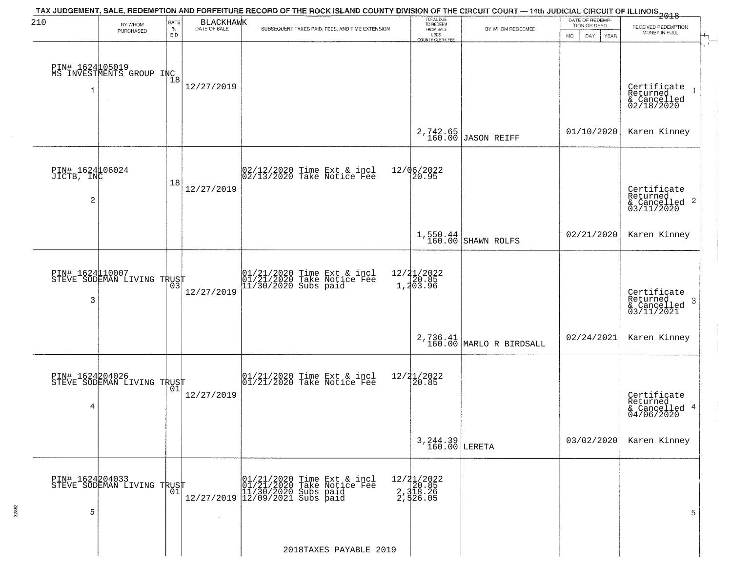TAX JUDGEMENT, SALE, REDEMPTION AND FORFEITURE RECORD OF THE ROCK ISLAND COUNTY DIVISION OF THE CIRCUIT COURT — 14th JUDICIAL CIRCUIT OF ILLINOIS 2018

BLACKHAWK

| | BY WHOM PURCHASED | RATE % BID | DATE OF SALE | SUBSEQUENT TAXES PAID, FEES, AND TIME EXTENSION | TOTAL DUE TO REDEEM FROM SALE LESS COUNTY CLERK FEE | BY WHOM REDEEMED | DATE OF REDEMPTION OR DEED MO DAY YEAR | RECEIVED REDEMPTION MONEY IN FULL |
|---|---|---|---|---|---|---|---|---|
| 1 | PIN# 1624105019 MS INVESTMENTS GROUP INC | 18 | 12/27/2019 | | 2,742.65 160.00 | JASON REIFF | 01/10/2020 | Certificate Returned & Cancelled 02/18/2020 Karen Kinney |
| 2 | PIN# 1624106024 JICTB, INC | 18 | 12/27/2019 | 02/12/2020 Time Ext & incl 12/06/2022; 02/13/2020 Take Notice Fee 20.95 | 1,550.44 160.00 | SHAWN ROLFS | 02/21/2020 | Certificate Returned & Cancelled 03/11/2020 Karen Kinney |
| 3 | PIN# 1624110007 STEVE SODEMAN LIVING TRUST | 03 | 12/27/2019 | 01/21/2020 Time Ext & incl 12/21/2022; 01/21/2020 Take Notice Fee 20.85; 11/30/2020 Subs paid 1,203.96 | 2,736.41 160.00 | MARLO R BIRDSALL | 02/24/2021 | Certificate Returned & Cancelled 03/11/2021 Karen Kinney |
| 4 | PIN# 1624204026 STEVE SODEMAN LIVING TRUST | 01 | 12/27/2019 | 01/21/2020 Time Ext & incl 12/21/2022; 01/21/2020 Take Notice Fee 20.85 | 3,244.39 160.00 | LERETA | 03/02/2020 | Certificate Returned & Cancelled 04/06/2020 Karen Kinney |
| 5 | PIN# 1624204033 STEVE SODEMAN LIVING TRUST | 01 | 12/27/2019 | 01/21/2020 Time Ext & incl 12/21/2022; 01/21/2020 Take Notice Fee 20.85; 11/30/2020 Subs paid 2,318.26; 12/09/2021 Subs paid 2,526.05 | | | | |

2018TAXES PAYABLE 2019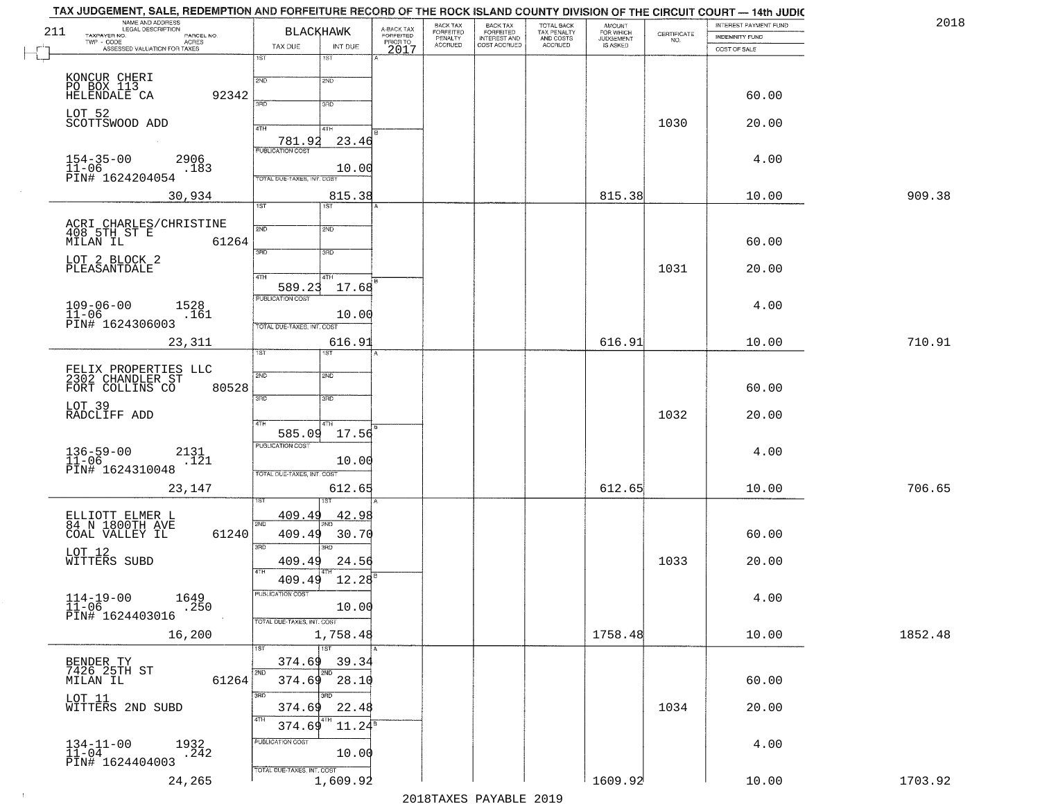# TAX JUDGEMENT, SALE, REDEMPTION AND FORFEITURE RECORD OF THE ROCK ISLAND COUNTY DIVISION OF THE CIRCUIT COURT — 14th JUDIC

2018

211

| NAME AND ADDRESS / LEGAL DESCRIPTION / TAXPAYER NO. / PARCEL NO. / TWP - CODE / ACRES / ASSESSED VALUATION FOR TAXES | BLACKHAWK TAX DUE | INT DUE | A-BACK TAX FORFEITED PRIOR TO 2017 | BACK TAX FORFEITED PENALTY ACCRUED | BACK TAX FORFEITED INTEREST AND COST ACCRUED | TOTAL BACK TAX PENALTY AND COSTS ACCRUED | AMOUNT FOR WHICH JUDGEMENT IS ASKED | CERTIFICATE NO. | INTEREST PAYMENT FUND / INDEMNITY FUND / COST OF SALE | |
|---|---|---|---|---|---|---|---|---|---|---|
| KONCUR CHERI<br>PO BOX 113<br>HELENDALE CA 92342<br>LOT 52<br>SCOTTSWOOD ADD<br>154-35-00 2906<br>11-06 .183<br>PIN# 1624204054<br>30,934 | 4TH 781.92<br>PUBLICATION COST<br>TOTAL DUE-TAXES, INT. COST | 23.46<br>10.00<br>815.38 | | | | | 815.38 | 1030 | 60.00<br>20.00<br>4.00<br>10.00 | 909.38 |
| ACRI CHARLES/CHRISTINE<br>408 5TH ST E<br>MILAN IL 61264<br>LOT 2 BLOCK 2<br>PLEASANTDALE<br>109-06-00 1528<br>11-06 .161<br>PIN# 1624306003<br>23,311 | 4TH 589.23<br>PUBLICATION COST<br>TOTAL DUE-TAXES, INT. COST | 17.68<br>10.00<br>616.91 | | | | | 616.91 | 1031 | 60.00<br>20.00<br>4.00<br>10.00 | 710.91 |
| FELIX PROPERTIES LLC<br>2302 CHANDLER ST<br>FORT COLLINS CO 80528<br>LOT 39<br>RADCLIFF ADD<br>136-59-00 2131<br>11-06 .121<br>PIN# 1624310048<br>23,147 | 4TH 585.09<br>PUBLICATION COST<br>TOTAL DUE-TAXES, INT. COST | 17.56<br>10.00<br>612.65 | | | | | 612.65 | 1032 | 60.00<br>20.00<br>4.00<br>10.00 | 706.65 |
| ELLIOTT ELMER L<br>84 N 1800TH AVE<br>COAL VALLEY IL 61240<br>LOT 12<br>WITTERS SUBD<br>114-19-00 1649<br>11-06 .250<br>PIN# 1624403016<br>16,200 | 1ST 409.49<br>2ND 409.49<br>3RD 409.49<br>4TH 409.49<br>PUBLICATION COST<br>TOTAL DUE-TAXES, INT. COST | 42.98<br>30.70<br>24.56<br>12.28<br>10.00<br>1,758.48 | | | | | 1758.48 | 1033 | 60.00<br>20.00<br>4.00<br>10.00 | 1852.48 |
| BENDER TY<br>7426 25TH ST<br>MILAN IL 61264<br>LOT 11<br>WITTERS 2ND SUBD<br>134-11-00 1932<br>11-04 .242<br>PIN# 1624404003<br>24,265 | 1ST 374.69<br>2ND 374.69<br>3RD 374.69<br>4TH 374.69<br>PUBLICATION COST<br>TOTAL DUE-TAXES, INT. COST | 39.34<br>28.10<br>22.48<br>11.24<br>10.00<br>1,609.92 | | | | | 1609.92 | 1034 | 60.00<br>20.00<br>4.00<br>10.00 | 1703.92 |

2018TAXES PAYABLE 2019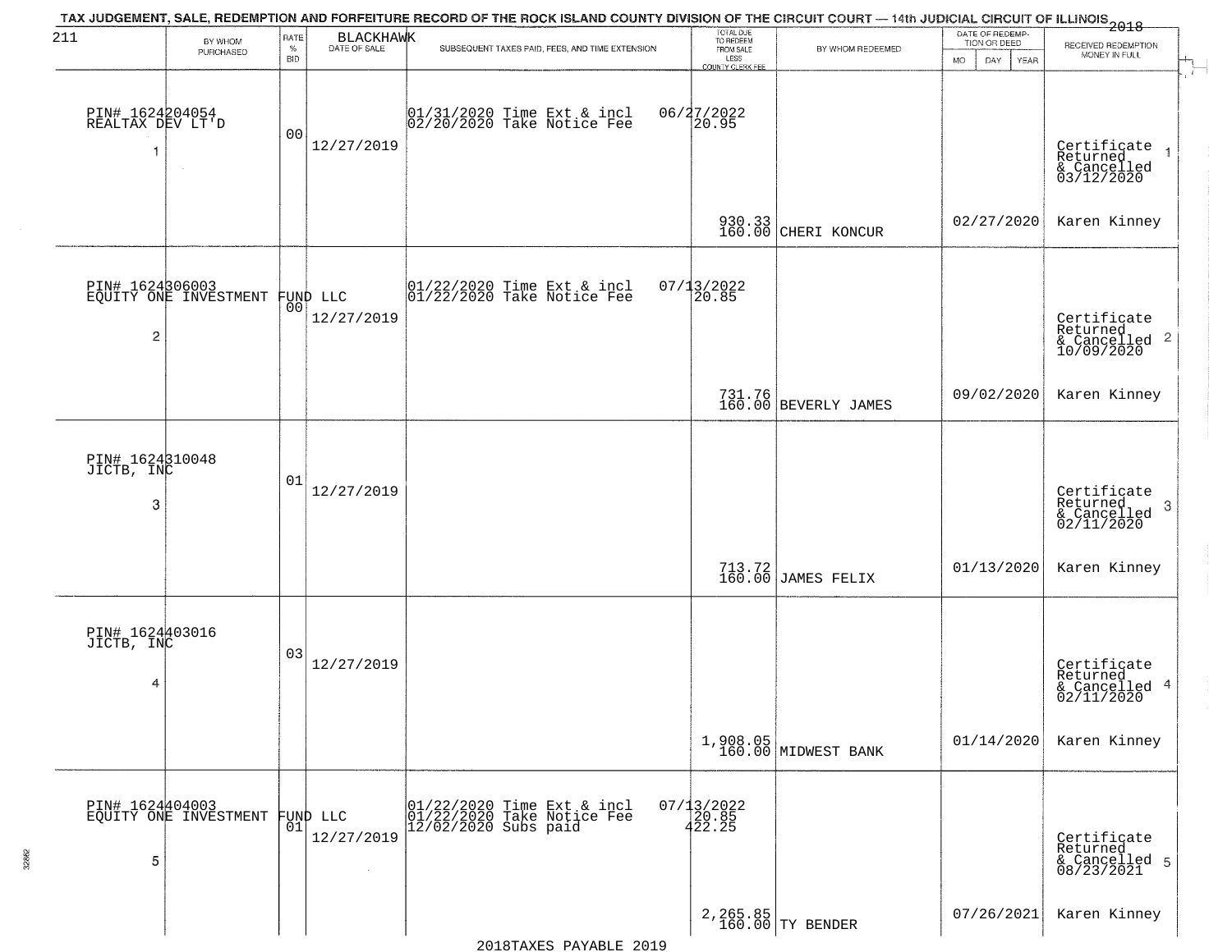TAX JUDGEMENT, SALE, REDEMPTION AND FORFEITURE RECORD OF THE ROCK ISLAND COUNTY DIVISION OF THE CIRCUIT COURT — 14th JUDICIAL CIRCUIT OF ILLINOIS 2018

211 BLACKHAWK

| | BY WHOM PURCHASED | RATE % BID | DATE OF SALE | SUBSEQUENT TAXES PAID, FEES, AND TIME EXTENSION | TOTAL DUE TO REDEEM FROM SALE LESS COUNTY CLERK FEE | BY WHOM REDEEMED | DATE OF REDEMPTION OR DEED MO DAY YEAR | RECEIVED REDEMPTION MONEY IN FULL |
|---|---|---|---|---|---|---|---|---|
| 1 | PIN# 1624204054 REALTAX DEV LT'D | 00 | 12/27/2019 | 01/31/2020 Time Ext & incl<br>02/20/2020 Take Notice Fee | 06/27/2022<br>20.95<br>930.33<br>160.00 | CHERI KONCUR | 02/27/2020 | Certificate Returned & Cancelled 03/12/2020<br>Karen Kinney |
| 2 | PIN# 1624306003 EQUITY ONE INVESTMENT FUND LLC | 00 | 12/27/2019 | 01/22/2020 Time Ext & incl<br>01/22/2020 Take Notice Fee | 07/13/2022<br>20.85<br>731.76<br>160.00 | BEVERLY JAMES | 09/02/2020 | Certificate Returned & Cancelled 10/09/2020<br>Karen Kinney |
| 3 | PIN# 1624310048 JICTB, INC | 01 | 12/27/2019 | | 713.72<br>160.00 | JAMES FELIX | 01/13/2020 | Certificate Returned & Cancelled 02/11/2020<br>Karen Kinney |
| 4 | PIN# 1624403016 JICTB, INC | 03 | 12/27/2019 | | 1,908.05<br>160.00 | MIDWEST BANK | 01/14/2020 | Certificate Returned & Cancelled 02/11/2020<br>Karen Kinney |
| 5 | PIN# 1624404003 EQUITY ONE INVESTMENT FUND LLC | 01 | 12/27/2019 | 01/22/2020 Time Ext & incl<br>01/22/2020 Take Notice Fee<br>12/02/2020 Subs paid | 07/13/2022<br>20.85<br>422.25<br>2,265.85<br>160.00 | TY BENDER | 07/26/2021 | Certificate Returned & Cancelled 08/23/2021<br>Karen Kinney |

2018TAXES PAYABLE 2019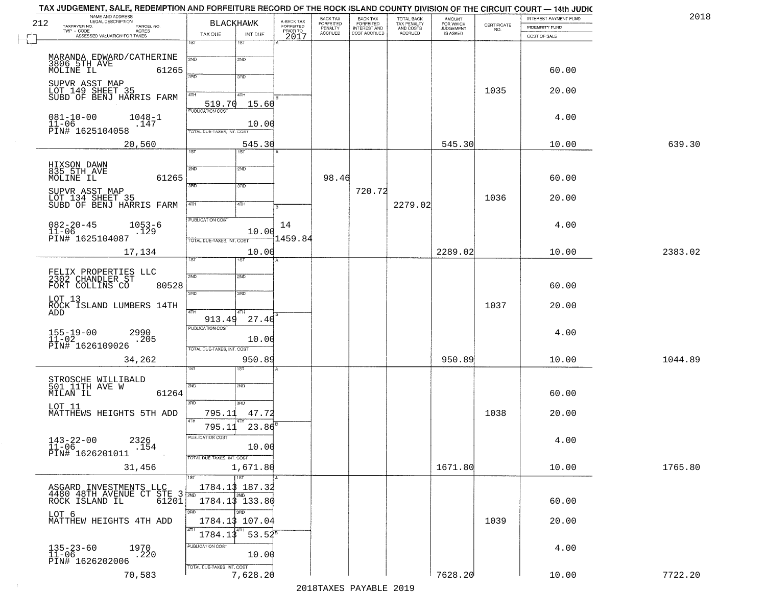TAX JUDGEMENT, SALE, REDEMPTION AND FORFEITURE RECORD OF THE ROCK ISLAND COUNTY DIVISION OF THE CIRCUIT COURT — 14th JUDIC

2018

| NAME AND ADDRESS / LEGAL DESCRIPTION / TAXPAYER NO. / PARCEL NO. / TWP - CODE / ACRES / ASSESSED VALUATION FOR TAXES | BLACKHAWK TAX DUE | INT DUE | A-BACK TAX FORFEITED PRIOR TO 2017 | BACK TAX FORFEITED PENALTY ACCRUED | BACK TAX FORFEITED INTEREST AND COST ACCRUED | TOTAL BACK TAX PENALTY AND COSTS ACCRUED | AMOUNT FOR WHICH JUDGEMENT IS ASKED | CERTIFICATE NO. | INTEREST PAYMENT FUND / INDEMNITY FUND / COST OF SALE | |
|---|---|---|---|---|---|---|---|---|---|---|
| MARANDA EDWARD/CATHERINE 3806 5TH AVE MOLINE IL 61265 | 1ST | 1ST | | | | | | | | |
| | 2ND | 2ND | | | | | | | 60.00 | |
| SUPVR ASST MAP LOT 149 SHEET 35 SUBD OF BENJ HARRIS FARM | 3RD | 3RD | | | | | | 1035 | 20.00 | |
| | 4TH 519.70 | 4TH 15.60 | | | | | | | | |
| 081-10-00 1048-1 11-06 .147 PIN# 1625104058 | PUBLICATION COST | 10.00 | | | | | | | 4.00 | |
| 20,560 | TOTAL DUE-TAXES, INT. COST | 545.30 | | | | | 545.30 | | 10.00 | 639.30 |
| HIXSON DAWN 835 5TH AVE MOLINE IL 61265 | 1ST | 1ST | | | | | | | | |
| | 2ND | 2ND | | 98.46 | | | | | 60.00 | |
| SUPVR ASST MAP LOT 134 SHEET 35 SUBD OF BENJ HARRIS FARM | 3RD | 3RD | | | 720.72 | | | 1036 | 20.00 | |
| | 4TH | 4TH | | | | 2279.02 | | | | |
| 082-20-45 1053-6 11-06 .129 PIN# 1625104087 | PUBLICATION COST | 10.00 | 14 1459.84 | | | | | | 4.00 | |
| 17,134 | TOTAL DUE-TAXES, INT. COST | 10.00 | | | | | 2289.02 | | 10.00 | 2383.02 |
| FELIX PROPERTIES LLC 2302 CHANDLER ST FORT COLLINS CO 80528 | 1ST | 1ST | | | | | | | | |
| | 2ND | 2ND | | | | | | | 60.00 | |
| LOT 13 ROCK ISLAND LUMBERS 14TH ADD | 3RD | 3RD | | | | | | 1037 | 20.00 | |
| | 4TH 913.49 | 4TH 27.40 | | | | | | | | |
| 155-19-00 2990 11-02 .205 PIN# 1626109026 | PUBLICATION COST | 10.00 | | | | | | | 4.00 | |
| 34,262 | TOTAL DUE-TAXES, INT. COST | 950.89 | | | | | 950.89 | | 10.00 | 1044.89 |
| STROSCHE WILLIBALD 501 11TH AVE W MILAN IL 61264 | 1ST | 1ST | | | | | | | | |
| | 2ND | 2ND | | | | | | | 60.00 | |
| LOT 11 MATTHEWS HEIGHTS 5TH ADD | 3RD 795.11 | 3RD 47.72 | | | | | | 1038 | 20.00 | |
| | 4TH 795.11 | 4TH 23.86 | | | | | | | | |
| 143-22-00 2326 11-06 .154 PIN# 1626201011 | PUBLICATION COST | 10.00 | | | | | | | 4.00 | |
| 31,456 | TOTAL DUE-TAXES, INT. COST | 1,671.80 | | | | | 1671.80 | | 10.00 | 1765.80 |
| ASGARD INVESTMENTS LLC 4480 48TH AVENUE CT STE 3 ROCK ISLAND IL 61201 | 1ST 1784.13 | 1ST 187.32 | | | | | | | | |
| | 2ND 1784.13 | 2ND 133.80 | | | | | | | 60.00 | |
| LOT 6 MATTHEW HEIGHTS 4TH ADD | 3RD 1784.13 | 3RD 107.04 | | | | | | 1039 | 20.00 | |
| | 4TH 1784.13 | 4TH 53.52 | | | | | | | | |
| 135-23-60 1970 11-06 .220 PIN# 1626202006 | PUBLICATION COST | 10.00 | | | | | | | 4.00 | |
| 70,583 | TOTAL DUE-TAXES, INT. COST | 7,628.20 | | | | | 7628.20 | | 10.00 | 7722.20 |

2018TAXES PAYABLE 2019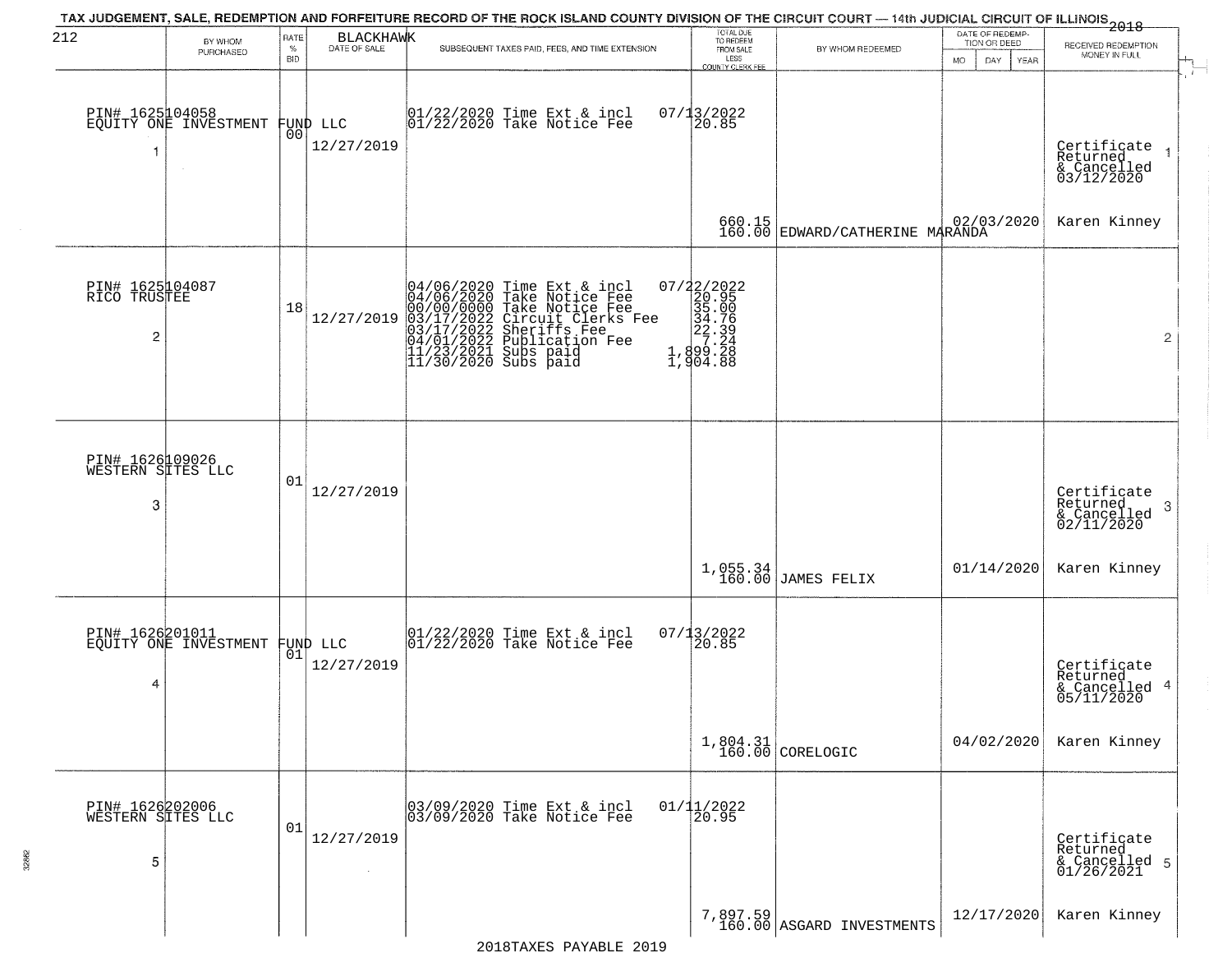TAX JUDGEMENT, SALE, REDEMPTION AND FORFEITURE RECORD OF THE ROCK ISLAND COUNTY DIVISION OF THE CIRCUIT COURT — 14th JUDICIAL CIRCUIT OF ILLINOIS 2018

212 BLACKHAWK

| | BY WHOM PURCHASED | RATE % BID | DATE OF SALE | SUBSEQUENT TAXES PAID, FEES, AND TIME EXTENSION | TOTAL DUE TO REDEEM FROM SALE LESS COUNTY CLERK FEE | BY WHOM REDEEMED | DATE OF REDEMPTION OR DEED MO DAY YEAR | RECEIVED REDEMPTION MONEY IN FULL |
|---|---|---|---|---|---|---|---|---|
| 1 | PIN# 1625104058 EQUITY ONE INVESTMENT FUND LLC | 00 | 12/27/2019 | 01/22/2020 Time Ext & incl<br>01/22/2020 Take Notice Fee | 07/13/2022<br>20.85<br><br>660.15<br>160.00 | EDWARD/CATHERINE MARANDA | 02/03/2020 | Certificate Returned & Cancelled 03/12/2020<br>Karen Kinney |
| 2 | PIN# 1625104087 RICO TRUSTEE | 18 | 12/27/2019 | 04/06/2020 Time Ext & incl<br>04/06/2020 Take Notice Fee<br>00/00/0000 Take Notice Fee<br>03/17/2022 Circuit Clerks Fee<br>03/17/2022 Sheriffs Fee<br>04/01/2022 Publication Fee<br>11/23/2021 Subs paid<br>11/30/2020 Subs paid | 07/22/2022<br>20.95<br>35.00<br>34.76<br>22.39<br>7.24<br>1,899.28<br>1,904.88 | | | |
| 3 | PIN# 1626109026 WESTERN SITES LLC | 01 | 12/27/2019 | | 1,055.34<br>160.00 | JAMES FELIX | 01/14/2020 | Certificate Returned & Cancelled 02/11/2020<br>Karen Kinney |
| 4 | PIN# 1626201011 EQUITY ONE INVESTMENT FUND LLC | 01 | 12/27/2019 | 01/22/2020 Time Ext & incl<br>01/22/2020 Take Notice Fee | 07/13/2022<br>20.85<br><br>1,804.31<br>160.00 | CORELOGIC | 04/02/2020 | Certificate Returned & Cancelled 05/11/2020<br>Karen Kinney |
| 5 | PIN# 1626202006 WESTERN SITES LLC | 01 | 12/27/2019 | 03/09/2020 Time Ext & incl<br>03/09/2020 Take Notice Fee | 01/11/2022<br>20.95<br><br>7,897.59<br>160.00 | ASGARD INVESTMENTS | 12/17/2020 | Certificate Returned & Cancelled 01/26/2021<br>Karen Kinney |

2018TAXES PAYABLE 2019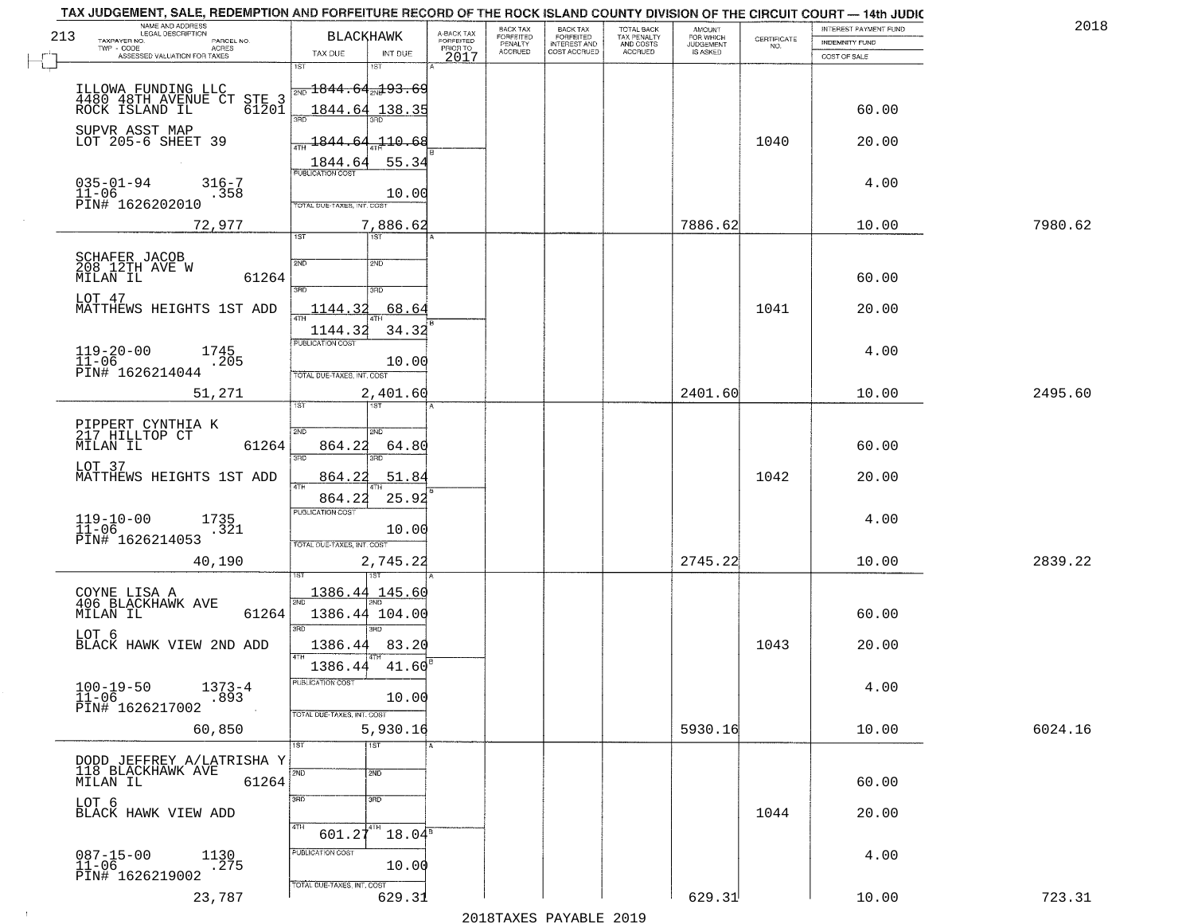# TAX JUDGEMENT, SALE, REDEMPTION AND FORFEITURE RECORD OF THE ROCK ISLAND COUNTY DIVISION OF THE CIRCUIT COURT — 14th JUDIC

2018

213

| NAME AND ADDRESS / LEGAL DESCRIPTION / TAXPAYER NO. / PARCEL NO. / TWP - CODE / ACRES / ASSESSED VALUATION FOR TAXES | BLACKHAWK TAX DUE | INT DUE | A-BACK TAX FORFEITED PRIOR TO 2017 | BACK TAX FORFEITED PENALTY ACCRUED | BACK TAX FORFEITED INTEREST AND COST ACCRUED | TOTAL BACK TAX PENALTY AND COSTS ACCRUED | AMOUNT FOR WHICH JUDGEMENT IS ASKED | CERTIFICATE NO. | INTEREST PAYMENT FUND / INDEMNITY FUND / COST OF SALE | |
|---|---|---|---|---|---|---|---|---|---|---|
| ILLOWA FUNDING LLC<br>4480 48TH AVENUE CT STE 3<br>ROCK ISLAND IL 61201<br>SUPVR ASST MAP<br>LOT 205-6 SHEET 39<br>035-01-94 316-7<br>11-06 .358<br>PIN# 1626202010<br>72,977 | 1ST<br>2ND 1844.64<br>3RD 1844.64<br>4TH 1844.64<br>1844.64<br>PUBLICATION COST<br>TOTAL DUE-TAXES, INT. COST | 1ST<br>2ND 193.69<br>3RD 138.35<br>4TH 110.68<br>55.34<br>10.00<br>7,886.62 | | | | | 7886.62 | 1040 | 60.00<br>20.00<br>4.00<br>10.00 | 7980.62 |
| SCHAFER JACOB<br>208 12TH AVE W<br>MILAN IL 61264<br>LOT 47<br>MATTHEWS HEIGHTS 1ST ADD<br>119-20-00 1745<br>11-06 .205<br>PIN# 1626214044<br>51,271 | 1ST<br>2ND<br>3RD 1144.32<br>4TH 1144.32<br>PUBLICATION COST<br>TOTAL DUE-TAXES, INT. COST | 1ST<br>2ND<br>3RD 68.64<br>4TH 34.32<br>10.00<br>2,401.60 | | | | | 2401.60 | 1041 | 60.00<br>20.00<br>4.00<br>10.00 | 2495.60 |
| PIPPERT CYNTHIA K<br>217 HILLTOP CT<br>MILAN IL 61264<br>LOT 37<br>MATTHEWS HEIGHTS 1ST ADD<br>119-10-00 1735<br>11-06 .321<br>PIN# 1626214053<br>40,190 | 1ST<br>2ND 864.22<br>3RD 864.22<br>4TH 864.22<br>PUBLICATION COST<br>TOTAL DUE-TAXES, INT. COST | 1ST<br>2ND 64.80<br>3RD 51.84<br>4TH 25.92<br>10.00<br>2,745.22 | | | | | 2745.22 | 1042 | 60.00<br>20.00<br>4.00<br>10.00 | 2839.22 |
| COYNE LISA A<br>406 BLACKHAWK AVE<br>MILAN IL 61264<br>LOT 6<br>BLACK HAWK VIEW 2ND ADD<br>100-19-50 1373-4<br>11-06 .893<br>PIN# 1626217002<br>60,850 | 1ST 1386.44<br>2ND 1386.44<br>3RD 1386.44<br>4TH 1386.44<br>PUBLICATION COST<br>TOTAL DUE-TAXES, INT. COST | 1ST 145.60<br>2ND 104.00<br>3RD 83.20<br>4TH 41.60<br>10.00<br>5,930.16 | | | | | 5930.16 | 1043 | 60.00<br>20.00<br>4.00<br>10.00 | 6024.16 |
| DODD JEFFREY A/LATRISHA Y<br>118 BLACKHAWK AVE<br>MILAN IL 61264<br>LOT 6<br>BLACK HAWK VIEW ADD<br>087-15-00 1130<br>11-06 .275<br>PIN# 1626219002<br>23,787 | 1ST<br>2ND<br>3RD<br>4TH 601.27<br>PUBLICATION COST<br>TOTAL DUE-TAXES, INT. COST | 1ST<br>2ND<br>3RD<br>4TH 18.04<br>10.00<br>629.31 | | | | | 629.31 | 1044 | 60.00<br>20.00<br>4.00<br>10.00 | 723.31 |

2018TAXES PAYABLE 2019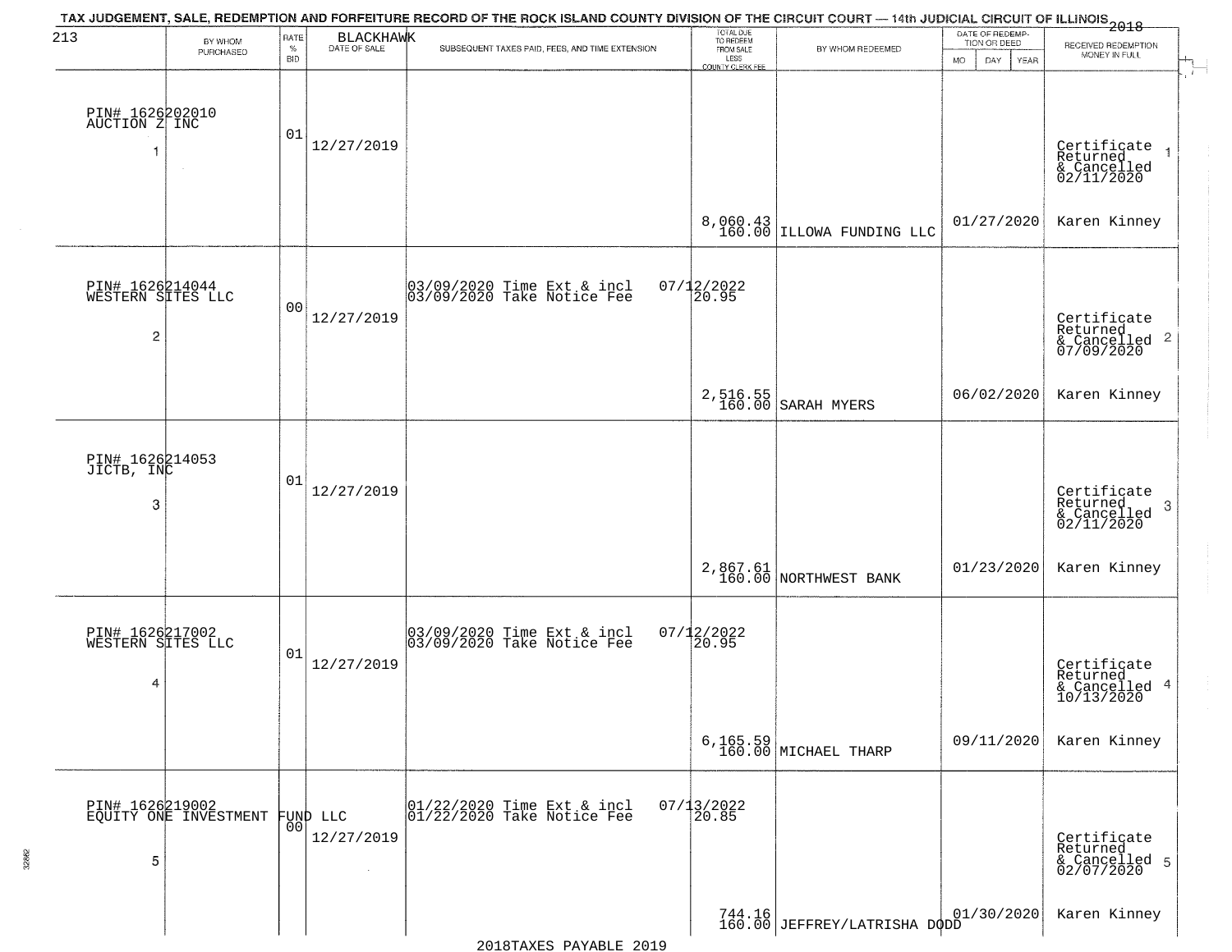TAX JUDGEMENT, SALE, REDEMPTION AND FORFEITURE RECORD OF THE ROCK ISLAND COUNTY DIVISION OF THE CIRCUIT COURT — 14th JUDICIAL CIRCUIT OF ILLINOIS 2018

213 BLACKHAWK

| | BY WHOM PURCHASED | RATE % BID | DATE OF SALE | SUBSEQUENT TAXES PAID, FEES, AND TIME EXTENSION | TOTAL DUE TO REDEEM FROM SALE LESS COUNTY CLERK FEE | BY WHOM REDEEMED | DATE OF REDEMPTION OR DEED MO DAY YEAR | RECEIVED REDEMPTION MONEY IN FULL |
|---|---|---|---|---|---|---|---|---|
| 1 | PIN# 1626202010 AUCTION Z INC | 01 | 12/27/2019 | | 8,060.43 160.00 | ILLOWA FUNDING LLC | 01/27/2020 | Certificate Returned & Cancelled 02/11/2020 Karen Kinney |
| 2 | PIN# 1626214044 WESTERN SITES LLC | 00 | 12/27/2019 | 03/09/2020 Time Ext & incl 03/09/2020 Take Notice Fee 07/12/2022 20.95 | 2,516.55 160.00 | SARAH MYERS | 06/02/2020 | Certificate Returned & Cancelled 07/09/2020 Karen Kinney |
| 3 | PIN# 1626214053 JICTB, INC | 01 | 12/27/2019 | | 2,867.61 160.00 | NORTHWEST BANK | 01/23/2020 | Certificate Returned & Cancelled 02/11/2020 Karen Kinney |
| 4 | PIN# 1626217002 WESTERN SITES LLC | 01 | 12/27/2019 | 03/09/2020 Time Ext & incl 03/09/2020 Take Notice Fee 07/12/2022 20.95 | 6,165.59 160.00 | MICHAEL THARP | 09/11/2020 | Certificate Returned & Cancelled 10/13/2020 Karen Kinney |
| 5 | PIN# 1626219002 EQUITY ONE INVESTMENT FUND LLC | 00 | 12/27/2019 | 01/22/2020 Time Ext & incl 01/22/2020 Take Notice Fee 07/13/2022 20.85 | 744.16 160.00 | JEFFREY/LATRISHA DODD | 01/30/2020 | Certificate Returned & Cancelled 02/07/2020 Karen Kinney |

2018TAXES PAYABLE 2019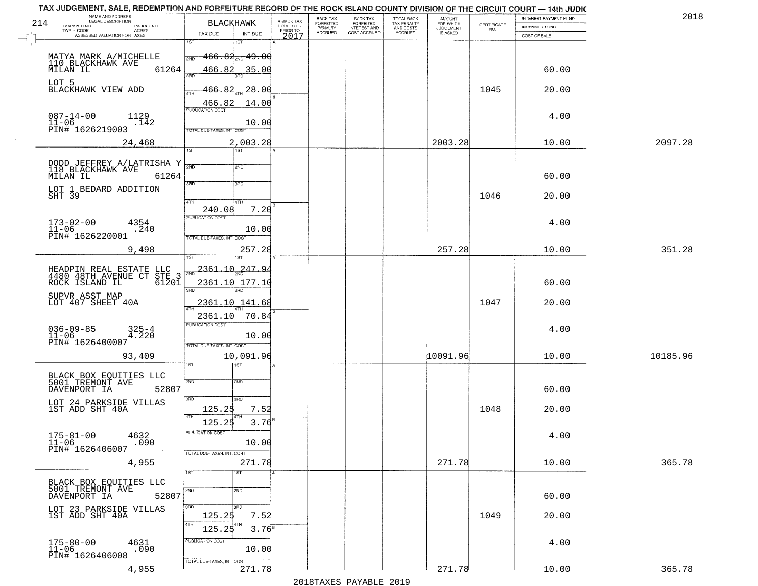TAX JUDGEMENT, SALE, REDEMPTION AND FORFEITURE RECORD OF THE ROCK ISLAND COUNTY DIVISION OF THE CIRCUIT COURT — 14th JUDIC

2018

| 214 NAME AND ADDRESS / LEGAL DESCRIPTION / TAXPAYER NO. / PARCEL NO. / TWP - CODE / ACRES / ASSESSED VALUATION FOR TAXES | BLACKHAWK TAX DUE | INT DUE | A-BACK TAX FORFEITED PRIOR TO 2017 | BACK TAX FORFEITED PENALTY ACCRUED | BACK TAX FORFEITED INTEREST AND COST ACCRUED | TOTAL BACK TAX PENALTY AND COSTS ACCRUED | AMOUNT FOR WHICH JUDGEMENT IS ASKED | CERTIFICATE NO. | INTEREST PAYMENT FUND / INDEMNITY FUND / COST OF SALE | |
|---|---|---|---|---|---|---|---|---|---|---|
| MATYA MARK A/MICHELLE<br>110 BLACKHAWK AVE<br>MILAN IL 61264<br>LOT 5<br>BLACKHAWK VIEW ADD<br>087-14-00 1129<br>11-06 .142<br>PIN# 1626219003<br>24,468 | 1ST ~~466.82~~<br>2ND 466.82<br>3RD ~~466.82~~<br>4TH 466.82<br>PUBLICATION COST<br>TOTAL DUE-TAXES, INT. COST | ~~49.00~~<br>35.00<br>~~28.00~~<br>14.00<br>10.00<br>2,003.28 | | | | | 2003.28 | 1045 | 60.00<br>20.00<br>4.00<br>10.00 | 2097.28 |
| DODD JEFFREY A/LATRISHA Y<br>118 BLACKHAWK AVE<br>MILAN IL 61264<br>LOT 1 BEDARD ADDITION<br>SHT 39<br>173-02-00 4354<br>11-06 .240<br>PIN# 1626220001<br>9,498 | 1ST<br>2ND<br>3RD<br>4TH 240.08<br>PUBLICATION COST<br>TOTAL DUE-TAXES, INT. COST | 7.20<br>10.00<br>257.28 | | | | | 257.28 | 1046 | 60.00<br>20.00<br>4.00<br>10.00 | 351.28 |
| HEADPIN REAL ESTATE LLC<br>4480 48TH AVENUE CT STE 3<br>ROCK ISLAND IL 61201<br>SUPVR ASST MAP<br>LOT 407 SHEET 40A<br>036-09-85 325-4<br>11-06 4.220<br>PIN# 1626400007<br>93,409 | 1ST ~~2361.10~~<br>2ND 2361.10<br>3RD ~~2361.10~~<br>4TH 2361.10<br>PUBLICATION COST<br>TOTAL DUE-TAXES, INT. COST | ~~247.94~~<br>177.10<br>~~141.68~~<br>70.84<br>10.00<br>10,091.96 | | | | | 10091.96 | 1047 | 60.00<br>20.00<br>4.00<br>10.00 | 10185.96 |
| BLACK BOX EQUITIES LLC<br>5001 TREMONT AVE<br>DAVENPORT IA 52807<br>LOT 24 PARKSIDE VILLAS<br>1ST ADD SHT 40A<br>175-81-00 4632<br>11-06 .090<br>PIN# 1626406007<br>4,955 | 1ST<br>2ND<br>3RD 125.25<br>4TH 125.25<br>PUBLICATION COST<br>TOTAL DUE-TAXES, INT. COST | 7.52<br>3.76<br>10.00<br>271.78 | | | | | 271.78 | 1048 | 60.00<br>20.00<br>4.00<br>10.00 | 365.78 |
| BLACK BOX EQUITIES LLC<br>5001 TREMONT AVE<br>DAVENPORT IA 52807<br>LOT 23 PARKSIDE VILLAS<br>1ST ADD SHT 40A<br>175-80-00 4631<br>11-06 .090<br>PIN# 1626406008<br>4,955 | 1ST<br>2ND<br>3RD 125.25<br>4TH 125.25<br>PUBLICATION COST<br>TOTAL DUE-TAXES, INT. COST | 7.52<br>3.76<br>10.00<br>271.78 | | | | | 271.78 | 1049 | 60.00<br>20.00<br>4.00<br>10.00 | 365.78 |

2018TAXES PAYABLE 2019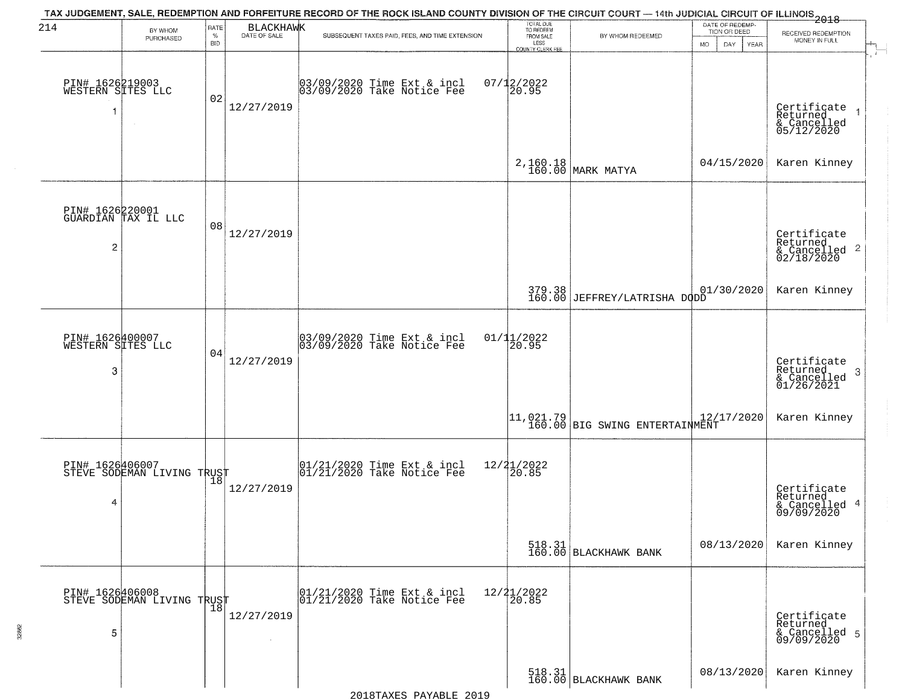# TAX JUDGEMENT, SALE, REDEMPTION AND FORFEITURE RECORD OF THE ROCK ISLAND COUNTY DIVISION OF THE CIRCUIT COURT — 14th JUDICIAL CIRCUIT OF ILLINOIS 2018

BLACKHAWK

| | BY WHOM PURCHASED | RATE % BID | DATE OF SALE | SUBSEQUENT TAXES PAID, FEES, AND TIME EXTENSION | TOTAL DUE TO REDEEM FROM SALE LESS COUNTY CLERK FEE | BY WHOM REDEEMED | DATE OF REDEMPTION OR DEED MO DAY YEAR | RECEIVED REDEMPTION MONEY IN FULL |
|---|---|---|---|---|---|---|---|---|
| 1 | PIN# 1626219003 WESTERN SITES LLC | 02 | 12/27/2019 | 03/09/2020 Time Ext & incl 03/09/2020 Take Notice Fee | 07/12/2022 20.95 2,160.18 160.00 | MARK MATYA | 04/15/2020 | Certificate Returned & Cancelled 05/12/2020 Karen Kinney |
| 2 | PIN# 1626220001 GUARDIAN TAX IL LLC | 08 | 12/27/2019 | | 379.38 160.00 | JEFFREY/LATRISHA DODD | 01/30/2020 | Certificate Returned & Cancelled 02/18/2020 Karen Kinney |
| 3 | PIN# 1626400007 WESTERN SITES LLC | 04 | 12/27/2019 | 03/09/2020 Time Ext & incl 03/09/2020 Take Notice Fee | 01/11/2022 20.95 11,021.79 160.00 | BIG SWING ENTERTAINMENT | 12/17/2020 | Certificate Returned & Cancelled 01/26/2021 Karen Kinney |
| 4 | PIN# 1626406007 STEVE SODEMAN LIVING TRUST | 18 | 12/27/2019 | 01/21/2020 Time Ext & incl 01/21/2020 Take Notice Fee | 12/21/2022 20.85 518.31 160.00 | BLACKHAWK BANK | 08/13/2020 | Certificate Returned & Cancelled 09/09/2020 Karen Kinney |
| 5 | PIN# 1626406008 STEVE SODEMAN LIVING TRUST | 18 | 12/27/2019 | 01/21/2020 Time Ext & incl 01/21/2020 Take Notice Fee | 12/21/2022 20.85 518.31 160.00 | BLACKHAWK BANK | 08/13/2020 | Certificate Returned & Cancelled 09/09/2020 Karen Kinney |

2018TAXES PAYABLE 2019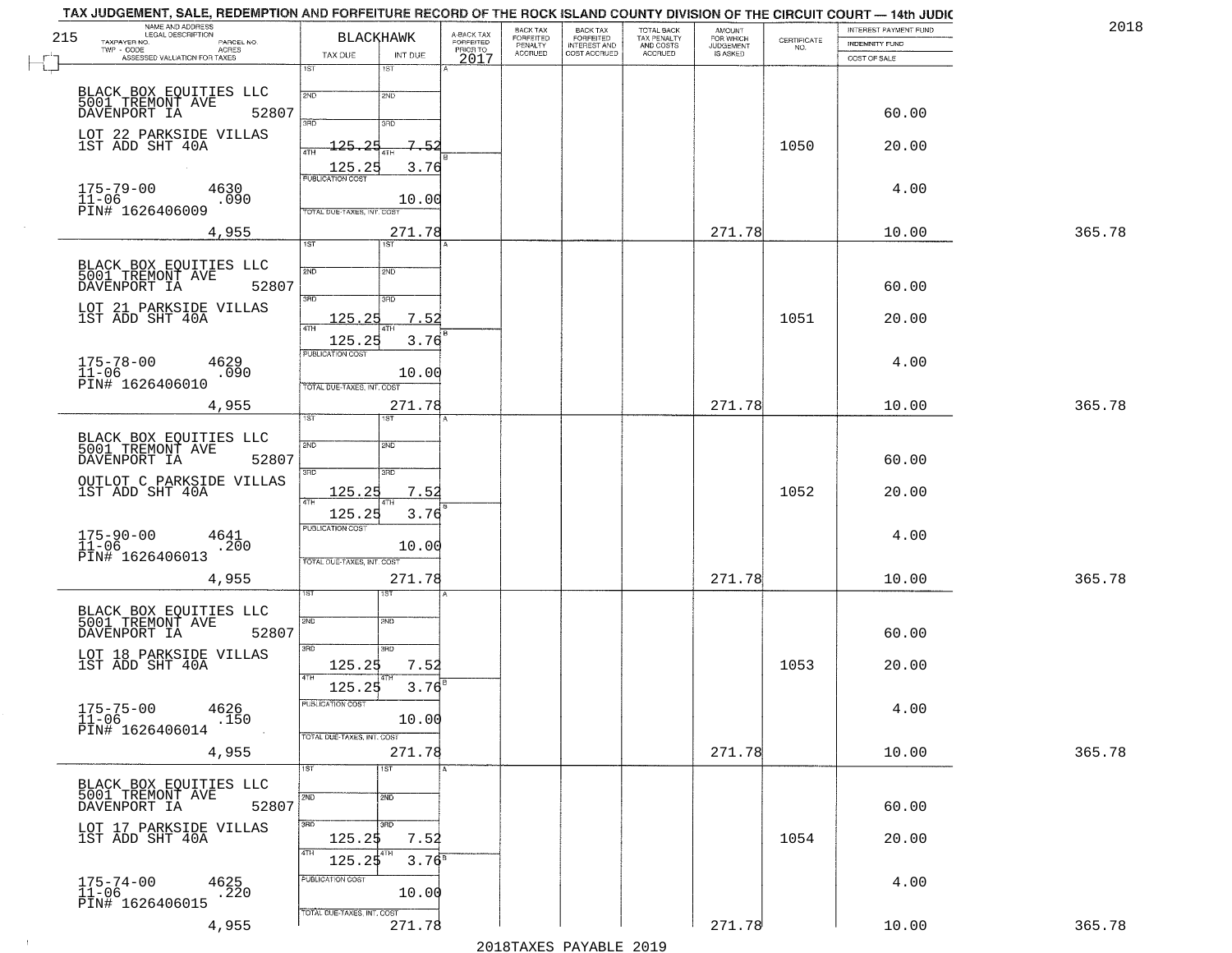TAX JUDGEMENT, SALE, REDEMPTION AND FORFEITURE RECORD OF THE ROCK ISLAND COUNTY DIVISION OF THE CIRCUIT COURT — 14th JUDIC

2018

| NAME AND ADDRESS / LEGAL DESCRIPTION / TAXPAYER NO. / PARCEL NO. / TWP - CODE / ACRES / ASSESSED VALUATION FOR TAXES | BLACKHAWK TAX DUE | INT DUE | A-BACK TAX FORFEITED PRIOR TO 2017 | BACK TAX FORFEITED PENALTY ACCRUED | BACK TAX FORFEITED INTEREST AND COST ACCRUED | TOTAL BACK TAX PENALTY AND COSTS ACCRUED | AMOUNT FOR WHICH JUDGEMENT IS ASKED | CERTIFICATE NO. | INTEREST PAYMENT FUND / INDEMNITY FUND / COST OF SALE | |
|---|---|---|---|---|---|---|---|---|---|---|
| BLACK BOX EQUITIES LLC 5001 TREMONT AVE DAVENPORT IA 52807 LOT 22 PARKSIDE VILLAS 1ST ADD SHT 40A 175-79-00 4630 11-06 .090 PIN# 1626406009 4,955 | 3RD 125.25 4TH 125.25 PUBLICATION COST TOTAL DUE-TAXES, INT. COST | 7.52 3.76 10.00 271.78 | | | | | 271.78 | 1050 | 60.00 20.00 4.00 10.00 | 365.78 |
| BLACK BOX EQUITIES LLC 5001 TREMONT AVE DAVENPORT IA 52807 LOT 21 PARKSIDE VILLAS 1ST ADD SHT 40A 175-78-00 4629 11-06 .090 PIN# 1626406010 4,955 | 3RD 125.25 4TH 125.25 PUBLICATION COST TOTAL DUE-TAXES, INT. COST | 7.52 3.76 10.00 271.78 | | | | | 271.78 | 1051 | 60.00 20.00 4.00 10.00 | 365.78 |
| BLACK BOX EQUITIES LLC 5001 TREMONT AVE DAVENPORT IA 52807 OUTLOT C PARKSIDE VILLAS 1ST ADD SHT 40A 175-90-00 4641 11-06 .200 PIN# 1626406013 4,955 | 3RD 125.25 4TH 125.25 PUBLICATION COST TOTAL DUE-TAXES, INT. COST | 7.52 3.76 10.00 271.78 | | | | | 271.78 | 1052 | 60.00 20.00 4.00 10.00 | 365.78 |
| BLACK BOX EQUITIES LLC 5001 TREMONT AVE DAVENPORT IA 52807 LOT 18 PARKSIDE VILLAS 1ST ADD SHT 40A 175-75-00 4626 11-06 .150 PIN# 1626406014 4,955 | 3RD 125.25 4TH 125.25 PUBLICATION COST TOTAL DUE-TAXES, INT. COST | 7.52 3.76 10.00 271.78 | | | | | 271.78 | 1053 | 60.00 20.00 4.00 10.00 | 365.78 |
| BLACK BOX EQUITIES LLC 5001 TREMONT AVE DAVENPORT IA 52807 LOT 17 PARKSIDE VILLAS 1ST ADD SHT 40A 175-74-00 4625 11-06 .220 PIN# 1626406015 4,955 | 3RD 125.25 4TH 125.25 PUBLICATION COST TOTAL DUE-TAXES, INT. COST | 7.52 3.76 10.00 271.78 | | | | | 271.78 | 1054 | 60.00 20.00 4.00 10.00 | 365.78 |

2018TAXES PAYABLE 2019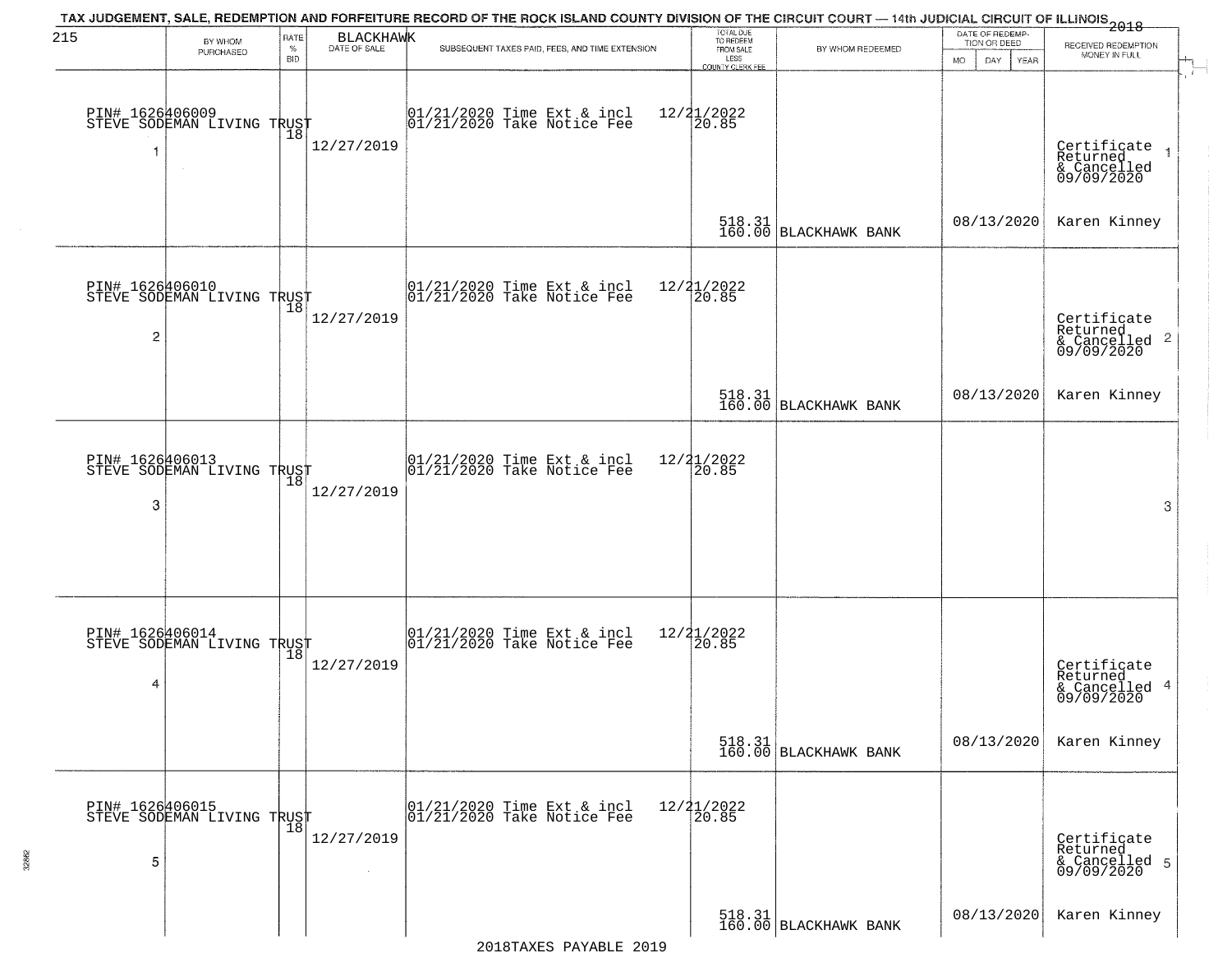TAX JUDGEMENT, SALE, REDEMPTION AND FORFEITURE RECORD OF THE ROCK ISLAND COUNTY DIVISION OF THE CIRCUIT COURT — 14th JUDICIAL CIRCUIT OF ILLINOIS 2018

BLACKHAWK

| BY WHOM PURCHASED | RATE % BID | DATE OF SALE | SUBSEQUENT TAXES PAID, FEES, AND TIME EXTENSION | TOTAL DUE TO REDEEM FROM SALE LESS COUNTY CLERK FEE | BY WHOM REDEEMED | DATE OF REDEMPTION OR DEED MO DAY YEAR | RECEIVED REDEMPTION MONEY IN FULL |
|---|---|---|---|---|---|---|---|
| PIN# 1626406009 STEVE SODEMAN LIVING TRUST 1 | 18 | 12/27/2019 | 01/21/2020 Time Ext & incl 12/21/2022 01/21/2020 Take Notice Fee | 20.85 518.31 160.00 | BLACKHAWK BANK | 08/13/2020 | Certificate Returned & Cancelled 09/09/2020 Karen Kinney 1 |
| PIN# 1626406010 STEVE SODEMAN LIVING TRUST 2 | 18 | 12/27/2019 | 01/21/2020 Time Ext & incl 12/21/2022 01/21/2020 Take Notice Fee | 20.85 518.31 160.00 | BLACKHAWK BANK | 08/13/2020 | Certificate Returned & Cancelled 09/09/2020 Karen Kinney 2 |
| PIN# 1626406013 STEVE SODEMAN LIVING TRUST 3 | 18 | 12/27/2019 | 01/21/2020 Time Ext & incl 12/21/2022 01/21/2020 Take Notice Fee | 20.85 | | | 3 |
| PIN# 1626406014 STEVE SODEMAN LIVING TRUST 4 | 18 | 12/27/2019 | 01/21/2020 Time Ext & incl 12/21/2022 01/21/2020 Take Notice Fee | 20.85 518.31 160.00 | BLACKHAWK BANK | 08/13/2020 | Certificate Returned & Cancelled 09/09/2020 Karen Kinney 4 |
| PIN# 1626406015 STEVE SODEMAN LIVING TRUST 5 | 18 | 12/27/2019 | 01/21/2020 Time Ext & incl 12/21/2022 01/21/2020 Take Notice Fee | 20.85 518.31 160.00 | BLACKHAWK BANK | 08/13/2020 | Certificate Returned & Cancelled 09/09/2020 Karen Kinney 5 |

2018TAXES PAYABLE 2019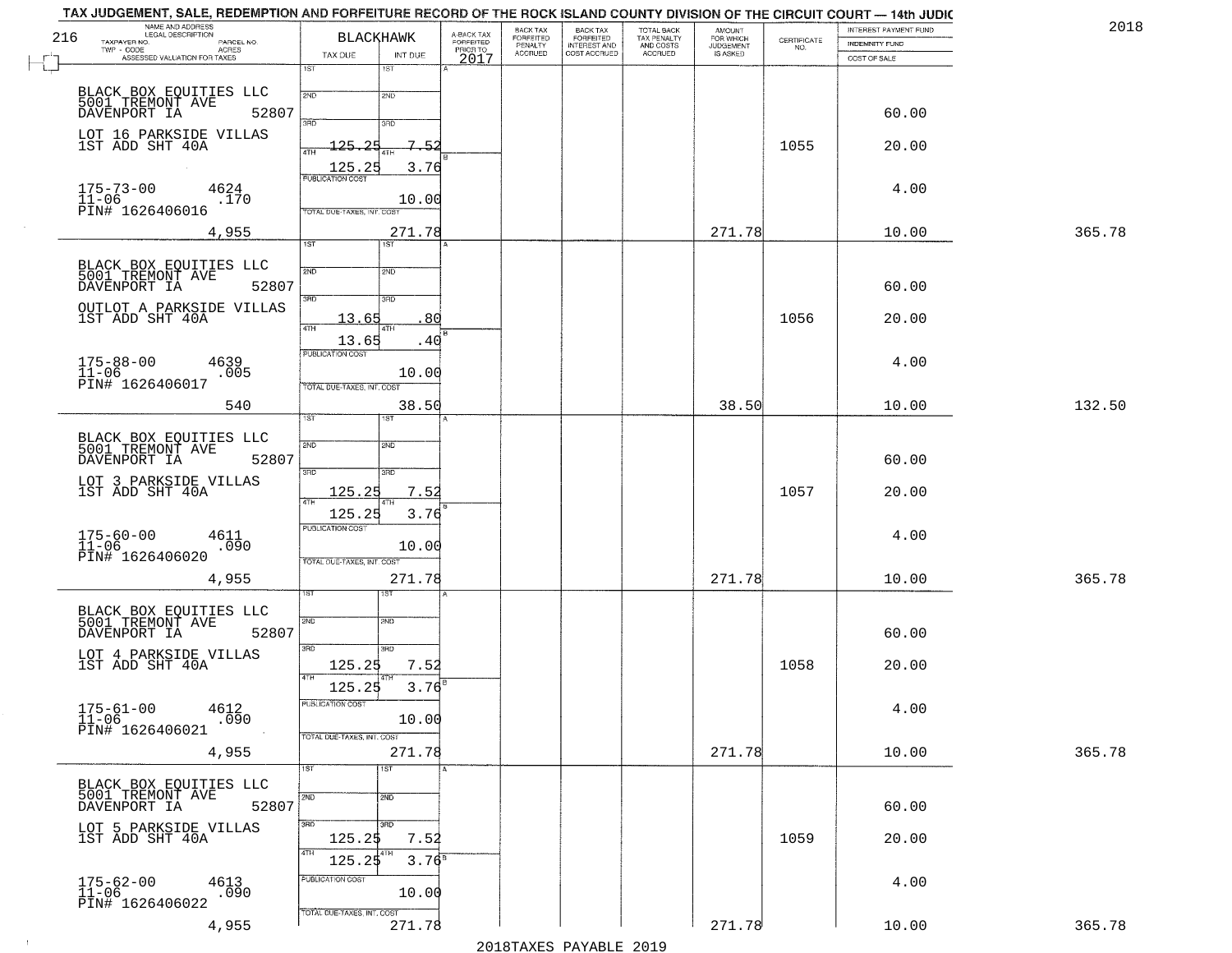# TAX JUDGEMENT, SALE, REDEMPTION AND FORFEITURE RECORD OF THE ROCK ISLAND COUNTY DIVISION OF THE CIRCUIT COURT — 14th JUDIC

216 — BLACKHAWK — 2018

| NAME AND ADDRESS / LEGAL DESCRIPTION / TAXPAYER NO. / PARCEL NO. / TWP - CODE / ACRES / ASSESSED VALUATION FOR TAXES | TAX DUE | INT DUE | A-BACK TAX FORFEITED PRIOR TO 2017 | BACK TAX FORFEITED PENALTY ACCRUED | BACK TAX FORFEITED INTEREST AND COST ACCRUED | TOTAL BACK TAX PENALTY AND COSTS ACCRUED | AMOUNT FOR WHICH JUDGEMENT IS ASKED | CERTIFICATE NO. | INTEREST PAYMENT FUND / INDEMNITY FUND / COST OF SALE | |
|---|---|---|---|---|---|---|---|---|---|---|
| BLACK BOX EQUITIES LLC<br>5001 TREMONT AVE<br>DAVENPORT IA 52807<br>LOT 16 PARKSIDE VILLAS<br>1ST ADD SHT 40A<br>175-73-00 4624<br>11-06 .170<br>PIN# 1626406016<br>4,955 | 3RD 125.25<br>4TH 125.25<br>PUBLICATION COST<br>TOTAL DUE-TAXES, INT. COST | 7.52<br>3.76<br>10.00<br>271.78 | | | | | 271.78 | 1055 | 60.00<br>20.00<br>4.00<br>10.00 | 365.78 |
| BLACK BOX EQUITIES LLC<br>5001 TREMONT AVE<br>DAVENPORT IA 52807<br>OUTLOT A PARKSIDE VILLAS<br>1ST ADD SHT 40A<br>175-88-00 4639<br>11-06 .005<br>PIN# 1626406017<br>540 | 3RD 13.65<br>4TH 13.65<br>PUBLICATION COST<br>TOTAL DUE-TAXES, INT. COST | .80<br>.40<br>10.00<br>38.50 | | | | | 38.50 | 1056 | 60.00<br>20.00<br>4.00<br>10.00 | 132.50 |
| BLACK BOX EQUITIES LLC<br>5001 TREMONT AVE<br>DAVENPORT IA 52807<br>LOT 3 PARKSIDE VILLAS<br>1ST ADD SHT 40A<br>175-60-00 4611<br>11-06 .090<br>PIN# 1626406020<br>4,955 | 3RD 125.25<br>4TH 125.25<br>PUBLICATION COST<br>TOTAL DUE-TAXES, INT. COST | 7.52<br>3.76<br>10.00<br>271.78 | | | | | 271.78 | 1057 | 60.00<br>20.00<br>4.00<br>10.00 | 365.78 |
| BLACK BOX EQUITIES LLC<br>5001 TREMONT AVE<br>DAVENPORT IA 52807<br>LOT 4 PARKSIDE VILLAS<br>1ST ADD SHT 40A<br>175-61-00 4612<br>11-06 .090<br>PIN# 1626406021<br>4,955 | 3RD 125.25<br>4TH 125.25<br>PUBLICATION COST<br>TOTAL DUE-TAXES, INT. COST | 7.52<br>3.76<br>10.00<br>271.78 | | | | | 271.78 | 1058 | 60.00<br>20.00<br>4.00<br>10.00 | 365.78 |
| BLACK BOX EQUITIES LLC<br>5001 TREMONT AVE<br>DAVENPORT IA 52807<br>LOT 5 PARKSIDE VILLAS<br>1ST ADD SHT 40A<br>175-62-00 4613<br>11-06 .090<br>PIN# 1626406022<br>4,955 | 3RD 125.25<br>4TH 125.25<br>PUBLICATION COST<br>TOTAL DUE-TAXES, INT. COST | 7.52<br>3.76<br>10.00<br>271.78 | | | | | 271.78 | 1059 | 60.00<br>20.00<br>4.00<br>10.00 | 365.78 |

2018TAXES PAYABLE 2019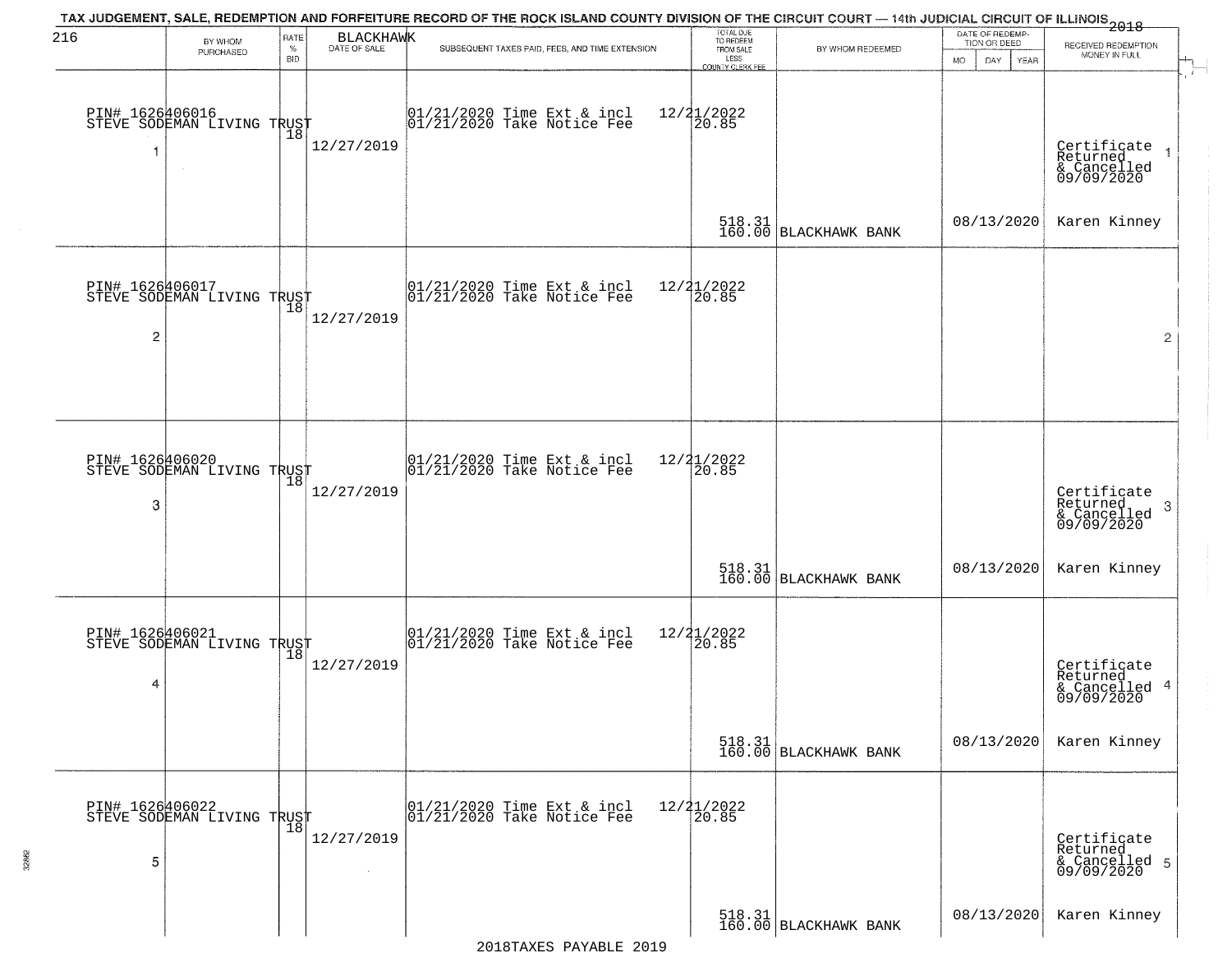TAX JUDGEMENT, SALE, REDEMPTION AND FORFEITURE RECORD OF THE ROCK ISLAND COUNTY DIVISION OF THE CIRCUIT COURT — 14th JUDICIAL CIRCUIT OF ILLINOIS 2018

| | BY WHOM PURCHASED | RATE % BID | BLACKHAWK DATE OF SALE | SUBSEQUENT TAXES PAID, FEES, AND TIME EXTENSION | TOTAL DUE TO REDEEM FROM SALE LESS COUNTY CLERK FEE | BY WHOM REDEEMED | DATE OF REDEMPTION OR DEED MO DAY YEAR | RECEIVED REDEMPTION MONEY IN FULL | |
|---|---|---|---|---|---|---|---|---|---|
| 1 | PIN# 1626406016 STEVE SODEMAN LIVING TRUST | 18 | 12/27/2019 | 01/21/2020 Time Ext & incl 01/21/2020 Take Notice Fee | 12/21/2022 20.85 518.31 160.00 | BLACKHAWK BANK | 08/13/2020 | Certificate Returned & Cancelled 09/09/2020 Karen Kinney | 1 |
| 2 | PIN# 1626406017 STEVE SODEMAN LIVING TRUST | 18 | 12/27/2019 | 01/21/2020 Time Ext & incl 01/21/2020 Take Notice Fee | 12/21/2022 20.85 | | | | 2 |
| 3 | PIN# 1626406020 STEVE SODEMAN LIVING TRUST | 18 | 12/27/2019 | 01/21/2020 Time Ext & incl 01/21/2020 Take Notice Fee | 12/21/2022 20.85 518.31 160.00 | BLACKHAWK BANK | 08/13/2020 | Certificate Returned & Cancelled 09/09/2020 Karen Kinney | 3 |
| 4 | PIN# 1626406021 STEVE SODEMAN LIVING TRUST | 18 | 12/27/2019 | 01/21/2020 Time Ext & incl 01/21/2020 Take Notice Fee | 12/21/2022 20.85 518.31 160.00 | BLACKHAWK BANK | 08/13/2020 | Certificate Returned & Cancelled 09/09/2020 Karen Kinney | 4 |
| 5 | PIN# 1626406022 STEVE SODEMAN LIVING TRUST | 18 | 12/27/2019 | 01/21/2020 Time Ext & incl 01/21/2020 Take Notice Fee | 12/21/2022 20.85 518.31 160.00 | BLACKHAWK BANK | 08/13/2020 | Certificate Returned & Cancelled 09/09/2020 Karen Kinney | 5 |

2018TAXES PAYABLE 2019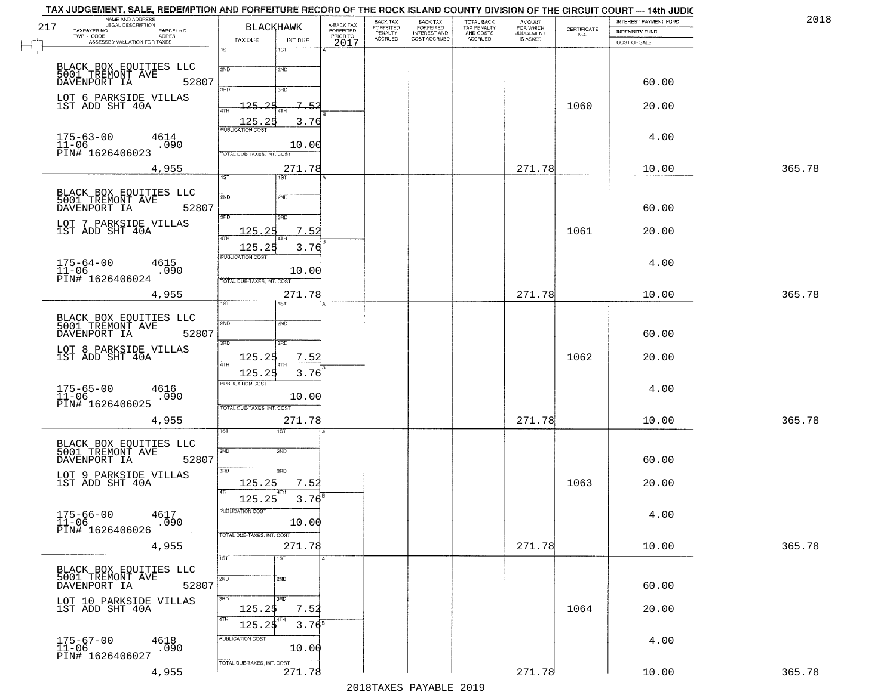TAX JUDGEMENT, SALE, REDEMPTION AND FORFEITURE RECORD OF THE ROCK ISLAND COUNTY DIVISION OF THE CIRCUIT COURT — 14th JUDIC

2018

| NAME AND ADDRESS / LEGAL DESCRIPTION / TAXPAYER NO. / PARCEL NO. / TWP - CODE / ACRES / ASSESSED VALUATION FOR TAXES | BLACKHAWK TAX DUE | INT DUE | A-BACK TAX FORFEITED PRIOR TO 2017 | BACK TAX FORFEITED PENALTY ACCRUED | BACK TAX FORFEITED INTEREST AND COST ACCRUED | TOTAL BACK TAX PENALTY AND COSTS ACCRUED | AMOUNT FOR WHICH JUDGEMENT IS ASKED | CERTIFICATE NO. | INTEREST PAYMENT FUND / INDEMNITY FUND / COST OF SALE | |
|---|---|---|---|---|---|---|---|---|---|---|
| 217 | 1ST | 1ST | | | | | | | | |
| BLACK BOX EQUITIES LLC 5001 TREMONT AVE DAVENPORT IA 52807 | 2ND | 2ND | | | | | | | 60.00 | |
| LOT 6 PARKSIDE VILLAS 1ST ADD SHT 40A | 3RD 125.25 | 3RD 7.52 | | | | | | 1060 | 20.00 | |
| | 4TH 125.25 | 4TH 3.76 | | | | | | | | |
| 175-63-00 4614 11-06 .090 PIN# 1626406023 | PUBLICATION COST | 10.00 | | | | | | | 4.00 | |
| 4,955 | TOTAL DUE-TAXES, INT. COST | 271.78 | | | | | 271.78 | | 10.00 | 365.78 |
| BLACK BOX EQUITIES LLC 5001 TREMONT AVE DAVENPORT IA 52807 | 1ST / 2ND | 1ST / 2ND | | | | | | | 60.00 | |
| LOT 7 PARKSIDE VILLAS 1ST ADD SHT 40A | 3RD 125.25 | 3RD 7.52 | | | | | | 1061 | 20.00 | |
| | 4TH 125.25 | 4TH 3.76 | | | | | | | | |
| 175-64-00 4615 11-06 .090 PIN# 1626406024 | PUBLICATION COST | 10.00 | | | | | | | 4.00 | |
| 4,955 | TOTAL DUE-TAXES, INT. COST | 271.78 | | | | | 271.78 | | 10.00 | 365.78 |
| BLACK BOX EQUITIES LLC 5001 TREMONT AVE DAVENPORT IA 52807 | 1ST / 2ND | 1ST / 2ND | | | | | | | 60.00 | |
| LOT 8 PARKSIDE VILLAS 1ST ADD SHT 40A | 3RD 125.25 | 3RD 7.52 | | | | | | 1062 | 20.00 | |
| | 4TH 125.25 | 4TH 3.76 | | | | | | | | |
| 175-65-00 4616 11-06 .090 PIN# 1626406025 | PUBLICATION COST | 10.00 | | | | | | | 4.00 | |
| 4,955 | TOTAL DUE-TAXES, INT. COST | 271.78 | | | | | 271.78 | | 10.00 | 365.78 |
| BLACK BOX EQUITIES LLC 5001 TREMONT AVE DAVENPORT IA 52807 | 1ST / 2ND | 1ST / 2ND | | | | | | | 60.00 | |
| LOT 9 PARKSIDE VILLAS 1ST ADD SHT 40A | 3RD 125.25 | 3RD 7.52 | | | | | | 1063 | 20.00 | |
| | 4TH 125.25 | 4TH 3.76 | | | | | | | | |
| 175-66-00 4617 11-06 .090 PIN# 1626406026 | PUBLICATION COST | 10.00 | | | | | | | 4.00 | |
| 4,955 | TOTAL DUE-TAXES, INT. COST | 271.78 | | | | | 271.78 | | 10.00 | 365.78 |
| BLACK BOX EQUITIES LLC 5001 TREMONT AVE DAVENPORT IA 52807 | 1ST / 2ND | 1ST / 2ND | | | | | | | 60.00 | |
| LOT 10 PARKSIDE VILLAS 1ST ADD SHT 40A | 3RD 125.25 | 3RD 7.52 | | | | | | 1064 | 20.00 | |
| | 4TH 125.25 | 4TH 3.76 | | | | | | | | |
| 175-67-00 4618 11-06 .090 PIN# 1626406027 | PUBLICATION COST | 10.00 | | | | | | | 4.00 | |
| 4,955 | TOTAL DUE-TAXES, INT. COST | 271.78 | | | | | 271.78 | | 10.00 | 365.78 |

2018TAXES PAYABLE 2019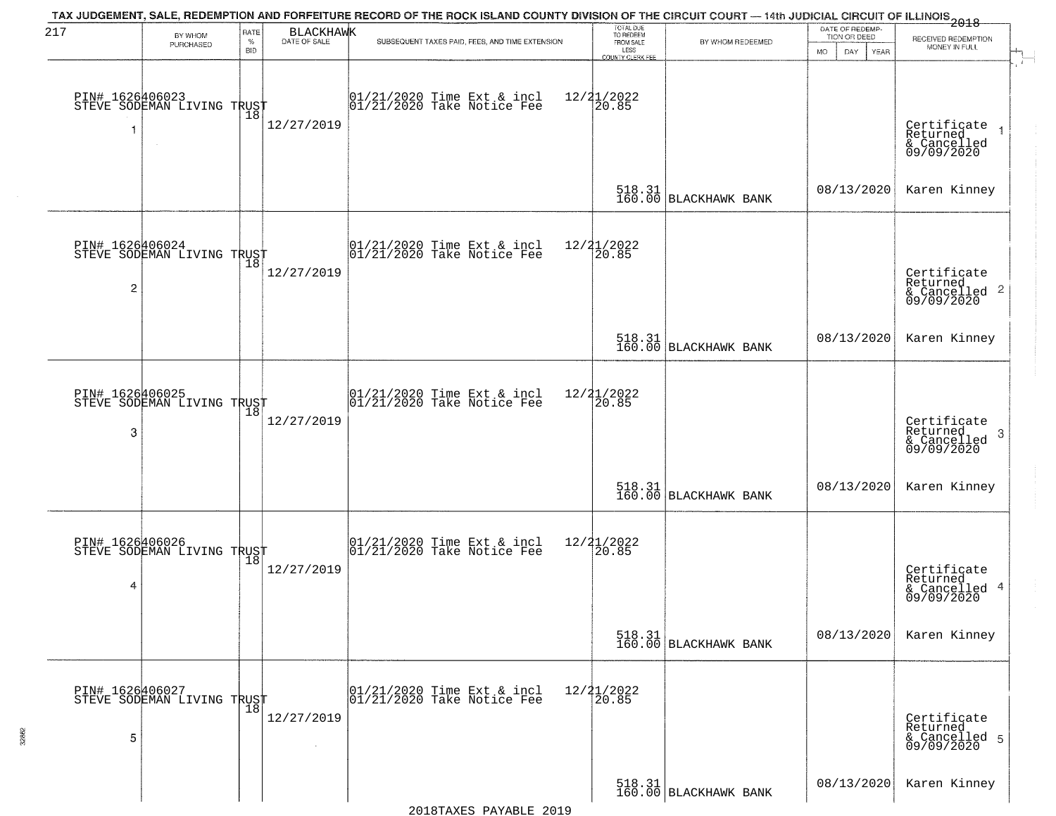TAX JUDGEMENT, SALE, REDEMPTION AND FORFEITURE RECORD OF THE ROCK ISLAND COUNTY DIVISION OF THE CIRCUIT COURT — 14th JUDICIAL CIRCUIT OF ILLINOIS 2018

217 BLACKHAWK

| | BY WHOM PURCHASED | RATE % BID | DATE OF SALE | SUBSEQUENT TAXES PAID, FEES, AND TIME EXTENSION | TOTAL DUE TO REDEEM FROM SALE LESS COUNTY CLERK FEE | BY WHOM REDEEMED | DATE OF REDEMPTION OR DEED MO DAY YEAR | RECEIVED REDEMPTION MONEY IN FULL |
|---|---|---|---|---|---|---|---|---|
| 1 | PIN# 1626406023 STEVE SODEMAN LIVING TRUST | 18 | 12/27/2019 | 01/21/2020 Time Ext & incl 12/21/2022<br>01/21/2020 Take Notice Fee 20.85 | 518.31<br>160.00 | BLACKHAWK BANK | 08/13/2020 | Certificate Returned & Cancelled 09/09/2020<br>Karen Kinney |
| 2 | PIN# 1626406024 STEVE SODEMAN LIVING TRUST | 18 | 12/27/2019 | 01/21/2020 Time Ext & incl 12/21/2022<br>01/21/2020 Take Notice Fee 20.85 | 518.31<br>160.00 | BLACKHAWK BANK | 08/13/2020 | Certificate Returned & Cancelled 09/09/2020<br>Karen Kinney |
| 3 | PIN# 1626406025 STEVE SODEMAN LIVING TRUST | 18 | 12/27/2019 | 01/21/2020 Time Ext & incl 12/21/2022<br>01/21/2020 Take Notice Fee 20.85 | 518.31<br>160.00 | BLACKHAWK BANK | 08/13/2020 | Certificate Returned & Cancelled 09/09/2020<br>Karen Kinney |
| 4 | PIN# 1626406026 STEVE SODEMAN LIVING TRUST | 18 | 12/27/2019 | 01/21/2020 Time Ext & incl 12/21/2022<br>01/21/2020 Take Notice Fee 20.85 | 518.31<br>160.00 | BLACKHAWK BANK | 08/13/2020 | Certificate Returned & Cancelled 09/09/2020<br>Karen Kinney |
| 5 | PIN# 1626406027 STEVE SODEMAN LIVING TRUST | 18 | 12/27/2019 | 01/21/2020 Time Ext & incl 12/21/2022<br>01/21/2020 Take Notice Fee 20.85 | 518.31<br>160.00 | BLACKHAWK BANK | 08/13/2020 | Certificate Returned & Cancelled 09/09/2020<br>Karen Kinney |

2018TAXES PAYABLE 2019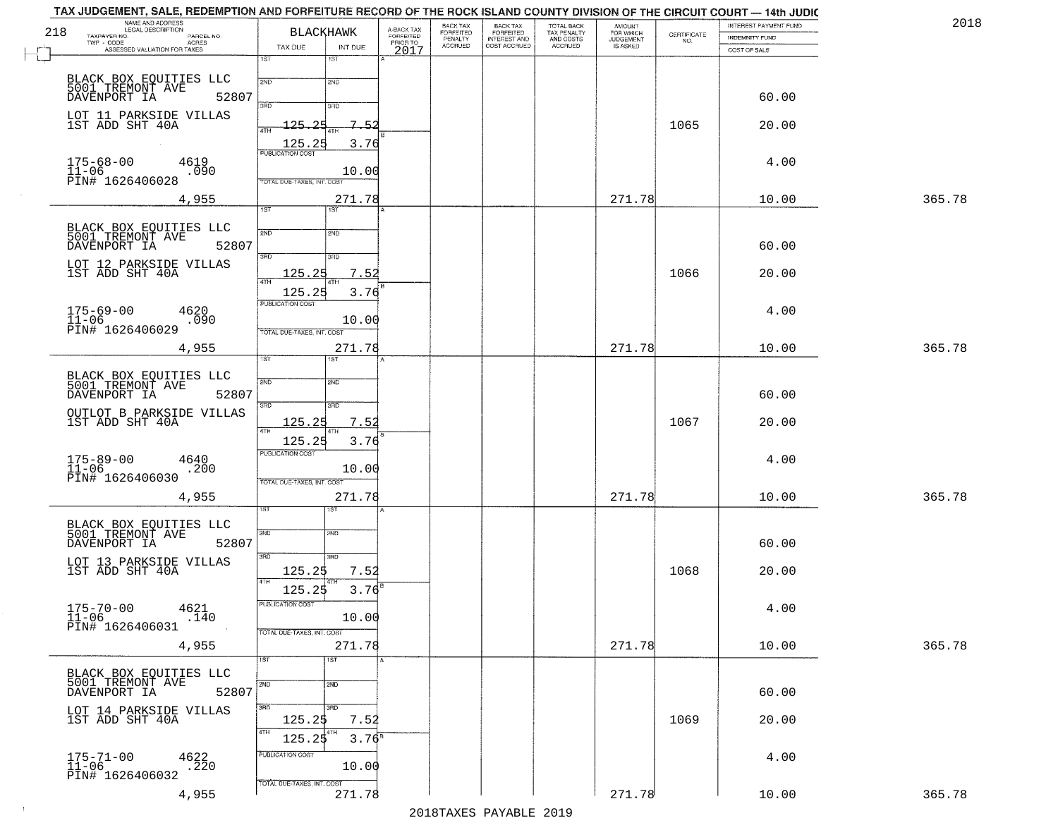TAX JUDGEMENT, SALE, REDEMPTION AND FORFEITURE RECORD OF THE ROCK ISLAND COUNTY DIVISION OF THE CIRCUIT COURT — 14th JUDIC

2018

| NAME AND ADDRESS / LEGAL DESCRIPTION / TAXPAYER NO. / PARCEL NO. / TWP - CODE / ACRES / ASSESSED VALUATION FOR TAXES | BLACKHAWK TAX DUE | INT DUE | A-BACK TAX FORFEITED PRIOR TO 2017 | BACK TAX FORFEITED PENALTY ACCRUED | BACK TAX FORFEITED INTEREST AND COST ACCRUED | TOTAL BACK TAX PENALTY AND COSTS ACCRUED | AMOUNT FOR WHICH JUDGEMENT IS ASKED | CERTIFICATE NO. | INTEREST PAYMENT FUND / INDEMNITY FUND / COST OF SALE | |
|---|---|---|---|---|---|---|---|---|---|---|
| BLACK BOX EQUITIES LLC 5001 TREMONT AVE DAVENPORT IA 52807 LOT 11 PARKSIDE VILLAS 1ST ADD SHT 40A 175-68-00 4619 11-06 .090 PIN# 1626406028 4,955 | 3RD 125.25 / 4TH 125.25 / PUBLICATION COST / TOTAL DUE-TAXES, INT. COST | 7.52 / 3.76 / 10.00 / 271.78 | | | | | 271.78 | 1065 | 60.00 / 20.00 / 4.00 / 10.00 | 365.78 |
| BLACK BOX EQUITIES LLC 5001 TREMONT AVE DAVENPORT IA 52807 LOT 12 PARKSIDE VILLAS 1ST ADD SHT 40A 175-69-00 4620 11-06 .090 PIN# 1626406029 4,955 | 3RD 125.25 / 4TH 125.25 / PUBLICATION COST / TOTAL DUE-TAXES, INT. COST | 7.52 / 3.76 / 10.00 / 271.78 | | | | | 271.78 | 1066 | 60.00 / 20.00 / 4.00 / 10.00 | 365.78 |
| BLACK BOX EQUITIES LLC 5001 TREMONT AVE DAVENPORT IA 52807 OUTLOT B PARKSIDE VILLAS 1ST ADD SHT 40A 175-89-00 4640 11-06 .200 PIN# 1626406030 4,955 | 3RD 125.25 / 4TH 125.25 / PUBLICATION COST / TOTAL DUE-TAXES, INT. COST | 7.52 / 3.76 / 10.00 / 271.78 | | | | | 271.78 | 1067 | 60.00 / 20.00 / 4.00 / 10.00 | 365.78 |
| BLACK BOX EQUITIES LLC 5001 TREMONT AVE DAVENPORT IA 52807 LOT 13 PARKSIDE VILLAS 1ST ADD SHT 40A 175-70-00 4621 11-06 .140 PIN# 1626406031 4,955 | 3RD 125.25 / 4TH 125.25 / PUBLICATION COST / TOTAL DUE-TAXES, INT. COST | 7.52 / 3.76 / 10.00 / 271.78 | | | | | 271.78 | 1068 | 60.00 / 20.00 / 4.00 / 10.00 | 365.78 |
| BLACK BOX EQUITIES LLC 5001 TREMONT AVE DAVENPORT IA 52807 LOT 14 PARKSIDE VILLAS 1ST ADD SHT 40A 175-71-00 4622 11-06 .220 PIN# 1626406032 4,955 | 3RD 125.25 / 4TH 125.25 / PUBLICATION COST / TOTAL DUE-TAXES, INT. COST | 7.52 / 3.76 / 10.00 / 271.78 | | | | | 271.78 | 1069 | 60.00 / 20.00 / 4.00 / 10.00 | 365.78 |

2018TAXES PAYABLE 2019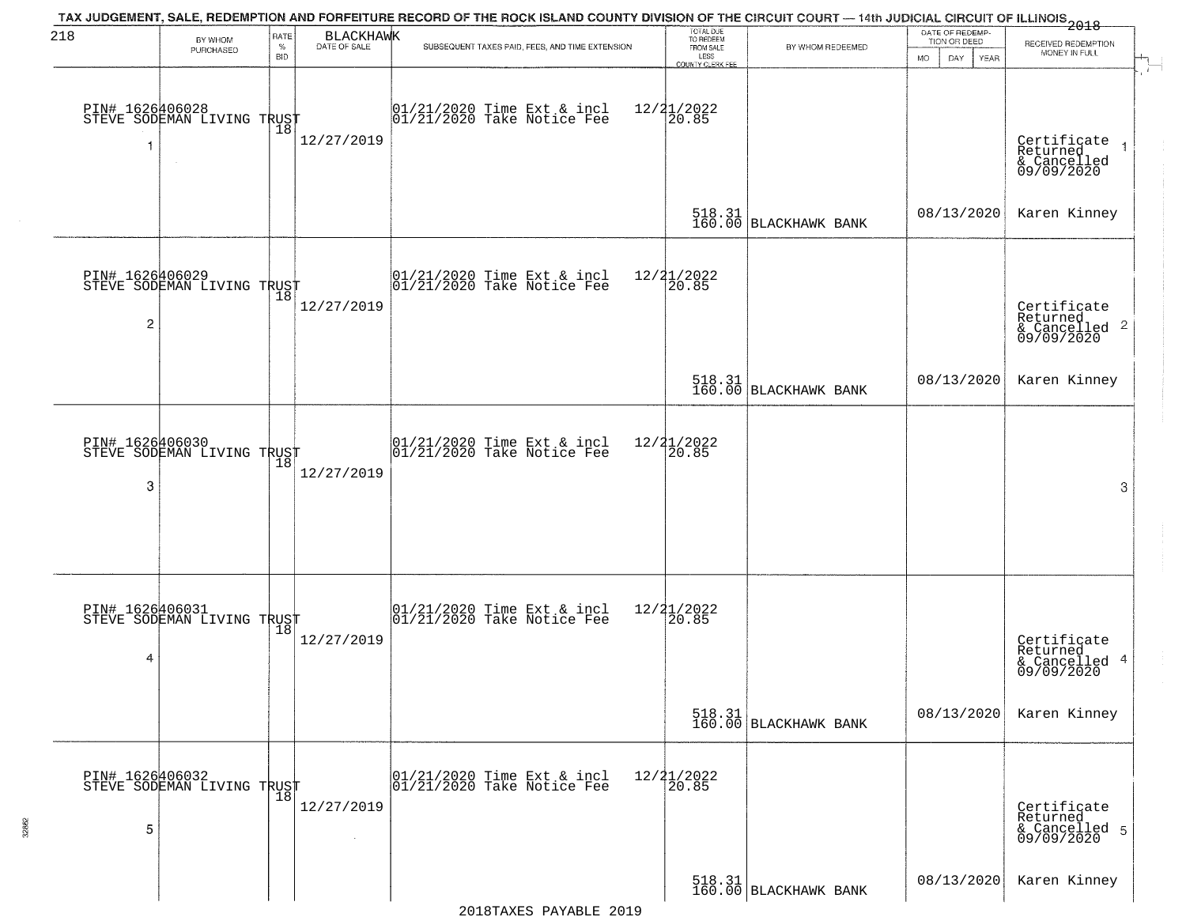TAX JUDGEMENT, SALE, REDEMPTION AND FORFEITURE RECORD OF THE ROCK ISLAND COUNTY DIVISION OF THE CIRCUIT COURT — 14th JUDICIAL CIRCUIT OF ILLINOIS 2018

BLACKHAWK

| | BY WHOM PURCHASED | RATE % BID | DATE OF SALE | SUBSEQUENT TAXES PAID, FEES, AND TIME EXTENSION | TOTAL DUE TO REDEEM FROM SALE LESS COUNTY CLERK FEE | BY WHOM REDEEMED | DATE OF REDEMPTION OR DEED MO DAY YEAR | RECEIVED REDEMPTION MONEY IN FULL | |
|---|---|---|---|---|---|---|---|---|---|
| 1 | PIN# 1626406028 STEVE SODEMAN LIVING TRUST | 18 | 12/27/2019 | 01/21/2020 Time Ext & incl 12/21/2022<br>01/21/2020 Take Notice Fee | 20.85<br>518.31<br>160.00 | BLACKHAWK BANK | 08/13/2020 | Certificate Returned & Cancelled 09/09/2020<br>Karen Kinney | 1 |
| 2 | PIN# 1626406029 STEVE SODEMAN LIVING TRUST | 18 | 12/27/2019 | 01/21/2020 Time Ext & incl 12/21/2022<br>01/21/2020 Take Notice Fee | 20.85<br>518.31<br>160.00 | BLACKHAWK BANK | 08/13/2020 | Certificate Returned & Cancelled 09/09/2020<br>Karen Kinney | 2 |
| 3 | PIN# 1626406030 STEVE SODEMAN LIVING TRUST | 18 | 12/27/2019 | 01/21/2020 Time Ext & incl 12/21/2022<br>01/21/2020 Take Notice Fee | 20.85 | | | | 3 |
| 4 | PIN# 1626406031 STEVE SODEMAN LIVING TRUST | 18 | 12/27/2019 | 01/21/2020 Time Ext & incl 12/21/2022<br>01/21/2020 Take Notice Fee | 20.85<br>518.31<br>160.00 | BLACKHAWK BANK | 08/13/2020 | Certificate Returned & Cancelled 09/09/2020<br>Karen Kinney | 4 |
| 5 | PIN# 1626406032 STEVE SODEMAN LIVING TRUST | 18 | 12/27/2019 | 01/21/2020 Time Ext & incl 12/21/2022<br>01/21/2020 Take Notice Fee | 20.85<br>518.31<br>160.00 | BLACKHAWK BANK | 08/13/2020 | Certificate Returned & Cancelled 09/09/2020<br>Karen Kinney | 5 |

2018TAXES PAYABLE 2019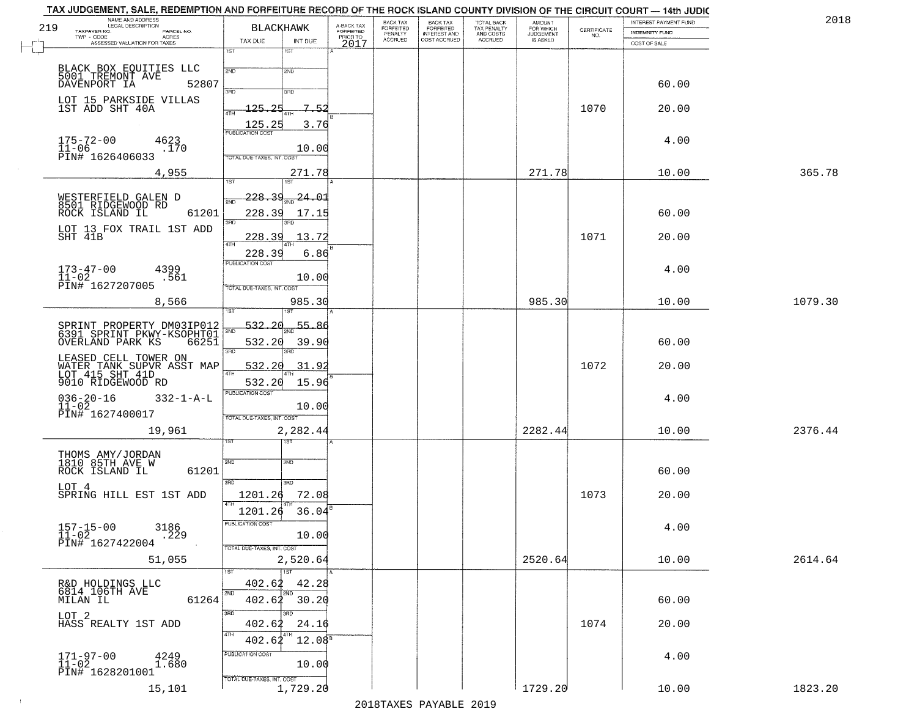TAX JUDGEMENT, SALE, REDEMPTION AND FORFEITURE RECORD OF THE ROCK ISLAND COUNTY DIVISION OF THE CIRCUIT COURT — 14th JUDIC

2018

| NAME AND ADDRESS / LEGAL DESCRIPTION / TAXPAYER NO. / PARCEL NO. / TWP - CODE / ACRES / ASSESSED VALUATION FOR TAXES | BLACKHAWK TAX DUE | INT DUE | A-BACK TAX FORFEITED PRIOR TO 2017 | BACK TAX FORFEITED PENALTY ACCRUED | BACK TAX FORFEITED INTEREST AND COST ACCRUED | TOTAL BACK TAX PENALTY AND COSTS ACCRUED | AMOUNT FOR WHICH JUDGEMENT IS ASKED | CERTIFICATE NO. | INTEREST PAYMENT FUND / INDEMNITY FUND / COST OF SALE | |
|---|---|---|---|---|---|---|---|---|---|---|
| BLACK BOX EQUITIES LLC<br>5001 TREMONT AVE<br>DAVENPORT IA 52807<br>LOT 15 PARKSIDE VILLAS<br>1ST ADD SHT 40A<br>175-72-00 4623<br>11-06 .170<br>PIN# 1626406033<br>4,955 | 1ST:<br>2ND:<br>3RD:<br>4TH: 125.25<br>125.25<br>PUBLICATION COST<br>TOTAL DUE-TAXES, INT, COST | <br><br><br>7.52<br>3.76<br>10.00<br>271.78 | | | | | 271.78 | 1070 | 60.00<br>20.00<br>4.00<br>10.00 | 365.78 |
| WESTERFIELD GALEN D<br>8501 RIDGEWOOD RD<br>ROCK ISLAND IL 61201<br>LOT 13 FOX TRAIL 1ST ADD<br>SHT 41B<br>173-47-00 4399<br>11-02 .561<br>PIN# 1627207005<br>8,566 | 1ST: 228.39<br>2ND: 228.39<br>3RD: 228.39<br>4TH: 228.39<br>PUBLICATION COST<br>TOTAL DUE-TAXES, INT, COST | 24.01<br>17.15<br>13.72<br>6.86<br>10.00<br>985.30 | | | | | 985.30 | 1071 | 60.00<br>20.00<br>4.00<br>10.00 | 1079.30 |
| SPRINT PROPERTY DM03IP012<br>6391 SPRINT PKWY-KSOPHT01<br>OVERLAND PARK KS 66251<br>LEASED CELL TOWER ON<br>WATER TANK SUPVR ASST MAP<br>LOT 415 SHT 41D<br>9010 RIDGEWOOD RD<br>036-20-16 332-1-A-L<br>11-02<br>PIN# 1627400017<br>19,961 | 1ST: 532.20<br>2ND: 532.20<br>3RD: 532.20<br>4TH: 532.20<br>PUBLICATION COST<br>TOTAL DUE-TAXES, INT, COST | 55.86<br>39.90<br>31.92<br>15.96<br>10.00<br>2,282.44 | | | | | 2282.44 | 1072 | 60.00<br>20.00<br>4.00<br>10.00 | 2376.44 |
| THOMS AMY/JORDAN<br>1810 85TH AVE W<br>ROCK ISLAND IL 61201<br>LOT 4<br>SPRING HILL EST 1ST ADD<br>157-15-00 3186<br>11-02 .229<br>PIN# 1627422004<br>51,055 | 1ST:<br>2ND:<br>3RD: 1201.26<br>4TH: 1201.26<br>PUBLICATION COST<br>TOTAL DUE-TAXES, INT, COST | <br><br>72.08<br>36.04<br>10.00<br>2,520.64 | | | | | 2520.64 | 1073 | 60.00<br>20.00<br>4.00<br>10.00 | 2614.64 |
| R&D HOLDINGS LLC<br>6814 106TH AVE<br>MILAN IL 61264<br>LOT 2<br>HASS REALTY 1ST ADD<br>171-97-00 4249<br>11-02 1.680<br>PIN# 1628201001<br>15,101 | 1ST: 402.62<br>2ND: 402.62<br>3RD: 402.62<br>4TH: 402.62<br>PUBLICATION COST<br>TOTAL DUE-TAXES, INT, COST | 42.28<br>30.20<br>24.16<br>12.08<br>10.00<br>1,729.20 | | | | | 1729.20 | 1074 | 60.00<br>20.00<br>4.00<br>10.00 | 1823.20 |

2018TAXES PAYABLE 2019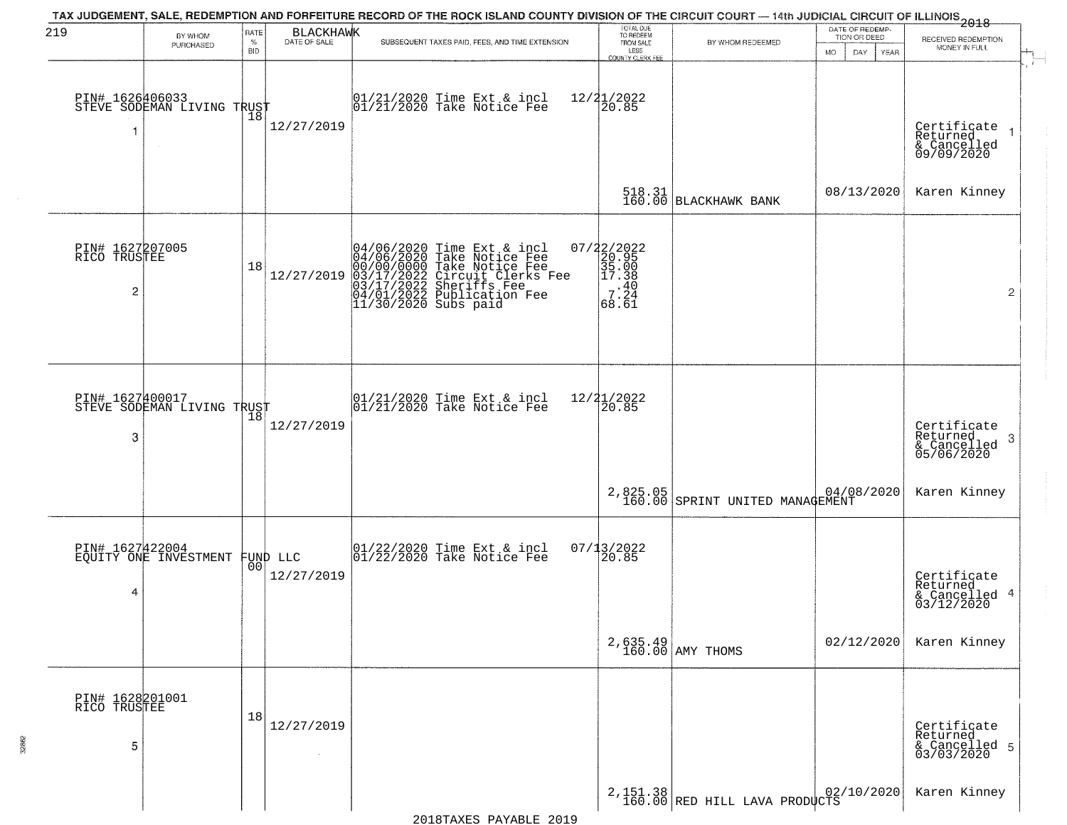TAX JUDGEMENT, SALE, REDEMPTION AND FORFEITURE RECORD OF THE ROCK ISLAND COUNTY DIVISION OF THE CIRCUIT COURT — 14th JUDICIAL CIRCUIT OF ILLINOIS 2018

219 BLACKHAWK

| | BY WHOM PURCHASED | RATE % BID | DATE OF SALE | SUBSEQUENT TAXES PAID, FEES, AND TIME EXTENSION | TOTAL DUE TO REDEEM FROM SALE LESS COUNTY CLERK FEE | BY WHOM REDEEMED | DATE OF REDEMPTION OR DEED MO DAY YEAR | RECEIVED REDEMPTION MONEY IN FULL |
|---|---|---|---|---|---|---|---|---|
| 1 | PIN# 1626406033 STEVE SODEMAN LIVING TRUST | 18 | 12/27/2019 | 01/21/2020 Time Ext & incl 12/21/2022<br>01/21/2020 Take Notice Fee | 20.85<br>518.31<br>160.00 | BLACKHAWK BANK | 08/13/2020 | Certificate Returned & Cancelled 09/09/2020 Karen Kinney |
| 2 | PIN# 1627207005 RICO TRUSTEE | 18 | 12/27/2019 | 04/06/2020 Time Ext & incl 07/22/2022<br>04/06/2020 Take Notice Fee<br>00/00/0000 Take Notice Fee<br>03/17/2022 Circuit Clerks Fee<br>03/17/2022 Sheriffs Fee<br>04/01/2022 Publication Fee<br>11/30/2020 Subs paid | 20.95<br>35.00<br>17.38<br>.40<br>7.24<br>68.61 | | | |
| 3 | PIN# 1627400017 STEVE SODEMAN LIVING TRUST | 18 | 12/27/2019 | 01/21/2020 Time Ext & incl 12/21/2022<br>01/21/2020 Take Notice Fee | 20.85<br>2,825.05<br>160.00 | SPRINT UNITED MANAGEMENT | 04/08/2020 | Certificate Returned & Cancelled 05/06/2020 Karen Kinney |
| 4 | PIN# 1627422004 EQUITY ONE INVESTMENT FUND LLC | 00 | 12/27/2019 | 01/22/2020 Time Ext & incl 07/13/2022<br>01/22/2020 Take Notice Fee | 20.85<br>2,635.49<br>160.00 | AMY THOMS | 02/12/2020 | Certificate Returned & Cancelled 03/12/2020 Karen Kinney |
| 5 | PIN# 1628201001 RICO TRUSTEE | 18 | 12/27/2019 | | 2,151.38<br>160.00 | RED HILL LAVA PRODUCTS | 02/10/2020 | Certificate Returned & Cancelled 03/03/2020 Karen Kinney |

2018TAXES PAYABLE 2019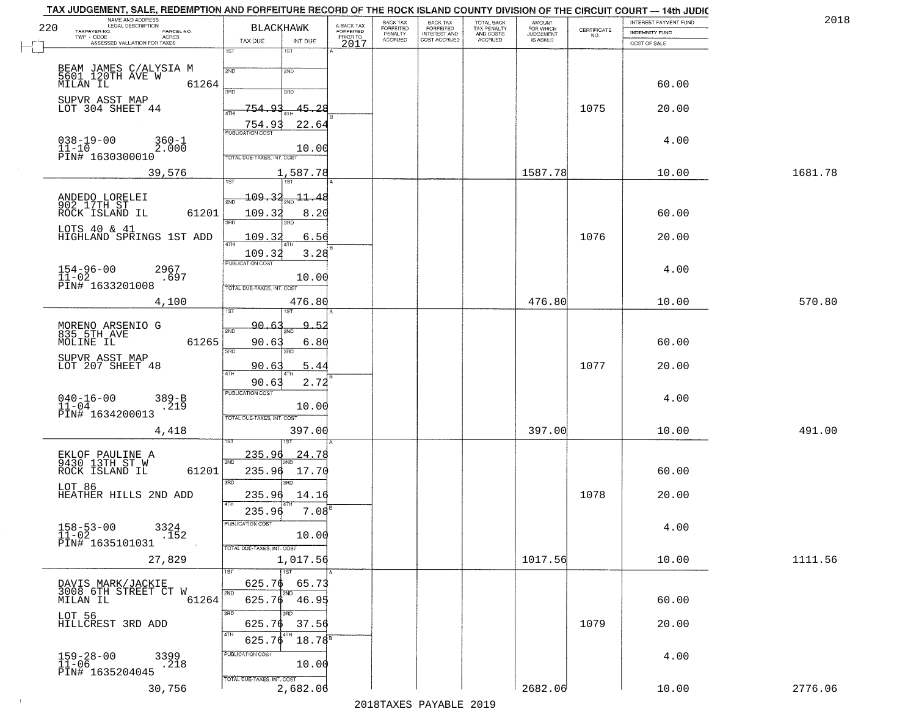TAX JUDGEMENT, SALE, REDEMPTION AND FORFEITURE RECORD OF THE ROCK ISLAND COUNTY DIVISION OF THE CIRCUIT COURT — 14th JUDIC

2018

| NAME AND ADDRESS / LEGAL DESCRIPTION / TAXPAYER NO. / PARCEL NO. / TWP - CODE / ACRES / ASSESSED VALUATION FOR TAXES | BLACKHAWK TAX DUE | INT DUE | A-BACK TAX FORFEITED PRIOR TO 2017 | BACK TAX FORFEITED PENALTY ACCRUED | BACK TAX FORFEITED INTEREST AND COST ACCRUED | TOTAL BACK TAX PENALTY AND COSTS ACCRUED | AMOUNT FOR WHICH JUDGEMENT IS ASKED | CERTIFICATE NO. | INTEREST PAYMENT FUND / INDEMNITY FUND / COST OF SALE | |
|---|---|---|---|---|---|---|---|---|---|---|
| BEAM JAMES C/ALYSIA M<br>5601 120TH AVE W<br>MILAN IL 61264<br>SUPVR ASST MAP<br>LOT 304 SHEET 44<br>038-19-00 360-1<br>11-10 2.000<br>PIN# 1630300010<br>39,576 | 1ST<br>2ND<br>3RD<br>4TH 754.93<br>754.93<br>PUBLICATION COST<br>TOTAL DUE-TAXES, INT. COST | 1ST<br>2ND<br>3RD<br>45.28<br>22.64<br>10.00<br>1,587.78 | | | | | 1587.78 | 1075 | 60.00<br>20.00<br>4.00<br>10.00 | 1681.78 |
| ANDEDO LORELEI<br>902 17TH ST<br>ROCK ISLAND IL 61201<br>LOTS 40 & 41<br>HIGHLAND SPRINGS 1ST ADD<br>154-96-00 2967<br>11-02 .697<br>PIN# 1633201008<br>4,100 | 1ST 109.32<br>2ND 109.32<br>3RD 109.32<br>4TH 109.32<br>PUBLICATION COST<br>TOTAL DUE-TAXES, INT. COST | 11.48<br>8.20<br>6.56<br>3.28<br>10.00<br>476.80 | | | | | 476.80 | 1076 | 60.00<br>20.00<br>4.00<br>10.00 | 570.80 |
| MORENO ARSENIO G<br>835 5TH AVE<br>MOLINE IL 61265<br>SUPVR ASST MAP<br>LOT 207 SHEET 48<br>040-16-00 389-B<br>11-04 .219<br>PIN# 1634200013<br>4,418 | 1ST 90.63<br>2ND 90.63<br>3RD 90.63<br>4TH 90.63<br>PUBLICATION COST<br>TOTAL DUE-TAXES, INT. COST | 9.52<br>6.80<br>5.44<br>2.72<br>10.00<br>397.00 | | | | | 397.00 | 1077 | 60.00<br>20.00<br>4.00<br>10.00 | 491.00 |
| EKLOF PAULINE A<br>9430 13TH ST W<br>ROCK ISLAND IL 61201<br>LOT 86<br>HEATHER HILLS 2ND ADD<br>158-53-00 3324<br>11-02 .152<br>PIN# 1635101031<br>27,829 | 1ST 235.96<br>2ND 235.96<br>3RD 235.96<br>4TH 235.96<br>PUBLICATION COST<br>TOTAL DUE-TAXES, INT. COST | 24.78<br>17.70<br>14.16<br>7.08<br>10.00<br>1,017.56 | | | | | 1017.56 | 1078 | 60.00<br>20.00<br>4.00<br>10.00 | 1111.56 |
| DAVIS MARK/JACKIE<br>3008 6TH STREET CT W<br>MILAN IL 61264<br>LOT 56<br>HILLCREST 3RD ADD<br>159-28-00 3399<br>11-06 .218<br>PIN# 1635204045<br>30,756 | 1ST 625.76<br>2ND 625.76<br>3RD 625.76<br>4TH 625.76<br>PUBLICATION COST<br>TOTAL DUE-TAXES, INT. COST | 65.73<br>46.95<br>37.56<br>18.78<br>10.00<br>2,682.06 | | | | | 2682.06 | 1079 | 60.00<br>20.00<br>4.00<br>10.00 | 2776.06 |

2018TAXES PAYABLE 2019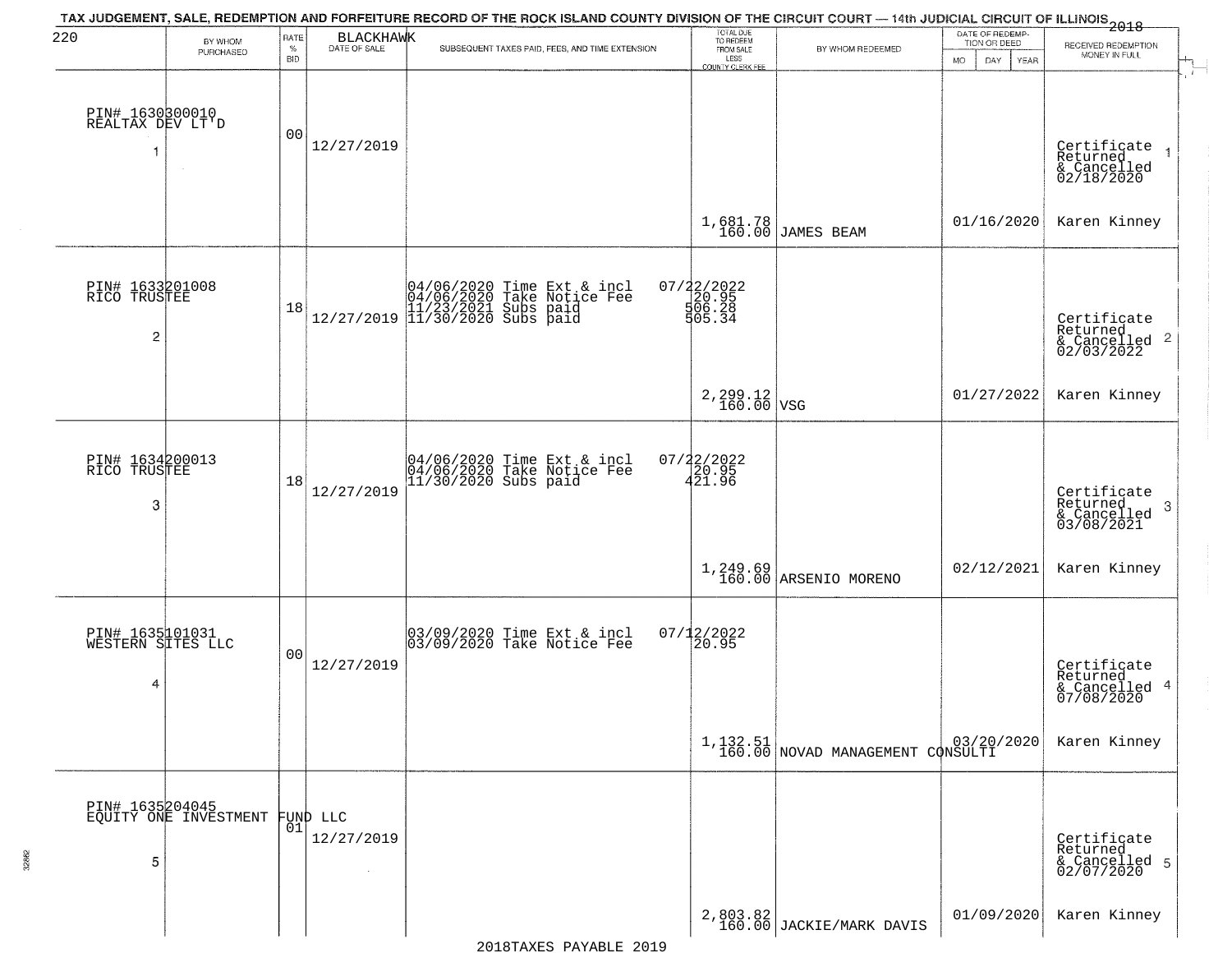TAX JUDGEMENT, SALE, REDEMPTION AND FORFEITURE RECORD OF THE ROCK ISLAND COUNTY DIVISION OF THE CIRCUIT COURT — 14th JUDICIAL CIRCUIT OF ILLINOIS 2018

| 220 BY WHOM PURCHASED | RATE % BID | BLACKHAWK DATE OF SALE | SUBSEQUENT TAXES PAID, FEES, AND TIME EXTENSION | TOTAL DUE TO REDEEM FROM SALE LESS COUNTY CLERK FEE | BY WHOM REDEEMED | DATE OF REDEMPTION OR DEED MO DAY YEAR | RECEIVED REDEMPTION MONEY IN FULL |
|---|---|---|---|---|---|---|---|
| PIN# 1630300010 REALTAX DEV LT'D 1 | 00 | 12/27/2019 | | 1,681.78 160.00 | JAMES BEAM | 01/16/2020 | Certificate Returned & Cancelled 02/18/2020 Karen Kinney |
| PIN# 1633201008 RICO TRUSTEE 2 | 18 | 12/27/2019 | 04/06/2020 Time Ext & incl 07/22/2022; 04/06/2020 Take Notice Fee 20.95; 11/23/2021 Subs paid 506.28; 11/30/2020 Subs paid 505.34 | 2,299.12 160.00 | VSG | 01/27/2022 | Certificate Returned & Cancelled 02/03/2022 Karen Kinney |
| PIN# 1634200013 RICO TRUSTEE 3 | 18 | 12/27/2019 | 04/06/2020 Time Ext & incl 07/22/2022; 04/06/2020 Take Notice Fee 20.95; 11/30/2020 Subs paid 421.96 | 1,249.69 160.00 | ARSENIO MORENO | 02/12/2021 | Certificate Returned & Cancelled 03/08/2021 Karen Kinney |
| PIN# 1635101031 WESTERN SITES LLC 4 | 00 | 12/27/2019 | 03/09/2020 Time Ext & incl 07/12/2022; 03/09/2020 Take Notice Fee 20.95 | 1,132.51 160.00 | NOVAD MANAGEMENT CONSULTI | 03/20/2020 | Certificate Returned & Cancelled 07/08/2020 Karen Kinney |
| PIN# 1635204045 EQUITY ONE INVESTMENT FUND LLC 5 | 01 | 12/27/2019 | | 2,803.82 160.00 | JACKIE/MARK DAVIS | 01/09/2020 | Certificate Returned & Cancelled 02/07/2020 Karen Kinney |

2018TAXES PAYABLE 2019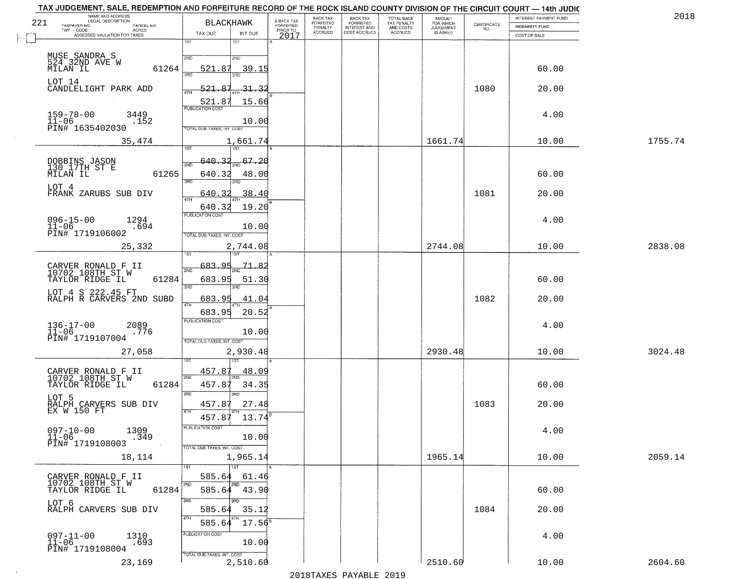TAX JUDGEMENT, SALE, REDEMPTION AND FORFEITURE RECORD OF THE ROCK ISLAND COUNTY DIVISION OF THE CIRCUIT COURT — 14th JUDIC

2018

221 BLACKHAWK

| NAME AND ADDRESS / LEGAL DESCRIPTION / TAXPAYER NO. / PARCEL NO. / TWP - CODE / ACRES / ASSESSED VALUATION FOR TAXES | TAX DUE | INT DUE | A-BACK TAX FORFEITED PRIOR TO 2017 | BACK TAX FORFEITED PENALTY ACCRUED | BACK TAX FORFEITED INTEREST AND COST ACCRUED | TOTAL BACK TAX PENALTY AND COSTS ACCRUED | AMOUNT FOR WHICH JUDGEMENT IS ASKED | CERTIFICATE NO. | INTEREST PAYMENT FUND / INDEMNITY FUND / COST OF SALE | |
|---|---|---|---|---|---|---|---|---|---|---|
| MUSE SANDRA S<br>524 32ND AVE W<br>MILAN IL 61264<br>LOT 14<br>CANDLELIGHT PARK ADD<br>159-78-00 3449<br>11-06 .152<br>PIN# 1635402030<br>35,474 | 1ST<br>2ND 521.87<br>3RD 521.87<br>4TH 521.87<br>PUBLICATION COST<br>TOTAL DUE-TAXES, INT. COST 1,661.74 | 1ST<br>2ND 39.15<br>3RD 31.32<br>4TH 15.66<br>10.00 | | | | | 1661.74 | 1080 | 60.00<br>20.00<br>4.00<br>10.00 | 1755.74 |
| DOBBINS JASON<br>130 17TH ST E<br>MILAN IL 61265<br>LOT 4<br>FRANK ZARUBS SUB DIV<br>096-15-00 1294<br>11-06 .694<br>PIN# 1719106002<br>25,332 | 1ST 640.32<br>2ND 640.32<br>3RD 640.32<br>4TH 640.32<br>PUBLICATION COST<br>TOTAL DUE-TAXES, INT. COST 2,744.08 | 1ST 67.20<br>2ND 48.00<br>3RD 38.40<br>4TH 19.20<br>10.00 | | | | | 2744.08 | 1081 | 60.00<br>20.00<br>4.00<br>10.00 | 2838.08 |
| CARVER RONALD F II<br>10702 108TH ST W<br>TAYLOR RIDGE IL 61284<br>LOT 4 S 222.45 FT<br>RALPH R CARVERS 2ND SUBD<br>136-17-00 2089<br>11-06 .776<br>PIN# 1719107004<br>27,058 | 1ST 683.95<br>2ND 683.95<br>3RD 683.95<br>4TH 683.95<br>PUBLICATION COST<br>TOTAL DUE-TAXES, INT. COST 2,930.48 | 1ST 71.82<br>2ND 51.30<br>3RD 41.04<br>4TH 20.52<br>10.00 | | | | | 2930.48 | 1082 | 60.00<br>20.00<br>4.00<br>10.00 | 3024.48 |
| CARVER RONALD F II<br>10702 108TH ST W<br>TAYLOR RIDGE IL 61284<br>LOT 5<br>RALPH CARVERS SUB DIV<br>EX W 150 FT<br>097-10-00 1309<br>11-06 .349<br>PIN# 1719108003<br>18,114 | 1ST 457.87<br>2ND 457.87<br>3RD 457.87<br>4TH 457.87<br>PUBLICATION COST<br>TOTAL DUE-TAXES, INT. COST 1,965.14 | 1ST 48.09<br>2ND 34.35<br>3RD 27.48<br>4TH 13.74<br>10.00 | | | | | 1965.14 | 1083 | 60.00<br>20.00<br>4.00<br>10.00 | 2059.14 |
| CARVER RONALD F II<br>10702 108TH ST W<br>TAYLOR RIDGE IL 61284<br>LOT 6<br>RALPH CARVERS SUB DIV<br>097-11-00 1310<br>11-06 .693<br>PIN# 1719108004<br>23,169 | 1ST 585.64<br>2ND 585.64<br>3RD 585.64<br>4TH 585.64<br>PUBLICATION COST<br>TOTAL DUE-TAXES, INT. COST 2,510.60 | 1ST 61.46<br>2ND 43.90<br>3RD 35.12<br>4TH 17.56<br>10.00 | | | | | 2510.60 | 1084 | 60.00<br>20.00<br>4.00<br>10.00 | 2604.60 |

2018TAXES PAYABLE 2019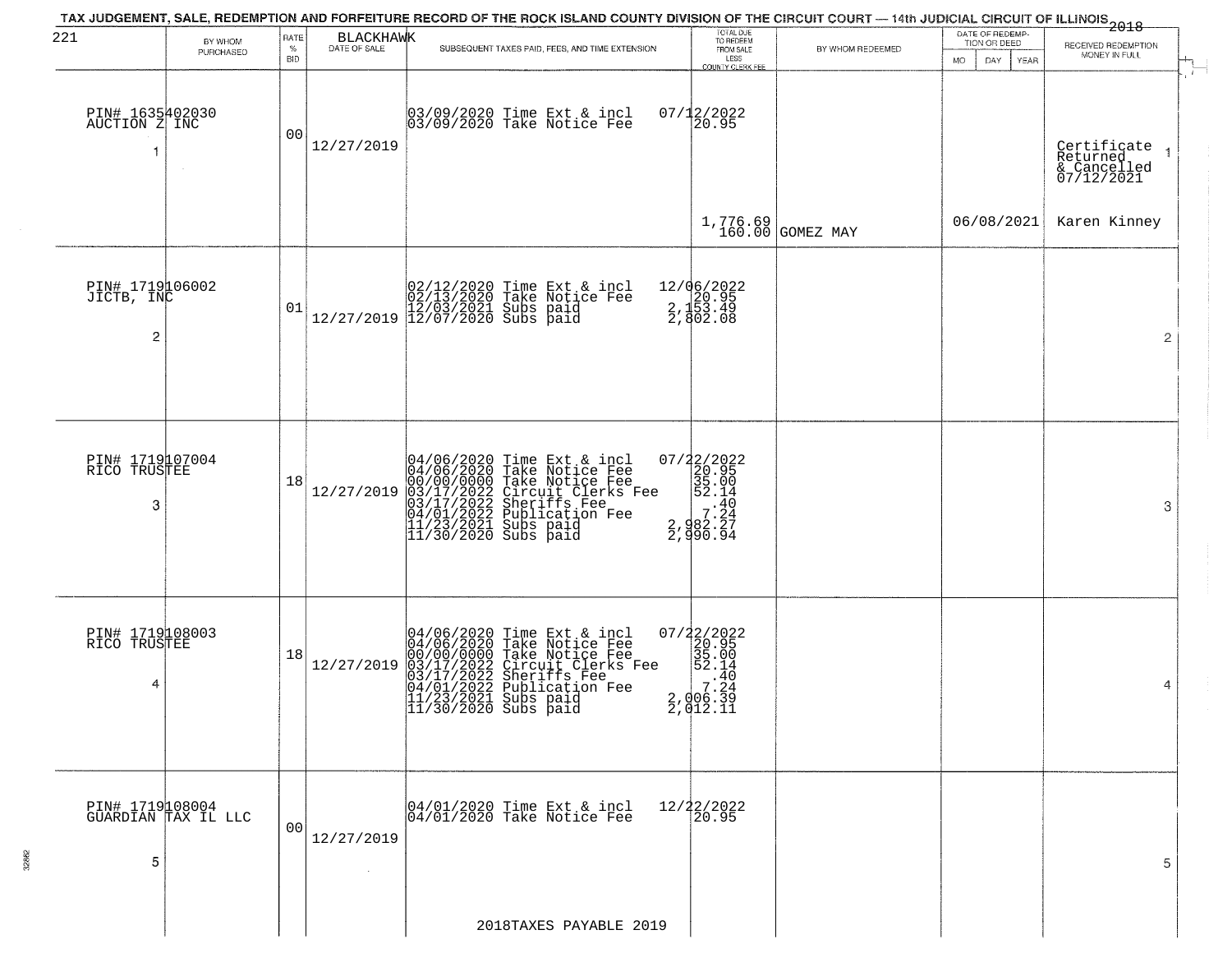# TAX JUDGEMENT, SALE, REDEMPTION AND FORFEITURE RECORD OF THE ROCK ISLAND COUNTY DIVISION OF THE CIRCUIT COURT — 14th JUDICIAL CIRCUIT OF ILLINOIS 2018

221 BLACKHAWK

| | BY WHOM PURCHASED | RATE % BID | DATE OF SALE | SUBSEQUENT TAXES PAID, FEES, AND TIME EXTENSION | TOTAL DUE TO REDEEM FROM SALE LESS COUNTY CLERK FEE | BY WHOM REDEEMED | DATE OF REDEMPTION OR DEED MO DAY YEAR | RECEIVED REDEMPTION MONEY IN FULL |
|---|---|---|---|---|---|---|---|---|
| 1 | PIN# 1635402030 AUCTION Z INC | 00 | 12/27/2019 | 03/09/2020 Time Ext & incl<br>03/09/2020 Take Notice Fee | 07/12/2022<br>20.95<br><br>1,776.69<br>160.00 | GOMEZ MAY | 06/08/2021 | Certificate Returned & Cancelled 07/12/2021<br>Karen Kinney |
| 2 | PIN# 1719106002 JICTB, INC | 01 | 12/27/2019 | 02/12/2020 Time Ext & incl<br>02/13/2020 Take Notice Fee<br>12/03/2021 Subs paid<br>12/07/2020 Subs paid | 12/06/2022<br>20.95<br>2,153.49<br>2,802.08 | | | |
| 3 | PIN# 1719107004 RICO TRUSTEE | 18 | 12/27/2019 | 04/06/2020 Time Ext & incl<br>04/06/2020 Take Notice Fee<br>00/00/0000 Take Notice Fee<br>03/17/2022 Circuit Clerks Fee<br>03/17/2022 Sheriffs Fee<br>04/01/2022 Publication Fee<br>11/23/2021 Subs paid<br>11/30/2020 Subs paid | 07/22/2022<br>20.95<br>35.00<br>52.14<br>.40<br>7.24<br>2,982.27<br>2,990.94 | | | |
| 4 | PIN# 1719108003 RICO TRUSTEE | 18 | 12/27/2019 | 04/06/2020 Time Ext & incl<br>04/06/2020 Take Notice Fee<br>00/00/0000 Take Notice Fee<br>03/17/2022 Circuit Clerks Fee<br>03/17/2022 Sheriffs Fee<br>04/01/2022 Publication Fee<br>11/23/2021 Subs paid<br>11/30/2020 Subs paid | 07/22/2022<br>20.95<br>35.00<br>52.14<br>.40<br>7.24<br>2,006.39<br>2,012.11 | | | |
| 5 | PIN# 1719108004 GUARDIAN TAX IL LLC | 00 | 12/27/2019 | 04/01/2020 Time Ext & incl<br>04/01/2020 Take Notice Fee | 12/22/2022<br>20.95 | | | |

2018TAXES PAYABLE 2019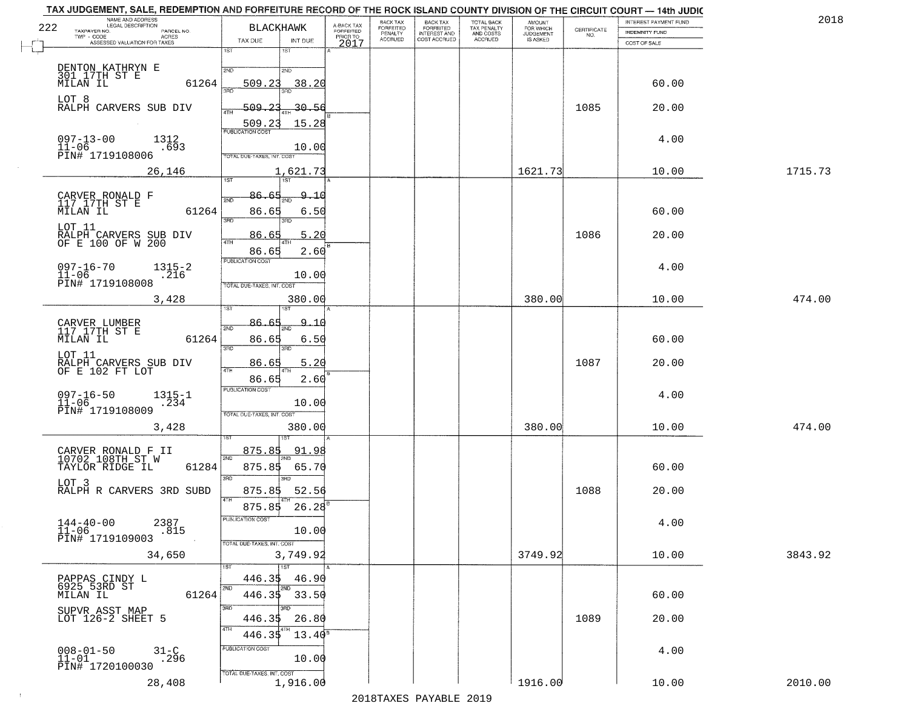TAX JUDGEMENT, SALE, REDEMPTION AND FORFEITURE RECORD OF THE ROCK ISLAND COUNTY DIVISION OF THE CIRCUIT COURT — 14th JUDIC

2018

222

| NAME AND ADDRESS / LEGAL DESCRIPTION / TAXPAYER NO. / PARCEL NO. / TWP - CODE / ACRES / ASSESSED VALUATION FOR TAXES | BLACKHAWK TAX DUE | INT DUE | A-BACK TAX FORFEITED PRIOR TO 2017 | BACK TAX FORFEITED PENALTY ACCRUED | BACK TAX FORFEITED INTEREST AND COST ACCRUED | TOTAL BACK TAX PENALTY AND COSTS ACCRUED | AMOUNT FOR WHICH JUDGEMENT IS ASKED | CERTIFICATE NO. | INTEREST PAYMENT FUND / INDEMNITY FUND / COST OF SALE | |
|---|---|---|---|---|---|---|---|---|---|---|
| DENTON KATHRYN E<br>301 17TH ST E<br>MILAN IL 61264<br>LOT 8<br>RALPH CARVERS SUB DIV<br>097-13-00 1312<br>11-06 .693<br>PIN# 1719108006<br>26,146 | 1ST<br>2ND 509.23<br>3RD 509.23<br>4TH 509.23<br>PUBLICATION COST<br>TOTAL DUE-TAXES, INT. COST | 1ST<br>2ND 38.20<br>3RD 30.56<br>4TH 15.28<br>10.00<br>1,621.73 | | | | | 1621.73 | 1085 | 60.00<br>20.00<br>4.00<br>10.00 | 1715.73 |
| CARVER RONALD F<br>117 17TH ST E<br>MILAN IL 61264<br>LOT 11<br>RALPH CARVERS SUB DIV<br>OF E 100 OF W 200<br>097-16-70 1315-2<br>11-06 .216<br>PIN# 1719108008<br>3,428 | 1ST 86.65<br>2ND 86.65<br>3RD 86.65<br>4TH 86.65<br>PUBLICATION COST<br>TOTAL DUE-TAXES, INT. COST | 1ST 9.10<br>2ND 6.50<br>3RD 5.20<br>4TH 2.60<br>10.00<br>380.00 | | | | | 380.00 | 1086 | 60.00<br>20.00<br>4.00<br>10.00 | 474.00 |
| CARVER LUMBER<br>117 17TH ST E<br>MILAN IL 61264<br>LOT 11<br>RALPH CARVERS SUB DIV<br>OF E 102 FT LOT<br>097-16-50 1315-1<br>11-06 .234<br>PIN# 1719108009<br>3,428 | 1ST 86.65<br>2ND 86.65<br>3RD 86.65<br>4TH 86.65<br>PUBLICATION COST<br>TOTAL DUE-TAXES, INT. COST | 1ST 9.10<br>2ND 6.50<br>3RD 5.20<br>4TH 2.60<br>10.00<br>380.00 | | | | | 380.00 | 1087 | 60.00<br>20.00<br>4.00<br>10.00 | 474.00 |
| CARVER RONALD F II<br>10702 108TH ST W<br>TAYLOR RIDGE IL 61284<br>LOT 3<br>RALPH R CARVERS 3RD SUBD<br>144-40-00 2387<br>11-06 .815<br>PIN# 1719109003<br>34,650 | 1ST 875.85<br>2ND 875.85<br>3RD 875.85<br>4TH 875.85<br>PUBLICATION COST<br>TOTAL DUE-TAXES, INT. COST | 1ST 91.98<br>2ND 65.70<br>3RD 52.56<br>4TH 26.28<br>10.00<br>3,749.92 | | | | | 3749.92 | 1088 | 60.00<br>20.00<br>4.00<br>10.00 | 3843.92 |
| PAPPAS CINDY L<br>6925 53RD ST<br>MILAN IL 61264<br>SUPVR ASST MAP<br>LOT 126-2 SHEET 5<br>008-01-50 31-C<br>11-01 .296<br>PIN# 1720100030<br>28,408 | 1ST 446.35<br>2ND 446.35<br>3RD 446.35<br>4TH 446.35<br>PUBLICATION COST<br>TOTAL DUE-TAXES, INT. COST | 1ST 46.90<br>2ND 33.50<br>3RD 26.80<br>4TH 13.40<br>10.00<br>1,916.00 | | | | | 1916.00 | 1089 | 60.00<br>20.00<br>4.00<br>10.00 | 2010.00 |

2018TAXES PAYABLE 2019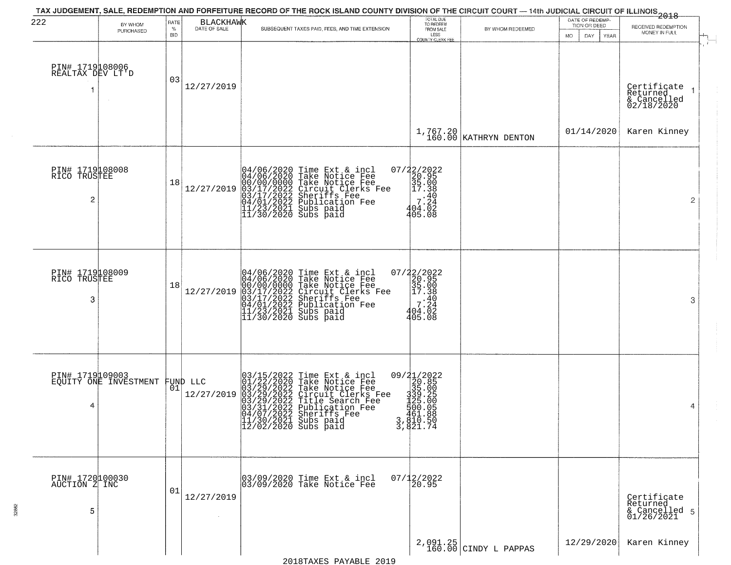TAX JUDGEMENT, SALE, REDEMPTION AND FORFEITURE RECORD OF THE ROCK ISLAND COUNTY DIVISION OF THE CIRCUIT COURT — 14th JUDICIAL CIRCUIT OF ILLINOIS 2018

222 BLACKHAWK

| | BY WHOM PURCHASED | RATE % BID | DATE OF SALE | SUBSEQUENT TAXES PAID, FEES, AND TIME EXTENSION | TOTAL DUE TO REDEEM FROM SALE LESS COUNTY CLERK FEE | BY WHOM REDEEMED | DATE OF REDEMPTION OR DEED MO DAY YEAR | RECEIVED REDEMPTION MONEY IN FULL |
|---|---|---|---|---|---|---|---|---|
| 1 | PIN# 1719108006 REALTAX DEV LT'D | 03 | 12/27/2019 | | 1,767.20 160.00 | KATHRYN DENTON | 01/14/2020 | Certificate Returned & Cancelled 02/18/2020 Karen Kinney |
| 2 | PIN# 1719108008 RICO TRUSTEE | 18 | 12/27/2019 | 04/06/2020 Time Ext & incl 07/22/2022<br>04/06/2020 Take Notice Fee 20.95<br>00/00/0000 Take Notice Fee 35.00<br>03/17/2022 Circuit Clerks Fee 17.38<br>03/17/2022 Sheriffs Fee .40<br>04/01/2022 Publication Fee 7.24<br>11/23/2021 Subs paid 404.02<br>11/30/2020 Subs paid 405.08 | | | | |
| 3 | PIN# 1719108009 RICO TRUSTEE | 18 | 12/27/2019 | 04/06/2020 Time Ext & incl 07/22/2022<br>04/06/2020 Take Notice Fee 20.95<br>00/00/0000 Take Notice Fee 35.00<br>03/17/2022 Circuit Clerks Fee 17.38<br>03/17/2022 Sheriffs Fee .40<br>04/01/2022 Publication Fee 7.24<br>11/23/2021 Subs paid 404.02<br>11/30/2020 Subs paid 405.08 | | | | |
| 4 | PIN# 1719109003 EQUITY ONE INVESTMENT FUND LLC | 01 | 12/27/2019 | 03/15/2022 Time Ext & incl 09/21/2022<br>01/22/2020 Take Notice Fee 20.85<br>03/29/2022 Take Notice Fee 35.00<br>03/29/2022 Circuit Clerks Fee 339.25<br>03/29/2022 Title Search Fee 125.00<br>03/31/2022 Publication Fee 500.05<br>04/07/2022 Sheriffs Fee 461.88<br>11/30/2021 Subs paid 3,810.50<br>12/02/2020 Subs paid 3,821.74 | | | | |
| 5 | PIN# 1720100030 AUCTION Z INC | 01 | 12/27/2019 | 03/09/2020 Time Ext & incl 07/12/2022<br>03/09/2020 Take Notice Fee 20.95 | 2,091.25 160.00 | CINDY L PAPPAS | 12/29/2020 | Certificate Returned & Cancelled 01/26/2021 Karen Kinney |

2018TAXES PAYABLE 2019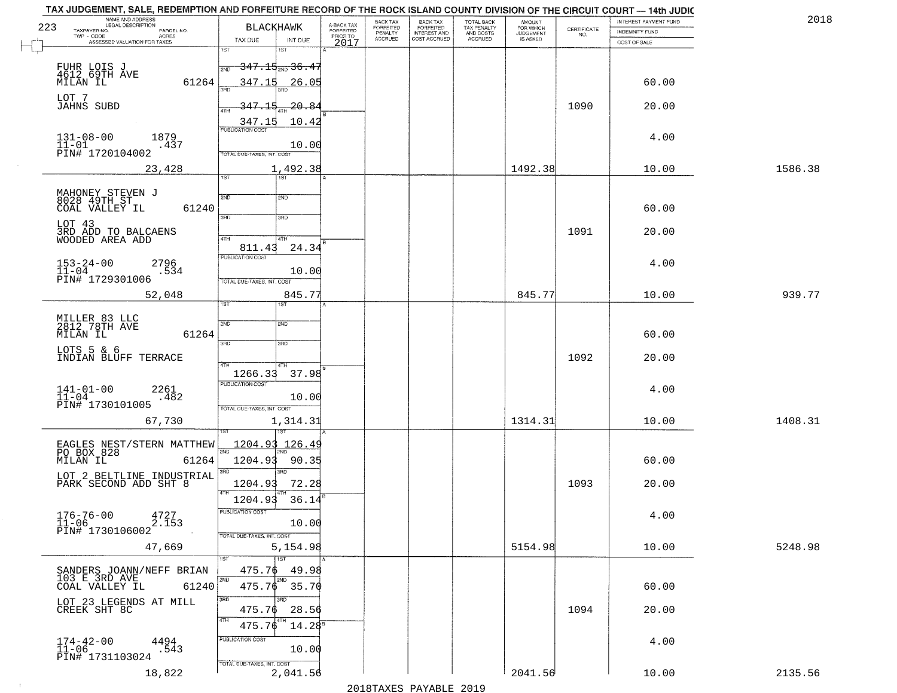TAX JUDGEMENT, SALE, REDEMPTION AND FORFEITURE RECORD OF THE ROCK ISLAND COUNTY DIVISION OF THE CIRCUIT COURT — 14th JUDIC

2018

| NAME AND ADDRESS / LEGAL DESCRIPTION / TAXPAYER NO. / PARCEL NO. / TWP - CODE / ACRES / ASSESSED VALUATION FOR TAXES | BLACKHAWK TAX DUE | INT DUE | A-BACK TAX FORFEITED PRIOR TO 2017 | BACK TAX FORFEITED PENALTY ACCRUED | BACK TAX FORFEITED INTEREST AND COST ACCRUED | TOTAL BACK TAX PENALTY AND COSTS ACCRUED | AMOUNT FOR WHICH JUDGEMENT IS ASKED | CERTIFICATE NO. | INTEREST PAYMENT FUND / INDEMNITY FUND / COST OF SALE | |
|---|---|---|---|---|---|---|---|---|---|---|
| 223 | | | | | | | | | | |
| FUHR LOIS J<br>4612 69TH AVE<br>MILAN IL 61264<br>LOT 7<br>JAHNS SUBD<br>131-08-00 1879<br>11-01 .437<br>PIN# 1720104002<br>23,428 | 1ST 347.15<br>2ND 347.15<br>3RD 347.15<br>4TH 347.15<br>PUBLICATION COST<br>TOTAL DUE-TAXES, INT. COST | 36.47<br>26.05<br>20.84<br>10.42<br>10.00<br>1,492.38 | | | | | 1492.38 | 1090 | 60.00<br>20.00<br>4.00<br>10.00 | 1586.38 |
| MAHONEY STEVEN J<br>8028 49TH ST<br>COAL VALLEY IL 61240<br>LOT 43<br>3RD ADD TO BALCAENS<br>WOODED AREA ADD<br>153-24-00 2796<br>11-04 .534<br>PIN# 1729301006<br>52,048 | 1ST<br>2ND<br>3RD<br>4TH 811.43<br>PUBLICATION COST<br>TOTAL DUE-TAXES, INT. COST | 24.34<br>10.00<br>845.77 | | | | | 845.77 | 1091 | 60.00<br>20.00<br>4.00<br>10.00 | 939.77 |
| MILLER 83 LLC<br>2812 78TH AVE<br>MILAN IL 61264<br>LOTS 5 & 6<br>INDIAN BLUFF TERRACE<br>141-01-00 2261<br>11-04 .482<br>PIN# 1730101005<br>67,730 | 1ST<br>2ND<br>3RD<br>4TH 1266.33<br>PUBLICATION COST<br>TOTAL DUE-TAXES, INT. COST | 37.98<br>10.00<br>1,314.31 | | | | | 1314.31 | 1092 | 60.00<br>20.00<br>4.00<br>10.00 | 1408.31 |
| EAGLES NEST/STERN MATTHEW<br>PO BOX 828<br>MILAN IL 61264<br>LOT 2 BELTLINE INDUSTRIAL<br>PARK SECOND ADD SHT 8<br>176-76-00 4727<br>11-06 2.153<br>PIN# 1730106002<br>47,669 | 1ST 1204.93<br>2ND 1204.93<br>3RD 1204.93<br>4TH 1204.93<br>PUBLICATION COST<br>TOTAL DUE-TAXES, INT. COST | 126.49<br>90.35<br>72.28<br>36.14<br>10.00<br>5,154.98 | | | | | 5154.98 | 1093 | 60.00<br>20.00<br>4.00<br>10.00 | 5248.98 |
| SANDERS JOANN/NEFF BRIAN<br>103 E 3RD AVE<br>COAL VALLEY IL 61240<br>LOT 23 LEGENDS AT MILL<br>CREEK SHT 8C<br>174-42-00 4494<br>11-06 .543<br>PIN# 1731103024<br>18,822 | 1ST 475.76<br>2ND 475.76<br>3RD 475.76<br>4TH 475.76<br>PUBLICATION COST<br>TOTAL DUE-TAXES, INT. COST | 49.98<br>35.70<br>28.56<br>14.28<br>10.00<br>2,041.56 | | | | | 2041.56 | 1094 | 60.00<br>20.00<br>4.00<br>10.00 | 2135.56 |

2018TAXES PAYABLE 2019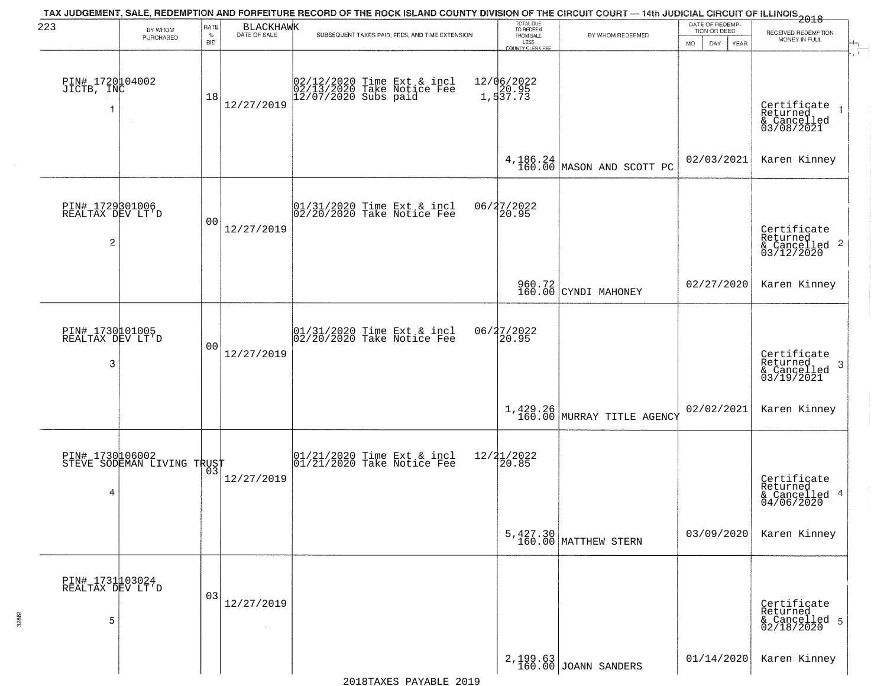TAX JUDGEMENT, SALE, REDEMPTION AND FORFEITURE RECORD OF THE ROCK ISLAND COUNTY DIVISION OF THE CIRCUIT COURT — 14th JUDICIAL CIRCUIT OF ILLINOIS 2018

223 BLACKHAWK

| BY WHOM PURCHASED | RATE % BID | DATE OF SALE | SUBSEQUENT TAXES PAID, FEES, AND TIME EXTENSION | TOTAL DUE TO REDEEM FROM SALE LESS COUNTY CLERK FEE | BY WHOM REDEEMED | DATE OF REDEMPTION OR DEED MO DAY YEAR | RECEIVED REDEMPTION MONEY IN FULL |
|---|---|---|---|---|---|---|---|
| PIN# 1720104002 JICTB, INC 1 | 18 | 12/27/2019 | 02/12/2020 Time Ext & incl 02/13/2020 Take Notice Fee 12/07/2020 Subs paid | 12/06/2022 20.95 1,537.73 4,186.24 160.00 | MASON AND SCOTT PC | 02/03/2021 | Certificate Returned & Cancelled 03/08/2021 Karen Kinney 1 |
| PIN# 1729301006 REALTAX DEV LT'D 2 | 00 | 12/27/2019 | 01/31/2020 Time Ext & incl 02/20/2020 Take Notice Fee | 06/27/2022 20.95 960.72 160.00 | CYNDI MAHONEY | 02/27/2020 | Certificate Returned & Cancelled 03/12/2020 Karen Kinney 2 |
| PIN# 1730101005 REALTAX DEV LT'D 3 | 00 | 12/27/2019 | 01/31/2020 Time Ext & incl 02/20/2020 Take Notice Fee | 06/27/2022 20.95 1,429.26 160.00 | MURRAY TITLE AGENCY | 02/02/2021 | Certificate Returned & Cancelled 03/19/2021 Karen Kinney 3 |
| PIN# 1730106002 STEVE SODEMAN LIVING TRUST 4 | 03 | 12/27/2019 | 01/21/2020 Time Ext & incl 01/21/2020 Take Notice Fee | 12/21/2022 20.85 5,427.30 160.00 | MATTHEW STERN | 03/09/2020 | Certificate Returned & Cancelled 04/06/2020 Karen Kinney 4 |
| PIN# 1731103024 REALTAX DEV LT'D 5 | 03 | 12/27/2019 | | 2,199.63 160.00 | JOANN SANDERS | 01/14/2020 | Certificate Returned & Cancelled 02/18/2020 Karen Kinney 5 |

2018TAXES PAYABLE 2019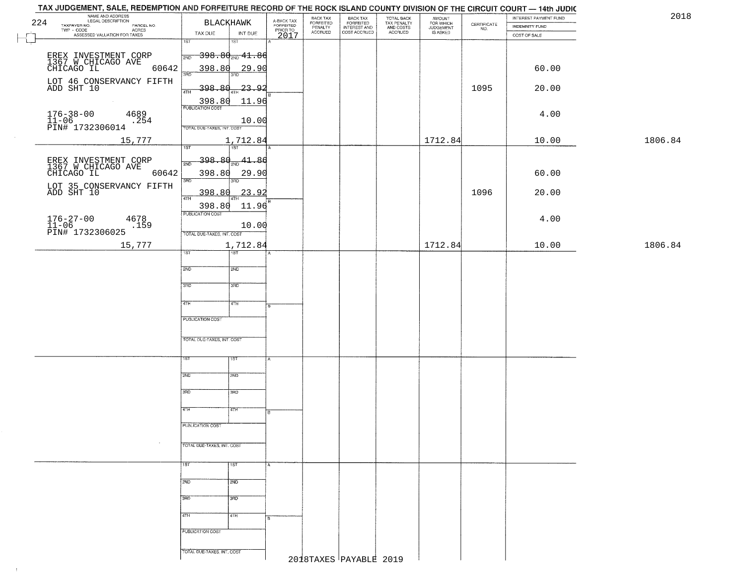TAX JUDGEMENT, SALE, REDEMPTION AND FORFEITURE RECORD OF THE ROCK ISLAND COUNTY DIVISION OF THE CIRCUIT COURT — 14th JUDIC

2018

| 224 NAME AND ADDRESS / LEGAL DESCRIPTION / TAXPAYER NO. / PARCEL NO. / TWP - CODE / ACRES / ASSESSED VALUATION FOR TAXES | BLACKHAWK TAX DUE | INT DUE | A-BACK TAX FORFEITED PRIOR TO 2017 | BACK TAX FORFEITED PENALTY ACCRUED | BACK TAX FORFEITED INTEREST AND COST ACCRUED | TOTAL BACK TAX PENALTY AND COSTS ACCRUED | AMOUNT FOR WHICH JUDGEMENT IS ASKED | CERTIFICATE NO. | INTEREST PAYMENT FUND / INDEMNITY FUND / COST OF SALE | |
|---|---|---|---|---|---|---|---|---|---|---|
| EREX INVESTMENT CORP 1367 W CHICAGO AVE CHICAGO IL 60642 | 1ST 398.80 | 1ST 41.86 | | | | | | | | |
| | 2ND 398.80 | 2ND 29.90 | | | | | | | 60.00 | |
| LOT 46 CONSERVANCY FIFTH ADD SHT 10 | 3RD 398.80 | 3RD 23.92 | | | | | | 1095 | 20.00 | |
| | 4TH 398.80 | 4TH 11.96 | | | | | | | | |
| 176-38-00 4689 11-06 .254 PIN# 1732306014 | PUBLICATION COST | 10.00 | | | | | | | 4.00 | |
| 15,777 | TOTAL DUE-TAXES, INT. COST | 1,712.84 | | | | | 1712.84 | | 10.00 | 1806.84 |
| EREX INVESTMENT CORP 1367 W CHICAGO AVE CHICAGO IL 60642 | 1ST 398.80 | 1ST 41.86 | | | | | | | | |
| | 2ND 398.80 | 2ND 29.90 | | | | | | | 60.00 | |
| LOT 35 CONSERVANCY FIFTH ADD SHT 10 | 3RD 398.80 | 3RD 23.92 | | | | | | 1096 | 20.00 | |
| | 4TH 398.80 | 4TH 11.96 | | | | | | | | |
| 176-27-00 4678 11-06 .159 PIN# 1732306025 | PUBLICATION COST | 10.00 | | | | | | | 4.00 | |
| 15,777 | TOTAL DUE-TAXES, INT. COST | 1,712.84 | | | | | 1712.84 | | 10.00 | 1806.84 |

2018TAXES PAYABLE 2019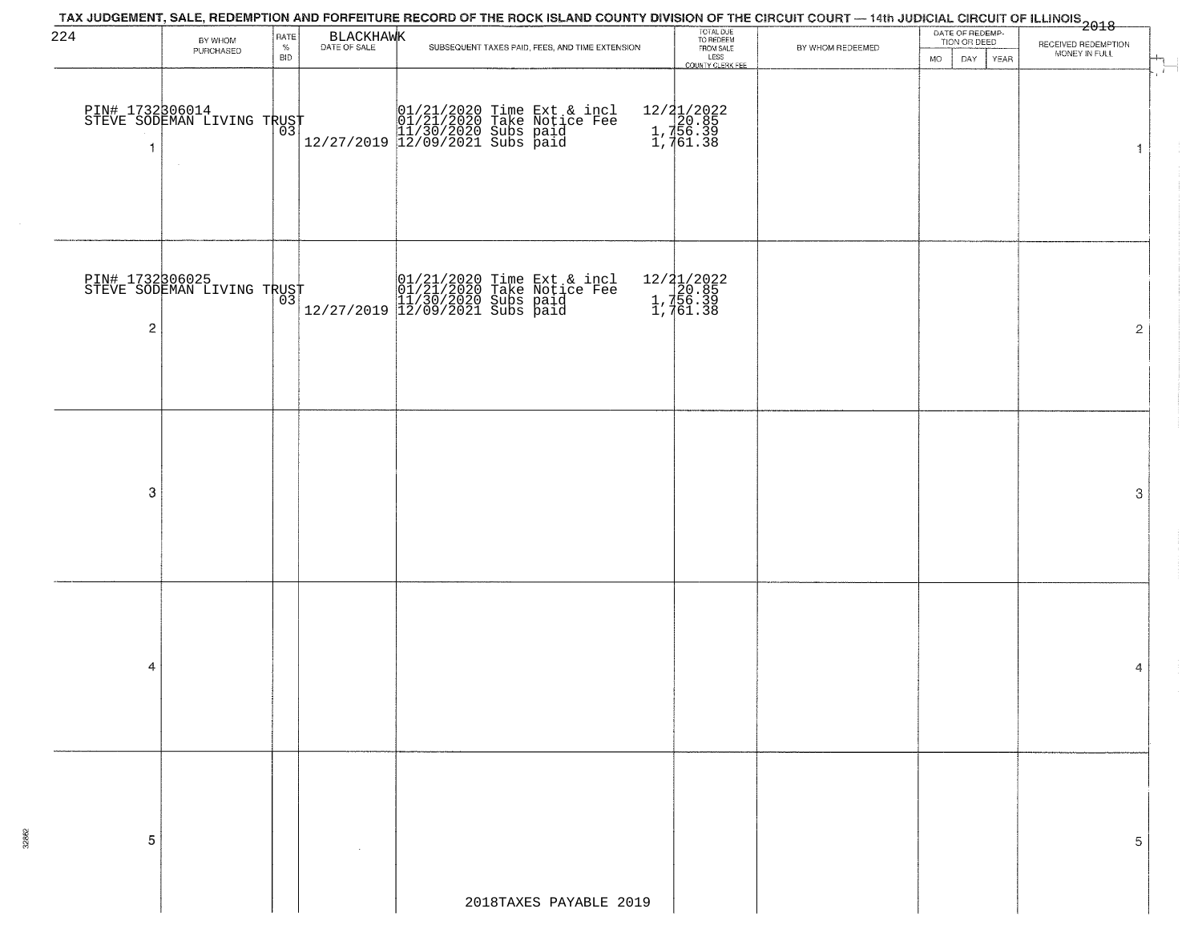TAX JUDGEMENT, SALE, REDEMPTION AND FORFEITURE RECORD OF THE ROCK ISLAND COUNTY DIVISION OF THE CIRCUIT COURT — 14th JUDICIAL CIRCUIT OF ILLINOIS 2018

224 BLACKHAWK

| | BY WHOM PURCHASED | RATE % BID | DATE OF SALE | SUBSEQUENT TAXES PAID, FEES, AND TIME EXTENSION | TOTAL DUE TO REDEEM FROM SALE LESS COUNTY CLERK FEE | BY WHOM REDEEMED | DATE OF REDEMPTION OR DEED MO | DAY | YEAR | RECEIVED REDEMPTION MONEY IN FULL | |
|---|---|---|---|---|---|---|---|---|---|---|---|
| 1 | PIN# 1732306014<br>STEVE SODEMAN LIVING TRUST | 03 | 12/27/2019 | 01/21/2020 Time Ext & incl<br>01/21/2020 Take Notice Fee<br>11/30/2020 Subs paid<br>12/09/2021 Subs paid | 12/21/2022<br>20.85<br>1,756.39<br>1,761.38 | | | | | | 1 |
| 2 | PIN# 1732306025<br>STEVE SODEMAN LIVING TRUST | 03 | 12/27/2019 | 01/21/2020 Time Ext & incl<br>01/21/2020 Take Notice Fee<br>11/30/2020 Subs paid<br>12/09/2021 Subs paid | 12/21/2022<br>20.85<br>1,756.39<br>1,761.38 | | | | | | 2 |
| 3 | | | | | | | | | | | 3 |
| 4 | | | | | | | | | | | 4 |
| 5 | | | | | | | | | | | 5 |

2018TAXES PAYABLE 2019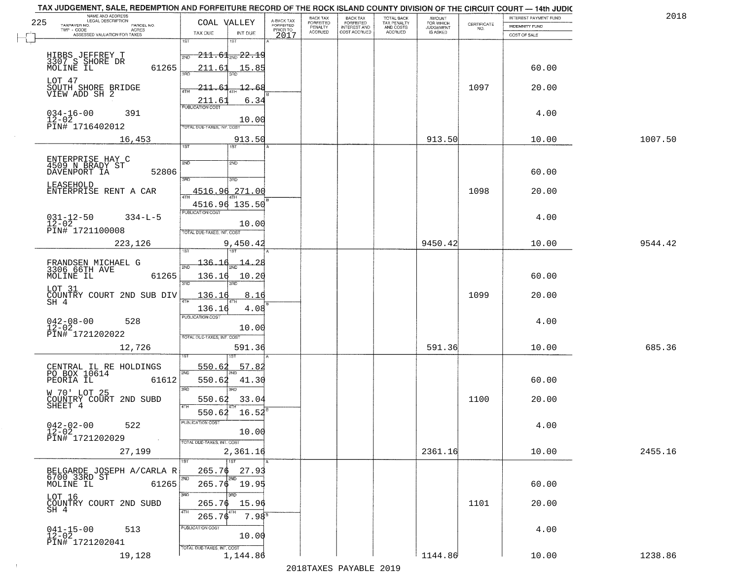# TAX JUDGEMENT, SALE, REDEMPTION AND FORFEITURE RECORD OF THE ROCK ISLAND COUNTY DIVISION OF THE CIRCUIT COURT — 14th JUDIC

2018

| NAME AND ADDRESS / LEGAL DESCRIPTION / TAXPAYER NO. / PARCEL NO. / TWP - CODE / ACRES / ASSESSED VALUATION FOR TAXES | COAL VALLEY TAX DUE | INT DUE | A-BACK TAX FORFEITED PRIOR TO 2017 | BACK TAX FORFEITED PENALTY ACCRUED | BACK TAX FORFEITED INTEREST AND COST ACCRUED | TOTAL BACK TAX PENALTY AND COSTS ACCRUED | AMOUNT FOR WHICH JUDGEMENT IS ASKED | CERTIFICATE NO. | INTEREST PAYMENT FUND / INDEMNITY FUND / COST OF SALE | |
|---|---|---|---|---|---|---|---|---|---|---|
| HIBBS JEFFREY T<br>3307 S SHORE DR<br>MOLINE IL 61265<br>LOT 47<br>SOUTH SHORE BRIDGE VIEW ADD SH 2<br>034-16-00 391<br>12-02<br>PIN# 1716402012<br>16,453 | 1ST 211.61<br>2ND 211.61<br>3RD 211.61<br>4TH 211.61<br>PUBLICATION COST<br>TOTAL DUE-TAXES, INT. COST | 22.19<br>15.85<br>12.68<br>6.34<br>10.00<br>913.50 | | | | | 913.50 | 1097 | 60.00<br>20.00<br>4.00<br>10.00 | 1007.50 |
| ENTERPRISE HAY C<br>4509 N BRADY ST<br>DAVENPORT IA 52806<br>LEASEHOLD<br>ENTERPRISE RENT A CAR<br>031-12-50 334-L-5<br>12-02<br>PIN# 1721100008<br>223,126 | 1ST<br>2ND<br>3RD 4516.96<br>4TH 4516.96<br>PUBLICATION COST<br>TOTAL DUE-TAXES, INT. COST | 271.00<br>135.50<br>10.00<br>9,450.42 | | | | | 9450.42 | 1098 | 60.00<br>20.00<br>4.00<br>10.00 | 9544.42 |
| FRANDSEN MICHAEL G<br>3306 66TH AVE<br>MOLINE IL 61265<br>LOT 31<br>COUNTRY COURT 2ND SUB DIV SH 4<br>042-08-00 528<br>12-02<br>PIN# 1721202022<br>12,726 | 1ST 136.16<br>2ND 136.16<br>3RD 136.16<br>4TH 136.16<br>PUBLICATION COST<br>TOTAL DUE-TAXES, INT. COST | 14.28<br>10.20<br>8.16<br>4.08<br>10.00<br>591.36 | | | | | 591.36 | 1099 | 60.00<br>20.00<br>4.00<br>10.00 | 685.36 |
| CENTRAL IL RE HOLDINGS<br>PO BOX 10614<br>PEORIA IL 61612<br>W 70' LOT 25<br>COUNTRY COURT 2ND SUBD SHEET 4<br>042-02-00 522<br>12-02<br>PIN# 1721202029<br>27,199 | 1ST 550.62<br>2ND 550.62<br>3RD 550.62<br>4TH 550.62<br>PUBLICATION COST<br>TOTAL DUE-TAXES, INT. COST | 57.82<br>41.30<br>33.04<br>16.52<br>10.00<br>2,361.16 | | | | | 2361.16 | 1100 | 60.00<br>20.00<br>4.00<br>10.00 | 2455.16 |
| BELGARDE JOSEPH A/CARLA R<br>6700 33RD ST<br>MOLINE IL 61265<br>LOT 16<br>COUNTRY COURT 2ND SUBD SH 4<br>041-15-00 513<br>12-02<br>PIN# 1721202041<br>19,128 | 1ST 265.76<br>2ND 265.76<br>3RD 265.76<br>4TH 265.76<br>PUBLICATION COST<br>TOTAL DUE-TAXES, INT. COST | 27.93<br>19.95<br>15.96<br>7.98<br>10.00<br>1,144.86 | | | | | 1144.86 | 1101 | 60.00<br>20.00<br>4.00<br>10.00 | 1238.86 |

2018TAXES PAYABLE 2019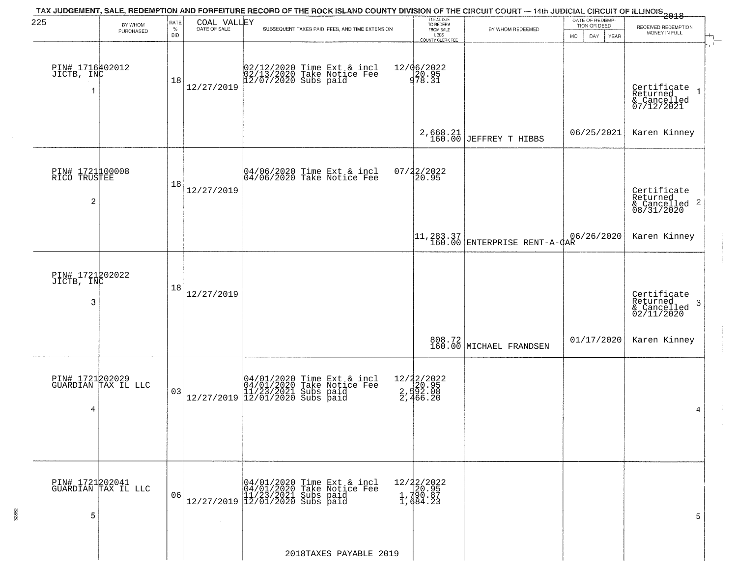TAX JUDGEMENT, SALE, REDEMPTION AND FORFEITURE RECORD OF THE ROCK ISLAND COUNTY DIVISION OF THE CIRCUIT COURT — 14th JUDICIAL CIRCUIT OF ILLINOIS 2018

225 COAL VALLEY

| BY WHOM PURCHASED | RATE % BID | DATE OF SALE | SUBSEQUENT TAXES PAID, FEES, AND TIME EXTENSION | TOTAL DUE TO REDEEM FROM SALE LESS COUNTY CLERK FEE | BY WHOM REDEEMED | DATE OF REDEMPTION OR DEED MO DAY YEAR | RECEIVED REDEMPTION MONEY IN FULL |
|---|---|---|---|---|---|---|---|
| PIN# 1716402012 JICTB, INC 1 | 18 | 12/27/2019 | 02/12/2020 Time Ext & incl<br>02/13/2020 Take Notice Fee<br>12/07/2020 Subs paid | 12/06/2022<br>20.95<br>978.31<br>2,668.21<br>160.00 | JEFFREY T HIBBS | 06/25/2021 | Certificate Returned & Cancelled 07/12/2021 1<br>Karen Kinney |
| PIN# 1721100008 RICO TRUSTEE 2 | 18 | 12/27/2019 | 04/06/2020 Time Ext & incl<br>04/06/2020 Take Notice Fee | 07/22/2022<br>20.95<br>11,283.37<br>160.00 | ENTERPRISE RENT-A-CAR | 06/26/2020 | Certificate Returned & Cancelled 08/31/2020 2<br>Karen Kinney |
| PIN# 1721202022 JICTB, INC 3 | 18 | 12/27/2019 | | 808.72<br>160.00 | MICHAEL FRANDSEN | 01/17/2020 | Certificate Returned & Cancelled 02/11/2020 3<br>Karen Kinney |
| PIN# 1721202029 GUARDIAN TAX IL LLC 4 | 03 | 12/27/2019 | 04/01/2020 Time Ext & incl<br>04/01/2020 Take Notice Fee<br>11/23/2021 Subs paid<br>12/01/2020 Subs paid | 12/22/2022<br>20.95<br>2,592.08<br>2,466.20 | | | 4 |
| PIN# 1721202041 GUARDIAN TAX IL LLC 5 | 06 | 12/27/2019 | 04/01/2020 Time Ext & incl<br>04/01/2020 Take Notice Fee<br>11/23/2021 Subs paid<br>12/01/2020 Subs paid | 12/22/2022<br>20.95<br>1,790.87<br>1,684.23 | | | 5 |

2018TAXES PAYABLE 2019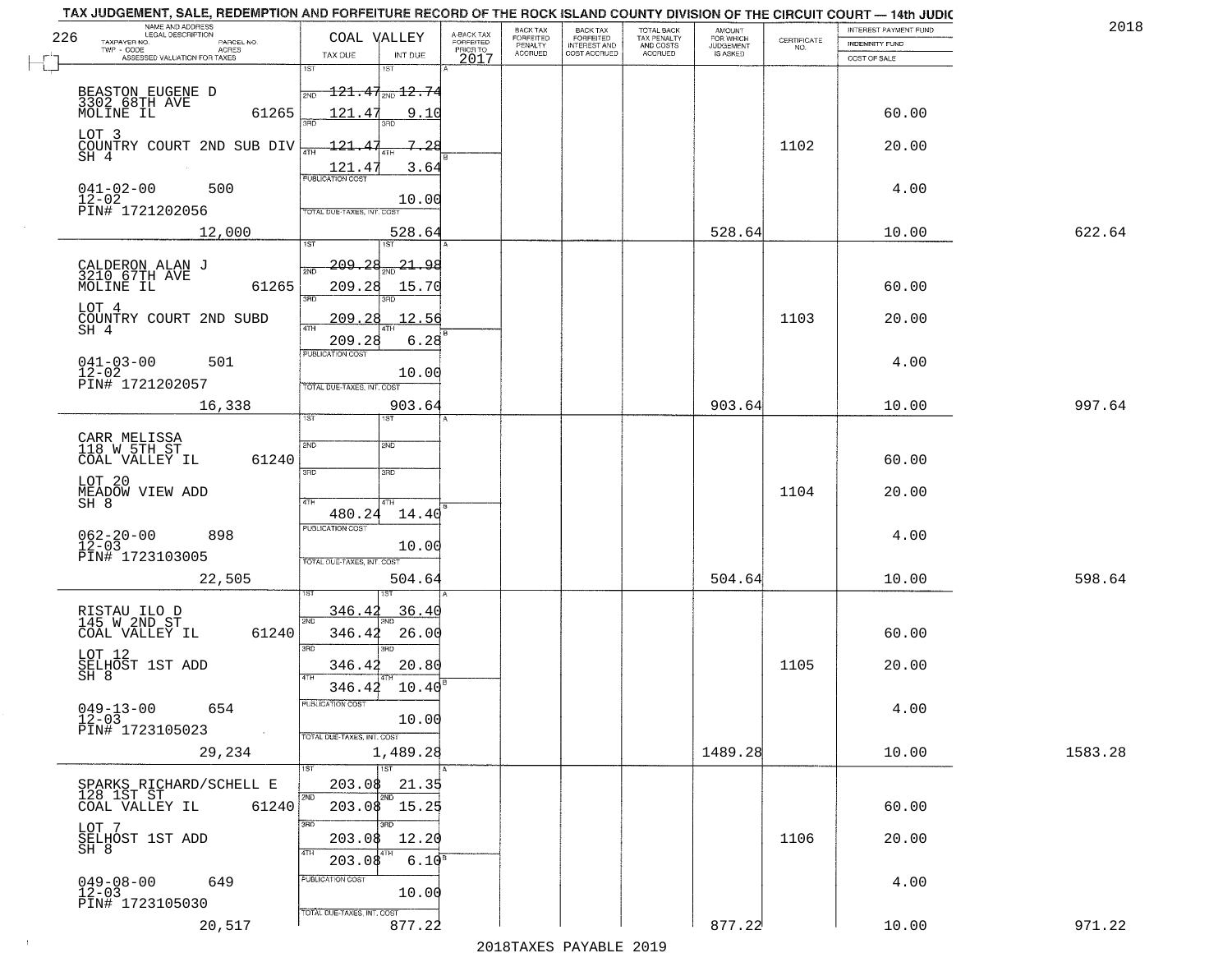TAX JUDGEMENT, SALE, REDEMPTION AND FORFEITURE RECORD OF THE ROCK ISLAND COUNTY DIVISION OF THE CIRCUIT COURT — 14th JUDIC

2018

| NAME AND ADDRESS / LEGAL DESCRIPTION / TAXPAYER NO. / PARCEL NO. / TWP - CODE / ACRES / ASSESSED VALUATION FOR TAXES | COAL VALLEY TAX DUE | INT DUE | A-BACK TAX FORFEITED PRIOR TO 2017 | BACK TAX FORFEITED PENALTY ACCRUED | BACK TAX FORFEITED INTEREST AND COST ACCRUED | TOTAL BACK TAX PENALTY AND COSTS ACCRUED | AMOUNT FOR WHICH JUDGEMENT IS ASKED | CERTIFICATE NO. | INTEREST PAYMENT FUND / INDEMNITY FUND / COST OF SALE | |
|---|---|---|---|---|---|---|---|---|---|---|
| BEASTON EUGENE D, 3302 68TH AVE, MOLINE IL 61265, LOT 3, COUNTRY COURT 2ND SUB DIV SH 4, 041-02-00 500, 12-02, PIN# 1721202056 | 1ST 121.47; 2ND 121.47; 3RD 121.47; 4TH 121.47 | 1ST 12.74; 2ND 9.10; 3RD 7.28; 4TH 3.64 | | | | | | 1102 | 60.00; 20.00; 4.00 | |
| | PUBLICATION COST | 10.00 | | | | | | | | |
| 12,000 | TOTAL DUE-TAXES, INT. COST | 528.64 | | | | | 528.64 | | 10.00 | 622.64 |
| CALDERON ALAN J, 3210 67TH AVE, MOLINE IL 61265, LOT 4, COUNTRY COURT 2ND SUBD SH 4, 041-03-00 501, 12-02, PIN# 1721202057 | 1ST 209.28; 2ND 209.28; 3RD 209.28; 4TH 209.28 | 1ST 21.98; 2ND 15.70; 3RD 12.56; 4TH 6.28 | | | | | | 1103 | 60.00; 20.00; 4.00 | |
| | PUBLICATION COST | 10.00 | | | | | | | | |
| 16,338 | TOTAL DUE-TAXES, INT. COST | 903.64 | | | | | 903.64 | | 10.00 | 997.64 |
| CARR MELISSA, 118 W 5TH ST, COAL VALLEY IL 61240, LOT 20, MEADOW VIEW ADD SH 8, 062-20-00 898, 12-03, PIN# 1723103005 | 4TH 480.24 | 4TH 14.40 | | | | | | 1104 | 60.00; 20.00; 4.00 | |
| | PUBLICATION COST | 10.00 | | | | | | | | |
| 22,505 | TOTAL DUE-TAXES, INT. COST | 504.64 | | | | | 504.64 | | 10.00 | 598.64 |
| RISTAU ILO D, 145 W 2ND ST, COAL VALLEY IL 61240, LOT 12, SELHOST 1ST ADD SH 8, 049-13-00 654, 12-03, PIN# 1723105023 | 1ST 346.42; 2ND 346.42; 3RD 346.42; 4TH 346.42 | 1ST 36.40; 2ND 26.00; 3RD 20.80; 4TH 10.40 | | | | | | 1105 | 60.00; 20.00; 4.00 | |
| | PUBLICATION COST | 10.00 | | | | | | | | |
| 29,234 | TOTAL DUE-TAXES, INT. COST | 1,489.28 | | | | | 1489.28 | | 10.00 | 1583.28 |
| SPARKS RICHARD/SCHELL E, 128 1ST ST, COAL VALLEY IL 61240, LOT 7, SELHOST 1ST ADD SH 8, 049-08-00 649, 12-03, PIN# 1723105030 | 1ST 203.08; 2ND 203.08; 3RD 203.08; 4TH 203.08 | 1ST 21.35; 2ND 15.25; 3RD 12.20; 4TH 6.10 | | | | | | 1106 | 60.00; 20.00; 4.00 | |
| | PUBLICATION COST | 10.00 | | | | | | | | |
| 20,517 | TOTAL DUE-TAXES, INT. COST | 877.22 | | | | | 877.22 | | 10.00 | 971.22 |

2018TAXES PAYABLE 2019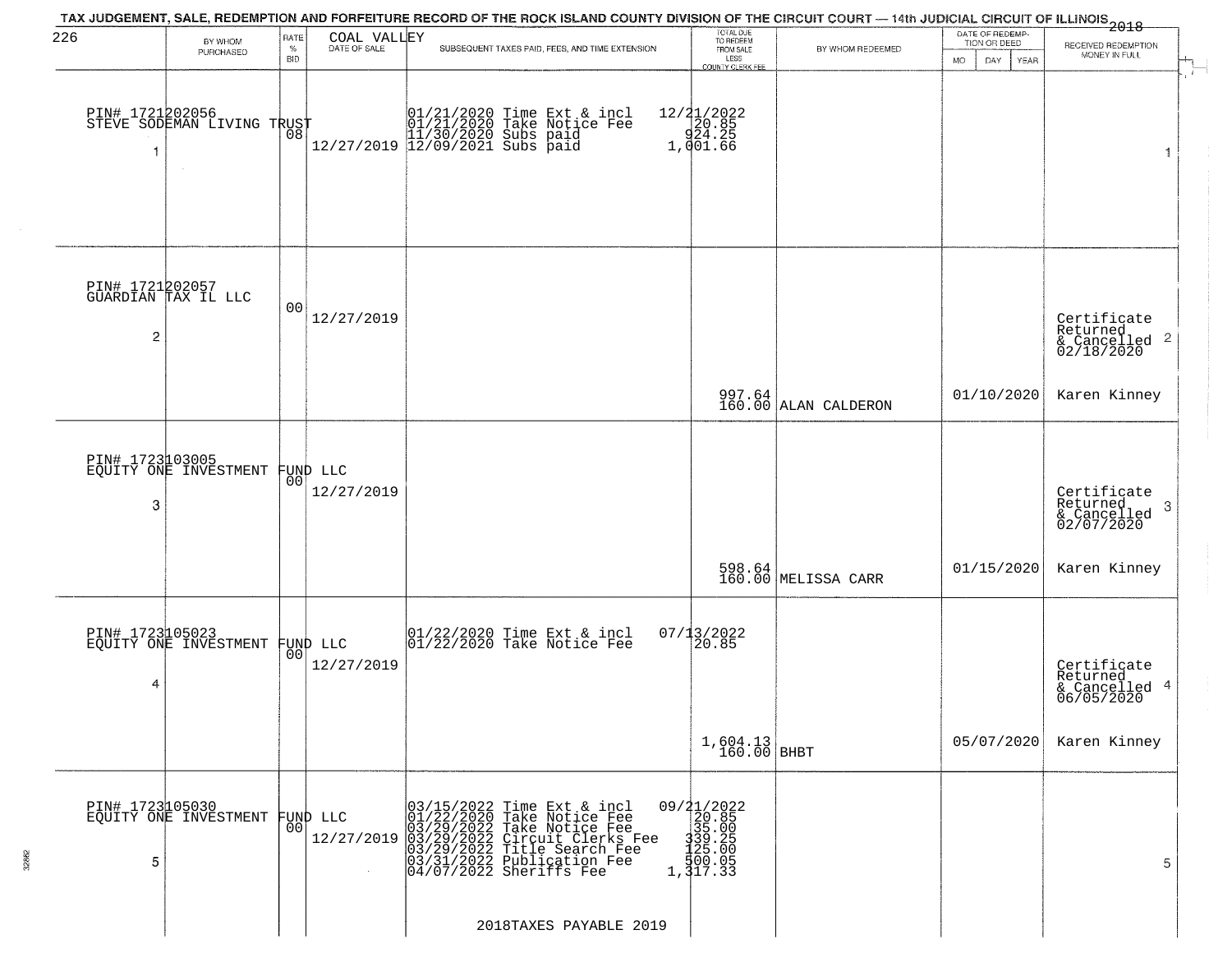# TAX JUDGEMENT, SALE, REDEMPTION AND FORFEITURE RECORD OF THE ROCK ISLAND COUNTY DIVISION OF THE CIRCUIT COURT — 14th JUDICIAL CIRCUIT OF ILLINOIS 2018

226 COAL VALLEY

| BY WHOM PURCHASED | RATE % BID | DATE OF SALE | SUBSEQUENT TAXES PAID, FEES, AND TIME EXTENSION | TOTAL DUE TO REDEEM FROM SALE LESS COUNTY CLERK FEE | BY WHOM REDEEMED | DATE OF REDEMPTION OR DEED MO DAY YEAR | RECEIVED REDEMPTION MONEY IN FULL |
|---|---|---|---|---|---|---|---|
| PIN# 1721202056 STEVE SODEMAN LIVING TRUST 1 | 08 | 12/27/2019 | 01/21/2020 Time Ext & incl<br>01/21/2020 Take Notice Fee<br>11/30/2020 Subs paid<br>12/09/2021 Subs paid | 12/21/2022<br>20.85<br>924.25<br>1,001.66 | | | 1 |
| PIN# 1721202057 GUARDIAN TAX IL LLC 2 | 00 | 12/27/2019 | | 997.64<br>160.00 | ALAN CALDERON | 01/10/2020 | Certificate Returned & Cancelled 02/18/2020 2<br>Karen Kinney |
| PIN# 1723103005 EQUITY ONE INVESTMENT FUND LLC 3 | 00 | 12/27/2019 | | 598.64<br>160.00 | MELISSA CARR | 01/15/2020 | Certificate Returned & Cancelled 02/07/2020 3<br>Karen Kinney |
| PIN# 1723105023 EQUITY ONE INVESTMENT FUND LLC 4 | 00 | 12/27/2019 | 01/22/2020 Time Ext & incl<br>01/22/2020 Take Notice Fee | 07/13/2022<br>20.85<br>1,604.13<br>160.00 | BHBT | 05/07/2020 | Certificate Returned & Cancelled 06/05/2020 4<br>Karen Kinney |
| PIN# 1723105030 EQUITY ONE INVESTMENT FUND LLC 5 | 00 | 12/27/2019 | 03/15/2022 Time Ext & incl<br>01/22/2020 Take Notice Fee<br>03/29/2022 Take Notice Fee<br>03/29/2022 Circuit Clerks Fee<br>03/29/2022 Title Search Fee<br>03/31/2022 Publication Fee<br>04/07/2022 Sheriffs Fee | 09/21/2022<br>20.85<br>35.00<br>339.25<br>125.00<br>500.05<br>1,317.33 | | | 5 |

2018TAXES PAYABLE 2019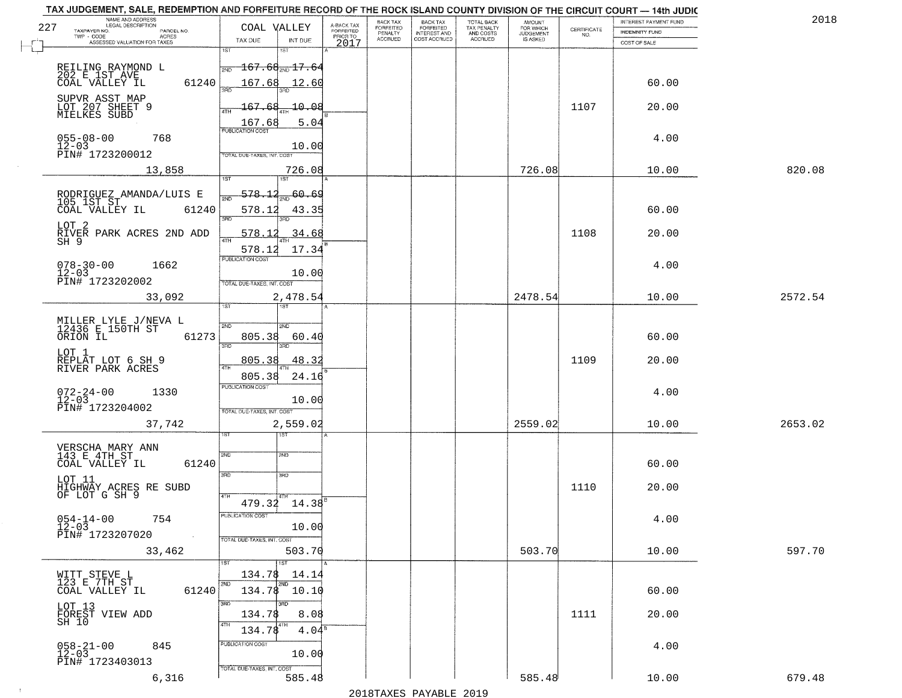TAX JUDGEMENT, SALE, REDEMPTION AND FORFEITURE RECORD OF THE ROCK ISLAND COUNTY DIVISION OF THE CIRCUIT COURT — 14th JUDIC

2018

| NAME AND ADDRESS / LEGAL DESCRIPTION / TAXPAYER NO. / PARCEL NO. / TWP - CODE / ACRES / ASSESSED VALUATION FOR TAXES | COAL VALLEY TAX DUE | INT DUE | A-BACK TAX FORFEITED PRIOR TO 2017 | BACK TAX FORFEITED PENALTY ACCRUED | BACK TAX FORFEITED INTEREST AND COST ACCRUED | TOTAL BACK TAX PENALTY AND COSTS ACCRUED | AMOUNT FOR WHICH JUDGEMENT IS ASKED | CERTIFICATE NO. | INTEREST PAYMENT FUND / INDEMNITY FUND / COST OF SALE | |
|---|---|---|---|---|---|---|---|---|---|---|
| 227 | | | | | | | | | | |
| REILING RAYMOND L, 202 E 1ST AVE, COAL VALLEY IL 61240 | 1ST 167.68 | 1ST 17.64 | | | | | | | | |
| | 2ND 167.68 | 2ND 12.60 | | | | | | | 60.00 | |
| SUPVR ASST MAP, LOT 207 SHEET 9, MIELKES SUBD | 3RD 167.68 | 3RD 10.08 | | | | | | 1107 | 20.00 | |
| | 4TH 167.68 | 4TH 5.04 | | | | | | | | |
| 055-08-00 768, 12-03, PIN# 1723200012 | PUBLICATION COST | 10.00 | | | | | | | 4.00 | |
| 13,858 | TOTAL DUE-TAXES, INT. COST | 726.08 | | | | | 726.08 | | 10.00 | 820.08 |
| RODRIGUEZ AMANDA/LUIS E, 105 1ST ST, COAL VALLEY IL 61240 | 1ST 578.12 | 1ST 60.69 | | | | | | | | |
| | 2ND 578.12 | 2ND 43.35 | | | | | | | 60.00 | |
| LOT 2, RIVER PARK ACRES 2ND ADD SH 9 | 3RD 578.12 | 3RD 34.68 | | | | | | 1108 | 20.00 | |
| | 4TH 578.12 | 4TH 17.34 | | | | | | | | |
| 078-30-00 1662, 12-03, PIN# 1723202002 | PUBLICATION COST | 10.00 | | | | | | | 4.00 | |
| 33,092 | TOTAL DUE-TAXES, INT. COST | 2,478.54 | | | | | 2478.54 | | 10.00 | 2572.54 |
| MILLER LYLE J/NEVA L, 12436 E 150TH ST, ORION IL 61273 | 1ST | 1ST | | | | | | | | |
| | 2ND 805.38 | 2ND 60.40 | | | | | | | 60.00 | |
| LOT 1, REPLAT LOT 6 SH 9, RIVER PARK ACRES | 3RD 805.38 | 3RD 48.32 | | | | | | 1109 | 20.00 | |
| | 4TH 805.38 | 4TH 24.16 | | | | | | | | |
| 072-24-00 1330, 12-03, PIN# 1723204002 | PUBLICATION COST | 10.00 | | | | | | | 4.00 | |
| 37,742 | TOTAL DUE-TAXES, INT. COST | 2,559.02 | | | | | 2559.02 | | 10.00 | 2653.02 |
| VERSCHA MARY ANN, 143 E 4TH ST, COAL VALLEY IL 61240 | 1ST | 1ST | | | | | | | | |
| | 2ND | 2ND | | | | | | | 60.00 | |
| LOT 11, HIGHWAY ACRES RE SUBD OF LOT G SH 9 | 3RD | 3RD | | | | | | 1110 | 20.00 | |
| | 4TH 479.32 | 4TH 14.38 | | | | | | | | |
| 054-14-00 754, 12-03, PIN# 1723207020 | PUBLICATION COST | 10.00 | | | | | | | 4.00 | |
| 33,462 | TOTAL DUE-TAXES, INT. COST | 503.70 | | | | | 503.70 | | 10.00 | 597.70 |
| WITT STEVE L, 123 E 7TH ST, COAL VALLEY IL 61240 | 1ST 134.78 | 1ST 14.14 | | | | | | | | |
| | 2ND 134.78 | 2ND 10.10 | | | | | | | 60.00 | |
| LOT 13, FOREST VIEW ADD SH 10 | 3RD 134.78 | 3RD 8.08 | | | | | | 1111 | 20.00 | |
| | 4TH 134.78 | 4TH 4.04 | | | | | | | | |
| 058-21-00 845, 12-03, PIN# 1723403013 | PUBLICATION COST | 10.00 | | | | | | | 4.00 | |
| 6,316 | TOTAL DUE-TAXES, INT. COST | 585.48 | | | | | 585.48 | | 10.00 | 679.48 |

2018TAXES PAYABLE 2019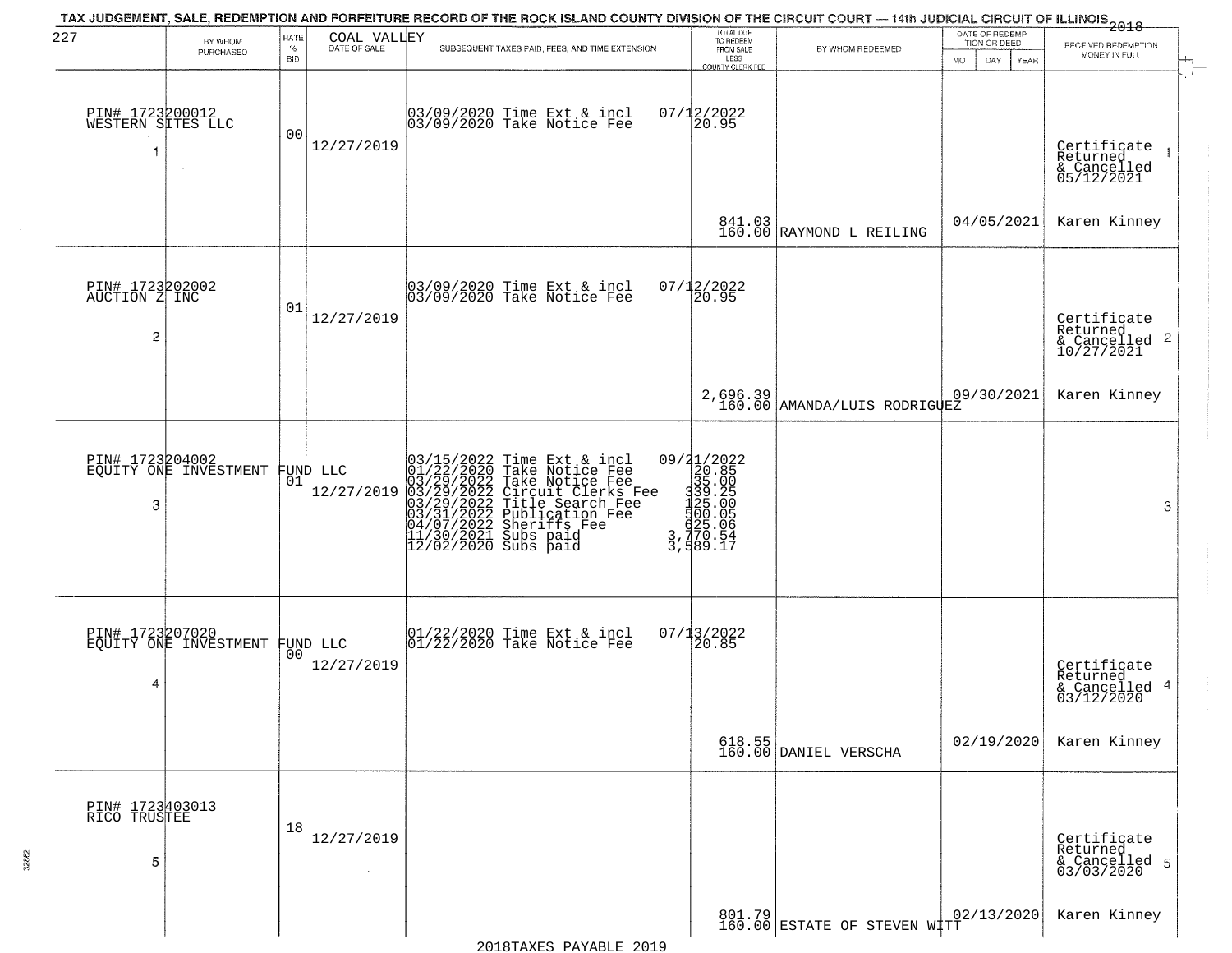TAX JUDGEMENT, SALE, REDEMPTION AND FORFEITURE RECORD OF THE ROCK ISLAND COUNTY DIVISION OF THE CIRCUIT COURT — 14th JUDICIAL CIRCUIT OF ILLINOIS 2018

227 COAL VALLEY

| | BY WHOM PURCHASED | RATE % BID | DATE OF SALE | SUBSEQUENT TAXES PAID, FEES, AND TIME EXTENSION | TOTAL DUE TO REDEEM FROM SALE LESS COUNTY CLERK FEE | BY WHOM REDEEMED | DATE OF REDEMPTION OR DEED MO DAY YEAR | RECEIVED REDEMPTION MONEY IN FULL | |
|---|---|---|---|---|---|---|---|---|---|
| 1 | PIN# 1723200012 WESTERN SITES LLC | 00 | 12/27/2019 | 03/09/2020 Time Ext & incl 07/12/2022<br>03/09/2020 Take Notice Fee 20.95 | 841.03<br>160.00 | RAYMOND L REILING | 04/05/2021 | Certificate Returned & Cancelled 05/12/2021<br>Karen Kinney | 1 |
| 2 | PIN# 1723202002 AUCTION Z INC | 01 | 12/27/2019 | 03/09/2020 Time Ext & incl 07/12/2022<br>03/09/2020 Take Notice Fee 20.95 | 2,696.39<br>160.00 | AMANDA/LUIS RODRIGUEZ | 09/30/2021 | Certificate Returned & Cancelled 10/27/2021<br>Karen Kinney | 2 |
| 3 | PIN# 1723204002 EQUITY ONE INVESTMENT FUND LLC | 01 | 12/27/2019 | 03/15/2022 Time Ext & incl 09/21/2022<br>01/22/2020 Take Notice Fee 20.85<br>03/29/2022 Take Notice Fee 35.00<br>03/29/2022 Circuit Clerks Fee 339.25<br>03/29/2022 Title Search Fee 125.00<br>03/31/2022 Publication Fee 500.05<br>04/07/2022 Sheriffs Fee 625.06<br>11/30/2021 Subs paid 3,770.54<br>12/02/2020 Subs paid 3,589.17 | | | | | 3 |
| 4 | PIN# 1723207020 EQUITY ONE INVESTMENT FUND LLC | 00 | 12/27/2019 | 01/22/2020 Time Ext & incl 07/13/2022<br>01/22/2020 Take Notice Fee 20.85 | 618.55<br>160.00 | DANIEL VERSCHA | 02/19/2020 | Certificate Returned & Cancelled 03/12/2020<br>Karen Kinney | 4 |
| 5 | PIN# 1723403013 RICO TRUSTEE | 18 | 12/27/2019 | | 801.79<br>160.00 | ESTATE OF STEVEN WITT | 02/13/2020 | Certificate Returned & Cancelled 03/03/2020<br>Karen Kinney | 5 |

2018TAXES PAYABLE 2019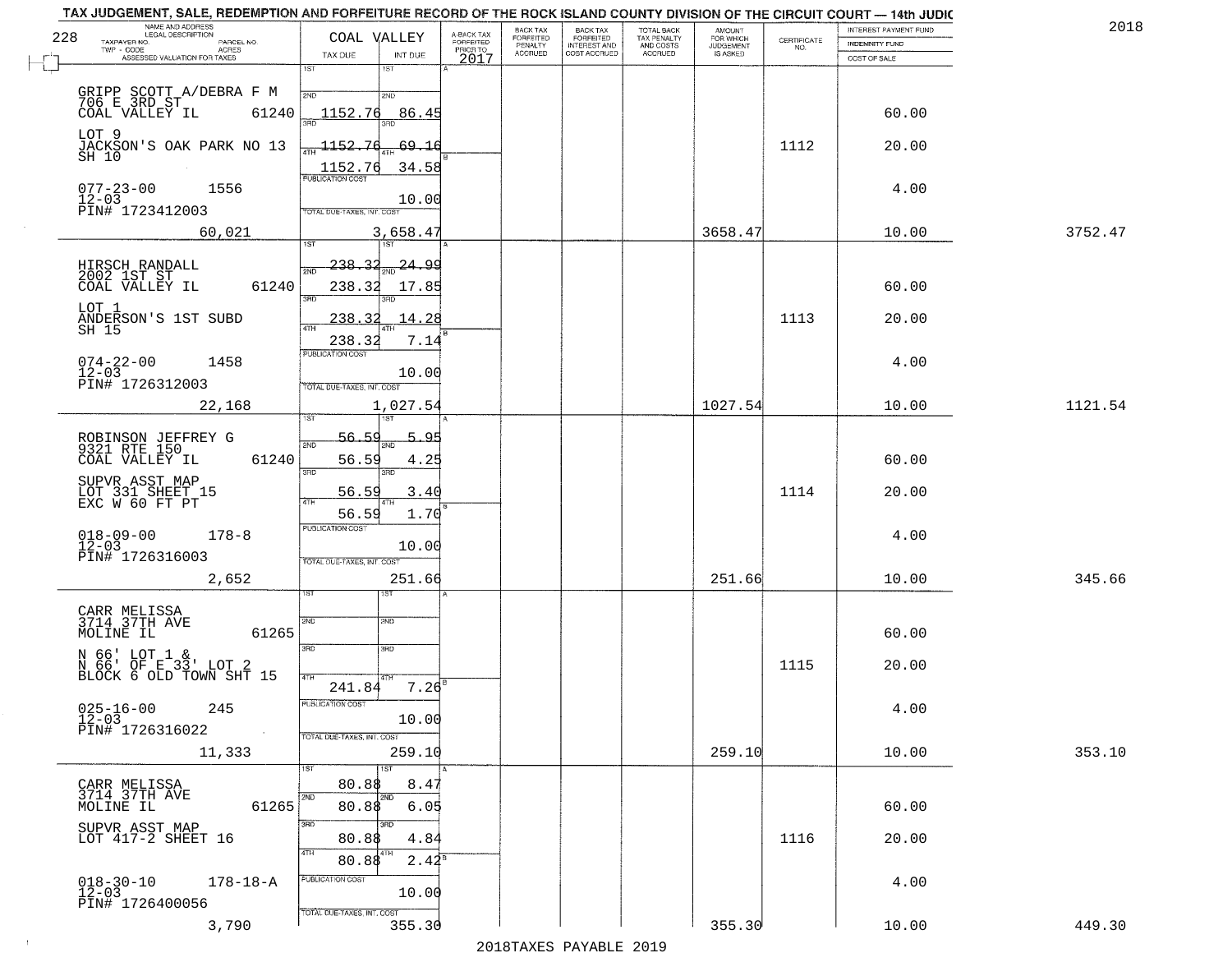TAX JUDGEMENT, SALE, REDEMPTION AND FORFEITURE RECORD OF THE ROCK ISLAND COUNTY DIVISION OF THE CIRCUIT COURT — 14th JUDIC

2018

| NAME AND ADDRESS / LEGAL DESCRIPTION / TAXPAYER NO. / PARCEL NO. / TWP - CODE / ACRES / ASSESSED VALUATION FOR TAXES | COAL VALLEY TAX DUE | INT DUE | A-BACK TAX FORFEITED PRIOR TO 2017 | BACK TAX FORFEITED PENALTY ACCRUED | BACK TAX FORFEITED INTEREST AND COST ACCRUED | TOTAL BACK TAX PENALTY AND COSTS ACCRUED | AMOUNT FOR WHICH JUDGEMENT IS ASKED | CERTIFICATE NO. | INTEREST PAYMENT FUND / INDEMNITY FUND / COST OF SALE | |
|---|---|---|---|---|---|---|---|---|---|---|
| GRIPP SCOTT A/DEBRA F M 706 E 3RD ST COAL VALLEY IL 61240 | 1ST | 1ST | | | | | | | | |
| | 2ND 1152.76 | 2ND 86.45 | | | | | | | 60.00 | |
| LOT 9 JACKSON'S OAK PARK NO 13 SH 10 | 3RD 1152.76 | 3RD 69.16 | | | | | | 1112 | 20.00 | |
| | 4TH 1152.76 | 4TH 34.58 | | | | | | | | |
| 077-23-00 1556 12-03 PIN# 1723412003 | PUBLICATION COST | 10.00 | | | | | | | 4.00 | |
| 60,021 | TOTAL DUE-TAXES, INT. COST | 3,658.47 | | | | | 3658.47 | | 10.00 | 3752.47 |
| HIRSCH RANDALL 2002 1ST ST COAL VALLEY IL 61240 | 1ST 238.32 | 1ST 24.99 | | | | | | | | |
| | 2ND 238.32 | 2ND 17.85 | | | | | | | 60.00 | |
| LOT 1 ANDERSON'S 1ST SUBD SH 15 | 3RD 238.32 | 3RD 14.28 | | | | | | 1113 | 20.00 | |
| | 4TH 238.32 | 4TH 7.14 | | | | | | | | |
| 074-22-00 1458 12-03 PIN# 1726312003 | PUBLICATION COST | 10.00 | | | | | | | 4.00 | |
| 22,168 | TOTAL DUE-TAXES, INT. COST | 1,027.54 | | | | | 1027.54 | | 10.00 | 1121.54 |
| ROBINSON JEFFREY G 9321 RTE 150 COAL VALLEY IL 61240 | 1ST 56.59 | 1ST 5.95 | | | | | | | | |
| | 2ND 56.59 | 2ND 4.25 | | | | | | | 60.00 | |
| SUPVR ASST MAP LOT 331 SHEET 15 EXC W 60 FT PT | 3RD 56.59 | 3RD 3.40 | | | | | | 1114 | 20.00 | |
| | 4TH 56.59 | 4TH 1.70 | | | | | | | | |
| 018-09-00 178-8 12-03 PIN# 1726316003 | PUBLICATION COST | 10.00 | | | | | | | 4.00 | |
| 2,652 | TOTAL DUE-TAXES, INT. COST | 251.66 | | | | | 251.66 | | 10.00 | 345.66 |
| CARR MELISSA 3714 37TH AVE MOLINE IL 61265 | 1ST | 1ST | | | | | | | | |
| | 2ND | 2ND | | | | | | | 60.00 | |
| N 66' LOT 1 & N 66' OF E 33' LOT 2 BLOCK 6 OLD TOWN SHT 15 | 3RD | 3RD | | | | | | 1115 | 20.00 | |
| | 4TH 241.84 | 4TH 7.26 | | | | | | | | |
| 025-16-00 245 12-03 PIN# 1726316022 | PUBLICATION COST | 10.00 | | | | | | | 4.00 | |
| 11,333 | TOTAL DUE-TAXES, INT. COST | 259.10 | | | | | 259.10 | | 10.00 | 353.10 |
| CARR MELISSA 3714 37TH AVE MOLINE IL 61265 | 1ST 80.88 | 1ST 8.47 | | | | | | | | |
| | 2ND 80.88 | 2ND 6.05 | | | | | | | 60.00 | |
| SUPVR ASST MAP LOT 417-2 SHEET 16 | 3RD 80.88 | 3RD 4.84 | | | | | | 1116 | 20.00 | |
| | 4TH 80.88 | 4TH 2.42 | | | | | | | | |
| 018-30-10 178-18-A 12-03 PIN# 1726400056 | PUBLICATION COST | 10.00 | | | | | | | 4.00 | |
| 3,790 | TOTAL DUE-TAXES, INT. COST | 355.30 | | | | | 355.30 | | 10.00 | 449.30 |

2018TAXES PAYABLE 2019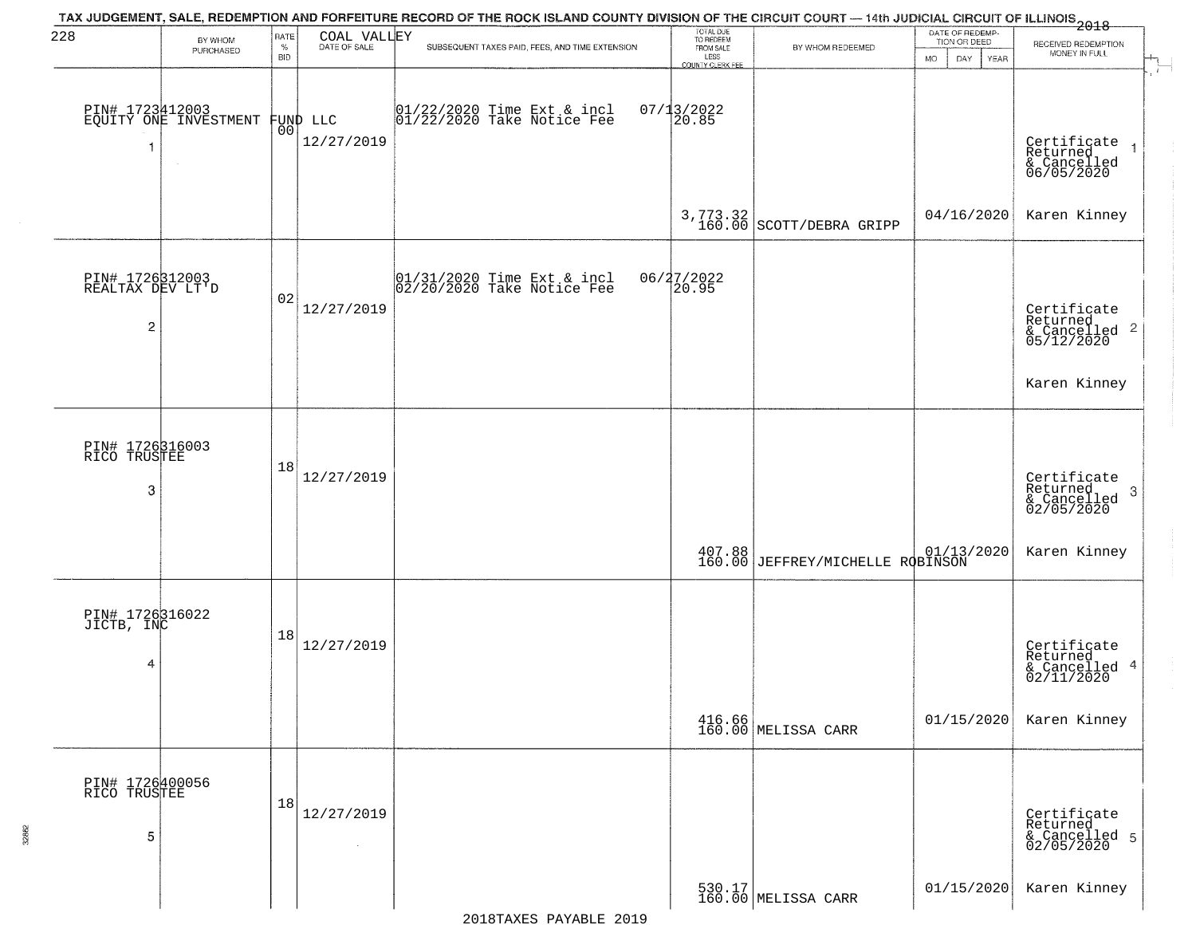TAX JUDGEMENT, SALE, REDEMPTION AND FORFEITURE RECORD OF THE ROCK ISLAND COUNTY DIVISION OF THE CIRCUIT COURT — 14th JUDICIAL CIRCUIT OF ILLINOIS 2018

COAL VALLEY

| 228 BY WHOM PURCHASED | RATE % BID | DATE OF SALE | SUBSEQUENT TAXES PAID, FEES, AND TIME EXTENSION | TOTAL DUE TO REDEEM FROM SALE LESS COUNTY CLERK FEE | BY WHOM REDEEMED | DATE OF REDEMPTION OR DEED MO DAY YEAR | RECEIVED REDEMPTION MONEY IN FULL |
|---|---|---|---|---|---|---|---|
| PIN# 1723412003 EQUITY ONE INVESTMENT FUND LLC 1 | 00 | 12/27/2019 | 01/22/2020 Time Ext & incl 01/22/2020 Take Notice Fee | 07/13/2022 20.85 3,773.32 160.00 | SCOTT/DEBRA GRIPP | 04/16/2020 | Certificate Returned & Cancelled 06/05/2020 Karen Kinney |
| PIN# 1726312003 REALTAX DEV LT'D 2 | 02 | 12/27/2019 | 01/31/2020 Time Ext & incl 02/20/2020 Take Notice Fee | 06/27/2022 20.95 | | | Certificate Returned & Cancelled 05/12/2020 Karen Kinney |
| PIN# 1726316003 RICO TRUSTEE 3 | 18 | 12/27/2019 | | 407.88 160.00 | JEFFREY/MICHELLE ROBINSON | 01/13/2020 | Certificate Returned & Cancelled 02/05/2020 Karen Kinney |
| PIN# 1726316022 JICTB, INC 4 | 18 | 12/27/2019 | | 416.66 160.00 | MELISSA CARR | 01/15/2020 | Certificate Returned & Cancelled 02/11/2020 Karen Kinney |
| PIN# 1726400056 RICO TRUSTEE 5 | 18 | 12/27/2019 | | 530.17 160.00 | MELISSA CARR | 01/15/2020 | Certificate Returned & Cancelled 02/05/2020 Karen Kinney |

2018TAXES PAYABLE 2019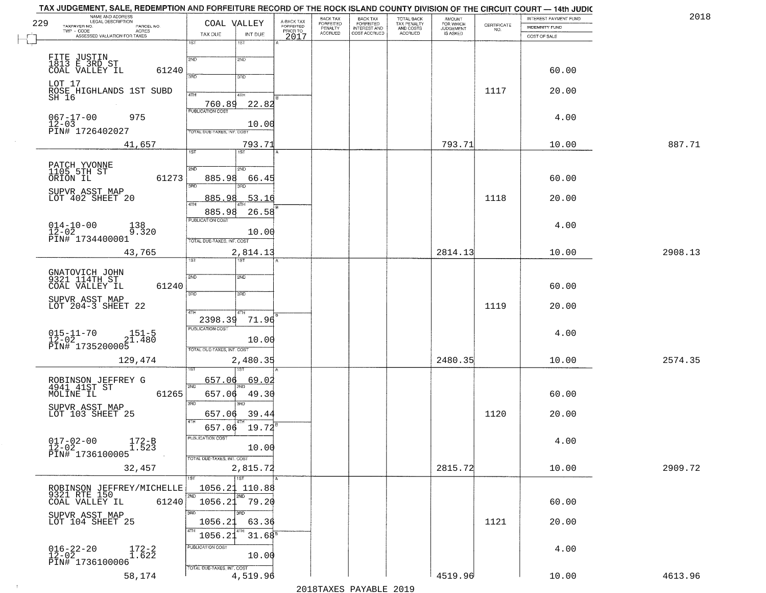TAX JUDGEMENT, SALE, REDEMPTION AND FORFEITURE RECORD OF THE ROCK ISLAND COUNTY DIVISION OF THE CIRCUIT COURT — 14th JUDIC

2018

| NAME AND ADDRESS / LEGAL DESCRIPTION / TAXPAYER NO. / PARCEL NO. / TWP - CODE / ACRES / ASSESSED VALUATION FOR TAXES | COAL VALLEY TAX DUE | INT DUE | A-BACK TAX FORFEITED PRIOR TO 2017 | BACK TAX FORFEITED PENALTY ACCRUED | BACK TAX FORFEITED INTEREST AND COST ACCRUED | TOTAL BACK TAX PENALTY AND COSTS ACCRUED | AMOUNT FOR WHICH JUDGEMENT IS ASKED | CERTIFICATE NO. | INTEREST PAYMENT FUND / INDEMNITY FUND / COST OF SALE | |
|---|---|---|---|---|---|---|---|---|---|---|
| 229 | | | | | | | | | | |
| FITE JUSTIN<br>1813 E 3RD ST<br>COAL VALLEY IL 61240<br>LOT 17<br>ROSE HIGHLANDS 1ST SUBD<br>SH 16<br>067-17-00 975<br>12-03<br>PIN# 1726402027<br>41,657 | 1ST<br>2ND<br>3RD<br>4TH 760.89<br>PUBLICATION COST<br>TOTAL DUE-TAXES, INT. COST | 1ST<br>2ND<br>3RD<br>4TH 22.82<br>10.00<br>793.71 | | | | | 793.71 | 1117 | 60.00<br>20.00<br>4.00<br>10.00 | 887.71 |
| PATCH YVONNE<br>1105 5TH ST<br>ORION IL 61273<br>SUPVR ASST MAP<br>LOT 402 SHEET 20<br>014-10-00 138<br>12-02 9.320<br>PIN# 1734400001<br>43,765 | 1ST<br>2ND 885.98<br>3RD 885.98<br>4TH 885.98<br>PUBLICATION COST<br>TOTAL DUE-TAXES, INT. COST | 1ST<br>2ND 66.45<br>3RD 53.16<br>4TH 26.58<br>10.00<br>2,814.13 | | | | | 2814.13 | 1118 | 60.00<br>20.00<br>4.00<br>10.00 | 2908.13 |
| GNATOVICH JOHN<br>9321 114TH ST<br>COAL VALLEY IL 61240<br>SUPVR ASST MAP<br>LOT 204-3 SHEET 22<br>015-11-70 151-5<br>12-02 21.480<br>PIN# 1735200005<br>129,474 | 1ST<br>2ND<br>3RD<br>4TH 2398.39<br>PUBLICATION COST<br>TOTAL DUE-TAXES, INT. COST | 1ST<br>2ND<br>3RD<br>4TH 71.96<br>10.00<br>2,480.35 | | | | | 2480.35 | 1119 | 60.00<br>20.00<br>4.00<br>10.00 | 2574.35 |
| ROBINSON JEFFREY G<br>4941 41ST ST<br>MOLINE IL 61265<br>SUPVR ASST MAP<br>LOT 103 SHEET 25<br>017-02-00 172-B<br>12-02 1.523<br>PIN# 1736100005<br>32,457 | 1ST 657.06<br>2ND 657.06<br>3RD 657.06<br>4TH 657.06<br>PUBLICATION COST<br>TOTAL DUE-TAXES, INT. COST | 1ST 69.02<br>2ND 49.30<br>3RD 39.44<br>4TH 19.72<br>10.00<br>2,815.72 | | | | | 2815.72 | 1120 | 60.00<br>20.00<br>4.00<br>10.00 | 2909.72 |
| ROBINSON JEFFREY/MICHELLE<br>9321 RTE 150<br>COAL VALLEY IL 61240<br>SUPVR ASST MAP<br>LOT 104 SHEET 25<br>016-22-20 172-2<br>12-02 1.622<br>PIN# 1736100006<br>58,174 | 1ST 1056.21<br>2ND 1056.21<br>3RD 1056.21<br>4TH 1056.21<br>PUBLICATION COST<br>TOTAL DUE-TAXES, INT. COST | 1ST 110.88<br>2ND 79.20<br>3RD 63.36<br>4TH 31.68<br>10.00<br>4,519.96 | | | | | 4519.96 | 1121 | 60.00<br>20.00<br>4.00<br>10.00 | 4613.96 |

2018TAXES PAYABLE 2019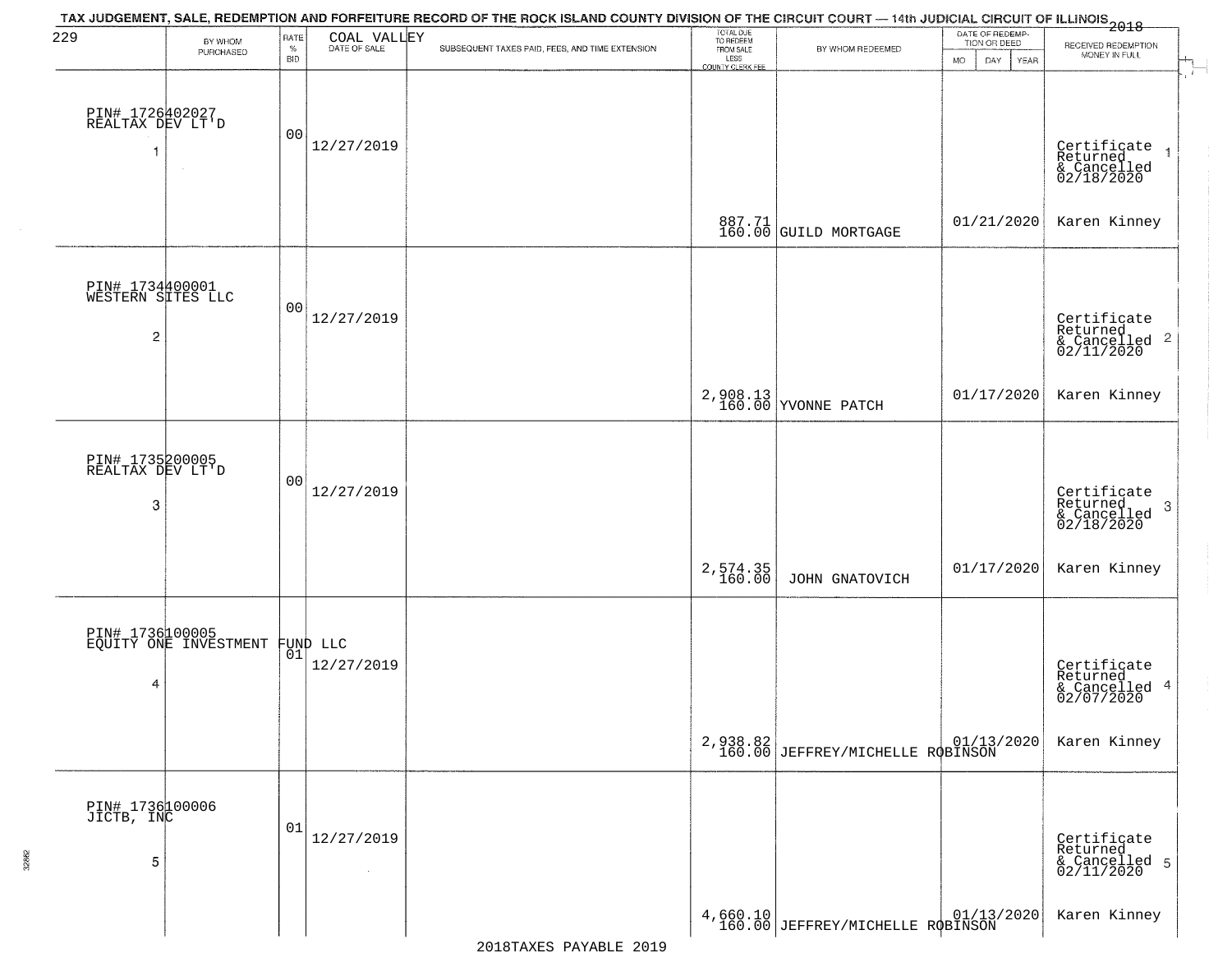TAX JUDGEMENT, SALE, REDEMPTION AND FORFEITURE RECORD OF THE ROCK ISLAND COUNTY DIVISION OF THE CIRCUIT COURT — 14th JUDICIAL CIRCUIT OF ILLINOIS 2018

| 229 BY WHOM PURCHASED | RATE % BID | COAL VALLEY DATE OF SALE | SUBSEQUENT TAXES PAID, FEES, AND TIME EXTENSION | TOTAL DUE TO REDEEM FROM SALE LESS COUNTY CLERK FEE | BY WHOM REDEEMED | DATE OF REDEMPTION OR DEED MO DAY YEAR | RECEIVED REDEMPTION MONEY IN FULL |
|---|---|---|---|---|---|---|---|
| PIN# 1726402027 REALTAX DEV LT'D 1 | 00 | 12/27/2019 | | 887.71 160.00 | GUILD MORTGAGE | 01/21/2020 | Certificate Returned & Cancelled 02/18/2020 1 Karen Kinney |
| PIN# 1734400001 WESTERN SITES LLC 2 | 00 | 12/27/2019 | | 2,908.13 160.00 | YVONNE PATCH | 01/17/2020 | Certificate Returned & Cancelled 02/11/2020 2 Karen Kinney |
| PIN# 1735200005 REALTAX DEV LT'D 3 | 00 | 12/27/2019 | | 2,574.35 160.00 | JOHN GNATOVICH | 01/17/2020 | Certificate Returned & Cancelled 02/18/2020 3 Karen Kinney |
| PIN# 1736100005 EQUITY ONE INVESTMENT FUND LLC 4 | 01 | 12/27/2019 | | 2,938.82 160.00 | JEFFREY/MICHELLE ROBINSON | 01/13/2020 | Certificate Returned & Cancelled 02/07/2020 4 Karen Kinney |
| PIN# 1736100006 JICTB, INC 5 | 01 | 12/27/2019 | | 4,660.10 160.00 | JEFFREY/MICHELLE ROBINSON | 01/13/2020 | Certificate Returned & Cancelled 02/11/2020 5 Karen Kinney |

2018TAXES PAYABLE 2019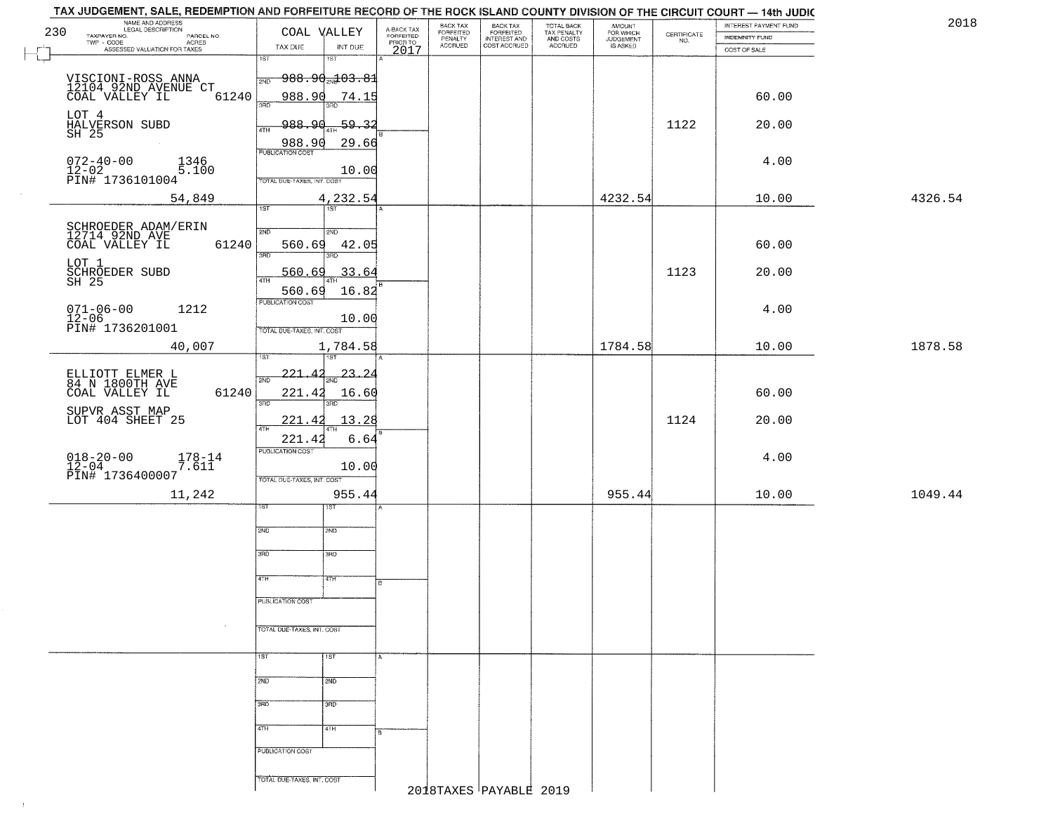TAX JUDGEMENT, SALE, REDEMPTION AND FORFEITURE RECORD OF THE ROCK ISLAND COUNTY DIVISION OF THE CIRCUIT COURT — 14th JUDIC

2018

| 230 NAME AND ADDRESS / LEGAL DESCRIPTION / TAXPAYER NO. / PARCEL NO. / TWP - CODE / ACRES / ASSESSED VALUATION FOR TAXES | COAL VALLEY TAX DUE | INT DUE | A-BACK TAX FORFEITED PRIOR TO 2017 | BACK TAX FORFEITED PENALTY ACCRUED | BACK TAX FORFEITED INTEREST AND COST ACCRUED | TOTAL BACK TAX PENALTY AND COSTS ACCRUED | AMOUNT FOR WHICH JUDGEMENT IS ASKED | CERTIFICATE NO. | INTEREST PAYMENT FUND / INDEMNITY FUND / COST OF SALE | |
|---|---|---|---|---|---|---|---|---|---|---|
| VISCIONI-ROSS ANNA<br>12104 92ND AVENUE CT<br>COAL VALLEY IL 61240<br>LOT 4<br>HALVERSON SUBD<br>SH 25<br>072-40-00 1346<br>12-02 5.100<br>PIN# 1736101004<br>54,849 | 1ST 988.90<br>2ND 988.90<br>3RD 988.90<br>4TH 988.90<br>PUBLICATION COST<br>TOTAL DUE-TAXES, INT. COST | 1ST 103.81<br>2ND 74.15<br>3RD 59.32<br>4TH 29.66<br>10.00<br>4,232.54 | | | | | 4232.54 | 1122 | 60.00<br>20.00<br>4.00<br>10.00 | 4326.54 |
| SCHROEDER ADAM/ERIN<br>12714 92ND AVE<br>COAL VALLEY IL 61240<br>LOT 1<br>SCHROEDER SUBD<br>SH 25<br>071-06-00 1212<br>12-06<br>PIN# 1736201001<br>40,007 | 1ST<br>2ND 560.69<br>3RD 560.69<br>4TH 560.69<br>PUBLICATION COST<br>TOTAL DUE-TAXES, INT. COST | 1ST<br>2ND 42.05<br>3RD 33.64<br>4TH 16.82<br>10.00<br>1,784.58 | | | | | 1784.58 | 1123 | 60.00<br>20.00<br>4.00<br>10.00 | 1878.58 |
| ELLIOTT ELMER L<br>84 N 1800TH AVE<br>COAL VALLEY IL 61240<br>SUPVR ASST MAP<br>LOT 404 SHEET 25<br>018-20-00 178-14<br>12-04 7.611<br>PIN# 1736400007<br>11,242 | 1ST 221.42<br>2ND 221.42<br>3RD 221.42<br>4TH 221.42<br>PUBLICATION COST<br>TOTAL DUE-TAXES, INT. COST | 1ST 23.24<br>2ND 16.60<br>3RD 13.28<br>4TH 6.64<br>10.00<br>955.44 | | | | | 955.44 | 1124 | 60.00<br>20.00<br>4.00<br>10.00 | 1049.44 |
| | 1ST<br>2ND<br>3RD<br>4TH<br>PUBLICATION COST<br>TOTAL DUE-TAXES, INT. COST | 1ST<br>2ND<br>3RD<br>4TH | | | | | | | | |
| | 1ST<br>2ND<br>3RD<br>4TH<br>PUBLICATION COST<br>TOTAL DUE-TAXES, INT. COST | 1ST<br>2ND<br>3RD<br>4TH | | | | | | | | |

2018TAXES PAYABLE 2019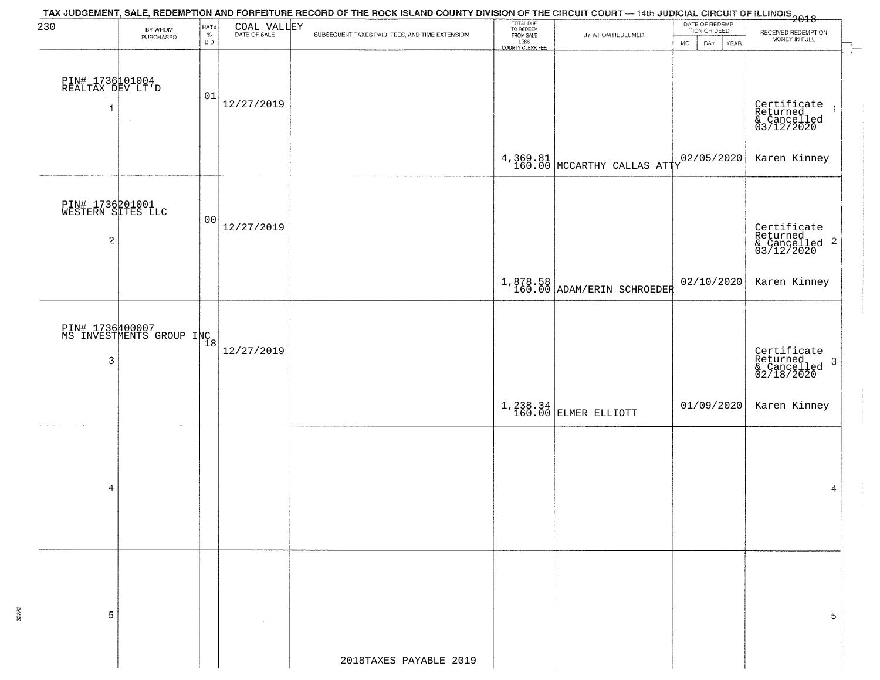TAX JUDGEMENT, SALE, REDEMPTION AND FORFEITURE RECORD OF THE ROCK ISLAND COUNTY DIVISION OF THE CIRCUIT COURT — 14th JUDICIAL CIRCUIT OF ILLINOIS 2018

230 COAL VALLEY

| | BY WHOM PURCHASED | RATE % BID | DATE OF SALE | SUBSEQUENT TAXES PAID, FEES, AND TIME EXTENSION | TOTAL DUE TO REDEEM FROM SALE LESS COUNTY CLERK FEE | BY WHOM REDEEMED | DATE OF REDEMPTION OR DEED MO DAY YEAR | RECEIVED REDEMPTION MONEY IN FULL | |
|---|---|---|---|---|---|---|---|---|---|
| 1 | PIN# 1736101004 REALTAX DEV LT'D | 01 | 12/27/2019 | | 4,369.81 160.00 | MCCARTHY CALLAS ATTY | 02/05/2020 | Certificate Returned & Cancelled 03/12/2020 Karen Kinney | 1 |
| 2 | PIN# 1736201001 WESTERN SITES LLC | 00 | 12/27/2019 | | 1,878.58 160.00 | ADAM/ERIN SCHROEDER | 02/10/2020 | Certificate Returned & Cancelled 03/12/2020 Karen Kinney | 2 |
| 3 | PIN# 1736400007 MS INVESTMENTS GROUP INC | 18 | 12/27/2019 | | 1,238.34 160.00 | ELMER ELLIOTT | 01/09/2020 | Certificate Returned & Cancelled 02/18/2020 Karen Kinney | 3 |
| 4 | | | | | | | | | 4 |
| 5 | | | | | | | | | 5 |

2018TAXES PAYABLE 2019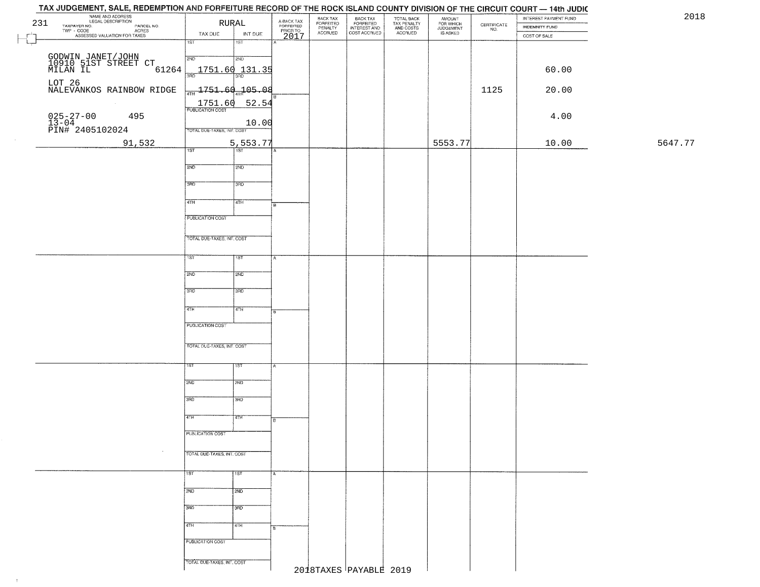# TAX JUDGEMENT, SALE, REDEMPTION AND FORFEITURE RECORD OF THE ROCK ISLAND COUNTY DIVISION OF THE CIRCUIT COURT — 14th JUDIC

2018

| 231 NAME AND ADDRESS / LEGAL DESCRIPTION / TAXPAYER NO. / PARCEL NO. / TWP - CODE / ACRES / ASSESSED VALUATION FOR TAXES | RURAL TAX DUE | INT DUE | A-BACK TAX FORFEITED PRIOR TO 2017 | BACK TAX FORFEITED PENALTY ACCRUED | BACK TAX FORFEITED INTEREST AND COST ACCRUED | TOTAL BACK TAX PENALTY AND COSTS ACCRUED | AMOUNT FOR WHICH JUDGEMENT IS ASKED | CERTIFICATE NO. | INTEREST PAYMENT FUND / INDEMNITY FUND / COST OF SALE | |
|---|---|---|---|---|---|---|---|---|---|---|
| GODWIN JANET/JOHN<br>10910 51ST STREET CT<br>MILAN IL 61264<br>LOT 26<br>NALEVANKOS RAINBOW RIDGE<br>025-27-00 495<br>13-04<br>PIN# 2405102024<br>91,532 | 1ST<br>2ND 1751.60<br>3RD 1751.60<br>4TH 1751.60<br>PUBLICATION COST<br>TOTAL DUE-TAXES, INT. COST 5,553.77 | 1ST<br>2ND 131.35<br>3RD 105.08<br>4TH 52.54<br>10.00 | | | | | 5553.77 | 1125 | 60.00<br>20.00<br>4.00<br>10.00 | 5647.77 |
| | 1ST<br>2ND<br>3RD<br>4TH<br>PUBLICATION COST<br>TOTAL DUE-TAXES, INT. COST | 1ST<br>2ND<br>3RD<br>4TH | | | | | | | | |
| | 1ST<br>2ND<br>3RD<br>4TH<br>PUBLICATION COST<br>TOTAL DUE-TAXES, INT. COST | 1ST<br>2ND<br>3RD<br>4TH | | | | | | | | |
| | 1ST<br>2ND<br>3RD<br>4TH<br>PUBLICATION COST<br>TOTAL DUE-TAXES, INT. COST | 1ST<br>2ND<br>3RD<br>4TH | | | | | | | | |
| | 1ST<br>2ND<br>3RD<br>4TH<br>PUBLICATION COST<br>TOTAL DUE-TAXES, INT. COST | 1ST<br>2ND<br>3RD<br>4TH | | | | | | | | |

2018TAXES PAYABLE 2019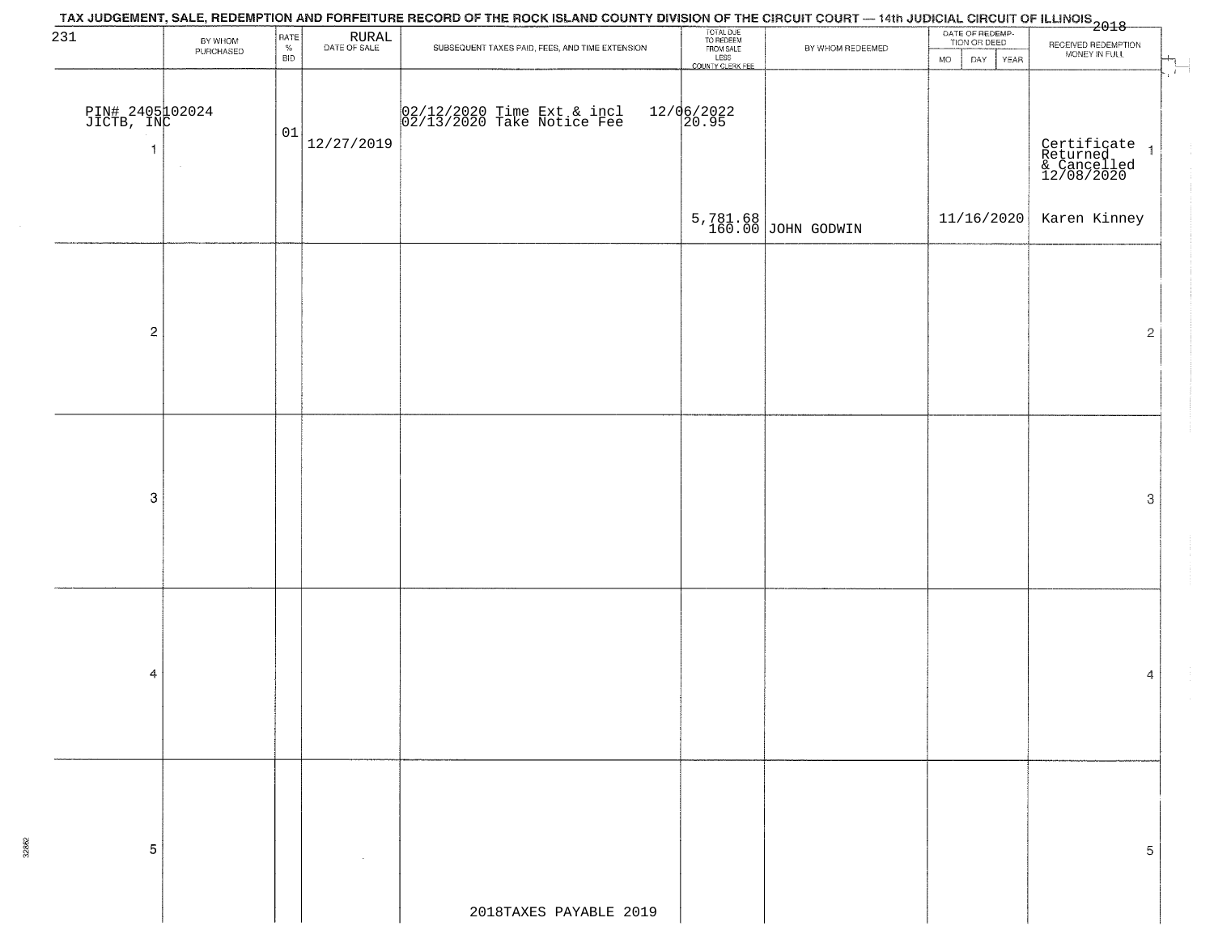# TAX JUDGEMENT, SALE, REDEMPTION AND FORFEITURE RECORD OF THE ROCK ISLAND COUNTY DIVISION OF THE CIRCUIT COURT — 14th JUDICIAL CIRCUIT OF ILLINOIS 2018

| 231 | BY WHOM PURCHASED | RATE % BID | RURAL DATE OF SALE | SUBSEQUENT TAXES PAID, FEES, AND TIME EXTENSION | TOTAL DUE TO REDEEM FROM SALE LESS COUNTY CLERK FEE | BY WHOM REDEEMED | DATE OF REDEMPTION OR DEED MO DAY YEAR | RECEIVED REDEMPTION MONEY IN FULL | |
|---|---|---|---|---|---|---|---|---|---|
| PIN# 2405102024 JICTB, INC 1 | | 01 | 12/27/2019 | 02/12/2020 Time Ext & incl 12/06/2022 02/13/2020 Take Notice Fee 20.95 | 5,781.68 160.00 | JOHN GODWIN | 11/16/2020 | Certificate Returned & Cancelled 12/08/2020 Karen Kinney | 1 |
| 2 | | | | | | | | | 2 |
| 3 | | | | | | | | | 3 |
| 4 | | | | | | | | | 4 |
| 5 | | | | | | | | | 5 |

2018TAXES PAYABLE 2019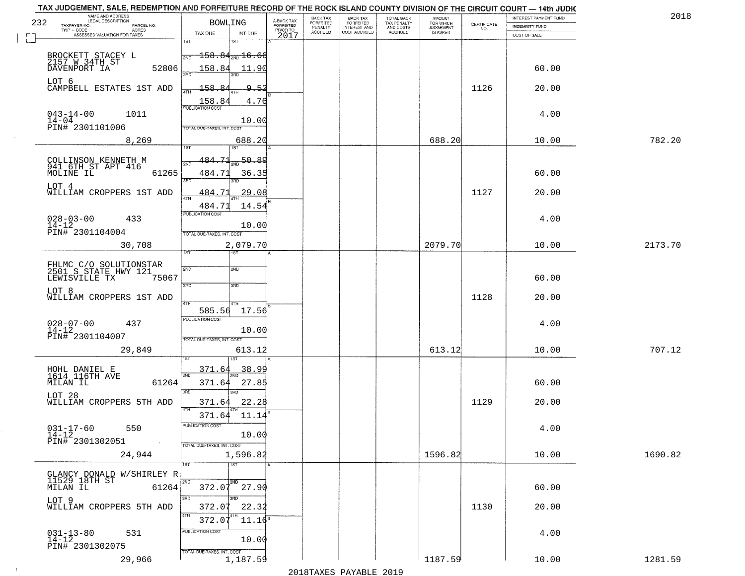TAX JUDGEMENT, SALE, REDEMPTION AND FORFEITURE RECORD OF THE ROCK ISLAND COUNTY DIVISION OF THE CIRCUIT COURT — 14th JUDIC

2018

232

| NAME AND ADDRESS / LEGAL DESCRIPTION / TAXPAYER NO. / PARCEL NO. / TWP - CODE / ACRES / ASSESSED VALUATION FOR TAXES | BOWLING TAX DUE | INT DUE | A-BACK TAX FORFEITED PRIOR TO 2017 | BACK TAX FORFEITED PENALTY ACCRUED | BACK TAX FORFEITED INTEREST AND COST ACCRUED | TOTAL BACK TAX PENALTY AND COSTS ACCRUED | AMOUNT FOR WHICH JUDGEMENT IS ASKED | CERTIFICATE NO. | INTEREST PAYMENT FUND / INDEMNITY FUND / COST OF SALE | |
|---|---|---|---|---|---|---|---|---|---|---|
| BROCKETT STACEY L<br>2157 W 34TH ST<br>DAVENPORT IA 52806<br>LOT 6<br>CAMPBELL ESTATES 1ST ADD<br>043-14-00 1011<br>14-04<br>PIN# 2301101006<br>8,269 | 1ST 158.84<br>2ND 158.84<br>3RD 158.84<br>4TH 158.84<br>PUBLICATION COST<br>TOTAL DUE-TAXES, INT. COST | 2ND 16.66<br>11.90<br>9.52<br>4.76<br>10.00<br>688.20 | | | | | 688.20 | 1126 | 60.00<br>20.00<br>4.00<br>10.00 | 782.20 |
| COLLINSON KENNETH M<br>941 6TH ST APT 416<br>MOLINE IL 61265<br>LOT 4<br>WILLIAM CROPPERS 1ST ADD<br>028-03-00 433<br>14-12<br>PIN# 2301104004<br>30,708 | 1ST 484.71<br>2ND 484.71<br>3RD 484.71<br>4TH 484.71<br>PUBLICATION COST<br>TOTAL DUE-TAXES, INT. COST | 50.89<br>36.35<br>29.08<br>14.54<br>10.00<br>2,079.70 | | | | | 2079.70 | 1127 | 60.00<br>20.00<br>4.00<br>10.00 | 2173.70 |
| FHLMC C/O SOLUTIONSTAR<br>2501 S STATE HWY 121<br>LEWISVILLE TX 75067<br>LOT 8<br>WILLIAM CROPPERS 1ST ADD<br>028-07-00 437<br>14-12<br>PIN# 2301104007<br>29,849 | 1ST<br>2ND<br>3RD<br>4TH 585.56<br>PUBLICATION COST<br>TOTAL DUE-TAXES, INT. COST | 17.56<br>10.00<br>613.12 | | | | | 613.12 | 1128 | 60.00<br>20.00<br>4.00<br>10.00 | 707.12 |
| HOHL DANIEL E<br>1614 116TH AVE<br>MILAN IL 61264<br>LOT 28<br>WILLIAM CROPPERS 5TH ADD<br>031-17-60 550<br>14-12<br>PIN# 2301302051<br>24,944 | 1ST 371.64<br>2ND 371.64<br>3RD 371.64<br>4TH 371.64<br>PUBLICATION COST<br>TOTAL DUE-TAXES, INT. COST | 38.99<br>27.85<br>22.28<br>11.14<br>10.00<br>1,596.82 | | | | | 1596.82 | 1129 | 60.00<br>20.00<br>4.00<br>10.00 | 1690.82 |
| GLANCY DONALD W/SHIRLEY R<br>11529 18TH ST<br>MILAN IL 61264<br>LOT 9<br>WILLIAM CROPPERS 5TH ADD<br>031-13-80 531<br>14-12<br>PIN# 2301302075<br>29,966 | 1ST<br>2ND 372.07<br>3RD 372.07<br>4TH 372.07<br>PUBLICATION COST<br>TOTAL DUE-TAXES, INT. COST | 27.90<br>22.32<br>11.16<br>10.00<br>1,187.59 | | | | | 1187.59 | 1130 | 60.00<br>20.00<br>4.00<br>10.00 | 1281.59 |

2018TAXES PAYABLE 2019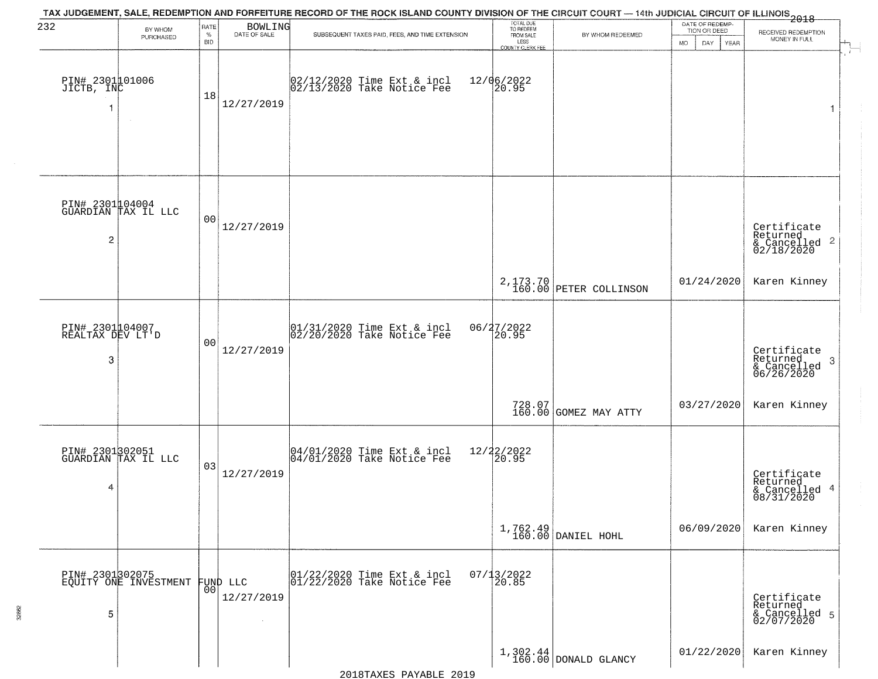TAX JUDGEMENT, SALE, REDEMPTION AND FORFEITURE RECORD OF THE ROCK ISLAND COUNTY DIVISION OF THE CIRCUIT COURT — 14th JUDICIAL CIRCUIT OF ILLINOIS 2018

BOWLING

| | BY WHOM PURCHASED | RATE % BID | DATE OF SALE | SUBSEQUENT TAXES PAID, FEES, AND TIME EXTENSION | TOTAL DUE TO REDEEM FROM SALE LESS COUNTY CLERK FEE | BY WHOM REDEEMED | DATE OF REDEMPTION OR DEED MO DAY YEAR | RECEIVED REDEMPTION MONEY IN FULL | |
|---|---|---|---|---|---|---|---|---|---|
| 1 | PIN# 2301101006 JICTB, INC | 18 | 12/27/2019 | 02/12/2020 Time Ext & incl 02/13/2020 Take Notice Fee | 12/06/2022 20.95 | | | | 1 |
| 2 | PIN# 2301104004 GUARDIAN TAX IL LLC | 00 | 12/27/2019 | | 2,173.70 160.00 | PETER COLLINSON | 01/24/2020 | Certificate Returned & Cancelled 02/18/2020 Karen Kinney | 2 |
| 3 | PIN# 2301104007 REALTAX DEV LT'D | 00 | 12/27/2019 | 01/31/2020 Time Ext & incl 02/20/2020 Take Notice Fee | 06/27/2022 20.95 728.07 160.00 | GOMEZ MAY ATTY | 03/27/2020 | Certificate Returned & Cancelled 06/26/2020 Karen Kinney | 3 |
| 4 | PIN# 2301302051 GUARDIAN TAX IL LLC | 03 | 12/27/2019 | 04/01/2020 Time Ext & incl 04/01/2020 Take Notice Fee | 12/22/2022 20.95 1,762.49 160.00 | DANIEL HOHL | 06/09/2020 | Certificate Returned & Cancelled 08/31/2020 Karen Kinney | 4 |
| 5 | PIN# 2301302075 EQUITY ONE INVESTMENT FUND LLC | 00 | 12/27/2019 | 01/22/2020 Time Ext & incl 01/22/2020 Take Notice Fee | 07/13/2022 20.85 1,302.44 160.00 | DONALD GLANCY | 01/22/2020 | Certificate Returned & Cancelled 02/07/2020 Karen Kinney | 5 |

2018TAXES PAYABLE 2019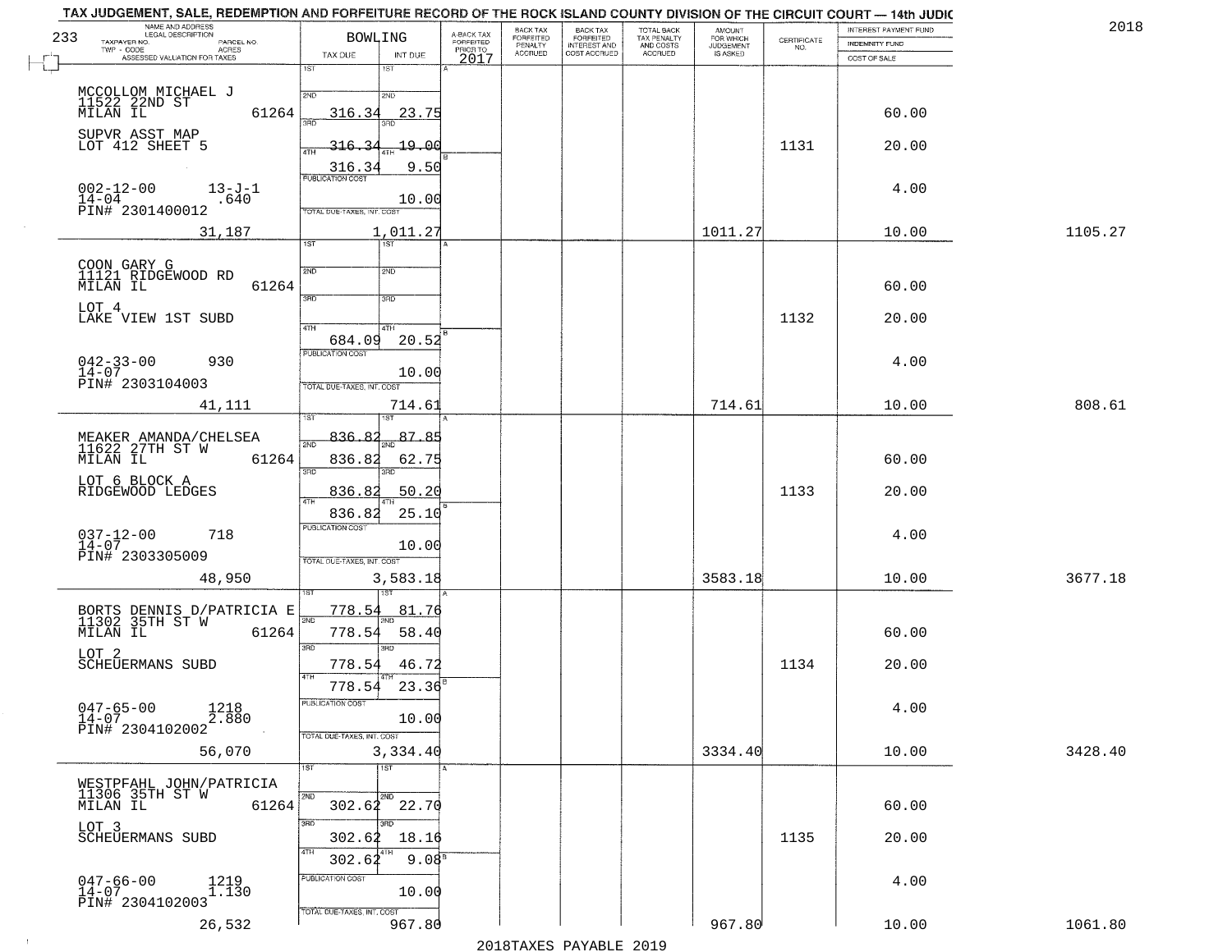# TAX JUDGEMENT, SALE, REDEMPTION AND FORFEITURE RECORD OF THE ROCK ISLAND COUNTY DIVISION OF THE CIRCUIT COURT — 14th JUDIC

2018

233

| NAME AND ADDRESS / LEGAL DESCRIPTION / TAXPAYER NO. / PARCEL NO. / TWP - CODE / ACRES / ASSESSED VALUATION FOR TAXES | BOWLING TAX DUE | INT DUE | A-BACK TAX FORFEITED PRIOR TO 2017 | BACK TAX FORFEITED PENALTY ACCRUED | BACK TAX FORFEITED INTEREST AND COST ACCRUED | TOTAL BACK TAX PENALTY AND COSTS ACCRUED | AMOUNT FOR WHICH JUDGEMENT IS ASKED | CERTIFICATE NO. | INTEREST PAYMENT FUND / INDEMNITY FUND / COST OF SALE | |
|---|---|---|---|---|---|---|---|---|---|---|
| MCCOLLOM MICHAEL J<br>11522 22ND ST<br>MILAN IL 61264<br>SUPVR ASST MAP<br>LOT 412 SHEET 5<br>002-12-00 13-J-1<br>14-04 .640<br>PIN# 2301400012<br>31,187 | 1ST<br>2ND 316.34<br>3RD 316.34<br>4TH 316.34<br>PUBLICATION COST<br>TOTAL DUE-TAXES, INT. COST 1,011.27 | <br>23.75<br>19.00<br>9.50<br>10.00 | | | | | 1011.27 | 1131 | 60.00<br>20.00<br>4.00<br>10.00 | 1105.27 |
| COON GARY G<br>11121 RIDGEWOOD RD<br>MILAN IL 61264<br>LOT 4<br>LAKE VIEW 1ST SUBD<br>042-33-00 930<br>14-07<br>PIN# 2303104003<br>41,111 | 1ST<br>2ND<br>3RD<br>4TH 684.09<br>PUBLICATION COST<br>TOTAL DUE-TAXES, INT. COST 714.61 | <br><br><br>20.52<br>10.00 | | | | | 714.61 | 1132 | 60.00<br>20.00<br>4.00<br>10.00 | 808.61 |
| MEAKER AMANDA/CHELSEA<br>11622 27TH ST W<br>MILAN IL 61264<br>LOT 6 BLOCK A<br>RIDGEWOOD LEDGES<br>037-12-00 718<br>14-07<br>PIN# 2303305009<br>48,950 | 1ST 836.82<br>2ND 836.82<br>3RD 836.82<br>4TH 836.82<br>PUBLICATION COST<br>TOTAL DUE-TAXES, INT. COST 3,583.18 | 87.85<br>62.75<br>50.20<br>25.10<br>10.00 | | | | | 3583.18 | 1133 | 60.00<br>20.00<br>4.00<br>10.00 | 3677.18 |
| BORTS DENNIS D/PATRICIA E<br>11302 35TH ST W<br>MILAN IL 61264<br>LOT 2<br>SCHEUERMANS SUBD<br>047-65-00 1218<br>14-07 2.880<br>PIN# 2304102002<br>56,070 | 1ST 778.54<br>2ND 778.54<br>3RD 778.54<br>4TH 778.54<br>PUBLICATION COST<br>TOTAL DUE-TAXES, INT. COST 3,334.40 | 81.76<br>58.40<br>46.72<br>23.36<br>10.00 | | | | | 3334.40 | 1134 | 60.00<br>20.00<br>4.00<br>10.00 | 3428.40 |
| WESTPFAHL JOHN/PATRICIA<br>11306 35TH ST W<br>MILAN IL 61264<br>LOT 3<br>SCHEUERMANS SUBD<br>047-66-00 1219<br>14-07 1.130<br>PIN# 2304102003<br>26,532 | 1ST<br>2ND 302.62<br>3RD 302.62<br>4TH 302.62<br>PUBLICATION COST<br>TOTAL DUE-TAXES, INT. COST 967.80 | <br>22.70<br>18.16<br>9.08<br>10.00 | | | | | 967.80 | 1135 | 60.00<br>20.00<br>4.00<br>10.00 | 1061.80 |

2018TAXES PAYABLE 2019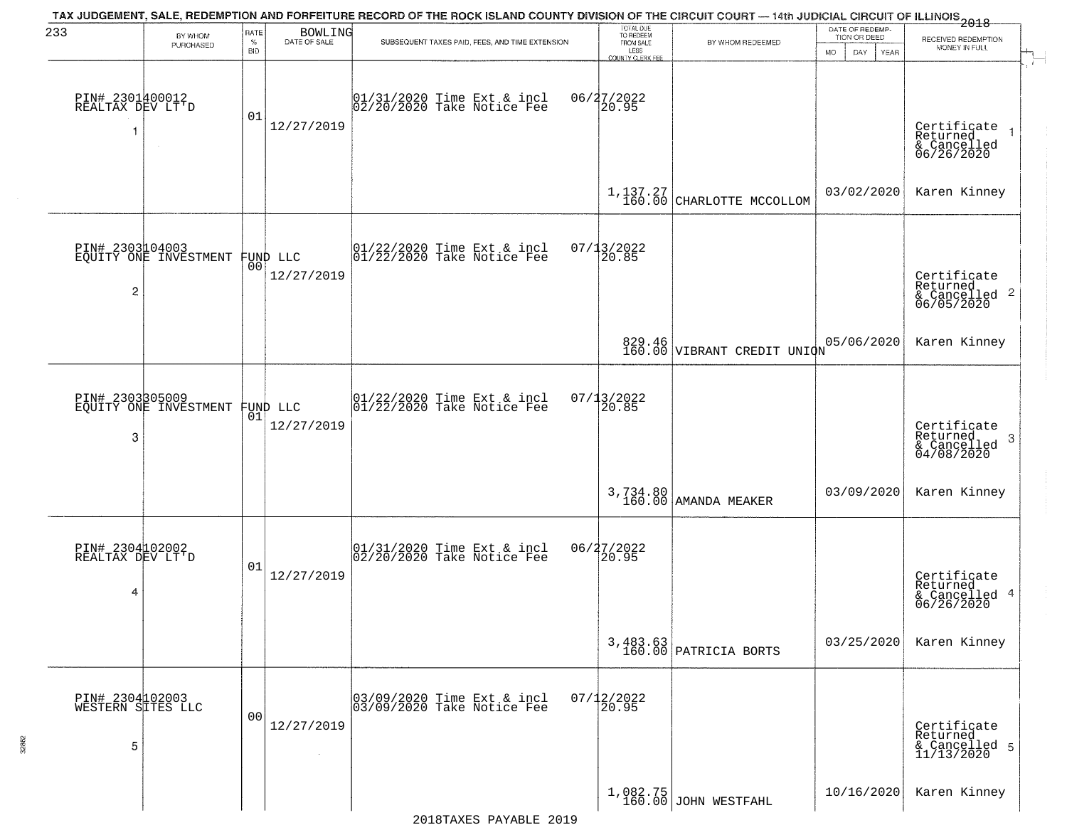TAX JUDGEMENT, SALE, REDEMPTION AND FORFEITURE RECORD OF THE ROCK ISLAND COUNTY DIVISION OF THE CIRCUIT COURT — 14th JUDICIAL CIRCUIT OF ILLINOIS 2018

233 BOWLING

| | BY WHOM PURCHASED | RATE % BID | DATE OF SALE | SUBSEQUENT TAXES PAID, FEES, AND TIME EXTENSION | TOTAL DUE TO REDEEM FROM SALE LESS COUNTY CLERK FEE | BY WHOM REDEEMED | DATE OF REDEMPTION OR DEED MO DAY YEAR | RECEIVED REDEMPTION MONEY IN FULL |
|---|---|---|---|---|---|---|---|---|
| 1 | PIN# 2301400012 REALTAX DEV LT'D | 01 | 12/27/2019 | 01/31/2020 Time Ext & incl 06/27/2022<br>02/20/2020 Take Notice Fee 20.95 | 1,137.27<br>160.00 | CHARLOTTE MCCOLLOM | 03/02/2020 | Certificate Returned & Cancelled 06/26/2020<br>Karen Kinney |
| 2 | PIN# 2303104003 EQUITY ONE INVESTMENT FUND LLC | 00 | 12/27/2019 | 01/22/2020 Time Ext & incl 07/13/2022<br>01/22/2020 Take Notice Fee 20.85 | 829.46<br>160.00 | VIBRANT CREDIT UNION | 05/06/2020 | Certificate Returned & Cancelled 06/05/2020<br>Karen Kinney |
| 3 | PIN# 2303305009 EQUITY ONE INVESTMENT FUND LLC | 01 | 12/27/2019 | 01/22/2020 Time Ext & incl 07/13/2022<br>01/22/2020 Take Notice Fee 20.85 | 3,734.80<br>160.00 | AMANDA MEAKER | 03/09/2020 | Certificate Returned & Cancelled 04/08/2020<br>Karen Kinney |
| 4 | PIN# 2304102002 REALTAX DEV LT'D | 01 | 12/27/2019 | 01/31/2020 Time Ext & incl 06/27/2022<br>02/20/2020 Take Notice Fee 20.95 | 3,483.63<br>160.00 | PATRICIA BORTS | 03/25/2020 | Certificate Returned & Cancelled 06/26/2020<br>Karen Kinney |
| 5 | PIN# 2304102003 WESTERN SITES LLC | 00 | 12/27/2019 | 03/09/2020 Time Ext & incl 07/12/2022<br>03/09/2020 Take Notice Fee 20.95 | 1,082.75<br>160.00 | JOHN WESTFAHL | 10/16/2020 | Certificate Returned & Cancelled 11/13/2020<br>Karen Kinney |

2018TAXES PAYABLE 2019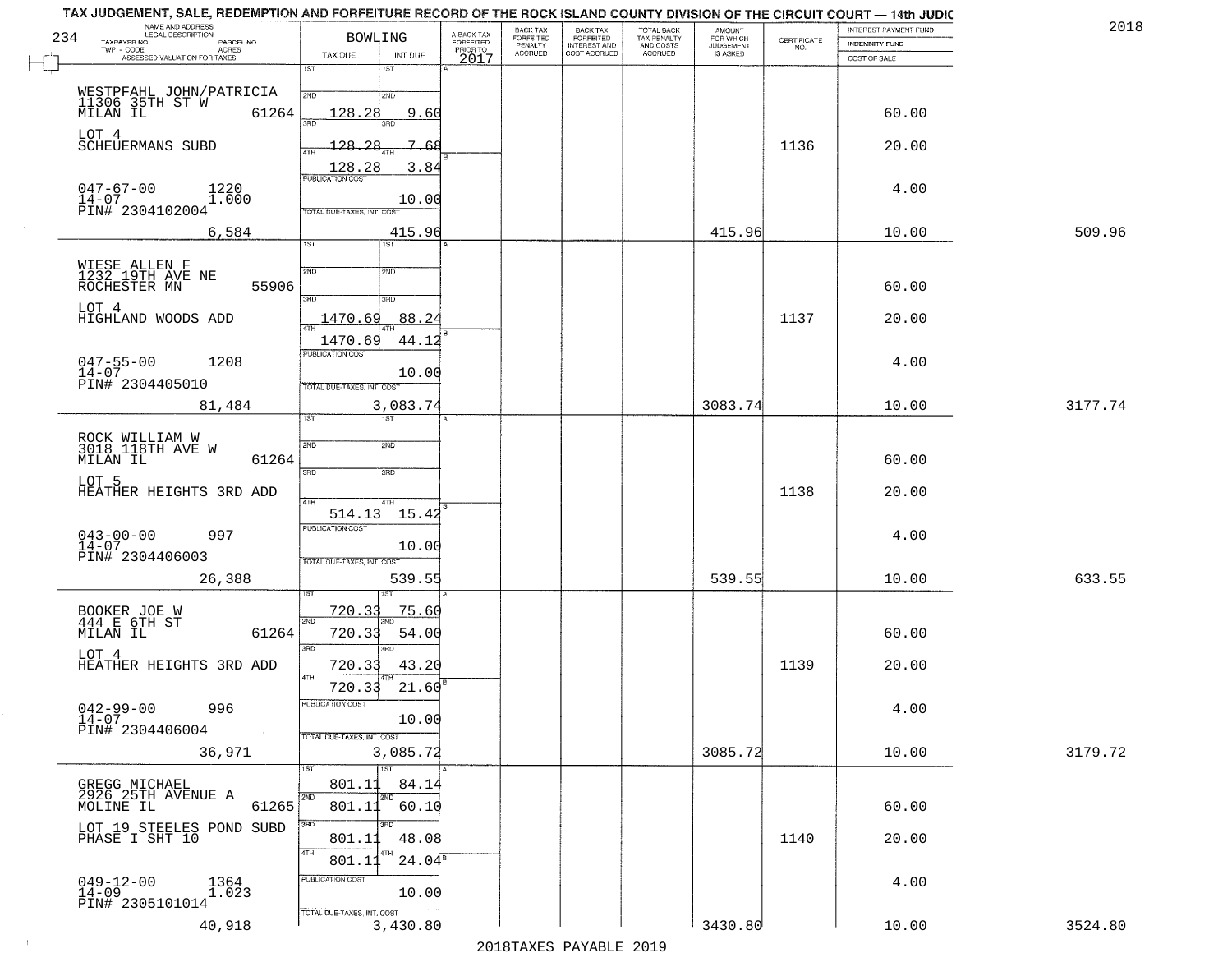# TAX JUDGEMENT, SALE, REDEMPTION AND FORFEITURE RECORD OF THE ROCK ISLAND COUNTY DIVISION OF THE CIRCUIT COURT — 14th JUDIC

2018

| NAME AND ADDRESS / LEGAL DESCRIPTION / TAXPAYER NO. / PARCEL NO. / TWP - CODE / ACRES / ASSESSED VALUATION FOR TAXES | BOWLING TAX DUE | INT DUE | A-BACK TAX FORFEITED PRIOR TO 2017 | BACK TAX FORFEITED PENALTY ACCRUED | BACK TAX FORFEITED INTEREST AND COST ACCRUED | TOTAL BACK TAX PENALTY AND COSTS ACCRUED | AMOUNT FOR WHICH JUDGEMENT IS ASKED | CERTIFICATE NO. | INTEREST PAYMENT FUND / INDEMNITY FUND / COST OF SALE | |
|---|---|---|---|---|---|---|---|---|---|---|
| WESTPFAHL JOHN/PATRICIA<br>11306 35TH ST W<br>MILAN IL 61264<br>LOT 4<br>SCHEUERMANS SUBD<br>047-67-00 1220<br>14-07 1.000<br>PIN# 2304102004<br>6,584 | 2ND 128.28<br>4TH 128.28<br>128.28<br>PUBLICATION COST<br>TOTAL DUE-TAXES, INT. COST | 9.60<br>7.68<br>3.84<br>10.00<br>415.96 | | | | | 415.96 | 1136 | 60.00<br>20.00<br>4.00<br>10.00 | 509.96 |
| WIESE ALLEN F<br>1232 19TH AVE NE<br>ROCHESTER MN 55906<br>LOT 4<br>HIGHLAND WOODS ADD<br>047-55-00 1208<br>14-07<br>PIN# 2304405010<br>81,484 | 3RD 1470.69<br>4TH 1470.69<br>PUBLICATION COST<br>TOTAL DUE-TAXES, INT. COST | 88.24<br>44.12<br>10.00<br>3,083.74 | | | | | 3083.74 | 1137 | 60.00<br>20.00<br>4.00<br>10.00 | 3177.74 |
| ROCK WILLIAM W<br>3018 118TH AVE W<br>MILAN IL 61264<br>LOT 5<br>HEATHER HEIGHTS 3RD ADD<br>043-00-00 997<br>14-07<br>PIN# 2304406003<br>26,388 | 4TH 514.13<br>PUBLICATION COST<br>TOTAL DUE-TAXES, INT. COST | 15.42<br>10.00<br>539.55 | | | | | 539.55 | 1138 | 60.00<br>20.00<br>4.00<br>10.00 | 633.55 |
| BOOKER JOE W<br>444 E 6TH ST<br>MILAN IL 61264<br>LOT 4<br>HEATHER HEIGHTS 3RD ADD<br>042-99-00 996<br>14-07<br>PIN# 2304406004<br>36,971 | 1ST 720.33<br>2ND 720.33<br>3RD 720.33<br>4TH 720.33<br>PUBLICATION COST<br>TOTAL DUE-TAXES, INT. COST | 75.60<br>54.00<br>43.20<br>21.60<br>10.00<br>3,085.72 | | | | | 3085.72 | 1139 | 60.00<br>20.00<br>4.00<br>10.00 | 3179.72 |
| GREGG MICHAEL<br>2926 25TH AVENUE A<br>MOLINE IL 61265<br>LOT 19 STEELES POND SUBD<br>PHASE I SHT 10<br>049-12-00 1364<br>14-09 1.023<br>PIN# 2305101014<br>40,918 | 1ST 801.11<br>2ND 801.11<br>3RD 801.11<br>4TH 801.11<br>PUBLICATION COST<br>TOTAL DUE-TAXES, INT. COST | 84.14<br>60.10<br>48.08<br>24.04<br>10.00<br>3,430.80 | | | | | 3430.80 | 1140 | 60.00<br>20.00<br>4.00<br>10.00 | 3524.80 |

2018TAXES PAYABLE 2019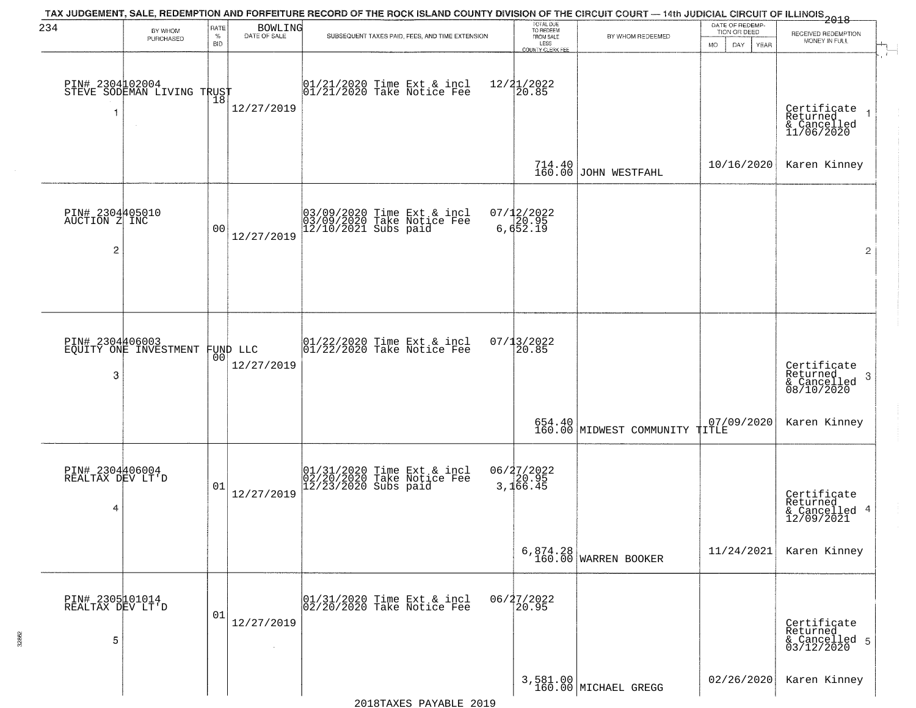TAX JUDGEMENT, SALE, REDEMPTION AND FORFEITURE RECORD OF THE ROCK ISLAND COUNTY DIVISION OF THE CIRCUIT COURT — 14th JUDICIAL CIRCUIT OF ILLINOIS 2018

BOWLING

| | BY WHOM PURCHASED | RATE % BID | DATE OF SALE | SUBSEQUENT TAXES PAID, FEES, AND TIME EXTENSION | TOTAL DUE TO REDEEM FROM SALE LESS COUNTY CLERK FEE | BY WHOM REDEEMED | DATE OF REDEMPTION OR DEED MO DAY YEAR | RECEIVED REDEMPTION MONEY IN FULL |
|---|---|---|---|---|---|---|---|---|
| 1 | PIN# 2304102004 STEVE SODEMAN LIVING TRUST | 18 | 12/27/2019 | 01/21/2020 Time Ext & incl 01/21/2020 Take Notice Fee | 12/21/2022 20.85 714.40 160.00 | JOHN WESTFAHL | 10/16/2020 | Certificate Returned & Cancelled 11/06/2020 Karen Kinney |
| 2 | PIN# 2304405010 AUCTION Z INC | 00 | 12/27/2019 | 03/09/2020 Time Ext & incl 03/09/2020 Take Notice Fee 12/10/2021 Subs paid | 07/12/2022 20.95 6,652.19 | | | |
| 3 | PIN# 2304406003 EQUITY ONE INVESTMENT FUND LLC | 00 | 12/27/2019 | 01/22/2020 Time Ext & incl 01/22/2020 Take Notice Fee | 07/13/2022 20.85 654.40 160.00 | MIDWEST COMMUNITY TITLE | 07/09/2020 | Certificate Returned & Cancelled 08/10/2020 Karen Kinney |
| 4 | PIN# 2304406004 REALTAX DEV LT'D | 01 | 12/27/2019 | 01/31/2020 Time Ext & incl 02/20/2020 Take Notice Fee 12/23/2020 Subs paid | 06/27/2022 20.95 3,166.45 6,874.28 160.00 | WARREN BOOKER | 11/24/2021 | Certificate Returned & Cancelled 12/09/2021 Karen Kinney |
| 5 | PIN# 2305101014 REALTAX DEV LT'D | 01 | 12/27/2019 | 01/31/2020 Time Ext & incl 02/20/2020 Take Notice Fee | 06/27/2022 20.95 3,581.00 160.00 | MICHAEL GREGG | 02/26/2020 | Certificate Returned & Cancelled 03/12/2020 Karen Kinney |

2018TAXES PAYABLE 2019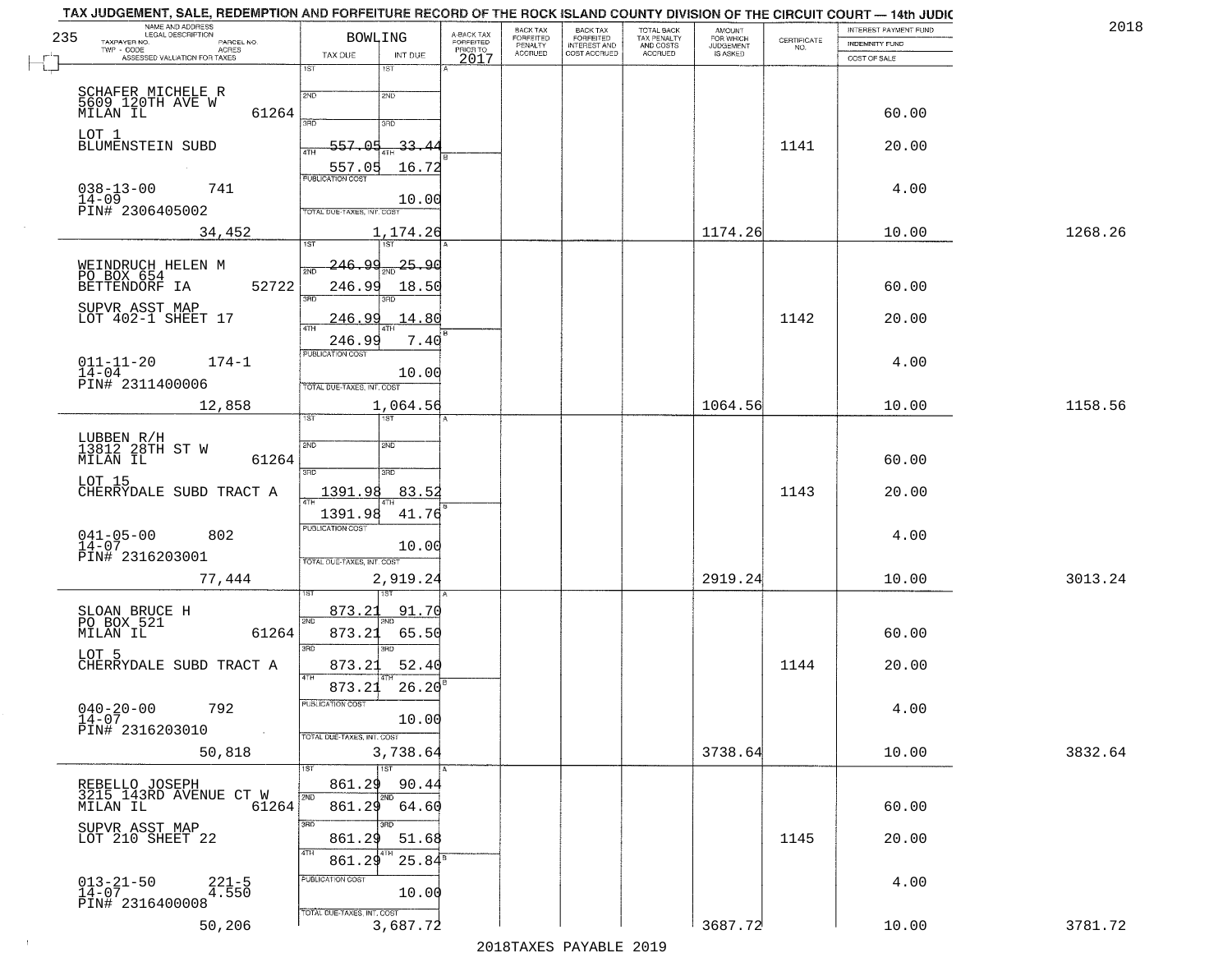TAX JUDGEMENT, SALE, REDEMPTION AND FORFEITURE RECORD OF THE ROCK ISLAND COUNTY DIVISION OF THE CIRCUIT COURT — 14th JUDIC

2018

| NAME AND ADDRESS / LEGAL DESCRIPTION / TAXPAYER NO. / PARCEL NO. / TWP - CODE / ACRES / ASSESSED VALUATION FOR TAXES | BOWLING TAX DUE | INT DUE | A-BACK TAX FORFEITED PRIOR TO 2017 | BACK TAX FORFEITED PENALTY ACCRUED | BACK TAX FORFEITED INTEREST AND COST ACCRUED | TOTAL BACK TAX PENALTY AND COSTS ACCRUED | AMOUNT FOR WHICH JUDGEMENT IS ASKED | CERTIFICATE NO. | INTEREST PAYMENT FUND / INDEMNITY FUND / COST OF SALE | |
|---|---|---|---|---|---|---|---|---|---|---|
| SCHAFER MICHELE R<br>5609 120TH AVE W<br>MILAN IL 61264<br>LOT 1<br>BLUMENSTEIN SUBD<br>038-13-00 741<br>14-09<br>PIN# 2306405002<br>34,452 | 1ST<br>2ND<br>3RD<br>4TH 557.05<br>557.05<br>PUBLICATION COST<br>TOTAL DUE-TAXES, INT. COST | 1ST<br>2ND<br>3RD<br>33.44<br>16.72<br>10.00<br>1,174.26 | | | | | 1174.26 | 1141 | 60.00<br>20.00<br>4.00<br>10.00 | 1268.26 |
| WEINDRUCH HELEN M<br>PO BOX 654<br>BETTENDORF IA 52722<br>SUPVR ASST MAP<br>LOT 402-1 SHEET 17<br>011-11-20 174-1<br>14-04<br>PIN# 2311400006<br>12,858 | 1ST 246.99<br>2ND 246.99<br>3RD 246.99<br>4TH 246.99<br>PUBLICATION COST<br>TOTAL DUE-TAXES, INT. COST | 25.90<br>18.50<br>14.80<br>7.40<br>10.00<br>1,064.56 | | | | | 1064.56 | 1142 | 60.00<br>20.00<br>4.00<br>10.00 | 1158.56 |
| LUBBEN R/H<br>13812 28TH ST W<br>MILAN IL 61264<br>LOT 15<br>CHERRYDALE SUBD TRACT A<br>041-05-00 802<br>14-07<br>PIN# 2316203001<br>77,444 | 1ST<br>2ND<br>3RD 1391.98<br>4TH 1391.98<br>PUBLICATION COST<br>TOTAL DUE-TAXES, INT. COST | 1ST<br>2ND<br>83.52<br>41.76<br>10.00<br>2,919.24 | | | | | 2919.24 | 1143 | 60.00<br>20.00<br>4.00<br>10.00 | 3013.24 |
| SLOAN BRUCE H<br>PO BOX 521<br>MILAN IL 61264<br>LOT 5<br>CHERRYDALE SUBD TRACT A<br>040-20-00 792<br>14-07<br>PIN# 2316203010<br>50,818 | 1ST 873.21<br>2ND 873.21<br>3RD 873.21<br>4TH 873.21<br>PUBLICATION COST<br>TOTAL DUE-TAXES, INT. COST | 91.70<br>65.50<br>52.40<br>26.20<br>10.00<br>3,738.64 | | | | | 3738.64 | 1144 | 60.00<br>20.00<br>4.00<br>10.00 | 3832.64 |
| REBELLO JOSEPH<br>3215 143RD AVENUE CT W<br>MILAN IL 61264<br>SUPVR ASST MAP<br>LOT 210 SHEET 22<br>013-21-50 221-5<br>14-07 4.550<br>PIN# 2316400008<br>50,206 | 1ST 861.29<br>2ND 861.29<br>3RD 861.29<br>4TH 861.29<br>PUBLICATION COST<br>TOTAL DUE-TAXES, INT. COST | 90.44<br>64.60<br>51.68<br>25.84<br>10.00<br>3,687.72 | | | | | 3687.72 | 1145 | 60.00<br>20.00<br>4.00<br>10.00 | 3781.72 |

2018TAXES PAYABLE 2019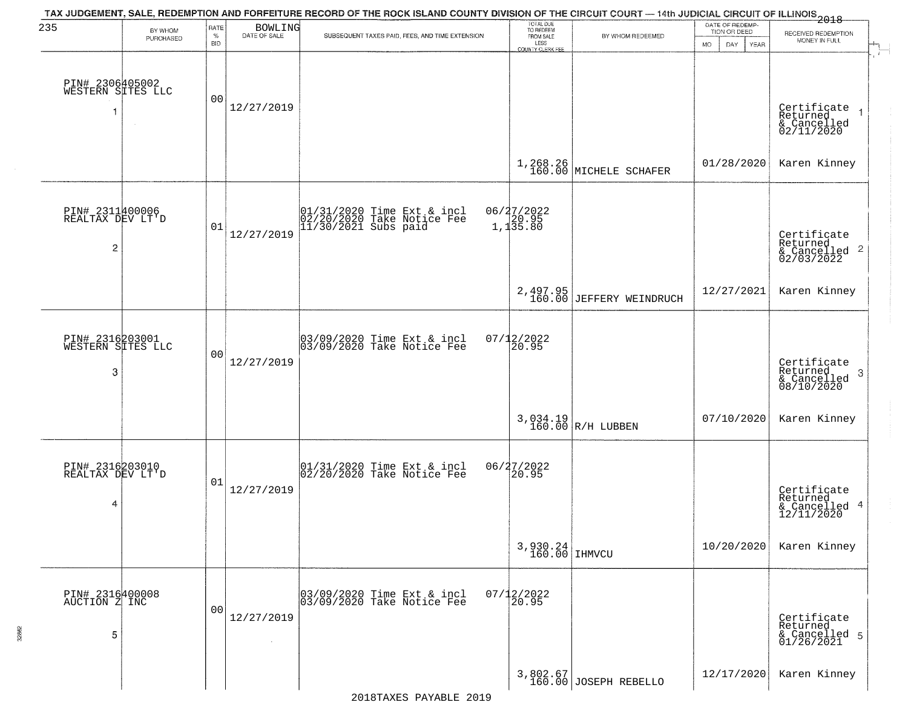# TAX JUDGEMENT, SALE, REDEMPTION AND FORFEITURE RECORD OF THE ROCK ISLAND COUNTY DIVISION OF THE CIRCUIT COURT — 14th JUDICIAL CIRCUIT OF ILLINOIS 2018

235 BOWLING

| BY WHOM PURCHASED | RATE % BID | DATE OF SALE | SUBSEQUENT TAXES PAID, FEES, AND TIME EXTENSION | TOTAL DUE TO REDEEM FROM SALE LESS COUNTY CLERK FEE | BY WHOM REDEEMED | DATE OF REDEMPTION OR DEED MO DAY YEAR | RECEIVED REDEMPTION MONEY IN FULL |
|---|---|---|---|---|---|---|---|
| PIN# 2306405002 WESTERN SITES LLC 1 | 00 | 12/27/2019 | | 1,268.26 160.00 | MICHELE SCHAFER | 01/28/2020 | Certificate Returned & Cancelled 02/11/2020 Karen Kinney 1 |
| PIN# 2311400006 REALTAX DEV LT'D 2 | 01 | 12/27/2019 | 01/31/2020 Time Ext & incl 06/27/2022; 02/20/2020 Take Notice Fee 20.95; 11/30/2021 Subs paid 1,135.80 | 2,497.95 160.00 | JEFFERY WEINDRUCH | 12/27/2021 | Certificate Returned & Cancelled 02/03/2022 Karen Kinney 2 |
| PIN# 2316203001 WESTERN SITES LLC 3 | 00 | 12/27/2019 | 03/09/2020 Time Ext & incl 07/12/2022; 03/09/2020 Take Notice Fee 20.95 | 3,034.19 160.00 | R/H LUBBEN | 07/10/2020 | Certificate Returned & Cancelled 08/10/2020 Karen Kinney 3 |
| PIN# 2316203010 REALTAX DEV LT'D 4 | 01 | 12/27/2019 | 01/31/2020 Time Ext & incl 06/27/2022; 02/20/2020 Take Notice Fee 20.95 | 3,930.24 160.00 | IHMVCU | 10/20/2020 | Certificate Returned & Cancelled 12/11/2020 Karen Kinney 4 |
| PIN# 2316400008 AUCTION Z INC 5 | 00 | 12/27/2019 | 03/09/2020 Time Ext & incl 07/12/2022; 03/09/2020 Take Notice Fee 20.95 | 3,802.67 160.00 | JOSEPH REBELLO | 12/17/2020 | Certificate Returned & Cancelled 01/26/2021 Karen Kinney 5 |

2018TAXES PAYABLE 2019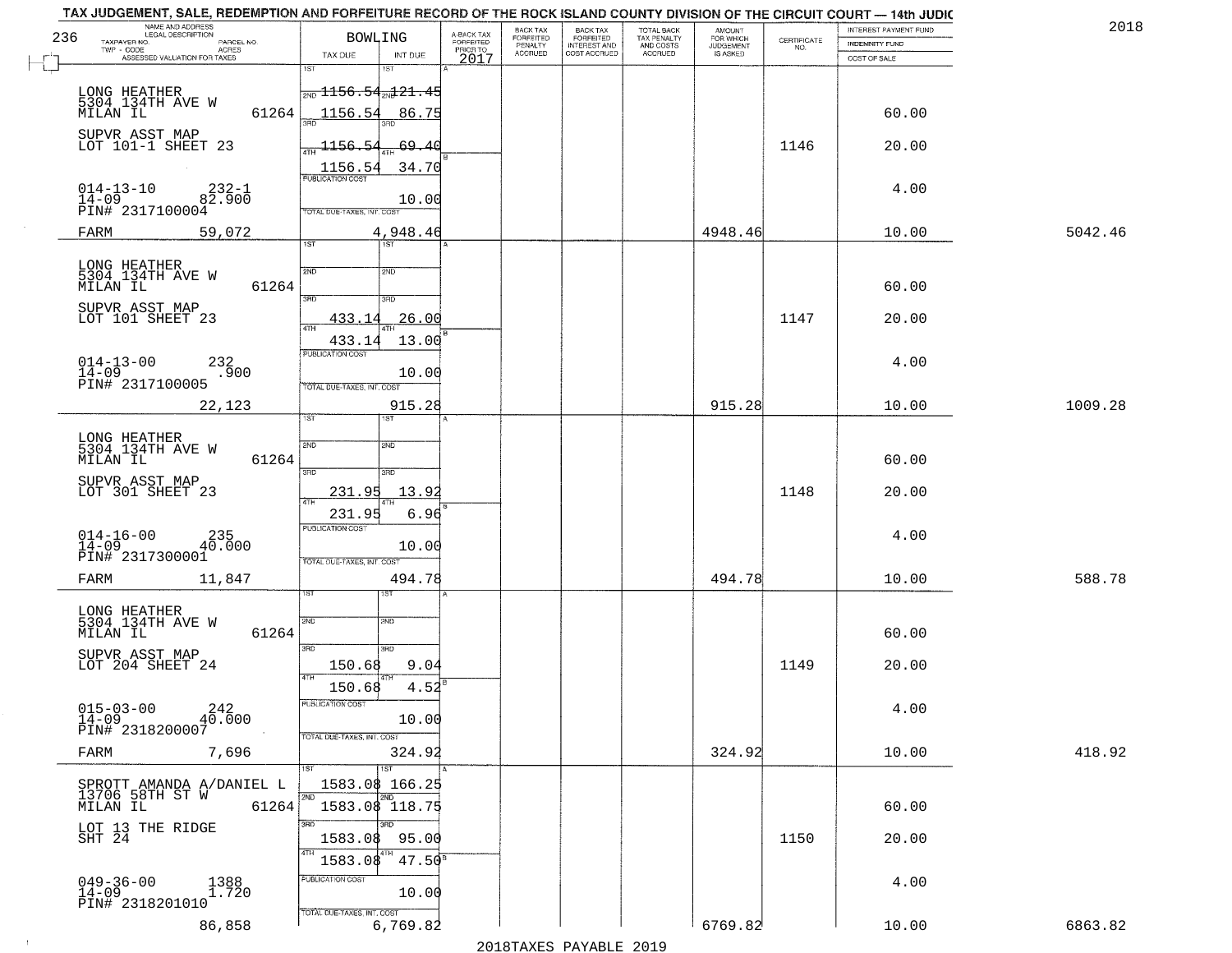TAX JUDGEMENT, SALE, REDEMPTION AND FORFEITURE RECORD OF THE ROCK ISLAND COUNTY DIVISION OF THE CIRCUIT COURT — 14th JUDIC

2018

236 BOWLING

| NAME AND ADDRESS / LEGAL DESCRIPTION / TAXPAYER NO. / PARCEL NO. / TWP - CODE / ACRES / ASSESSED VALUATION FOR TAXES | TAX DUE | INT DUE | A-BACK TAX FORFEITED PRIOR TO 2017 | BACK TAX FORFEITED PENALTY ACCRUED | BACK TAX FORFEITED INTEREST AND COST ACCRUED | TOTAL BACK TAX PENALTY AND COSTS ACCRUED | AMOUNT FOR WHICH JUDGEMENT IS ASKED | CERTIFICATE NO. | INTEREST PAYMENT FUND / INDEMNITY FUND / COST OF SALE | |
|---|---|---|---|---|---|---|---|---|---|---|
| LONG HEATHER 5304 134TH AVE W MILAN IL 61264 SUPVR ASST MAP LOT 101-1 SHEET 23 014-13-10 232-1 14-09 82.900 PIN# 2317100004 FARM 59,072 | 2ND 1156.54 3RD 1156.54 4TH 1156.54 1156.54 | 2ND 121.45 3RD 86.75 4TH 69.40 34.70 PUBLICATION COST 10.00 TOTAL DUE-TAXES, INT. COST 4,948.46 | | | | | 4948.46 | 1146 | 60.00 20.00 4.00 10.00 | 5042.46 |
| LONG HEATHER 5304 134TH AVE W MILAN IL 61264 SUPVR ASST MAP LOT 101 SHEET 23 014-13-00 232 14-09 .900 PIN# 2317100005 22,123 | 433.14 433.14 | 26.00 13.00 PUBLICATION COST 10.00 TOTAL DUE-TAXES, INT. COST 915.28 | | | | | 915.28 | 1147 | 60.00 20.00 4.00 10.00 | 1009.28 |
| LONG HEATHER 5304 134TH AVE W MILAN IL 61264 SUPVR ASST MAP LOT 301 SHEET 23 014-16-00 235 14-09 40.000 PIN# 2317300001 FARM 11,847 | 231.95 231.95 | 13.92 6.96 PUBLICATION COST 10.00 TOTAL DUE-TAXES, INT. COST 494.78 | | | | | 494.78 | 1148 | 60.00 20.00 4.00 10.00 | 588.78 |
| LONG HEATHER 5304 134TH AVE W MILAN IL 61264 SUPVR ASST MAP LOT 204 SHEET 24 015-03-00 242 14-09 40.000 PIN# 2318200007 FARM 7,696 | 150.68 150.68 | 9.04 4.52 PUBLICATION COST 10.00 TOTAL DUE-TAXES, INT. COST 324.92 | | | | | 324.92 | 1149 | 60.00 20.00 4.00 10.00 | 418.92 |
| SPROTT AMANDA A/DANIEL L 13706 58TH ST W MILAN IL 61264 LOT 13 THE RIDGE SHT 24 049-36-00 1388 14-09 1.720 PIN# 2318201010 86,858 | 1ST 1583.08 2ND 1583.08 3RD 1583.08 4TH 1583.08 | 1ST 166.25 2ND 118.75 3RD 95.00 4TH 47.50 PUBLICATION COST 10.00 TOTAL DUE-TAXES, INT. COST 6,769.82 | | | | | 6769.82 | 1150 | 60.00 20.00 4.00 10.00 | 6863.82 |

2018TAXES PAYABLE 2019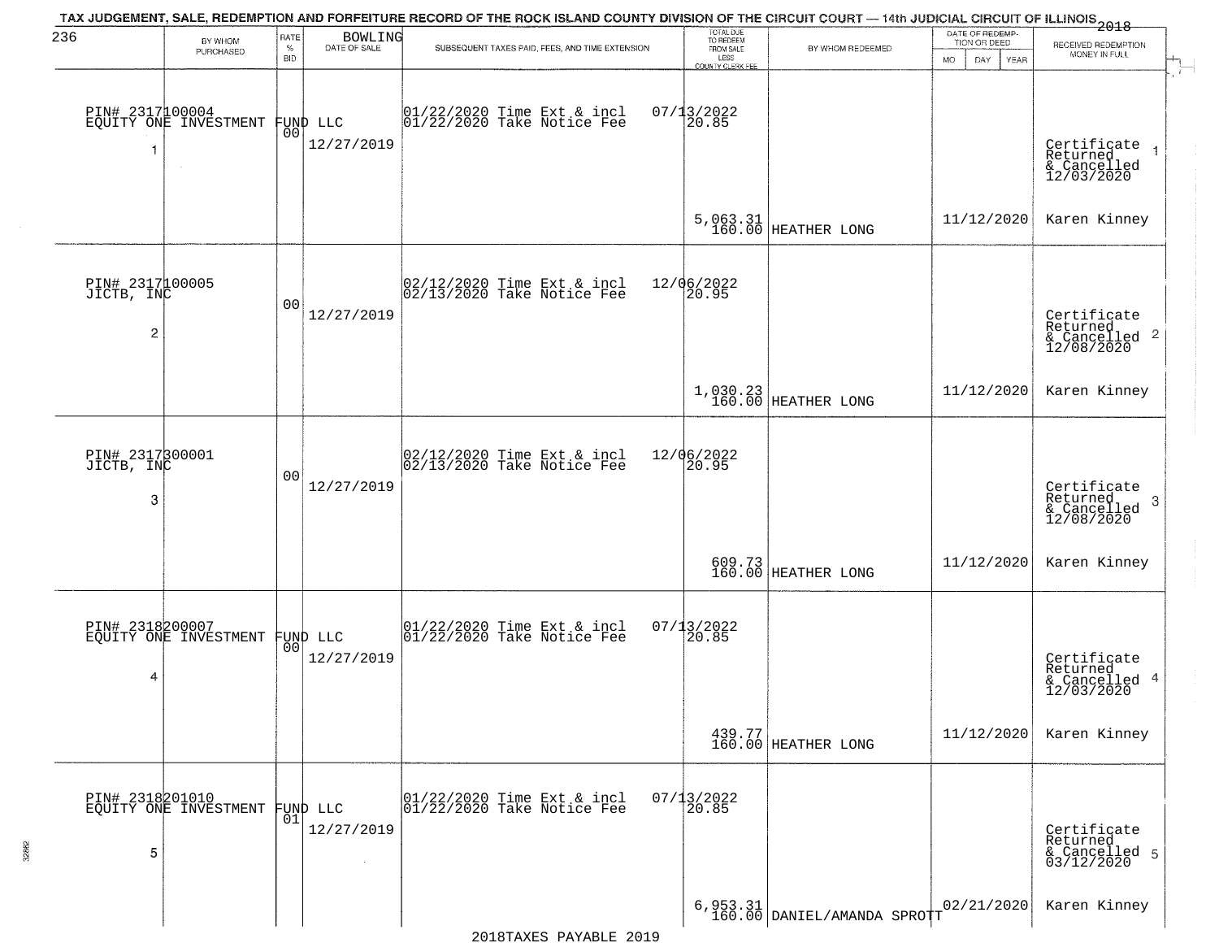TAX JUDGEMENT, SALE, REDEMPTION AND FORFEITURE RECORD OF THE ROCK ISLAND COUNTY DIVISION OF THE CIRCUIT COURT — 14th JUDICIAL CIRCUIT OF ILLINOIS 2018

BOWLING

| BY WHOM PURCHASED | RATE % BID | DATE OF SALE | SUBSEQUENT TAXES PAID, FEES, AND TIME EXTENSION | TOTAL DUE TO REDEEM FROM SALE LESS COUNTY CLERK FEE | BY WHOM REDEEMED | DATE OF REDEMPTION OR DEED MO DAY YEAR | RECEIVED REDEMPTION MONEY IN FULL |
|---|---|---|---|---|---|---|---|
| PIN# 2317100004 EQUITY ONE INVESTMENT FUND LLC 1 | 00 | 12/27/2019 | 01/22/2020 Time Ext & incl 01/22/2020 Take Notice Fee 07/13/2022 20.85 | 5,063.31 160.00 | HEATHER LONG | 11/12/2020 | Certificate Returned & Cancelled 12/03/2020 1 Karen Kinney |
| PIN# 2317100005 JICTB, INC 2 | 00 | 12/27/2019 | 02/12/2020 Time Ext & incl 02/13/2020 Take Notice Fee 12/06/2022 20.95 | 1,030.23 160.00 | HEATHER LONG | 11/12/2020 | Certificate Returned & Cancelled 12/08/2020 2 Karen Kinney |
| PIN# 2317300001 JICTB, INC 3 | 00 | 12/27/2019 | 02/12/2020 Time Ext & incl 02/13/2020 Take Notice Fee 12/06/2022 20.95 | 609.73 160.00 | HEATHER LONG | 11/12/2020 | Certificate Returned & Cancelled 12/08/2020 3 Karen Kinney |
| PIN# 2318200007 EQUITY ONE INVESTMENT FUND LLC 4 | 00 | 12/27/2019 | 01/22/2020 Time Ext & incl 01/22/2020 Take Notice Fee 07/13/2022 20.85 | 439.77 160.00 | HEATHER LONG | 11/12/2020 | Certificate Returned & Cancelled 12/03/2020 4 Karen Kinney |
| PIN# 2318201010 EQUITY ONE INVESTMENT FUND LLC 5 | 01 | 12/27/2019 | 01/22/2020 Time Ext & incl 01/22/2020 Take Notice Fee 07/13/2022 20.85 | 6,953.31 160.00 | DANIEL/AMANDA SPROTT | 02/21/2020 | Certificate Returned & Cancelled 03/12/2020 5 Karen Kinney |

2018TAXES PAYABLE 2019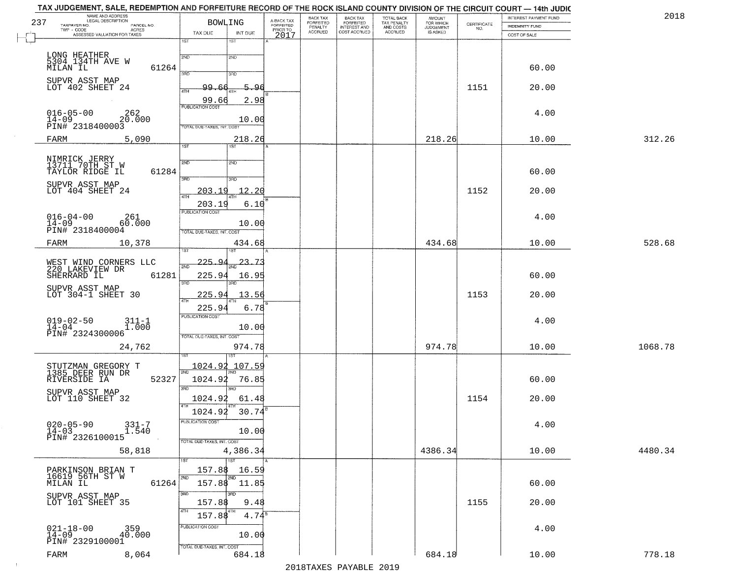# TAX JUDGEMENT, SALE, REDEMPTION AND FORFEITURE RECORD OF THE ROCK ISLAND COUNTY DIVISION OF THE CIRCUIT COURT — 14th JUDIC

2018

237 — BOWLING

| NAME AND ADDRESS / LEGAL DESCRIPTION / TAXPAYER NO. / PARCEL NO. / TWP - CODE / ACRES / ASSESSED VALUATION FOR TAXES | TAX DUE | INT DUE | A-BACK TAX FORFEITED PRIOR TO 2017 | BACK TAX FORFEITED PENALTY ACCRUED | BACK TAX FORFEITED INTEREST AND COST ACCRUED | TOTAL BACK TAX PENALTY AND COSTS ACCRUED | AMOUNT FOR WHICH JUDGEMENT IS ASKED | CERTIFICATE NO. | INTEREST PAYMENT FUND / INDEMNITY FUND / COST OF SALE | |
|---|---|---|---|---|---|---|---|---|---|---|
| LONG HEATHER<br>5304 134TH AVE W<br>MILAN IL 61264<br>SUPVR ASST MAP<br>LOT 402 SHEET 24<br>016-05-00 262<br>14-09 20.000<br>PIN# 2318400003<br>FARM 5,090 | 1ST<br>2ND<br>3RD<br>4TH 99.66<br>99.66<br>PUBLICATION COST<br>TOTAL DUE-TAXES, INT. COST | 1ST<br>2ND<br>3RD<br>4TH 5.96<br>2.98<br>10.00<br>218.26 | | | | | 218.26 | 1151 | 60.00<br>20.00<br>4.00<br>10.00 | 312.26 |
| NIMRICK JERRY<br>13711 70TH ST W<br>TAYLOR RIDGE IL 61284<br>SUPVR ASST MAP<br>LOT 404 SHEET 24<br>016-04-00 261<br>14-09 60.000<br>PIN# 2318400004<br>FARM 10,378 | 1ST<br>2ND<br>3RD 203.19<br>4TH 203.19<br>PUBLICATION COST<br>TOTAL DUE-TAXES, INT. COST | 1ST<br>2ND<br>3RD 12.20<br>4TH 6.10<br>10.00<br>434.68 | | | | | 434.68 | 1152 | 60.00<br>20.00<br>4.00<br>10.00 | 528.68 |
| WEST WIND CORNERS LLC<br>220 LAKEVIEW DR<br>SHERRARD IL 61281<br>SUPVR ASST MAP<br>LOT 304-1 SHEET 30<br>019-02-50 311-1<br>14-04 1.000<br>PIN# 2324300006<br>24,762 | 1ST 225.94<br>2ND 225.94<br>3RD 225.94<br>4TH 225.94<br>PUBLICATION COST<br>TOTAL DUE-TAXES, INT. COST | 1ST 23.73<br>2ND 16.95<br>3RD 13.56<br>4TH 6.78<br>10.00<br>974.78 | | | | | 974.78 | 1153 | 60.00<br>20.00<br>4.00<br>10.00 | 1068.78 |
| STUTZMAN GREGORY T<br>1385 DEER RUN DR<br>RIVERSIDE IA 52327<br>SUPVR ASST MAP<br>LOT 110 SHEET 32<br>020-05-90 331-7<br>14-03 1.540<br>PIN# 2326100015<br>58,818 | 1ST 1024.92<br>2ND 1024.92<br>3RD 1024.92<br>4TH 1024.92<br>PUBLICATION COST<br>TOTAL DUE-TAXES, INT. COST | 1ST 107.59<br>2ND 76.85<br>3RD 61.48<br>4TH 30.74<br>10.00<br>4,386.34 | | | | | 4386.34 | 1154 | 60.00<br>20.00<br>4.00<br>10.00 | 4480.34 |
| PARKINSON BRIAN T<br>16619 56TH ST W<br>MILAN IL 61264<br>SUPVR ASST MAP<br>LOT 101 SHEET 35<br>021-18-00 359<br>14-09 40.000<br>PIN# 2329100001<br>FARM 8,064 | 1ST 157.88<br>2ND 157.88<br>3RD 157.88<br>4TH 157.88<br>PUBLICATION COST<br>TOTAL DUE-TAXES, INT. COST | 1ST 16.59<br>2ND 11.85<br>3RD 9.48<br>4TH 4.74<br>10.00<br>684.18 | | | | | 684.18 | 1155 | 60.00<br>20.00<br>4.00<br>10.00 | 778.18 |

2018TAXES PAYABLE 2019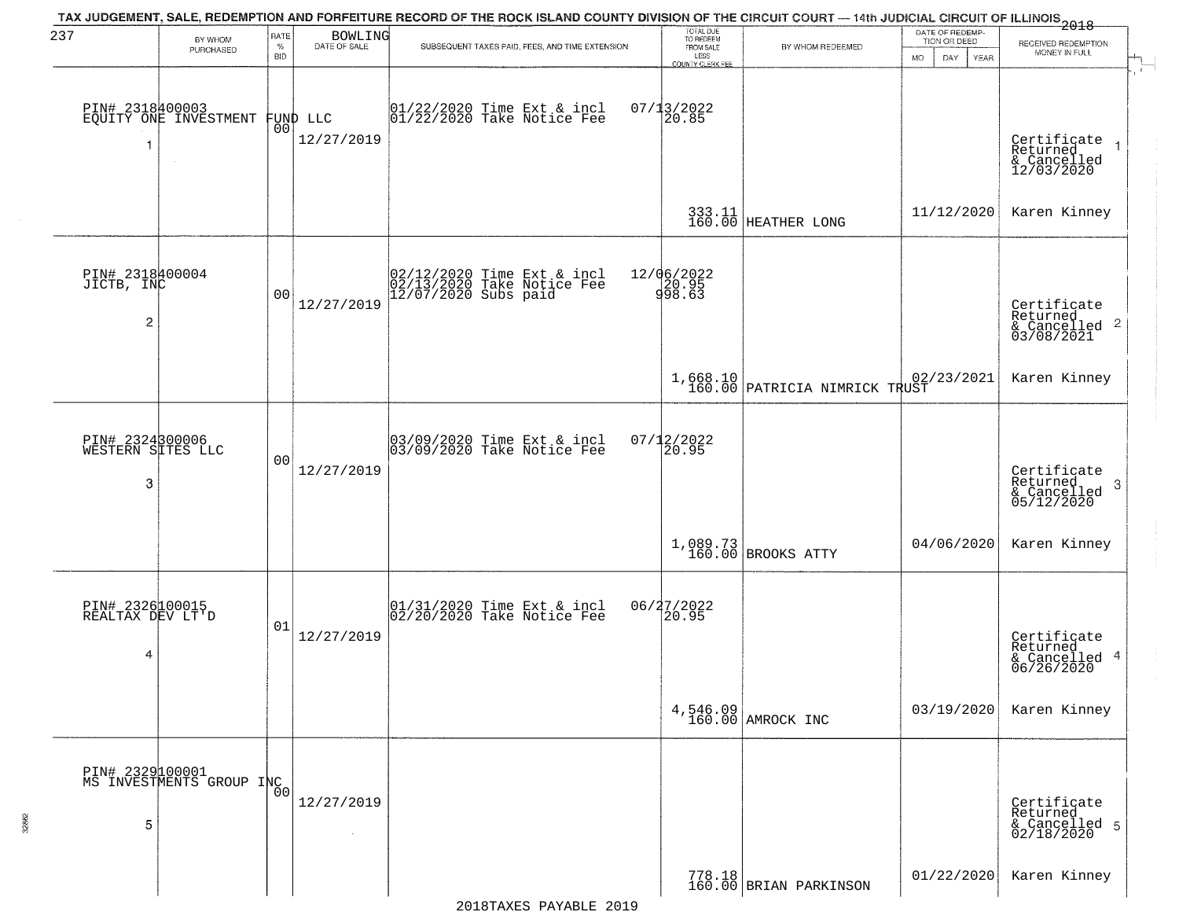# TAX JUDGEMENT, SALE, REDEMPTION AND FORFEITURE RECORD OF THE ROCK ISLAND COUNTY DIVISION OF THE CIRCUIT COURT — 14th JUDICIAL CIRCUIT OF ILLINOIS 2018

237 BOWLING

| | BY WHOM PURCHASED | RATE % BID | DATE OF SALE | SUBSEQUENT TAXES PAID, FEES, AND TIME EXTENSION | TOTAL DUE TO REDEEM FROM SALE LESS COUNTY CLERK FEE | BY WHOM REDEEMED | DATE OF REDEMPTION OR DEED MO DAY YEAR | RECEIVED REDEMPTION MONEY IN FULL |
|---|---|---|---|---|---|---|---|---|
| 1 | PIN# 2318400003 EQUITY ONE INVESTMENT FUND LLC | 00 | 12/27/2019 | 01/22/2020 Time Ext & incl 01/22/2020 Take Notice Fee | 07/13/2022 20.85 333.11 160.00 | HEATHER LONG | 11/12/2020 | Certificate Returned & Cancelled 12/03/2020 Karen Kinney |
| 2 | PIN# 2318400004 JICTB, INC | 00 | 12/27/2019 | 02/12/2020 Time Ext & incl 02/13/2020 Take Notice Fee 12/07/2020 Subs paid | 12/06/2022 20.95 998.63 1,668.10 160.00 | PATRICIA NIMRICK TRUST | 02/23/2021 | Certificate Returned & Cancelled 03/08/2021 Karen Kinney |
| 3 | PIN# 2324300006 WESTERN SITES LLC | 00 | 12/27/2019 | 03/09/2020 Time Ext & incl 03/09/2020 Take Notice Fee | 07/12/2022 20.95 1,089.73 160.00 | BROOKS ATTY | 04/06/2020 | Certificate Returned & Cancelled 05/12/2020 Karen Kinney |
| 4 | PIN# 2326100015 REALTAX DEV LT'D | 01 | 12/27/2019 | 01/31/2020 Time Ext & incl 02/20/2020 Take Notice Fee | 06/27/2022 20.95 4,546.09 160.00 | AMROCK INC | 03/19/2020 | Certificate Returned & Cancelled 06/26/2020 Karen Kinney |
| 5 | PIN# 2329100001 MS INVESTMENTS GROUP INC | 00 | 12/27/2019 | | 778.18 160.00 | BRIAN PARKINSON | 01/22/2020 | Certificate Returned & Cancelled 02/18/2020 Karen Kinney |

2018TAXES PAYABLE 2019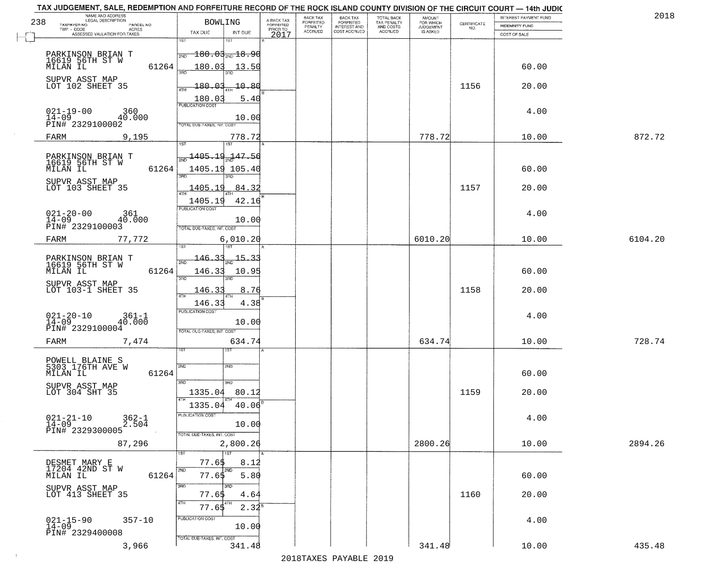TAX JUDGEMENT, SALE, REDEMPTION AND FORFEITURE RECORD OF THE ROCK ISLAND COUNTY DIVISION OF THE CIRCUIT COURT — 14th JUDIC

2018

| NAME AND ADDRESS / LEGAL DESCRIPTION / TAXPAYER NO. / PARCEL NO. / TWP - CODE / ACRES / ASSESSED VALUATION FOR TAXES | BOWLING TAX DUE | INT DUE | A-BACK TAX FORFEITED PRIOR TO 2017 | BACK TAX FORFEITED PENALTY ACCRUED | BACK TAX FORFEITED INTEREST AND COST ACCRUED | TOTAL BACK TAX PENALTY AND COSTS ACCRUED | AMOUNT FOR WHICH JUDGEMENT IS ASKED | CERTIFICATE NO. | INTEREST PAYMENT FUND / INDEMNITY FUND / COST OF SALE | |
|---|---|---|---|---|---|---|---|---|---|---|
| PARKINSON BRIAN T, 16619 56TH ST W, MILAN IL 61264 | 1ST 180.03 | 18.90 | | | | | | | | |
| | 2ND 180.03 | 13.50 | | | | | | | 60.00 | |
| SUPVR ASST MAP, LOT 102 SHEET 35 | 3RD 180.03 | 10.80 | | | | | | 1156 | 20.00 | |
| | 4TH 180.03 | 5.40 | | | | | | | | |
| 021-19-00 360, 14-09 40.000, PIN# 2329100002 | PUBLICATION COST | 10.00 | | | | | | | 4.00 | |
| FARM 9,195 | TOTAL DUE-TAXES, INT. COST | 778.72 | | | | | 778.72 | | 10.00 | 872.72 |
| PARKINSON BRIAN T, 16619 56TH ST W, MILAN IL 61264 | 1ST 1405.19 | 147.56 | | | | | | | | |
| | 2ND 1405.19 | 105.40 | | | | | | | 60.00 | |
| SUPVR ASST MAP, LOT 103 SHEET 35 | 3RD 1405.19 | 84.32 | | | | | | 1157 | 20.00 | |
| | 4TH 1405.19 | 42.16 | | | | | | | | |
| 021-20-00 361, 14-09 40.000, PIN# 2329100003 | PUBLICATION COST | 10.00 | | | | | | | 4.00 | |
| FARM 77,772 | TOTAL DUE-TAXES, INT. COST | 6,010.20 | | | | | 6010.20 | | 10.00 | 6104.20 |
| PARKINSON BRIAN T, 16619 56TH ST W, MILAN IL 61264 | 1ST 146.33 | 15.33 | | | | | | | | |
| | 2ND 146.33 | 10.95 | | | | | | | 60.00 | |
| SUPVR ASST MAP, LOT 103-1 SHEET 35 | 3RD 146.33 | 8.76 | | | | | | 1158 | 20.00 | |
| | 4TH 146.33 | 4.38 | | | | | | | | |
| 021-20-10 361-1, 14-09 40.000, PIN# 2329100004 | PUBLICATION COST | 10.00 | | | | | | | 4.00 | |
| FARM 7,474 | TOTAL DUE-TAXES, INT. COST | 634.74 | | | | | 634.74 | | 10.00 | 728.74 |
| POWELL BLAINE S, 5303 176TH AVE W, MILAN IL 61264 | 1ST | | | | | | | | | |
| | 2ND | | | | | | | | 60.00 | |
| SUPVR ASST MAP, LOT 304 SHT 35 | 3RD 1335.04 | 80.12 | | | | | | 1159 | 20.00 | |
| | 4TH 1335.04 | 40.06 | | | | | | | | |
| 021-21-10 362-1, 14-09 2.504, PIN# 2329300005 | PUBLICATION COST | 10.00 | | | | | | | 4.00 | |
| 87,296 | TOTAL DUE-TAXES, INT. COST | 2,800.26 | | | | | 2800.26 | | 10.00 | 2894.26 |
| DESMET MARY E, 17204 42ND ST W, MILAN IL 61264 | 1ST 77.65 | 8.12 | | | | | | | | |
| | 2ND 77.65 | 5.80 | | | | | | | 60.00 | |
| SUPVR ASST MAP, LOT 413 SHEET 35 | 3RD 77.65 | 4.64 | | | | | | 1160 | 20.00 | |
| | 4TH 77.65 | 2.32 | | | | | | | | |
| 021-15-90 357-10, 14-09, PIN# 2329400008 | PUBLICATION COST | 10.00 | | | | | | | 4.00 | |
| 3,966 | TOTAL DUE-TAXES, INT. COST | 341.48 | | | | | 341.48 | | 10.00 | 435.48 |

2018TAXES PAYABLE 2019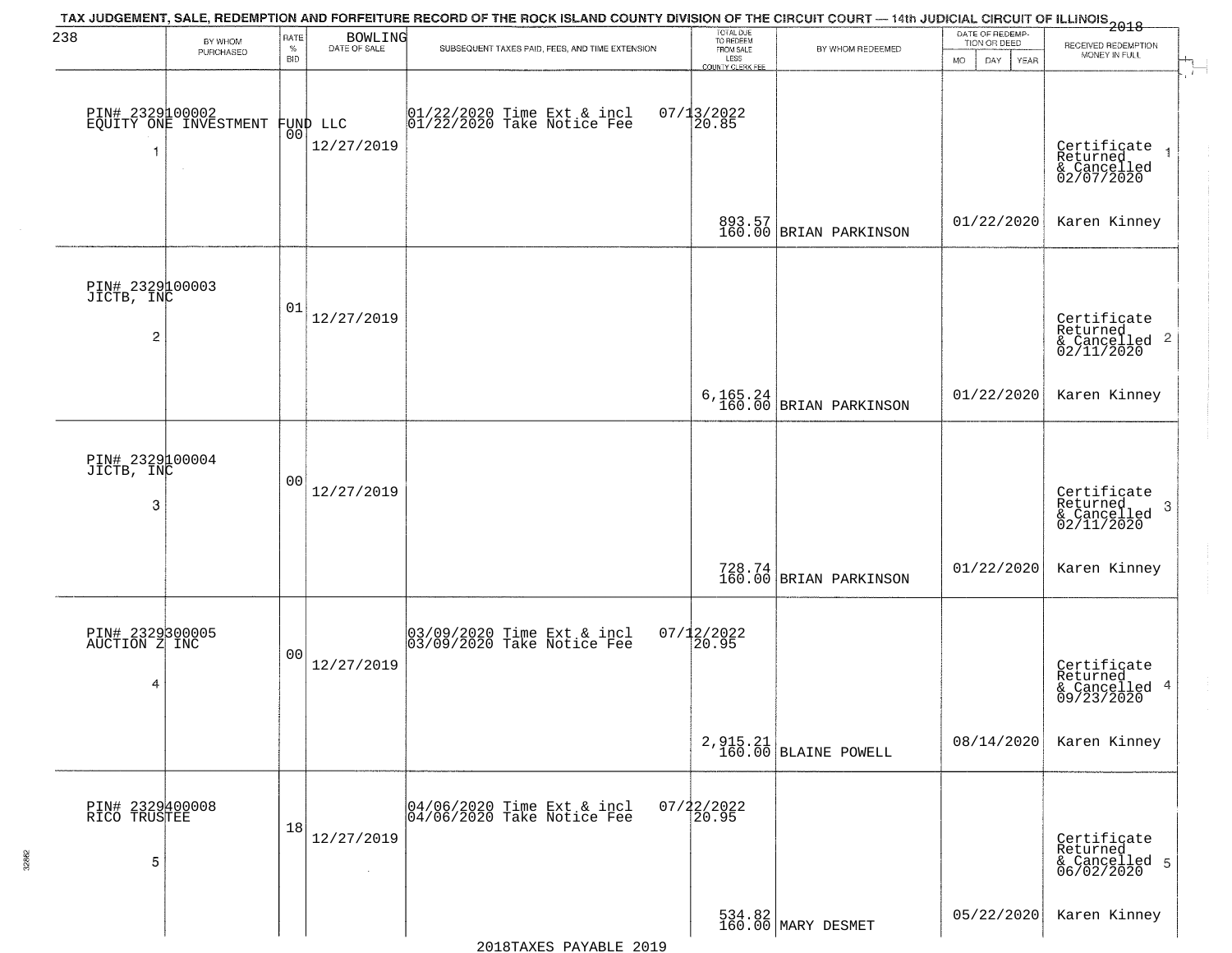TAX JUDGEMENT, SALE, REDEMPTION AND FORFEITURE RECORD OF THE ROCK ISLAND COUNTY DIVISION OF THE CIRCUIT COURT — 14th JUDICIAL CIRCUIT OF ILLINOIS 2018

BOWLING

| BY WHOM PURCHASED | RATE % BID | DATE OF SALE | SUBSEQUENT TAXES PAID, FEES, AND TIME EXTENSION | TOTAL DUE TO REDEEM FROM SALE LESS COUNTY CLERK FEE | BY WHOM REDEEMED | DATE OF REDEMPTION OR DEED MO DAY YEAR | RECEIVED REDEMPTION MONEY IN FULL |
|---|---|---|---|---|---|---|---|
| PIN# 2329100002 EQUITY ONE INVESTMENT FUND LLC 1 | 00 | 12/27/2019 | 01/22/2020 Time Ext & incl 07/13/2022 01/22/2020 Take Notice Fee 20.85 | 893.57 160.00 | BRIAN PARKINSON | 01/22/2020 | Certificate Returned & Cancelled 02/07/2020 Karen Kinney |
| PIN# 2329100003 JICTB, INC 2 | 01 | 12/27/2019 | | 6,165.24 160.00 | BRIAN PARKINSON | 01/22/2020 | Certificate Returned & Cancelled 02/11/2020 Karen Kinney |
| PIN# 2329100004 JICTB, INC 3 | 00 | 12/27/2019 | | 728.74 160.00 | BRIAN PARKINSON | 01/22/2020 | Certificate Returned & Cancelled 02/11/2020 Karen Kinney |
| PIN# 2329300005 AUCTION Z INC 4 | 00 | 12/27/2019 | 03/09/2020 Time Ext & incl 07/12/2022 03/09/2020 Take Notice Fee 20.95 | 2,915.21 160.00 | BLAINE POWELL | 08/14/2020 | Certificate Returned & Cancelled 09/23/2020 Karen Kinney |
| PIN# 2329400008 RICO TRUSTEE 5 | 18 | 12/27/2019 | 04/06/2020 Time Ext & incl 07/22/2022 04/06/2020 Take Notice Fee 20.95 | 534.82 160.00 | MARY DESMET | 05/22/2020 | Certificate Returned & Cancelled 06/02/2020 Karen Kinney |

2018TAXES PAYABLE 2019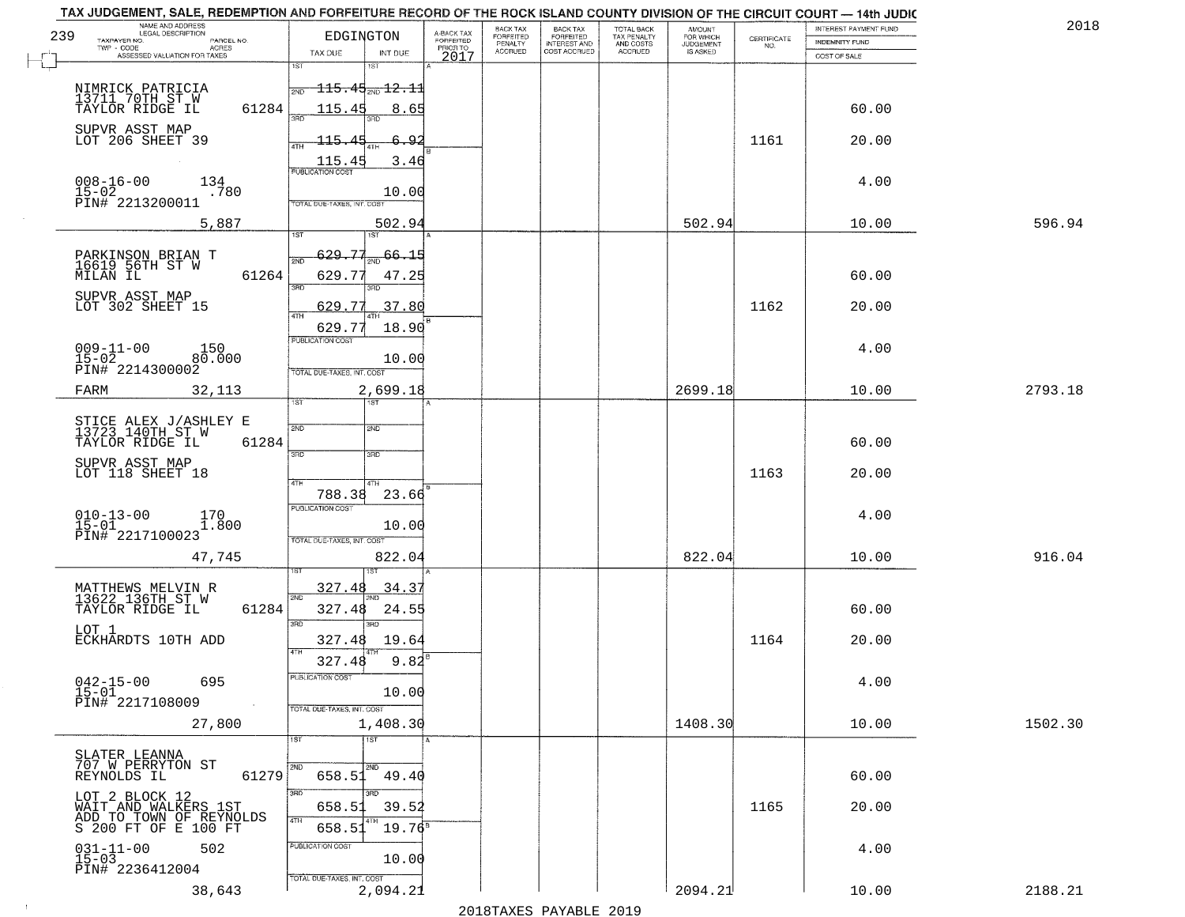TAX JUDGEMENT, SALE, REDEMPTION AND FORFEITURE RECORD OF THE ROCK ISLAND COUNTY DIVISION OF THE CIRCUIT COURT — 14th JUDIC

2018

239

| NAME AND ADDRESS / LEGAL DESCRIPTION / TAXPAYER NO. / PARCEL NO. / TWP - CODE / ACRES / ASSESSED VALUATION FOR TAXES | EDGINGTON TAX DUE | INT DUE | A-BACK TAX FORFEITED PRIOR TO 2017 | BACK TAX FORFEITED PENALTY ACCRUED | BACK TAX FORFEITED INTEREST AND COST ACCRUED | TOTAL BACK TAX PENALTY AND COSTS ACCRUED | AMOUNT FOR WHICH JUDGEMENT IS ASKED | CERTIFICATE NO. | INTEREST PAYMENT FUND / INDEMNITY FUND / COST OF SALE | |
|---|---|---|---|---|---|---|---|---|---|---|
| NIMRICK PATRICIA<br>13711 70TH ST W<br>TAYLOR RIDGE IL 61284<br>SUPVR ASST MAP<br>LOT 206 SHEET 39<br>008-16-00 134<br>15-02 .780<br>PIN# 2213200011<br>5,887 | 1ST 115.45<br>2ND 115.45<br>3RD 115.45<br>4TH 115.45<br>PUBLICATION COST<br>TOTAL DUE-TAXES, INT. COST | 12.11<br>8.65<br>6.92<br>3.46<br>10.00<br>502.94 | | | | | 502.94 | 1161 | 60.00<br>20.00<br>4.00<br>10.00 | 596.94 |
| PARKINSON BRIAN T<br>16619 56TH ST W<br>MILAN IL 61264<br>SUPVR ASST MAP<br>LOT 302 SHEET 15<br>009-11-00 150<br>15-02 80.000<br>PIN# 2214300002<br>FARM 32,113 | 1ST 629.77<br>2ND 629.77<br>3RD 629.77<br>4TH 629.77<br>PUBLICATION COST<br>TOTAL DUE-TAXES, INT. COST | 66.15<br>47.25<br>37.80<br>18.90<br>10.00<br>2,699.18 | | | | | 2699.18 | 1162 | 60.00<br>20.00<br>4.00<br>10.00 | 2793.18 |
| STICE ALEX J/ASHLEY E<br>13723 140TH ST W<br>TAYLOR RIDGE IL 61284<br>SUPVR ASST MAP<br>LOT 118 SHEET 18<br>010-13-00 170<br>15-01 1.800<br>PIN# 2217100023<br>47,745 | 1ST<br>2ND<br>3RD<br>4TH 788.38<br>PUBLICATION COST<br>TOTAL DUE-TAXES, INT. COST | <br><br><br>23.66<br>10.00<br>822.04 | | | | | 822.04 | 1163 | 60.00<br>20.00<br>4.00<br>10.00 | 916.04 |
| MATTHEWS MELVIN R<br>13622 136TH ST W<br>TAYLOR RIDGE IL 61284<br>LOT 1<br>ECKHARDTS 10TH ADD<br>042-15-00 695<br>15-01<br>PIN# 2217108009<br>27,800 | 1ST 327.48<br>2ND 327.48<br>3RD 327.48<br>4TH 327.48<br>PUBLICATION COST<br>TOTAL DUE-TAXES, INT. COST | 34.37<br>24.55<br>19.64<br>9.82<br>10.00<br>1,408.30 | | | | | 1408.30 | 1164 | 60.00<br>20.00<br>4.00<br>10.00 | 1502.30 |
| SLATER LEANNA<br>707 W PERRYTON ST<br>REYNOLDS IL 61279<br>LOT 2 BLOCK 12<br>WAIT AND WALKERS 1ST<br>ADD TO TOWN OF REYNOLDS<br>S 200 FT OF E 100 FT<br>031-11-00 502<br>15-03<br>PIN# 2236412004<br>38,643 | 1ST<br>2ND 658.51<br>3RD 658.51<br>4TH 658.51<br>PUBLICATION COST<br>TOTAL DUE-TAXES, INT. COST | <br>49.40<br>39.52<br>19.76<br>10.00<br>2,094.21 | | | | | 2094.21 | 1165 | 60.00<br>20.00<br>4.00<br>10.00 | 2188.21 |

2018TAXES PAYABLE 2019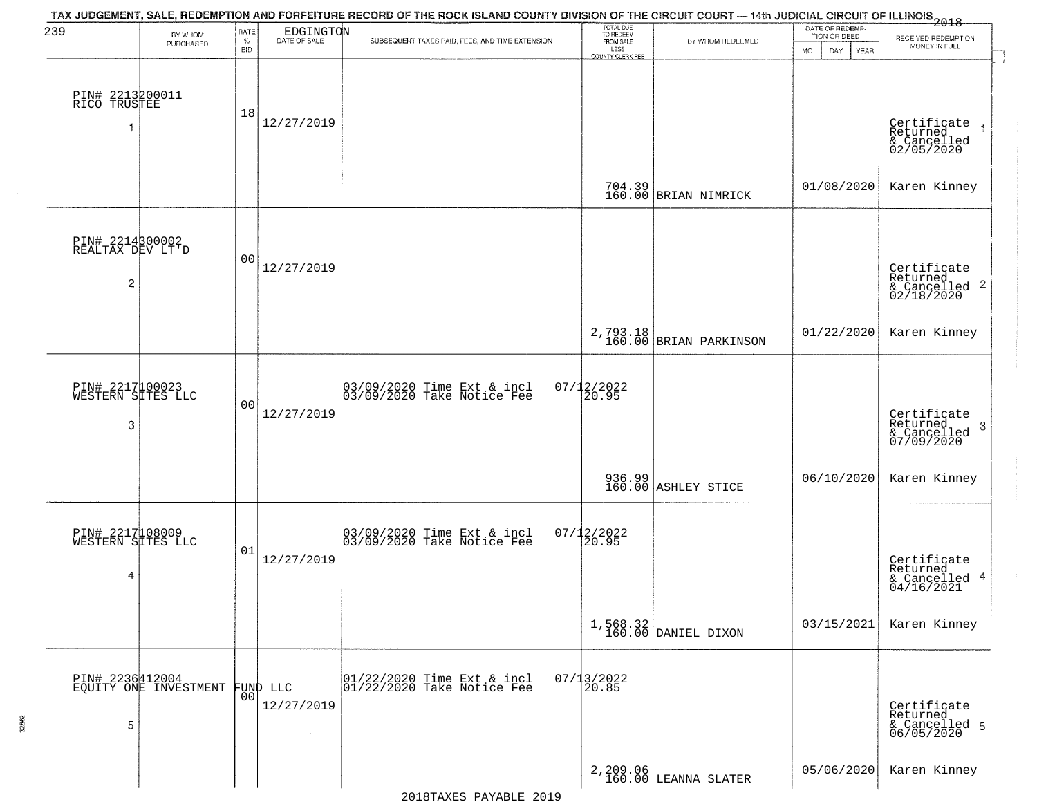TAX JUDGEMENT, SALE, REDEMPTION AND FORFEITURE RECORD OF THE ROCK ISLAND COUNTY DIVISION OF THE CIRCUIT COURT — 14th JUDICIAL CIRCUIT OF ILLINOIS 2018

239 EDGINGTON

| BY WHOM PURCHASED | RATE % BID | DATE OF SALE | SUBSEQUENT TAXES PAID, FEES, AND TIME EXTENSION | TOTAL DUE TO REDEEM FROM SALE LESS COUNTY CLERK FEE | BY WHOM REDEEMED | DATE OF REDEMPTION OR DEED MO DAY YEAR | RECEIVED REDEMPTION MONEY IN FULL |
|---|---|---|---|---|---|---|---|
| PIN# 2213200011 RICO TRUSTEE 1 | 18 | 12/27/2019 | | 704.39 160.00 | BRIAN NIMRICK | 01/08/2020 | Certificate Returned & Cancelled 02/05/2020 Karen Kinney |
| PIN# 2214300002 REALTAX DEV LT'D 2 | 00 | 12/27/2019 | | 2,793.18 160.00 | BRIAN PARKINSON | 01/22/2020 | Certificate Returned & Cancelled 02/18/2020 Karen Kinney |
| PIN# 2217100023 WESTERN SITES LLC 3 | 00 | 12/27/2019 | 03/09/2020 Time Ext & incl 03/09/2020 Take Notice Fee 07/12/2022 20.95 | 936.99 160.00 | ASHLEY STICE | 06/10/2020 | Certificate Returned & Cancelled 07/09/2020 Karen Kinney |
| PIN# 2217108009 WESTERN SITES LLC 4 | 01 | 12/27/2019 | 03/09/2020 Time Ext & incl 03/09/2020 Take Notice Fee 07/12/2022 20.95 | 1,568.32 160.00 | DANIEL DIXON | 03/15/2021 | Certificate Returned & Cancelled 04/16/2021 Karen Kinney |
| PIN# 2236412004 EQUITY ONE INVESTMENT FUND LLC 5 | 00 | 12/27/2019 | 01/22/2020 Time Ext & incl 01/22/2020 Take Notice Fee 07/13/2022 20.85 | 2,209.06 160.00 | LEANNA SLATER | 05/06/2020 | Certificate Returned & Cancelled 06/05/2020 Karen Kinney |

2018TAXES PAYABLE 2019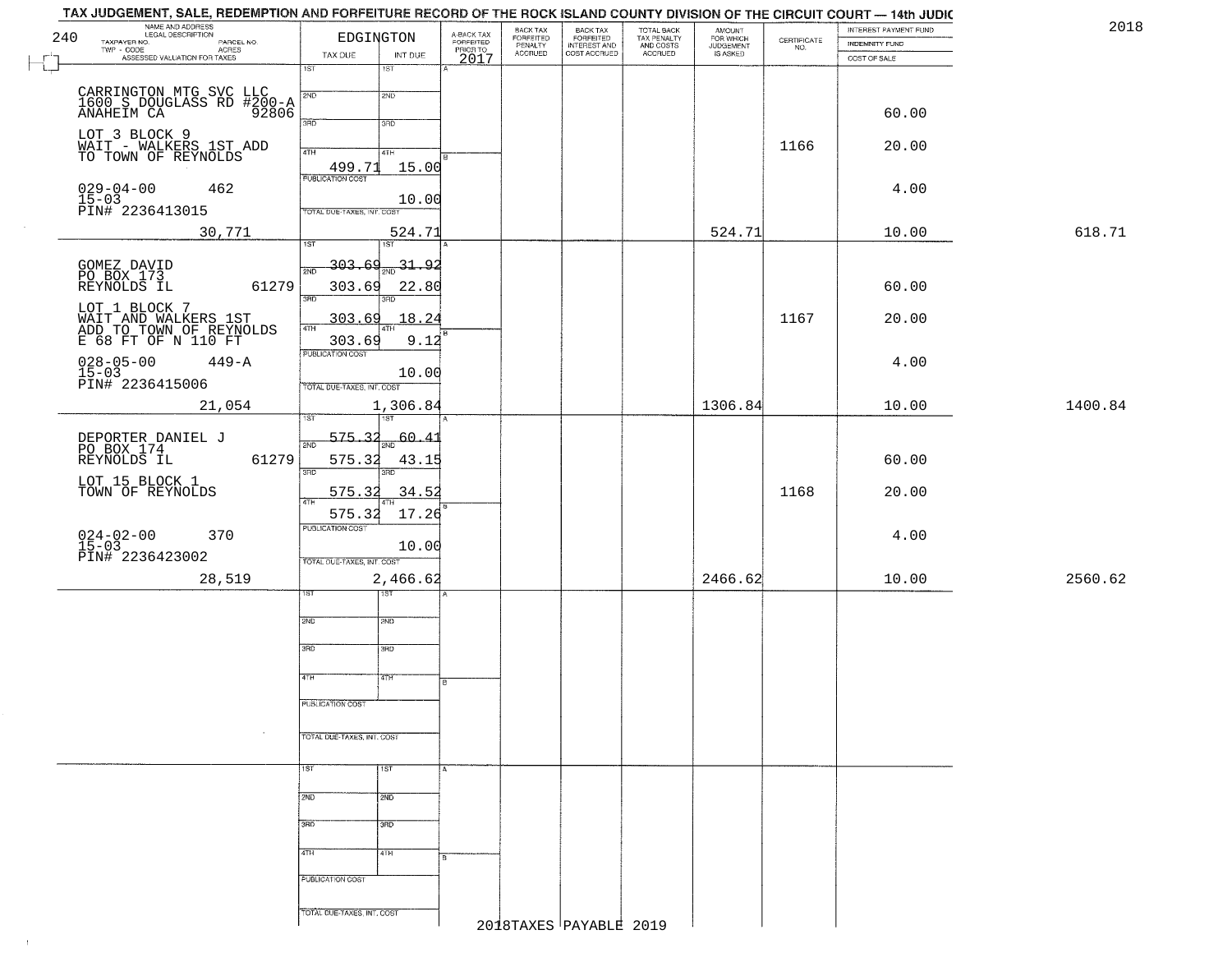# TAX JUDGEMENT, SALE, REDEMPTION AND FORFEITURE RECORD OF THE ROCK ISLAND COUNTY DIVISION OF THE CIRCUIT COURT — 14th JUDIC

2018

240

| NAME AND ADDRESS / LEGAL DESCRIPTION / TAXPAYER NO. / PARCEL NO. / TWP - CODE / ACRES / ASSESSED VALUATION FOR TAXES | EDGINGTON TAX DUE | INT DUE | A-BACK TAX FORFEITED PRIOR TO 2017 | BACK TAX FORFEITED PENALTY ACCRUED | BACK TAX FORFEITED INTEREST AND COST ACCRUED | TOTAL BACK TAX PENALTY AND COSTS ACCRUED | AMOUNT FOR WHICH JUDGEMENT IS ASKED | CERTIFICATE NO. | INTEREST PAYMENT FUND / INDEMNITY FUND / COST OF SALE | |
|---|---|---|---|---|---|---|---|---|---|---|
| CARRINGTON MTG SVC LLC<br>1600 S DOUGLASS RD #200-A<br>ANAHEIM CA 92806<br>LOT 3 BLOCK 9<br>WAIT - WALKERS 1ST ADD<br>TO TOWN OF REYNOLDS<br>029-04-00 462<br>15-03<br>PIN# 2236413015<br>30,771 | 1ST<br>2ND<br>3RD<br>4TH 499.71<br>PUBLICATION COST<br>TOTAL DUE-TAXES, INT. COST 524.71 | 1ST<br>2ND<br>3RD<br>4TH 15.00<br>10.00 | | | | | 524.71 | 1166 | 60.00<br>20.00<br>4.00<br>10.00 | 618.71 |
| GOMEZ DAVID<br>PO BOX 173<br>REYNOLDS IL 61279<br>LOT 1 BLOCK 7<br>WAIT AND WALKERS 1ST<br>ADD TO TOWN OF REYNOLDS<br>E 68 FT OF N 110 FT<br>028-05-00 449-A<br>15-03<br>PIN# 2236415006<br>21,054 | 1ST 303.69<br>2ND 303.69<br>3RD 303.69<br>4TH 303.69<br>PUBLICATION COST<br>TOTAL DUE-TAXES, INT. COST 1,306.84 | 1ST 31.92<br>2ND 22.80<br>3RD 18.24<br>4TH 9.12<br>10.00 | | | | | 1306.84 | 1167 | 60.00<br>20.00<br>4.00<br>10.00 | 1400.84 |
| DEPORTER DANIEL J<br>PO BOX 174<br>REYNOLDS IL 61279<br>LOT 15 BLOCK 1<br>TOWN OF REYNOLDS<br>024-02-00 370<br>15-03<br>PIN# 2236423002<br>28,519 | 1ST 575.32<br>2ND 575.32<br>3RD 575.32<br>4TH 575.32<br>PUBLICATION COST<br>TOTAL DUE-TAXES, INT. COST 2,466.62 | 1ST 60.41<br>2ND 43.15<br>3RD 34.52<br>4TH 17.26<br>10.00 | | | | | 2466.62 | 1168 | 60.00<br>20.00<br>4.00<br>10.00 | 2560.62 |
| | 1ST<br>2ND<br>3RD<br>4TH<br>PUBLICATION COST<br>TOTAL DUE-TAXES, INT. COST | 1ST<br>2ND<br>3RD<br>4TH | | | | | | | | |
| | 1ST<br>2ND<br>3RD<br>4TH<br>PUBLICATION COST<br>TOTAL DUE-TAXES, INT. COST | 1ST<br>2ND<br>3RD<br>4TH | | | | | | | | |

2018TAXES PAYABLE 2019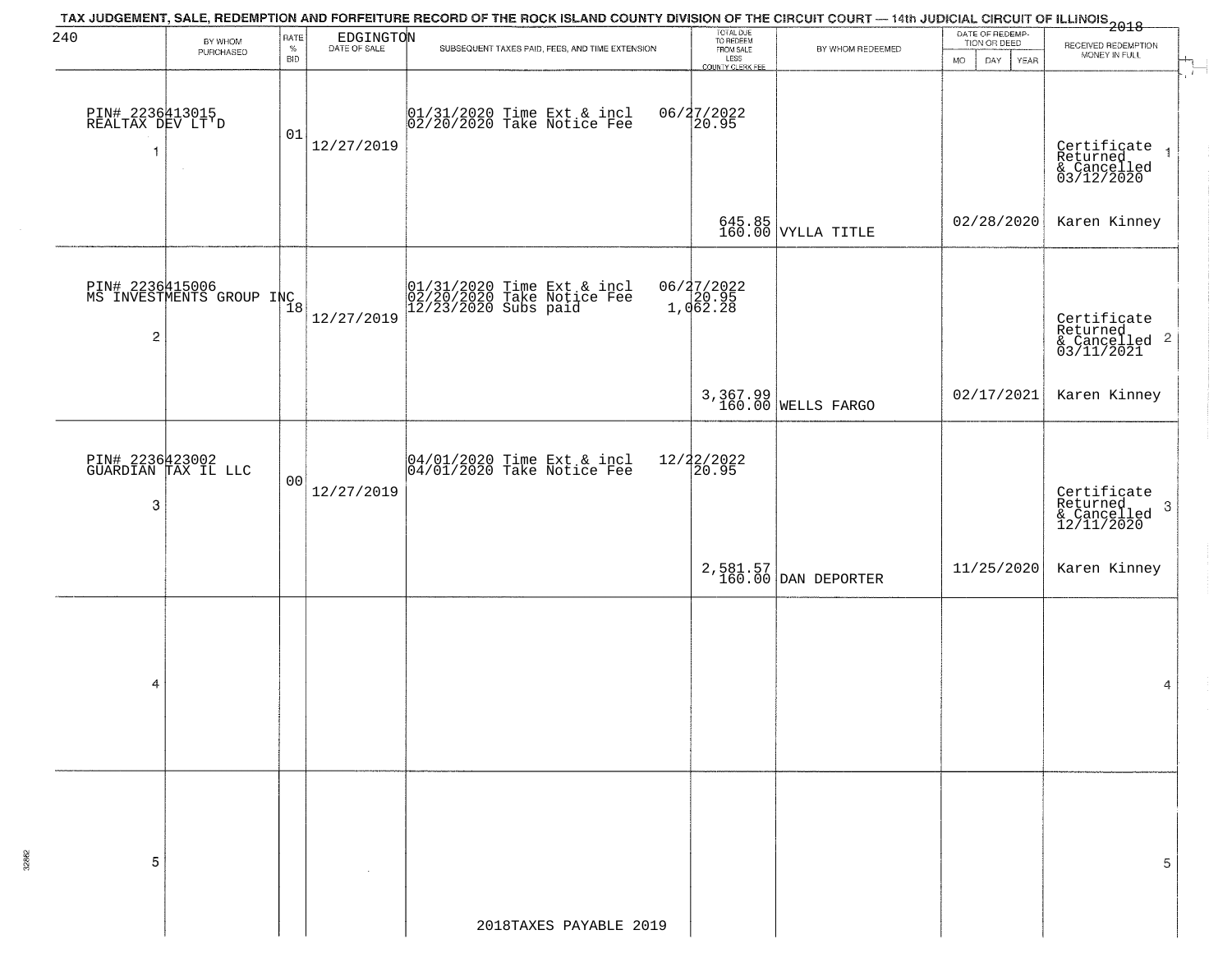# TAX JUDGEMENT, SALE, REDEMPTION AND FORFEITURE RECORD OF THE ROCK ISLAND COUNTY DIVISION OF THE CIRCUIT COURT — 14th JUDICIAL CIRCUIT OF ILLINOIS 2018

240 EDGINGTON

| | BY WHOM PURCHASED | RATE % BID | DATE OF SALE | SUBSEQUENT TAXES PAID, FEES, AND TIME EXTENSION | TOTAL DUE TO REDEEM FROM SALE LESS COUNTY CLERK FEE | BY WHOM REDEEMED | DATE OF REDEMPTION OR DEED MO DAY YEAR | RECEIVED REDEMPTION MONEY IN FULL |
|---|---|---|---|---|---|---|---|---|
| 1 | PIN# 2236413015 REALTAX DEV LT'D | 01 | 12/27/2019 | 01/31/2020 Time Ext & incl 02/20/2020 Take Notice Fee | 06/27/2022 20.95 | | | Certificate Returned & Cancelled 03/12/2020 |
| | | | | | 645.85 160.00 | VYLLA TITLE | 02/28/2020 | Karen Kinney |
| 2 | PIN# 2236415006 MS INVESTMENTS GROUP INC | 18 | 12/27/2019 | 01/31/2020 Time Ext & incl 02/20/2020 Take Notice Fee 12/23/2020 Subs paid | 06/27/2022 20.95 1,062.28 | | | Certificate Returned & Cancelled 03/11/2021 |
| | | | | | 3,367.99 160.00 | WELLS FARGO | 02/17/2021 | Karen Kinney |
| 3 | PIN# 2236423002 GUARDIAN TAX IL LLC | 00 | 12/27/2019 | 04/01/2020 Time Ext & incl 04/01/2020 Take Notice Fee | 12/22/2022 20.95 | | | Certificate Returned & Cancelled 12/11/2020 |
| | | | | | 2,581.57 160.00 | DAN DEPORTER | 11/25/2020 | Karen Kinney |
| 4 | | | | | | | | |
| 5 | | | | | | | | |

2018TAXES PAYABLE 2019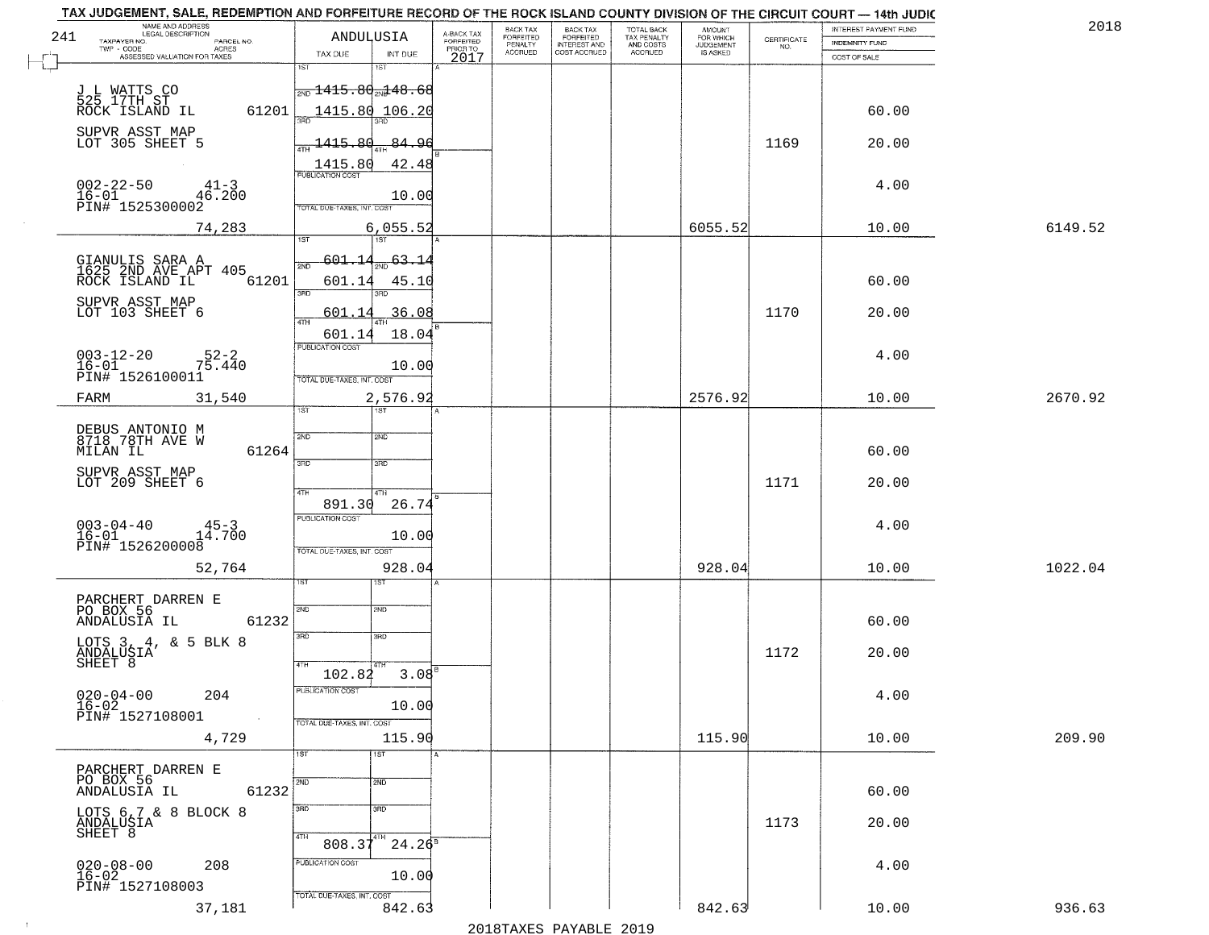# TAX JUDGEMENT, SALE, REDEMPTION AND FORFEITURE RECORD OF THE ROCK ISLAND COUNTY DIVISION OF THE CIRCUIT COURT — 14th JUDIC

2018

| NAME AND ADDRESS / LEGAL DESCRIPTION / TAXPAYER NO. / PARCEL NO. / TWP - CODE / ACRES / ASSESSED VALUATION FOR TAXES | ANDULUSIA TAX DUE | INT DUE | A-BACK TAX FORFEITED PRIOR TO 2017 | BACK TAX FORFEITED PENALTY ACCRUED | BACK TAX FORFEITED INTEREST AND COST ACCRUED | TOTAL BACK TAX PENALTY AND COSTS ACCRUED | AMOUNT FOR WHICH JUDGEMENT IS ASKED | CERTIFICATE NO. | INTEREST PAYMENT FUND / INDEMNITY FUND / COST OF SALE | |
|---|---|---|---|---|---|---|---|---|---|---|
| J L WATTS CO<br>525 17TH ST<br>ROCK ISLAND IL 61201<br>SUPVR ASST MAP<br>LOT 305 SHEET 5<br>002-22-50 41-3<br>16-01 46.200<br>PIN# 1525300002<br>74,283 | 1ST<br>2ND 1415.80<br>3RD 1415.80<br>4TH 1415.80<br>1415.80<br>PUBLICATION COST<br>TOTAL DUE-TAXES, INT. COST | 1ST<br>2ND 148.68<br>3RD 106.20<br>4TH 84.96<br>42.48<br>10.00<br>6,055.52 | | | | | 6055.52 | 1169 | 60.00<br>20.00<br>4.00<br>10.00 | 6149.52 |
| GIANULIS SARA A<br>1625 2ND AVE APT 405<br>ROCK ISLAND IL 61201<br>SUPVR ASST MAP<br>LOT 103 SHEET 6<br>003-12-20 52-2<br>16-01 75.440<br>PIN# 1526100011<br>FARM 31,540 | 1ST<br>2ND 601.14<br>3RD 601.14<br>4TH 601.14<br>601.14<br>PUBLICATION COST<br>TOTAL DUE-TAXES, INT. COST | 1ST<br>2ND 63.14<br>3RD 45.10<br>4TH 36.08<br>18.04<br>10.00<br>2,576.92 | | | | | 2576.92 | 1170 | 60.00<br>20.00<br>4.00<br>10.00 | 2670.92 |
| DEBUS ANTONIO M<br>8718 78TH AVE W<br>MILAN IL 61264<br>SUPVR ASST MAP<br>LOT 209 SHEET 6<br>003-04-40 45-3<br>16-01 14.700<br>PIN# 1526200008<br>52,764 | 1ST<br>2ND<br>3RD<br>4TH<br>891.30<br>PUBLICATION COST<br>TOTAL DUE-TAXES, INT. COST | 1ST<br>2ND<br>3RD<br>4TH<br>26.74<br>10.00<br>928.04 | | | | | 928.04 | 1171 | 60.00<br>20.00<br>4.00<br>10.00 | 1022.04 |
| PARCHERT DARREN E<br>PO BOX 56<br>ANDALUSIA IL 61232<br>LOTS 3, 4, & 5 BLK 8<br>ANDALUSIA<br>SHEET 8<br>020-04-00 204<br>16-02<br>PIN# 1527108001<br>4,729 | 1ST<br>2ND<br>3RD<br>4TH<br>102.82<br>PUBLICATION COST<br>TOTAL DUE-TAXES, INT. COST | 1ST<br>2ND<br>3RD<br>4TH<br>3.08<br>10.00<br>115.90 | | | | | 115.90 | 1172 | 60.00<br>20.00<br>4.00<br>10.00 | 209.90 |
| PARCHERT DARREN E<br>PO BOX 56<br>ANDALUSIA IL 61232<br>LOTS 6,7 & 8 BLOCK 8<br>ANDALUSIA<br>SHEET 8<br>020-08-00 208<br>16-02<br>PIN# 1527108003<br>37,181 | 1ST<br>2ND<br>3RD<br>4TH<br>808.37<br>PUBLICATION COST<br>TOTAL DUE-TAXES, INT. COST | 1ST<br>2ND<br>3RD<br>4TH<br>24.26<br>10.00<br>842.63 | | | | | 842.63 | 1173 | 60.00<br>20.00<br>4.00<br>10.00 | 936.63 |

2018TAXES PAYABLE 2019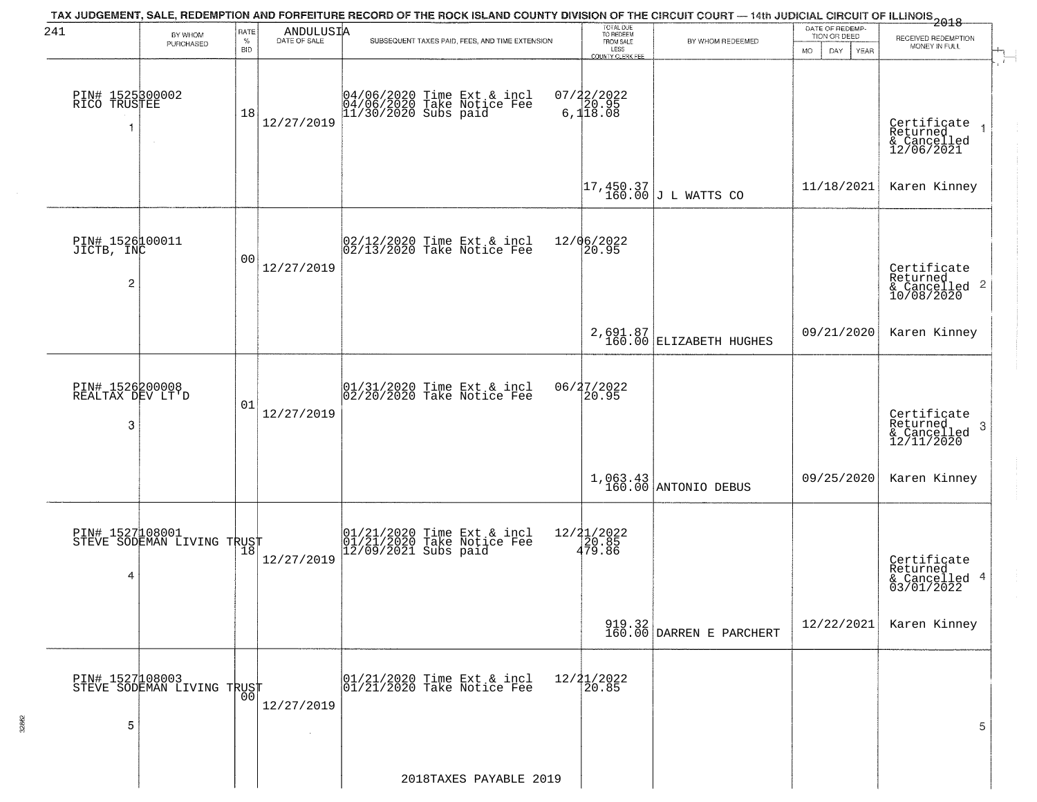TAX JUDGEMENT, SALE, REDEMPTION AND FORFEITURE RECORD OF THE ROCK ISLAND COUNTY DIVISION OF THE CIRCUIT COURT — 14th JUDICIAL CIRCUIT OF ILLINOIS 2018

241 ANDULUSIA

| | BY WHOM PURCHASED | RATE % BID | DATE OF SALE | SUBSEQUENT TAXES PAID, FEES, AND TIME EXTENSION | TOTAL DUE TO REDEEM FROM SALE LESS COUNTY CLERK FEE | BY WHOM REDEEMED | DATE OF REDEMPTION OR DEED MO DAY YEAR | RECEIVED REDEMPTION MONEY IN FULL | |
|---|---|---|---|---|---|---|---|---|---|
| 1 | PIN# 1525300002 RICO TRUSTEE | 18 | 12/27/2019 | 04/06/2020 Time Ext & incl 04/06/2020 Take Notice Fee 11/30/2020 Subs paid | 07/22/2022 20.95 6,118.08 17,450.37 160.00 | J L WATTS CO | 11/18/2021 | Certificate Returned & Cancelled 12/06/2021 Karen Kinney | 1 |
| 2 | PIN# 1526100011 JICTB, INC | 00 | 12/27/2019 | 02/12/2020 Time Ext & incl 02/13/2020 Take Notice Fee | 12/06/2022 20.95 2,691.87 160.00 | ELIZABETH HUGHES | 09/21/2020 | Certificate Returned & Cancelled 10/08/2020 Karen Kinney | 2 |
| 3 | PIN# 1526200008 REALTAX DEV LT'D | 01 | 12/27/2019 | 01/31/2020 Time Ext & incl 02/20/2020 Take Notice Fee | 06/27/2022 20.95 1,063.43 160.00 | ANTONIO DEBUS | 09/25/2020 | Certificate Returned & Cancelled 12/11/2020 Karen Kinney | 3 |
| 4 | PIN# 1527108001 STEVE SODEMAN LIVING TRUST | 18 | 12/27/2019 | 01/21/2020 Time Ext & incl 01/21/2020 Take Notice Fee 12/09/2021 Subs paid | 12/21/2022 20.85 479.86 919.32 160.00 | DARREN E PARCHERT | 12/22/2021 | Certificate Returned & Cancelled 03/01/2022 Karen Kinney | 4 |
| 5 | PIN# 1527108003 STEVE SODEMAN LIVING TRUST | 00 | 12/27/2019 | 01/21/2020 Time Ext & incl 01/21/2020 Take Notice Fee | 12/21/2022 20.85 | | | | 5 |

2018TAXES PAYABLE 2019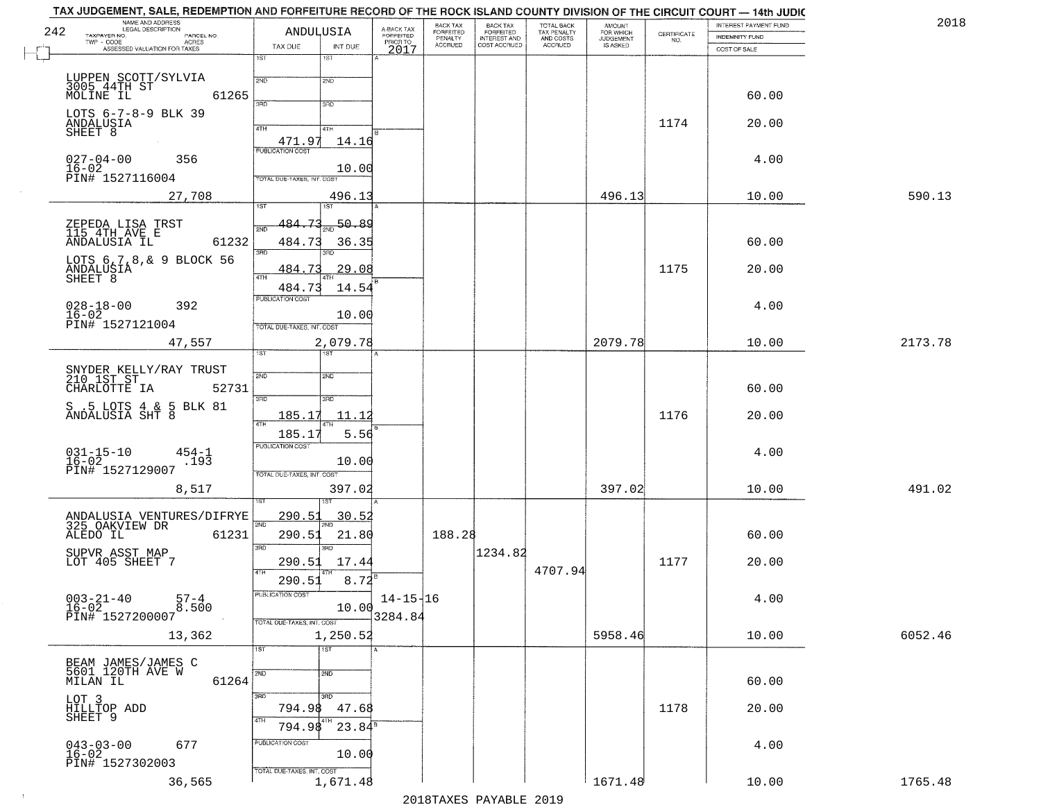TAX JUDGEMENT, SALE, REDEMPTION AND FORFEITURE RECORD OF THE ROCK ISLAND COUNTY DIVISION OF THE CIRCUIT COURT — 14th JUDIC

2018

242 — ANDULUSIA

| NAME AND ADDRESS / LEGAL DESCRIPTION / TAXPAYER NO. / PARCEL NO. / TWP - CODE / ACRES / ASSESSED VALUATION FOR TAXES | TAX DUE | INT DUE | A-BACK TAX FORFEITED PRIOR TO 2017 | BACK TAX FORFEITED PENALTY ACCRUED | BACK TAX FORFEITED INTEREST AND COST ACCRUED | TOTAL BACK TAX PENALTY AND COSTS ACCRUED | AMOUNT FOR WHICH JUDGEMENT IS ASKED | CERTIFICATE NO. | INTEREST PAYMENT FUND / INDEMNITY FUND / COST OF SALE | |
|---|---|---|---|---|---|---|---|---|---|---|
| LUPPEN SCOTT/SYLVIA<br>3005 44TH ST<br>MOLINE IL 61265<br>LOTS 6-7-8-9 BLK 39<br>ANDALUSIA<br>SHEET 8<br>027-04-00 356<br>16-02<br>PIN# 1527116004<br>27,708 | 1ST<br>2ND<br>3RD<br>4TH 471.97<br>PUBLICATION COST<br>TOTAL DUE-TAXES, INT. COST | 1ST<br>2ND<br>3RD<br>4TH 14.16<br>10.00<br>496.13 | | | | | 496.13 | 1174 | 60.00<br>20.00<br>4.00<br>10.00 | 590.13 |
| ZEPEDA LISA TRST<br>115 4TH AVE E<br>ANDALUSIA IL 61232<br>LOTS 6,7,8,& 9 BLOCK 56<br>ANDALUSIA<br>SHEET 8<br>028-18-00 392<br>16-02<br>PIN# 1527121004<br>47,557 | 1ST 484.73<br>2ND 484.73<br>3RD 484.73<br>4TH 484.73<br>PUBLICATION COST<br>TOTAL DUE-TAXES, INT. COST | 1ST 50.89<br>2ND 36.35<br>3RD 29.08<br>4TH 14.54<br>10.00<br>2,079.78 | | | | | 2079.78 | 1175 | 60.00<br>20.00<br>4.00<br>10.00 | 2173.78 |
| SNYDER KELLY/RAY TRUST<br>210 1ST ST<br>CHARLOTTE IA 52731<br>S .5 LOTS 4 & 5 BLK 81<br>ANDALUSIA SHT 8<br>031-15-10 454-1<br>16-02 .193<br>PIN# 1527129007<br>8,517 | 1ST<br>2ND<br>3RD 185.17<br>4TH 185.17<br>PUBLICATION COST<br>TOTAL DUE-TAXES, INT. COST | 1ST<br>2ND<br>3RD 11.12<br>4TH 5.56<br>10.00<br>397.02 | | | | | 397.02 | 1176 | 60.00<br>20.00<br>4.00<br>10.00 | 491.02 |
| ANDALUSIA VENTURES/DIFRYE<br>325 OAKVIEW DR<br>ALEDO IL 61231<br>SUPVR ASST MAP<br>LOT 405 SHEET 7<br>003-21-40 57-4<br>16-02 8.500<br>PIN# 1527200007<br>13,362 | 1ST 290.51<br>2ND 290.51<br>3RD 290.51<br>4TH 290.51<br>PUBLICATION COST<br>TOTAL DUE-TAXES, INT. COST | 1ST 30.52<br>2ND 21.80<br>3RD 17.44<br>4TH 8.72<br>10.00<br>1,250.52 | 14-15-16<br>3284.84 | 188.28 | 1234.82 | 4707.94 | 5958.46 | 1177 | 60.00<br>20.00<br>4.00<br>10.00 | 6052.46 |
| BEAM JAMES/JAMES C<br>5601 120TH AVE W<br>MILAN IL 61264<br>LOT 3<br>HILLTOP ADD<br>SHEET 9<br>043-03-00 677<br>16-02<br>PIN# 1527302003<br>36,565 | 1ST<br>2ND<br>3RD 794.98<br>4TH 794.98<br>PUBLICATION COST<br>TOTAL DUE-TAXES, INT. COST | 1ST<br>2ND<br>3RD 47.68<br>4TH 23.84<br>10.00<br>1,671.48 | | | | | 1671.48 | 1178 | 60.00<br>20.00<br>4.00<br>10.00 | 1765.48 |

2018TAXES PAYABLE 2019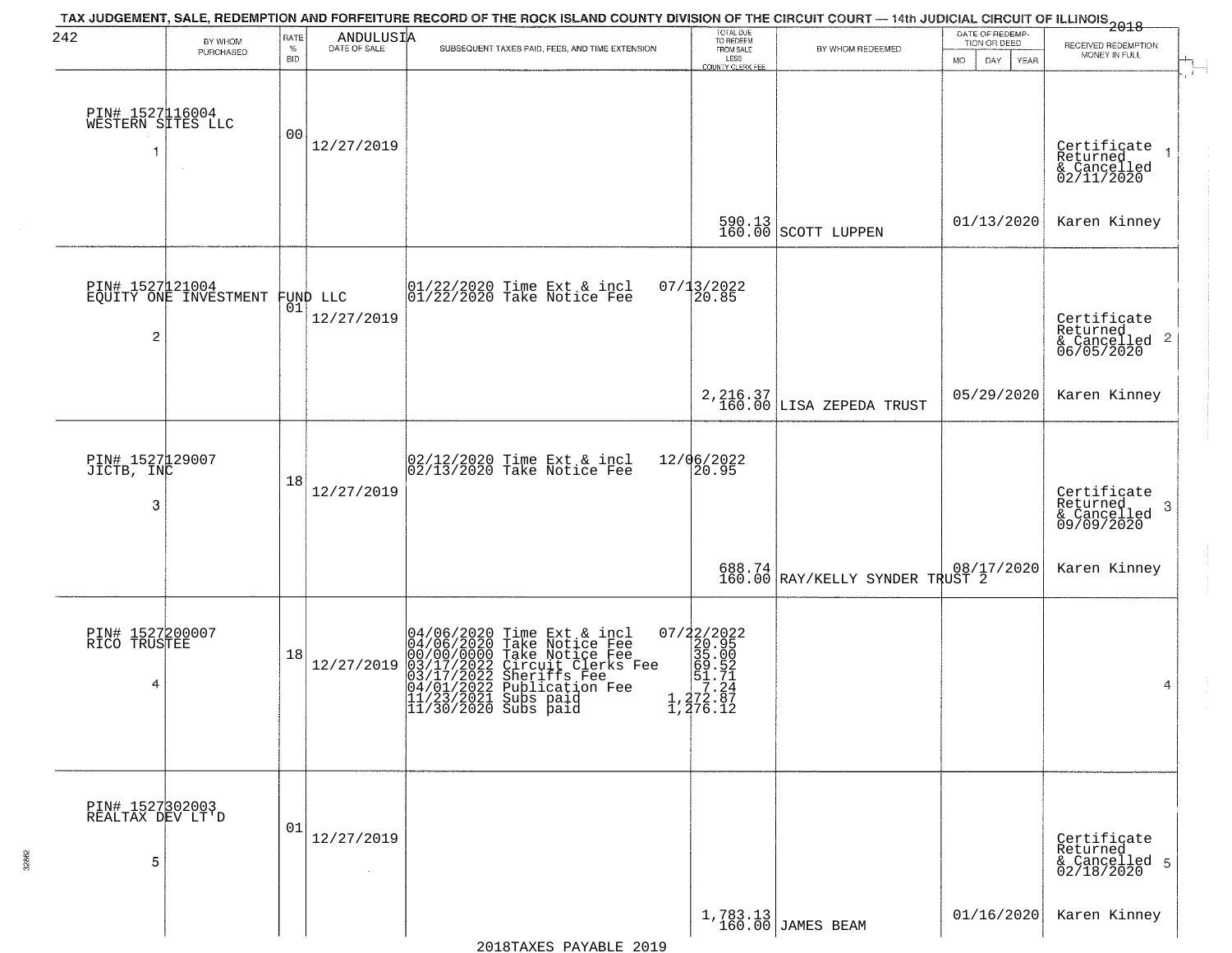TAX JUDGEMENT, SALE, REDEMPTION AND FORFEITURE RECORD OF THE ROCK ISLAND COUNTY DIVISION OF THE CIRCUIT COURT — 14th JUDICIAL CIRCUIT OF ILLINOIS 2018

ANDULUSIA

| | BY WHOM PURCHASED | RATE % BID | DATE OF SALE | SUBSEQUENT TAXES PAID, FEES, AND TIME EXTENSION | TOTAL DUE TO REDEEM FROM SALE LESS COUNTY CLERK FEE | BY WHOM REDEEMED | DATE OF REDEMPTION OR DEED MO DAY YEAR | RECEIVED REDEMPTION MONEY IN FULL | |
|---|---|---|---|---|---|---|---|---|---|
| 1 | PIN# 1527116004 WESTERN SITES LLC | 00 | 12/27/2019 | | 590.13<br>160.00 | SCOTT LUPPEN | 01/13/2020 | Certificate Returned & Cancelled 02/11/2020<br>Karen Kinney | 1 |
| 2 | PIN# 1527121004 EQUITY ONE INVESTMENT FUND LLC | 01 | 12/27/2019 | 01/22/2020 Time Ext & incl 07/13/2022<br>01/22/2020 Take Notice Fee 20.85 | 2,216.37<br>160.00 | LISA ZEPEDA TRUST | 05/29/2020 | Certificate Returned & Cancelled 06/05/2020<br>Karen Kinney | 2 |
| 3 | PIN# 1527129007 JICTB, INC | 18 | 12/27/2019 | 02/12/2020 Time Ext & incl 12/06/2022<br>02/13/2020 Take Notice Fee 20.95 | 688.74<br>160.00 | RAY/KELLY SYNDER TRUST 2 | 08/17/2020 | Certificate Returned & Cancelled 09/09/2020<br>Karen Kinney | 3 |
| 4 | PIN# 1527200007 RICO TRUSTEE | 18 | 12/27/2019 | 04/06/2020 Time Ext & incl 07/22/2022<br>04/06/2020 Take Notice Fee 20.95<br>00/00/0000 Take Notice Fee 35.00<br>03/17/2022 Circuit Clerks Fee 69.52<br>03/17/2022 Sheriffs Fee 51.71<br>04/01/2022 Publication Fee 7.24<br>11/23/2021 Subs paid 1,272.87<br>11/30/2020 Subs paid 1,276.12 | | | | | 4 |
| 5 | PIN# 1527302003 REALTAX DEV LT'D | 01 | 12/27/2019 | | 1,783.13<br>160.00 | JAMES BEAM | 01/16/2020 | Certificate Returned & Cancelled 02/18/2020<br>Karen Kinney | 5 |

2018TAXES PAYABLE 2019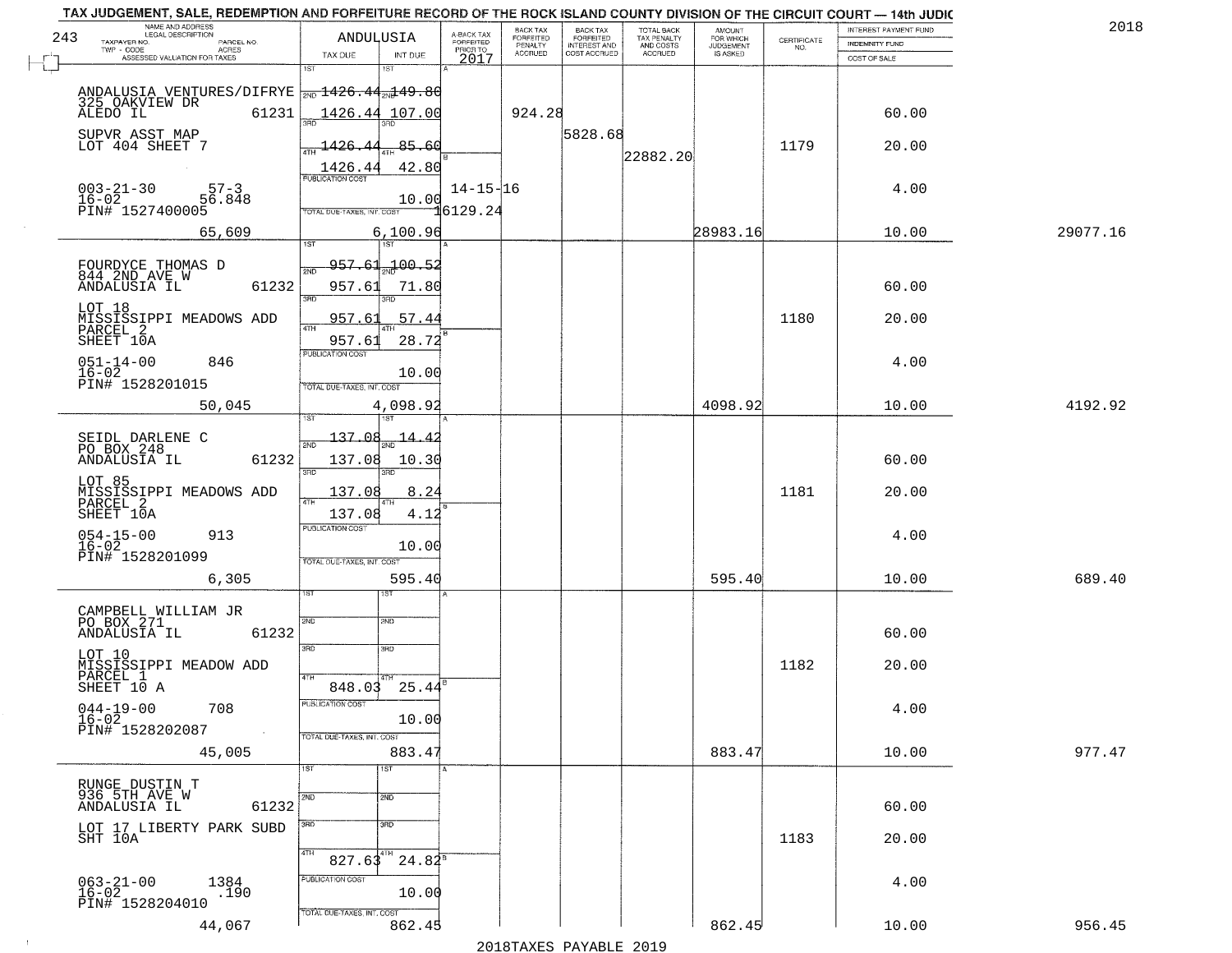TAX JUDGEMENT, SALE, REDEMPTION AND FORFEITURE RECORD OF THE ROCK ISLAND COUNTY DIVISION OF THE CIRCUIT COURT — 14th JUDIC

2018

243

ANDULUSIA

| NAME AND ADDRESS / LEGAL DESCRIPTION / TAXPAYER NO. / PARCEL NO. / TWP - CODE / ACRES / ASSESSED VALUATION FOR TAXES | TAX DUE | INT DUE | A-BACK TAX FORFEITED PRIOR TO 2017 | BACK TAX FORFEITED PENALTY ACCRUED | BACK TAX FORFEITED INTEREST AND COST ACCRUED | TOTAL BACK TAX PENALTY AND COSTS ACCRUED | AMOUNT FOR WHICH JUDGEMENT IS ASKED | CERTIFICATE NO. | INTEREST PAYMENT FUND / INDEMNITY FUND / COST OF SALE | |
|---|---|---|---|---|---|---|---|---|---|---|
| ANDALUSIA VENTURES/DIFRYE<br>325 OAKVIEW DR<br>ALEDO IL 61231<br>SUPVR ASST MAP<br>LOT 404 SHEET 7<br>003-21-30 57-3<br>16-02 56.848<br>PIN# 1527400005<br>65,609 | 1ST<br>2ND 1426.44<br>3RD 1426.44<br>4TH 1426.44<br>1426.44<br>PUBLICATION COST<br>TOTAL DUE-TAXES, INT. COST | 1ST<br>2ND 149.80<br>3RD 107.00<br>4TH 85.60<br>42.80<br>10.00<br>6,100.96 | 14-15-16<br>16129.24 | 924.28 | 5828.68 | 22882.20 | 28983.16 | 1179 | 60.00<br>20.00<br>4.00<br>10.00 | 29077.16 |
| FOURDYCE THOMAS D<br>844 2ND AVE W<br>ANDALUSIA IL 61232<br>LOT 18<br>MISSISSIPPI MEADOWS ADD<br>PARCEL 2<br>SHEET 10A<br>051-14-00 846<br>16-02<br>PIN# 1528201015<br>50,045 | 1ST<br>2ND 957.61<br>3RD 957.61<br>4TH 957.61<br>957.61<br>PUBLICATION COST<br>TOTAL DUE-TAXES, INT. COST | 1ST<br>2ND 100.52<br>3RD 71.80<br>4TH 57.44<br>28.72<br>10.00<br>4,098.92 | | | | | 4098.92 | 1180 | 60.00<br>20.00<br>4.00<br>10.00 | 4192.92 |
| SEIDL DARLENE C<br>PO BOX 248<br>ANDALUSIA IL 61232<br>LOT 85<br>MISSISSIPPI MEADOWS ADD<br>PARCEL 2<br>SHEET 10A<br>054-15-00 913<br>16-02<br>PIN# 1528201099<br>6,305 | 1ST<br>2ND 137.08<br>3RD 137.08<br>4TH 137.08<br>137.08<br>PUBLICATION COST<br>TOTAL DUE-TAXES, INT. COST | 1ST<br>2ND 14.42<br>3RD 10.30<br>4TH 8.24<br>4.12<br>10.00<br>595.40 | | | | | 595.40 | 1181 | 60.00<br>20.00<br>4.00<br>10.00 | 689.40 |
| CAMPBELL WILLIAM JR<br>PO BOX 271<br>ANDALUSIA IL 61232<br>LOT 10<br>MISSISSIPPI MEADOW ADD<br>PARCEL 1<br>SHEET 10 A<br>044-19-00 708<br>16-02<br>PIN# 1528202087<br>45,005 | 1ST<br>2ND<br>3RD<br>4TH 848.03<br>PUBLICATION COST<br>TOTAL DUE-TAXES, INT. COST | 1ST<br>2ND<br>3RD<br>4TH 25.44<br>10.00<br>883.47 | | | | | 883.47 | 1182 | 60.00<br>20.00<br>4.00<br>10.00 | 977.47 |
| RUNGE DUSTIN T<br>936 5TH AVE W<br>ANDALUSIA IL 61232<br>LOT 17 LIBERTY PARK SUBD<br>SHT 10A<br>063-21-00 1384<br>16-02 .190<br>PIN# 1528204010<br>44,067 | 1ST<br>2ND<br>3RD<br>4TH 827.63<br>PUBLICATION COST<br>TOTAL DUE-TAXES, INT. COST | 1ST<br>2ND<br>3RD<br>4TH 24.82<br>10.00<br>862.45 | | | | | 862.45 | 1183 | 60.00<br>20.00<br>4.00<br>10.00 | 956.45 |

2018TAXES PAYABLE 2019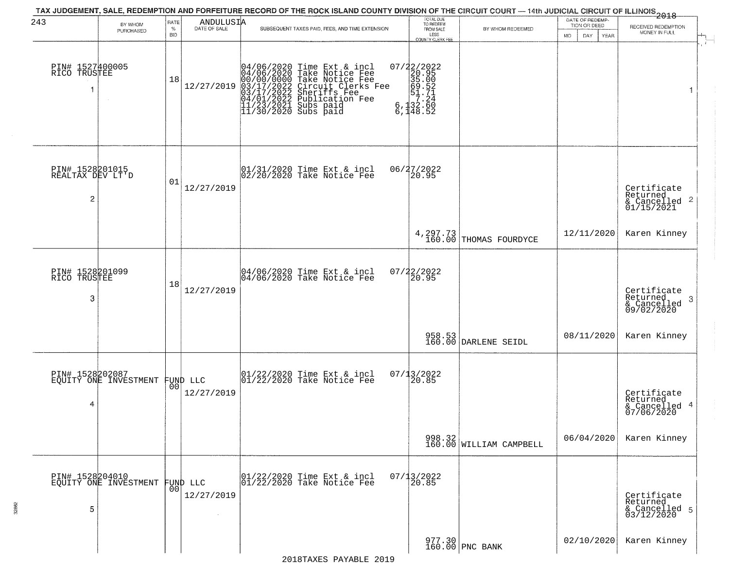TAX JUDGEMENT, SALE, REDEMPTION AND FORFEITURE RECORD OF THE ROCK ISLAND COUNTY DIVISION OF THE CIRCUIT COURT — 14th JUDICIAL CIRCUIT OF ILLINOIS 2018

243 ANDULUSIA

| | BY WHOM PURCHASED | RATE % BID | DATE OF SALE | SUBSEQUENT TAXES PAID, FEES, AND TIME EXTENSION | TOTAL DUE TO REDEEM FROM SALE LESS COUNTY CLERK FEE | BY WHOM REDEEMED | DATE OF REDEMPTION OR DEED MO DAY YEAR | RECEIVED REDEMPTION MONEY IN FULL | |
|---|---|---|---|---|---|---|---|---|---|
| 1 | PIN# 1527400005 RICO TRUSTEE | 18 | 12/27/2019 | 04/06/2020 Time Ext & incl<br>04/06/2020 Take Notice Fee<br>00/00/0000 Take Notice Fee<br>03/17/2022 Circuit Clerks Fee<br>03/17/2022 Sheriffs Fee<br>04/01/2022 Publication Fee<br>11/23/2021 Subs paid<br>11/30/2020 Subs paid | 07/22/2022<br>20.95<br>35.00<br>69.52<br>51.71<br>7.24<br>6,132.60<br>6,148.52 | | | | 1 |
| 2 | PIN# 1528201015 REALTAX DEV LT'D | 01 | 12/27/2019 | 01/31/2020 Time Ext & incl<br>02/20/2020 Take Notice Fee | 06/27/2022<br>20.95<br>4,297.73<br>160.00 | THOMAS FOURDYCE | 12/11/2020 | Certificate Returned & Cancelled 01/15/2021<br>Karen Kinney | 2 |
| 3 | PIN# 1528201099 RICO TRUSTEE | 18 | 12/27/2019 | 04/06/2020 Time Ext & incl<br>04/06/2020 Take Notice Fee | 07/22/2022<br>20.95<br>958.53<br>160.00 | DARLENE SEIDL | 08/11/2020 | Certificate Returned & Cancelled 09/02/2020<br>Karen Kinney | 3 |
| 4 | PIN# 1528202087 EQUITY ONE INVESTMENT FUND LLC | 00 | 12/27/2019 | 01/22/2020 Time Ext & incl<br>01/22/2020 Take Notice Fee | 07/13/2022<br>20.85<br>998.32<br>160.00 | WILLIAM CAMPBELL | 06/04/2020 | Certificate Returned & Cancelled 07/06/2020<br>Karen Kinney | 4 |
| 5 | PIN# 1528204010 EQUITY ONE INVESTMENT FUND LLC | 00 | 12/27/2019 | 01/22/2020 Time Ext & incl<br>01/22/2020 Take Notice Fee | 07/13/2022<br>20.85<br>977.30<br>160.00 | PNC BANK | 02/10/2020 | Certificate Returned & Cancelled 03/12/2020<br>Karen Kinney | 5 |

2018TAXES PAYABLE 2019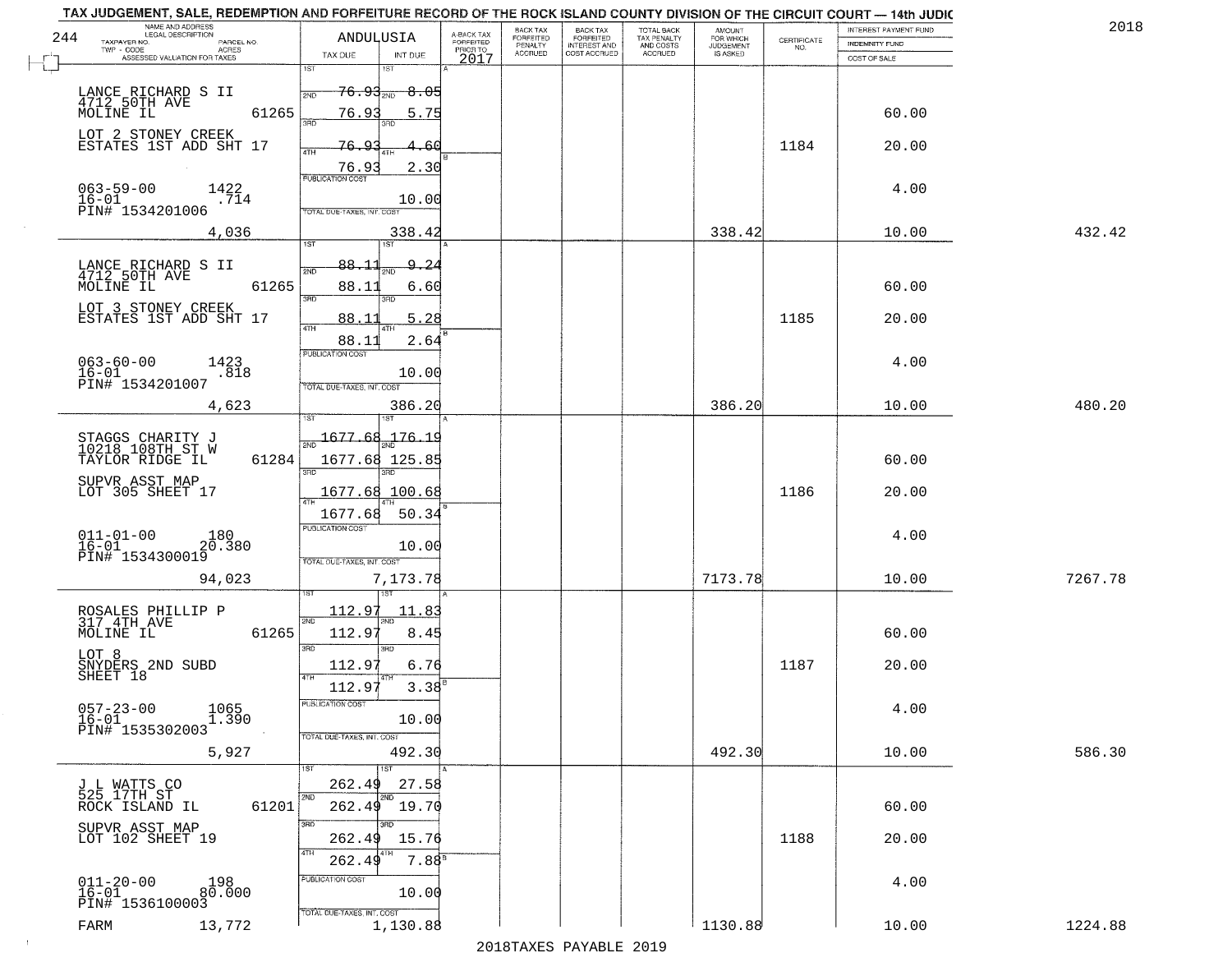TAX JUDGEMENT, SALE, REDEMPTION AND FORFEITURE RECORD OF THE ROCK ISLAND COUNTY DIVISION OF THE CIRCUIT COURT — 14th JUDIC

2018

244

| NAME AND ADDRESS / LEGAL DESCRIPTION / TAXPAYER NO. / PARCEL NO. / TWP - CODE / ACRES / ASSESSED VALUATION FOR TAXES | ANDULUSIA TAX DUE | INT DUE | A-BACK TAX FORFEITED PRIOR TO 2017 | BACK TAX FORFEITED PENALTY ACCRUED | BACK TAX FORFEITED INTEREST AND COST ACCRUED | TOTAL BACK TAX PENALTY AND COSTS ACCRUED | AMOUNT FOR WHICH JUDGEMENT IS ASKED | CERTIFICATE NO. | INTEREST PAYMENT FUND / INDEMNITY FUND / COST OF SALE | |
|---|---|---|---|---|---|---|---|---|---|---|
| LANCE RICHARD S II<br>4712 50TH AVE<br>MOLINE IL 61265<br>LOT 2 STONEY CREEK<br>ESTATES 1ST ADD SHT 17<br>063-59-00 1422<br>16-01 .714<br>PIN# 1534201006<br>4,036 | 1ST 76.93<br>2ND 76.93<br>3RD 76.93<br>4TH 76.93<br>PUBLICATION COST<br>TOTAL DUE-TAXES, INT. COST | 8.05<br>5.75<br>4.60<br>2.30<br>10.00<br>338.42 | | | | | 338.42 | 1184 | 60.00<br>20.00<br>4.00<br>10.00 | 432.42 |
| LANCE RICHARD S II<br>4712 50TH AVE<br>MOLINE IL 61265<br>LOT 3 STONEY CREEK<br>ESTATES 1ST ADD SHT 17<br>063-60-00 1423<br>16-01 .818<br>PIN# 1534201007<br>4,623 | 1ST 88.11<br>2ND 88.11<br>3RD 88.11<br>4TH 88.11<br>PUBLICATION COST<br>TOTAL DUE-TAXES, INT. COST | 9.24<br>6.60<br>5.28<br>2.64<br>10.00<br>386.20 | | | | | 386.20 | 1185 | 60.00<br>20.00<br>4.00<br>10.00 | 480.20 |
| STAGGS CHARITY J<br>10218 108TH ST W<br>TAYLOR RIDGE IL 61284<br>SUPVR ASST MAP<br>LOT 305 SHEET 17<br>011-01-00 180<br>16-01 20.380<br>PIN# 1534300019<br>94,023 | 1ST 1677.68<br>2ND 1677.68<br>3RD 1677.68<br>4TH 1677.68<br>PUBLICATION COST<br>TOTAL DUE-TAXES, INT. COST | 176.19<br>125.85<br>100.68<br>50.34<br>10.00<br>7,173.78 | | | | | 7173.78 | 1186 | 60.00<br>20.00<br>4.00<br>10.00 | 7267.78 |
| ROSALES PHILLIP P<br>317 4TH AVE<br>MOLINE IL 61265<br>LOT 8<br>SNYDERS 2ND SUBD<br>SHEET 18<br>057-23-00 1065<br>16-01 1.390<br>PIN# 1535302003<br>5,927 | 1ST 112.97<br>2ND 112.97<br>3RD 112.97<br>4TH 112.97<br>PUBLICATION COST<br>TOTAL DUE-TAXES, INT. COST | 11.83<br>8.45<br>6.76<br>3.38<br>10.00<br>492.30 | | | | | 492.30 | 1187 | 60.00<br>20.00<br>4.00<br>10.00 | 586.30 |
| J L WATTS CO<br>525 17TH ST<br>ROCK ISLAND IL 61201<br>SUPVR ASST MAP<br>LOT 102 SHEET 19<br>011-20-00 198<br>16-01 80.000<br>PIN# 1536100003<br>FARM 13,772 | 1ST 262.49<br>2ND 262.49<br>3RD 262.49<br>4TH 262.49<br>PUBLICATION COST<br>TOTAL DUE-TAXES, INT. COST | 27.58<br>19.70<br>15.76<br>7.88<br>10.00<br>1,130.88 | | | | | 1130.88 | 1188 | 60.00<br>20.00<br>4.00<br>10.00 | 1224.88 |

2018TAXES PAYABLE 2019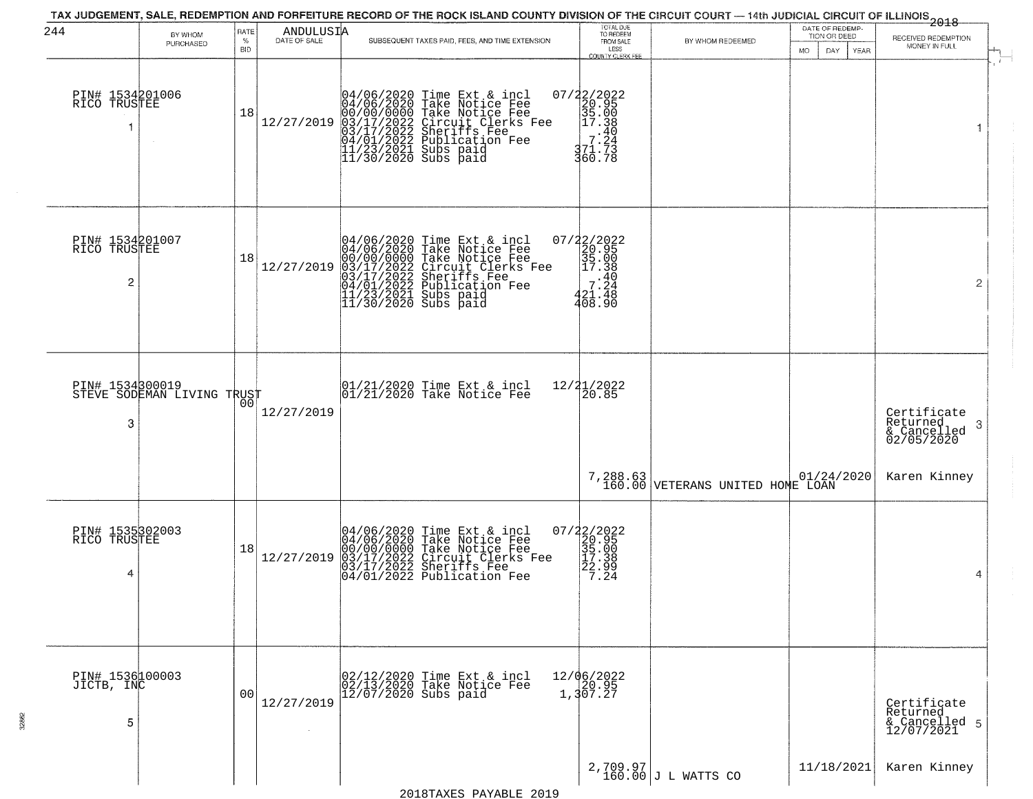TAX JUDGEMENT, SALE, REDEMPTION AND FORFEITURE RECORD OF THE ROCK ISLAND COUNTY DIVISION OF THE CIRCUIT COURT — 14th JUDICIAL CIRCUIT OF ILLINOIS 2018

ANDULUSIA

| BY WHOM PURCHASED | RATE % BID | DATE OF SALE | SUBSEQUENT TAXES PAID, FEES, AND TIME EXTENSION | TOTAL DUE TO REDEEM FROM SALE LESS COUNTY CLERK FEE | BY WHOM REDEEMED | DATE OF REDEMPTION OR DEED MO DAY YEAR | RECEIVED REDEMPTION MONEY IN FULL |
|---|---|---|---|---|---|---|---|
| PIN# 1534201006<br>RICO TRUSTEE<br>1 | 18 | 12/27/2019 | 04/06/2020 Time Ext & incl<br>04/06/2020 Take Notice Fee<br>00/00/0000 Take Notice Fee<br>03/17/2022 Circuit Clerks Fee<br>03/17/2022 Sheriffs Fee<br>04/01/2022 Publication Fee<br>11/23/2021 Subs paid<br>11/30/2020 Subs paid | 07/22/2022<br>20.95<br>35.00<br>17.38<br>.40<br>7.24<br>371.73<br>360.78 | | | 1 |
| PIN# 1534201007<br>RICO TRUSTEE<br>2 | 18 | 12/27/2019 | 04/06/2020 Time Ext & incl<br>04/06/2020 Take Notice Fee<br>00/00/0000 Take Notice Fee<br>03/17/2022 Circuit Clerks Fee<br>03/17/2022 Sheriffs Fee<br>04/01/2022 Publication Fee<br>11/23/2021 Subs paid<br>11/30/2020 Subs paid | 07/22/2022<br>20.95<br>35.00<br>17.38<br>.40<br>7.24<br>421.48<br>408.90 | | | 2 |
| PIN# 1534300019<br>STEVE SODEMAN LIVING TRUST<br>3 | 00 | 12/27/2019 | 01/21/2020 Time Ext & incl<br>01/21/2020 Take Notice Fee | 12/21/2022<br>20.85<br><br>7,288.63<br>160.00 | VETERANS UNITED HOME LOAN | 01/24/2020 | Certificate Returned & Cancelled 02/05/2020<br>Karen Kinney<br>3 |
| PIN# 1535302003<br>RICO TRUSTEE<br>4 | 18 | 12/27/2019 | 04/06/2020 Time Ext & incl<br>04/06/2020 Take Notice Fee<br>00/00/0000 Take Notice Fee<br>03/17/2022 Circuit Clerks Fee<br>03/17/2022 Sheriffs Fee<br>04/01/2022 Publication Fee | 07/22/2022<br>20.95<br>35.00<br>17.38<br>22.99<br>7.24 | | | 4 |
| PIN# 1536100003<br>JICTB, INC<br>5 | 00 | 12/27/2019 | 02/12/2020 Time Ext & incl<br>02/13/2020 Take Notice Fee<br>12/07/2020 Subs paid | 12/06/2022<br>20.95<br>1,307.27<br><br>2,709.97<br>160.00 | J L WATTS CO | 11/18/2021 | Certificate Returned & Cancelled 12/07/2021<br>Karen Kinney<br>5 |

2018TAXES PAYABLE 2019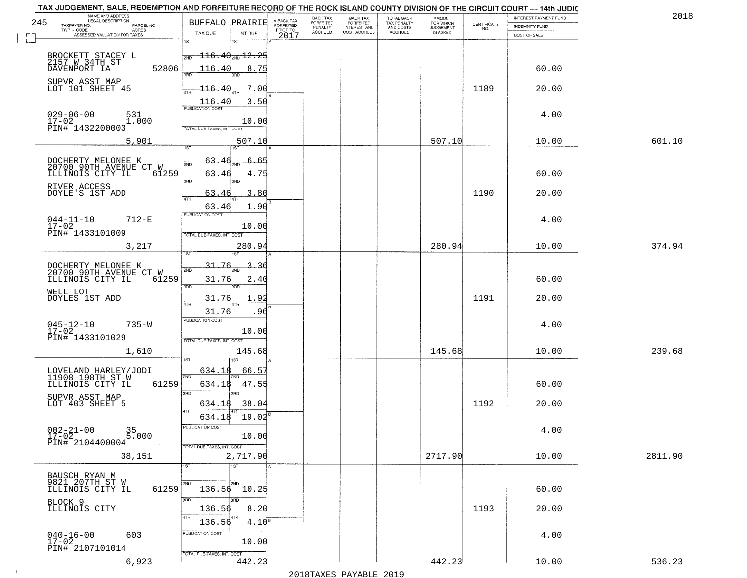TAX JUDGEMENT, SALE, REDEMPTION AND FORFEITURE RECORD OF THE ROCK ISLAND COUNTY DIVISION OF THE CIRCUIT COURT — 14th JUDIC

2018

245

| NAME AND ADDRESS / LEGAL DESCRIPTION / TAXPAYER NO. / PARCEL NO. / TWP - CODE / ACRES / ASSESSED VALUATION FOR TAXES | BUFFALO PRAIRIE TAX DUE | INT DUE | A-BACK TAX FORFEITED PRIOR TO 2017 | BACK TAX FORFEITED PENALTY ACCRUED | BACK TAX FORFEITED INTEREST AND COST ACCRUED | TOTAL BACK TAX PENALTY AND COSTS ACCRUED | AMOUNT FOR WHICH JUDGEMENT IS ASKED | CERTIFICATE NO. | INTEREST PAYMENT FUND / INDEMNITY FUND / COST OF SALE | |
|---|---|---|---|---|---|---|---|---|---|---|
| BROCKETT STACEY L 2157 W 34TH ST DAVENPORT IA 52806 SUPVR ASST MAP LOT 101 SHEET 45 029-06-00 531 17-02 1.000 PIN# 1432200003 5,901 | 1ST 116.40 2ND 116.40 3RD 116.40 4TH 116.40 PUBLICATION COST TOTAL DUE-TAXES, INT. COST | 12.25 8.75 7.00 3.50 10.00 507.10 | | | | | 507.10 | 1189 | 60.00 20.00 4.00 10.00 | 601.10 |
| DOCHERTY MELONEE K 20700 90TH AVENUE CT W ILLINOIS CITY IL 61259 RIVER ACCESS DOYLE'S 1ST ADD 044-11-10 712-E 17-02 PIN# 1433101009 3,217 | 1ST 63.46 2ND 63.46 3RD 63.46 4TH 63.46 PUBLICATION COST TOTAL DUE-TAXES, INT. COST | 6.65 4.75 3.80 1.90 10.00 280.94 | | | | | 280.94 | 1190 | 60.00 20.00 4.00 10.00 | 374.94 |
| DOCHERTY MELONEE K 20700 90TH AVENUE CT W ILLINOIS CITY IL 61259 WELL LOT DOYLES 1ST ADD 045-12-10 735-W 17-02 PIN# 1433101029 1,610 | 1ST 31.76 2ND 31.76 3RD 31.76 4TH 31.76 PUBLICATION COST TOTAL DUE-TAXES, INT. COST | 3.36 2.40 1.92 .96 10.00 145.68 | | | | | 145.68 | 1191 | 60.00 20.00 4.00 10.00 | 239.68 |
| LOVELAND HARLEY/JODI 11908 198TH ST W ILLINOIS CITY IL 61259 SUPVR ASST MAP LOT 403 SHEET 5 002-21-00 35 17-02 5.000 PIN# 2104400004 38,151 | 1ST 634.18 2ND 634.18 3RD 634.18 4TH 634.18 PUBLICATION COST TOTAL DUE-TAXES, INT. COST | 66.57 47.55 38.04 19.02 10.00 2,717.90 | | | | | 2717.90 | 1192 | 60.00 20.00 4.00 10.00 | 2811.90 |
| BAUSCH RYAN M 9821 207TH ST W ILLINOIS CITY IL 61259 BLOCK 9 ILLINOIS CITY 040-16-00 603 17-02 PIN# 2107101014 6,923 | 1ST 2ND 136.56 3RD 136.56 4TH 136.56 PUBLICATION COST TOTAL DUE-TAXES, INT. COST | 10.25 8.20 4.10 10.00 442.23 | | | | | 442.23 | 1193 | 60.00 20.00 4.00 10.00 | 536.23 |

2018TAXES PAYABLE 2019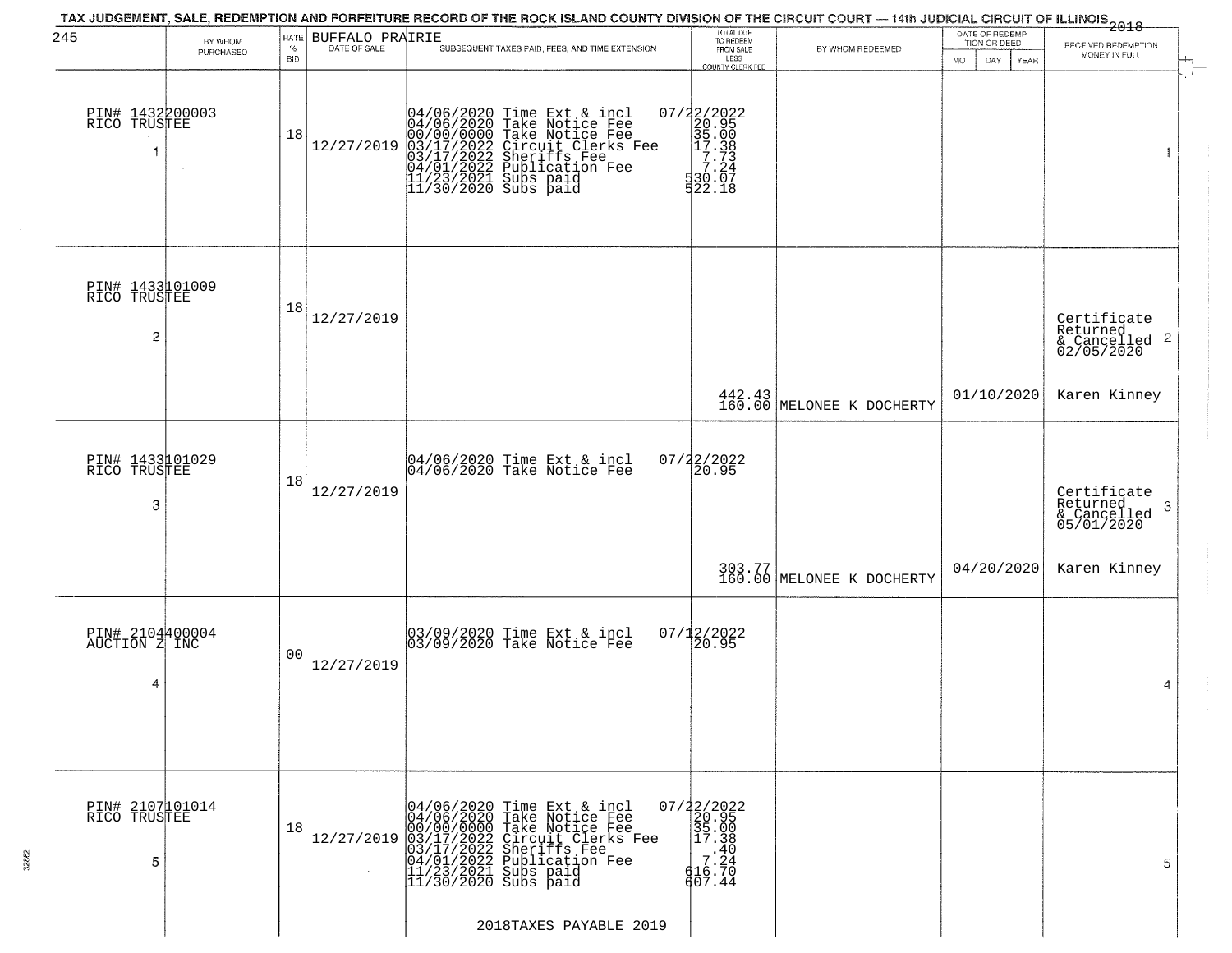TAX JUDGEMENT, SALE, REDEMPTION AND FORFEITURE RECORD OF THE ROCK ISLAND COUNTY DIVISION OF THE CIRCUIT COURT — 14th JUDICIAL CIRCUIT OF ILLINOIS 2018

| 245 BY WHOM PURCHASED | RATE % BID | BUFFALO PRAIRIE DATE OF SALE | SUBSEQUENT TAXES PAID, FEES, AND TIME EXTENSION | TOTAL DUE TO REDEEM FROM SALE LESS COUNTY CLERK FEE | BY WHOM REDEEMED | DATE OF REDEMPTION OR DEED MO DAY YEAR | RECEIVED REDEMPTION MONEY IN FULL |
|---|---|---|---|---|---|---|---|
| PIN# 1432200003 RICO TRUSTEE 1 | 18 | 12/27/2019 | 04/06/2020 Time Ext & incl<br>04/06/2020 Take Notice Fee<br>00/00/0000 Take Notice Fee<br>03/17/2022 Circuit Clerks Fee<br>03/17/2022 Sheriffs Fee<br>04/01/2022 Publication Fee<br>11/23/2021 Subs paid<br>11/30/2020 Subs paid | 07/22/2022<br>20.95<br>35.00<br>17.38<br>7.73<br>7.24<br>530.07<br>522.18 | | | 1 |
| PIN# 1433101009 RICO TRUSTEE 2 | 18 | 12/27/2019 | | 442.43<br>160.00 | MELONEE K DOCHERTY | 01/10/2020 | Certificate Returned & Cancelled 02/05/2020 2<br>Karen Kinney |
| PIN# 1433101029 RICO TRUSTEE 3 | 18 | 12/27/2019 | 04/06/2020 Time Ext & incl<br>04/06/2020 Take Notice Fee | 07/22/2022<br>20.95<br><br>303.77<br>160.00 | MELONEE K DOCHERTY | 04/20/2020 | Certificate Returned & Cancelled 05/01/2020 3<br>Karen Kinney |
| PIN# 2104400004 AUCTION Z INC 4 | 00 | 12/27/2019 | 03/09/2020 Time Ext & incl<br>03/09/2020 Take Notice Fee | 07/12/2022<br>20.95 | | | 4 |
| PIN# 2107101014 RICO TRUSTEE 5 | 18 | 12/27/2019 | 04/06/2020 Time Ext & incl<br>04/06/2020 Take Notice Fee<br>00/00/0000 Take Notice Fee<br>03/17/2022 Circuit Clerks Fee<br>03/17/2022 Sheriffs Fee<br>04/01/2022 Publication Fee<br>11/23/2021 Subs paid<br>11/30/2020 Subs paid | 07/22/2022<br>20.95<br>35.00<br>17.38<br>.40<br>7.24<br>616.70<br>607.44 | | | 5 |

2018TAXES PAYABLE 2019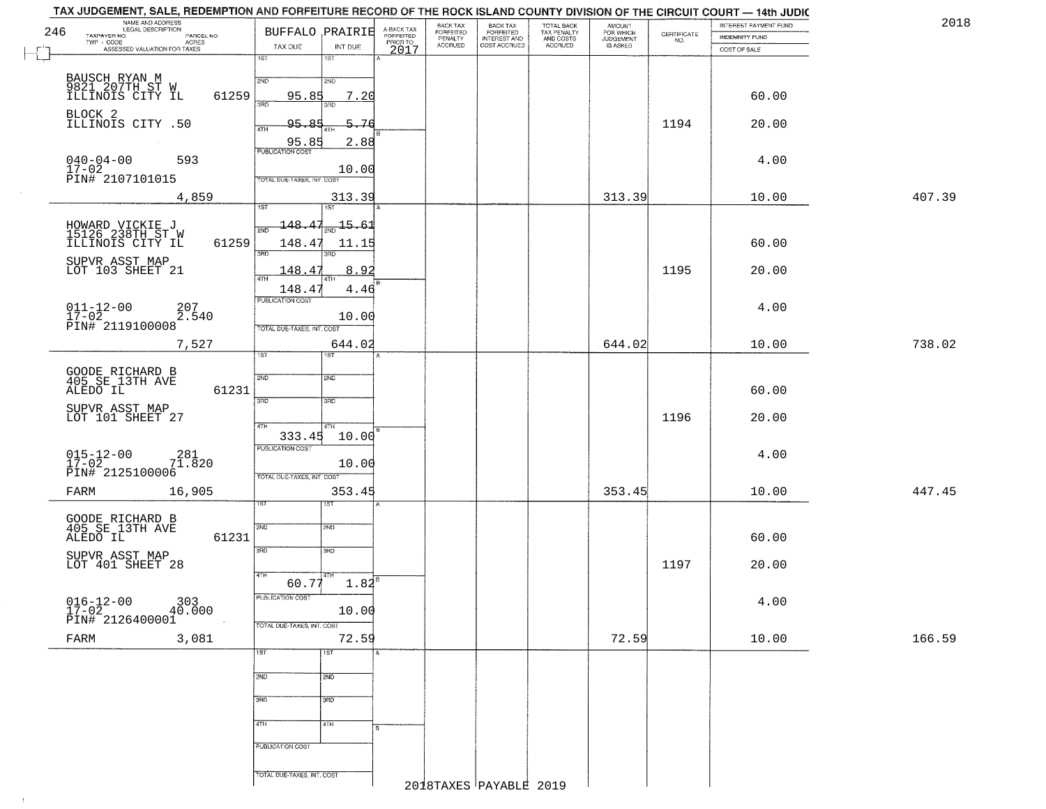TAX JUDGEMENT, SALE, REDEMPTION AND FORFEITURE RECORD OF THE ROCK ISLAND COUNTY DIVISION OF THE CIRCUIT COURT — 14th JUDIC

2018

| NAME AND ADDRESS / LEGAL DESCRIPTION / TAXPAYER NO. PARCEL NO. / TWP - CODE ACRES / ASSESSED VALUATION FOR TAXES | BUFFALO PRAIRIE TAX DUE | INT DUE | A-BACK TAX FORFEITED PRIOR TO 2017 | BACK TAX FORFEITED PENALTY ACCRUED | BACK TAX FORFEITED INTEREST AND COST ACCRUED | TOTAL BACK TAX PENALTY AND COSTS ACCRUED | AMOUNT FOR WHICH JUDGEMENT IS ASKED | CERTIFICATE NO. | INTEREST PAYMENT FUND / INDEMNITY FUND / COST OF SALE | |
|---|---|---|---|---|---|---|---|---|---|---|
| BAUSCH RYAN M<br>9821 207TH ST W<br>ILLINOIS CITY IL 61259<br>BLOCK 2<br>ILLINOIS CITY .50<br>040-04-00 593<br>17-02<br>PIN# 2107101015<br>4,859 | 1ST<br>2ND 95.85<br>3RD 95.85<br>4TH 95.85<br>PUBLICATION COST<br>TOTAL DUE-TAXES, INT. COST | 1ST<br>2ND 7.20<br>3RD 5.76<br>4TH 2.88<br>10.00<br>313.39 | | | | | 313.39 | 1194 | 60.00<br>20.00<br>4.00<br>10.00 | 407.39 |
| HOWARD VICKIE J<br>15126 238TH ST W<br>ILLINOIS CITY IL 61259<br>SUPVR ASST MAP<br>LOT 103 SHEET 21<br>011-12-00 207<br>17-02 2.540<br>PIN# 2119100008<br>7,527 | 1ST 148.47<br>2ND 148.47<br>3RD 148.47<br>4TH 148.47<br>PUBLICATION COST<br>TOTAL DUE-TAXES, INT. COST | 1ST 15.61<br>2ND 11.15<br>3RD 8.92<br>4TH 4.46<br>10.00<br>644.02 | | | | | 644.02 | 1195 | 60.00<br>20.00<br>4.00<br>10.00 | 738.02 |
| GOODE RICHARD B<br>405 SE 13TH AVE<br>ALEDO IL 61231<br>SUPVR ASST MAP<br>LOT 101 SHEET 27<br>015-12-00 281<br>17-02 71.820<br>PIN# 2125100006<br>FARM 16,905 | 1ST<br>2ND<br>3RD<br>4TH 333.45<br>PUBLICATION COST<br>TOTAL DUE-TAXES, INT. COST | 1ST<br>2ND<br>3RD<br>4TH 10.00<br>10.00<br>353.45 | | | | | 353.45 | 1196 | 60.00<br>20.00<br>4.00<br>10.00 | 447.45 |
| GOODE RICHARD B<br>405 SE 13TH AVE<br>ALEDO IL 61231<br>SUPVR ASST MAP<br>LOT 401 SHEET 28<br>016-12-00 303<br>17-02 40.000<br>PIN# 2126400001<br>FARM 3,081 | 1ST<br>2ND<br>3RD<br>4TH 60.77<br>PUBLICATION COST<br>TOTAL DUE-TAXES, INT. COST | 1ST<br>2ND<br>3RD<br>4TH 1.82<br>10.00<br>72.59 | | | | | 72.59 | 1197 | 60.00<br>20.00<br>4.00<br>10.00 | 166.59 |
| | 1ST<br>2ND<br>3RD<br>4TH<br>PUBLICATION COST<br>TOTAL DUE-TAXES, INT. COST | 1ST<br>2ND<br>3RD<br>4TH | | | | | | | | |

2018TAXES PAYABLE 2019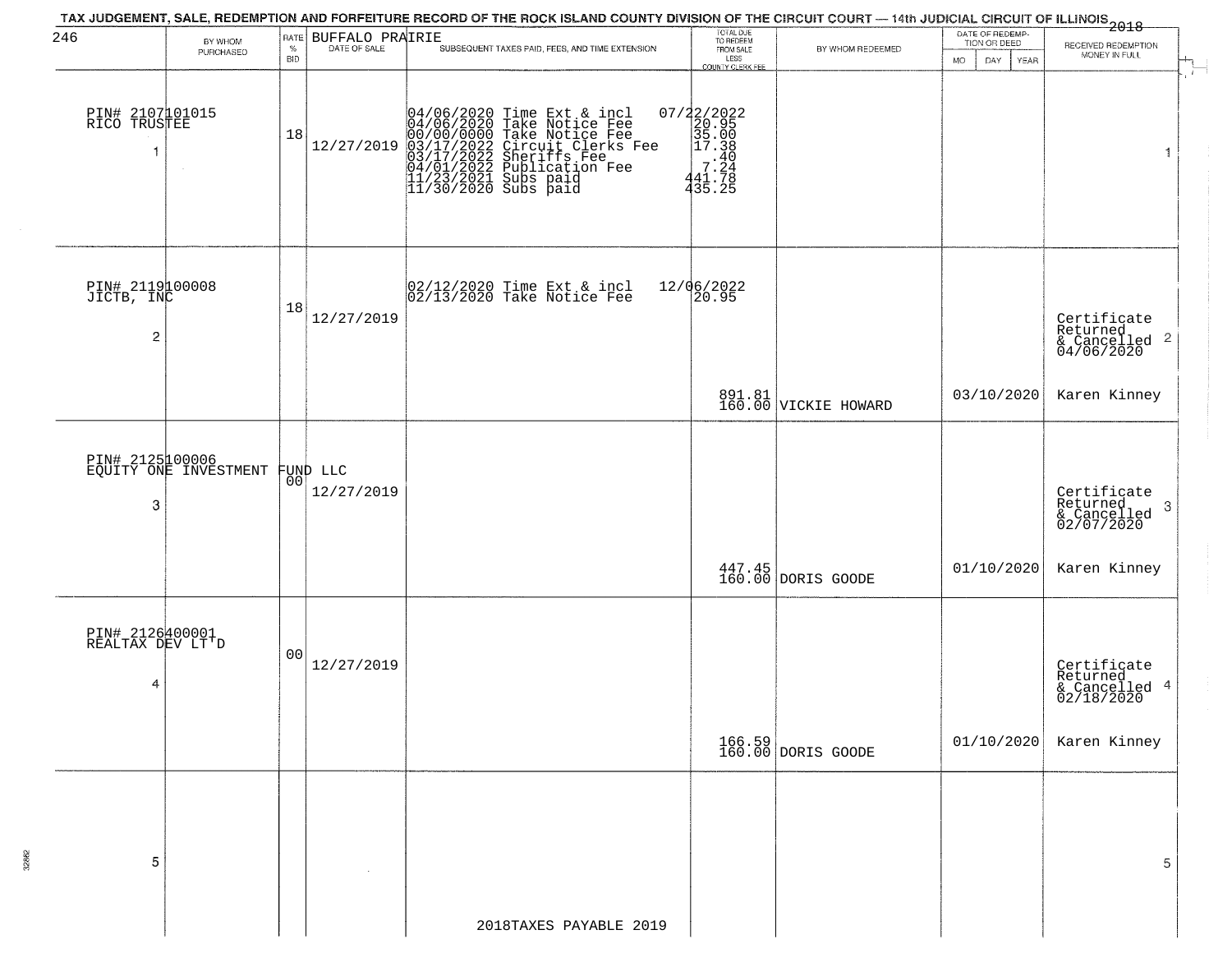TAX JUDGEMENT, SALE, REDEMPTION AND FORFEITURE RECORD OF THE ROCK ISLAND COUNTY DIVISION OF THE CIRCUIT COURT — 14th JUDICIAL CIRCUIT OF ILLINOIS 2018

246 BUFFALO PRAIRIE

| | BY WHOM PURCHASED | RATE % BID | DATE OF SALE | SUBSEQUENT TAXES PAID, FEES, AND TIME EXTENSION | TOTAL DUE TO REDEEM FROM SALE LESS COUNTY CLERK FEE | BY WHOM REDEEMED | DATE OF REDEMPTION OR DEED MO DAY YEAR | RECEIVED REDEMPTION MONEY IN FULL | |
|---|---|---|---|---|---|---|---|---|---|
| 1 | PIN# 2107101015 RICO TRUSTEE | 18 | 12/27/2019 | 04/06/2020 Time Ext & incl<br>04/06/2020 Take Notice Fee<br>00/00/0000 Take Notice Fee<br>03/17/2022 Circuit Clerks Fee<br>03/17/2022 Sheriffs Fee<br>04/01/2022 Publication Fee<br>11/23/2021 Subs paid<br>11/30/2020 Subs paid | 07/22/2022<br>20.95<br>35.00<br>17.38<br>.40<br>7.24<br>441.78<br>435.25 | | | | 1 |
| 2 | PIN# 2119100008 JICTB, INC | 18 | 12/27/2019 | 02/12/2020 Time Ext & incl<br>02/13/2020 Take Notice Fee | 12/06/2022<br>20.95<br><br>891.81<br>160.00 | VICKIE HOWARD | 03/10/2020 | Certificate Returned & Cancelled 04/06/2020<br>Karen Kinney | 2 |
| 3 | PIN# 2125100006 EQUITY ONE INVESTMENT FUND LLC | 00 | 12/27/2019 | | 447.45<br>160.00 | DORIS GOODE | 01/10/2020 | Certificate Returned & Cancelled 02/07/2020<br>Karen Kinney | 3 |
| 4 | PIN# 2126400001 REALTAX DEV LT'D | 00 | 12/27/2019 | | 166.59<br>160.00 | DORIS GOODE | 01/10/2020 | Certificate Returned & Cancelled 02/18/2020<br>Karen Kinney | 4 |
| 5 | | | | | | | | | 5 |

2018TAXES PAYABLE 2019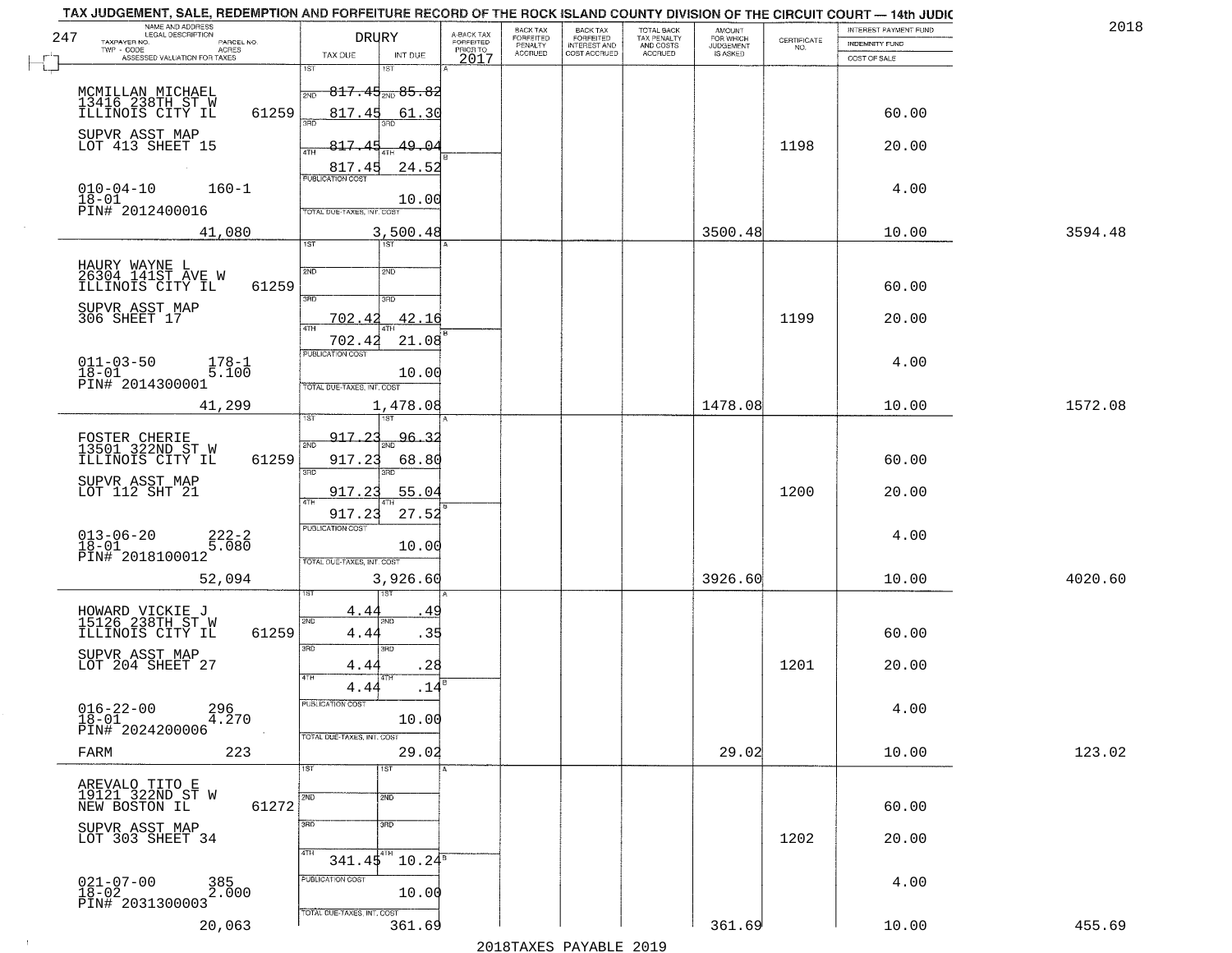TAX JUDGEMENT, SALE, REDEMPTION AND FORFEITURE RECORD OF THE ROCK ISLAND COUNTY DIVISION OF THE CIRCUIT COURT — 14th JUDIC

2018

247 — DRURY

| NAME AND ADDRESS / LEGAL DESCRIPTION / TAXPAYER NO. / PARCEL NO. / TWP - CODE / ACRES / ASSESSED VALUATION FOR TAXES | TAX DUE | INT DUE | A-BACK TAX FORFEITED PRIOR TO 2017 | BACK TAX FORFEITED PENALTY ACCRUED | BACK TAX FORFEITED INTEREST AND COST ACCRUED | TOTAL BACK TAX PENALTY AND COSTS ACCRUED | AMOUNT FOR WHICH JUDGEMENT IS ASKED | CERTIFICATE NO. | INTEREST PAYMENT FUND / INDEMNITY FUND / COST OF SALE | |
|---|---|---|---|---|---|---|---|---|---|---|
| MCMILLAN MICHAEL<br>13416 238TH ST W<br>ILLINOIS CITY IL 61259<br>SUPVR ASST MAP<br>LOT 413 SHEET 15<br>010-04-10 160-1<br>18-01<br>PIN# 2012400016<br>41,080 | 1ST 817.45<br>2ND 817.45<br>3RD 817.45<br>4TH 817.45<br>PUBLICATION COST<br>TOTAL DUE-TAXES, INT. COST 3,500.48 | 85.82<br>61.30<br>49.04<br>24.52<br>10.00 | | | | | 3500.48 | 1198 | 60.00<br>20.00<br>4.00<br>10.00 | 3594.48 |
| HAURY WAYNE L<br>26304 141ST AVE W<br>ILLINOIS CITY IL 61259<br>SUPVR ASST MAP<br>306 SHEET 17<br>011-03-50 178-1<br>18-01 5.100<br>PIN# 2014300001<br>41,299 | 1ST<br>2ND<br>3RD 702.42<br>4TH 702.42<br>PUBLICATION COST<br>TOTAL DUE-TAXES, INT. COST 1,478.08 | 42.16<br>21.08<br>10.00 | | | | | 1478.08 | 1199 | 60.00<br>20.00<br>4.00<br>10.00 | 1572.08 |
| FOSTER CHERIE<br>13501 322ND ST W<br>ILLINOIS CITY IL 61259<br>SUPVR ASST MAP<br>LOT 112 SHT 21<br>013-06-20 222-2<br>18-01 5.080<br>PIN# 2018100012<br>52,094 | 1ST 917.23<br>2ND 917.23<br>3RD 917.23<br>4TH 917.23<br>PUBLICATION COST<br>TOTAL DUE-TAXES, INT. COST 3,926.60 | 96.32<br>68.80<br>55.04<br>27.52<br>10.00 | | | | | 3926.60 | 1200 | 60.00<br>20.00<br>4.00<br>10.00 | 4020.60 |
| HOWARD VICKIE J<br>15126 238TH ST W<br>ILLINOIS CITY IL 61259<br>SUPVR ASST MAP<br>LOT 204 SHEET 27<br>016-22-00 296<br>18-01 4.270<br>PIN# 2024200006<br>FARM 223 | 1ST 4.44<br>2ND 4.44<br>3RD 4.44<br>4TH 4.44<br>PUBLICATION COST<br>TOTAL DUE-TAXES, INT. COST 29.02 | .49<br>.35<br>.28<br>.14<br>10.00 | | | | | 29.02 | 1201 | 60.00<br>20.00<br>4.00<br>10.00 | 123.02 |
| AREVALO TITO E<br>19121 322ND ST W<br>NEW BOSTON IL 61272<br>SUPVR ASST MAP<br>LOT 303 SHEET 34<br>021-07-00 385<br>18-02 2.000<br>PIN# 2031300003<br>20,063 | 1ST<br>2ND<br>3RD<br>4TH 341.45<br>PUBLICATION COST<br>TOTAL DUE-TAXES, INT. COST 361.69 | 10.24<br>10.00 | | | | | 361.69 | 1202 | 60.00<br>20.00<br>4.00<br>10.00 | 455.69 |

2018TAXES PAYABLE 2019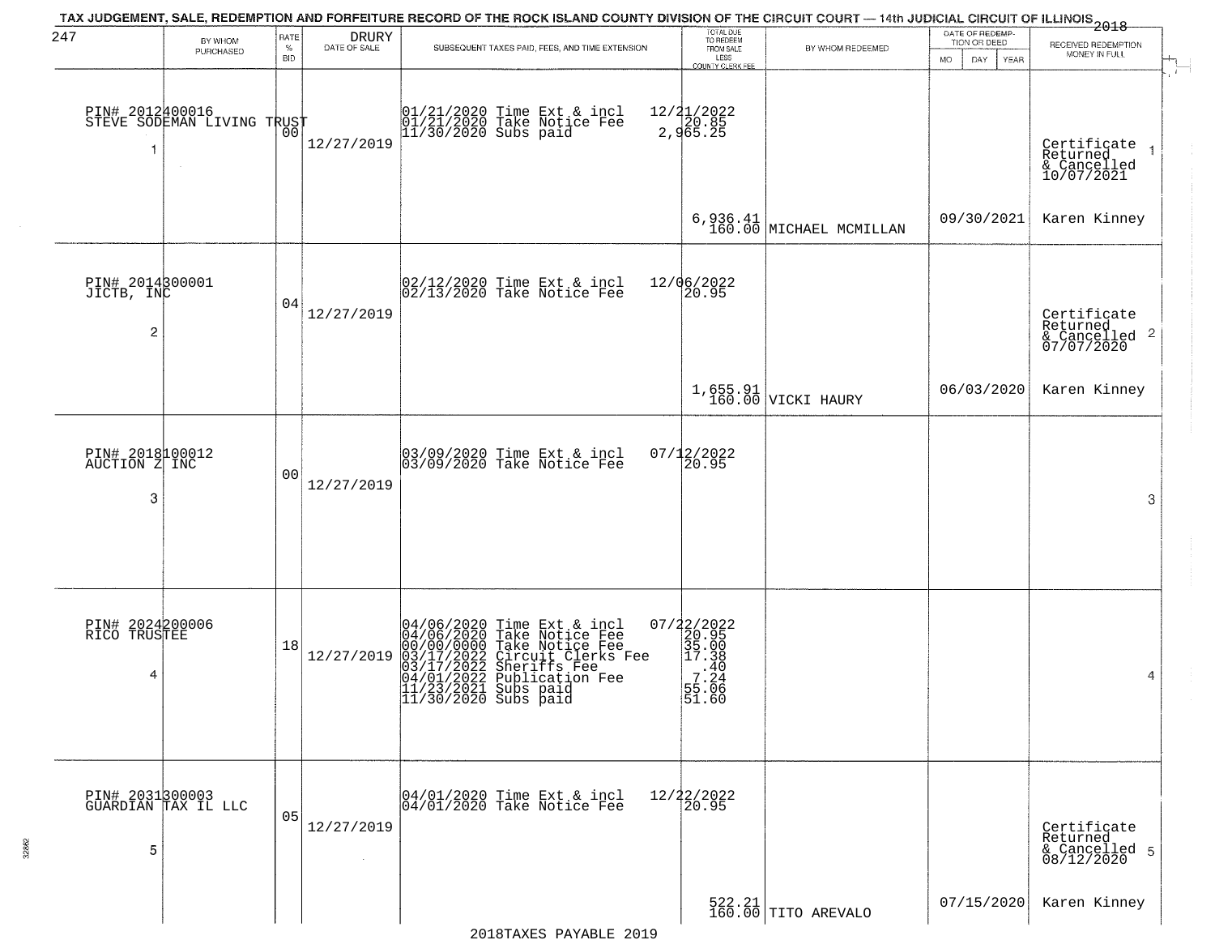TAX JUDGEMENT, SALE, REDEMPTION AND FORFEITURE RECORD OF THE ROCK ISLAND COUNTY DIVISION OF THE CIRCUIT COURT — 14th JUDICIAL CIRCUIT OF ILLINOIS 2018

| 247 BY WHOM PURCHASED | RATE % BID | DRURY DATE OF SALE | SUBSEQUENT TAXES PAID, FEES, AND TIME EXTENSION | TOTAL DUE TO REDEEM FROM SALE LESS COUNTY CLERK FEE | BY WHOM REDEEMED | DATE OF REDEMPTION OR DEED MO DAY YEAR | RECEIVED REDEMPTION MONEY IN FULL |
|---|---|---|---|---|---|---|---|
| PIN# 2012400016 STEVE SODEMAN LIVING TRUST 1 | 00 | 12/27/2019 | 01/21/2020 Time Ext & incl 12/21/2022<br>01/21/2020 Take Notice Fee 20.85<br>11/30/2020 Subs paid 2,965.25 | 6,936.41<br>160.00 | MICHAEL MCMILLAN | 09/30/2021 | Certificate Returned & Cancelled 10/07/2021<br>Karen Kinney |
| PIN# 2014300001 JICTB, INC 2 | 04 | 12/27/2019 | 02/12/2020 Time Ext & incl 12/06/2022<br>02/13/2020 Take Notice Fee 20.95 | 1,655.91<br>160.00 | VICKI HAURY | 06/03/2020 | Certificate Returned & Cancelled 07/07/2020<br>Karen Kinney |
| PIN# 2018100012 AUCTION Z INC 3 | 00 | 12/27/2019 | 03/09/2020 Time Ext & incl 07/12/2022<br>03/09/2020 Take Notice Fee 20.95 | | | | |
| PIN# 2024200006 RICO TRUSTEE 4 | 18 | 12/27/2019 | 04/06/2020 Time Ext & incl 07/22/2022<br>04/06/2020 Take Notice Fee 20.95<br>00/00/0000 Take Notice Fee 35.00<br>03/17/2022 Circuit Clerks Fee 17.38<br>03/17/2022 Sheriffs Fee .40<br>04/01/2022 Publication Fee 7.24<br>11/23/2021 Subs paid 55.06<br>11/30/2020 Subs paid 51.60 | | | | |
| PIN# 2031300003 GUARDIAN TAX IL LLC 5 | 05 | 12/27/2019 | 04/01/2020 Time Ext & incl 12/22/2022<br>04/01/2020 Take Notice Fee 20.95 | 522.21<br>160.00 | TITO AREVALO | 07/15/2020 | Certificate Returned & Cancelled 08/12/2020<br>Karen Kinney |

2018TAXES PAYABLE 2019